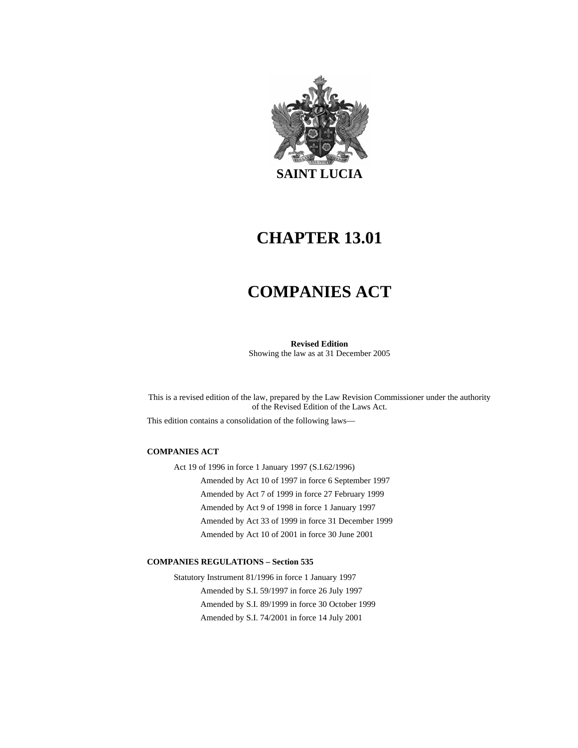**SAINT LUCIA**

# CHAPTER 13.01

# COMPANIES ACT

**Revised Edition**
Showing the law as at 31 December 2005

This is a revised edition of the law, prepared by the Law Revision Commissioner under the authority of the Revised Edition of the Laws Act.

This edition contains a consolidation of the following laws—

**COMPANIES ACT**

Act 19 of 1996 in force 1 January 1997 (S.I.62/1996)

Amended by Act 10 of 1997 in force 6 September 1997

Amended by Act 7 of 1999 in force 27 February 1999

Amended by Act 9 of 1998 in force 1 January 1997

Amended by Act 33 of 1999 in force 31 December 1999

Amended by Act 10 of 2001 in force 30 June 2001

**COMPANIES REGULATIONS – Section 535**

Statutory Instrument 81/1996 in force 1 January 1997

Amended by S.I. 59/1997 in force 26 July 1997

Amended by S.I. 89/1999 in force 30 October 1999

Amended by S.I. 74/2001 in force 14 July 2001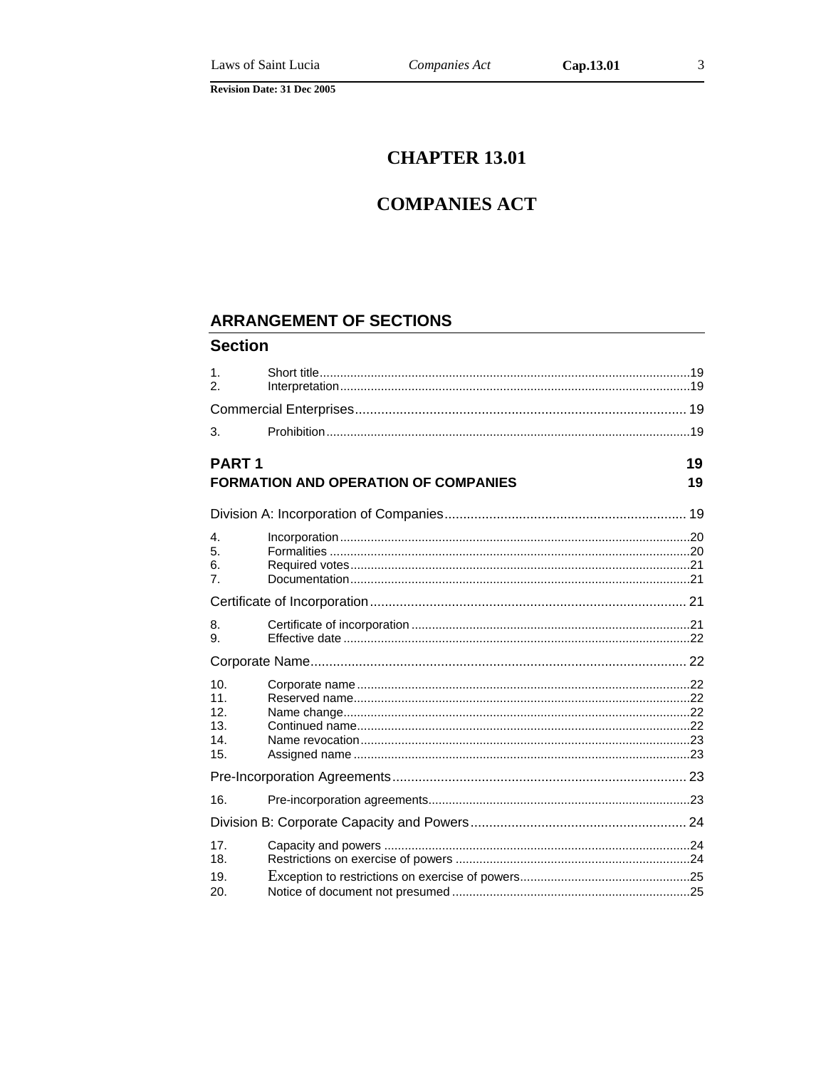# CHAPTER 13.01

# COMPANIES ACT

## ARRANGEMENT OF SECTIONS

### Section

| | | |
|---|---|---|
| 1. | Short title | 19 |
| 2. | Interpretation | 19 |

**Commercial Enterprises** ........ 19

| | | |
|---|---|---|
| 3. | Prohibition | 19 |

## PART 1 — 19
## FORMATION AND OPERATION OF COMPANIES — 19

**Division A: Incorporation of Companies** ........ 19

| | | |
|---|---|---|
| 4. | Incorporation | 20 |
| 5. | Formalities | 20 |
| 6. | Required votes | 21 |
| 7. | Documentation | 21 |

**Certificate of Incorporation** ........ 21

| | | |
|---|---|---|
| 8. | Certificate of incorporation | 21 |
| 9. | Effective date | 22 |

**Corporate Name** ........ 22

| | | |
|---|---|---|
| 10. | Corporate name | 22 |
| 11. | Reserved name | 22 |
| 12. | Name change | 22 |
| 13. | Continued name | 22 |
| 14. | Name revocation | 23 |
| 15. | Assigned name | 23 |

**Pre-Incorporation Agreements** ........ 23

| | | |
|---|---|---|
| 16. | Pre-incorporation agreements | 23 |

**Division B: Corporate Capacity and Powers** ........ 24

| | | |
|---|---|---|
| 17. | Capacity and powers | 24 |
| 18. | Restrictions on exercise of powers | 24 |
| 19. | Exception to restrictions on exercise of powers | 25 |
| 20. | Notice of document not presumed | 25 |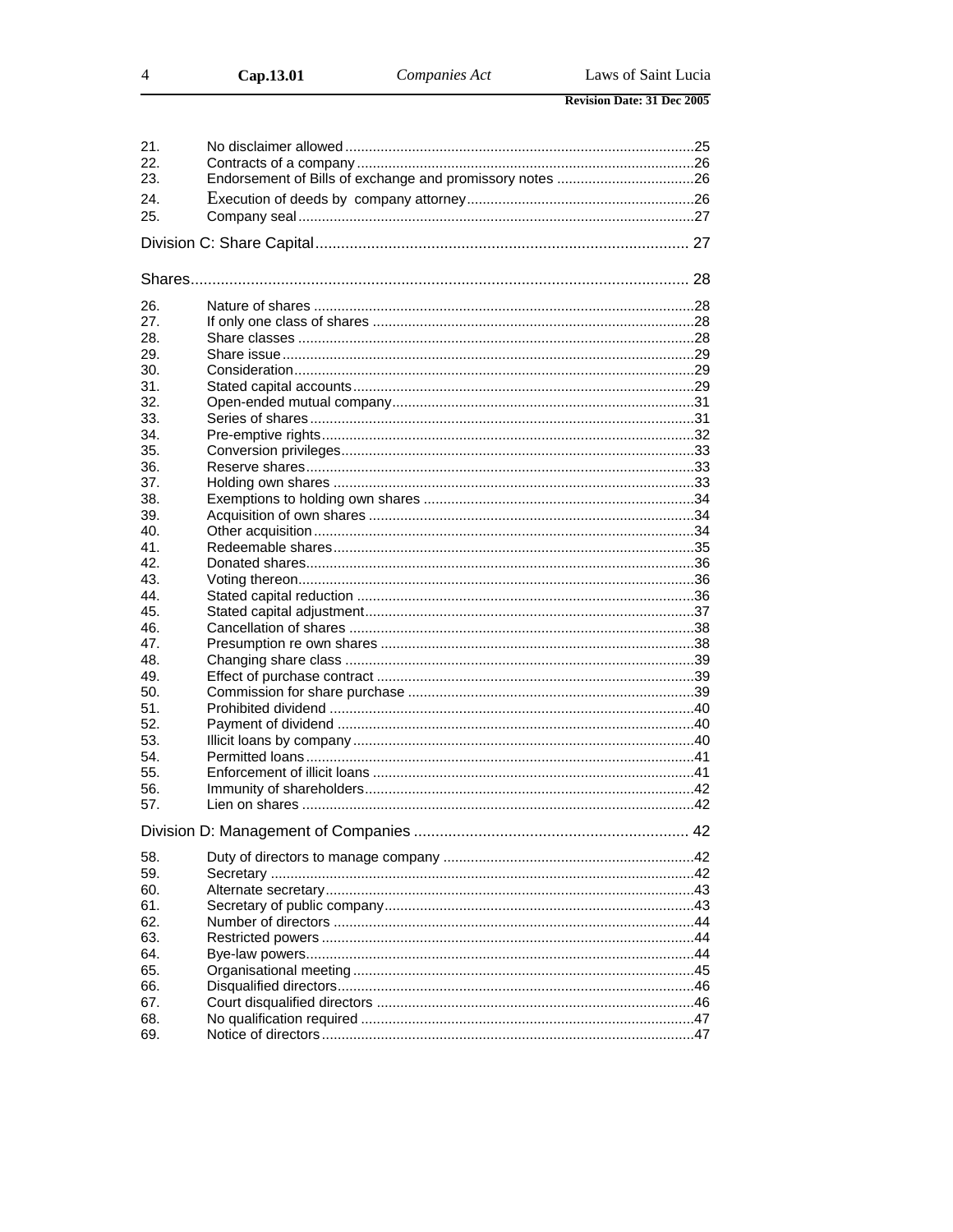| | | |
|---|---|---|
| 21. | No disclaimer allowed | 25 |
| 22. | Contracts of a company | 26 |
| 23. | Endorsement of Bills of exchange and promissory notes | 26 |
| 24. | Execution of deeds by company attorney | 26 |
| 25. | Company seal | 27 |

Division C: Share Capital ........ 27

Shares ........ 28

| | | |
|---|---|---|
| 26. | Nature of shares | 28 |
| 27. | If only one class of shares | 28 |
| 28. | Share classes | 28 |
| 29. | Share issue | 29 |
| 30. | Consideration | 29 |
| 31. | Stated capital accounts | 29 |
| 32. | Open-ended mutual company | 31 |
| 33. | Series of shares | 31 |
| 34. | Pre-emptive rights | 32 |
| 35. | Conversion privileges | 33 |
| 36. | Reserve shares | 33 |
| 37. | Holding own shares | 33 |
| 38. | Exemptions to holding own shares | 34 |
| 39. | Acquisition of own shares | 34 |
| 40. | Other acquisition | 34 |
| 41. | Redeemable shares | 35 |
| 42. | Donated shares | 36 |
| 43. | Voting thereon | 36 |
| 44. | Stated capital reduction | 36 |
| 45. | Stated capital adjustment | 37 |
| 46. | Cancellation of shares | 38 |
| 47. | Presumption re own shares | 38 |
| 48. | Changing share class | 39 |
| 49. | Effect of purchase contract | 39 |
| 50. | Commission for share purchase | 39 |
| 51. | Prohibited dividend | 40 |
| 52. | Payment of dividend | 40 |
| 53. | Illicit loans by company | 40 |
| 54. | Permitted loans | 41 |
| 55. | Enforcement of illicit loans | 41 |
| 56. | Immunity of shareholders | 42 |
| 57. | Lien on shares | 42 |

Division D: Management of Companies ........ 42

| | | |
|---|---|---|
| 58. | Duty of directors to manage company | 42 |
| 59. | Secretary | 42 |
| 60. | Alternate secretary | 43 |
| 61. | Secretary of public company | 43 |
| 62. | Number of directors | 44 |
| 63. | Restricted powers | 44 |
| 64. | Bye-law powers | 44 |
| 65. | Organisational meeting | 45 |
| 66. | Disqualified directors | 46 |
| 67. | Court disqualified directors | 46 |
| 68. | No qualification required | 47 |
| 69. | Notice of directors | 47 |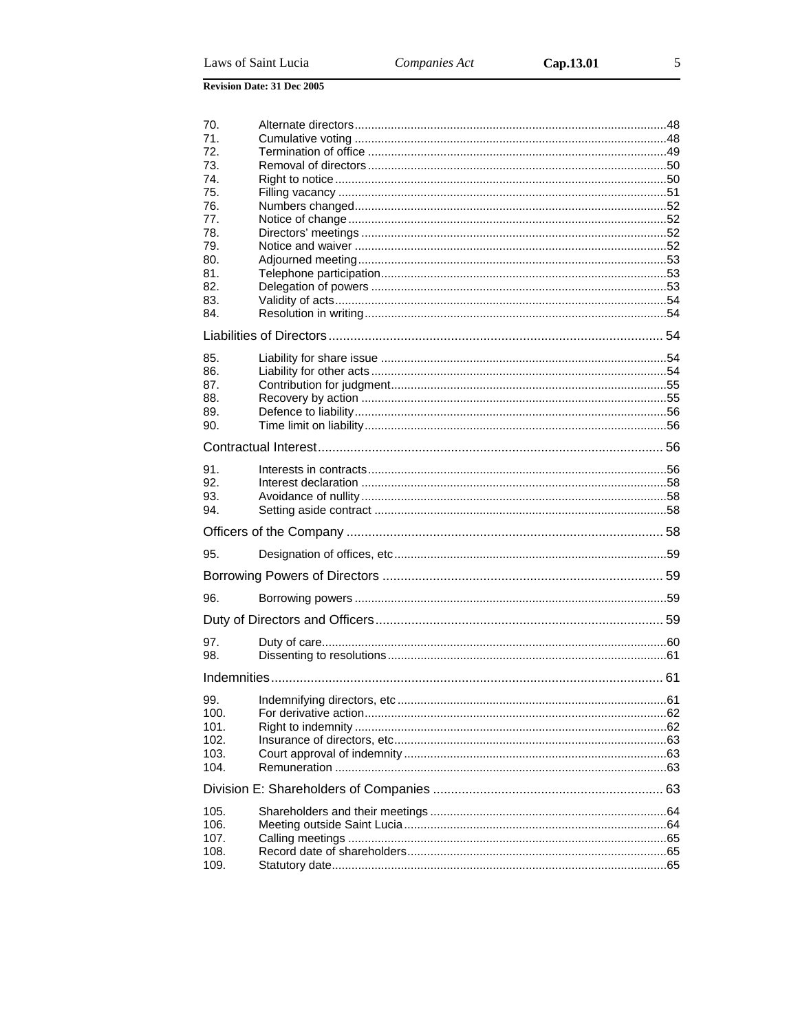| | | |
|---|---|---|
| 70. | Alternate directors | 48 |
| 71. | Cumulative voting | 48 |
| 72. | Termination of office | 49 |
| 73. | Removal of directors | 50 |
| 74. | Right to notice | 50 |
| 75. | Filling vacancy | 51 |
| 76. | Numbers changed | 52 |
| 77. | Notice of change | 52 |
| 78. | Directors' meetings | 52 |
| 79. | Notice and waiver | 52 |
| 80. | Adjourned meeting | 53 |
| 81. | Telephone participation | 53 |
| 82. | Delegation of powers | 53 |
| 83. | Validity of acts | 54 |
| 84. | Resolution in writing | 54 |

**Liabilities of Directors** ... 54

| | | |
|---|---|---|
| 85. | Liability for share issue | 54 |
| 86. | Liability for other acts | 54 |
| 87. | Contribution for judgment | 55 |
| 88. | Recovery by action | 55 |
| 89. | Defence to liability | 56 |
| 90. | Time limit on liability | 56 |

**Contractual Interest** ... 56

| | | |
|---|---|---|
| 91. | Interests in contracts | 56 |
| 92. | Interest declaration | 58 |
| 93. | Avoidance of nullity | 58 |
| 94. | Setting aside contract | 58 |

**Officers of the Company** ... 58

| | | |
|---|---|---|
| 95. | Designation of offices, etc | 59 |

**Borrowing Powers of Directors** ... 59

| | | |
|---|---|---|
| 96. | Borrowing powers | 59 |

**Duty of Directors and Officers** ... 59

| | | |
|---|---|---|
| 97. | Duty of care | 60 |
| 98. | Dissenting to resolutions | 61 |

**Indemnities** ... 61

| | | |
|---|---|---|
| 99. | Indemnifying directors, etc | 61 |
| 100. | For derivative action | 62 |
| 101. | Right to indemnity | 62 |
| 102. | Insurance of directors, etc | 63 |
| 103. | Court approval of indemnity | 63 |
| 104. | Remuneration | 63 |

**Division E: Shareholders of Companies** ... 63

| | | |
|---|---|---|
| 105. | Shareholders and their meetings | 64 |
| 106. | Meeting outside Saint Lucia | 64 |
| 107. | Calling meetings | 65 |
| 108. | Record date of shareholders | 65 |
| 109. | Statutory date | 65 |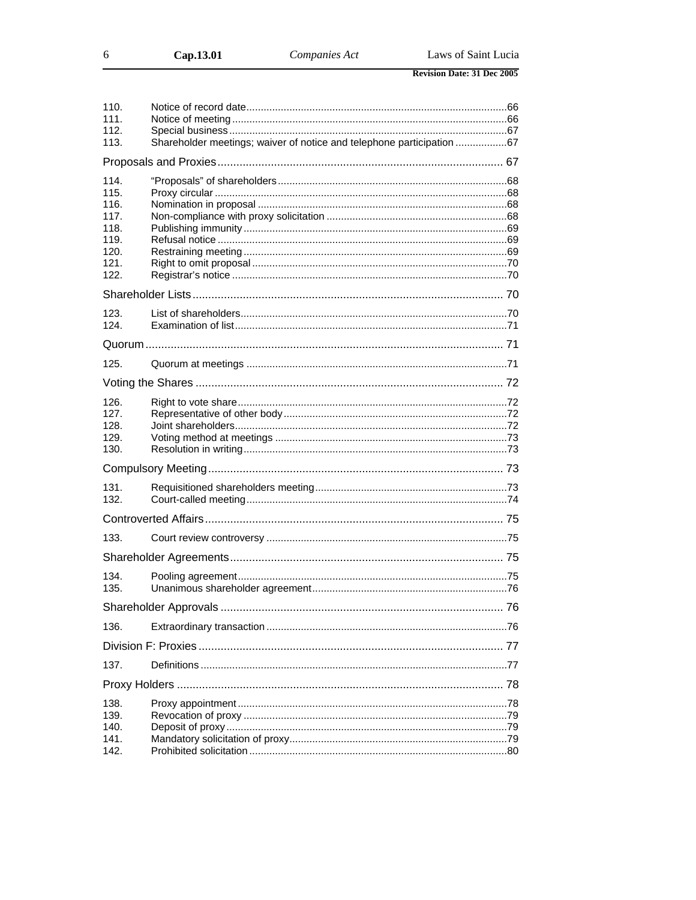| | | |
|---|---|---|
| 110. | Notice of record date | 66 |
| 111. | Notice of meeting | 66 |
| 112. | Special business | 67 |
| 113. | Shareholder meetings; waiver of notice and telephone participation | 67 |

**Proposals and Proxies** ... 67

| | | |
|---|---|---|
| 114. | "Proposals" of shareholders | 68 |
| 115. | Proxy circular | 68 |
| 116. | Nomination in proposal | 68 |
| 117. | Non-compliance with proxy solicitation | 68 |
| 118. | Publishing immunity | 69 |
| 119. | Refusal notice | 69 |
| 120. | Restraining meeting | 69 |
| 121. | Right to omit proposal | 70 |
| 122. | Registrar's notice | 70 |

**Shareholder Lists** ... 70

| | | |
|---|---|---|
| 123. | List of shareholders | 70 |
| 124. | Examination of list | 71 |

**Quorum** ... 71

| | | |
|---|---|---|
| 125. | Quorum at meetings | 71 |

**Voting the Shares** ... 72

| | | |
|---|---|---|
| 126. | Right to vote share | 72 |
| 127. | Representative of other body | 72 |
| 128. | Joint shareholders | 72 |
| 129. | Voting method at meetings | 73 |
| 130. | Resolution in writing | 73 |

**Compulsory Meeting** ... 73

| | | |
|---|---|---|
| 131. | Requisitioned shareholders meeting | 73 |
| 132. | Court-called meeting | 74 |

**Controverted Affairs** ... 75

| | | |
|---|---|---|
| 133. | Court review controversy | 75 |

**Shareholder Agreements** ... 75

| | | |
|---|---|---|
| 134. | Pooling agreement | 75 |
| 135. | Unanimous shareholder agreement | 76 |

**Shareholder Approvals** ... 76

| | | |
|---|---|---|
| 136. | Extraordinary transaction | 76 |

**Division F: Proxies** ... 77

| | | |
|---|---|---|
| 137. | Definitions | 77 |

**Proxy Holders** ... 78

| | | |
|---|---|---|
| 138. | Proxy appointment | 78 |
| 139. | Revocation of proxy | 79 |
| 140. | Deposit of proxy | 79 |
| 141. | Mandatory solicitation of proxy | 79 |
| 142. | Prohibited solicitation | 80 |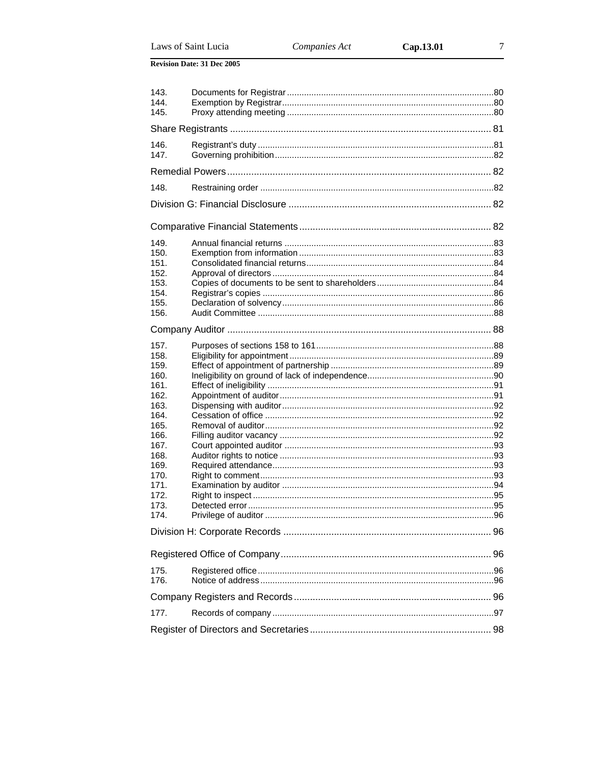| | | |
|---|---|---|
| 143. | Documents for Registrar | 80 |
| 144. | Exemption by Registrar | 80 |
| 145. | Proxy attending meeting | 80 |

**Share Registrants** ........ 81

| | | |
|---|---|---|
| 146. | Registrant's duty | 81 |
| 147. | Governing prohibition | 82 |

**Remedial Powers** ........ 82

| | | |
|---|---|---|
| 148. | Restraining order | 82 |

**Division G: Financial Disclosure** ........ 82

**Comparative Financial Statements** ........ 82

| | | |
|---|---|---|
| 149. | Annual financial returns | 83 |
| 150. | Exemption from information | 83 |
| 151. | Consolidated financial returns | 84 |
| 152. | Approval of directors | 84 |
| 153. | Copies of documents to be sent to shareholders | 84 |
| 154. | Registrar's copies | 86 |
| 155. | Declaration of solvency | 86 |
| 156. | Audit Committee | 88 |

**Company Auditor** ........ 88

| | | |
|---|---|---|
| 157. | Purposes of sections 158 to 161 | 88 |
| 158. | Eligibility for appointment | 89 |
| 159. | Effect of appointment of partnership | 89 |
| 160. | Ineligibility on ground of lack of independence | 90 |
| 161. | Effect of ineligibility | 91 |
| 162. | Appointment of auditor | 91 |
| 163. | Dispensing with auditor | 92 |
| 164. | Cessation of office | 92 |
| 165. | Removal of auditor | 92 |
| 166. | Filling auditor vacancy | 92 |
| 167. | Court appointed auditor | 93 |
| 168. | Auditor rights to notice | 93 |
| 169. | Required attendance | 93 |
| 170. | Right to comment | 93 |
| 171. | Examination by auditor | 94 |
| 172. | Right to inspect | 95 |
| 173. | Detected error | 95 |
| 174. | Privilege of auditor | 96 |

**Division H: Corporate Records** ........ 96

**Registered Office of Company** ........ 96

| | | |
|---|---|---|
| 175. | Registered office | 96 |
| 176. | Notice of address | 96 |

**Company Registers and Records** ........ 96

| | | |
|---|---|---|
| 177. | Records of company | 97 |

**Register of Directors and Secretaries** ........ 98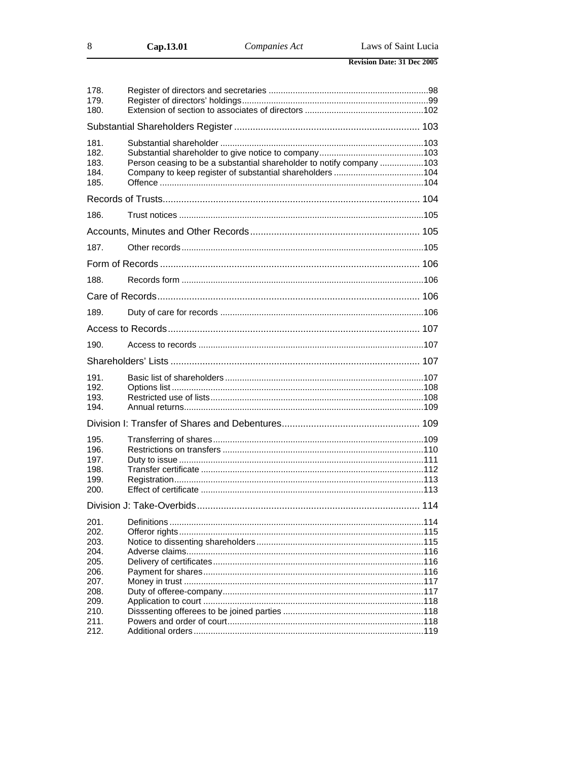| | | |
|---|---|---|
| 178. | Register of directors and secretaries | 98 |
| 179. | Register of directors' holdings | 99 |
| 180. | Extension of section to associates of directors | 102 |

**Substantial Shareholders Register ..... 103**

| | | |
|---|---|---|
| 181. | Substantial shareholder | 103 |
| 182. | Substantial shareholder to give notice to company | 103 |
| 183. | Person ceasing to be a substantial shareholder to notify company | 103 |
| 184. | Company to keep register of substantial shareholders | 104 |
| 185. | Offence | 104 |

**Records of Trusts ..... 104**

| | | |
|---|---|---|
| 186. | Trust notices | 105 |

**Accounts, Minutes and Other Records ..... 105**

| | | |
|---|---|---|
| 187. | Other records | 105 |

**Form of Records ..... 106**

| | | |
|---|---|---|
| 188. | Records form | 106 |

**Care of Records ..... 106**

| | | |
|---|---|---|
| 189. | Duty of care for records | 106 |

**Access to Records ..... 107**

| | | |
|---|---|---|
| 190. | Access to records | 107 |

**Shareholders' Lists ..... 107**

| | | |
|---|---|---|
| 191. | Basic list of shareholders | 107 |
| 192. | Options list | 108 |
| 193. | Restricted use of lists | 108 |
| 194. | Annual returns | 109 |

**Division I: Transfer of Shares and Debentures ..... 109**

| | | |
|---|---|---|
| 195. | Transferring of shares | 109 |
| 196. | Restrictions on transfers | 110 |
| 197. | Duty to issue | 111 |
| 198. | Transfer certificate | 112 |
| 199. | Registration | 113 |
| 200. | Effect of certificate | 113 |

**Division J: Take-Overbids ..... 114**

| | | |
|---|---|---|
| 201. | Definitions | 114 |
| 202. | Offeror rights | 115 |
| 203. | Notice to dissenting shareholders | 115 |
| 204. | Adverse claims | 116 |
| 205. | Delivery of certificates | 116 |
| 206. | Payment for shares | 116 |
| 207. | Money in trust | 117 |
| 208. | Duty of offeree-company | 117 |
| 209. | Application to court | 118 |
| 210. | Disssenting offerees to be joined parties | 118 |
| 211. | Powers and order of court | 118 |
| 212. | Additional orders | 119 |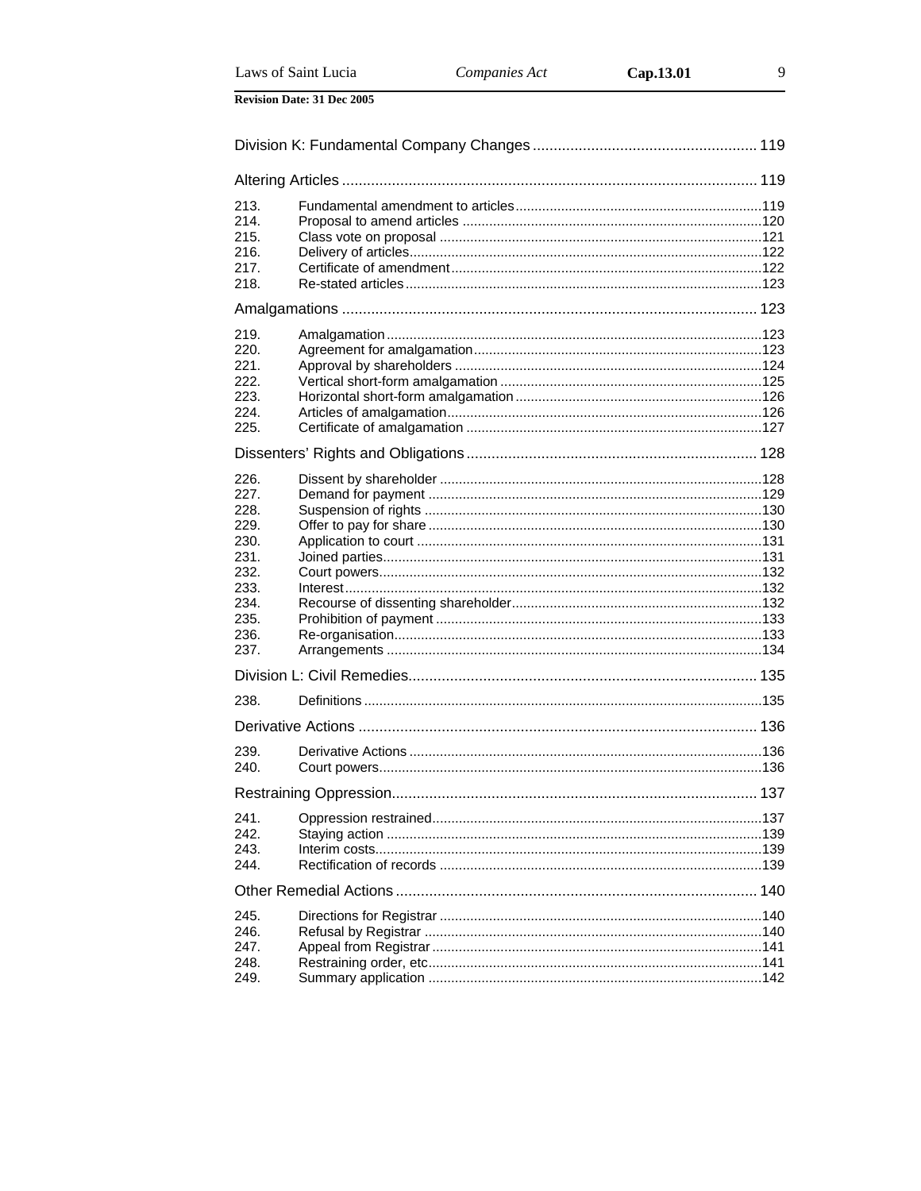| | | |
|---|---|---|
| **Division K: Fundamental Company Changes** | | 119 |
| **Altering Articles** | | 119 |
| 213. | Fundamental amendment to articles | 119 |
| 214. | Proposal to amend articles | 120 |
| 215. | Class vote on proposal | 121 |
| 216. | Delivery of articles | 122 |
| 217. | Certificate of amendment | 122 |
| 218. | Re-stated articles | 123 |
| **Amalgamations** | | 123 |
| 219. | Amalgamation | 123 |
| 220. | Agreement for amalgamation | 123 |
| 221. | Approval by shareholders | 124 |
| 222. | Vertical short-form amalgamation | 125 |
| 223. | Horizontal short-form amalgamation | 126 |
| 224. | Articles of amalgamation | 126 |
| 225. | Certificate of amalgamation | 127 |
| **Dissenters' Rights and Obligations** | | 128 |
| 226. | Dissent by shareholder | 128 |
| 227. | Demand for payment | 129 |
| 228. | Suspension of rights | 130 |
| 229. | Offer to pay for share | 130 |
| 230. | Application to court | 131 |
| 231. | Joined parties | 131 |
| 232. | Court powers | 132 |
| 233. | Interest | 132 |
| 234. | Recourse of dissenting shareholder | 132 |
| 235. | Prohibition of payment | 133 |
| 236. | Re-organisation | 133 |
| 237. | Arrangements | 134 |
| **Division L: Civil Remedies** | | 135 |
| 238. | Definitions | 135 |
| **Derivative Actions** | | 136 |
| 239. | Derivative Actions | 136 |
| 240. | Court powers | 136 |
| **Restraining Oppression** | | 137 |
| 241. | Oppression restrained | 137 |
| 242. | Staying action | 139 |
| 243. | Interim costs | 139 |
| 244. | Rectification of records | 139 |
| **Other Remedial Actions** | | 140 |
| 245. | Directions for Registrar | 140 |
| 246. | Refusal by Registrar | 140 |
| 247. | Appeal from Registrar | 141 |
| 248. | Restraining order, etc | 141 |
| 249. | Summary application | 142 |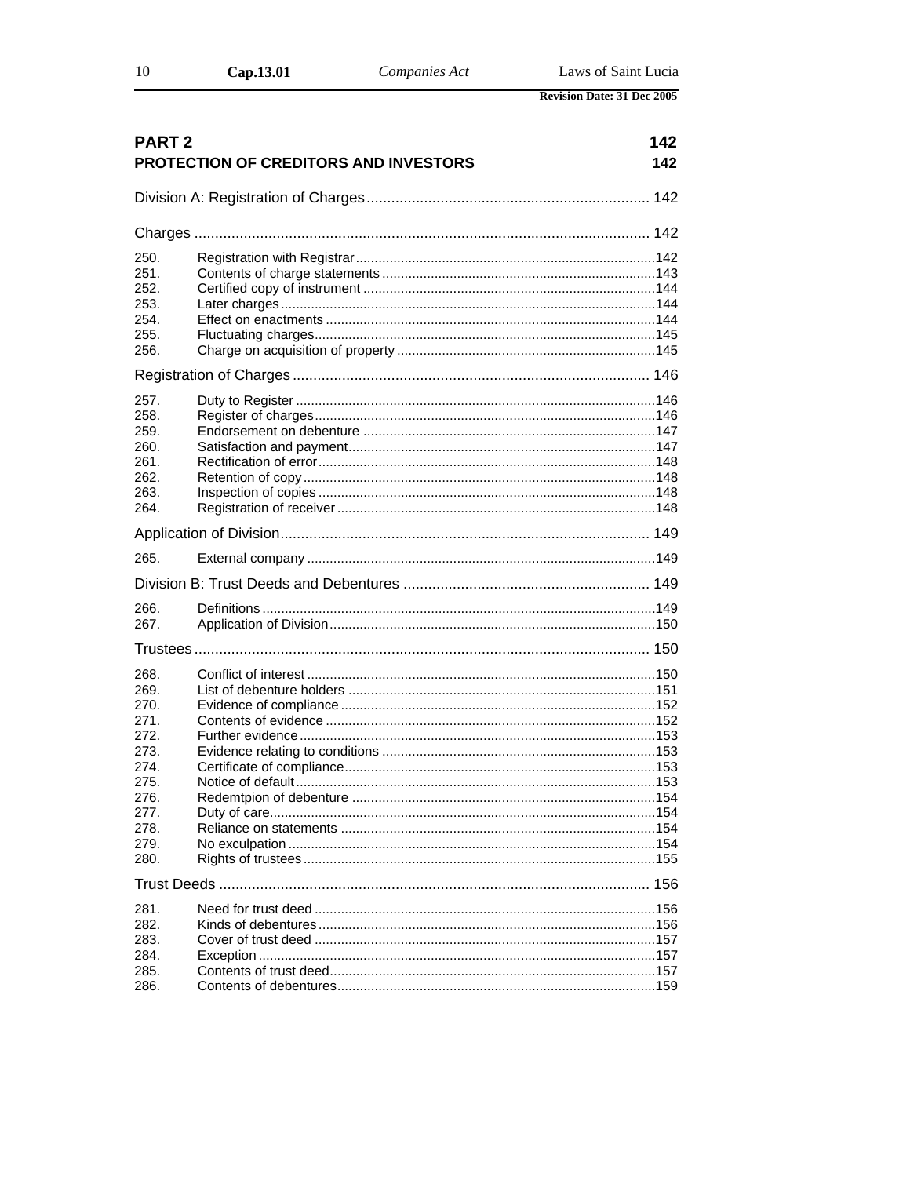## PART 2 — 142

## PROTECTION OF CREDITORS AND INVESTORS — 142

### Division A: Registration of Charges — 142

#### Charges — 142

| | | |
|---|---|---|
| 250. | Registration with Registrar | 142 |
| 251. | Contents of charge statements | 143 |
| 252. | Certified copy of instrument | 144 |
| 253. | Later charges | 144 |
| 254. | Effect on enactments | 144 |
| 255. | Fluctuating charges | 145 |
| 256. | Charge on acquisition of property | 145 |

#### Registration of Charges — 146

| | | |
|---|---|---|
| 257. | Duty to Register | 146 |
| 258. | Register of charges | 146 |
| 259. | Endorsement on debenture | 147 |
| 260. | Satisfaction and payment | 147 |
| 261. | Rectification of error | 148 |
| 262. | Retention of copy | 148 |
| 263. | Inspection of copies | 148 |
| 264. | Registration of receiver | 148 |

#### Application of Division — 149

| | | |
|---|---|---|
| 265. | External company | 149 |

### Division B: Trust Deeds and Debentures — 149

| | | |
|---|---|---|
| 266. | Definitions | 149 |
| 267. | Application of Division | 150 |

#### Trustees — 150

| | | |
|---|---|---|
| 268. | Conflict of interest | 150 |
| 269. | List of debenture holders | 151 |
| 270. | Evidence of compliance | 152 |
| 271. | Contents of evidence | 152 |
| 272. | Further evidence | 153 |
| 273. | Evidence relating to conditions | 153 |
| 274. | Certificate of compliance | 153 |
| 275. | Notice of default | 153 |
| 276. | Redemtpion of debenture | 154 |
| 277. | Duty of care | 154 |
| 278. | Reliance on statements | 154 |
| 279. | No exculpation | 154 |
| 280. | Rights of trustees | 155 |

#### Trust Deeds — 156

| | | |
|---|---|---|
| 281. | Need for trust deed | 156 |
| 282. | Kinds of debentures | 156 |
| 283. | Cover of trust deed | 157 |
| 284. | Exception | 157 |
| 285. | Contents of trust deed | 157 |
| 286. | Contents of debentures | 159 |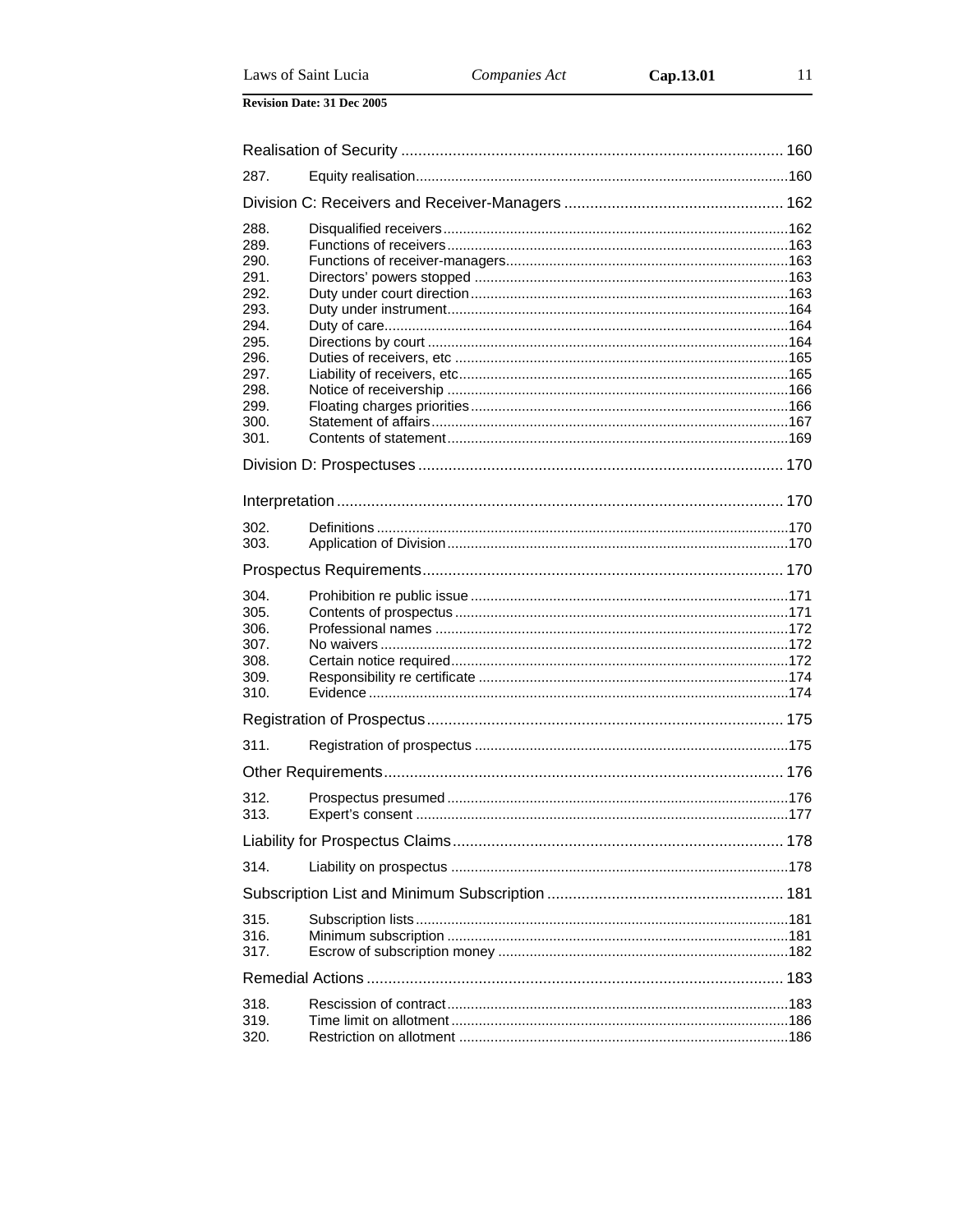| Realisation of Security | | 160 |
|---|---|---|
| 287. | Equity realisation | 160 |
| **Division C: Receivers and Receiver-Managers** | | 162 |
| 288. | Disqualified receivers | 162 |
| 289. | Functions of receivers | 163 |
| 290. | Functions of receiver-managers | 163 |
| 291. | Directors' powers stopped | 163 |
| 292. | Duty under court direction | 163 |
| 293. | Duty under instrument | 164 |
| 294. | Duty of care | 164 |
| 295. | Directions by court | 164 |
| 296. | Duties of receivers, etc | 165 |
| 297. | Liability of receivers, etc | 165 |
| 298. | Notice of receivership | 166 |
| 299. | Floating charges priorities | 166 |
| 300. | Statement of affairs | 167 |
| 301. | Contents of statement | 169 |
| **Division D: Prospectuses** | | 170 |
| **Interpretation** | | 170 |
| 302. | Definitions | 170 |
| 303. | Application of Division | 170 |
| **Prospectus Requirements** | | 170 |
| 304. | Prohibition re public issue | 171 |
| 305. | Contents of prospectus | 171 |
| 306. | Professional names | 172 |
| 307. | No waivers | 172 |
| 308. | Certain notice required | 172 |
| 309. | Responsibility re certificate | 174 |
| 310. | Evidence | 174 |
| **Registration of Prospectus** | | 175 |
| 311. | Registration of prospectus | 175 |
| **Other Requirements** | | 176 |
| 312. | Prospectus presumed | 176 |
| 313. | Expert's consent | 177 |
| **Liability for Prospectus Claims** | | 178 |
| 314. | Liability on prospectus | 178 |
| **Subscription List and Minimum Subscription** | | 181 |
| 315. | Subscription lists | 181 |
| 316. | Minimum subscription | 181 |
| 317. | Escrow of subscription money | 182 |
| **Remedial Actions** | | 183 |
| 318. | Rescission of contract | 183 |
| 319. | Time limit on allotment | 186 |
| 320. | Restriction on allotment | 186 |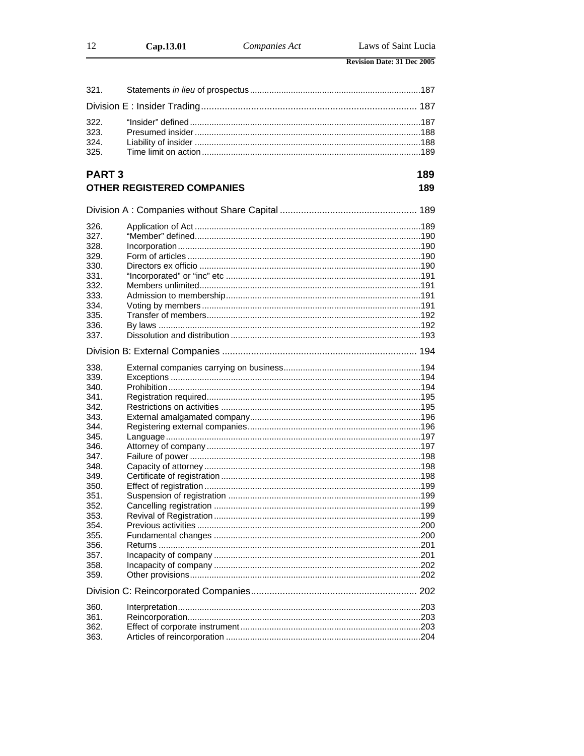| | | |
|---|---|---|
| 321. | Statements *in lieu* of prospectus | 187 |
| **Division E : Insider Trading** | | **187** |
| 322. | "Insider" defined | 187 |
| 323. | Presumed insider | 188 |
| 324. | Liability of insider | 188 |
| 325. | Time limit on action | 189 |

## PART 3 — 189

## OTHER REGISTERED COMPANIES — 189

| | | |
|---|---|---|
| **Division A : Companies without Share Capital** | | **189** |
| 326. | Application of Act | 189 |
| 327. | "Member" defined | 190 |
| 328. | Incorporation | 190 |
| 329. | Form of articles | 190 |
| 330. | Directors ex officio | 190 |
| 331. | "Incorporated" or "inc" etc | 191 |
| 332. | Members unlimited | 191 |
| 333. | Admission to membership | 191 |
| 334. | Voting by members | 191 |
| 335. | Transfer of members | 192 |
| 336. | By laws | 192 |
| 337. | Dissolution and distribution | 193 |
| **Division B: External Companies** | | **194** |
| 338. | External companies carrying on business | 194 |
| 339. | Exceptions | 194 |
| 340. | Prohibition | 194 |
| 341. | Registration required | 195 |
| 342. | Restrictions on activities | 195 |
| 343. | External amalgamated company | 196 |
| 344. | Registering external companies | 196 |
| 345. | Language | 197 |
| 346. | Attorney of company | 197 |
| 347. | Failure of power | 198 |
| 348. | Capacity of attorney | 198 |
| 349. | Certificate of registration | 198 |
| 350. | Effect of registration | 199 |
| 351. | Suspension of registration | 199 |
| 352. | Cancelling registration | 199 |
| 353. | Revival of Registration | 199 |
| 354. | Previous activities | 200 |
| 355. | Fundamental changes | 200 |
| 356. | Returns | 201 |
| 357. | Incapacity of company | 201 |
| 358. | Incapacity of company | 202 |
| 359. | Other provisions | 202 |
| **Division C: Reincorporated Companies** | | **202** |
| 360. | Interpretation | 203 |
| 361. | Reincorporation | 203 |
| 362. | Effect of corporate instrument | 203 |
| 363. | Articles of reincorporation | 204 |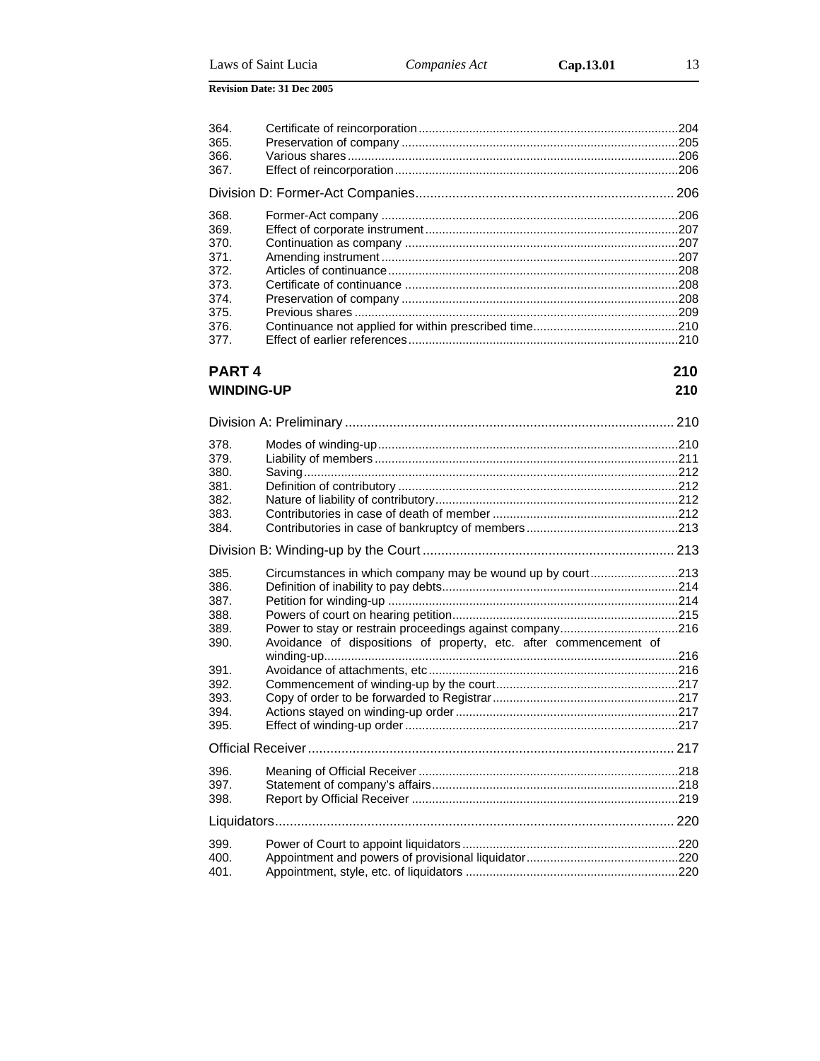| | | |
|---|---|---|
| 364. | Certificate of reincorporation | 204 |
| 365. | Preservation of company | 205 |
| 366. | Various shares | 206 |
| 367. | Effect of reincorporation | 206 |

Division D: Former-Act Companies ... 206

| | | |
|---|---|---|
| 368. | Former-Act company | 206 |
| 369. | Effect of corporate instrument | 207 |
| 370. | Continuation as company | 207 |
| 371. | Amending instrument | 207 |
| 372. | Articles of continuance | 208 |
| 373. | Certificate of continuance | 208 |
| 374. | Preservation of company | 208 |
| 375. | Previous shares | 209 |
| 376. | Continuance not applied for within prescribed time | 210 |
| 377. | Effect of earlier references | 210 |

## PART 4 — 210

### WINDING-UP — 210

Division A: Preliminary ... 210

| | | |
|---|---|---|
| 378. | Modes of winding-up | 210 |
| 379. | Liability of members | 211 |
| 380. | Saving | 212 |
| 381. | Definition of contributory | 212 |
| 382. | Nature of liability of contributory | 212 |
| 383. | Contributories in case of death of member | 212 |
| 384. | Contributories in case of bankruptcy of members | 213 |

Division B: Winding-up by the Court ... 213

| | | |
|---|---|---|
| 385. | Circumstances in which company may be wound up by court | 213 |
| 386. | Definition of inability to pay debts | 214 |
| 387. | Petition for winding-up | 214 |
| 388. | Powers of court on hearing petition | 215 |
| 389. | Power to stay or restrain proceedings against company | 216 |
| 390. | Avoidance of dispositions of property, etc. after commencement of winding-up | 216 |
| 391. | Avoidance of attachments, etc | 216 |
| 392. | Commencement of winding-up by the court | 217 |
| 393. | Copy of order to be forwarded to Registrar | 217 |
| 394. | Actions stayed on winding-up order | 217 |
| 395. | Effect of winding-up order | 217 |

Official Receiver ... 217

| | | |
|---|---|---|
| 396. | Meaning of Official Receiver | 218 |
| 397. | Statement of company's affairs | 218 |
| 398. | Report by Official Receiver | 219 |

Liquidators ... 220

| | | |
|---|---|---|
| 399. | Power of Court to appoint liquidators | 220 |
| 400. | Appointment and powers of provisional liquidator | 220 |
| 401. | Appointment, style, etc. of liquidators | 220 |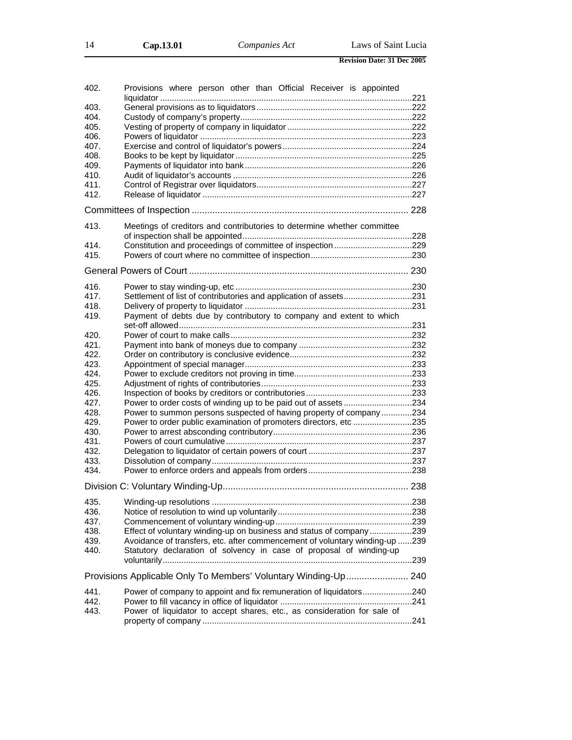| | | |
|---|---|---|
| 402. | Provisions where person other than Official Receiver is appointed liquidator | 221 |
| 403. | General provisions as to liquidators | 222 |
| 404. | Custody of company's property | 222 |
| 405. | Vesting of property of company in liquidator | 222 |
| 406. | Powers of liquidator | 223 |
| 407. | Exercise and control of liquidator's powers | 224 |
| 408. | Books to be kept by liquidator | 225 |
| 409. | Payments of liquidator into bank | 226 |
| 410. | Audit of liquidator's accounts | 226 |
| 411. | Control of Registrar over liquidators | 227 |
| 412. | Release of liquidator | 227 |

**Committees of Inspection** ..... 228

| | | |
|---|---|---|
| 413. | Meetings of creditors and contributories to determine whether committee of inspection shall be appointed | 228 |
| 414. | Constitution and proceedings of committee of inspection | 229 |
| 415. | Powers of court where no committee of inspection | 230 |

**General Powers of Court** ..... 230

| | | |
|---|---|---|
| 416. | Power to stay winding-up, etc | 230 |
| 417. | Settlement of list of contributories and application of assets | 231 |
| 418. | Delivery of property to liquidator | 231 |
| 419. | Payment of debts due by contributory to company and extent to which set-off allowed | 231 |
| 420. | Power of court to make calls | 232 |
| 421. | Payment into bank of moneys due to company | 232 |
| 422. | Order on contributory is conclusive evidence | 232 |
| 423. | Appointment of special manager | 233 |
| 424. | Power to exclude creditors not proving in time | 233 |
| 425. | Adjustment of rights of contributories | 233 |
| 426. | Inspection of books by creditors or contributories | 233 |
| 427. | Power to order costs of winding up to be paid out of assets | 234 |
| 428. | Power to summon persons suspected of having property of company | 234 |
| 429. | Power to order public examination of promoters directors, etc | 235 |
| 430. | Power to arrest absconding contributory | 236 |
| 431. | Powers of court cumulative | 237 |
| 432. | Delegation to liquidator of certain powers of court | 237 |
| 433. | Dissolution of company | 237 |
| 434. | Power to enforce orders and appeals from orders | 238 |

**Division C: Voluntary Winding-Up** ..... 238

| | | |
|---|---|---|
| 435. | Winding-up resolutions | 238 |
| 436. | Notice of resolution to wind up voluntarily | 238 |
| 437. | Commencement of voluntary winding-up | 239 |
| 438. | Effect of voluntary winding-up on business and status of company | 239 |
| 439. | Avoidance of transfers, etc. after commencement of voluntary winding-up | 239 |
| 440. | Statutory declaration of solvency in case of proposal of winding-up voluntarily | 239 |

**Provisions Applicable Only To Members' Voluntary Winding-Up** ..... 240

| | | |
|---|---|---|
| 441. | Power of company to appoint and fix remuneration of liquidators | 240 |
| 442. | Power to fill vacancy in office of liquidator | 241 |
| 443. | Power of liquidator to accept shares, etc., as consideration for sale of property of company | 241 |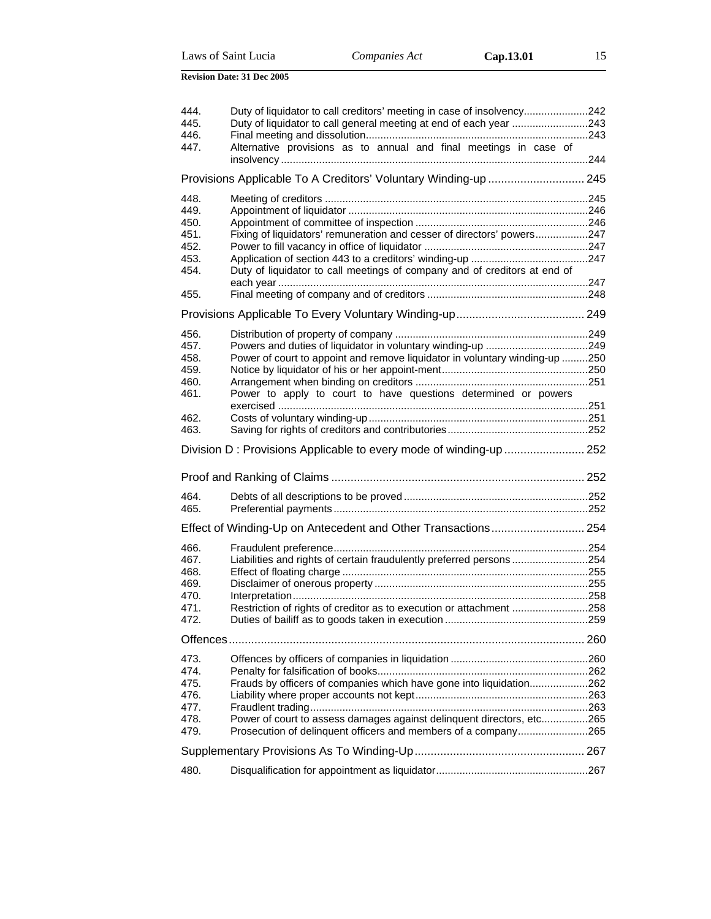| | | |
|---|---|---|
| 444. | Duty of liquidator to call creditors' meeting in case of insolvency | 242 |
| 445. | Duty of liquidator to call general meeting at end of each year | 243 |
| 446. | Final meeting and dissolution | 243 |
| 447. | Alternative provisions as to annual and final meetings in case of insolvency | 244 |

## Provisions Applicable To A Creditors' Voluntary Winding-up ... 245

| | | |
|---|---|---|
| 448. | Meeting of creditors | 245 |
| 449. | Appointment of liquidator | 246 |
| 450. | Appointment of committee of inspection | 246 |
| 451. | Fixing of liquidators' remuneration and cesser of directors' powers | 247 |
| 452. | Power to fill vacancy in office of liquidator | 247 |
| 453. | Application of section 443 to a creditors' winding-up | 247 |
| 454. | Duty of liquidator to call meetings of company and of creditors at end of each year | 247 |
| 455. | Final meeting of company and of creditors | 248 |

## Provisions Applicable To Every Voluntary Winding-up ... 249

| | | |
|---|---|---|
| 456. | Distribution of property of company | 249 |
| 457. | Powers and duties of liquidator in voluntary winding-up | 249 |
| 458. | Power of court to appoint and remove liquidator in voluntary winding-up | 250 |
| 459. | Notice by liquidator of his or her appoint-ment | 250 |
| 460. | Arrangement when binding on creditors | 251 |
| 461. | Power to apply to court to have questions determined or powers exercised | 251 |
| 462. | Costs of voluntary winding-up | 251 |
| 463. | Saving for rights of creditors and contributories | 252 |

## Division D : Provisions Applicable to every mode of winding-up ... 252

## Proof and Ranking of Claims ... 252

| | | |
|---|---|---|
| 464. | Debts of all descriptions to be proved | 252 |
| 465. | Preferential payments | 252 |

## Effect of Winding-Up on Antecedent and Other Transactions ... 254

| | | |
|---|---|---|
| 466. | Fraudulent preference | 254 |
| 467. | Liabilities and rights of certain fraudulently preferred persons | 254 |
| 468. | Effect of floating charge | 255 |
| 469. | Disclaimer of onerous property | 255 |
| 470. | Interpretation | 258 |
| 471. | Restriction of rights of creditor as to execution or attachment | 258 |
| 472. | Duties of bailiff as to goods taken in execution | 259 |

## Offences ... 260

| | | |
|---|---|---|
| 473. | Offences by officers of companies in liquidation | 260 |
| 474. | Penalty for falsification of books | 262 |
| 475. | Frauds by officers of companies which have gone into liquidation | 262 |
| 476. | Liability where proper accounts not kept | 263 |
| 477. | Fraudlent trading | 263 |
| 478. | Power of court to assess damages against delinquent directors, etc | 265 |
| 479. | Prosecution of delinquent officers and members of a company | 265 |

## Supplementary Provisions As To Winding-Up ... 267

| | | |
|---|---|---|
| 480. | Disqualification for appointment as liquidator | 267 |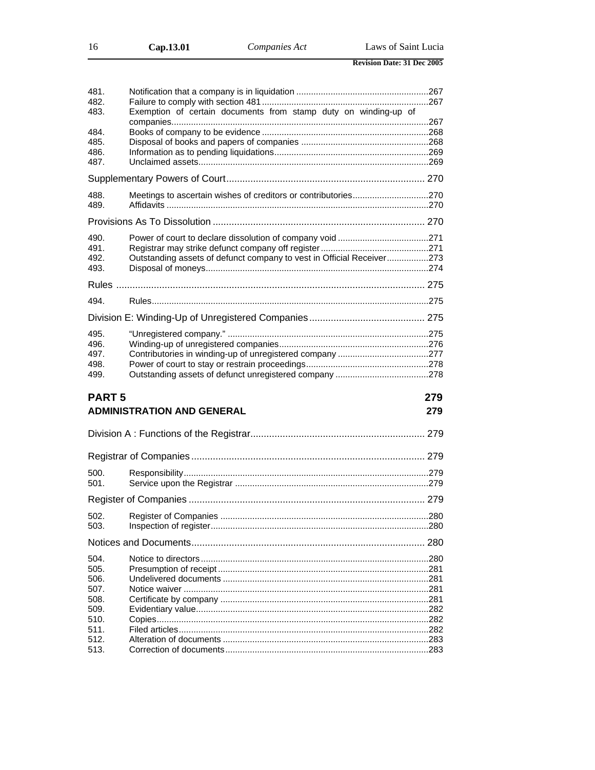| | | |
|---|---|---|
| 481. | Notification that a company is in liquidation | 267 |
| 482. | Failure to comply with section 481 | 267 |
| 483. | Exemption of certain documents from stamp duty on winding-up of companies | 267 |
| 484. | Books of company to be evidence | 268 |
| 485. | Disposal of books and papers of companies | 268 |
| 486. | Information as to pending liquidations | 269 |
| 487. | Unclaimed assets | 269 |
| | **Supplementary Powers of Court** | **270** |
| 488. | Meetings to ascertain wishes of creditors or contributories | 270 |
| 489. | Affidavits | 270 |
| | **Provisions As To Dissolution** | **270** |
| 490. | Power of court to declare dissolution of company void | 271 |
| 491. | Registrar may strike defunct company off register | 271 |
| 492. | Outstanding assets of defunct company to vest in Official Receiver | 273 |
| 493. | Disposal of moneys | 274 |
| | **Rules** | **275** |
| 494. | Rules | 275 |
| | **Division E: Winding-Up of Unregistered Companies** | **275** |
| 495. | "Unregistered company." | 275 |
| 496. | Winding-up of unregistered companies | 276 |
| 497. | Contributories in winding-up of unregistered company | 277 |
| 498. | Power of court to stay or restrain proceedings | 278 |
| 499. | Outstanding assets of defunct unregistered company | 278 |

## PART 5 — 279

## ADMINISTRATION AND GENERAL — 279

| | | |
|---|---|---|
| | **Division A : Functions of the Registrar** | **279** |
| | **Registrar of Companies** | **279** |
| 500. | Responsibility | 279 |
| 501. | Service upon the Registrar | 279 |
| | **Register of Companies** | **279** |
| 502. | Register of Companies | 280 |
| 503. | Inspection of register | 280 |
| | **Notices and Documents** | **280** |
| 504. | Notice to directors | 280 |
| 505. | Presumption of receipt | 281 |
| 506. | Undelivered documents | 281 |
| 507. | Notice waiver | 281 |
| 508. | Certificate by company | 281 |
| 509. | Evidentiary value | 282 |
| 510. | Copies | 282 |
| 511. | Filed articles | 282 |
| 512. | Alteration of documents | 283 |
| 513. | Correction of documents | 283 |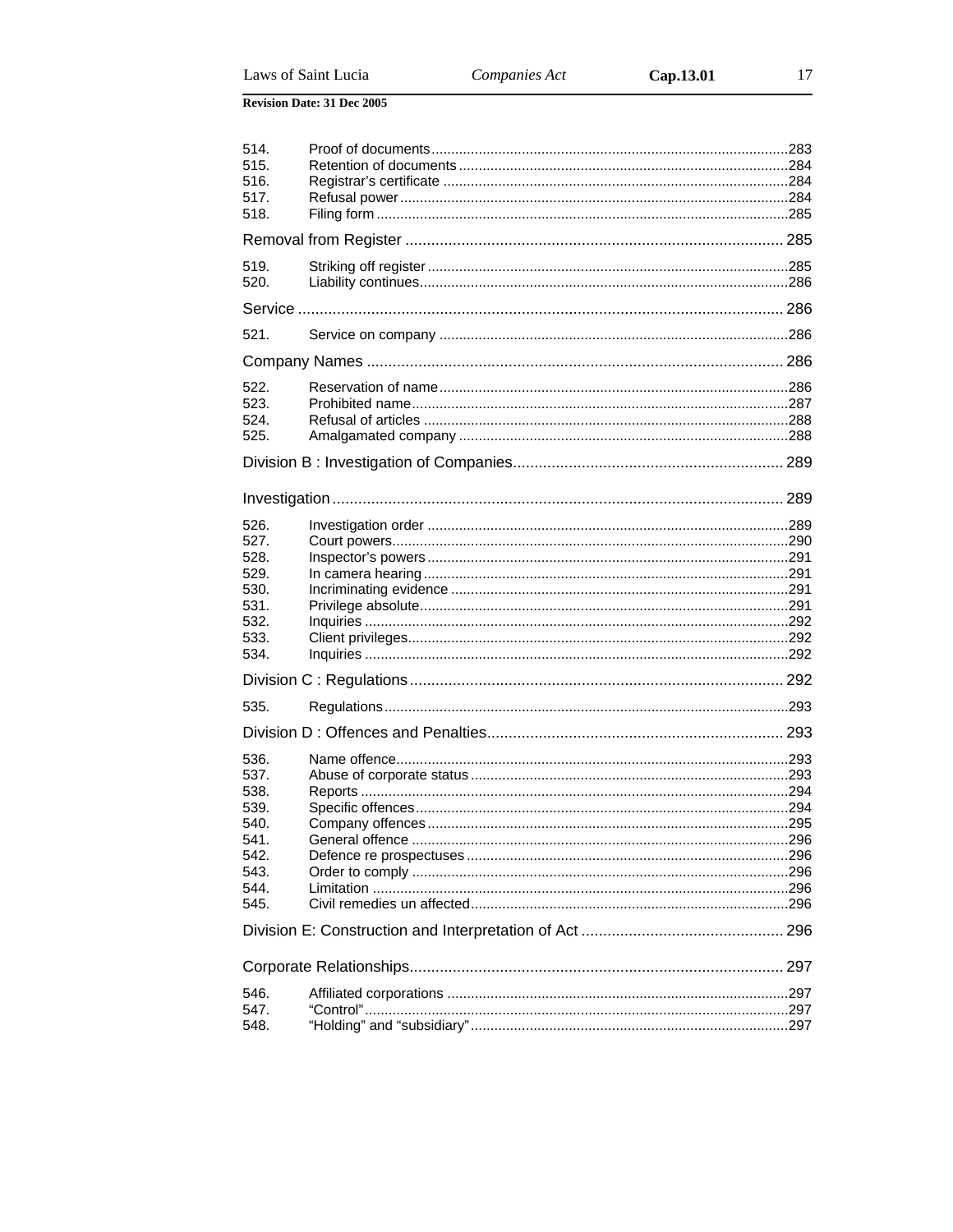| | | |
|---|---|---|
| 514. | Proof of documents | 283 |
| 515. | Retention of documents | 284 |
| 516. | Registrar's certificate | 284 |
| 517. | Refusal power | 284 |
| 518. | Filing form | 285 |

Removal from Register ........ 285

| | | |
|---|---|---|
| 519. | Striking off register | 285 |
| 520. | Liability continues | 286 |

Service ........ 286

| | | |
|---|---|---|
| 521. | Service on company | 286 |

Company Names ........ 286

| | | |
|---|---|---|
| 522. | Reservation of name | 286 |
| 523. | Prohibited name | 287 |
| 524. | Refusal of articles | 288 |
| 525. | Amalgamated company | 288 |

Division B : Investigation of Companies ........ 289

Investigation ........ 289

| | | |
|---|---|---|
| 526. | Investigation order | 289 |
| 527. | Court powers | 290 |
| 528. | Inspector's powers | 291 |
| 529. | In camera hearing | 291 |
| 530. | Incriminating evidence | 291 |
| 531. | Privilege absolute | 291 |
| 532. | Inquiries | 292 |
| 533. | Client privileges | 292 |
| 534. | Inquiries | 292 |

Division C : Regulations ........ 292

| | | |
|---|---|---|
| 535. | Regulations | 293 |

Division D : Offences and Penalties ........ 293

| | | |
|---|---|---|
| 536. | Name offence | 293 |
| 537. | Abuse of corporate status | 293 |
| 538. | Reports | 294 |
| 539. | Specific offences | 294 |
| 540. | Company offences | 295 |
| 541. | General offence | 296 |
| 542. | Defence re prospectuses | 296 |
| 543. | Order to comply | 296 |
| 544. | Limitation | 296 |
| 545. | Civil remedies un affected | 296 |

Division E: Construction and Interpretation of Act ........ 296

Corporate Relationships ........ 297

| | | |
|---|---|---|
| 546. | Affiliated corporations | 297 |
| 547. | "Control" | 297 |
| 548. | "Holding" and "subsidiary" | 297 |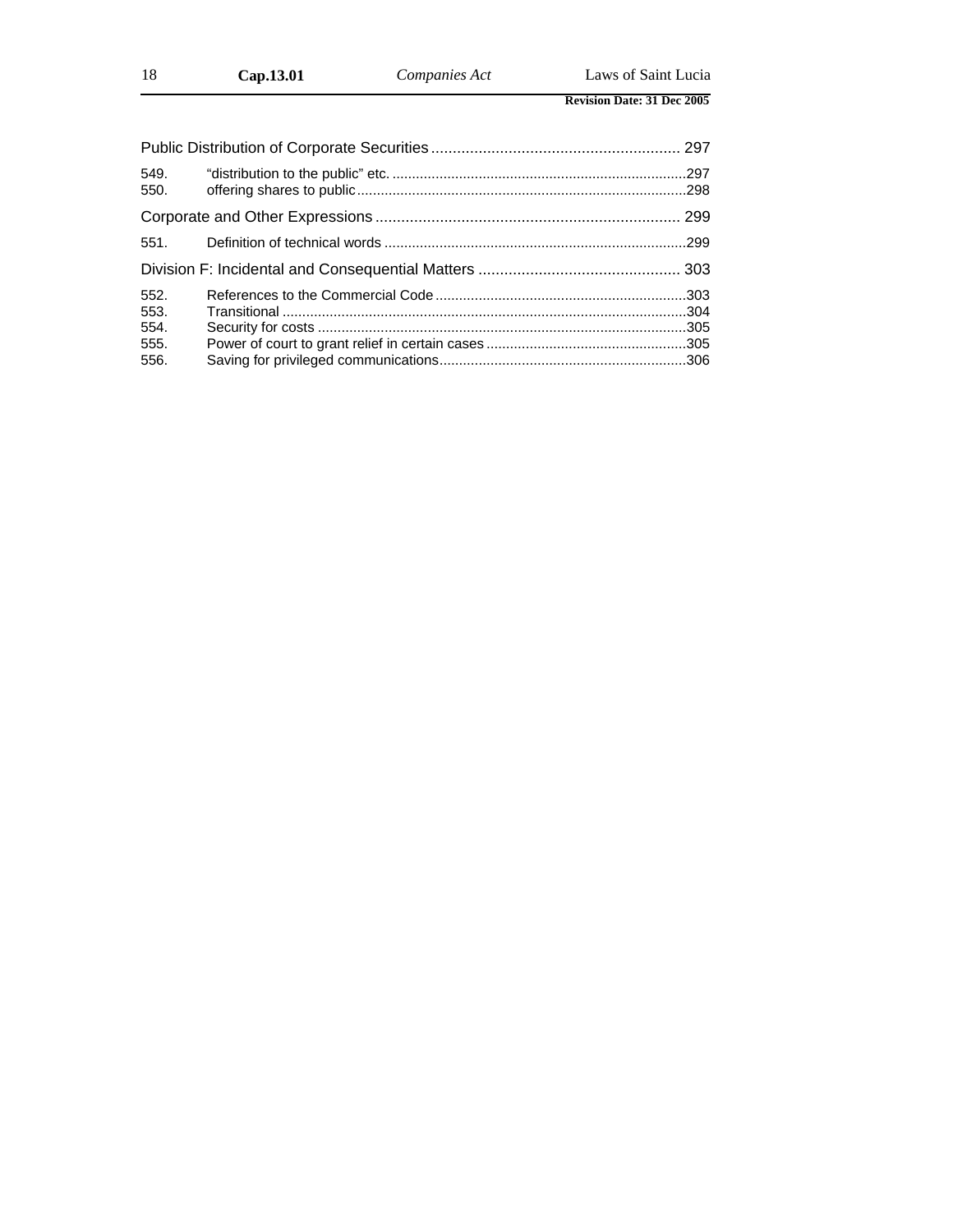Public Distribution of Corporate Securities .......................................................... 297

549. "distribution to the public" etc. ..........................................................................297
550. offering shares to public....................................................................................298

Corporate and Other Expressions ....................................................................... 299

551. Definition of technical words ............................................................................299

Division F: Incidental and Consequential Matters ............................................... 303

552. References to the Commercial Code ................................................................303
553. Transitional .......................................................................................................304
554. Security for costs ..............................................................................................305
555. Power of court to grant relief in certain cases ...................................................305
556. Saving for privileged communications...............................................................306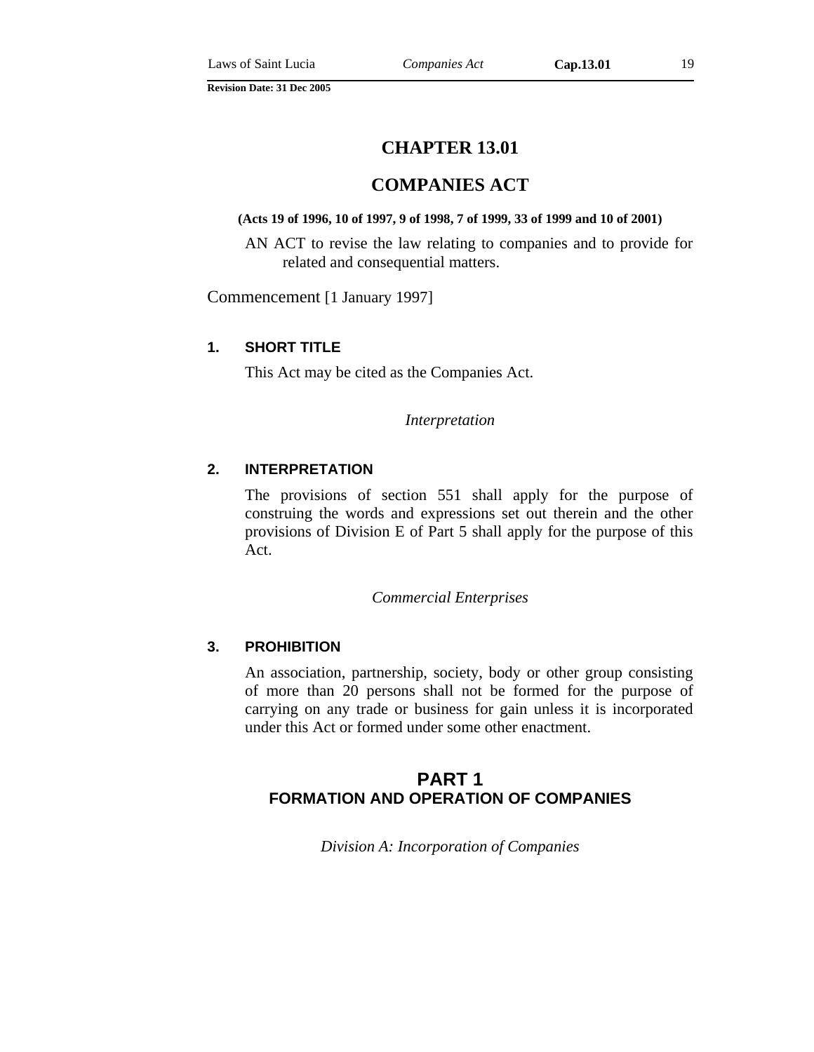# CHAPTER 13.01

# COMPANIES ACT

**(Acts 19 of 1996, 10 of 1997, 9 of 1998, 7 of 1999, 33 of 1999 and 10 of 2001)**

AN ACT to revise the law relating to companies and to provide for related and consequential matters.

Commencement [1 January 1997]

### 1. SHORT TITLE

This Act may be cited as the Companies Act.

*Interpretation*

### 2. INTERPRETATION

The provisions of section 551 shall apply for the purpose of construing the words and expressions set out therein and the other provisions of Division E of Part 5 shall apply for the purpose of this Act.

*Commercial Enterprises*

### 3. PROHIBITION

An association, partnership, society, body or other group consisting of more than 20 persons shall not be formed for the purpose of carrying on any trade or business for gain unless it is incorporated under this Act or formed under some other enactment.

## PART 1
## FORMATION AND OPERATION OF COMPANIES

*Division A: Incorporation of Companies*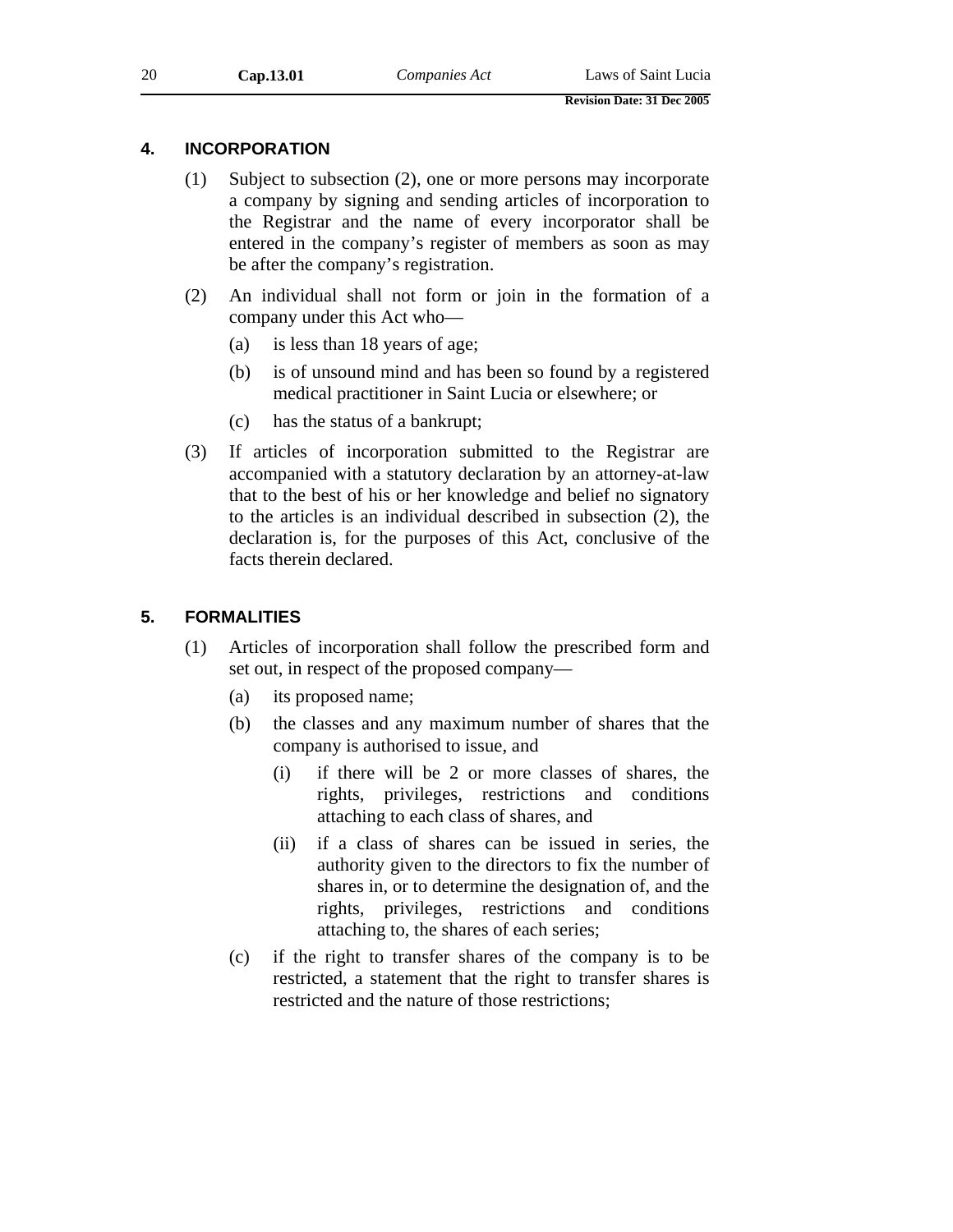## 4. INCORPORATION

(1) Subject to subsection (2), one or more persons may incorporate a company by signing and sending articles of incorporation to the Registrar and the name of every incorporator shall be entered in the company's register of members as soon as may be after the company's registration.

(2) An individual shall not form or join in the formation of a company under this Act who—

(a) is less than 18 years of age;

(b) is of unsound mind and has been so found by a registered medical practitioner in Saint Lucia or elsewhere; or

(c) has the status of a bankrupt;

(3) If articles of incorporation submitted to the Registrar are accompanied with a statutory declaration by an attorney-at-law that to the best of his or her knowledge and belief no signatory to the articles is an individual described in subsection (2), the declaration is, for the purposes of this Act, conclusive of the facts therein declared.

## 5. FORMALITIES

(1) Articles of incorporation shall follow the prescribed form and set out, in respect of the proposed company—

(a) its proposed name;

(b) the classes and any maximum number of shares that the company is authorised to issue, and

(i) if there will be 2 or more classes of shares, the rights, privileges, restrictions and conditions attaching to each class of shares, and

(ii) if a class of shares can be issued in series, the authority given to the directors to fix the number of shares in, or to determine the designation of, and the rights, privileges, restrictions and conditions attaching to, the shares of each series;

(c) if the right to transfer shares of the company is to be restricted, a statement that the right to transfer shares is restricted and the nature of those restrictions;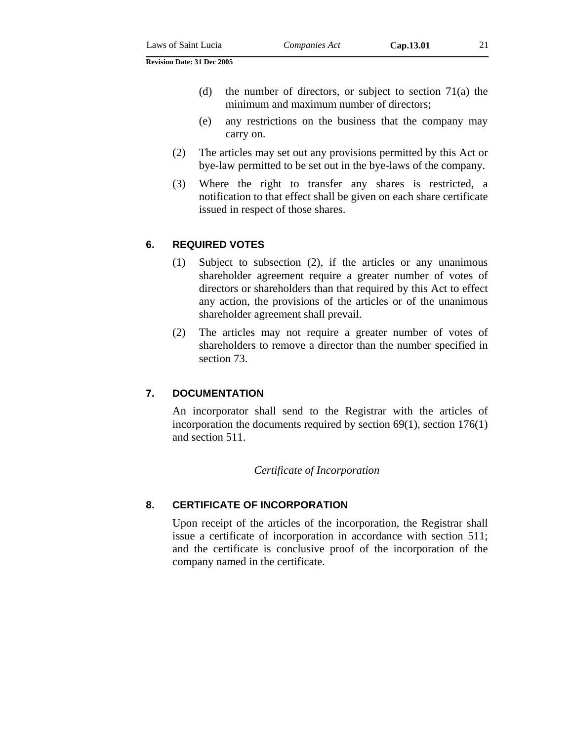(d) the number of directors, or subject to section 71(a) the minimum and maximum number of directors;

(e) any restrictions on the business that the company may carry on.

(2) The articles may set out any provisions permitted by this Act or bye-law permitted to be set out in the bye-laws of the company.

(3) Where the right to transfer any shares is restricted, a notification to that effect shall be given on each share certificate issued in respect of those shares.

### 6. REQUIRED VOTES

(1) Subject to subsection (2), if the articles or any unanimous shareholder agreement require a greater number of votes of directors or shareholders than that required by this Act to effect any action, the provisions of the articles or of the unanimous shareholder agreement shall prevail.

(2) The articles may not require a greater number of votes of shareholders to remove a director than the number specified in section 73.

### 7. DOCUMENTATION

An incorporator shall send to the Registrar with the articles of incorporation the documents required by section 69(1), section 176(1) and section 511.

*Certificate of Incorporation*

### 8. CERTIFICATE OF INCORPORATION

Upon receipt of the articles of the incorporation, the Registrar shall issue a certificate of incorporation in accordance with section 511; and the certificate is conclusive proof of the incorporation of the company named in the certificate.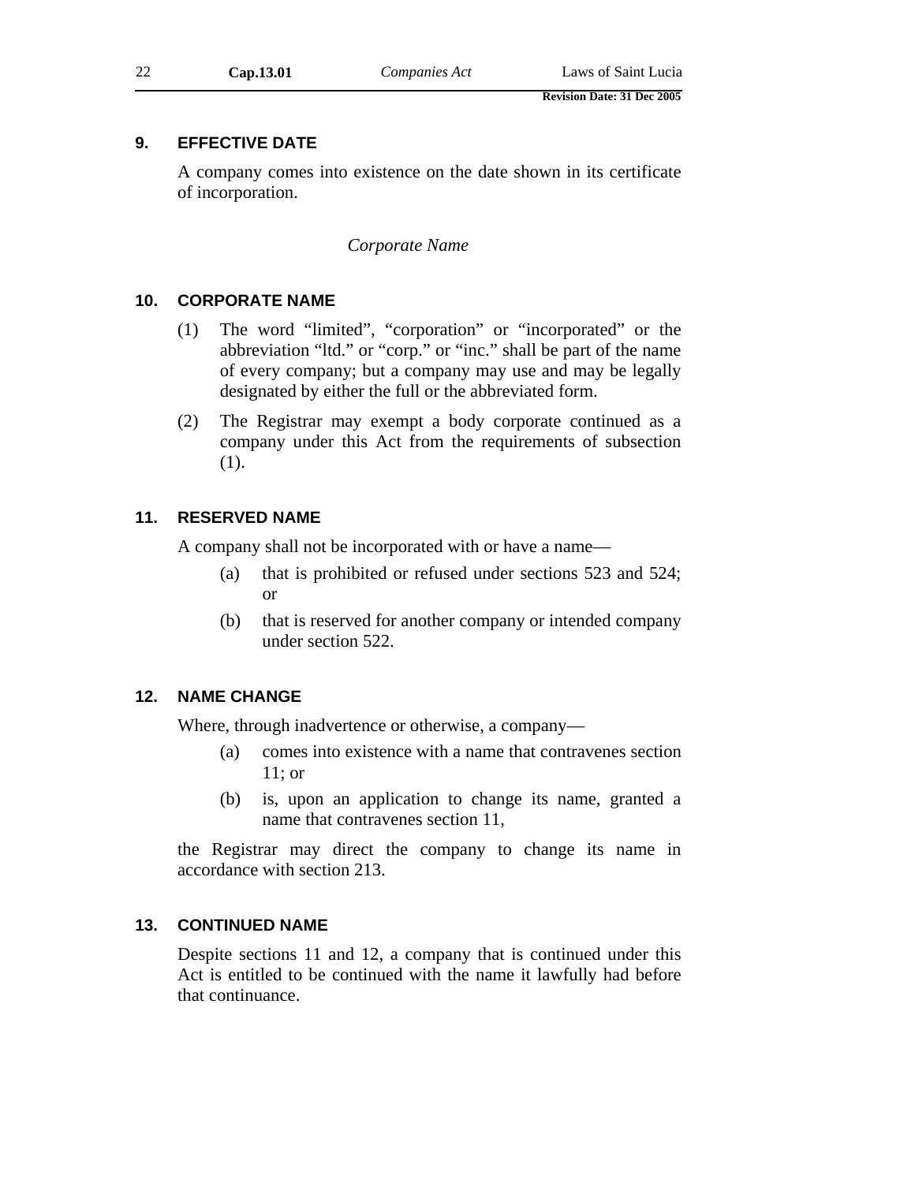### 9. EFFECTIVE DATE

A company comes into existence on the date shown in its certificate of incorporation.

*Corporate Name*

### 10. CORPORATE NAME

(1) The word "limited", "corporation" or "incorporated" or the abbreviation "ltd." or "corp." or "inc." shall be part of the name of every company; but a company may use and may be legally designated by either the full or the abbreviated form.

(2) The Registrar may exempt a body corporate continued as a company under this Act from the requirements of subsection (1).

### 11. RESERVED NAME

A company shall not be incorporated with or have a name—

(a) that is prohibited or refused under sections 523 and 524; or

(b) that is reserved for another company or intended company under section 522.

### 12. NAME CHANGE

Where, through inadvertence or otherwise, a company—

(a) comes into existence with a name that contravenes section 11; or

(b) is, upon an application to change its name, granted a name that contravenes section 11,

the Registrar may direct the company to change its name in accordance with section 213.

### 13. CONTINUED NAME

Despite sections 11 and 12, a company that is continued under this Act is entitled to be continued with the name it lawfully had before that continuance.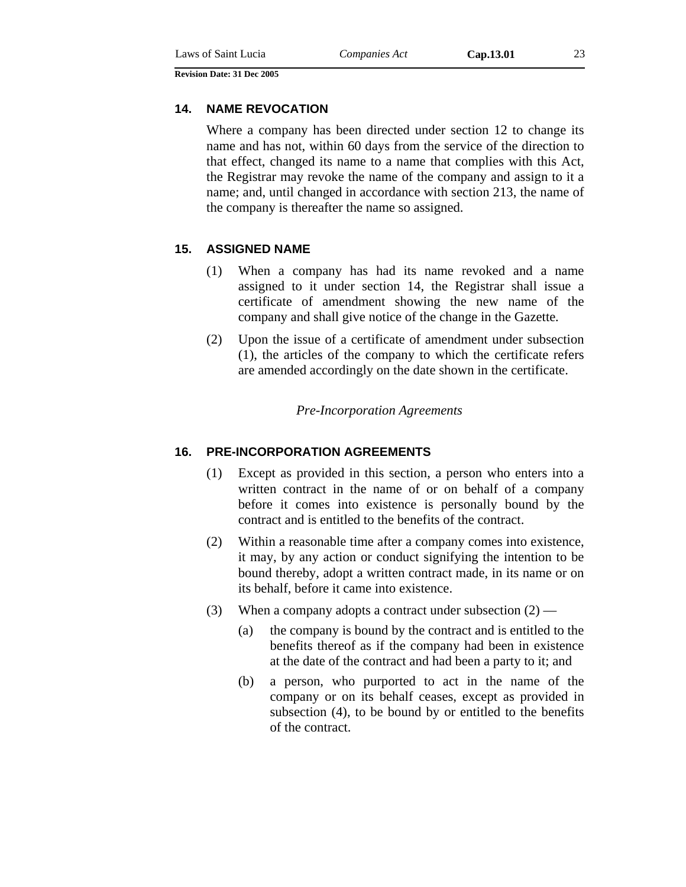## 14. NAME REVOCATION

Where a company has been directed under section 12 to change its name and has not, within 60 days from the service of the direction to that effect, changed its name to a name that complies with this Act, the Registrar may revoke the name of the company and assign to it a name; and, until changed in accordance with section 213, the name of the company is thereafter the name so assigned.

## 15. ASSIGNED NAME

(1) When a company has had its name revoked and a name assigned to it under section 14, the Registrar shall issue a certificate of amendment showing the new name of the company and shall give notice of the change in the Gazette.

(2) Upon the issue of a certificate of amendment under subsection (1), the articles of the company to which the certificate refers are amended accordingly on the date shown in the certificate.

*Pre-Incorporation Agreements*

## 16. PRE-INCORPORATION AGREEMENTS

(1) Except as provided in this section, a person who enters into a written contract in the name of or on behalf of a company before it comes into existence is personally bound by the contract and is entitled to the benefits of the contract.

(2) Within a reasonable time after a company comes into existence, it may, by any action or conduct signifying the intention to be bound thereby, adopt a written contract made, in its name or on its behalf, before it came into existence.

(3) When a company adopts a contract under subsection (2) —

(a) the company is bound by the contract and is entitled to the benefits thereof as if the company had been in existence at the date of the contract and had been a party to it; and

(b) a person, who purported to act in the name of the company or on its behalf ceases, except as provided in subsection (4), to be bound by or entitled to the benefits of the contract.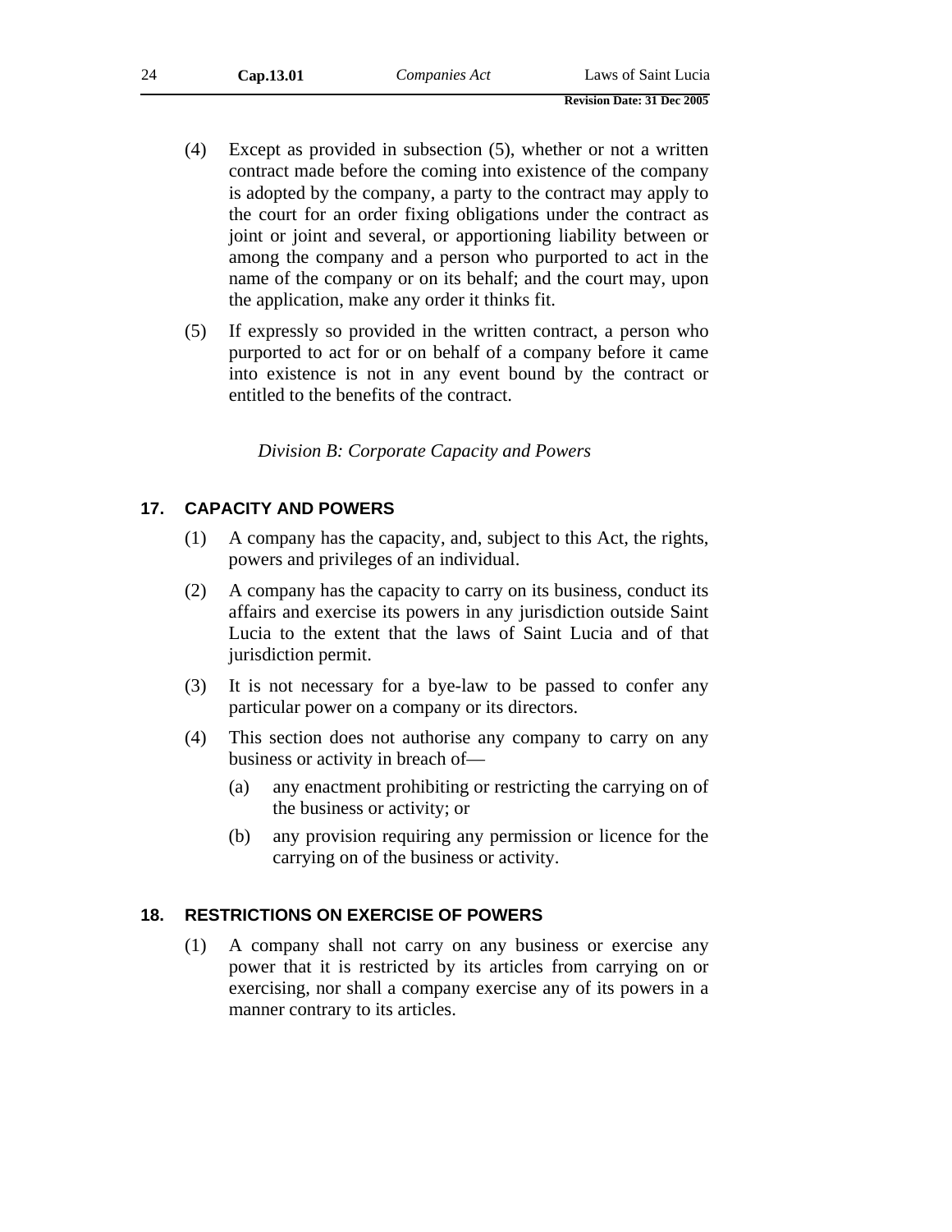(4) Except as provided in subsection (5), whether or not a written contract made before the coming into existence of the company is adopted by the company, a party to the contract may apply to the court for an order fixing obligations under the contract as joint or joint and several, or apportioning liability between or among the company and a person who purported to act in the name of the company or on its behalf; and the court may, upon the application, make any order it thinks fit.

(5) If expressly so provided in the written contract, a person who purported to act for or on behalf of a company before it came into existence is not in any event bound by the contract or entitled to the benefits of the contract.

*Division B: Corporate Capacity and Powers*

### 17. CAPACITY AND POWERS

(1) A company has the capacity, and, subject to this Act, the rights, powers and privileges of an individual.

(2) A company has the capacity to carry on its business, conduct its affairs and exercise its powers in any jurisdiction outside Saint Lucia to the extent that the laws of Saint Lucia and of that jurisdiction permit.

(3) It is not necessary for a bye-law to be passed to confer any particular power on a company or its directors.

(4) This section does not authorise any company to carry on any business or activity in breach of—

- (a) any enactment prohibiting or restricting the carrying on of the business or activity; or
- (b) any provision requiring any permission or licence for the carrying on of the business or activity.

### 18. RESTRICTIONS ON EXERCISE OF POWERS

(1) A company shall not carry on any business or exercise any power that it is restricted by its articles from carrying on or exercising, nor shall a company exercise any of its powers in a manner contrary to its articles.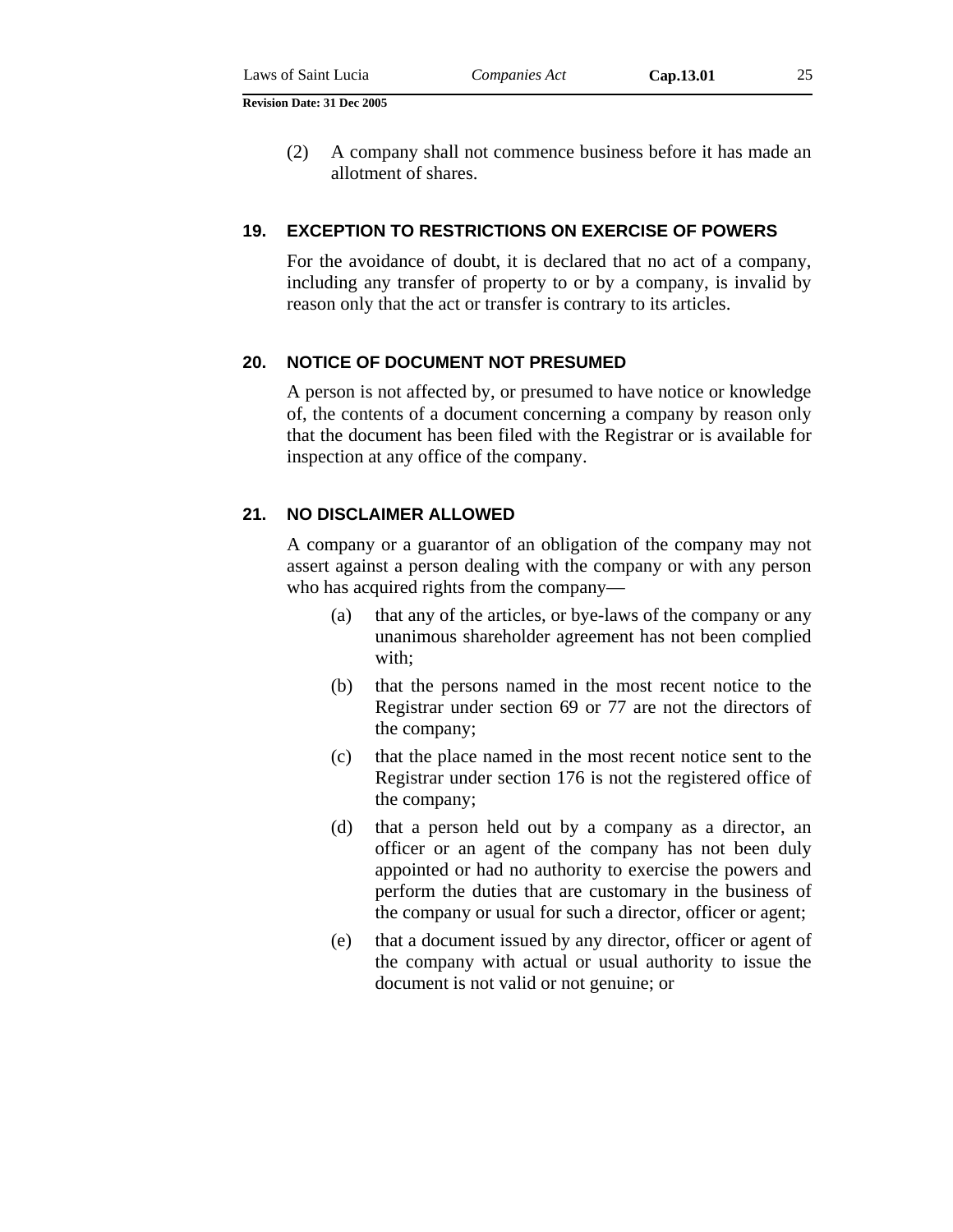(2) A company shall not commence business before it has made an allotment of shares.

### 19. EXCEPTION TO RESTRICTIONS ON EXERCISE OF POWERS

For the avoidance of doubt, it is declared that no act of a company, including any transfer of property to or by a company, is invalid by reason only that the act or transfer is contrary to its articles.

### 20. NOTICE OF DOCUMENT NOT PRESUMED

A person is not affected by, or presumed to have notice or knowledge of, the contents of a document concerning a company by reason only that the document has been filed with the Registrar or is available for inspection at any office of the company.

### 21. NO DISCLAIMER ALLOWED

A company or a guarantor of an obligation of the company may not assert against a person dealing with the company or with any person who has acquired rights from the company—

(a) that any of the articles, or bye-laws of the company or any unanimous shareholder agreement has not been complied with;

(b) that the persons named in the most recent notice to the Registrar under section 69 or 77 are not the directors of the company;

(c) that the place named in the most recent notice sent to the Registrar under section 176 is not the registered office of the company;

(d) that a person held out by a company as a director, an officer or an agent of the company has not been duly appointed or had no authority to exercise the powers and perform the duties that are customary in the business of the company or usual for such a director, officer or agent;

(e) that a document issued by any director, officer or agent of the company with actual or usual authority to issue the document is not valid or not genuine; or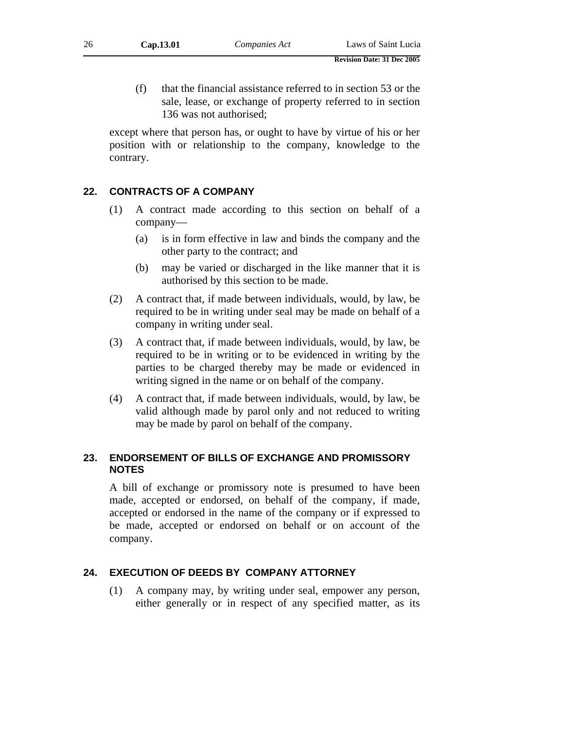(f) that the financial assistance referred to in section 53 or the sale, lease, or exchange of property referred to in section 136 was not authorised;

except where that person has, or ought to have by virtue of his or her position with or relationship to the company, knowledge to the contrary.

## 22. CONTRACTS OF A COMPANY

(1) A contract made according to this section on behalf of a company—

   (a) is in form effective in law and binds the company and the other party to the contract; and

   (b) may be varied or discharged in the like manner that it is authorised by this section to be made.

(2) A contract that, if made between individuals, would, by law, be required to be in writing under seal may be made on behalf of a company in writing under seal.

(3) A contract that, if made between individuals, would, by law, be required to be in writing or to be evidenced in writing by the parties to be charged thereby may be made or evidenced in writing signed in the name or on behalf of the company.

(4) A contract that, if made between individuals, would, by law, be valid although made by parol only and not reduced to writing may be made by parol on behalf of the company.

## 23. ENDORSEMENT OF BILLS OF EXCHANGE AND PROMISSORY NOTES

A bill of exchange or promissory note is presumed to have been made, accepted or endorsed, on behalf of the company, if made, accepted or endorsed in the name of the company or if expressed to be made, accepted or endorsed on behalf or on account of the company.

## 24. EXECUTION OF DEEDS BY COMPANY ATTORNEY

(1) A company may, by writing under seal, empower any person, either generally or in respect of any specified matter, as its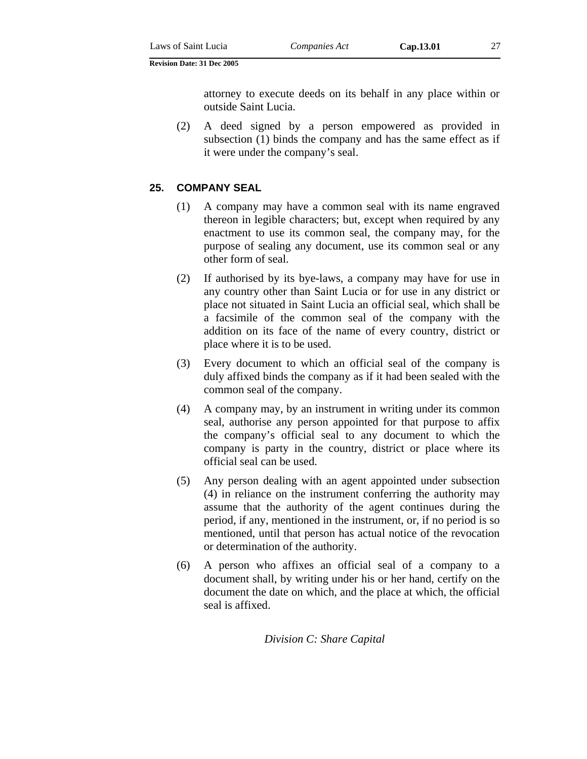attorney to execute deeds on its behalf in any place within or outside Saint Lucia.

(2) A deed signed by a person empowered as provided in subsection (1) binds the company and has the same effect as if it were under the company's seal.

## 25. COMPANY SEAL

(1) A company may have a common seal with its name engraved thereon in legible characters; but, except when required by any enactment to use its common seal, the company may, for the purpose of sealing any document, use its common seal or any other form of seal.

(2) If authorised by its bye-laws, a company may have for use in any country other than Saint Lucia or for use in any district or place not situated in Saint Lucia an official seal, which shall be a facsimile of the common seal of the company with the addition on its face of the name of every country, district or place where it is to be used.

(3) Every document to which an official seal of the company is duly affixed binds the company as if it had been sealed with the common seal of the company.

(4) A company may, by an instrument in writing under its common seal, authorise any person appointed for that purpose to affix the company's official seal to any document to which the company is party in the country, district or place where its official seal can be used.

(5) Any person dealing with an agent appointed under subsection (4) in reliance on the instrument conferring the authority may assume that the authority of the agent continues during the period, if any, mentioned in the instrument, or, if no period is so mentioned, until that person has actual notice of the revocation or determination of the authority.

(6) A person who affixes an official seal of a company to a document shall, by writing under his or her hand, certify on the document the date on which, and the place at which, the official seal is affixed.

*Division C: Share Capital*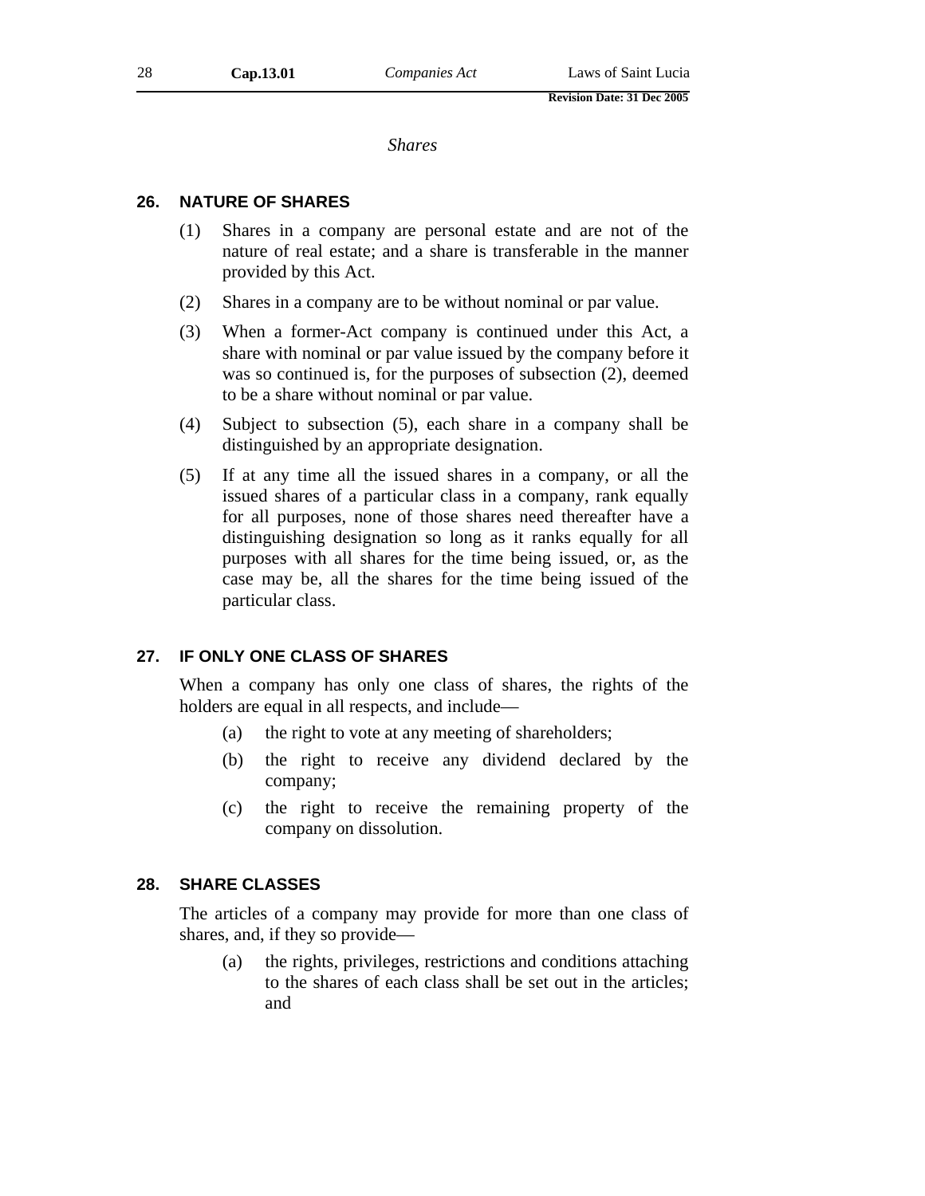*Shares*

## 26. NATURE OF SHARES

(1) Shares in a company are personal estate and are not of the nature of real estate; and a share is transferable in the manner provided by this Act.

(2) Shares in a company are to be without nominal or par value.

(3) When a former-Act company is continued under this Act, a share with nominal or par value issued by the company before it was so continued is, for the purposes of subsection (2), deemed to be a share without nominal or par value.

(4) Subject to subsection (5), each share in a company shall be distinguished by an appropriate designation.

(5) If at any time all the issued shares in a company, or all the issued shares of a particular class in a company, rank equally for all purposes, none of those shares need thereafter have a distinguishing designation so long as it ranks equally for all purposes with all shares for the time being issued, or, as the case may be, all the shares for the time being issued of the particular class.

## 27. IF ONLY ONE CLASS OF SHARES

When a company has only one class of shares, the rights of the holders are equal in all respects, and include—

(a) the right to vote at any meeting of shareholders;

(b) the right to receive any dividend declared by the company;

(c) the right to receive the remaining property of the company on dissolution.

## 28. SHARE CLASSES

The articles of a company may provide for more than one class of shares, and, if they so provide—

(a) the rights, privileges, restrictions and conditions attaching to the shares of each class shall be set out in the articles; and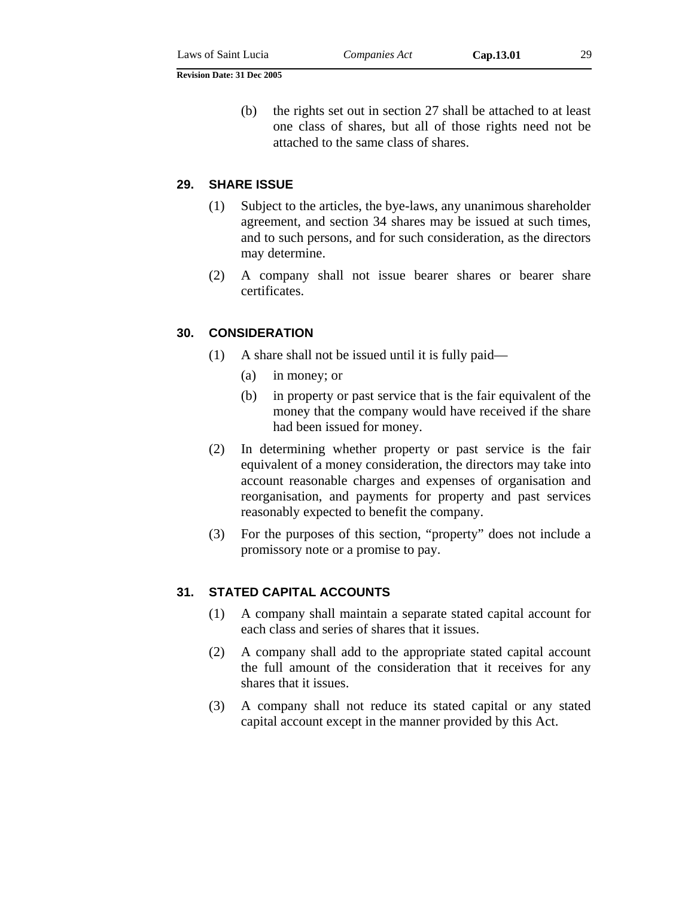(b) the rights set out in section 27 shall be attached to at least one class of shares, but all of those rights need not be attached to the same class of shares.

## 29. SHARE ISSUE

(1) Subject to the articles, the bye-laws, any unanimous shareholder agreement, and section 34 shares may be issued at such times, and to such persons, and for such consideration, as the directors may determine.

(2) A company shall not issue bearer shares or bearer share certificates.

## 30. CONSIDERATION

(1) A share shall not be issued until it is fully paid—

(a) in money; or

(b) in property or past service that is the fair equivalent of the money that the company would have received if the share had been issued for money.

(2) In determining whether property or past service is the fair equivalent of a money consideration, the directors may take into account reasonable charges and expenses of organisation and reorganisation, and payments for property and past services reasonably expected to benefit the company.

(3) For the purposes of this section, “property” does not include a promissory note or a promise to pay.

## 31. STATED CAPITAL ACCOUNTS

(1) A company shall maintain a separate stated capital account for each class and series of shares that it issues.

(2) A company shall add to the appropriate stated capital account the full amount of the consideration that it receives for any shares that it issues.

(3) A company shall not reduce its stated capital or any stated capital account except in the manner provided by this Act.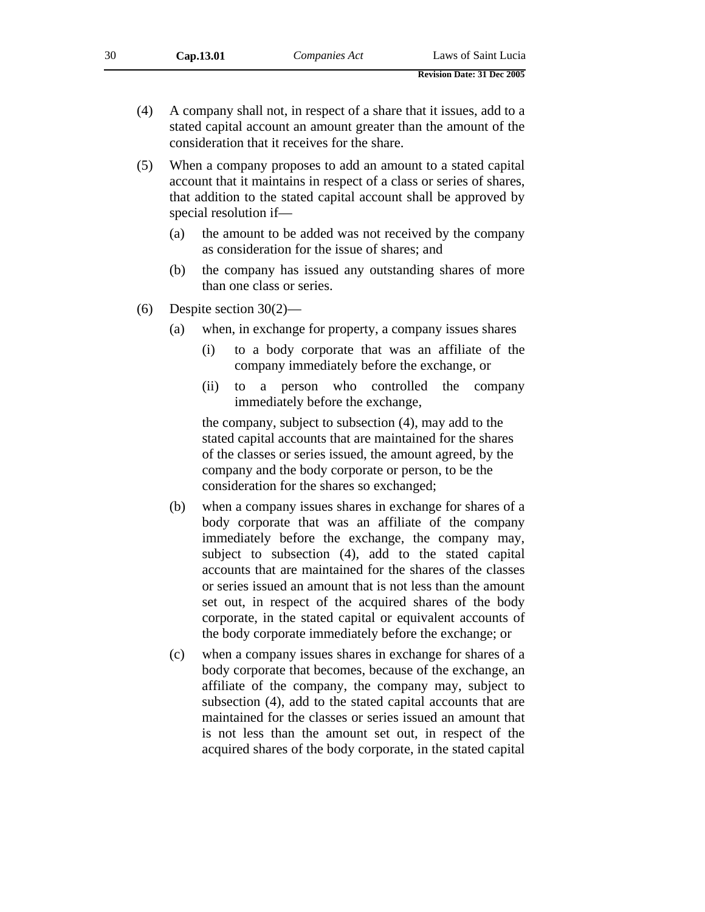(4) A company shall not, in respect of a share that it issues, add to a stated capital account an amount greater than the amount of the consideration that it receives for the share.

(5) When a company proposes to add an amount to a stated capital account that it maintains in respect of a class or series of shares, that addition to the stated capital account shall be approved by special resolution if—

- (a) the amount to be added was not received by the company as consideration for the issue of shares; and
- (b) the company has issued any outstanding shares of more than one class or series.

(6) Despite section 30(2)—

- (a) when, in exchange for property, a company issues shares
  - (i) to a body corporate that was an affiliate of the company immediately before the exchange, or
  - (ii) to a person who controlled the company immediately before the exchange,

  the company, subject to subsection (4), may add to the stated capital accounts that are maintained for the shares of the classes or series issued, the amount agreed, by the company and the body corporate or person, to be the consideration for the shares so exchanged;

- (b) when a company issues shares in exchange for shares of a body corporate that was an affiliate of the company immediately before the exchange, the company may, subject to subsection (4), add to the stated capital accounts that are maintained for the shares of the classes or series issued an amount that is not less than the amount set out, in respect of the acquired shares of the body corporate, in the stated capital or equivalent accounts of the body corporate immediately before the exchange; or
- (c) when a company issues shares in exchange for shares of a body corporate that becomes, because of the exchange, an affiliate of the company, the company may, subject to subsection (4), add to the stated capital accounts that are maintained for the classes or series issued an amount that is not less than the amount set out, in respect of the acquired shares of the body corporate, in the stated capital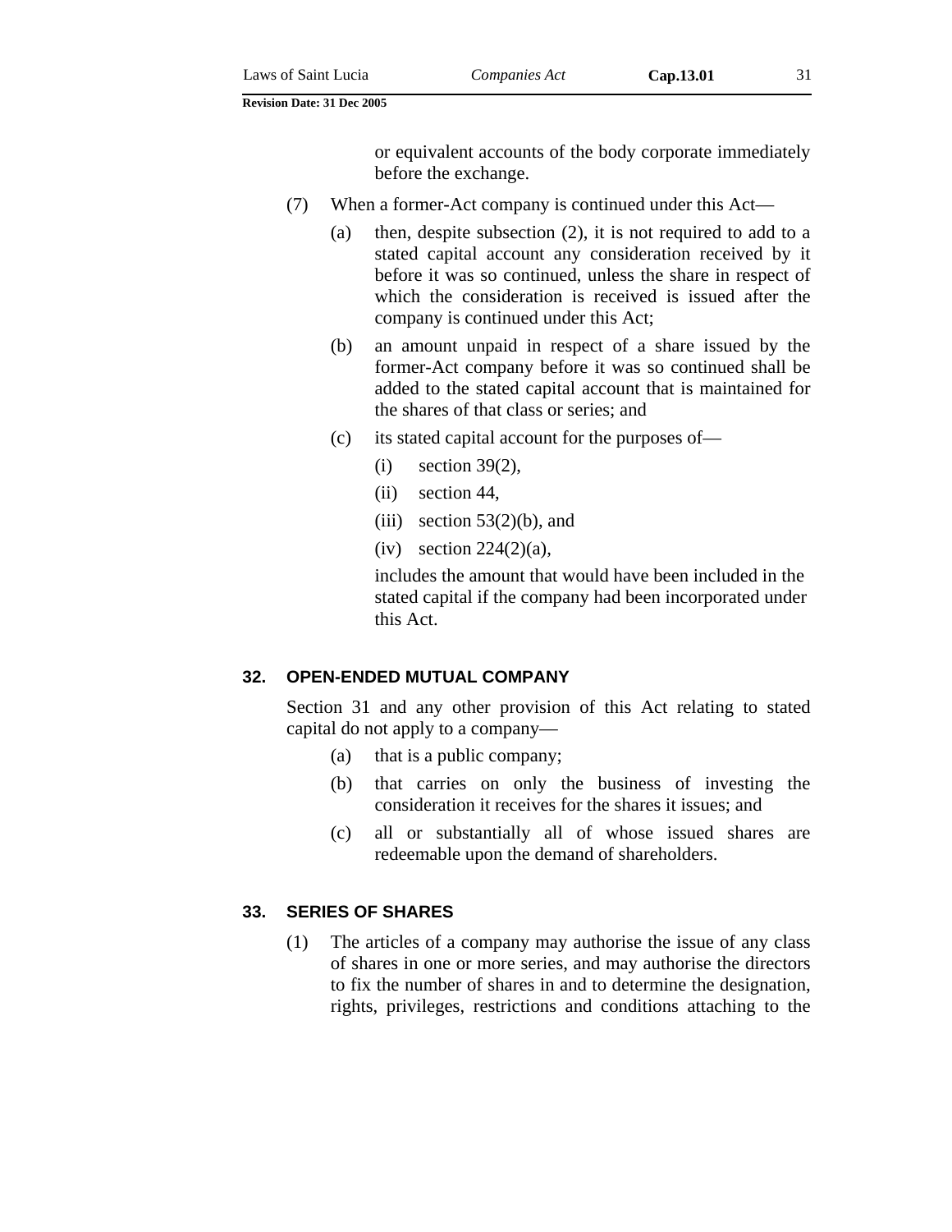or equivalent accounts of the body corporate immediately before the exchange.

(7) When a former-Act company is continued under this Act—

(a) then, despite subsection (2), it is not required to add to a stated capital account any consideration received by it before it was so continued, unless the share in respect of which the consideration is received is issued after the company is continued under this Act;

(b) an amount unpaid in respect of a share issued by the former-Act company before it was so continued shall be added to the stated capital account that is maintained for the shares of that class or series; and

(c) its stated capital account for the purposes of—

(i) section 39(2),

(ii) section 44,

(iii) section 53(2)(b), and

(iv) section 224(2)(a),

includes the amount that would have been included in the stated capital if the company had been incorporated under this Act.

## 32. OPEN-ENDED MUTUAL COMPANY

Section 31 and any other provision of this Act relating to stated capital do not apply to a company—

(a) that is a public company;

(b) that carries on only the business of investing the consideration it receives for the shares it issues; and

(c) all or substantially all of whose issued shares are redeemable upon the demand of shareholders.

## 33. SERIES OF SHARES

(1) The articles of a company may authorise the issue of any class of shares in one or more series, and may authorise the directors to fix the number of shares in and to determine the designation, rights, privileges, restrictions and conditions attaching to the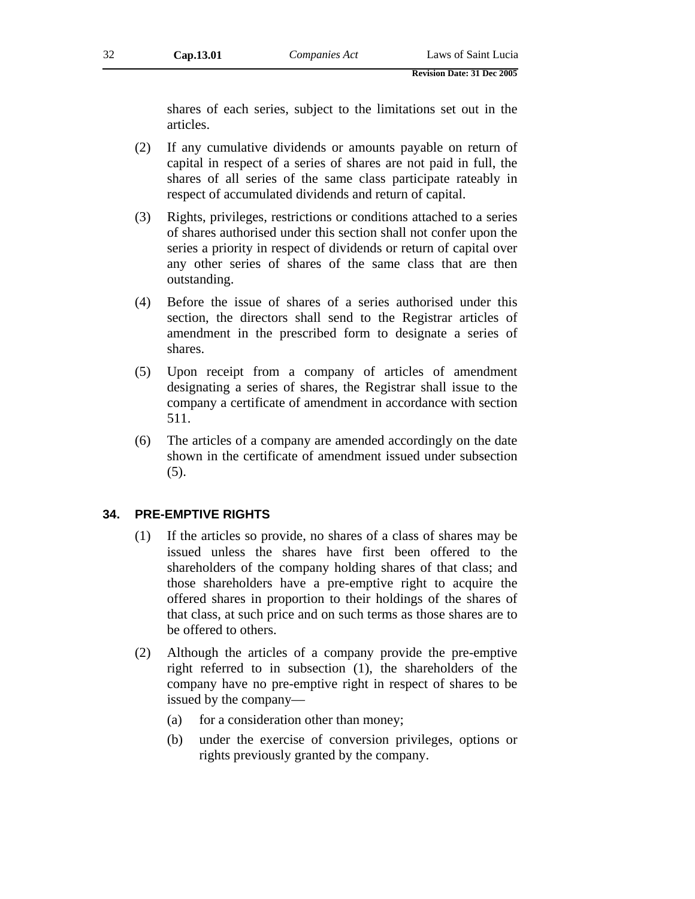shares of each series, subject to the limitations set out in the articles.

(2) If any cumulative dividends or amounts payable on return of capital in respect of a series of shares are not paid in full, the shares of all series of the same class participate rateably in respect of accumulated dividends and return of capital.

(3) Rights, privileges, restrictions or conditions attached to a series of shares authorised under this section shall not confer upon the series a priority in respect of dividends or return of capital over any other series of shares of the same class that are then outstanding.

(4) Before the issue of shares of a series authorised under this section, the directors shall send to the Registrar articles of amendment in the prescribed form to designate a series of shares.

(5) Upon receipt from a company of articles of amendment designating a series of shares, the Registrar shall issue to the company a certificate of amendment in accordance with section 511.

(6) The articles of a company are amended accordingly on the date shown in the certificate of amendment issued under subsection (5).

## 34. PRE-EMPTIVE RIGHTS

(1) If the articles so provide, no shares of a class of shares may be issued unless the shares have first been offered to the shareholders of the company holding shares of that class; and those shareholders have a pre-emptive right to acquire the offered shares in proportion to their holdings of the shares of that class, at such price and on such terms as those shares are to be offered to others.

(2) Although the articles of a company provide the pre-emptive right referred to in subsection (1), the shareholders of the company have no pre-emptive right in respect of shares to be issued by the company—

- (a) for a consideration other than money;
- (b) under the exercise of conversion privileges, options or rights previously granted by the company.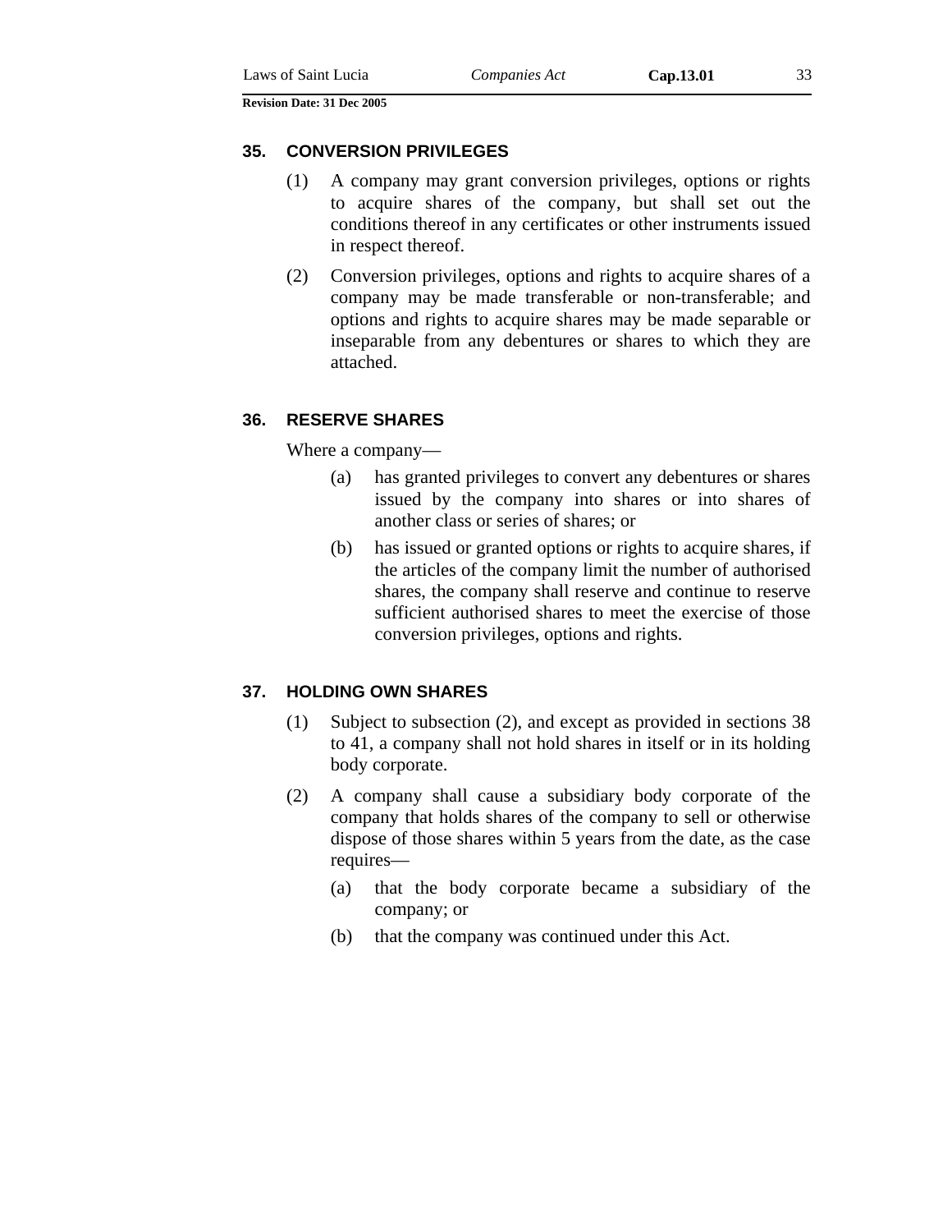### 35. CONVERSION PRIVILEGES

(1) A company may grant conversion privileges, options or rights to acquire shares of the company, but shall set out the conditions thereof in any certificates or other instruments issued in respect thereof.

(2) Conversion privileges, options and rights to acquire shares of a company may be made transferable or non-transferable; and options and rights to acquire shares may be made separable or inseparable from any debentures or shares to which they are attached.

### 36. RESERVE SHARES

Where a company—

(a) has granted privileges to convert any debentures or shares issued by the company into shares or into shares of another class or series of shares; or

(b) has issued or granted options or rights to acquire shares, if the articles of the company limit the number of authorised shares, the company shall reserve and continue to reserve sufficient authorised shares to meet the exercise of those conversion privileges, options and rights.

### 37. HOLDING OWN SHARES

(1) Subject to subsection (2), and except as provided in sections 38 to 41, a company shall not hold shares in itself or in its holding body corporate.

(2) A company shall cause a subsidiary body corporate of the company that holds shares of the company to sell or otherwise dispose of those shares within 5 years from the date, as the case requires—

(a) that the body corporate became a subsidiary of the company; or

(b) that the company was continued under this Act.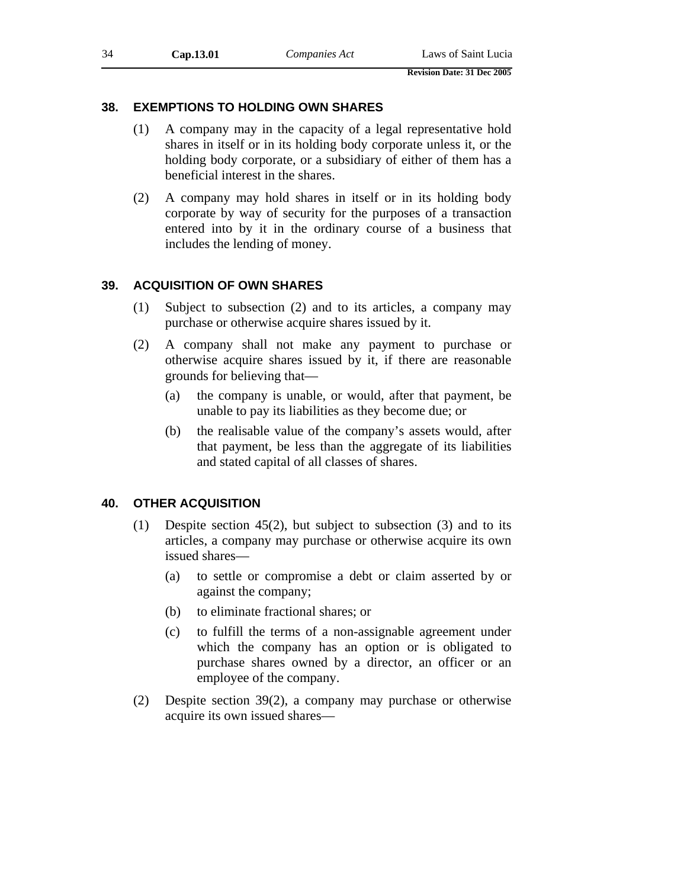## 38. EXEMPTIONS TO HOLDING OWN SHARES

(1) A company may in the capacity of a legal representative hold shares in itself or in its holding body corporate unless it, or the holding body corporate, or a subsidiary of either of them has a beneficial interest in the shares.

(2) A company may hold shares in itself or in its holding body corporate by way of security for the purposes of a transaction entered into by it in the ordinary course of a business that includes the lending of money.

## 39. ACQUISITION OF OWN SHARES

(1) Subject to subsection (2) and to its articles, a company may purchase or otherwise acquire shares issued by it.

(2) A company shall not make any payment to purchase or otherwise acquire shares issued by it, if there are reasonable grounds for believing that—

(a) the company is unable, or would, after that payment, be unable to pay its liabilities as they become due; or

(b) the realisable value of the company's assets would, after that payment, be less than the aggregate of its liabilities and stated capital of all classes of shares.

## 40. OTHER ACQUISITION

(1) Despite section 45(2), but subject to subsection (3) and to its articles, a company may purchase or otherwise acquire its own issued shares—

(a) to settle or compromise a debt or claim asserted by or against the company;

(b) to eliminate fractional shares; or

(c) to fulfill the terms of a non-assignable agreement under which the company has an option or is obligated to purchase shares owned by a director, an officer or an employee of the company.

(2) Despite section 39(2), a company may purchase or otherwise acquire its own issued shares—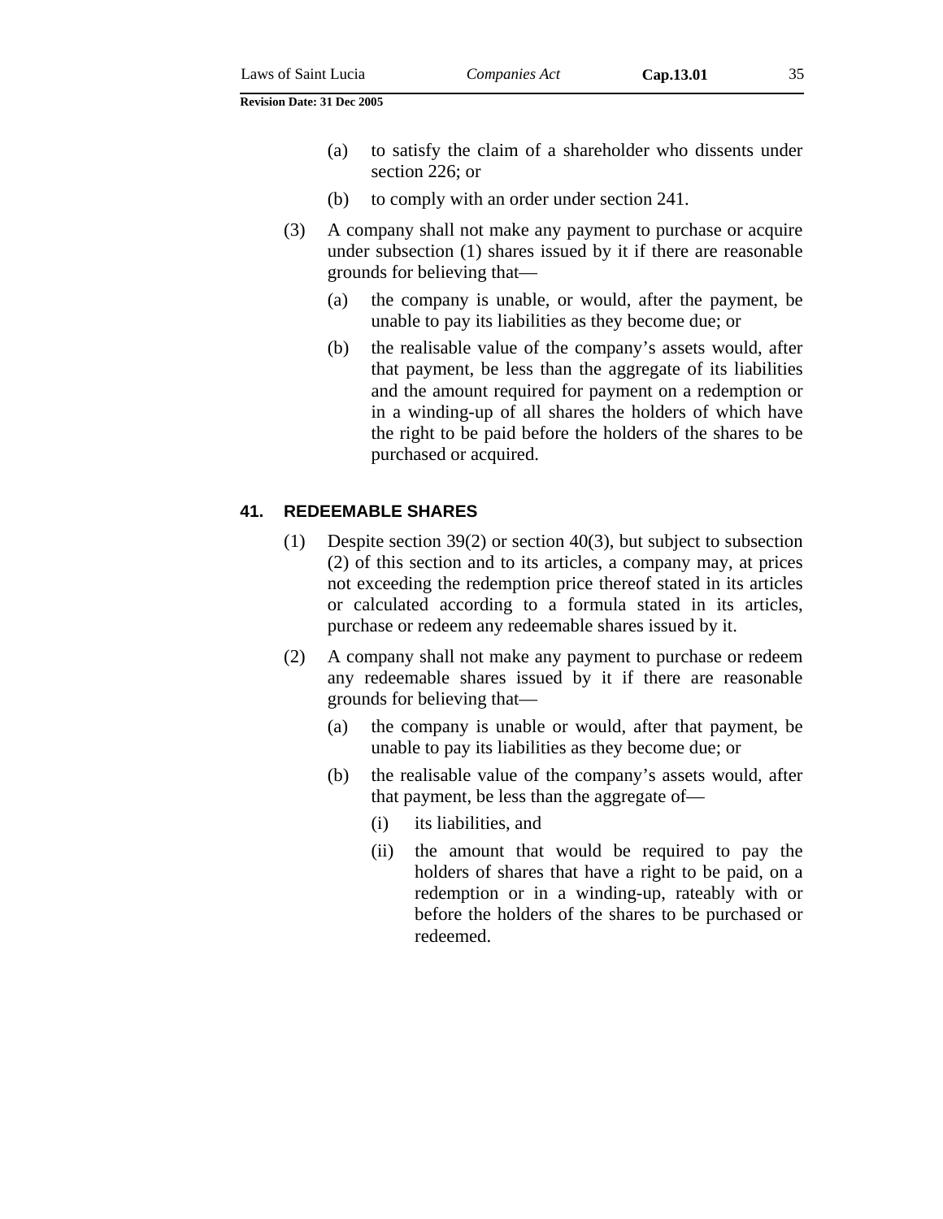(a) to satisfy the claim of a shareholder who dissents under section 226; or

(b) to comply with an order under section 241.

(3) A company shall not make any payment to purchase or acquire under subsection (1) shares issued by it if there are reasonable grounds for believing that—

(a) the company is unable, or would, after the payment, be unable to pay its liabilities as they become due; or

(b) the realisable value of the company's assets would, after that payment, be less than the aggregate of its liabilities and the amount required for payment on a redemption or in a winding-up of all shares the holders of which have the right to be paid before the holders of the shares to be purchased or acquired.

## 41. REDEEMABLE SHARES

(1) Despite section 39(2) or section 40(3), but subject to subsection (2) of this section and to its articles, a company may, at prices not exceeding the redemption price thereof stated in its articles or calculated according to a formula stated in its articles, purchase or redeem any redeemable shares issued by it.

(2) A company shall not make any payment to purchase or redeem any redeemable shares issued by it if there are reasonable grounds for believing that—

(a) the company is unable or would, after that payment, be unable to pay its liabilities as they become due; or

(b) the realisable value of the company's assets would, after that payment, be less than the aggregate of—

(i) its liabilities, and

(ii) the amount that would be required to pay the holders of shares that have a right to be paid, on a redemption or in a winding-up, rateably with or before the holders of the shares to be purchased or redeemed.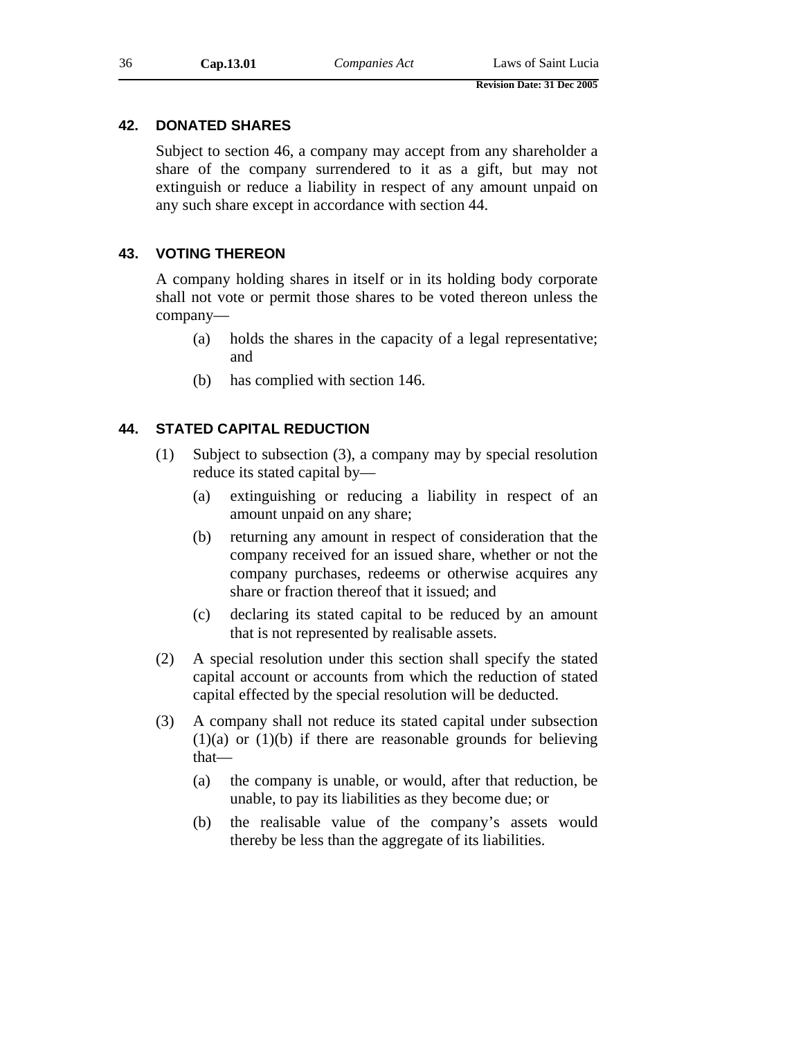## 42. DONATED SHARES

Subject to section 46, a company may accept from any shareholder a share of the company surrendered to it as a gift, but may not extinguish or reduce a liability in respect of any amount unpaid on any such share except in accordance with section 44.

## 43. VOTING THEREON

A company holding shares in itself or in its holding body corporate shall not vote or permit those shares to be voted thereon unless the company—

(a) holds the shares in the capacity of a legal representative; and

(b) has complied with section 146.

## 44. STATED CAPITAL REDUCTION

(1) Subject to subsection (3), a company may by special resolution reduce its stated capital by—

(a) extinguishing or reducing a liability in respect of an amount unpaid on any share;

(b) returning any amount in respect of consideration that the company received for an issued share, whether or not the company purchases, redeems or otherwise acquires any share or fraction thereof that it issued; and

(c) declaring its stated capital to be reduced by an amount that is not represented by realisable assets.

(2) A special resolution under this section shall specify the stated capital account or accounts from which the reduction of stated capital effected by the special resolution will be deducted.

(3) A company shall not reduce its stated capital under subsection (1)(a) or (1)(b) if there are reasonable grounds for believing that—

(a) the company is unable, or would, after that reduction, be unable, to pay its liabilities as they become due; or

(b) the realisable value of the company's assets would thereby be less than the aggregate of its liabilities.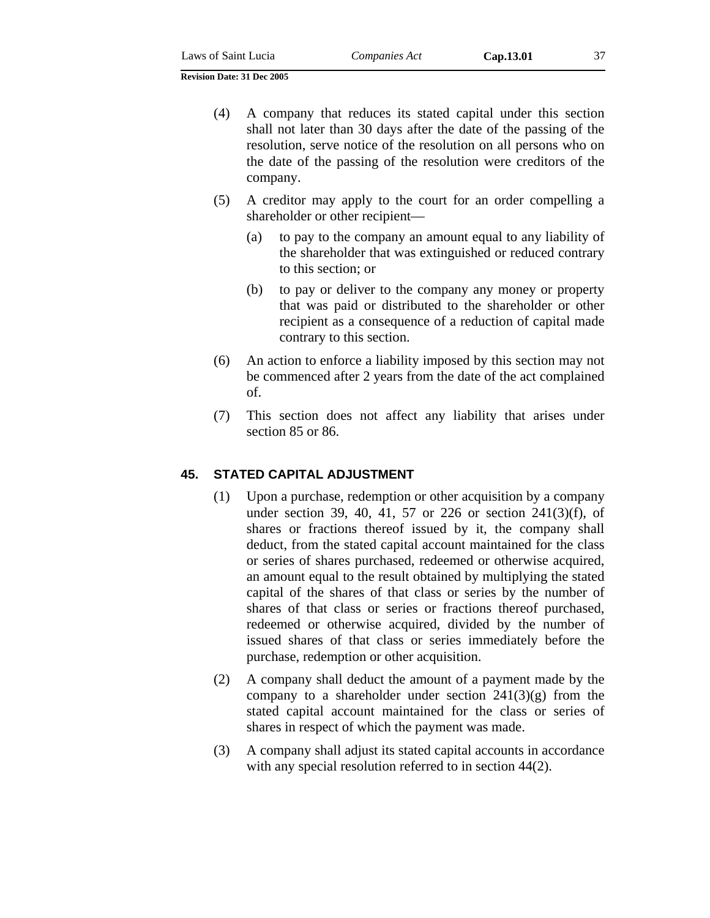(4) A company that reduces its stated capital under this section shall not later than 30 days after the date of the passing of the resolution, serve notice of the resolution on all persons who on the date of the passing of the resolution were creditors of the company.

(5) A creditor may apply to the court for an order compelling a shareholder or other recipient—

(a) to pay to the company an amount equal to any liability of the shareholder that was extinguished or reduced contrary to this section; or

(b) to pay or deliver to the company any money or property that was paid or distributed to the shareholder or other recipient as a consequence of a reduction of capital made contrary to this section.

(6) An action to enforce a liability imposed by this section may not be commenced after 2 years from the date of the act complained of.

(7) This section does not affect any liability that arises under section 85 or 86.

## 45. STATED CAPITAL ADJUSTMENT

(1) Upon a purchase, redemption or other acquisition by a company under section 39, 40, 41, 57 or 226 or section 241(3)(f), of shares or fractions thereof issued by it, the company shall deduct, from the stated capital account maintained for the class or series of shares purchased, redeemed or otherwise acquired, an amount equal to the result obtained by multiplying the stated capital of the shares of that class or series by the number of shares of that class or series or fractions thereof purchased, redeemed or otherwise acquired, divided by the number of issued shares of that class or series immediately before the purchase, redemption or other acquisition.

(2) A company shall deduct the amount of a payment made by the company to a shareholder under section 241(3)(g) from the stated capital account maintained for the class or series of shares in respect of which the payment was made.

(3) A company shall adjust its stated capital accounts in accordance with any special resolution referred to in section 44(2).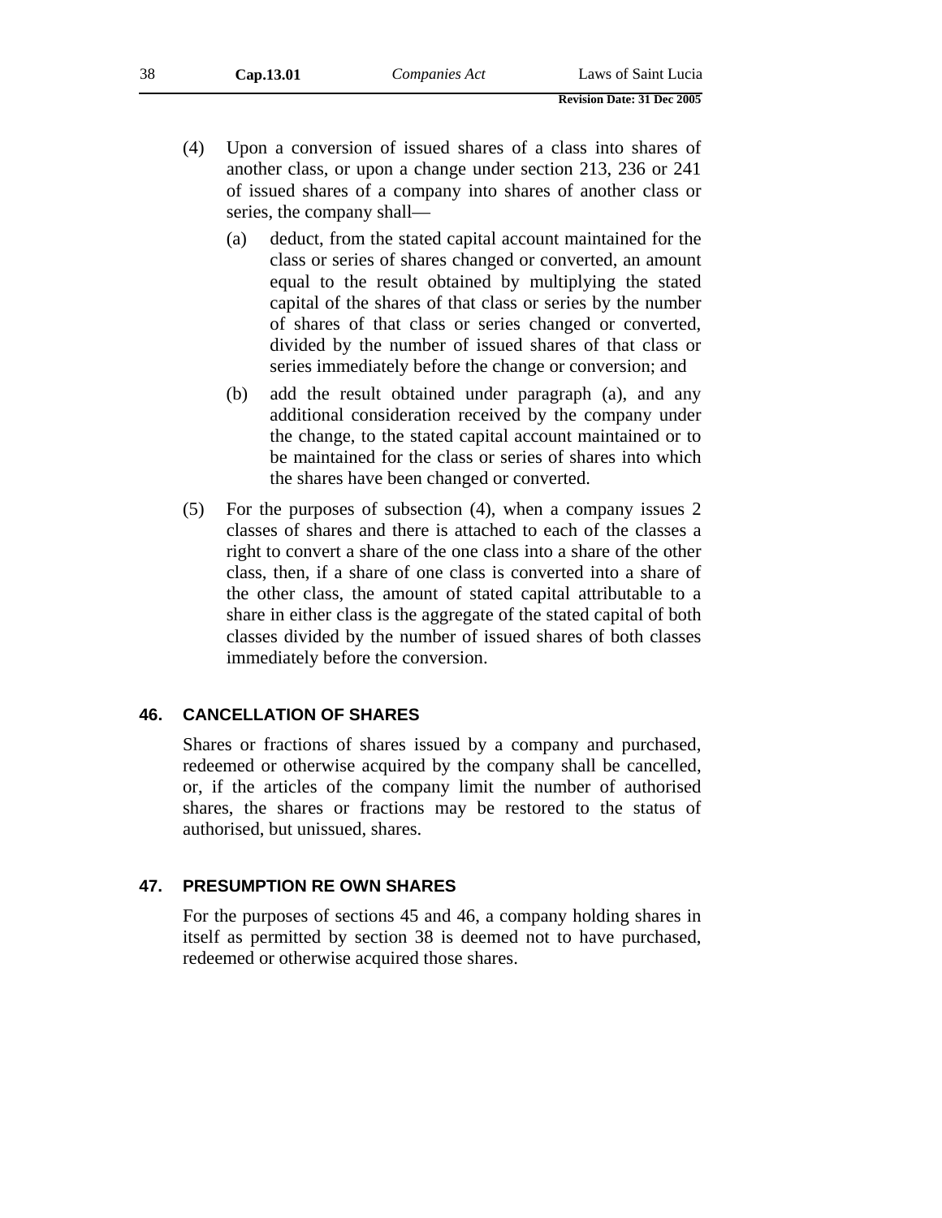(4) Upon a conversion of issued shares of a class into shares of another class, or upon a change under section 213, 236 or 241 of issued shares of a company into shares of another class or series, the company shall—

(a) deduct, from the stated capital account maintained for the class or series of shares changed or converted, an amount equal to the result obtained by multiplying the stated capital of the shares of that class or series by the number of shares of that class or series changed or converted, divided by the number of issued shares of that class or series immediately before the change or conversion; and

(b) add the result obtained under paragraph (a), and any additional consideration received by the company under the change, to the stated capital account maintained or to be maintained for the class or series of shares into which the shares have been changed or converted.

(5) For the purposes of subsection (4), when a company issues 2 classes of shares and there is attached to each of the classes a right to convert a share of the one class into a share of the other class, then, if a share of one class is converted into a share of the other class, the amount of stated capital attributable to a share in either class is the aggregate of the stated capital of both classes divided by the number of issued shares of both classes immediately before the conversion.

## 46. CANCELLATION OF SHARES

Shares or fractions of shares issued by a company and purchased, redeemed or otherwise acquired by the company shall be cancelled, or, if the articles of the company limit the number of authorised shares, the shares or fractions may be restored to the status of authorised, but unissued, shares.

## 47. PRESUMPTION RE OWN SHARES

For the purposes of sections 45 and 46, a company holding shares in itself as permitted by section 38 is deemed not to have purchased, redeemed or otherwise acquired those shares.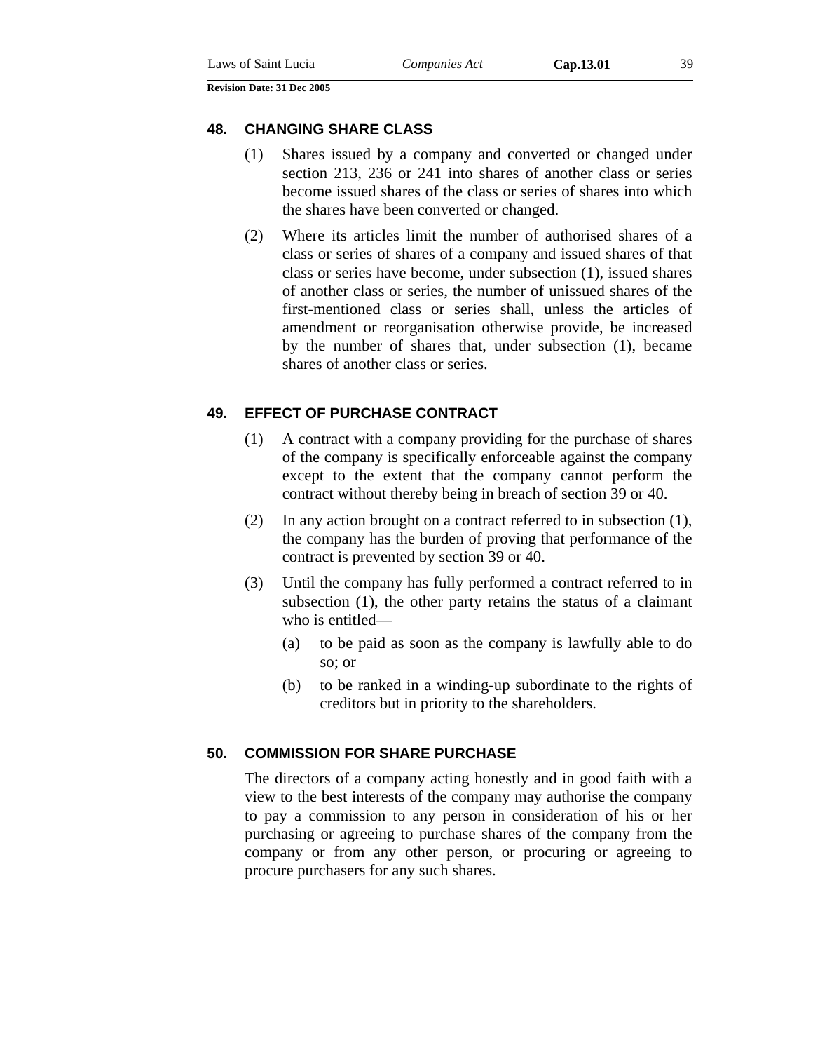## 48. CHANGING SHARE CLASS

(1) Shares issued by a company and converted or changed under section 213, 236 or 241 into shares of another class or series become issued shares of the class or series of shares into which the shares have been converted or changed.

(2) Where its articles limit the number of authorised shares of a class or series of shares of a company and issued shares of that class or series have become, under subsection (1), issued shares of another class or series, the number of unissued shares of the first-mentioned class or series shall, unless the articles of amendment or reorganisation otherwise provide, be increased by the number of shares that, under subsection (1), became shares of another class or series.

## 49. EFFECT OF PURCHASE CONTRACT

(1) A contract with a company providing for the purchase of shares of the company is specifically enforceable against the company except to the extent that the company cannot perform the contract without thereby being in breach of section 39 or 40.

(2) In any action brought on a contract referred to in subsection (1), the company has the burden of proving that performance of the contract is prevented by section 39 or 40.

(3) Until the company has fully performed a contract referred to in subsection (1), the other party retains the status of a claimant who is entitled—

(a) to be paid as soon as the company is lawfully able to do so; or

(b) to be ranked in a winding-up subordinate to the rights of creditors but in priority to the shareholders.

## 50. COMMISSION FOR SHARE PURCHASE

The directors of a company acting honestly and in good faith with a view to the best interests of the company may authorise the company to pay a commission to any person in consideration of his or her purchasing or agreeing to purchase shares of the company from the company or from any other person, or procuring or agreeing to procure purchasers for any such shares.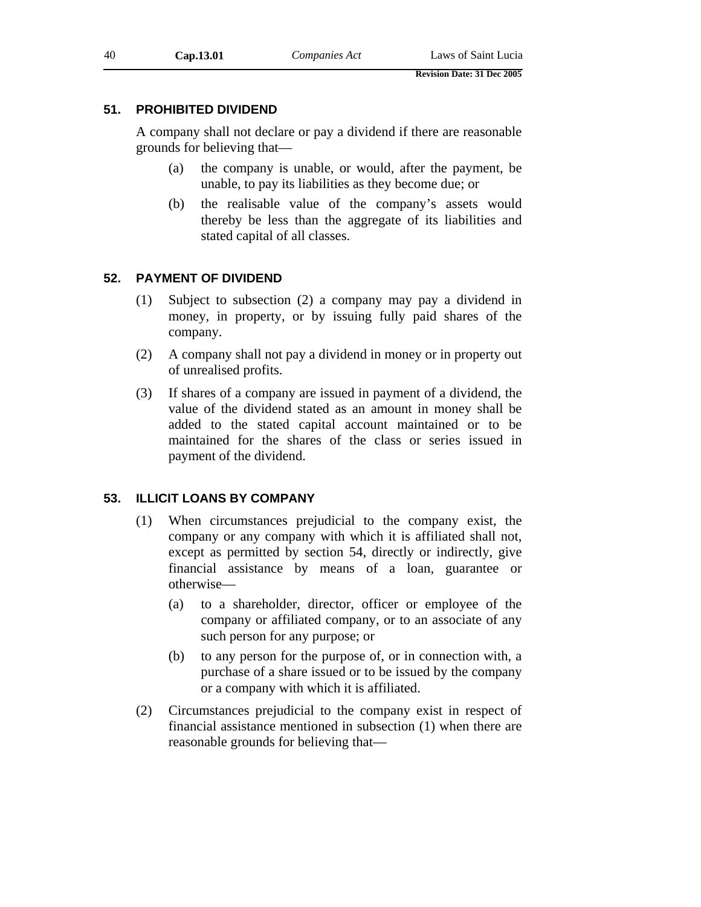## 51. PROHIBITED DIVIDEND

A company shall not declare or pay a dividend if there are reasonable grounds for believing that—

(a) the company is unable, or would, after the payment, be unable, to pay its liabilities as they become due; or

(b) the realisable value of the company's assets would thereby be less than the aggregate of its liabilities and stated capital of all classes.

## 52. PAYMENT OF DIVIDEND

(1) Subject to subsection (2) a company may pay a dividend in money, in property, or by issuing fully paid shares of the company.

(2) A company shall not pay a dividend in money or in property out of unrealised profits.

(3) If shares of a company are issued in payment of a dividend, the value of the dividend stated as an amount in money shall be added to the stated capital account maintained or to be maintained for the shares of the class or series issued in payment of the dividend.

## 53. ILLICIT LOANS BY COMPANY

(1) When circumstances prejudicial to the company exist, the company or any company with which it is affiliated shall not, except as permitted by section 54, directly or indirectly, give financial assistance by means of a loan, guarantee or otherwise—

(a) to a shareholder, director, officer or employee of the company or affiliated company, or to an associate of any such person for any purpose; or

(b) to any person for the purpose of, or in connection with, a purchase of a share issued or to be issued by the company or a company with which it is affiliated.

(2) Circumstances prejudicial to the company exist in respect of financial assistance mentioned in subsection (1) when there are reasonable grounds for believing that—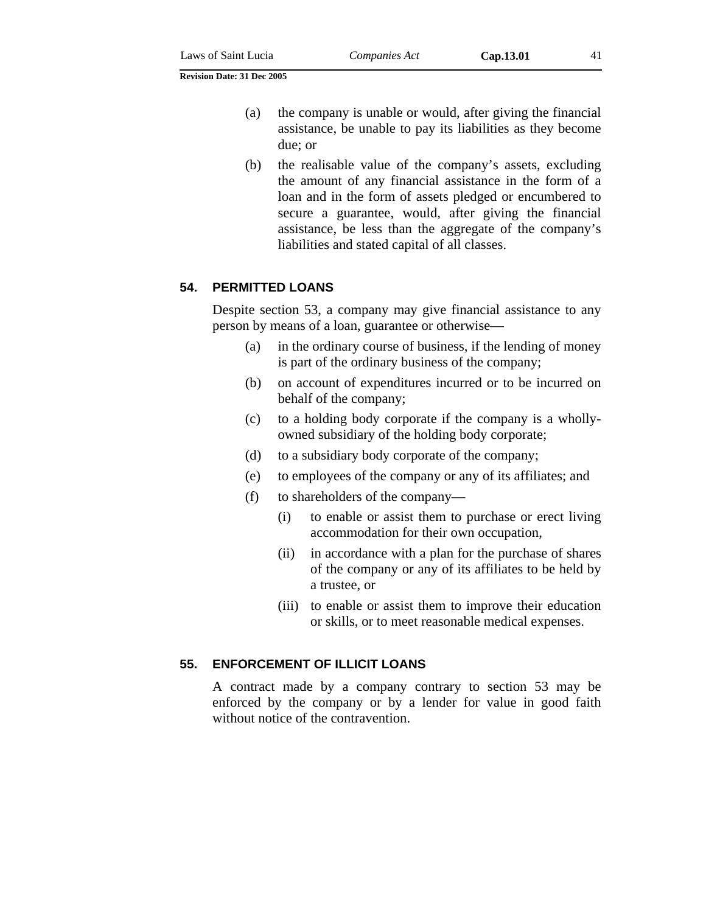(a) the company is unable or would, after giving the financial assistance, be unable to pay its liabilities as they become due; or

(b) the realisable value of the company's assets, excluding the amount of any financial assistance in the form of a loan and in the form of assets pledged or encumbered to secure a guarantee, would, after giving the financial assistance, be less than the aggregate of the company's liabilities and stated capital of all classes.

## 54. PERMITTED LOANS

Despite section 53, a company may give financial assistance to any person by means of a loan, guarantee or otherwise—

(a) in the ordinary course of business, if the lending of money is part of the ordinary business of the company;

(b) on account of expenditures incurred or to be incurred on behalf of the company;

(c) to a holding body corporate if the company is a wholly-owned subsidiary of the holding body corporate;

(d) to a subsidiary body corporate of the company;

(e) to employees of the company or any of its affiliates; and

(f) to shareholders of the company—

(i) to enable or assist them to purchase or erect living accommodation for their own occupation,

(ii) in accordance with a plan for the purchase of shares of the company or any of its affiliates to be held by a trustee, or

(iii) to enable or assist them to improve their education or skills, or to meet reasonable medical expenses.

## 55. ENFORCEMENT OF ILLICIT LOANS

A contract made by a company contrary to section 53 may be enforced by the company or by a lender for value in good faith without notice of the contravention.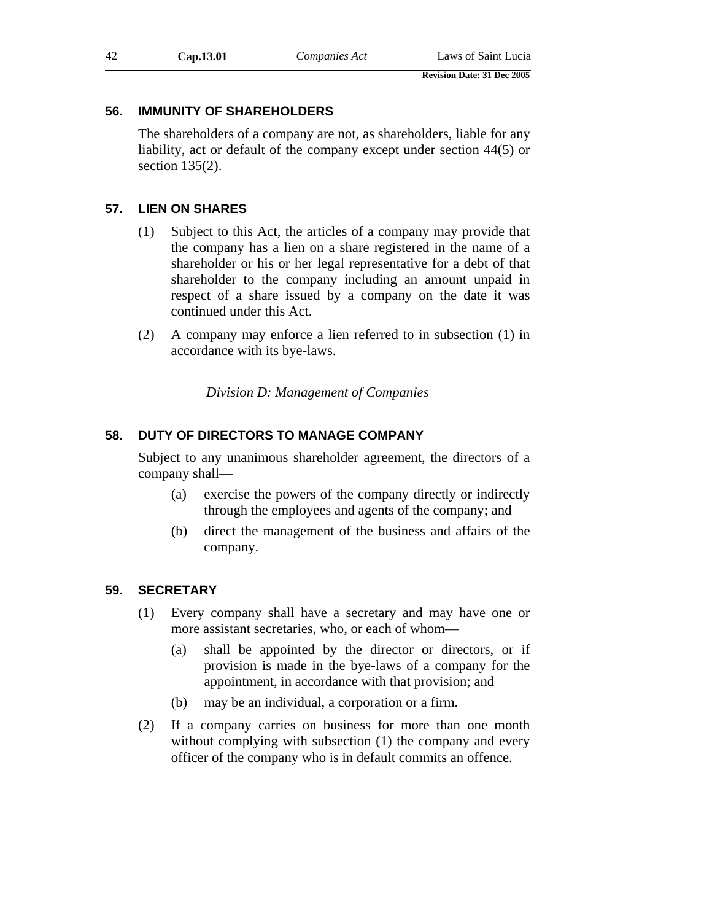## 56. IMMUNITY OF SHAREHOLDERS

The shareholders of a company are not, as shareholders, liable for any liability, act or default of the company except under section 44(5) or section 135(2).

## 57. LIEN ON SHARES

(1) Subject to this Act, the articles of a company may provide that the company has a lien on a share registered in the name of a shareholder or his or her legal representative for a debt of that shareholder to the company including an amount unpaid in respect of a share issued by a company on the date it was continued under this Act.

(2) A company may enforce a lien referred to in subsection (1) in accordance with its bye-laws.

*Division D: Management of Companies*

## 58. DUTY OF DIRECTORS TO MANAGE COMPANY

Subject to any unanimous shareholder agreement, the directors of a company shall—

(a) exercise the powers of the company directly or indirectly through the employees and agents of the company; and

(b) direct the management of the business and affairs of the company.

## 59. SECRETARY

(1) Every company shall have a secretary and may have one or more assistant secretaries, who, or each of whom—

(a) shall be appointed by the director or directors, or if provision is made in the bye-laws of a company for the appointment, in accordance with that provision; and

(b) may be an individual, a corporation or a firm.

(2) If a company carries on business for more than one month without complying with subsection (1) the company and every officer of the company who is in default commits an offence.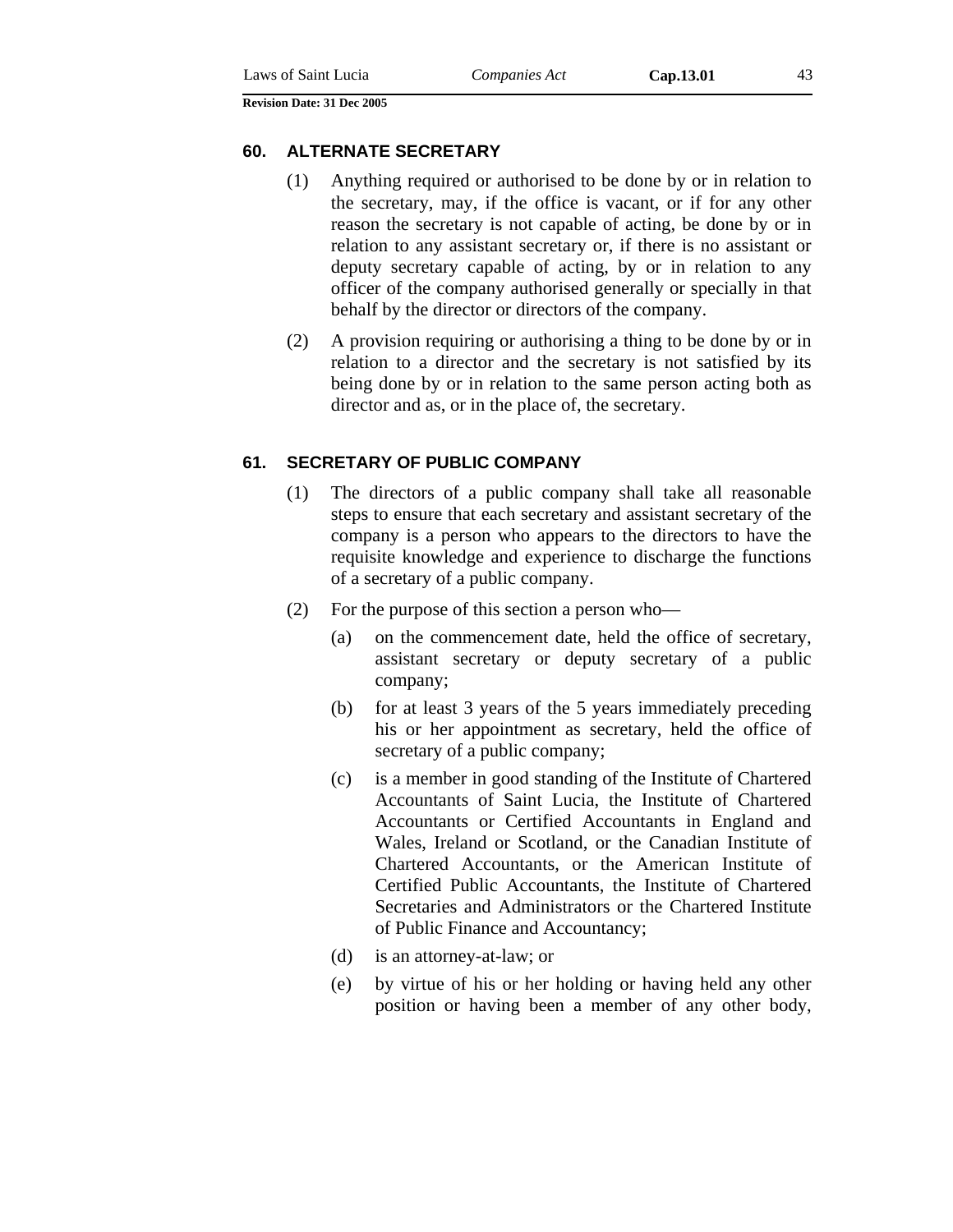### 60. ALTERNATE SECRETARY

(1) Anything required or authorised to be done by or in relation to the secretary, may, if the office is vacant, or if for any other reason the secretary is not capable of acting, be done by or in relation to any assistant secretary or, if there is no assistant or deputy secretary capable of acting, by or in relation to any officer of the company authorised generally or specially in that behalf by the director or directors of the company.

(2) A provision requiring or authorising a thing to be done by or in relation to a director and the secretary is not satisfied by its being done by or in relation to the same person acting both as director and as, or in the place of, the secretary.

### 61. SECRETARY OF PUBLIC COMPANY

(1) The directors of a public company shall take all reasonable steps to ensure that each secretary and assistant secretary of the company is a person who appears to the directors to have the requisite knowledge and experience to discharge the functions of a secretary of a public company.

(2) For the purpose of this section a person who—

(a) on the commencement date, held the office of secretary, assistant secretary or deputy secretary of a public company;

(b) for at least 3 years of the 5 years immediately preceding his or her appointment as secretary, held the office of secretary of a public company;

(c) is a member in good standing of the Institute of Chartered Accountants of Saint Lucia, the Institute of Chartered Accountants or Certified Accountants in England and Wales, Ireland or Scotland, or the Canadian Institute of Chartered Accountants, or the American Institute of Certified Public Accountants, the Institute of Chartered Secretaries and Administrators or the Chartered Institute of Public Finance and Accountancy;

(d) is an attorney-at-law; or

(e) by virtue of his or her holding or having held any other position or having been a member of any other body,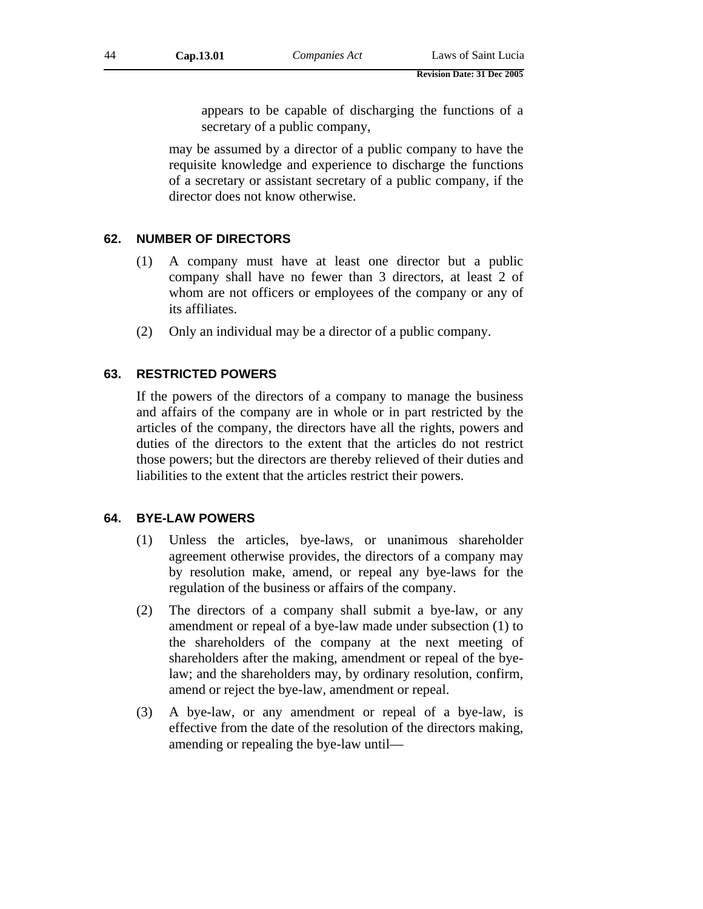appears to be capable of discharging the functions of a secretary of a public company,

may be assumed by a director of a public company to have the requisite knowledge and experience to discharge the functions of a secretary or assistant secretary of a public company, if the director does not know otherwise.

### 62. NUMBER OF DIRECTORS

(1) A company must have at least one director but a public company shall have no fewer than 3 directors, at least 2 of whom are not officers or employees of the company or any of its affiliates.

(2) Only an individual may be a director of a public company.

### 63. RESTRICTED POWERS

If the powers of the directors of a company to manage the business and affairs of the company are in whole or in part restricted by the articles of the company, the directors have all the rights, powers and duties of the directors to the extent that the articles do not restrict those powers; but the directors are thereby relieved of their duties and liabilities to the extent that the articles restrict their powers.

### 64. BYE-LAW POWERS

(1) Unless the articles, bye-laws, or unanimous shareholder agreement otherwise provides, the directors of a company may by resolution make, amend, or repeal any bye-laws for the regulation of the business or affairs of the company.

(2) The directors of a company shall submit a bye-law, or any amendment or repeal of a bye-law made under subsection (1) to the shareholders of the company at the next meeting of shareholders after the making, amendment or repeal of the bye-law; and the shareholders may, by ordinary resolution, confirm, amend or reject the bye-law, amendment or repeal.

(3) A bye-law, or any amendment or repeal of a bye-law, is effective from the date of the resolution of the directors making, amending or repealing the bye-law until—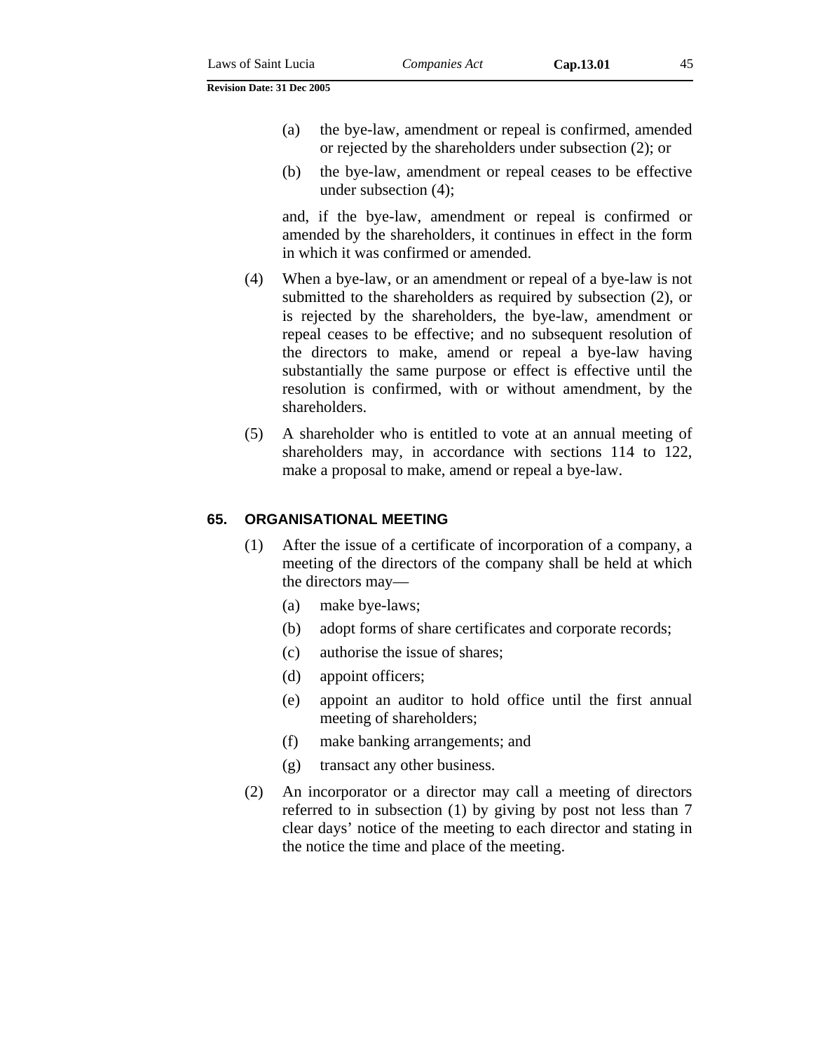(a) the bye-law, amendment or repeal is confirmed, amended or rejected by the shareholders under subsection (2); or

(b) the bye-law, amendment or repeal ceases to be effective under subsection (4);

and, if the bye-law, amendment or repeal is confirmed or amended by the shareholders, it continues in effect in the form in which it was confirmed or amended.

(4) When a bye-law, or an amendment or repeal of a bye-law is not submitted to the shareholders as required by subsection (2), or is rejected by the shareholders, the bye-law, amendment or repeal ceases to be effective; and no subsequent resolution of the directors to make, amend or repeal a bye-law having substantially the same purpose or effect is effective until the resolution is confirmed, with or without amendment, by the shareholders.

(5) A shareholder who is entitled to vote at an annual meeting of shareholders may, in accordance with sections 114 to 122, make a proposal to make, amend or repeal a bye-law.

### 65. ORGANISATIONAL MEETING

(1) After the issue of a certificate of incorporation of a company, a meeting of the directors of the company shall be held at which the directors may—

(a) make bye-laws;

(b) adopt forms of share certificates and corporate records;

(c) authorise the issue of shares;

(d) appoint officers;

(e) appoint an auditor to hold office until the first annual meeting of shareholders;

(f) make banking arrangements; and

(g) transact any other business.

(2) An incorporator or a director may call a meeting of directors referred to in subsection (1) by giving by post not less than 7 clear days' notice of the meeting to each director and stating in the notice the time and place of the meeting.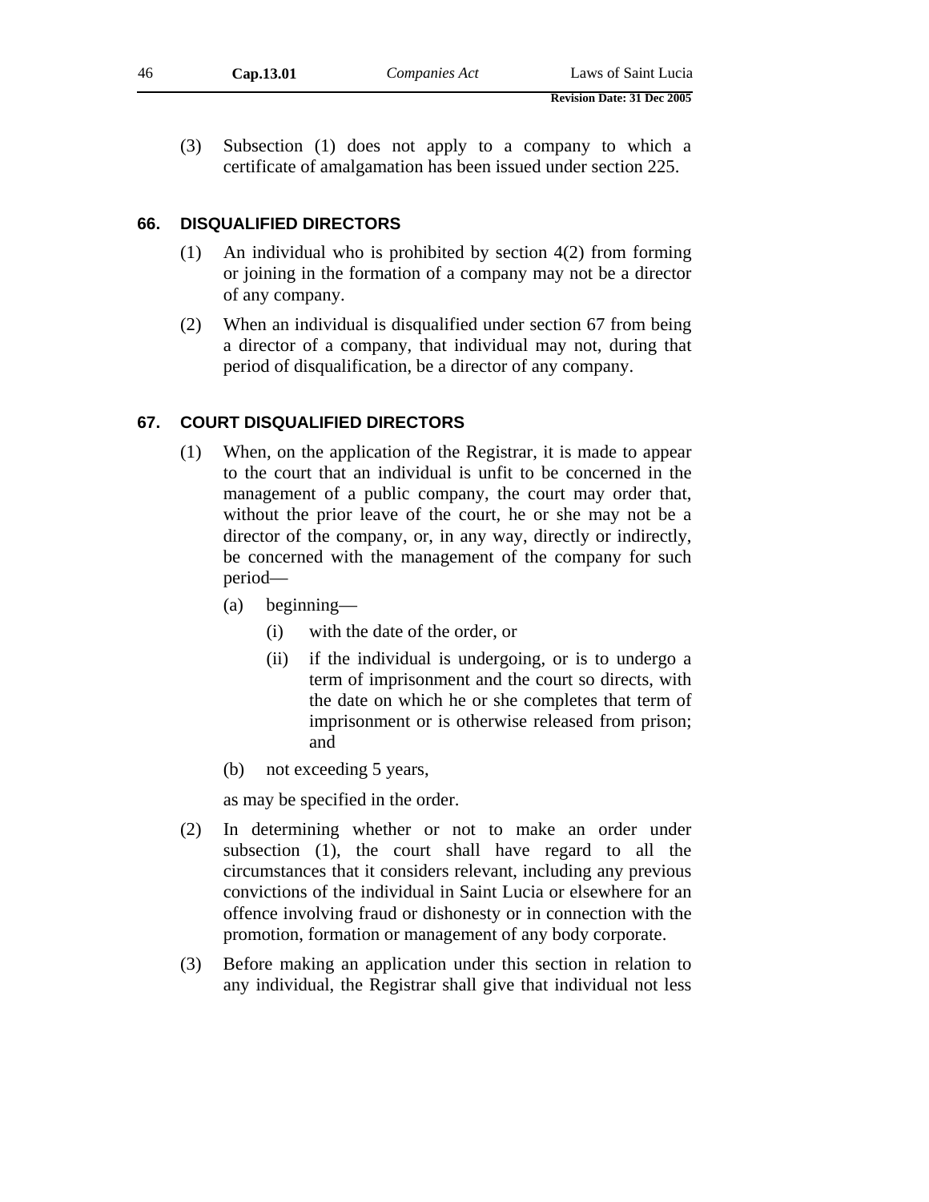(3) Subsection (1) does not apply to a company to which a certificate of amalgamation has been issued under section 225.

## 66. DISQUALIFIED DIRECTORS

(1) An individual who is prohibited by section 4(2) from forming or joining in the formation of a company may not be a director of any company.

(2) When an individual is disqualified under section 67 from being a director of a company, that individual may not, during that period of disqualification, be a director of any company.

## 67. COURT DISQUALIFIED DIRECTORS

(1) When, on the application of the Registrar, it is made to appear to the court that an individual is unfit to be concerned in the management of a public company, the court may order that, without the prior leave of the court, he or she may not be a director of the company, or, in any way, directly or indirectly, be concerned with the management of the company for such period—

- (a) beginning—
  - (i) with the date of the order, or
  - (ii) if the individual is undergoing, or is to undergo a term of imprisonment and the court so directs, with the date on which he or she completes that term of imprisonment or is otherwise released from prison; and
- (b) not exceeding 5 years,

as may be specified in the order.

(2) In determining whether or not to make an order under subsection (1), the court shall have regard to all the circumstances that it considers relevant, including any previous convictions of the individual in Saint Lucia or elsewhere for an offence involving fraud or dishonesty or in connection with the promotion, formation or management of any body corporate.

(3) Before making an application under this section in relation to any individual, the Registrar shall give that individual not less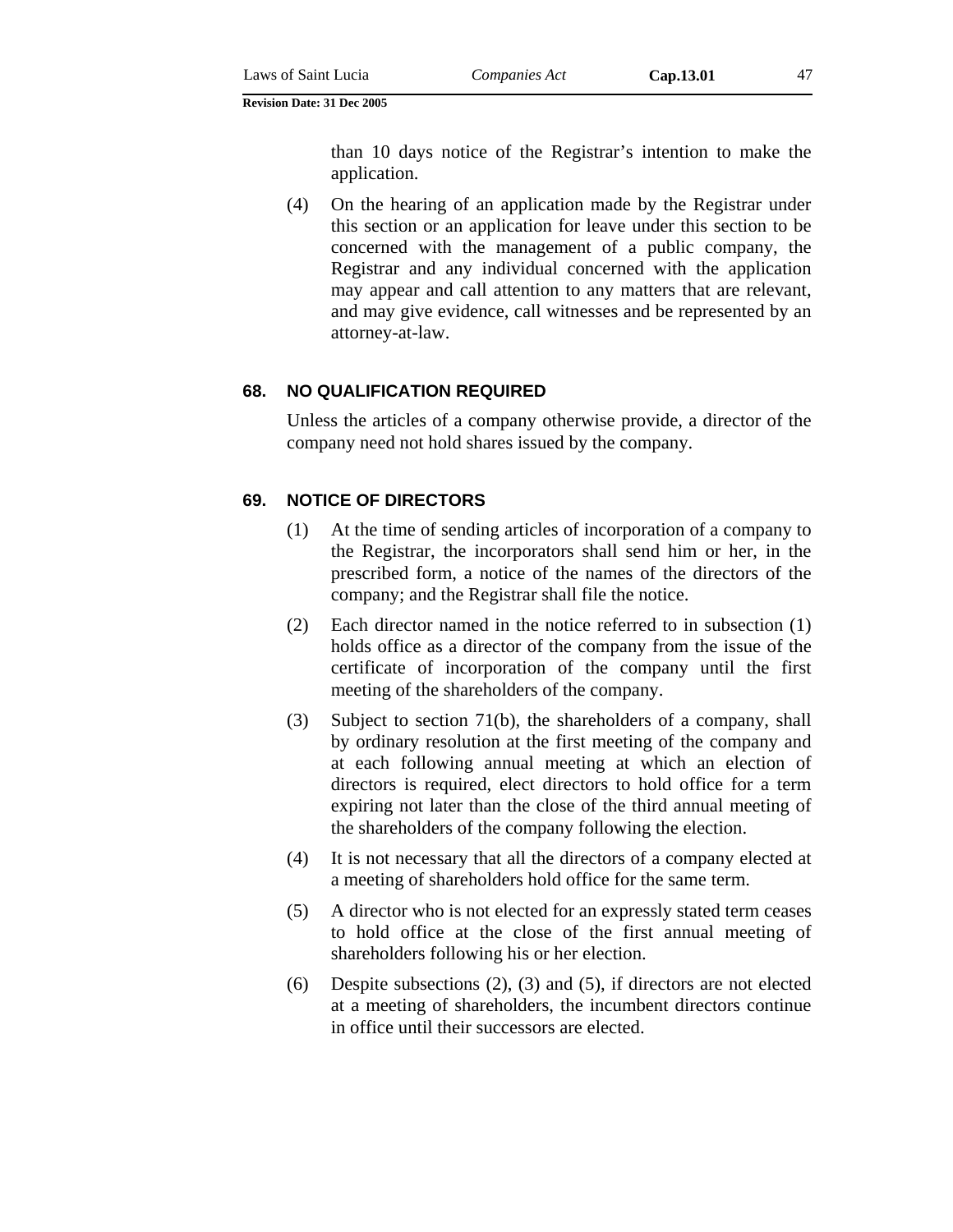than 10 days notice of the Registrar's intention to make the application.

(4) On the hearing of an application made by the Registrar under this section or an application for leave under this section to be concerned with the management of a public company, the Registrar and any individual concerned with the application may appear and call attention to any matters that are relevant, and may give evidence, call witnesses and be represented by an attorney-at-law.

### 68. NO QUALIFICATION REQUIRED

Unless the articles of a company otherwise provide, a director of the company need not hold shares issued by the company.

### 69. NOTICE OF DIRECTORS

(1) At the time of sending articles of incorporation of a company to the Registrar, the incorporators shall send him or her, in the prescribed form, a notice of the names of the directors of the company; and the Registrar shall file the notice.

(2) Each director named in the notice referred to in subsection (1) holds office as a director of the company from the issue of the certificate of incorporation of the company until the first meeting of the shareholders of the company.

(3) Subject to section 71(b), the shareholders of a company, shall by ordinary resolution at the first meeting of the company and at each following annual meeting at which an election of directors is required, elect directors to hold office for a term expiring not later than the close of the third annual meeting of the shareholders of the company following the election.

(4) It is not necessary that all the directors of a company elected at a meeting of shareholders hold office for the same term.

(5) A director who is not elected for an expressly stated term ceases to hold office at the close of the first annual meeting of shareholders following his or her election.

(6) Despite subsections (2), (3) and (5), if directors are not elected at a meeting of shareholders, the incumbent directors continue in office until their successors are elected.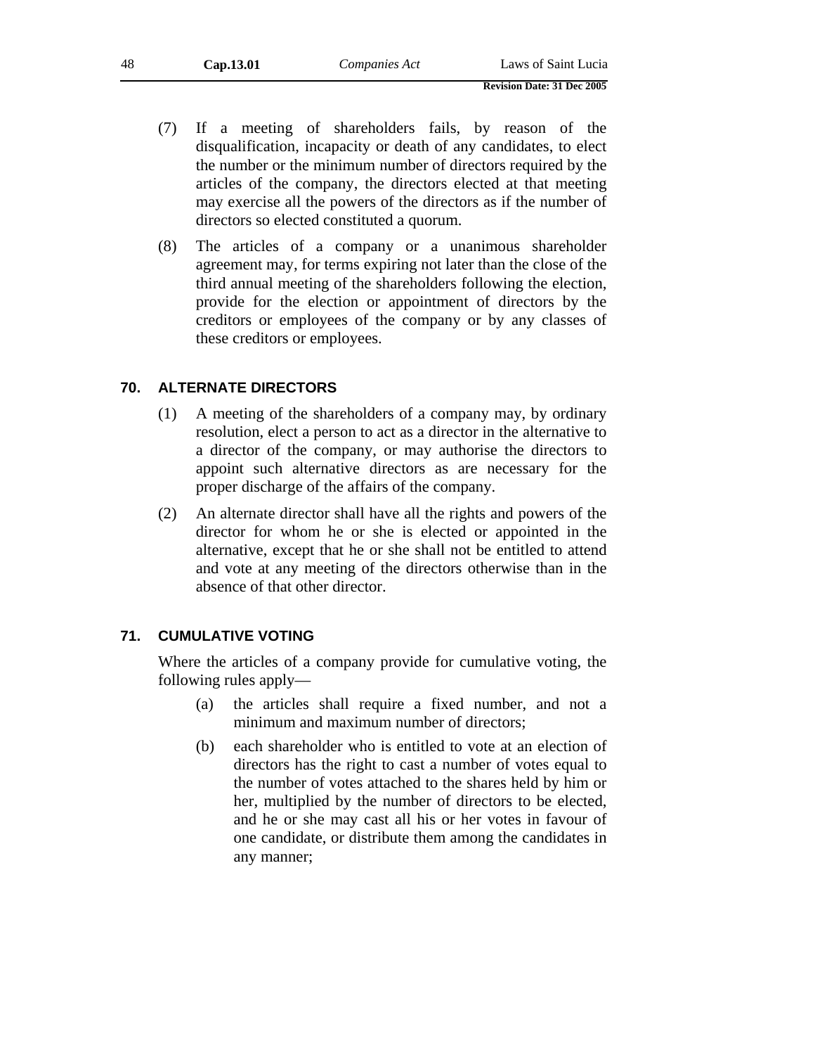(7) If a meeting of shareholders fails, by reason of the disqualification, incapacity or death of any candidates, to elect the number or the minimum number of directors required by the articles of the company, the directors elected at that meeting may exercise all the powers of the directors as if the number of directors so elected constituted a quorum.

(8) The articles of a company or a unanimous shareholder agreement may, for terms expiring not later than the close of the third annual meeting of the shareholders following the election, provide for the election or appointment of directors by the creditors or employees of the company or by any classes of these creditors or employees.

## 70. ALTERNATE DIRECTORS

(1) A meeting of the shareholders of a company may, by ordinary resolution, elect a person to act as a director in the alternative to a director of the company, or may authorise the directors to appoint such alternative directors as are necessary for the proper discharge of the affairs of the company.

(2) An alternate director shall have all the rights and powers of the director for whom he or she is elected or appointed in the alternative, except that he or she shall not be entitled to attend and vote at any meeting of the directors otherwise than in the absence of that other director.

## 71. CUMULATIVE VOTING

Where the articles of a company provide for cumulative voting, the following rules apply—

(a) the articles shall require a fixed number, and not a minimum and maximum number of directors;

(b) each shareholder who is entitled to vote at an election of directors has the right to cast a number of votes equal to the number of votes attached to the shares held by him or her, multiplied by the number of directors to be elected, and he or she may cast all his or her votes in favour of one candidate, or distribute them among the candidates in any manner;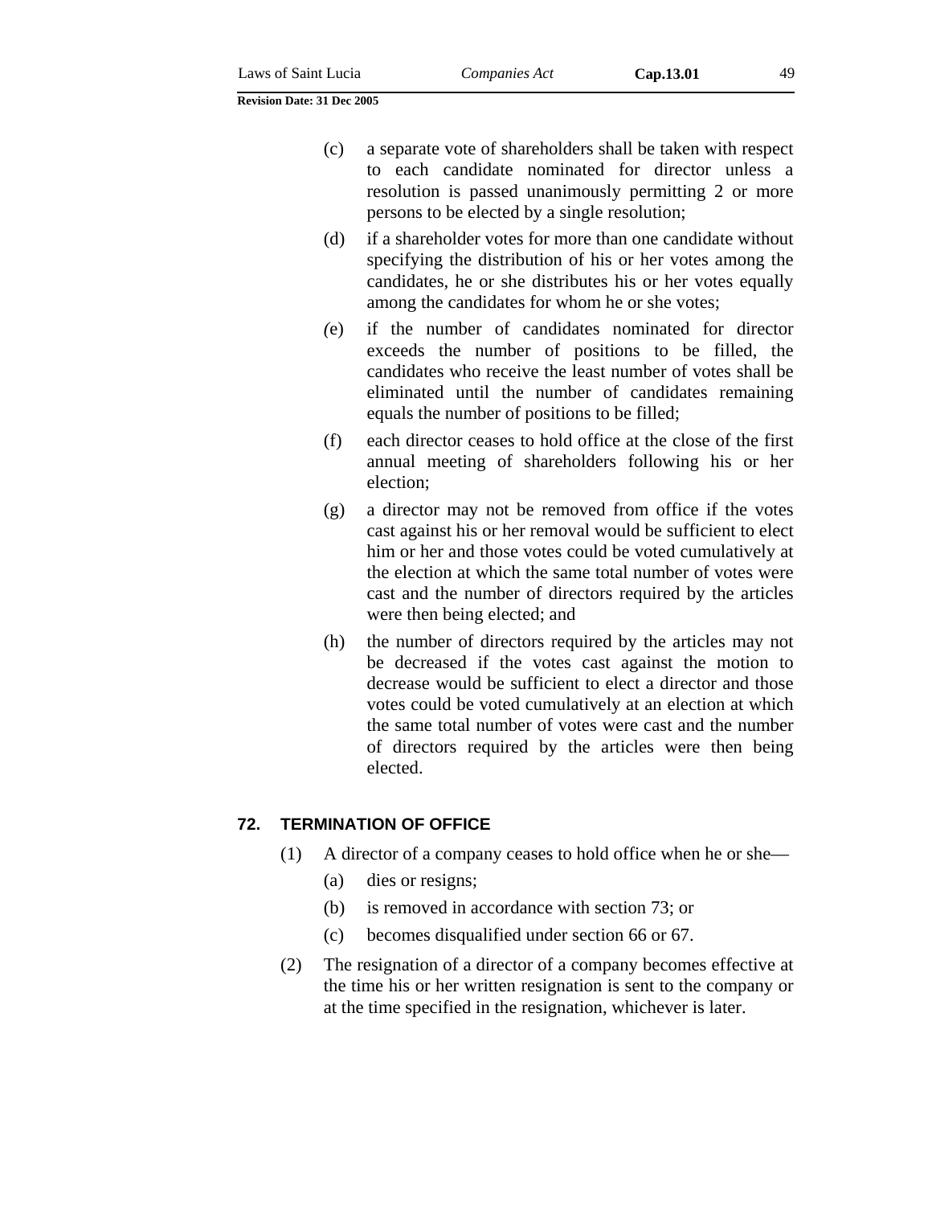(c) a separate vote of shareholders shall be taken with respect to each candidate nominated for director unless a resolution is passed unanimously permitting 2 or more persons to be elected by a single resolution;

(d) if a shareholder votes for more than one candidate without specifying the distribution of his or her votes among the candidates, he or she distributes his or her votes equally among the candidates for whom he or she votes;

(e) if the number of candidates nominated for director exceeds the number of positions to be filled, the candidates who receive the least number of votes shall be eliminated until the number of candidates remaining equals the number of positions to be filled;

(f) each director ceases to hold office at the close of the first annual meeting of shareholders following his or her election;

(g) a director may not be removed from office if the votes cast against his or her removal would be sufficient to elect him or her and those votes could be voted cumulatively at the election at which the same total number of votes were cast and the number of directors required by the articles were then being elected; and

(h) the number of directors required by the articles may not be decreased if the votes cast against the motion to decrease would be sufficient to elect a director and those votes could be voted cumulatively at an election at which the same total number of votes were cast and the number of directors required by the articles were then being elected.

## 72. TERMINATION OF OFFICE

(1) A director of a company ceases to hold office when he or she—

(a) dies or resigns;

(b) is removed in accordance with section 73; or

(c) becomes disqualified under section 66 or 67.

(2) The resignation of a director of a company becomes effective at the time his or her written resignation is sent to the company or at the time specified in the resignation, whichever is later.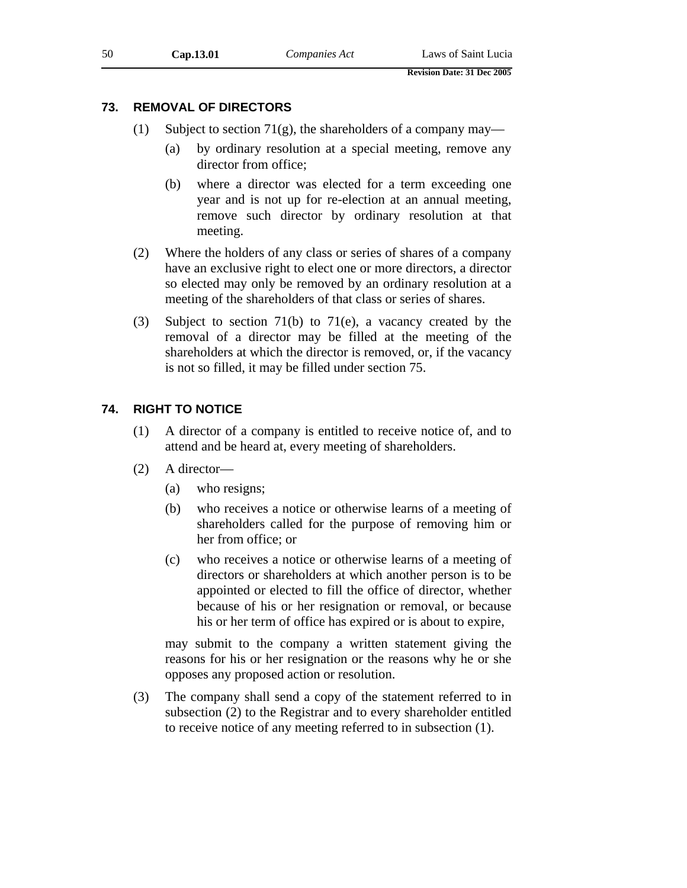## 73. REMOVAL OF DIRECTORS

(1) Subject to section 71(g), the shareholders of a company may—

(a) by ordinary resolution at a special meeting, remove any director from office;

(b) where a director was elected for a term exceeding one year and is not up for re-election at an annual meeting, remove such director by ordinary resolution at that meeting.

(2) Where the holders of any class or series of shares of a company have an exclusive right to elect one or more directors, a director so elected may only be removed by an ordinary resolution at a meeting of the shareholders of that class or series of shares.

(3) Subject to section 71(b) to 71(e), a vacancy created by the removal of a director may be filled at the meeting of the shareholders at which the director is removed, or, if the vacancy is not so filled, it may be filled under section 75.

## 74. RIGHT TO NOTICE

(1) A director of a company is entitled to receive notice of, and to attend and be heard at, every meeting of shareholders.

(2) A director—

(a) who resigns;

(b) who receives a notice or otherwise learns of a meeting of shareholders called for the purpose of removing him or her from office; or

(c) who receives a notice or otherwise learns of a meeting of directors or shareholders at which another person is to be appointed or elected to fill the office of director, whether because of his or her resignation or removal, or because his or her term of office has expired or is about to expire,

may submit to the company a written statement giving the reasons for his or her resignation or the reasons why he or she opposes any proposed action or resolution.

(3) The company shall send a copy of the statement referred to in subsection (2) to the Registrar and to every shareholder entitled to receive notice of any meeting referred to in subsection (1).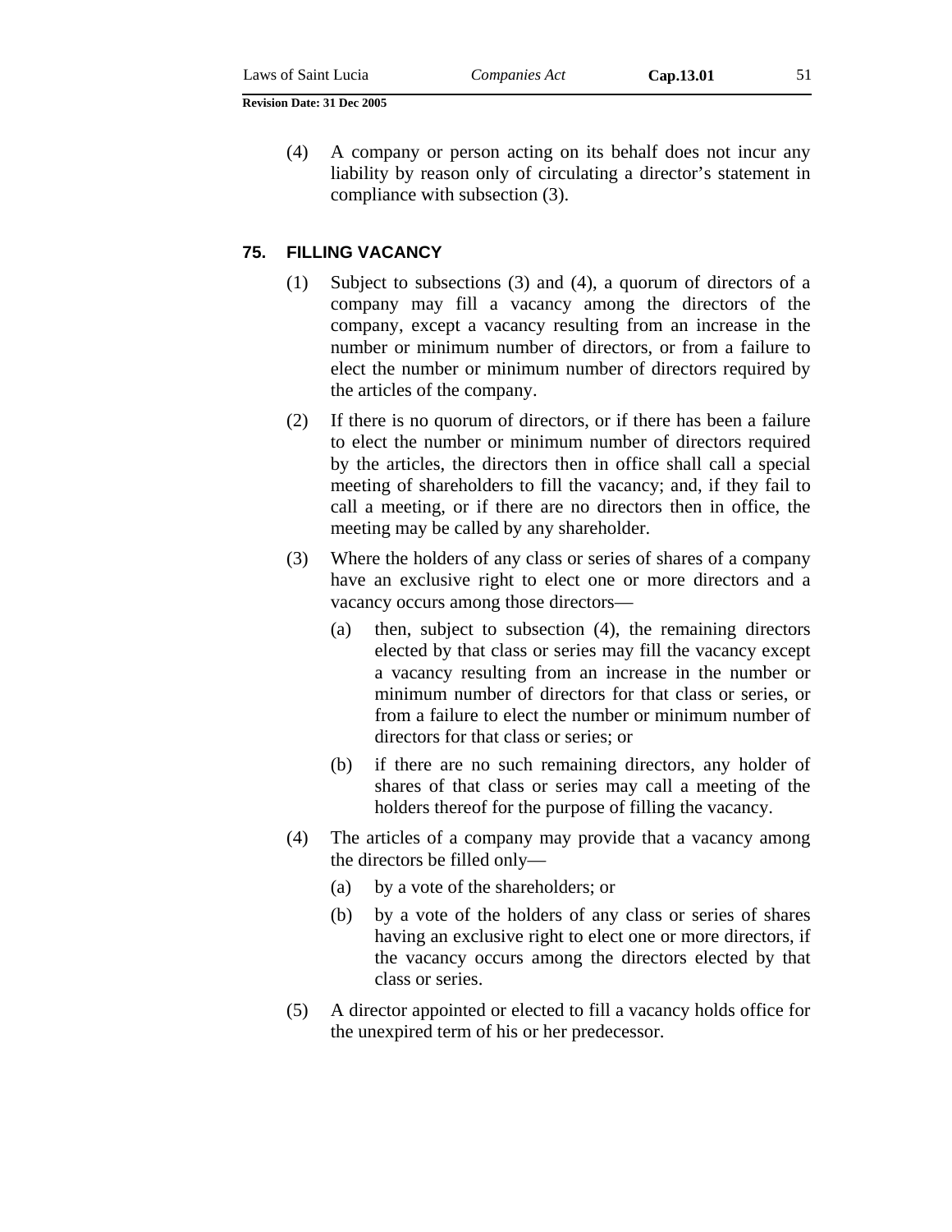(4) A company or person acting on its behalf does not incur any liability by reason only of circulating a director's statement in compliance with subsection (3).

### 75. FILLING VACANCY

(1) Subject to subsections (3) and (4), a quorum of directors of a company may fill a vacancy among the directors of the company, except a vacancy resulting from an increase in the number or minimum number of directors, or from a failure to elect the number or minimum number of directors required by the articles of the company.

(2) If there is no quorum of directors, or if there has been a failure to elect the number or minimum number of directors required by the articles, the directors then in office shall call a special meeting of shareholders to fill the vacancy; and, if they fail to call a meeting, or if there are no directors then in office, the meeting may be called by any shareholder.

(3) Where the holders of any class or series of shares of a company have an exclusive right to elect one or more directors and a vacancy occurs among those directors—

  (a) then, subject to subsection (4), the remaining directors elected by that class or series may fill the vacancy except a vacancy resulting from an increase in the number or minimum number of directors for that class or series, or from a failure to elect the number or minimum number of directors for that class or series; or

  (b) if there are no such remaining directors, any holder of shares of that class or series may call a meeting of the holders thereof for the purpose of filling the vacancy.

(4) The articles of a company may provide that a vacancy among the directors be filled only—

  (a) by a vote of the shareholders; or

  (b) by a vote of the holders of any class or series of shares having an exclusive right to elect one or more directors, if the vacancy occurs among the directors elected by that class or series.

(5) A director appointed or elected to fill a vacancy holds office for the unexpired term of his or her predecessor.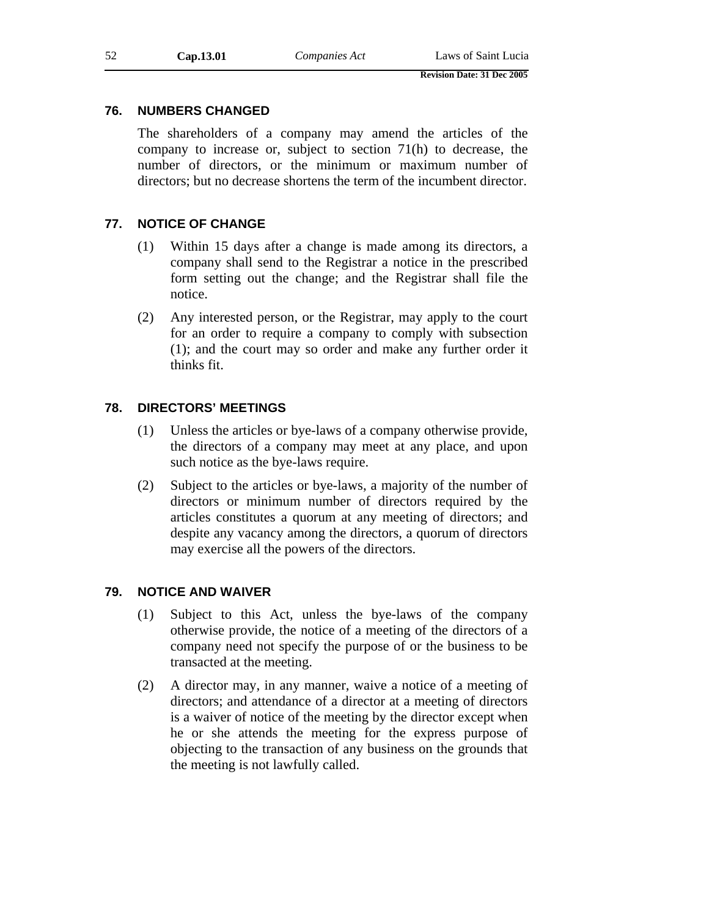### 76. NUMBERS CHANGED

The shareholders of a company may amend the articles of the company to increase or, subject to section 71(h) to decrease, the number of directors, or the minimum or maximum number of directors; but no decrease shortens the term of the incumbent director.

### 77. NOTICE OF CHANGE

(1) Within 15 days after a change is made among its directors, a company shall send to the Registrar a notice in the prescribed form setting out the change; and the Registrar shall file the notice.

(2) Any interested person, or the Registrar, may apply to the court for an order to require a company to comply with subsection (1); and the court may so order and make any further order it thinks fit.

### 78. DIRECTORS' MEETINGS

(1) Unless the articles or bye-laws of a company otherwise provide, the directors of a company may meet at any place, and upon such notice as the bye-laws require.

(2) Subject to the articles or bye-laws, a majority of the number of directors or minimum number of directors required by the articles constitutes a quorum at any meeting of directors; and despite any vacancy among the directors, a quorum of directors may exercise all the powers of the directors.

### 79. NOTICE AND WAIVER

(1) Subject to this Act, unless the bye-laws of the company otherwise provide, the notice of a meeting of the directors of a company need not specify the purpose of or the business to be transacted at the meeting.

(2) A director may, in any manner, waive a notice of a meeting of directors; and attendance of a director at a meeting of directors is a waiver of notice of the meeting by the director except when he or she attends the meeting for the express purpose of objecting to the transaction of any business on the grounds that the meeting is not lawfully called.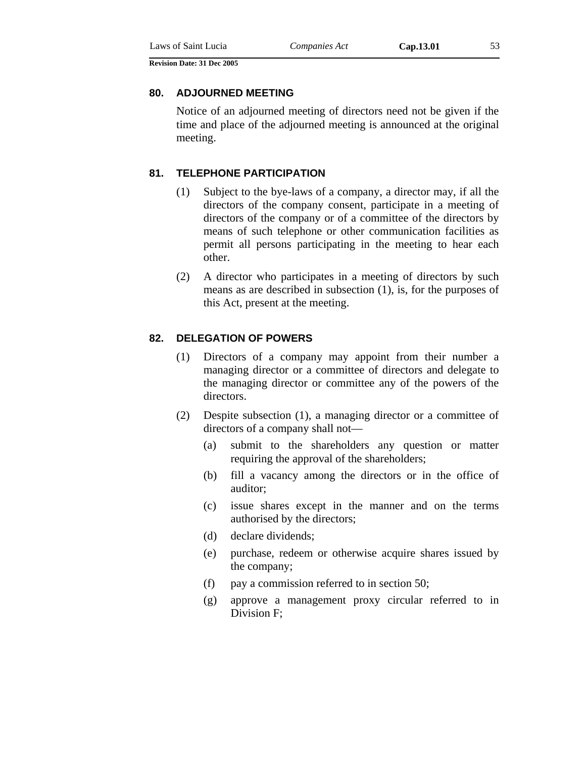### 80. ADJOURNED MEETING

Notice of an adjourned meeting of directors need not be given if the time and place of the adjourned meeting is announced at the original meeting.

### 81. TELEPHONE PARTICIPATION

(1) Subject to the bye-laws of a company, a director may, if all the directors of the company consent, participate in a meeting of directors of the company or of a committee of the directors by means of such telephone or other communication facilities as permit all persons participating in the meeting to hear each other.

(2) A director who participates in a meeting of directors by such means as are described in subsection (1), is, for the purposes of this Act, present at the meeting.

### 82. DELEGATION OF POWERS

(1) Directors of a company may appoint from their number a managing director or a committee of directors and delegate to the managing director or committee any of the powers of the directors.

(2) Despite subsection (1), a managing director or a committee of directors of a company shall not—

(a) submit to the shareholders any question or matter requiring the approval of the shareholders;

(b) fill a vacancy among the directors or in the office of auditor;

(c) issue shares except in the manner and on the terms authorised by the directors;

(d) declare dividends;

(e) purchase, redeem or otherwise acquire shares issued by the company;

(f) pay a commission referred to in section 50;

(g) approve a management proxy circular referred to in Division F;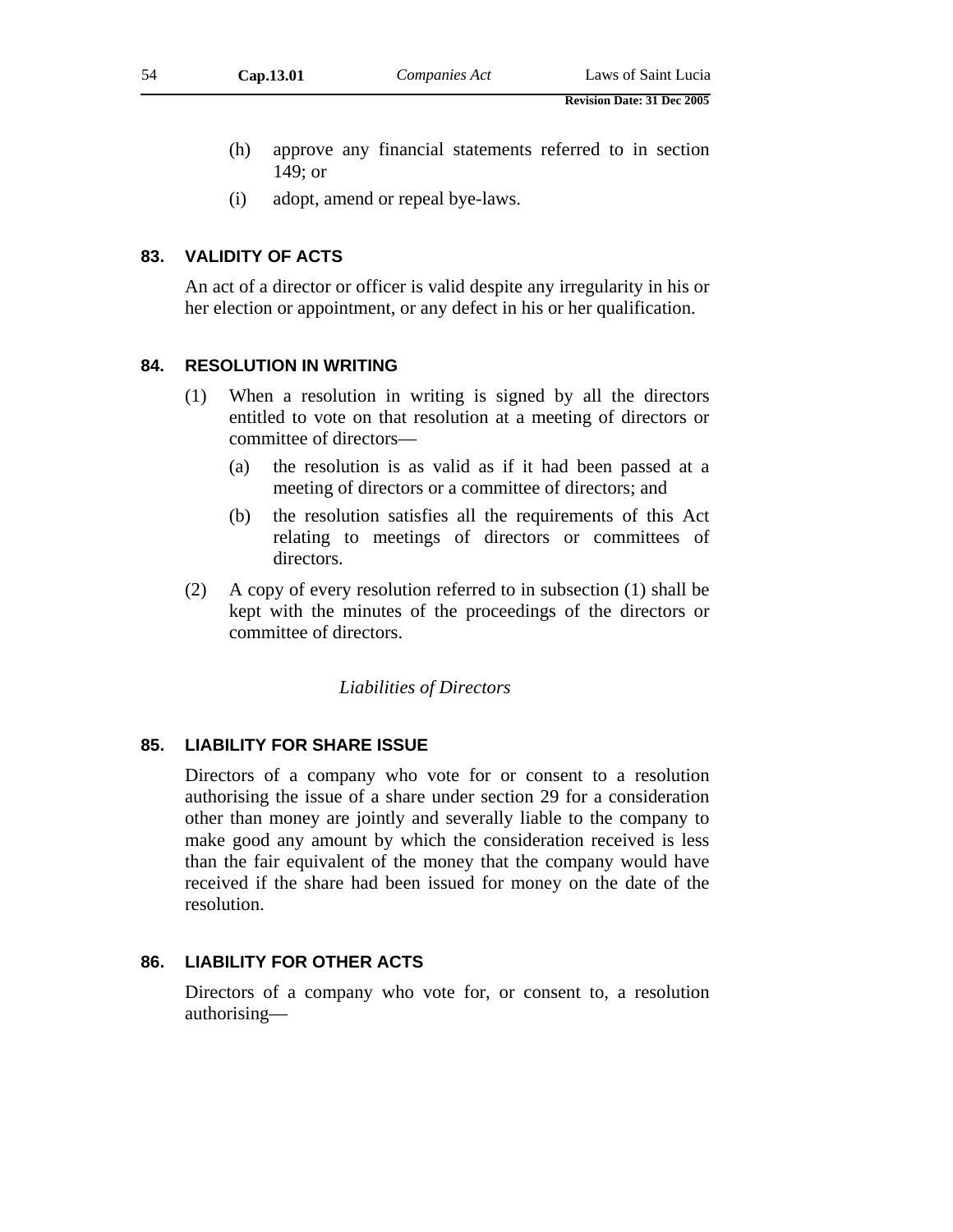(h) approve any financial statements referred to in section 149; or

(i) adopt, amend or repeal bye-laws.

### 83. VALIDITY OF ACTS

An act of a director or officer is valid despite any irregularity in his or her election or appointment, or any defect in his or her qualification.

### 84. RESOLUTION IN WRITING

(1) When a resolution in writing is signed by all the directors entitled to vote on that resolution at a meeting of directors or committee of directors—

(a) the resolution is as valid as if it had been passed at a meeting of directors or a committee of directors; and

(b) the resolution satisfies all the requirements of this Act relating to meetings of directors or committees of directors.

(2) A copy of every resolution referred to in subsection (1) shall be kept with the minutes of the proceedings of the directors or committee of directors.

*Liabilities of Directors*

### 85. LIABILITY FOR SHARE ISSUE

Directors of a company who vote for or consent to a resolution authorising the issue of a share under section 29 for a consideration other than money are jointly and severally liable to the company to make good any amount by which the consideration received is less than the fair equivalent of the money that the company would have received if the share had been issued for money on the date of the resolution.

### 86. LIABILITY FOR OTHER ACTS

Directors of a company who vote for, or consent to, a resolution authorising—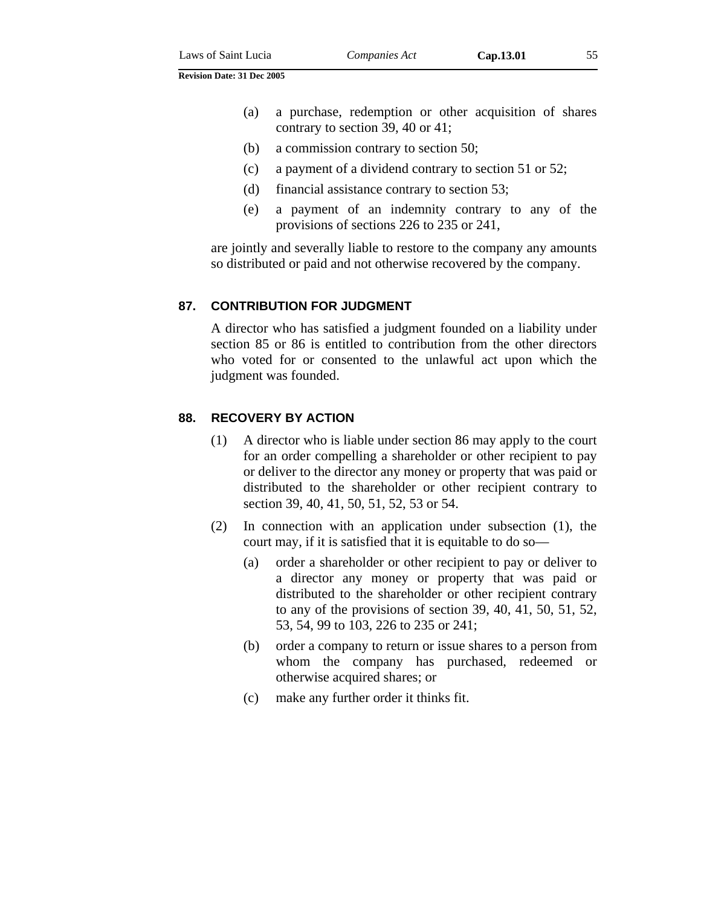(a) a purchase, redemption or other acquisition of shares contrary to section 39, 40 or 41;

(b) a commission contrary to section 50;

(c) a payment of a dividend contrary to section 51 or 52;

(d) financial assistance contrary to section 53;

(e) a payment of an indemnity contrary to any of the provisions of sections 226 to 235 or 241,

are jointly and severally liable to restore to the company any amounts so distributed or paid and not otherwise recovered by the company.

### 87. CONTRIBUTION FOR JUDGMENT

A director who has satisfied a judgment founded on a liability under section 85 or 86 is entitled to contribution from the other directors who voted for or consented to the unlawful act upon which the judgment was founded.

### 88. RECOVERY BY ACTION

(1) A director who is liable under section 86 may apply to the court for an order compelling a shareholder or other recipient to pay or deliver to the director any money or property that was paid or distributed to the shareholder or other recipient contrary to section 39, 40, 41, 50, 51, 52, 53 or 54.

(2) In connection with an application under subsection (1), the court may, if it is satisfied that it is equitable to do so—

(a) order a shareholder or other recipient to pay or deliver to a director any money or property that was paid or distributed to the shareholder or other recipient contrary to any of the provisions of section 39, 40, 41, 50, 51, 52, 53, 54, 99 to 103, 226 to 235 or 241;

(b) order a company to return or issue shares to a person from whom the company has purchased, redeemed or otherwise acquired shares; or

(c) make any further order it thinks fit.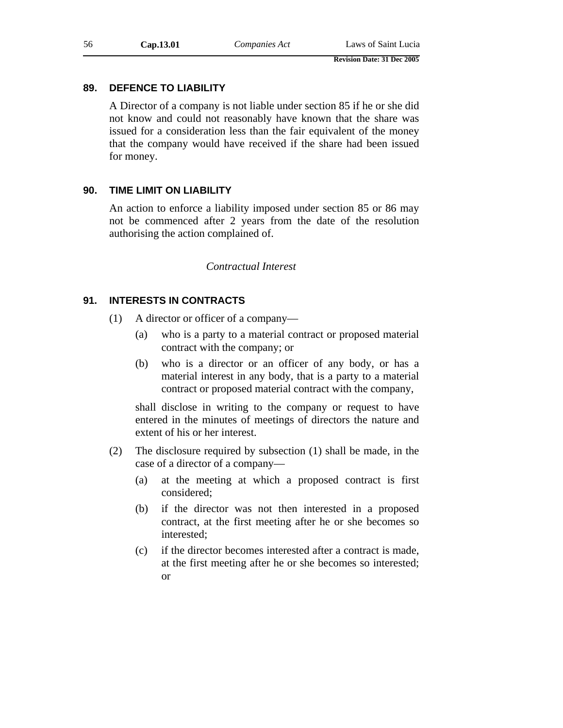### 89. DEFENCE TO LIABILITY

A Director of a company is not liable under section 85 if he or she did not know and could not reasonably have known that the share was issued for a consideration less than the fair equivalent of the money that the company would have received if the share had been issued for money.

### 90. TIME LIMIT ON LIABILITY

An action to enforce a liability imposed under section 85 or 86 may not be commenced after 2 years from the date of the resolution authorising the action complained of.

*Contractual Interest*

### 91. INTERESTS IN CONTRACTS

(1) A director or officer of a company—

(a) who is a party to a material contract or proposed material contract with the company; or

(b) who is a director or an officer of any body, or has a material interest in any body, that is a party to a material contract or proposed material contract with the company,

shall disclose in writing to the company or request to have entered in the minutes of meetings of directors the nature and extent of his or her interest.

(2) The disclosure required by subsection (1) shall be made, in the case of a director of a company—

(a) at the meeting at which a proposed contract is first considered;

(b) if the director was not then interested in a proposed contract, at the first meeting after he or she becomes so interested;

(c) if the director becomes interested after a contract is made, at the first meeting after he or she becomes so interested; or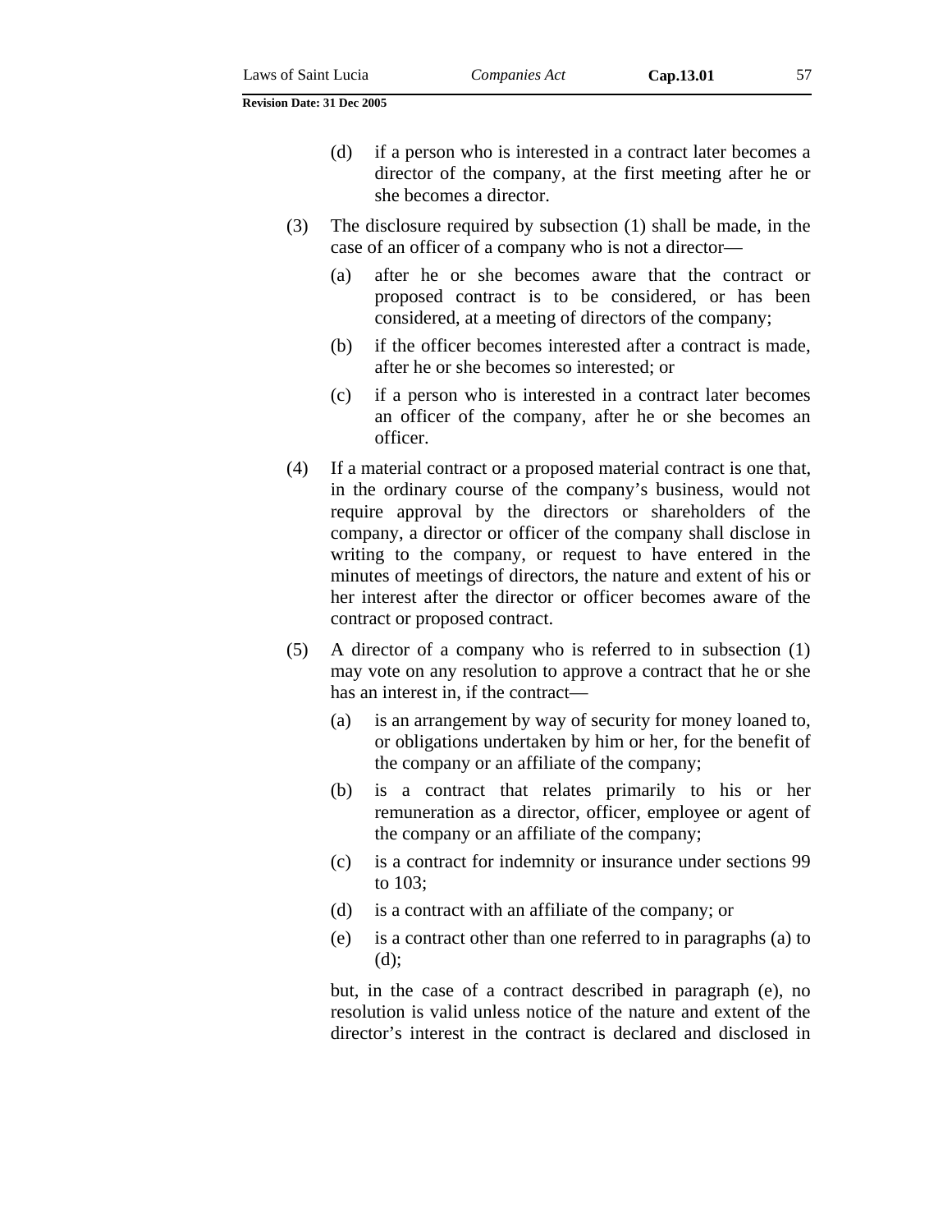(d) if a person who is interested in a contract later becomes a director of the company, at the first meeting after he or she becomes a director.

(3) The disclosure required by subsection (1) shall be made, in the case of an officer of a company who is not a director—

(a) after he or she becomes aware that the contract or proposed contract is to be considered, or has been considered, at a meeting of directors of the company;

(b) if the officer becomes interested after a contract is made, after he or she becomes so interested; or

(c) if a person who is interested in a contract later becomes an officer of the company, after he or she becomes an officer.

(4) If a material contract or a proposed material contract is one that, in the ordinary course of the company's business, would not require approval by the directors or shareholders of the company, a director or officer of the company shall disclose in writing to the company, or request to have entered in the minutes of meetings of directors, the nature and extent of his or her interest after the director or officer becomes aware of the contract or proposed contract.

(5) A director of a company who is referred to in subsection (1) may vote on any resolution to approve a contract that he or she has an interest in, if the contract—

(a) is an arrangement by way of security for money loaned to, or obligations undertaken by him or her, for the benefit of the company or an affiliate of the company;

(b) is a contract that relates primarily to his or her remuneration as a director, officer, employee or agent of the company or an affiliate of the company;

(c) is a contract for indemnity or insurance under sections 99 to 103;

(d) is a contract with an affiliate of the company; or

(e) is a contract other than one referred to in paragraphs (a) to (d);

but, in the case of a contract described in paragraph (e), no resolution is valid unless notice of the nature and extent of the director's interest in the contract is declared and disclosed in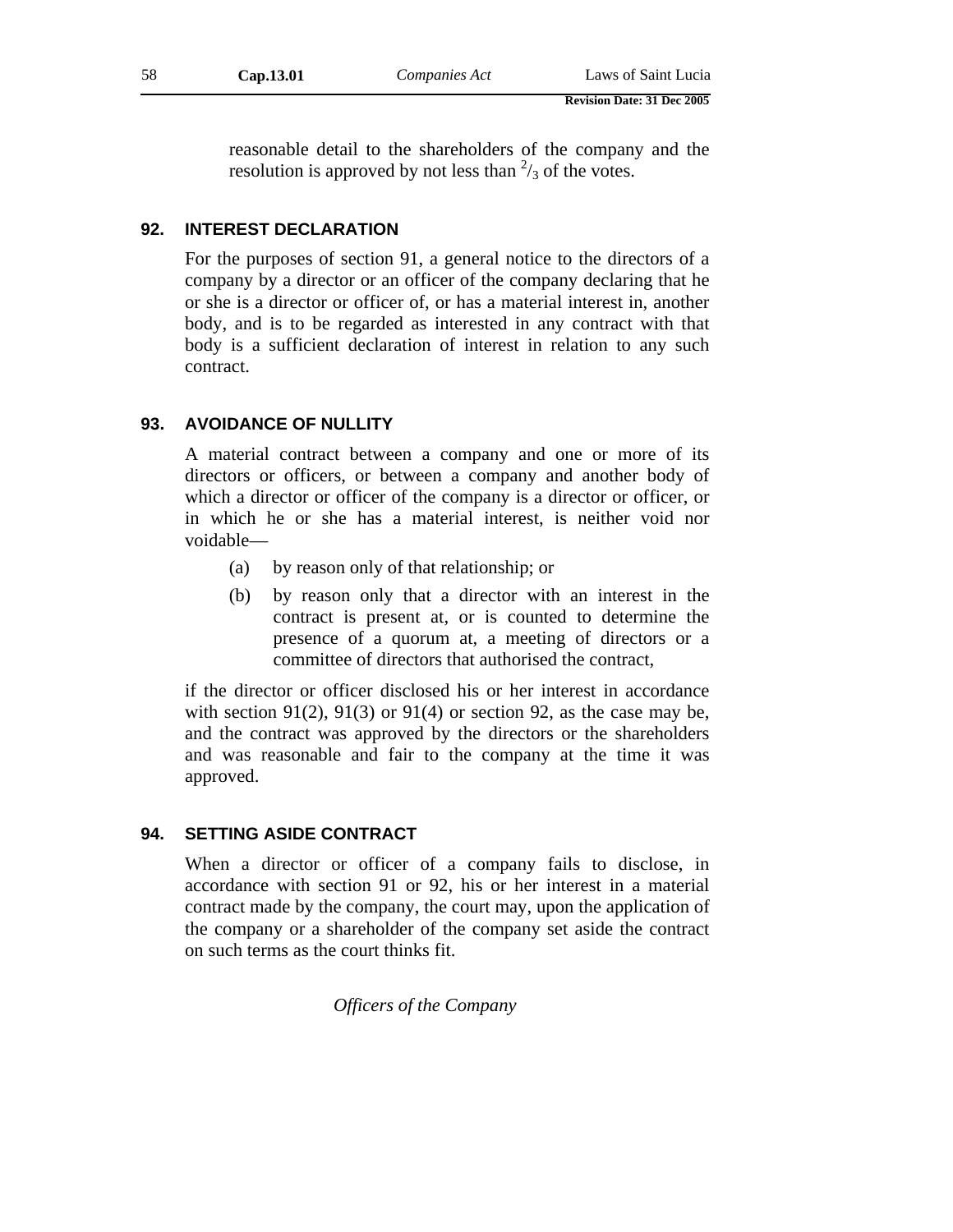reasonable detail to the shareholders of the company and the resolution is approved by not less than $^{2}/_{3}$ of the votes.

### 92. INTEREST DECLARATION

For the purposes of section 91, a general notice to the directors of a company by a director or an officer of the company declaring that he or she is a director or officer of, or has a material interest in, another body, and is to be regarded as interested in any contract with that body is a sufficient declaration of interest in relation to any such contract.

### 93. AVOIDANCE OF NULLITY

A material contract between a company and one or more of its directors or officers, or between a company and another body of which a director or officer of the company is a director or officer, or in which he or she has a material interest, is neither void nor voidable—

(a) by reason only of that relationship; or

(b) by reason only that a director with an interest in the contract is present at, or is counted to determine the presence of a quorum at, a meeting of directors or a committee of directors that authorised the contract,

if the director or officer disclosed his or her interest in accordance with section 91(2), 91(3) or 91(4) or section 92, as the case may be, and the contract was approved by the directors or the shareholders and was reasonable and fair to the company at the time it was approved.

### 94. SETTING ASIDE CONTRACT

When a director or officer of a company fails to disclose, in accordance with section 91 or 92, his or her interest in a material contract made by the company, the court may, upon the application of the company or a shareholder of the company set aside the contract on such terms as the court thinks fit.

*Officers of the Company*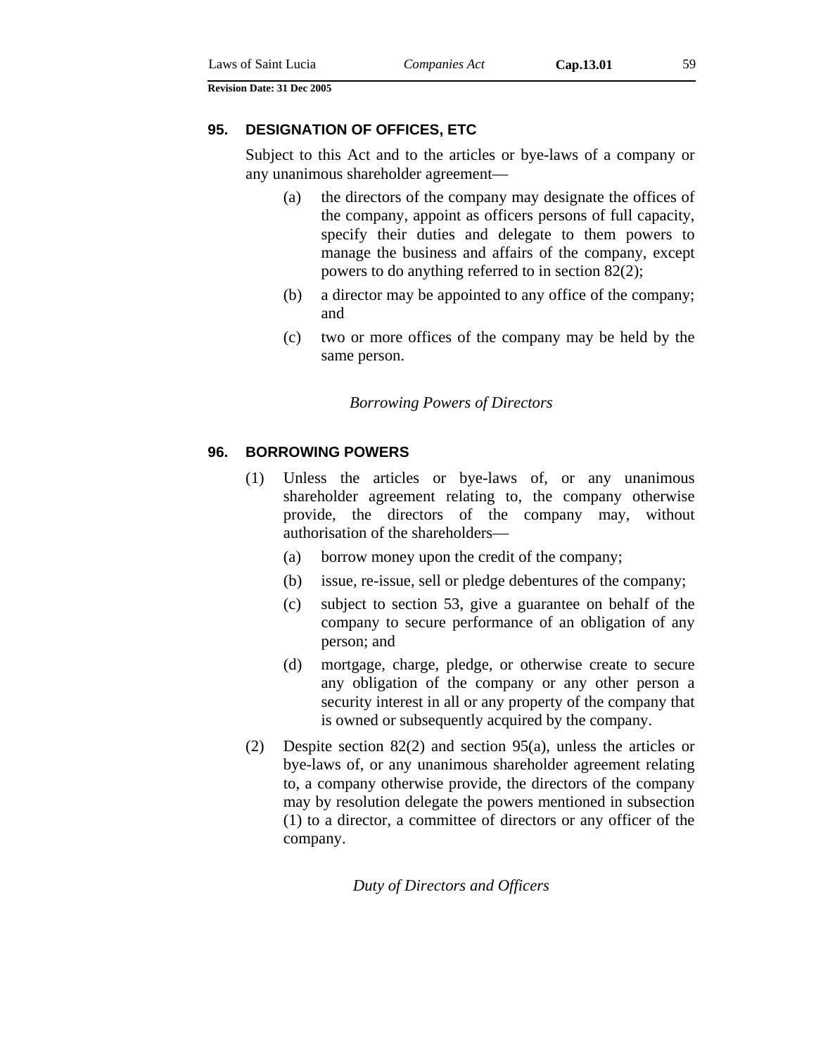### 95. DESIGNATION OF OFFICES, ETC

Subject to this Act and to the articles or bye-laws of a company or any unanimous shareholder agreement—

(a) the directors of the company may designate the offices of the company, appoint as officers persons of full capacity, specify their duties and delegate to them powers to manage the business and affairs of the company, except powers to do anything referred to in section 82(2);

(b) a director may be appointed to any office of the company; and

(c) two or more offices of the company may be held by the same person.

*Borrowing Powers of Directors*

### 96. BORROWING POWERS

(1) Unless the articles or bye-laws of, or any unanimous shareholder agreement relating to, the company otherwise provide, the directors of the company may, without authorisation of the shareholders—

(a) borrow money upon the credit of the company;

(b) issue, re-issue, sell or pledge debentures of the company;

(c) subject to section 53, give a guarantee on behalf of the company to secure performance of an obligation of any person; and

(d) mortgage, charge, pledge, or otherwise create to secure any obligation of the company or any other person a security interest in all or any property of the company that is owned or subsequently acquired by the company.

(2) Despite section 82(2) and section 95(a), unless the articles or bye-laws of, or any unanimous shareholder agreement relating to, a company otherwise provide, the directors of the company may by resolution delegate the powers mentioned in subsection (1) to a director, a committee of directors or any officer of the company.

*Duty of Directors and Officers*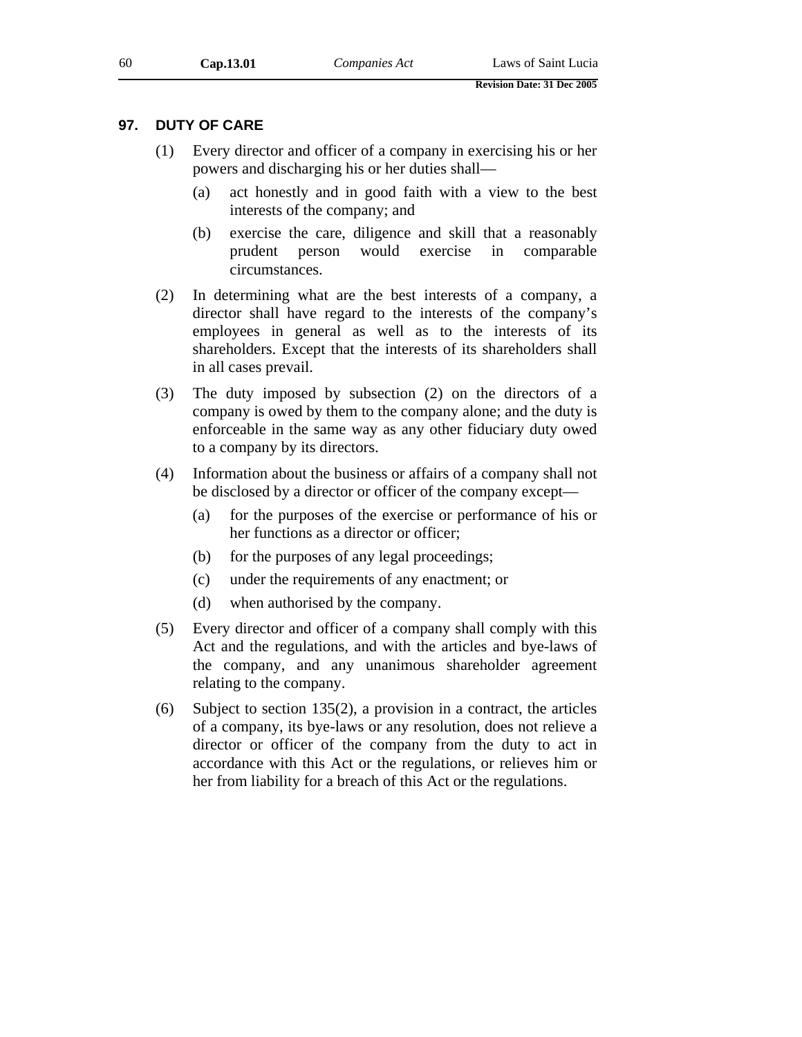### 97. DUTY OF CARE

(1) Every director and officer of a company in exercising his or her powers and discharging his or her duties shall—

(a) act honestly and in good faith with a view to the best interests of the company; and

(b) exercise the care, diligence and skill that a reasonably prudent person would exercise in comparable circumstances.

(2) In determining what are the best interests of a company, a director shall have regard to the interests of the company's employees in general as well as to the interests of its shareholders. Except that the interests of its shareholders shall in all cases prevail.

(3) The duty imposed by subsection (2) on the directors of a company is owed by them to the company alone; and the duty is enforceable in the same way as any other fiduciary duty owed to a company by its directors.

(4) Information about the business or affairs of a company shall not be disclosed by a director or officer of the company except—

(a) for the purposes of the exercise or performance of his or her functions as a director or officer;

(b) for the purposes of any legal proceedings;

(c) under the requirements of any enactment; or

(d) when authorised by the company.

(5) Every director and officer of a company shall comply with this Act and the regulations, and with the articles and bye-laws of the company, and any unanimous shareholder agreement relating to the company.

(6) Subject to section 135(2), a provision in a contract, the articles of a company, its bye-laws or any resolution, does not relieve a director or officer of the company from the duty to act in accordance with this Act or the regulations, or relieves him or her from liability for a breach of this Act or the regulations.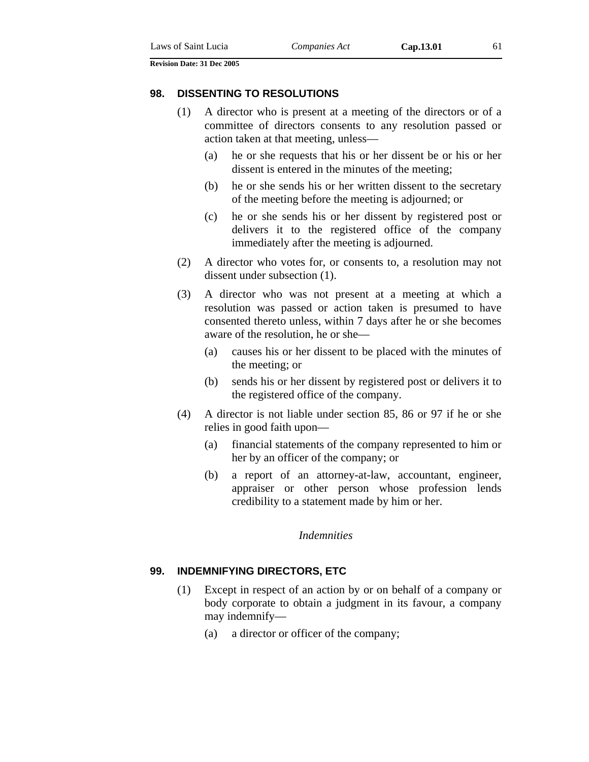## 98. DISSENTING TO RESOLUTIONS

(1) A director who is present at a meeting of the directors or of a committee of directors consents to any resolution passed or action taken at that meeting, unless—

(a) he or she requests that his or her dissent be or his or her dissent is entered in the minutes of the meeting;

(b) he or she sends his or her written dissent to the secretary of the meeting before the meeting is adjourned; or

(c) he or she sends his or her dissent by registered post or delivers it to the registered office of the company immediately after the meeting is adjourned.

(2) A director who votes for, or consents to, a resolution may not dissent under subsection (1).

(3) A director who was not present at a meeting at which a resolution was passed or action taken is presumed to have consented thereto unless, within 7 days after he or she becomes aware of the resolution, he or she—

(a) causes his or her dissent to be placed with the minutes of the meeting; or

(b) sends his or her dissent by registered post or delivers it to the registered office of the company.

(4) A director is not liable under section 85, 86 or 97 if he or she relies in good faith upon—

(a) financial statements of the company represented to him or her by an officer of the company; or

(b) a report of an attorney-at-law, accountant, engineer, appraiser or other person whose profession lends credibility to a statement made by him or her.

*Indemnities*

## 99. INDEMNIFYING DIRECTORS, ETC

(1) Except in respect of an action by or on behalf of a company or body corporate to obtain a judgment in its favour, a company may indemnify—

(a) a director or officer of the company;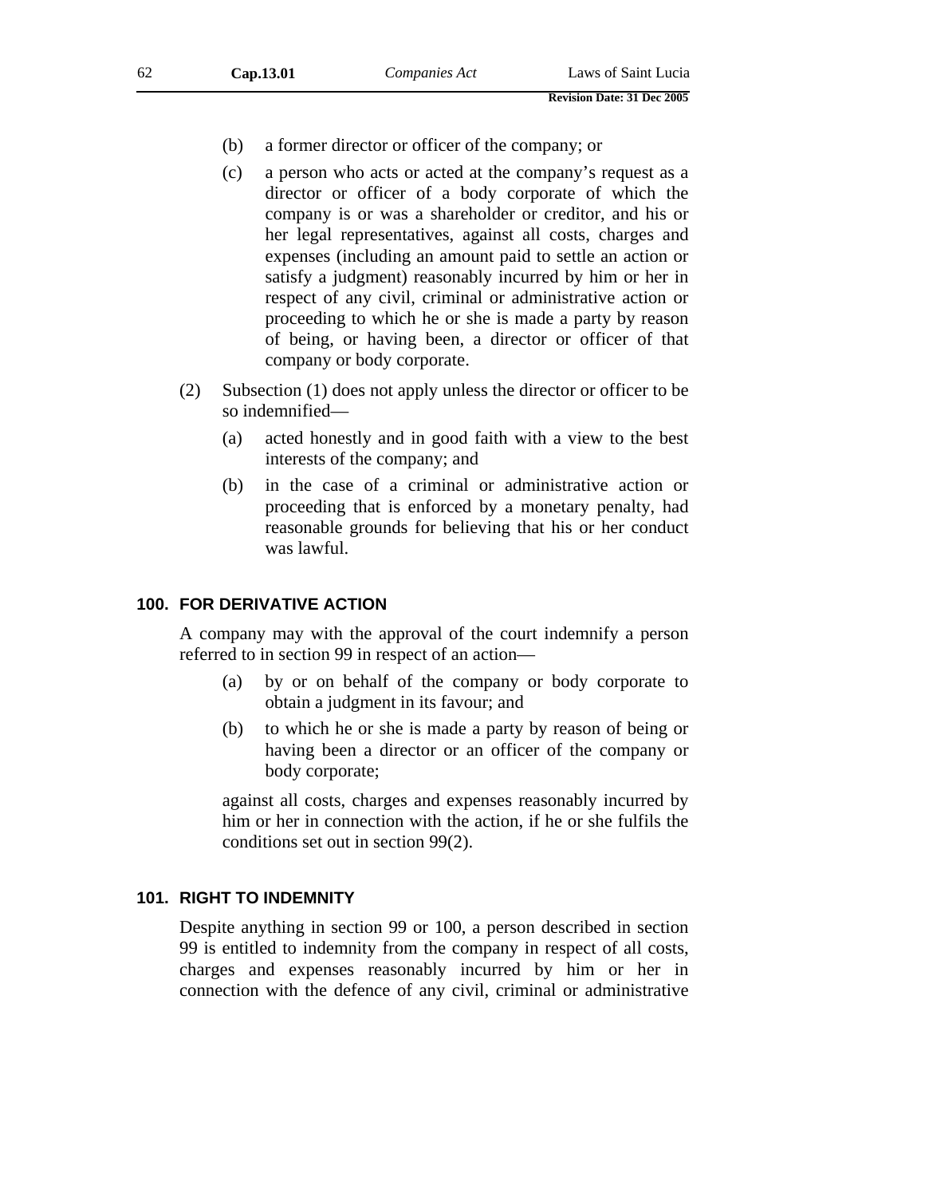(b) a former director or officer of the company; or

(c) a person who acts or acted at the company's request as a director or officer of a body corporate of which the company is or was a shareholder or creditor, and his or her legal representatives, against all costs, charges and expenses (including an amount paid to settle an action or satisfy a judgment) reasonably incurred by him or her in respect of any civil, criminal or administrative action or proceeding to which he or she is made a party by reason of being, or having been, a director or officer of that company or body corporate.

(2) Subsection (1) does not apply unless the director or officer to be so indemnified—

(a) acted honestly and in good faith with a view to the best interests of the company; and

(b) in the case of a criminal or administrative action or proceeding that is enforced by a monetary penalty, had reasonable grounds for believing that his or her conduct was lawful.

### 100. FOR DERIVATIVE ACTION

A company may with the approval of the court indemnify a person referred to in section 99 in respect of an action—

(a) by or on behalf of the company or body corporate to obtain a judgment in its favour; and

(b) to which he or she is made a party by reason of being or having been a director or an officer of the company or body corporate;

against all costs, charges and expenses reasonably incurred by him or her in connection with the action, if he or she fulfils the conditions set out in section 99(2).

### 101. RIGHT TO INDEMNITY

Despite anything in section 99 or 100, a person described in section 99 is entitled to indemnity from the company in respect of all costs, charges and expenses reasonably incurred by him or her in connection with the defence of any civil, criminal or administrative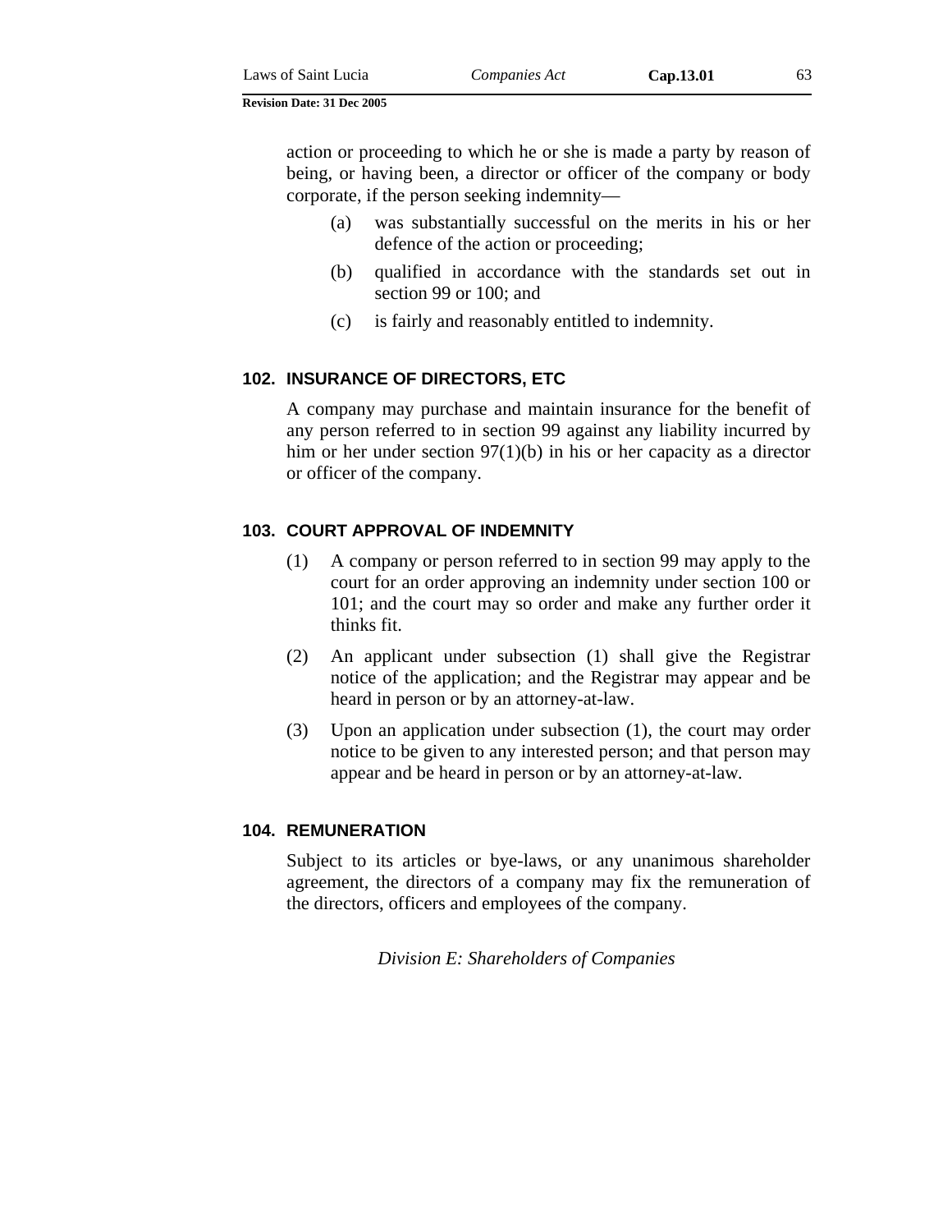action or proceeding to which he or she is made a party by reason of being, or having been, a director or officer of the company or body corporate, if the person seeking indemnity—

(a) was substantially successful on the merits in his or her defence of the action or proceeding;

(b) qualified in accordance with the standards set out in section 99 or 100; and

(c) is fairly and reasonably entitled to indemnity.

### 102. INSURANCE OF DIRECTORS, ETC

A company may purchase and maintain insurance for the benefit of any person referred to in section 99 against any liability incurred by him or her under section 97(1)(b) in his or her capacity as a director or officer of the company.

### 103. COURT APPROVAL OF INDEMNITY

(1) A company or person referred to in section 99 may apply to the court for an order approving an indemnity under section 100 or 101; and the court may so order and make any further order it thinks fit.

(2) An applicant under subsection (1) shall give the Registrar notice of the application; and the Registrar may appear and be heard in person or by an attorney-at-law.

(3) Upon an application under subsection (1), the court may order notice to be given to any interested person; and that person may appear and be heard in person or by an attorney-at-law.

### 104. REMUNERATION

Subject to its articles or bye-laws, or any unanimous shareholder agreement, the directors of a company may fix the remuneration of the directors, officers and employees of the company.

*Division E: Shareholders of Companies*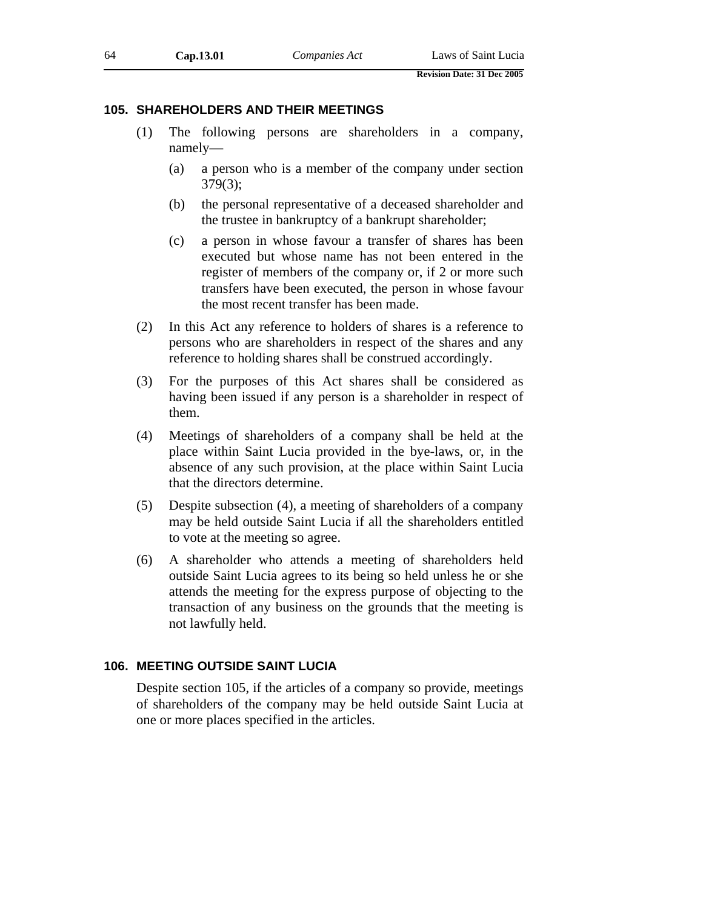## 105. SHAREHOLDERS AND THEIR MEETINGS

(1) The following persons are shareholders in a company, namely—

(a) a person who is a member of the company under section 379(3);

(b) the personal representative of a deceased shareholder and the trustee in bankruptcy of a bankrupt shareholder;

(c) a person in whose favour a transfer of shares has been executed but whose name has not been entered in the register of members of the company or, if 2 or more such transfers have been executed, the person in whose favour the most recent transfer has been made.

(2) In this Act any reference to holders of shares is a reference to persons who are shareholders in respect of the shares and any reference to holding shares shall be construed accordingly.

(3) For the purposes of this Act shares shall be considered as having been issued if any person is a shareholder in respect of them.

(4) Meetings of shareholders of a company shall be held at the place within Saint Lucia provided in the bye-laws, or, in the absence of any such provision, at the place within Saint Lucia that the directors determine.

(5) Despite subsection (4), a meeting of shareholders of a company may be held outside Saint Lucia if all the shareholders entitled to vote at the meeting so agree.

(6) A shareholder who attends a meeting of shareholders held outside Saint Lucia agrees to its being so held unless he or she attends the meeting for the express purpose of objecting to the transaction of any business on the grounds that the meeting is not lawfully held.

## 106. MEETING OUTSIDE SAINT LUCIA

Despite section 105, if the articles of a company so provide, meetings of shareholders of the company may be held outside Saint Lucia at one or more places specified in the articles.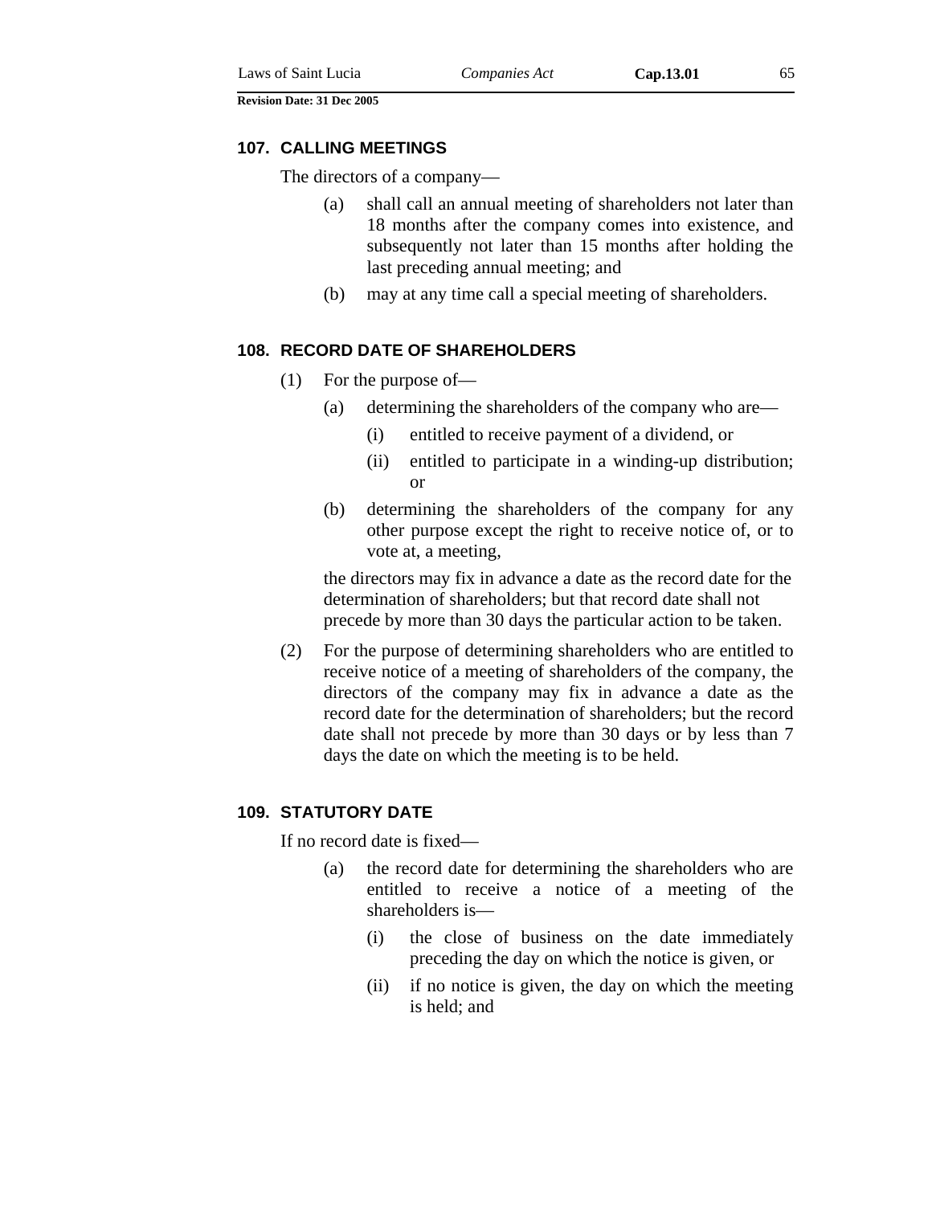### 107. CALLING MEETINGS

The directors of a company—

(a) shall call an annual meeting of shareholders not later than 18 months after the company comes into existence, and subsequently not later than 15 months after holding the last preceding annual meeting; and

(b) may at any time call a special meeting of shareholders.

### 108. RECORD DATE OF SHAREHOLDERS

(1) For the purpose of—

(a) determining the shareholders of the company who are—

(i) entitled to receive payment of a dividend, or

(ii) entitled to participate in a winding-up distribution; or

(b) determining the shareholders of the company for any other purpose except the right to receive notice of, or to vote at, a meeting,

the directors may fix in advance a date as the record date for the determination of shareholders; but that record date shall not precede by more than 30 days the particular action to be taken.

(2) For the purpose of determining shareholders who are entitled to receive notice of a meeting of shareholders of the company, the directors of the company may fix in advance a date as the record date for the determination of shareholders; but the record date shall not precede by more than 30 days or by less than 7 days the date on which the meeting is to be held.

### 109. STATUTORY DATE

If no record date is fixed—

(a) the record date for determining the shareholders who are entitled to receive a notice of a meeting of the shareholders is—

(i) the close of business on the date immediately preceding the day on which the notice is given, or

(ii) if no notice is given, the day on which the meeting is held; and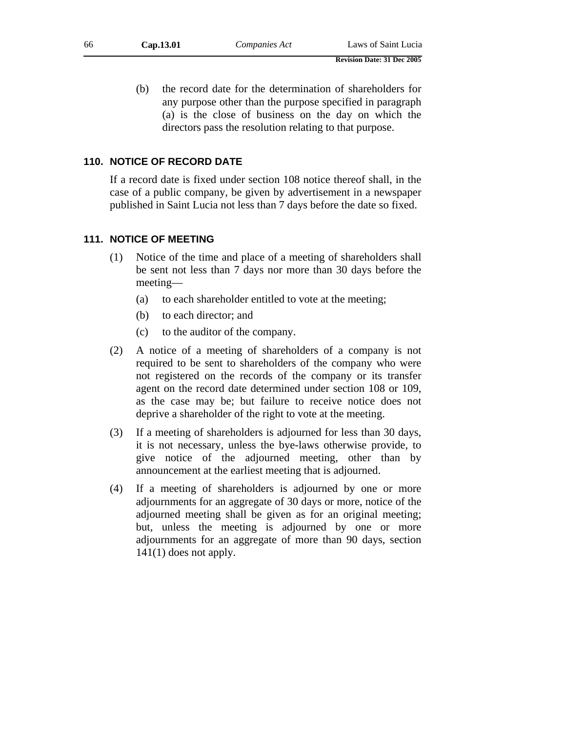(b) the record date for the determination of shareholders for any purpose other than the purpose specified in paragraph (a) is the close of business on the day on which the directors pass the resolution relating to that purpose.

### 110. NOTICE OF RECORD DATE

If a record date is fixed under section 108 notice thereof shall, in the case of a public company, be given by advertisement in a newspaper published in Saint Lucia not less than 7 days before the date so fixed.

### 111. NOTICE OF MEETING

(1) Notice of the time and place of a meeting of shareholders shall be sent not less than 7 days nor more than 30 days before the meeting—

(a) to each shareholder entitled to vote at the meeting;

(b) to each director; and

(c) to the auditor of the company.

(2) A notice of a meeting of shareholders of a company is not required to be sent to shareholders of the company who were not registered on the records of the company or its transfer agent on the record date determined under section 108 or 109, as the case may be; but failure to receive notice does not deprive a shareholder of the right to vote at the meeting.

(3) If a meeting of shareholders is adjourned for less than 30 days, it is not necessary, unless the bye-laws otherwise provide, to give notice of the adjourned meeting, other than by announcement at the earliest meeting that is adjourned.

(4) If a meeting of shareholders is adjourned by one or more adjournments for an aggregate of 30 days or more, notice of the adjourned meeting shall be given as for an original meeting; but, unless the meeting is adjourned by one or more adjournments for an aggregate of more than 90 days, section 141(1) does not apply.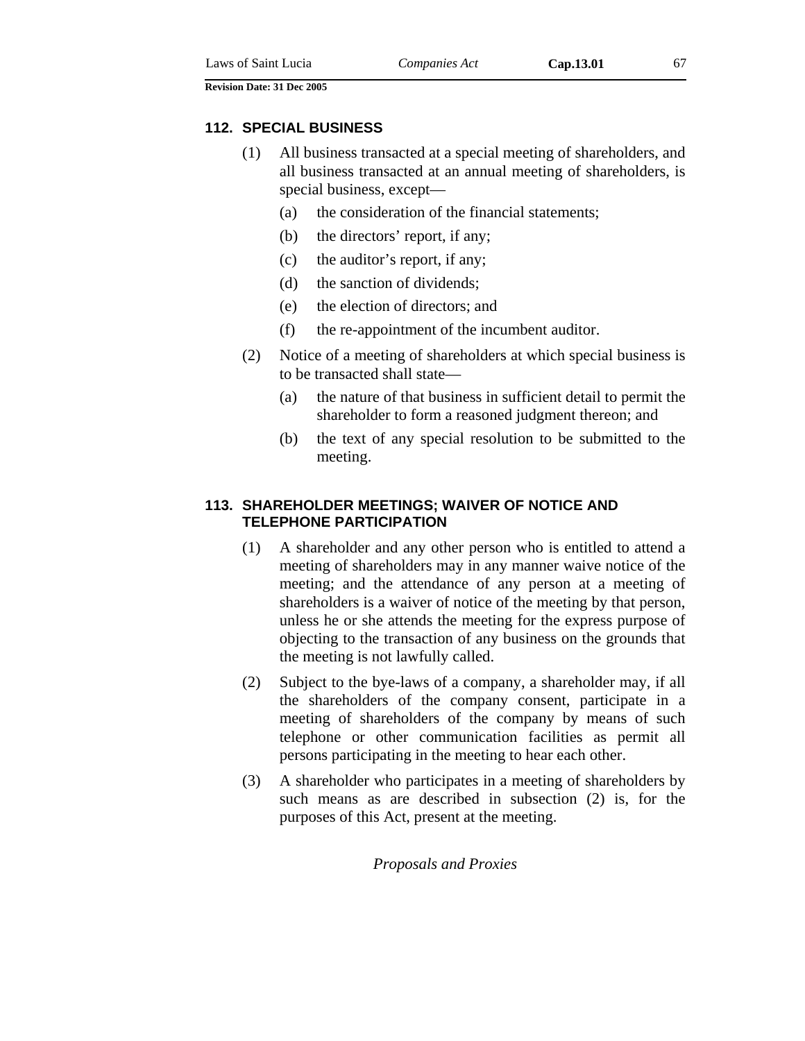## 112. SPECIAL BUSINESS

(1) All business transacted at a special meeting of shareholders, and all business transacted at an annual meeting of shareholders, is special business, except—

(a) the consideration of the financial statements;

(b) the directors' report, if any;

(c) the auditor's report, if any;

(d) the sanction of dividends;

(e) the election of directors; and

(f) the re-appointment of the incumbent auditor.

(2) Notice of a meeting of shareholders at which special business is to be transacted shall state—

(a) the nature of that business in sufficient detail to permit the shareholder to form a reasoned judgment thereon; and

(b) the text of any special resolution to be submitted to the meeting.

## 113. SHAREHOLDER MEETINGS; WAIVER OF NOTICE AND TELEPHONE PARTICIPATION

(1) A shareholder and any other person who is entitled to attend a meeting of shareholders may in any manner waive notice of the meeting; and the attendance of any person at a meeting of shareholders is a waiver of notice of the meeting by that person, unless he or she attends the meeting for the express purpose of objecting to the transaction of any business on the grounds that the meeting is not lawfully called.

(2) Subject to the bye-laws of a company, a shareholder may, if all the shareholders of the company consent, participate in a meeting of shareholders of the company by means of such telephone or other communication facilities as permit all persons participating in the meeting to hear each other.

(3) A shareholder who participates in a meeting of shareholders by such means as are described in subsection (2) is, for the purposes of this Act, present at the meeting.

*Proposals and Proxies*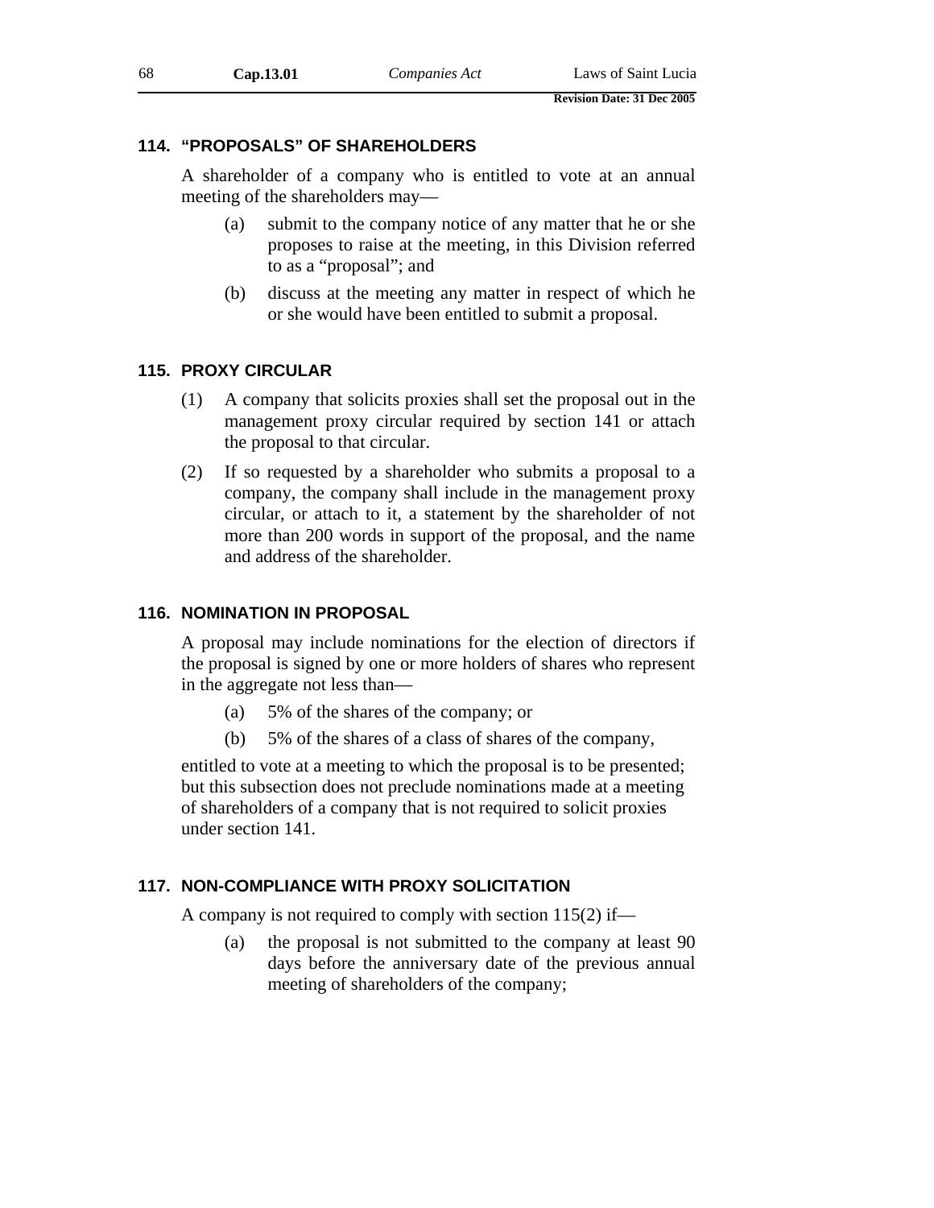### 114. "PROPOSALS" OF SHAREHOLDERS

A shareholder of a company who is entitled to vote at an annual meeting of the shareholders may—

(a) submit to the company notice of any matter that he or she proposes to raise at the meeting, in this Division referred to as a "proposal"; and

(b) discuss at the meeting any matter in respect of which he or she would have been entitled to submit a proposal.

### 115. PROXY CIRCULAR

(1) A company that solicits proxies shall set the proposal out in the management proxy circular required by section 141 or attach the proposal to that circular.

(2) If so requested by a shareholder who submits a proposal to a company, the company shall include in the management proxy circular, or attach to it, a statement by the shareholder of not more than 200 words in support of the proposal, and the name and address of the shareholder.

### 116. NOMINATION IN PROPOSAL

A proposal may include nominations for the election of directors if the proposal is signed by one or more holders of shares who represent in the aggregate not less than—

(a) 5% of the shares of the company; or

(b) 5% of the shares of a class of shares of the company,

entitled to vote at a meeting to which the proposal is to be presented; but this subsection does not preclude nominations made at a meeting of shareholders of a company that is not required to solicit proxies under section 141.

### 117. NON-COMPLIANCE WITH PROXY SOLICITATION

A company is not required to comply with section 115(2) if—

(a) the proposal is not submitted to the company at least 90 days before the anniversary date of the previous annual meeting of shareholders of the company;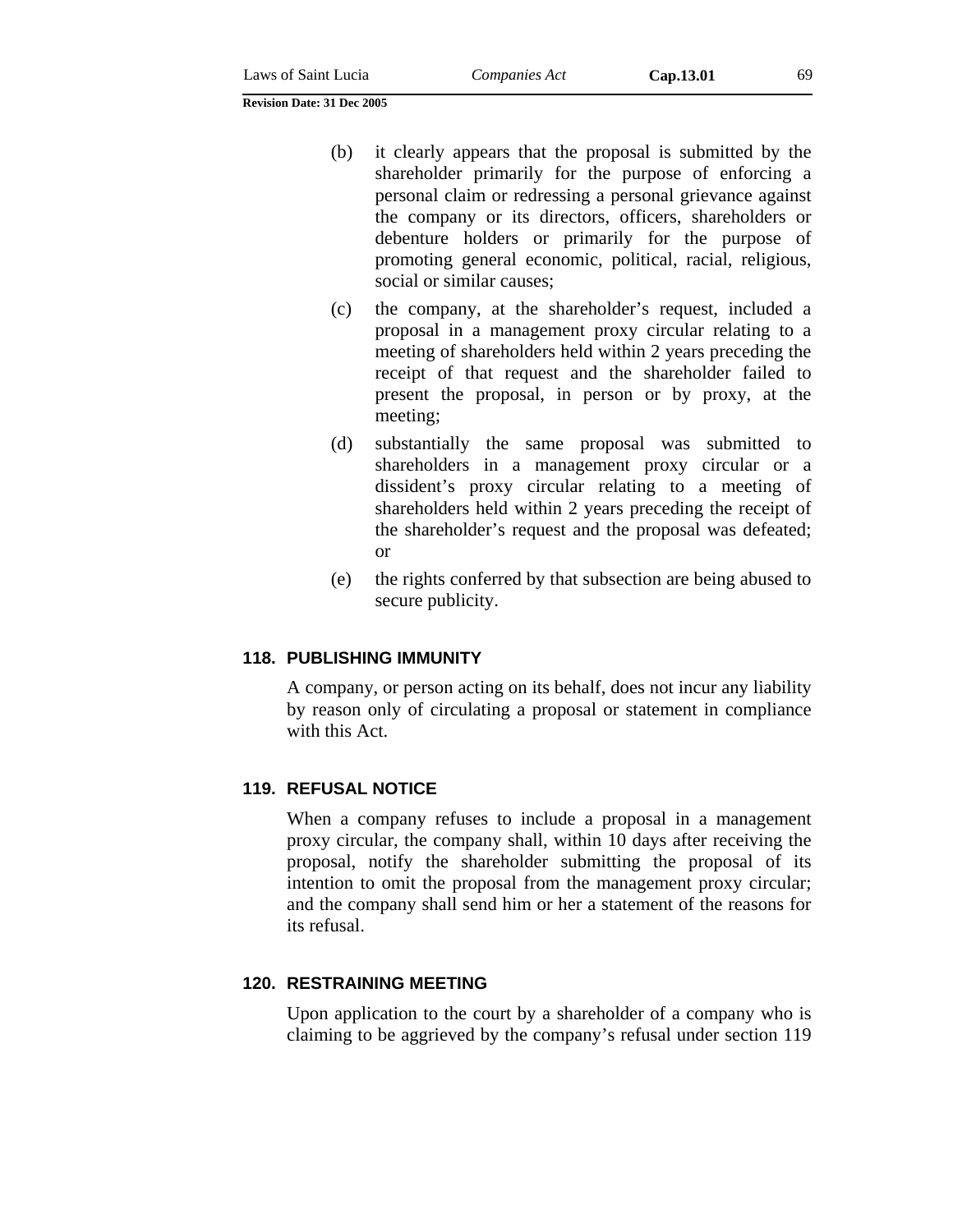(b) it clearly appears that the proposal is submitted by the shareholder primarily for the purpose of enforcing a personal claim or redressing a personal grievance against the company or its directors, officers, shareholders or debenture holders or primarily for the purpose of promoting general economic, political, racial, religious, social or similar causes;

(c) the company, at the shareholder's request, included a proposal in a management proxy circular relating to a meeting of shareholders held within 2 years preceding the receipt of that request and the shareholder failed to present the proposal, in person or by proxy, at the meeting;

(d) substantially the same proposal was submitted to shareholders in a management proxy circular or a dissident's proxy circular relating to a meeting of shareholders held within 2 years preceding the receipt of the shareholder's request and the proposal was defeated; or

(e) the rights conferred by that subsection are being abused to secure publicity.

### 118. PUBLISHING IMMUNITY

A company, or person acting on its behalf, does not incur any liability by reason only of circulating a proposal or statement in compliance with this Act.

### 119. REFUSAL NOTICE

When a company refuses to include a proposal in a management proxy circular, the company shall, within 10 days after receiving the proposal, notify the shareholder submitting the proposal of its intention to omit the proposal from the management proxy circular; and the company shall send him or her a statement of the reasons for its refusal.

### 120. RESTRAINING MEETING

Upon application to the court by a shareholder of a company who is claiming to be aggrieved by the company's refusal under section 119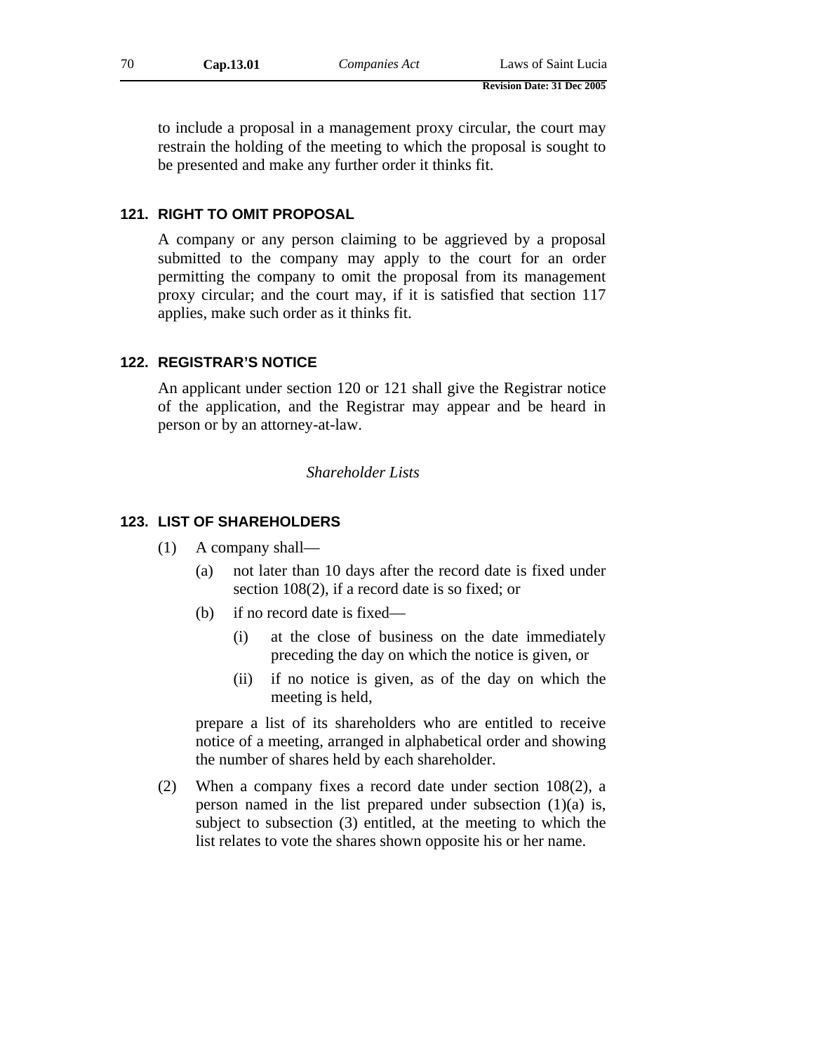to include a proposal in a management proxy circular, the court may restrain the holding of the meeting to which the proposal is sought to be presented and make any further order it thinks fit.

### 121. RIGHT TO OMIT PROPOSAL

A company or any person claiming to be aggrieved by a proposal submitted to the company may apply to the court for an order permitting the company to omit the proposal from its management proxy circular; and the court may, if it is satisfied that section 117 applies, make such order as it thinks fit.

### 122. REGISTRAR'S NOTICE

An applicant under section 120 or 121 shall give the Registrar notice of the application, and the Registrar may appear and be heard in person or by an attorney-at-law.

*Shareholder Lists*

### 123. LIST OF SHAREHOLDERS

(1) A company shall—

(a) not later than 10 days after the record date is fixed under section 108(2), if a record date is so fixed; or

(b) if no record date is fixed—

(i) at the close of business on the date immediately preceding the day on which the notice is given, or

(ii) if no notice is given, as of the day on which the meeting is held,

prepare a list of its shareholders who are entitled to receive notice of a meeting, arranged in alphabetical order and showing the number of shares held by each shareholder.

(2) When a company fixes a record date under section 108(2), a person named in the list prepared under subsection (1)(a) is, subject to subsection (3) entitled, at the meeting to which the list relates to vote the shares shown opposite his or her name.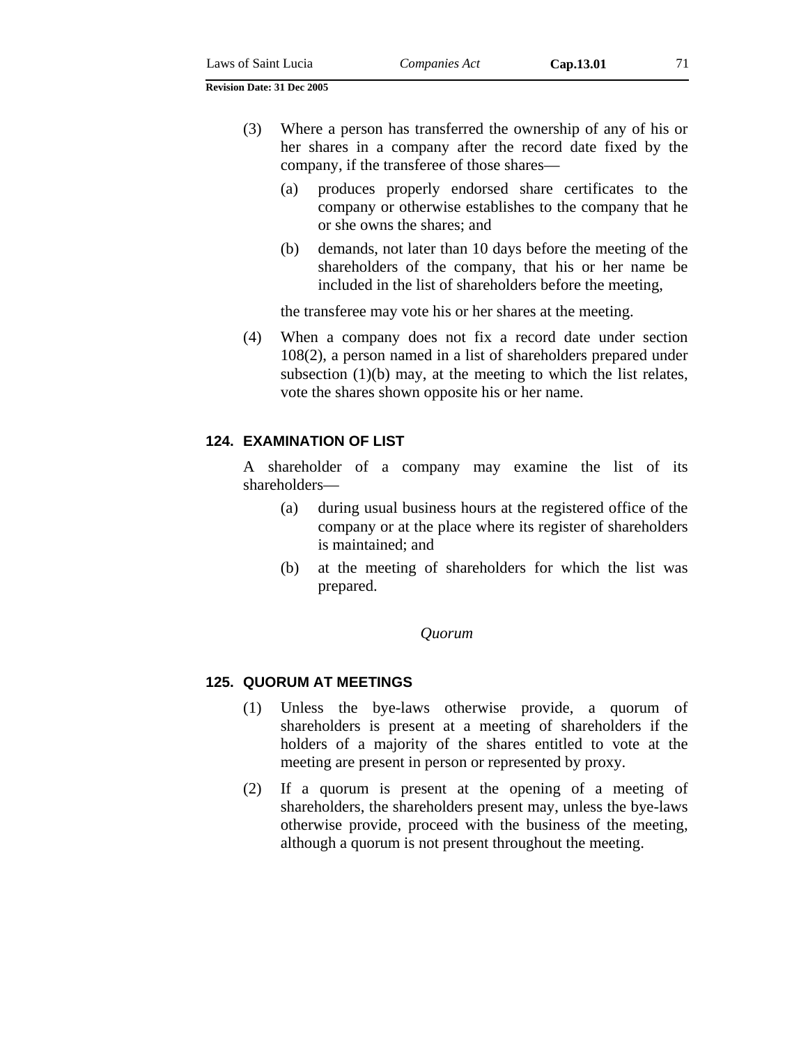(3) Where a person has transferred the ownership of any of his or her shares in a company after the record date fixed by the company, if the transferee of those shares—

   (a) produces properly endorsed share certificates to the company or otherwise establishes to the company that he or she owns the shares; and

   (b) demands, not later than 10 days before the meeting of the shareholders of the company, that his or her name be included in the list of shareholders before the meeting,

   the transferee may vote his or her shares at the meeting.

(4) When a company does not fix a record date under section 108(2), a person named in a list of shareholders prepared under subsection (1)(b) may, at the meeting to which the list relates, vote the shares shown opposite his or her name.

### 124. EXAMINATION OF LIST

A shareholder of a company may examine the list of its shareholders—

   (a) during usual business hours at the registered office of the company or at the place where its register of shareholders is maintained; and

   (b) at the meeting of shareholders for which the list was prepared.

*Quorum*

### 125. QUORUM AT MEETINGS

(1) Unless the bye-laws otherwise provide, a quorum of shareholders is present at a meeting of shareholders if the holders of a majority of the shares entitled to vote at the meeting are present in person or represented by proxy.

(2) If a quorum is present at the opening of a meeting of shareholders, the shareholders present may, unless the bye-laws otherwise provide, proceed with the business of the meeting, although a quorum is not present throughout the meeting.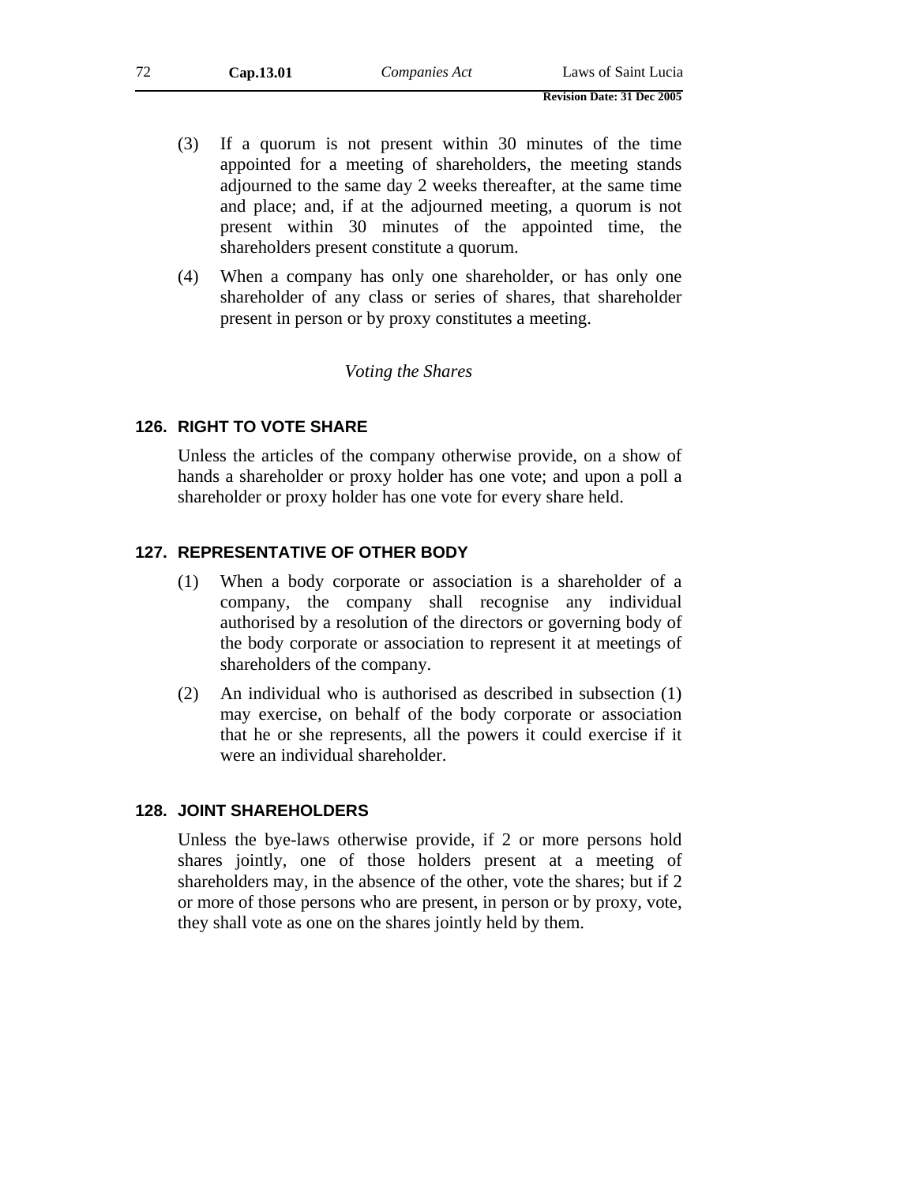(3) If a quorum is not present within 30 minutes of the time appointed for a meeting of shareholders, the meeting stands adjourned to the same day 2 weeks thereafter, at the same time and place; and, if at the adjourned meeting, a quorum is not present within 30 minutes of the appointed time, the shareholders present constitute a quorum.

(4) When a company has only one shareholder, or has only one shareholder of any class or series of shares, that shareholder present in person or by proxy constitutes a meeting.

*Voting the Shares*

### 126. RIGHT TO VOTE SHARE

Unless the articles of the company otherwise provide, on a show of hands a shareholder or proxy holder has one vote; and upon a poll a shareholder or proxy holder has one vote for every share held.

### 127. REPRESENTATIVE OF OTHER BODY

(1) When a body corporate or association is a shareholder of a company, the company shall recognise any individual authorised by a resolution of the directors or governing body of the body corporate or association to represent it at meetings of shareholders of the company.

(2) An individual who is authorised as described in subsection (1) may exercise, on behalf of the body corporate or association that he or she represents, all the powers it could exercise if it were an individual shareholder.

### 128. JOINT SHAREHOLDERS

Unless the bye-laws otherwise provide, if 2 or more persons hold shares jointly, one of those holders present at a meeting of shareholders may, in the absence of the other, vote the shares; but if 2 or more of those persons who are present, in person or by proxy, vote, they shall vote as one on the shares jointly held by them.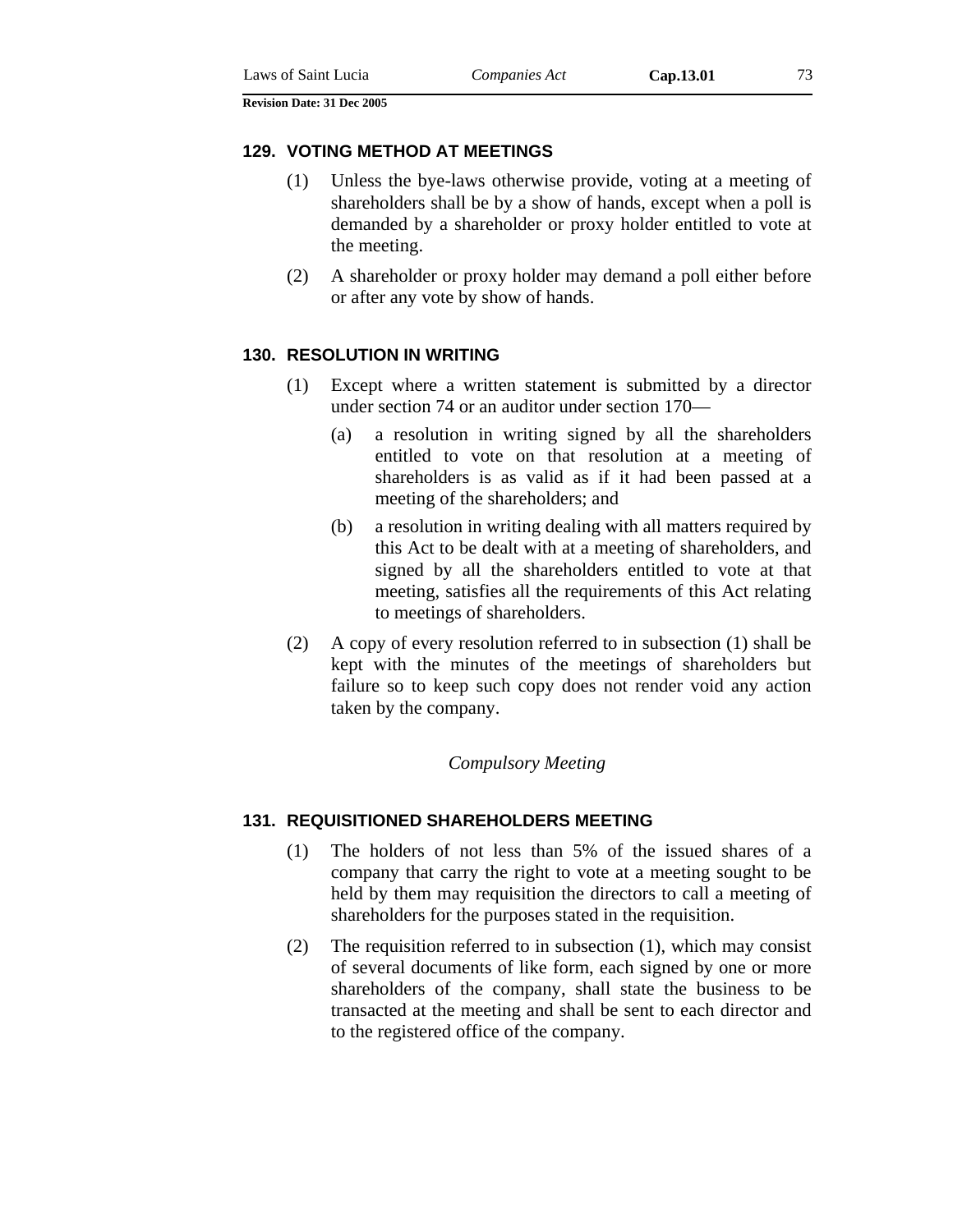### 129. VOTING METHOD AT MEETINGS

(1) Unless the bye-laws otherwise provide, voting at a meeting of shareholders shall be by a show of hands, except when a poll is demanded by a shareholder or proxy holder entitled to vote at the meeting.

(2) A shareholder or proxy holder may demand a poll either before or after any vote by show of hands.

### 130. RESOLUTION IN WRITING

(1) Except where a written statement is submitted by a director under section 74 or an auditor under section 170—

(a) a resolution in writing signed by all the shareholders entitled to vote on that resolution at a meeting of shareholders is as valid as if it had been passed at a meeting of the shareholders; and

(b) a resolution in writing dealing with all matters required by this Act to be dealt with at a meeting of shareholders, and signed by all the shareholders entitled to vote at that meeting, satisfies all the requirements of this Act relating to meetings of shareholders.

(2) A copy of every resolution referred to in subsection (1) shall be kept with the minutes of the meetings of shareholders but failure so to keep such copy does not render void any action taken by the company.

*Compulsory Meeting*

### 131. REQUISITIONED SHAREHOLDERS MEETING

(1) The holders of not less than 5% of the issued shares of a company that carry the right to vote at a meeting sought to be held by them may requisition the directors to call a meeting of shareholders for the purposes stated in the requisition.

(2) The requisition referred to in subsection (1), which may consist of several documents of like form, each signed by one or more shareholders of the company, shall state the business to be transacted at the meeting and shall be sent to each director and to the registered office of the company.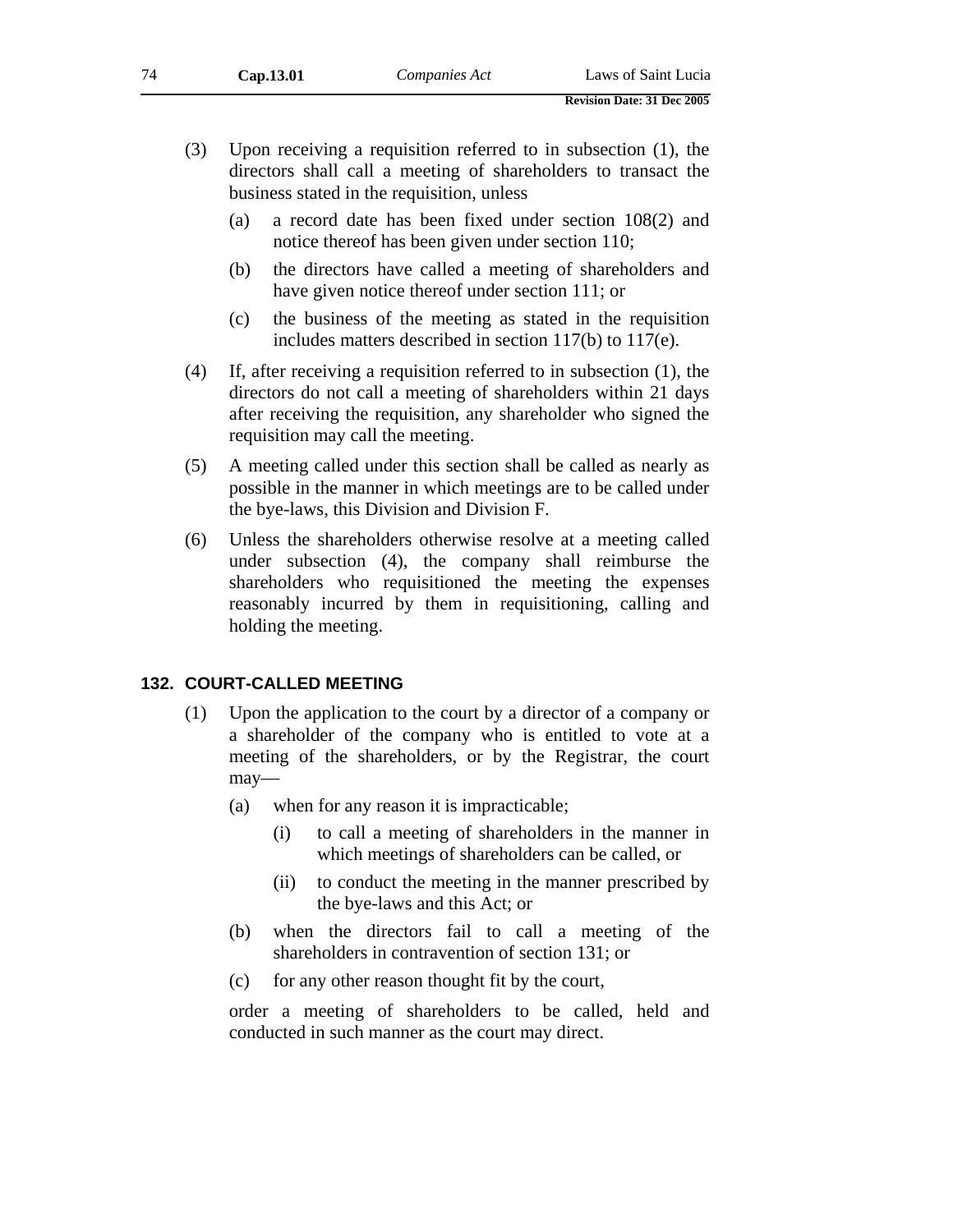(3) Upon receiving a requisition referred to in subsection (1), the directors shall call a meeting of shareholders to transact the business stated in the requisition, unless

(a) a record date has been fixed under section 108(2) and notice thereof has been given under section 110;

(b) the directors have called a meeting of shareholders and have given notice thereof under section 111; or

(c) the business of the meeting as stated in the requisition includes matters described in section 117(b) to 117(e).

(4) If, after receiving a requisition referred to in subsection (1), the directors do not call a meeting of shareholders within 21 days after receiving the requisition, any shareholder who signed the requisition may call the meeting.

(5) A meeting called under this section shall be called as nearly as possible in the manner in which meetings are to be called under the bye-laws, this Division and Division F.

(6) Unless the shareholders otherwise resolve at a meeting called under subsection (4), the company shall reimburse the shareholders who requisitioned the meeting the expenses reasonably incurred by them in requisitioning, calling and holding the meeting.

### 132. COURT-CALLED MEETING

(1) Upon the application to the court by a director of a company or a shareholder of the company who is entitled to vote at a meeting of the shareholders, or by the Registrar, the court may—

(a) when for any reason it is impracticable;

(i) to call a meeting of shareholders in the manner in which meetings of shareholders can be called, or

(ii) to conduct the meeting in the manner prescribed by the bye-laws and this Act; or

(b) when the directors fail to call a meeting of the shareholders in contravention of section 131; or

(c) for any other reason thought fit by the court,

order a meeting of shareholders to be called, held and conducted in such manner as the court may direct.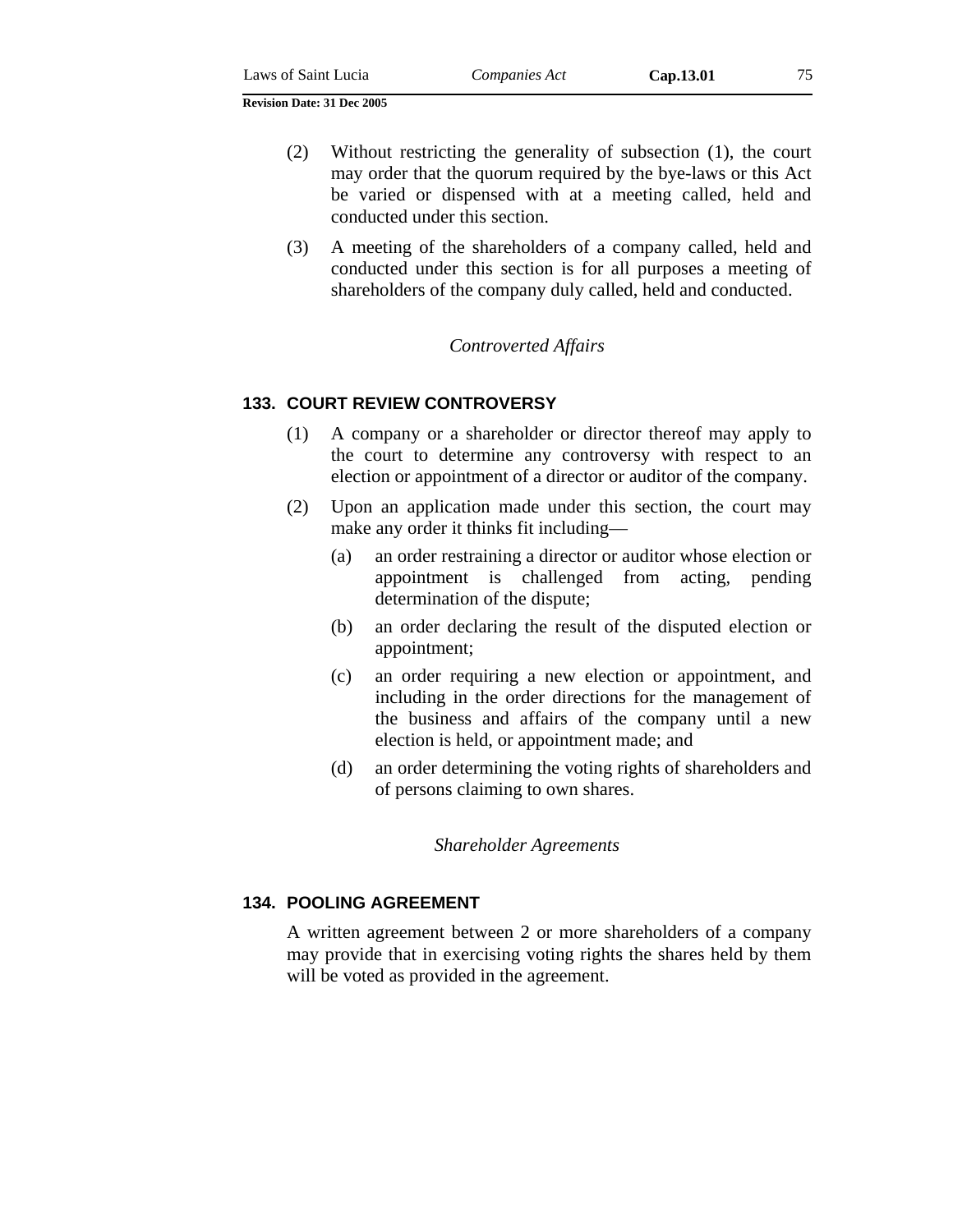(2) Without restricting the generality of subsection (1), the court may order that the quorum required by the bye-laws or this Act be varied or dispensed with at a meeting called, held and conducted under this section.

(3) A meeting of the shareholders of a company called, held and conducted under this section is for all purposes a meeting of shareholders of the company duly called, held and conducted.

*Controverted Affairs*

### 133. COURT REVIEW CONTROVERSY

(1) A company or a shareholder or director thereof may apply to the court to determine any controversy with respect to an election or appointment of a director or auditor of the company.

(2) Upon an application made under this section, the court may make any order it thinks fit including—

(a) an order restraining a director or auditor whose election or appointment is challenged from acting, pending determination of the dispute;

(b) an order declaring the result of the disputed election or appointment;

(c) an order requiring a new election or appointment, and including in the order directions for the management of the business and affairs of the company until a new election is held, or appointment made; and

(d) an order determining the voting rights of shareholders and of persons claiming to own shares.

*Shareholder Agreements*

### 134. POOLING AGREEMENT

A written agreement between 2 or more shareholders of a company may provide that in exercising voting rights the shares held by them will be voted as provided in the agreement.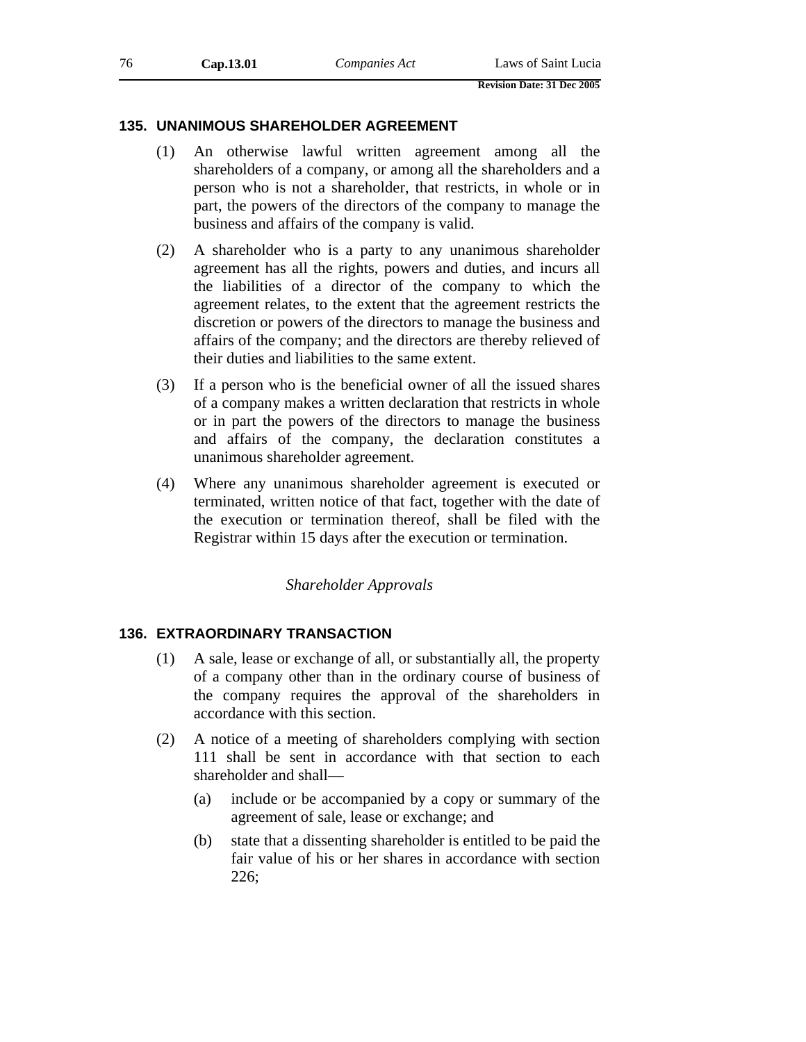### 135. UNANIMOUS SHAREHOLDER AGREEMENT

(1) An otherwise lawful written agreement among all the shareholders of a company, or among all the shareholders and a person who is not a shareholder, that restricts, in whole or in part, the powers of the directors of the company to manage the business and affairs of the company is valid.

(2) A shareholder who is a party to any unanimous shareholder agreement has all the rights, powers and duties, and incurs all the liabilities of a director of the company to which the agreement relates, to the extent that the agreement restricts the discretion or powers of the directors to manage the business and affairs of the company; and the directors are thereby relieved of their duties and liabilities to the same extent.

(3) If a person who is the beneficial owner of all the issued shares of a company makes a written declaration that restricts in whole or in part the powers of the directors to manage the business and affairs of the company, the declaration constitutes a unanimous shareholder agreement.

(4) Where any unanimous shareholder agreement is executed or terminated, written notice of that fact, together with the date of the execution or termination thereof, shall be filed with the Registrar within 15 days after the execution or termination.

*Shareholder Approvals*

### 136. EXTRAORDINARY TRANSACTION

(1) A sale, lease or exchange of all, or substantially all, the property of a company other than in the ordinary course of business of the company requires the approval of the shareholders in accordance with this section.

(2) A notice of a meeting of shareholders complying with section 111 shall be sent in accordance with that section to each shareholder and shall—

(a) include or be accompanied by a copy or summary of the agreement of sale, lease or exchange; and

(b) state that a dissenting shareholder is entitled to be paid the fair value of his or her shares in accordance with section 226;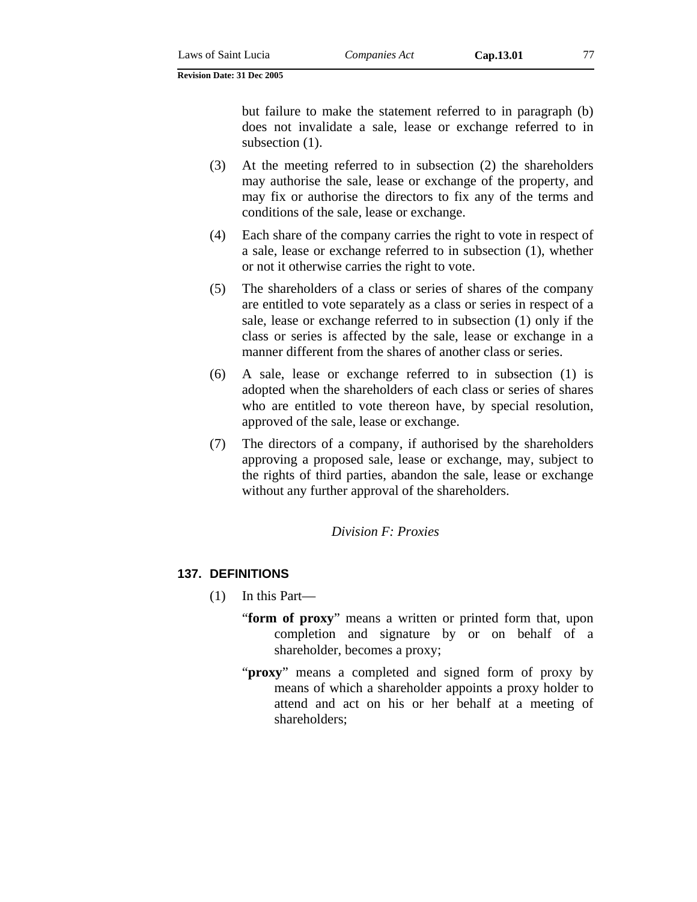but failure to make the statement referred to in paragraph (b) does not invalidate a sale, lease or exchange referred to in subsection (1).

(3) At the meeting referred to in subsection (2) the shareholders may authorise the sale, lease or exchange of the property, and may fix or authorise the directors to fix any of the terms and conditions of the sale, lease or exchange.

(4) Each share of the company carries the right to vote in respect of a sale, lease or exchange referred to in subsection (1), whether or not it otherwise carries the right to vote.

(5) The shareholders of a class or series of shares of the company are entitled to vote separately as a class or series in respect of a sale, lease or exchange referred to in subsection (1) only if the class or series is affected by the sale, lease or exchange in a manner different from the shares of another class or series.

(6) A sale, lease or exchange referred to in subsection (1) is adopted when the shareholders of each class or series of shares who are entitled to vote thereon have, by special resolution, approved of the sale, lease or exchange.

(7) The directors of a company, if authorised by the shareholders approving a proposed sale, lease or exchange, may, subject to the rights of third parties, abandon the sale, lease or exchange without any further approval of the shareholders.

*Division F: Proxies*

### 137. DEFINITIONS

(1) In this Part—

"**form of proxy**" means a written or printed form that, upon completion and signature by or on behalf of a shareholder, becomes a proxy;

"**proxy**" means a completed and signed form of proxy by means of which a shareholder appoints a proxy holder to attend and act on his or her behalf at a meeting of shareholders;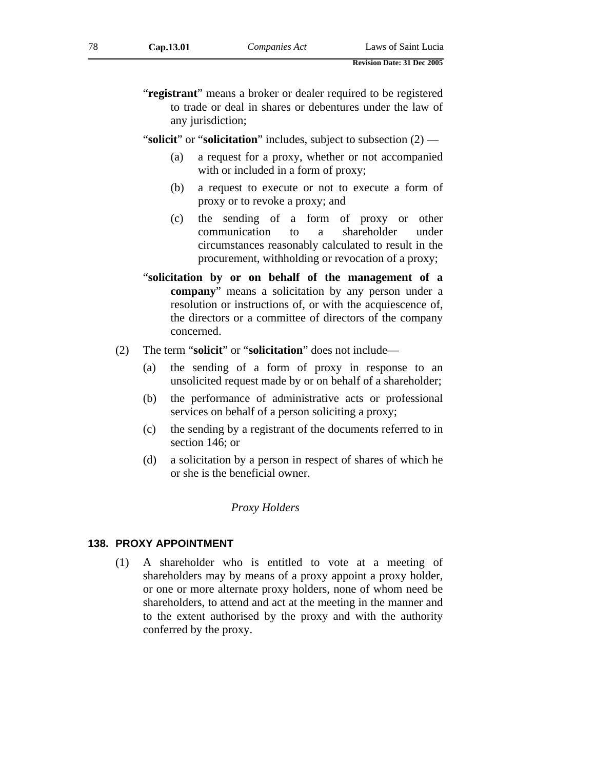"**registrant**" means a broker or dealer required to be registered to trade or deal in shares or debentures under the law of any jurisdiction;

"**solicit**" or "**solicitation**" includes, subject to subsection (2) —

(a) a request for a proxy, whether or not accompanied with or included in a form of proxy;

(b) a request to execute or not to execute a form of proxy or to revoke a proxy; and

(c) the sending of a form of proxy or other communication to a shareholder under circumstances reasonably calculated to result in the procurement, withholding or revocation of a proxy;

"**solicitation by or on behalf of the management of a company**" means a solicitation by any person under a resolution or instructions of, or with the acquiescence of, the directors or a committee of directors of the company concerned.

(2) The term "**solicit**" or "**solicitation**" does not include—

(a) the sending of a form of proxy in response to an unsolicited request made by or on behalf of a shareholder;

(b) the performance of administrative acts or professional services on behalf of a person soliciting a proxy;

(c) the sending by a registrant of the documents referred to in section 146; or

(d) a solicitation by a person in respect of shares of which he or she is the beneficial owner.

*Proxy Holders*

## 138. PROXY APPOINTMENT

(1) A shareholder who is entitled to vote at a meeting of shareholders may by means of a proxy appoint a proxy holder, or one or more alternate proxy holders, none of whom need be shareholders, to attend and act at the meeting in the manner and to the extent authorised by the proxy and with the authority conferred by the proxy.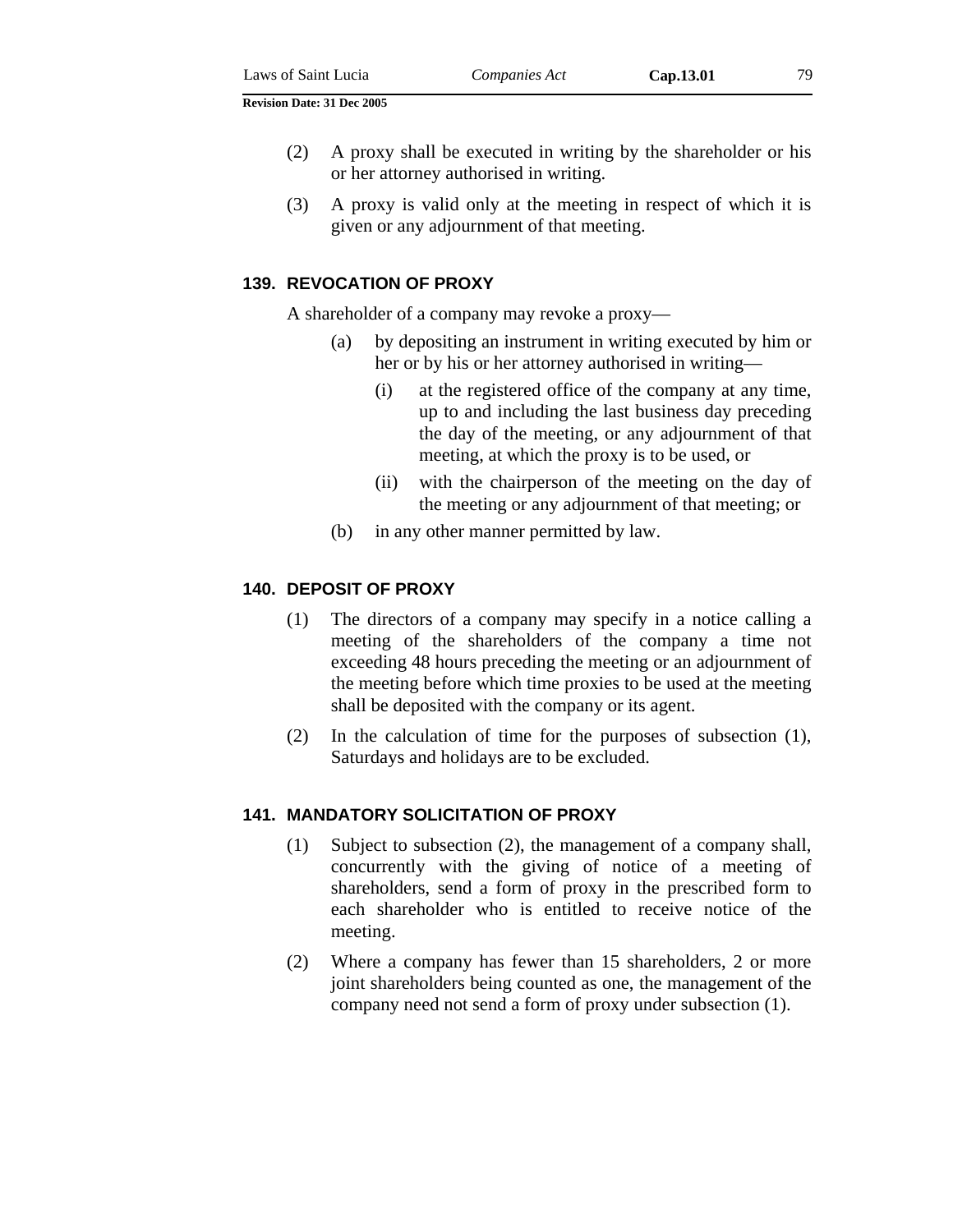(2) A proxy shall be executed in writing by the shareholder or his or her attorney authorised in writing.

(3) A proxy is valid only at the meeting in respect of which it is given or any adjournment of that meeting.

### 139. REVOCATION OF PROXY

A shareholder of a company may revoke a proxy—

(a) by depositing an instrument in writing executed by him or her or by his or her attorney authorised in writing—

(i) at the registered office of the company at any time, up to and including the last business day preceding the day of the meeting, or any adjournment of that meeting, at which the proxy is to be used, or

(ii) with the chairperson of the meeting on the day of the meeting or any adjournment of that meeting; or

(b) in any other manner permitted by law.

### 140. DEPOSIT OF PROXY

(1) The directors of a company may specify in a notice calling a meeting of the shareholders of the company a time not exceeding 48 hours preceding the meeting or an adjournment of the meeting before which time proxies to be used at the meeting shall be deposited with the company or its agent.

(2) In the calculation of time for the purposes of subsection (1), Saturdays and holidays are to be excluded.

### 141. MANDATORY SOLICITATION OF PROXY

(1) Subject to subsection (2), the management of a company shall, concurrently with the giving of notice of a meeting of shareholders, send a form of proxy in the prescribed form to each shareholder who is entitled to receive notice of the meeting.

(2) Where a company has fewer than 15 shareholders, 2 or more joint shareholders being counted as one, the management of the company need not send a form of proxy under subsection (1).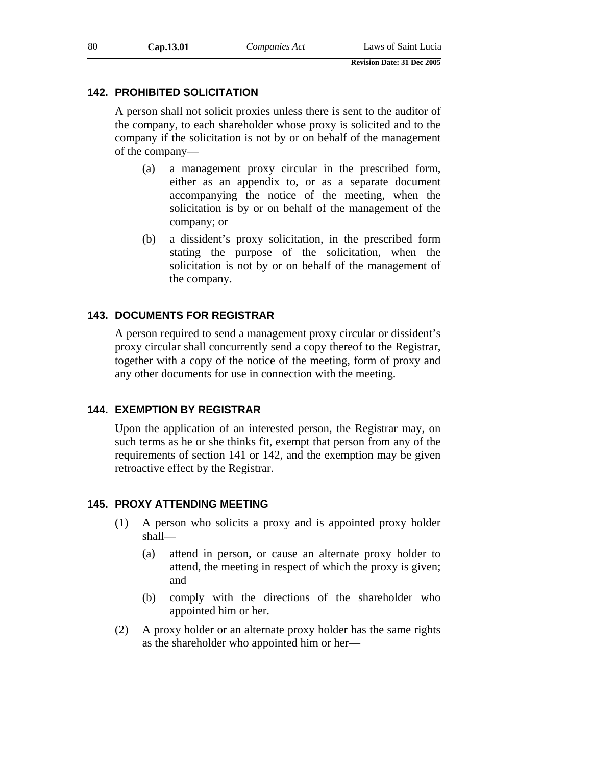## 142. PROHIBITED SOLICITATION

A person shall not solicit proxies unless there is sent to the auditor of the company, to each shareholder whose proxy is solicited and to the company if the solicitation is not by or on behalf of the management of the company—

- (a) a management proxy circular in the prescribed form, either as an appendix to, or as a separate document accompanying the notice of the meeting, when the solicitation is by or on behalf of the management of the company; or
- (b) a dissident's proxy solicitation, in the prescribed form stating the purpose of the solicitation, when the solicitation is not by or on behalf of the management of the company.

## 143. DOCUMENTS FOR REGISTRAR

A person required to send a management proxy circular or dissident's proxy circular shall concurrently send a copy thereof to the Registrar, together with a copy of the notice of the meeting, form of proxy and any other documents for use in connection with the meeting.

## 144. EXEMPTION BY REGISTRAR

Upon the application of an interested person, the Registrar may, on such terms as he or she thinks fit, exempt that person from any of the requirements of section 141 or 142, and the exemption may be given retroactive effect by the Registrar.

## 145. PROXY ATTENDING MEETING

(1) A person who solicits a proxy and is appointed proxy holder shall—

- (a) attend in person, or cause an alternate proxy holder to attend, the meeting in respect of which the proxy is given; and
- (b) comply with the directions of the shareholder who appointed him or her.

(2) A proxy holder or an alternate proxy holder has the same rights as the shareholder who appointed him or her—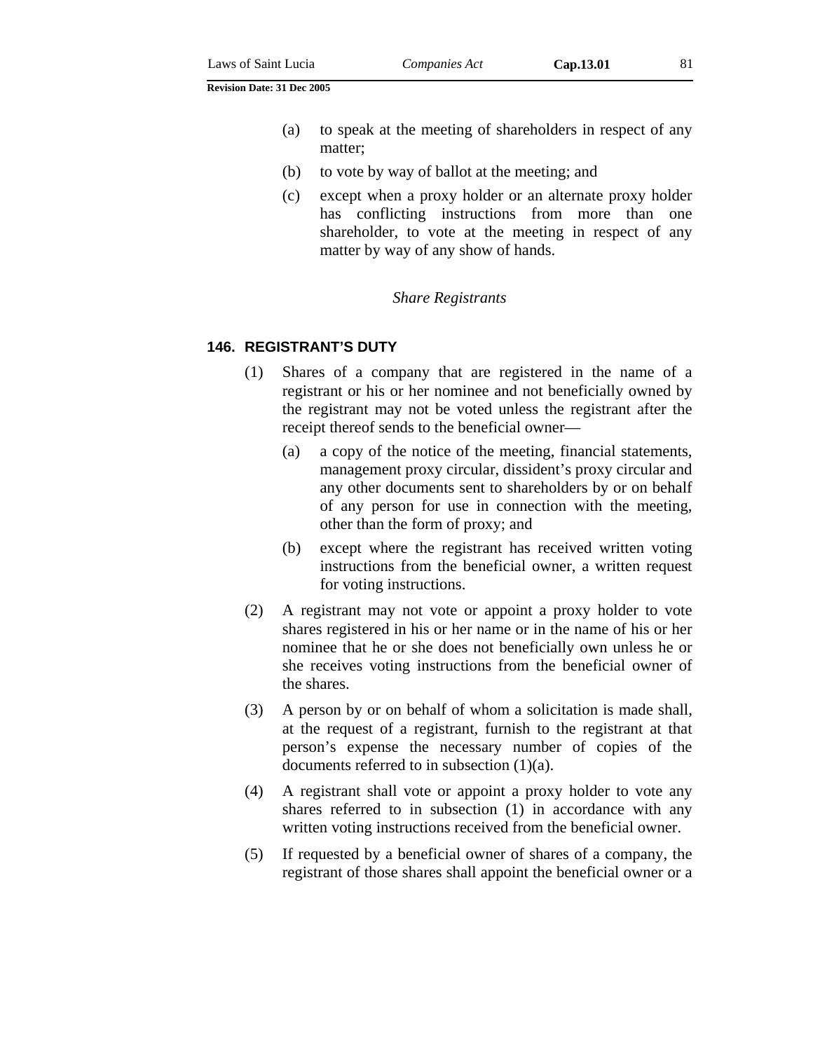(a) to speak at the meeting of shareholders in respect of any matter;

(b) to vote by way of ballot at the meeting; and

(c) except when a proxy holder or an alternate proxy holder has conflicting instructions from more than one shareholder, to vote at the meeting in respect of any matter by way of any show of hands.

*Share Registrants*

### 146. REGISTRANT'S DUTY

(1) Shares of a company that are registered in the name of a registrant or his or her nominee and not beneficially owned by the registrant may not be voted unless the registrant after the receipt thereof sends to the beneficial owner—

(a) a copy of the notice of the meeting, financial statements, management proxy circular, dissident's proxy circular and any other documents sent to shareholders by or on behalf of any person for use in connection with the meeting, other than the form of proxy; and

(b) except where the registrant has received written voting instructions from the beneficial owner, a written request for voting instructions.

(2) A registrant may not vote or appoint a proxy holder to vote shares registered in his or her name or in the name of his or her nominee that he or she does not beneficially own unless he or she receives voting instructions from the beneficial owner of the shares.

(3) A person by or on behalf of whom a solicitation is made shall, at the request of a registrant, furnish to the registrant at that person's expense the necessary number of copies of the documents referred to in subsection (1)(a).

(4) A registrant shall vote or appoint a proxy holder to vote any shares referred to in subsection (1) in accordance with any written voting instructions received from the beneficial owner.

(5) If requested by a beneficial owner of shares of a company, the registrant of those shares shall appoint the beneficial owner or a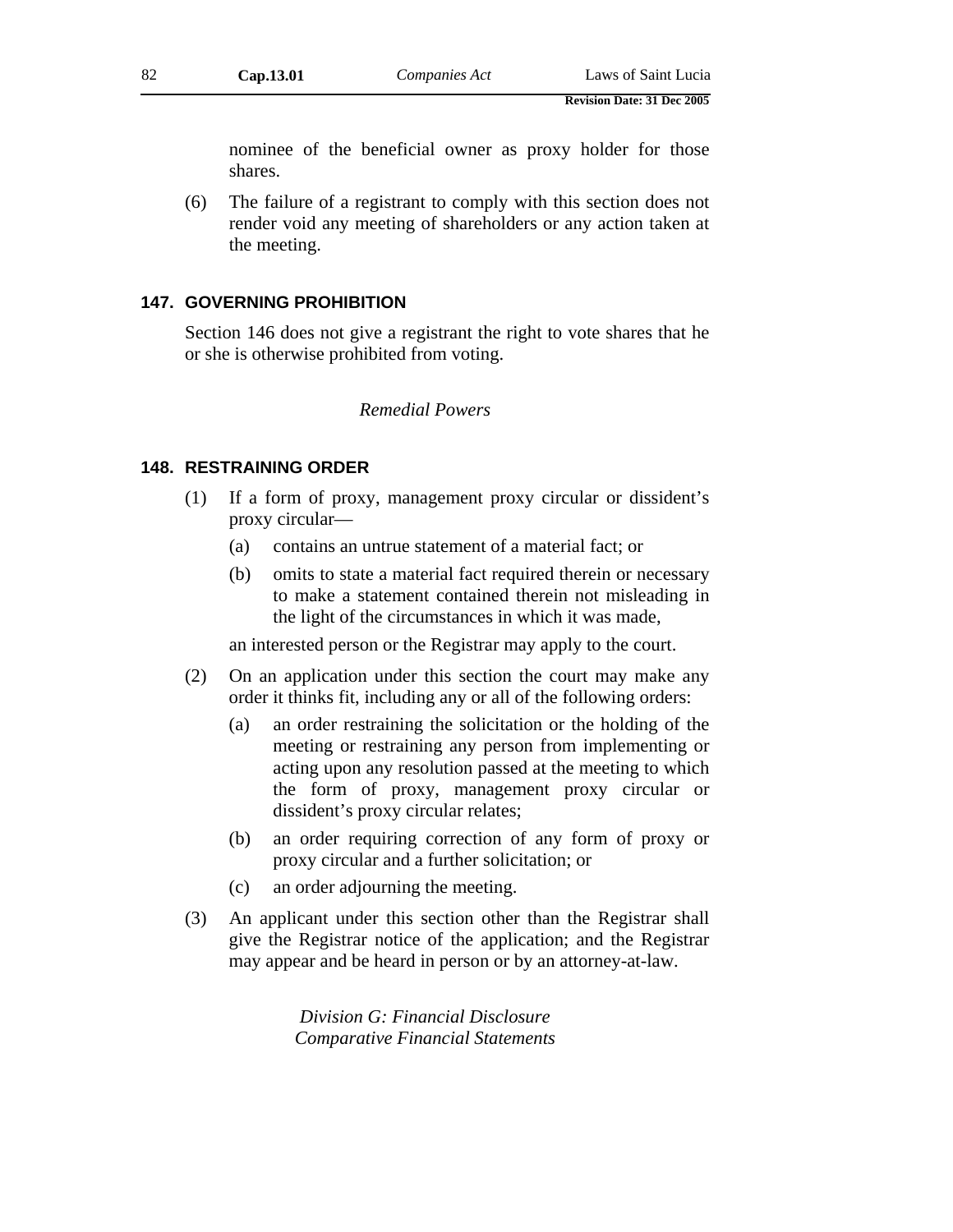nominee of the beneficial owner as proxy holder for those shares.

(6) The failure of a registrant to comply with this section does not render void any meeting of shareholders or any action taken at the meeting.

### 147. GOVERNING PROHIBITION

Section 146 does not give a registrant the right to vote shares that he or she is otherwise prohibited from voting.

*Remedial Powers*

### 148. RESTRAINING ORDER

(1) If a form of proxy, management proxy circular or dissident's proxy circular—

(a) contains an untrue statement of a material fact; or

(b) omits to state a material fact required therein or necessary to make a statement contained therein not misleading in the light of the circumstances in which it was made,

an interested person or the Registrar may apply to the court.

(2) On an application under this section the court may make any order it thinks fit, including any or all of the following orders:

(a) an order restraining the solicitation or the holding of the meeting or restraining any person from implementing or acting upon any resolution passed at the meeting to which the form of proxy, management proxy circular or dissident's proxy circular relates;

(b) an order requiring correction of any form of proxy or proxy circular and a further solicitation; or

(c) an order adjourning the meeting.

(3) An applicant under this section other than the Registrar shall give the Registrar notice of the application; and the Registrar may appear and be heard in person or by an attorney-at-law.

*Division G: Financial Disclosure*
*Comparative Financial Statements*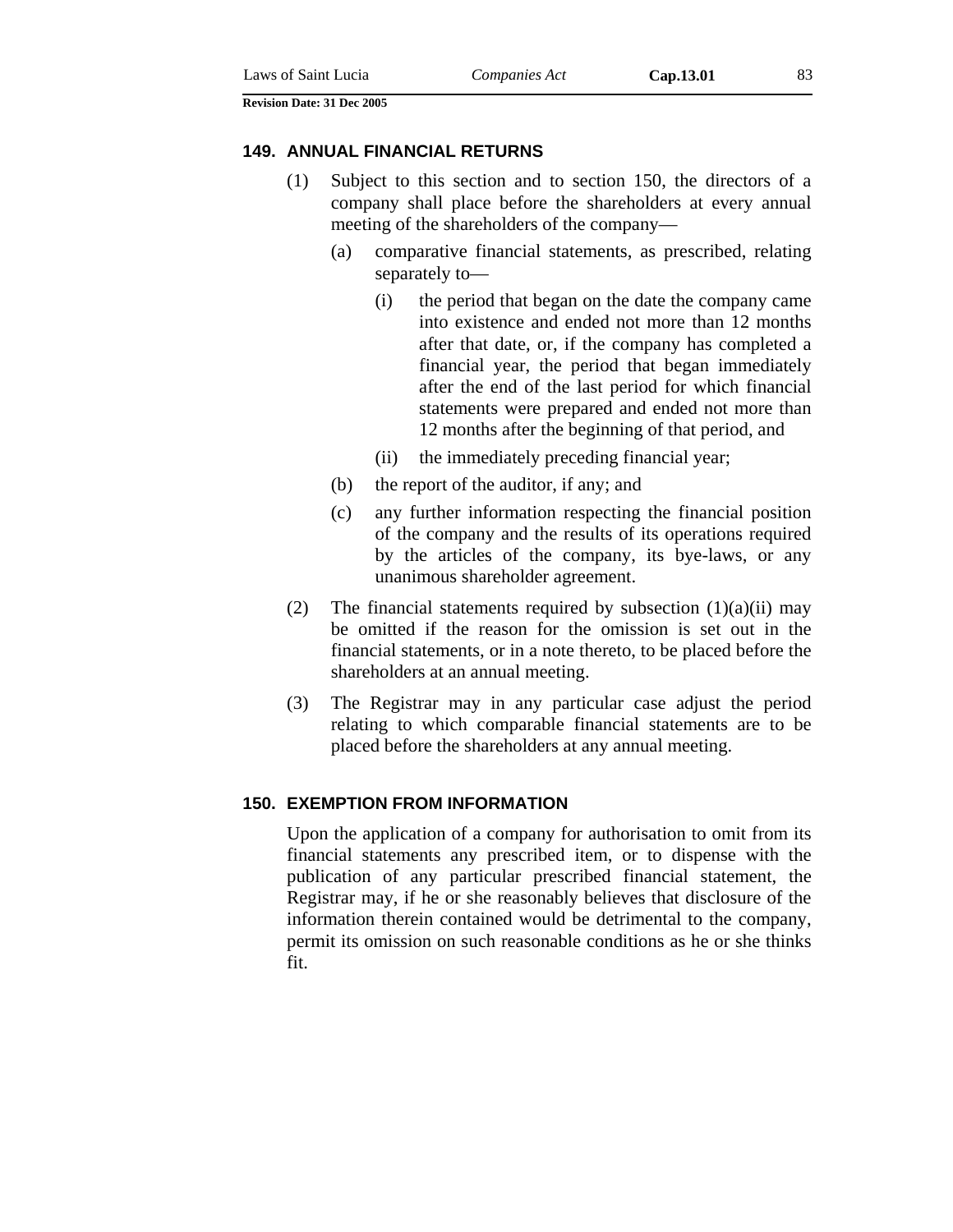## 149. ANNUAL FINANCIAL RETURNS

(1) Subject to this section and to section 150, the directors of a company shall place before the shareholders at every annual meeting of the shareholders of the company—

(a) comparative financial statements, as prescribed, relating separately to—

(i) the period that began on the date the company came into existence and ended not more than 12 months after that date, or, if the company has completed a financial year, the period that began immediately after the end of the last period for which financial statements were prepared and ended not more than 12 months after the beginning of that period, and

(ii) the immediately preceding financial year;

(b) the report of the auditor, if any; and

(c) any further information respecting the financial position of the company and the results of its operations required by the articles of the company, its bye-laws, or any unanimous shareholder agreement.

(2) The financial statements required by subsection (1)(a)(ii) may be omitted if the reason for the omission is set out in the financial statements, or in a note thereto, to be placed before the shareholders at an annual meeting.

(3) The Registrar may in any particular case adjust the period relating to which comparable financial statements are to be placed before the shareholders at any annual meeting.

## 150. EXEMPTION FROM INFORMATION

Upon the application of a company for authorisation to omit from its financial statements any prescribed item, or to dispense with the publication of any particular prescribed financial statement, the Registrar may, if he or she reasonably believes that disclosure of the information therein contained would be detrimental to the company, permit its omission on such reasonable conditions as he or she thinks fit.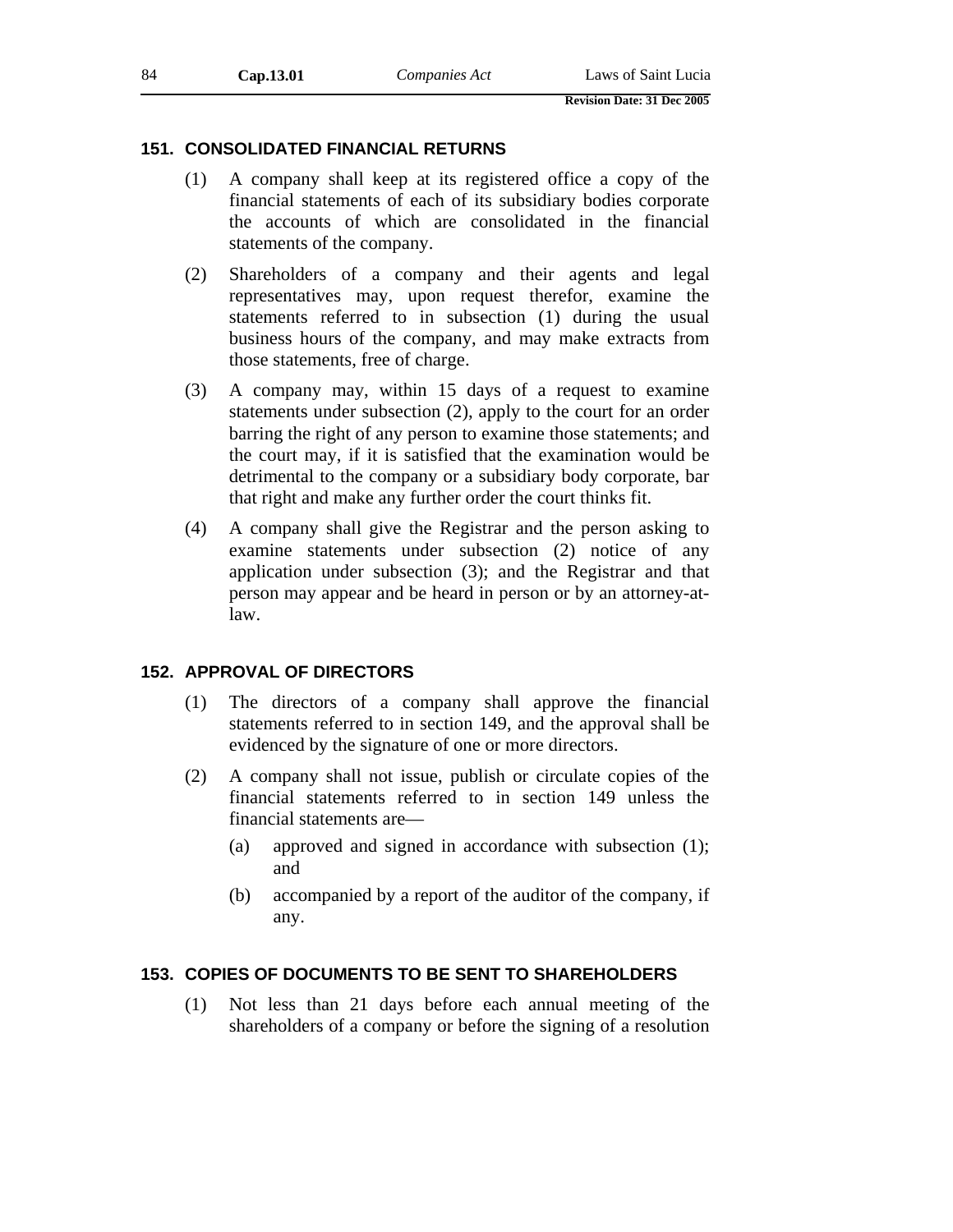## 151. CONSOLIDATED FINANCIAL RETURNS

(1) A company shall keep at its registered office a copy of the financial statements of each of its subsidiary bodies corporate the accounts of which are consolidated in the financial statements of the company.

(2) Shareholders of a company and their agents and legal representatives may, upon request therefor, examine the statements referred to in subsection (1) during the usual business hours of the company, and may make extracts from those statements, free of charge.

(3) A company may, within 15 days of a request to examine statements under subsection (2), apply to the court for an order barring the right of any person to examine those statements; and the court may, if it is satisfied that the examination would be detrimental to the company or a subsidiary body corporate, bar that right and make any further order the court thinks fit.

(4) A company shall give the Registrar and the person asking to examine statements under subsection (2) notice of any application under subsection (3); and the Registrar and that person may appear and be heard in person or by an attorney-at-law.

## 152. APPROVAL OF DIRECTORS

(1) The directors of a company shall approve the financial statements referred to in section 149, and the approval shall be evidenced by the signature of one or more directors.

(2) A company shall not issue, publish or circulate copies of the financial statements referred to in section 149 unless the financial statements are—

(a) approved and signed in accordance with subsection (1); and

(b) accompanied by a report of the auditor of the company, if any.

## 153. COPIES OF DOCUMENTS TO BE SENT TO SHAREHOLDERS

(1) Not less than 21 days before each annual meeting of the shareholders of a company or before the signing of a resolution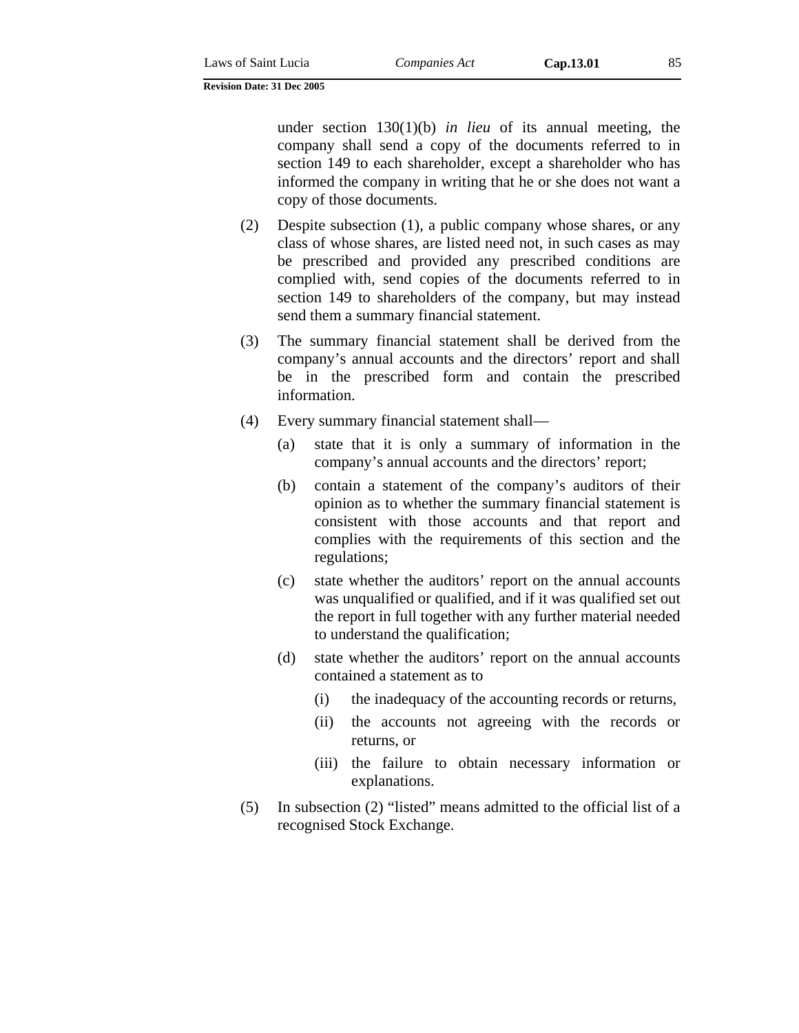under section 130(1)(b) *in lieu* of its annual meeting, the company shall send a copy of the documents referred to in section 149 to each shareholder, except a shareholder who has informed the company in writing that he or she does not want a copy of those documents.

(2) Despite subsection (1), a public company whose shares, or any class of whose shares, are listed need not, in such cases as may be prescribed and provided any prescribed conditions are complied with, send copies of the documents referred to in section 149 to shareholders of the company, but may instead send them a summary financial statement.

(3) The summary financial statement shall be derived from the company's annual accounts and the directors' report and shall be in the prescribed form and contain the prescribed information.

(4) Every summary financial statement shall—

(a) state that it is only a summary of information in the company's annual accounts and the directors' report;

(b) contain a statement of the company's auditors of their opinion as to whether the summary financial statement is consistent with those accounts and that report and complies with the requirements of this section and the regulations;

(c) state whether the auditors' report on the annual accounts was unqualified or qualified, and if it was qualified set out the report in full together with any further material needed to understand the qualification;

(d) state whether the auditors' report on the annual accounts contained a statement as to

(i) the inadequacy of the accounting records or returns,

(ii) the accounts not agreeing with the records or returns, or

(iii) the failure to obtain necessary information or explanations.

(5) In subsection (2) "listed" means admitted to the official list of a recognised Stock Exchange.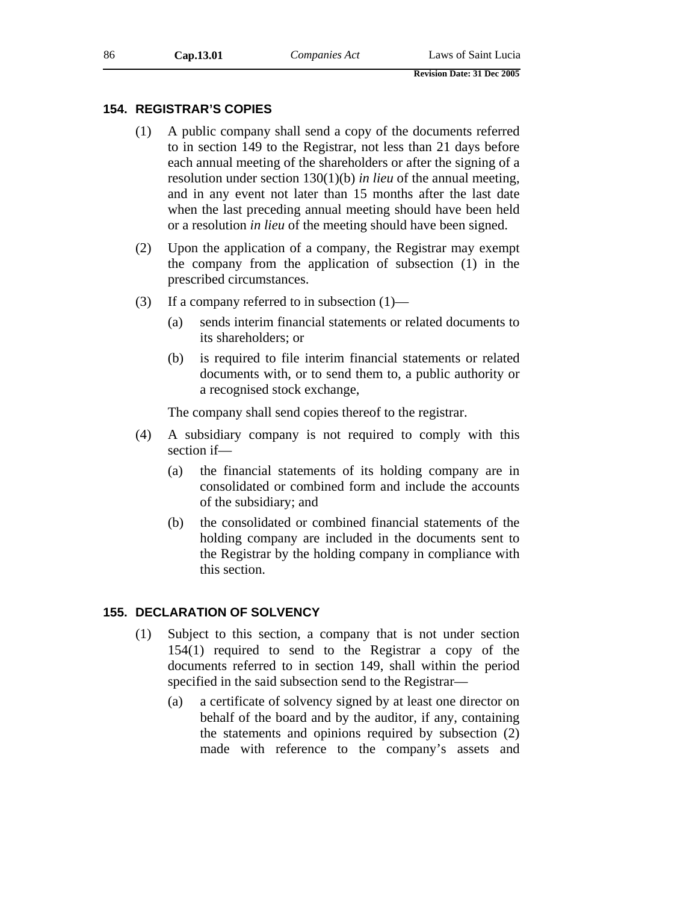## 154. REGISTRAR'S COPIES

(1) A public company shall send a copy of the documents referred to in section 149 to the Registrar, not less than 21 days before each annual meeting of the shareholders or after the signing of a resolution under section 130(1)(b) *in lieu* of the annual meeting, and in any event not later than 15 months after the last date when the last preceding annual meeting should have been held or a resolution *in lieu* of the meeting should have been signed.

(2) Upon the application of a company, the Registrar may exempt the company from the application of subsection (1) in the prescribed circumstances.

(3) If a company referred to in subsection (1)—

(a) sends interim financial statements or related documents to its shareholders; or

(b) is required to file interim financial statements or related documents with, or to send them to, a public authority or a recognised stock exchange,

The company shall send copies thereof to the registrar.

(4) A subsidiary company is not required to comply with this section if—

(a) the financial statements of its holding company are in consolidated or combined form and include the accounts of the subsidiary; and

(b) the consolidated or combined financial statements of the holding company are included in the documents sent to the Registrar by the holding company in compliance with this section.

## 155. DECLARATION OF SOLVENCY

(1) Subject to this section, a company that is not under section 154(1) required to send to the Registrar a copy of the documents referred to in section 149, shall within the period specified in the said subsection send to the Registrar—

(a) a certificate of solvency signed by at least one director on behalf of the board and by the auditor, if any, containing the statements and opinions required by subsection (2) made with reference to the company's assets and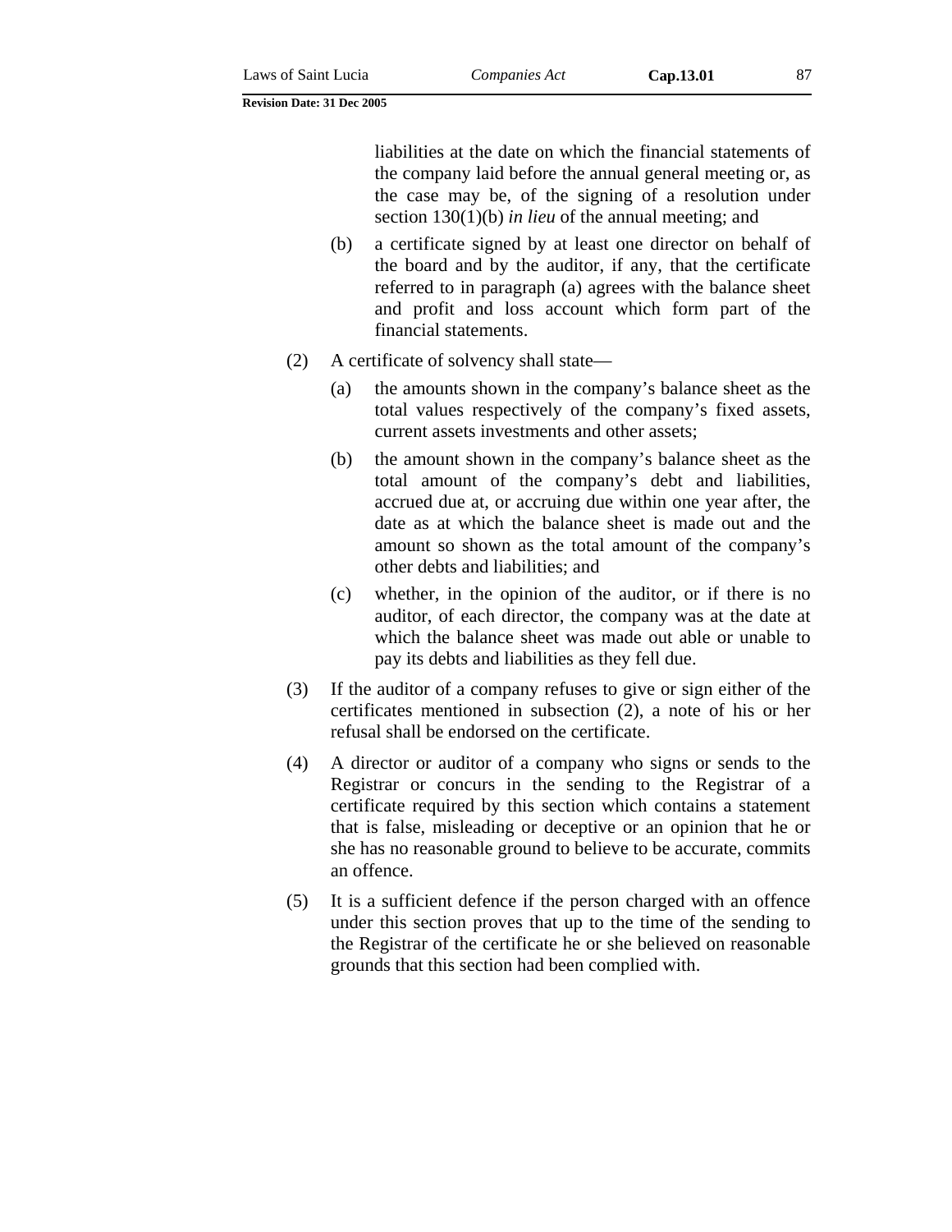liabilities at the date on which the financial statements of the company laid before the annual general meeting or, as the case may be, of the signing of a resolution under section 130(1)(b) *in lieu* of the annual meeting; and

(b) a certificate signed by at least one director on behalf of the board and by the auditor, if any, that the certificate referred to in paragraph (a) agrees with the balance sheet and profit and loss account which form part of the financial statements.

(2) A certificate of solvency shall state—

(a) the amounts shown in the company's balance sheet as the total values respectively of the company's fixed assets, current assets investments and other assets;

(b) the amount shown in the company's balance sheet as the total amount of the company's debt and liabilities, accrued due at, or accruing due within one year after, the date as at which the balance sheet is made out and the amount so shown as the total amount of the company's other debts and liabilities; and

(c) whether, in the opinion of the auditor, or if there is no auditor, of each director, the company was at the date at which the balance sheet was made out able or unable to pay its debts and liabilities as they fell due.

(3) If the auditor of a company refuses to give or sign either of the certificates mentioned in subsection (2), a note of his or her refusal shall be endorsed on the certificate.

(4) A director or auditor of a company who signs or sends to the Registrar or concurs in the sending to the Registrar of a certificate required by this section which contains a statement that is false, misleading or deceptive or an opinion that he or she has no reasonable ground to believe to be accurate, commits an offence.

(5) It is a sufficient defence if the person charged with an offence under this section proves that up to the time of the sending to the Registrar of the certificate he or she believed on reasonable grounds that this section had been complied with.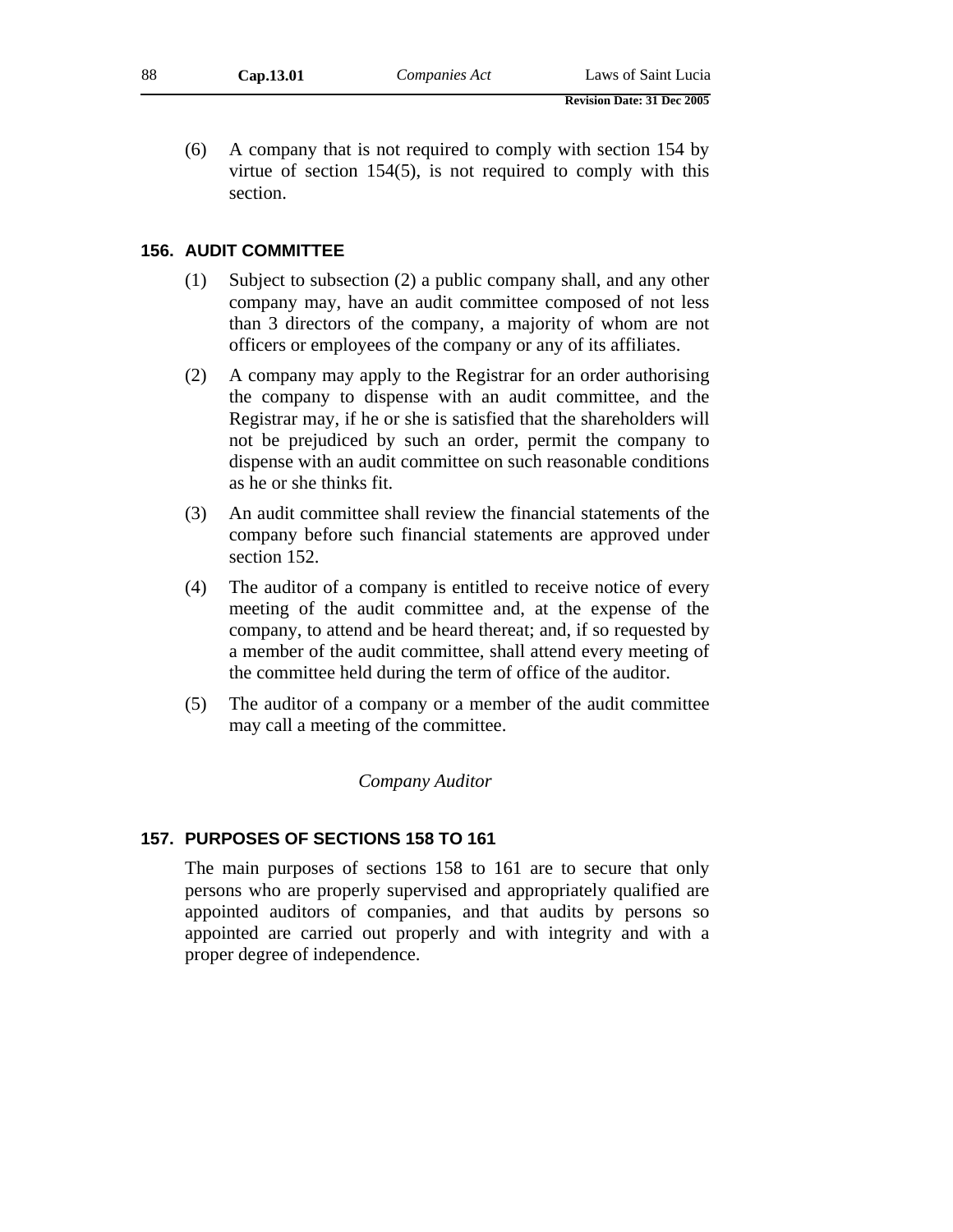(6) A company that is not required to comply with section 154 by virtue of section 154(5), is not required to comply with this section.

## 156. AUDIT COMMITTEE

(1) Subject to subsection (2) a public company shall, and any other company may, have an audit committee composed of not less than 3 directors of the company, a majority of whom are not officers or employees of the company or any of its affiliates.

(2) A company may apply to the Registrar for an order authorising the company to dispense with an audit committee, and the Registrar may, if he or she is satisfied that the shareholders will not be prejudiced by such an order, permit the company to dispense with an audit committee on such reasonable conditions as he or she thinks fit.

(3) An audit committee shall review the financial statements of the company before such financial statements are approved under section 152.

(4) The auditor of a company is entitled to receive notice of every meeting of the audit committee and, at the expense of the company, to attend and be heard thereat; and, if so requested by a member of the audit committee, shall attend every meeting of the committee held during the term of office of the auditor.

(5) The auditor of a company or a member of the audit committee may call a meeting of the committee.

*Company Auditor*

## 157. PURPOSES OF SECTIONS 158 TO 161

The main purposes of sections 158 to 161 are to secure that only persons who are properly supervised and appropriately qualified are appointed auditors of companies, and that audits by persons so appointed are carried out properly and with integrity and with a proper degree of independence.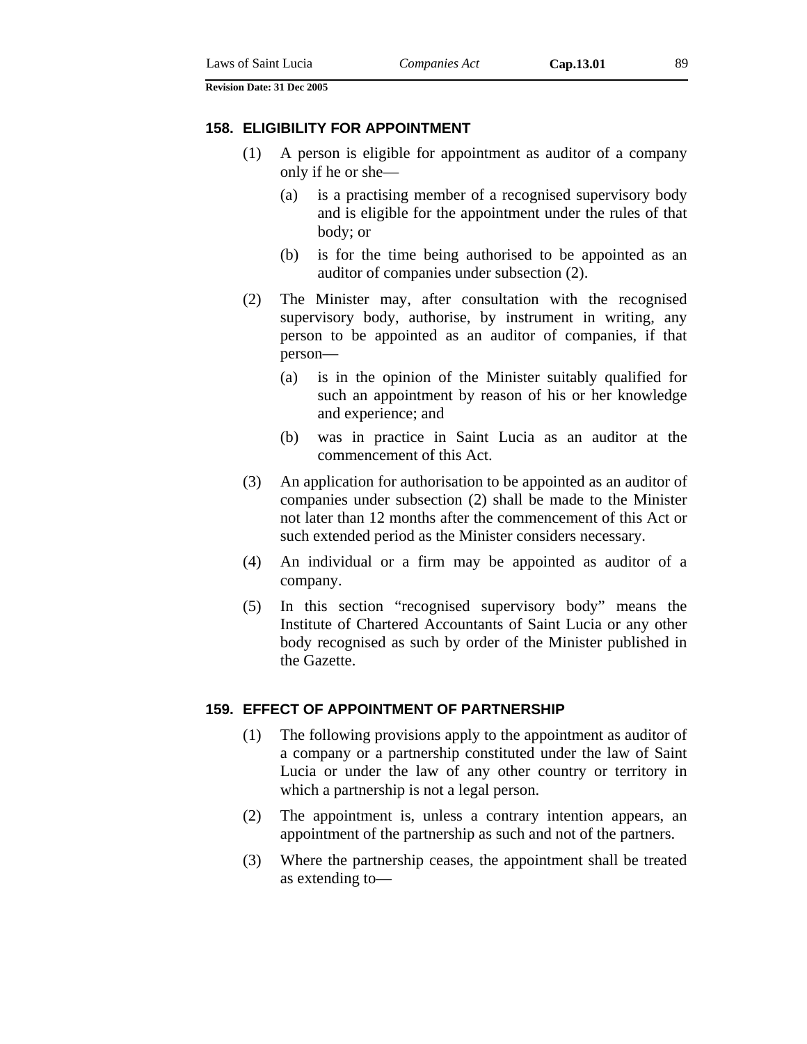### 158. ELIGIBILITY FOR APPOINTMENT

(1) A person is eligible for appointment as auditor of a company only if he or she—

  (a) is a practising member of a recognised supervisory body and is eligible for the appointment under the rules of that body; or

  (b) is for the time being authorised to be appointed as an auditor of companies under subsection (2).

(2) The Minister may, after consultation with the recognised supervisory body, authorise, by instrument in writing, any person to be appointed as an auditor of companies, if that person—

  (a) is in the opinion of the Minister suitably qualified for such an appointment by reason of his or her knowledge and experience; and

  (b) was in practice in Saint Lucia as an auditor at the commencement of this Act.

(3) An application for authorisation to be appointed as an auditor of companies under subsection (2) shall be made to the Minister not later than 12 months after the commencement of this Act or such extended period as the Minister considers necessary.

(4) An individual or a firm may be appointed as auditor of a company.

(5) In this section "recognised supervisory body" means the Institute of Chartered Accountants of Saint Lucia or any other body recognised as such by order of the Minister published in the Gazette.

### 159. EFFECT OF APPOINTMENT OF PARTNERSHIP

(1) The following provisions apply to the appointment as auditor of a company or a partnership constituted under the law of Saint Lucia or under the law of any other country or territory in which a partnership is not a legal person.

(2) The appointment is, unless a contrary intention appears, an appointment of the partnership as such and not of the partners.

(3) Where the partnership ceases, the appointment shall be treated as extending to—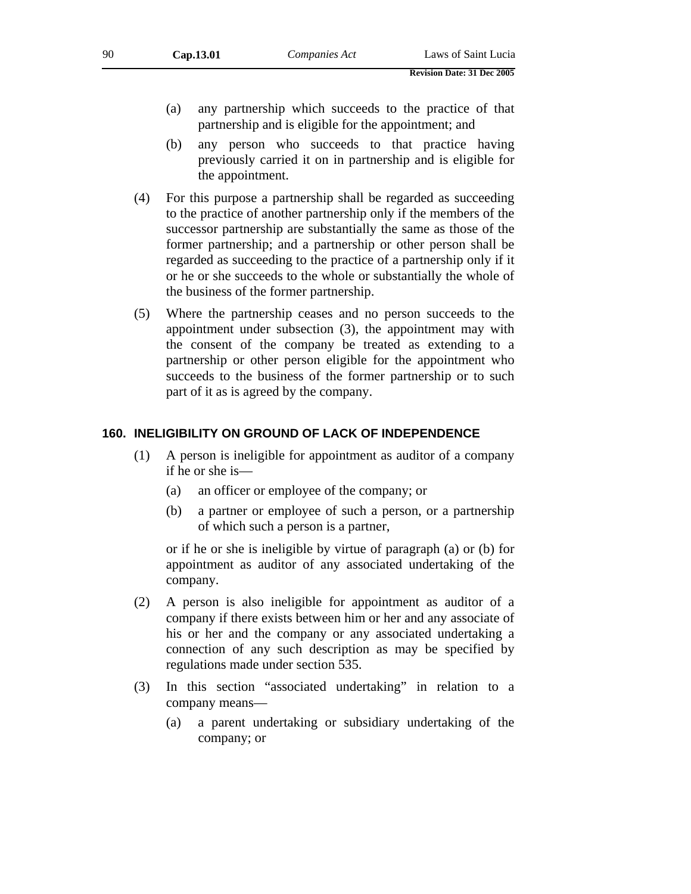(a) any partnership which succeeds to the practice of that partnership and is eligible for the appointment; and

(b) any person who succeeds to that practice having previously carried it on in partnership and is eligible for the appointment.

(4) For this purpose a partnership shall be regarded as succeeding to the practice of another partnership only if the members of the successor partnership are substantially the same as those of the former partnership; and a partnership or other person shall be regarded as succeeding to the practice of a partnership only if it or he or she succeeds to the whole or substantially the whole of the business of the former partnership.

(5) Where the partnership ceases and no person succeeds to the appointment under subsection (3), the appointment may with the consent of the company be treated as extending to a partnership or other person eligible for the appointment who succeeds to the business of the former partnership or to such part of it as is agreed by the company.

## 160. INELIGIBILITY ON GROUND OF LACK OF INDEPENDENCE

(1) A person is ineligible for appointment as auditor of a company if he or she is—

(a) an officer or employee of the company; or

(b) a partner or employee of such a person, or a partnership of which such a person is a partner,

or if he or she is ineligible by virtue of paragraph (a) or (b) for appointment as auditor of any associated undertaking of the company.

(2) A person is also ineligible for appointment as auditor of a company if there exists between him or her and any associate of his or her and the company or any associated undertaking a connection of any such description as may be specified by regulations made under section 535.

(3) In this section "associated undertaking" in relation to a company means—

(a) a parent undertaking or subsidiary undertaking of the company; or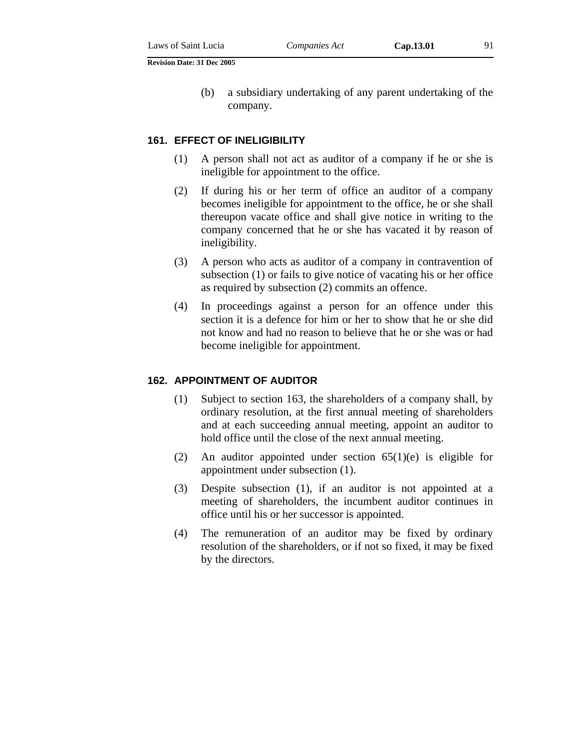(b) a subsidiary undertaking of any parent undertaking of the company.

### 161. EFFECT OF INELIGIBILITY

(1) A person shall not act as auditor of a company if he or she is ineligible for appointment to the office.

(2) If during his or her term of office an auditor of a company becomes ineligible for appointment to the office, he or she shall thereupon vacate office and shall give notice in writing to the company concerned that he or she has vacated it by reason of ineligibility.

(3) A person who acts as auditor of a company in contravention of subsection (1) or fails to give notice of vacating his or her office as required by subsection (2) commits an offence.

(4) In proceedings against a person for an offence under this section it is a defence for him or her to show that he or she did not know and had no reason to believe that he or she was or had become ineligible for appointment.

### 162. APPOINTMENT OF AUDITOR

(1) Subject to section 163, the shareholders of a company shall, by ordinary resolution, at the first annual meeting of shareholders and at each succeeding annual meeting, appoint an auditor to hold office until the close of the next annual meeting.

(2) An auditor appointed under section 65(1)(e) is eligible for appointment under subsection (1).

(3) Despite subsection (1), if an auditor is not appointed at a meeting of shareholders, the incumbent auditor continues in office until his or her successor is appointed.

(4) The remuneration of an auditor may be fixed by ordinary resolution of the shareholders, or if not so fixed, it may be fixed by the directors.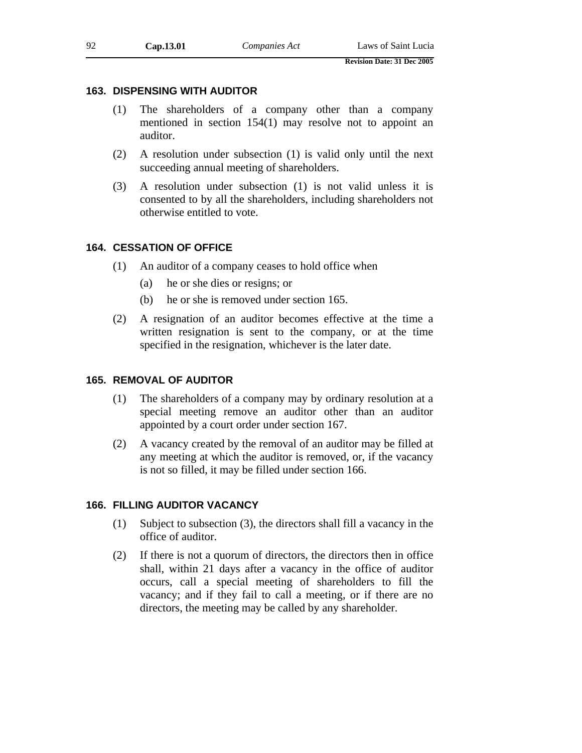### 163. DISPENSING WITH AUDITOR

(1) The shareholders of a company other than a company mentioned in section 154(1) may resolve not to appoint an auditor.

(2) A resolution under subsection (1) is valid only until the next succeeding annual meeting of shareholders.

(3) A resolution under subsection (1) is not valid unless it is consented to by all the shareholders, including shareholders not otherwise entitled to vote.

### 164. CESSATION OF OFFICE

(1) An auditor of a company ceases to hold office when

(a) he or she dies or resigns; or

(b) he or she is removed under section 165.

(2) A resignation of an auditor becomes effective at the time a written resignation is sent to the company, or at the time specified in the resignation, whichever is the later date.

### 165. REMOVAL OF AUDITOR

(1) The shareholders of a company may by ordinary resolution at a special meeting remove an auditor other than an auditor appointed by a court order under section 167.

(2) A vacancy created by the removal of an auditor may be filled at any meeting at which the auditor is removed, or, if the vacancy is not so filled, it may be filled under section 166.

### 166. FILLING AUDITOR VACANCY

(1) Subject to subsection (3), the directors shall fill a vacancy in the office of auditor.

(2) If there is not a quorum of directors, the directors then in office shall, within 21 days after a vacancy in the office of auditor occurs, call a special meeting of shareholders to fill the vacancy; and if they fail to call a meeting, or if there are no directors, the meeting may be called by any shareholder.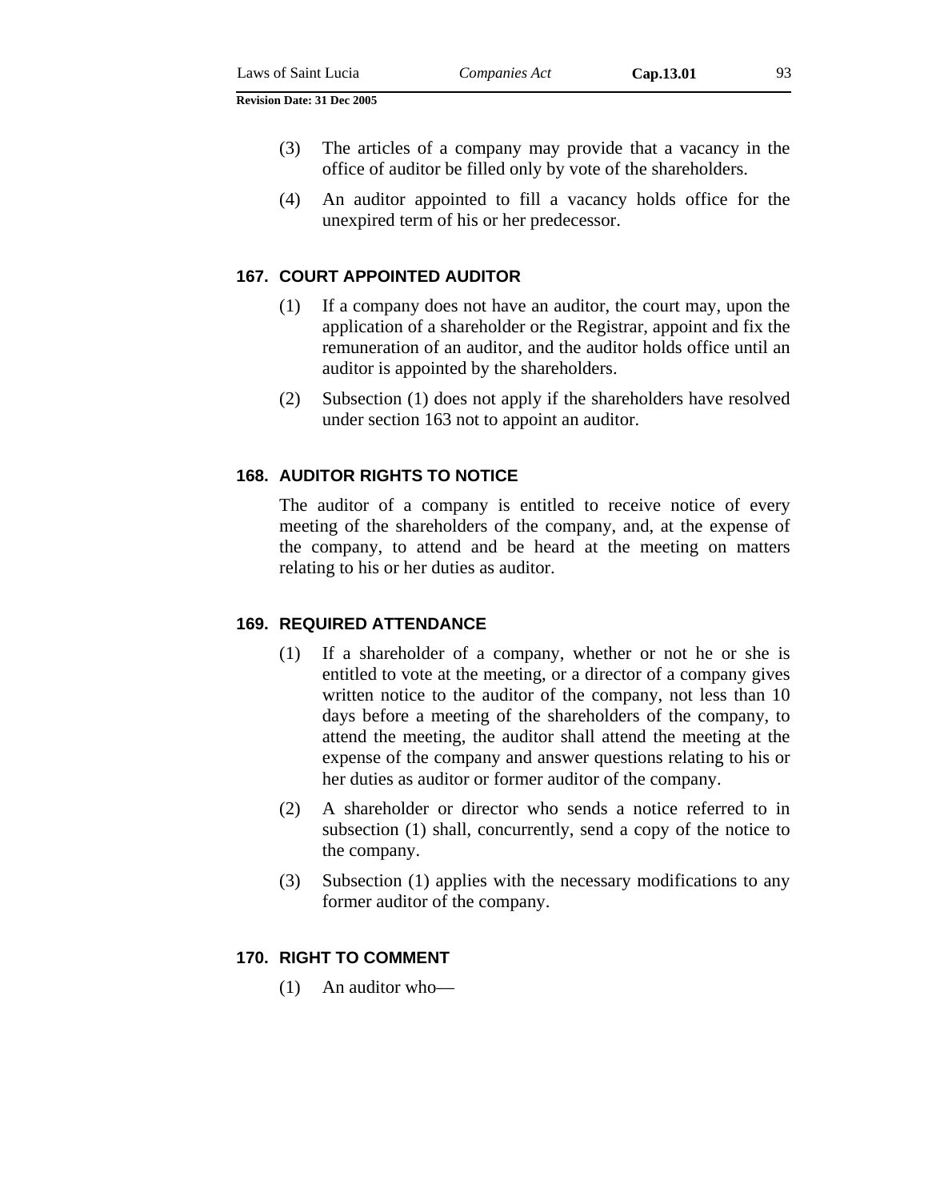(3) The articles of a company may provide that a vacancy in the office of auditor be filled only by vote of the shareholders.

(4) An auditor appointed to fill a vacancy holds office for the unexpired term of his or her predecessor.

### 167. COURT APPOINTED AUDITOR

(1) If a company does not have an auditor, the court may, upon the application of a shareholder or the Registrar, appoint and fix the remuneration of an auditor, and the auditor holds office until an auditor is appointed by the shareholders.

(2) Subsection (1) does not apply if the shareholders have resolved under section 163 not to appoint an auditor.

### 168. AUDITOR RIGHTS TO NOTICE

The auditor of a company is entitled to receive notice of every meeting of the shareholders of the company, and, at the expense of the company, to attend and be heard at the meeting on matters relating to his or her duties as auditor.

### 169. REQUIRED ATTENDANCE

(1) If a shareholder of a company, whether or not he or she is entitled to vote at the meeting, or a director of a company gives written notice to the auditor of the company, not less than 10 days before a meeting of the shareholders of the company, to attend the meeting, the auditor shall attend the meeting at the expense of the company and answer questions relating to his or her duties as auditor or former auditor of the company.

(2) A shareholder or director who sends a notice referred to in subsection (1) shall, concurrently, send a copy of the notice to the company.

(3) Subsection (1) applies with the necessary modifications to any former auditor of the company.

### 170. RIGHT TO COMMENT

(1) An auditor who—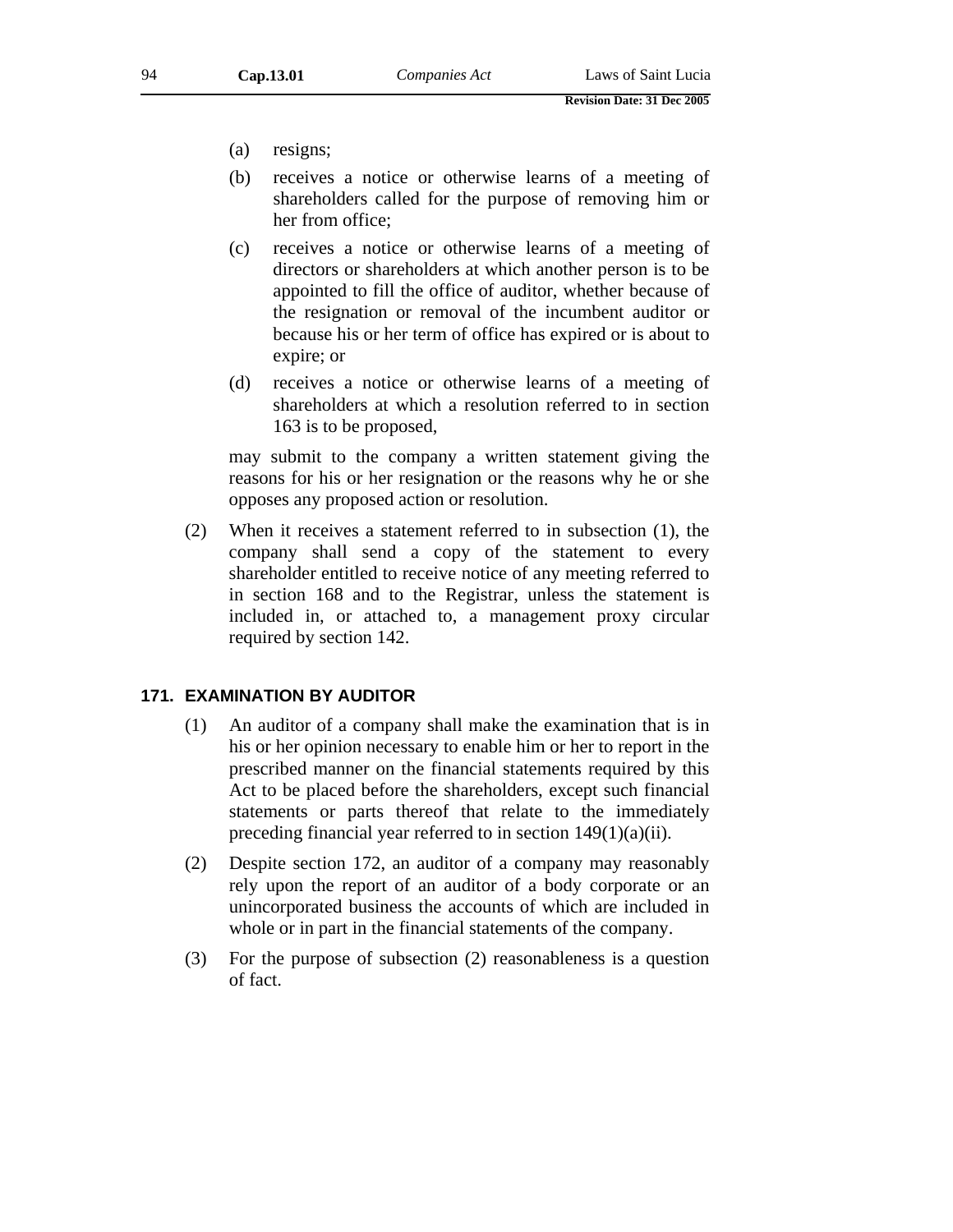(a) resigns;

(b) receives a notice or otherwise learns of a meeting of shareholders called for the purpose of removing him or her from office;

(c) receives a notice or otherwise learns of a meeting of directors or shareholders at which another person is to be appointed to fill the office of auditor, whether because of the resignation or removal of the incumbent auditor or because his or her term of office has expired or is about to expire; or

(d) receives a notice or otherwise learns of a meeting of shareholders at which a resolution referred to in section 163 is to be proposed,

may submit to the company a written statement giving the reasons for his or her resignation or the reasons why he or she opposes any proposed action or resolution.

(2) When it receives a statement referred to in subsection (1), the company shall send a copy of the statement to every shareholder entitled to receive notice of any meeting referred to in section 168 and to the Registrar, unless the statement is included in, or attached to, a management proxy circular required by section 142.

### 171. EXAMINATION BY AUDITOR

(1) An auditor of a company shall make the examination that is in his or her opinion necessary to enable him or her to report in the prescribed manner on the financial statements required by this Act to be placed before the shareholders, except such financial statements or parts thereof that relate to the immediately preceding financial year referred to in section 149(1)(a)(ii).

(2) Despite section 172, an auditor of a company may reasonably rely upon the report of an auditor of a body corporate or an unincorporated business the accounts of which are included in whole or in part in the financial statements of the company.

(3) For the purpose of subsection (2) reasonableness is a question of fact.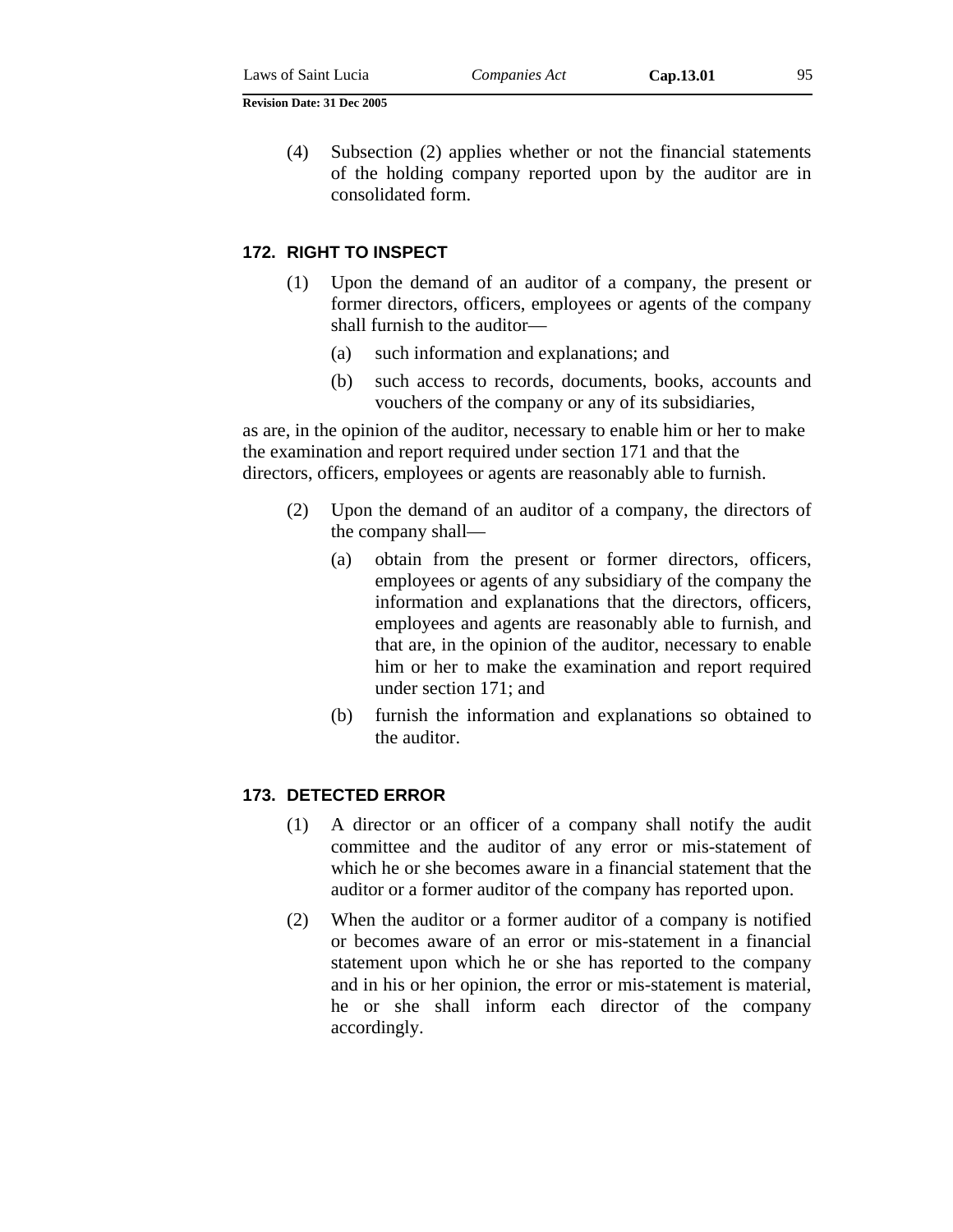(4) Subsection (2) applies whether or not the financial statements of the holding company reported upon by the auditor are in consolidated form.

### 172. RIGHT TO INSPECT

(1) Upon the demand of an auditor of a company, the present or former directors, officers, employees or agents of the company shall furnish to the auditor—

(a) such information and explanations; and

(b) such access to records, documents, books, accounts and vouchers of the company or any of its subsidiaries,

as are, in the opinion of the auditor, necessary to enable him or her to make the examination and report required under section 171 and that the directors, officers, employees or agents are reasonably able to furnish.

(2) Upon the demand of an auditor of a company, the directors of the company shall—

(a) obtain from the present or former directors, officers, employees or agents of any subsidiary of the company the information and explanations that the directors, officers, employees and agents are reasonably able to furnish, and that are, in the opinion of the auditor, necessary to enable him or her to make the examination and report required under section 171; and

(b) furnish the information and explanations so obtained to the auditor.

### 173. DETECTED ERROR

(1) A director or an officer of a company shall notify the audit committee and the auditor of any error or mis-statement of which he or she becomes aware in a financial statement that the auditor or a former auditor of the company has reported upon.

(2) When the auditor or a former auditor of a company is notified or becomes aware of an error or mis-statement in a financial statement upon which he or she has reported to the company and in his or her opinion, the error or mis-statement is material, he or she shall inform each director of the company accordingly.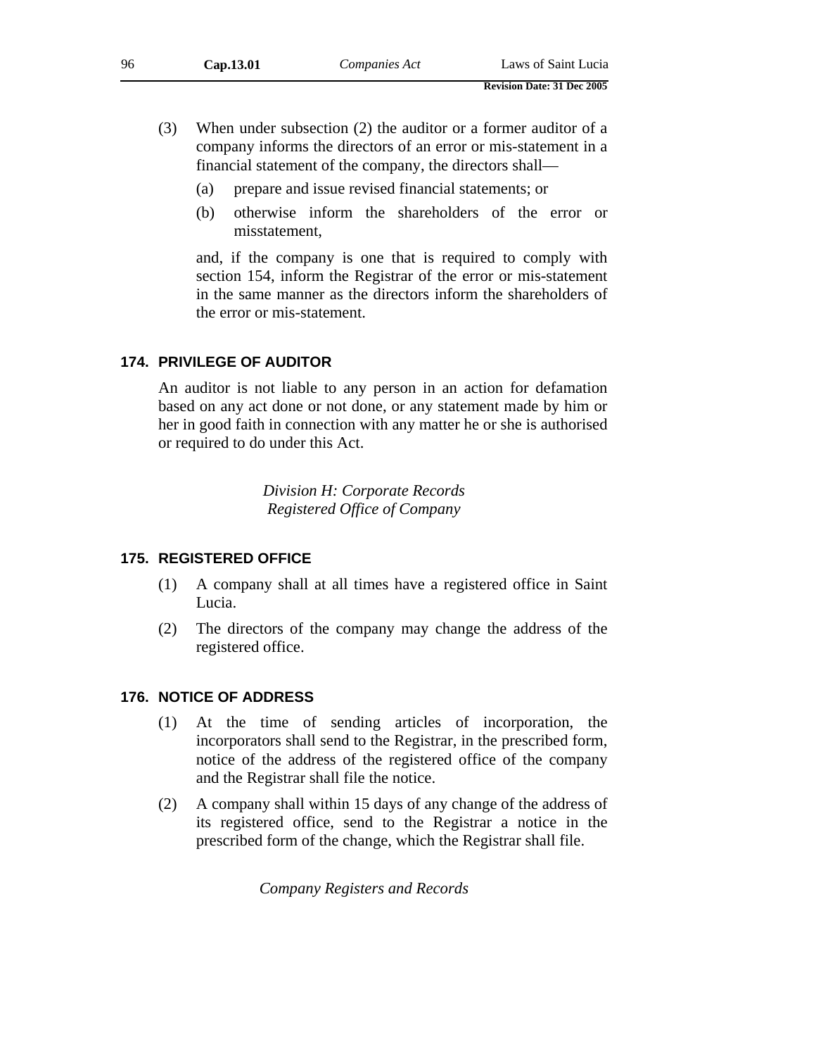(3) When under subsection (2) the auditor or a former auditor of a company informs the directors of an error or mis-statement in a financial statement of the company, the directors shall—

(a) prepare and issue revised financial statements; or

(b) otherwise inform the shareholders of the error or misstatement,

and, if the company is one that is required to comply with section 154, inform the Registrar of the error or mis-statement in the same manner as the directors inform the shareholders of the error or mis-statement.

### 174. PRIVILEGE OF AUDITOR

An auditor is not liable to any person in an action for defamation based on any act done or not done, or any statement made by him or her in good faith in connection with any matter he or she is authorised or required to do under this Act.

*Division H: Corporate Records*
*Registered Office of Company*

### 175. REGISTERED OFFICE

(1) A company shall at all times have a registered office in Saint Lucia.

(2) The directors of the company may change the address of the registered office.

### 176. NOTICE OF ADDRESS

(1) At the time of sending articles of incorporation, the incorporators shall send to the Registrar, in the prescribed form, notice of the address of the registered office of the company and the Registrar shall file the notice.

(2) A company shall within 15 days of any change of the address of its registered office, send to the Registrar a notice in the prescribed form of the change, which the Registrar shall file.

*Company Registers and Records*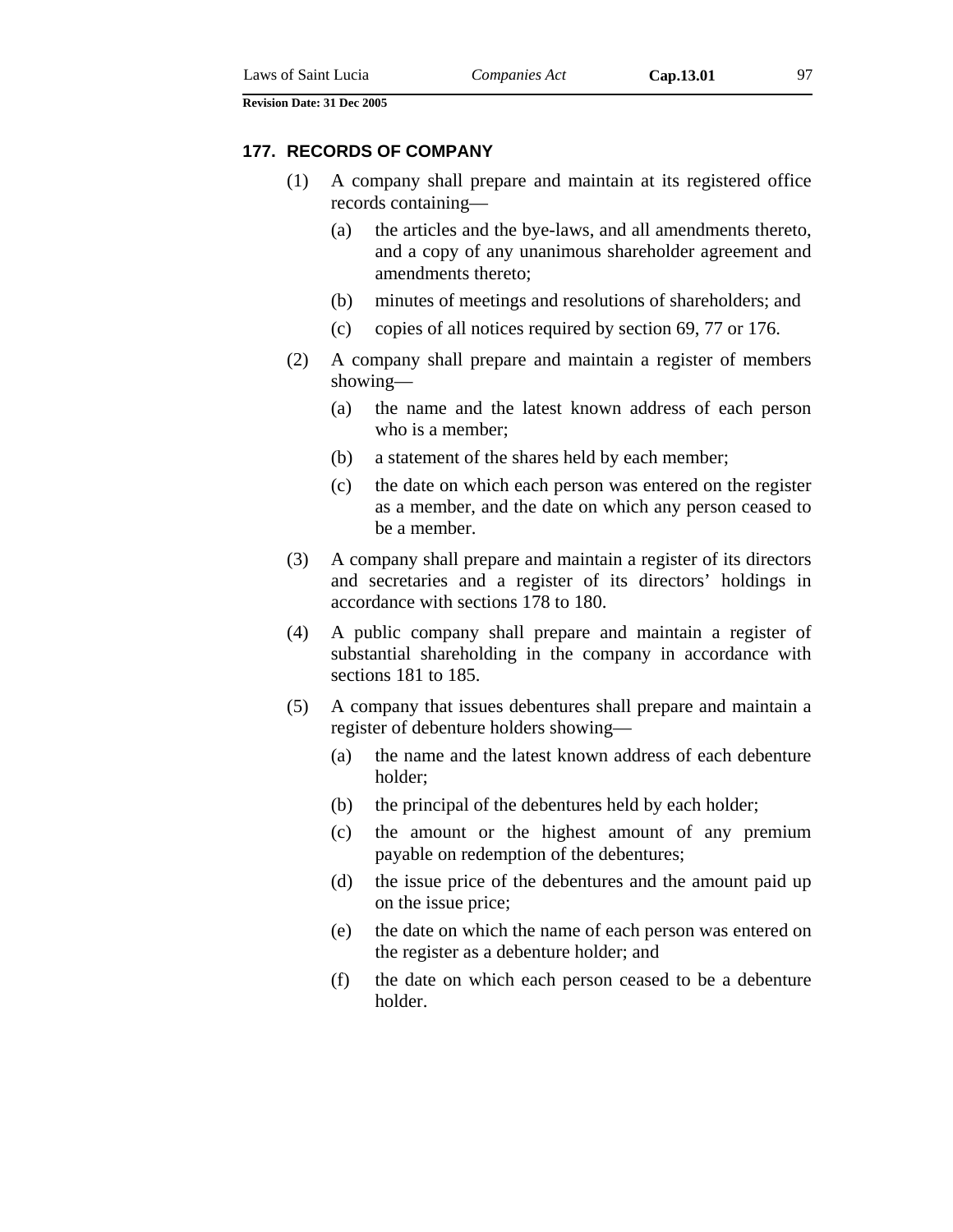### 177. RECORDS OF COMPANY

(1) A company shall prepare and maintain at its registered office records containing—

(a) the articles and the bye-laws, and all amendments thereto, and a copy of any unanimous shareholder agreement and amendments thereto;

(b) minutes of meetings and resolutions of shareholders; and

(c) copies of all notices required by section 69, 77 or 176.

(2) A company shall prepare and maintain a register of members showing—

(a) the name and the latest known address of each person who is a member;

(b) a statement of the shares held by each member;

(c) the date on which each person was entered on the register as a member, and the date on which any person ceased to be a member.

(3) A company shall prepare and maintain a register of its directors and secretaries and a register of its directors' holdings in accordance with sections 178 to 180.

(4) A public company shall prepare and maintain a register of substantial shareholding in the company in accordance with sections 181 to 185.

(5) A company that issues debentures shall prepare and maintain a register of debenture holders showing—

(a) the name and the latest known address of each debenture holder;

(b) the principal of the debentures held by each holder;

(c) the amount or the highest amount of any premium payable on redemption of the debentures;

(d) the issue price of the debentures and the amount paid up on the issue price;

(e) the date on which the name of each person was entered on the register as a debenture holder; and

(f) the date on which each person ceased to be a debenture holder.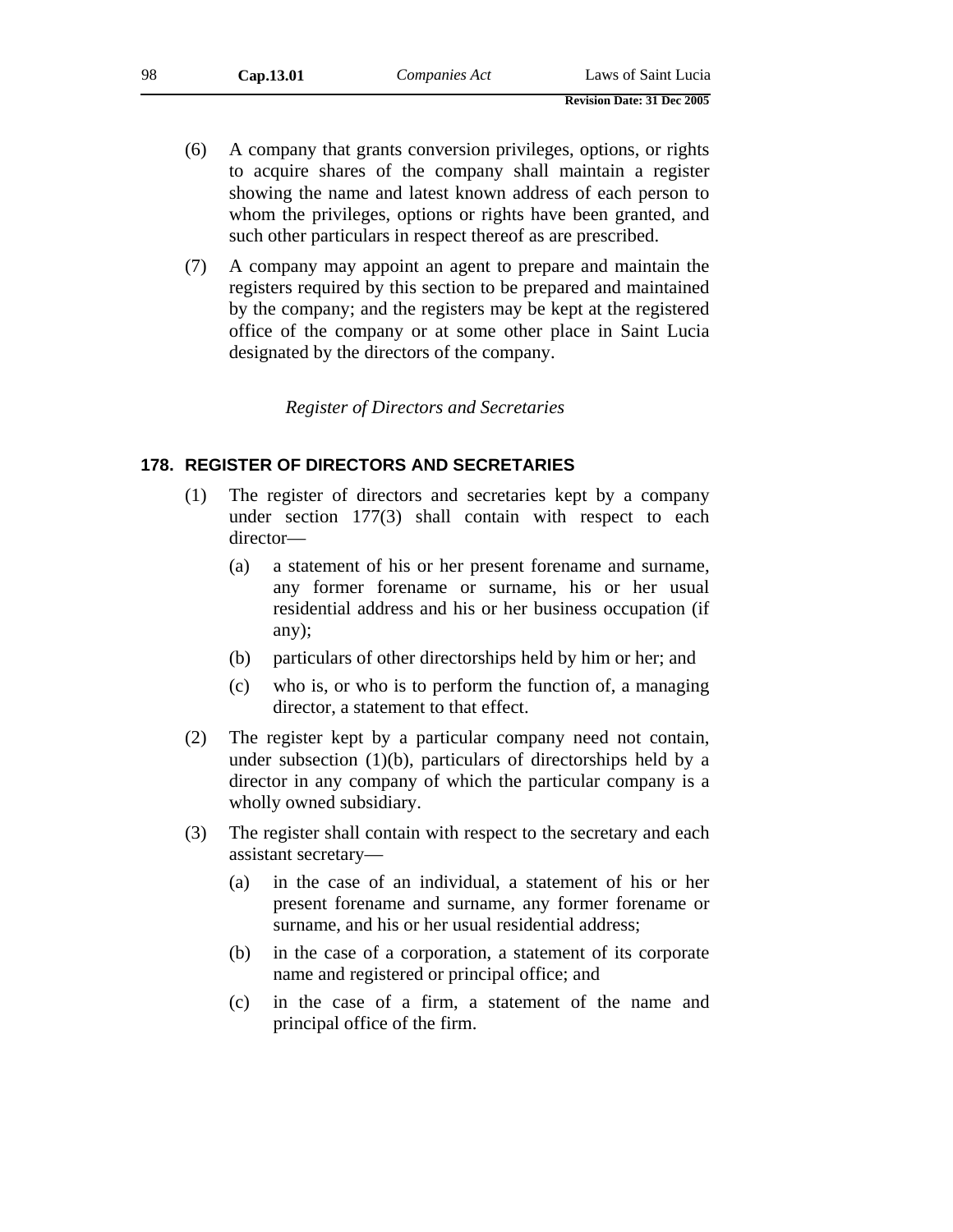(6) A company that grants conversion privileges, options, or rights to acquire shares of the company shall maintain a register showing the name and latest known address of each person to whom the privileges, options or rights have been granted, and such other particulars in respect thereof as are prescribed.

(7) A company may appoint an agent to prepare and maintain the registers required by this section to be prepared and maintained by the company; and the registers may be kept at the registered office of the company or at some other place in Saint Lucia designated by the directors of the company.

*Register of Directors and Secretaries*

### 178. REGISTER OF DIRECTORS AND SECRETARIES

(1) The register of directors and secretaries kept by a company under section 177(3) shall contain with respect to each director—

- (a) a statement of his or her present forename and surname, any former forename or surname, his or her usual residential address and his or her business occupation (if any);
- (b) particulars of other directorships held by him or her; and
- (c) who is, or who is to perform the function of, a managing director, a statement to that effect.

(2) The register kept by a particular company need not contain, under subsection (1)(b), particulars of directorships held by a director in any company of which the particular company is a wholly owned subsidiary.

(3) The register shall contain with respect to the secretary and each assistant secretary—

- (a) in the case of an individual, a statement of his or her present forename and surname, any former forename or surname, and his or her usual residential address;
- (b) in the case of a corporation, a statement of its corporate name and registered or principal office; and
- (c) in the case of a firm, a statement of the name and principal office of the firm.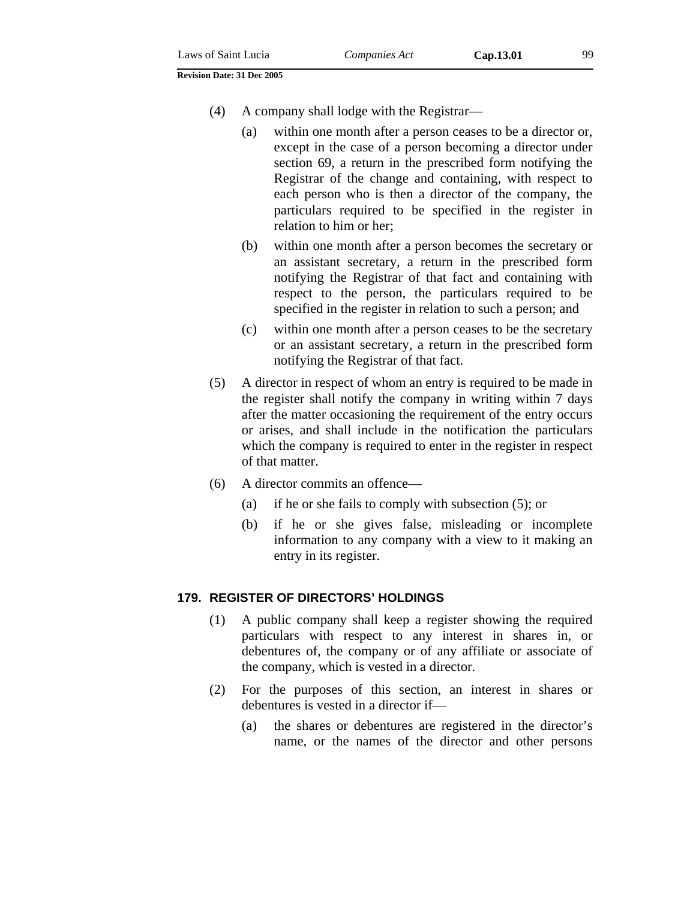(4) A company shall lodge with the Registrar—

(a) within one month after a person ceases to be a director or, except in the case of a person becoming a director under section 69, a return in the prescribed form notifying the Registrar of the change and containing, with respect to each person who is then a director of the company, the particulars required to be specified in the register in relation to him or her;

(b) within one month after a person becomes the secretary or an assistant secretary, a return in the prescribed form notifying the Registrar of that fact and containing with respect to the person, the particulars required to be specified in the register in relation to such a person; and

(c) within one month after a person ceases to be the secretary or an assistant secretary, a return in the prescribed form notifying the Registrar of that fact.

(5) A director in respect of whom an entry is required to be made in the register shall notify the company in writing within 7 days after the matter occasioning the requirement of the entry occurs or arises, and shall include in the notification the particulars which the company is required to enter in the register in respect of that matter.

(6) A director commits an offence—

(a) if he or she fails to comply with subsection (5); or

(b) if he or she gives false, misleading or incomplete information to any company with a view to it making an entry in its register.

### 179. REGISTER OF DIRECTORS' HOLDINGS

(1) A public company shall keep a register showing the required particulars with respect to any interest in shares in, or debentures of, the company or of any affiliate or associate of the company, which is vested in a director.

(2) For the purposes of this section, an interest in shares or debentures is vested in a director if—

(a) the shares or debentures are registered in the director's name, or the names of the director and other persons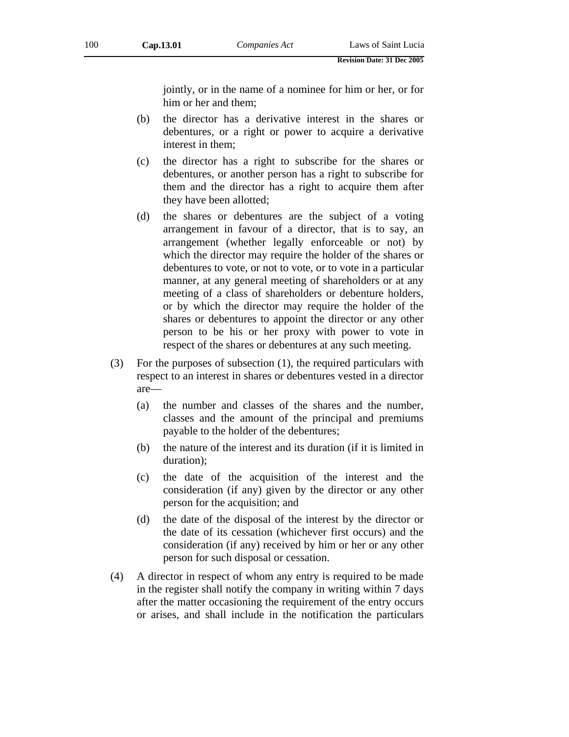jointly, or in the name of a nominee for him or her, or for him or her and them;

(b) the director has a derivative interest in the shares or debentures, or a right or power to acquire a derivative interest in them;

(c) the director has a right to subscribe for the shares or debentures, or another person has a right to subscribe for them and the director has a right to acquire them after they have been allotted;

(d) the shares or debentures are the subject of a voting arrangement in favour of a director, that is to say, an arrangement (whether legally enforceable or not) by which the director may require the holder of the shares or debentures to vote, or not to vote, or to vote in a particular manner, at any general meeting of shareholders or at any meeting of a class of shareholders or debenture holders, or by which the director may require the holder of the shares or debentures to appoint the director or any other person to be his or her proxy with power to vote in respect of the shares or debentures at any such meeting.

(3) For the purposes of subsection (1), the required particulars with respect to an interest in shares or debentures vested in a director are—

(a) the number and classes of the shares and the number, classes and the amount of the principal and premiums payable to the holder of the debentures;

(b) the nature of the interest and its duration (if it is limited in duration);

(c) the date of the acquisition of the interest and the consideration (if any) given by the director or any other person for the acquisition; and

(d) the date of the disposal of the interest by the director or the date of its cessation (whichever first occurs) and the consideration (if any) received by him or her or any other person for such disposal or cessation.

(4) A director in respect of whom any entry is required to be made in the register shall notify the company in writing within 7 days after the matter occasioning the requirement of the entry occurs or arises, and shall include in the notification the particulars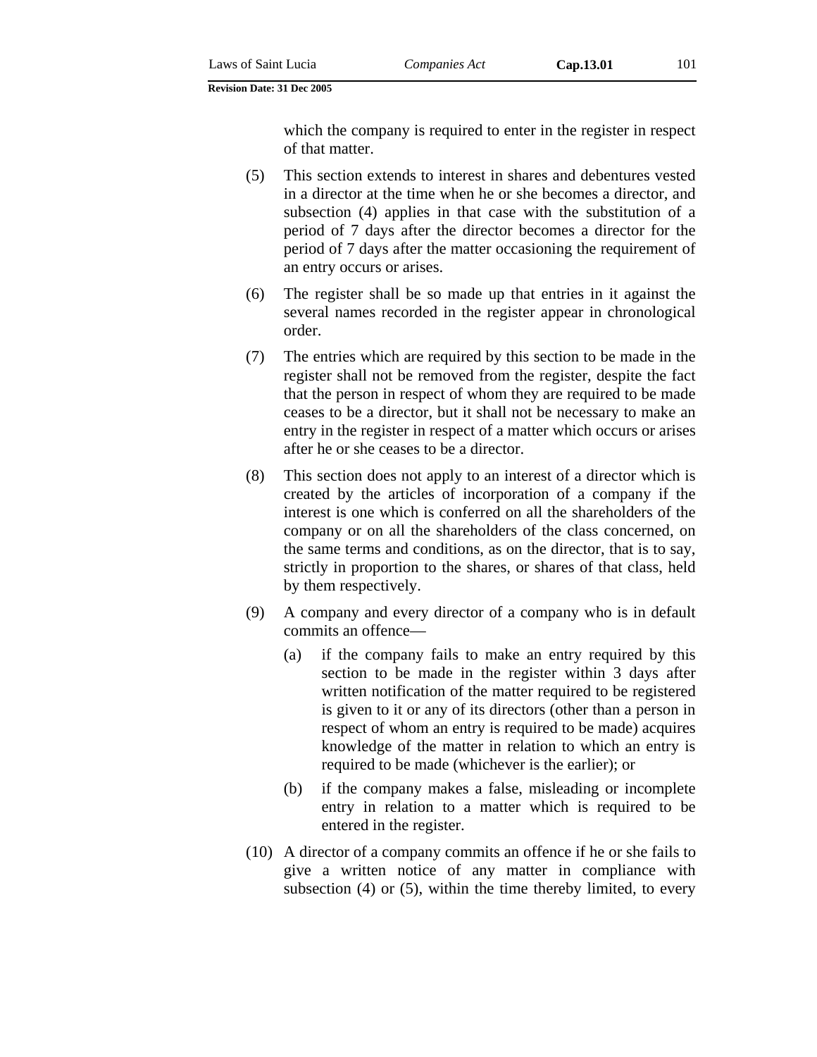which the company is required to enter in the register in respect of that matter.

(5) This section extends to interest in shares and debentures vested in a director at the time when he or she becomes a director, and subsection (4) applies in that case with the substitution of a period of 7 days after the director becomes a director for the period of 7 days after the matter occasioning the requirement of an entry occurs or arises.

(6) The register shall be so made up that entries in it against the several names recorded in the register appear in chronological order.

(7) The entries which are required by this section to be made in the register shall not be removed from the register, despite the fact that the person in respect of whom they are required to be made ceases to be a director, but it shall not be necessary to make an entry in the register in respect of a matter which occurs or arises after he or she ceases to be a director.

(8) This section does not apply to an interest of a director which is created by the articles of incorporation of a company if the interest is one which is conferred on all the shareholders of the company or on all the shareholders of the class concerned, on the same terms and conditions, as on the director, that is to say, strictly in proportion to the shares, or shares of that class, held by them respectively.

(9) A company and every director of a company who is in default commits an offence—

- (a) if the company fails to make an entry required by this section to be made in the register within 3 days after written notification of the matter required to be registered is given to it or any of its directors (other than a person in respect of whom an entry is required to be made) acquires knowledge of the matter in relation to which an entry is required to be made (whichever is the earlier); or
- (b) if the company makes a false, misleading or incomplete entry in relation to a matter which is required to be entered in the register.

(10) A director of a company commits an offence if he or she fails to give a written notice of any matter in compliance with subsection (4) or (5), within the time thereby limited, to every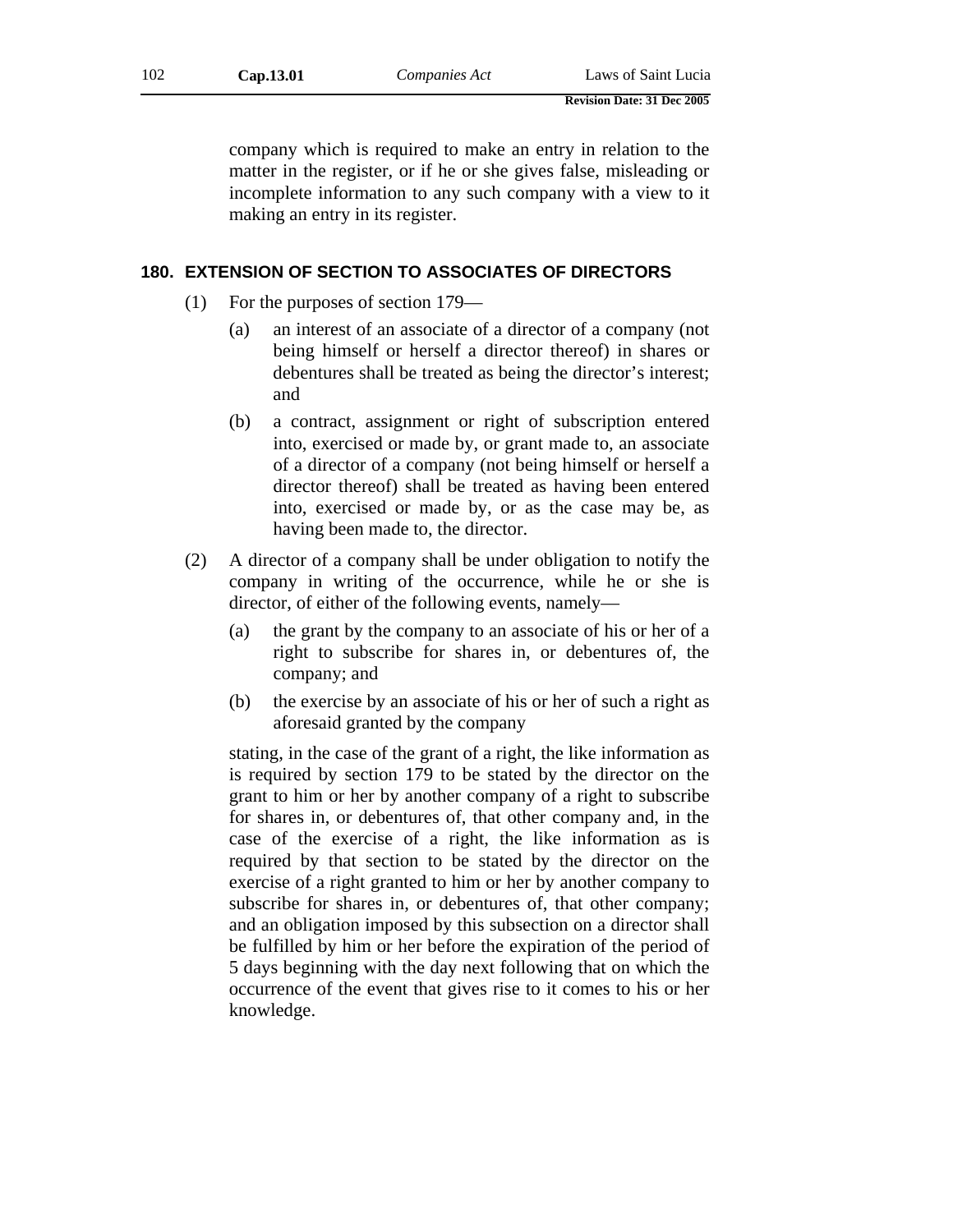company which is required to make an entry in relation to the matter in the register, or if he or she gives false, misleading or incomplete information to any such company with a view to it making an entry in its register.

## 180. EXTENSION OF SECTION TO ASSOCIATES OF DIRECTORS

(1) For the purposes of section 179—

(a) an interest of an associate of a director of a company (not being himself or herself a director thereof) in shares or debentures shall be treated as being the director's interest; and

(b) a contract, assignment or right of subscription entered into, exercised or made by, or grant made to, an associate of a director of a company (not being himself or herself a director thereof) shall be treated as having been entered into, exercised or made by, or as the case may be, as having been made to, the director.

(2) A director of a company shall be under obligation to notify the company in writing of the occurrence, while he or she is director, of either of the following events, namely—

(a) the grant by the company to an associate of his or her of a right to subscribe for shares in, or debentures of, the company; and

(b) the exercise by an associate of his or her of such a right as aforesaid granted by the company

stating, in the case of the grant of a right, the like information as is required by section 179 to be stated by the director on the grant to him or her by another company of a right to subscribe for shares in, or debentures of, that other company and, in the case of the exercise of a right, the like information as is required by that section to be stated by the director on the exercise of a right granted to him or her by another company to subscribe for shares in, or debentures of, that other company; and an obligation imposed by this subsection on a director shall be fulfilled by him or her before the expiration of the period of 5 days beginning with the day next following that on which the occurrence of the event that gives rise to it comes to his or her knowledge.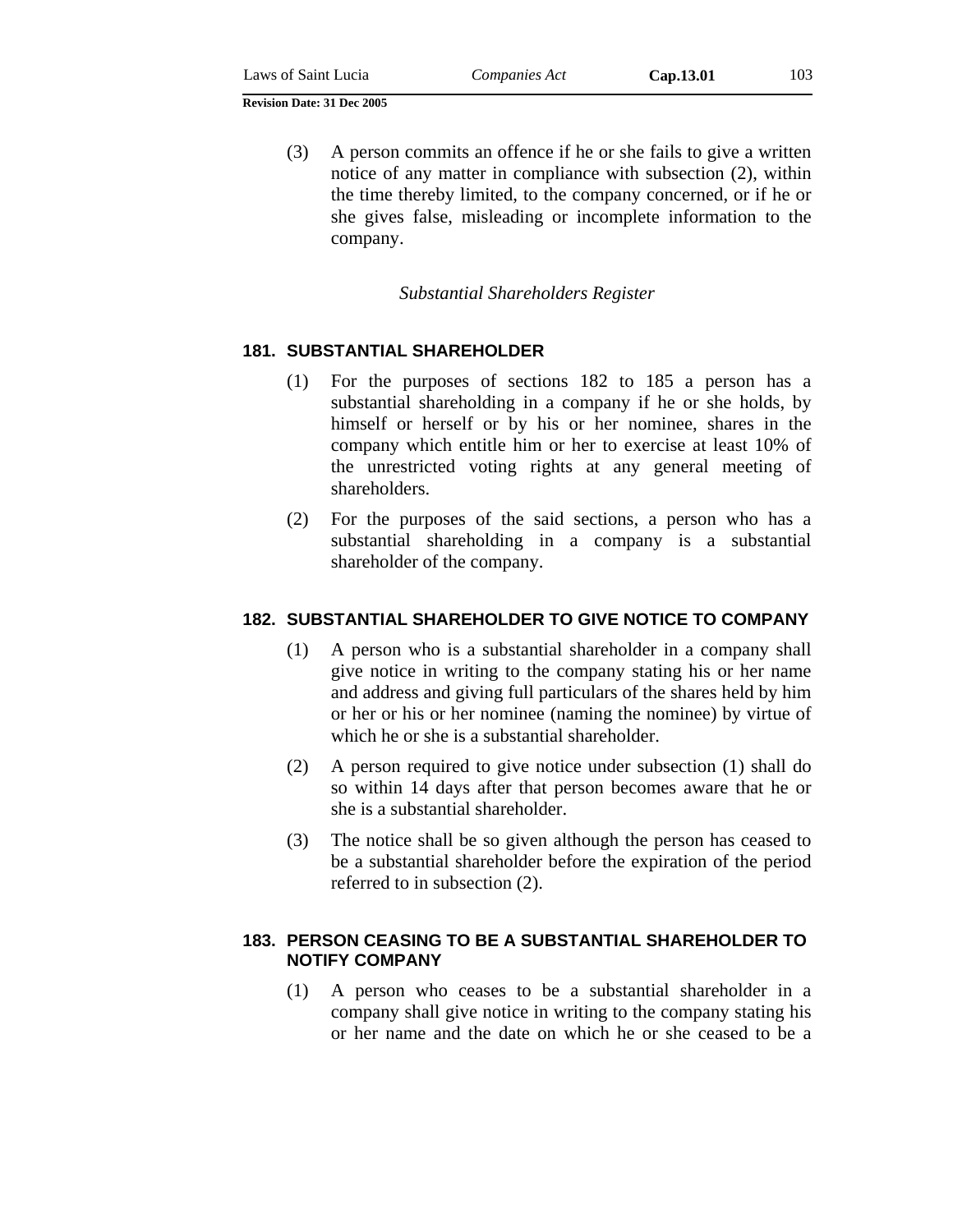(3) A person commits an offence if he or she fails to give a written notice of any matter in compliance with subsection (2), within the time thereby limited, to the company concerned, or if he or she gives false, misleading or incomplete information to the company.

*Substantial Shareholders Register*

### 181. SUBSTANTIAL SHAREHOLDER

(1) For the purposes of sections 182 to 185 a person has a substantial shareholding in a company if he or she holds, by himself or herself or by his or her nominee, shares in the company which entitle him or her to exercise at least 10% of the unrestricted voting rights at any general meeting of shareholders.

(2) For the purposes of the said sections, a person who has a substantial shareholding in a company is a substantial shareholder of the company.

### 182. SUBSTANTIAL SHAREHOLDER TO GIVE NOTICE TO COMPANY

(1) A person who is a substantial shareholder in a company shall give notice in writing to the company stating his or her name and address and giving full particulars of the shares held by him or her or his or her nominee (naming the nominee) by virtue of which he or she is a substantial shareholder.

(2) A person required to give notice under subsection (1) shall do so within 14 days after that person becomes aware that he or she is a substantial shareholder.

(3) The notice shall be so given although the person has ceased to be a substantial shareholder before the expiration of the period referred to in subsection (2).

### 183. PERSON CEASING TO BE A SUBSTANTIAL SHAREHOLDER TO NOTIFY COMPANY

(1) A person who ceases to be a substantial shareholder in a company shall give notice in writing to the company stating his or her name and the date on which he or she ceased to be a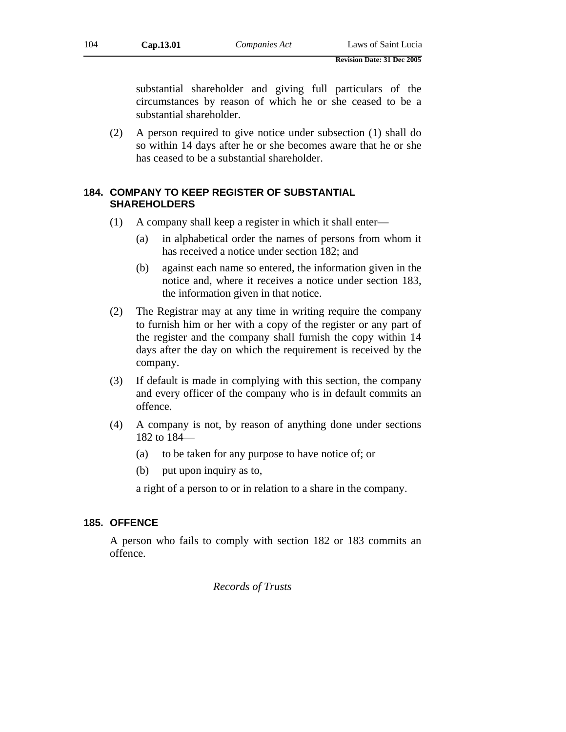substantial shareholder and giving full particulars of the circumstances by reason of which he or she ceased to be a substantial shareholder.

(2) A person required to give notice under subsection (1) shall do so within 14 days after he or she becomes aware that he or she has ceased to be a substantial shareholder.

### 184. COMPANY TO KEEP REGISTER OF SUBSTANTIAL SHAREHOLDERS

(1) A company shall keep a register in which it shall enter—

(a) in alphabetical order the names of persons from whom it has received a notice under section 182; and

(b) against each name so entered, the information given in the notice and, where it receives a notice under section 183, the information given in that notice.

(2) The Registrar may at any time in writing require the company to furnish him or her with a copy of the register or any part of the register and the company shall furnish the copy within 14 days after the day on which the requirement is received by the company.

(3) If default is made in complying with this section, the company and every officer of the company who is in default commits an offence.

(4) A company is not, by reason of anything done under sections 182 to 184—

(a) to be taken for any purpose to have notice of; or

(b) put upon inquiry as to,

a right of a person to or in relation to a share in the company.

### 185. OFFENCE

A person who fails to comply with section 182 or 183 commits an offence.

*Records of Trusts*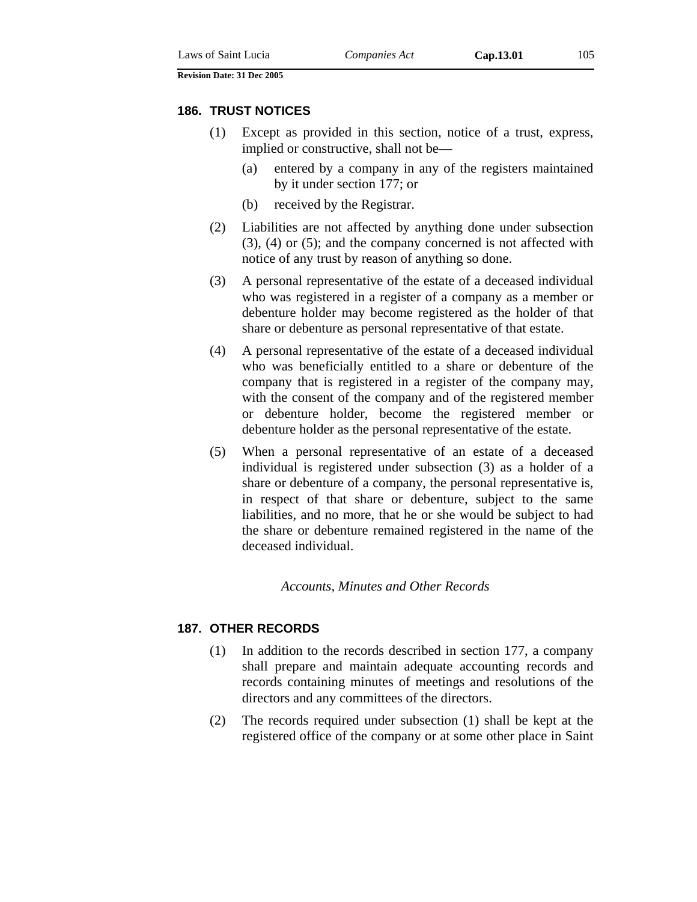### 186. TRUST NOTICES

(1) Except as provided in this section, notice of a trust, express, implied or constructive, shall not be—

(a) entered by a company in any of the registers maintained by it under section 177; or

(b) received by the Registrar.

(2) Liabilities are not affected by anything done under subsection (3), (4) or (5); and the company concerned is not affected with notice of any trust by reason of anything so done.

(3) A personal representative of the estate of a deceased individual who was registered in a register of a company as a member or debenture holder may become registered as the holder of that share or debenture as personal representative of that estate.

(4) A personal representative of the estate of a deceased individual who was beneficially entitled to a share or debenture of the company that is registered in a register of the company may, with the consent of the company and of the registered member or debenture holder, become the registered member or debenture holder as the personal representative of the estate.

(5) When a personal representative of an estate of a deceased individual is registered under subsection (3) as a holder of a share or debenture of a company, the personal representative is, in respect of that share or debenture, subject to the same liabilities, and no more, that he or she would be subject to had the share or debenture remained registered in the name of the deceased individual.

*Accounts, Minutes and Other Records*

### 187. OTHER RECORDS

(1) In addition to the records described in section 177, a company shall prepare and maintain adequate accounting records and records containing minutes of meetings and resolutions of the directors and any committees of the directors.

(2) The records required under subsection (1) shall be kept at the registered office of the company or at some other place in Saint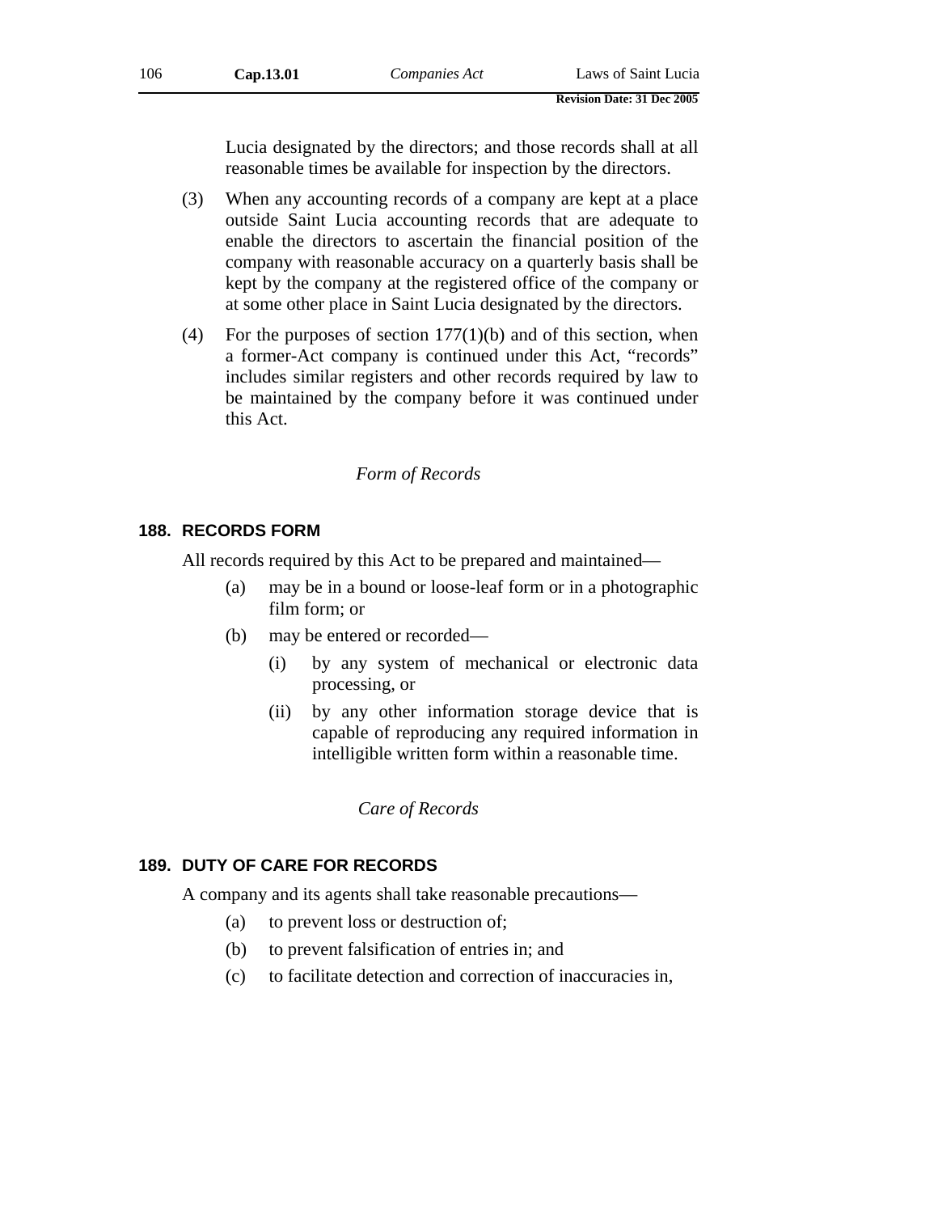Lucia designated by the directors; and those records shall at all reasonable times be available for inspection by the directors.

(3) When any accounting records of a company are kept at a place outside Saint Lucia accounting records that are adequate to enable the directors to ascertain the financial position of the company with reasonable accuracy on a quarterly basis shall be kept by the company at the registered office of the company or at some other place in Saint Lucia designated by the directors.

(4) For the purposes of section 177(1)(b) and of this section, when a former-Act company is continued under this Act, "records" includes similar registers and other records required by law to be maintained by the company before it was continued under this Act.

*Form of Records*

### 188. RECORDS FORM

All records required by this Act to be prepared and maintained—

(a) may be in a bound or loose-leaf form or in a photographic film form; or

(b) may be entered or recorded—

(i) by any system of mechanical or electronic data processing, or

(ii) by any other information storage device that is capable of reproducing any required information in intelligible written form within a reasonable time.

*Care of Records*

### 189. DUTY OF CARE FOR RECORDS

A company and its agents shall take reasonable precautions—

(a) to prevent loss or destruction of;

(b) to prevent falsification of entries in; and

(c) to facilitate detection and correction of inaccuracies in,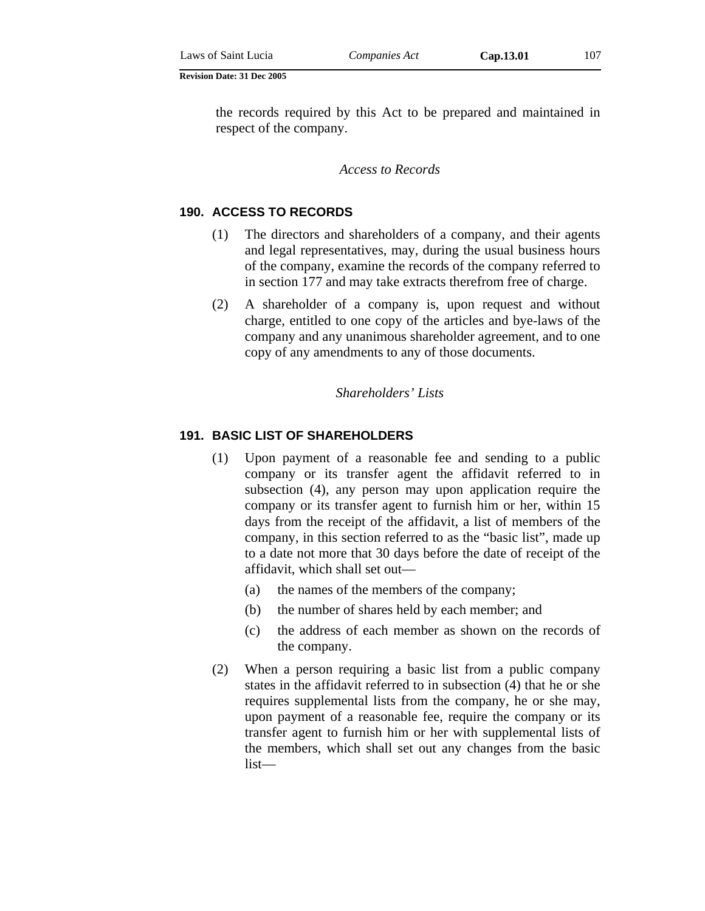the records required by this Act to be prepared and maintained in respect of the company.

*Access to Records*

### 190. ACCESS TO RECORDS

(1) The directors and shareholders of a company, and their agents and legal representatives, may, during the usual business hours of the company, examine the records of the company referred to in section 177 and may take extracts therefrom free of charge.

(2) A shareholder of a company is, upon request and without charge, entitled to one copy of the articles and bye-laws of the company and any unanimous shareholder agreement, and to one copy of any amendments to any of those documents.

*Shareholders' Lists*

### 191. BASIC LIST OF SHAREHOLDERS

(1) Upon payment of a reasonable fee and sending to a public company or its transfer agent the affidavit referred to in subsection (4), any person may upon application require the company or its transfer agent to furnish him or her, within 15 days from the receipt of the affidavit, a list of members of the company, in this section referred to as the "basic list", made up to a date not more that 30 days before the date of receipt of the affidavit, which shall set out—

(a) the names of the members of the company;

(b) the number of shares held by each member; and

(c) the address of each member as shown on the records of the company.

(2) When a person requiring a basic list from a public company states in the affidavit referred to in subsection (4) that he or she requires supplemental lists from the company, he or she may, upon payment of a reasonable fee, require the company or its transfer agent to furnish him or her with supplemental lists of the members, which shall set out any changes from the basic list—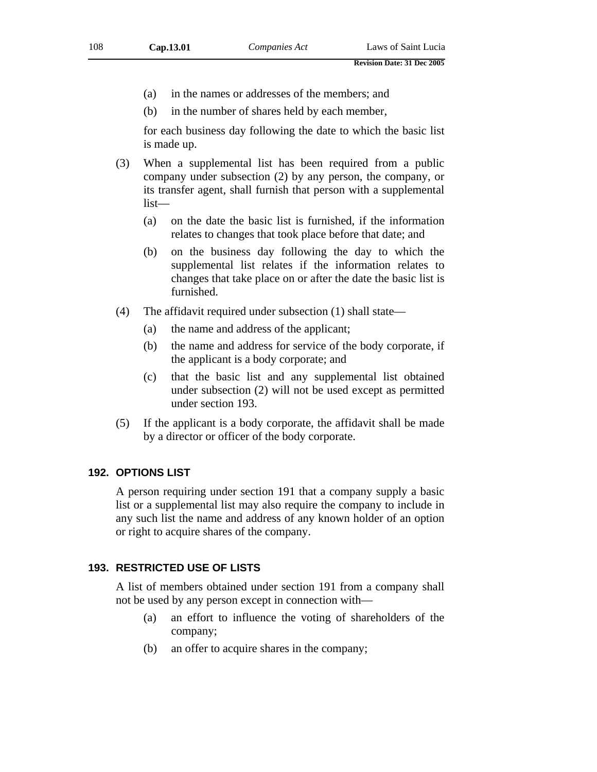(a) in the names or addresses of the members; and

(b) in the number of shares held by each member,

for each business day following the date to which the basic list is made up.

(3) When a supplemental list has been required from a public company under subsection (2) by any person, the company, or its transfer agent, shall furnish that person with a supplemental list—

(a) on the date the basic list is furnished, if the information relates to changes that took place before that date; and

(b) on the business day following the day to which the supplemental list relates if the information relates to changes that take place on or after the date the basic list is furnished.

(4) The affidavit required under subsection (1) shall state—

(a) the name and address of the applicant;

(b) the name and address for service of the body corporate, if the applicant is a body corporate; and

(c) that the basic list and any supplemental list obtained under subsection (2) will not be used except as permitted under section 193.

(5) If the applicant is a body corporate, the affidavit shall be made by a director or officer of the body corporate.

## 192. OPTIONS LIST

A person requiring under section 191 that a company supply a basic list or a supplemental list may also require the company to include in any such list the name and address of any known holder of an option or right to acquire shares of the company.

## 193. RESTRICTED USE OF LISTS

A list of members obtained under section 191 from a company shall not be used by any person except in connection with—

(a) an effort to influence the voting of shareholders of the company;

(b) an offer to acquire shares in the company;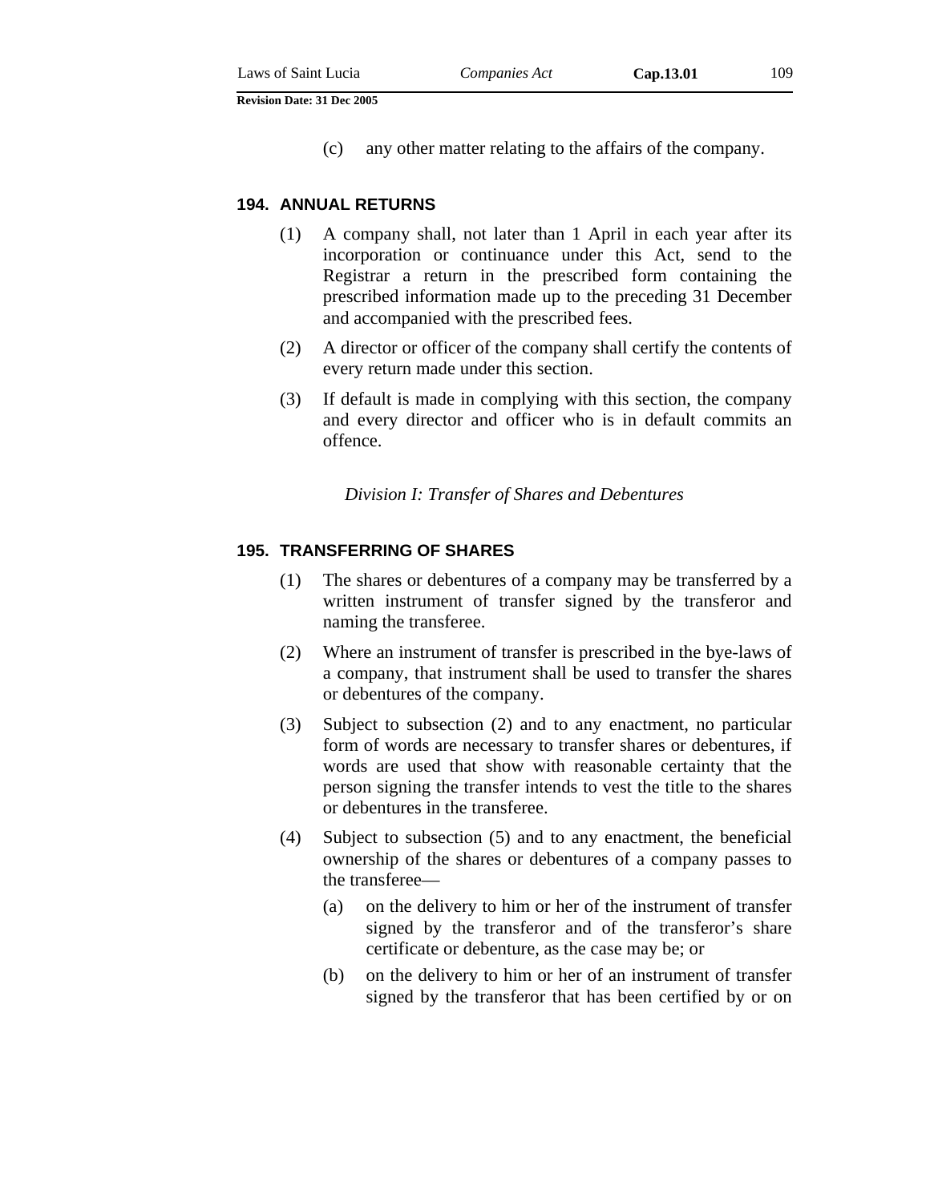(c) any other matter relating to the affairs of the company.

### 194. ANNUAL RETURNS

(1) A company shall, not later than 1 April in each year after its incorporation or continuance under this Act, send to the Registrar a return in the prescribed form containing the prescribed information made up to the preceding 31 December and accompanied with the prescribed fees.

(2) A director or officer of the company shall certify the contents of every return made under this section.

(3) If default is made in complying with this section, the company and every director and officer who is in default commits an offence.

*Division I: Transfer of Shares and Debentures*

### 195. TRANSFERRING OF SHARES

(1) The shares or debentures of a company may be transferred by a written instrument of transfer signed by the transferor and naming the transferee.

(2) Where an instrument of transfer is prescribed in the bye-laws of a company, that instrument shall be used to transfer the shares or debentures of the company.

(3) Subject to subsection (2) and to any enactment, no particular form of words are necessary to transfer shares or debentures, if words are used that show with reasonable certainty that the person signing the transfer intends to vest the title to the shares or debentures in the transferee.

(4) Subject to subsection (5) and to any enactment, the beneficial ownership of the shares or debentures of a company passes to the transferee—

(a) on the delivery to him or her of the instrument of transfer signed by the transferor and of the transferor's share certificate or debenture, as the case may be; or

(b) on the delivery to him or her of an instrument of transfer signed by the transferor that has been certified by or on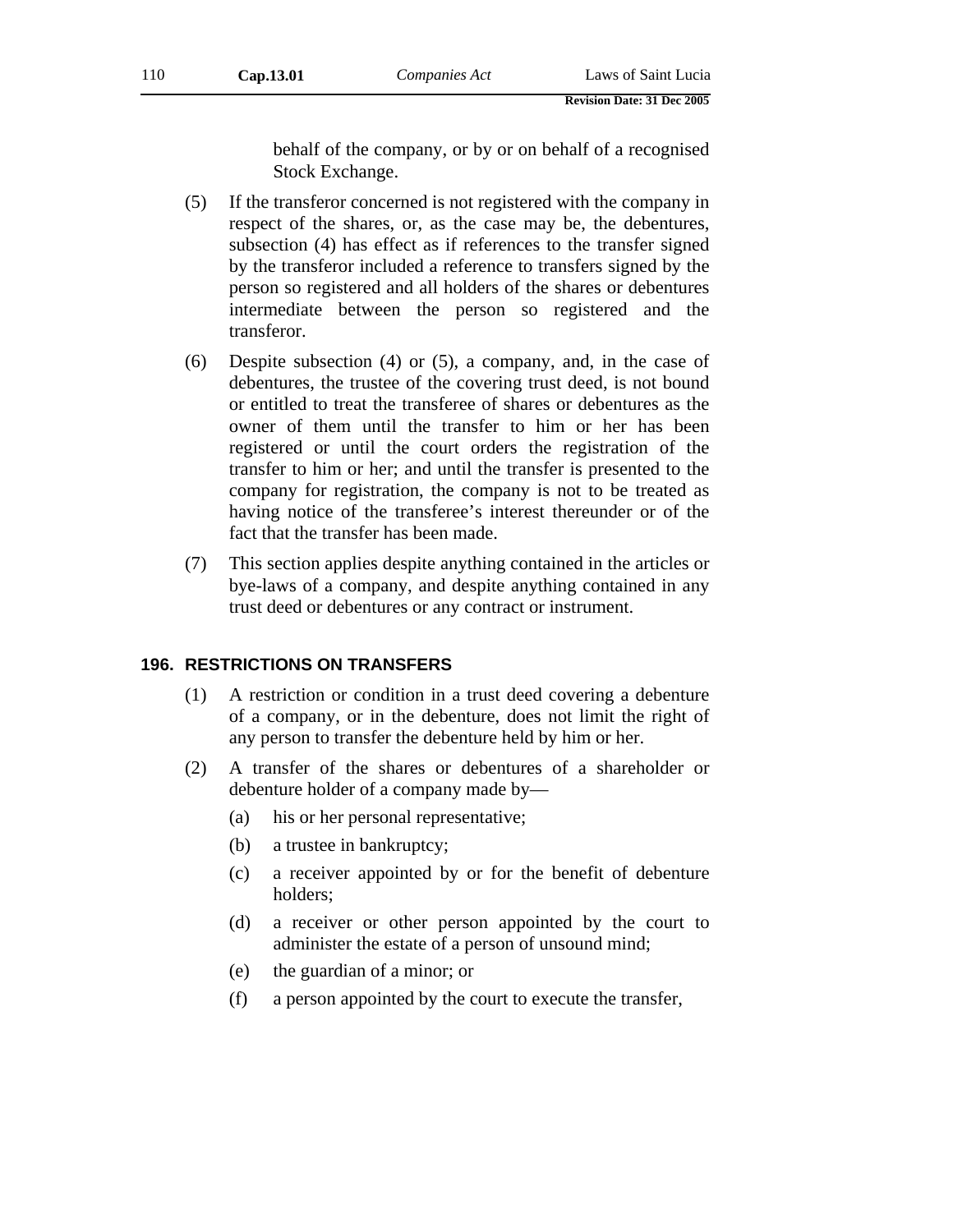behalf of the company, or by or on behalf of a recognised Stock Exchange.

(5) If the transferor concerned is not registered with the company in respect of the shares, or, as the case may be, the debentures, subsection (4) has effect as if references to the transfer signed by the transferor included a reference to transfers signed by the person so registered and all holders of the shares or debentures intermediate between the person so registered and the transferor.

(6) Despite subsection (4) or (5), a company, and, in the case of debentures, the trustee of the covering trust deed, is not bound or entitled to treat the transferee of shares or debentures as the owner of them until the transfer to him or her has been registered or until the court orders the registration of the transfer to him or her; and until the transfer is presented to the company for registration, the company is not to be treated as having notice of the transferee's interest thereunder or of the fact that the transfer has been made.

(7) This section applies despite anything contained in the articles or bye-laws of a company, and despite anything contained in any trust deed or debentures or any contract or instrument.

## 196. RESTRICTIONS ON TRANSFERS

(1) A restriction or condition in a trust deed covering a debenture of a company, or in the debenture, does not limit the right of any person to transfer the debenture held by him or her.

(2) A transfer of the shares or debentures of a shareholder or debenture holder of a company made by—

(a) his or her personal representative;

(b) a trustee in bankruptcy;

(c) a receiver appointed by or for the benefit of debenture holders;

(d) a receiver or other person appointed by the court to administer the estate of a person of unsound mind;

(e) the guardian of a minor; or

(f) a person appointed by the court to execute the transfer,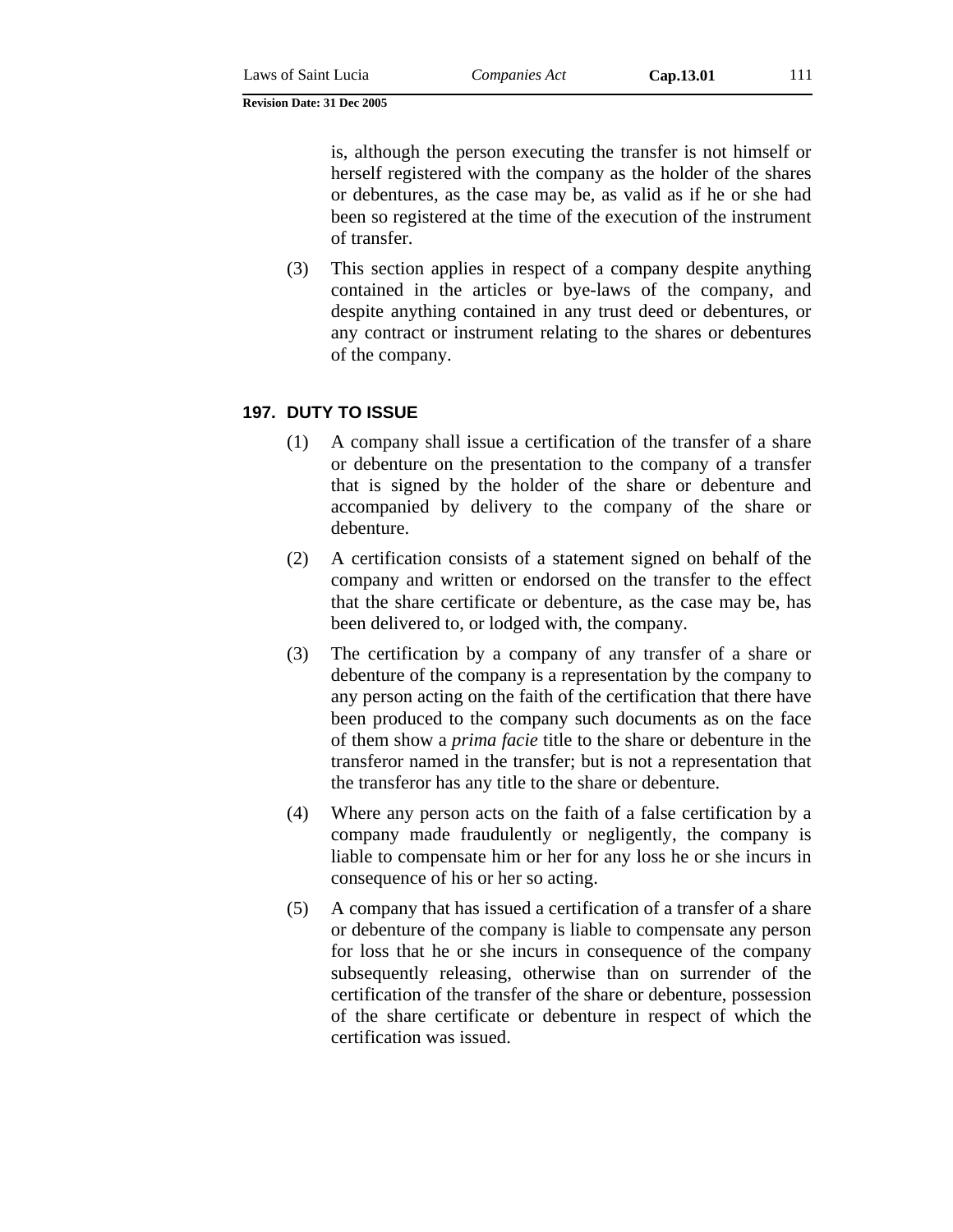is, although the person executing the transfer is not himself or herself registered with the company as the holder of the shares or debentures, as the case may be, as valid as if he or she had been so registered at the time of the execution of the instrument of transfer.

(3) This section applies in respect of a company despite anything contained in the articles or bye-laws of the company, and despite anything contained in any trust deed or debentures, or any contract or instrument relating to the shares or debentures of the company.

### 197. DUTY TO ISSUE

(1) A company shall issue a certification of the transfer of a share or debenture on the presentation to the company of a transfer that is signed by the holder of the share or debenture and accompanied by delivery to the company of the share or debenture.

(2) A certification consists of a statement signed on behalf of the company and written or endorsed on the transfer to the effect that the share certificate or debenture, as the case may be, has been delivered to, or lodged with, the company.

(3) The certification by a company of any transfer of a share or debenture of the company is a representation by the company to any person acting on the faith of the certification that there have been produced to the company such documents as on the face of them show a *prima facie* title to the share or debenture in the transferor named in the transfer; but is not a representation that the transferor has any title to the share or debenture.

(4) Where any person acts on the faith of a false certification by a company made fraudulently or negligently, the company is liable to compensate him or her for any loss he or she incurs in consequence of his or her so acting.

(5) A company that has issued a certification of a transfer of a share or debenture of the company is liable to compensate any person for loss that he or she incurs in consequence of the company subsequently releasing, otherwise than on surrender of the certification of the transfer of the share or debenture, possession of the share certificate or debenture in respect of which the certification was issued.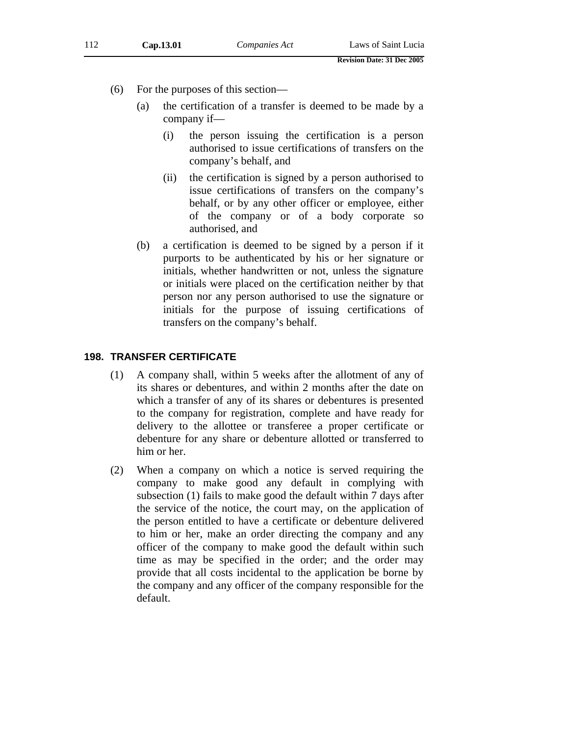(6) For the purposes of this section—

(a) the certification of a transfer is deemed to be made by a company if—

(i) the person issuing the certification is a person authorised to issue certifications of transfers on the company's behalf, and

(ii) the certification is signed by a person authorised to issue certifications of transfers on the company's behalf, or by any other officer or employee, either of the company or of a body corporate so authorised, and

(b) a certification is deemed to be signed by a person if it purports to be authenticated by his or her signature or initials, whether handwritten or not, unless the signature or initials were placed on the certification neither by that person nor any person authorised to use the signature or initials for the purpose of issuing certifications of transfers on the company's behalf.

## 198. TRANSFER CERTIFICATE

(1) A company shall, within 5 weeks after the allotment of any of its shares or debentures, and within 2 months after the date on which a transfer of any of its shares or debentures is presented to the company for registration, complete and have ready for delivery to the allottee or transferee a proper certificate or debenture for any share or debenture allotted or transferred to him or her.

(2) When a company on which a notice is served requiring the company to make good any default in complying with subsection (1) fails to make good the default within 7 days after the service of the notice, the court may, on the application of the person entitled to have a certificate or debenture delivered to him or her, make an order directing the company and any officer of the company to make good the default within such time as may be specified in the order; and the order may provide that all costs incidental to the application be borne by the company and any officer of the company responsible for the default.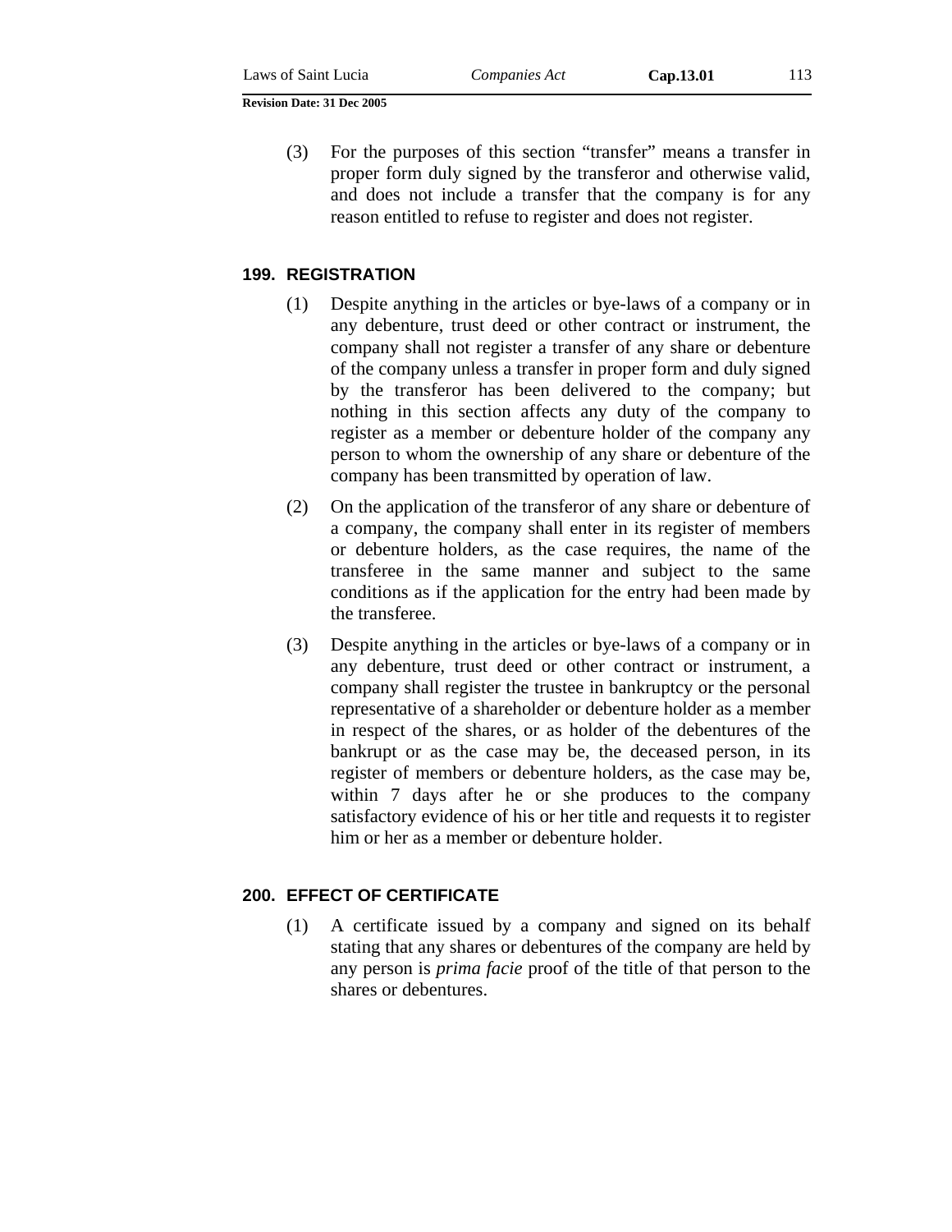(3) For the purposes of this section "transfer" means a transfer in proper form duly signed by the transferor and otherwise valid, and does not include a transfer that the company is for any reason entitled to refuse to register and does not register.

## 199. REGISTRATION

(1) Despite anything in the articles or bye-laws of a company or in any debenture, trust deed or other contract or instrument, the company shall not register a transfer of any share or debenture of the company unless a transfer in proper form and duly signed by the transferor has been delivered to the company; but nothing in this section affects any duty of the company to register as a member or debenture holder of the company any person to whom the ownership of any share or debenture of the company has been transmitted by operation of law.

(2) On the application of the transferor of any share or debenture of a company, the company shall enter in its register of members or debenture holders, as the case requires, the name of the transferee in the same manner and subject to the same conditions as if the application for the entry had been made by the transferee.

(3) Despite anything in the articles or bye-laws of a company or in any debenture, trust deed or other contract or instrument, a company shall register the trustee in bankruptcy or the personal representative of a shareholder or debenture holder as a member in respect of the shares, or as holder of the debentures of the bankrupt or as the case may be, the deceased person, in its register of members or debenture holders, as the case may be, within 7 days after he or she produces to the company satisfactory evidence of his or her title and requests it to register him or her as a member or debenture holder.

## 200. EFFECT OF CERTIFICATE

(1) A certificate issued by a company and signed on its behalf stating that any shares or debentures of the company are held by any person is *prima facie* proof of the title of that person to the shares or debentures.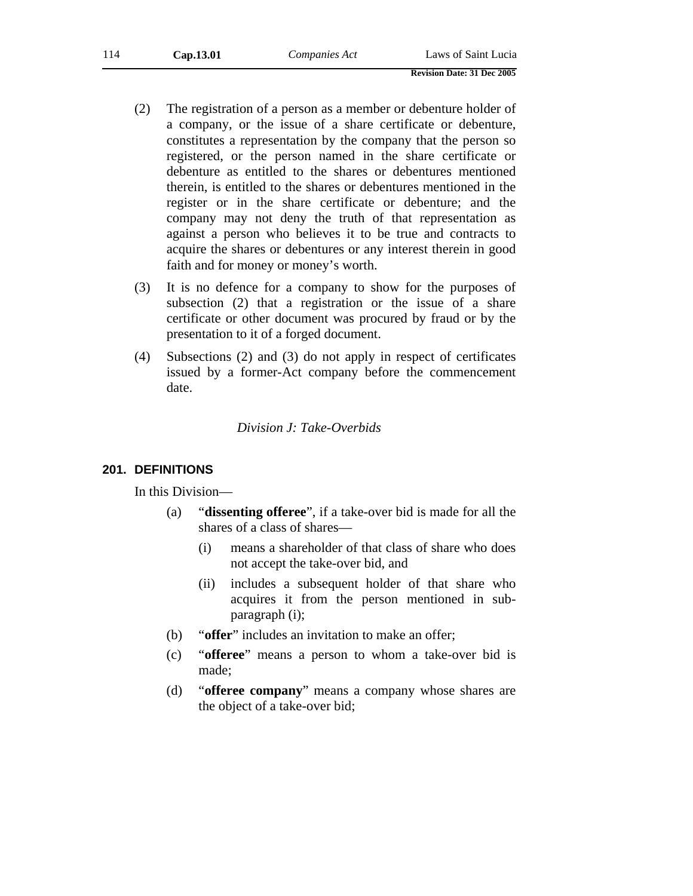(2) The registration of a person as a member or debenture holder of a company, or the issue of a share certificate or debenture, constitutes a representation by the company that the person so registered, or the person named in the share certificate or debenture as entitled to the shares or debentures mentioned therein, is entitled to the shares or debentures mentioned in the register or in the share certificate or debenture; and the company may not deny the truth of that representation as against a person who believes it to be true and contracts to acquire the shares or debentures or any interest therein in good faith and for money or money's worth.

(3) It is no defence for a company to show for the purposes of subsection (2) that a registration or the issue of a share certificate or other document was procured by fraud or by the presentation to it of a forged document.

(4) Subsections (2) and (3) do not apply in respect of certificates issued by a former-Act company before the commencement date.

*Division J: Take-Overbids*

## 201. DEFINITIONS

In this Division—

(a) "**dissenting offeree**", if a take-over bid is made for all the shares of a class of shares—

  (i) means a shareholder of that class of share who does not accept the take-over bid, and

  (ii) includes a subsequent holder of that share who acquires it from the person mentioned in sub-paragraph (i);

(b) "**offer**" includes an invitation to make an offer;

(c) "**offeree**" means a person to whom a take-over bid is made;

(d) "**offeree company**" means a company whose shares are the object of a take-over bid;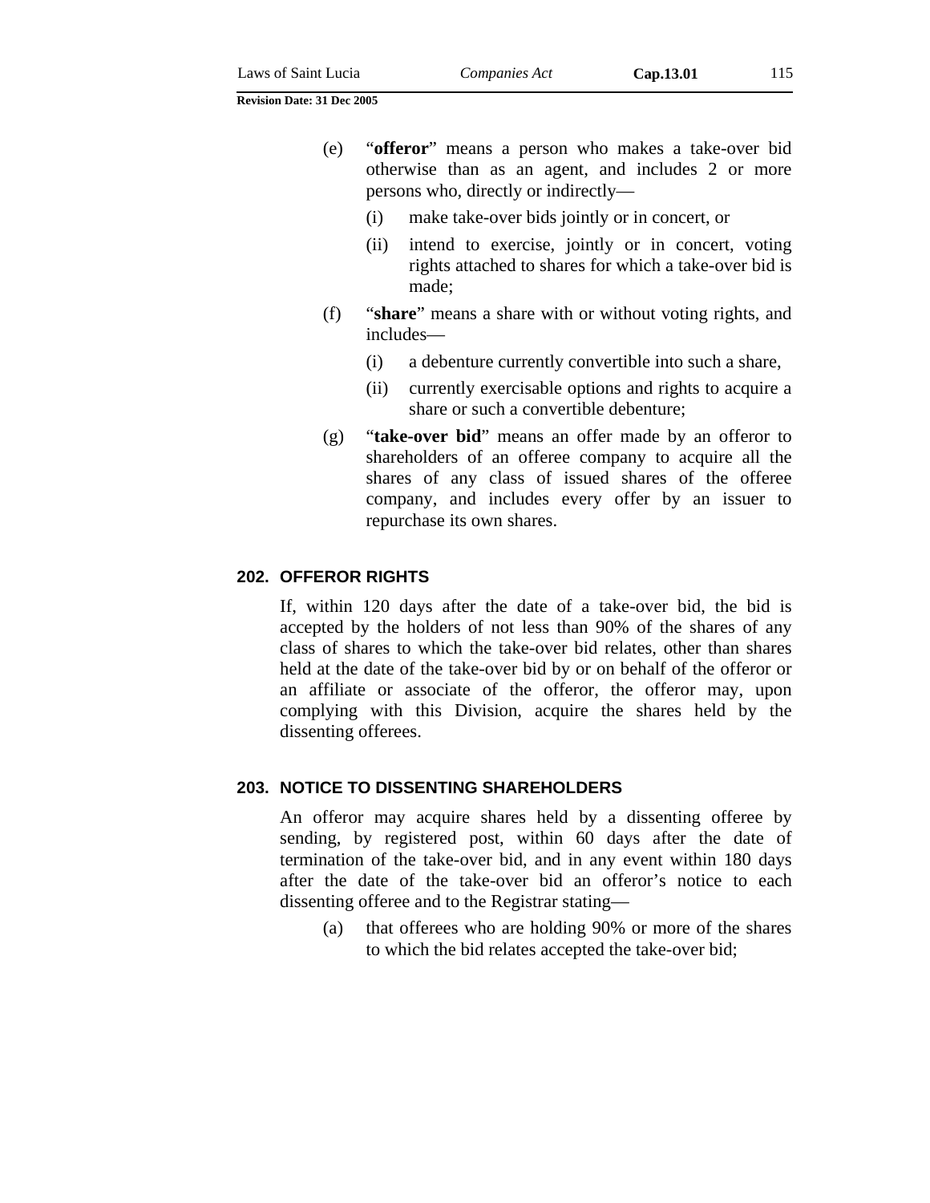(e) "**offeror**" means a person who makes a take-over bid otherwise than as an agent, and includes 2 or more persons who, directly or indirectly—

   (i) make take-over bids jointly or in concert, or

   (ii) intend to exercise, jointly or in concert, voting rights attached to shares for which a take-over bid is made;

(f) "**share**" means a share with or without voting rights, and includes—

   (i) a debenture currently convertible into such a share,

   (ii) currently exercisable options and rights to acquire a share or such a convertible debenture;

(g) "**take-over bid**" means an offer made by an offeror to shareholders of an offeree company to acquire all the shares of any class of issued shares of the offeree company, and includes every offer by an issuer to repurchase its own shares.

## 202. OFFEROR RIGHTS

If, within 120 days after the date of a take-over bid, the bid is accepted by the holders of not less than 90% of the shares of any class of shares to which the take-over bid relates, other than shares held at the date of the take-over bid by or on behalf of the offeror or an affiliate or associate of the offeror, the offeror may, upon complying with this Division, acquire the shares held by the dissenting offerees.

## 203. NOTICE TO DISSENTING SHAREHOLDERS

An offeror may acquire shares held by a dissenting offeree by sending, by registered post, within 60 days after the date of termination of the take-over bid, and in any event within 180 days after the date of the take-over bid an offeror's notice to each dissenting offeree and to the Registrar stating—

(a) that offerees who are holding 90% or more of the shares to which the bid relates accepted the take-over bid;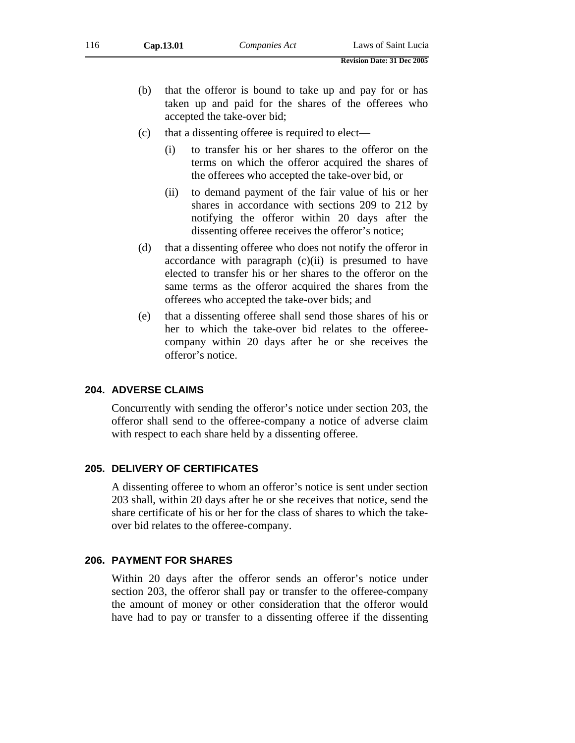(b) that the offeror is bound to take up and pay for or has taken up and paid for the shares of the offerees who accepted the take-over bid;

(c) that a dissenting offeree is required to elect—

  (i) to transfer his or her shares to the offeror on the terms on which the offeror acquired the shares of the offerees who accepted the take-over bid, or

  (ii) to demand payment of the fair value of his or her shares in accordance with sections 209 to 212 by notifying the offeror within 20 days after the dissenting offeree receives the offeror's notice;

(d) that a dissenting offeree who does not notify the offeror in accordance with paragraph (c)(ii) is presumed to have elected to transfer his or her shares to the offeror on the same terms as the offeror acquired the shares from the offerees who accepted the take-over bids; and

(e) that a dissenting offeree shall send those shares of his or her to which the take-over bid relates to the offeree-company within 20 days after he or she receives the offeror's notice.

### 204. ADVERSE CLAIMS

Concurrently with sending the offeror's notice under section 203, the offeror shall send to the offeree-company a notice of adverse claim with respect to each share held by a dissenting offeree.

### 205. DELIVERY OF CERTIFICATES

A dissenting offeree to whom an offeror's notice is sent under section 203 shall, within 20 days after he or she receives that notice, send the share certificate of his or her for the class of shares to which the take-over bid relates to the offeree-company.

### 206. PAYMENT FOR SHARES

Within 20 days after the offeror sends an offeror's notice under section 203, the offeror shall pay or transfer to the offeree-company the amount of money or other consideration that the offeror would have had to pay or transfer to a dissenting offeree if the dissenting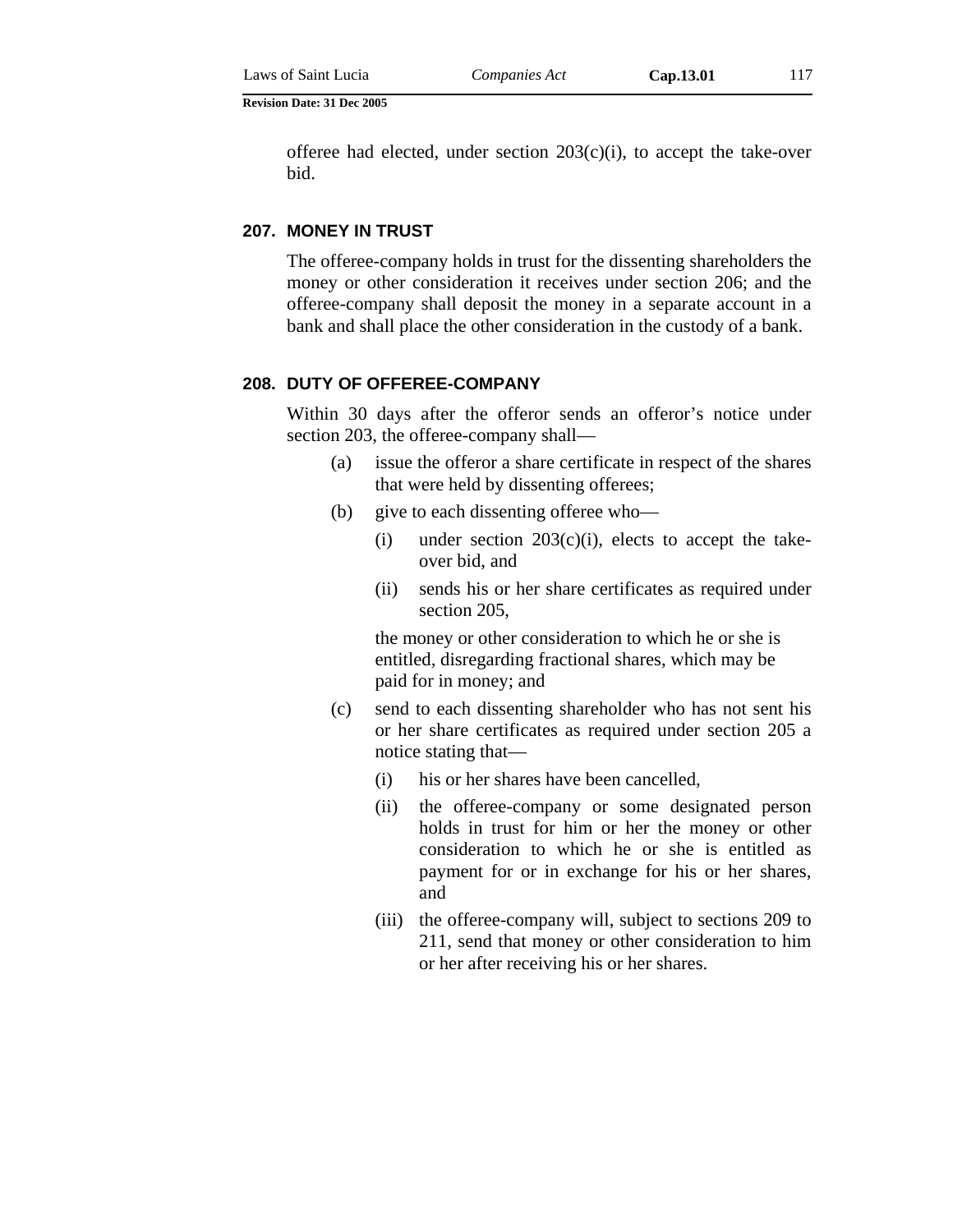offeree had elected, under section 203(c)(i), to accept the take-over bid.

### 207. MONEY IN TRUST

The offeree-company holds in trust for the dissenting shareholders the money or other consideration it receives under section 206; and the offeree-company shall deposit the money in a separate account in a bank and shall place the other consideration in the custody of a bank.

### 208. DUTY OF OFFEREE-COMPANY

Within 30 days after the offeror sends an offeror's notice under section 203, the offeree-company shall—

- (a) issue the offeror a share certificate in respect of the shares that were held by dissenting offerees;
- (b) give to each dissenting offeree who—
  - (i) under section 203(c)(i), elects to accept the take-over bid, and
  - (ii) sends his or her share certificates as required under section 205,

  the money or other consideration to which he or she is entitled, disregarding fractional shares, which may be paid for in money; and
- (c) send to each dissenting shareholder who has not sent his or her share certificates as required under section 205 a notice stating that—
  - (i) his or her shares have been cancelled,
  - (ii) the offeree-company or some designated person holds in trust for him or her the money or other consideration to which he or she is entitled as payment for or in exchange for his or her shares, and
  - (iii) the offeree-company will, subject to sections 209 to 211, send that money or other consideration to him or her after receiving his or her shares.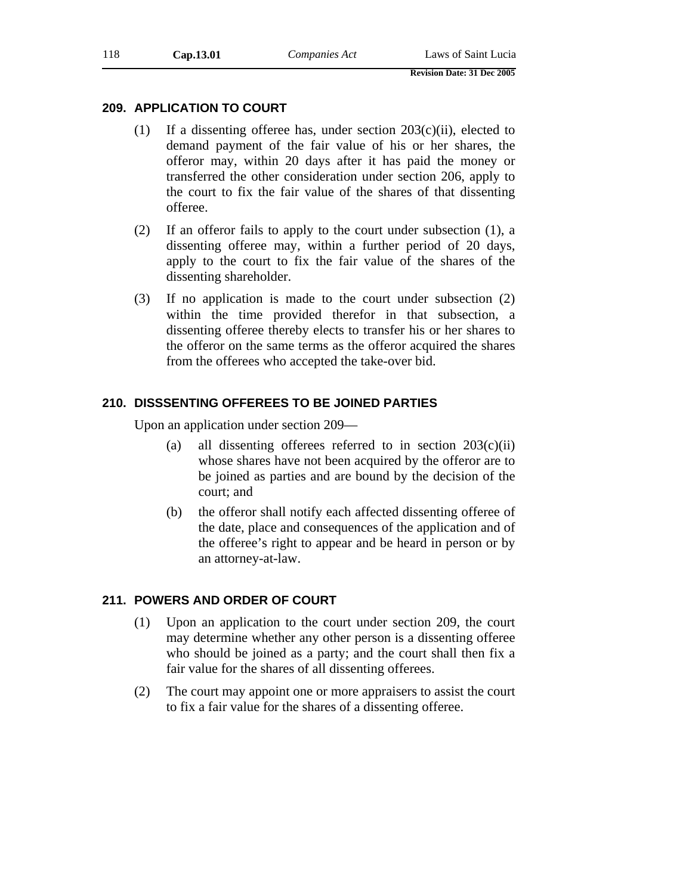## 209. APPLICATION TO COURT

(1) If a dissenting offeree has, under section 203(c)(ii), elected to demand payment of the fair value of his or her shares, the offeror may, within 20 days after it has paid the money or transferred the other consideration under section 206, apply to the court to fix the fair value of the shares of that dissenting offeree.

(2) If an offeror fails to apply to the court under subsection (1), a dissenting offeree may, within a further period of 20 days, apply to the court to fix the fair value of the shares of the dissenting shareholder.

(3) If no application is made to the court under subsection (2) within the time provided therefor in that subsection, a dissenting offeree thereby elects to transfer his or her shares to the offeror on the same terms as the offeror acquired the shares from the offerees who accepted the take-over bid.

## 210. DISSSENTING OFFEREES TO BE JOINED PARTIES

Upon an application under section 209—

(a) all dissenting offerees referred to in section 203(c)(ii) whose shares have not been acquired by the offeror are to be joined as parties and are bound by the decision of the court; and

(b) the offeror shall notify each affected dissenting offeree of the date, place and consequences of the application and of the offeree's right to appear and be heard in person or by an attorney-at-law.

## 211. POWERS AND ORDER OF COURT

(1) Upon an application to the court under section 209, the court may determine whether any other person is a dissenting offeree who should be joined as a party; and the court shall then fix a fair value for the shares of all dissenting offerees.

(2) The court may appoint one or more appraisers to assist the court to fix a fair value for the shares of a dissenting offeree.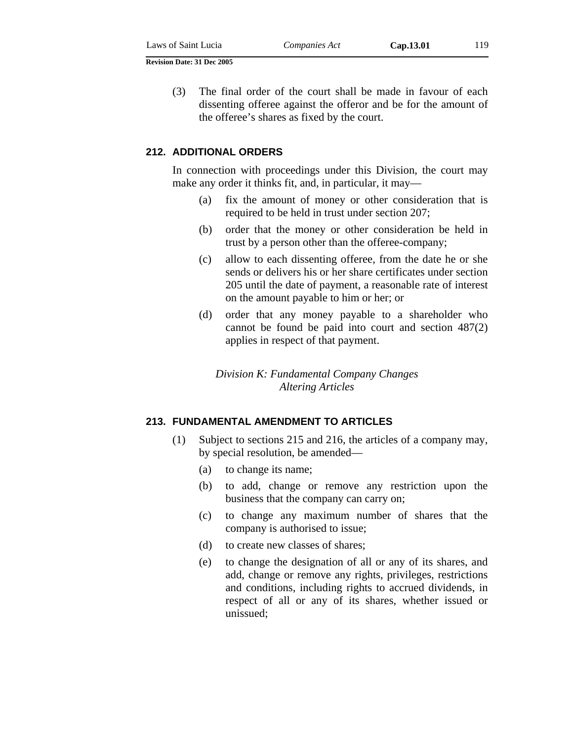(3) The final order of the court shall be made in favour of each dissenting offeree against the offeror and be for the amount of the offeree's shares as fixed by the court.

### 212. ADDITIONAL ORDERS

In connection with proceedings under this Division, the court may make any order it thinks fit, and, in particular, it may—

(a) fix the amount of money or other consideration that is required to be held in trust under section 207;

(b) order that the money or other consideration be held in trust by a person other than the offeree-company;

(c) allow to each dissenting offeree, from the date he or she sends or delivers his or her share certificates under section 205 until the date of payment, a reasonable rate of interest on the amount payable to him or her; or

(d) order that any money payable to a shareholder who cannot be found be paid into court and section 487(2) applies in respect of that payment.

*Division K: Fundamental Company Changes*
*Altering Articles*

### 213. FUNDAMENTAL AMENDMENT TO ARTICLES

(1) Subject to sections 215 and 216, the articles of a company may, by special resolution, be amended—

(a) to change its name;

(b) to add, change or remove any restriction upon the business that the company can carry on;

(c) to change any maximum number of shares that the company is authorised to issue;

(d) to create new classes of shares;

(e) to change the designation of all or any of its shares, and add, change or remove any rights, privileges, restrictions and conditions, including rights to accrued dividends, in respect of all or any of its shares, whether issued or unissued;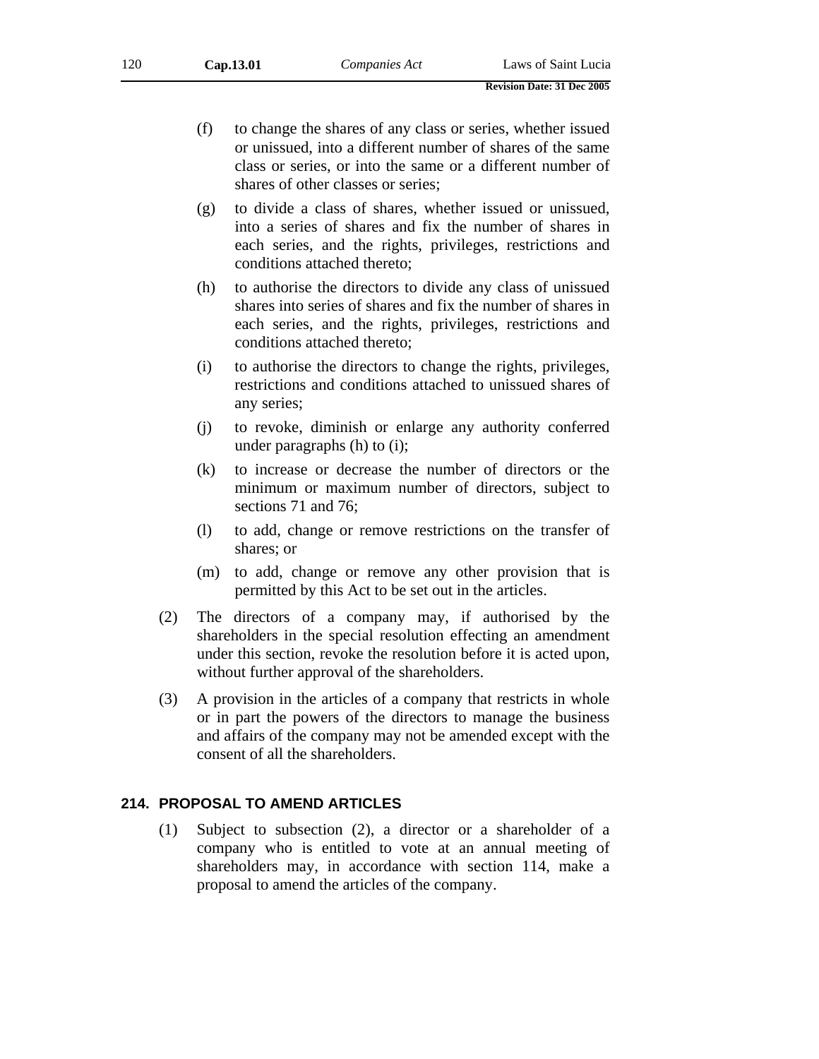(f) to change the shares of any class or series, whether issued or unissued, into a different number of shares of the same class or series, or into the same or a different number of shares of other classes or series;

(g) to divide a class of shares, whether issued or unissued, into a series of shares and fix the number of shares in each series, and the rights, privileges, restrictions and conditions attached thereto;

(h) to authorise the directors to divide any class of unissued shares into series of shares and fix the number of shares in each series, and the rights, privileges, restrictions and conditions attached thereto;

(i) to authorise the directors to change the rights, privileges, restrictions and conditions attached to unissued shares of any series;

(j) to revoke, diminish or enlarge any authority conferred under paragraphs (h) to (i);

(k) to increase or decrease the number of directors or the minimum or maximum number of directors, subject to sections 71 and 76;

(l) to add, change or remove restrictions on the transfer of shares; or

(m) to add, change or remove any other provision that is permitted by this Act to be set out in the articles.

(2) The directors of a company may, if authorised by the shareholders in the special resolution effecting an amendment under this section, revoke the resolution before it is acted upon, without further approval of the shareholders.

(3) A provision in the articles of a company that restricts in whole or in part the powers of the directors to manage the business and affairs of the company may not be amended except with the consent of all the shareholders.

## 214. PROPOSAL TO AMEND ARTICLES

(1) Subject to subsection (2), a director or a shareholder of a company who is entitled to vote at an annual meeting of shareholders may, in accordance with section 114, make a proposal to amend the articles of the company.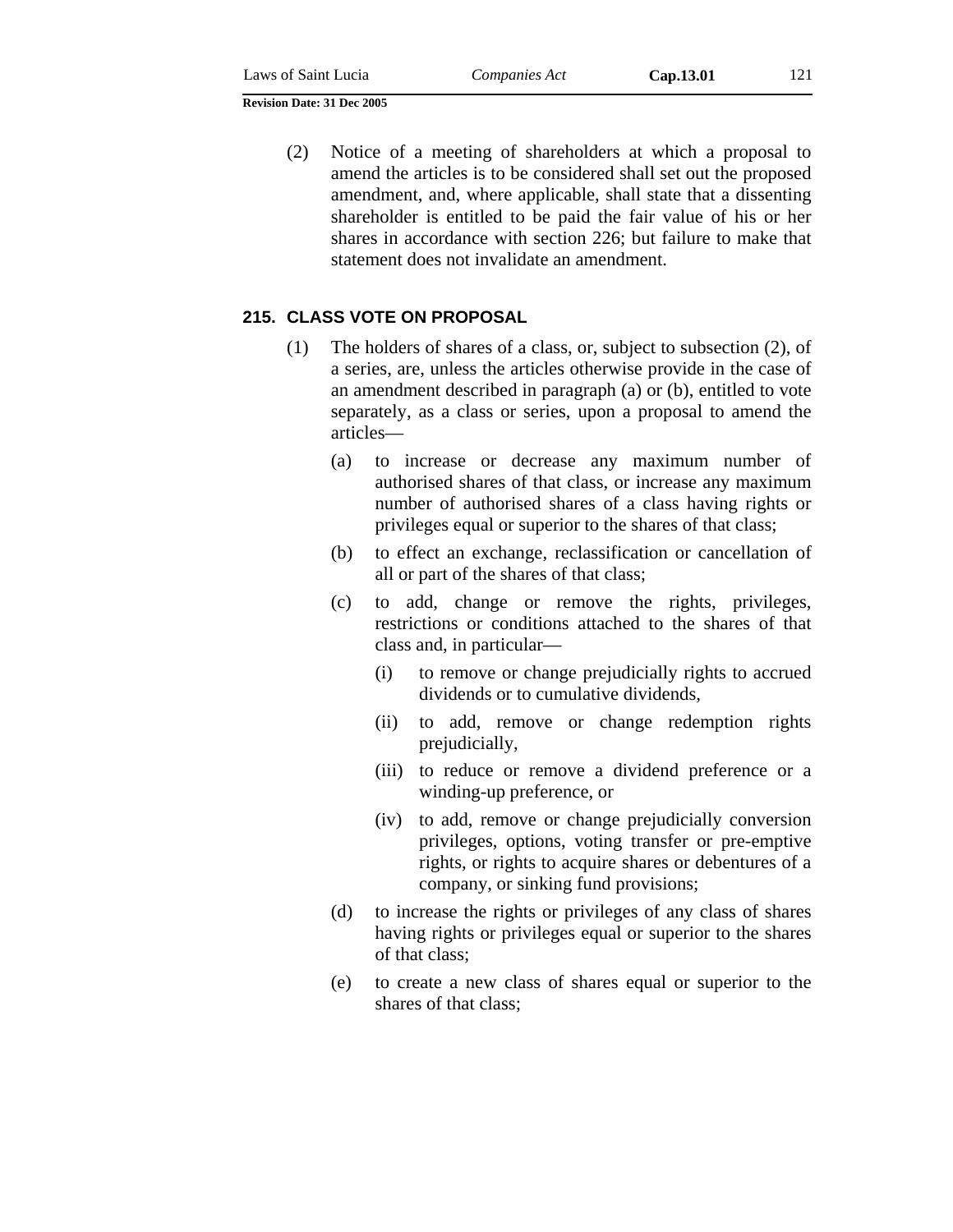(2) Notice of a meeting of shareholders at which a proposal to amend the articles is to be considered shall set out the proposed amendment, and, where applicable, shall state that a dissenting shareholder is entitled to be paid the fair value of his or her shares in accordance with section 226; but failure to make that statement does not invalidate an amendment.

### 215. CLASS VOTE ON PROPOSAL

(1) The holders of shares of a class, or, subject to subsection (2), of a series, are, unless the articles otherwise provide in the case of an amendment described in paragraph (a) or (b), entitled to vote separately, as a class or series, upon a proposal to amend the articles—

- (a) to increase or decrease any maximum number of authorised shares of that class, or increase any maximum number of authorised shares of a class having rights or privileges equal or superior to the shares of that class;
- (b) to effect an exchange, reclassification or cancellation of all or part of the shares of that class;
- (c) to add, change or remove the rights, privileges, restrictions or conditions attached to the shares of that class and, in particular—
  - (i) to remove or change prejudicially rights to accrued dividends or to cumulative dividends,
  - (ii) to add, remove or change redemption rights prejudicially,
  - (iii) to reduce or remove a dividend preference or a winding-up preference, or
  - (iv) to add, remove or change prejudicially conversion privileges, options, voting transfer or pre-emptive rights, or rights to acquire shares or debentures of a company, or sinking fund provisions;
- (d) to increase the rights or privileges of any class of shares having rights or privileges equal or superior to the shares of that class;
- (e) to create a new class of shares equal or superior to the shares of that class;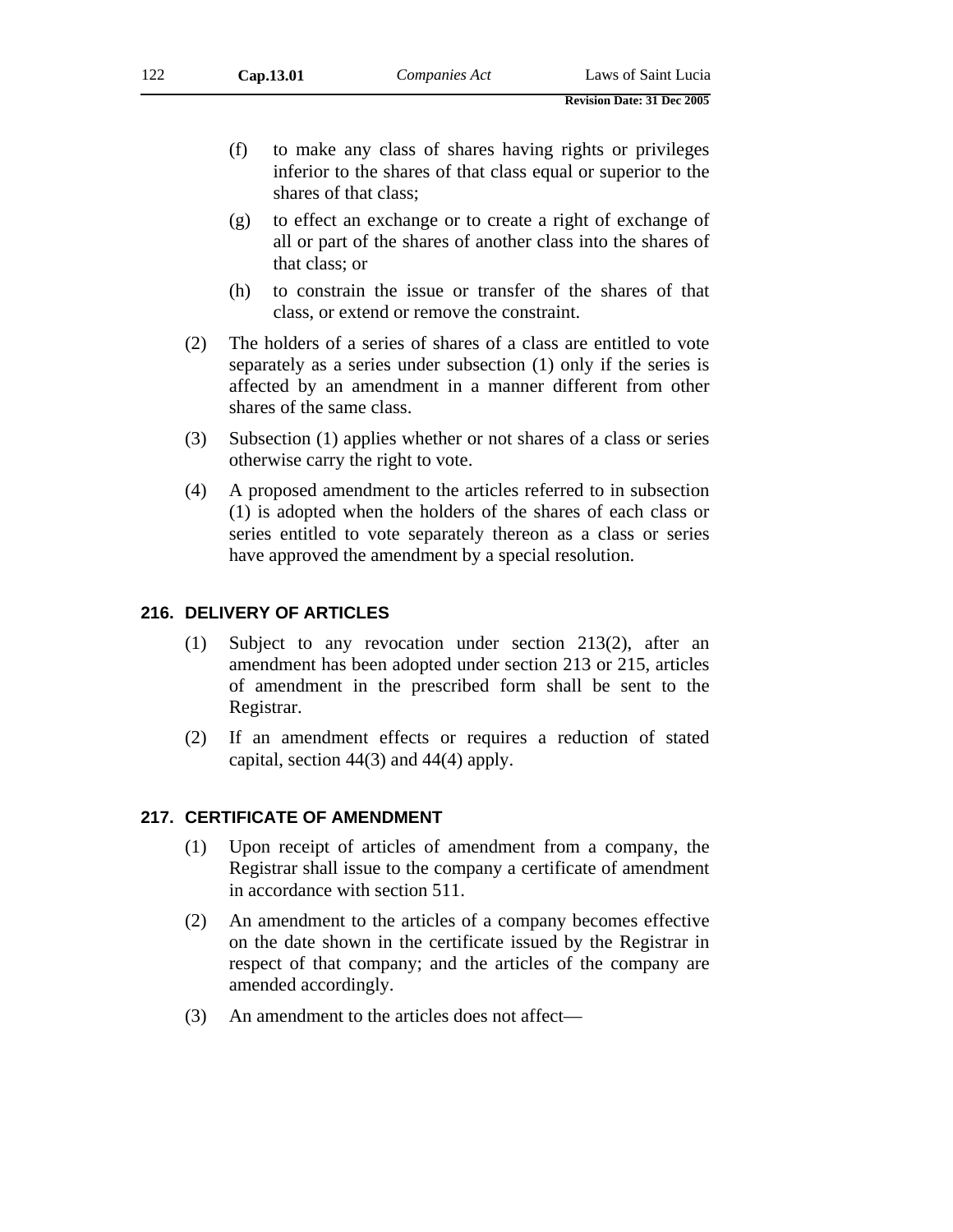(f) to make any class of shares having rights or privileges inferior to the shares of that class equal or superior to the shares of that class;

(g) to effect an exchange or to create a right of exchange of all or part of the shares of another class into the shares of that class; or

(h) to constrain the issue or transfer of the shares of that class, or extend or remove the constraint.

(2) The holders of a series of shares of a class are entitled to vote separately as a series under subsection (1) only if the series is affected by an amendment in a manner different from other shares of the same class.

(3) Subsection (1) applies whether or not shares of a class or series otherwise carry the right to vote.

(4) A proposed amendment to the articles referred to in subsection (1) is adopted when the holders of the shares of each class or series entitled to vote separately thereon as a class or series have approved the amendment by a special resolution.

## 216. DELIVERY OF ARTICLES

(1) Subject to any revocation under section 213(2), after an amendment has been adopted under section 213 or 215, articles of amendment in the prescribed form shall be sent to the Registrar.

(2) If an amendment effects or requires a reduction of stated capital, section 44(3) and 44(4) apply.

## 217. CERTIFICATE OF AMENDMENT

(1) Upon receipt of articles of amendment from a company, the Registrar shall issue to the company a certificate of amendment in accordance with section 511.

(2) An amendment to the articles of a company becomes effective on the date shown in the certificate issued by the Registrar in respect of that company; and the articles of the company are amended accordingly.

(3) An amendment to the articles does not affect—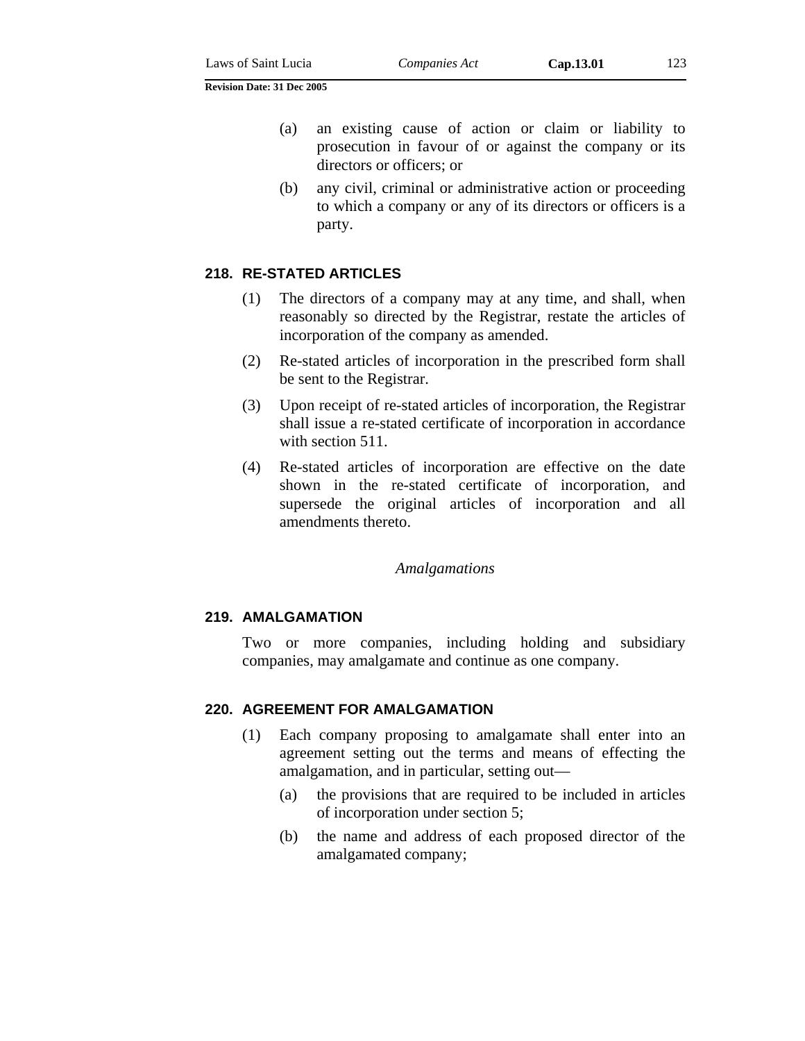(a) an existing cause of action or claim or liability to prosecution in favour of or against the company or its directors or officers; or

(b) any civil, criminal or administrative action or proceeding to which a company or any of its directors or officers is a party.

## 218. RE-STATED ARTICLES

(1) The directors of a company may at any time, and shall, when reasonably so directed by the Registrar, restate the articles of incorporation of the company as amended.

(2) Re-stated articles of incorporation in the prescribed form shall be sent to the Registrar.

(3) Upon receipt of re-stated articles of incorporation, the Registrar shall issue a re-stated certificate of incorporation in accordance with section 511.

(4) Re-stated articles of incorporation are effective on the date shown in the re-stated certificate of incorporation, and supersede the original articles of incorporation and all amendments thereto.

*Amalgamations*

## 219. AMALGAMATION

Two or more companies, including holding and subsidiary companies, may amalgamate and continue as one company.

## 220. AGREEMENT FOR AMALGAMATION

(1) Each company proposing to amalgamate shall enter into an agreement setting out the terms and means of effecting the amalgamation, and in particular, setting out—

(a) the provisions that are required to be included in articles of incorporation under section 5;

(b) the name and address of each proposed director of the amalgamated company;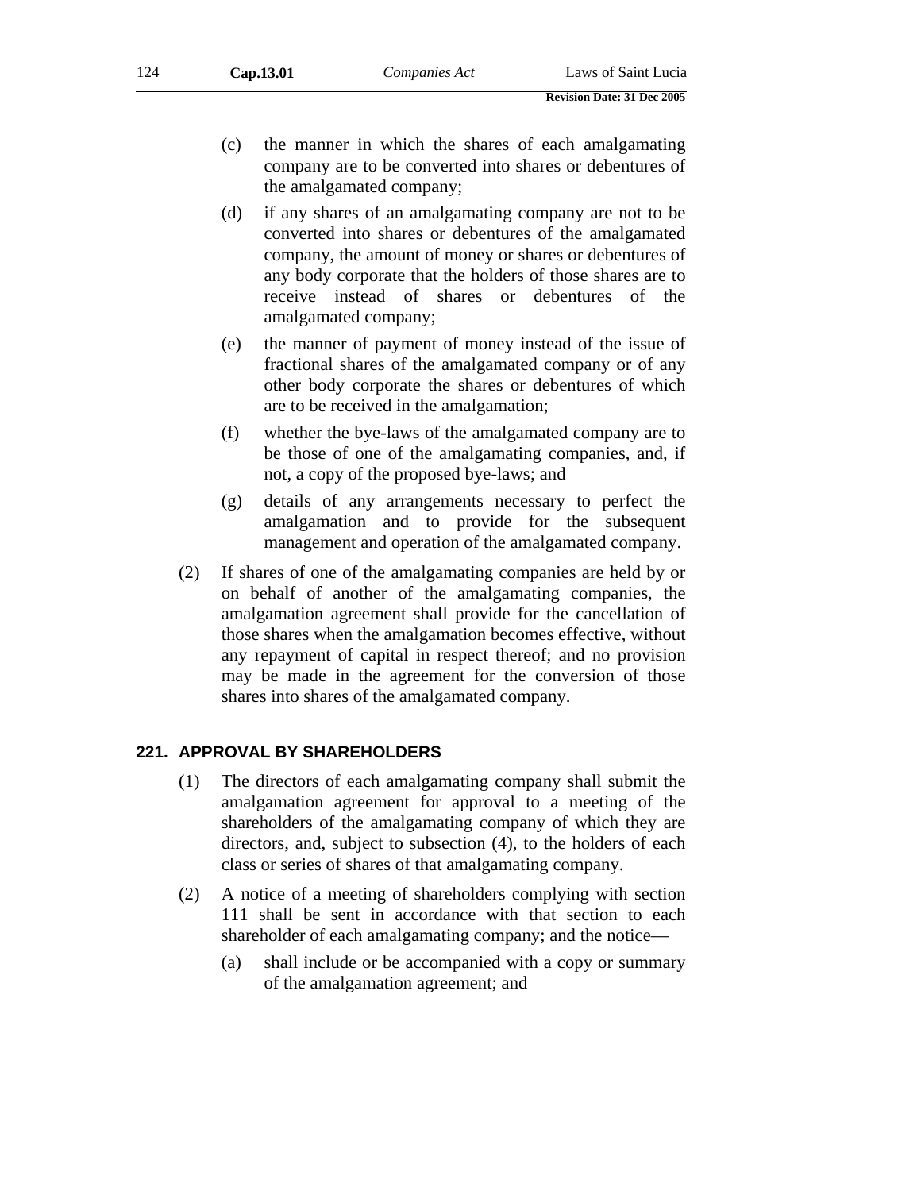(c) the manner in which the shares of each amalgamating company are to be converted into shares or debentures of the amalgamated company;

(d) if any shares of an amalgamating company are not to be converted into shares or debentures of the amalgamated company, the amount of money or shares or debentures of any body corporate that the holders of those shares are to receive instead of shares or debentures of the amalgamated company;

(e) the manner of payment of money instead of the issue of fractional shares of the amalgamated company or of any other body corporate the shares or debentures of which are to be received in the amalgamation;

(f) whether the bye-laws of the amalgamated company are to be those of one of the amalgamating companies, and, if not, a copy of the proposed bye-laws; and

(g) details of any arrangements necessary to perfect the amalgamation and to provide for the subsequent management and operation of the amalgamated company.

(2) If shares of one of the amalgamating companies are held by or on behalf of another of the amalgamating companies, the amalgamation agreement shall provide for the cancellation of those shares when the amalgamation becomes effective, without any repayment of capital in respect thereof; and no provision may be made in the agreement for the conversion of those shares into shares of the amalgamated company.

## 221. APPROVAL BY SHAREHOLDERS

(1) The directors of each amalgamating company shall submit the amalgamation agreement for approval to a meeting of the shareholders of the amalgamating company of which they are directors, and, subject to subsection (4), to the holders of each class or series of shares of that amalgamating company.

(2) A notice of a meeting of shareholders complying with section 111 shall be sent in accordance with that section to each shareholder of each amalgamating company; and the notice—

(a) shall include or be accompanied with a copy or summary of the amalgamation agreement; and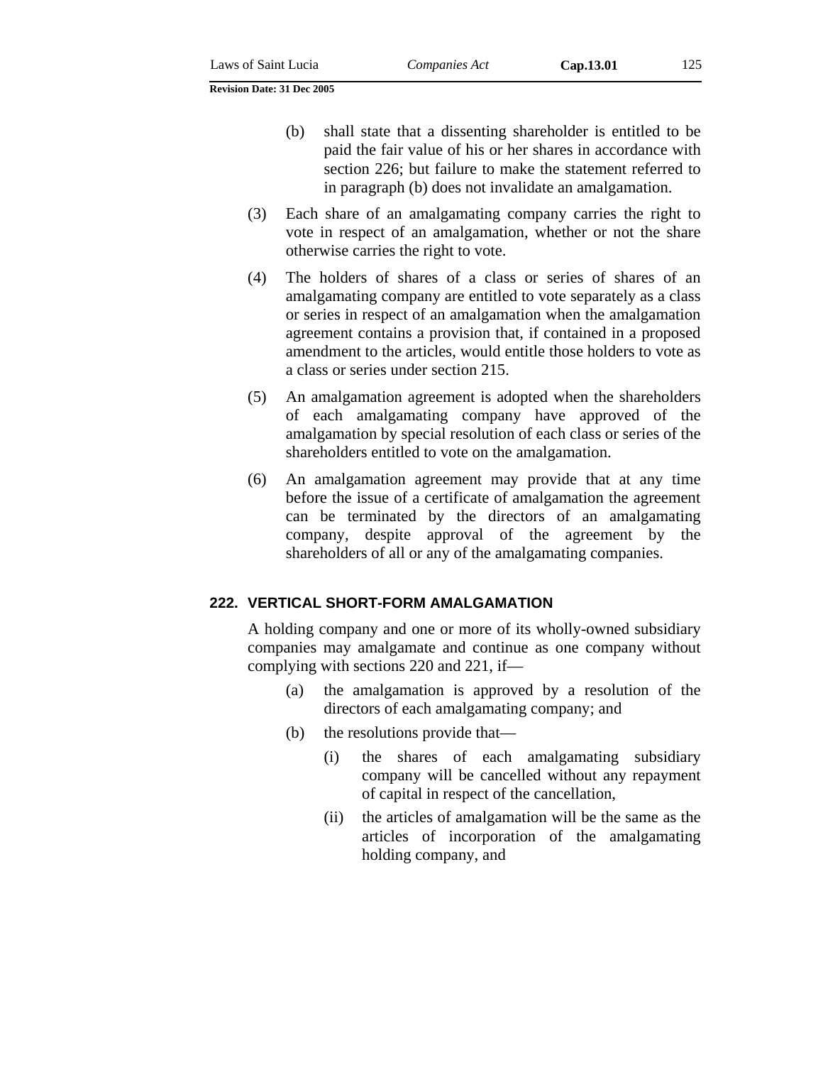(b) shall state that a dissenting shareholder is entitled to be paid the fair value of his or her shares in accordance with section 226; but failure to make the statement referred to in paragraph (b) does not invalidate an amalgamation.

(3) Each share of an amalgamating company carries the right to vote in respect of an amalgamation, whether or not the share otherwise carries the right to vote.

(4) The holders of shares of a class or series of shares of an amalgamating company are entitled to vote separately as a class or series in respect of an amalgamation when the amalgamation agreement contains a provision that, if contained in a proposed amendment to the articles, would entitle those holders to vote as a class or series under section 215.

(5) An amalgamation agreement is adopted when the shareholders of each amalgamating company have approved of the amalgamation by special resolution of each class or series of the shareholders entitled to vote on the amalgamation.

(6) An amalgamation agreement may provide that at any time before the issue of a certificate of amalgamation the agreement can be terminated by the directors of an amalgamating company, despite approval of the agreement by the shareholders of all or any of the amalgamating companies.

### 222. VERTICAL SHORT-FORM AMALGAMATION

A holding company and one or more of its wholly-owned subsidiary companies may amalgamate and continue as one company without complying with sections 220 and 221, if—

(a) the amalgamation is approved by a resolution of the directors of each amalgamating company; and

(b) the resolutions provide that—

(i) the shares of each amalgamating subsidiary company will be cancelled without any repayment of capital in respect of the cancellation,

(ii) the articles of amalgamation will be the same as the articles of incorporation of the amalgamating holding company, and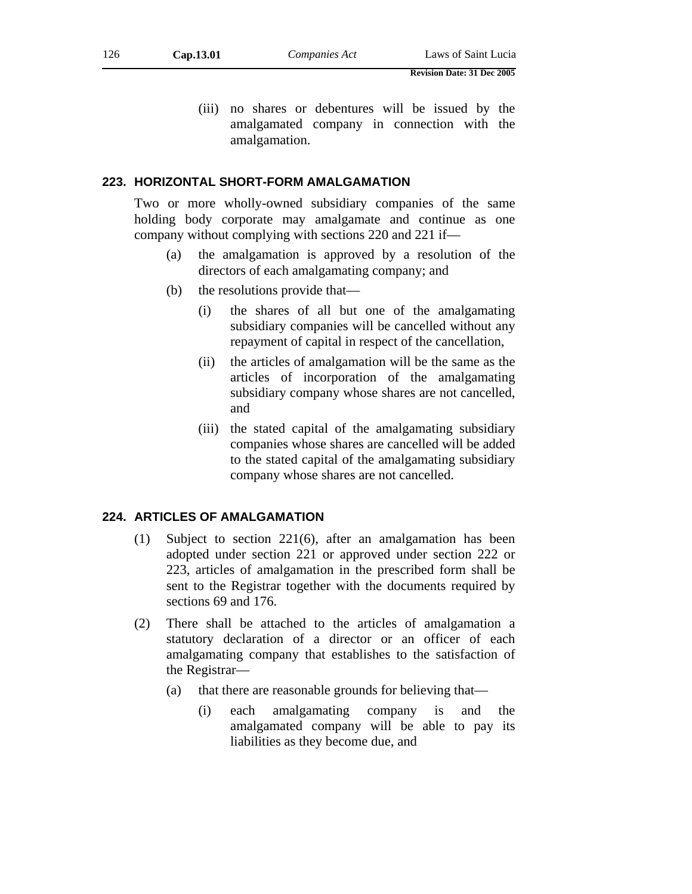(iii) no shares or debentures will be issued by the amalgamated company in connection with the amalgamation.

### 223. HORIZONTAL SHORT-FORM AMALGAMATION

Two or more wholly-owned subsidiary companies of the same holding body corporate may amalgamate and continue as one company without complying with sections 220 and 221 if—

(a) the amalgamation is approved by a resolution of the directors of each amalgamating company; and

(b) the resolutions provide that—

(i) the shares of all but one of the amalgamating subsidiary companies will be cancelled without any repayment of capital in respect of the cancellation,

(ii) the articles of amalgamation will be the same as the articles of incorporation of the amalgamating subsidiary company whose shares are not cancelled, and

(iii) the stated capital of the amalgamating subsidiary companies whose shares are cancelled will be added to the stated capital of the amalgamating subsidiary company whose shares are not cancelled.

### 224. ARTICLES OF AMALGAMATION

(1) Subject to section 221(6), after an amalgamation has been adopted under section 221 or approved under section 222 or 223, articles of amalgamation in the prescribed form shall be sent to the Registrar together with the documents required by sections 69 and 176.

(2) There shall be attached to the articles of amalgamation a statutory declaration of a director or an officer of each amalgamating company that establishes to the satisfaction of the Registrar—

(a) that there are reasonable grounds for believing that—

(i) each amalgamating company is and the amalgamated company will be able to pay its liabilities as they become due, and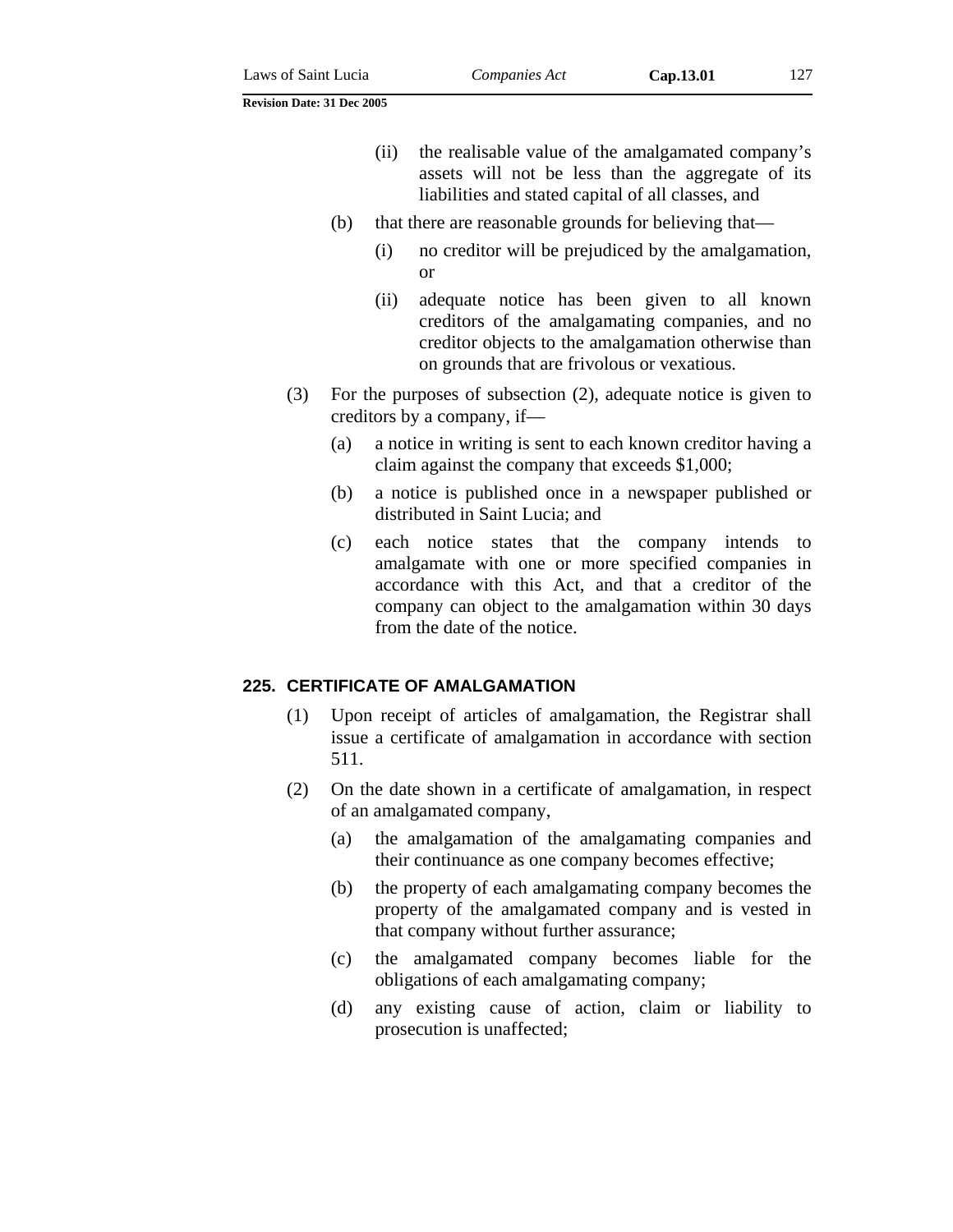(ii) the realisable value of the amalgamated company's assets will not be less than the aggregate of its liabilities and stated capital of all classes, and

(b) that there are reasonable grounds for believing that—

(i) no creditor will be prejudiced by the amalgamation, or

(ii) adequate notice has been given to all known creditors of the amalgamating companies, and no creditor objects to the amalgamation otherwise than on grounds that are frivolous or vexatious.

(3) For the purposes of subsection (2), adequate notice is given to creditors by a company, if—

(a) a notice in writing is sent to each known creditor having a claim against the company that exceeds $1,000;

(b) a notice is published once in a newspaper published or distributed in Saint Lucia; and

(c) each notice states that the company intends to amalgamate with one or more specified companies in accordance with this Act, and that a creditor of the company can object to the amalgamation within 30 days from the date of the notice.

### 225. CERTIFICATE OF AMALGAMATION

(1) Upon receipt of articles of amalgamation, the Registrar shall issue a certificate of amalgamation in accordance with section 511.

(2) On the date shown in a certificate of amalgamation, in respect of an amalgamated company,

(a) the amalgamation of the amalgamating companies and their continuance as one company becomes effective;

(b) the property of each amalgamating company becomes the property of the amalgamated company and is vested in that company without further assurance;

(c) the amalgamated company becomes liable for the obligations of each amalgamating company;

(d) any existing cause of action, claim or liability to prosecution is unaffected;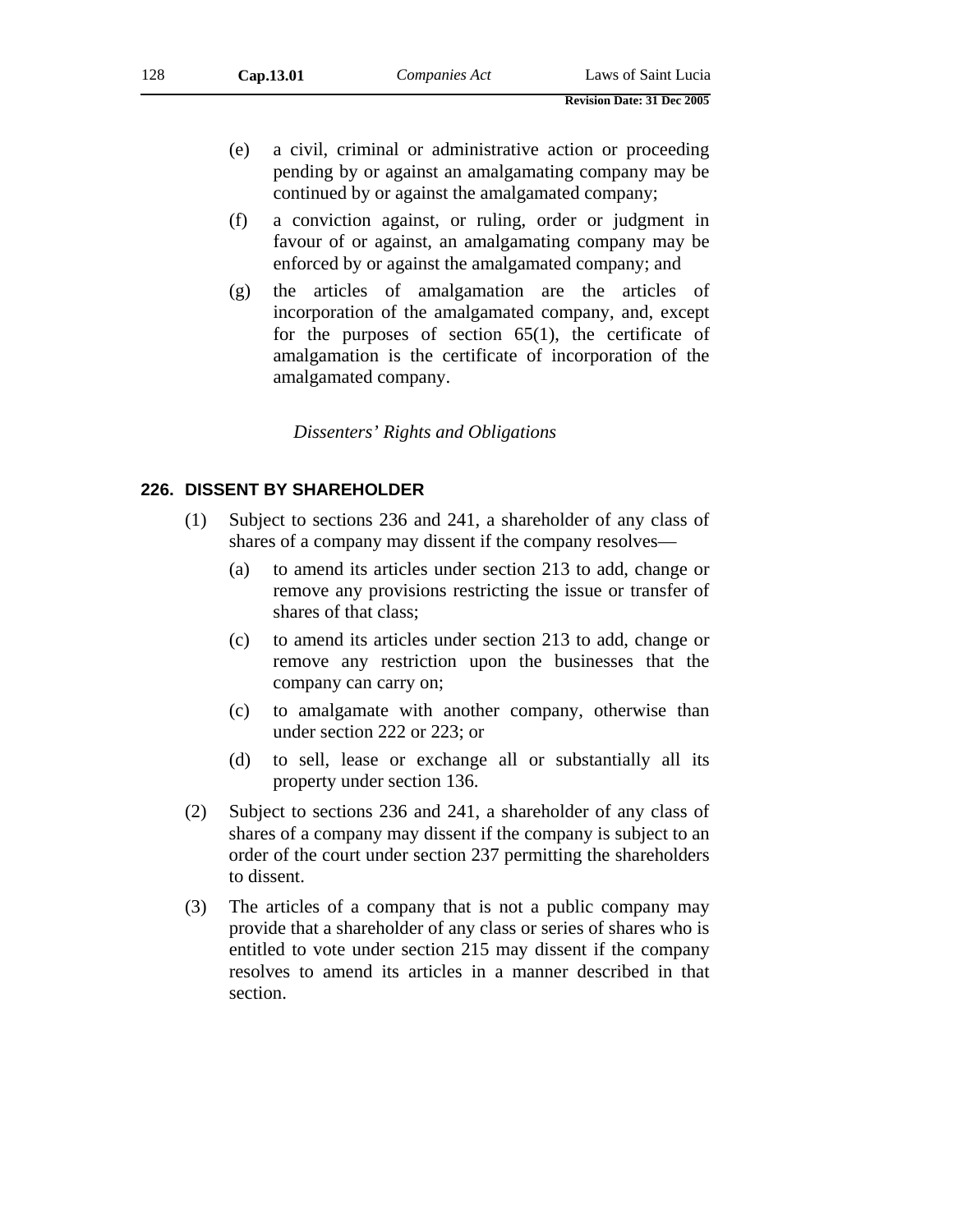(e) a civil, criminal or administrative action or proceeding pending by or against an amalgamating company may be continued by or against the amalgamated company;

(f) a conviction against, or ruling, order or judgment in favour of or against, an amalgamating company may be enforced by or against the amalgamated company; and

(g) the articles of amalgamation are the articles of incorporation of the amalgamated company, and, except for the purposes of section 65(1), the certificate of amalgamation is the certificate of incorporation of the amalgamated company.

*Dissenters' Rights and Obligations*

### 226. DISSENT BY SHAREHOLDER

(1) Subject to sections 236 and 241, a shareholder of any class of shares of a company may dissent if the company resolves—

(a) to amend its articles under section 213 to add, change or remove any provisions restricting the issue or transfer of shares of that class;

(c) to amend its articles under section 213 to add, change or remove any restriction upon the businesses that the company can carry on;

(c) to amalgamate with another company, otherwise than under section 222 or 223; or

(d) to sell, lease or exchange all or substantially all its property under section 136.

(2) Subject to sections 236 and 241, a shareholder of any class of shares of a company may dissent if the company is subject to an order of the court under section 237 permitting the shareholders to dissent.

(3) The articles of a company that is not a public company may provide that a shareholder of any class or series of shares who is entitled to vote under section 215 may dissent if the company resolves to amend its articles in a manner described in that section.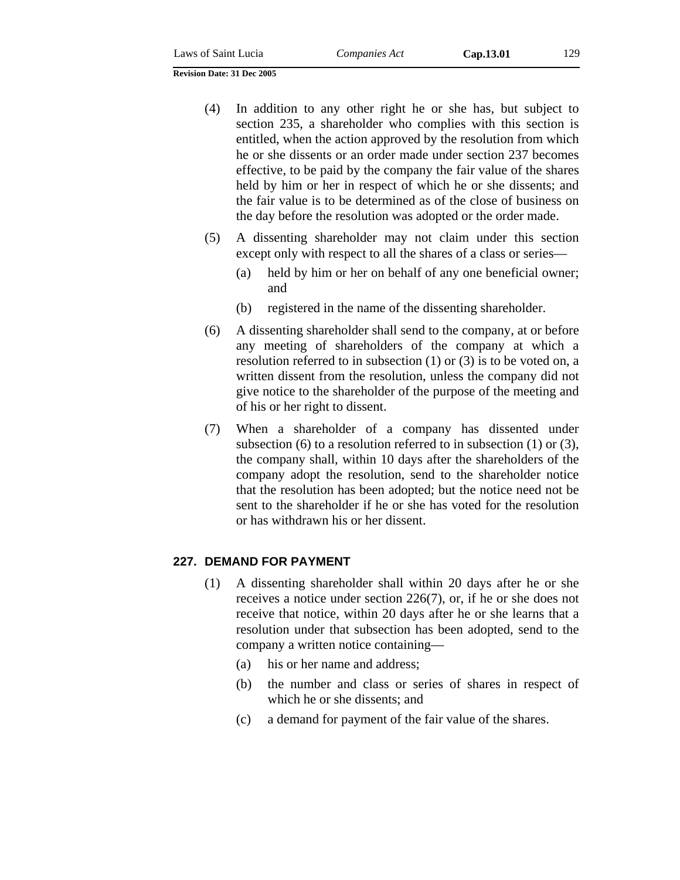(4) In addition to any other right he or she has, but subject to section 235, a shareholder who complies with this section is entitled, when the action approved by the resolution from which he or she dissents or an order made under section 237 becomes effective, to be paid by the company the fair value of the shares held by him or her in respect of which he or she dissents; and the fair value is to be determined as of the close of business on the day before the resolution was adopted or the order made.

(5) A dissenting shareholder may not claim under this section except only with respect to all the shares of a class or series—

(a) held by him or her on behalf of any one beneficial owner; and

(b) registered in the name of the dissenting shareholder.

(6) A dissenting shareholder shall send to the company, at or before any meeting of shareholders of the company at which a resolution referred to in subsection (1) or (3) is to be voted on, a written dissent from the resolution, unless the company did not give notice to the shareholder of the purpose of the meeting and of his or her right to dissent.

(7) When a shareholder of a company has dissented under subsection (6) to a resolution referred to in subsection (1) or (3), the company shall, within 10 days after the shareholders of the company adopt the resolution, send to the shareholder notice that the resolution has been adopted; but the notice need not be sent to the shareholder if he or she has voted for the resolution or has withdrawn his or her dissent.

## 227. DEMAND FOR PAYMENT

(1) A dissenting shareholder shall within 20 days after he or she receives a notice under section 226(7), or, if he or she does not receive that notice, within 20 days after he or she learns that a resolution under that subsection has been adopted, send to the company a written notice containing—

(a) his or her name and address;

(b) the number and class or series of shares in respect of which he or she dissents; and

(c) a demand for payment of the fair value of the shares.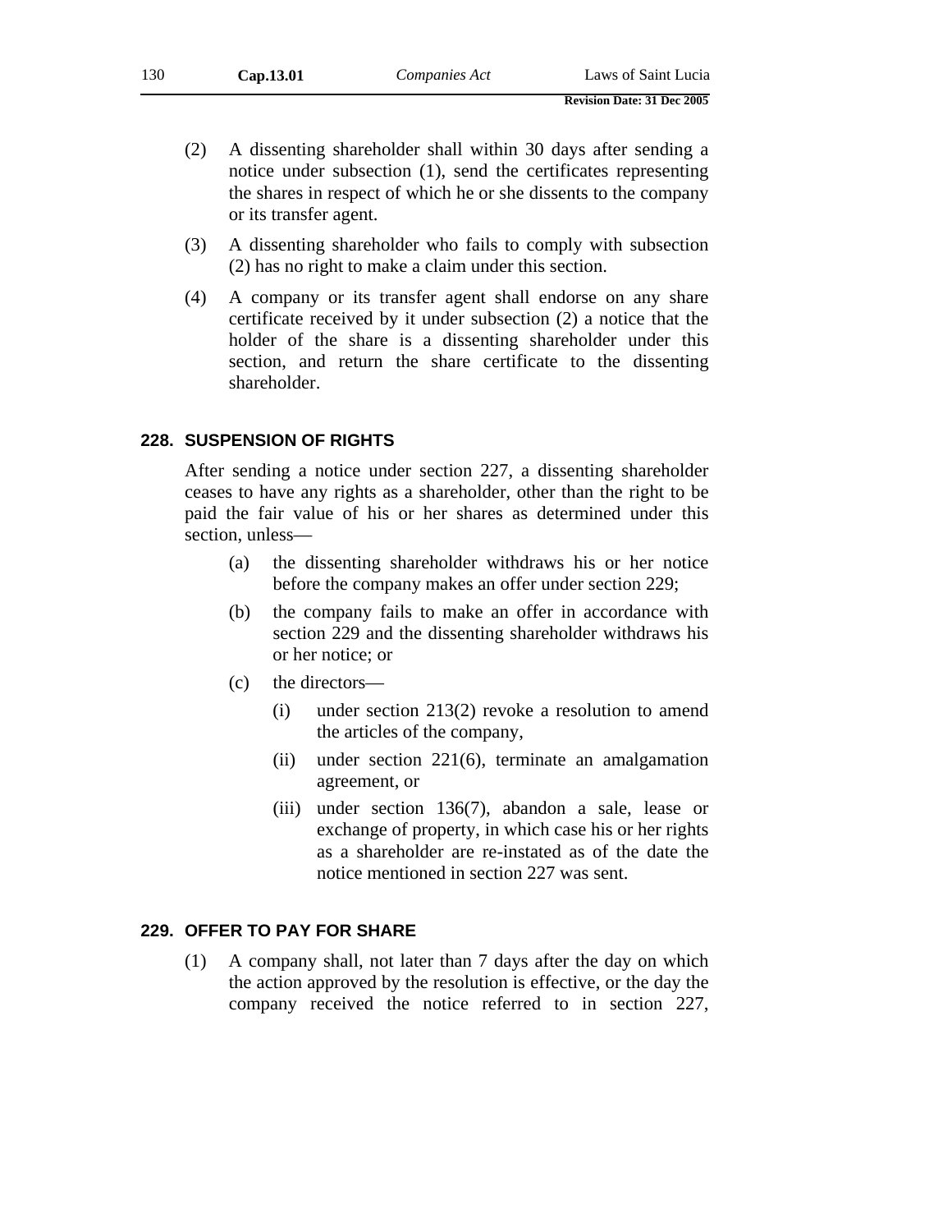(2) A dissenting shareholder shall within 30 days after sending a notice under subsection (1), send the certificates representing the shares in respect of which he or she dissents to the company or its transfer agent.

(3) A dissenting shareholder who fails to comply with subsection (2) has no right to make a claim under this section.

(4) A company or its transfer agent shall endorse on any share certificate received by it under subsection (2) a notice that the holder of the share is a dissenting shareholder under this section, and return the share certificate to the dissenting shareholder.

## 228. SUSPENSION OF RIGHTS

After sending a notice under section 227, a dissenting shareholder ceases to have any rights as a shareholder, other than the right to be paid the fair value of his or her shares as determined under this section, unless—

- (a) the dissenting shareholder withdraws his or her notice before the company makes an offer under section 229;
- (b) the company fails to make an offer in accordance with section 229 and the dissenting shareholder withdraws his or her notice; or
- (c) the directors—
  - (i) under section 213(2) revoke a resolution to amend the articles of the company,
  - (ii) under section 221(6), terminate an amalgamation agreement, or
  - (iii) under section 136(7), abandon a sale, lease or exchange of property, in which case his or her rights as a shareholder are re-instated as of the date the notice mentioned in section 227 was sent.

## 229. OFFER TO PAY FOR SHARE

(1) A company shall, not later than 7 days after the day on which the action approved by the resolution is effective, or the day the company received the notice referred to in section 227,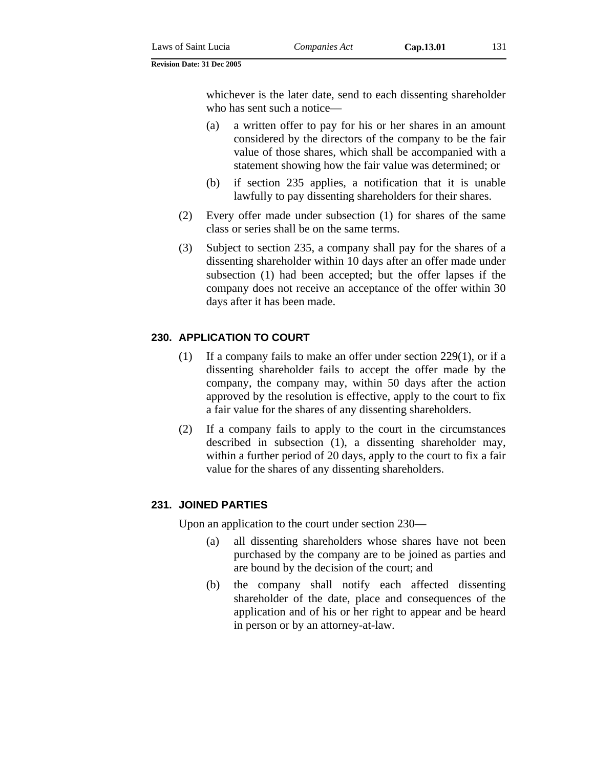whichever is the later date, send to each dissenting shareholder who has sent such a notice—

(a) a written offer to pay for his or her shares in an amount considered by the directors of the company to be the fair value of those shares, which shall be accompanied with a statement showing how the fair value was determined; or

(b) if section 235 applies, a notification that it is unable lawfully to pay dissenting shareholders for their shares.

(2) Every offer made under subsection (1) for shares of the same class or series shall be on the same terms.

(3) Subject to section 235, a company shall pay for the shares of a dissenting shareholder within 10 days after an offer made under subsection (1) had been accepted; but the offer lapses if the company does not receive an acceptance of the offer within 30 days after it has been made.

### 230. APPLICATION TO COURT

(1) If a company fails to make an offer under section 229(1), or if a dissenting shareholder fails to accept the offer made by the company, the company may, within 50 days after the action approved by the resolution is effective, apply to the court to fix a fair value for the shares of any dissenting shareholders.

(2) If a company fails to apply to the court in the circumstances described in subsection (1), a dissenting shareholder may, within a further period of 20 days, apply to the court to fix a fair value for the shares of any dissenting shareholders.

### 231. JOINED PARTIES

Upon an application to the court under section 230—

(a) all dissenting shareholders whose shares have not been purchased by the company are to be joined as parties and are bound by the decision of the court; and

(b) the company shall notify each affected dissenting shareholder of the date, place and consequences of the application and of his or her right to appear and be heard in person or by an attorney-at-law.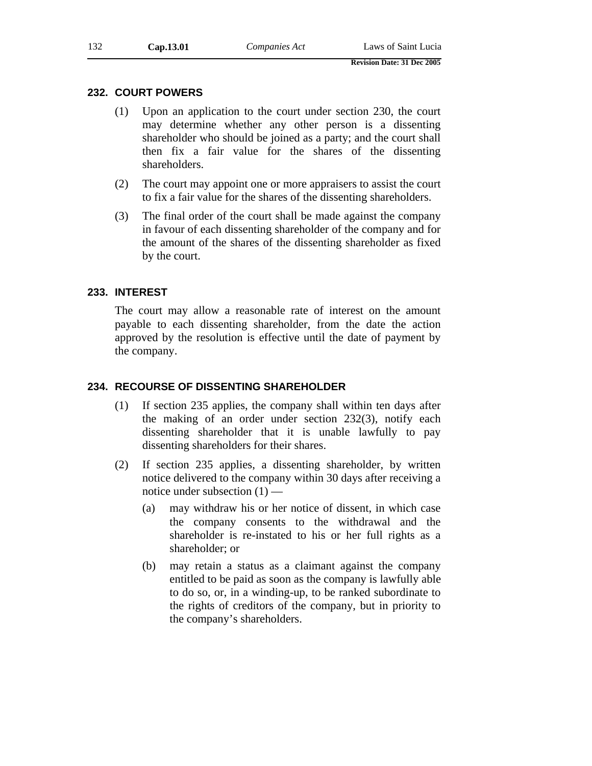## 232. COURT POWERS

(1) Upon an application to the court under section 230, the court may determine whether any other person is a dissenting shareholder who should be joined as a party; and the court shall then fix a fair value for the shares of the dissenting shareholders.

(2) The court may appoint one or more appraisers to assist the court to fix a fair value for the shares of the dissenting shareholders.

(3) The final order of the court shall be made against the company in favour of each dissenting shareholder of the company and for the amount of the shares of the dissenting shareholder as fixed by the court.

## 233. INTEREST

The court may allow a reasonable rate of interest on the amount payable to each dissenting shareholder, from the date the action approved by the resolution is effective until the date of payment by the company.

## 234. RECOURSE OF DISSENTING SHAREHOLDER

(1) If section 235 applies, the company shall within ten days after the making of an order under section 232(3), notify each dissenting shareholder that it is unable lawfully to pay dissenting shareholders for their shares.

(2) If section 235 applies, a dissenting shareholder, by written notice delivered to the company within 30 days after receiving a notice under subsection (1) —

(a) may withdraw his or her notice of dissent, in which case the company consents to the withdrawal and the shareholder is re-instated to his or her full rights as a shareholder; or

(b) may retain a status as a claimant against the company entitled to be paid as soon as the company is lawfully able to do so, or, in a winding-up, to be ranked subordinate to the rights of creditors of the company, but in priority to the company's shareholders.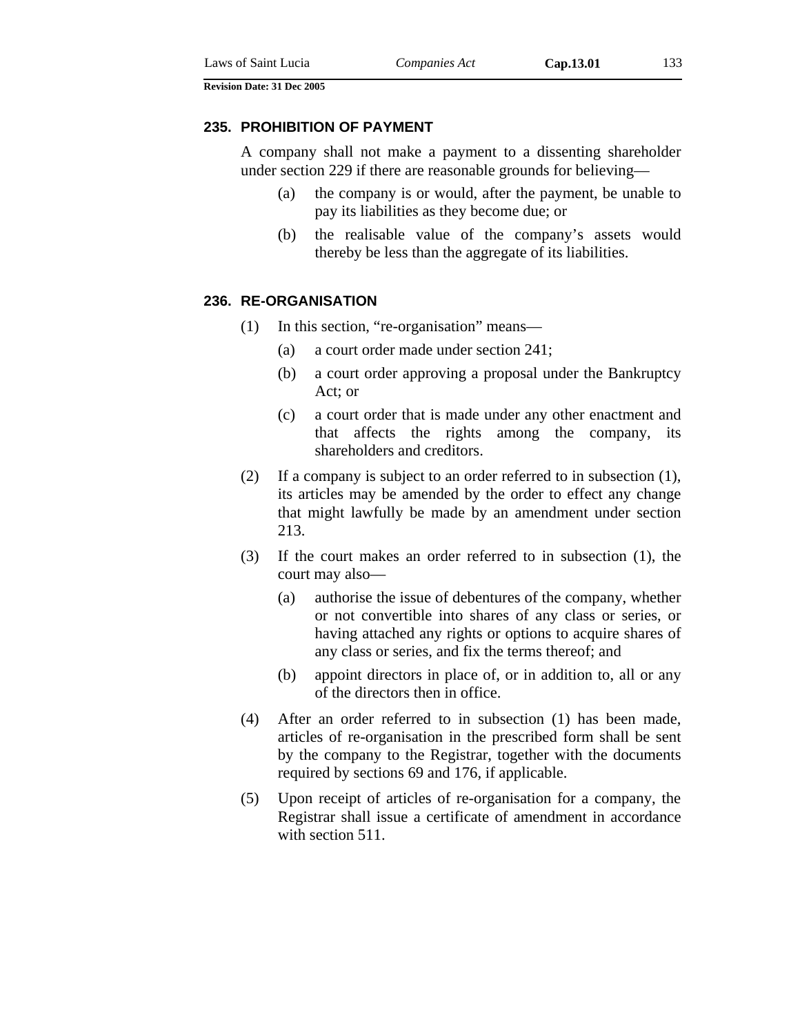### 235. PROHIBITION OF PAYMENT

A company shall not make a payment to a dissenting shareholder under section 229 if there are reasonable grounds for believing—

(a) the company is or would, after the payment, be unable to pay its liabilities as they become due; or

(b) the realisable value of the company's assets would thereby be less than the aggregate of its liabilities.

### 236. RE-ORGANISATION

(1) In this section, "re-organisation" means—

(a) a court order made under section 241;

(b) a court order approving a proposal under the Bankruptcy Act; or

(c) a court order that is made under any other enactment and that affects the rights among the company, its shareholders and creditors.

(2) If a company is subject to an order referred to in subsection (1), its articles may be amended by the order to effect any change that might lawfully be made by an amendment under section 213.

(3) If the court makes an order referred to in subsection (1), the court may also—

(a) authorise the issue of debentures of the company, whether or not convertible into shares of any class or series, or having attached any rights or options to acquire shares of any class or series, and fix the terms thereof; and

(b) appoint directors in place of, or in addition to, all or any of the directors then in office.

(4) After an order referred to in subsection (1) has been made, articles of re-organisation in the prescribed form shall be sent by the company to the Registrar, together with the documents required by sections 69 and 176, if applicable.

(5) Upon receipt of articles of re-organisation for a company, the Registrar shall issue a certificate of amendment in accordance with section 511.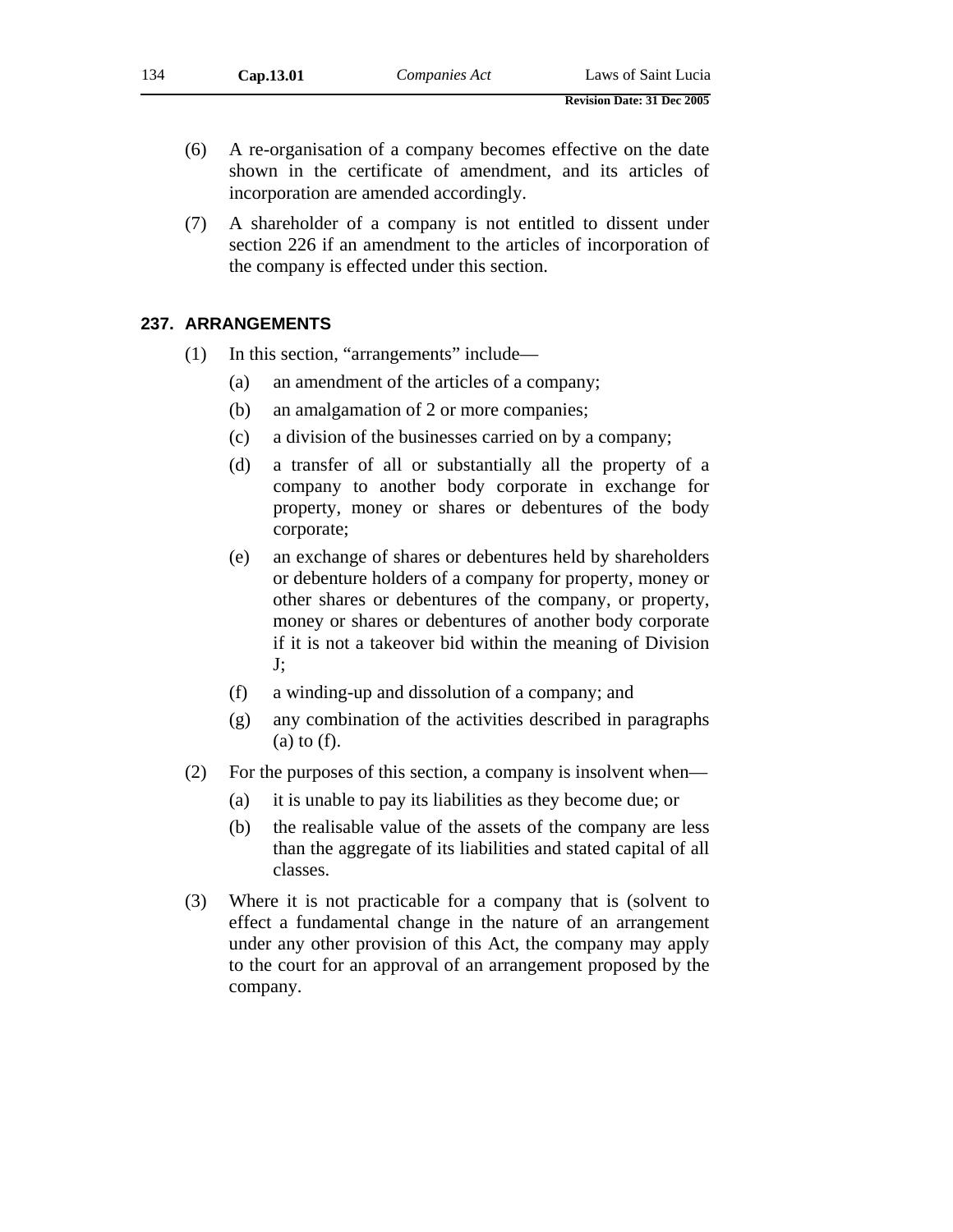(6) A re-organisation of a company becomes effective on the date shown in the certificate of amendment, and its articles of incorporation are amended accordingly.

(7) A shareholder of a company is not entitled to dissent under section 226 if an amendment to the articles of incorporation of the company is effected under this section.

### 237. ARRANGEMENTS

(1) In this section, "arrangements" include—

- (a) an amendment of the articles of a company;
- (b) an amalgamation of 2 or more companies;
- (c) a division of the businesses carried on by a company;
- (d) a transfer of all or substantially all the property of a company to another body corporate in exchange for property, money or shares or debentures of the body corporate;
- (e) an exchange of shares or debentures held by shareholders or debenture holders of a company for property, money or other shares or debentures of the company, or property, money or shares or debentures of another body corporate if it is not a takeover bid within the meaning of Division J;
- (f) a winding-up and dissolution of a company; and
- (g) any combination of the activities described in paragraphs (a) to (f).

(2) For the purposes of this section, a company is insolvent when—

- (a) it is unable to pay its liabilities as they become due; or
- (b) the realisable value of the assets of the company are less than the aggregate of its liabilities and stated capital of all classes.

(3) Where it is not practicable for a company that is (solvent to effect a fundamental change in the nature of an arrangement under any other provision of this Act, the company may apply to the court for an approval of an arrangement proposed by the company.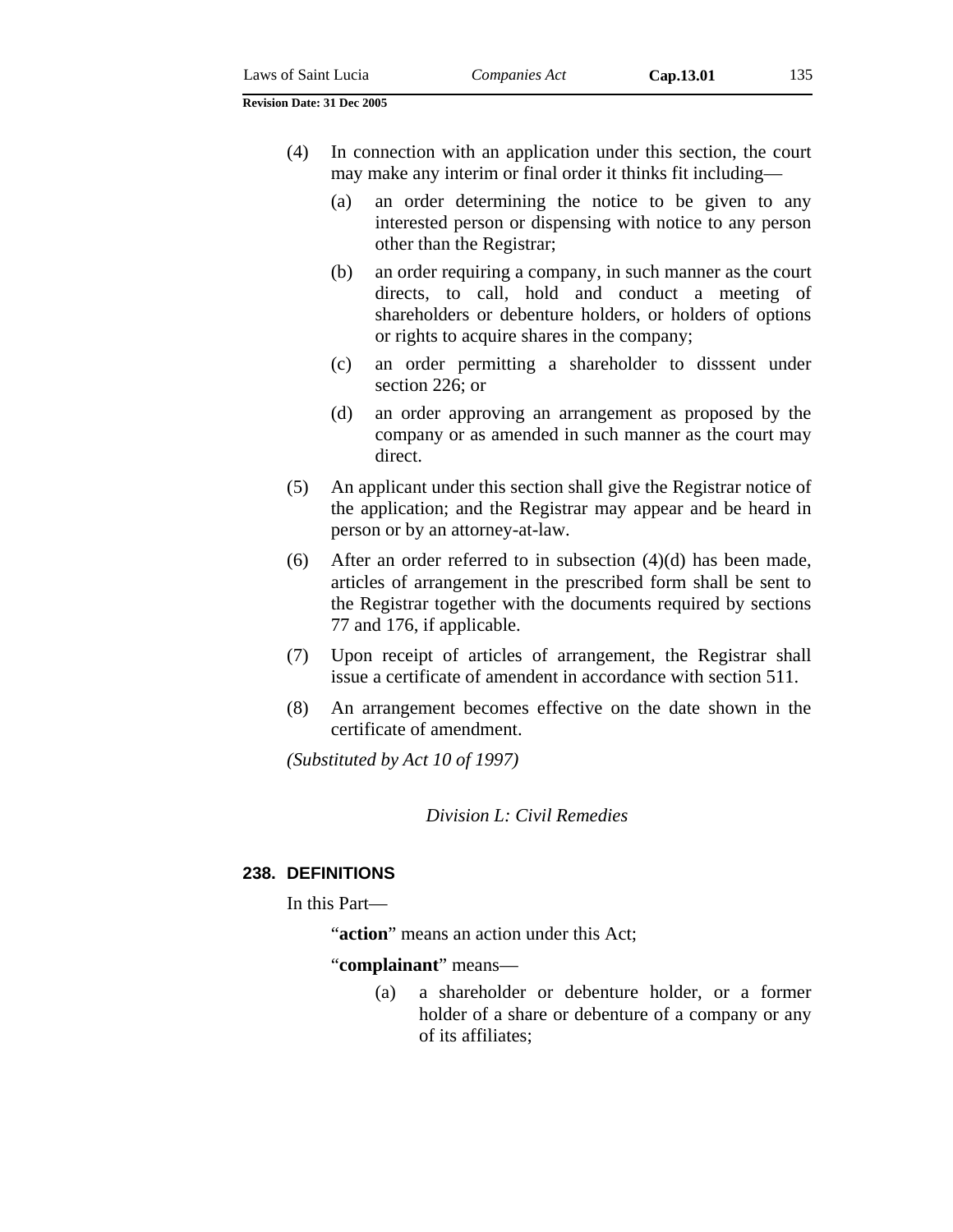(4) In connection with an application under this section, the court may make any interim or final order it thinks fit including—

(a) an order determining the notice to be given to any interested person or dispensing with notice to any person other than the Registrar;

(b) an order requiring a company, in such manner as the court directs, to call, hold and conduct a meeting of shareholders or debenture holders, or holders of options or rights to acquire shares in the company;

(c) an order permitting a shareholder to disssent under section 226; or

(d) an order approving an arrangement as proposed by the company or as amended in such manner as the court may direct.

(5) An applicant under this section shall give the Registrar notice of the application; and the Registrar may appear and be heard in person or by an attorney-at-law.

(6) After an order referred to in subsection (4)(d) has been made, articles of arrangement in the prescribed form shall be sent to the Registrar together with the documents required by sections 77 and 176, if applicable.

(7) Upon receipt of articles of arrangement, the Registrar shall issue a certificate of amendent in accordance with section 511.

(8) An arrangement becomes effective on the date shown in the certificate of amendment.

*(Substituted by Act 10 of 1997)*

*Division L: Civil Remedies*

### 238. DEFINITIONS

In this Part—

"**action**" means an action under this Act;

"**complainant**" means—

(a) a shareholder or debenture holder, or a former holder of a share or debenture of a company or any of its affiliates;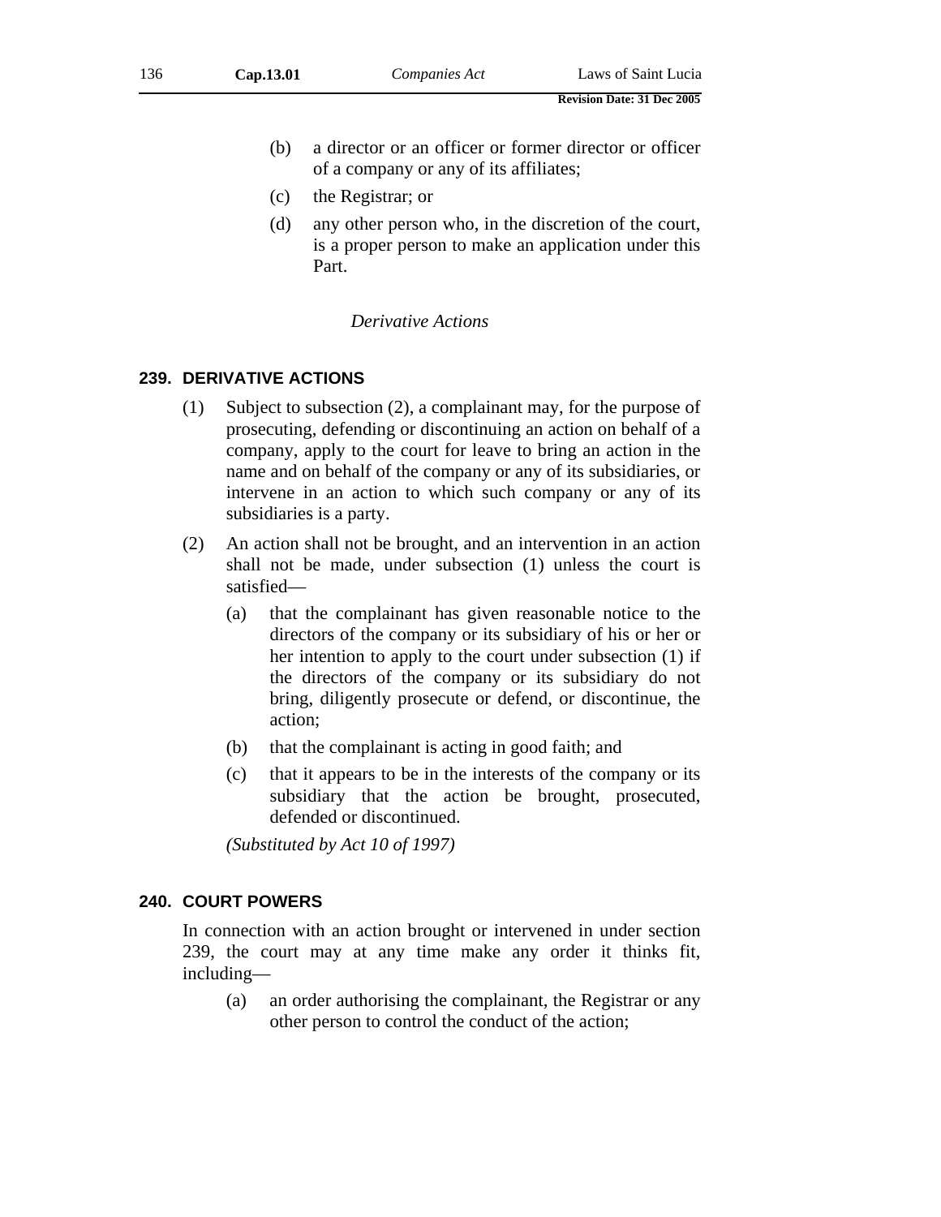(b) a director or an officer or former director or officer of a company or any of its affiliates;

(c) the Registrar; or

(d) any other person who, in the discretion of the court, is a proper person to make an application under this Part.

*Derivative Actions*

### 239. DERIVATIVE ACTIONS

(1) Subject to subsection (2), a complainant may, for the purpose of prosecuting, defending or discontinuing an action on behalf of a company, apply to the court for leave to bring an action in the name and on behalf of the company or any of its subsidiaries, or intervene in an action to which such company or any of its subsidiaries is a party.

(2) An action shall not be brought, and an intervention in an action shall not be made, under subsection (1) unless the court is satisfied—

(a) that the complainant has given reasonable notice to the directors of the company or its subsidiary of his or her or her intention to apply to the court under subsection (1) if the directors of the company or its subsidiary do not bring, diligently prosecute or defend, or discontinue, the action;

(b) that the complainant is acting in good faith; and

(c) that it appears to be in the interests of the company or its subsidiary that the action be brought, prosecuted, defended or discontinued.

*(Substituted by Act 10 of 1997)*

### 240. COURT POWERS

In connection with an action brought or intervened in under section 239, the court may at any time make any order it thinks fit, including—

(a) an order authorising the complainant, the Registrar or any other person to control the conduct of the action;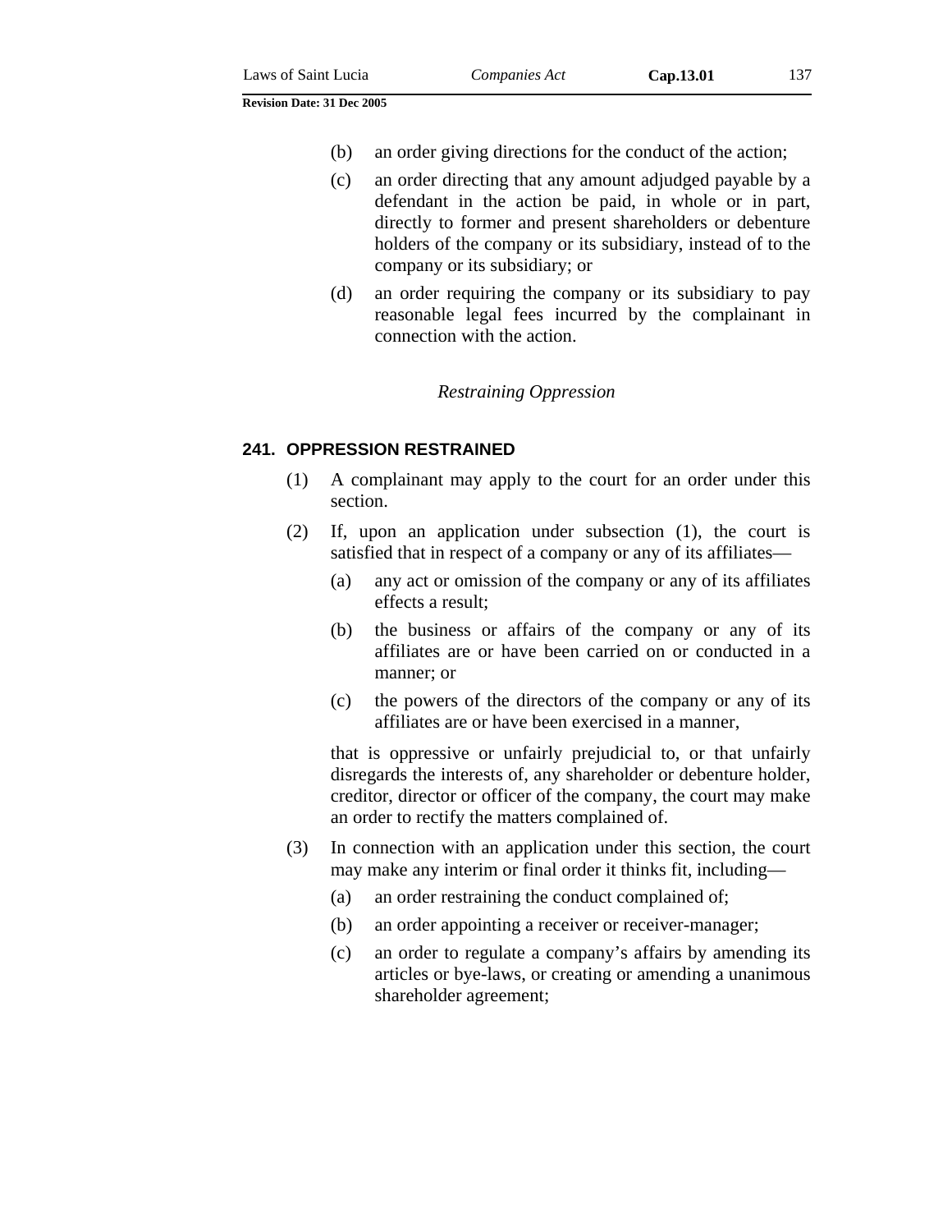(b) an order giving directions for the conduct of the action;

(c) an order directing that any amount adjudged payable by a defendant in the action be paid, in whole or in part, directly to former and present shareholders or debenture holders of the company or its subsidiary, instead of to the company or its subsidiary; or

(d) an order requiring the company or its subsidiary to pay reasonable legal fees incurred by the complainant in connection with the action.

*Restraining Oppression*

### 241. OPPRESSION RESTRAINED

(1) A complainant may apply to the court for an order under this section.

(2) If, upon an application under subsection (1), the court is satisfied that in respect of a company or any of its affiliates—

(a) any act or omission of the company or any of its affiliates effects a result;

(b) the business or affairs of the company or any of its affiliates are or have been carried on or conducted in a manner; or

(c) the powers of the directors of the company or any of its affiliates are or have been exercised in a manner,

that is oppressive or unfairly prejudicial to, or that unfairly disregards the interests of, any shareholder or debenture holder, creditor, director or officer of the company, the court may make an order to rectify the matters complained of.

(3) In connection with an application under this section, the court may make any interim or final order it thinks fit, including—

(a) an order restraining the conduct complained of;

(b) an order appointing a receiver or receiver-manager;

(c) an order to regulate a company's affairs by amending its articles or bye-laws, or creating or amending a unanimous shareholder agreement;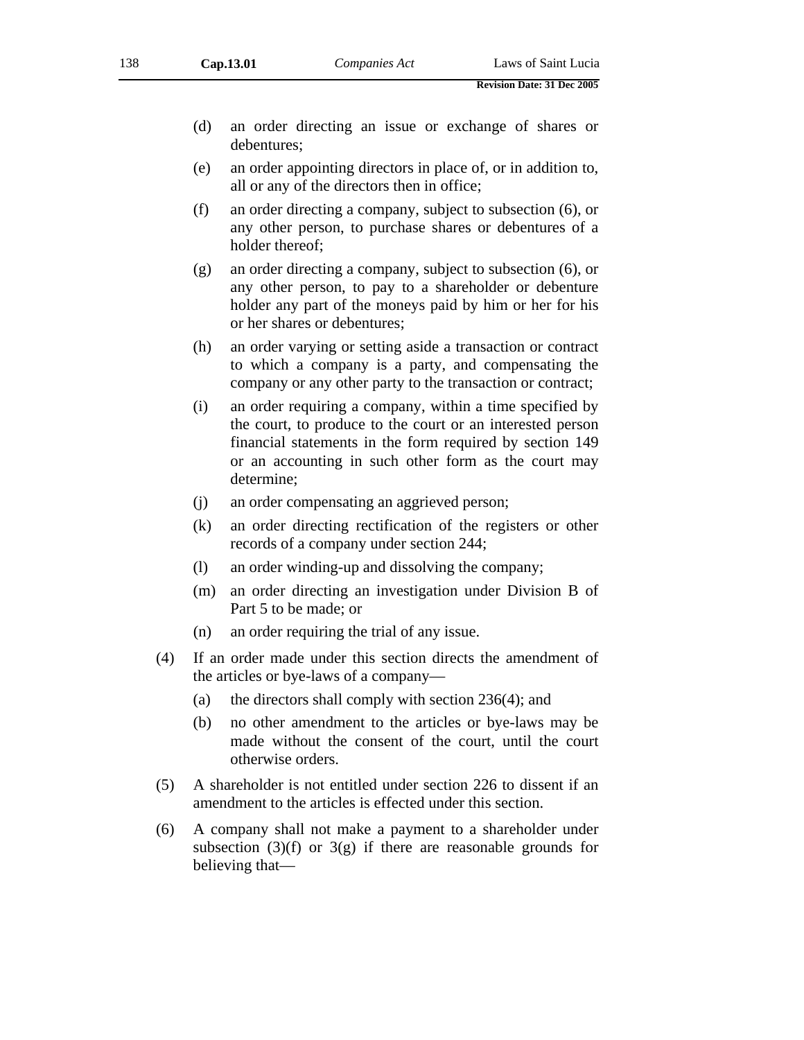(d) an order directing an issue or exchange of shares or debentures;

(e) an order appointing directors in place of, or in addition to, all or any of the directors then in office;

(f) an order directing a company, subject to subsection (6), or any other person, to purchase shares or debentures of a holder thereof;

(g) an order directing a company, subject to subsection (6), or any other person, to pay to a shareholder or debenture holder any part of the moneys paid by him or her for his or her shares or debentures;

(h) an order varying or setting aside a transaction or contract to which a company is a party, and compensating the company or any other party to the transaction or contract;

(i) an order requiring a company, within a time specified by the court, to produce to the court or an interested person financial statements in the form required by section 149 or an accounting in such other form as the court may determine;

(j) an order compensating an aggrieved person;

(k) an order directing rectification of the registers or other records of a company under section 244;

(l) an order winding-up and dissolving the company;

(m) an order directing an investigation under Division B of Part 5 to be made; or

(n) an order requiring the trial of any issue.

(4) If an order made under this section directs the amendment of the articles or bye-laws of a company—

(a) the directors shall comply with section 236(4); and

(b) no other amendment to the articles or bye-laws may be made without the consent of the court, until the court otherwise orders.

(5) A shareholder is not entitled under section 226 to dissent if an amendment to the articles is effected under this section.

(6) A company shall not make a payment to a shareholder under subsection (3)(f) or 3(g) if there are reasonable grounds for believing that—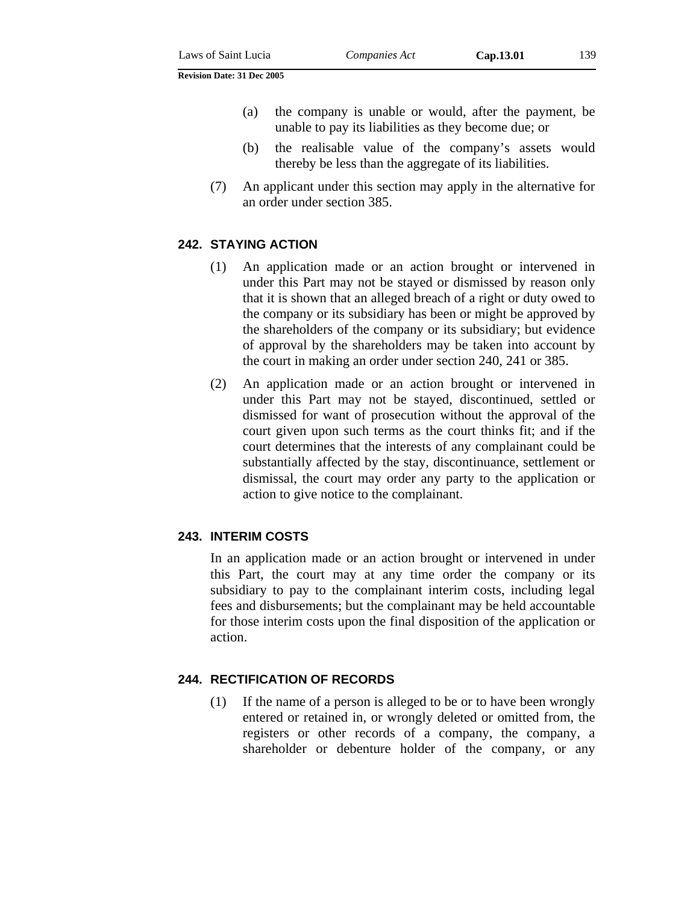(a) the company is unable or would, after the payment, be unable to pay its liabilities as they become due; or

(b) the realisable value of the company's assets would thereby be less than the aggregate of its liabilities.

(7) An applicant under this section may apply in the alternative for an order under section 385.

### 242. STAYING ACTION

(1) An application made or an action brought or intervened in under this Part may not be stayed or dismissed by reason only that it is shown that an alleged breach of a right or duty owed to the company or its subsidiary has been or might be approved by the shareholders of the company or its subsidiary; but evidence of approval by the shareholders may be taken into account by the court in making an order under section 240, 241 or 385.

(2) An application made or an action brought or intervened in under this Part may not be stayed, discontinued, settled or dismissed for want of prosecution without the approval of the court given upon such terms as the court thinks fit; and if the court determines that the interests of any complainant could be substantially affected by the stay, discontinuance, settlement or dismissal, the court may order any party to the application or action to give notice to the complainant.

### 243. INTERIM COSTS

In an application made or an action brought or intervened in under this Part, the court may at any time order the company or its subsidiary to pay to the complainant interim costs, including legal fees and disbursements; but the complainant may be held accountable for those interim costs upon the final disposition of the application or action.

### 244. RECTIFICATION OF RECORDS

(1) If the name of a person is alleged to be or to have been wrongly entered or retained in, or wrongly deleted or omitted from, the registers or other records of a company, the company, a shareholder or debenture holder of the company, or any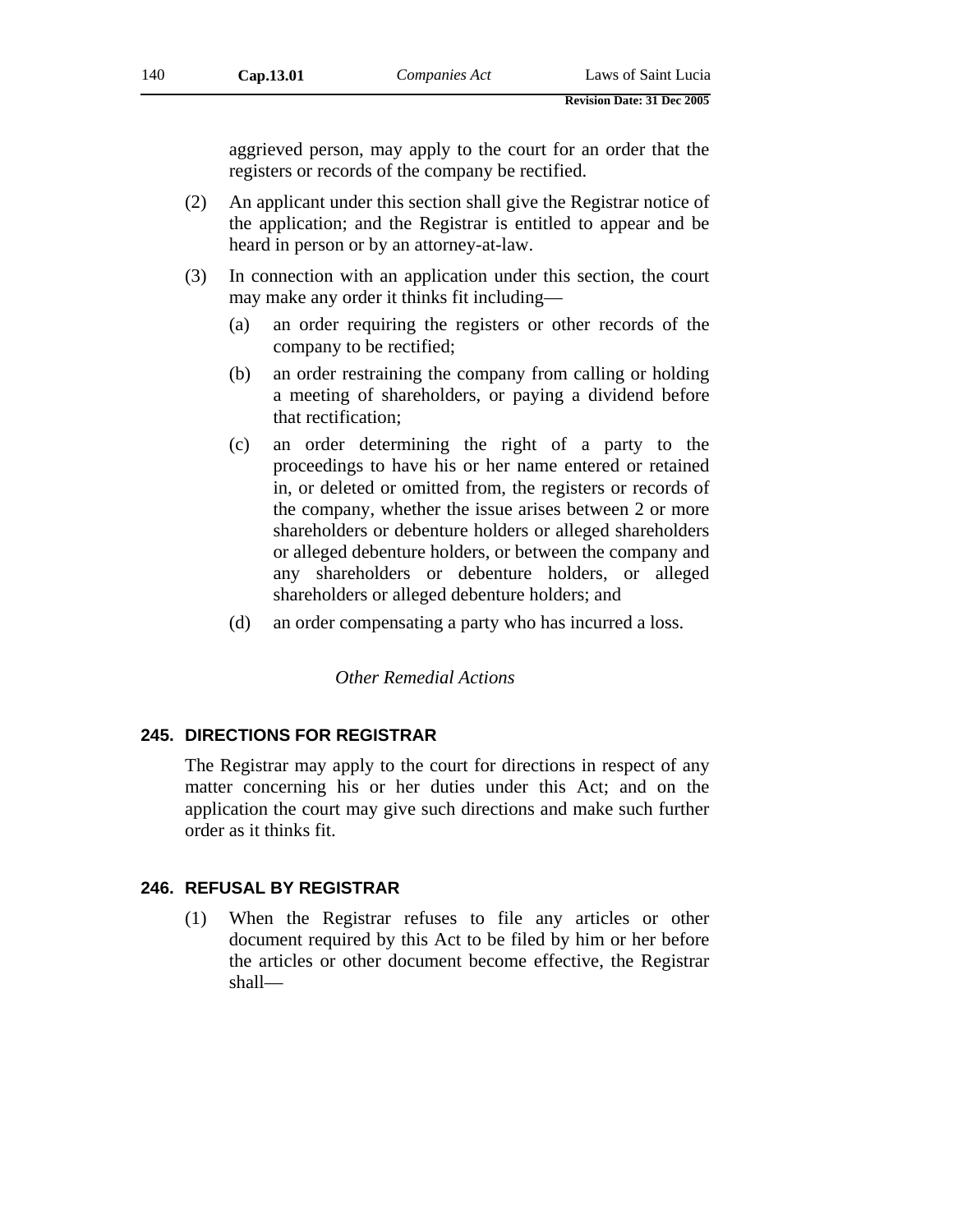aggrieved person, may apply to the court for an order that the registers or records of the company be rectified.

(2) An applicant under this section shall give the Registrar notice of the application; and the Registrar is entitled to appear and be heard in person or by an attorney-at-law.

(3) In connection with an application under this section, the court may make any order it thinks fit including—

(a) an order requiring the registers or other records of the company to be rectified;

(b) an order restraining the company from calling or holding a meeting of shareholders, or paying a dividend before that rectification;

(c) an order determining the right of a party to the proceedings to have his or her name entered or retained in, or deleted or omitted from, the registers or records of the company, whether the issue arises between 2 or more shareholders or debenture holders or alleged shareholders or alleged debenture holders, or between the company and any shareholders or debenture holders, or alleged shareholders or alleged debenture holders; and

(d) an order compensating a party who has incurred a loss.

*Other Remedial Actions*

### 245. DIRECTIONS FOR REGISTRAR

The Registrar may apply to the court for directions in respect of any matter concerning his or her duties under this Act; and on the application the court may give such directions and make such further order as it thinks fit.

### 246. REFUSAL BY REGISTRAR

(1) When the Registrar refuses to file any articles or other document required by this Act to be filed by him or her before the articles or other document become effective, the Registrar shall—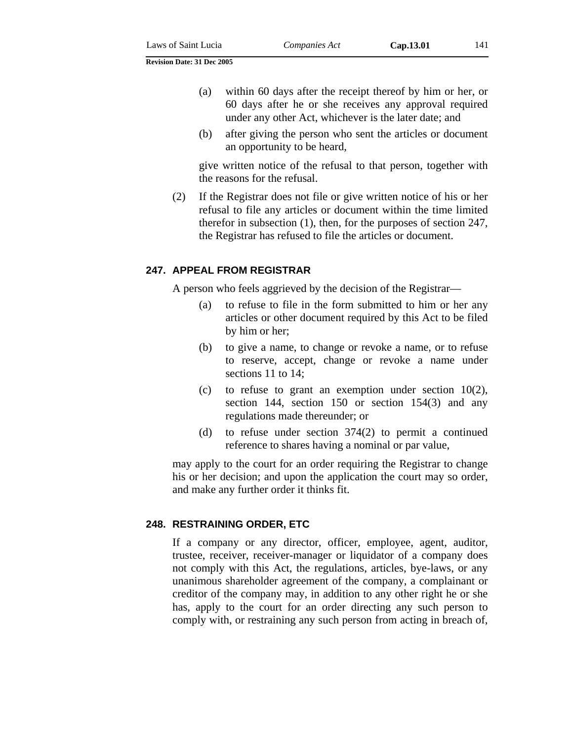(a) within 60 days after the receipt thereof by him or her, or 60 days after he or she receives any approval required under any other Act, whichever is the later date; and

(b) after giving the person who sent the articles or document an opportunity to be heard,

give written notice of the refusal to that person, together with the reasons for the refusal.

(2) If the Registrar does not file or give written notice of his or her refusal to file any articles or document within the time limited therefor in subsection (1), then, for the purposes of section 247, the Registrar has refused to file the articles or document.

### 247. APPEAL FROM REGISTRAR

A person who feels aggrieved by the decision of the Registrar—

(a) to refuse to file in the form submitted to him or her any articles or other document required by this Act to be filed by him or her;

(b) to give a name, to change or revoke a name, or to refuse to reserve, accept, change or revoke a name under sections 11 to 14;

(c) to refuse to grant an exemption under section 10(2), section 144, section 150 or section 154(3) and any regulations made thereunder; or

(d) to refuse under section 374(2) to permit a continued reference to shares having a nominal or par value,

may apply to the court for an order requiring the Registrar to change his or her decision; and upon the application the court may so order, and make any further order it thinks fit.

### 248. RESTRAINING ORDER, ETC

If a company or any director, officer, employee, agent, auditor, trustee, receiver, receiver-manager or liquidator of a company does not comply with this Act, the regulations, articles, bye-laws, or any unanimous shareholder agreement of the company, a complainant or creditor of the company may, in addition to any other right he or she has, apply to the court for an order directing any such person to comply with, or restraining any such person from acting in breach of,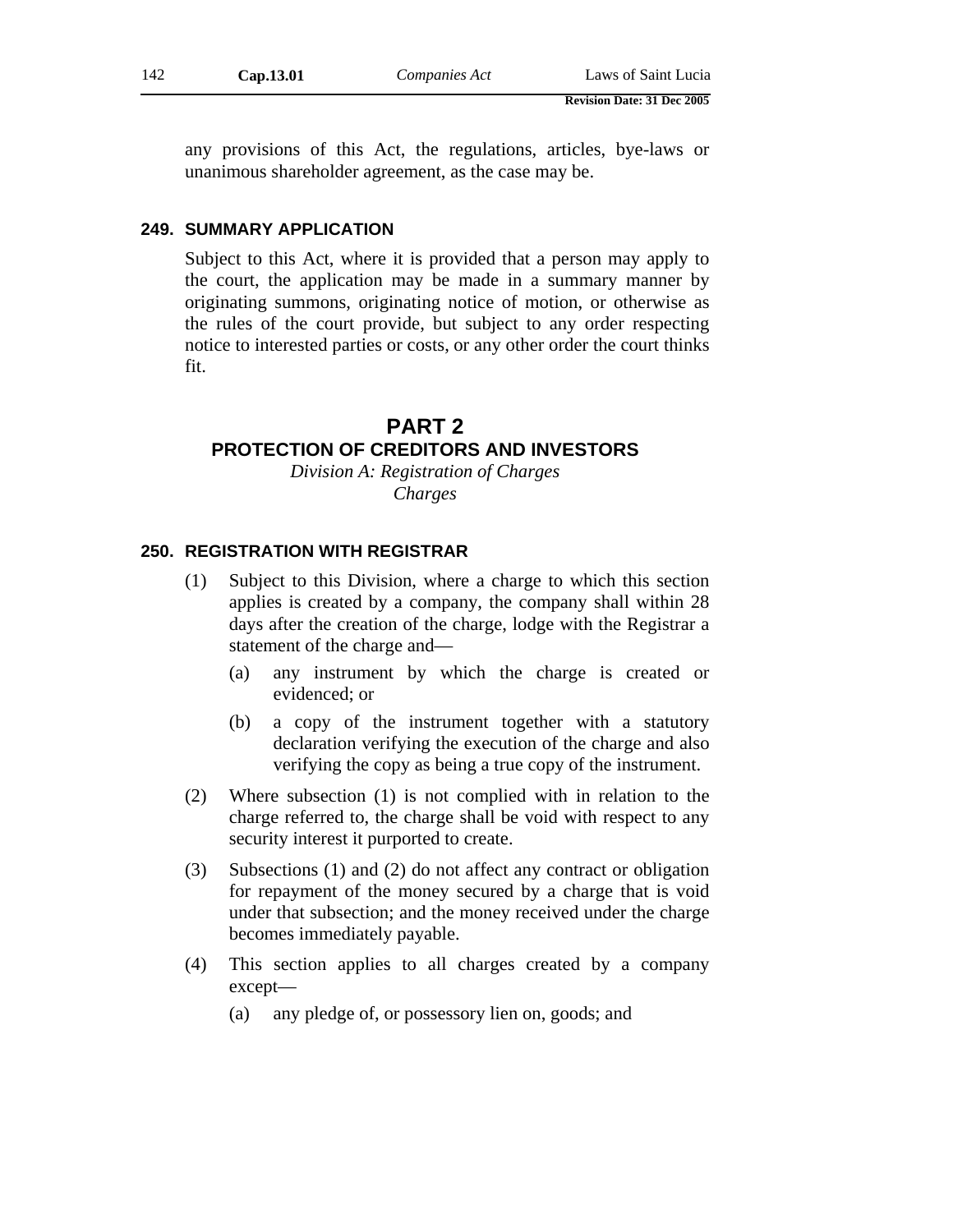any provisions of this Act, the regulations, articles, bye-laws or unanimous shareholder agreement, as the case may be.

### 249. SUMMARY APPLICATION

Subject to this Act, where it is provided that a person may apply to the court, the application may be made in a summary manner by originating summons, originating notice of motion, or otherwise as the rules of the court provide, but subject to any order respecting notice to interested parties or costs, or any other order the court thinks fit.

## PART 2
## PROTECTION OF CREDITORS AND INVESTORS

*Division A: Registration of Charges*

*Charges*

### 250. REGISTRATION WITH REGISTRAR

(1) Subject to this Division, where a charge to which this section applies is created by a company, the company shall within 28 days after the creation of the charge, lodge with the Registrar a statement of the charge and—

(a) any instrument by which the charge is created or evidenced; or

(b) a copy of the instrument together with a statutory declaration verifying the execution of the charge and also verifying the copy as being a true copy of the instrument.

(2) Where subsection (1) is not complied with in relation to the charge referred to, the charge shall be void with respect to any security interest it purported to create.

(3) Subsections (1) and (2) do not affect any contract or obligation for repayment of the money secured by a charge that is void under that subsection; and the money received under the charge becomes immediately payable.

(4) This section applies to all charges created by a company except—

(a) any pledge of, or possessory lien on, goods; and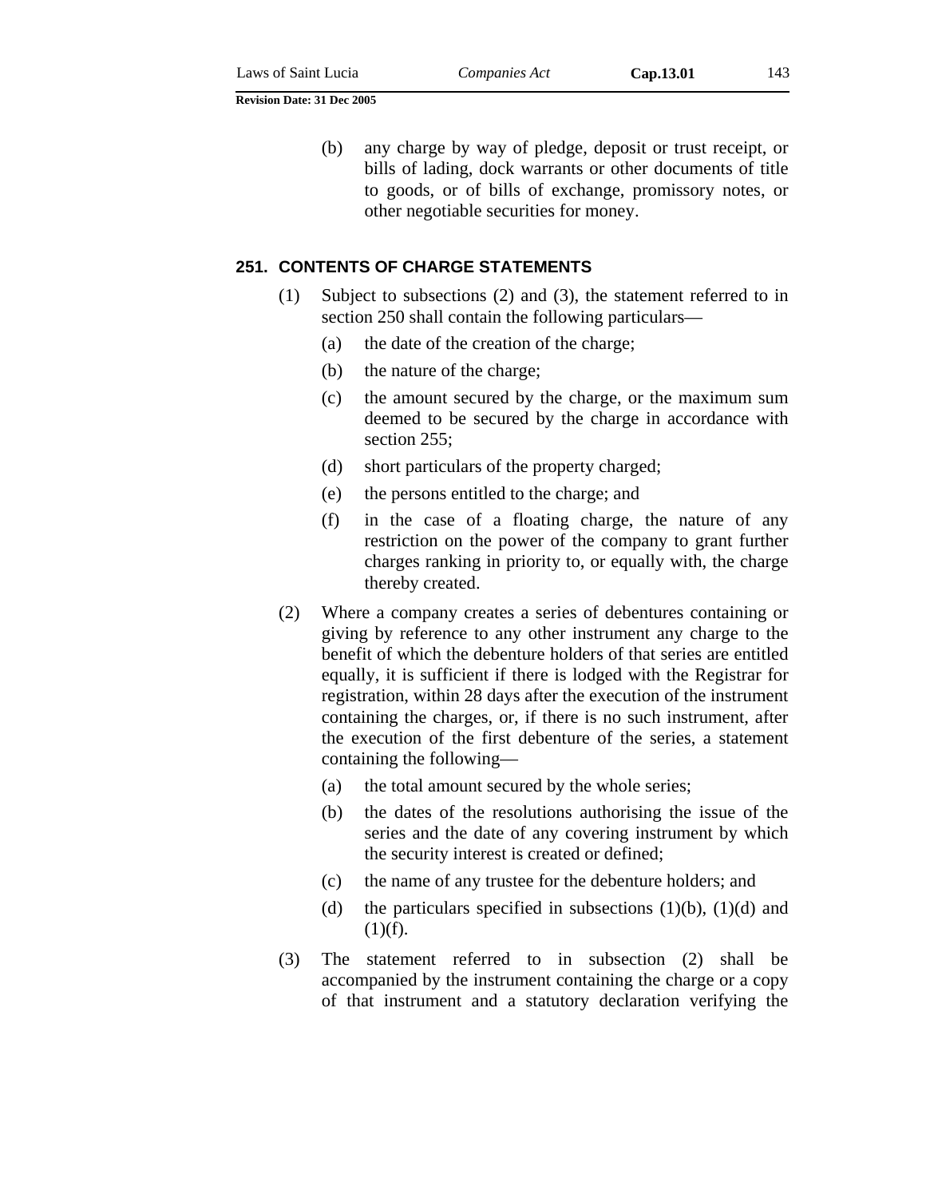(b) any charge by way of pledge, deposit or trust receipt, or bills of lading, dock warrants or other documents of title to goods, or of bills of exchange, promissory notes, or other negotiable securities for money.

## 251. CONTENTS OF CHARGE STATEMENTS

(1) Subject to subsections (2) and (3), the statement referred to in section 250 shall contain the following particulars—

(a) the date of the creation of the charge;

(b) the nature of the charge;

(c) the amount secured by the charge, or the maximum sum deemed to be secured by the charge in accordance with section 255;

(d) short particulars of the property charged;

(e) the persons entitled to the charge; and

(f) in the case of a floating charge, the nature of any restriction on the power of the company to grant further charges ranking in priority to, or equally with, the charge thereby created.

(2) Where a company creates a series of debentures containing or giving by reference to any other instrument any charge to the benefit of which the debenture holders of that series are entitled equally, it is sufficient if there is lodged with the Registrar for registration, within 28 days after the execution of the instrument containing the charges, or, if there is no such instrument, after the execution of the first debenture of the series, a statement containing the following—

(a) the total amount secured by the whole series;

(b) the dates of the resolutions authorising the issue of the series and the date of any covering instrument by which the security interest is created or defined;

(c) the name of any trustee for the debenture holders; and

(d) the particulars specified in subsections (1)(b), (1)(d) and (1)(f).

(3) The statement referred to in subsection (2) shall be accompanied by the instrument containing the charge or a copy of that instrument and a statutory declaration verifying the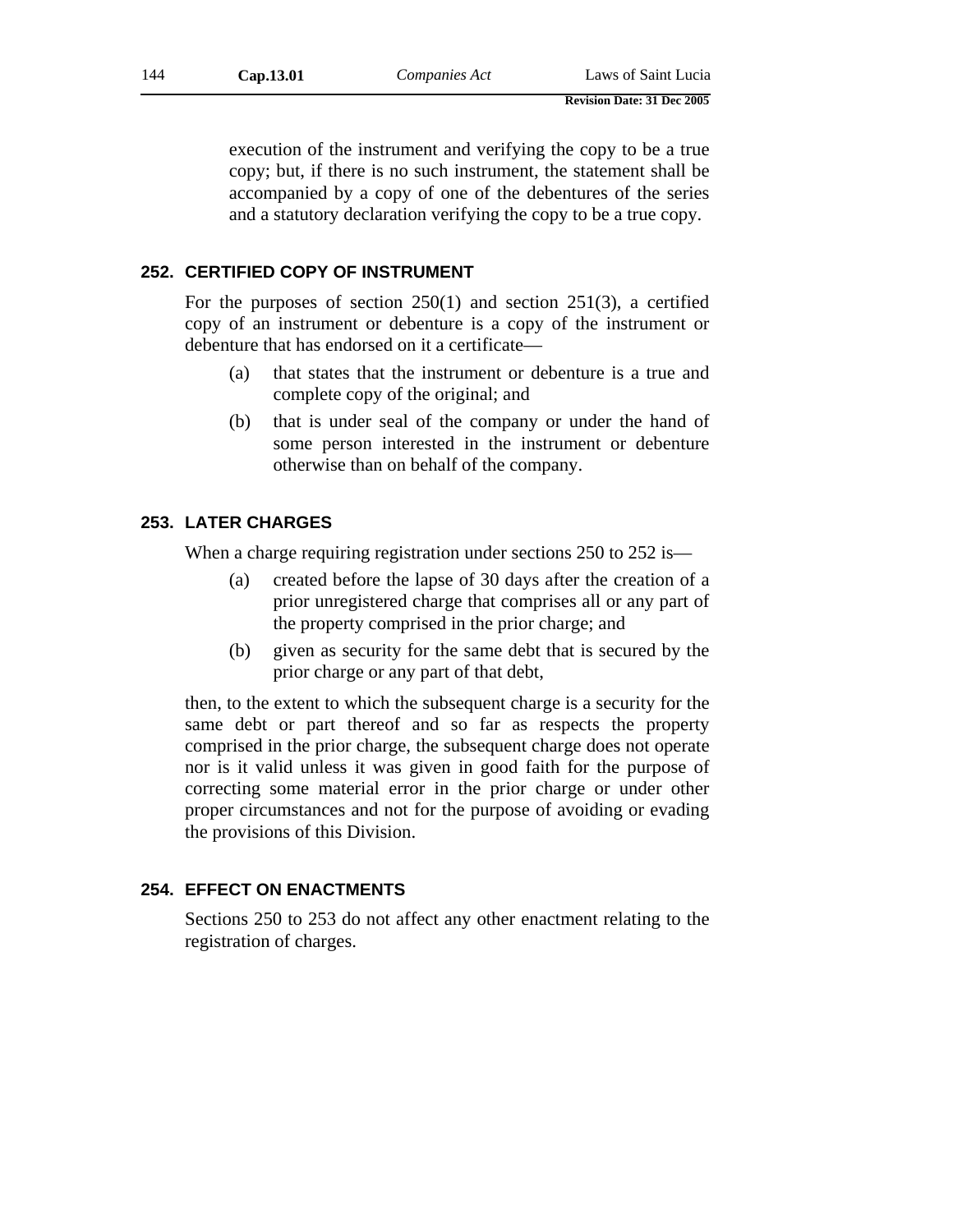execution of the instrument and verifying the copy to be a true copy; but, if there is no such instrument, the statement shall be accompanied by a copy of one of the debentures of the series and a statutory declaration verifying the copy to be a true copy.

### 252. CERTIFIED COPY OF INSTRUMENT

For the purposes of section 250(1) and section 251(3), a certified copy of an instrument or debenture is a copy of the instrument or debenture that has endorsed on it a certificate—

(a) that states that the instrument or debenture is a true and complete copy of the original; and

(b) that is under seal of the company or under the hand of some person interested in the instrument or debenture otherwise than on behalf of the company.

### 253. LATER CHARGES

When a charge requiring registration under sections 250 to 252 is—

(a) created before the lapse of 30 days after the creation of a prior unregistered charge that comprises all or any part of the property comprised in the prior charge; and

(b) given as security for the same debt that is secured by the prior charge or any part of that debt,

then, to the extent to which the subsequent charge is a security for the same debt or part thereof and so far as respects the property comprised in the prior charge, the subsequent charge does not operate nor is it valid unless it was given in good faith for the purpose of correcting some material error in the prior charge or under other proper circumstances and not for the purpose of avoiding or evading the provisions of this Division.

### 254. EFFECT ON ENACTMENTS

Sections 250 to 253 do not affect any other enactment relating to the registration of charges.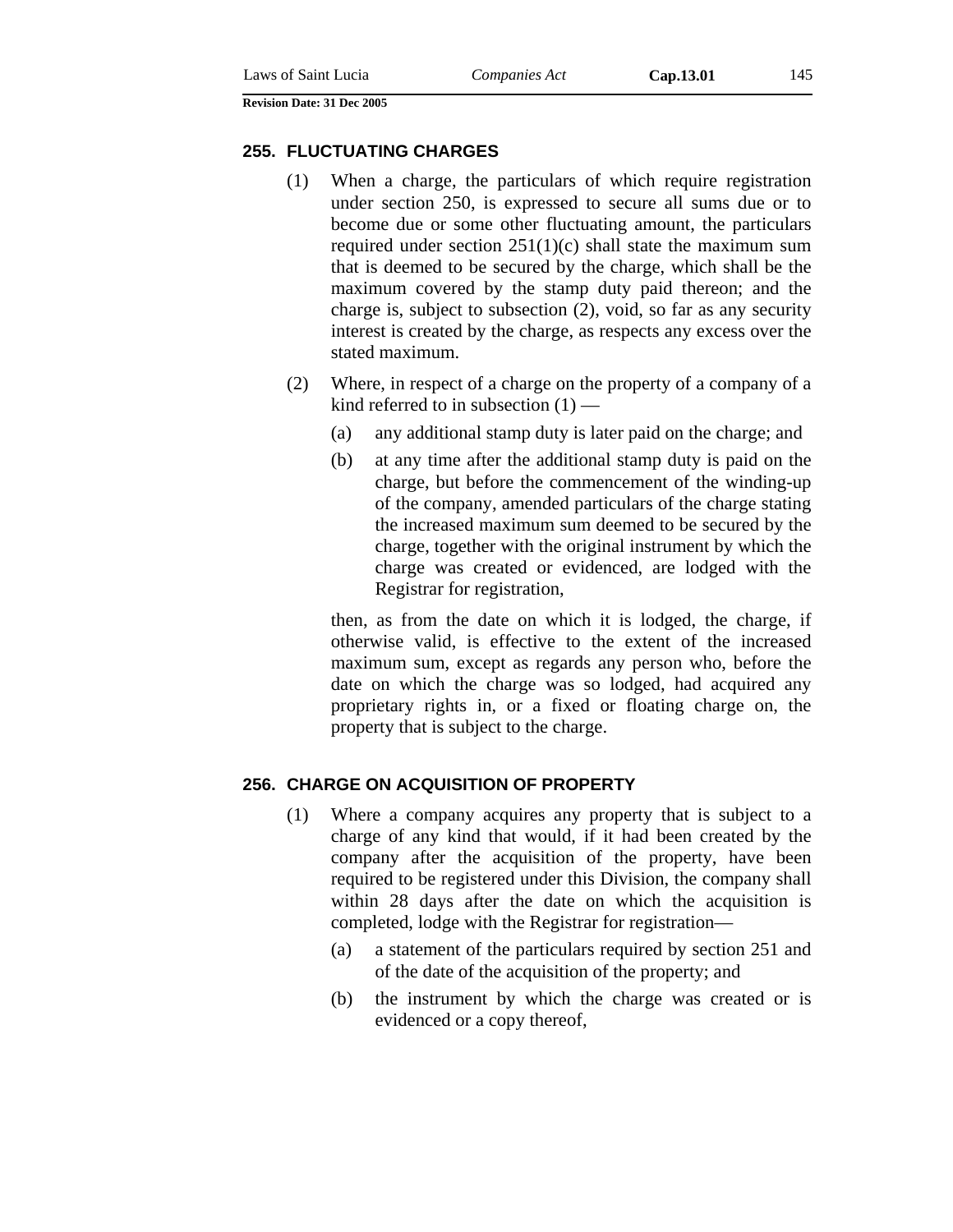### 255. FLUCTUATING CHARGES

(1) When a charge, the particulars of which require registration under section 250, is expressed to secure all sums due or to become due or some other fluctuating amount, the particulars required under section 251(1)(c) shall state the maximum sum that is deemed to be secured by the charge, which shall be the maximum covered by the stamp duty paid thereon; and the charge is, subject to subsection (2), void, so far as any security interest is created by the charge, as respects any excess over the stated maximum.

(2) Where, in respect of a charge on the property of a company of a kind referred to in subsection (1) —

(a) any additional stamp duty is later paid on the charge; and

(b) at any time after the additional stamp duty is paid on the charge, but before the commencement of the winding-up of the company, amended particulars of the charge stating the increased maximum sum deemed to be secured by the charge, together with the original instrument by which the charge was created or evidenced, are lodged with the Registrar for registration,

then, as from the date on which it is lodged, the charge, if otherwise valid, is effective to the extent of the increased maximum sum, except as regards any person who, before the date on which the charge was so lodged, had acquired any proprietary rights in, or a fixed or floating charge on, the property that is subject to the charge.

### 256. CHARGE ON ACQUISITION OF PROPERTY

(1) Where a company acquires any property that is subject to a charge of any kind that would, if it had been created by the company after the acquisition of the property, have been required to be registered under this Division, the company shall within 28 days after the date on which the acquisition is completed, lodge with the Registrar for registration—

(a) a statement of the particulars required by section 251 and of the date of the acquisition of the property; and

(b) the instrument by which the charge was created or is evidenced or a copy thereof,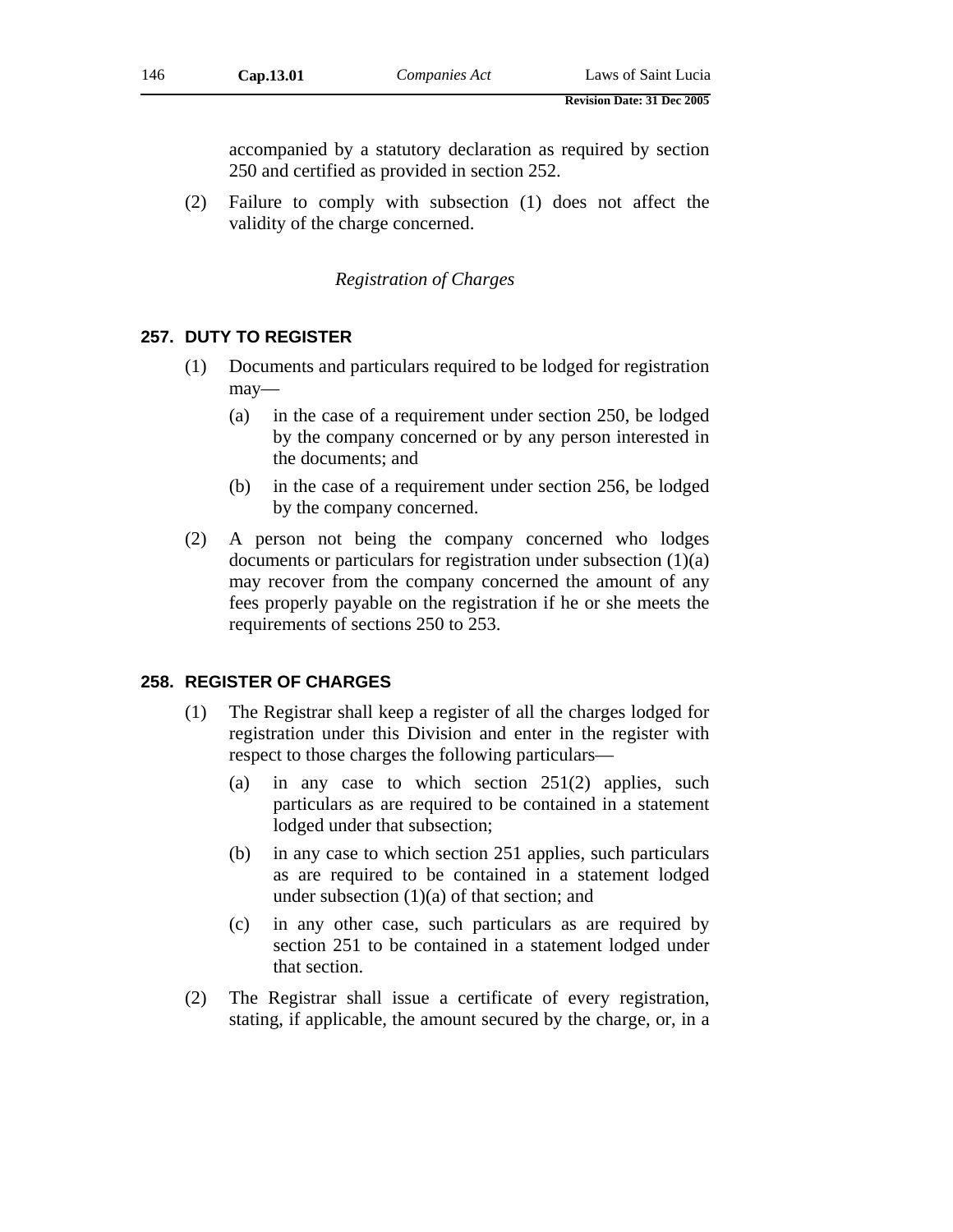accompanied by a statutory declaration as required by section 250 and certified as provided in section 252.

(2) Failure to comply with subsection (1) does not affect the validity of the charge concerned.

*Registration of Charges*

### 257. DUTY TO REGISTER

(1) Documents and particulars required to be lodged for registration may—

(a) in the case of a requirement under section 250, be lodged by the company concerned or by any person interested in the documents; and

(b) in the case of a requirement under section 256, be lodged by the company concerned.

(2) A person not being the company concerned who lodges documents or particulars for registration under subsection (1)(a) may recover from the company concerned the amount of any fees properly payable on the registration if he or she meets the requirements of sections 250 to 253.

### 258. REGISTER OF CHARGES

(1) The Registrar shall keep a register of all the charges lodged for registration under this Division and enter in the register with respect to those charges the following particulars—

(a) in any case to which section 251(2) applies, such particulars as are required to be contained in a statement lodged under that subsection;

(b) in any case to which section 251 applies, such particulars as are required to be contained in a statement lodged under subsection (1)(a) of that section; and

(c) in any other case, such particulars as are required by section 251 to be contained in a statement lodged under that section.

(2) The Registrar shall issue a certificate of every registration, stating, if applicable, the amount secured by the charge, or, in a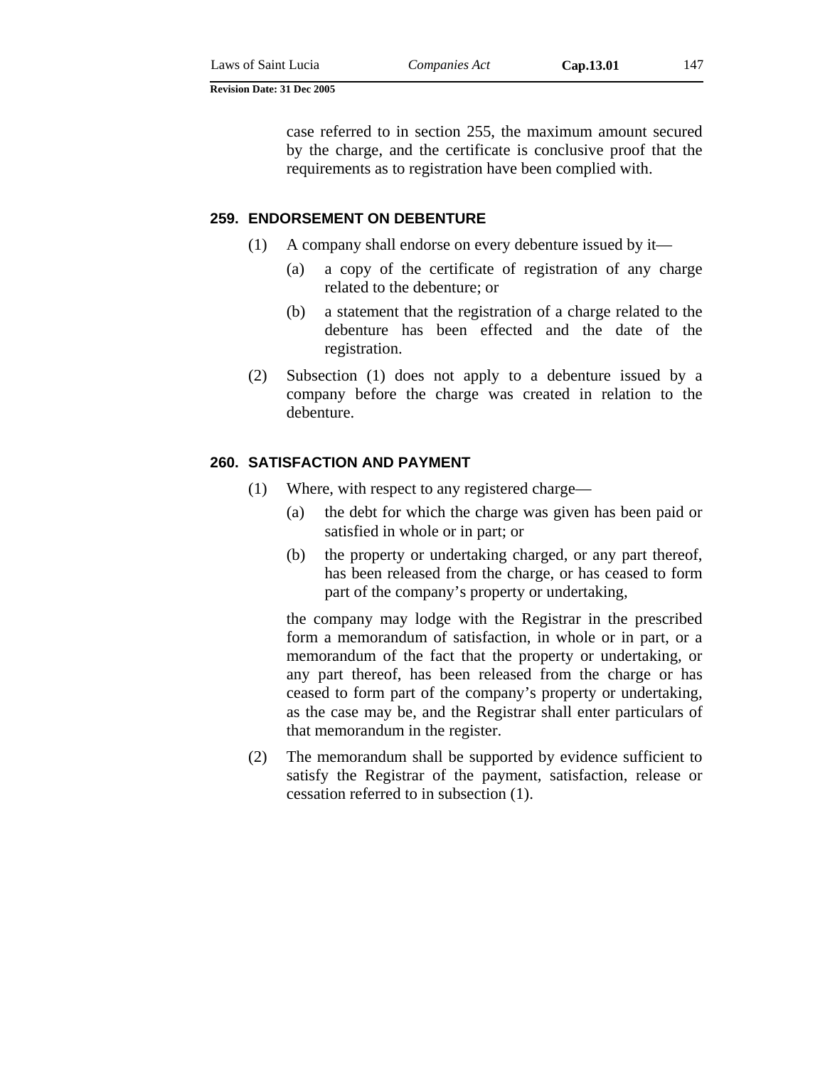case referred to in section 255, the maximum amount secured by the charge, and the certificate is conclusive proof that the requirements as to registration have been complied with.

### 259. ENDORSEMENT ON DEBENTURE

(1) A company shall endorse on every debenture issued by it—

(a) a copy of the certificate of registration of any charge related to the debenture; or

(b) a statement that the registration of a charge related to the debenture has been effected and the date of the registration.

(2) Subsection (1) does not apply to a debenture issued by a company before the charge was created in relation to the debenture.

### 260. SATISFACTION AND PAYMENT

(1) Where, with respect to any registered charge—

(a) the debt for which the charge was given has been paid or satisfied in whole or in part; or

(b) the property or undertaking charged, or any part thereof, has been released from the charge, or has ceased to form part of the company's property or undertaking,

the company may lodge with the Registrar in the prescribed form a memorandum of satisfaction, in whole or in part, or a memorandum of the fact that the property or undertaking, or any part thereof, has been released from the charge or has ceased to form part of the company's property or undertaking, as the case may be, and the Registrar shall enter particulars of that memorandum in the register.

(2) The memorandum shall be supported by evidence sufficient to satisfy the Registrar of the payment, satisfaction, release or cessation referred to in subsection (1).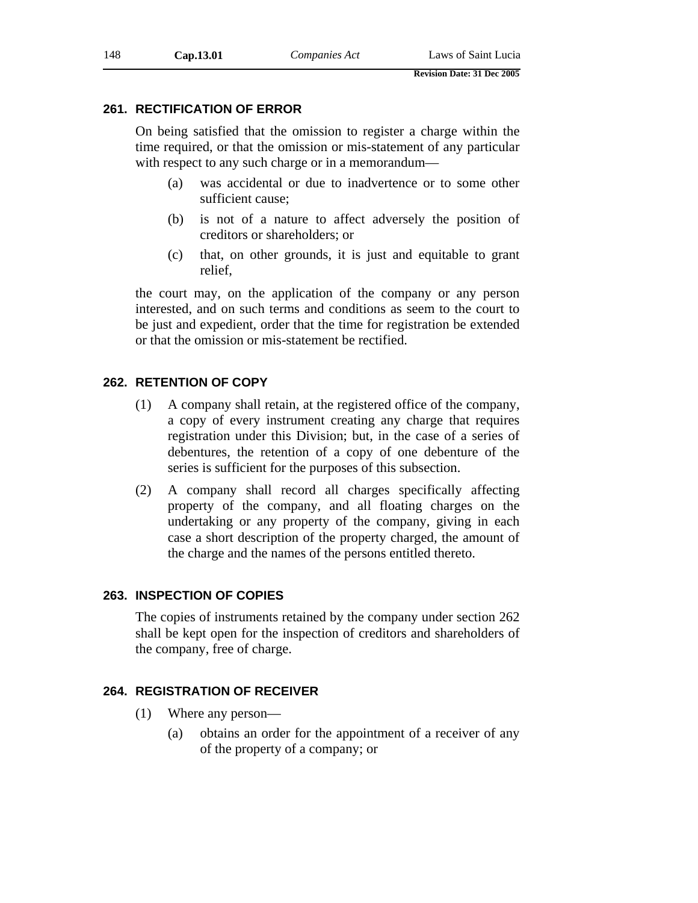### 261. RECTIFICATION OF ERROR

On being satisfied that the omission to register a charge within the time required, or that the omission or mis-statement of any particular with respect to any such charge or in a memorandum—

(a) was accidental or due to inadvertence or to some other sufficient cause;

(b) is not of a nature to affect adversely the position of creditors or shareholders; or

(c) that, on other grounds, it is just and equitable to grant relief,

the court may, on the application of the company or any person interested, and on such terms and conditions as seem to the court to be just and expedient, order that the time for registration be extended or that the omission or mis-statement be rectified.

### 262. RETENTION OF COPY

(1) A company shall retain, at the registered office of the company, a copy of every instrument creating any charge that requires registration under this Division; but, in the case of a series of debentures, the retention of a copy of one debenture of the series is sufficient for the purposes of this subsection.

(2) A company shall record all charges specifically affecting property of the company, and all floating charges on the undertaking or any property of the company, giving in each case a short description of the property charged, the amount of the charge and the names of the persons entitled thereto.

### 263. INSPECTION OF COPIES

The copies of instruments retained by the company under section 262 shall be kept open for the inspection of creditors and shareholders of the company, free of charge.

### 264. REGISTRATION OF RECEIVER

(1) Where any person—

(a) obtains an order for the appointment of a receiver of any of the property of a company; or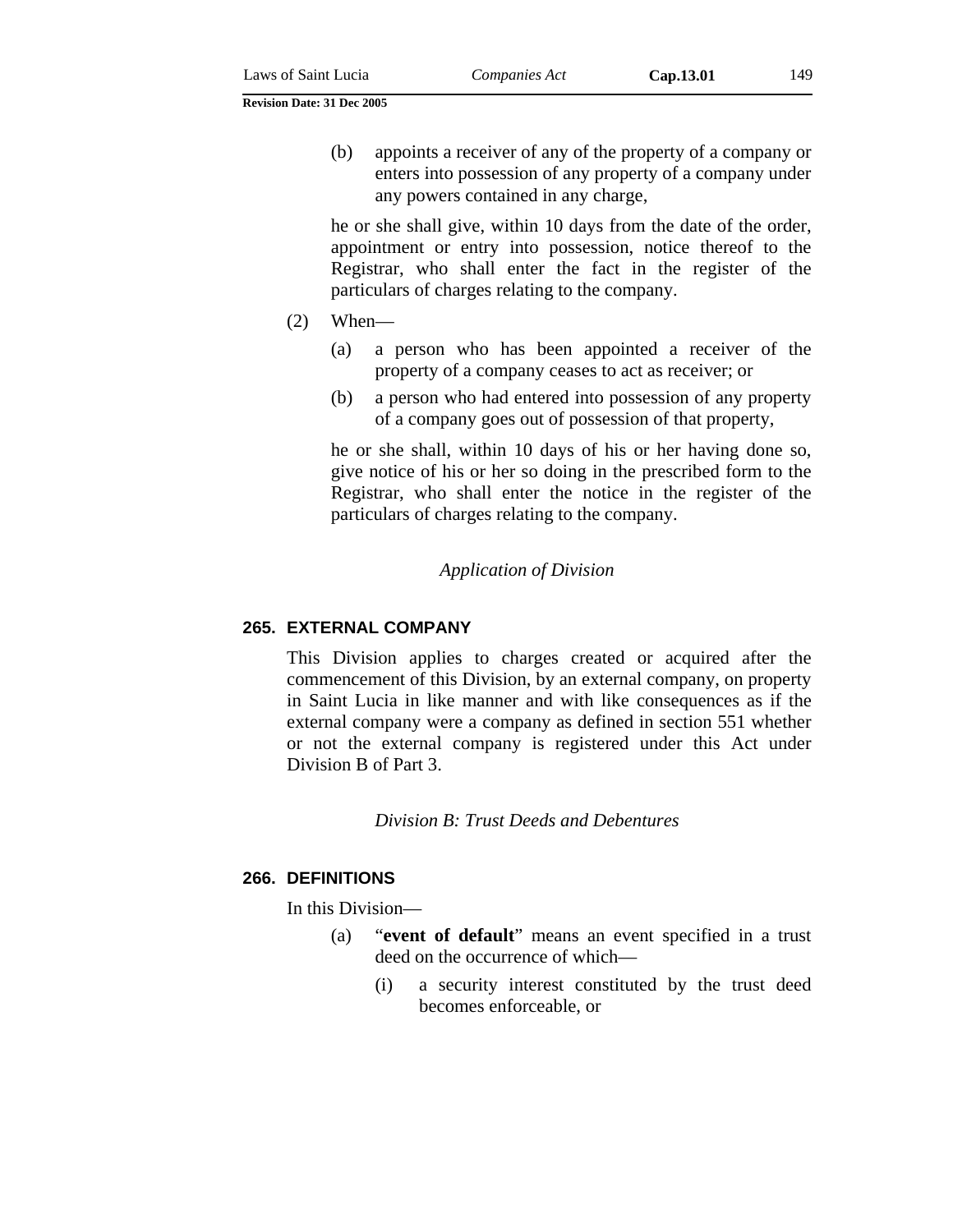(b) appoints a receiver of any of the property of a company or enters into possession of any property of a company under any powers contained in any charge,

he or she shall give, within 10 days from the date of the order, appointment or entry into possession, notice thereof to the Registrar, who shall enter the fact in the register of the particulars of charges relating to the company.

(2) When—

(a) a person who has been appointed a receiver of the property of a company ceases to act as receiver; or

(b) a person who had entered into possession of any property of a company goes out of possession of that property,

he or she shall, within 10 days of his or her having done so, give notice of his or her so doing in the prescribed form to the Registrar, who shall enter the notice in the register of the particulars of charges relating to the company.

*Application of Division*

### 265. EXTERNAL COMPANY

This Division applies to charges created or acquired after the commencement of this Division, by an external company, on property in Saint Lucia in like manner and with like consequences as if the external company were a company as defined in section 551 whether or not the external company is registered under this Act under Division B of Part 3.

*Division B: Trust Deeds and Debentures*

### 266. DEFINITIONS

In this Division—

(a) "**event of default**" means an event specified in a trust deed on the occurrence of which—

(i) a security interest constituted by the trust deed becomes enforceable, or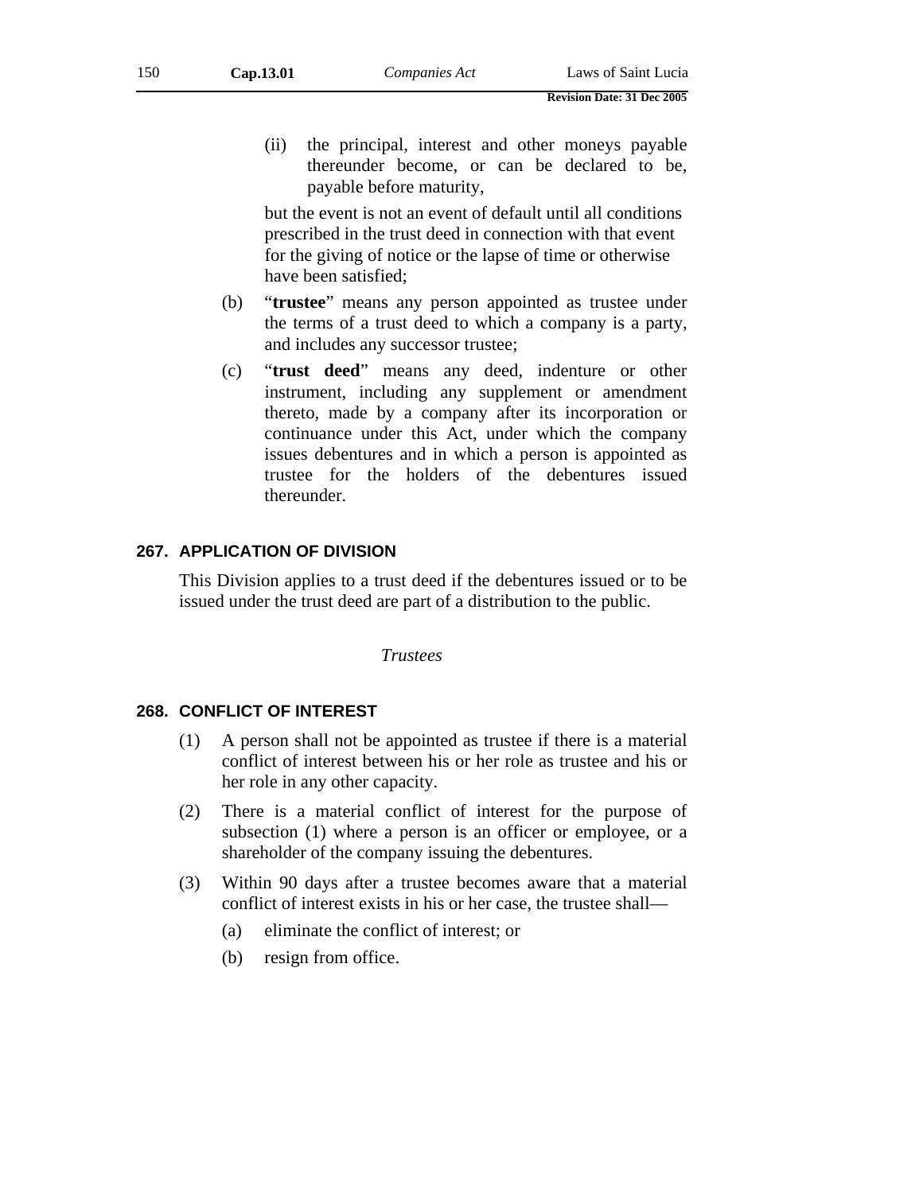(ii) the principal, interest and other moneys payable thereunder become, or can be declared to be, payable before maturity,

but the event is not an event of default until all conditions prescribed in the trust deed in connection with that event for the giving of notice or the lapse of time or otherwise have been satisfied;

(b) "**trustee**" means any person appointed as trustee under the terms of a trust deed to which a company is a party, and includes any successor trustee;

(c) "**trust deed**" means any deed, indenture or other instrument, including any supplement or amendment thereto, made by a company after its incorporation or continuance under this Act, under which the company issues debentures and in which a person is appointed as trustee for the holders of the debentures issued thereunder.

### 267. APPLICATION OF DIVISION

This Division applies to a trust deed if the debentures issued or to be issued under the trust deed are part of a distribution to the public.

*Trustees*

### 268. CONFLICT OF INTEREST

(1) A person shall not be appointed as trustee if there is a material conflict of interest between his or her role as trustee and his or her role in any other capacity.

(2) There is a material conflict of interest for the purpose of subsection (1) where a person is an officer or employee, or a shareholder of the company issuing the debentures.

(3) Within 90 days after a trustee becomes aware that a material conflict of interest exists in his or her case, the trustee shall—

(a) eliminate the conflict of interest; or

(b) resign from office.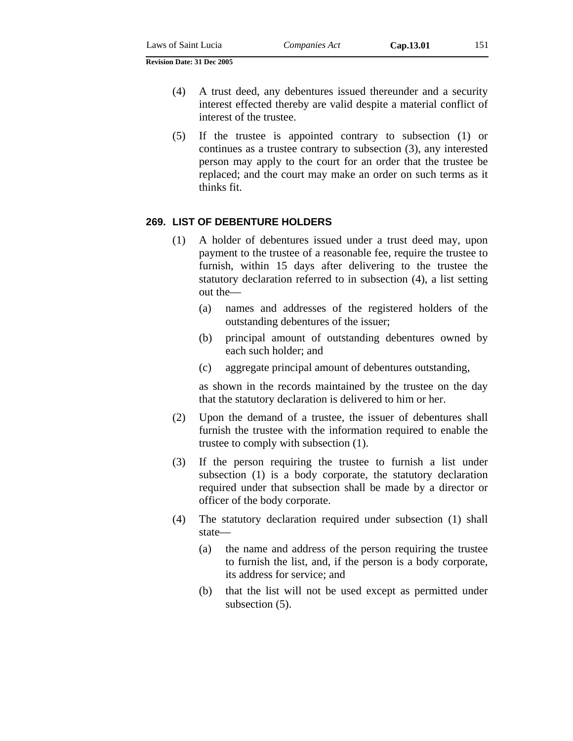(4) A trust deed, any debentures issued thereunder and a security interest effected thereby are valid despite a material conflict of interest of the trustee.

(5) If the trustee is appointed contrary to subsection (1) or continues as a trustee contrary to subsection (3), any interested person may apply to the court for an order that the trustee be replaced; and the court may make an order on such terms as it thinks fit.

### 269. LIST OF DEBENTURE HOLDERS

(1) A holder of debentures issued under a trust deed may, upon payment to the trustee of a reasonable fee, require the trustee to furnish, within 15 days after delivering to the trustee the statutory declaration referred to in subsection (4), a list setting out the—

  (a) names and addresses of the registered holders of the outstanding debentures of the issuer;

  (b) principal amount of outstanding debentures owned by each such holder; and

  (c) aggregate principal amount of debentures outstanding,

as shown in the records maintained by the trustee on the day that the statutory declaration is delivered to him or her.

(2) Upon the demand of a trustee, the issuer of debentures shall furnish the trustee with the information required to enable the trustee to comply with subsection (1).

(3) If the person requiring the trustee to furnish a list under subsection (1) is a body corporate, the statutory declaration required under that subsection shall be made by a director or officer of the body corporate.

(4) The statutory declaration required under subsection (1) shall state—

  (a) the name and address of the person requiring the trustee to furnish the list, and, if the person is a body corporate, its address for service; and

  (b) that the list will not be used except as permitted under subsection (5).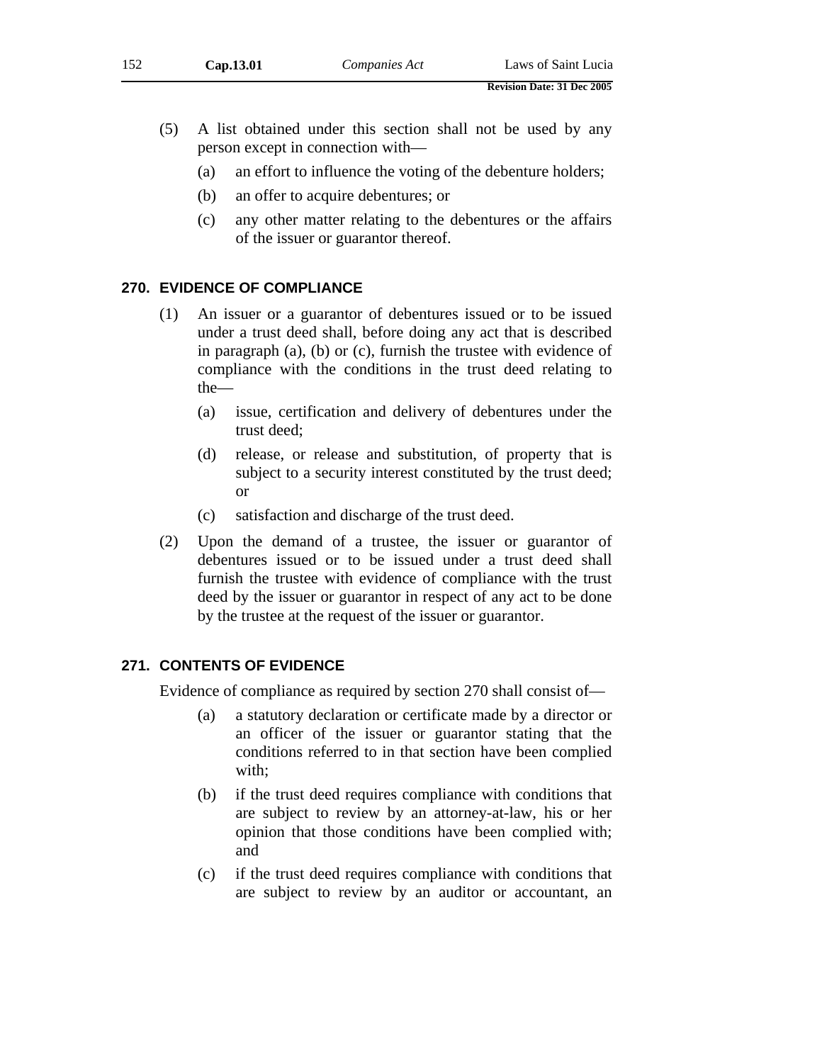(5) A list obtained under this section shall not be used by any person except in connection with—

  (a) an effort to influence the voting of the debenture holders;

  (b) an offer to acquire debentures; or

  (c) any other matter relating to the debentures or the affairs of the issuer or guarantor thereof.

## 270. EVIDENCE OF COMPLIANCE

(1) An issuer or a guarantor of debentures issued or to be issued under a trust deed shall, before doing any act that is described in paragraph (a), (b) or (c), furnish the trustee with evidence of compliance with the conditions in the trust deed relating to the—

  (a) issue, certification and delivery of debentures under the trust deed;

  (d) release, or release and substitution, of property that is subject to a security interest constituted by the trust deed; or

  (c) satisfaction and discharge of the trust deed.

(2) Upon the demand of a trustee, the issuer or guarantor of debentures issued or to be issued under a trust deed shall furnish the trustee with evidence of compliance with the trust deed by the issuer or guarantor in respect of any act to be done by the trustee at the request of the issuer or guarantor.

## 271. CONTENTS OF EVIDENCE

Evidence of compliance as required by section 270 shall consist of—

  (a) a statutory declaration or certificate made by a director or an officer of the issuer or guarantor stating that the conditions referred to in that section have been complied with;

  (b) if the trust deed requires compliance with conditions that are subject to review by an attorney-at-law, his or her opinion that those conditions have been complied with; and

  (c) if the trust deed requires compliance with conditions that are subject to review by an auditor or accountant, an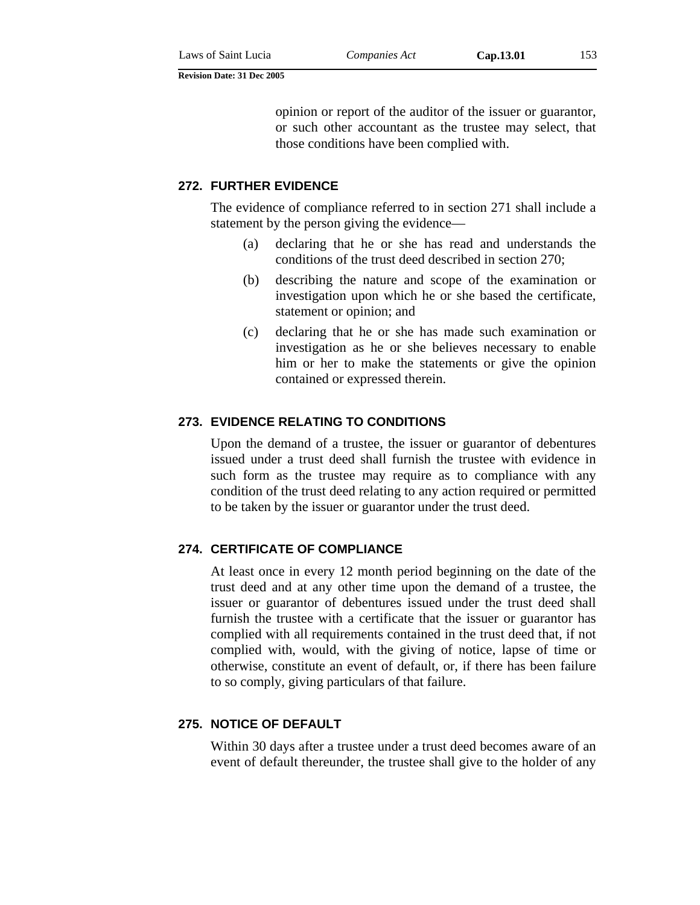opinion or report of the auditor of the issuer or guarantor, or such other accountant as the trustee may select, that those conditions have been complied with.

## 272. FURTHER EVIDENCE

The evidence of compliance referred to in section 271 shall include a statement by the person giving the evidence—

(a) declaring that he or she has read and understands the conditions of the trust deed described in section 270;

(b) describing the nature and scope of the examination or investigation upon which he or she based the certificate, statement or opinion; and

(c) declaring that he or she has made such examination or investigation as he or she believes necessary to enable him or her to make the statements or give the opinion contained or expressed therein.

## 273. EVIDENCE RELATING TO CONDITIONS

Upon the demand of a trustee, the issuer or guarantor of debentures issued under a trust deed shall furnish the trustee with evidence in such form as the trustee may require as to compliance with any condition of the trust deed relating to any action required or permitted to be taken by the issuer or guarantor under the trust deed.

## 274. CERTIFICATE OF COMPLIANCE

At least once in every 12 month period beginning on the date of the trust deed and at any other time upon the demand of a trustee, the issuer or guarantor of debentures issued under the trust deed shall furnish the trustee with a certificate that the issuer or guarantor has complied with all requirements contained in the trust deed that, if not complied with, would, with the giving of notice, lapse of time or otherwise, constitute an event of default, or, if there has been failure to so comply, giving particulars of that failure.

## 275. NOTICE OF DEFAULT

Within 30 days after a trustee under a trust deed becomes aware of an event of default thereunder, the trustee shall give to the holder of any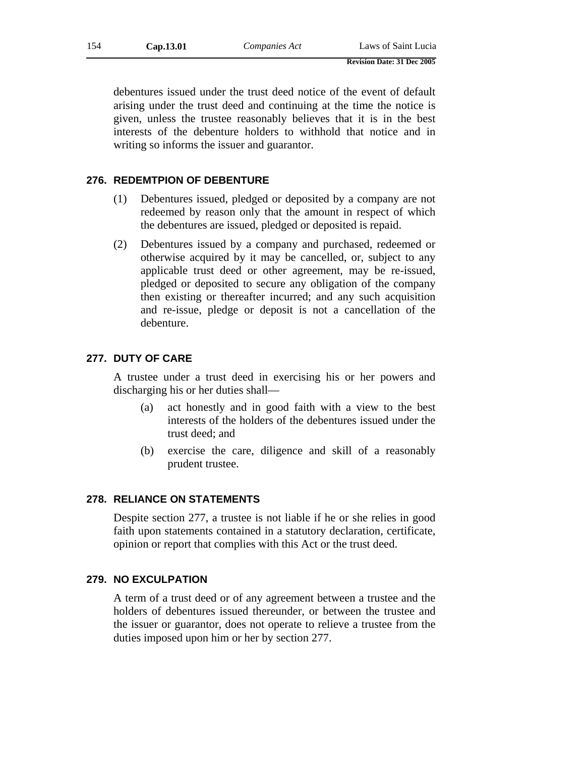debentures issued under the trust deed notice of the event of default arising under the trust deed and continuing at the time the notice is given, unless the trustee reasonably believes that it is in the best interests of the debenture holders to withhold that notice and in writing so informs the issuer and guarantor.

### 276. REDEMTPION OF DEBENTURE

(1) Debentures issued, pledged or deposited by a company are not redeemed by reason only that the amount in respect of which the debentures are issued, pledged or deposited is repaid.

(2) Debentures issued by a company and purchased, redeemed or otherwise acquired by it may be cancelled, or, subject to any applicable trust deed or other agreement, may be re-issued, pledged or deposited to secure any obligation of the company then existing or thereafter incurred; and any such acquisition and re-issue, pledge or deposit is not a cancellation of the debenture.

### 277. DUTY OF CARE

A trustee under a trust deed in exercising his or her powers and discharging his or her duties shall—

(a) act honestly and in good faith with a view to the best interests of the holders of the debentures issued under the trust deed; and

(b) exercise the care, diligence and skill of a reasonably prudent trustee.

### 278. RELIANCE ON STATEMENTS

Despite section 277, a trustee is not liable if he or she relies in good faith upon statements contained in a statutory declaration, certificate, opinion or report that complies with this Act or the trust deed.

### 279. NO EXCULPATION

A term of a trust deed or of any agreement between a trustee and the holders of debentures issued thereunder, or between the trustee and the issuer or guarantor, does not operate to relieve a trustee from the duties imposed upon him or her by section 277.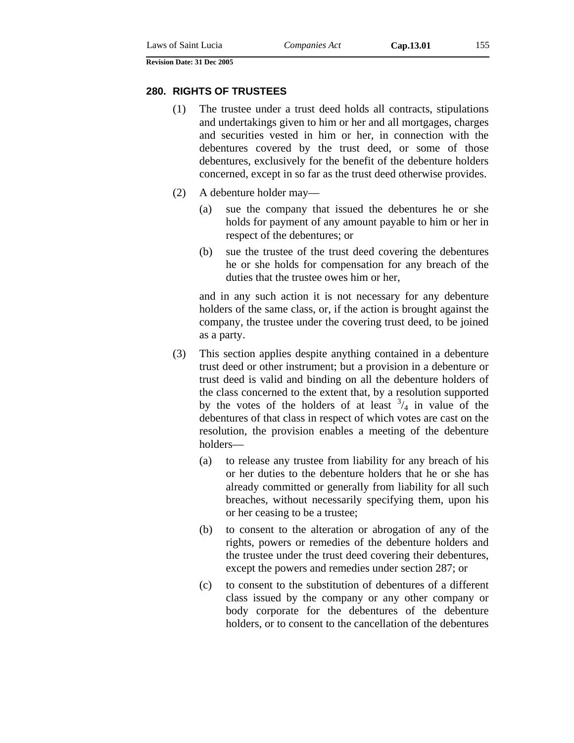### 280. RIGHTS OF TRUSTEES

(1) The trustee under a trust deed holds all contracts, stipulations and undertakings given to him or her and all mortgages, charges and securities vested in him or her, in connection with the debentures covered by the trust deed, or some of those debentures, exclusively for the benefit of the debenture holders concerned, except in so far as the trust deed otherwise provides.

(2) A debenture holder may—

(a) sue the company that issued the debentures he or she holds for payment of any amount payable to him or her in respect of the debentures; or

(b) sue the trustee of the trust deed covering the debentures he or she holds for compensation for any breach of the duties that the trustee owes him or her,

and in any such action it is not necessary for any debenture holders of the same class, or, if the action is brought against the company, the trustee under the covering trust deed, to be joined as a party.

(3) This section applies despite anything contained in a debenture trust deed or other instrument; but a provision in a debenture or trust deed is valid and binding on all the debenture holders of the class concerned to the extent that, by a resolution supported by the votes of the holders of at least $^{3}/_{4}$ in value of the debentures of that class in respect of which votes are cast on the resolution, the provision enables a meeting of the debenture holders—

(a) to release any trustee from liability for any breach of his or her duties to the debenture holders that he or she has already committed or generally from liability for all such breaches, without necessarily specifying them, upon his or her ceasing to be a trustee;

(b) to consent to the alteration or abrogation of any of the rights, powers or remedies of the debenture holders and the trustee under the trust deed covering their debentures, except the powers and remedies under section 287; or

(c) to consent to the substitution of debentures of a different class issued by the company or any other company or body corporate for the debentures of the debenture holders, or to consent to the cancellation of the debentures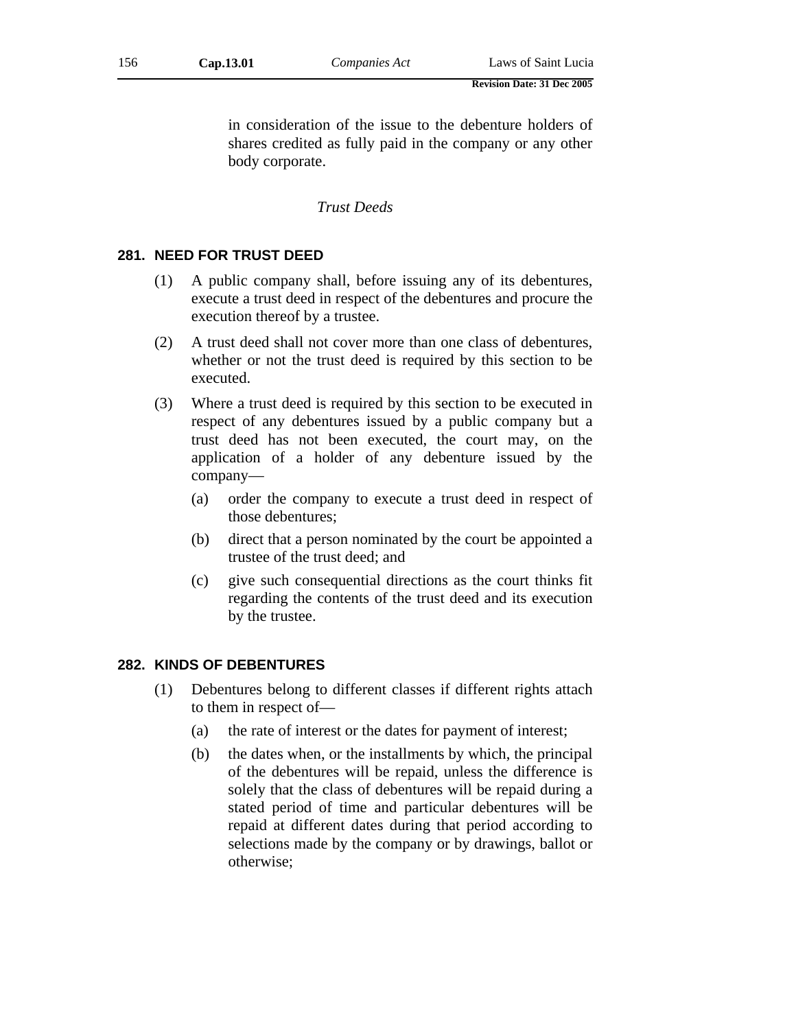in consideration of the issue to the debenture holders of shares credited as fully paid in the company or any other body corporate.

*Trust Deeds*

### 281. NEED FOR TRUST DEED

(1) A public company shall, before issuing any of its debentures, execute a trust deed in respect of the debentures and procure the execution thereof by a trustee.

(2) A trust deed shall not cover more than one class of debentures, whether or not the trust deed is required by this section to be executed.

(3) Where a trust deed is required by this section to be executed in respect of any debentures issued by a public company but a trust deed has not been executed, the court may, on the application of a holder of any debenture issued by the company—

(a) order the company to execute a trust deed in respect of those debentures;

(b) direct that a person nominated by the court be appointed a trustee of the trust deed; and

(c) give such consequential directions as the court thinks fit regarding the contents of the trust deed and its execution by the trustee.

### 282. KINDS OF DEBENTURES

(1) Debentures belong to different classes if different rights attach to them in respect of—

(a) the rate of interest or the dates for payment of interest;

(b) the dates when, or the installments by which, the principal of the debentures will be repaid, unless the difference is solely that the class of debentures will be repaid during a stated period of time and particular debentures will be repaid at different dates during that period according to selections made by the company or by drawings, ballot or otherwise;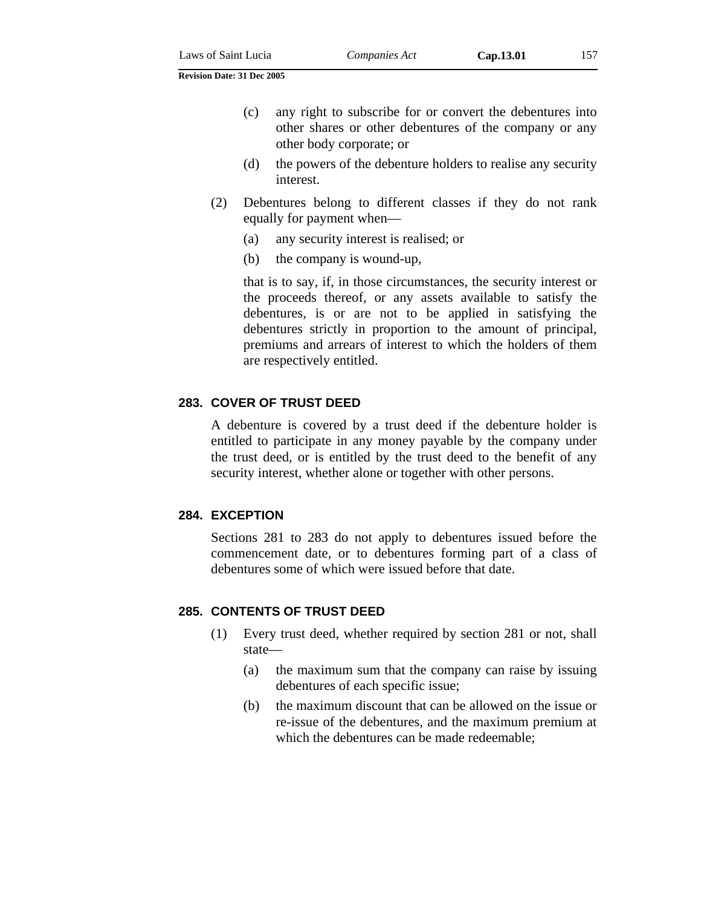(c) any right to subscribe for or convert the debentures into other shares or other debentures of the company or any other body corporate; or

(d) the powers of the debenture holders to realise any security interest.

(2) Debentures belong to different classes if they do not rank equally for payment when—

(a) any security interest is realised; or

(b) the company is wound-up,

that is to say, if, in those circumstances, the security interest or the proceeds thereof, or any assets available to satisfy the debentures, is or are not to be applied in satisfying the debentures strictly in proportion to the amount of principal, premiums and arrears of interest to which the holders of them are respectively entitled.

### 283. COVER OF TRUST DEED

A debenture is covered by a trust deed if the debenture holder is entitled to participate in any money payable by the company under the trust deed, or is entitled by the trust deed to the benefit of any security interest, whether alone or together with other persons.

### 284. EXCEPTION

Sections 281 to 283 do not apply to debentures issued before the commencement date, or to debentures forming part of a class of debentures some of which were issued before that date.

### 285. CONTENTS OF TRUST DEED

(1) Every trust deed, whether required by section 281 or not, shall state—

(a) the maximum sum that the company can raise by issuing debentures of each specific issue;

(b) the maximum discount that can be allowed on the issue or re-issue of the debentures, and the maximum premium at which the debentures can be made redeemable;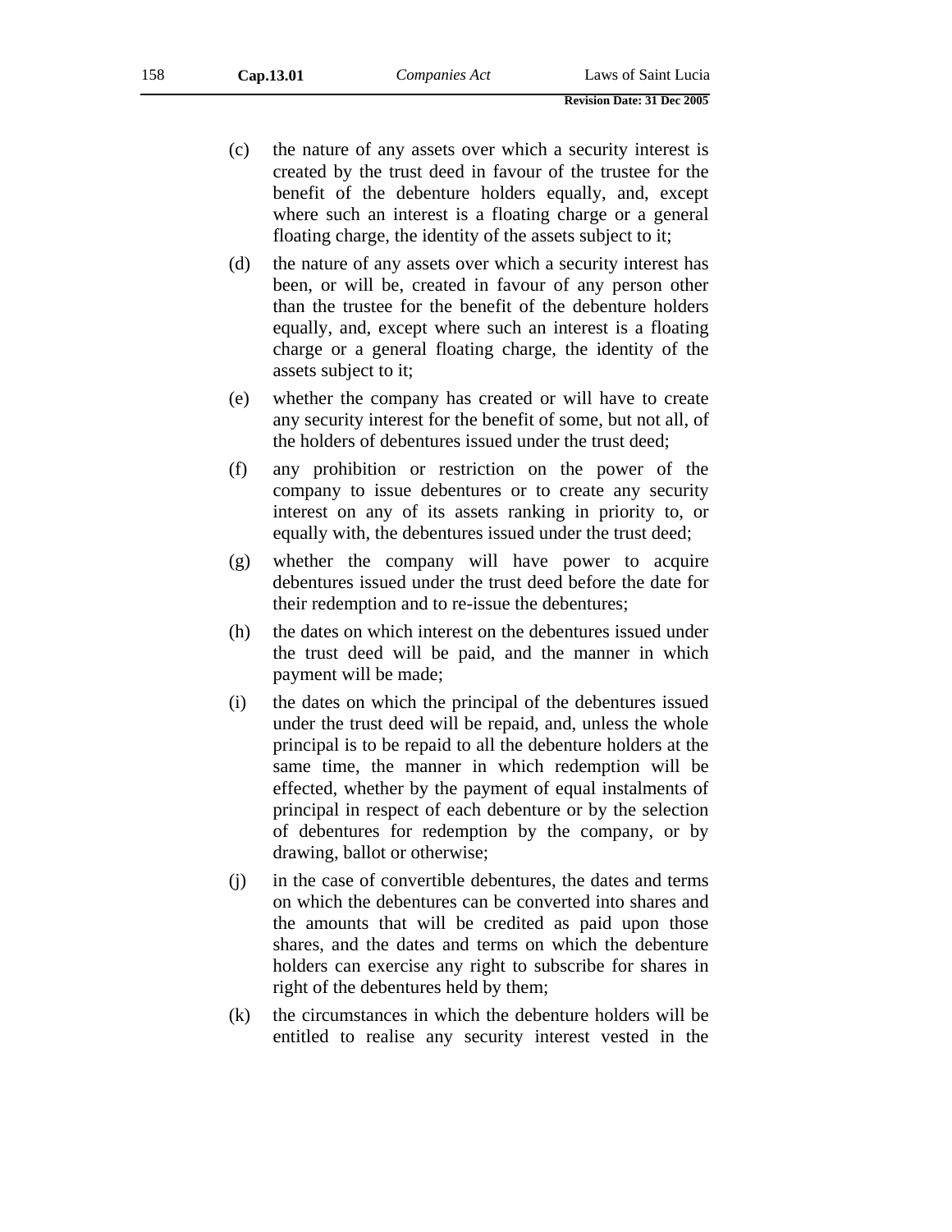(c) the nature of any assets over which a security interest is created by the trust deed in favour of the trustee for the benefit of the debenture holders equally, and, except where such an interest is a floating charge or a general floating charge, the identity of the assets subject to it;

(d) the nature of any assets over which a security interest has been, or will be, created in favour of any person other than the trustee for the benefit of the debenture holders equally, and, except where such an interest is a floating charge or a general floating charge, the identity of the assets subject to it;

(e) whether the company has created or will have to create any security interest for the benefit of some, but not all, of the holders of debentures issued under the trust deed;

(f) any prohibition or restriction on the power of the company to issue debentures or to create any security interest on any of its assets ranking in priority to, or equally with, the debentures issued under the trust deed;

(g) whether the company will have power to acquire debentures issued under the trust deed before the date for their redemption and to re-issue the debentures;

(h) the dates on which interest on the debentures issued under the trust deed will be paid, and the manner in which payment will be made;

(i) the dates on which the principal of the debentures issued under the trust deed will be repaid, and, unless the whole principal is to be repaid to all the debenture holders at the same time, the manner in which redemption will be effected, whether by the payment of equal instalments of principal in respect of each debenture or by the selection of debentures for redemption by the company, or by drawing, ballot or otherwise;

(j) in the case of convertible debentures, the dates and terms on which the debentures can be converted into shares and the amounts that will be credited as paid upon those shares, and the dates and terms on which the debenture holders can exercise any right to subscribe for shares in right of the debentures held by them;

(k) the circumstances in which the debenture holders will be entitled to realise any security interest vested in the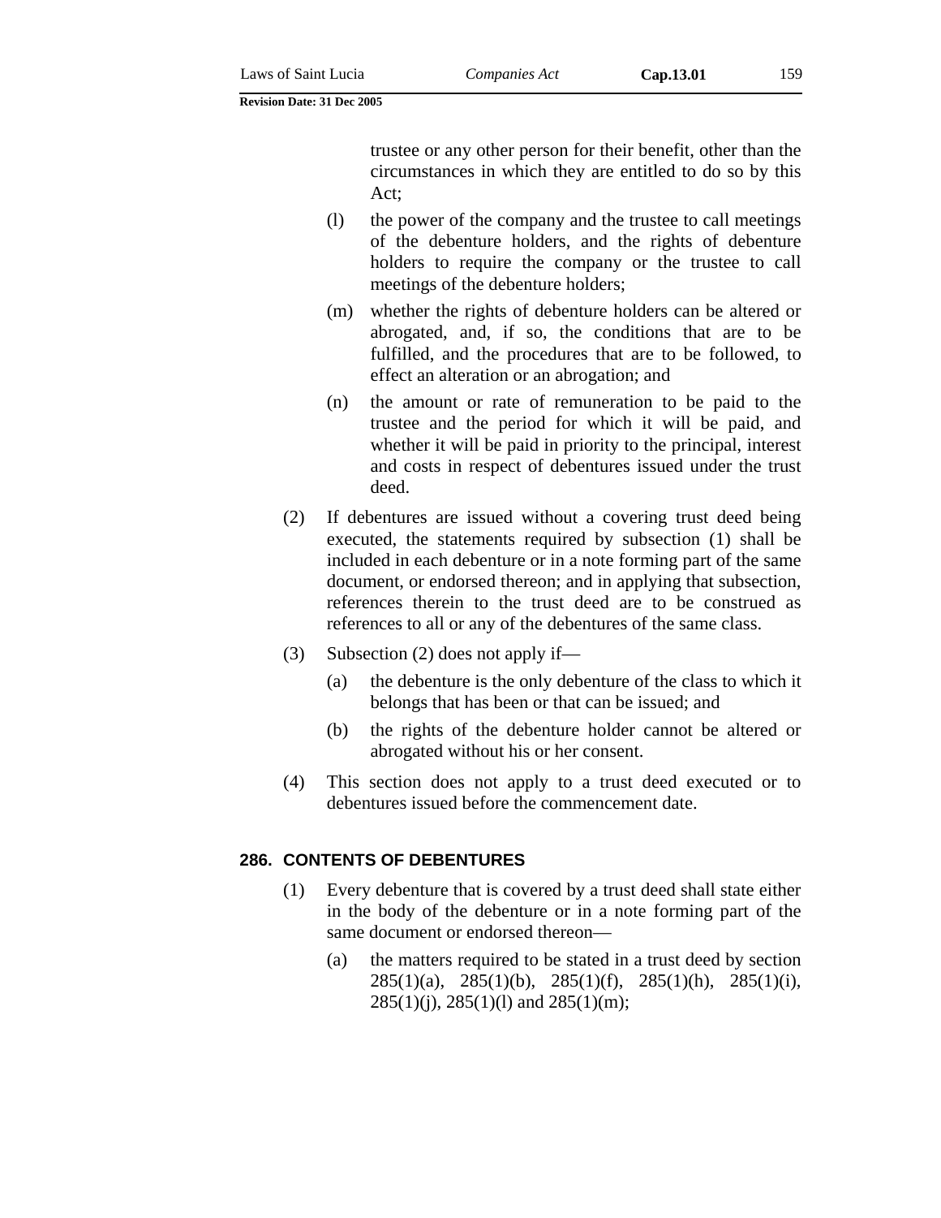trustee or any other person for their benefit, other than the circumstances in which they are entitled to do so by this Act;

(l) the power of the company and the trustee to call meetings of the debenture holders, and the rights of debenture holders to require the company or the trustee to call meetings of the debenture holders;

(m) whether the rights of debenture holders can be altered or abrogated, and, if so, the conditions that are to be fulfilled, and the procedures that are to be followed, to effect an alteration or an abrogation; and

(n) the amount or rate of remuneration to be paid to the trustee and the period for which it will be paid, and whether it will be paid in priority to the principal, interest and costs in respect of debentures issued under the trust deed.

(2) If debentures are issued without a covering trust deed being executed, the statements required by subsection (1) shall be included in each debenture or in a note forming part of the same document, or endorsed thereon; and in applying that subsection, references therein to the trust deed are to be construed as references to all or any of the debentures of the same class.

(3) Subsection (2) does not apply if—

(a) the debenture is the only debenture of the class to which it belongs that has been or that can be issued; and

(b) the rights of the debenture holder cannot be altered or abrogated without his or her consent.

(4) This section does not apply to a trust deed executed or to debentures issued before the commencement date.

## 286. CONTENTS OF DEBENTURES

(1) Every debenture that is covered by a trust deed shall state either in the body of the debenture or in a note forming part of the same document or endorsed thereon—

(a) the matters required to be stated in a trust deed by section 285(1)(a), 285(1)(b), 285(1)(f), 285(1)(h), 285(1)(i), 285(1)(j), 285(1)(l) and 285(1)(m);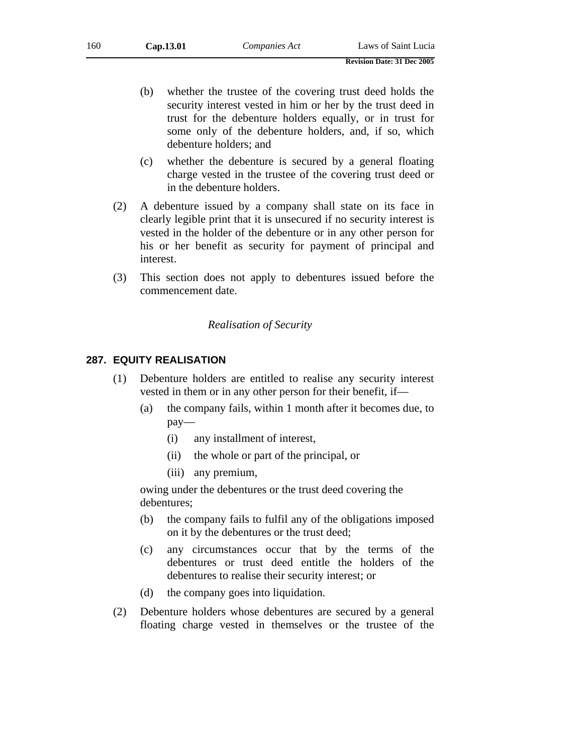(b) whether the trustee of the covering trust deed holds the security interest vested in him or her by the trust deed in trust for the debenture holders equally, or in trust for some only of the debenture holders, and, if so, which debenture holders; and

(c) whether the debenture is secured by a general floating charge vested in the trustee of the covering trust deed or in the debenture holders.

(2) A debenture issued by a company shall state on its face in clearly legible print that it is unsecured if no security interest is vested in the holder of the debenture or in any other person for his or her benefit as security for payment of principal and interest.

(3) This section does not apply to debentures issued before the commencement date.

*Realisation of Security*

## 287. EQUITY REALISATION

(1) Debenture holders are entitled to realise any security interest vested in them or in any other person for their benefit, if—

(a) the company fails, within 1 month after it becomes due, to pay—

(i) any installment of interest,

(ii) the whole or part of the principal, or

(iii) any premium,

owing under the debentures or the trust deed covering the debentures;

(b) the company fails to fulfil any of the obligations imposed on it by the debentures or the trust deed;

(c) any circumstances occur that by the terms of the debentures or trust deed entitle the holders of the debentures to realise their security interest; or

(d) the company goes into liquidation.

(2) Debenture holders whose debentures are secured by a general floating charge vested in themselves or the trustee of the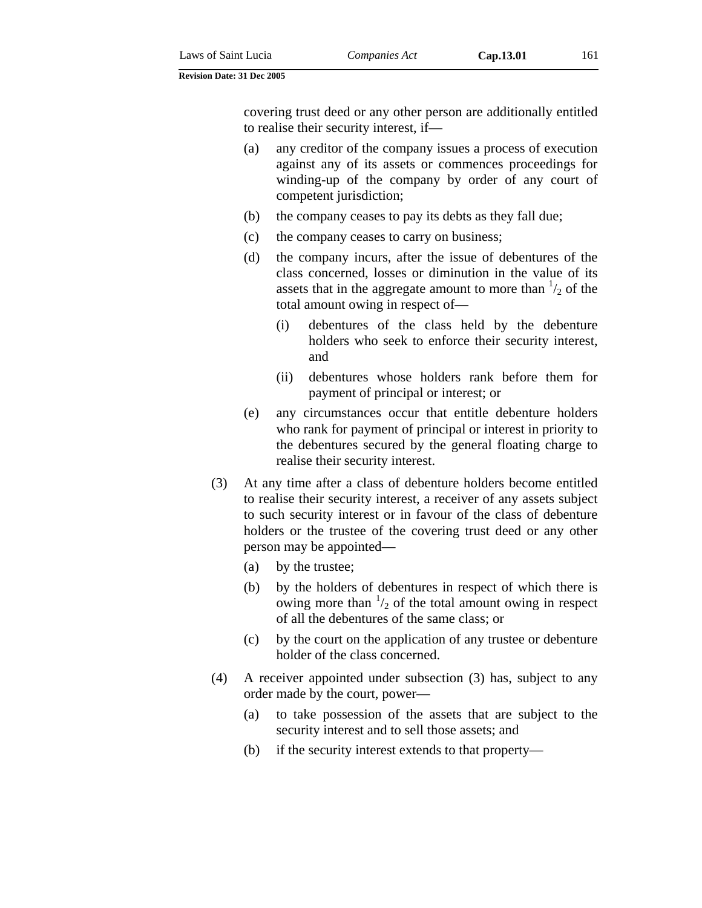covering trust deed or any other person are additionally entitled to realise their security interest, if—

(a) any creditor of the company issues a process of execution against any of its assets or commences proceedings for winding-up of the company by order of any court of competent jurisdiction;

(b) the company ceases to pay its debts as they fall due;

(c) the company ceases to carry on business;

(d) the company incurs, after the issue of debentures of the class concerned, losses or diminution in the value of its assets that in the aggregate amount to more than $^1/_2$ of the total amount owing in respect of—

  (i) debentures of the class held by the debenture holders who seek to enforce their security interest, and

  (ii) debentures whose holders rank before them for payment of principal or interest; or

(e) any circumstances occur that entitle debenture holders who rank for payment of principal or interest in priority to the debentures secured by the general floating charge to realise their security interest.

(3) At any time after a class of debenture holders become entitled to realise their security interest, a receiver of any assets subject to such security interest or in favour of the class of debenture holders or the trustee of the covering trust deed or any other person may be appointed—

(a) by the trustee;

(b) by the holders of debentures in respect of which there is owing more than $^1/_2$ of the total amount owing in respect of all the debentures of the same class; or

(c) by the court on the application of any trustee or debenture holder of the class concerned.

(4) A receiver appointed under subsection (3) has, subject to any order made by the court, power—

(a) to take possession of the assets that are subject to the security interest and to sell those assets; and

(b) if the security interest extends to that property—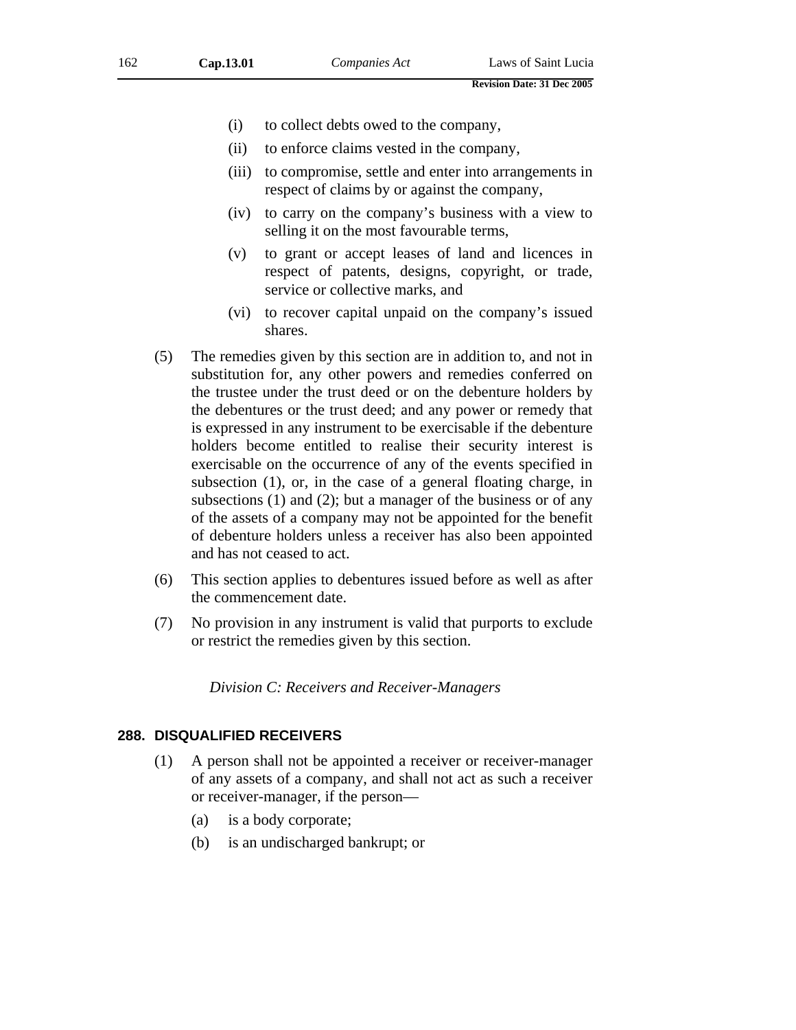(i) to collect debts owed to the company,

(ii) to enforce claims vested in the company,

(iii) to compromise, settle and enter into arrangements in respect of claims by or against the company,

(iv) to carry on the company's business with a view to selling it on the most favourable terms,

(v) to grant or accept leases of land and licences in respect of patents, designs, copyright, or trade, service or collective marks, and

(vi) to recover capital unpaid on the company's issued shares.

(5) The remedies given by this section are in addition to, and not in substitution for, any other powers and remedies conferred on the trustee under the trust deed or on the debenture holders by the debentures or the trust deed; and any power or remedy that is expressed in any instrument to be exercisable if the debenture holders become entitled to realise their security interest is exercisable on the occurrence of any of the events specified in subsection (1), or, in the case of a general floating charge, in subsections (1) and (2); but a manager of the business or of any of the assets of a company may not be appointed for the benefit of debenture holders unless a receiver has also been appointed and has not ceased to act.

(6) This section applies to debentures issued before as well as after the commencement date.

(7) No provision in any instrument is valid that purports to exclude or restrict the remedies given by this section.

*Division C: Receivers and Receiver-Managers*

## 288. DISQUALIFIED RECEIVERS

(1) A person shall not be appointed a receiver or receiver-manager of any assets of a company, and shall not act as such a receiver or receiver-manager, if the person—

(a) is a body corporate;

(b) is an undischarged bankrupt; or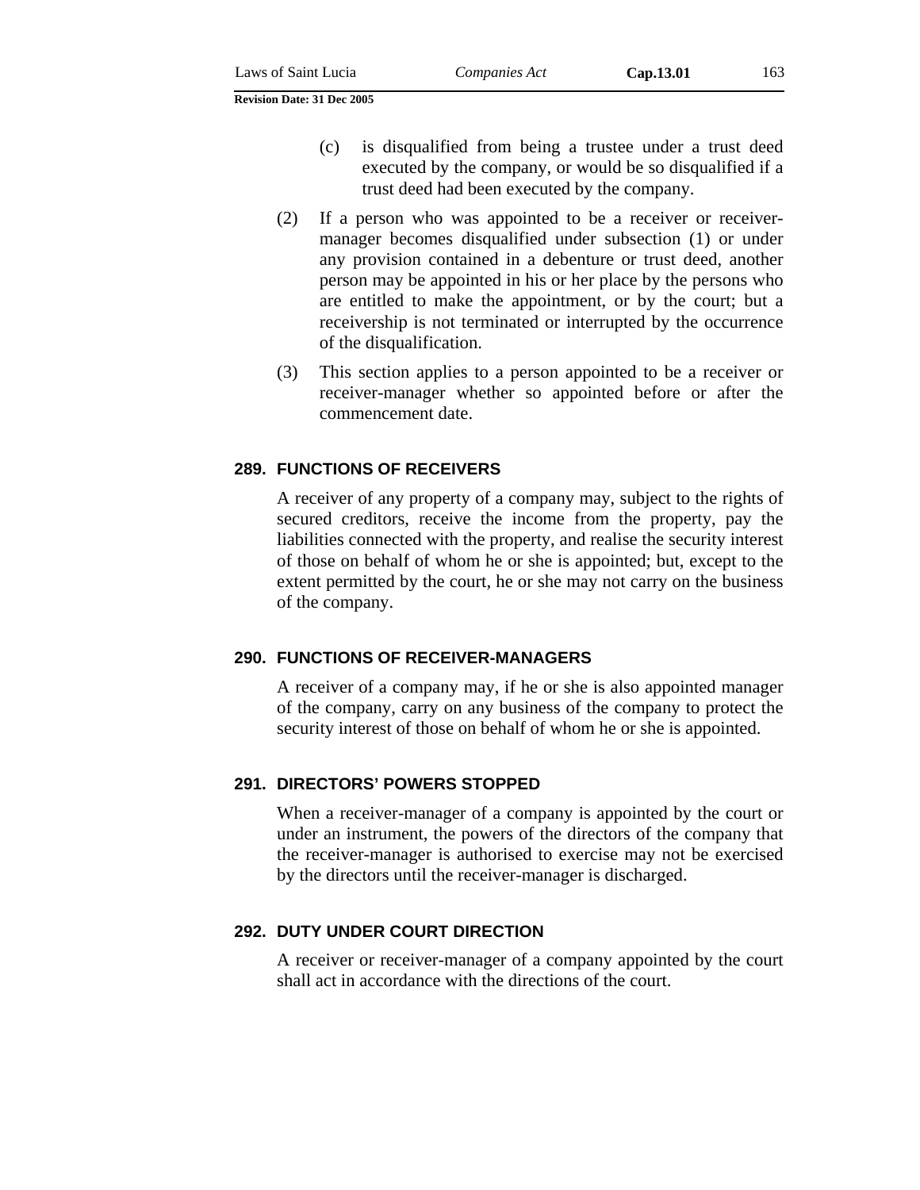(c) is disqualified from being a trustee under a trust deed executed by the company, or would be so disqualified if a trust deed had been executed by the company.

(2) If a person who was appointed to be a receiver or receiver-manager becomes disqualified under subsection (1) or under any provision contained in a debenture or trust deed, another person may be appointed in his or her place by the persons who are entitled to make the appointment, or by the court; but a receivership is not terminated or interrupted by the occurrence of the disqualification.

(3) This section applies to a person appointed to be a receiver or receiver-manager whether so appointed before or after the commencement date.

### 289. FUNCTIONS OF RECEIVERS

A receiver of any property of a company may, subject to the rights of secured creditors, receive the income from the property, pay the liabilities connected with the property, and realise the security interest of those on behalf of whom he or she is appointed; but, except to the extent permitted by the court, he or she may not carry on the business of the company.

### 290. FUNCTIONS OF RECEIVER-MANAGERS

A receiver of a company may, if he or she is also appointed manager of the company, carry on any business of the company to protect the security interest of those on behalf of whom he or she is appointed.

### 291. DIRECTORS' POWERS STOPPED

When a receiver-manager of a company is appointed by the court or under an instrument, the powers of the directors of the company that the receiver-manager is authorised to exercise may not be exercised by the directors until the receiver-manager is discharged.

### 292. DUTY UNDER COURT DIRECTION

A receiver or receiver-manager of a company appointed by the court shall act in accordance with the directions of the court.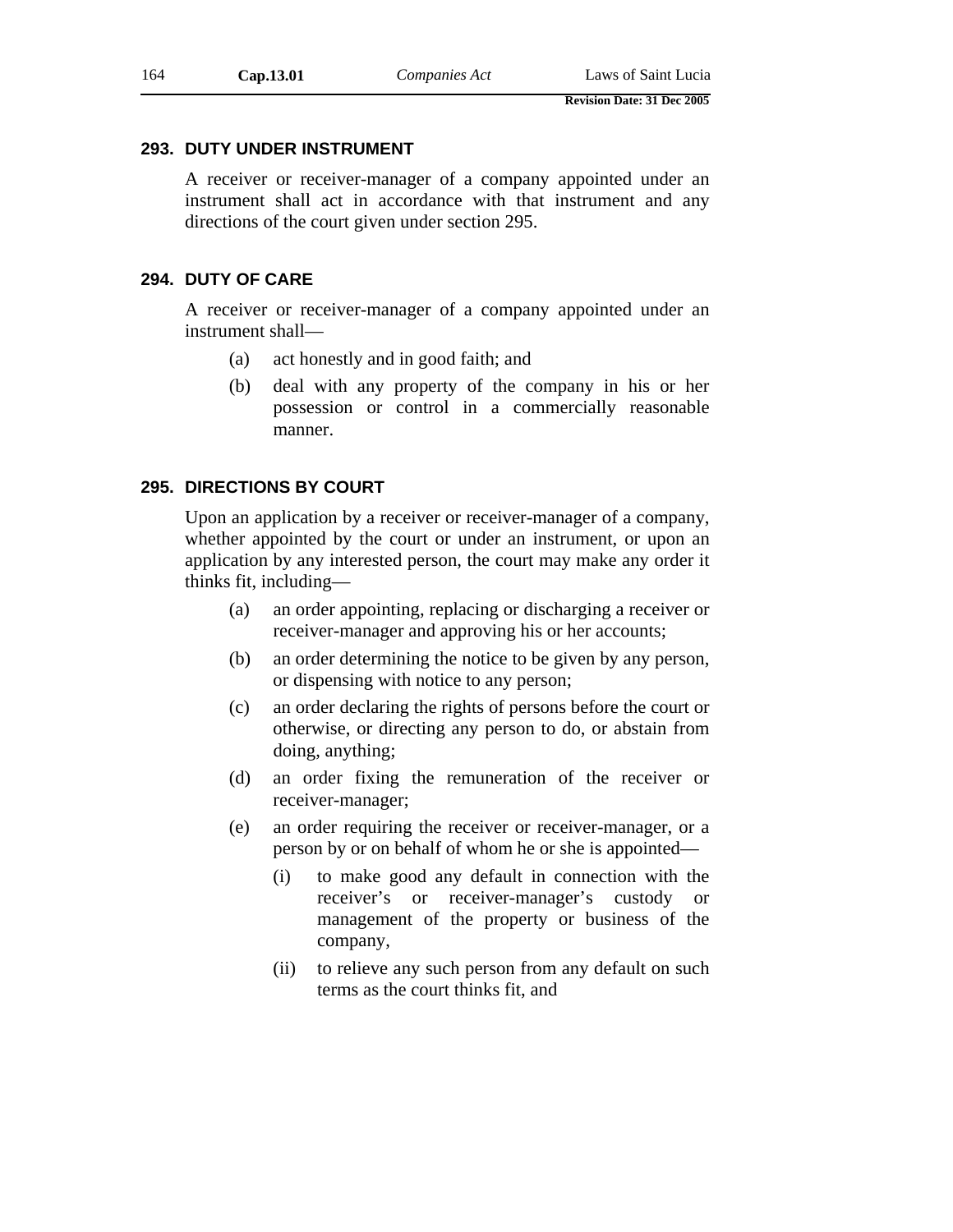### 293. DUTY UNDER INSTRUMENT

A receiver or receiver-manager of a company appointed under an instrument shall act in accordance with that instrument and any directions of the court given under section 295.

### 294. DUTY OF CARE

A receiver or receiver-manager of a company appointed under an instrument shall—

(a) act honestly and in good faith; and

(b) deal with any property of the company in his or her possession or control in a commercially reasonable manner.

### 295. DIRECTIONS BY COURT

Upon an application by a receiver or receiver-manager of a company, whether appointed by the court or under an instrument, or upon an application by any interested person, the court may make any order it thinks fit, including—

(a) an order appointing, replacing or discharging a receiver or receiver-manager and approving his or her accounts;

(b) an order determining the notice to be given by any person, or dispensing with notice to any person;

(c) an order declaring the rights of persons before the court or otherwise, or directing any person to do, or abstain from doing, anything;

(d) an order fixing the remuneration of the receiver or receiver-manager;

(e) an order requiring the receiver or receiver-manager, or a person by or on behalf of whom he or she is appointed—

(i) to make good any default in connection with the receiver's or receiver-manager's custody or management of the property or business of the company,

(ii) to relieve any such person from any default on such terms as the court thinks fit, and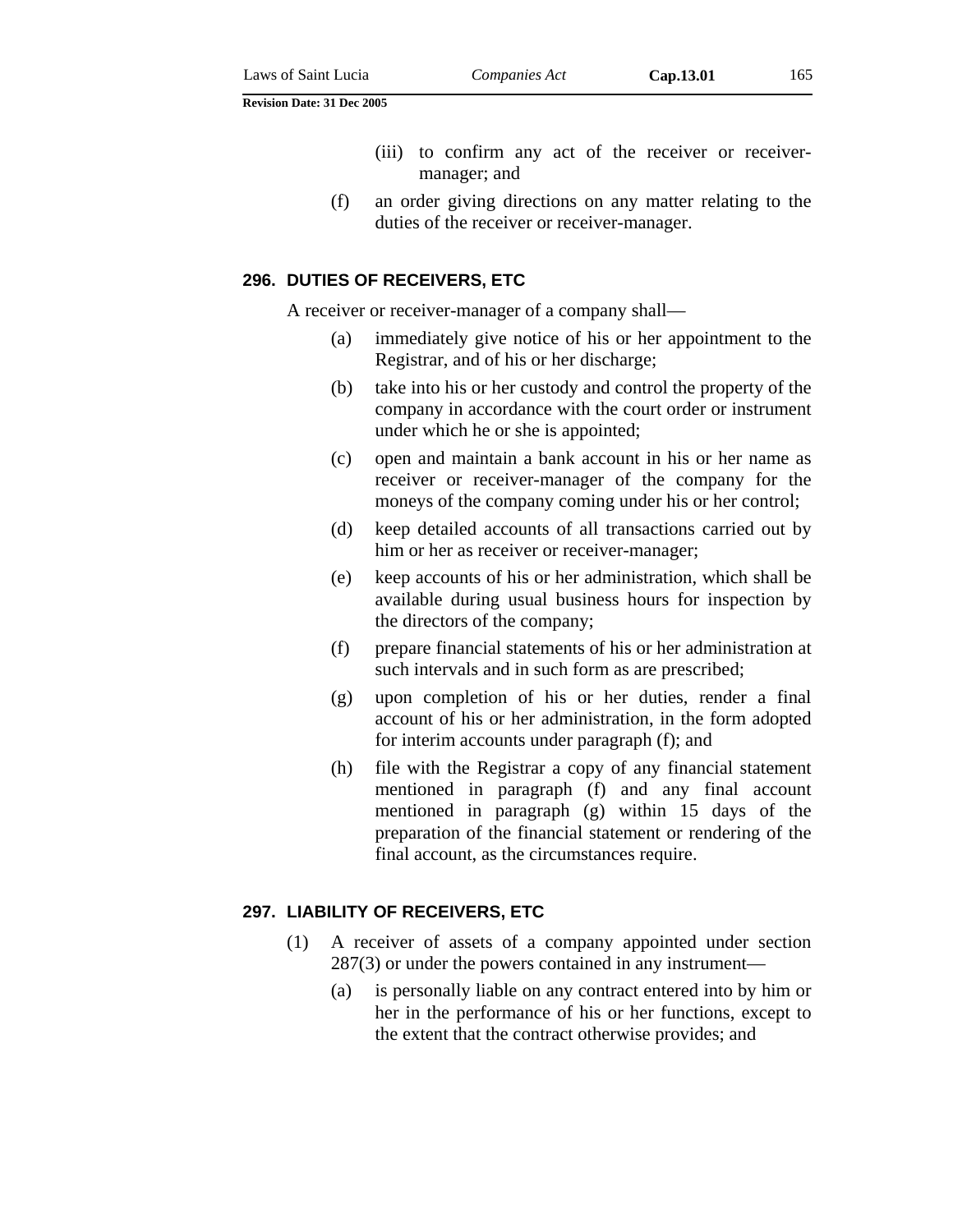(iii) to confirm any act of the receiver or receiver-manager; and

(f) an order giving directions on any matter relating to the duties of the receiver or receiver-manager.

### 296. DUTIES OF RECEIVERS, ETC

A receiver or receiver-manager of a company shall—

(a) immediately give notice of his or her appointment to the Registrar, and of his or her discharge;

(b) take into his or her custody and control the property of the company in accordance with the court order or instrument under which he or she is appointed;

(c) open and maintain a bank account in his or her name as receiver or receiver-manager of the company for the moneys of the company coming under his or her control;

(d) keep detailed accounts of all transactions carried out by him or her as receiver or receiver-manager;

(e) keep accounts of his or her administration, which shall be available during usual business hours for inspection by the directors of the company;

(f) prepare financial statements of his or her administration at such intervals and in such form as are prescribed;

(g) upon completion of his or her duties, render a final account of his or her administration, in the form adopted for interim accounts under paragraph (f); and

(h) file with the Registrar a copy of any financial statement mentioned in paragraph (f) and any final account mentioned in paragraph (g) within 15 days of the preparation of the financial statement or rendering of the final account, as the circumstances require.

### 297. LIABILITY OF RECEIVERS, ETC

(1) A receiver of assets of a company appointed under section 287(3) or under the powers contained in any instrument—

(a) is personally liable on any contract entered into by him or her in the performance of his or her functions, except to the extent that the contract otherwise provides; and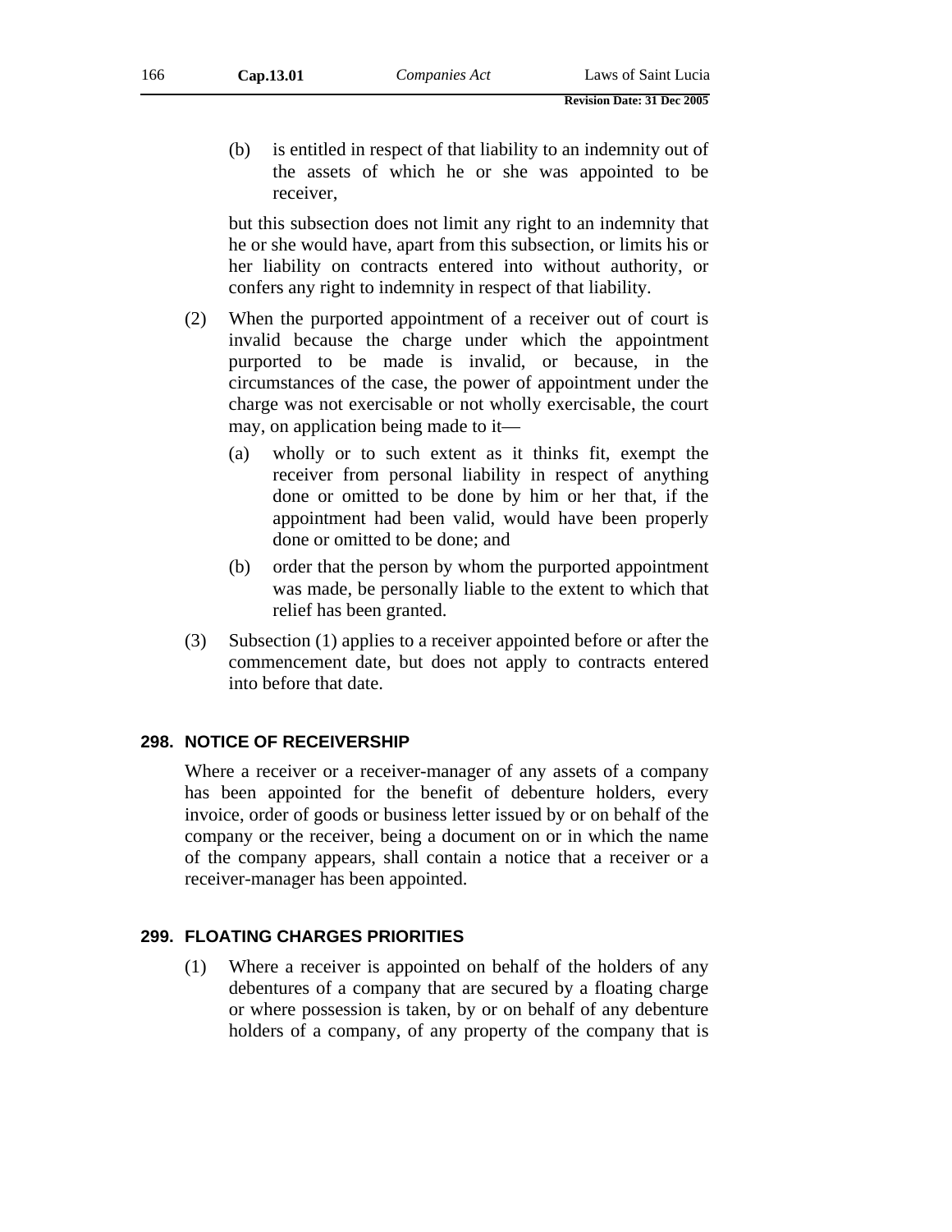(b) is entitled in respect of that liability to an indemnity out of the assets of which he or she was appointed to be receiver,

but this subsection does not limit any right to an indemnity that he or she would have, apart from this subsection, or limits his or her liability on contracts entered into without authority, or confers any right to indemnity in respect of that liability.

(2) When the purported appointment of a receiver out of court is invalid because the charge under which the appointment purported to be made is invalid, or because, in the circumstances of the case, the power of appointment under the charge was not exercisable or not wholly exercisable, the court may, on application being made to it—

(a) wholly or to such extent as it thinks fit, exempt the receiver from personal liability in respect of anything done or omitted to be done by him or her that, if the appointment had been valid, would have been properly done or omitted to be done; and

(b) order that the person by whom the purported appointment was made, be personally liable to the extent to which that relief has been granted.

(3) Subsection (1) applies to a receiver appointed before or after the commencement date, but does not apply to contracts entered into before that date.

### 298. NOTICE OF RECEIVERSHIP

Where a receiver or a receiver-manager of any assets of a company has been appointed for the benefit of debenture holders, every invoice, order of goods or business letter issued by or on behalf of the company or the receiver, being a document on or in which the name of the company appears, shall contain a notice that a receiver or a receiver-manager has been appointed.

### 299. FLOATING CHARGES PRIORITIES

(1) Where a receiver is appointed on behalf of the holders of any debentures of a company that are secured by a floating charge or where possession is taken, by or on behalf of any debenture holders of a company, of any property of the company that is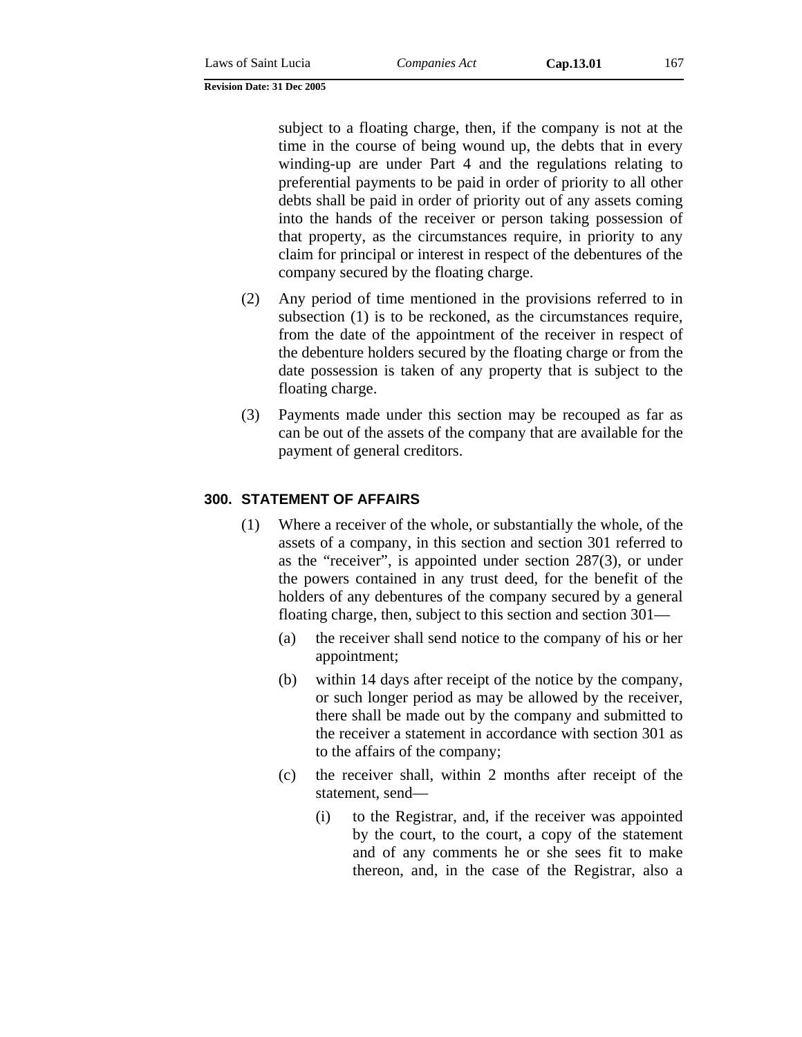subject to a floating charge, then, if the company is not at the time in the course of being wound up, the debts that in every winding-up are under Part 4 and the regulations relating to preferential payments to be paid in order of priority to all other debts shall be paid in order of priority out of any assets coming into the hands of the receiver or person taking possession of that property, as the circumstances require, in priority to any claim for principal or interest in respect of the debentures of the company secured by the floating charge.

(2) Any period of time mentioned in the provisions referred to in subsection (1) is to be reckoned, as the circumstances require, from the date of the appointment of the receiver in respect of the debenture holders secured by the floating charge or from the date possession is taken of any property that is subject to the floating charge.

(3) Payments made under this section may be recouped as far as can be out of the assets of the company that are available for the payment of general creditors.

## 300. STATEMENT OF AFFAIRS

(1) Where a receiver of the whole, or substantially the whole, of the assets of a company, in this section and section 301 referred to as the "receiver", is appointed under section 287(3), or under the powers contained in any trust deed, for the benefit of the holders of any debentures of the company secured by a general floating charge, then, subject to this section and section 301—

(a) the receiver shall send notice to the company of his or her appointment;

(b) within 14 days after receipt of the notice by the company, or such longer period as may be allowed by the receiver, there shall be made out by the company and submitted to the receiver a statement in accordance with section 301 as to the affairs of the company;

(c) the receiver shall, within 2 months after receipt of the statement, send—

(i) to the Registrar, and, if the receiver was appointed by the court, to the court, a copy of the statement and of any comments he or she sees fit to make thereon, and, in the case of the Registrar, also a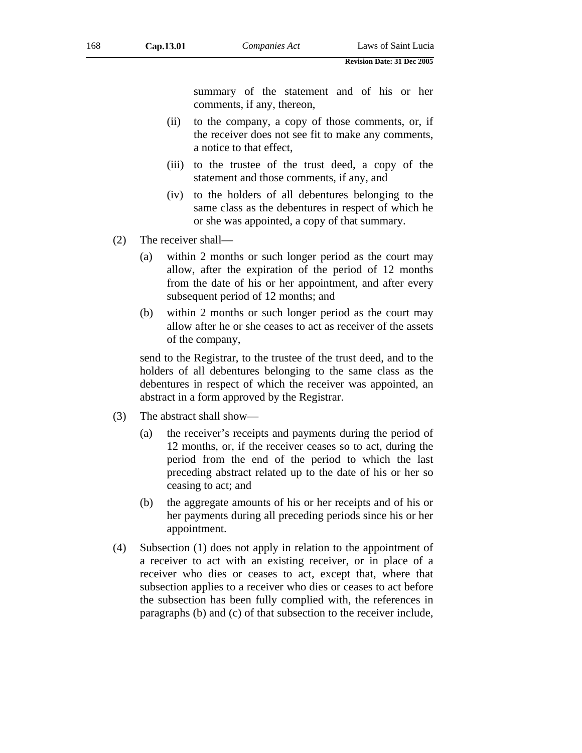summary of the statement and of his or her comments, if any, thereon,

(ii) to the company, a copy of those comments, or, if the receiver does not see fit to make any comments, a notice to that effect,

(iii) to the trustee of the trust deed, a copy of the statement and those comments, if any, and

(iv) to the holders of all debentures belonging to the same class as the debentures in respect of which he or she was appointed, a copy of that summary.

(2) The receiver shall—

(a) within 2 months or such longer period as the court may allow, after the expiration of the period of 12 months from the date of his or her appointment, and after every subsequent period of 12 months; and

(b) within 2 months or such longer period as the court may allow after he or she ceases to act as receiver of the assets of the company,

send to the Registrar, to the trustee of the trust deed, and to the holders of all debentures belonging to the same class as the debentures in respect of which the receiver was appointed, an abstract in a form approved by the Registrar.

(3) The abstract shall show—

(a) the receiver's receipts and payments during the period of 12 months, or, if the receiver ceases so to act, during the period from the end of the period to which the last preceding abstract related up to the date of his or her so ceasing to act; and

(b) the aggregate amounts of his or her receipts and of his or her payments during all preceding periods since his or her appointment.

(4) Subsection (1) does not apply in relation to the appointment of a receiver to act with an existing receiver, or in place of a receiver who dies or ceases to act, except that, where that subsection applies to a receiver who dies or ceases to act before the subsection has been fully complied with, the references in paragraphs (b) and (c) of that subsection to the receiver include,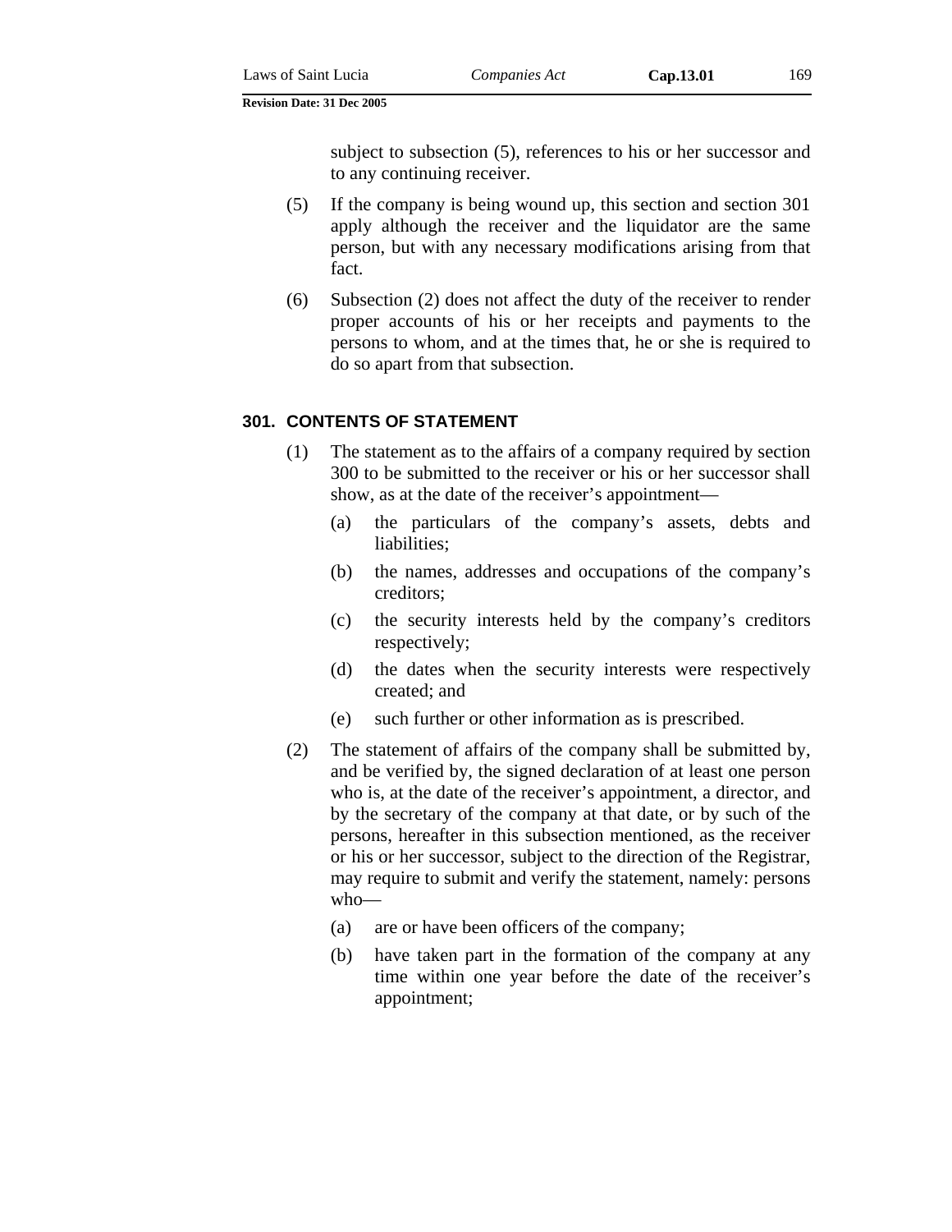subject to subsection (5), references to his or her successor and to any continuing receiver.

(5) If the company is being wound up, this section and section 301 apply although the receiver and the liquidator are the same person, but with any necessary modifications arising from that fact.

(6) Subsection (2) does not affect the duty of the receiver to render proper accounts of his or her receipts and payments to the persons to whom, and at the times that, he or she is required to do so apart from that subsection.

### 301. CONTENTS OF STATEMENT

(1) The statement as to the affairs of a company required by section 300 to be submitted to the receiver or his or her successor shall show, as at the date of the receiver's appointment—

(a) the particulars of the company's assets, debts and liabilities;

(b) the names, addresses and occupations of the company's creditors;

(c) the security interests held by the company's creditors respectively;

(d) the dates when the security interests were respectively created; and

(e) such further or other information as is prescribed.

(2) The statement of affairs of the company shall be submitted by, and be verified by, the signed declaration of at least one person who is, at the date of the receiver's appointment, a director, and by the secretary of the company at that date, or by such of the persons, hereafter in this subsection mentioned, as the receiver or his or her successor, subject to the direction of the Registrar, may require to submit and verify the statement, namely: persons who—

(a) are or have been officers of the company;

(b) have taken part in the formation of the company at any time within one year before the date of the receiver's appointment;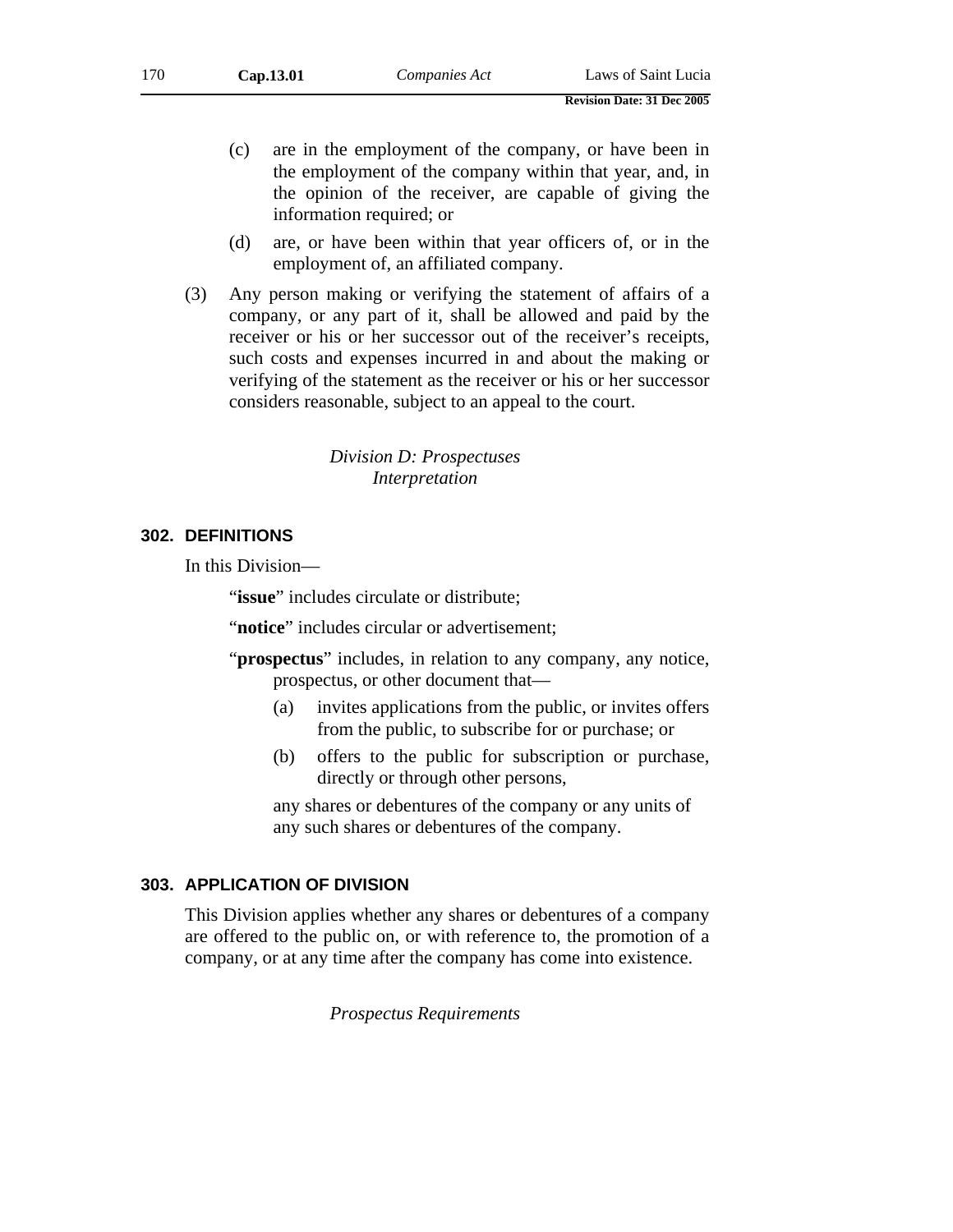(c) are in the employment of the company, or have been in the employment of the company within that year, and, in the opinion of the receiver, are capable of giving the information required; or

(d) are, or have been within that year officers of, or in the employment of, an affiliated company.

(3) Any person making or verifying the statement of affairs of a company, or any part of it, shall be allowed and paid by the receiver or his or her successor out of the receiver's receipts, such costs and expenses incurred in and about the making or verifying of the statement as the receiver or his or her successor considers reasonable, subject to an appeal to the court.

*Division D: Prospectuses*
*Interpretation*

### 302. DEFINITIONS

In this Division—

"**issue**" includes circulate or distribute;

"**notice**" includes circular or advertisement;

"**prospectus**" includes, in relation to any company, any notice, prospectus, or other document that—

(a) invites applications from the public, or invites offers from the public, to subscribe for or purchase; or

(b) offers to the public for subscription or purchase, directly or through other persons,

any shares or debentures of the company or any units of any such shares or debentures of the company.

### 303. APPLICATION OF DIVISION

This Division applies whether any shares or debentures of a company are offered to the public on, or with reference to, the promotion of a company, or at any time after the company has come into existence.

*Prospectus Requirements*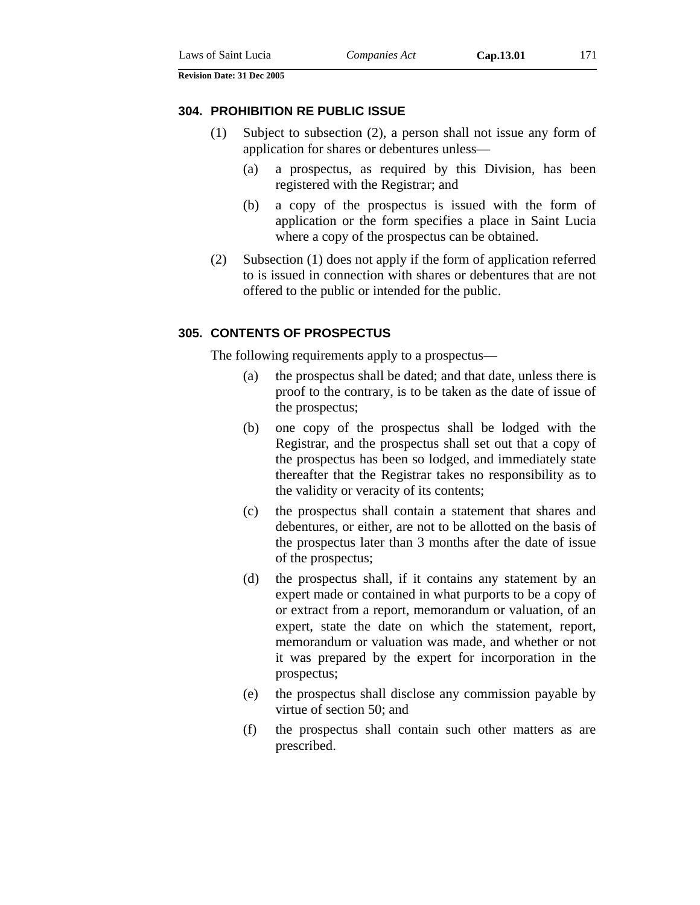### 304. PROHIBITION RE PUBLIC ISSUE

(1) Subject to subsection (2), a person shall not issue any form of application for shares or debentures unless—

(a) a prospectus, as required by this Division, has been registered with the Registrar; and

(b) a copy of the prospectus is issued with the form of application or the form specifies a place in Saint Lucia where a copy of the prospectus can be obtained.

(2) Subsection (1) does not apply if the form of application referred to is issued in connection with shares or debentures that are not offered to the public or intended for the public.

### 305. CONTENTS OF PROSPECTUS

The following requirements apply to a prospectus—

(a) the prospectus shall be dated; and that date, unless there is proof to the contrary, is to be taken as the date of issue of the prospectus;

(b) one copy of the prospectus shall be lodged with the Registrar, and the prospectus shall set out that a copy of the prospectus has been so lodged, and immediately state thereafter that the Registrar takes no responsibility as to the validity or veracity of its contents;

(c) the prospectus shall contain a statement that shares and debentures, or either, are not to be allotted on the basis of the prospectus later than 3 months after the date of issue of the prospectus;

(d) the prospectus shall, if it contains any statement by an expert made or contained in what purports to be a copy of or extract from a report, memorandum or valuation, of an expert, state the date on which the statement, report, memorandum or valuation was made, and whether or not it was prepared by the expert for incorporation in the prospectus;

(e) the prospectus shall disclose any commission payable by virtue of section 50; and

(f) the prospectus shall contain such other matters as are prescribed.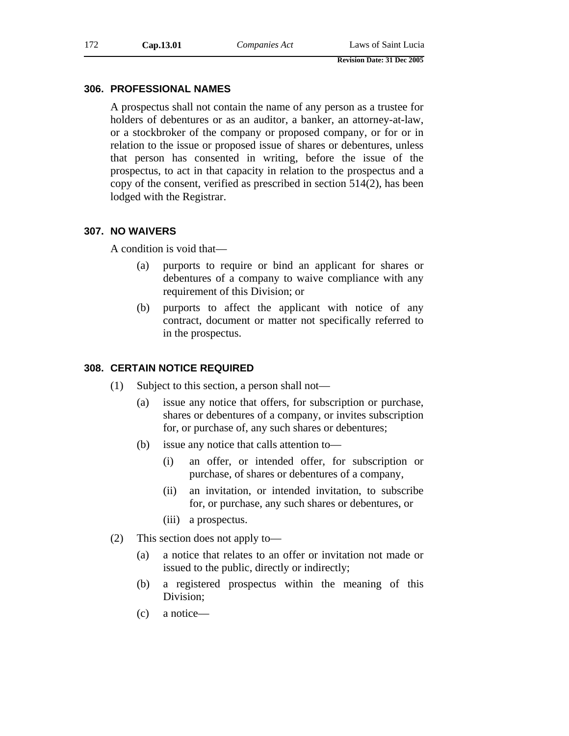### 306. PROFESSIONAL NAMES

A prospectus shall not contain the name of any person as a trustee for holders of debentures or as an auditor, a banker, an attorney-at-law, or a stockbroker of the company or proposed company, or for or in relation to the issue or proposed issue of shares or debentures, unless that person has consented in writing, before the issue of the prospectus, to act in that capacity in relation to the prospectus and a copy of the consent, verified as prescribed in section 514(2), has been lodged with the Registrar.

### 307. NO WAIVERS

A condition is void that—

(a) purports to require or bind an applicant for shares or debentures of a company to waive compliance with any requirement of this Division; or

(b) purports to affect the applicant with notice of any contract, document or matter not specifically referred to in the prospectus.

### 308. CERTAIN NOTICE REQUIRED

(1) Subject to this section, a person shall not—

(a) issue any notice that offers, for subscription or purchase, shares or debentures of a company, or invites subscription for, or purchase of, any such shares or debentures;

(b) issue any notice that calls attention to—

(i) an offer, or intended offer, for subscription or purchase, of shares or debentures of a company,

(ii) an invitation, or intended invitation, to subscribe for, or purchase, any such shares or debentures, or

(iii) a prospectus.

(2) This section does not apply to—

(a) a notice that relates to an offer or invitation not made or issued to the public, directly or indirectly;

(b) a registered prospectus within the meaning of this Division;

(c) a notice—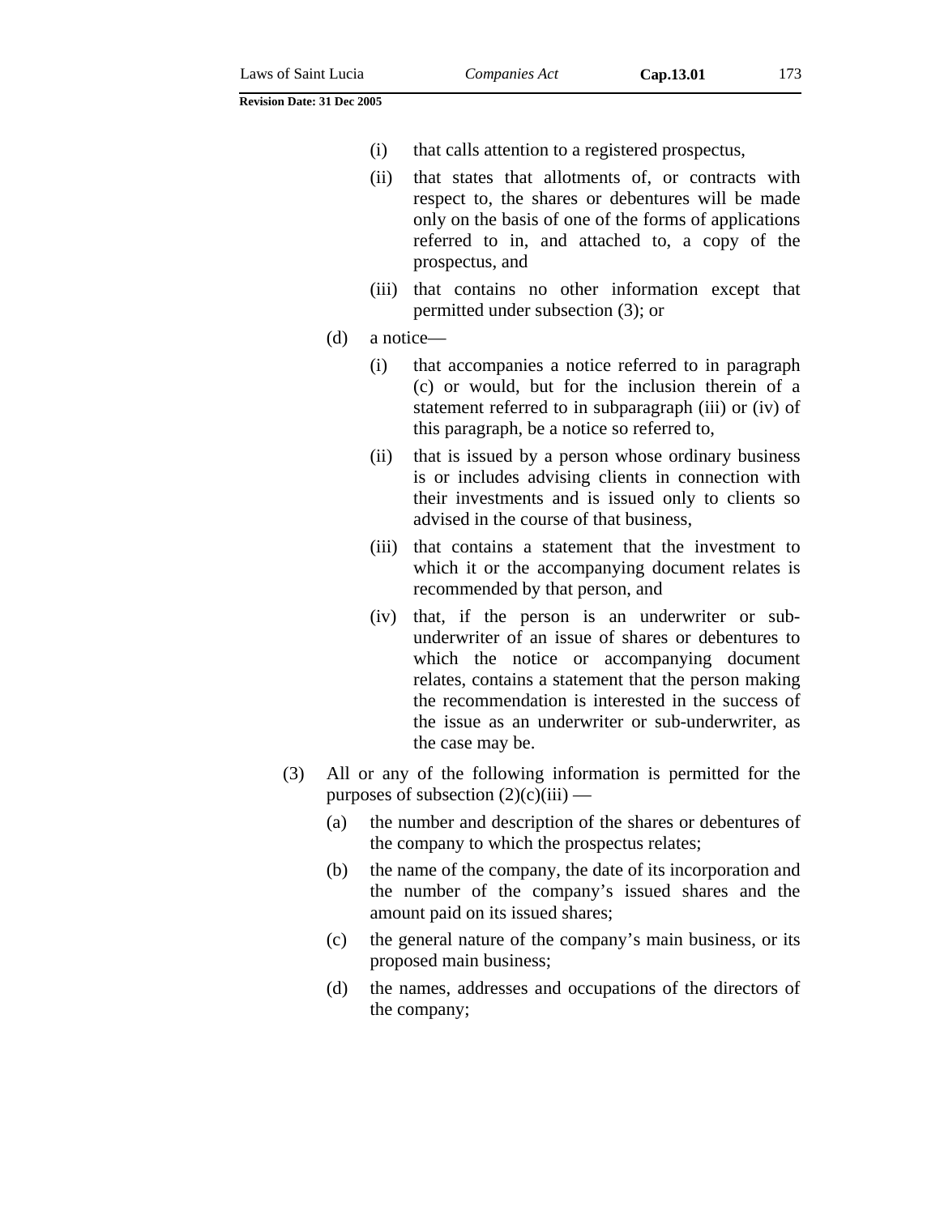(i) that calls attention to a registered prospectus,

(ii) that states that allotments of, or contracts with respect to, the shares or debentures will be made only on the basis of one of the forms of applications referred to in, and attached to, a copy of the prospectus, and

(iii) that contains no other information except that permitted under subsection (3); or

(d) a notice—

(i) that accompanies a notice referred to in paragraph (c) or would, but for the inclusion therein of a statement referred to in subparagraph (iii) or (iv) of this paragraph, be a notice so referred to,

(ii) that is issued by a person whose ordinary business is or includes advising clients in connection with their investments and is issued only to clients so advised in the course of that business,

(iii) that contains a statement that the investment to which it or the accompanying document relates is recommended by that person, and

(iv) that, if the person is an underwriter or sub-underwriter of an issue of shares or debentures to which the notice or accompanying document relates, contains a statement that the person making the recommendation is interested in the success of the issue as an underwriter or sub-underwriter, as the case may be.

(3) All or any of the following information is permitted for the purposes of subsection (2)(c)(iii) —

(a) the number and description of the shares or debentures of the company to which the prospectus relates;

(b) the name of the company, the date of its incorporation and the number of the company's issued shares and the amount paid on its issued shares;

(c) the general nature of the company's main business, or its proposed main business;

(d) the names, addresses and occupations of the directors of the company;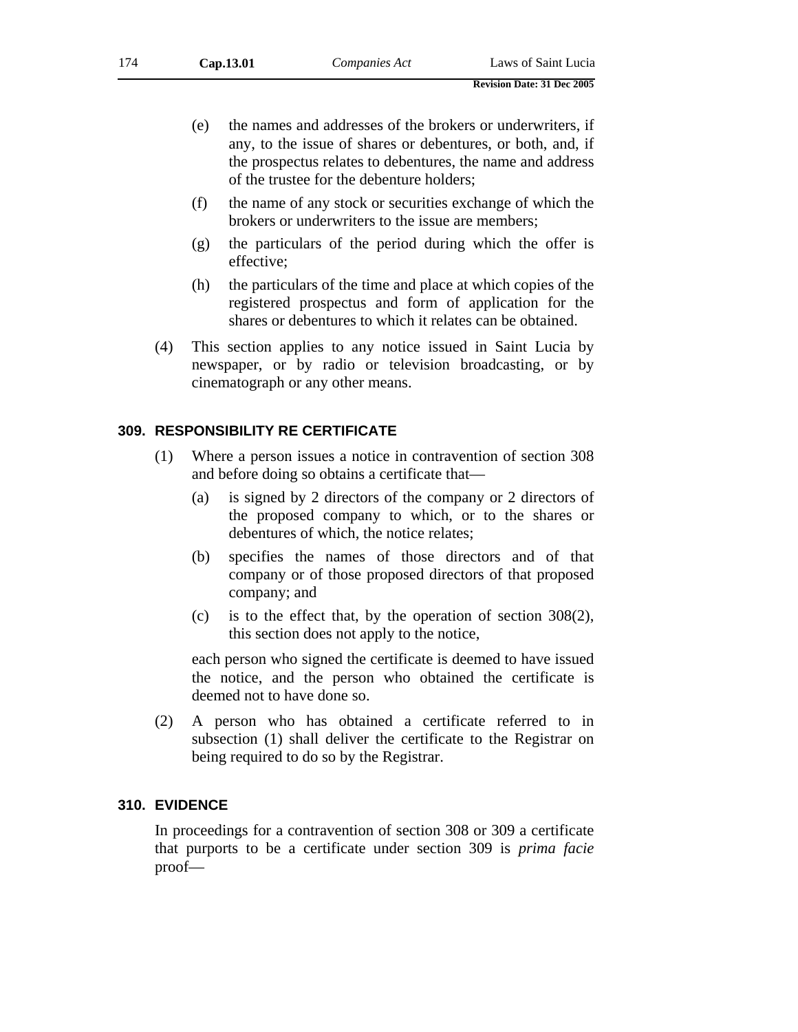(e) the names and addresses of the brokers or underwriters, if any, to the issue of shares or debentures, or both, and, if the prospectus relates to debentures, the name and address of the trustee for the debenture holders;

(f) the name of any stock or securities exchange of which the brokers or underwriters to the issue are members;

(g) the particulars of the period during which the offer is effective;

(h) the particulars of the time and place at which copies of the registered prospectus and form of application for the shares or debentures to which it relates can be obtained.

(4) This section applies to any notice issued in Saint Lucia by newspaper, or by radio or television broadcasting, or by cinematograph or any other means.

## 309. RESPONSIBILITY RE CERTIFICATE

(1) Where a person issues a notice in contravention of section 308 and before doing so obtains a certificate that—

(a) is signed by 2 directors of the company or 2 directors of the proposed company to which, or to the shares or debentures of which, the notice relates;

(b) specifies the names of those directors and of that company or of those proposed directors of that proposed company; and

(c) is to the effect that, by the operation of section 308(2), this section does not apply to the notice,

each person who signed the certificate is deemed to have issued the notice, and the person who obtained the certificate is deemed not to have done so.

(2) A person who has obtained a certificate referred to in subsection (1) shall deliver the certificate to the Registrar on being required to do so by the Registrar.

## 310. EVIDENCE

In proceedings for a contravention of section 308 or 309 a certificate that purports to be a certificate under section 309 is *prima facie* proof—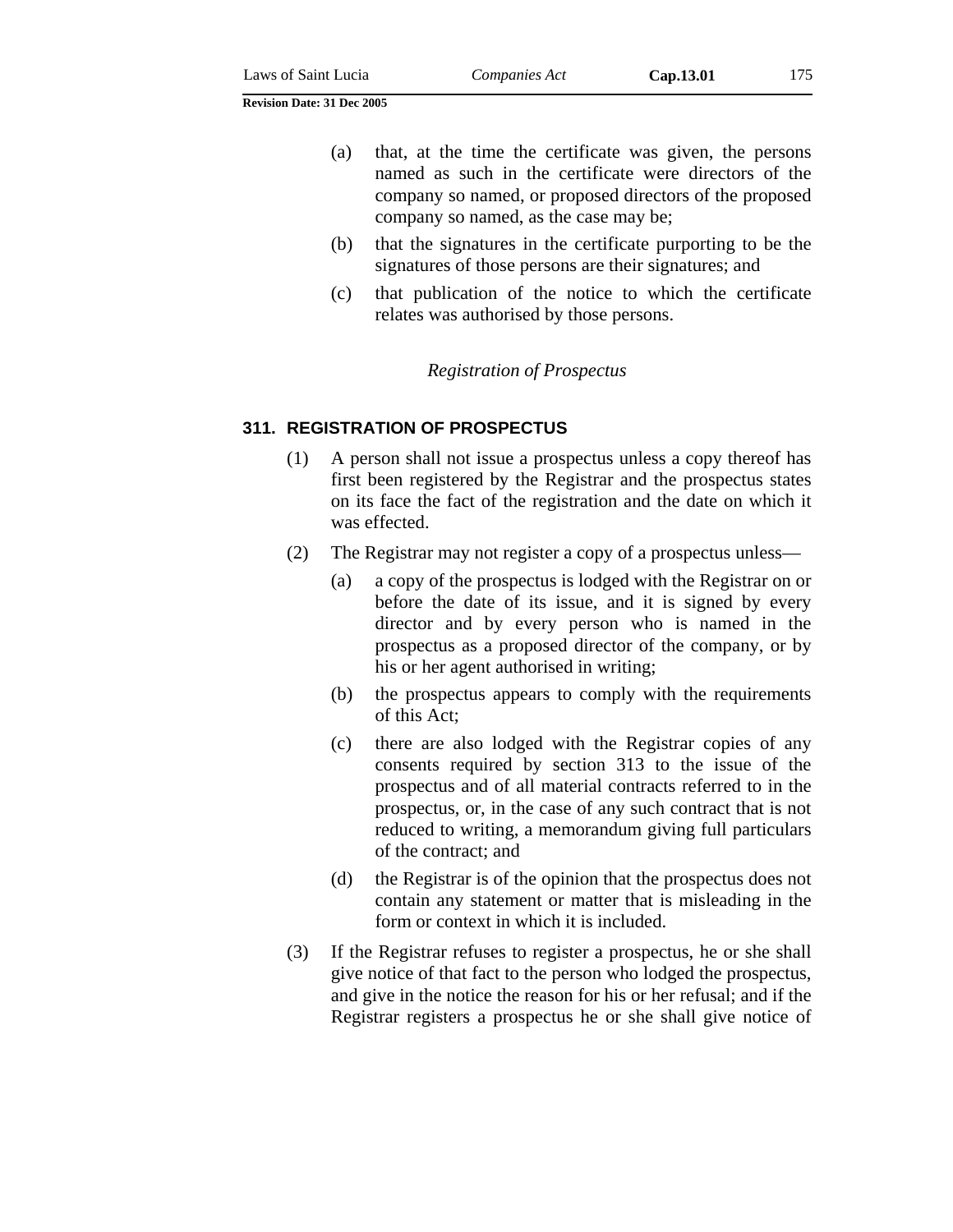(a) that, at the time the certificate was given, the persons named as such in the certificate were directors of the company so named, or proposed directors of the proposed company so named, as the case may be;

(b) that the signatures in the certificate purporting to be the signatures of those persons are their signatures; and

(c) that publication of the notice to which the certificate relates was authorised by those persons.

*Registration of Prospectus*

### 311. REGISTRATION OF PROSPECTUS

(1) A person shall not issue a prospectus unless a copy thereof has first been registered by the Registrar and the prospectus states on its face the fact of the registration and the date on which it was effected.

(2) The Registrar may not register a copy of a prospectus unless—

(a) a copy of the prospectus is lodged with the Registrar on or before the date of its issue, and it is signed by every director and by every person who is named in the prospectus as a proposed director of the company, or by his or her agent authorised in writing;

(b) the prospectus appears to comply with the requirements of this Act;

(c) there are also lodged with the Registrar copies of any consents required by section 313 to the issue of the prospectus and of all material contracts referred to in the prospectus, or, in the case of any such contract that is not reduced to writing, a memorandum giving full particulars of the contract; and

(d) the Registrar is of the opinion that the prospectus does not contain any statement or matter that is misleading in the form or context in which it is included.

(3) If the Registrar refuses to register a prospectus, he or she shall give notice of that fact to the person who lodged the prospectus, and give in the notice the reason for his or her refusal; and if the Registrar registers a prospectus he or she shall give notice of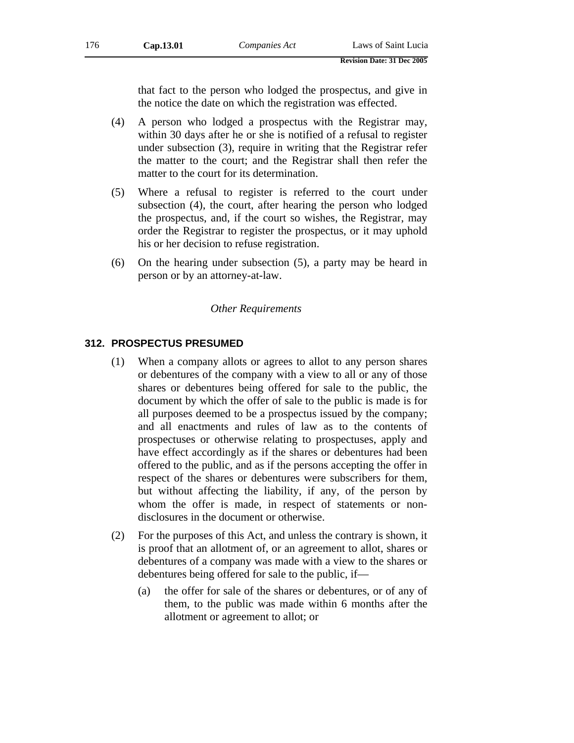that fact to the person who lodged the prospectus, and give in the notice the date on which the registration was effected.

(4) A person who lodged a prospectus with the Registrar may, within 30 days after he or she is notified of a refusal to register under subsection (3), require in writing that the Registrar refer the matter to the court; and the Registrar shall then refer the matter to the court for its determination.

(5) Where a refusal to register is referred to the court under subsection (4), the court, after hearing the person who lodged the prospectus, and, if the court so wishes, the Registrar, may order the Registrar to register the prospectus, or it may uphold his or her decision to refuse registration.

(6) On the hearing under subsection (5), a party may be heard in person or by an attorney-at-law.

*Other Requirements*

### 312. PROSPECTUS PRESUMED

(1) When a company allots or agrees to allot to any person shares or debentures of the company with a view to all or any of those shares or debentures being offered for sale to the public, the document by which the offer of sale to the public is made is for all purposes deemed to be a prospectus issued by the company; and all enactments and rules of law as to the contents of prospectuses or otherwise relating to prospectuses, apply and have effect accordingly as if the shares or debentures had been offered to the public, and as if the persons accepting the offer in respect of the shares or debentures were subscribers for them, but without affecting the liability, if any, of the person by whom the offer is made, in respect of statements or non-disclosures in the document or otherwise.

(2) For the purposes of this Act, and unless the contrary is shown, it is proof that an allotment of, or an agreement to allot, shares or debentures of a company was made with a view to the shares or debentures being offered for sale to the public, if—

(a) the offer for sale of the shares or debentures, or of any of them, to the public was made within 6 months after the allotment or agreement to allot; or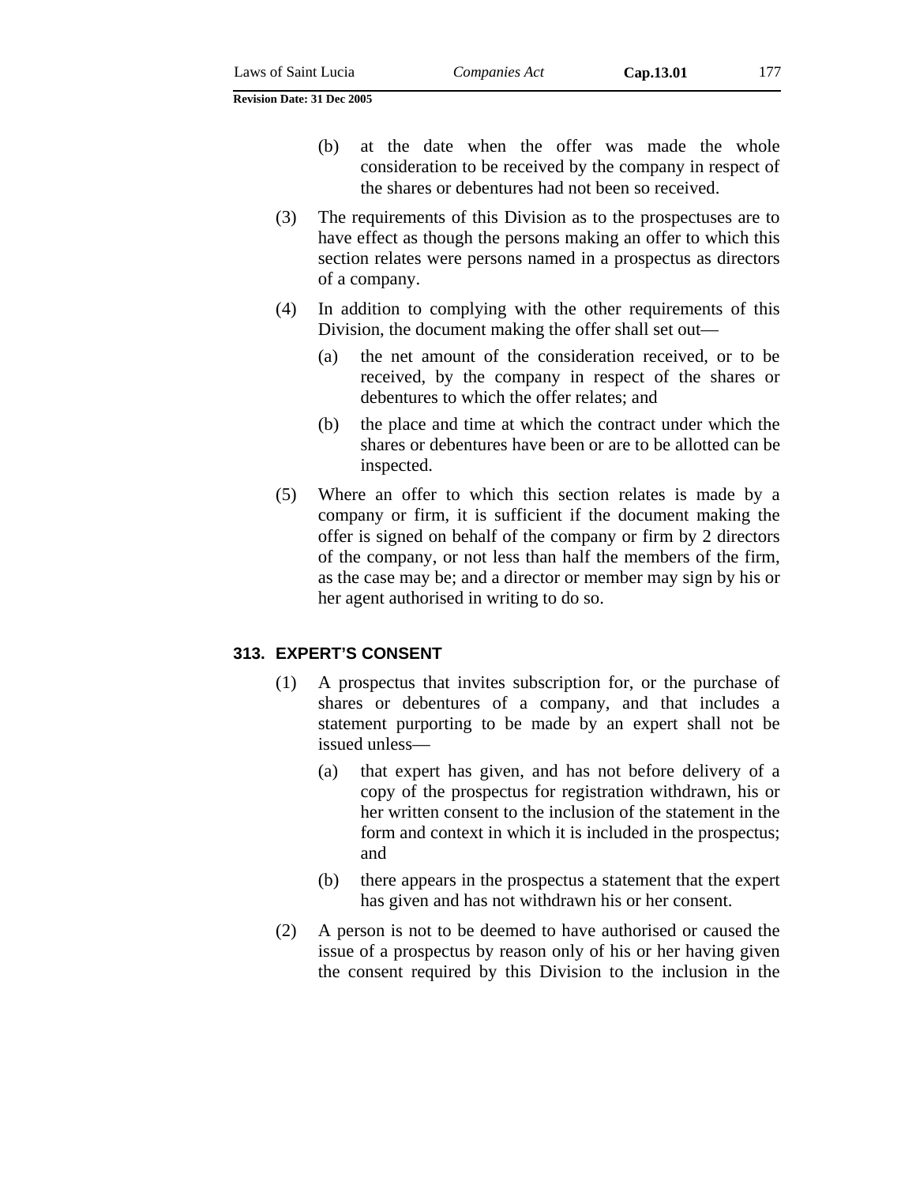(b) at the date when the offer was made the whole consideration to be received by the company in respect of the shares or debentures had not been so received.

(3) The requirements of this Division as to the prospectuses are to have effect as though the persons making an offer to which this section relates were persons named in a prospectus as directors of a company.

(4) In addition to complying with the other requirements of this Division, the document making the offer shall set out—

(a) the net amount of the consideration received, or to be received, by the company in respect of the shares or debentures to which the offer relates; and

(b) the place and time at which the contract under which the shares or debentures have been or are to be allotted can be inspected.

(5) Where an offer to which this section relates is made by a company or firm, it is sufficient if the document making the offer is signed on behalf of the company or firm by 2 directors of the company, or not less than half the members of the firm, as the case may be; and a director or member may sign by his or her agent authorised in writing to do so.

### 313. EXPERT'S CONSENT

(1) A prospectus that invites subscription for, or the purchase of shares or debentures of a company, and that includes a statement purporting to be made by an expert shall not be issued unless—

(a) that expert has given, and has not before delivery of a copy of the prospectus for registration withdrawn, his or her written consent to the inclusion of the statement in the form and context in which it is included in the prospectus; and

(b) there appears in the prospectus a statement that the expert has given and has not withdrawn his or her consent.

(2) A person is not to be deemed to have authorised or caused the issue of a prospectus by reason only of his or her having given the consent required by this Division to the inclusion in the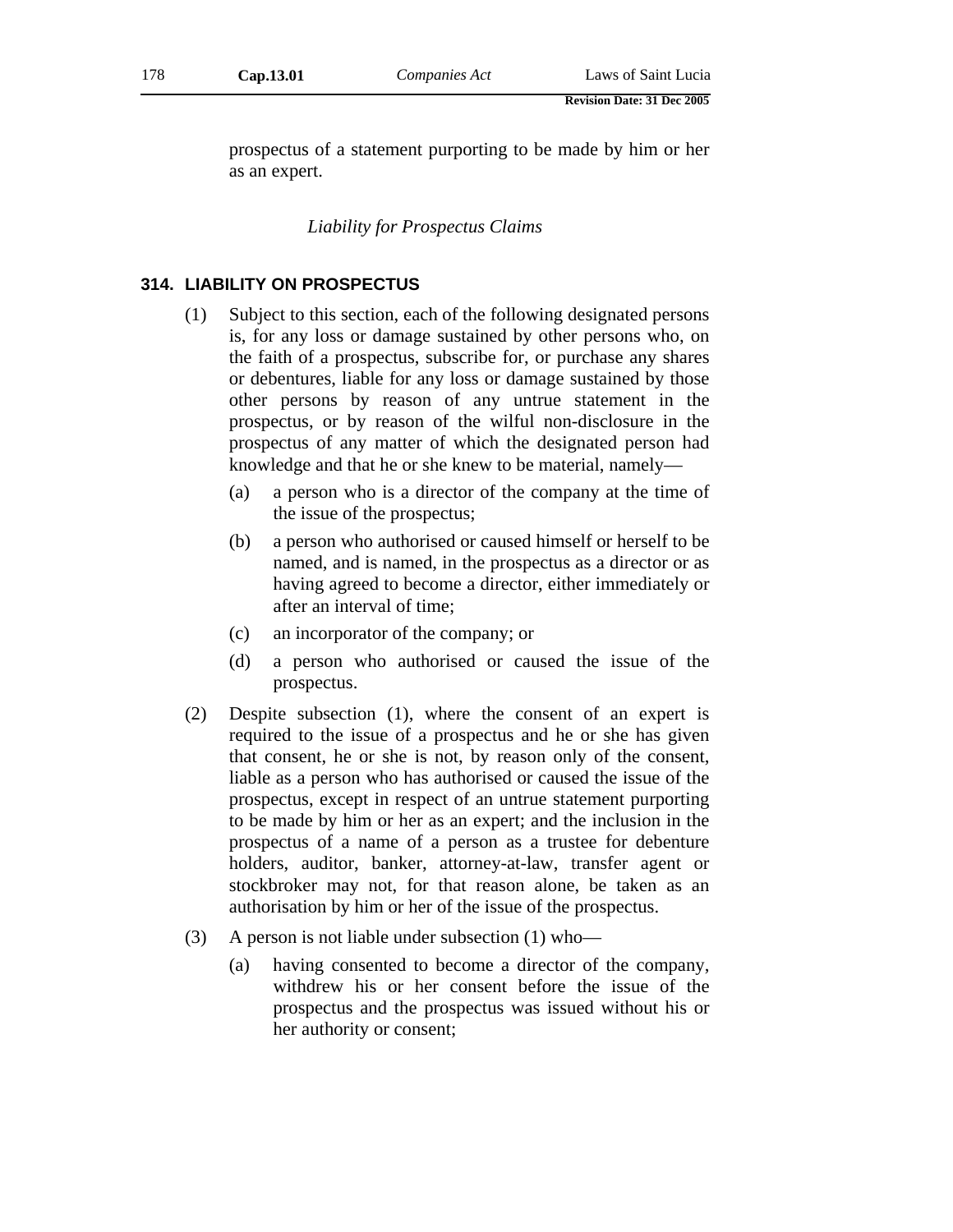prospectus of a statement purporting to be made by him or her as an expert.

*Liability for Prospectus Claims*

### 314. LIABILITY ON PROSPECTUS

(1) Subject to this section, each of the following designated persons is, for any loss or damage sustained by other persons who, on the faith of a prospectus, subscribe for, or purchase any shares or debentures, liable for any loss or damage sustained by those other persons by reason of any untrue statement in the prospectus, or by reason of the wilful non-disclosure in the prospectus of any matter of which the designated person had knowledge and that he or she knew to be material, namely—

   (a) a person who is a director of the company at the time of the issue of the prospectus;

   (b) a person who authorised or caused himself or herself to be named, and is named, in the prospectus as a director or as having agreed to become a director, either immediately or after an interval of time;

   (c) an incorporator of the company; or

   (d) a person who authorised or caused the issue of the prospectus.

(2) Despite subsection (1), where the consent of an expert is required to the issue of a prospectus and he or she has given that consent, he or she is not, by reason only of the consent, liable as a person who has authorised or caused the issue of the prospectus, except in respect of an untrue statement purporting to be made by him or her as an expert; and the inclusion in the prospectus of a name of a person as a trustee for debenture holders, auditor, banker, attorney-at-law, transfer agent or stockbroker may not, for that reason alone, be taken as an authorisation by him or her of the issue of the prospectus.

(3) A person is not liable under subsection (1) who—

   (a) having consented to become a director of the company, withdrew his or her consent before the issue of the prospectus and the prospectus was issued without his or her authority or consent;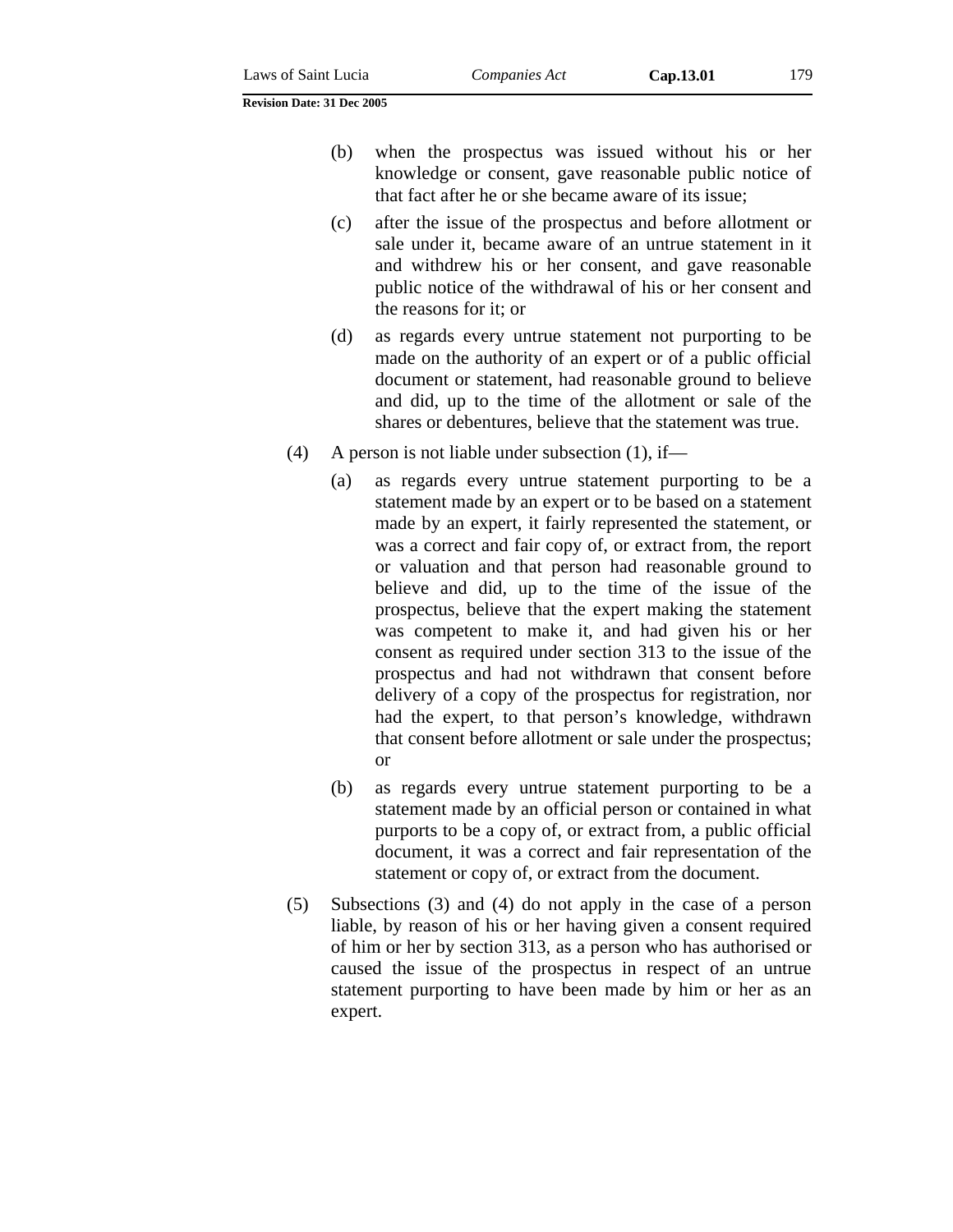(b) when the prospectus was issued without his or her knowledge or consent, gave reasonable public notice of that fact after he or she became aware of its issue;

(c) after the issue of the prospectus and before allotment or sale under it, became aware of an untrue statement in it and withdrew his or her consent, and gave reasonable public notice of the withdrawal of his or her consent and the reasons for it; or

(d) as regards every untrue statement not purporting to be made on the authority of an expert or of a public official document or statement, had reasonable ground to believe and did, up to the time of the allotment or sale of the shares or debentures, believe that the statement was true.

(4) A person is not liable under subsection (1), if—

(a) as regards every untrue statement purporting to be a statement made by an expert or to be based on a statement made by an expert, it fairly represented the statement, or was a correct and fair copy of, or extract from, the report or valuation and that person had reasonable ground to believe and did, up to the time of the issue of the prospectus, believe that the expert making the statement was competent to make it, and had given his or her consent as required under section 313 to the issue of the prospectus and had not withdrawn that consent before delivery of a copy of the prospectus for registration, nor had the expert, to that person's knowledge, withdrawn that consent before allotment or sale under the prospectus; or

(b) as regards every untrue statement purporting to be a statement made by an official person or contained in what purports to be a copy of, or extract from, a public official document, it was a correct and fair representation of the statement or copy of, or extract from the document.

(5) Subsections (3) and (4) do not apply in the case of a person liable, by reason of his or her having given a consent required of him or her by section 313, as a person who has authorised or caused the issue of the prospectus in respect of an untrue statement purporting to have been made by him or her as an expert.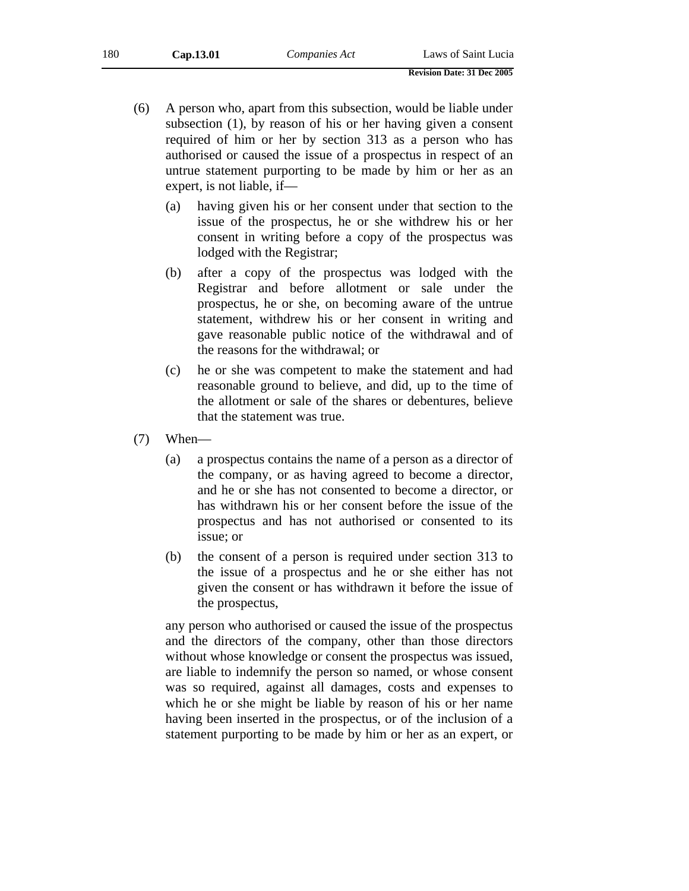(6) A person who, apart from this subsection, would be liable under subsection (1), by reason of his or her having given a consent required of him or her by section 313 as a person who has authorised or caused the issue of a prospectus in respect of an untrue statement purporting to be made by him or her as an expert, is not liable, if—

 (a) having given his or her consent under that section to the issue of the prospectus, he or she withdrew his or her consent in writing before a copy of the prospectus was lodged with the Registrar;

 (b) after a copy of the prospectus was lodged with the Registrar and before allotment or sale under the prospectus, he or she, on becoming aware of the untrue statement, withdrew his or her consent in writing and gave reasonable public notice of the withdrawal and of the reasons for the withdrawal; or

 (c) he or she was competent to make the statement and had reasonable ground to believe, and did, up to the time of the allotment or sale of the shares or debentures, believe that the statement was true.

(7) When—

 (a) a prospectus contains the name of a person as a director of the company, or as having agreed to become a director, and he or she has not consented to become a director, or has withdrawn his or her consent before the issue of the prospectus and has not authorised or consented to its issue; or

 (b) the consent of a person is required under section 313 to the issue of a prospectus and he or she either has not given the consent or has withdrawn it before the issue of the prospectus,

any person who authorised or caused the issue of the prospectus and the directors of the company, other than those directors without whose knowledge or consent the prospectus was issued, are liable to indemnify the person so named, or whose consent was so required, against all damages, costs and expenses to which he or she might be liable by reason of his or her name having been inserted in the prospectus, or of the inclusion of a statement purporting to be made by him or her as an expert, or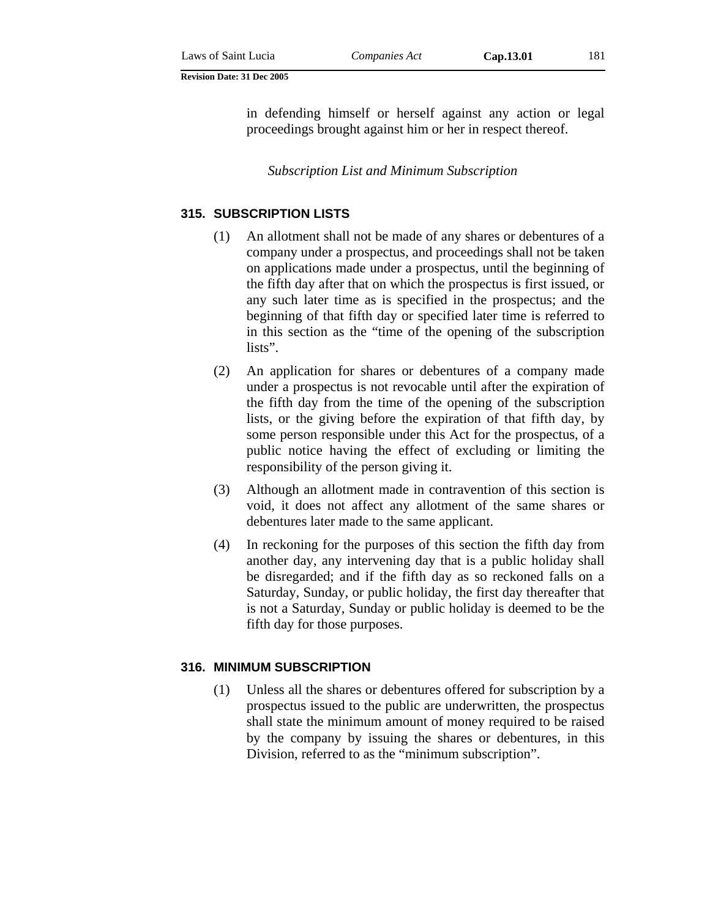in defending himself or herself against any action or legal proceedings brought against him or her in respect thereof.

*Subscription List and Minimum Subscription*

### 315. SUBSCRIPTION LISTS

(1) An allotment shall not be made of any shares or debentures of a company under a prospectus, and proceedings shall not be taken on applications made under a prospectus, until the beginning of the fifth day after that on which the prospectus is first issued, or any such later time as is specified in the prospectus; and the beginning of that fifth day or specified later time is referred to in this section as the "time of the opening of the subscription lists".

(2) An application for shares or debentures of a company made under a prospectus is not revocable until after the expiration of the fifth day from the time of the opening of the subscription lists, or the giving before the expiration of that fifth day, by some person responsible under this Act for the prospectus, of a public notice having the effect of excluding or limiting the responsibility of the person giving it.

(3) Although an allotment made in contravention of this section is void, it does not affect any allotment of the same shares or debentures later made to the same applicant.

(4) In reckoning for the purposes of this section the fifth day from another day, any intervening day that is a public holiday shall be disregarded; and if the fifth day as so reckoned falls on a Saturday, Sunday, or public holiday, the first day thereafter that is not a Saturday, Sunday or public holiday is deemed to be the fifth day for those purposes.

### 316. MINIMUM SUBSCRIPTION

(1) Unless all the shares or debentures offered for subscription by a prospectus issued to the public are underwritten, the prospectus shall state the minimum amount of money required to be raised by the company by issuing the shares or debentures, in this Division, referred to as the "minimum subscription".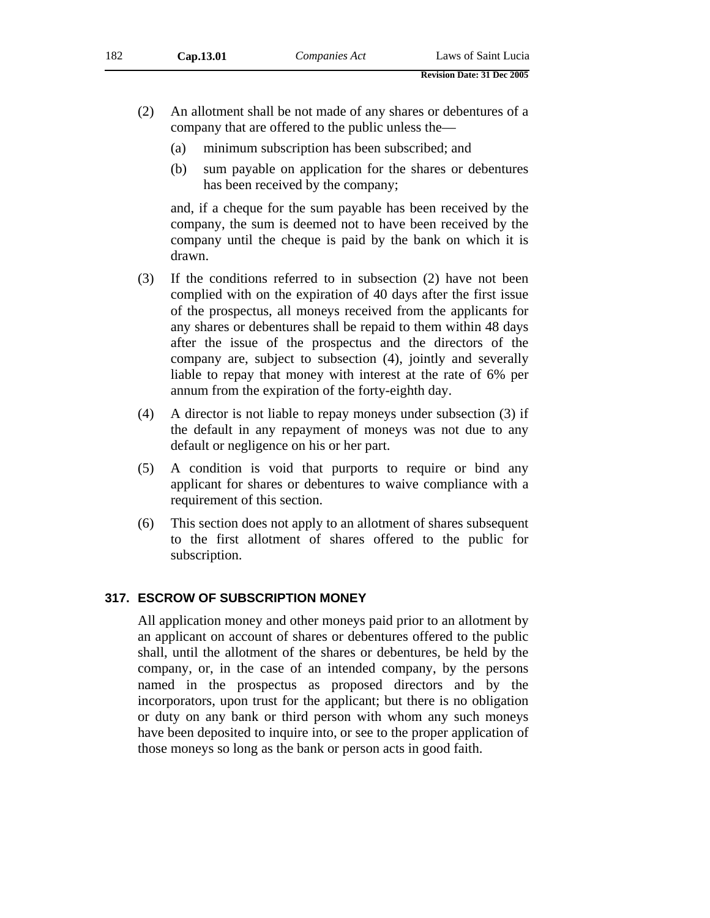(2) An allotment shall be not made of any shares or debentures of a company that are offered to the public unless the—

(a) minimum subscription has been subscribed; and

(b) sum payable on application for the shares or debentures has been received by the company;

and, if a cheque for the sum payable has been received by the company, the sum is deemed not to have been received by the company until the cheque is paid by the bank on which it is drawn.

(3) If the conditions referred to in subsection (2) have not been complied with on the expiration of 40 days after the first issue of the prospectus, all moneys received from the applicants for any shares or debentures shall be repaid to them within 48 days after the issue of the prospectus and the directors of the company are, subject to subsection (4), jointly and severally liable to repay that money with interest at the rate of 6% per annum from the expiration of the forty-eighth day.

(4) A director is not liable to repay moneys under subsection (3) if the default in any repayment of moneys was not due to any default or negligence on his or her part.

(5) A condition is void that purports to require or bind any applicant for shares or debentures to waive compliance with a requirement of this section.

(6) This section does not apply to an allotment of shares subsequent to the first allotment of shares offered to the public for subscription.

### 317. ESCROW OF SUBSCRIPTION MONEY

All application money and other moneys paid prior to an allotment by an applicant on account of shares or debentures offered to the public shall, until the allotment of the shares or debentures, be held by the company, or, in the case of an intended company, by the persons named in the prospectus as proposed directors and by the incorporators, upon trust for the applicant; but there is no obligation or duty on any bank or third person with whom any such moneys have been deposited to inquire into, or see to the proper application of those moneys so long as the bank or person acts in good faith.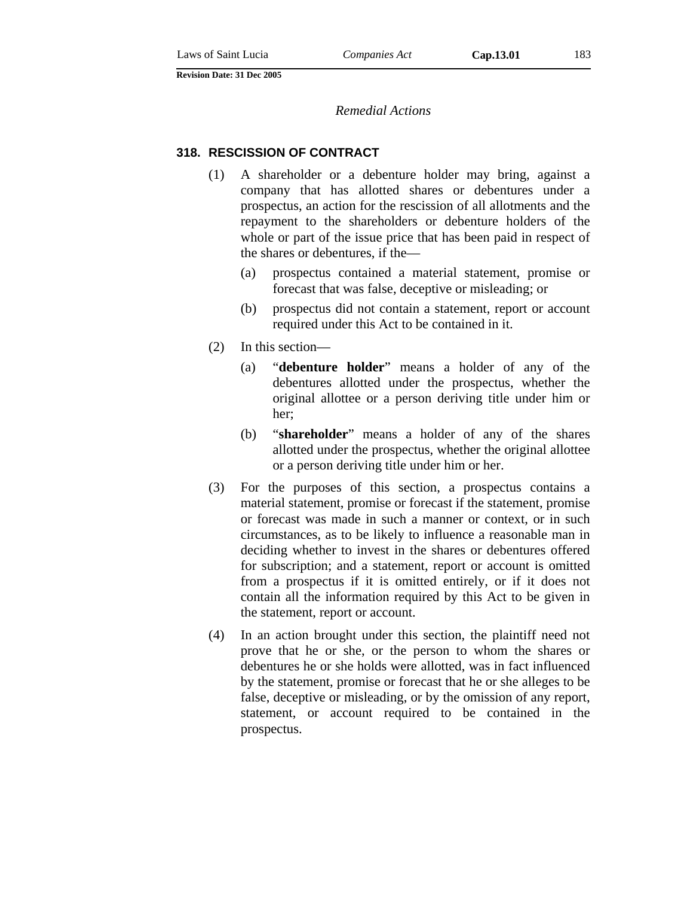*Remedial Actions*

### 318. RESCISSION OF CONTRACT

(1) A shareholder or a debenture holder may bring, against a company that has allotted shares or debentures under a prospectus, an action for the rescission of all allotments and the repayment to the shareholders or debenture holders of the whole or part of the issue price that has been paid in respect of the shares or debentures, if the—

(a) prospectus contained a material statement, promise or forecast that was false, deceptive or misleading; or

(b) prospectus did not contain a statement, report or account required under this Act to be contained in it.

(2) In this section—

(a) "**debenture holder**" means a holder of any of the debentures allotted under the prospectus, whether the original allottee or a person deriving title under him or her;

(b) "**shareholder**" means a holder of any of the shares allotted under the prospectus, whether the original allottee or a person deriving title under him or her.

(3) For the purposes of this section, a prospectus contains a material statement, promise or forecast if the statement, promise or forecast was made in such a manner or context, or in such circumstances, as to be likely to influence a reasonable man in deciding whether to invest in the shares or debentures offered for subscription; and a statement, report or account is omitted from a prospectus if it is omitted entirely, or if it does not contain all the information required by this Act to be given in the statement, report or account.

(4) In an action brought under this section, the plaintiff need not prove that he or she, or the person to whom the shares or debentures he or she holds were allotted, was in fact influenced by the statement, promise or forecast that he or she alleges to be false, deceptive or misleading, or by the omission of any report, statement, or account required to be contained in the prospectus.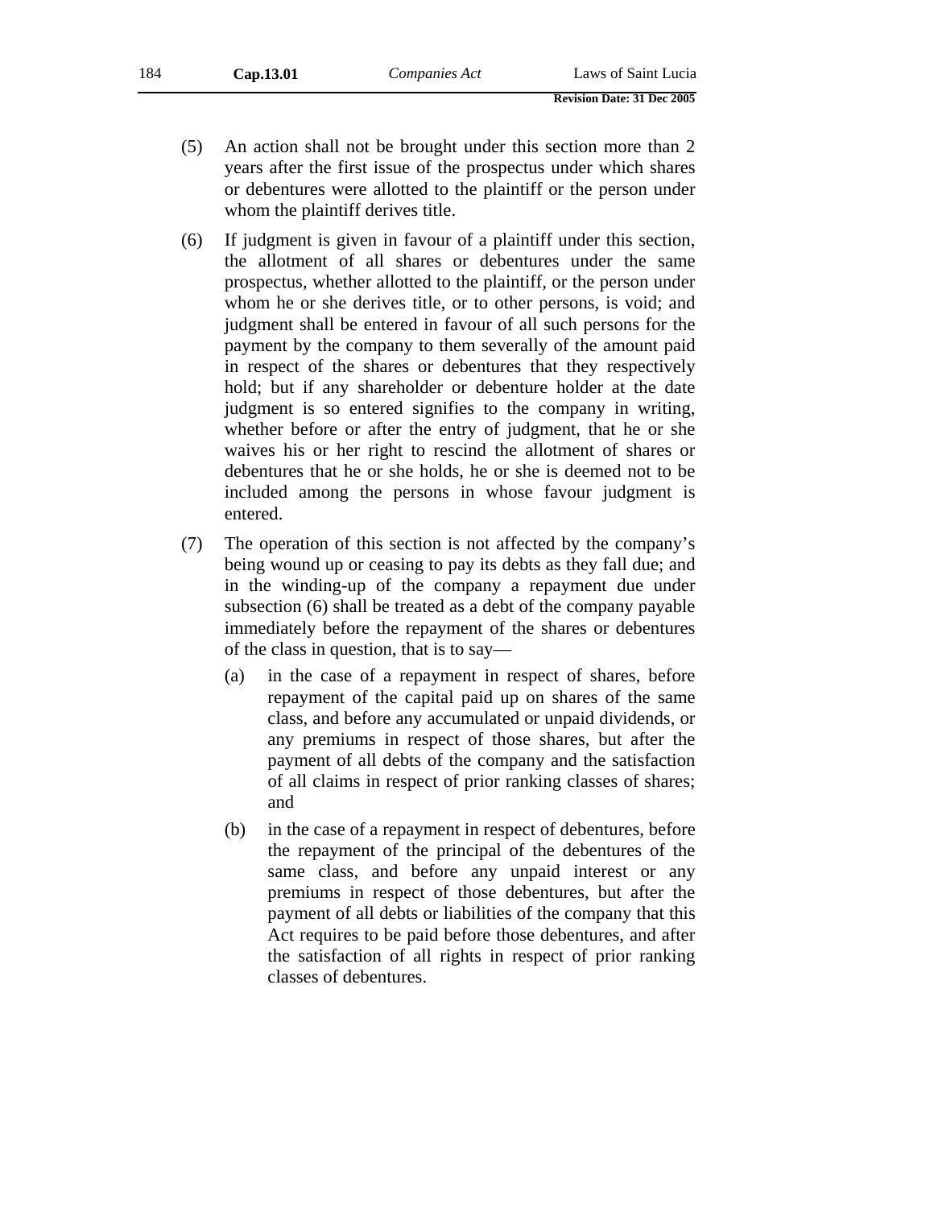(5) An action shall not be brought under this section more than 2 years after the first issue of the prospectus under which shares or debentures were allotted to the plaintiff or the person under whom the plaintiff derives title.

(6) If judgment is given in favour of a plaintiff under this section, the allotment of all shares or debentures under the same prospectus, whether allotted to the plaintiff, or the person under whom he or she derives title, or to other persons, is void; and judgment shall be entered in favour of all such persons for the payment by the company to them severally of the amount paid in respect of the shares or debentures that they respectively hold; but if any shareholder or debenture holder at the date judgment is so entered signifies to the company in writing, whether before or after the entry of judgment, that he or she waives his or her right to rescind the allotment of shares or debentures that he or she holds, he or she is deemed not to be included among the persons in whose favour judgment is entered.

(7) The operation of this section is not affected by the company's being wound up or ceasing to pay its debts as they fall due; and in the winding-up of the company a repayment due under subsection (6) shall be treated as a debt of the company payable immediately before the repayment of the shares or debentures of the class in question, that is to say—

(a) in the case of a repayment in respect of shares, before repayment of the capital paid up on shares of the same class, and before any accumulated or unpaid dividends, or any premiums in respect of those shares, but after the payment of all debts of the company and the satisfaction of all claims in respect of prior ranking classes of shares; and

(b) in the case of a repayment in respect of debentures, before the repayment of the principal of the debentures of the same class, and before any unpaid interest or any premiums in respect of those debentures, but after the payment of all debts or liabilities of the company that this Act requires to be paid before those debentures, and after the satisfaction of all rights in respect of prior ranking classes of debentures.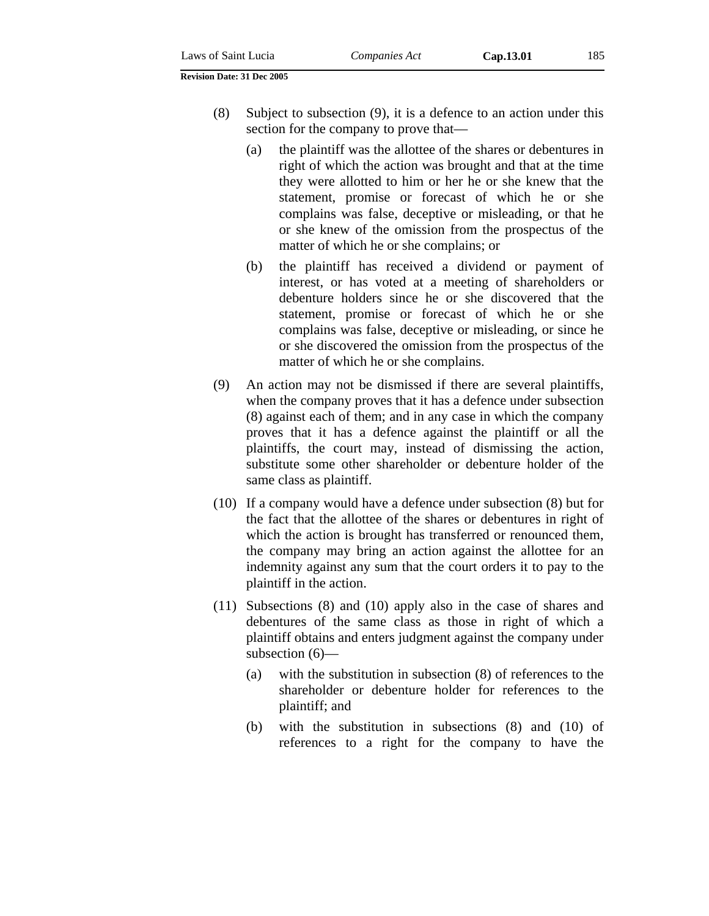(8) Subject to subsection (9), it is a defence to an action under this section for the company to prove that—

  (a) the plaintiff was the allottee of the shares or debentures in right of which the action was brought and that at the time they were allotted to him or her he or she knew that the statement, promise or forecast of which he or she complains was false, deceptive or misleading, or that he or she knew of the omission from the prospectus of the matter of which he or she complains; or

  (b) the plaintiff has received a dividend or payment of interest, or has voted at a meeting of shareholders or debenture holders since he or she discovered that the statement, promise or forecast of which he or she complains was false, deceptive or misleading, or since he or she discovered the omission from the prospectus of the matter of which he or she complains.

(9) An action may not be dismissed if there are several plaintiffs, when the company proves that it has a defence under subsection (8) against each of them; and in any case in which the company proves that it has a defence against the plaintiff or all the plaintiffs, the court may, instead of dismissing the action, substitute some other shareholder or debenture holder of the same class as plaintiff.

(10) If a company would have a defence under subsection (8) but for the fact that the allottee of the shares or debentures in right of which the action is brought has transferred or renounced them, the company may bring an action against the allottee for an indemnity against any sum that the court orders it to pay to the plaintiff in the action.

(11) Subsections (8) and (10) apply also in the case of shares and debentures of the same class as those in right of which a plaintiff obtains and enters judgment against the company under subsection (6)—

  (a) with the substitution in subsection (8) of references to the shareholder or debenture holder for references to the plaintiff; and

  (b) with the substitution in subsections (8) and (10) of references to a right for the company to have the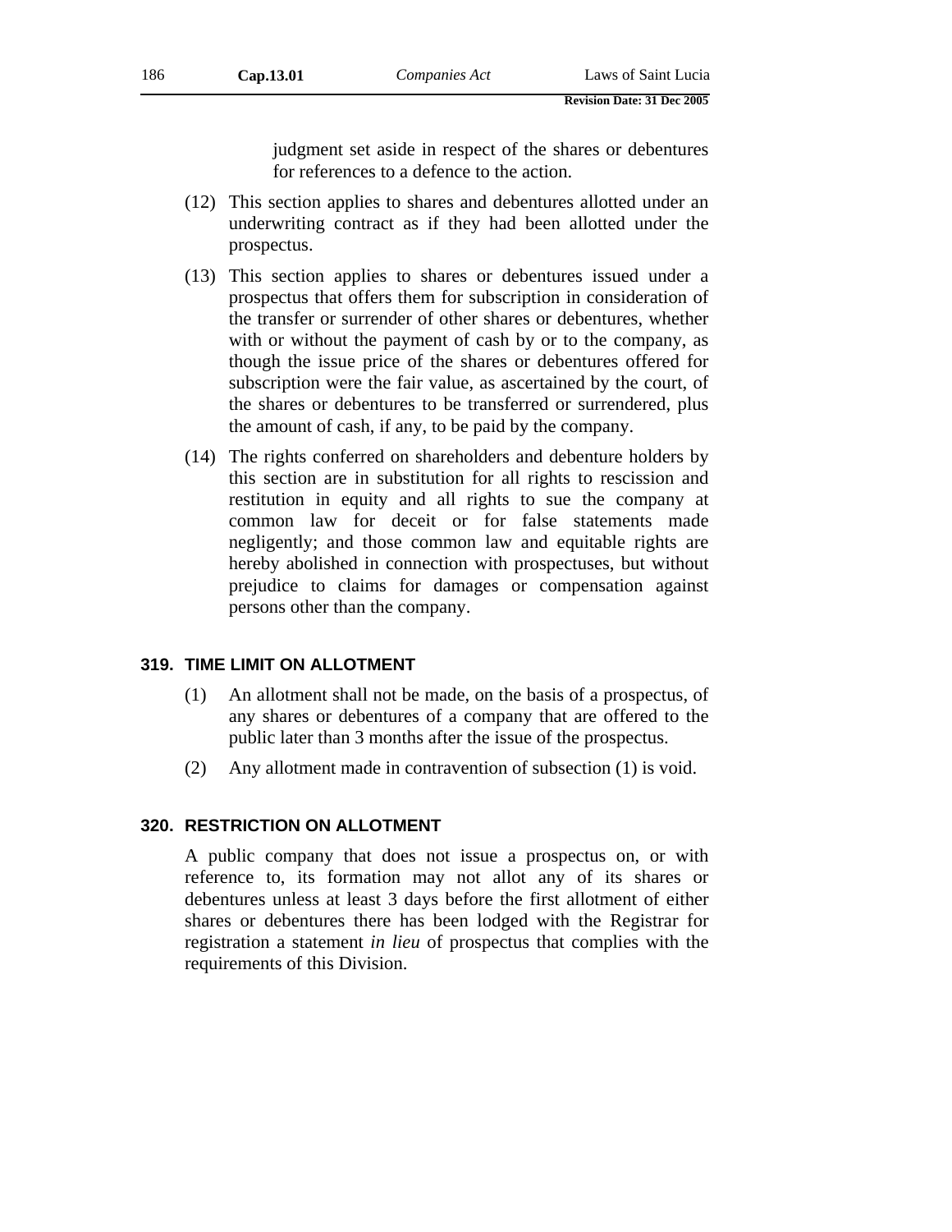judgment set aside in respect of the shares or debentures for references to a defence to the action.

(12) This section applies to shares and debentures allotted under an underwriting contract as if they had been allotted under the prospectus.

(13) This section applies to shares or debentures issued under a prospectus that offers them for subscription in consideration of the transfer or surrender of other shares or debentures, whether with or without the payment of cash by or to the company, as though the issue price of the shares or debentures offered for subscription were the fair value, as ascertained by the court, of the shares or debentures to be transferred or surrendered, plus the amount of cash, if any, to be paid by the company.

(14) The rights conferred on shareholders and debenture holders by this section are in substitution for all rights to rescission and restitution in equity and all rights to sue the company at common law for deceit or for false statements made negligently; and those common law and equitable rights are hereby abolished in connection with prospectuses, but without prejudice to claims for damages or compensation against persons other than the company.

### 319. TIME LIMIT ON ALLOTMENT

(1) An allotment shall not be made, on the basis of a prospectus, of any shares or debentures of a company that are offered to the public later than 3 months after the issue of the prospectus.

(2) Any allotment made in contravention of subsection (1) is void.

### 320. RESTRICTION ON ALLOTMENT

A public company that does not issue a prospectus on, or with reference to, its formation may not allot any of its shares or debentures unless at least 3 days before the first allotment of either shares or debentures there has been lodged with the Registrar for registration a statement *in lieu* of prospectus that complies with the requirements of this Division.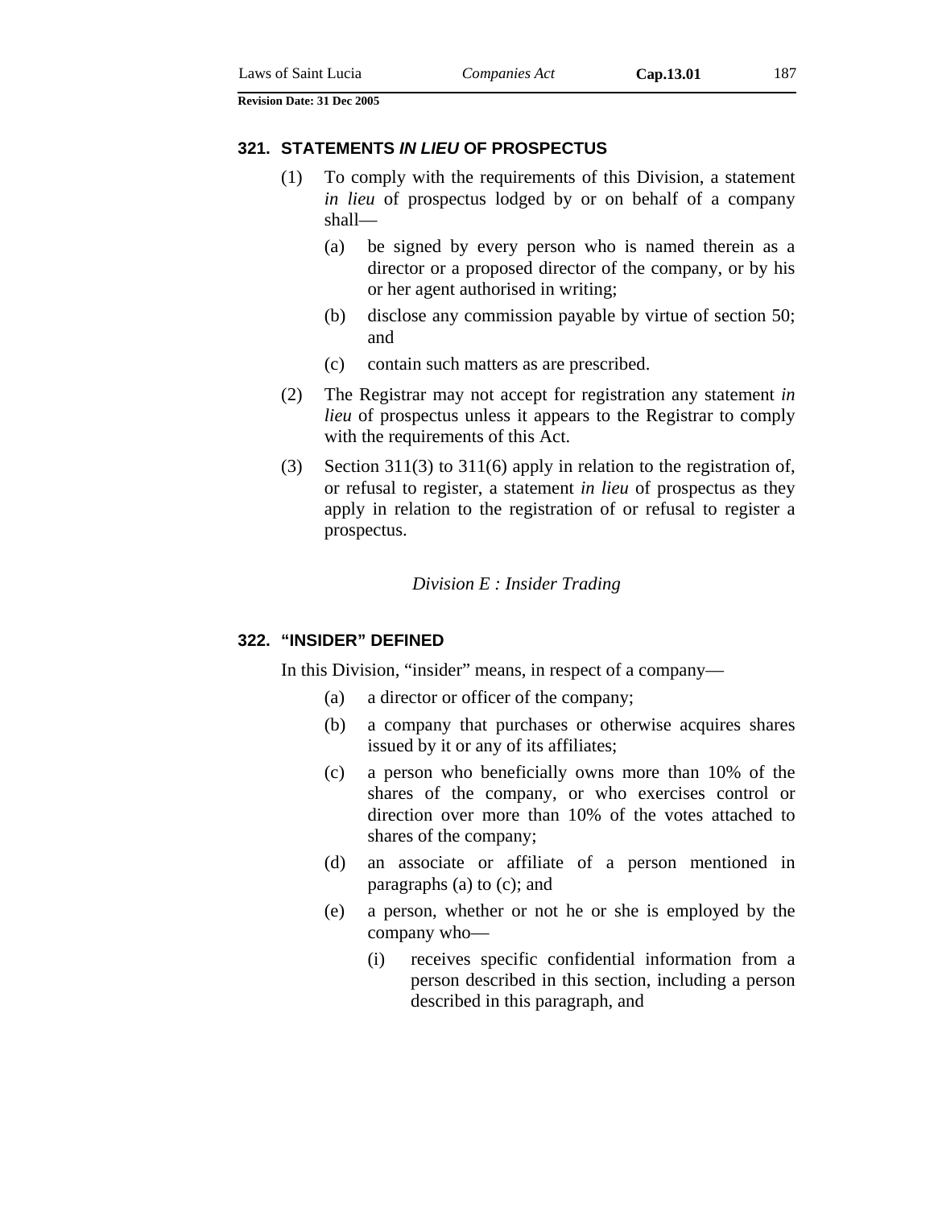### 321. STATEMENTS *IN LIEU* OF PROSPECTUS

(1) To comply with the requirements of this Division, a statement *in lieu* of prospectus lodged by or on behalf of a company shall—

(a) be signed by every person who is named therein as a director or a proposed director of the company, or by his or her agent authorised in writing;

(b) disclose any commission payable by virtue of section 50; and

(c) contain such matters as are prescribed.

(2) The Registrar may not accept for registration any statement *in lieu* of prospectus unless it appears to the Registrar to comply with the requirements of this Act.

(3) Section 311(3) to 311(6) apply in relation to the registration of, or refusal to register, a statement *in lieu* of prospectus as they apply in relation to the registration of or refusal to register a prospectus.

*Division E : Insider Trading*

### 322. "INSIDER" DEFINED

In this Division, "insider" means, in respect of a company—

(a) a director or officer of the company;

(b) a company that purchases or otherwise acquires shares issued by it or any of its affiliates;

(c) a person who beneficially owns more than 10% of the shares of the company, or who exercises control or direction over more than 10% of the votes attached to shares of the company;

(d) an associate or affiliate of a person mentioned in paragraphs (a) to (c); and

(e) a person, whether or not he or she is employed by the company who—

(i) receives specific confidential information from a person described in this section, including a person described in this paragraph, and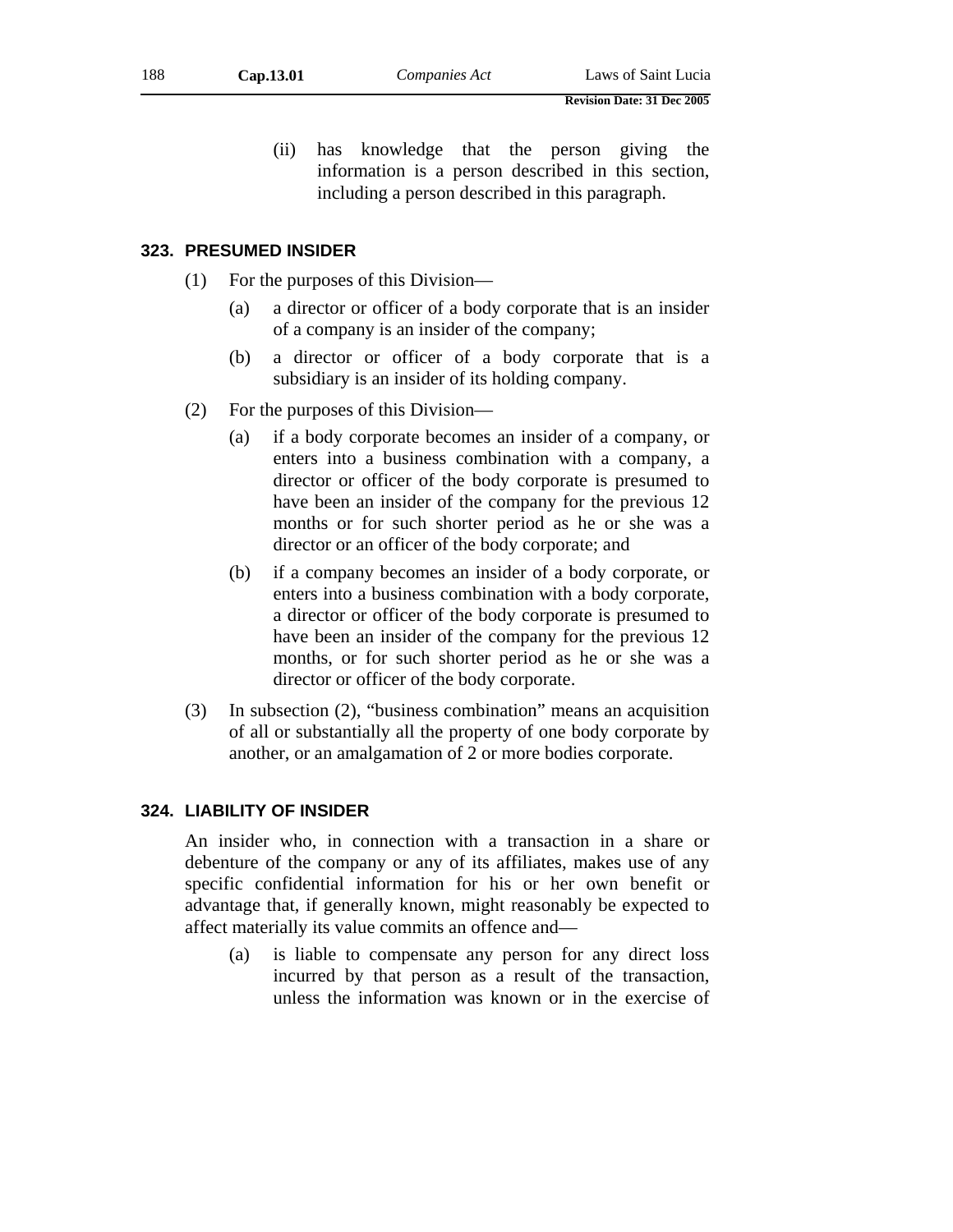(ii) has knowledge that the person giving the information is a person described in this section, including a person described in this paragraph.

### 323. PRESUMED INSIDER

(1) For the purposes of this Division—

(a) a director or officer of a body corporate that is an insider of a company is an insider of the company;

(b) a director or officer of a body corporate that is a subsidiary is an insider of its holding company.

(2) For the purposes of this Division—

(a) if a body corporate becomes an insider of a company, or enters into a business combination with a company, a director or officer of the body corporate is presumed to have been an insider of the company for the previous 12 months or for such shorter period as he or she was a director or an officer of the body corporate; and

(b) if a company becomes an insider of a body corporate, or enters into a business combination with a body corporate, a director or officer of the body corporate is presumed to have been an insider of the company for the previous 12 months, or for such shorter period as he or she was a director or officer of the body corporate.

(3) In subsection (2), "business combination" means an acquisition of all or substantially all the property of one body corporate by another, or an amalgamation of 2 or more bodies corporate.

### 324. LIABILITY OF INSIDER

An insider who, in connection with a transaction in a share or debenture of the company or any of its affiliates, makes use of any specific confidential information for his or her own benefit or advantage that, if generally known, might reasonably be expected to affect materially its value commits an offence and—

(a) is liable to compensate any person for any direct loss incurred by that person as a result of the transaction, unless the information was known or in the exercise of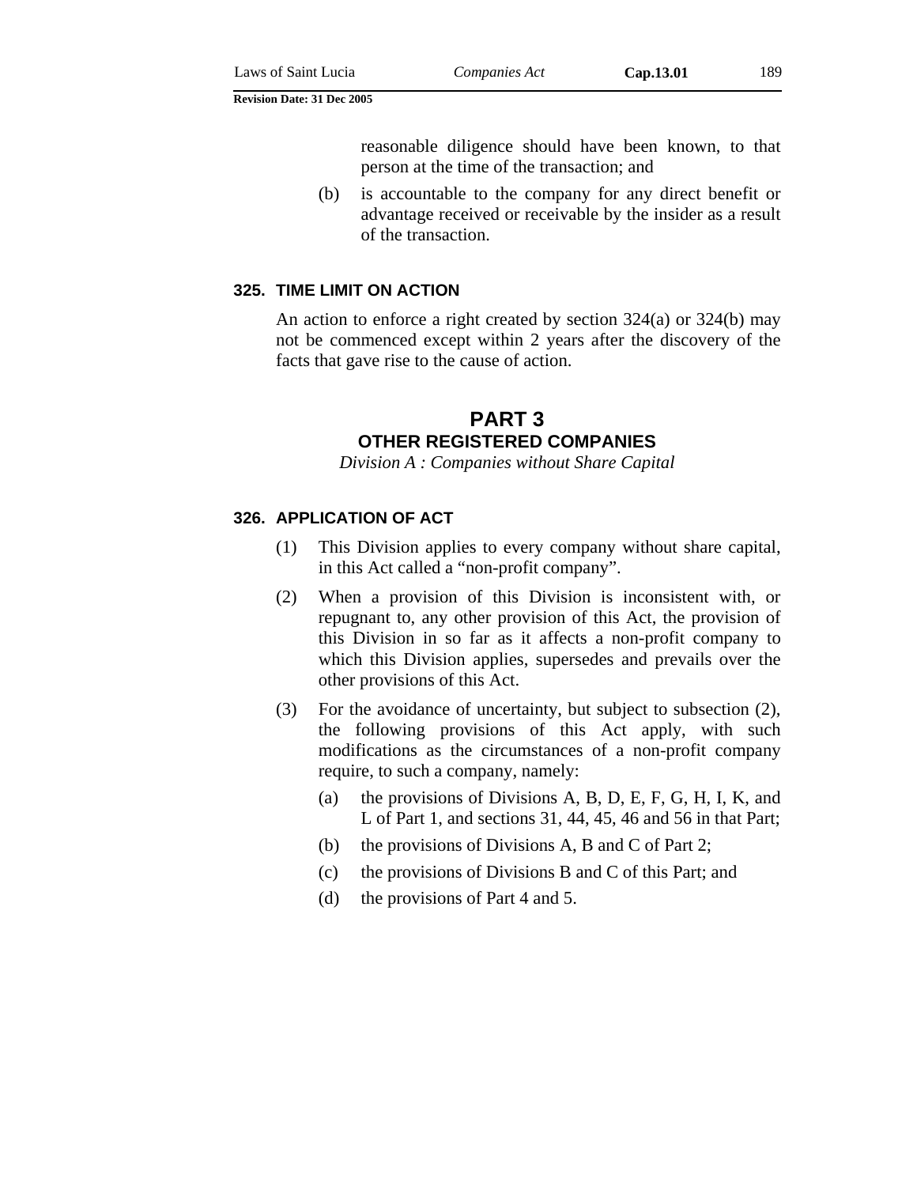reasonable diligence should have been known, to that person at the time of the transaction; and

(b) is accountable to the company for any direct benefit or advantage received or receivable by the insider as a result of the transaction.

### 325. TIME LIMIT ON ACTION

An action to enforce a right created by section 324(a) or 324(b) may not be commenced except within 2 years after the discovery of the facts that gave rise to the cause of action.

# PART 3
## OTHER REGISTERED COMPANIES
*Division A : Companies without Share Capital*

### 326. APPLICATION OF ACT

(1) This Division applies to every company without share capital, in this Act called a "non-profit company".

(2) When a provision of this Division is inconsistent with, or repugnant to, any other provision of this Act, the provision of this Division in so far as it affects a non-profit company to which this Division applies, supersedes and prevails over the other provisions of this Act.

(3) For the avoidance of uncertainty, but subject to subsection (2), the following provisions of this Act apply, with such modifications as the circumstances of a non-profit company require, to such a company, namely:

(a) the provisions of Divisions A, B, D, E, F, G, H, I, K, and L of Part 1, and sections 31, 44, 45, 46 and 56 in that Part;

(b) the provisions of Divisions A, B and C of Part 2;

(c) the provisions of Divisions B and C of this Part; and

(d) the provisions of Part 4 and 5.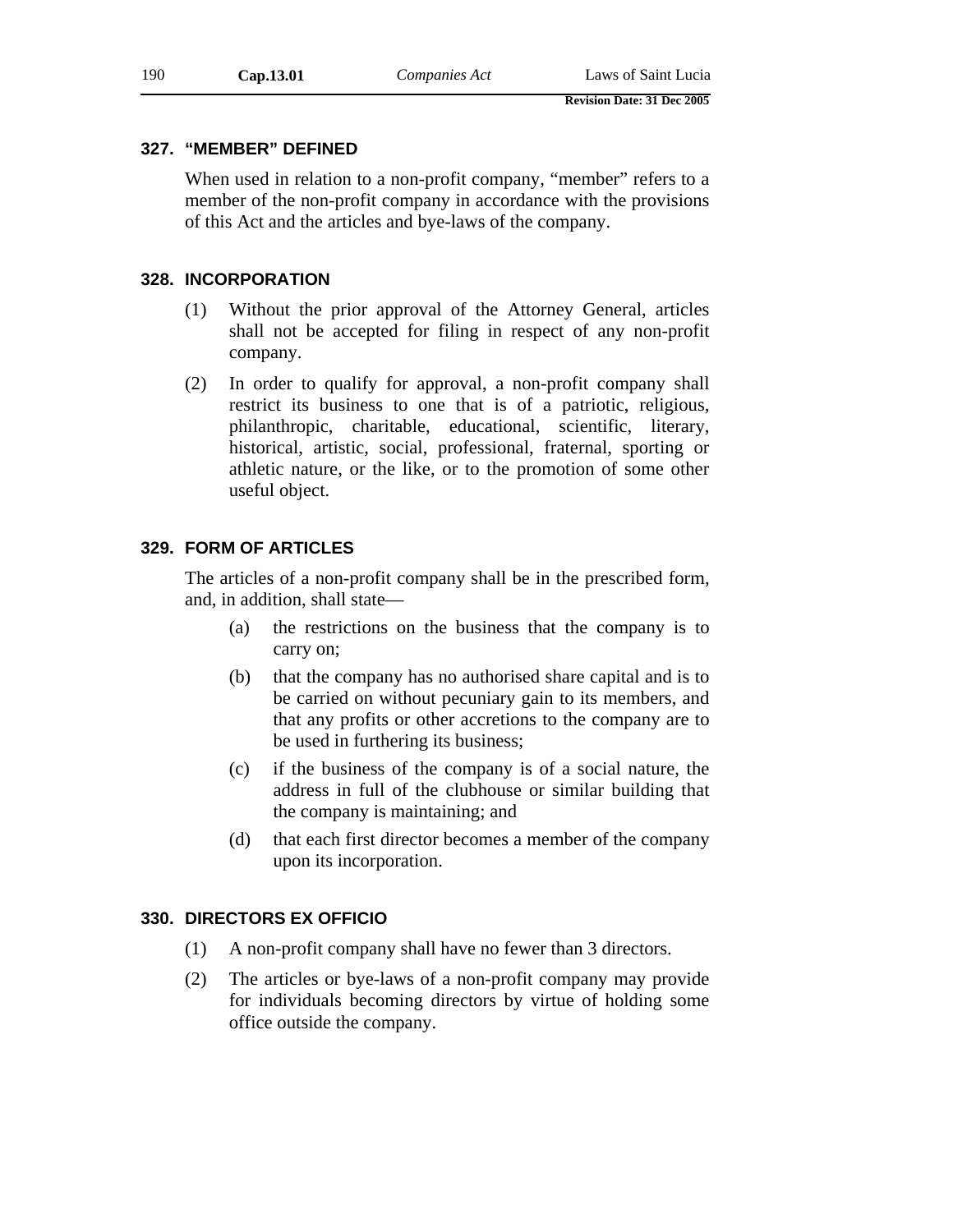### 327. "MEMBER" DEFINED

When used in relation to a non-profit company, "member" refers to a member of the non-profit company in accordance with the provisions of this Act and the articles and bye-laws of the company.

### 328. INCORPORATION

(1) Without the prior approval of the Attorney General, articles shall not be accepted for filing in respect of any non-profit company.

(2) In order to qualify for approval, a non-profit company shall restrict its business to one that is of a patriotic, religious, philanthropic, charitable, educational, scientific, literary, historical, artistic, social, professional, fraternal, sporting or athletic nature, or the like, or to the promotion of some other useful object.

### 329. FORM OF ARTICLES

The articles of a non-profit company shall be in the prescribed form, and, in addition, shall state—

(a) the restrictions on the business that the company is to carry on;

(b) that the company has no authorised share capital and is to be carried on without pecuniary gain to its members, and that any profits or other accretions to the company are to be used in furthering its business;

(c) if the business of the company is of a social nature, the address in full of the clubhouse or similar building that the company is maintaining; and

(d) that each first director becomes a member of the company upon its incorporation.

### 330. DIRECTORS EX OFFICIO

(1) A non-profit company shall have no fewer than 3 directors.

(2) The articles or bye-laws of a non-profit company may provide for individuals becoming directors by virtue of holding some office outside the company.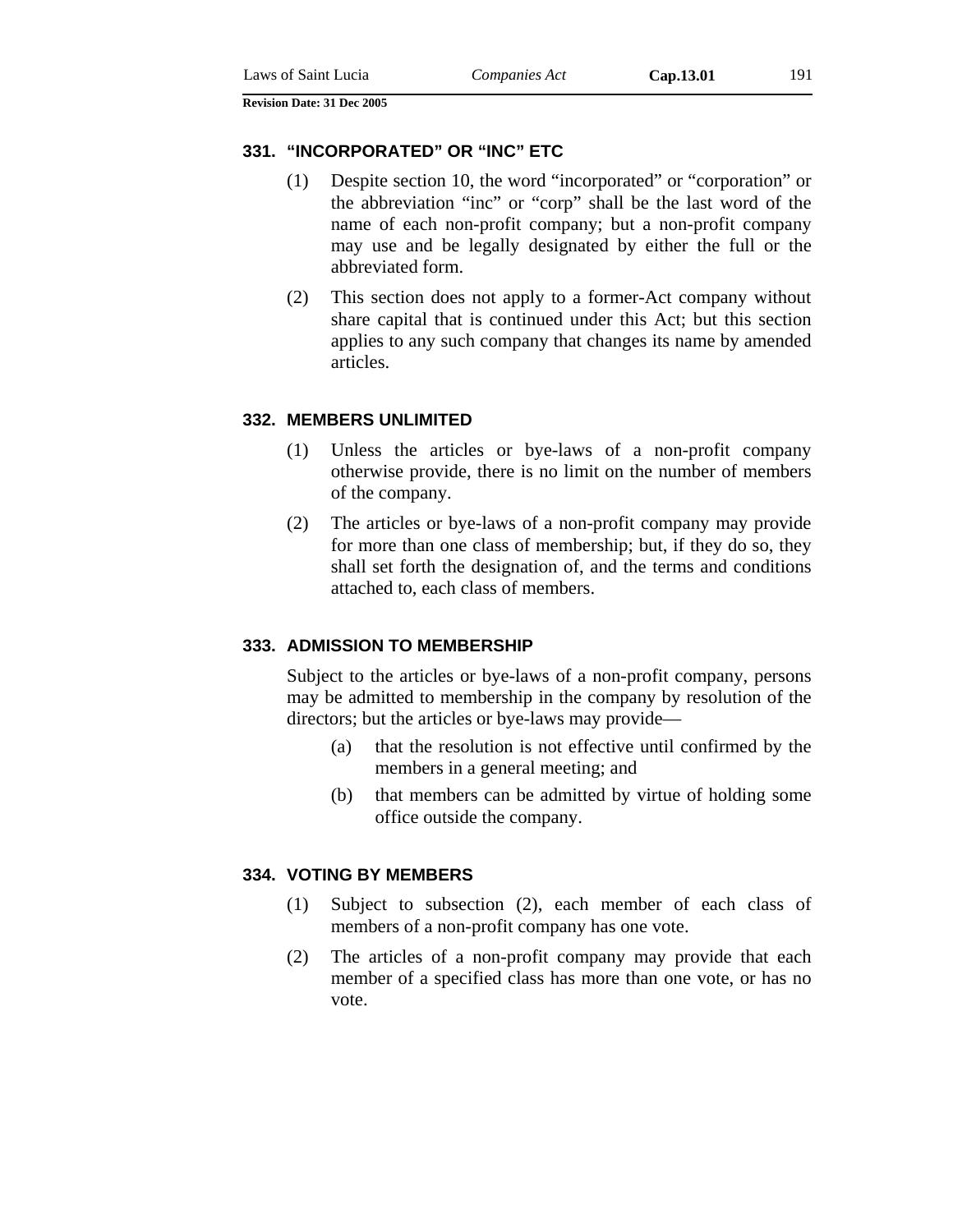### 331. "INCORPORATED" OR "INC" ETC

(1) Despite section 10, the word "incorporated" or "corporation" or the abbreviation "inc" or "corp" shall be the last word of the name of each non-profit company; but a non-profit company may use and be legally designated by either the full or the abbreviated form.

(2) This section does not apply to a former-Act company without share capital that is continued under this Act; but this section applies to any such company that changes its name by amended articles.

### 332. MEMBERS UNLIMITED

(1) Unless the articles or bye-laws of a non-profit company otherwise provide, there is no limit on the number of members of the company.

(2) The articles or bye-laws of a non-profit company may provide for more than one class of membership; but, if they do so, they shall set forth the designation of, and the terms and conditions attached to, each class of members.

### 333. ADMISSION TO MEMBERSHIP

Subject to the articles or bye-laws of a non-profit company, persons may be admitted to membership in the company by resolution of the directors; but the articles or bye-laws may provide—

(a) that the resolution is not effective until confirmed by the members in a general meeting; and

(b) that members can be admitted by virtue of holding some office outside the company.

### 334. VOTING BY MEMBERS

(1) Subject to subsection (2), each member of each class of members of a non-profit company has one vote.

(2) The articles of a non-profit company may provide that each member of a specified class has more than one vote, or has no vote.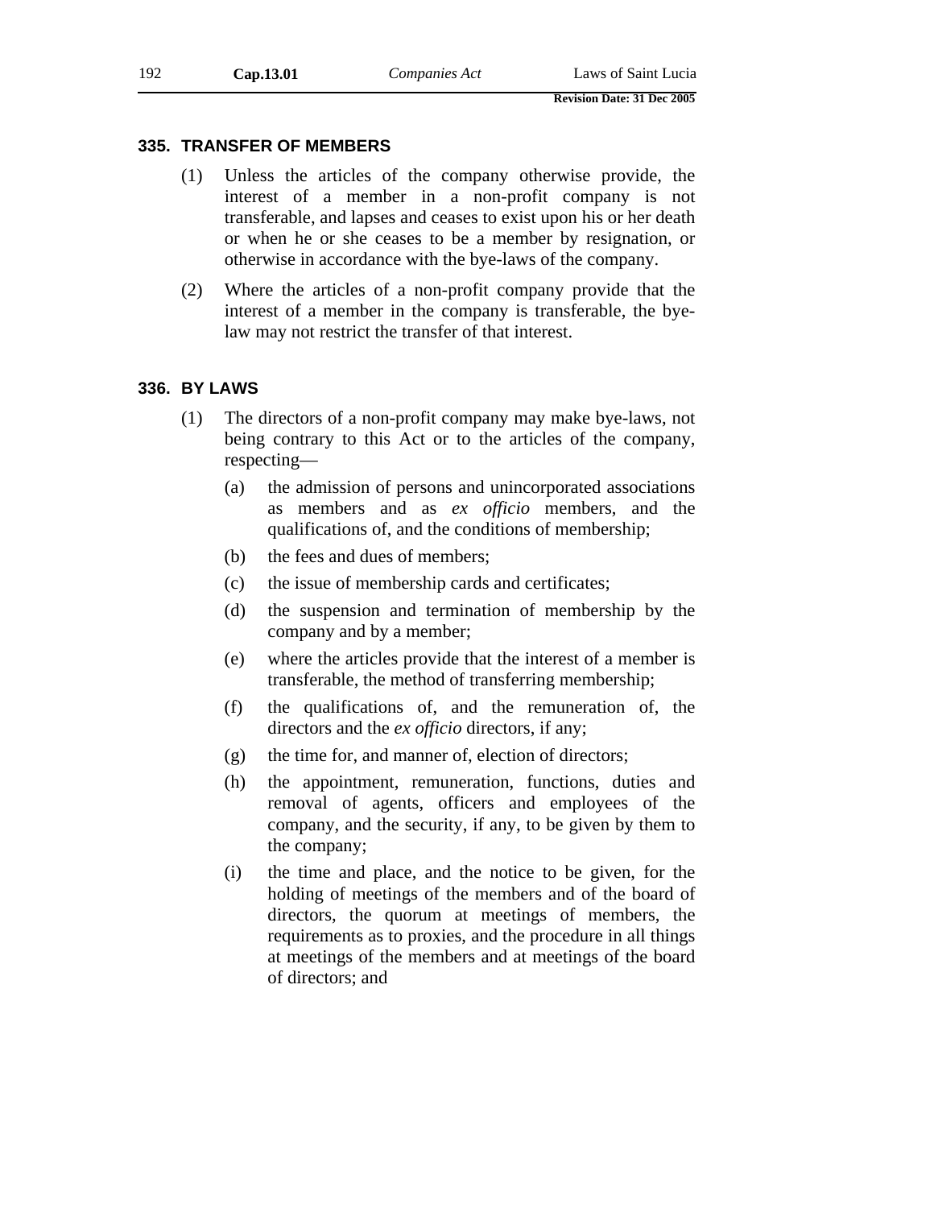### 335. TRANSFER OF MEMBERS

(1) Unless the articles of the company otherwise provide, the interest of a member in a non-profit company is not transferable, and lapses and ceases to exist upon his or her death or when he or she ceases to be a member by resignation, or otherwise in accordance with the bye-laws of the company.

(2) Where the articles of a non-profit company provide that the interest of a member in the company is transferable, the bye-law may not restrict the transfer of that interest.

### 336. BY LAWS

(1) The directors of a non-profit company may make bye-laws, not being contrary to this Act or to the articles of the company, respecting—

(a) the admission of persons and unincorporated associations as members and as *ex officio* members, and the qualifications of, and the conditions of membership;

(b) the fees and dues of members;

(c) the issue of membership cards and certificates;

(d) the suspension and termination of membership by the company and by a member;

(e) where the articles provide that the interest of a member is transferable, the method of transferring membership;

(f) the qualifications of, and the remuneration of, the directors and the *ex officio* directors, if any;

(g) the time for, and manner of, election of directors;

(h) the appointment, remuneration, functions, duties and removal of agents, officers and employees of the company, and the security, if any, to be given by them to the company;

(i) the time and place, and the notice to be given, for the holding of meetings of the members and of the board of directors, the quorum at meetings of members, the requirements as to proxies, and the procedure in all things at meetings of the members and at meetings of the board of directors; and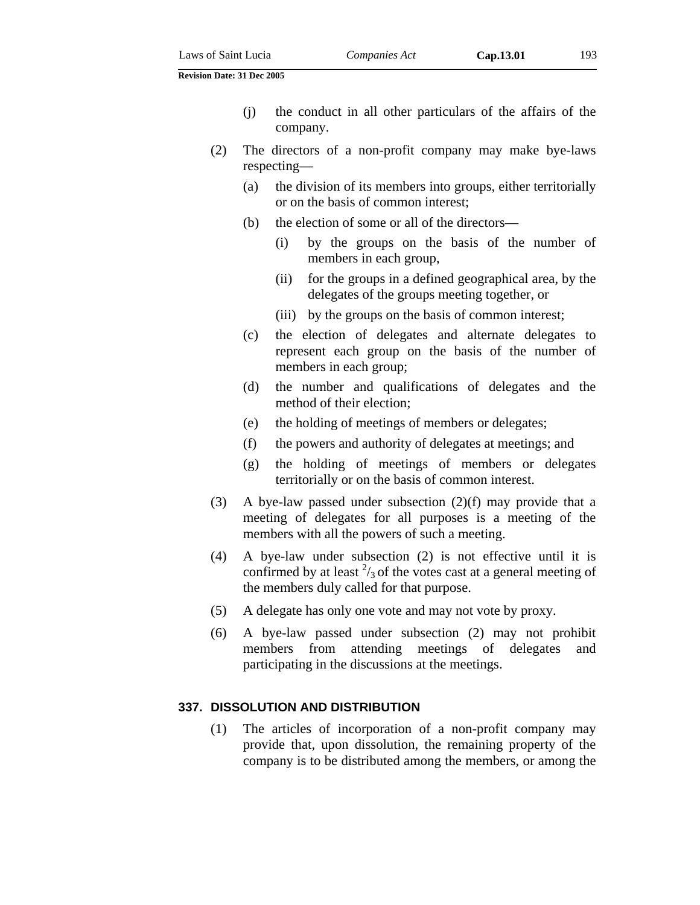(j) the conduct in all other particulars of the affairs of the company.

(2) The directors of a non-profit company may make bye-laws respecting—

(a) the division of its members into groups, either territorially or on the basis of common interest;

(b) the election of some or all of the directors—

(i) by the groups on the basis of the number of members in each group,

(ii) for the groups in a defined geographical area, by the delegates of the groups meeting together, or

(iii) by the groups on the basis of common interest;

(c) the election of delegates and alternate delegates to represent each group on the basis of the number of members in each group;

(d) the number and qualifications of delegates and the method of their election;

(e) the holding of meetings of members or delegates;

(f) the powers and authority of delegates at meetings; and

(g) the holding of meetings of members or delegates territorially or on the basis of common interest.

(3) A bye-law passed under subsection (2)(f) may provide that a meeting of delegates for all purposes is a meeting of the members with all the powers of such a meeting.

(4) A bye-law under subsection (2) is not effective until it is confirmed by at least $^2/_3$ of the votes cast at a general meeting of the members duly called for that purpose.

(5) A delegate has only one vote and may not vote by proxy.

(6) A bye-law passed under subsection (2) may not prohibit members from attending meetings of delegates and participating in the discussions at the meetings.

## 337. DISSOLUTION AND DISTRIBUTION

(1) The articles of incorporation of a non-profit company may provide that, upon dissolution, the remaining property of the company is to be distributed among the members, or among the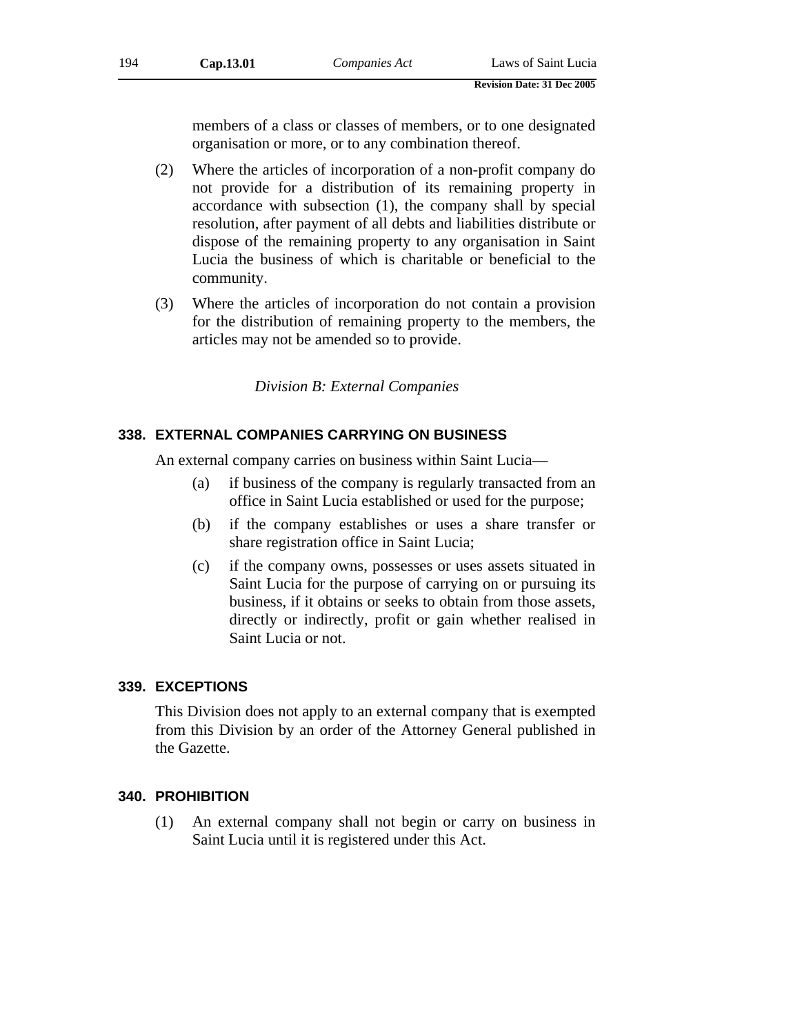members of a class or classes of members, or to one designated organisation or more, or to any combination thereof.

(2) Where the articles of incorporation of a non-profit company do not provide for a distribution of its remaining property in accordance with subsection (1), the company shall by special resolution, after payment of all debts and liabilities distribute or dispose of the remaining property to any organisation in Saint Lucia the business of which is charitable or beneficial to the community.

(3) Where the articles of incorporation do not contain a provision for the distribution of remaining property to the members, the articles may not be amended so to provide.

*Division B: External Companies*

### 338. EXTERNAL COMPANIES CARRYING ON BUSINESS

An external company carries on business within Saint Lucia—

(a) if business of the company is regularly transacted from an office in Saint Lucia established or used for the purpose;

(b) if the company establishes or uses a share transfer or share registration office in Saint Lucia;

(c) if the company owns, possesses or uses assets situated in Saint Lucia for the purpose of carrying on or pursuing its business, if it obtains or seeks to obtain from those assets, directly or indirectly, profit or gain whether realised in Saint Lucia or not.

### 339. EXCEPTIONS

This Division does not apply to an external company that is exempted from this Division by an order of the Attorney General published in the Gazette.

### 340. PROHIBITION

(1) An external company shall not begin or carry on business in Saint Lucia until it is registered under this Act.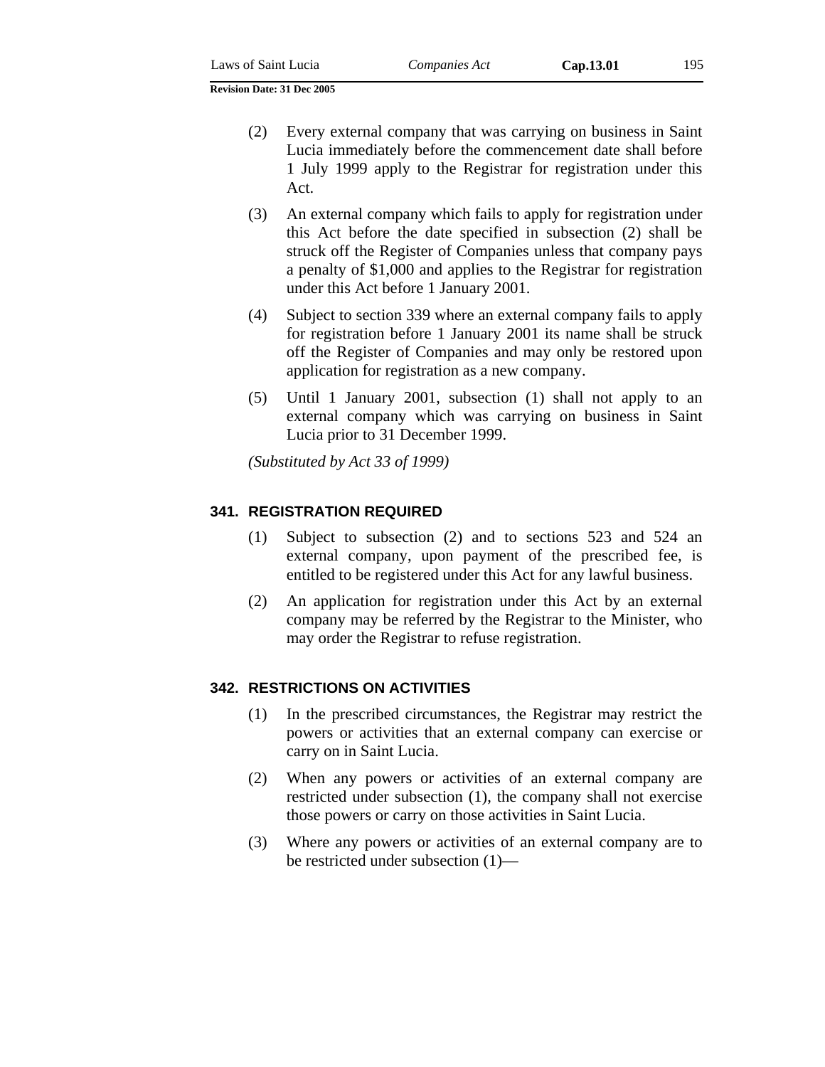(2) Every external company that was carrying on business in Saint Lucia immediately before the commencement date shall before 1 July 1999 apply to the Registrar for registration under this Act.

(3) An external company which fails to apply for registration under this Act before the date specified in subsection (2) shall be struck off the Register of Companies unless that company pays a penalty of $1,000 and applies to the Registrar for registration under this Act before 1 January 2001.

(4) Subject to section 339 where an external company fails to apply for registration before 1 January 2001 its name shall be struck off the Register of Companies and may only be restored upon application for registration as a new company.

(5) Until 1 January 2001, subsection (1) shall not apply to an external company which was carrying on business in Saint Lucia prior to 31 December 1999.

*(Substituted by Act 33 of 1999)*

### 341. REGISTRATION REQUIRED

(1) Subject to subsection (2) and to sections 523 and 524 an external company, upon payment of the prescribed fee, is entitled to be registered under this Act for any lawful business.

(2) An application for registration under this Act by an external company may be referred by the Registrar to the Minister, who may order the Registrar to refuse registration.

### 342. RESTRICTIONS ON ACTIVITIES

(1) In the prescribed circumstances, the Registrar may restrict the powers or activities that an external company can exercise or carry on in Saint Lucia.

(2) When any powers or activities of an external company are restricted under subsection (1), the company shall not exercise those powers or carry on those activities in Saint Lucia.

(3) Where any powers or activities of an external company are to be restricted under subsection (1)—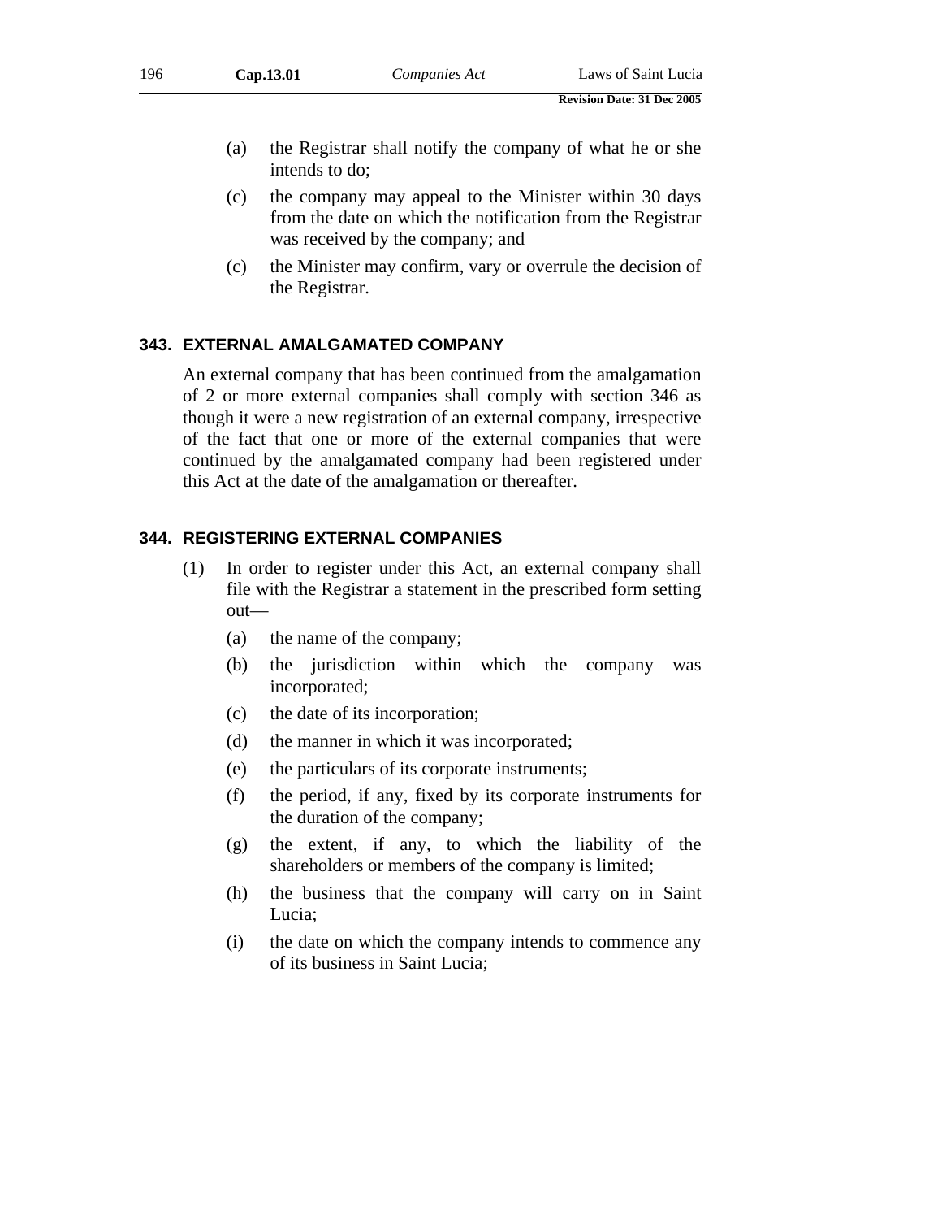(a) the Registrar shall notify the company of what he or she intends to do;

(c) the company may appeal to the Minister within 30 days from the date on which the notification from the Registrar was received by the company; and

(c) the Minister may confirm, vary or overrule the decision of the Registrar.

### 343. EXTERNAL AMALGAMATED COMPANY

An external company that has been continued from the amalgamation of 2 or more external companies shall comply with section 346 as though it were a new registration of an external company, irrespective of the fact that one or more of the external companies that were continued by the amalgamated company had been registered under this Act at the date of the amalgamation or thereafter.

### 344. REGISTERING EXTERNAL COMPANIES

(1) In order to register under this Act, an external company shall file with the Registrar a statement in the prescribed form setting out—

(a) the name of the company;

(b) the jurisdiction within which the company was incorporated;

(c) the date of its incorporation;

(d) the manner in which it was incorporated;

(e) the particulars of its corporate instruments;

(f) the period, if any, fixed by its corporate instruments for the duration of the company;

(g) the extent, if any, to which the liability of the shareholders or members of the company is limited;

(h) the business that the company will carry on in Saint Lucia;

(i) the date on which the company intends to commence any of its business in Saint Lucia;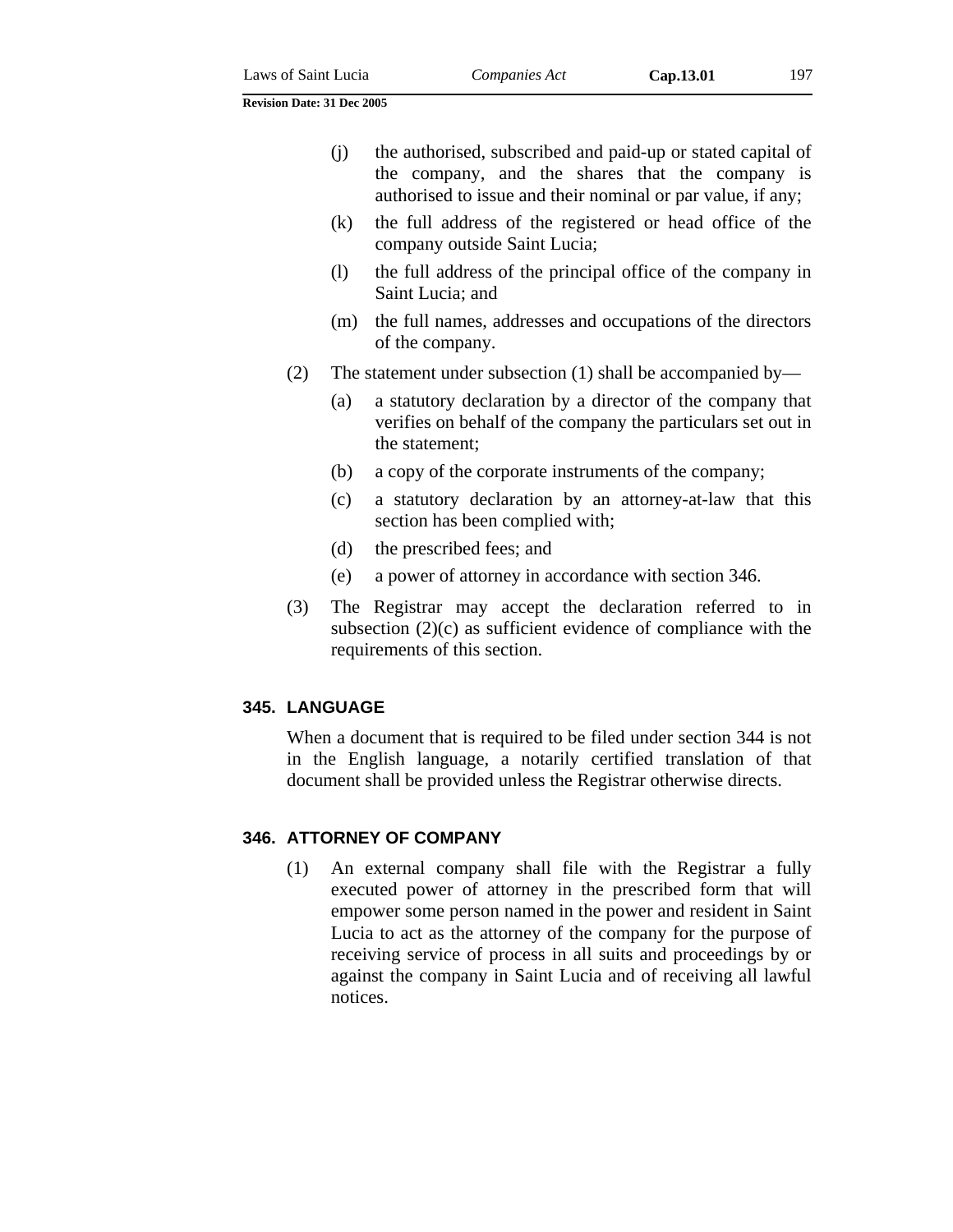(j) the authorised, subscribed and paid-up or stated capital of the company, and the shares that the company is authorised to issue and their nominal or par value, if any;

(k) the full address of the registered or head office of the company outside Saint Lucia;

(l) the full address of the principal office of the company in Saint Lucia; and

(m) the full names, addresses and occupations of the directors of the company.

(2) The statement under subsection (1) shall be accompanied by—

(a) a statutory declaration by a director of the company that verifies on behalf of the company the particulars set out in the statement;

(b) a copy of the corporate instruments of the company;

(c) a statutory declaration by an attorney-at-law that this section has been complied with;

(d) the prescribed fees; and

(e) a power of attorney in accordance with section 346.

(3) The Registrar may accept the declaration referred to in subsection (2)(c) as sufficient evidence of compliance with the requirements of this section.

### 345. LANGUAGE

When a document that is required to be filed under section 344 is not in the English language, a notarily certified translation of that document shall be provided unless the Registrar otherwise directs.

### 346. ATTORNEY OF COMPANY

(1) An external company shall file with the Registrar a fully executed power of attorney in the prescribed form that will empower some person named in the power and resident in Saint Lucia to act as the attorney of the company for the purpose of receiving service of process in all suits and proceedings by or against the company in Saint Lucia and of receiving all lawful notices.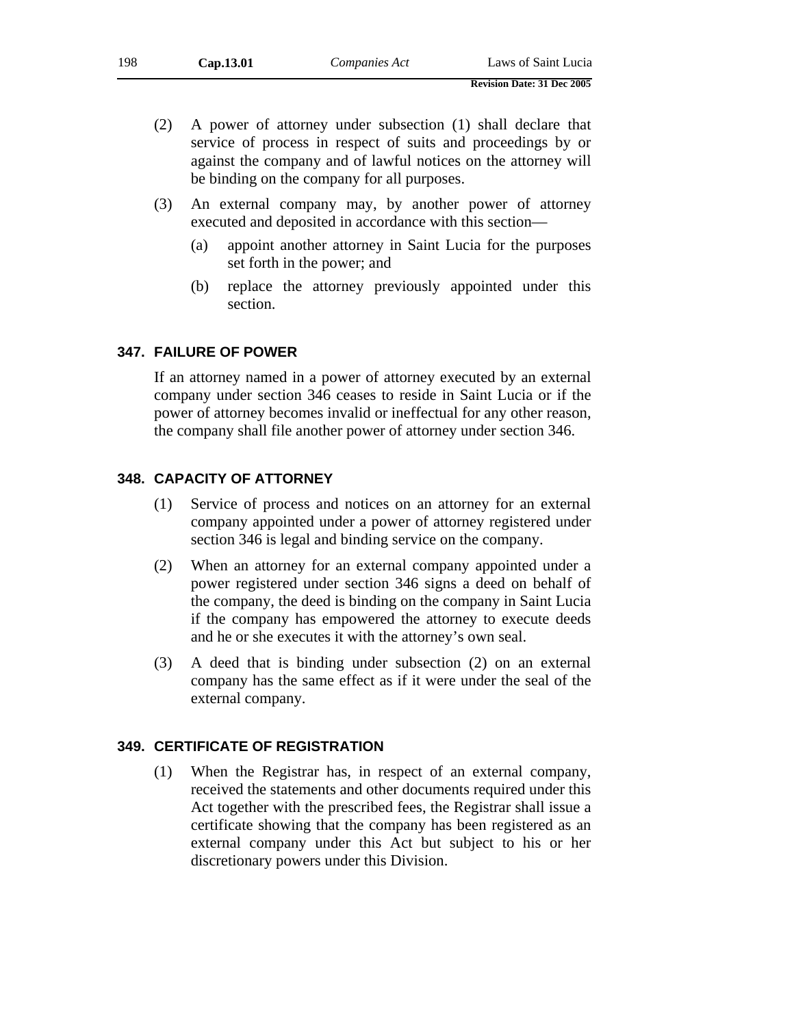(2) A power of attorney under subsection (1) shall declare that service of process in respect of suits and proceedings by or against the company and of lawful notices on the attorney will be binding on the company for all purposes.

(3) An external company may, by another power of attorney executed and deposited in accordance with this section—

  (a) appoint another attorney in Saint Lucia for the purposes set forth in the power; and

  (b) replace the attorney previously appointed under this section.

## 347. FAILURE OF POWER

If an attorney named in a power of attorney executed by an external company under section 346 ceases to reside in Saint Lucia or if the power of attorney becomes invalid or ineffectual for any other reason, the company shall file another power of attorney under section 346.

## 348. CAPACITY OF ATTORNEY

(1) Service of process and notices on an attorney for an external company appointed under a power of attorney registered under section 346 is legal and binding service on the company.

(2) When an attorney for an external company appointed under a power registered under section 346 signs a deed on behalf of the company, the deed is binding on the company in Saint Lucia if the company has empowered the attorney to execute deeds and he or she executes it with the attorney's own seal.

(3) A deed that is binding under subsection (2) on an external company has the same effect as if it were under the seal of the external company.

## 349. CERTIFICATE OF REGISTRATION

(1) When the Registrar has, in respect of an external company, received the statements and other documents required under this Act together with the prescribed fees, the Registrar shall issue a certificate showing that the company has been registered as an external company under this Act but subject to his or her discretionary powers under this Division.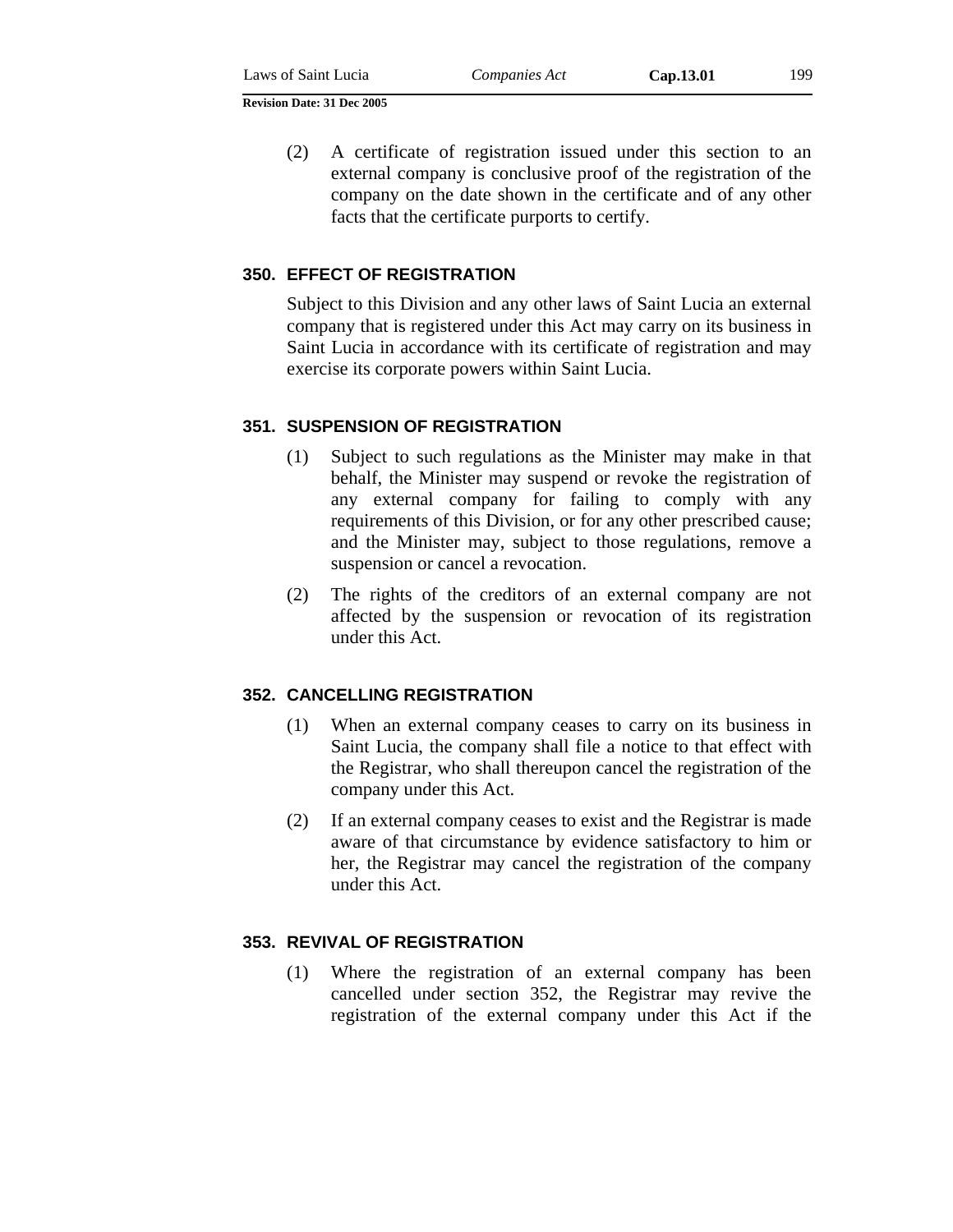(2) A certificate of registration issued under this section to an external company is conclusive proof of the registration of the company on the date shown in the certificate and of any other facts that the certificate purports to certify.

### 350. EFFECT OF REGISTRATION

Subject to this Division and any other laws of Saint Lucia an external company that is registered under this Act may carry on its business in Saint Lucia in accordance with its certificate of registration and may exercise its corporate powers within Saint Lucia.

### 351. SUSPENSION OF REGISTRATION

(1) Subject to such regulations as the Minister may make in that behalf, the Minister may suspend or revoke the registration of any external company for failing to comply with any requirements of this Division, or for any other prescribed cause; and the Minister may, subject to those regulations, remove a suspension or cancel a revocation.

(2) The rights of the creditors of an external company are not affected by the suspension or revocation of its registration under this Act.

### 352. CANCELLING REGISTRATION

(1) When an external company ceases to carry on its business in Saint Lucia, the company shall file a notice to that effect with the Registrar, who shall thereupon cancel the registration of the company under this Act.

(2) If an external company ceases to exist and the Registrar is made aware of that circumstance by evidence satisfactory to him or her, the Registrar may cancel the registration of the company under this Act.

### 353. REVIVAL OF REGISTRATION

(1) Where the registration of an external company has been cancelled under section 352, the Registrar may revive the registration of the external company under this Act if the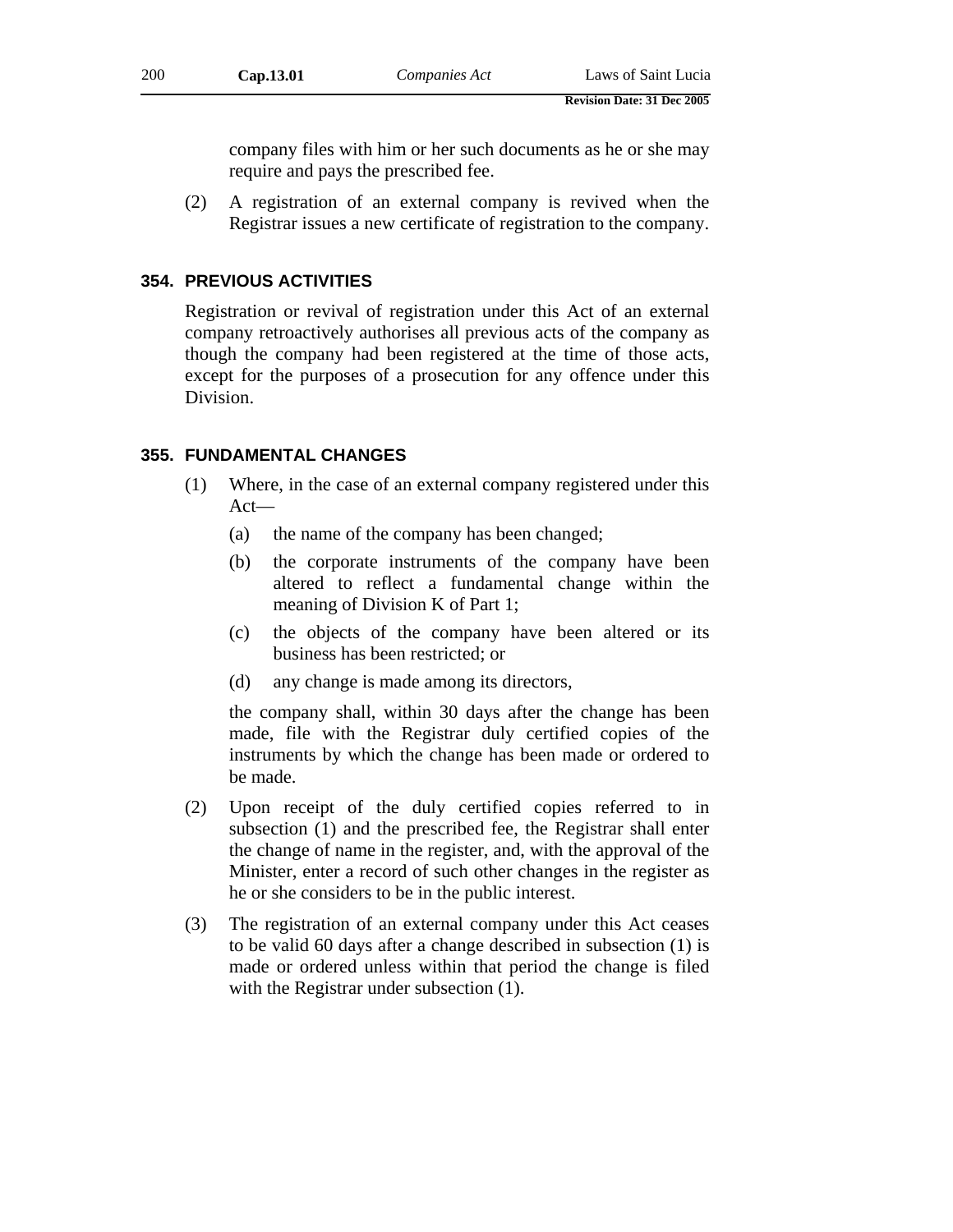company files with him or her such documents as he or she may require and pays the prescribed fee.

(2) A registration of an external company is revived when the Registrar issues a new certificate of registration to the company.

### 354. PREVIOUS ACTIVITIES

Registration or revival of registration under this Act of an external company retroactively authorises all previous acts of the company as though the company had been registered at the time of those acts, except for the purposes of a prosecution for any offence under this Division.

### 355. FUNDAMENTAL CHANGES

(1) Where, in the case of an external company registered under this Act—

(a) the name of the company has been changed;

(b) the corporate instruments of the company have been altered to reflect a fundamental change within the meaning of Division K of Part 1;

(c) the objects of the company have been altered or its business has been restricted; or

(d) any change is made among its directors,

the company shall, within 30 days after the change has been made, file with the Registrar duly certified copies of the instruments by which the change has been made or ordered to be made.

(2) Upon receipt of the duly certified copies referred to in subsection (1) and the prescribed fee, the Registrar shall enter the change of name in the register, and, with the approval of the Minister, enter a record of such other changes in the register as he or she considers to be in the public interest.

(3) The registration of an external company under this Act ceases to be valid 60 days after a change described in subsection (1) is made or ordered unless within that period the change is filed with the Registrar under subsection (1).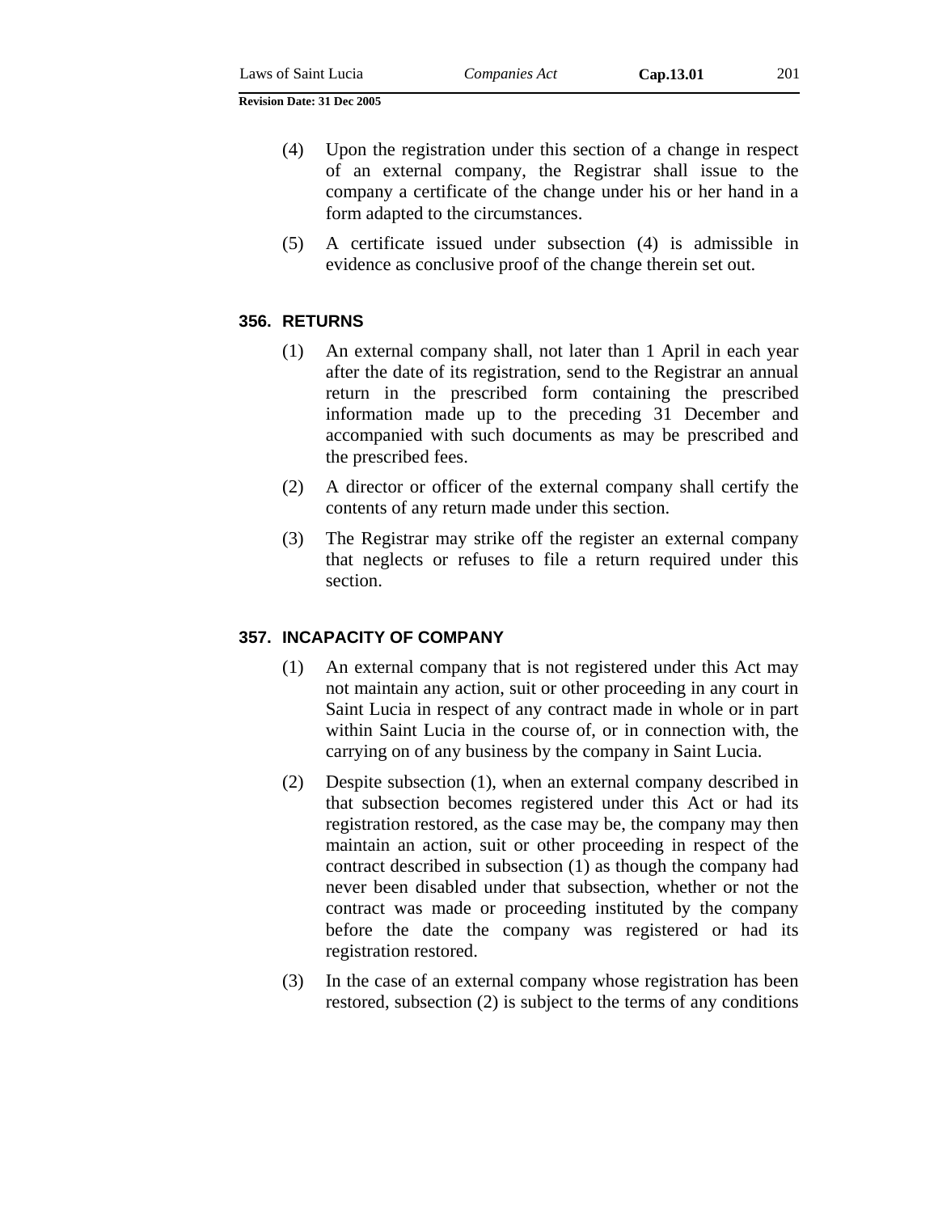(4) Upon the registration under this section of a change in respect of an external company, the Registrar shall issue to the company a certificate of the change under his or her hand in a form adapted to the circumstances.

(5) A certificate issued under subsection (4) is admissible in evidence as conclusive proof of the change therein set out.

### 356. RETURNS

(1) An external company shall, not later than 1 April in each year after the date of its registration, send to the Registrar an annual return in the prescribed form containing the prescribed information made up to the preceding 31 December and accompanied with such documents as may be prescribed and the prescribed fees.

(2) A director or officer of the external company shall certify the contents of any return made under this section.

(3) The Registrar may strike off the register an external company that neglects or refuses to file a return required under this section.

### 357. INCAPACITY OF COMPANY

(1) An external company that is not registered under this Act may not maintain any action, suit or other proceeding in any court in Saint Lucia in respect of any contract made in whole or in part within Saint Lucia in the course of, or in connection with, the carrying on of any business by the company in Saint Lucia.

(2) Despite subsection (1), when an external company described in that subsection becomes registered under this Act or had its registration restored, as the case may be, the company may then maintain an action, suit or other proceeding in respect of the contract described in subsection (1) as though the company had never been disabled under that subsection, whether or not the contract was made or proceeding instituted by the company before the date the company was registered or had its registration restored.

(3) In the case of an external company whose registration has been restored, subsection (2) is subject to the terms of any conditions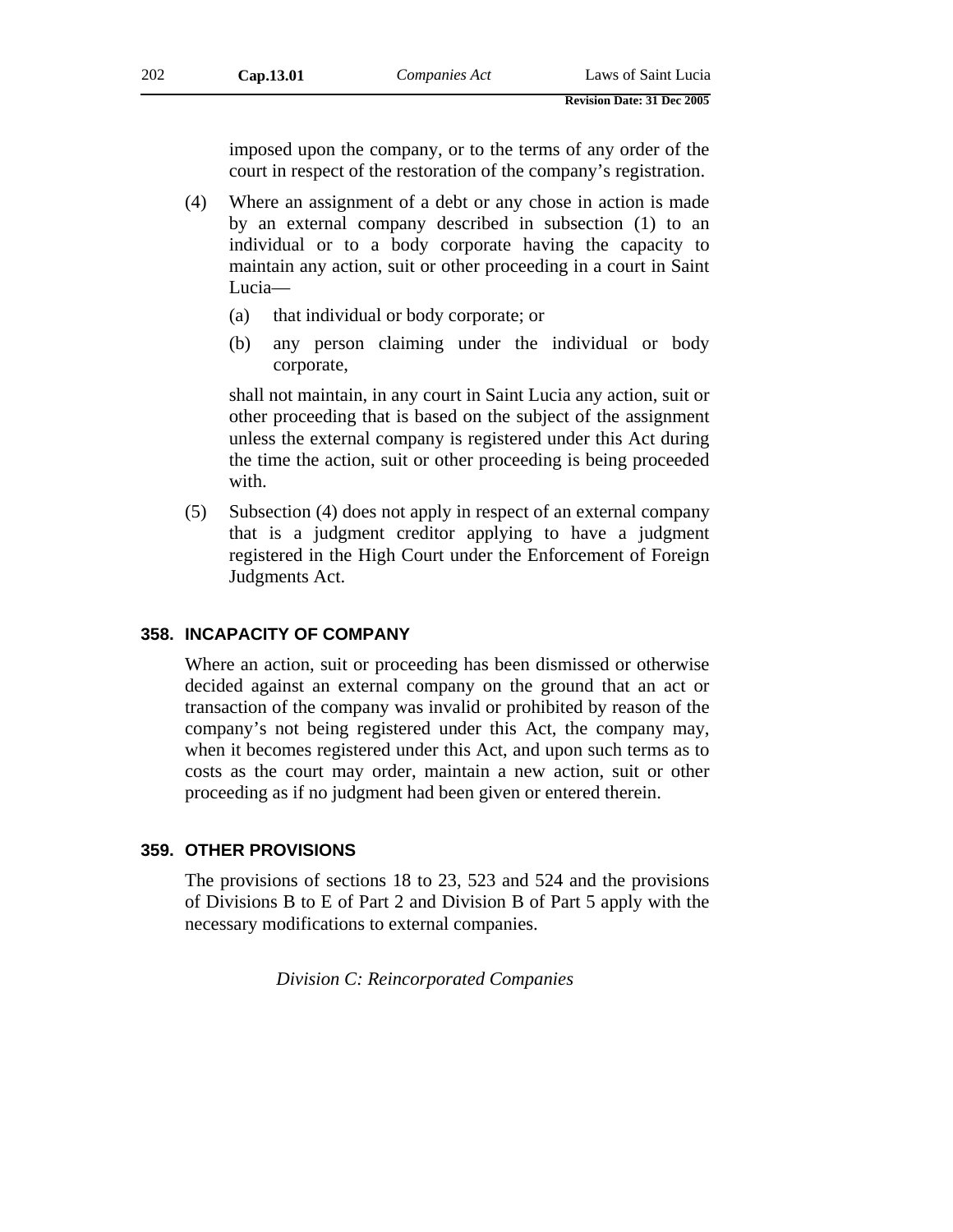imposed upon the company, or to the terms of any order of the court in respect of the restoration of the company's registration.

(4) Where an assignment of a debt or any chose in action is made by an external company described in subsection (1) to an individual or to a body corporate having the capacity to maintain any action, suit or other proceeding in a court in Saint Lucia—

(a) that individual or body corporate; or

(b) any person claiming under the individual or body corporate,

shall not maintain, in any court in Saint Lucia any action, suit or other proceeding that is based on the subject of the assignment unless the external company is registered under this Act during the time the action, suit or other proceeding is being proceeded with.

(5) Subsection (4) does not apply in respect of an external company that is a judgment creditor applying to have a judgment registered in the High Court under the Enforcement of Foreign Judgments Act.

### 358. INCAPACITY OF COMPANY

Where an action, suit or proceeding has been dismissed or otherwise decided against an external company on the ground that an act or transaction of the company was invalid or prohibited by reason of the company's not being registered under this Act, the company may, when it becomes registered under this Act, and upon such terms as to costs as the court may order, maintain a new action, suit or other proceeding as if no judgment had been given or entered therein.

### 359. OTHER PROVISIONS

The provisions of sections 18 to 23, 523 and 524 and the provisions of Divisions B to E of Part 2 and Division B of Part 5 apply with the necessary modifications to external companies.

*Division C: Reincorporated Companies*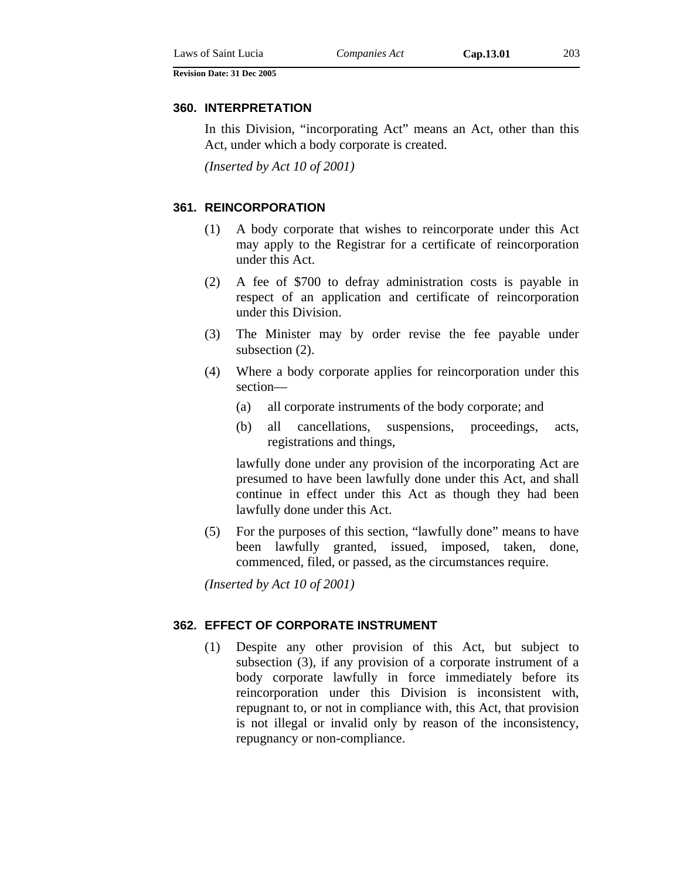### 360. INTERPRETATION

In this Division, "incorporating Act" means an Act, other than this Act, under which a body corporate is created.

*(Inserted by Act 10 of 2001)*

### 361. REINCORPORATION

(1) A body corporate that wishes to reincorporate under this Act may apply to the Registrar for a certificate of reincorporation under this Act.

(2) A fee of $700 to defray administration costs is payable in respect of an application and certificate of reincorporation under this Division.

(3) The Minister may by order revise the fee payable under subsection (2).

(4) Where a body corporate applies for reincorporation under this section—

(a) all corporate instruments of the body corporate; and

(b) all cancellations, suspensions, proceedings, acts, registrations and things,

lawfully done under any provision of the incorporating Act are presumed to have been lawfully done under this Act, and shall continue in effect under this Act as though they had been lawfully done under this Act.

(5) For the purposes of this section, "lawfully done" means to have been lawfully granted, issued, imposed, taken, done, commenced, filed, or passed, as the circumstances require.

*(Inserted by Act 10 of 2001)*

### 362. EFFECT OF CORPORATE INSTRUMENT

(1) Despite any other provision of this Act, but subject to subsection (3), if any provision of a corporate instrument of a body corporate lawfully in force immediately before its reincorporation under this Division is inconsistent with, repugnant to, or not in compliance with, this Act, that provision is not illegal or invalid only by reason of the inconsistency, repugnancy or non-compliance.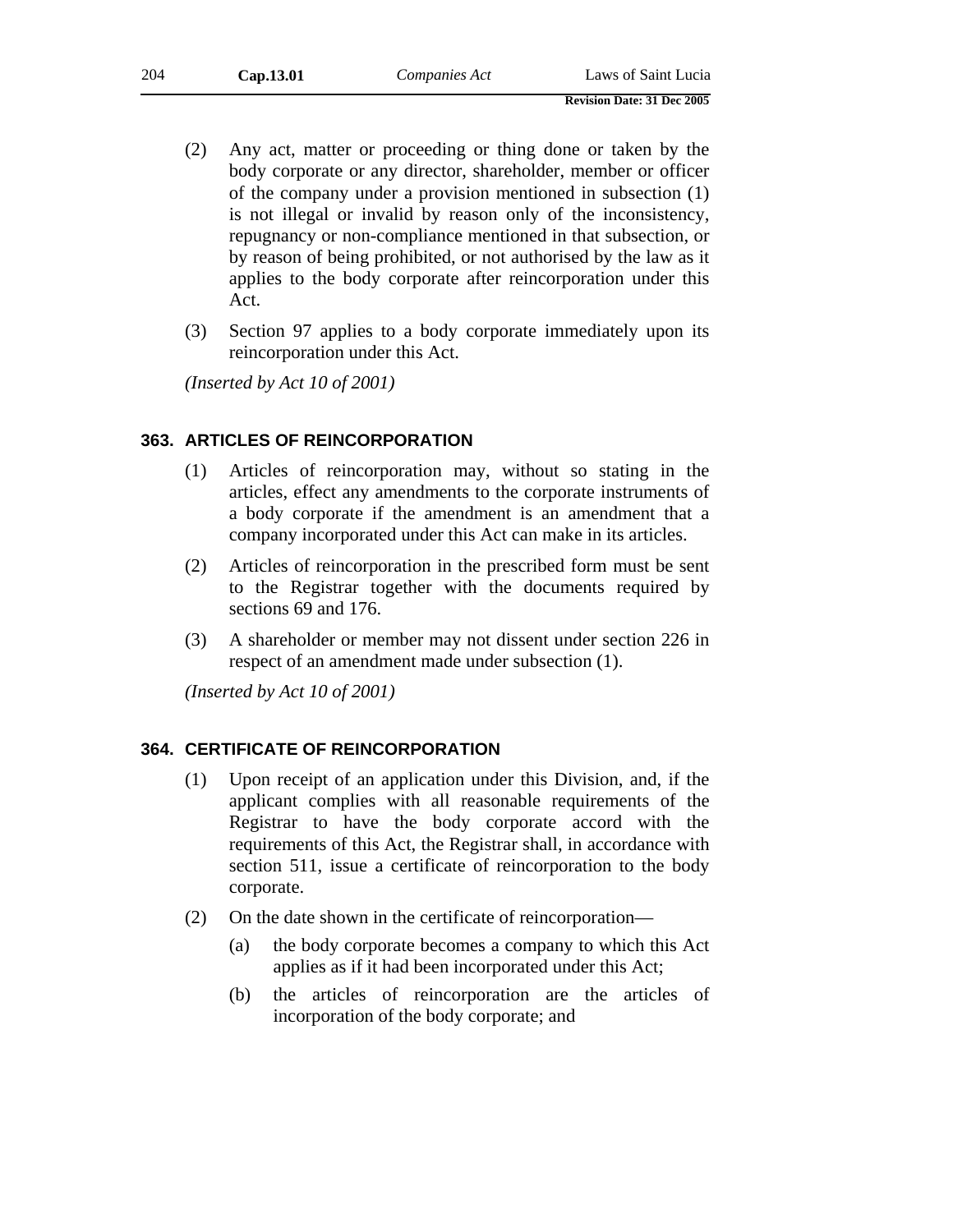(2) Any act, matter or proceeding or thing done or taken by the body corporate or any director, shareholder, member or officer of the company under a provision mentioned in subsection (1) is not illegal or invalid by reason only of the inconsistency, repugnancy or non-compliance mentioned in that subsection, or by reason of being prohibited, or not authorised by the law as it applies to the body corporate after reincorporation under this Act.

(3) Section 97 applies to a body corporate immediately upon its reincorporation under this Act.

*(Inserted by Act 10 of 2001)*

### 363. ARTICLES OF REINCORPORATION

(1) Articles of reincorporation may, without so stating in the articles, effect any amendments to the corporate instruments of a body corporate if the amendment is an amendment that a company incorporated under this Act can make in its articles.

(2) Articles of reincorporation in the prescribed form must be sent to the Registrar together with the documents required by sections 69 and 176.

(3) A shareholder or member may not dissent under section 226 in respect of an amendment made under subsection (1).

*(Inserted by Act 10 of 2001)*

### 364. CERTIFICATE OF REINCORPORATION

(1) Upon receipt of an application under this Division, and, if the applicant complies with all reasonable requirements of the Registrar to have the body corporate accord with the requirements of this Act, the Registrar shall, in accordance with section 511, issue a certificate of reincorporation to the body corporate.

(2) On the date shown in the certificate of reincorporation—

(a) the body corporate becomes a company to which this Act applies as if it had been incorporated under this Act;

(b) the articles of reincorporation are the articles of incorporation of the body corporate; and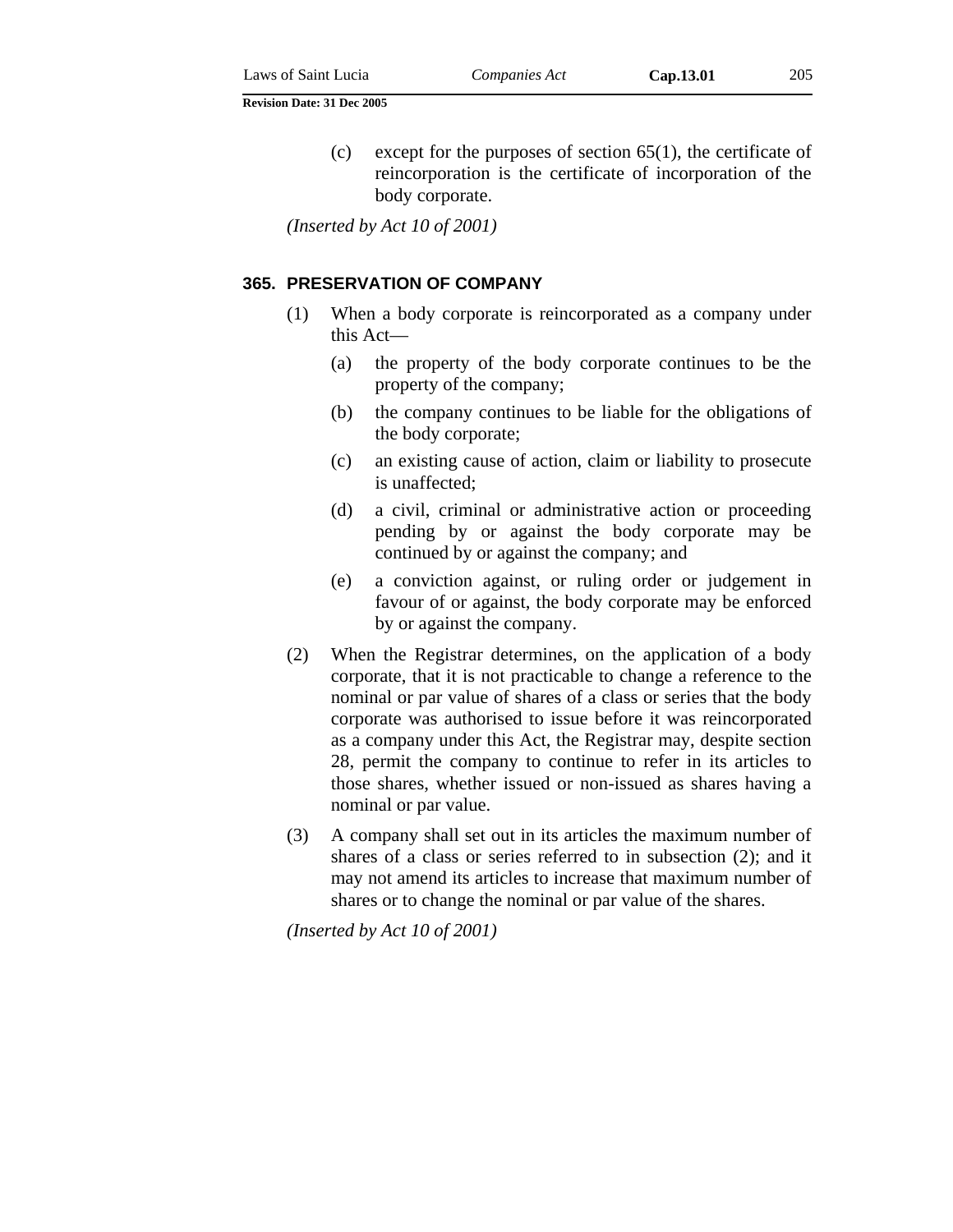(c) except for the purposes of section 65(1), the certificate of reincorporation is the certificate of incorporation of the body corporate.

*(Inserted by Act 10 of 2001)*

**365. PRESERVATION OF COMPANY**

(1) When a body corporate is reincorporated as a company under this Act—

(a) the property of the body corporate continues to be the property of the company;

(b) the company continues to be liable for the obligations of the body corporate;

(c) an existing cause of action, claim or liability to prosecute is unaffected;

(d) a civil, criminal or administrative action or proceeding pending by or against the body corporate may be continued by or against the company; and

(e) a conviction against, or ruling order or judgement in favour of or against, the body corporate may be enforced by or against the company.

(2) When the Registrar determines, on the application of a body corporate, that it is not practicable to change a reference to the nominal or par value of shares of a class or series that the body corporate was authorised to issue before it was reincorporated as a company under this Act, the Registrar may, despite section 28, permit the company to continue to refer in its articles to those shares, whether issued or non-issued as shares having a nominal or par value.

(3) A company shall set out in its articles the maximum number of shares of a class or series referred to in subsection (2); and it may not amend its articles to increase that maximum number of shares or to change the nominal or par value of the shares.

*(Inserted by Act 10 of 2001)*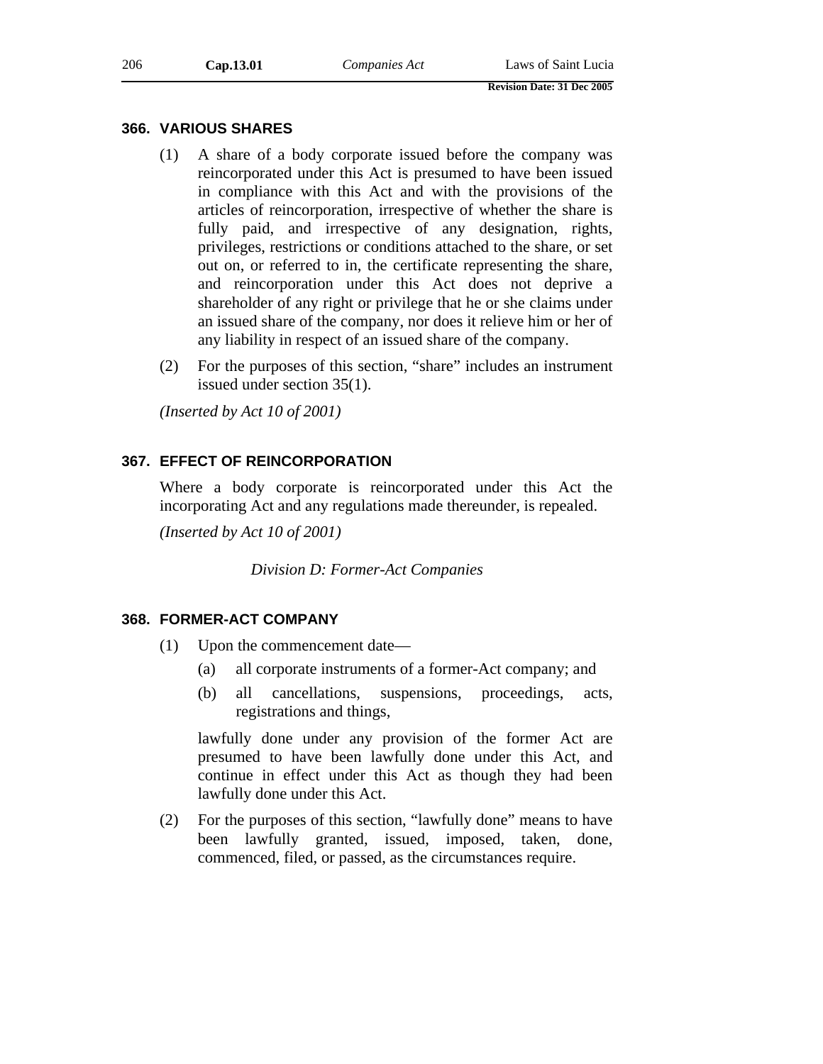### 366. VARIOUS SHARES

(1) A share of a body corporate issued before the company was reincorporated under this Act is presumed to have been issued in compliance with this Act and with the provisions of the articles of reincorporation, irrespective of whether the share is fully paid, and irrespective of any designation, rights, privileges, restrictions or conditions attached to the share, or set out on, or referred to in, the certificate representing the share, and reincorporation under this Act does not deprive a shareholder of any right or privilege that he or she claims under an issued share of the company, nor does it relieve him or her of any liability in respect of an issued share of the company.

(2) For the purposes of this section, "share" includes an instrument issued under section 35(1).

*(Inserted by Act 10 of 2001)*

### 367. EFFECT OF REINCORPORATION

Where a body corporate is reincorporated under this Act the incorporating Act and any regulations made thereunder, is repealed.

*(Inserted by Act 10 of 2001)*

*Division D: Former-Act Companies*

### 368. FORMER-ACT COMPANY

(1) Upon the commencement date—

(a) all corporate instruments of a former-Act company; and

(b) all cancellations, suspensions, proceedings, acts, registrations and things,

lawfully done under any provision of the former Act are presumed to have been lawfully done under this Act, and continue in effect under this Act as though they had been lawfully done under this Act.

(2) For the purposes of this section, "lawfully done" means to have been lawfully granted, issued, imposed, taken, done, commenced, filed, or passed, as the circumstances require.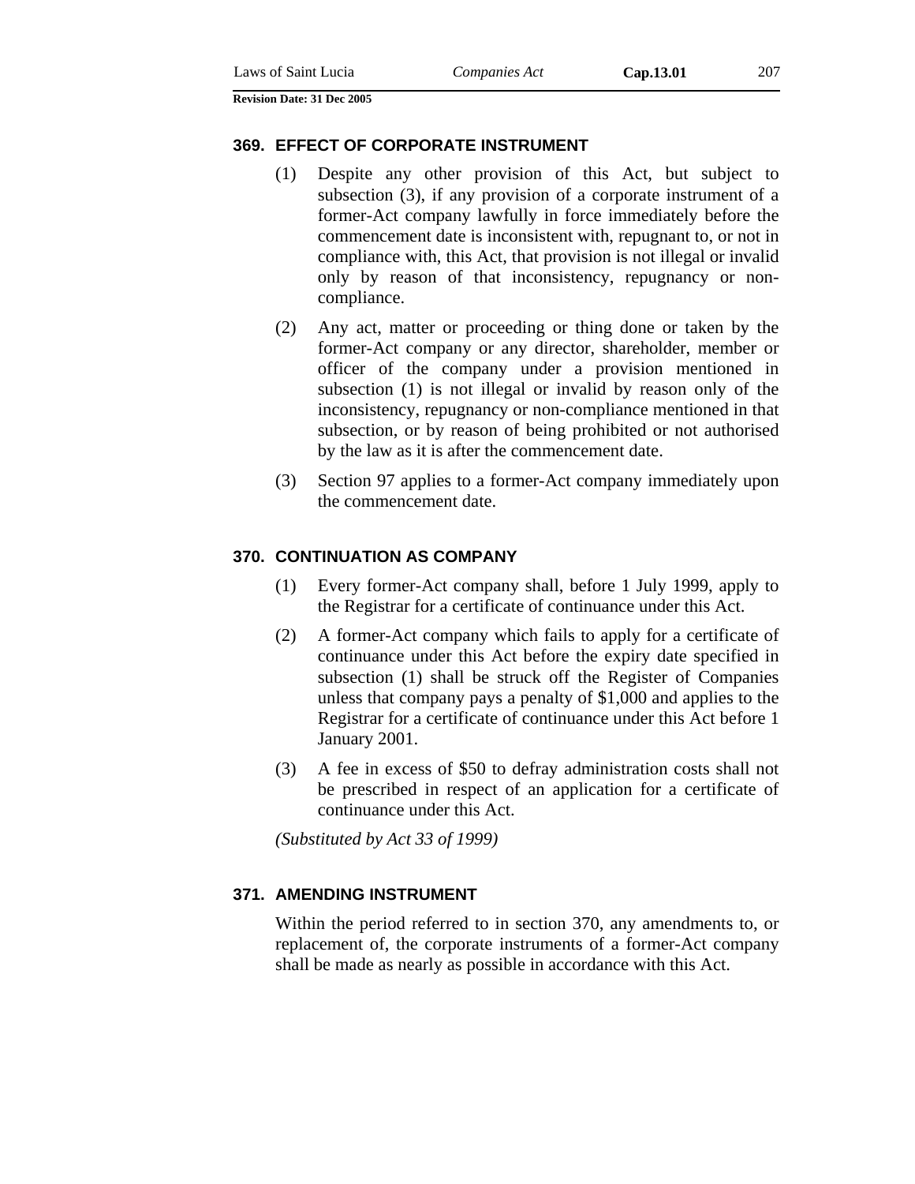### 369. EFFECT OF CORPORATE INSTRUMENT

(1) Despite any other provision of this Act, but subject to subsection (3), if any provision of a corporate instrument of a former-Act company lawfully in force immediately before the commencement date is inconsistent with, repugnant to, or not in compliance with, this Act, that provision is not illegal or invalid only by reason of that inconsistency, repugnancy or non-compliance.

(2) Any act, matter or proceeding or thing done or taken by the former-Act company or any director, shareholder, member or officer of the company under a provision mentioned in subsection (1) is not illegal or invalid by reason only of the inconsistency, repugnancy or non-compliance mentioned in that subsection, or by reason of being prohibited or not authorised by the law as it is after the commencement date.

(3) Section 97 applies to a former-Act company immediately upon the commencement date.

### 370. CONTINUATION AS COMPANY

(1) Every former-Act company shall, before 1 July 1999, apply to the Registrar for a certificate of continuance under this Act.

(2) A former-Act company which fails to apply for a certificate of continuance under this Act before the expiry date specified in subsection (1) shall be struck off the Register of Companies unless that company pays a penalty of $1,000 and applies to the Registrar for a certificate of continuance under this Act before 1 January 2001.

(3) A fee in excess of $50 to defray administration costs shall not be prescribed in respect of an application for a certificate of continuance under this Act.

*(Substituted by Act 33 of 1999)*

### 371. AMENDING INSTRUMENT

Within the period referred to in section 370, any amendments to, or replacement of, the corporate instruments of a former-Act company shall be made as nearly as possible in accordance with this Act.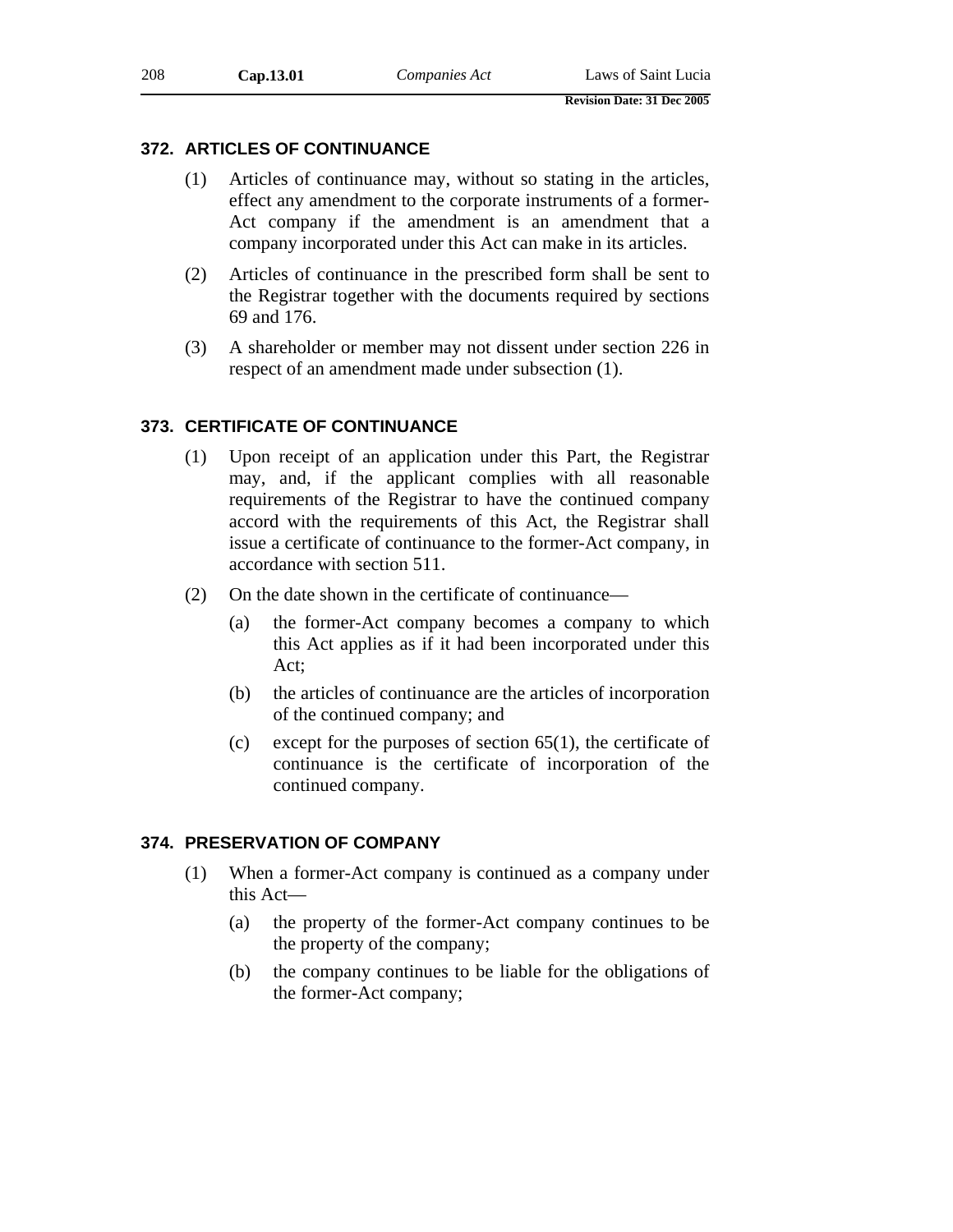### 372. ARTICLES OF CONTINUANCE

(1) Articles of continuance may, without so stating in the articles, effect any amendment to the corporate instruments of a former-Act company if the amendment is an amendment that a company incorporated under this Act can make in its articles.

(2) Articles of continuance in the prescribed form shall be sent to the Registrar together with the documents required by sections 69 and 176.

(3) A shareholder or member may not dissent under section 226 in respect of an amendment made under subsection (1).

### 373. CERTIFICATE OF CONTINUANCE

(1) Upon receipt of an application under this Part, the Registrar may, and, if the applicant complies with all reasonable requirements of the Registrar to have the continued company accord with the requirements of this Act, the Registrar shall issue a certificate of continuance to the former-Act company, in accordance with section 511.

(2) On the date shown in the certificate of continuance—

(a) the former-Act company becomes a company to which this Act applies as if it had been incorporated under this Act;

(b) the articles of continuance are the articles of incorporation of the continued company; and

(c) except for the purposes of section 65(1), the certificate of continuance is the certificate of incorporation of the continued company.

### 374. PRESERVATION OF COMPANY

(1) When a former-Act company is continued as a company under this Act—

(a) the property of the former-Act company continues to be the property of the company;

(b) the company continues to be liable for the obligations of the former-Act company;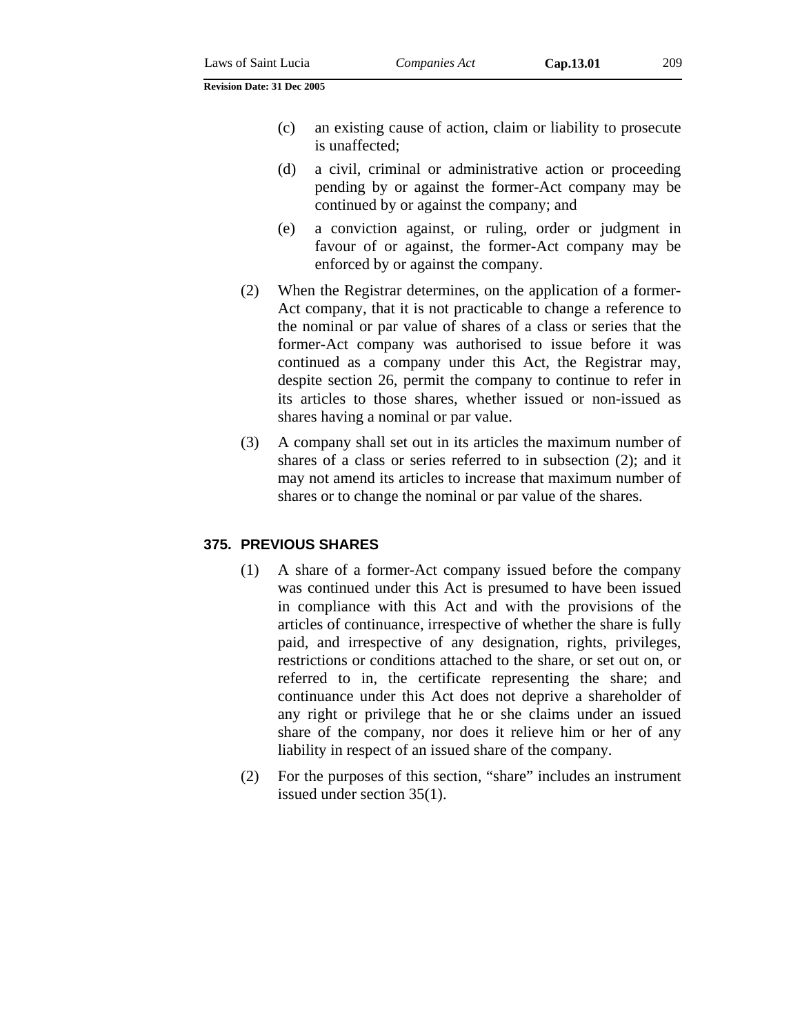(c) an existing cause of action, claim or liability to prosecute is unaffected;

(d) a civil, criminal or administrative action or proceeding pending by or against the former-Act company may be continued by or against the company; and

(e) a conviction against, or ruling, order or judgment in favour of or against, the former-Act company may be enforced by or against the company.

(2) When the Registrar determines, on the application of a former-Act company, that it is not practicable to change a reference to the nominal or par value of shares of a class or series that the former-Act company was authorised to issue before it was continued as a company under this Act, the Registrar may, despite section 26, permit the company to continue to refer in its articles to those shares, whether issued or non-issued as shares having a nominal or par value.

(3) A company shall set out in its articles the maximum number of shares of a class or series referred to in subsection (2); and it may not amend its articles to increase that maximum number of shares or to change the nominal or par value of the shares.

## 375. PREVIOUS SHARES

(1) A share of a former-Act company issued before the company was continued under this Act is presumed to have been issued in compliance with this Act and with the provisions of the articles of continuance, irrespective of whether the share is fully paid, and irrespective of any designation, rights, privileges, restrictions or conditions attached to the share, or set out on, or referred to in, the certificate representing the share; and continuance under this Act does not deprive a shareholder of any right or privilege that he or she claims under an issued share of the company, nor does it relieve him or her of any liability in respect of an issued share of the company.

(2) For the purposes of this section, "share" includes an instrument issued under section 35(1).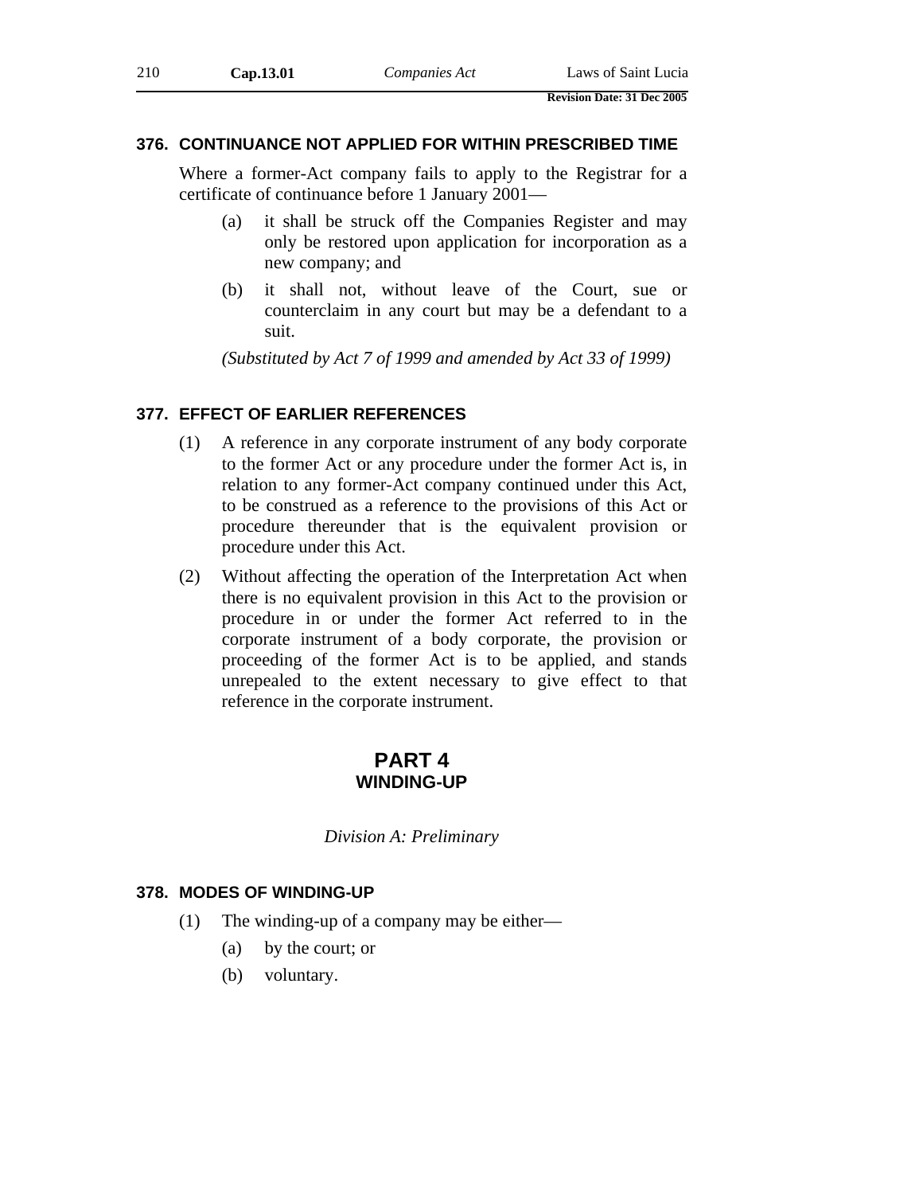### 376. CONTINUANCE NOT APPLIED FOR WITHIN PRESCRIBED TIME

Where a former-Act company fails to apply to the Registrar for a certificate of continuance before 1 January 2001—

(a) it shall be struck off the Companies Register and may only be restored upon application for incorporation as a new company; and

(b) it shall not, without leave of the Court, sue or counterclaim in any court but may be a defendant to a suit.

*(Substituted by Act 7 of 1999 and amended by Act 33 of 1999)*

### 377. EFFECT OF EARLIER REFERENCES

(1) A reference in any corporate instrument of any body corporate to the former Act or any procedure under the former Act is, in relation to any former-Act company continued under this Act, to be construed as a reference to the provisions of this Act or procedure thereunder that is the equivalent provision or procedure under this Act.

(2) Without affecting the operation of the Interpretation Act when there is no equivalent provision in this Act to the provision or procedure in or under the former Act referred to in the corporate instrument of a body corporate, the provision or proceeding of the former Act is to be applied, and stands unrepealed to the extent necessary to give effect to that reference in the corporate instrument.

## PART 4
## WINDING-UP

*Division A: Preliminary*

### 378. MODES OF WINDING-UP

(1) The winding-up of a company may be either—

(a) by the court; or

(b) voluntary.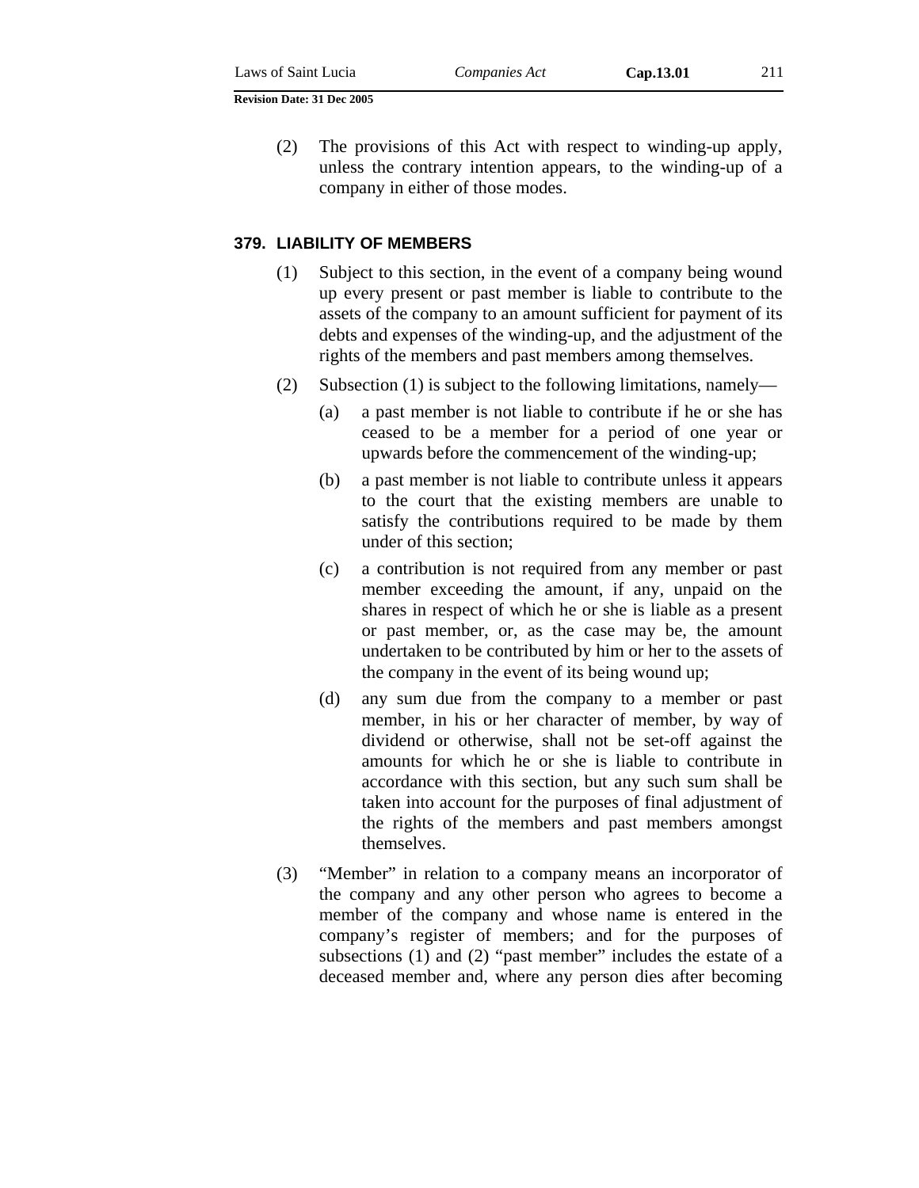(2) The provisions of this Act with respect to winding-up apply, unless the contrary intention appears, to the winding-up of a company in either of those modes.

### 379. LIABILITY OF MEMBERS

(1) Subject to this section, in the event of a company being wound up every present or past member is liable to contribute to the assets of the company to an amount sufficient for payment of its debts and expenses of the winding-up, and the adjustment of the rights of the members and past members among themselves.

(2) Subsection (1) is subject to the following limitations, namely—

(a) a past member is not liable to contribute if he or she has ceased to be a member for a period of one year or upwards before the commencement of the winding-up;

(b) a past member is not liable to contribute unless it appears to the court that the existing members are unable to satisfy the contributions required to be made by them under of this section;

(c) a contribution is not required from any member or past member exceeding the amount, if any, unpaid on the shares in respect of which he or she is liable as a present or past member, or, as the case may be, the amount undertaken to be contributed by him or her to the assets of the company in the event of its being wound up;

(d) any sum due from the company to a member or past member, in his or her character of member, by way of dividend or otherwise, shall not be set-off against the amounts for which he or she is liable to contribute in accordance with this section, but any such sum shall be taken into account for the purposes of final adjustment of the rights of the members and past members amongst themselves.

(3) "Member" in relation to a company means an incorporator of the company and any other person who agrees to become a member of the company and whose name is entered in the company's register of members; and for the purposes of subsections (1) and (2) "past member" includes the estate of a deceased member and, where any person dies after becoming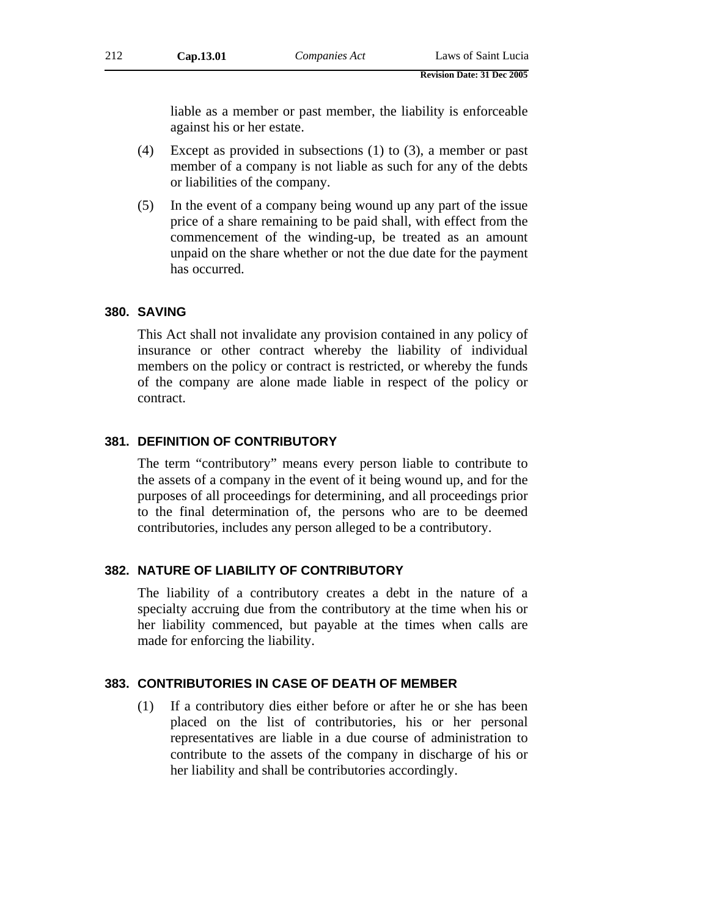liable as a member or past member, the liability is enforceable against his or her estate.

(4) Except as provided in subsections (1) to (3), a member or past member of a company is not liable as such for any of the debts or liabilities of the company.

(5) In the event of a company being wound up any part of the issue price of a share remaining to be paid shall, with effect from the commencement of the winding-up, be treated as an amount unpaid on the share whether or not the due date for the payment has occurred.

### 380. SAVING

This Act shall not invalidate any provision contained in any policy of insurance or other contract whereby the liability of individual members on the policy or contract is restricted, or whereby the funds of the company are alone made liable in respect of the policy or contract.

### 381. DEFINITION OF CONTRIBUTORY

The term "contributory" means every person liable to contribute to the assets of a company in the event of it being wound up, and for the purposes of all proceedings for determining, and all proceedings prior to the final determination of, the persons who are to be deemed contributories, includes any person alleged to be a contributory.

### 382. NATURE OF LIABILITY OF CONTRIBUTORY

The liability of a contributory creates a debt in the nature of a specialty accruing due from the contributory at the time when his or her liability commenced, but payable at the times when calls are made for enforcing the liability.

### 383. CONTRIBUTORIES IN CASE OF DEATH OF MEMBER

(1) If a contributory dies either before or after he or she has been placed on the list of contributories, his or her personal representatives are liable in a due course of administration to contribute to the assets of the company in discharge of his or her liability and shall be contributories accordingly.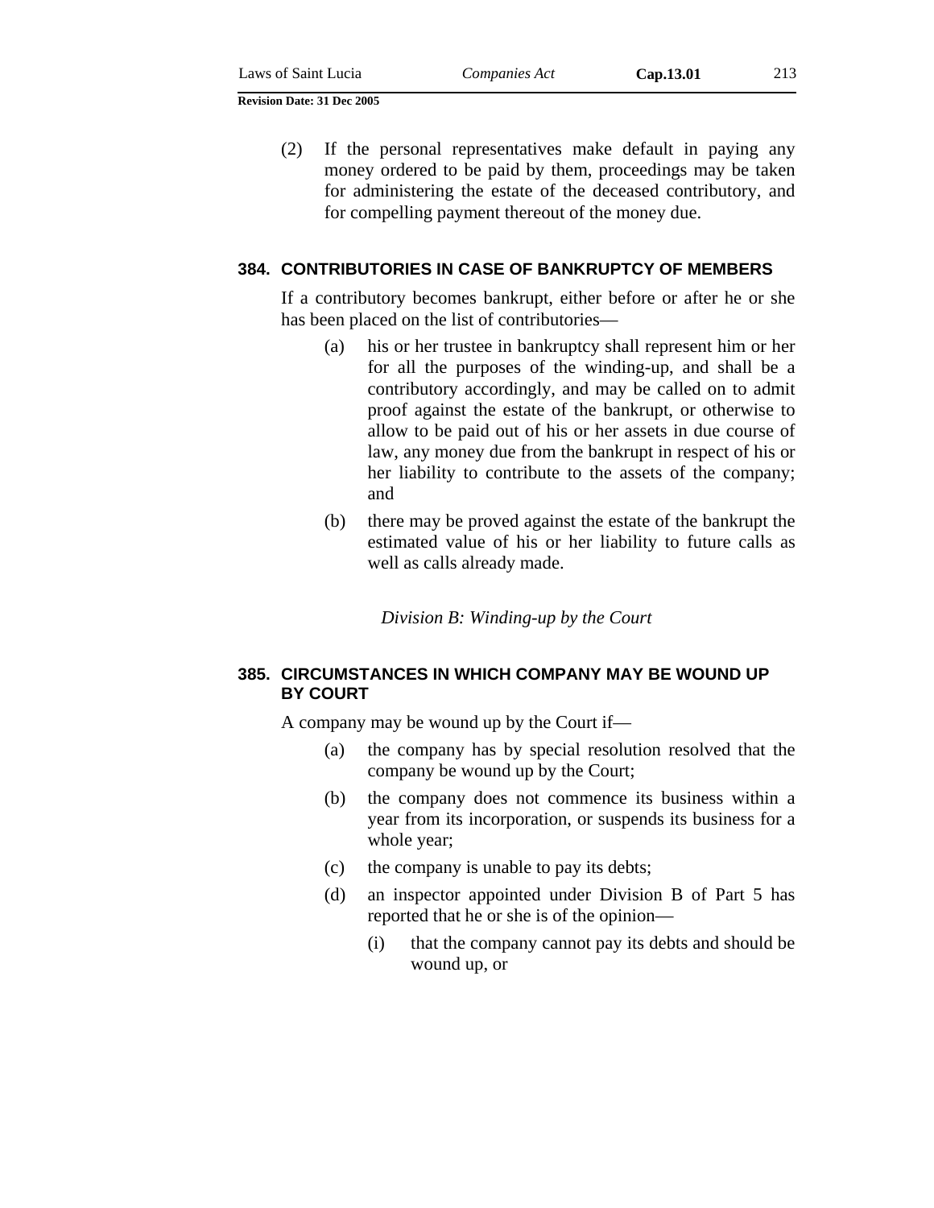(2) If the personal representatives make default in paying any money ordered to be paid by them, proceedings may be taken for administering the estate of the deceased contributory, and for compelling payment thereout of the money due.

### 384. CONTRIBUTORIES IN CASE OF BANKRUPTCY OF MEMBERS

If a contributory becomes bankrupt, either before or after he or she has been placed on the list of contributories—

(a) his or her trustee in bankruptcy shall represent him or her for all the purposes of the winding-up, and shall be a contributory accordingly, and may be called on to admit proof against the estate of the bankrupt, or otherwise to allow to be paid out of his or her assets in due course of law, any money due from the bankrupt in respect of his or her liability to contribute to the assets of the company; and

(b) there may be proved against the estate of the bankrupt the estimated value of his or her liability to future calls as well as calls already made.

*Division B: Winding-up by the Court*

### 385. CIRCUMSTANCES IN WHICH COMPANY MAY BE WOUND UP BY COURT

A company may be wound up by the Court if—

(a) the company has by special resolution resolved that the company be wound up by the Court;

(b) the company does not commence its business within a year from its incorporation, or suspends its business for a whole year;

(c) the company is unable to pay its debts;

(d) an inspector appointed under Division B of Part 5 has reported that he or she is of the opinion—

(i) that the company cannot pay its debts and should be wound up, or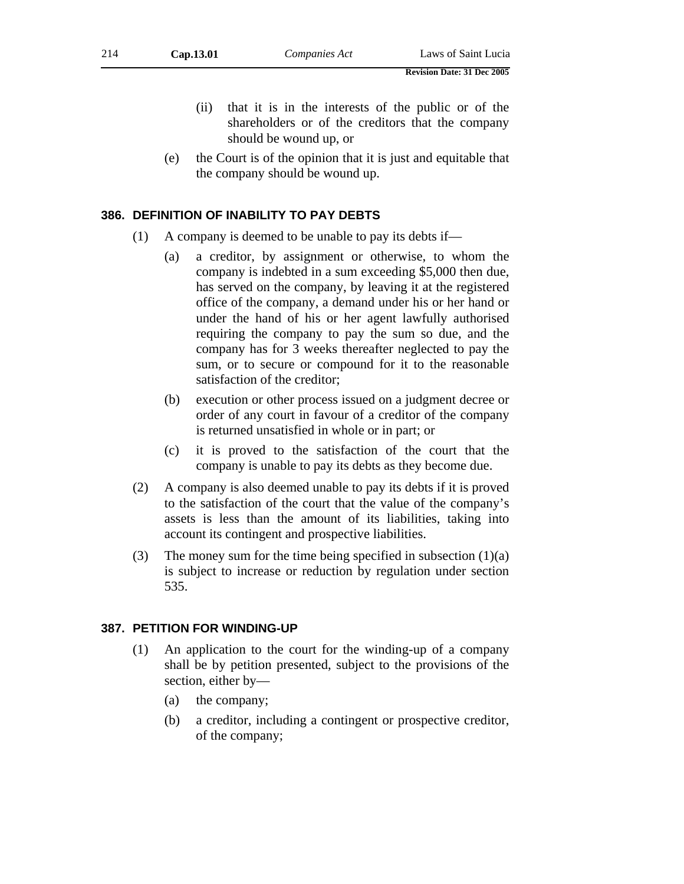(ii) that it is in the interests of the public or of the shareholders or of the creditors that the company should be wound up, or

(e) the Court is of the opinion that it is just and equitable that the company should be wound up.

### 386. DEFINITION OF INABILITY TO PAY DEBTS

(1) A company is deemed to be unable to pay its debts if—

(a) a creditor, by assignment or otherwise, to whom the company is indebted in a sum exceeding $5,000 then due, has served on the company, by leaving it at the registered office of the company, a demand under his or her hand or under the hand of his or her agent lawfully authorised requiring the company to pay the sum so due, and the company has for 3 weeks thereafter neglected to pay the sum, or to secure or compound for it to the reasonable satisfaction of the creditor;

(b) execution or other process issued on a judgment decree or order of any court in favour of a creditor of the company is returned unsatisfied in whole or in part; or

(c) it is proved to the satisfaction of the court that the company is unable to pay its debts as they become due.

(2) A company is also deemed unable to pay its debts if it is proved to the satisfaction of the court that the value of the company's assets is less than the amount of its liabilities, taking into account its contingent and prospective liabilities.

(3) The money sum for the time being specified in subsection (1)(a) is subject to increase or reduction by regulation under section 535.

### 387. PETITION FOR WINDING-UP

(1) An application to the court for the winding-up of a company shall be by petition presented, subject to the provisions of the section, either by—

(a) the company;

(b) a creditor, including a contingent or prospective creditor, of the company;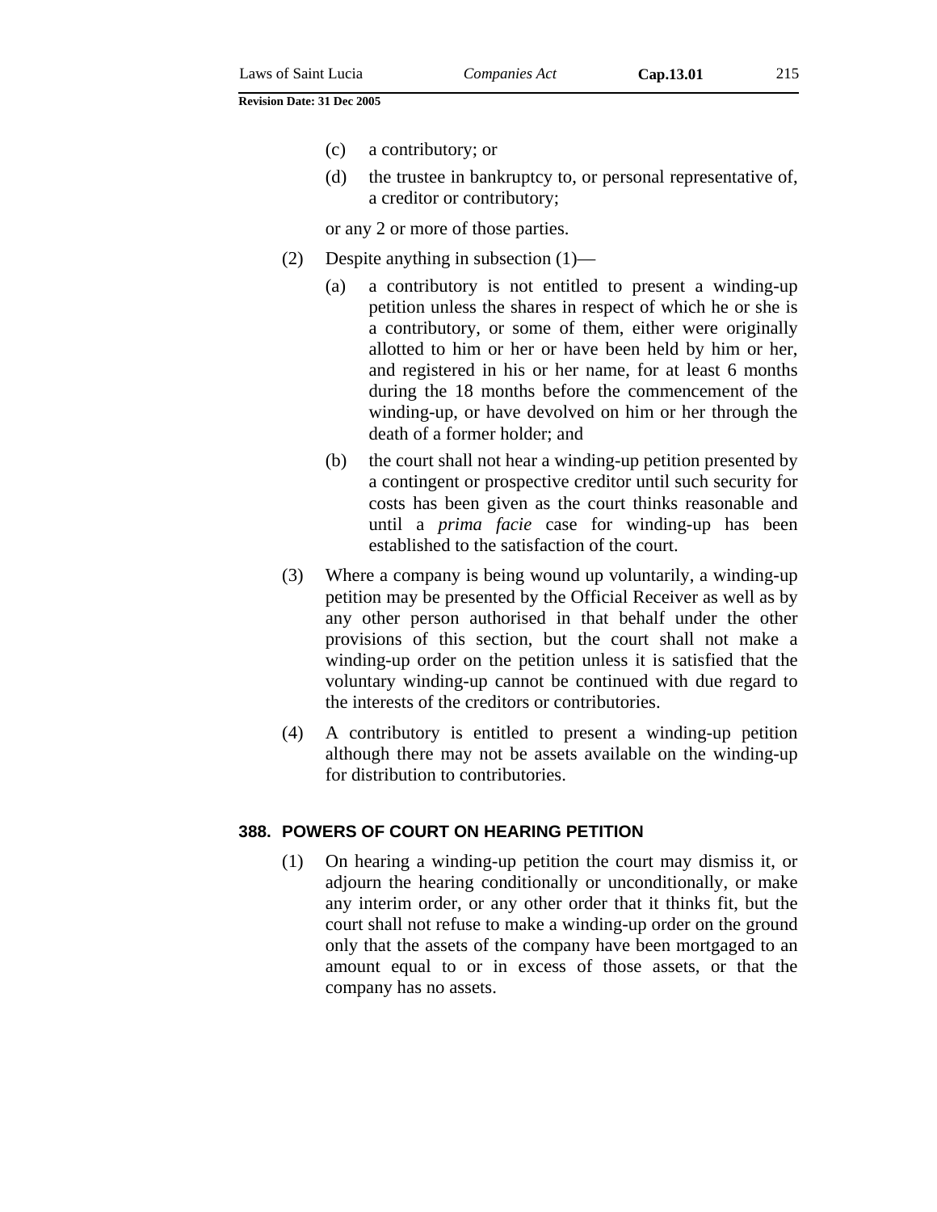(c) a contributory; or

(d) the trustee in bankruptcy to, or personal representative of, a creditor or contributory;

or any 2 or more of those parties.

(2) Despite anything in subsection (1)—

(a) a contributory is not entitled to present a winding-up petition unless the shares in respect of which he or she is a contributory, or some of them, either were originally allotted to him or her or have been held by him or her, and registered in his or her name, for at least 6 months during the 18 months before the commencement of the winding-up, or have devolved on him or her through the death of a former holder; and

(b) the court shall not hear a winding-up petition presented by a contingent or prospective creditor until such security for costs has been given as the court thinks reasonable and until a *prima facie* case for winding-up has been established to the satisfaction of the court.

(3) Where a company is being wound up voluntarily, a winding-up petition may be presented by the Official Receiver as well as by any other person authorised in that behalf under the other provisions of this section, but the court shall not make a winding-up order on the petition unless it is satisfied that the voluntary winding-up cannot be continued with due regard to the interests of the creditors or contributories.

(4) A contributory is entitled to present a winding-up petition although there may not be assets available on the winding-up for distribution to contributories.

### 388. POWERS OF COURT ON HEARING PETITION

(1) On hearing a winding-up petition the court may dismiss it, or adjourn the hearing conditionally or unconditionally, or make any interim order, or any other order that it thinks fit, but the court shall not refuse to make a winding-up order on the ground only that the assets of the company have been mortgaged to an amount equal to or in excess of those assets, or that the company has no assets.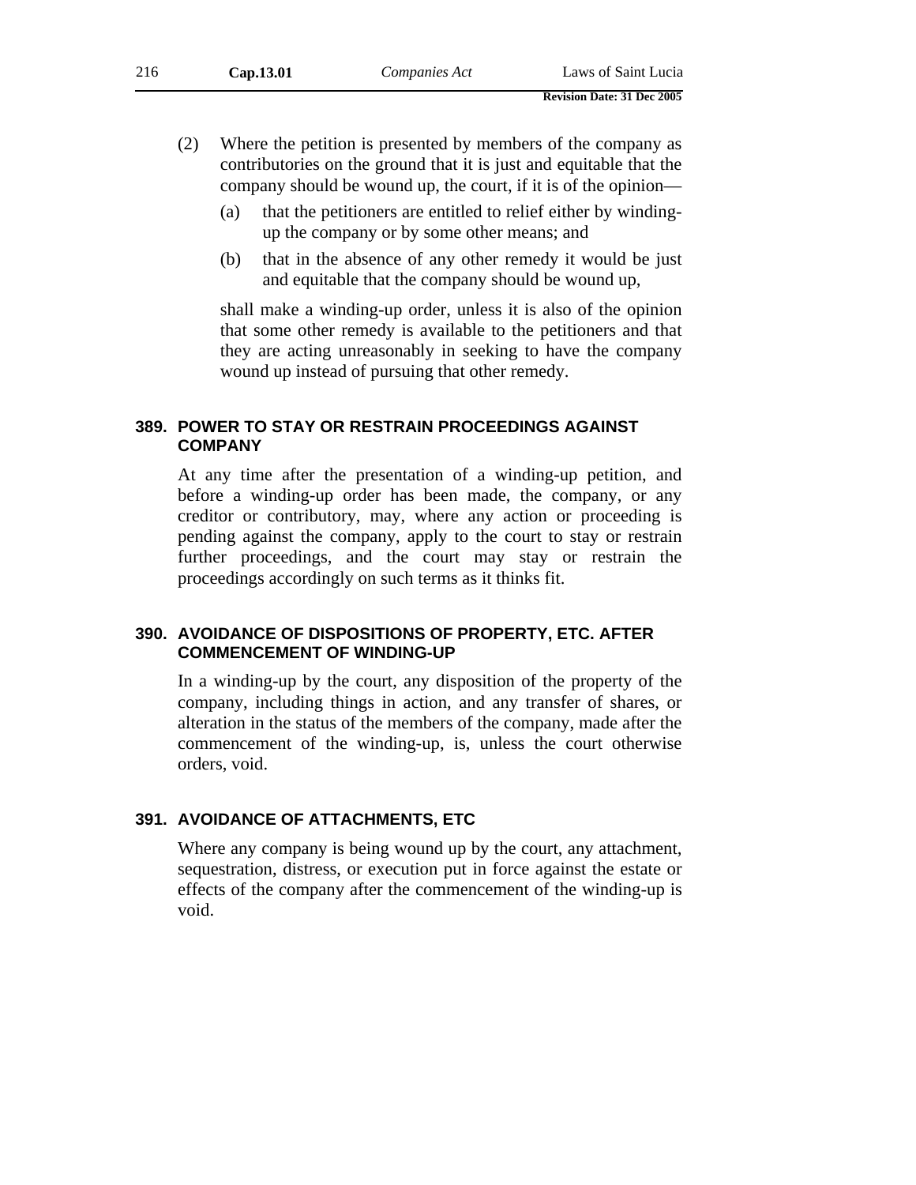(2) Where the petition is presented by members of the company as contributories on the ground that it is just and equitable that the company should be wound up, the court, if it is of the opinion—

(a) that the petitioners are entitled to relief either by winding-up the company or by some other means; and

(b) that in the absence of any other remedy it would be just and equitable that the company should be wound up,

shall make a winding-up order, unless it is also of the opinion that some other remedy is available to the petitioners and that they are acting unreasonably in seeking to have the company wound up instead of pursuing that other remedy.

### 389. POWER TO STAY OR RESTRAIN PROCEEDINGS AGAINST COMPANY

At any time after the presentation of a winding-up petition, and before a winding-up order has been made, the company, or any creditor or contributory, may, where any action or proceeding is pending against the company, apply to the court to stay or restrain further proceedings, and the court may stay or restrain the proceedings accordingly on such terms as it thinks fit.

### 390. AVOIDANCE OF DISPOSITIONS OF PROPERTY, ETC. AFTER COMMENCEMENT OF WINDING-UP

In a winding-up by the court, any disposition of the property of the company, including things in action, and any transfer of shares, or alteration in the status of the members of the company, made after the commencement of the winding-up, is, unless the court otherwise orders, void.

### 391. AVOIDANCE OF ATTACHMENTS, ETC

Where any company is being wound up by the court, any attachment, sequestration, distress, or execution put in force against the estate or effects of the company after the commencement of the winding-up is void.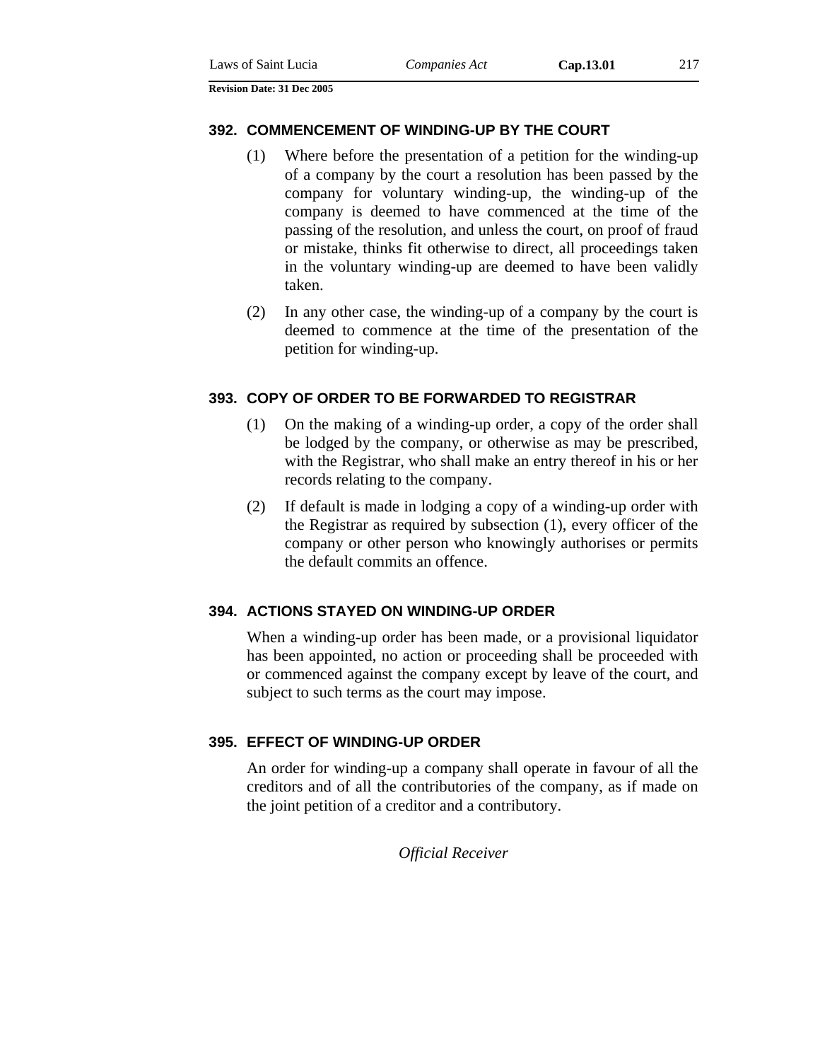### 392. COMMENCEMENT OF WINDING-UP BY THE COURT

(1) Where before the presentation of a petition for the winding-up of a company by the court a resolution has been passed by the company for voluntary winding-up, the winding-up of the company is deemed to have commenced at the time of the passing of the resolution, and unless the court, on proof of fraud or mistake, thinks fit otherwise to direct, all proceedings taken in the voluntary winding-up are deemed to have been validly taken.

(2) In any other case, the winding-up of a company by the court is deemed to commence at the time of the presentation of the petition for winding-up.

### 393. COPY OF ORDER TO BE FORWARDED TO REGISTRAR

(1) On the making of a winding-up order, a copy of the order shall be lodged by the company, or otherwise as may be prescribed, with the Registrar, who shall make an entry thereof in his or her records relating to the company.

(2) If default is made in lodging a copy of a winding-up order with the Registrar as required by subsection (1), every officer of the company or other person who knowingly authorises or permits the default commits an offence.

### 394. ACTIONS STAYED ON WINDING-UP ORDER

When a winding-up order has been made, or a provisional liquidator has been appointed, no action or proceeding shall be proceeded with or commenced against the company except by leave of the court, and subject to such terms as the court may impose.

### 395. EFFECT OF WINDING-UP ORDER

An order for winding-up a company shall operate in favour of all the creditors and of all the contributories of the company, as if made on the joint petition of a creditor and a contributory.

*Official Receiver*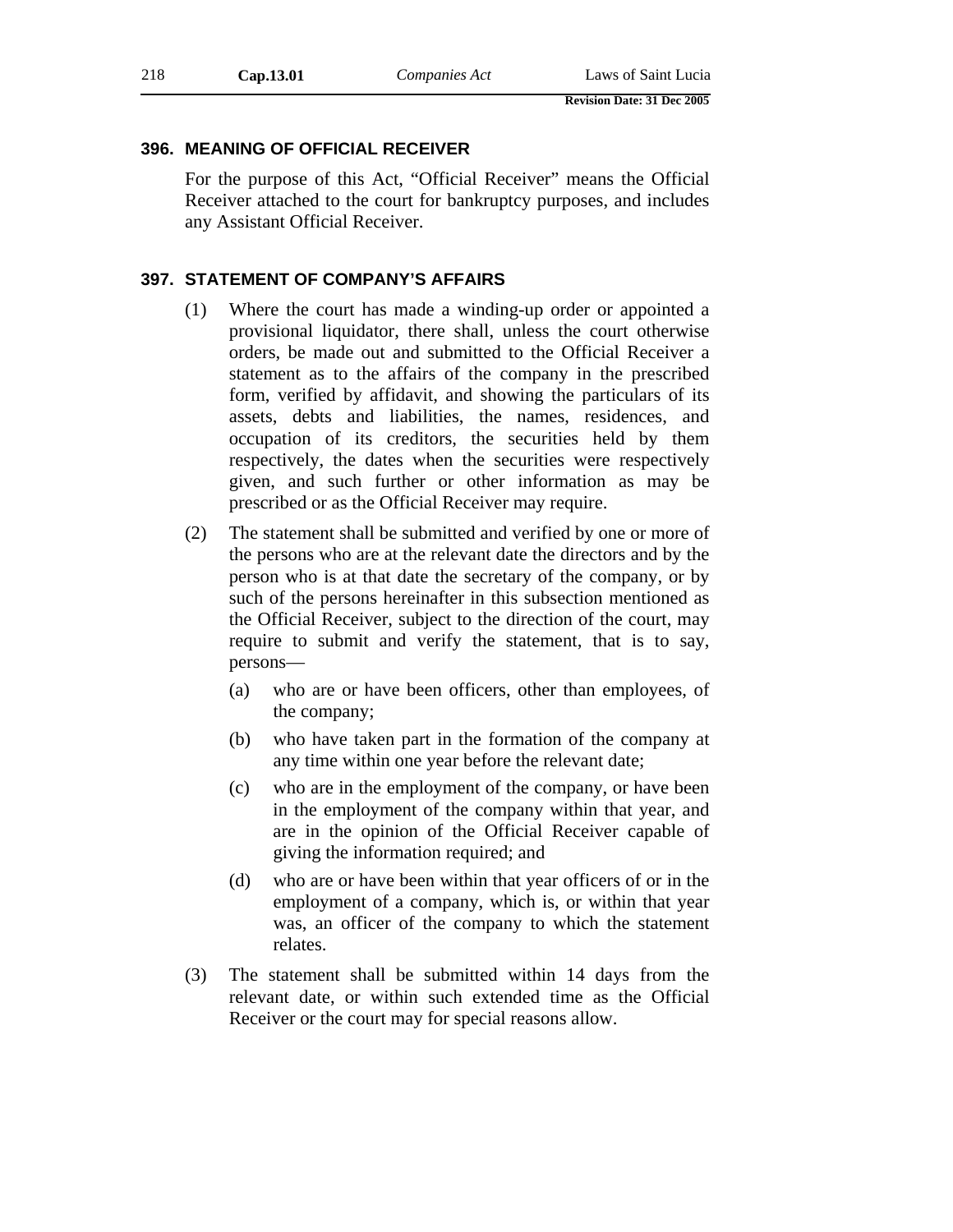### 396. MEANING OF OFFICIAL RECEIVER

For the purpose of this Act, "Official Receiver" means the Official Receiver attached to the court for bankruptcy purposes, and includes any Assistant Official Receiver.

### 397. STATEMENT OF COMPANY'S AFFAIRS

(1) Where the court has made a winding-up order or appointed a provisional liquidator, there shall, unless the court otherwise orders, be made out and submitted to the Official Receiver a statement as to the affairs of the company in the prescribed form, verified by affidavit, and showing the particulars of its assets, debts and liabilities, the names, residences, and occupation of its creditors, the securities held by them respectively, the dates when the securities were respectively given, and such further or other information as may be prescribed or as the Official Receiver may require.

(2) The statement shall be submitted and verified by one or more of the persons who are at the relevant date the directors and by the person who is at that date the secretary of the company, or by such of the persons hereinafter in this subsection mentioned as the Official Receiver, subject to the direction of the court, may require to submit and verify the statement, that is to say, persons—

- (a) who are or have been officers, other than employees, of the company;
- (b) who have taken part in the formation of the company at any time within one year before the relevant date;
- (c) who are in the employment of the company, or have been in the employment of the company within that year, and are in the opinion of the Official Receiver capable of giving the information required; and
- (d) who are or have been within that year officers of or in the employment of a company, which is, or within that year was, an officer of the company to which the statement relates.

(3) The statement shall be submitted within 14 days from the relevant date, or within such extended time as the Official Receiver or the court may for special reasons allow.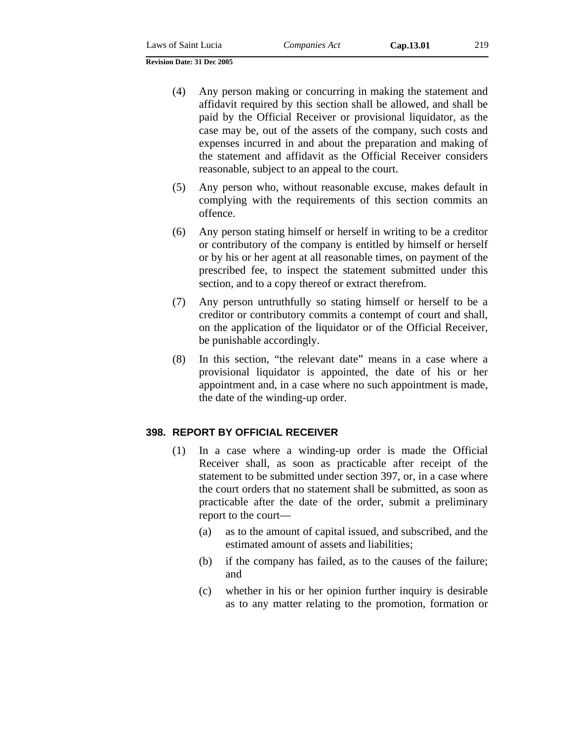(4) Any person making or concurring in making the statement and affidavit required by this section shall be allowed, and shall be paid by the Official Receiver or provisional liquidator, as the case may be, out of the assets of the company, such costs and expenses incurred in and about the preparation and making of the statement and affidavit as the Official Receiver considers reasonable, subject to an appeal to the court.

(5) Any person who, without reasonable excuse, makes default in complying with the requirements of this section commits an offence.

(6) Any person stating himself or herself in writing to be a creditor or contributory of the company is entitled by himself or herself or by his or her agent at all reasonable times, on payment of the prescribed fee, to inspect the statement submitted under this section, and to a copy thereof or extract therefrom.

(7) Any person untruthfully so stating himself or herself to be a creditor or contributory commits a contempt of court and shall, on the application of the liquidator or of the Official Receiver, be punishable accordingly.

(8) In this section, "the relevant date" means in a case where a provisional liquidator is appointed, the date of his or her appointment and, in a case where no such appointment is made, the date of the winding-up order.

### 398. REPORT BY OFFICIAL RECEIVER

(1) In a case where a winding-up order is made the Official Receiver shall, as soon as practicable after receipt of the statement to be submitted under section 397, or, in a case where the court orders that no statement shall be submitted, as soon as practicable after the date of the order, submit a preliminary report to the court—

(a) as to the amount of capital issued, and subscribed, and the estimated amount of assets and liabilities;

(b) if the company has failed, as to the causes of the failure; and

(c) whether in his or her opinion further inquiry is desirable as to any matter relating to the promotion, formation or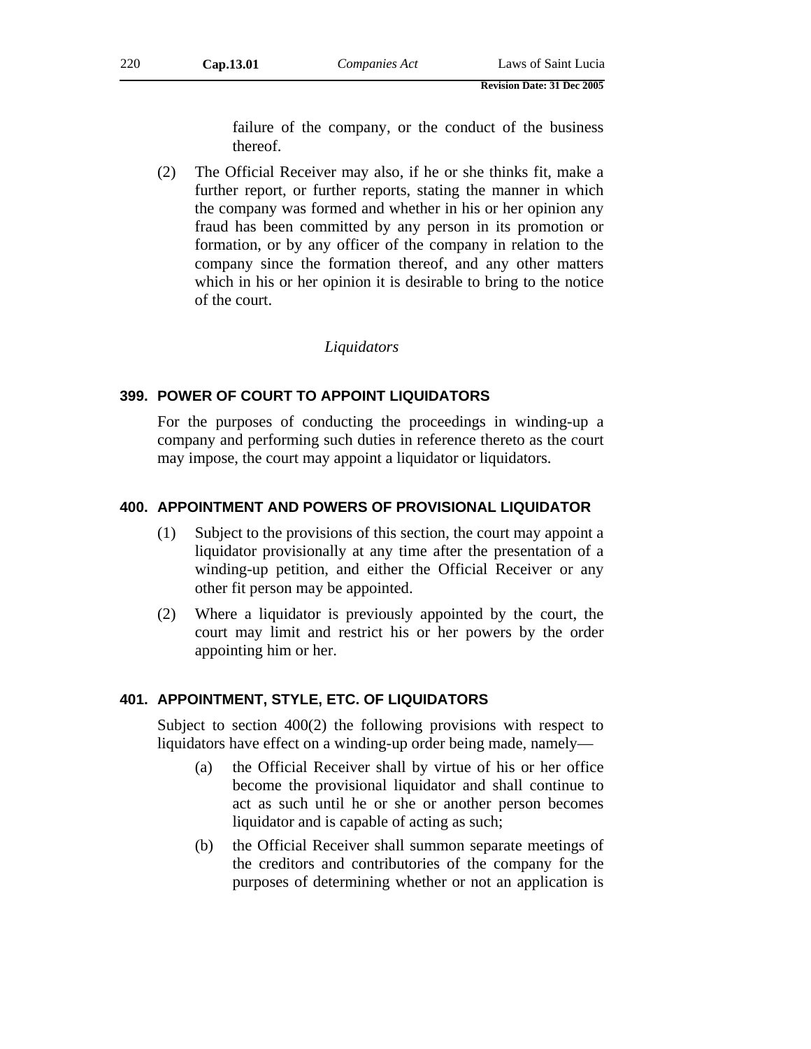failure of the company, or the conduct of the business thereof.

(2) The Official Receiver may also, if he or she thinks fit, make a further report, or further reports, stating the manner in which the company was formed and whether in his or her opinion any fraud has been committed by any person in its promotion or formation, or by any officer of the company in relation to the company since the formation thereof, and any other matters which in his or her opinion it is desirable to bring to the notice of the court.

*Liquidators*

### 399. POWER OF COURT TO APPOINT LIQUIDATORS

For the purposes of conducting the proceedings in winding-up a company and performing such duties in reference thereto as the court may impose, the court may appoint a liquidator or liquidators.

### 400. APPOINTMENT AND POWERS OF PROVISIONAL LIQUIDATOR

(1) Subject to the provisions of this section, the court may appoint a liquidator provisionally at any time after the presentation of a winding-up petition, and either the Official Receiver or any other fit person may be appointed.

(2) Where a liquidator is previously appointed by the court, the court may limit and restrict his or her powers by the order appointing him or her.

### 401. APPOINTMENT, STYLE, ETC. OF LIQUIDATORS

Subject to section 400(2) the following provisions with respect to liquidators have effect on a winding-up order being made, namely—

(a) the Official Receiver shall by virtue of his or her office become the provisional liquidator and shall continue to act as such until he or she or another person becomes liquidator and is capable of acting as such;

(b) the Official Receiver shall summon separate meetings of the creditors and contributories of the company for the purposes of determining whether or not an application is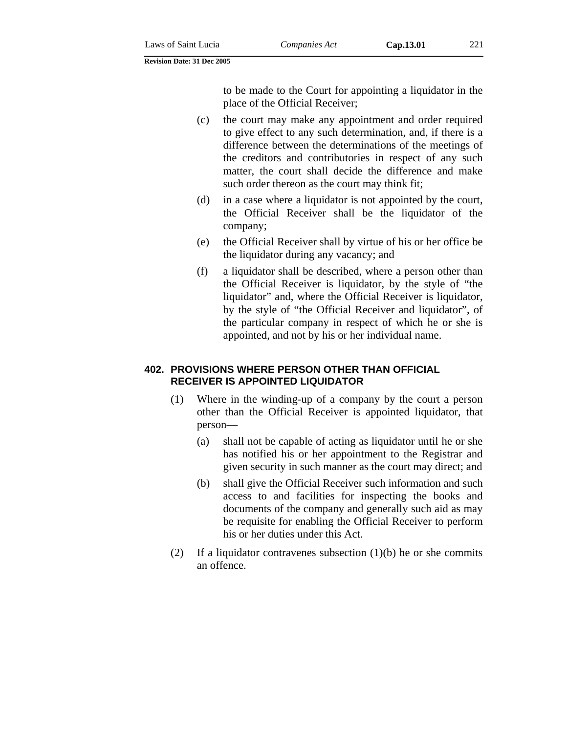to be made to the Court for appointing a liquidator in the place of the Official Receiver;

(c) the court may make any appointment and order required to give effect to any such determination, and, if there is a difference between the determinations of the meetings of the creditors and contributories in respect of any such matter, the court shall decide the difference and make such order thereon as the court may think fit;

(d) in a case where a liquidator is not appointed by the court, the Official Receiver shall be the liquidator of the company;

(e) the Official Receiver shall by virtue of his or her office be the liquidator during any vacancy; and

(f) a liquidator shall be described, where a person other than the Official Receiver is liquidator, by the style of "the liquidator" and, where the Official Receiver is liquidator, by the style of "the Official Receiver and liquidator", of the particular company in respect of which he or she is appointed, and not by his or her individual name.

### 402. PROVISIONS WHERE PERSON OTHER THAN OFFICIAL RECEIVER IS APPOINTED LIQUIDATOR

(1) Where in the winding-up of a company by the court a person other than the Official Receiver is appointed liquidator, that person—

(a) shall not be capable of acting as liquidator until he or she has notified his or her appointment to the Registrar and given security in such manner as the court may direct; and

(b) shall give the Official Receiver such information and such access to and facilities for inspecting the books and documents of the company and generally such aid as may be requisite for enabling the Official Receiver to perform his or her duties under this Act.

(2) If a liquidator contravenes subsection (1)(b) he or she commits an offence.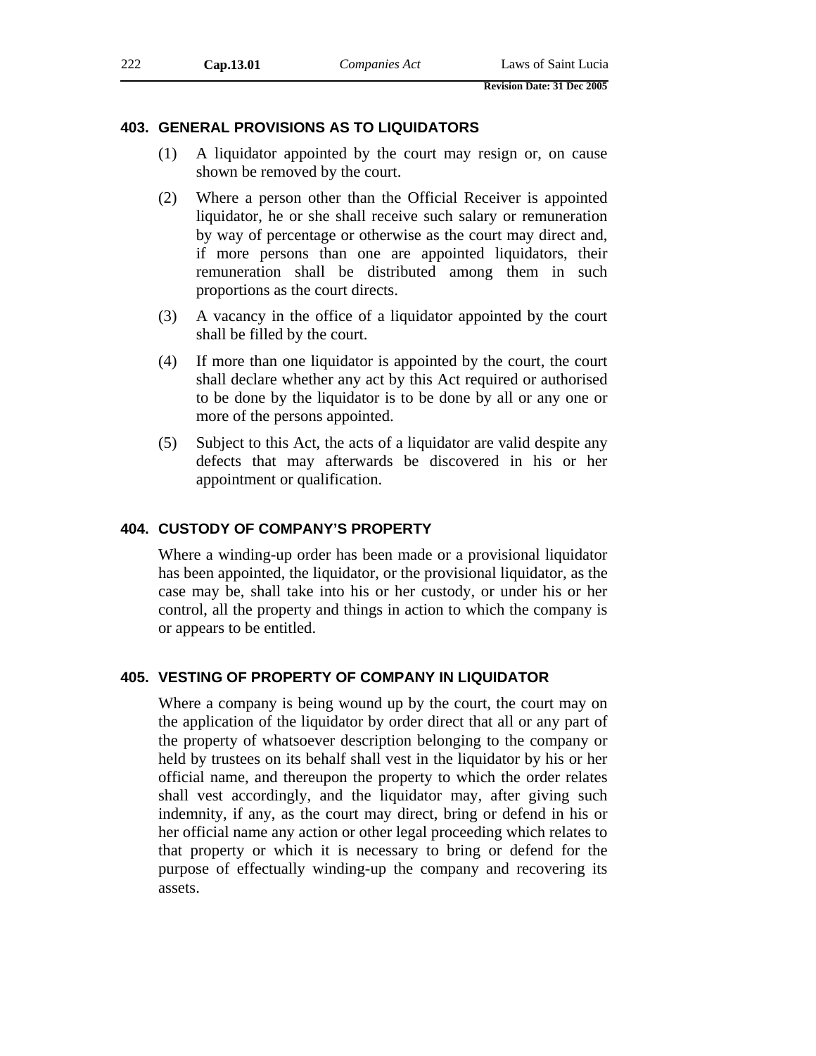### 403. GENERAL PROVISIONS AS TO LIQUIDATORS

(1) A liquidator appointed by the court may resign or, on cause shown be removed by the court.

(2) Where a person other than the Official Receiver is appointed liquidator, he or she shall receive such salary or remuneration by way of percentage or otherwise as the court may direct and, if more persons than one are appointed liquidators, their remuneration shall be distributed among them in such proportions as the court directs.

(3) A vacancy in the office of a liquidator appointed by the court shall be filled by the court.

(4) If more than one liquidator is appointed by the court, the court shall declare whether any act by this Act required or authorised to be done by the liquidator is to be done by all or any one or more of the persons appointed.

(5) Subject to this Act, the acts of a liquidator are valid despite any defects that may afterwards be discovered in his or her appointment or qualification.

### 404. CUSTODY OF COMPANY'S PROPERTY

Where a winding-up order has been made or a provisional liquidator has been appointed, the liquidator, or the provisional liquidator, as the case may be, shall take into his or her custody, or under his or her control, all the property and things in action to which the company is or appears to be entitled.

### 405. VESTING OF PROPERTY OF COMPANY IN LIQUIDATOR

Where a company is being wound up by the court, the court may on the application of the liquidator by order direct that all or any part of the property of whatsoever description belonging to the company or held by trustees on its behalf shall vest in the liquidator by his or her official name, and thereupon the property to which the order relates shall vest accordingly, and the liquidator may, after giving such indemnity, if any, as the court may direct, bring or defend in his or her official name any action or other legal proceeding which relates to that property or which it is necessary to bring or defend for the purpose of effectually winding-up the company and recovering its assets.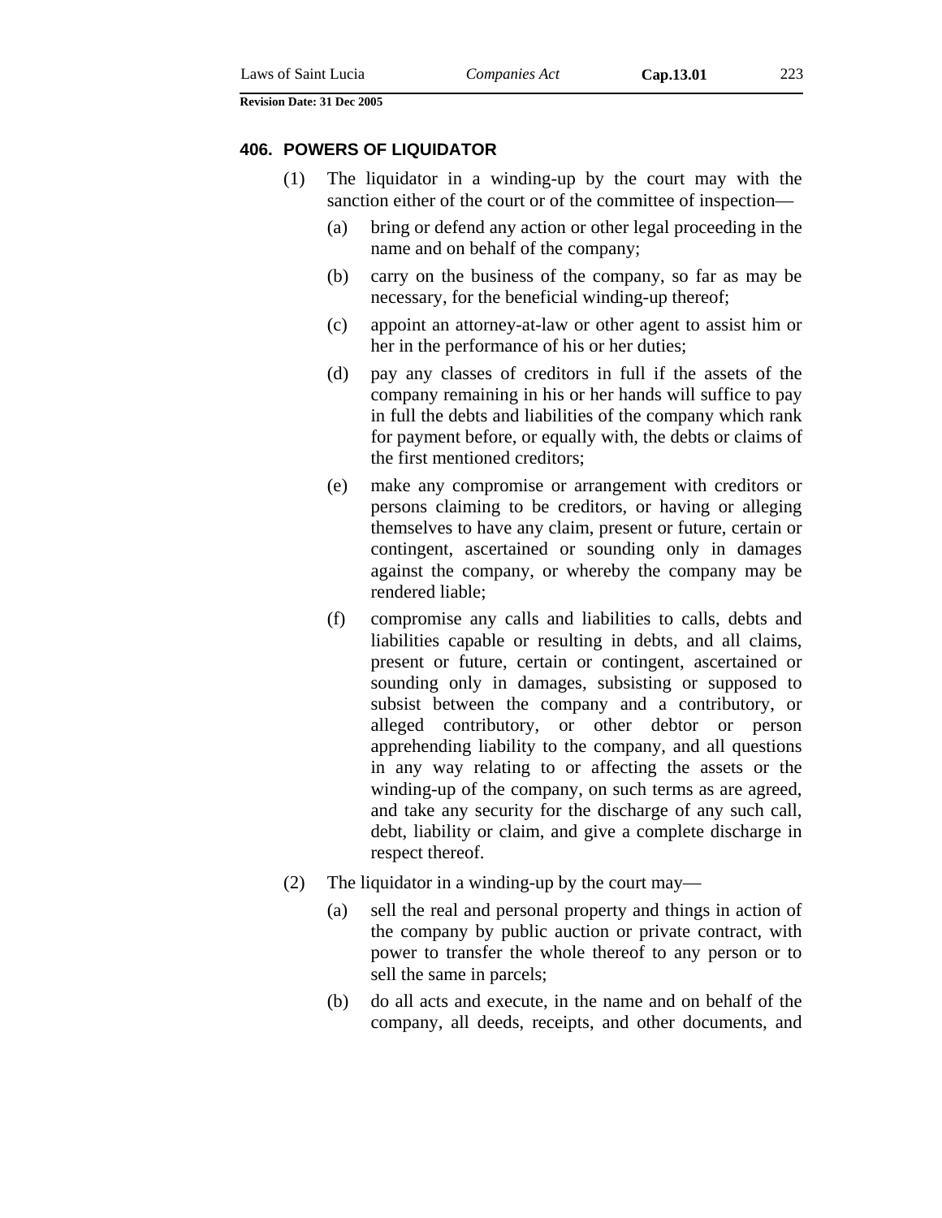### 406. POWERS OF LIQUIDATOR

(1) The liquidator in a winding-up by the court may with the sanction either of the court or of the committee of inspection—

(a) bring or defend any action or other legal proceeding in the name and on behalf of the company;

(b) carry on the business of the company, so far as may be necessary, for the beneficial winding-up thereof;

(c) appoint an attorney-at-law or other agent to assist him or her in the performance of his or her duties;

(d) pay any classes of creditors in full if the assets of the company remaining in his or her hands will suffice to pay in full the debts and liabilities of the company which rank for payment before, or equally with, the debts or claims of the first mentioned creditors;

(e) make any compromise or arrangement with creditors or persons claiming to be creditors, or having or alleging themselves to have any claim, present or future, certain or contingent, ascertained or sounding only in damages against the company, or whereby the company may be rendered liable;

(f) compromise any calls and liabilities to calls, debts and liabilities capable or resulting in debts, and all claims, present or future, certain or contingent, ascertained or sounding only in damages, subsisting or supposed to subsist between the company and a contributory, or alleged contributory, or other debtor or person apprehending liability to the company, and all questions in any way relating to or affecting the assets or the winding-up of the company, on such terms as are agreed, and take any security for the discharge of any such call, debt, liability or claim, and give a complete discharge in respect thereof.

(2) The liquidator in a winding-up by the court may—

(a) sell the real and personal property and things in action of the company by public auction or private contract, with power to transfer the whole thereof to any person or to sell the same in parcels;

(b) do all acts and execute, in the name and on behalf of the company, all deeds, receipts, and other documents, and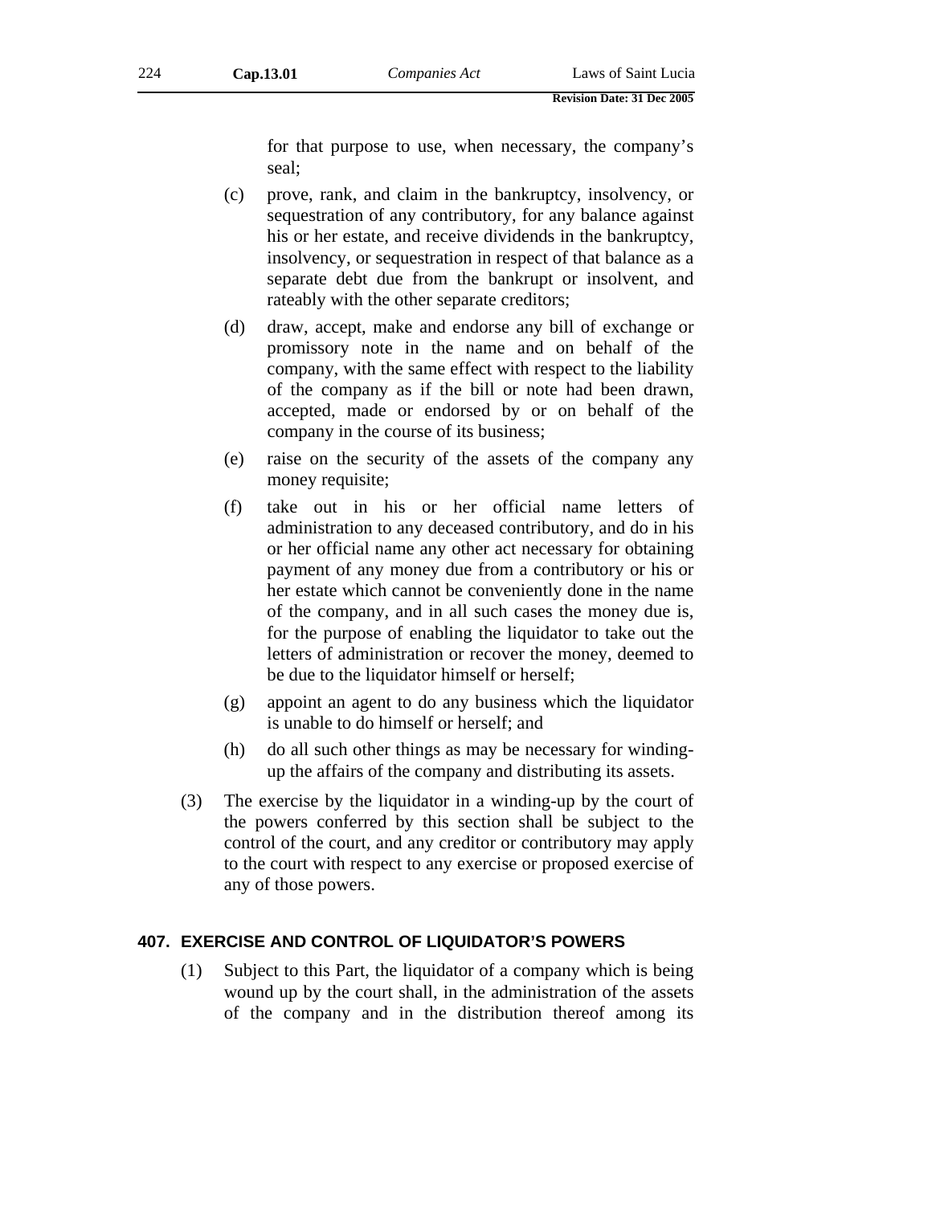for that purpose to use, when necessary, the company's seal;

(c) prove, rank, and claim in the bankruptcy, insolvency, or sequestration of any contributory, for any balance against his or her estate, and receive dividends in the bankruptcy, insolvency, or sequestration in respect of that balance as a separate debt due from the bankrupt or insolvent, and rateably with the other separate creditors;

(d) draw, accept, make and endorse any bill of exchange or promissory note in the name and on behalf of the company, with the same effect with respect to the liability of the company as if the bill or note had been drawn, accepted, made or endorsed by or on behalf of the company in the course of its business;

(e) raise on the security of the assets of the company any money requisite;

(f) take out in his or her official name letters of administration to any deceased contributory, and do in his or her official name any other act necessary for obtaining payment of any money due from a contributory or his or her estate which cannot be conveniently done in the name of the company, and in all such cases the money due is, for the purpose of enabling the liquidator to take out the letters of administration or recover the money, deemed to be due to the liquidator himself or herself;

(g) appoint an agent to do any business which the liquidator is unable to do himself or herself; and

(h) do all such other things as may be necessary for winding-up the affairs of the company and distributing its assets.

(3) The exercise by the liquidator in a winding-up by the court of the powers conferred by this section shall be subject to the control of the court, and any creditor or contributory may apply to the court with respect to any exercise or proposed exercise of any of those powers.

### 407. EXERCISE AND CONTROL OF LIQUIDATOR'S POWERS

(1) Subject to this Part, the liquidator of a company which is being wound up by the court shall, in the administration of the assets of the company and in the distribution thereof among its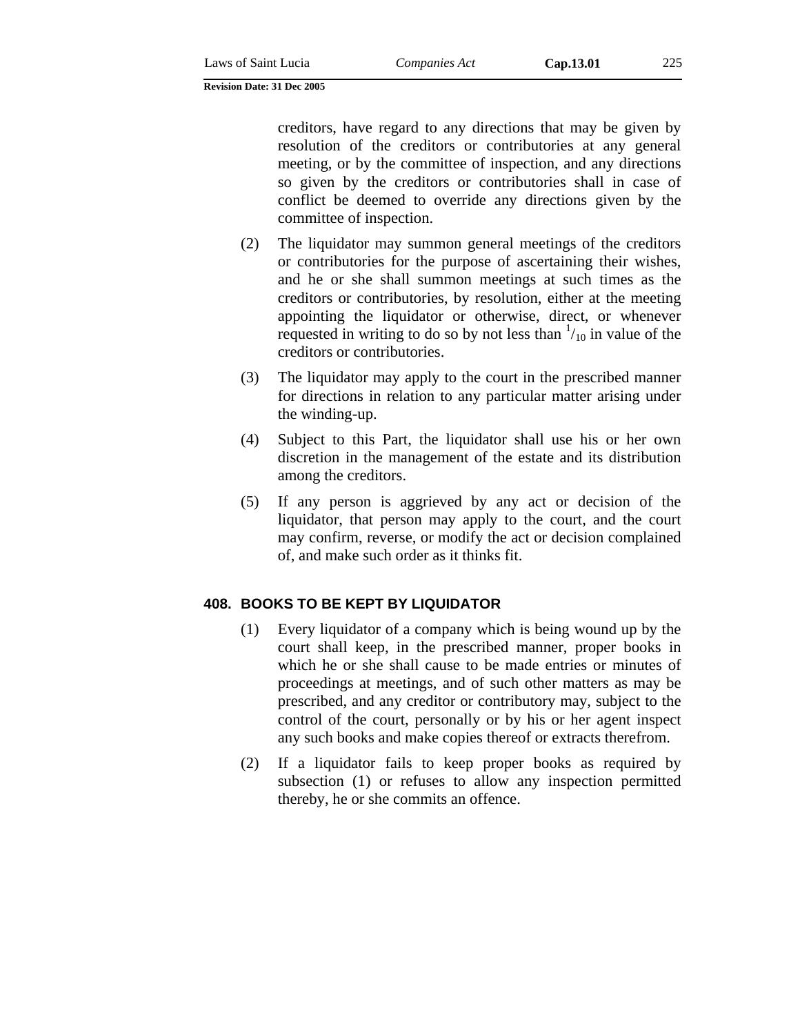creditors, have regard to any directions that may be given by resolution of the creditors or contributories at any general meeting, or by the committee of inspection, and any directions so given by the creditors or contributories shall in case of conflict be deemed to override any directions given by the committee of inspection.

(2) The liquidator may summon general meetings of the creditors or contributories for the purpose of ascertaining their wishes, and he or she shall summon meetings at such times as the creditors or contributories, by resolution, either at the meeting appointing the liquidator or otherwise, direct, or whenever requested in writing to do so by not less than $^{1}/_{10}$ in value of the creditors or contributories.

(3) The liquidator may apply to the court in the prescribed manner for directions in relation to any particular matter arising under the winding-up.

(4) Subject to this Part, the liquidator shall use his or her own discretion in the management of the estate and its distribution among the creditors.

(5) If any person is aggrieved by any act or decision of the liquidator, that person may apply to the court, and the court may confirm, reverse, or modify the act or decision complained of, and make such order as it thinks fit.

## 408. BOOKS TO BE KEPT BY LIQUIDATOR

(1) Every liquidator of a company which is being wound up by the court shall keep, in the prescribed manner, proper books in which he or she shall cause to be made entries or minutes of proceedings at meetings, and of such other matters as may be prescribed, and any creditor or contributory may, subject to the control of the court, personally or by his or her agent inspect any such books and make copies thereof or extracts therefrom.

(2) If a liquidator fails to keep proper books as required by subsection (1) or refuses to allow any inspection permitted thereby, he or she commits an offence.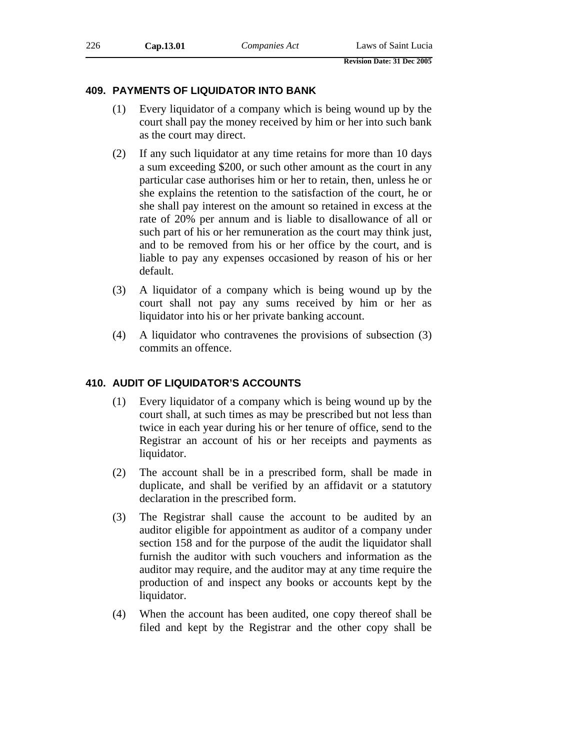## 409. PAYMENTS OF LIQUIDATOR INTO BANK

(1) Every liquidator of a company which is being wound up by the court shall pay the money received by him or her into such bank as the court may direct.

(2) If any such liquidator at any time retains for more than 10 days a sum exceeding $200, or such other amount as the court in any particular case authorises him or her to retain, then, unless he or she explains the retention to the satisfaction of the court, he or she shall pay interest on the amount so retained in excess at the rate of 20% per annum and is liable to disallowance of all or such part of his or her remuneration as the court may think just, and to be removed from his or her office by the court, and is liable to pay any expenses occasioned by reason of his or her default.

(3) A liquidator of a company which is being wound up by the court shall not pay any sums received by him or her as liquidator into his or her private banking account.

(4) A liquidator who contravenes the provisions of subsection (3) commits an offence.

## 410. AUDIT OF LIQUIDATOR'S ACCOUNTS

(1) Every liquidator of a company which is being wound up by the court shall, at such times as may be prescribed but not less than twice in each year during his or her tenure of office, send to the Registrar an account of his or her receipts and payments as liquidator.

(2) The account shall be in a prescribed form, shall be made in duplicate, and shall be verified by an affidavit or a statutory declaration in the prescribed form.

(3) The Registrar shall cause the account to be audited by an auditor eligible for appointment as auditor of a company under section 158 and for the purpose of the audit the liquidator shall furnish the auditor with such vouchers and information as the auditor may require, and the auditor may at any time require the production of and inspect any books or accounts kept by the liquidator.

(4) When the account has been audited, one copy thereof shall be filed and kept by the Registrar and the other copy shall be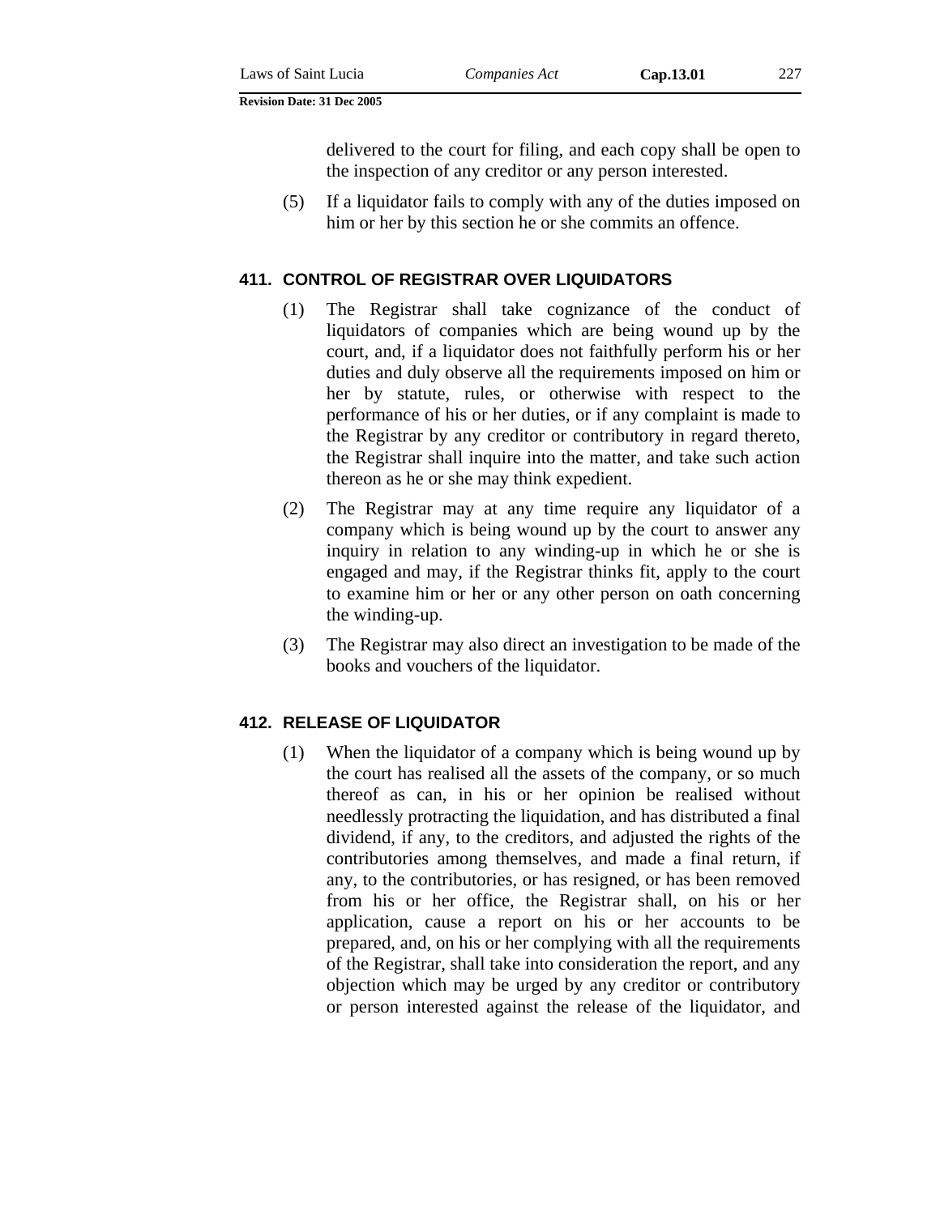delivered to the court for filing, and each copy shall be open to the inspection of any creditor or any person interested.

(5) If a liquidator fails to comply with any of the duties imposed on him or her by this section he or she commits an offence.

### 411. CONTROL OF REGISTRAR OVER LIQUIDATORS

(1) The Registrar shall take cognizance of the conduct of liquidators of companies which are being wound up by the court, and, if a liquidator does not faithfully perform his or her duties and duly observe all the requirements imposed on him or her by statute, rules, or otherwise with respect to the performance of his or her duties, or if any complaint is made to the Registrar by any creditor or contributory in regard thereto, the Registrar shall inquire into the matter, and take such action thereon as he or she may think expedient.

(2) The Registrar may at any time require any liquidator of a company which is being wound up by the court to answer any inquiry in relation to any winding-up in which he or she is engaged and may, if the Registrar thinks fit, apply to the court to examine him or her or any other person on oath concerning the winding-up.

(3) The Registrar may also direct an investigation to be made of the books and vouchers of the liquidator.

### 412. RELEASE OF LIQUIDATOR

(1) When the liquidator of a company which is being wound up by the court has realised all the assets of the company, or so much thereof as can, in his or her opinion be realised without needlessly protracting the liquidation, and has distributed a final dividend, if any, to the creditors, and adjusted the rights of the contributories among themselves, and made a final return, if any, to the contributories, or has resigned, or has been removed from his or her office, the Registrar shall, on his or her application, cause a report on his or her accounts to be prepared, and, on his or her complying with all the requirements of the Registrar, shall take into consideration the report, and any objection which may be urged by any creditor or contributory or person interested against the release of the liquidator, and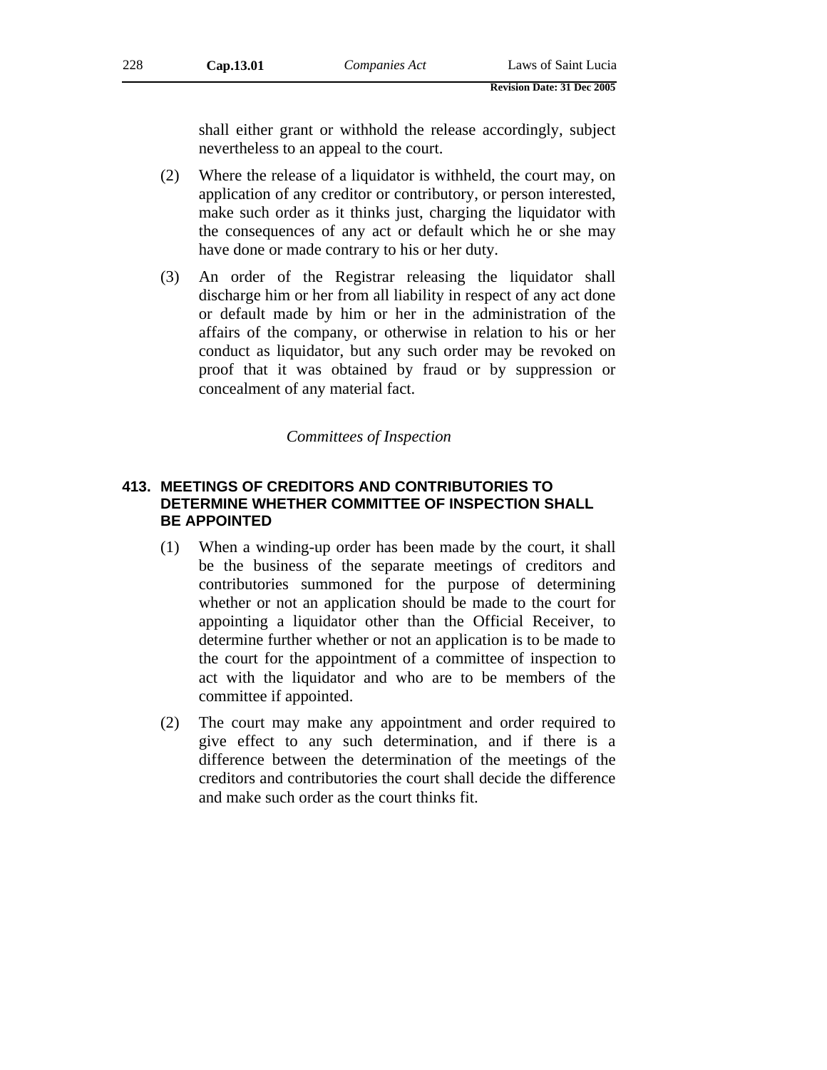shall either grant or withhold the release accordingly, subject nevertheless to an appeal to the court.

(2) Where the release of a liquidator is withheld, the court may, on application of any creditor or contributory, or person interested, make such order as it thinks just, charging the liquidator with the consequences of any act or default which he or she may have done or made contrary to his or her duty.

(3) An order of the Registrar releasing the liquidator shall discharge him or her from all liability in respect of any act done or default made by him or her in the administration of the affairs of the company, or otherwise in relation to his or her conduct as liquidator, but any such order may be revoked on proof that it was obtained by fraud or by suppression or concealment of any material fact.

*Committees of Inspection*

### 413. MEETINGS OF CREDITORS AND CONTRIBUTORIES TO DETERMINE WHETHER COMMITTEE OF INSPECTION SHALL BE APPOINTED

(1) When a winding-up order has been made by the court, it shall be the business of the separate meetings of creditors and contributories summoned for the purpose of determining whether or not an application should be made to the court for appointing a liquidator other than the Official Receiver, to determine further whether or not an application is to be made to the court for the appointment of a committee of inspection to act with the liquidator and who are to be members of the committee if appointed.

(2) The court may make any appointment and order required to give effect to any such determination, and if there is a difference between the determination of the meetings of the creditors and contributories the court shall decide the difference and make such order as the court thinks fit.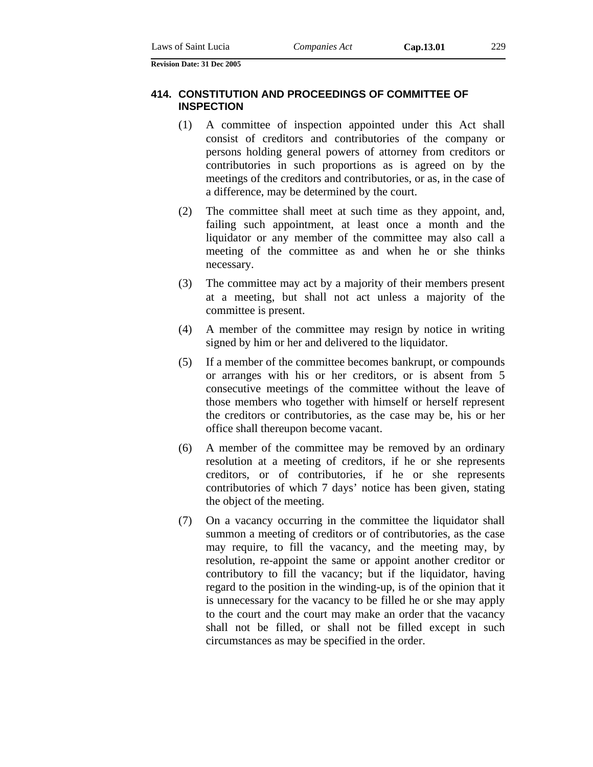### 414. CONSTITUTION AND PROCEEDINGS OF COMMITTEE OF INSPECTION

(1) A committee of inspection appointed under this Act shall consist of creditors and contributories of the company or persons holding general powers of attorney from creditors or contributories in such proportions as is agreed on by the meetings of the creditors and contributories, or as, in the case of a difference, may be determined by the court.

(2) The committee shall meet at such time as they appoint, and, failing such appointment, at least once a month and the liquidator or any member of the committee may also call a meeting of the committee as and when he or she thinks necessary.

(3) The committee may act by a majority of their members present at a meeting, but shall not act unless a majority of the committee is present.

(4) A member of the committee may resign by notice in writing signed by him or her and delivered to the liquidator.

(5) If a member of the committee becomes bankrupt, or compounds or arranges with his or her creditors, or is absent from 5 consecutive meetings of the committee without the leave of those members who together with himself or herself represent the creditors or contributories, as the case may be, his or her office shall thereupon become vacant.

(6) A member of the committee may be removed by an ordinary resolution at a meeting of creditors, if he or she represents creditors, or of contributories, if he or she represents contributories of which 7 days' notice has been given, stating the object of the meeting.

(7) On a vacancy occurring in the committee the liquidator shall summon a meeting of creditors or of contributories, as the case may require, to fill the vacancy, and the meeting may, by resolution, re-appoint the same or appoint another creditor or contributory to fill the vacancy; but if the liquidator, having regard to the position in the winding-up, is of the opinion that it is unnecessary for the vacancy to be filled he or she may apply to the court and the court may make an order that the vacancy shall not be filled, or shall not be filled except in such circumstances as may be specified in the order.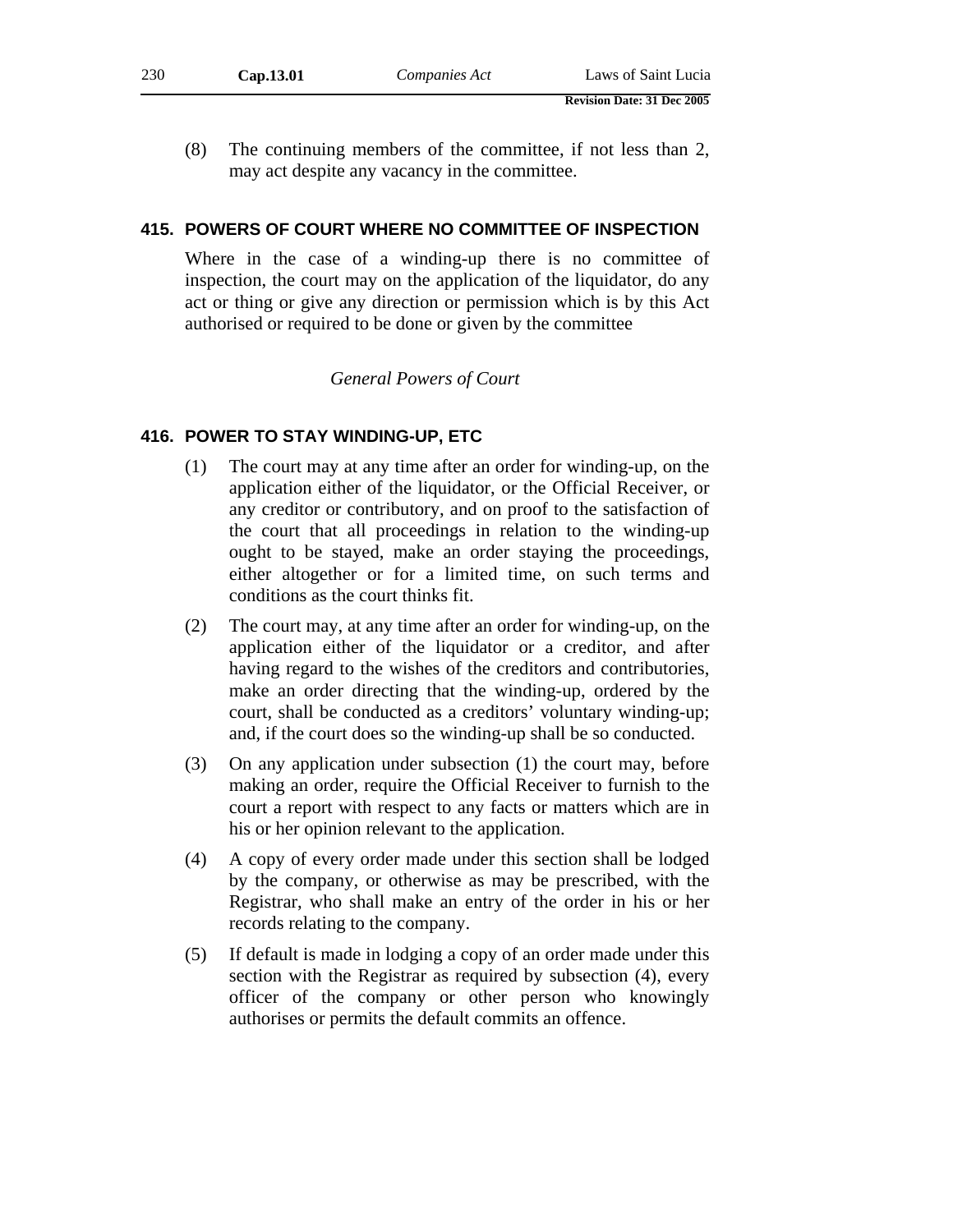(8) The continuing members of the committee, if not less than 2, may act despite any vacancy in the committee.

### 415. POWERS OF COURT WHERE NO COMMITTEE OF INSPECTION

Where in the case of a winding-up there is no committee of inspection, the court may on the application of the liquidator, do any act or thing or give any direction or permission which is by this Act authorised or required to be done or given by the committee

*General Powers of Court*

### 416. POWER TO STAY WINDING-UP, ETC

(1) The court may at any time after an order for winding-up, on the application either of the liquidator, or the Official Receiver, or any creditor or contributory, and on proof to the satisfaction of the court that all proceedings in relation to the winding-up ought to be stayed, make an order staying the proceedings, either altogether or for a limited time, on such terms and conditions as the court thinks fit.

(2) The court may, at any time after an order for winding-up, on the application either of the liquidator or a creditor, and after having regard to the wishes of the creditors and contributories, make an order directing that the winding-up, ordered by the court, shall be conducted as a creditors' voluntary winding-up; and, if the court does so the winding-up shall be so conducted.

(3) On any application under subsection (1) the court may, before making an order, require the Official Receiver to furnish to the court a report with respect to any facts or matters which are in his or her opinion relevant to the application.

(4) A copy of every order made under this section shall be lodged by the company, or otherwise as may be prescribed, with the Registrar, who shall make an entry of the order in his or her records relating to the company.

(5) If default is made in lodging a copy of an order made under this section with the Registrar as required by subsection (4), every officer of the company or other person who knowingly authorises or permits the default commits an offence.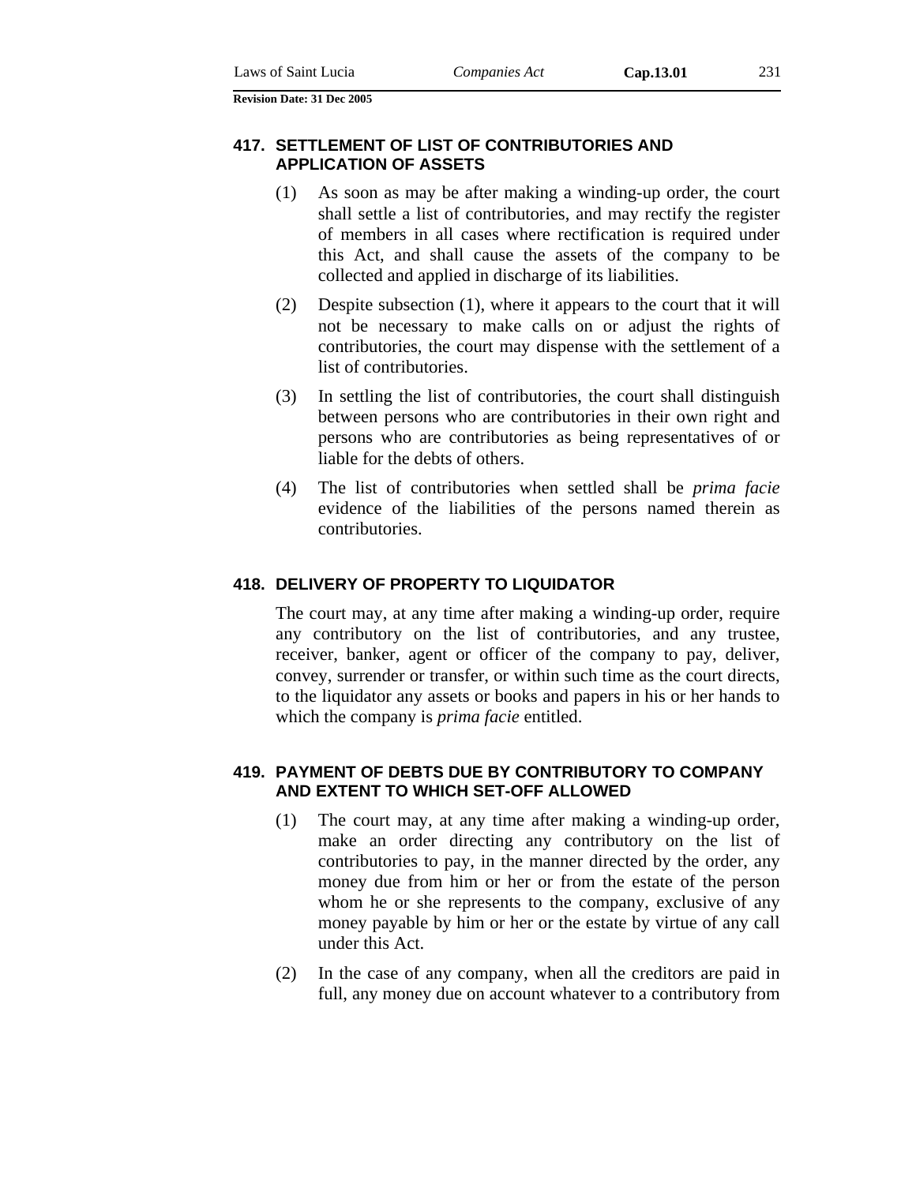### 417. SETTLEMENT OF LIST OF CONTRIBUTORIES AND APPLICATION OF ASSETS

(1) As soon as may be after making a winding-up order, the court shall settle a list of contributories, and may rectify the register of members in all cases where rectification is required under this Act, and shall cause the assets of the company to be collected and applied in discharge of its liabilities.

(2) Despite subsection (1), where it appears to the court that it will not be necessary to make calls on or adjust the rights of contributories, the court may dispense with the settlement of a list of contributories.

(3) In settling the list of contributories, the court shall distinguish between persons who are contributories in their own right and persons who are contributories as being representatives of or liable for the debts of others.

(4) The list of contributories when settled shall be *prima facie* evidence of the liabilities of the persons named therein as contributories.

### 418. DELIVERY OF PROPERTY TO LIQUIDATOR

The court may, at any time after making a winding-up order, require any contributory on the list of contributories, and any trustee, receiver, banker, agent or officer of the company to pay, deliver, convey, surrender or transfer, or within such time as the court directs, to the liquidator any assets or books and papers in his or her hands to which the company is *prima facie* entitled.

### 419. PAYMENT OF DEBTS DUE BY CONTRIBUTORY TO COMPANY AND EXTENT TO WHICH SET-OFF ALLOWED

(1) The court may, at any time after making a winding-up order, make an order directing any contributory on the list of contributories to pay, in the manner directed by the order, any money due from him or her or from the estate of the person whom he or she represents to the company, exclusive of any money payable by him or her or the estate by virtue of any call under this Act.

(2) In the case of any company, when all the creditors are paid in full, any money due on account whatever to a contributory from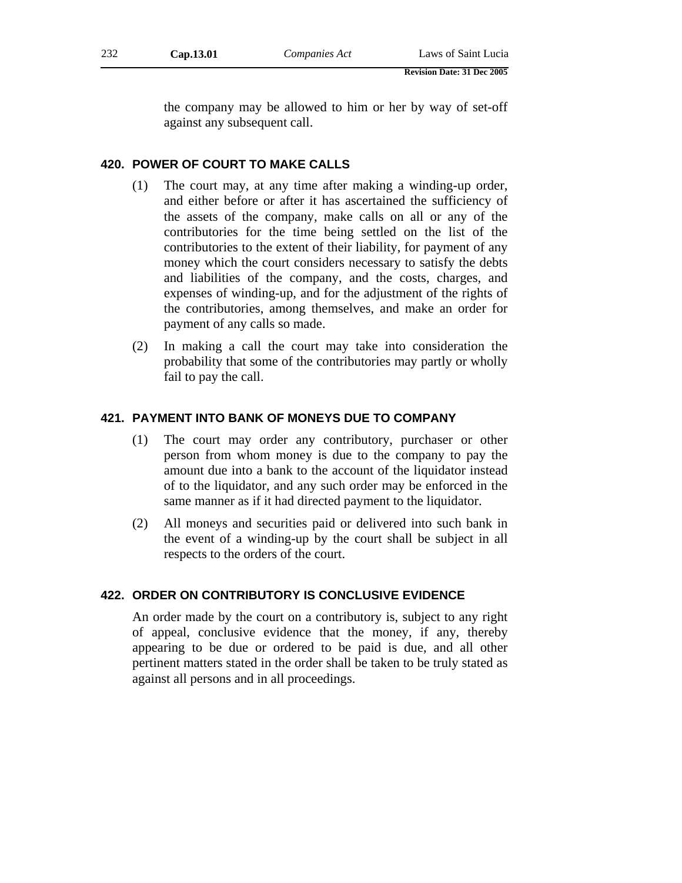the company may be allowed to him or her by way of set-off against any subsequent call.

### 420. POWER OF COURT TO MAKE CALLS

(1) The court may, at any time after making a winding-up order, and either before or after it has ascertained the sufficiency of the assets of the company, make calls on all or any of the contributories for the time being settled on the list of the contributories to the extent of their liability, for payment of any money which the court considers necessary to satisfy the debts and liabilities of the company, and the costs, charges, and expenses of winding-up, and for the adjustment of the rights of the contributories, among themselves, and make an order for payment of any calls so made.

(2) In making a call the court may take into consideration the probability that some of the contributories may partly or wholly fail to pay the call.

### 421. PAYMENT INTO BANK OF MONEYS DUE TO COMPANY

(1) The court may order any contributory, purchaser or other person from whom money is due to the company to pay the amount due into a bank to the account of the liquidator instead of to the liquidator, and any such order may be enforced in the same manner as if it had directed payment to the liquidator.

(2) All moneys and securities paid or delivered into such bank in the event of a winding-up by the court shall be subject in all respects to the orders of the court.

### 422. ORDER ON CONTRIBUTORY IS CONCLUSIVE EVIDENCE

An order made by the court on a contributory is, subject to any right of appeal, conclusive evidence that the money, if any, thereby appearing to be due or ordered to be paid is due, and all other pertinent matters stated in the order shall be taken to be truly stated as against all persons and in all proceedings.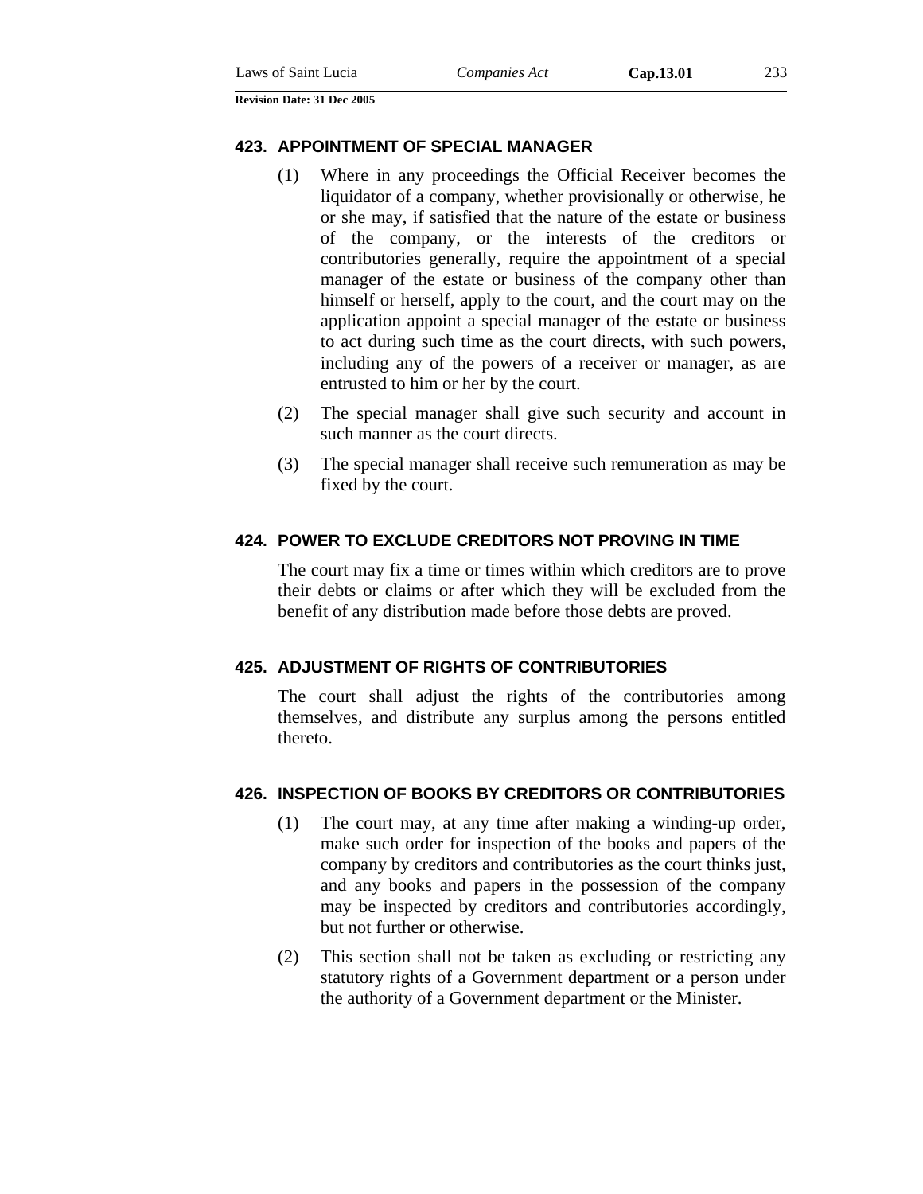### 423. APPOINTMENT OF SPECIAL MANAGER

(1) Where in any proceedings the Official Receiver becomes the liquidator of a company, whether provisionally or otherwise, he or she may, if satisfied that the nature of the estate or business of the company, or the interests of the creditors or contributories generally, require the appointment of a special manager of the estate or business of the company other than himself or herself, apply to the court, and the court may on the application appoint a special manager of the estate or business to act during such time as the court directs, with such powers, including any of the powers of a receiver or manager, as are entrusted to him or her by the court.

(2) The special manager shall give such security and account in such manner as the court directs.

(3) The special manager shall receive such remuneration as may be fixed by the court.

### 424. POWER TO EXCLUDE CREDITORS NOT PROVING IN TIME

The court may fix a time or times within which creditors are to prove their debts or claims or after which they will be excluded from the benefit of any distribution made before those debts are proved.

### 425. ADJUSTMENT OF RIGHTS OF CONTRIBUTORIES

The court shall adjust the rights of the contributories among themselves, and distribute any surplus among the persons entitled thereto.

### 426. INSPECTION OF BOOKS BY CREDITORS OR CONTRIBUTORIES

(1) The court may, at any time after making a winding-up order, make such order for inspection of the books and papers of the company by creditors and contributories as the court thinks just, and any books and papers in the possession of the company may be inspected by creditors and contributories accordingly, but not further or otherwise.

(2) This section shall not be taken as excluding or restricting any statutory rights of a Government department or a person under the authority of a Government department or the Minister.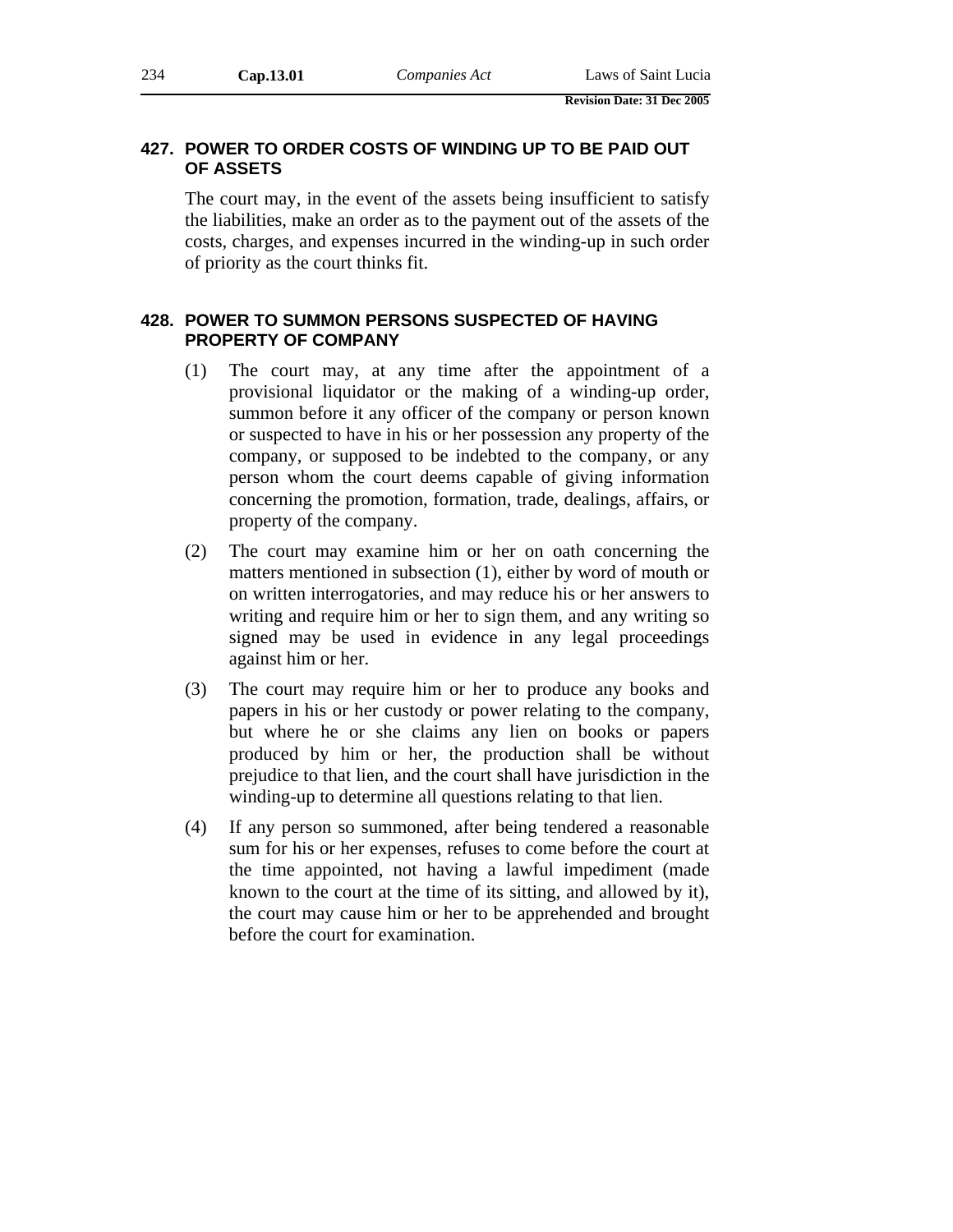### 427. POWER TO ORDER COSTS OF WINDING UP TO BE PAID OUT OF ASSETS

The court may, in the event of the assets being insufficient to satisfy the liabilities, make an order as to the payment out of the assets of the costs, charges, and expenses incurred in the winding-up in such order of priority as the court thinks fit.

### 428. POWER TO SUMMON PERSONS SUSPECTED OF HAVING PROPERTY OF COMPANY

(1) The court may, at any time after the appointment of a provisional liquidator or the making of a winding-up order, summon before it any officer of the company or person known or suspected to have in his or her possession any property of the company, or supposed to be indebted to the company, or any person whom the court deems capable of giving information concerning the promotion, formation, trade, dealings, affairs, or property of the company.

(2) The court may examine him or her on oath concerning the matters mentioned in subsection (1), either by word of mouth or on written interrogatories, and may reduce his or her answers to writing and require him or her to sign them, and any writing so signed may be used in evidence in any legal proceedings against him or her.

(3) The court may require him or her to produce any books and papers in his or her custody or power relating to the company, but where he or she claims any lien on books or papers produced by him or her, the production shall be without prejudice to that lien, and the court shall have jurisdiction in the winding-up to determine all questions relating to that lien.

(4) If any person so summoned, after being tendered a reasonable sum for his or her expenses, refuses to come before the court at the time appointed, not having a lawful impediment (made known to the court at the time of its sitting, and allowed by it), the court may cause him or her to be apprehended and brought before the court for examination.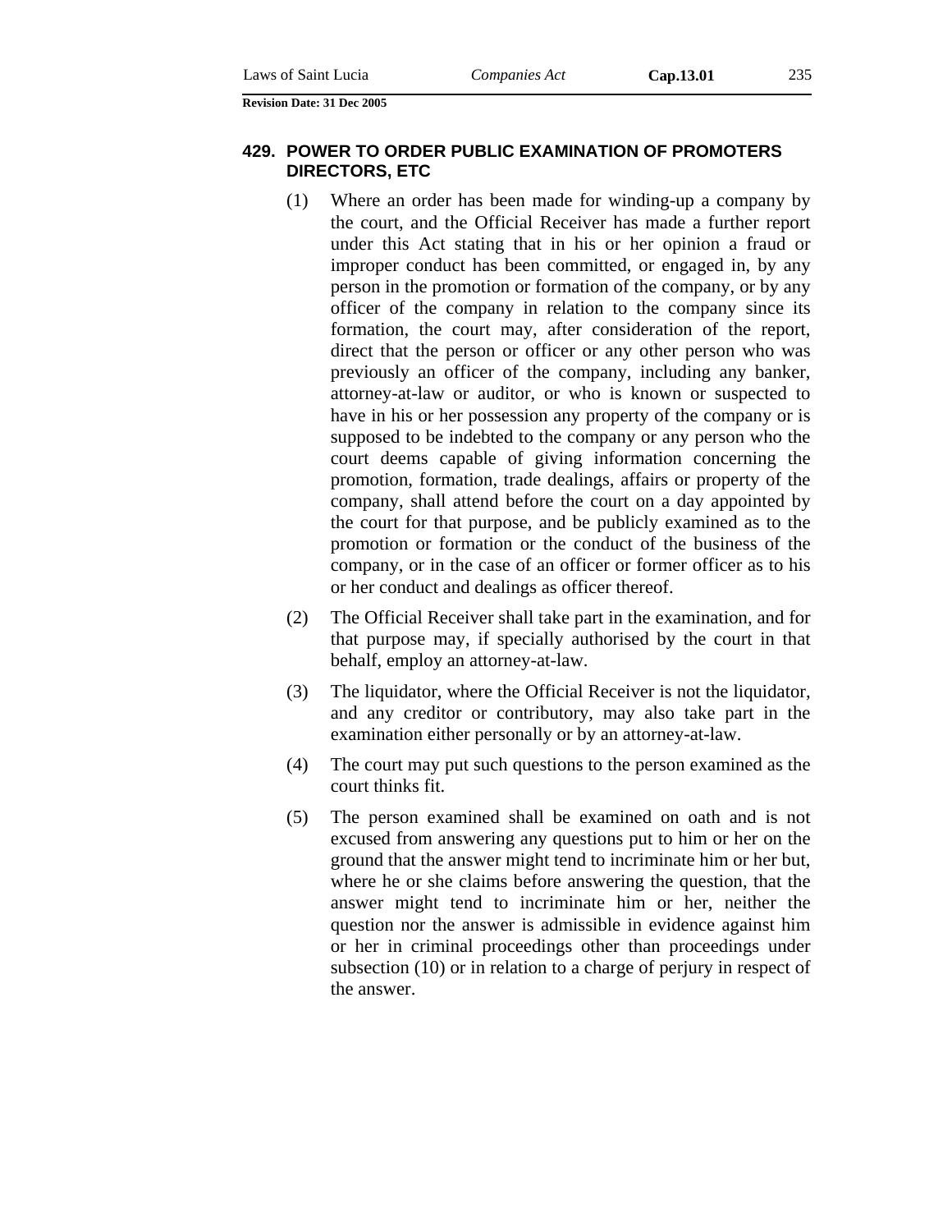## 429. POWER TO ORDER PUBLIC EXAMINATION OF PROMOTERS DIRECTORS, ETC

(1) Where an order has been made for winding-up a company by the court, and the Official Receiver has made a further report under this Act stating that in his or her opinion a fraud or improper conduct has been committed, or engaged in, by any person in the promotion or formation of the company, or by any officer of the company in relation to the company since its formation, the court may, after consideration of the report, direct that the person or officer or any other person who was previously an officer of the company, including any banker, attorney-at-law or auditor, or who is known or suspected to have in his or her possession any property of the company or is supposed to be indebted to the company or any person who the court deems capable of giving information concerning the promotion, formation, trade dealings, affairs or property of the company, shall attend before the court on a day appointed by the court for that purpose, and be publicly examined as to the promotion or formation or the conduct of the business of the company, or in the case of an officer or former officer as to his or her conduct and dealings as officer thereof.

(2) The Official Receiver shall take part in the examination, and for that purpose may, if specially authorised by the court in that behalf, employ an attorney-at-law.

(3) The liquidator, where the Official Receiver is not the liquidator, and any creditor or contributory, may also take part in the examination either personally or by an attorney-at-law.

(4) The court may put such questions to the person examined as the court thinks fit.

(5) The person examined shall be examined on oath and is not excused from answering any questions put to him or her on the ground that the answer might tend to incriminate him or her but, where he or she claims before answering the question, that the answer might tend to incriminate him or her, neither the question nor the answer is admissible in evidence against him or her in criminal proceedings other than proceedings under subsection (10) or in relation to a charge of perjury in respect of the answer.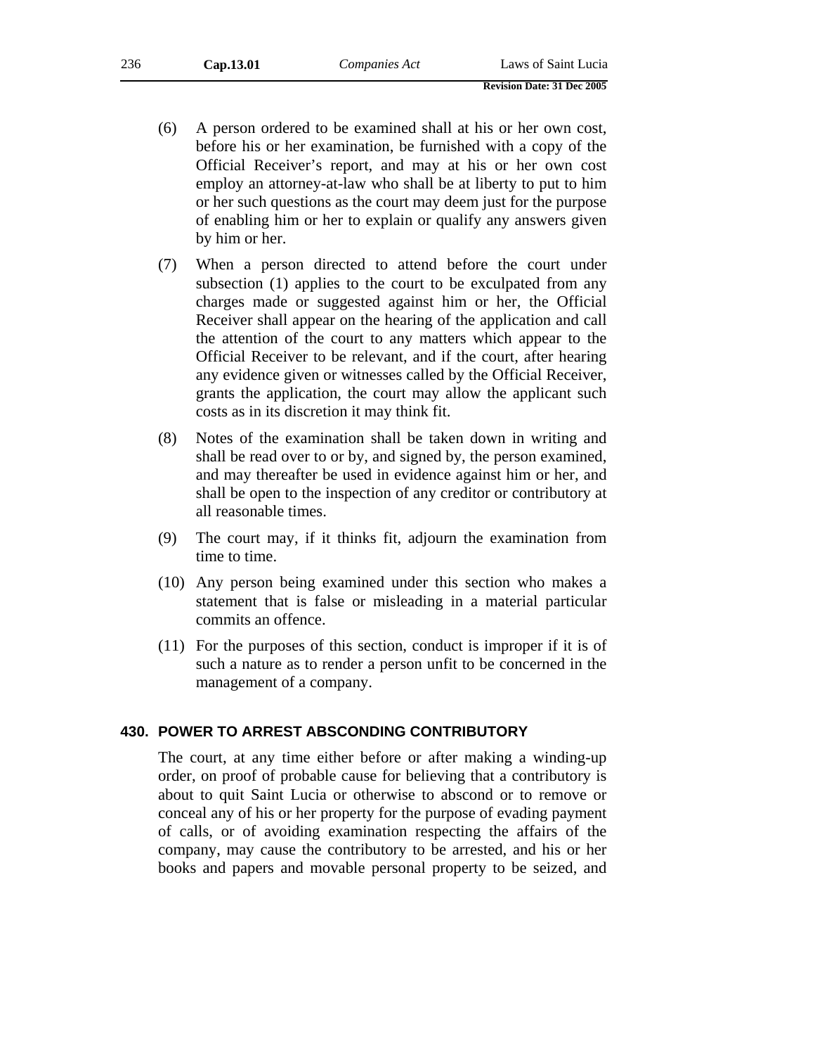(6) A person ordered to be examined shall at his or her own cost, before his or her examination, be furnished with a copy of the Official Receiver's report, and may at his or her own cost employ an attorney-at-law who shall be at liberty to put to him or her such questions as the court may deem just for the purpose of enabling him or her to explain or qualify any answers given by him or her.

(7) When a person directed to attend before the court under subsection (1) applies to the court to be exculpated from any charges made or suggested against him or her, the Official Receiver shall appear on the hearing of the application and call the attention of the court to any matters which appear to the Official Receiver to be relevant, and if the court, after hearing any evidence given or witnesses called by the Official Receiver, grants the application, the court may allow the applicant such costs as in its discretion it may think fit.

(8) Notes of the examination shall be taken down in writing and shall be read over to or by, and signed by, the person examined, and may thereafter be used in evidence against him or her, and shall be open to the inspection of any creditor or contributory at all reasonable times.

(9) The court may, if it thinks fit, adjourn the examination from time to time.

(10) Any person being examined under this section who makes a statement that is false or misleading in a material particular commits an offence.

(11) For the purposes of this section, conduct is improper if it is of such a nature as to render a person unfit to be concerned in the management of a company.

### 430. POWER TO ARREST ABSCONDING CONTRIBUTORY

The court, at any time either before or after making a winding-up order, on proof of probable cause for believing that a contributory is about to quit Saint Lucia or otherwise to abscond or to remove or conceal any of his or her property for the purpose of evading payment of calls, or of avoiding examination respecting the affairs of the company, may cause the contributory to be arrested, and his or her books and papers and movable personal property to be seized, and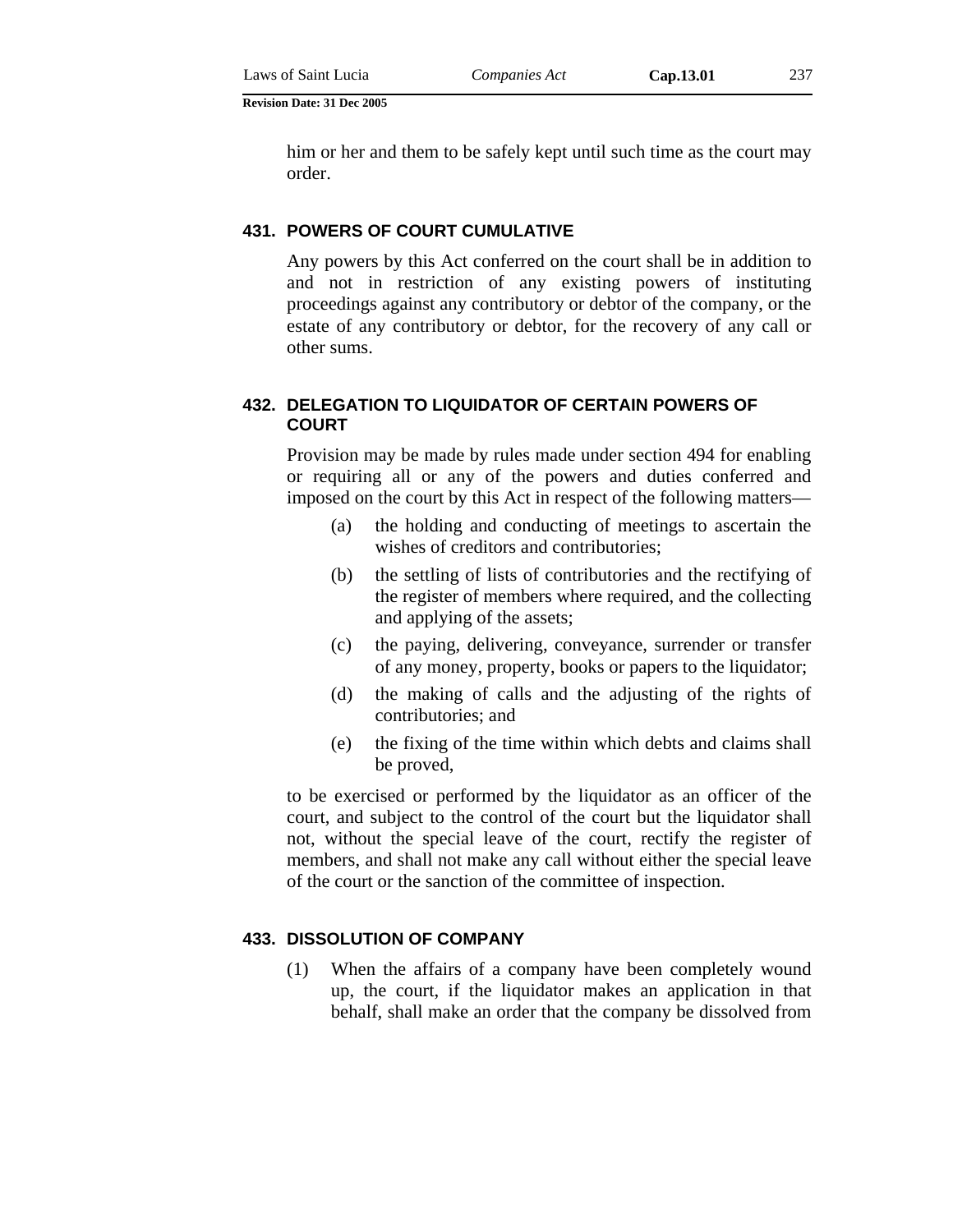him or her and them to be safely kept until such time as the court may order.

### 431. POWERS OF COURT CUMULATIVE

Any powers by this Act conferred on the court shall be in addition to and not in restriction of any existing powers of instituting proceedings against any contributory or debtor of the company, or the estate of any contributory or debtor, for the recovery of any call or other sums.

### 432. DELEGATION TO LIQUIDATOR OF CERTAIN POWERS OF COURT

Provision may be made by rules made under section 494 for enabling or requiring all or any of the powers and duties conferred and imposed on the court by this Act in respect of the following matters—

- (a) the holding and conducting of meetings to ascertain the wishes of creditors and contributories;
- (b) the settling of lists of contributories and the rectifying of the register of members where required, and the collecting and applying of the assets;
- (c) the paying, delivering, conveyance, surrender or transfer of any money, property, books or papers to the liquidator;
- (d) the making of calls and the adjusting of the rights of contributories; and
- (e) the fixing of the time within which debts and claims shall be proved,

to be exercised or performed by the liquidator as an officer of the court, and subject to the control of the court but the liquidator shall not, without the special leave of the court, rectify the register of members, and shall not make any call without either the special leave of the court or the sanction of the committee of inspection.

### 433. DISSOLUTION OF COMPANY

(1) When the affairs of a company have been completely wound up, the court, if the liquidator makes an application in that behalf, shall make an order that the company be dissolved from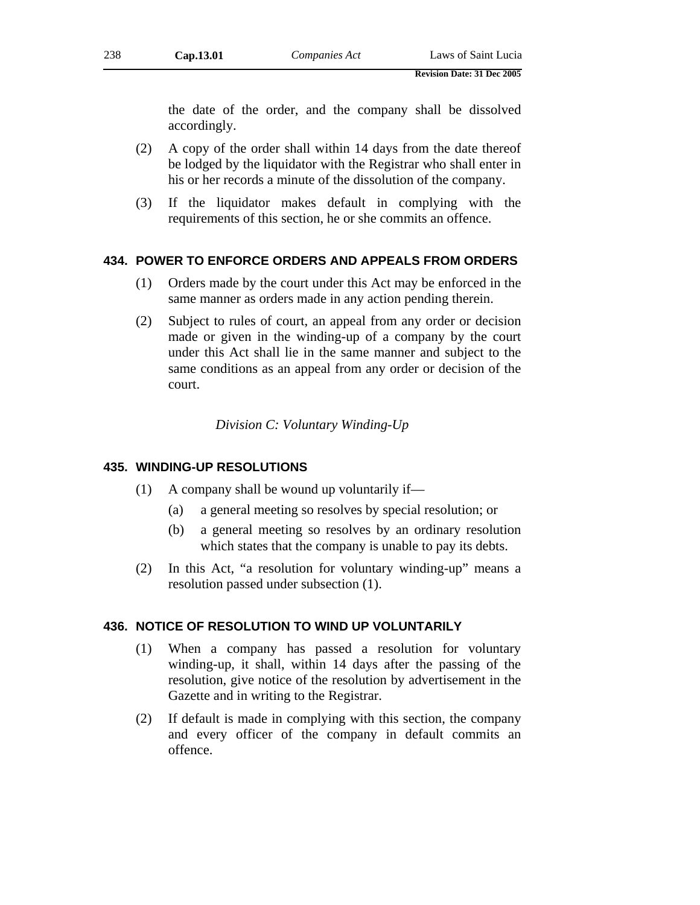the date of the order, and the company shall be dissolved accordingly.

(2) A copy of the order shall within 14 days from the date thereof be lodged by the liquidator with the Registrar who shall enter in his or her records a minute of the dissolution of the company.

(3) If the liquidator makes default in complying with the requirements of this section, he or she commits an offence.

### 434. POWER TO ENFORCE ORDERS AND APPEALS FROM ORDERS

(1) Orders made by the court under this Act may be enforced in the same manner as orders made in any action pending therein.

(2) Subject to rules of court, an appeal from any order or decision made or given in the winding-up of a company by the court under this Act shall lie in the same manner and subject to the same conditions as an appeal from any order or decision of the court.

*Division C: Voluntary Winding-Up*

### 435. WINDING-UP RESOLUTIONS

(1) A company shall be wound up voluntarily if—

(a) a general meeting so resolves by special resolution; or

(b) a general meeting so resolves by an ordinary resolution which states that the company is unable to pay its debts.

(2) In this Act, "a resolution for voluntary winding-up" means a resolution passed under subsection (1).

### 436. NOTICE OF RESOLUTION TO WIND UP VOLUNTARILY

(1) When a company has passed a resolution for voluntary winding-up, it shall, within 14 days after the passing of the resolution, give notice of the resolution by advertisement in the Gazette and in writing to the Registrar.

(2) If default is made in complying with this section, the company and every officer of the company in default commits an offence.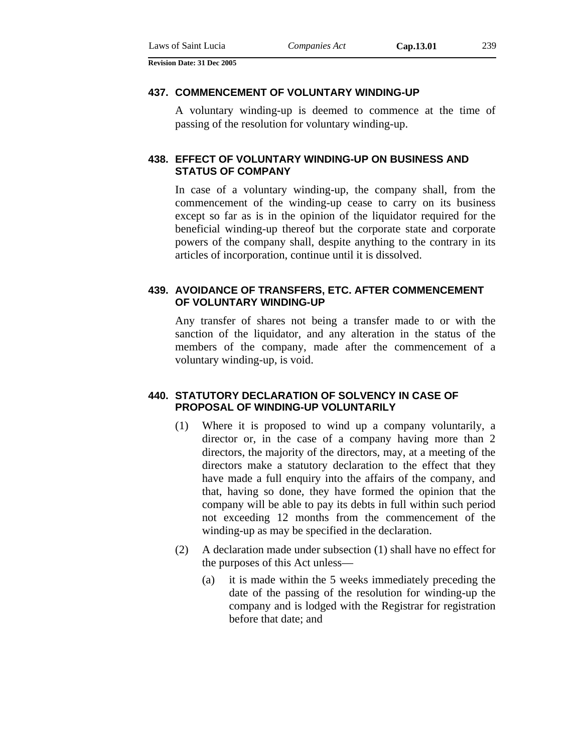### 437. COMMENCEMENT OF VOLUNTARY WINDING-UP

A voluntary winding-up is deemed to commence at the time of passing of the resolution for voluntary winding-up.

### 438. EFFECT OF VOLUNTARY WINDING-UP ON BUSINESS AND STATUS OF COMPANY

In case of a voluntary winding-up, the company shall, from the commencement of the winding-up cease to carry on its business except so far as is in the opinion of the liquidator required for the beneficial winding-up thereof but the corporate state and corporate powers of the company shall, despite anything to the contrary in its articles of incorporation, continue until it is dissolved.

### 439. AVOIDANCE OF TRANSFERS, ETC. AFTER COMMENCEMENT OF VOLUNTARY WINDING-UP

Any transfer of shares not being a transfer made to or with the sanction of the liquidator, and any alteration in the status of the members of the company, made after the commencement of a voluntary winding-up, is void.

### 440. STATUTORY DECLARATION OF SOLVENCY IN CASE OF PROPOSAL OF WINDING-UP VOLUNTARILY

(1) Where it is proposed to wind up a company voluntarily, a director or, in the case of a company having more than 2 directors, the majority of the directors, may, at a meeting of the directors make a statutory declaration to the effect that they have made a full enquiry into the affairs of the company, and that, having so done, they have formed the opinion that the company will be able to pay its debts in full within such period not exceeding 12 months from the commencement of the winding-up as may be specified in the declaration.

(2) A declaration made under subsection (1) shall have no effect for the purposes of this Act unless—

(a) it is made within the 5 weeks immediately preceding the date of the passing of the resolution for winding-up the company and is lodged with the Registrar for registration before that date; and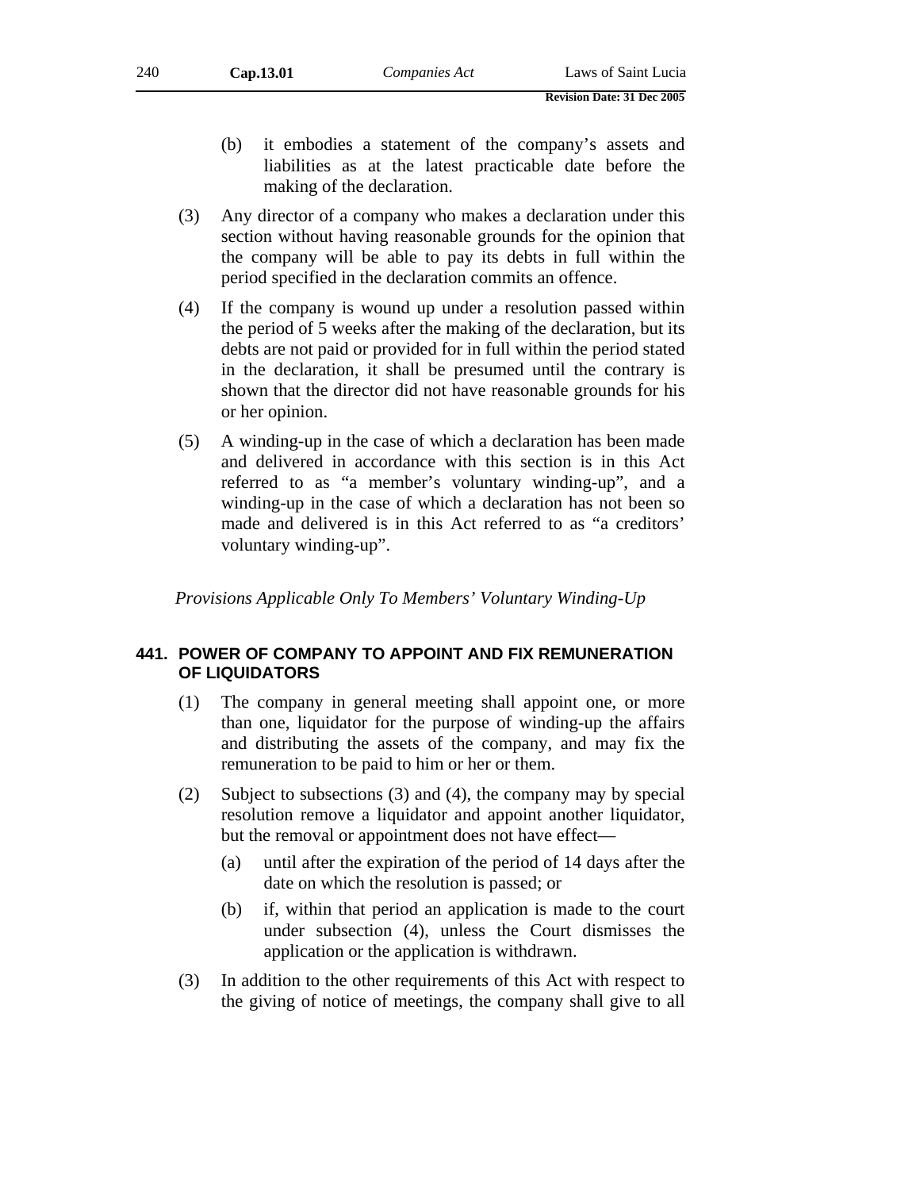(b) it embodies a statement of the company's assets and liabilities as at the latest practicable date before the making of the declaration.

(3) Any director of a company who makes a declaration under this section without having reasonable grounds for the opinion that the company will be able to pay its debts in full within the period specified in the declaration commits an offence.

(4) If the company is wound up under a resolution passed within the period of 5 weeks after the making of the declaration, but its debts are not paid or provided for in full within the period stated in the declaration, it shall be presumed until the contrary is shown that the director did not have reasonable grounds for his or her opinion.

(5) A winding-up in the case of which a declaration has been made and delivered in accordance with this section is in this Act referred to as "a member's voluntary winding-up", and a winding-up in the case of which a declaration has not been so made and delivered is in this Act referred to as "a creditors' voluntary winding-up".

*Provisions Applicable Only To Members' Voluntary Winding-Up*

### 441. POWER OF COMPANY TO APPOINT AND FIX REMUNERATION OF LIQUIDATORS

(1) The company in general meeting shall appoint one, or more than one, liquidator for the purpose of winding-up the affairs and distributing the assets of the company, and may fix the remuneration to be paid to him or her or them.

(2) Subject to subsections (3) and (4), the company may by special resolution remove a liquidator and appoint another liquidator, but the removal or appointment does not have effect—

(a) until after the expiration of the period of 14 days after the date on which the resolution is passed; or

(b) if, within that period an application is made to the court under subsection (4), unless the Court dismisses the application or the application is withdrawn.

(3) In addition to the other requirements of this Act with respect to the giving of notice of meetings, the company shall give to all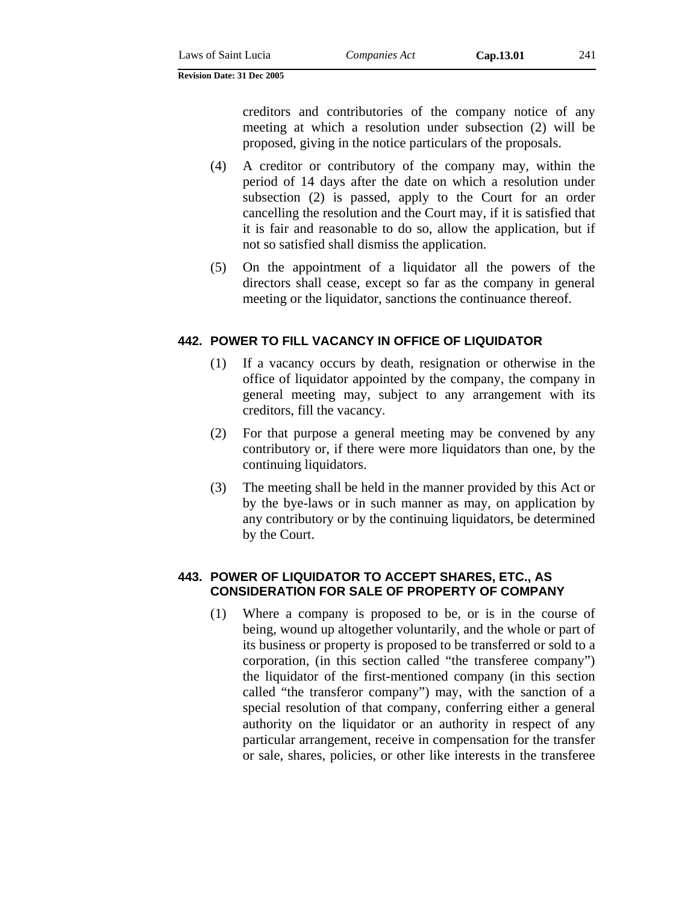creditors and contributories of the company notice of any meeting at which a resolution under subsection (2) will be proposed, giving in the notice particulars of the proposals.

(4) A creditor or contributory of the company may, within the period of 14 days after the date on which a resolution under subsection (2) is passed, apply to the Court for an order cancelling the resolution and the Court may, if it is satisfied that it is fair and reasonable to do so, allow the application, but if not so satisfied shall dismiss the application.

(5) On the appointment of a liquidator all the powers of the directors shall cease, except so far as the company in general meeting or the liquidator, sanctions the continuance thereof.

### 442. POWER TO FILL VACANCY IN OFFICE OF LIQUIDATOR

(1) If a vacancy occurs by death, resignation or otherwise in the office of liquidator appointed by the company, the company in general meeting may, subject to any arrangement with its creditors, fill the vacancy.

(2) For that purpose a general meeting may be convened by any contributory or, if there were more liquidators than one, by the continuing liquidators.

(3) The meeting shall be held in the manner provided by this Act or by the bye-laws or in such manner as may, on application by any contributory or by the continuing liquidators, be determined by the Court.

### 443. POWER OF LIQUIDATOR TO ACCEPT SHARES, ETC., AS CONSIDERATION FOR SALE OF PROPERTY OF COMPANY

(1) Where a company is proposed to be, or is in the course of being, wound up altogether voluntarily, and the whole or part of its business or property is proposed to be transferred or sold to a corporation, (in this section called "the transferee company") the liquidator of the first-mentioned company (in this section called "the transferor company") may, with the sanction of a special resolution of that company, conferring either a general authority on the liquidator or an authority in respect of any particular arrangement, receive in compensation for the transfer or sale, shares, policies, or other like interests in the transferee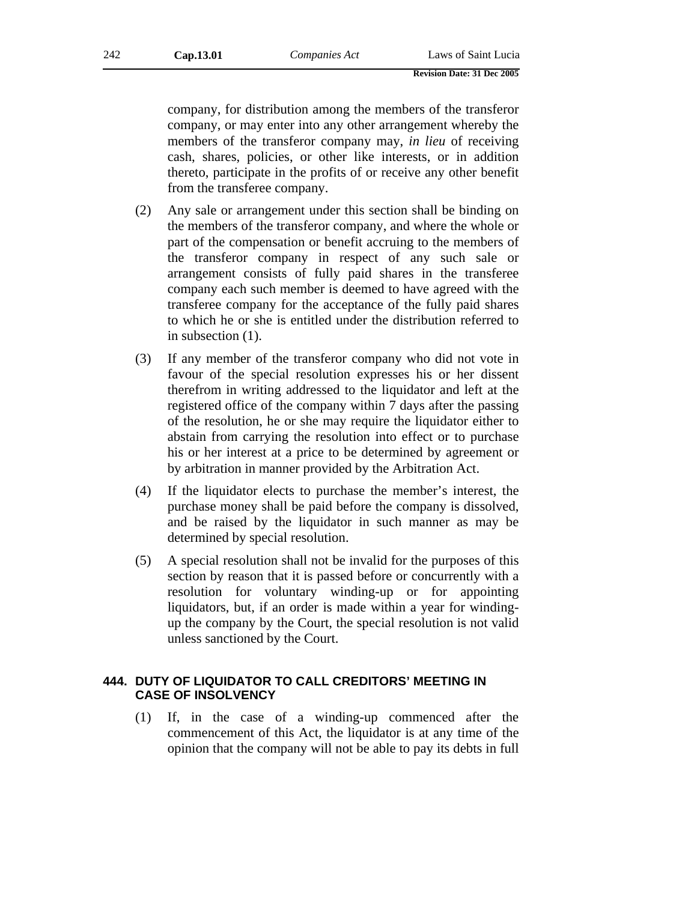company, for distribution among the members of the transferor company, or may enter into any other arrangement whereby the members of the transferor company may, *in lieu* of receiving cash, shares, policies, or other like interests, or in addition thereto, participate in the profits of or receive any other benefit from the transferee company.

(2) Any sale or arrangement under this section shall be binding on the members of the transferor company, and where the whole or part of the compensation or benefit accruing to the members of the transferor company in respect of any such sale or arrangement consists of fully paid shares in the transferee company each such member is deemed to have agreed with the transferee company for the acceptance of the fully paid shares to which he or she is entitled under the distribution referred to in subsection (1).

(3) If any member of the transferor company who did not vote in favour of the special resolution expresses his or her dissent therefrom in writing addressed to the liquidator and left at the registered office of the company within 7 days after the passing of the resolution, he or she may require the liquidator either to abstain from carrying the resolution into effect or to purchase his or her interest at a price to be determined by agreement or by arbitration in manner provided by the Arbitration Act.

(4) If the liquidator elects to purchase the member's interest, the purchase money shall be paid before the company is dissolved, and be raised by the liquidator in such manner as may be determined by special resolution.

(5) A special resolution shall not be invalid for the purposes of this section by reason that it is passed before or concurrently with a resolution for voluntary winding-up or for appointing liquidators, but, if an order is made within a year for winding-up the company by the Court, the special resolution is not valid unless sanctioned by the Court.

### 444. DUTY OF LIQUIDATOR TO CALL CREDITORS' MEETING IN CASE OF INSOLVENCY

(1) If, in the case of a winding-up commenced after the commencement of this Act, the liquidator is at any time of the opinion that the company will not be able to pay its debts in full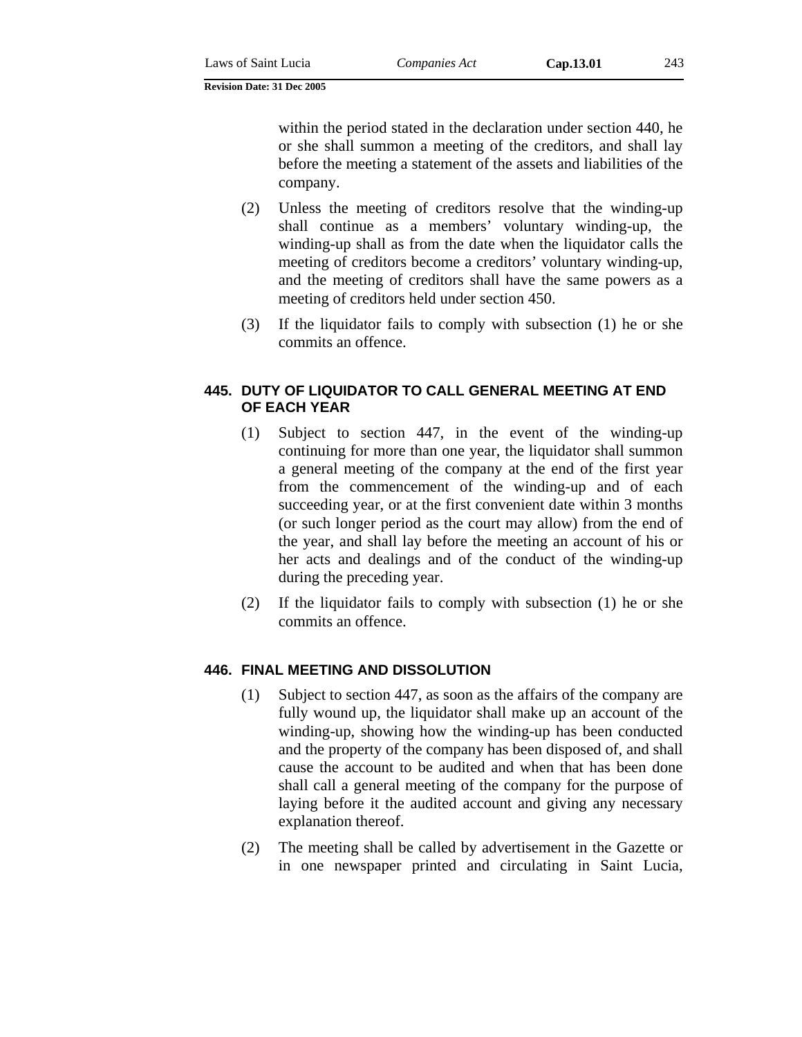within the period stated in the declaration under section 440, he or she shall summon a meeting of the creditors, and shall lay before the meeting a statement of the assets and liabilities of the company.

(2) Unless the meeting of creditors resolve that the winding-up shall continue as a members' voluntary winding-up, the winding-up shall as from the date when the liquidator calls the meeting of creditors become a creditors' voluntary winding-up, and the meeting of creditors shall have the same powers as a meeting of creditors held under section 450.

(3) If the liquidator fails to comply with subsection (1) he or she commits an offence.

### 445. DUTY OF LIQUIDATOR TO CALL GENERAL MEETING AT END OF EACH YEAR

(1) Subject to section 447, in the event of the winding-up continuing for more than one year, the liquidator shall summon a general meeting of the company at the end of the first year from the commencement of the winding-up and of each succeeding year, or at the first convenient date within 3 months (or such longer period as the court may allow) from the end of the year, and shall lay before the meeting an account of his or her acts and dealings and of the conduct of the winding-up during the preceding year.

(2) If the liquidator fails to comply with subsection (1) he or she commits an offence.

### 446. FINAL MEETING AND DISSOLUTION

(1) Subject to section 447, as soon as the affairs of the company are fully wound up, the liquidator shall make up an account of the winding-up, showing how the winding-up has been conducted and the property of the company has been disposed of, and shall cause the account to be audited and when that has been done shall call a general meeting of the company for the purpose of laying before it the audited account and giving any necessary explanation thereof.

(2) The meeting shall be called by advertisement in the Gazette or in one newspaper printed and circulating in Saint Lucia,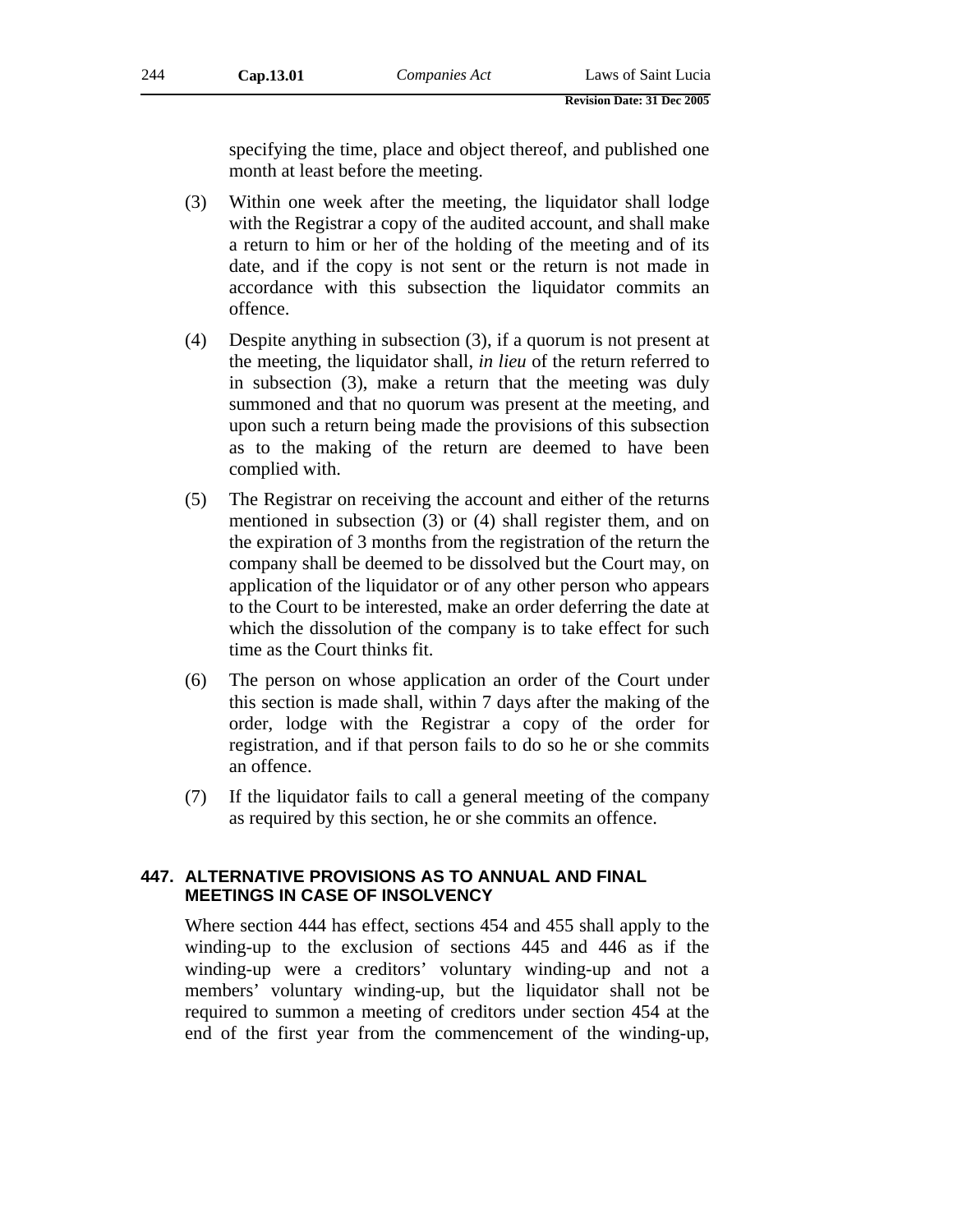specifying the time, place and object thereof, and published one month at least before the meeting.

(3) Within one week after the meeting, the liquidator shall lodge with the Registrar a copy of the audited account, and shall make a return to him or her of the holding of the meeting and of its date, and if the copy is not sent or the return is not made in accordance with this subsection the liquidator commits an offence.

(4) Despite anything in subsection (3), if a quorum is not present at the meeting, the liquidator shall, *in lieu* of the return referred to in subsection (3), make a return that the meeting was duly summoned and that no quorum was present at the meeting, and upon such a return being made the provisions of this subsection as to the making of the return are deemed to have been complied with.

(5) The Registrar on receiving the account and either of the returns mentioned in subsection (3) or (4) shall register them, and on the expiration of 3 months from the registration of the return the company shall be deemed to be dissolved but the Court may, on application of the liquidator or of any other person who appears to the Court to be interested, make an order deferring the date at which the dissolution of the company is to take effect for such time as the Court thinks fit.

(6) The person on whose application an order of the Court under this section is made shall, within 7 days after the making of the order, lodge with the Registrar a copy of the order for registration, and if that person fails to do so he or she commits an offence.

(7) If the liquidator fails to call a general meeting of the company as required by this section, he or she commits an offence.

### 447. ALTERNATIVE PROVISIONS AS TO ANNUAL AND FINAL MEETINGS IN CASE OF INSOLVENCY

Where section 444 has effect, sections 454 and 455 shall apply to the winding-up to the exclusion of sections 445 and 446 as if the winding-up were a creditors' voluntary winding-up and not a members' voluntary winding-up, but the liquidator shall not be required to summon a meeting of creditors under section 454 at the end of the first year from the commencement of the winding-up,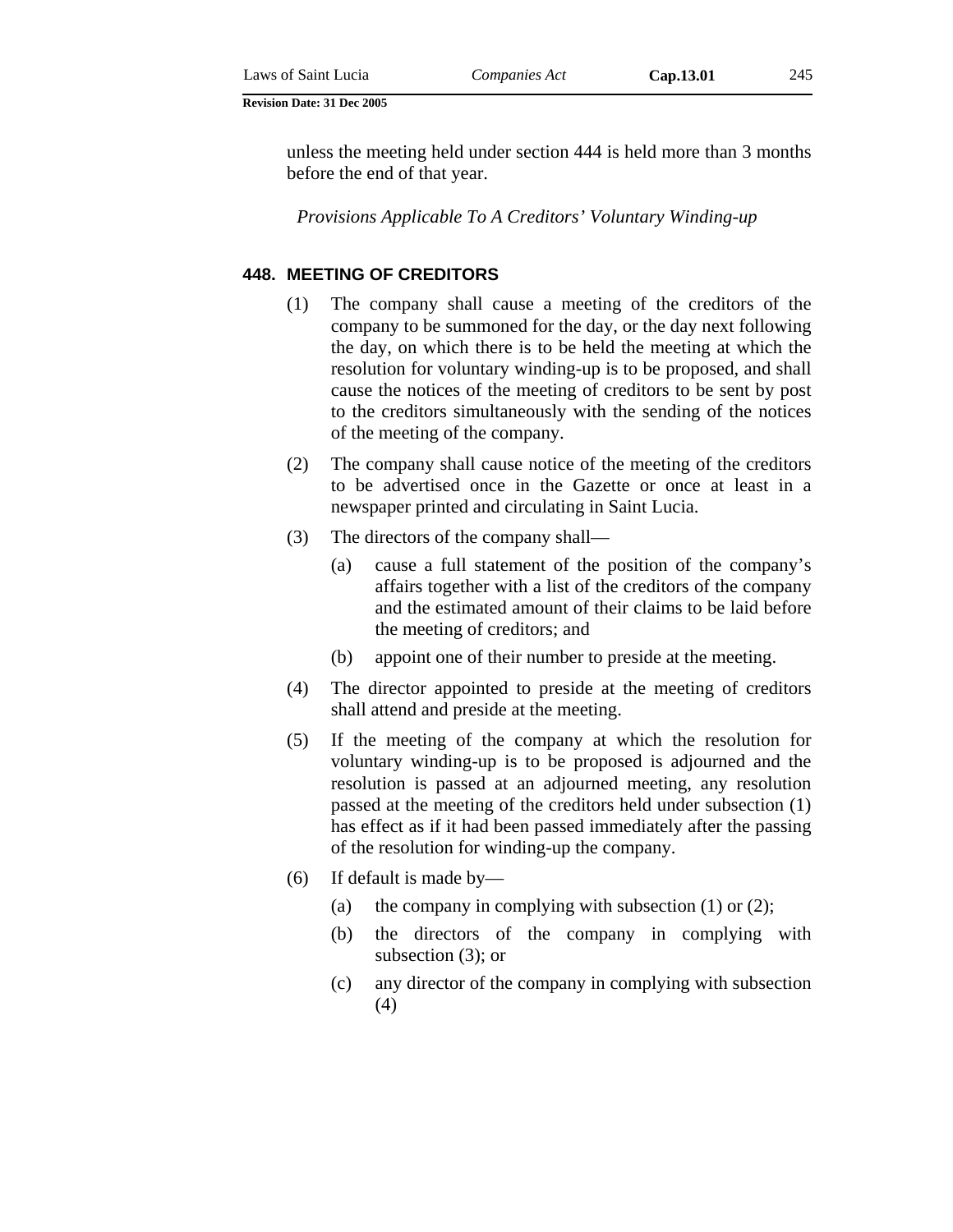unless the meeting held under section 444 is held more than 3 months before the end of that year.

*Provisions Applicable To A Creditors' Voluntary Winding-up*

### 448. MEETING OF CREDITORS

(1) The company shall cause a meeting of the creditors of the company to be summoned for the day, or the day next following the day, on which there is to be held the meeting at which the resolution for voluntary winding-up is to be proposed, and shall cause the notices of the meeting of creditors to be sent by post to the creditors simultaneously with the sending of the notices of the meeting of the company.

(2) The company shall cause notice of the meeting of the creditors to be advertised once in the Gazette or once at least in a newspaper printed and circulating in Saint Lucia.

(3) The directors of the company shall—

- (a) cause a full statement of the position of the company's affairs together with a list of the creditors of the company and the estimated amount of their claims to be laid before the meeting of creditors; and
- (b) appoint one of their number to preside at the meeting.

(4) The director appointed to preside at the meeting of creditors shall attend and preside at the meeting.

(5) If the meeting of the company at which the resolution for voluntary winding-up is to be proposed is adjourned and the resolution is passed at an adjourned meeting, any resolution passed at the meeting of the creditors held under subsection (1) has effect as if it had been passed immediately after the passing of the resolution for winding-up the company.

(6) If default is made by—

- (a) the company in complying with subsection (1) or (2);
- (b) the directors of the company in complying with subsection (3); or
- (c) any director of the company in complying with subsection (4)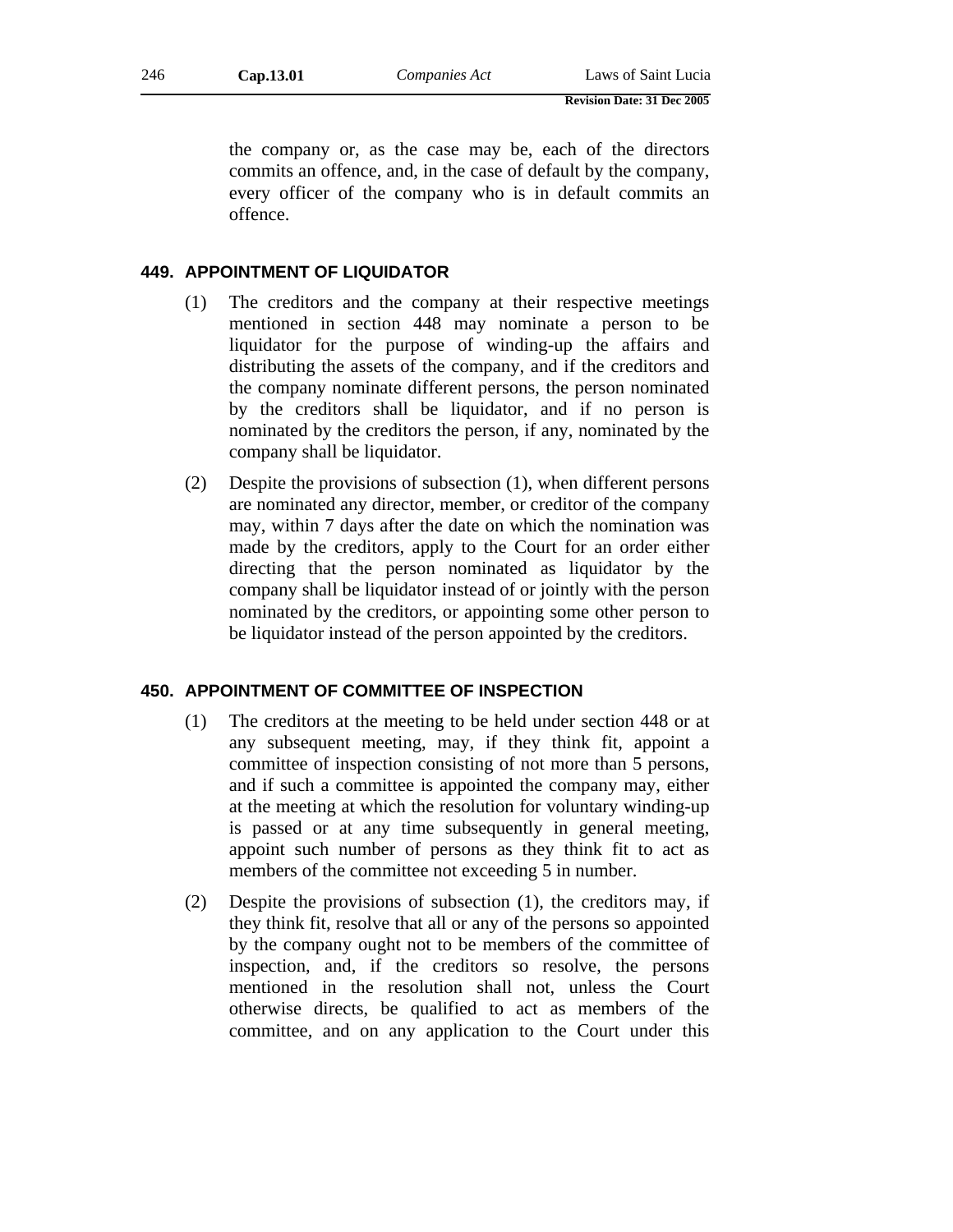the company or, as the case may be, each of the directors commits an offence, and, in the case of default by the company, every officer of the company who is in default commits an offence.

## 449. APPOINTMENT OF LIQUIDATOR

(1) The creditors and the company at their respective meetings mentioned in section 448 may nominate a person to be liquidator for the purpose of winding-up the affairs and distributing the assets of the company, and if the creditors and the company nominate different persons, the person nominated by the creditors shall be liquidator, and if no person is nominated by the creditors the person, if any, nominated by the company shall be liquidator.

(2) Despite the provisions of subsection (1), when different persons are nominated any director, member, or creditor of the company may, within 7 days after the date on which the nomination was made by the creditors, apply to the Court for an order either directing that the person nominated as liquidator by the company shall be liquidator instead of or jointly with the person nominated by the creditors, or appointing some other person to be liquidator instead of the person appointed by the creditors.

## 450. APPOINTMENT OF COMMITTEE OF INSPECTION

(1) The creditors at the meeting to be held under section 448 or at any subsequent meeting, may, if they think fit, appoint a committee of inspection consisting of not more than 5 persons, and if such a committee is appointed the company may, either at the meeting at which the resolution for voluntary winding-up is passed or at any time subsequently in general meeting, appoint such number of persons as they think fit to act as members of the committee not exceeding 5 in number.

(2) Despite the provisions of subsection (1), the creditors may, if they think fit, resolve that all or any of the persons so appointed by the company ought not to be members of the committee of inspection, and, if the creditors so resolve, the persons mentioned in the resolution shall not, unless the Court otherwise directs, be qualified to act as members of the committee, and on any application to the Court under this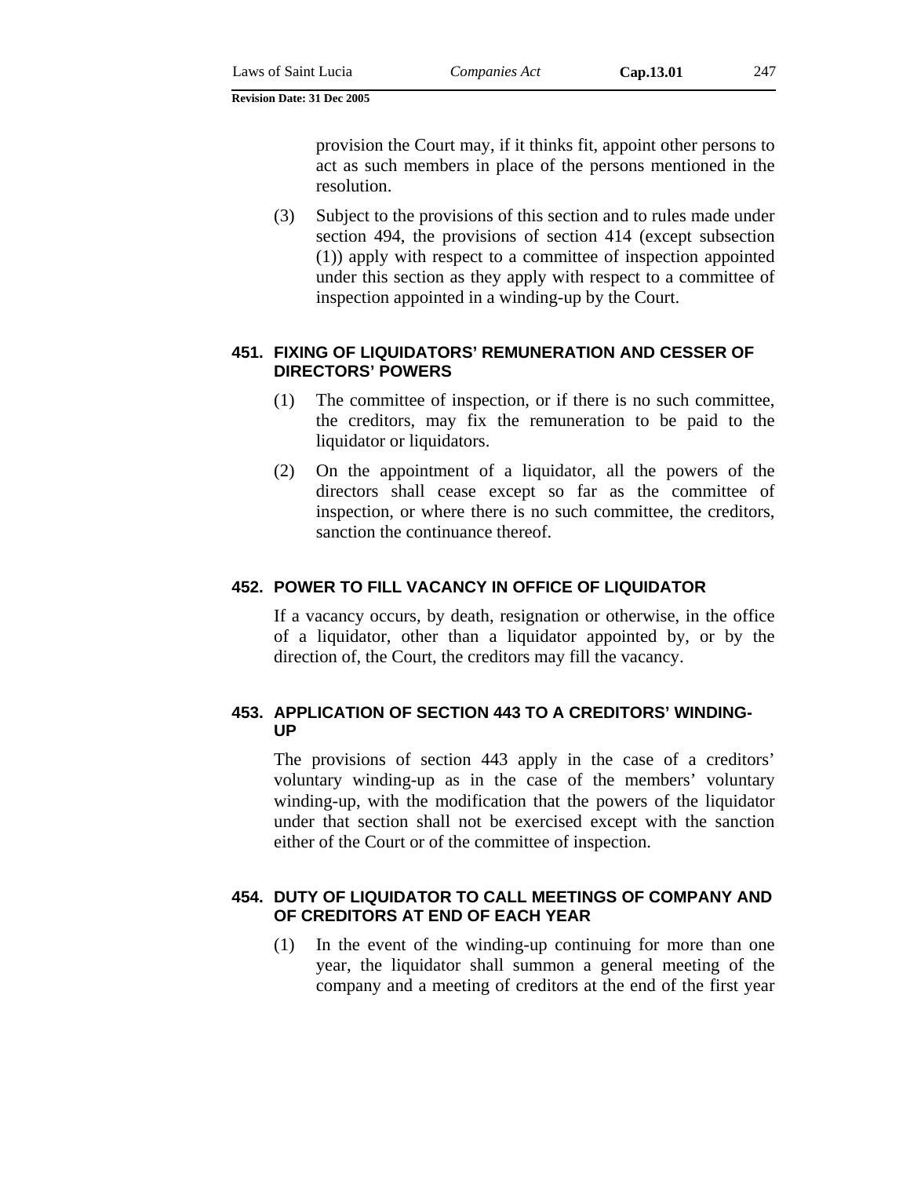provision the Court may, if it thinks fit, appoint other persons to act as such members in place of the persons mentioned in the resolution.

(3) Subject to the provisions of this section and to rules made under section 494, the provisions of section 414 (except subsection (1)) apply with respect to a committee of inspection appointed under this section as they apply with respect to a committee of inspection appointed in a winding-up by the Court.

### 451. FIXING OF LIQUIDATORS' REMUNERATION AND CESSER OF DIRECTORS' POWERS

(1) The committee of inspection, or if there is no such committee, the creditors, may fix the remuneration to be paid to the liquidator or liquidators.

(2) On the appointment of a liquidator, all the powers of the directors shall cease except so far as the committee of inspection, or where there is no such committee, the creditors, sanction the continuance thereof.

### 452. POWER TO FILL VACANCY IN OFFICE OF LIQUIDATOR

If a vacancy occurs, by death, resignation or otherwise, in the office of a liquidator, other than a liquidator appointed by, or by the direction of, the Court, the creditors may fill the vacancy.

### 453. APPLICATION OF SECTION 443 TO A CREDITORS' WINDING-UP

The provisions of section 443 apply in the case of a creditors' voluntary winding-up as in the case of the members' voluntary winding-up, with the modification that the powers of the liquidator under that section shall not be exercised except with the sanction either of the Court or of the committee of inspection.

### 454. DUTY OF LIQUIDATOR TO CALL MEETINGS OF COMPANY AND OF CREDITORS AT END OF EACH YEAR

(1) In the event of the winding-up continuing for more than one year, the liquidator shall summon a general meeting of the company and a meeting of creditors at the end of the first year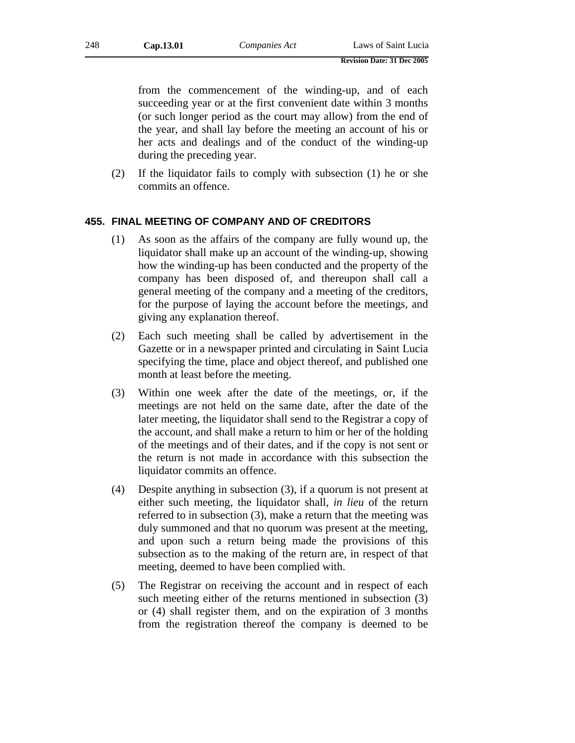from the commencement of the winding-up, and of each succeeding year or at the first convenient date within 3 months (or such longer period as the court may allow) from the end of the year, and shall lay before the meeting an account of his or her acts and dealings and of the conduct of the winding-up during the preceding year.

(2) If the liquidator fails to comply with subsection (1) he or she commits an offence.

### 455. FINAL MEETING OF COMPANY AND OF CREDITORS

(1) As soon as the affairs of the company are fully wound up, the liquidator shall make up an account of the winding-up, showing how the winding-up has been conducted and the property of the company has been disposed of, and thereupon shall call a general meeting of the company and a meeting of the creditors, for the purpose of laying the account before the meetings, and giving any explanation thereof.

(2) Each such meeting shall be called by advertisement in the Gazette or in a newspaper printed and circulating in Saint Lucia specifying the time, place and object thereof, and published one month at least before the meeting.

(3) Within one week after the date of the meetings, or, if the meetings are not held on the same date, after the date of the later meeting, the liquidator shall send to the Registrar a copy of the account, and shall make a return to him or her of the holding of the meetings and of their dates, and if the copy is not sent or the return is not made in accordance with this subsection the liquidator commits an offence.

(4) Despite anything in subsection (3), if a quorum is not present at either such meeting, the liquidator shall, *in lieu* of the return referred to in subsection (3), make a return that the meeting was duly summoned and that no quorum was present at the meeting, and upon such a return being made the provisions of this subsection as to the making of the return are, in respect of that meeting, deemed to have been complied with.

(5) The Registrar on receiving the account and in respect of each such meeting either of the returns mentioned in subsection (3) or (4) shall register them, and on the expiration of 3 months from the registration thereof the company is deemed to be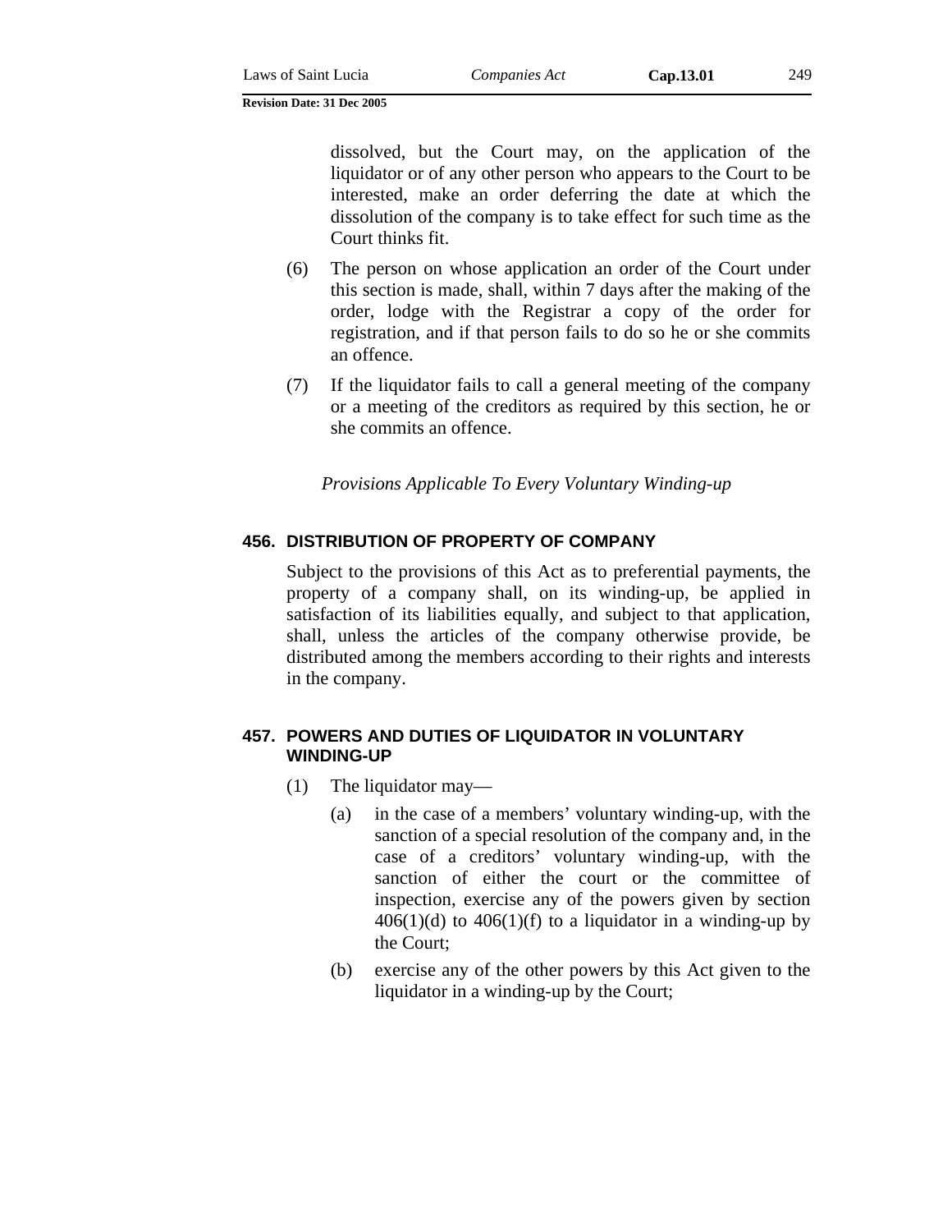dissolved, but the Court may, on the application of the liquidator or of any other person who appears to the Court to be interested, make an order deferring the date at which the dissolution of the company is to take effect for such time as the Court thinks fit.

(6) The person on whose application an order of the Court under this section is made, shall, within 7 days after the making of the order, lodge with the Registrar a copy of the order for registration, and if that person fails to do so he or she commits an offence.

(7) If the liquidator fails to call a general meeting of the company or a meeting of the creditors as required by this section, he or she commits an offence.

*Provisions Applicable To Every Voluntary Winding-up*

### 456. DISTRIBUTION OF PROPERTY OF COMPANY

Subject to the provisions of this Act as to preferential payments, the property of a company shall, on its winding-up, be applied in satisfaction of its liabilities equally, and subject to that application, shall, unless the articles of the company otherwise provide, be distributed among the members according to their rights and interests in the company.

### 457. POWERS AND DUTIES OF LIQUIDATOR IN VOLUNTARY WINDING-UP

(1) The liquidator may—

(a) in the case of a members' voluntary winding-up, with the sanction of a special resolution of the company and, in the case of a creditors' voluntary winding-up, with the sanction of either the court or the committee of inspection, exercise any of the powers given by section 406(1)(d) to 406(1)(f) to a liquidator in a winding-up by the Court;

(b) exercise any of the other powers by this Act given to the liquidator in a winding-up by the Court;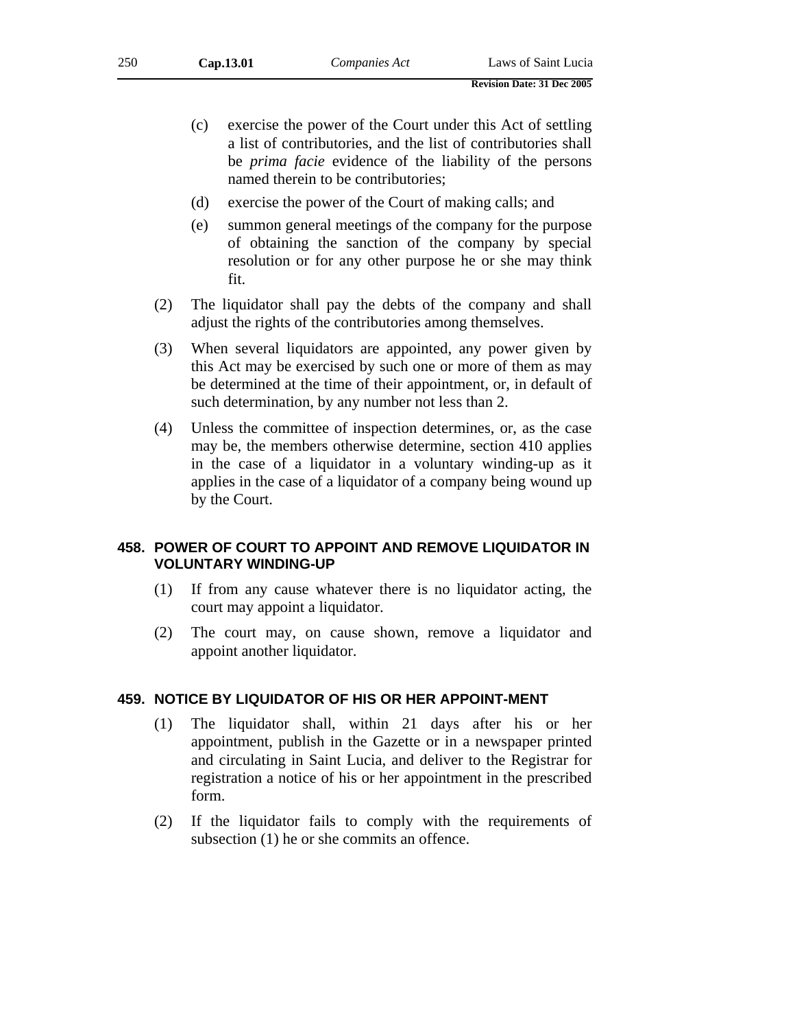(c) exercise the power of the Court under this Act of settling a list of contributories, and the list of contributories shall be *prima facie* evidence of the liability of the persons named therein to be contributories;

(d) exercise the power of the Court of making calls; and

(e) summon general meetings of the company for the purpose of obtaining the sanction of the company by special resolution or for any other purpose he or she may think fit.

(2) The liquidator shall pay the debts of the company and shall adjust the rights of the contributories among themselves.

(3) When several liquidators are appointed, any power given by this Act may be exercised by such one or more of them as may be determined at the time of their appointment, or, in default of such determination, by any number not less than 2.

(4) Unless the committee of inspection determines, or, as the case may be, the members otherwise determine, section 410 applies in the case of a liquidator in a voluntary winding-up as it applies in the case of a liquidator of a company being wound up by the Court.

## 458. POWER OF COURT TO APPOINT AND REMOVE LIQUIDATOR IN VOLUNTARY WINDING-UP

(1) If from any cause whatever there is no liquidator acting, the court may appoint a liquidator.

(2) The court may, on cause shown, remove a liquidator and appoint another liquidator.

## 459. NOTICE BY LIQUIDATOR OF HIS OR HER APPOINT-MENT

(1) The liquidator shall, within 21 days after his or her appointment, publish in the Gazette or in a newspaper printed and circulating in Saint Lucia, and deliver to the Registrar for registration a notice of his or her appointment in the prescribed form.

(2) If the liquidator fails to comply with the requirements of subsection (1) he or she commits an offence.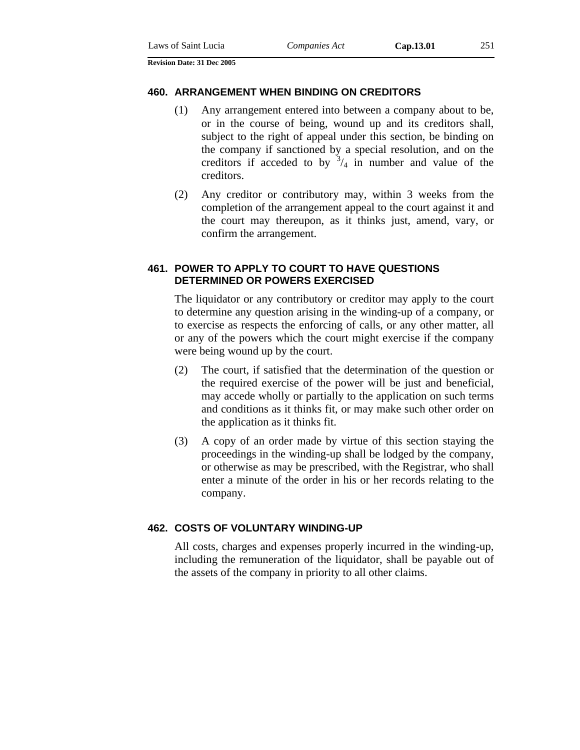### 460. ARRANGEMENT WHEN BINDING ON CREDITORS

(1) Any arrangement entered into between a company about to be, or in the course of being, wound up and its creditors shall, subject to the right of appeal under this section, be binding on the company if sanctioned by a special resolution, and on the creditors if acceded to by $^3/_4$ in number and value of the creditors.

(2) Any creditor or contributory may, within 3 weeks from the completion of the arrangement appeal to the court against it and the court may thereupon, as it thinks just, amend, vary, or confirm the arrangement.

### 461. POWER TO APPLY TO COURT TO HAVE QUESTIONS DETERMINED OR POWERS EXERCISED

The liquidator or any contributory or creditor may apply to the court to determine any question arising in the winding-up of a company, or to exercise as respects the enforcing of calls, or any other matter, all or any of the powers which the court might exercise if the company were being wound up by the court.

(2) The court, if satisfied that the determination of the question or the required exercise of the power will be just and beneficial, may accede wholly or partially to the application on such terms and conditions as it thinks fit, or may make such other order on the application as it thinks fit.

(3) A copy of an order made by virtue of this section staying the proceedings in the winding-up shall be lodged by the company, or otherwise as may be prescribed, with the Registrar, who shall enter a minute of the order in his or her records relating to the company.

### 462. COSTS OF VOLUNTARY WINDING-UP

All costs, charges and expenses properly incurred in the winding-up, including the remuneration of the liquidator, shall be payable out of the assets of the company in priority to all other claims.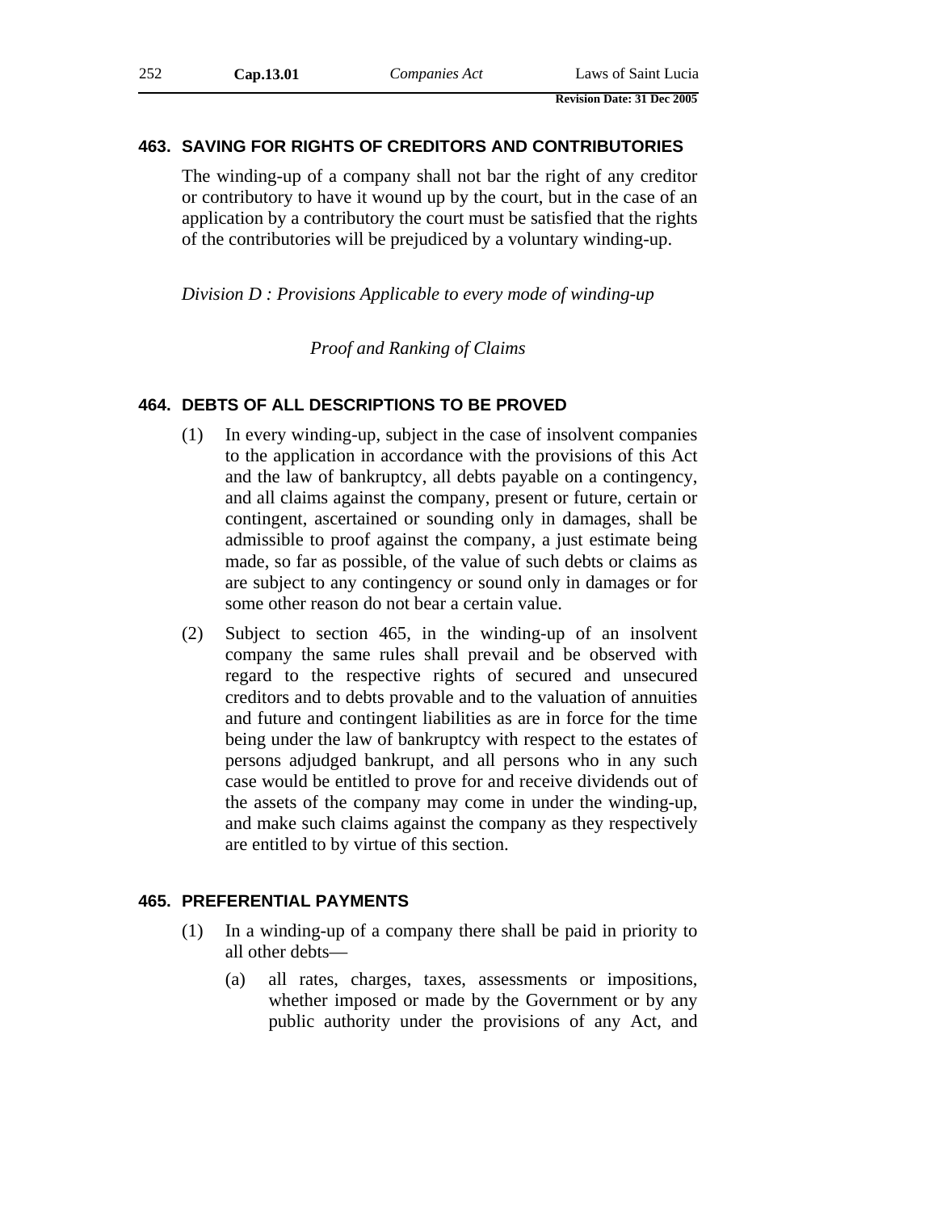### 463. SAVING FOR RIGHTS OF CREDITORS AND CONTRIBUTORIES

The winding-up of a company shall not bar the right of any creditor or contributory to have it wound up by the court, but in the case of an application by a contributory the court must be satisfied that the rights of the contributories will be prejudiced by a voluntary winding-up.

*Division D : Provisions Applicable to every mode of winding-up*

*Proof and Ranking of Claims*

### 464. DEBTS OF ALL DESCRIPTIONS TO BE PROVED

(1) In every winding-up, subject in the case of insolvent companies to the application in accordance with the provisions of this Act and the law of bankruptcy, all debts payable on a contingency, and all claims against the company, present or future, certain or contingent, ascertained or sounding only in damages, shall be admissible to proof against the company, a just estimate being made, so far as possible, of the value of such debts or claims as are subject to any contingency or sound only in damages or for some other reason do not bear a certain value.

(2) Subject to section 465, in the winding-up of an insolvent company the same rules shall prevail and be observed with regard to the respective rights of secured and unsecured creditors and to debts provable and to the valuation of annuities and future and contingent liabilities as are in force for the time being under the law of bankruptcy with respect to the estates of persons adjudged bankrupt, and all persons who in any such case would be entitled to prove for and receive dividends out of the assets of the company may come in under the winding-up, and make such claims against the company as they respectively are entitled to by virtue of this section.

### 465. PREFERENTIAL PAYMENTS

(1) In a winding-up of a company there shall be paid in priority to all other debts—

(a) all rates, charges, taxes, assessments or impositions, whether imposed or made by the Government or by any public authority under the provisions of any Act, and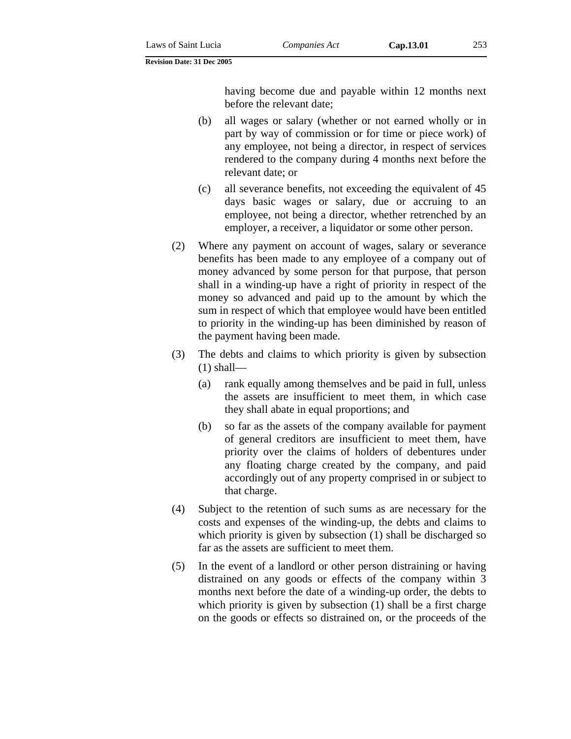having become due and payable within 12 months next before the relevant date;

(b) all wages or salary (whether or not earned wholly or in part by way of commission or for time or piece work) of any employee, not being a director, in respect of services rendered to the company during 4 months next before the relevant date; or

(c) all severance benefits, not exceeding the equivalent of 45 days basic wages or salary, due or accruing to an employee, not being a director, whether retrenched by an employer, a receiver, a liquidator or some other person.

(2) Where any payment on account of wages, salary or severance benefits has been made to any employee of a company out of money advanced by some person for that purpose, that person shall in a winding-up have a right of priority in respect of the money so advanced and paid up to the amount by which the sum in respect of which that employee would have been entitled to priority in the winding-up has been diminished by reason of the payment having been made.

(3) The debts and claims to which priority is given by subsection (1) shall—

(a) rank equally among themselves and be paid in full, unless the assets are insufficient to meet them, in which case they shall abate in equal proportions; and

(b) so far as the assets of the company available for payment of general creditors are insufficient to meet them, have priority over the claims of holders of debentures under any floating charge created by the company, and paid accordingly out of any property comprised in or subject to that charge.

(4) Subject to the retention of such sums as are necessary for the costs and expenses of the winding-up, the debts and claims to which priority is given by subsection (1) shall be discharged so far as the assets are sufficient to meet them.

(5) In the event of a landlord or other person distraining or having distrained on any goods or effects of the company within 3 months next before the date of a winding-up order, the debts to which priority is given by subsection (1) shall be a first charge on the goods or effects so distrained on, or the proceeds of the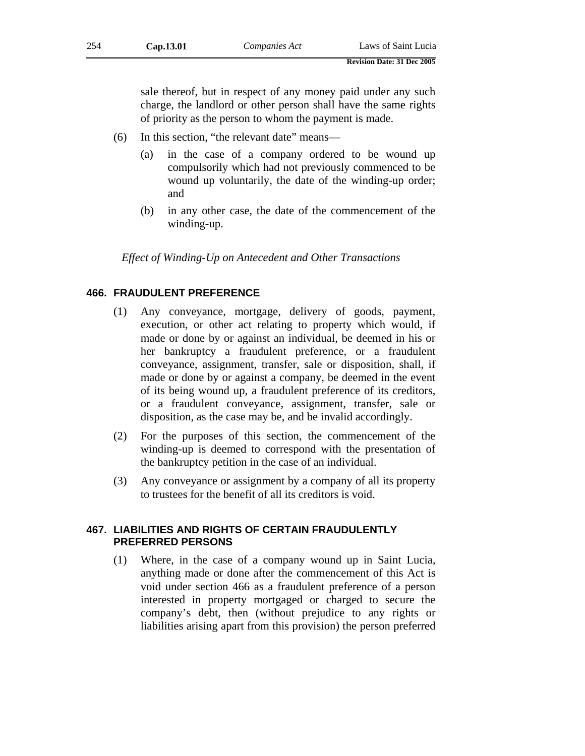sale thereof, but in respect of any money paid under any such charge, the landlord or other person shall have the same rights of priority as the person to whom the payment is made.

(6) In this section, "the relevant date" means—

(a) in the case of a company ordered to be wound up compulsorily which had not previously commenced to be wound up voluntarily, the date of the winding-up order; and

(b) in any other case, the date of the commencement of the winding-up.

*Effect of Winding-Up on Antecedent and Other Transactions*

#### 466. FRAUDULENT PREFERENCE

(1) Any conveyance, mortgage, delivery of goods, payment, execution, or other act relating to property which would, if made or done by or against an individual, be deemed in his or her bankruptcy a fraudulent preference, or a fraudulent conveyance, assignment, transfer, sale or disposition, shall, if made or done by or against a company, be deemed in the event of its being wound up, a fraudulent preference of its creditors, or a fraudulent conveyance, assignment, transfer, sale or disposition, as the case may be, and be invalid accordingly.

(2) For the purposes of this section, the commencement of the winding-up is deemed to correspond with the presentation of the bankruptcy petition in the case of an individual.

(3) Any conveyance or assignment by a company of all its property to trustees for the benefit of all its creditors is void.

#### 467. LIABILITIES AND RIGHTS OF CERTAIN FRAUDULENTLY PREFERRED PERSONS

(1) Where, in the case of a company wound up in Saint Lucia, anything made or done after the commencement of this Act is void under section 466 as a fraudulent preference of a person interested in property mortgaged or charged to secure the company's debt, then (without prejudice to any rights or liabilities arising apart from this provision) the person preferred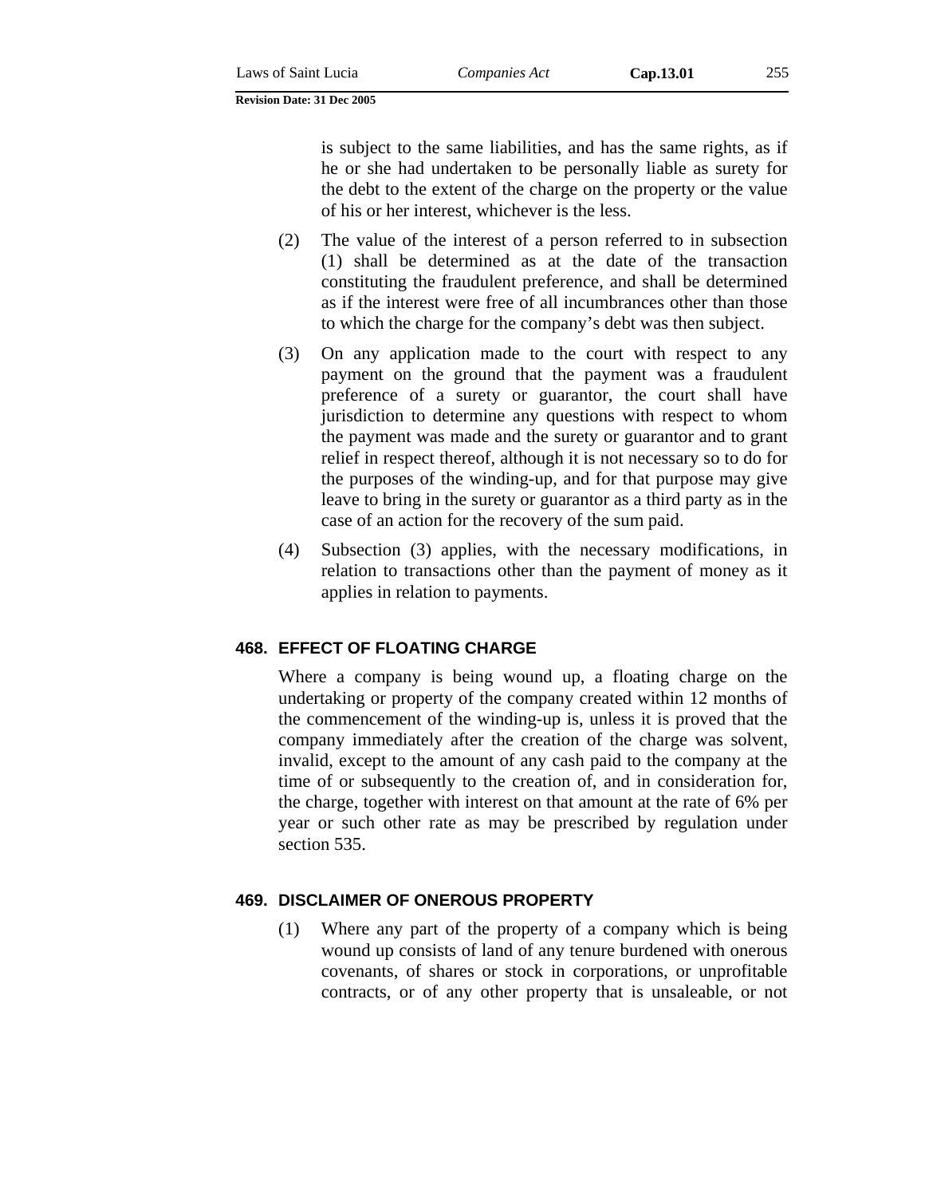is subject to the same liabilities, and has the same rights, as if he or she had undertaken to be personally liable as surety for the debt to the extent of the charge on the property or the value of his or her interest, whichever is the less.

(2) The value of the interest of a person referred to in subsection (1) shall be determined as at the date of the transaction constituting the fraudulent preference, and shall be determined as if the interest were free of all incumbrances other than those to which the charge for the company's debt was then subject.

(3) On any application made to the court with respect to any payment on the ground that the payment was a fraudulent preference of a surety or guarantor, the court shall have jurisdiction to determine any questions with respect to whom the payment was made and the surety or guarantor and to grant relief in respect thereof, although it is not necessary so to do for the purposes of the winding-up, and for that purpose may give leave to bring in the surety or guarantor as a third party as in the case of an action for the recovery of the sum paid.

(4) Subsection (3) applies, with the necessary modifications, in relation to transactions other than the payment of money as it applies in relation to payments.

## 468. EFFECT OF FLOATING CHARGE

Where a company is being wound up, a floating charge on the undertaking or property of the company created within 12 months of the commencement of the winding-up is, unless it is proved that the company immediately after the creation of the charge was solvent, invalid, except to the amount of any cash paid to the company at the time of or subsequently to the creation of, and in consideration for, the charge, together with interest on that amount at the rate of 6% per year or such other rate as may be prescribed by regulation under section 535.

## 469. DISCLAIMER OF ONEROUS PROPERTY

(1) Where any part of the property of a company which is being wound up consists of land of any tenure burdened with onerous covenants, of shares or stock in corporations, or unprofitable contracts, or of any other property that is unsaleable, or not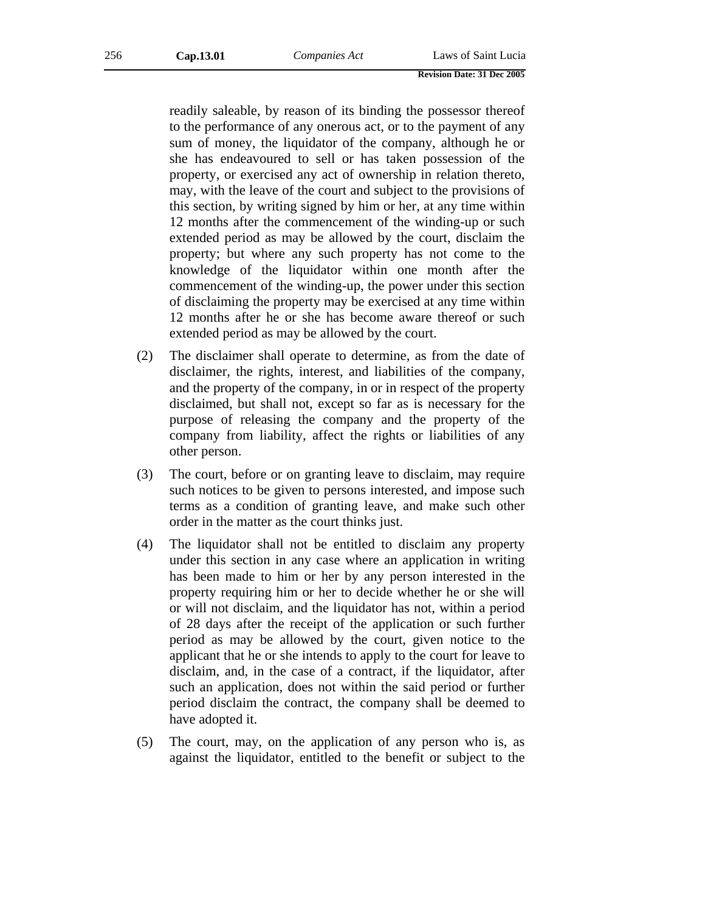readily saleable, by reason of its binding the possessor thereof to the performance of any onerous act, or to the payment of any sum of money, the liquidator of the company, although he or she has endeavoured to sell or has taken possession of the property, or exercised any act of ownership in relation thereto, may, with the leave of the court and subject to the provisions of this section, by writing signed by him or her, at any time within 12 months after the commencement of the winding-up or such extended period as may be allowed by the court, disclaim the property; but where any such property has not come to the knowledge of the liquidator within one month after the commencement of the winding-up, the power under this section of disclaiming the property may be exercised at any time within 12 months after he or she has become aware thereof or such extended period as may be allowed by the court.

(2) The disclaimer shall operate to determine, as from the date of disclaimer, the rights, interest, and liabilities of the company, and the property of the company, in or in respect of the property disclaimed, but shall not, except so far as is necessary for the purpose of releasing the company and the property of the company from liability, affect the rights or liabilities of any other person.

(3) The court, before or on granting leave to disclaim, may require such notices to be given to persons interested, and impose such terms as a condition of granting leave, and make such other order in the matter as the court thinks just.

(4) The liquidator shall not be entitled to disclaim any property under this section in any case where an application in writing has been made to him or her by any person interested in the property requiring him or her to decide whether he or she will or will not disclaim, and the liquidator has not, within a period of 28 days after the receipt of the application or such further period as may be allowed by the court, given notice to the applicant that he or she intends to apply to the court for leave to disclaim, and, in the case of a contract, if the liquidator, after such an application, does not within the said period or further period disclaim the contract, the company shall be deemed to have adopted it.

(5) The court, may, on the application of any person who is, as against the liquidator, entitled to the benefit or subject to the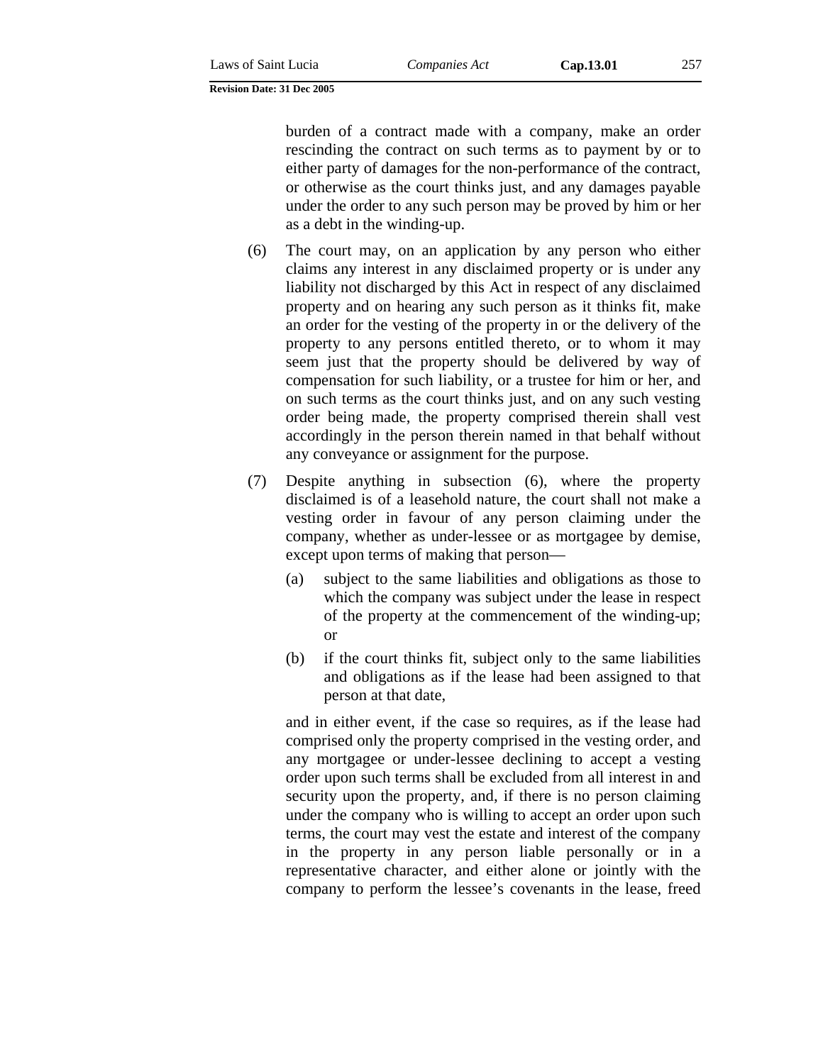burden of a contract made with a company, make an order rescinding the contract on such terms as to payment by or to either party of damages for the non-performance of the contract, or otherwise as the court thinks just, and any damages payable under the order to any such person may be proved by him or her as a debt in the winding-up.

(6) The court may, on an application by any person who either claims any interest in any disclaimed property or is under any liability not discharged by this Act in respect of any disclaimed property and on hearing any such person as it thinks fit, make an order for the vesting of the property in or the delivery of the property to any persons entitled thereto, or to whom it may seem just that the property should be delivered by way of compensation for such liability, or a trustee for him or her, and on such terms as the court thinks just, and on any such vesting order being made, the property comprised therein shall vest accordingly in the person therein named in that behalf without any conveyance or assignment for the purpose.

(7) Despite anything in subsection (6), where the property disclaimed is of a leasehold nature, the court shall not make a vesting order in favour of any person claiming under the company, whether as under-lessee or as mortgagee by demise, except upon terms of making that person—

(a) subject to the same liabilities and obligations as those to which the company was subject under the lease in respect of the property at the commencement of the winding-up; or

(b) if the court thinks fit, subject only to the same liabilities and obligations as if the lease had been assigned to that person at that date,

and in either event, if the case so requires, as if the lease had comprised only the property comprised in the vesting order, and any mortgagee or under-lessee declining to accept a vesting order upon such terms shall be excluded from all interest in and security upon the property, and, if there is no person claiming under the company who is willing to accept an order upon such terms, the court may vest the estate and interest of the company in the property in any person liable personally or in a representative character, and either alone or jointly with the company to perform the lessee's covenants in the lease, freed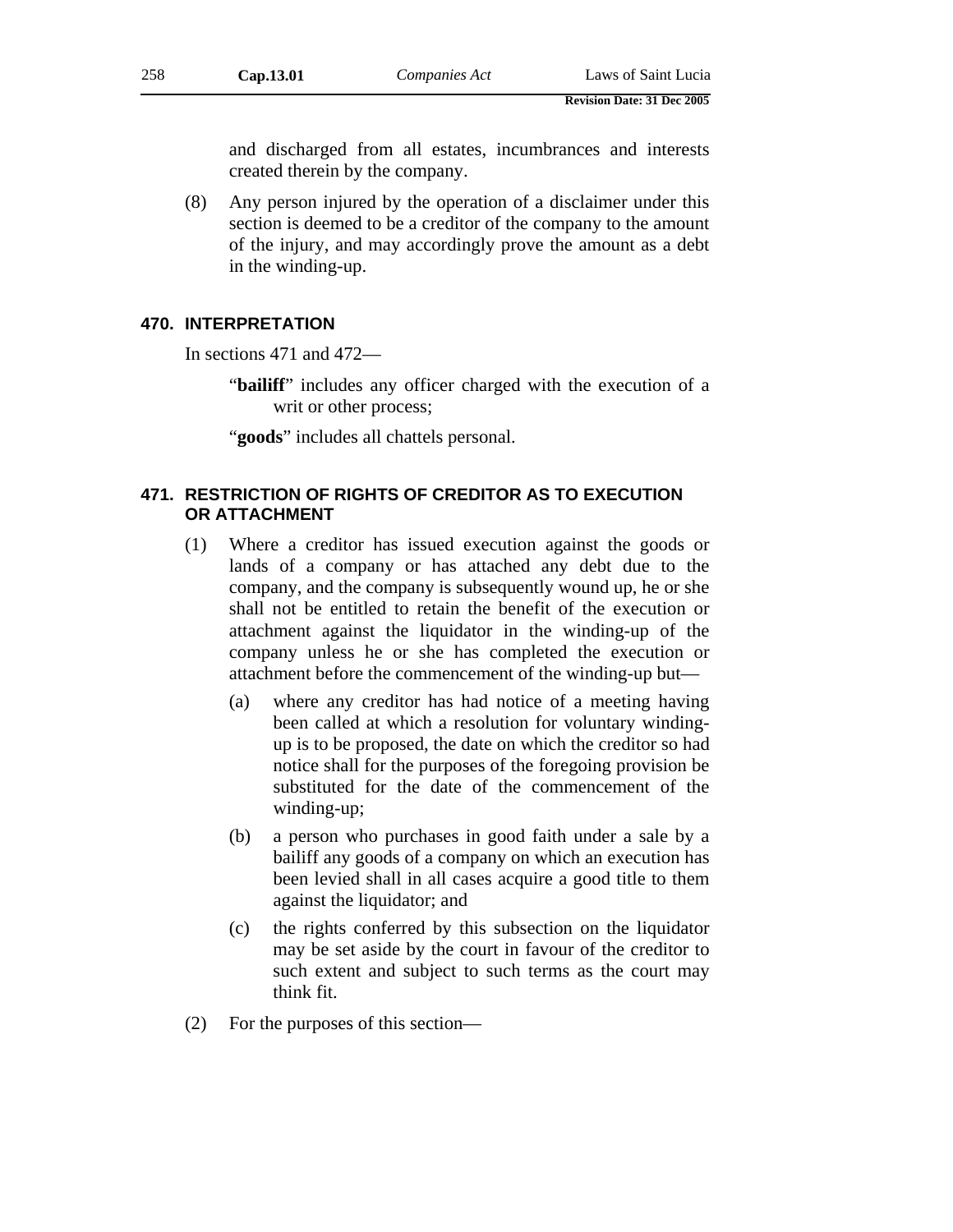and discharged from all estates, incumbrances and interests created therein by the company.

(8) Any person injured by the operation of a disclaimer under this section is deemed to be a creditor of the company to the amount of the injury, and may accordingly prove the amount as a debt in the winding-up.

### 470. INTERPRETATION

In sections 471 and 472—

"**bailiff**" includes any officer charged with the execution of a writ or other process;

"**goods**" includes all chattels personal.

### 471. RESTRICTION OF RIGHTS OF CREDITOR AS TO EXECUTION OR ATTACHMENT

(1) Where a creditor has issued execution against the goods or lands of a company or has attached any debt due to the company, and the company is subsequently wound up, he or she shall not be entitled to retain the benefit of the execution or attachment against the liquidator in the winding-up of the company unless he or she has completed the execution or attachment before the commencement of the winding-up but—

(a) where any creditor has had notice of a meeting having been called at which a resolution for voluntary winding-up is to be proposed, the date on which the creditor so had notice shall for the purposes of the foregoing provision be substituted for the date of the commencement of the winding-up;

(b) a person who purchases in good faith under a sale by a bailiff any goods of a company on which an execution has been levied shall in all cases acquire a good title to them against the liquidator; and

(c) the rights conferred by this subsection on the liquidator may be set aside by the court in favour of the creditor to such extent and subject to such terms as the court may think fit.

(2) For the purposes of this section—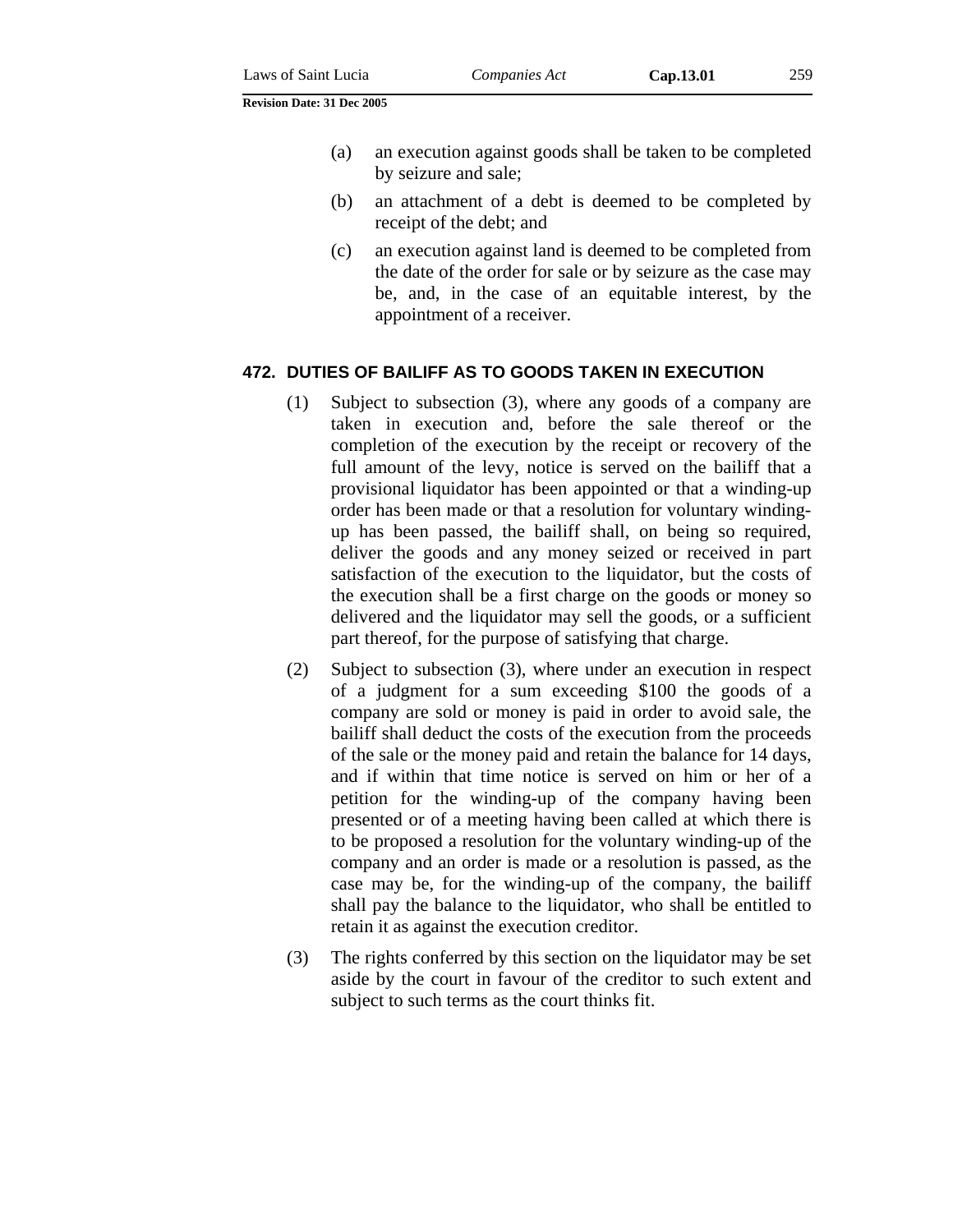(a) an execution against goods shall be taken to be completed by seizure and sale;

(b) an attachment of a debt is deemed to be completed by receipt of the debt; and

(c) an execution against land is deemed to be completed from the date of the order for sale or by seizure as the case may be, and, in the case of an equitable interest, by the appointment of a receiver.

### 472. DUTIES OF BAILIFF AS TO GOODS TAKEN IN EXECUTION

(1) Subject to subsection (3), where any goods of a company are taken in execution and, before the sale thereof or the completion of the execution by the receipt or recovery of the full amount of the levy, notice is served on the bailiff that a provisional liquidator has been appointed or that a winding-up order has been made or that a resolution for voluntary winding-up has been passed, the bailiff shall, on being so required, deliver the goods and any money seized or received in part satisfaction of the execution to the liquidator, but the costs of the execution shall be a first charge on the goods or money so delivered and the liquidator may sell the goods, or a sufficient part thereof, for the purpose of satisfying that charge.

(2) Subject to subsection (3), where under an execution in respect of a judgment for a sum exceeding $100 the goods of a company are sold or money is paid in order to avoid sale, the bailiff shall deduct the costs of the execution from the proceeds of the sale or the money paid and retain the balance for 14 days, and if within that time notice is served on him or her of a petition for the winding-up of the company having been presented or of a meeting having been called at which there is to be proposed a resolution for the voluntary winding-up of the company and an order is made or a resolution is passed, as the case may be, for the winding-up of the company, the bailiff shall pay the balance to the liquidator, who shall be entitled to retain it as against the execution creditor.

(3) The rights conferred by this section on the liquidator may be set aside by the court in favour of the creditor to such extent and subject to such terms as the court thinks fit.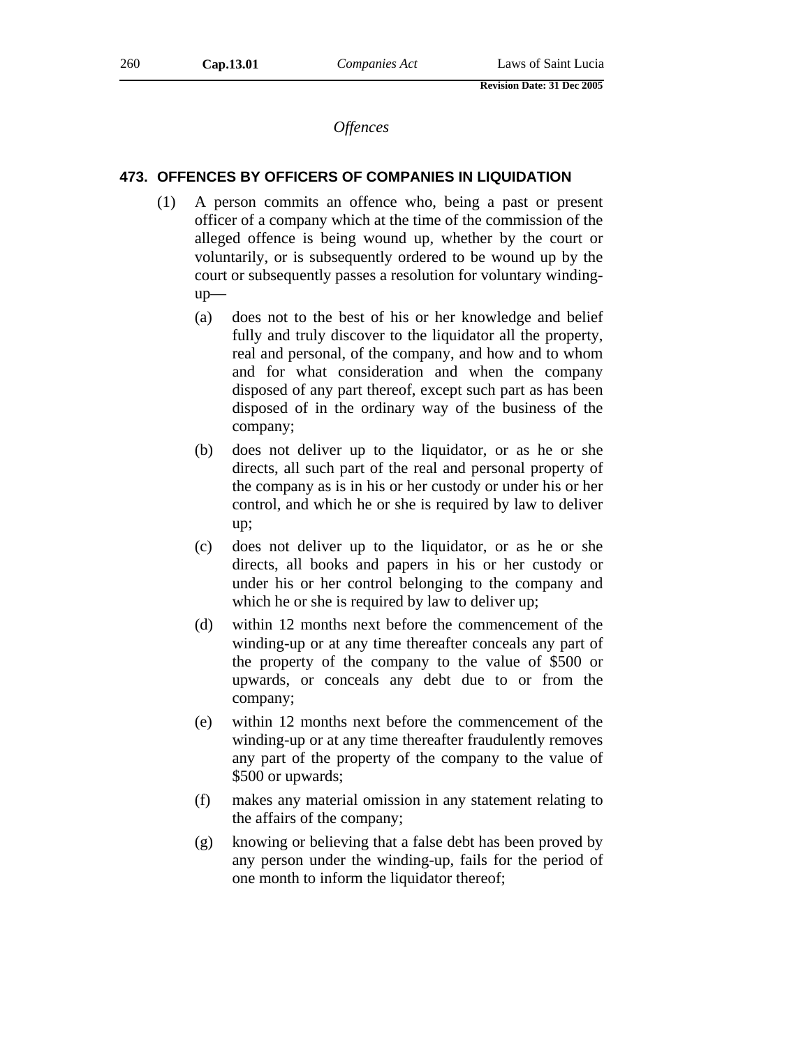*Offences*

## 473. OFFENCES BY OFFICERS OF COMPANIES IN LIQUIDATION

(1) A person commits an offence who, being a past or present officer of a company which at the time of the commission of the alleged offence is being wound up, whether by the court or voluntarily, or is subsequently ordered to be wound up by the court or subsequently passes a resolution for voluntary winding-up—

(a) does not to the best of his or her knowledge and belief fully and truly discover to the liquidator all the property, real and personal, of the company, and how and to whom and for what consideration and when the company disposed of any part thereof, except such part as has been disposed of in the ordinary way of the business of the company;

(b) does not deliver up to the liquidator, or as he or she directs, all such part of the real and personal property of the company as is in his or her custody or under his or her control, and which he or she is required by law to deliver up;

(c) does not deliver up to the liquidator, or as he or she directs, all books and papers in his or her custody or under his or her control belonging to the company and which he or she is required by law to deliver up;

(d) within 12 months next before the commencement of the winding-up or at any time thereafter conceals any part of the property of the company to the value of $500 or upwards, or conceals any debt due to or from the company;

(e) within 12 months next before the commencement of the winding-up or at any time thereafter fraudulently removes any part of the property of the company to the value of $500 or upwards;

(f) makes any material omission in any statement relating to the affairs of the company;

(g) knowing or believing that a false debt has been proved by any person under the winding-up, fails for the period of one month to inform the liquidator thereof;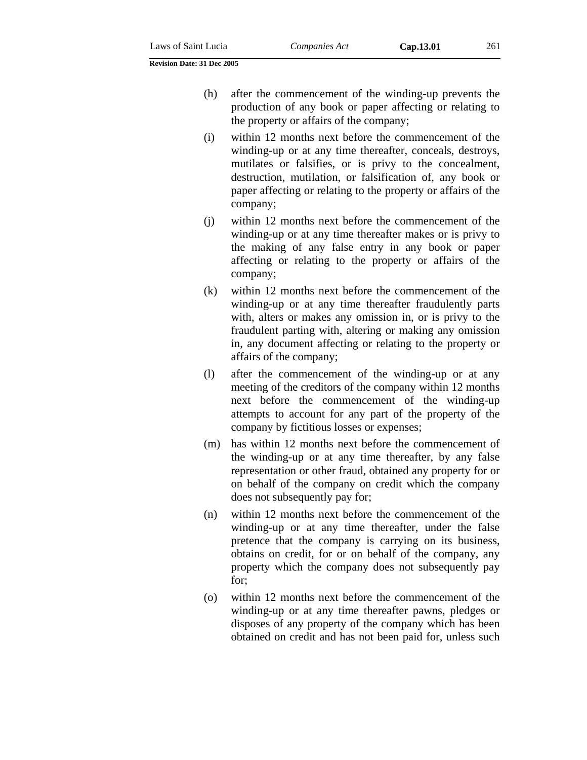(h) after the commencement of the winding-up prevents the production of any book or paper affecting or relating to the property or affairs of the company;

(i) within 12 months next before the commencement of the winding-up or at any time thereafter, conceals, destroys, mutilates or falsifies, or is privy to the concealment, destruction, mutilation, or falsification of, any book or paper affecting or relating to the property or affairs of the company;

(j) within 12 months next before the commencement of the winding-up or at any time thereafter makes or is privy to the making of any false entry in any book or paper affecting or relating to the property or affairs of the company;

(k) within 12 months next before the commencement of the winding-up or at any time thereafter fraudulently parts with, alters or makes any omission in, or is privy to the fraudulent parting with, altering or making any omission in, any document affecting or relating to the property or affairs of the company;

(l) after the commencement of the winding-up or at any meeting of the creditors of the company within 12 months next before the commencement of the winding-up attempts to account for any part of the property of the company by fictitious losses or expenses;

(m) has within 12 months next before the commencement of the winding-up or at any time thereafter, by any false representation or other fraud, obtained any property for or on behalf of the company on credit which the company does not subsequently pay for;

(n) within 12 months next before the commencement of the winding-up or at any time thereafter, under the false pretence that the company is carrying on its business, obtains on credit, for or on behalf of the company, any property which the company does not subsequently pay for;

(o) within 12 months next before the commencement of the winding-up or at any time thereafter pawns, pledges or disposes of any property of the company which has been obtained on credit and has not been paid for, unless such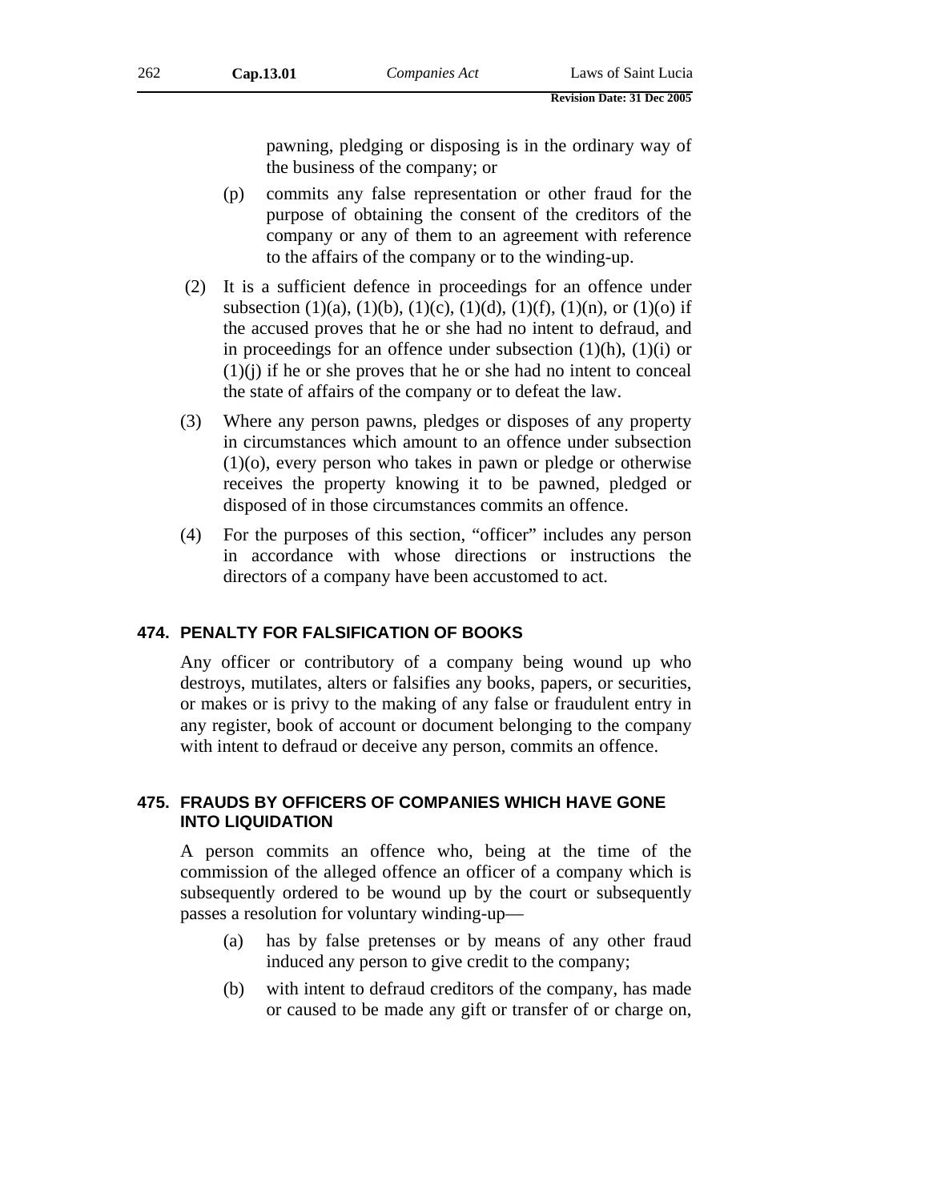pawning, pledging or disposing is in the ordinary way of the business of the company; or

(p) commits any false representation or other fraud for the purpose of obtaining the consent of the creditors of the company or any of them to an agreement with reference to the affairs of the company or to the winding-up.

(2) It is a sufficient defence in proceedings for an offence under subsection (1)(a), (1)(b), (1)(c), (1)(d), (1)(f), (1)(n), or (1)(o) if the accused proves that he or she had no intent to defraud, and in proceedings for an offence under subsection (1)(h), (1)(i) or (1)(j) if he or she proves that he or she had no intent to conceal the state of affairs of the company or to defeat the law.

(3) Where any person pawns, pledges or disposes of any property in circumstances which amount to an offence under subsection (1)(o), every person who takes in pawn or pledge or otherwise receives the property knowing it to be pawned, pledged or disposed of in those circumstances commits an offence.

(4) For the purposes of this section, "officer" includes any person in accordance with whose directions or instructions the directors of a company have been accustomed to act.

## 474. PENALTY FOR FALSIFICATION OF BOOKS

Any officer or contributory of a company being wound up who destroys, mutilates, alters or falsifies any books, papers, or securities, or makes or is privy to the making of any false or fraudulent entry in any register, book of account or document belonging to the company with intent to defraud or deceive any person, commits an offence.

## 475. FRAUDS BY OFFICERS OF COMPANIES WHICH HAVE GONE INTO LIQUIDATION

A person commits an offence who, being at the time of the commission of the alleged offence an officer of a company which is subsequently ordered to be wound up by the court or subsequently passes a resolution for voluntary winding-up—

(a) has by false pretenses or by means of any other fraud induced any person to give credit to the company;

(b) with intent to defraud creditors of the company, has made or caused to be made any gift or transfer of or charge on,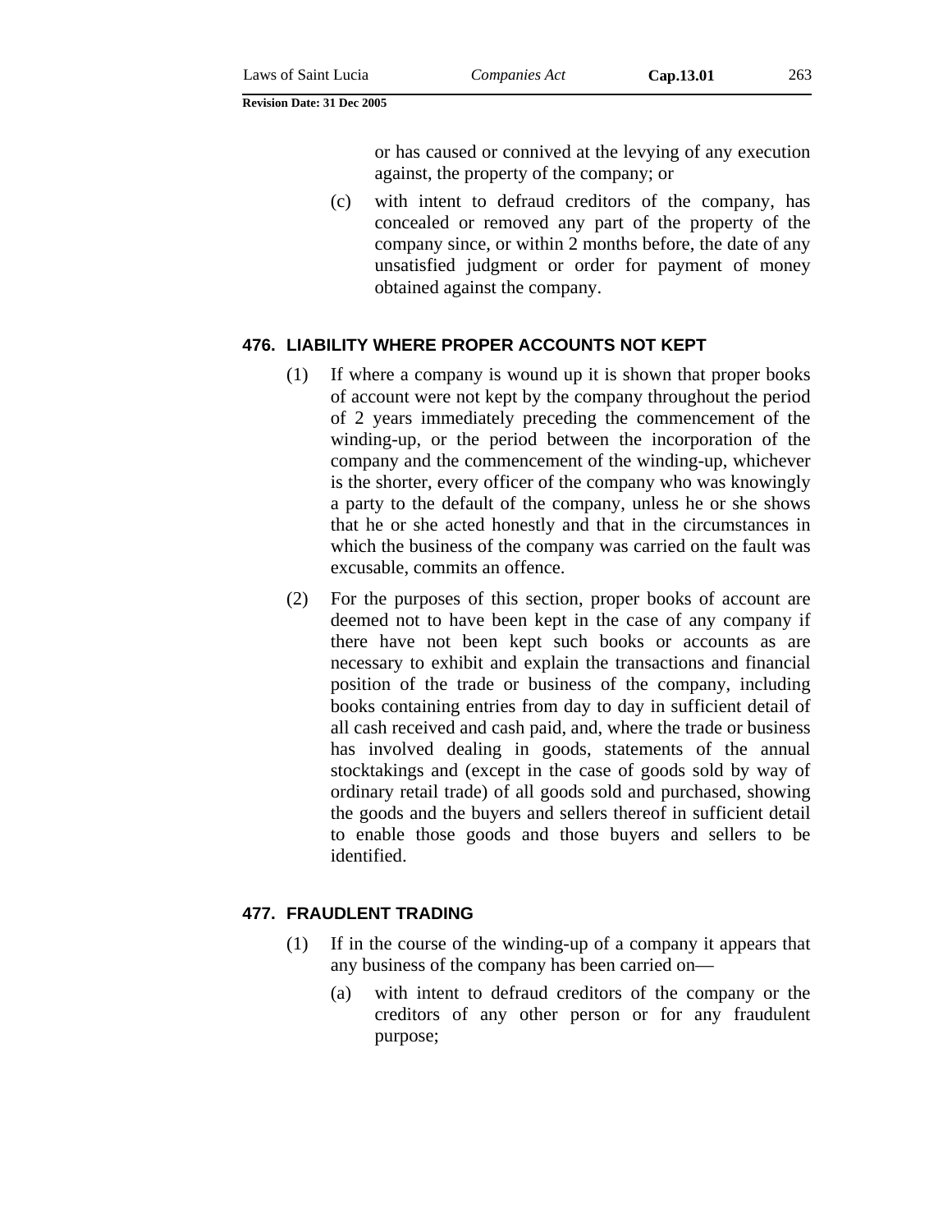or has caused or connived at the levying of any execution against, the property of the company; or

(c) with intent to defraud creditors of the company, has concealed or removed any part of the property of the company since, or within 2 months before, the date of any unsatisfied judgment or order for payment of money obtained against the company.

### 476. LIABILITY WHERE PROPER ACCOUNTS NOT KEPT

(1) If where a company is wound up it is shown that proper books of account were not kept by the company throughout the period of 2 years immediately preceding the commencement of the winding-up, or the period between the incorporation of the company and the commencement of the winding-up, whichever is the shorter, every officer of the company who was knowingly a party to the default of the company, unless he or she shows that he or she acted honestly and that in the circumstances in which the business of the company was carried on the fault was excusable, commits an offence.

(2) For the purposes of this section, proper books of account are deemed not to have been kept in the case of any company if there have not been kept such books or accounts as are necessary to exhibit and explain the transactions and financial position of the trade or business of the company, including books containing entries from day to day in sufficient detail of all cash received and cash paid, and, where the trade or business has involved dealing in goods, statements of the annual stocktakings and (except in the case of goods sold by way of ordinary retail trade) of all goods sold and purchased, showing the goods and the buyers and sellers thereof in sufficient detail to enable those goods and those buyers and sellers to be identified.

### 477. FRAUDLENT TRADING

(1) If in the course of the winding-up of a company it appears that any business of the company has been carried on—

(a) with intent to defraud creditors of the company or the creditors of any other person or for any fraudulent purpose;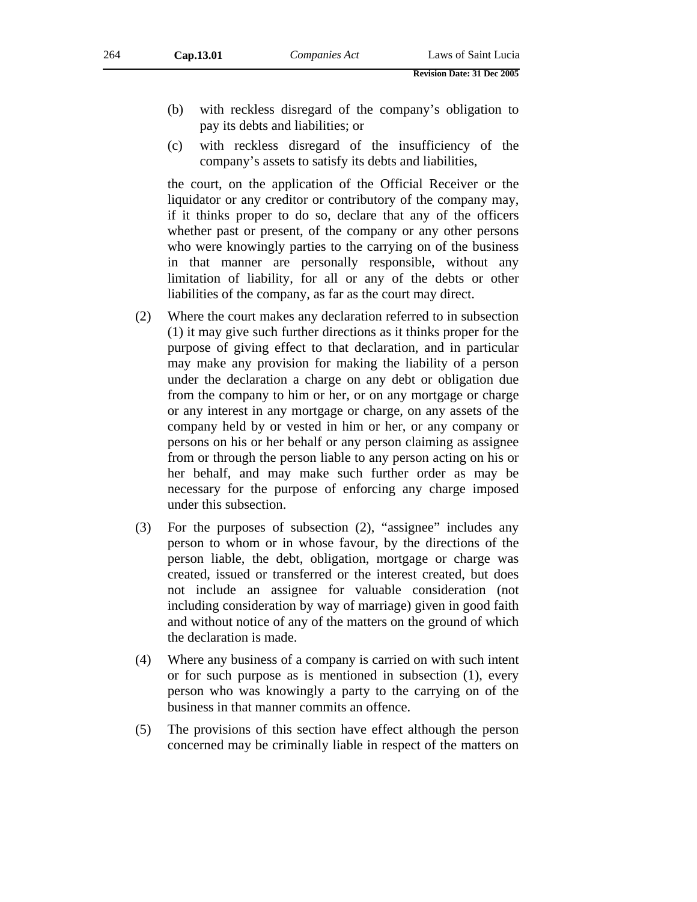(b) with reckless disregard of the company's obligation to pay its debts and liabilities; or

(c) with reckless disregard of the insufficiency of the company's assets to satisfy its debts and liabilities,

the court, on the application of the Official Receiver or the liquidator or any creditor or contributory of the company may, if it thinks proper to do so, declare that any of the officers whether past or present, of the company or any other persons who were knowingly parties to the carrying on of the business in that manner are personally responsible, without any limitation of liability, for all or any of the debts or other liabilities of the company, as far as the court may direct.

(2) Where the court makes any declaration referred to in subsection (1) it may give such further directions as it thinks proper for the purpose of giving effect to that declaration, and in particular may make any provision for making the liability of a person under the declaration a charge on any debt or obligation due from the company to him or her, or on any mortgage or charge or any interest in any mortgage or charge, on any assets of the company held by or vested in him or her, or any company or persons on his or her behalf or any person claiming as assignee from or through the person liable to any person acting on his or her behalf, and may make such further order as may be necessary for the purpose of enforcing any charge imposed under this subsection.

(3) For the purposes of subsection (2), "assignee" includes any person to whom or in whose favour, by the directions of the person liable, the debt, obligation, mortgage or charge was created, issued or transferred or the interest created, but does not include an assignee for valuable consideration (not including consideration by way of marriage) given in good faith and without notice of any of the matters on the ground of which the declaration is made.

(4) Where any business of a company is carried on with such intent or for such purpose as is mentioned in subsection (1), every person who was knowingly a party to the carrying on of the business in that manner commits an offence.

(5) The provisions of this section have effect although the person concerned may be criminally liable in respect of the matters on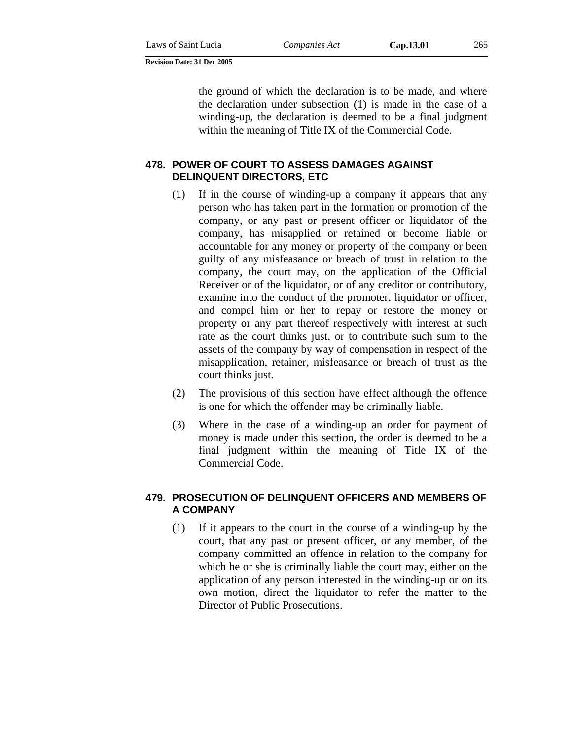the ground of which the declaration is to be made, and where the declaration under subsection (1) is made in the case of a winding-up, the declaration is deemed to be a final judgment within the meaning of Title IX of the Commercial Code.

### 478. POWER OF COURT TO ASSESS DAMAGES AGAINST DELINQUENT DIRECTORS, ETC

(1) If in the course of winding-up a company it appears that any person who has taken part in the formation or promotion of the company, or any past or present officer or liquidator of the company, has misapplied or retained or become liable or accountable for any money or property of the company or been guilty of any misfeasance or breach of trust in relation to the company, the court may, on the application of the Official Receiver or of the liquidator, or of any creditor or contributory, examine into the conduct of the promoter, liquidator or officer, and compel him or her to repay or restore the money or property or any part thereof respectively with interest at such rate as the court thinks just, or to contribute such sum to the assets of the company by way of compensation in respect of the misapplication, retainer, misfeasance or breach of trust as the court thinks just.

(2) The provisions of this section have effect although the offence is one for which the offender may be criminally liable.

(3) Where in the case of a winding-up an order for payment of money is made under this section, the order is deemed to be a final judgment within the meaning of Title IX of the Commercial Code.

### 479. PROSECUTION OF DELINQUENT OFFICERS AND MEMBERS OF A COMPANY

(1) If it appears to the court in the course of a winding-up by the court, that any past or present officer, or any member, of the company committed an offence in relation to the company for which he or she is criminally liable the court may, either on the application of any person interested in the winding-up or on its own motion, direct the liquidator to refer the matter to the Director of Public Prosecutions.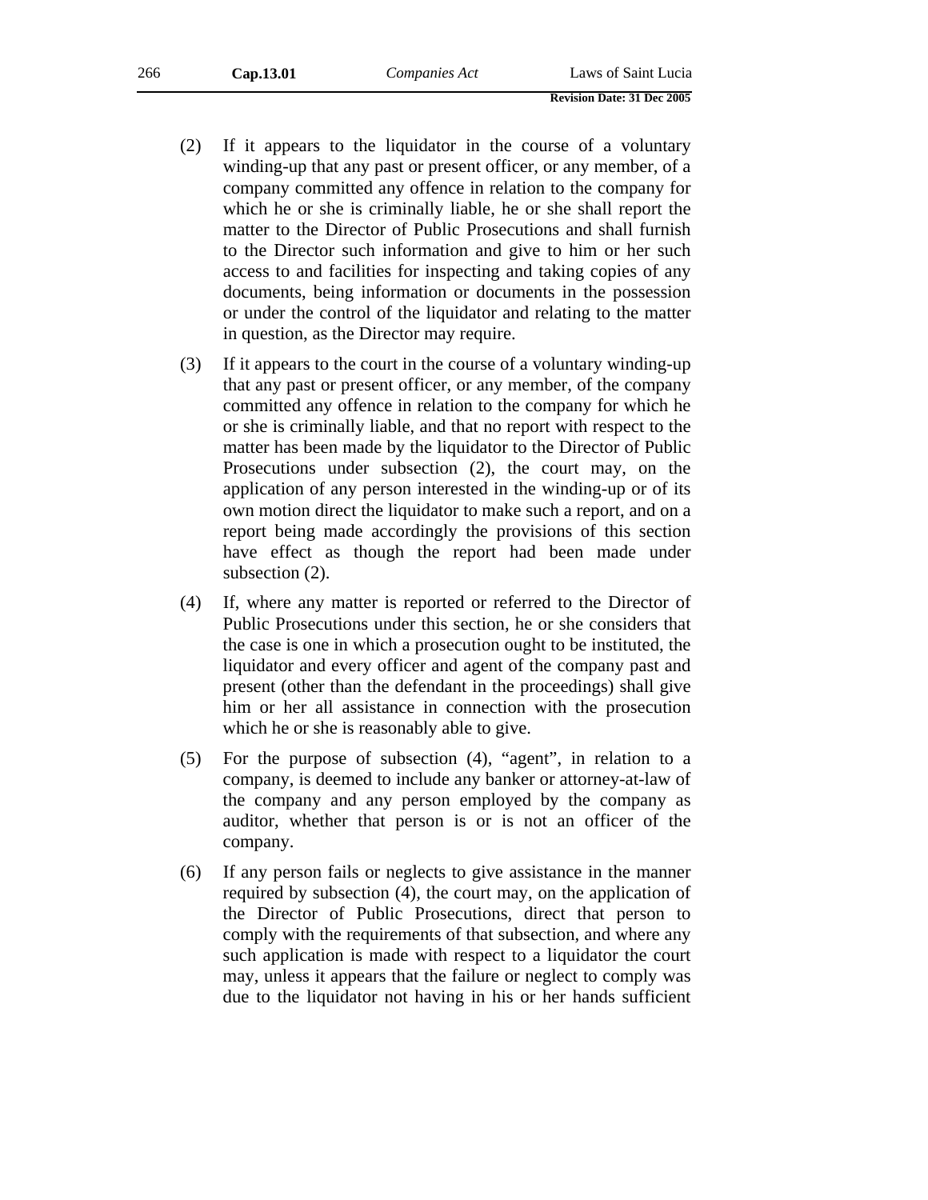(2) If it appears to the liquidator in the course of a voluntary winding-up that any past or present officer, or any member, of a company committed any offence in relation to the company for which he or she is criminally liable, he or she shall report the matter to the Director of Public Prosecutions and shall furnish to the Director such information and give to him or her such access to and facilities for inspecting and taking copies of any documents, being information or documents in the possession or under the control of the liquidator and relating to the matter in question, as the Director may require.

(3) If it appears to the court in the course of a voluntary winding-up that any past or present officer, or any member, of the company committed any offence in relation to the company for which he or she is criminally liable, and that no report with respect to the matter has been made by the liquidator to the Director of Public Prosecutions under subsection (2), the court may, on the application of any person interested in the winding-up or of its own motion direct the liquidator to make such a report, and on a report being made accordingly the provisions of this section have effect as though the report had been made under subsection (2).

(4) If, where any matter is reported or referred to the Director of Public Prosecutions under this section, he or she considers that the case is one in which a prosecution ought to be instituted, the liquidator and every officer and agent of the company past and present (other than the defendant in the proceedings) shall give him or her all assistance in connection with the prosecution which he or she is reasonably able to give.

(5) For the purpose of subsection (4), "agent", in relation to a company, is deemed to include any banker or attorney-at-law of the company and any person employed by the company as auditor, whether that person is or is not an officer of the company.

(6) If any person fails or neglects to give assistance in the manner required by subsection (4), the court may, on the application of the Director of Public Prosecutions, direct that person to comply with the requirements of that subsection, and where any such application is made with respect to a liquidator the court may, unless it appears that the failure or neglect to comply was due to the liquidator not having in his or her hands sufficient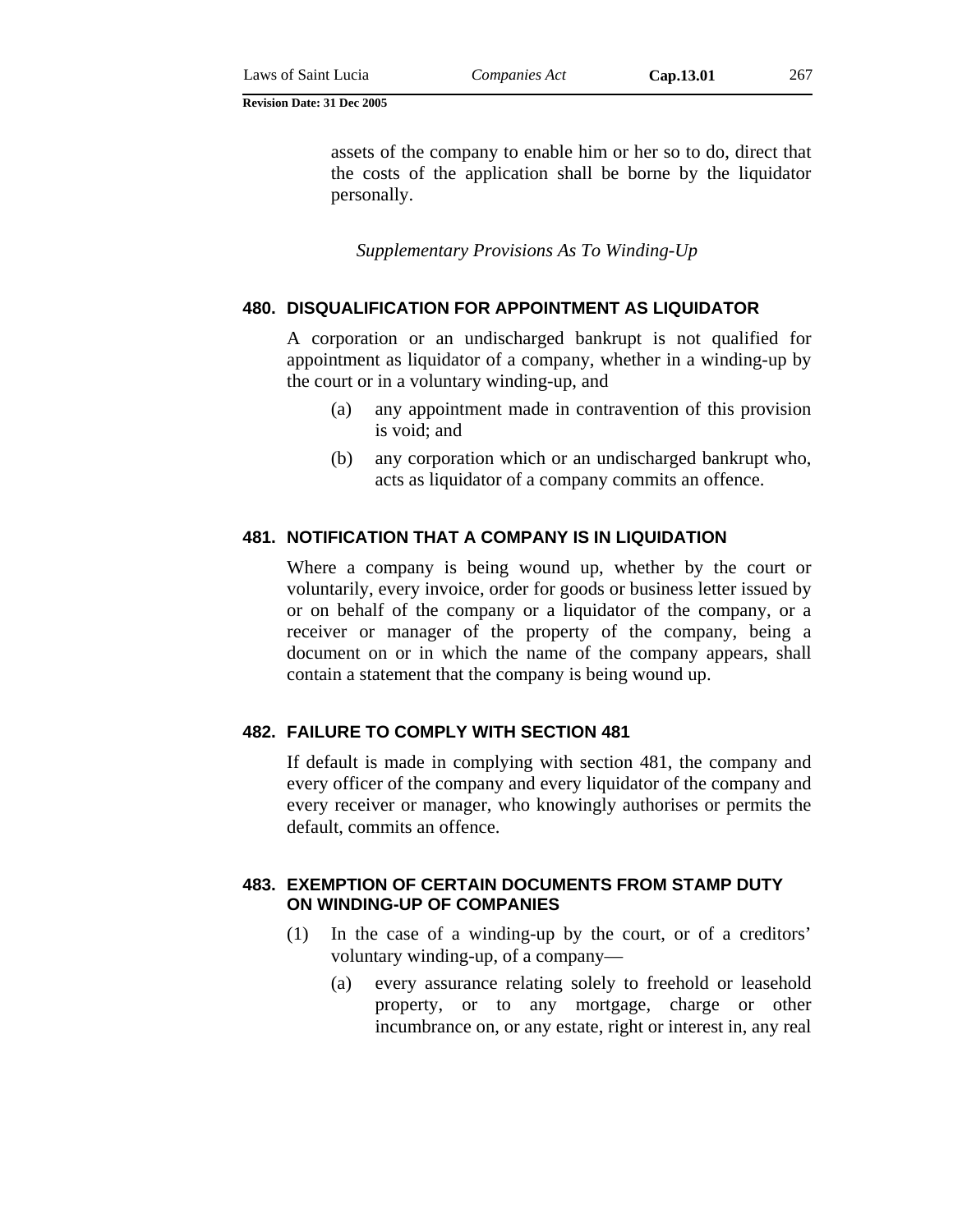assets of the company to enable him or her so to do, direct that the costs of the application shall be borne by the liquidator personally.

*Supplementary Provisions As To Winding-Up*

### 480. DISQUALIFICATION FOR APPOINTMENT AS LIQUIDATOR

A corporation or an undischarged bankrupt is not qualified for appointment as liquidator of a company, whether in a winding-up by the court or in a voluntary winding-up, and

(a) any appointment made in contravention of this provision is void; and

(b) any corporation which or an undischarged bankrupt who, acts as liquidator of a company commits an offence.

### 481. NOTIFICATION THAT A COMPANY IS IN LIQUIDATION

Where a company is being wound up, whether by the court or voluntarily, every invoice, order for goods or business letter issued by or on behalf of the company or a liquidator of the company, or a receiver or manager of the property of the company, being a document on or in which the name of the company appears, shall contain a statement that the company is being wound up.

### 482. FAILURE TO COMPLY WITH SECTION 481

If default is made in complying with section 481, the company and every officer of the company and every liquidator of the company and every receiver or manager, who knowingly authorises or permits the default, commits an offence.

### 483. EXEMPTION OF CERTAIN DOCUMENTS FROM STAMP DUTY ON WINDING-UP OF COMPANIES

(1) In the case of a winding-up by the court, or of a creditors' voluntary winding-up, of a company—

(a) every assurance relating solely to freehold or leasehold property, or to any mortgage, charge or other incumbrance on, or any estate, right or interest in, any real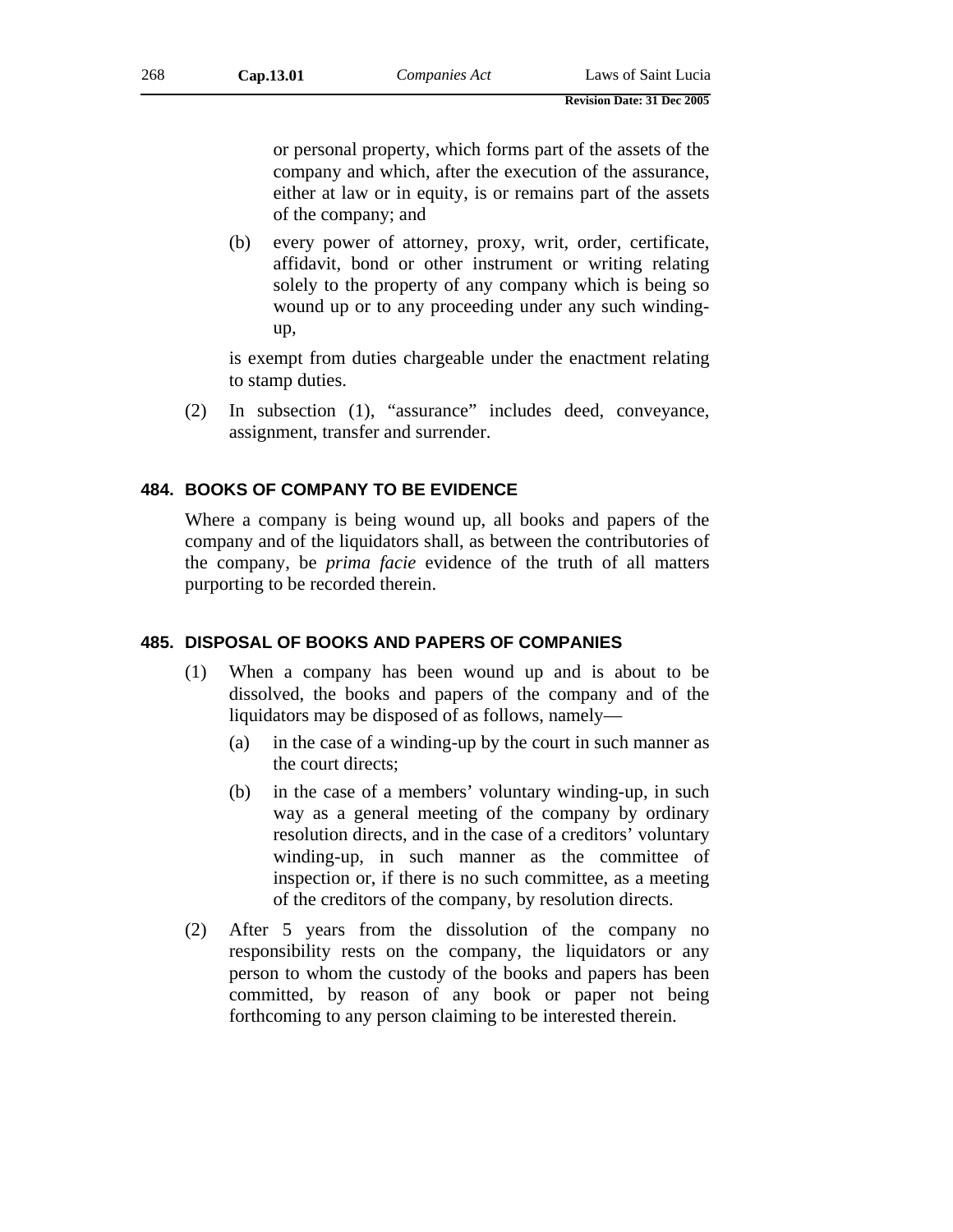or personal property, which forms part of the assets of the company and which, after the execution of the assurance, either at law or in equity, is or remains part of the assets of the company; and

(b) every power of attorney, proxy, writ, order, certificate, affidavit, bond or other instrument or writing relating solely to the property of any company which is being so wound up or to any proceeding under any such winding-up,

is exempt from duties chargeable under the enactment relating to stamp duties.

(2) In subsection (1), "assurance" includes deed, conveyance, assignment, transfer and surrender.

## 484. BOOKS OF COMPANY TO BE EVIDENCE

Where a company is being wound up, all books and papers of the company and of the liquidators shall, as between the contributories of the company, be *prima facie* evidence of the truth of all matters purporting to be recorded therein.

## 485. DISPOSAL OF BOOKS AND PAPERS OF COMPANIES

(1) When a company has been wound up and is about to be dissolved, the books and papers of the company and of the liquidators may be disposed of as follows, namely—

(a) in the case of a winding-up by the court in such manner as the court directs;

(b) in the case of a members' voluntary winding-up, in such way as a general meeting of the company by ordinary resolution directs, and in the case of a creditors' voluntary winding-up, in such manner as the committee of inspection or, if there is no such committee, as a meeting of the creditors of the company, by resolution directs.

(2) After 5 years from the dissolution of the company no responsibility rests on the company, the liquidators or any person to whom the custody of the books and papers has been committed, by reason of any book or paper not being forthcoming to any person claiming to be interested therein.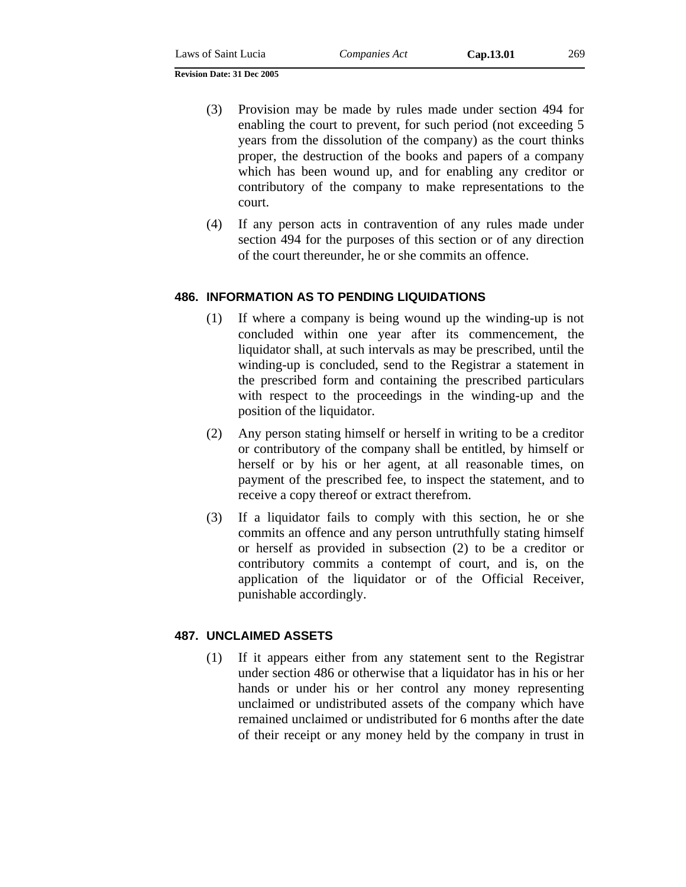(3) Provision may be made by rules made under section 494 for enabling the court to prevent, for such period (not exceeding 5 years from the dissolution of the company) as the court thinks proper, the destruction of the books and papers of a company which has been wound up, and for enabling any creditor or contributory of the company to make representations to the court.

(4) If any person acts in contravention of any rules made under section 494 for the purposes of this section or of any direction of the court thereunder, he or she commits an offence.

### 486. INFORMATION AS TO PENDING LIQUIDATIONS

(1) If where a company is being wound up the winding-up is not concluded within one year after its commencement, the liquidator shall, at such intervals as may be prescribed, until the winding-up is concluded, send to the Registrar a statement in the prescribed form and containing the prescribed particulars with respect to the proceedings in the winding-up and the position of the liquidator.

(2) Any person stating himself or herself in writing to be a creditor or contributory of the company shall be entitled, by himself or herself or by his or her agent, at all reasonable times, on payment of the prescribed fee, to inspect the statement, and to receive a copy thereof or extract therefrom.

(3) If a liquidator fails to comply with this section, he or she commits an offence and any person untruthfully stating himself or herself as provided in subsection (2) to be a creditor or contributory commits a contempt of court, and is, on the application of the liquidator or of the Official Receiver, punishable accordingly.

### 487. UNCLAIMED ASSETS

(1) If it appears either from any statement sent to the Registrar under section 486 or otherwise that a liquidator has in his or her hands or under his or her control any money representing unclaimed or undistributed assets of the company which have remained unclaimed or undistributed for 6 months after the date of their receipt or any money held by the company in trust in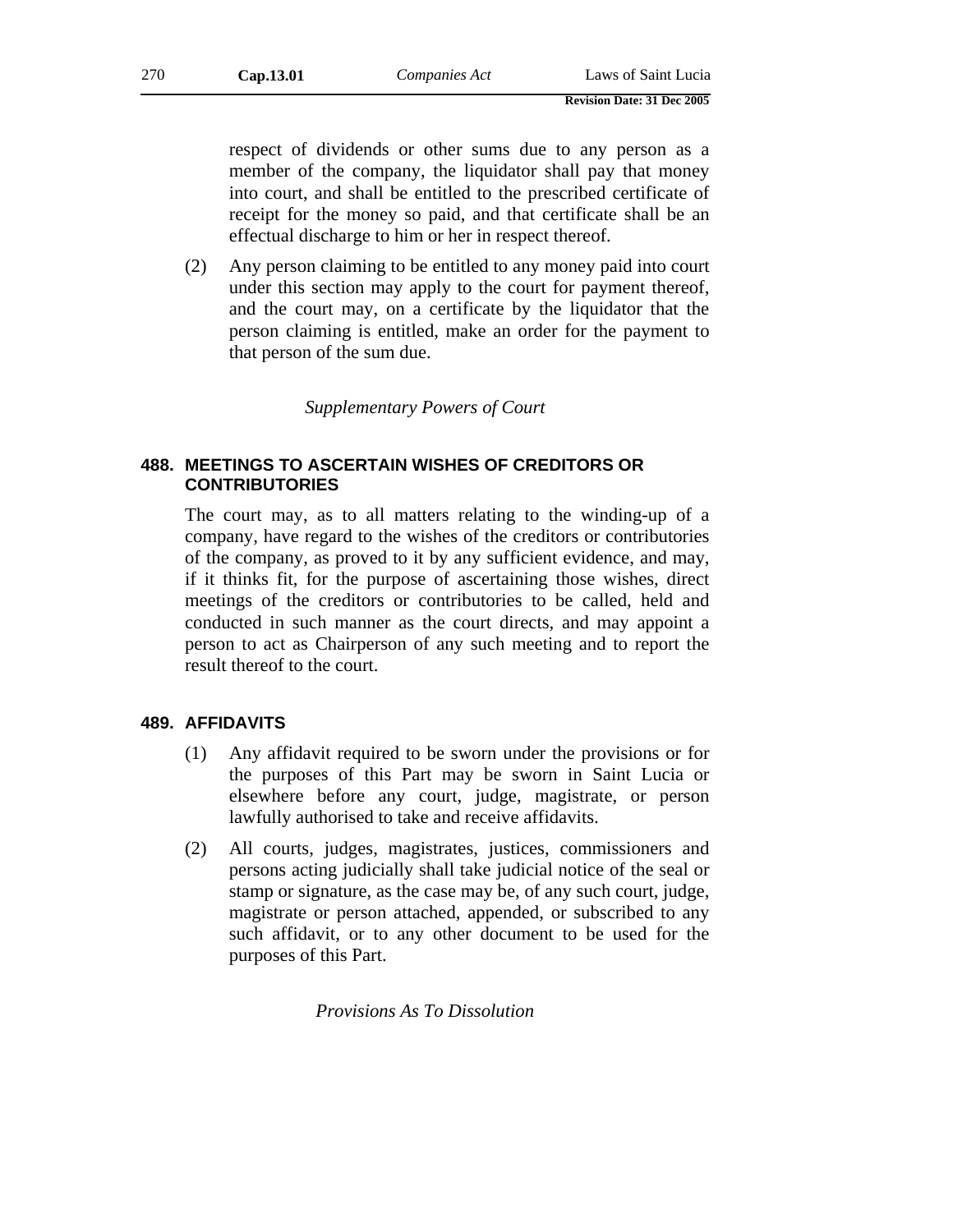respect of dividends or other sums due to any person as a member of the company, the liquidator shall pay that money into court, and shall be entitled to the prescribed certificate of receipt for the money so paid, and that certificate shall be an effectual discharge to him or her in respect thereof.

(2) Any person claiming to be entitled to any money paid into court under this section may apply to the court for payment thereof, and the court may, on a certificate by the liquidator that the person claiming is entitled, make an order for the payment to that person of the sum due.

*Supplementary Powers of Court*

### 488. MEETINGS TO ASCERTAIN WISHES OF CREDITORS OR CONTRIBUTORIES

The court may, as to all matters relating to the winding-up of a company, have regard to the wishes of the creditors or contributories of the company, as proved to it by any sufficient evidence, and may, if it thinks fit, for the purpose of ascertaining those wishes, direct meetings of the creditors or contributories to be called, held and conducted in such manner as the court directs, and may appoint a person to act as Chairperson of any such meeting and to report the result thereof to the court.

### 489. AFFIDAVITS

(1) Any affidavit required to be sworn under the provisions or for the purposes of this Part may be sworn in Saint Lucia or elsewhere before any court, judge, magistrate, or person lawfully authorised to take and receive affidavits.

(2) All courts, judges, magistrates, justices, commissioners and persons acting judicially shall take judicial notice of the seal or stamp or signature, as the case may be, of any such court, judge, magistrate or person attached, appended, or subscribed to any such affidavit, or to any other document to be used for the purposes of this Part.

*Provisions As To Dissolution*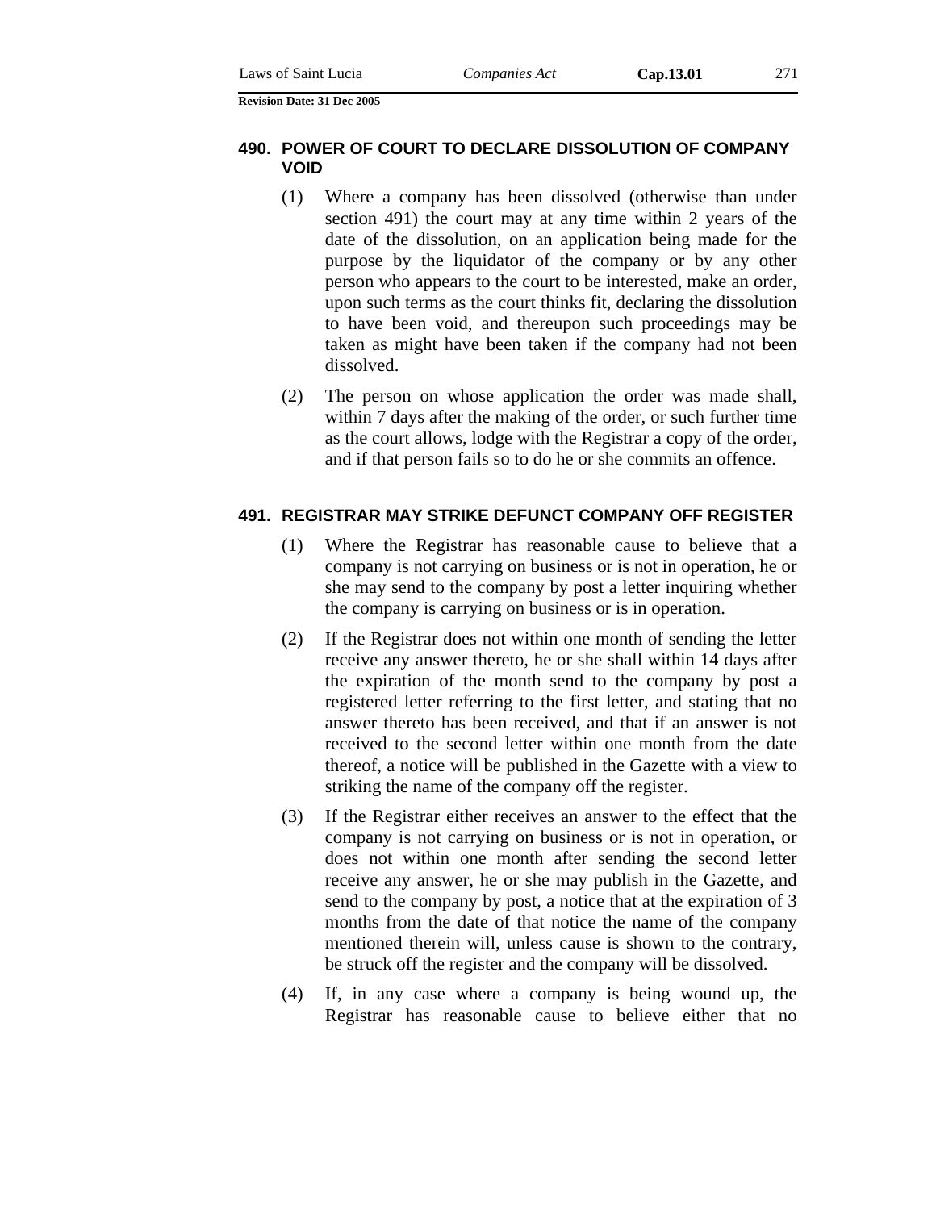## 490. POWER OF COURT TO DECLARE DISSOLUTION OF COMPANY VOID

(1) Where a company has been dissolved (otherwise than under section 491) the court may at any time within 2 years of the date of the dissolution, on an application being made for the purpose by the liquidator of the company or by any other person who appears to the court to be interested, make an order, upon such terms as the court thinks fit, declaring the dissolution to have been void, and thereupon such proceedings may be taken as might have been taken if the company had not been dissolved.

(2) The person on whose application the order was made shall, within 7 days after the making of the order, or such further time as the court allows, lodge with the Registrar a copy of the order, and if that person fails so to do he or she commits an offence.

## 491. REGISTRAR MAY STRIKE DEFUNCT COMPANY OFF REGISTER

(1) Where the Registrar has reasonable cause to believe that a company is not carrying on business or is not in operation, he or she may send to the company by post a letter inquiring whether the company is carrying on business or is in operation.

(2) If the Registrar does not within one month of sending the letter receive any answer thereto, he or she shall within 14 days after the expiration of the month send to the company by post a registered letter referring to the first letter, and stating that no answer thereto has been received, and that if an answer is not received to the second letter within one month from the date thereof, a notice will be published in the Gazette with a view to striking the name of the company off the register.

(3) If the Registrar either receives an answer to the effect that the company is not carrying on business or is not in operation, or does not within one month after sending the second letter receive any answer, he or she may publish in the Gazette, and send to the company by post, a notice that at the expiration of 3 months from the date of that notice the name of the company mentioned therein will, unless cause is shown to the contrary, be struck off the register and the company will be dissolved.

(4) If, in any case where a company is being wound up, the Registrar has reasonable cause to believe either that no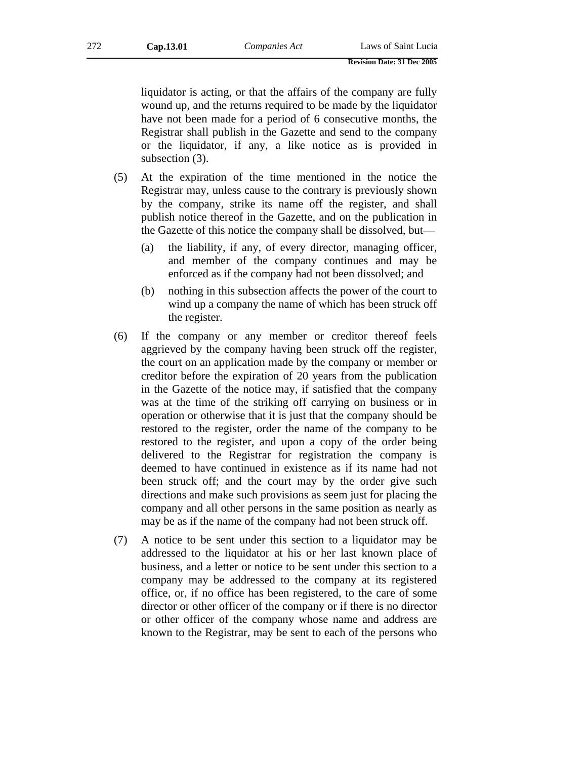liquidator is acting, or that the affairs of the company are fully wound up, and the returns required to be made by the liquidator have not been made for a period of 6 consecutive months, the Registrar shall publish in the Gazette and send to the company or the liquidator, if any, a like notice as is provided in subsection (3).

(5) At the expiration of the time mentioned in the notice the Registrar may, unless cause to the contrary is previously shown by the company, strike its name off the register, and shall publish notice thereof in the Gazette, and on the publication in the Gazette of this notice the company shall be dissolved, but—

   (a) the liability, if any, of every director, managing officer, and member of the company continues and may be enforced as if the company had not been dissolved; and

   (b) nothing in this subsection affects the power of the court to wind up a company the name of which has been struck off the register.

(6) If the company or any member or creditor thereof feels aggrieved by the company having been struck off the register, the court on an application made by the company or member or creditor before the expiration of 20 years from the publication in the Gazette of the notice may, if satisfied that the company was at the time of the striking off carrying on business or in operation or otherwise that it is just that the company should be restored to the register, order the name of the company to be restored to the register, and upon a copy of the order being delivered to the Registrar for registration the company is deemed to have continued in existence as if its name had not been struck off; and the court may by the order give such directions and make such provisions as seem just for placing the company and all other persons in the same position as nearly as may be as if the name of the company had not been struck off.

(7) A notice to be sent under this section to a liquidator may be addressed to the liquidator at his or her last known place of business, and a letter or notice to be sent under this section to a company may be addressed to the company at its registered office, or, if no office has been registered, to the care of some director or other officer of the company or if there is no director or other officer of the company whose name and address are known to the Registrar, may be sent to each of the persons who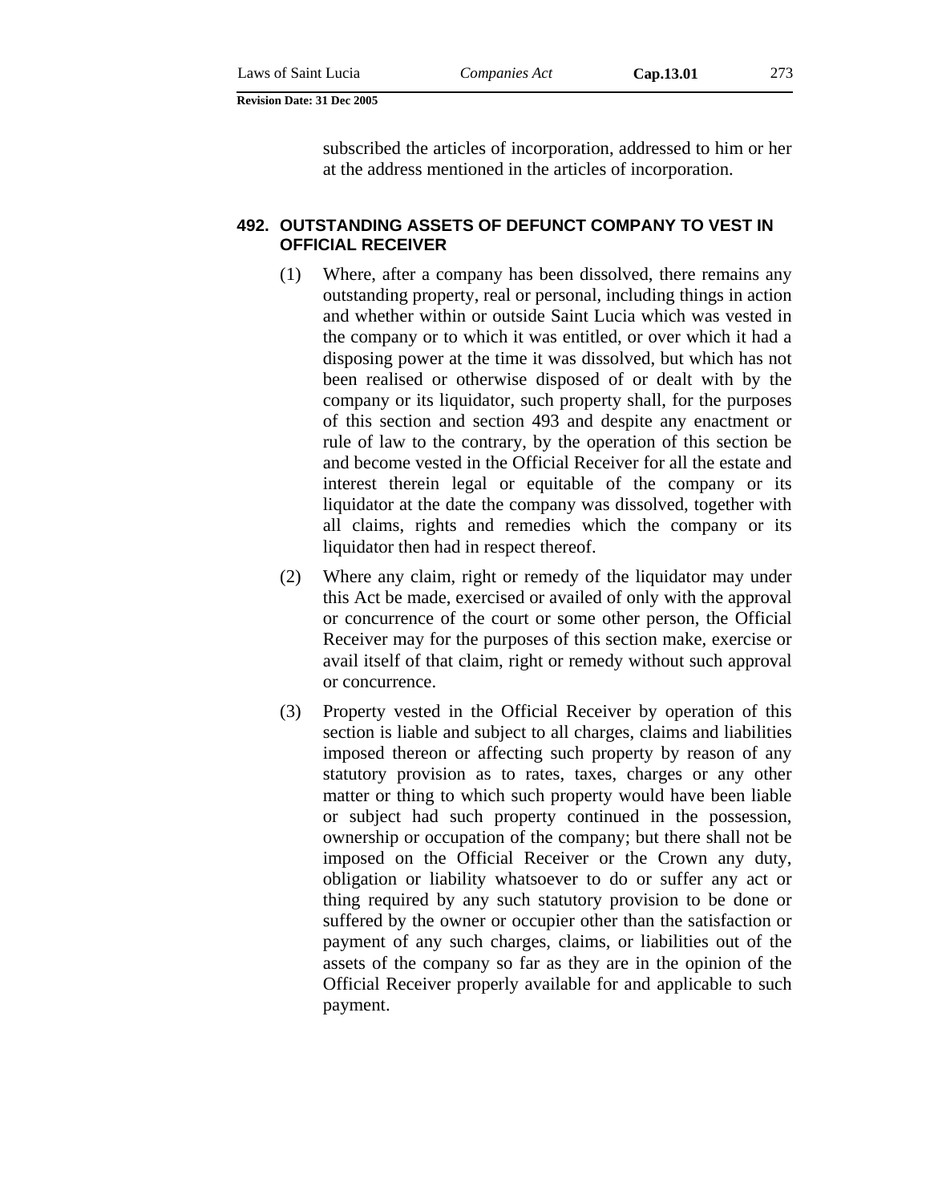subscribed the articles of incorporation, addressed to him or her at the address mentioned in the articles of incorporation.

## 492. OUTSTANDING ASSETS OF DEFUNCT COMPANY TO VEST IN OFFICIAL RECEIVER

(1) Where, after a company has been dissolved, there remains any outstanding property, real or personal, including things in action and whether within or outside Saint Lucia which was vested in the company or to which it was entitled, or over which it had a disposing power at the time it was dissolved, but which has not been realised or otherwise disposed of or dealt with by the company or its liquidator, such property shall, for the purposes of this section and section 493 and despite any enactment or rule of law to the contrary, by the operation of this section be and become vested in the Official Receiver for all the estate and interest therein legal or equitable of the company or its liquidator at the date the company was dissolved, together with all claims, rights and remedies which the company or its liquidator then had in respect thereof.

(2) Where any claim, right or remedy of the liquidator may under this Act be made, exercised or availed of only with the approval or concurrence of the court or some other person, the Official Receiver may for the purposes of this section make, exercise or avail itself of that claim, right or remedy without such approval or concurrence.

(3) Property vested in the Official Receiver by operation of this section is liable and subject to all charges, claims and liabilities imposed thereon or affecting such property by reason of any statutory provision as to rates, taxes, charges or any other matter or thing to which such property would have been liable or subject had such property continued in the possession, ownership or occupation of the company; but there shall not be imposed on the Official Receiver or the Crown any duty, obligation or liability whatsoever to do or suffer any act or thing required by any such statutory provision to be done or suffered by the owner or occupier other than the satisfaction or payment of any such charges, claims, or liabilities out of the assets of the company so far as they are in the opinion of the Official Receiver properly available for and applicable to such payment.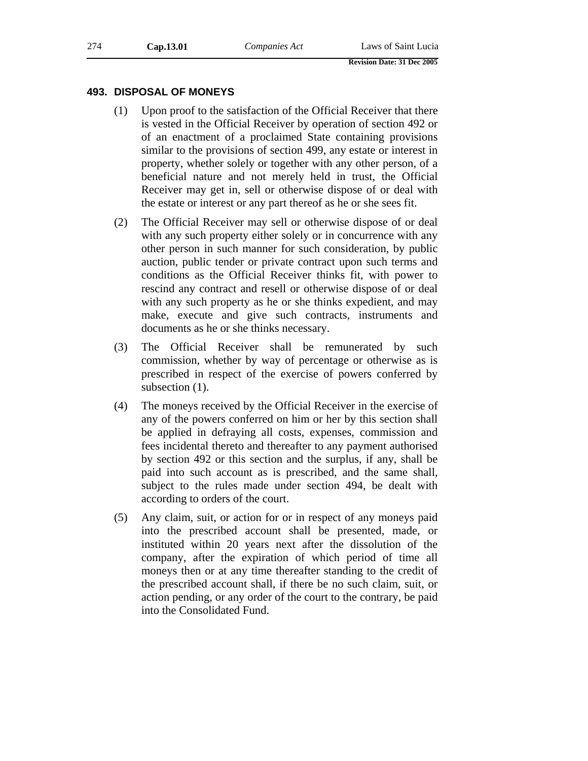## 493. DISPOSAL OF MONEYS

(1) Upon proof to the satisfaction of the Official Receiver that there is vested in the Official Receiver by operation of section 492 or of an enactment of a proclaimed State containing provisions similar to the provisions of section 499, any estate or interest in property, whether solely or together with any other person, of a beneficial nature and not merely held in trust, the Official Receiver may get in, sell or otherwise dispose of or deal with the estate or interest or any part thereof as he or she sees fit.

(2) The Official Receiver may sell or otherwise dispose of or deal with any such property either solely or in concurrence with any other person in such manner for such consideration, by public auction, public tender or private contract upon such terms and conditions as the Official Receiver thinks fit, with power to rescind any contract and resell or otherwise dispose of or deal with any such property as he or she thinks expedient, and may make, execute and give such contracts, instruments and documents as he or she thinks necessary.

(3) The Official Receiver shall be remunerated by such commission, whether by way of percentage or otherwise as is prescribed in respect of the exercise of powers conferred by subsection (1).

(4) The moneys received by the Official Receiver in the exercise of any of the powers conferred on him or her by this section shall be applied in defraying all costs, expenses, commission and fees incidental thereto and thereafter to any payment authorised by section 492 or this section and the surplus, if any, shall be paid into such account as is prescribed, and the same shall, subject to the rules made under section 494, be dealt with according to orders of the court.

(5) Any claim, suit, or action for or in respect of any moneys paid into the prescribed account shall be presented, made, or instituted within 20 years next after the dissolution of the company, after the expiration of which period of time all moneys then or at any time thereafter standing to the credit of the prescribed account shall, if there be no such claim, suit, or action pending, or any order of the court to the contrary, be paid into the Consolidated Fund.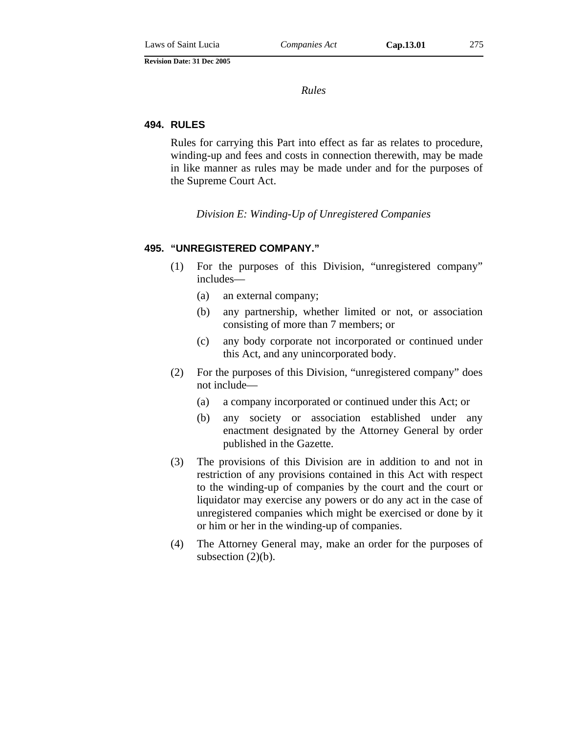*Rules*

### 494. RULES

Rules for carrying this Part into effect as far as relates to procedure, winding-up and fees and costs in connection therewith, may be made in like manner as rules may be made under and for the purposes of the Supreme Court Act.

*Division E: Winding-Up of Unregistered Companies*

### 495. "UNREGISTERED COMPANY."

(1) For the purposes of this Division, "unregistered company" includes—

(a) an external company;

(b) any partnership, whether limited or not, or association consisting of more than 7 members; or

(c) any body corporate not incorporated or continued under this Act, and any unincorporated body.

(2) For the purposes of this Division, "unregistered company" does not include—

(a) a company incorporated or continued under this Act; or

(b) any society or association established under any enactment designated by the Attorney General by order published in the Gazette.

(3) The provisions of this Division are in addition to and not in restriction of any provisions contained in this Act with respect to the winding-up of companies by the court and the court or liquidator may exercise any powers or do any act in the case of unregistered companies which might be exercised or done by it or him or her in the winding-up of companies.

(4) The Attorney General may, make an order for the purposes of subsection (2)(b).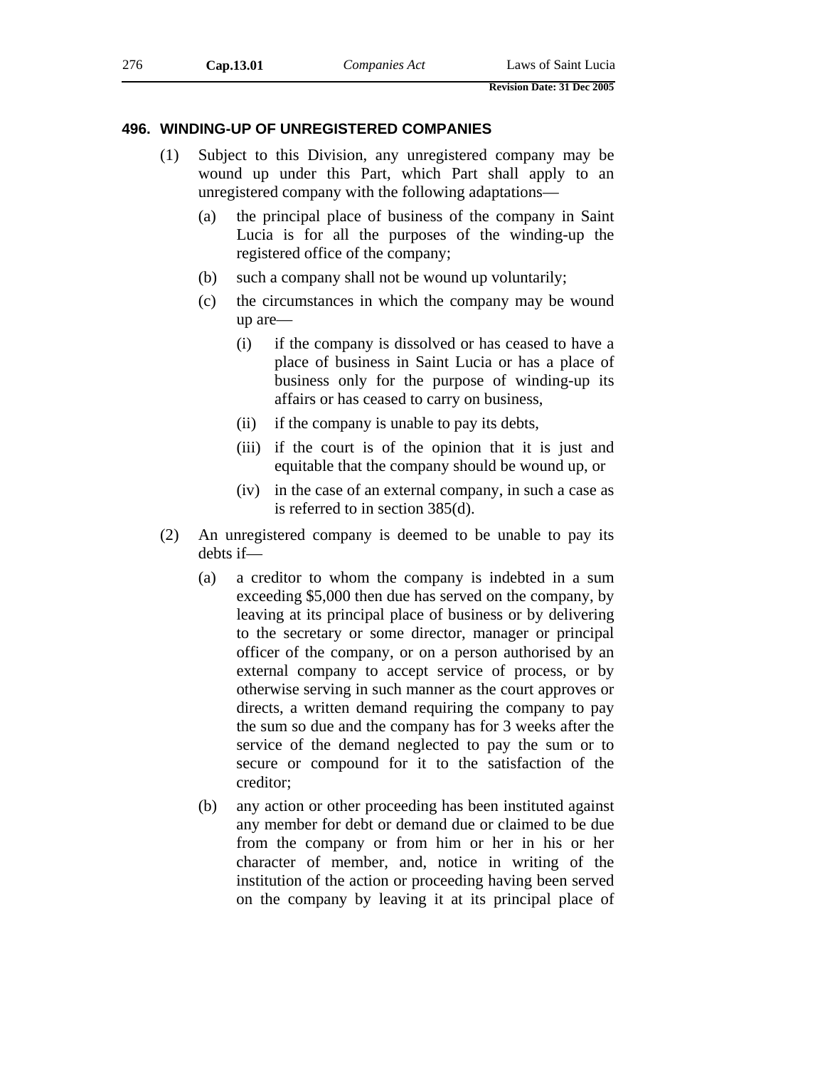## 496. WINDING-UP OF UNREGISTERED COMPANIES

(1) Subject to this Division, any unregistered company may be wound up under this Part, which Part shall apply to an unregistered company with the following adaptations—

(a) the principal place of business of the company in Saint Lucia is for all the purposes of the winding-up the registered office of the company;

(b) such a company shall not be wound up voluntarily;

(c) the circumstances in which the company may be wound up are—

(i) if the company is dissolved or has ceased to have a place of business in Saint Lucia or has a place of business only for the purpose of winding-up its affairs or has ceased to carry on business,

(ii) if the company is unable to pay its debts,

(iii) if the court is of the opinion that it is just and equitable that the company should be wound up, or

(iv) in the case of an external company, in such a case as is referred to in section 385(d).

(2) An unregistered company is deemed to be unable to pay its debts if—

(a) a creditor to whom the company is indebted in a sum exceeding $5,000 then due has served on the company, by leaving at its principal place of business or by delivering to the secretary or some director, manager or principal officer of the company, or on a person authorised by an external company to accept service of process, or by otherwise serving in such manner as the court approves or directs, a written demand requiring the company to pay the sum so due and the company has for 3 weeks after the service of the demand neglected to pay the sum or to secure or compound for it to the satisfaction of the creditor;

(b) any action or other proceeding has been instituted against any member for debt or demand due or claimed to be due from the company or from him or her in his or her character of member, and, notice in writing of the institution of the action or proceeding having been served on the company by leaving it at its principal place of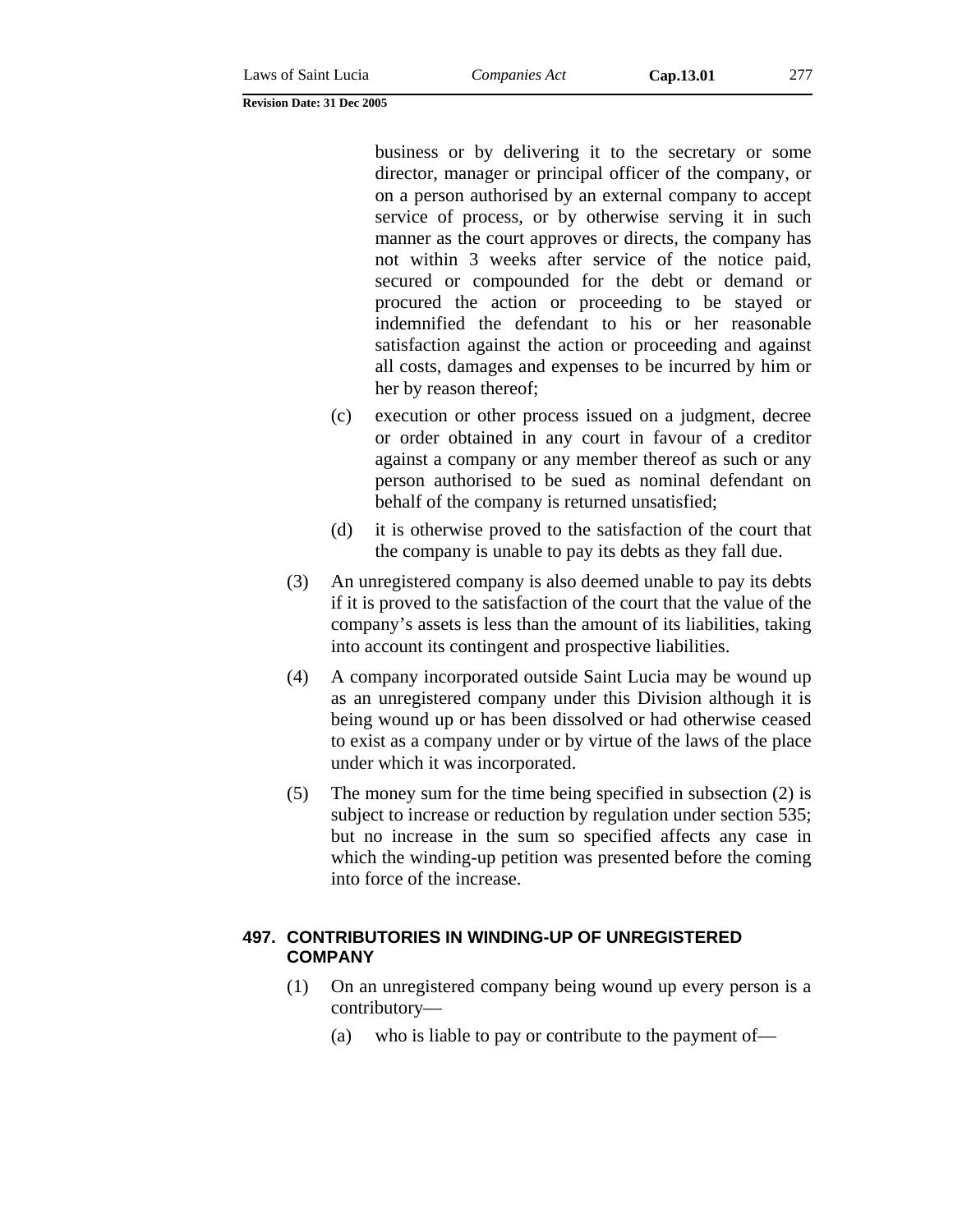business or by delivering it to the secretary or some director, manager or principal officer of the company, or on a person authorised by an external company to accept service of process, or by otherwise serving it in such manner as the court approves or directs, the company has not within 3 weeks after service of the notice paid, secured or compounded for the debt or demand or procured the action or proceeding to be stayed or indemnified the defendant to his or her reasonable satisfaction against the action or proceeding and against all costs, damages and expenses to be incurred by him or her by reason thereof;

(c) execution or other process issued on a judgment, decree or order obtained in any court in favour of a creditor against a company or any member thereof as such or any person authorised to be sued as nominal defendant on behalf of the company is returned unsatisfied;

(d) it is otherwise proved to the satisfaction of the court that the company is unable to pay its debts as they fall due.

(3) An unregistered company is also deemed unable to pay its debts if it is proved to the satisfaction of the court that the value of the company's assets is less than the amount of its liabilities, taking into account its contingent and prospective liabilities.

(4) A company incorporated outside Saint Lucia may be wound up as an unregistered company under this Division although it is being wound up or has been dissolved or had otherwise ceased to exist as a company under or by virtue of the laws of the place under which it was incorporated.

(5) The money sum for the time being specified in subsection (2) is subject to increase or reduction by regulation under section 535; but no increase in the sum so specified affects any case in which the winding-up petition was presented before the coming into force of the increase.

**497. CONTRIBUTORIES IN WINDING-UP OF UNREGISTERED COMPANY**

(1) On an unregistered company being wound up every person is a contributory—

(a) who is liable to pay or contribute to the payment of—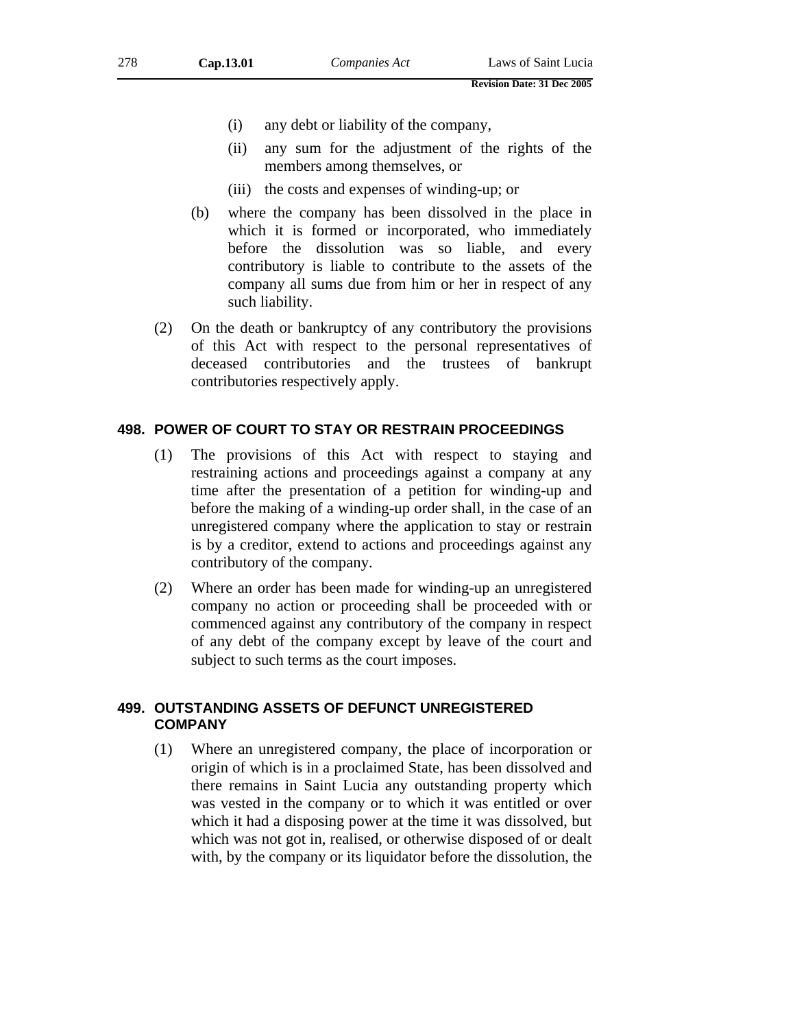(i) any debt or liability of the company,

(ii) any sum for the adjustment of the rights of the members among themselves, or

(iii) the costs and expenses of winding-up; or

(b) where the company has been dissolved in the place in which it is formed or incorporated, who immediately before the dissolution was so liable, and every contributory is liable to contribute to the assets of the company all sums due from him or her in respect of any such liability.

(2) On the death or bankruptcy of any contributory the provisions of this Act with respect to the personal representatives of deceased contributories and the trustees of bankrupt contributories respectively apply.

### 498. POWER OF COURT TO STAY OR RESTRAIN PROCEEDINGS

(1) The provisions of this Act with respect to staying and restraining actions and proceedings against a company at any time after the presentation of a petition for winding-up and before the making of a winding-up order shall, in the case of an unregistered company where the application to stay or restrain is by a creditor, extend to actions and proceedings against any contributory of the company.

(2) Where an order has been made for winding-up an unregistered company no action or proceeding shall be proceeded with or commenced against any contributory of the company in respect of any debt of the company except by leave of the court and subject to such terms as the court imposes.

### 499. OUTSTANDING ASSETS OF DEFUNCT UNREGISTERED COMPANY

(1) Where an unregistered company, the place of incorporation or origin of which is in a proclaimed State, has been dissolved and there remains in Saint Lucia any outstanding property which was vested in the company or to which it was entitled or over which it had a disposing power at the time it was dissolved, but which was not got in, realised, or otherwise disposed of or dealt with, by the company or its liquidator before the dissolution, the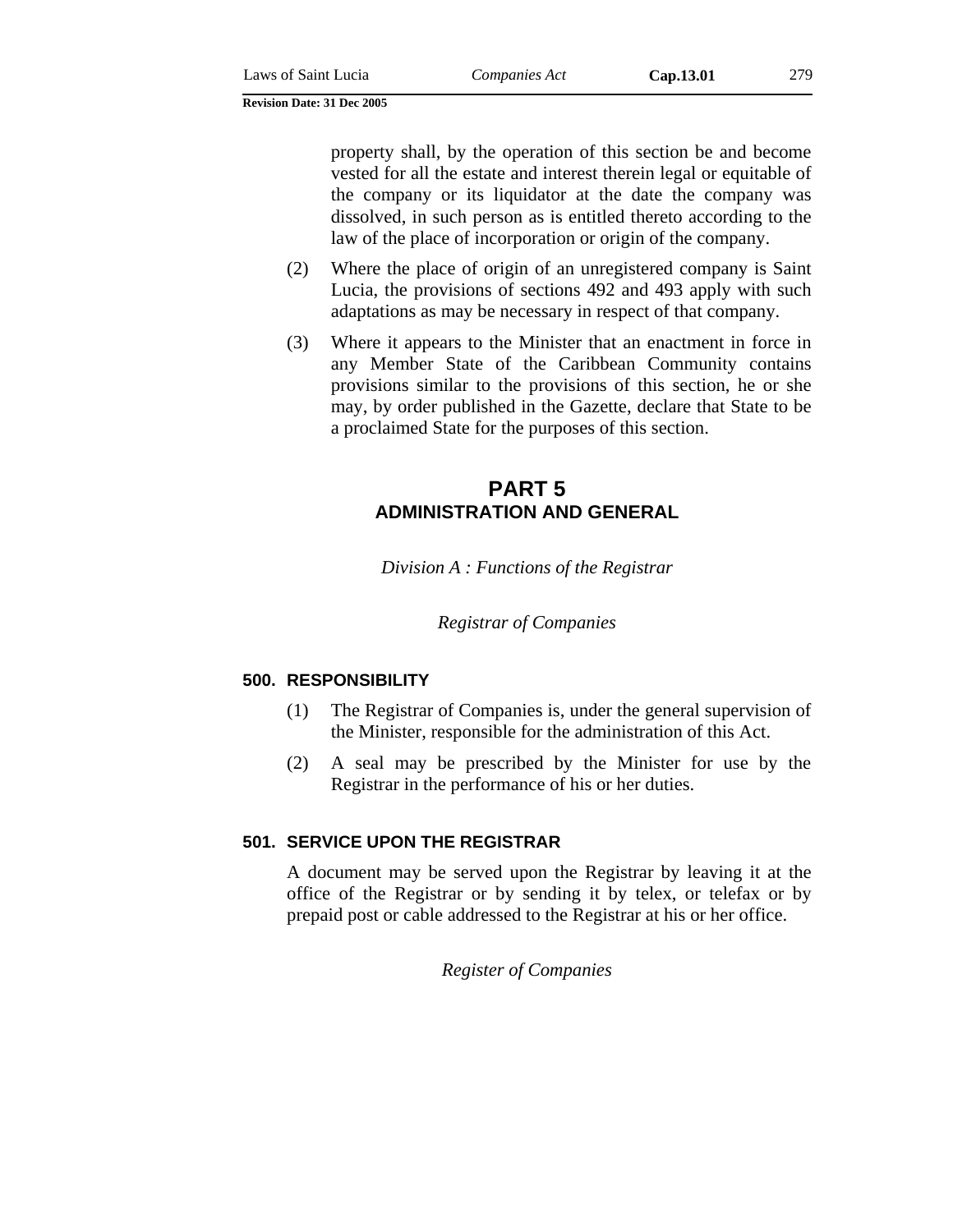property shall, by the operation of this section be and become vested for all the estate and interest therein legal or equitable of the company or its liquidator at the date the company was dissolved, in such person as is entitled thereto according to the law of the place of incorporation or origin of the company.

(2) Where the place of origin of an unregistered company is Saint Lucia, the provisions of sections 492 and 493 apply with such adaptations as may be necessary in respect of that company.

(3) Where it appears to the Minister that an enactment in force in any Member State of the Caribbean Community contains provisions similar to the provisions of this section, he or she may, by order published in the Gazette, declare that State to be a proclaimed State for the purposes of this section.

# PART 5
## ADMINISTRATION AND GENERAL

*Division A : Functions of the Registrar*

*Registrar of Companies*

### 500. RESPONSIBILITY

(1) The Registrar of Companies is, under the general supervision of the Minister, responsible for the administration of this Act.

(2) A seal may be prescribed by the Minister for use by the Registrar in the performance of his or her duties.

### 501. SERVICE UPON THE REGISTRAR

A document may be served upon the Registrar by leaving it at the office of the Registrar or by sending it by telex, or telefax or by prepaid post or cable addressed to the Registrar at his or her office.

*Register of Companies*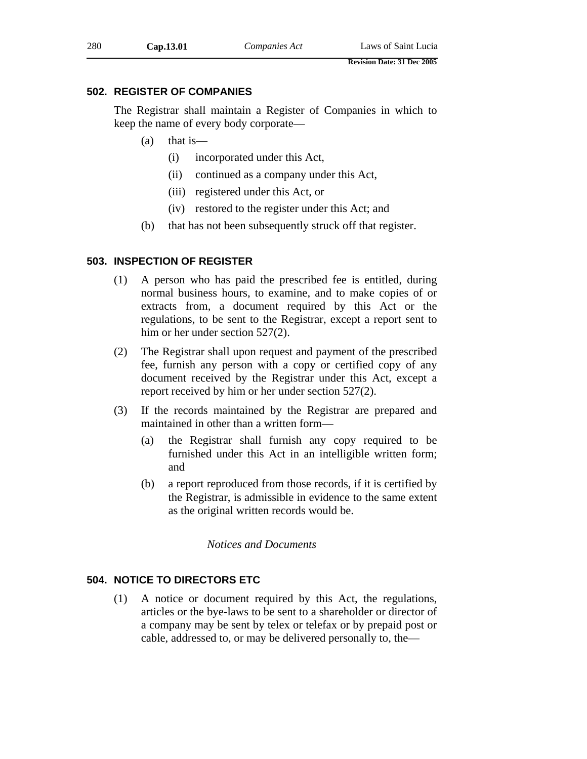## 502. REGISTER OF COMPANIES

The Registrar shall maintain a Register of Companies in which to keep the name of every body corporate—

(a) that is—

  (i) incorporated under this Act,

  (ii) continued as a company under this Act,

  (iii) registered under this Act, or

  (iv) restored to the register under this Act; and

(b) that has not been subsequently struck off that register.

## 503. INSPECTION OF REGISTER

(1) A person who has paid the prescribed fee is entitled, during normal business hours, to examine, and to make copies of or extracts from, a document required by this Act or the regulations, to be sent to the Registrar, except a report sent to him or her under section 527(2).

(2) The Registrar shall upon request and payment of the prescribed fee, furnish any person with a copy or certified copy of any document received by the Registrar under this Act, except a report received by him or her under section 527(2).

(3) If the records maintained by the Registrar are prepared and maintained in other than a written form—

  (a) the Registrar shall furnish any copy required to be furnished under this Act in an intelligible written form; and

  (b) a report reproduced from those records, if it is certified by the Registrar, is admissible in evidence to the same extent as the original written records would be.

*Notices and Documents*

## 504. NOTICE TO DIRECTORS ETC

(1) A notice or document required by this Act, the regulations, articles or the bye-laws to be sent to a shareholder or director of a company may be sent by telex or telefax or by prepaid post or cable, addressed to, or may be delivered personally to, the—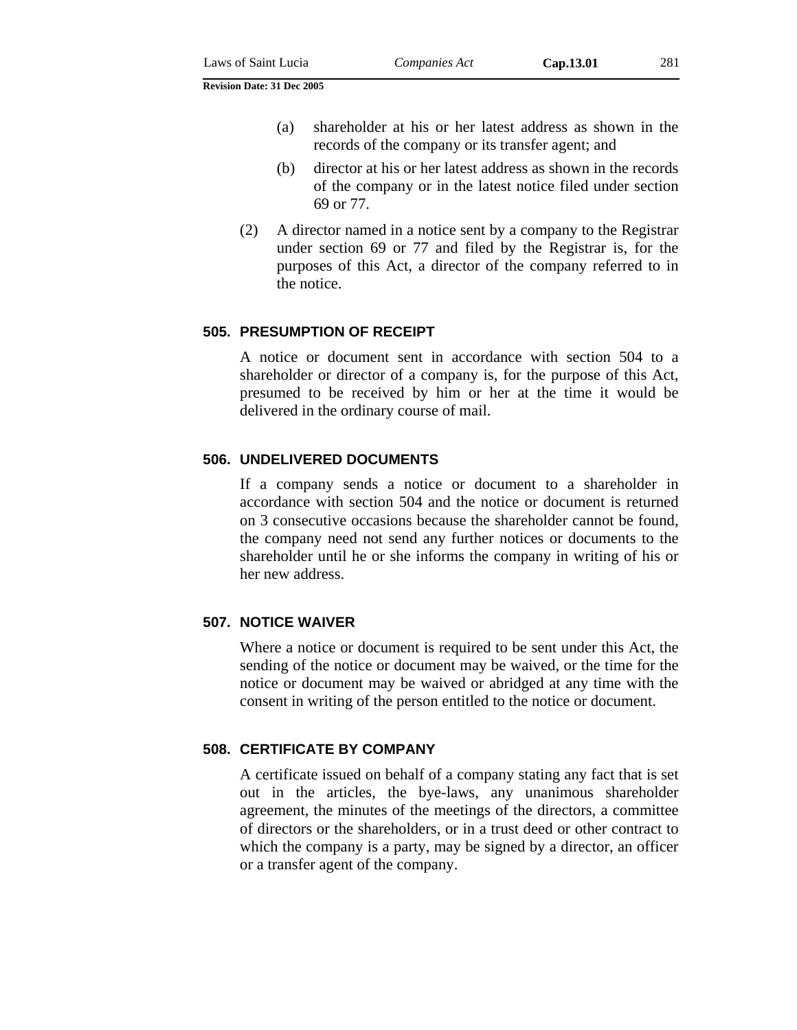(a) shareholder at his or her latest address as shown in the records of the company or its transfer agent; and

(b) director at his or her latest address as shown in the records of the company or in the latest notice filed under section 69 or 77.

(2) A director named in a notice sent by a company to the Registrar under section 69 or 77 and filed by the Registrar is, for the purposes of this Act, a director of the company referred to in the notice.

### 505. PRESUMPTION OF RECEIPT

A notice or document sent in accordance with section 504 to a shareholder or director of a company is, for the purpose of this Act, presumed to be received by him or her at the time it would be delivered in the ordinary course of mail.

### 506. UNDELIVERED DOCUMENTS

If a company sends a notice or document to a shareholder in accordance with section 504 and the notice or document is returned on 3 consecutive occasions because the shareholder cannot be found, the company need not send any further notices or documents to the shareholder until he or she informs the company in writing of his or her new address.

### 507. NOTICE WAIVER

Where a notice or document is required to be sent under this Act, the sending of the notice or document may be waived, or the time for the notice or document may be waived or abridged at any time with the consent in writing of the person entitled to the notice or document.

### 508. CERTIFICATE BY COMPANY

A certificate issued on behalf of a company stating any fact that is set out in the articles, the bye-laws, any unanimous shareholder agreement, the minutes of the meetings of the directors, a committee of directors or the shareholders, or in a trust deed or other contract to which the company is a party, may be signed by a director, an officer or a transfer agent of the company.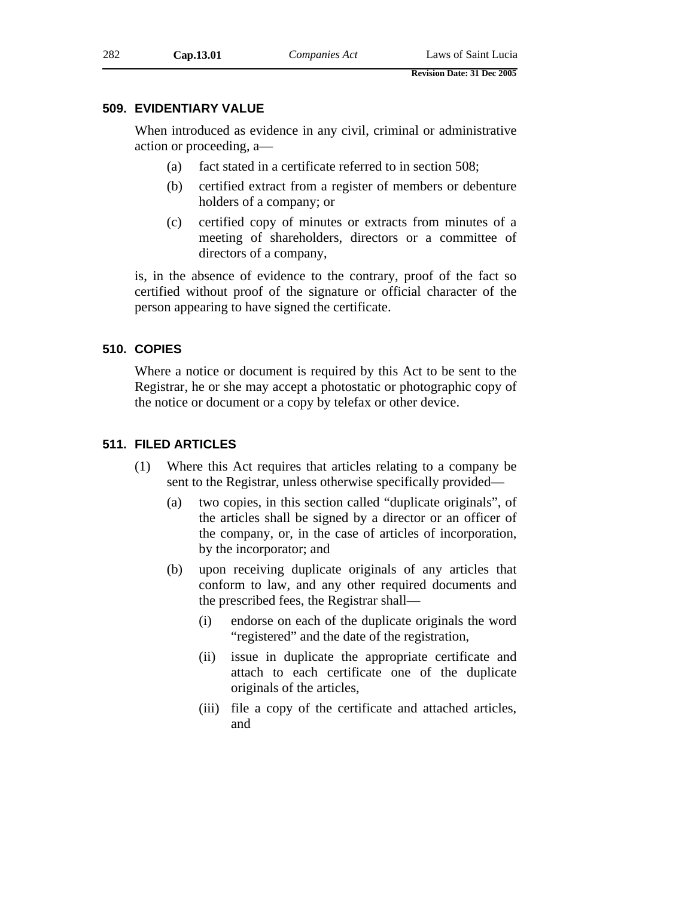### 509. EVIDENTIARY VALUE

When introduced as evidence in any civil, criminal or administrative action or proceeding, a—

(a) fact stated in a certificate referred to in section 508;

(b) certified extract from a register of members or debenture holders of a company; or

(c) certified copy of minutes or extracts from minutes of a meeting of shareholders, directors or a committee of directors of a company,

is, in the absence of evidence to the contrary, proof of the fact so certified without proof of the signature or official character of the person appearing to have signed the certificate.

### 510. COPIES

Where a notice or document is required by this Act to be sent to the Registrar, he or she may accept a photostatic or photographic copy of the notice or document or a copy by telefax or other device.

### 511. FILED ARTICLES

(1) Where this Act requires that articles relating to a company be sent to the Registrar, unless otherwise specifically provided—

(a) two copies, in this section called "duplicate originals", of the articles shall be signed by a director or an officer of the company, or, in the case of articles of incorporation, by the incorporator; and

(b) upon receiving duplicate originals of any articles that conform to law, and any other required documents and the prescribed fees, the Registrar shall—

(i) endorse on each of the duplicate originals the word "registered" and the date of the registration,

(ii) issue in duplicate the appropriate certificate and attach to each certificate one of the duplicate originals of the articles,

(iii) file a copy of the certificate and attached articles, and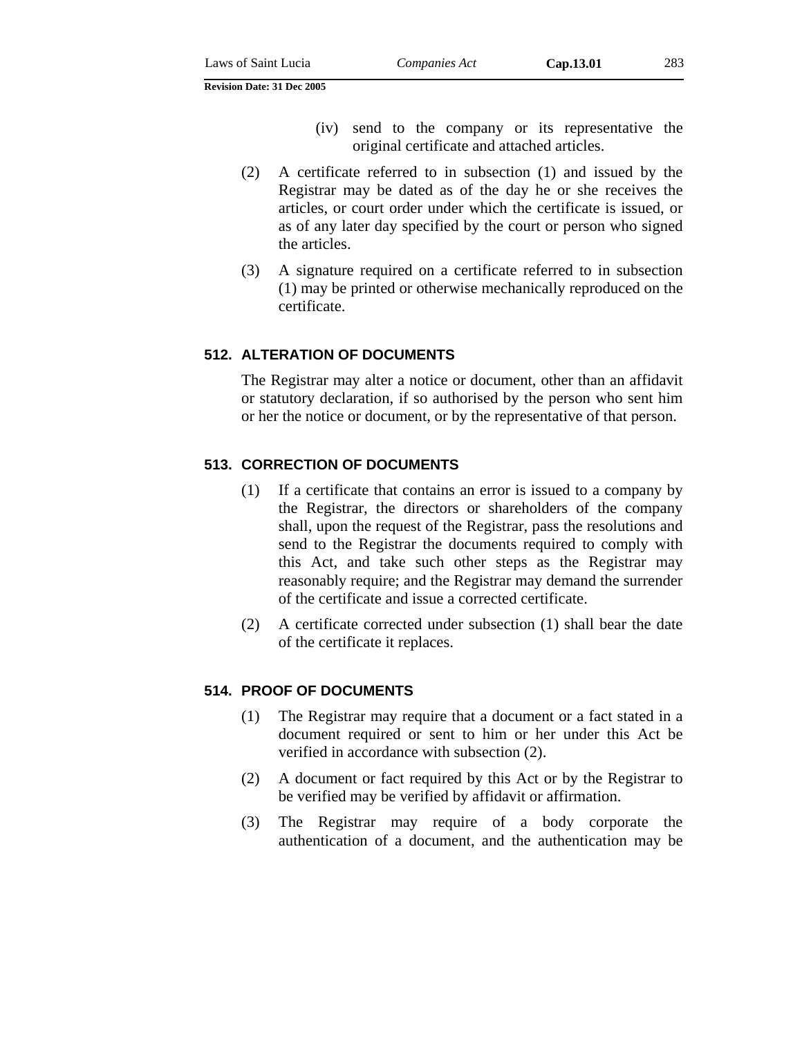(iv) send to the company or its representative the original certificate and attached articles.

(2) A certificate referred to in subsection (1) and issued by the Registrar may be dated as of the day he or she receives the articles, or court order under which the certificate is issued, or as of any later day specified by the court or person who signed the articles.

(3) A signature required on a certificate referred to in subsection (1) may be printed or otherwise mechanically reproduced on the certificate.

### 512. ALTERATION OF DOCUMENTS

The Registrar may alter a notice or document, other than an affidavit or statutory declaration, if so authorised by the person who sent him or her the notice or document, or by the representative of that person.

### 513. CORRECTION OF DOCUMENTS

(1) If a certificate that contains an error is issued to a company by the Registrar, the directors or shareholders of the company shall, upon the request of the Registrar, pass the resolutions and send to the Registrar the documents required to comply with this Act, and take such other steps as the Registrar may reasonably require; and the Registrar may demand the surrender of the certificate and issue a corrected certificate.

(2) A certificate corrected under subsection (1) shall bear the date of the certificate it replaces.

### 514. PROOF OF DOCUMENTS

(1) The Registrar may require that a document or a fact stated in a document required or sent to him or her under this Act be verified in accordance with subsection (2).

(2) A document or fact required by this Act or by the Registrar to be verified may be verified by affidavit or affirmation.

(3) The Registrar may require of a body corporate the authentication of a document, and the authentication may be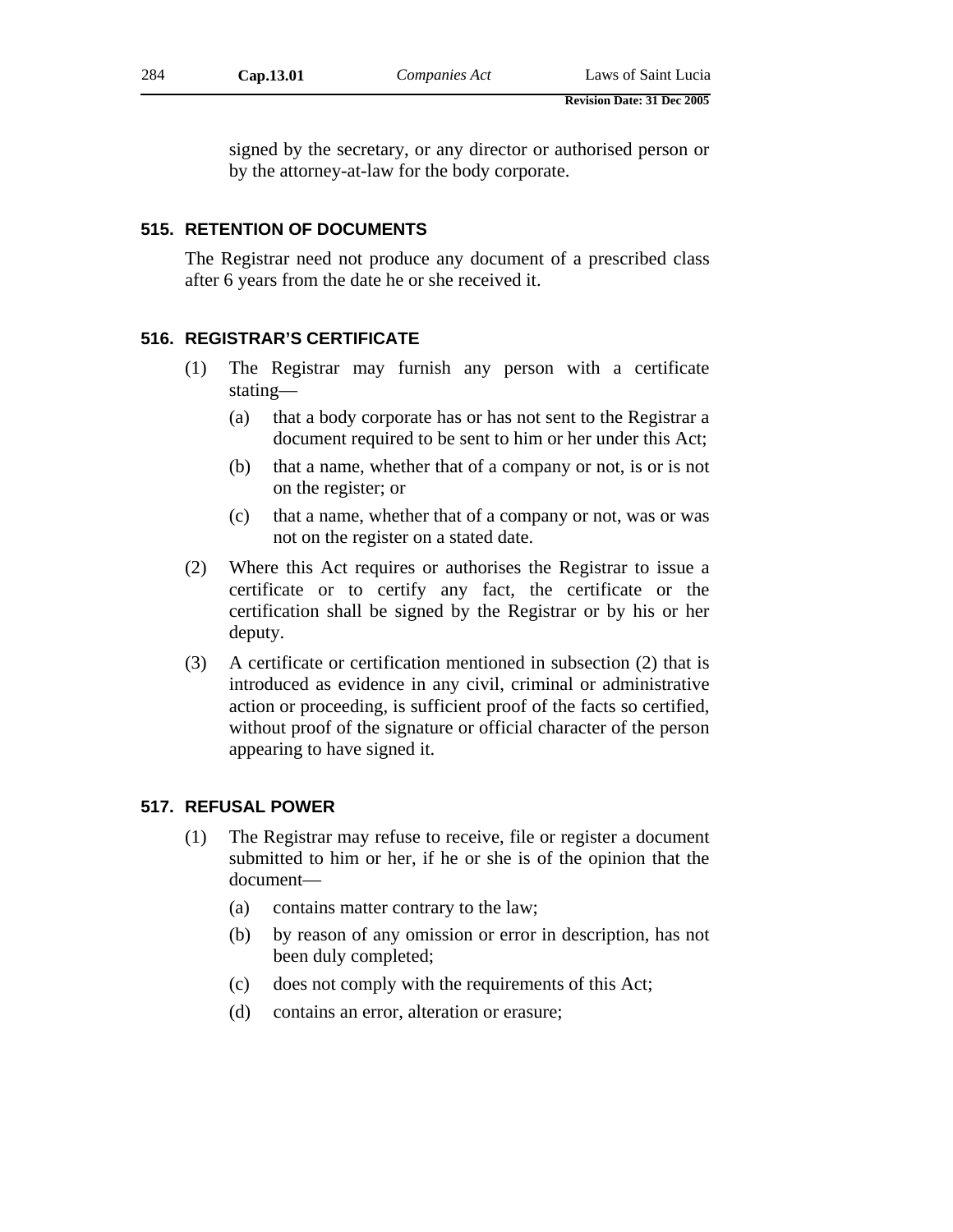signed by the secretary, or any director or authorised person or by the attorney-at-law for the body corporate.

### 515. RETENTION OF DOCUMENTS

The Registrar need not produce any document of a prescribed class after 6 years from the date he or she received it.

### 516. REGISTRAR'S CERTIFICATE

(1) The Registrar may furnish any person with a certificate stating—

(a) that a body corporate has or has not sent to the Registrar a document required to be sent to him or her under this Act;

(b) that a name, whether that of a company or not, is or is not on the register; or

(c) that a name, whether that of a company or not, was or was not on the register on a stated date.

(2) Where this Act requires or authorises the Registrar to issue a certificate or to certify any fact, the certificate or the certification shall be signed by the Registrar or by his or her deputy.

(3) A certificate or certification mentioned in subsection (2) that is introduced as evidence in any civil, criminal or administrative action or proceeding, is sufficient proof of the facts so certified, without proof of the signature or official character of the person appearing to have signed it.

### 517. REFUSAL POWER

(1) The Registrar may refuse to receive, file or register a document submitted to him or her, if he or she is of the opinion that the document—

(a) contains matter contrary to the law;

(b) by reason of any omission or error in description, has not been duly completed;

(c) does not comply with the requirements of this Act;

(d) contains an error, alteration or erasure;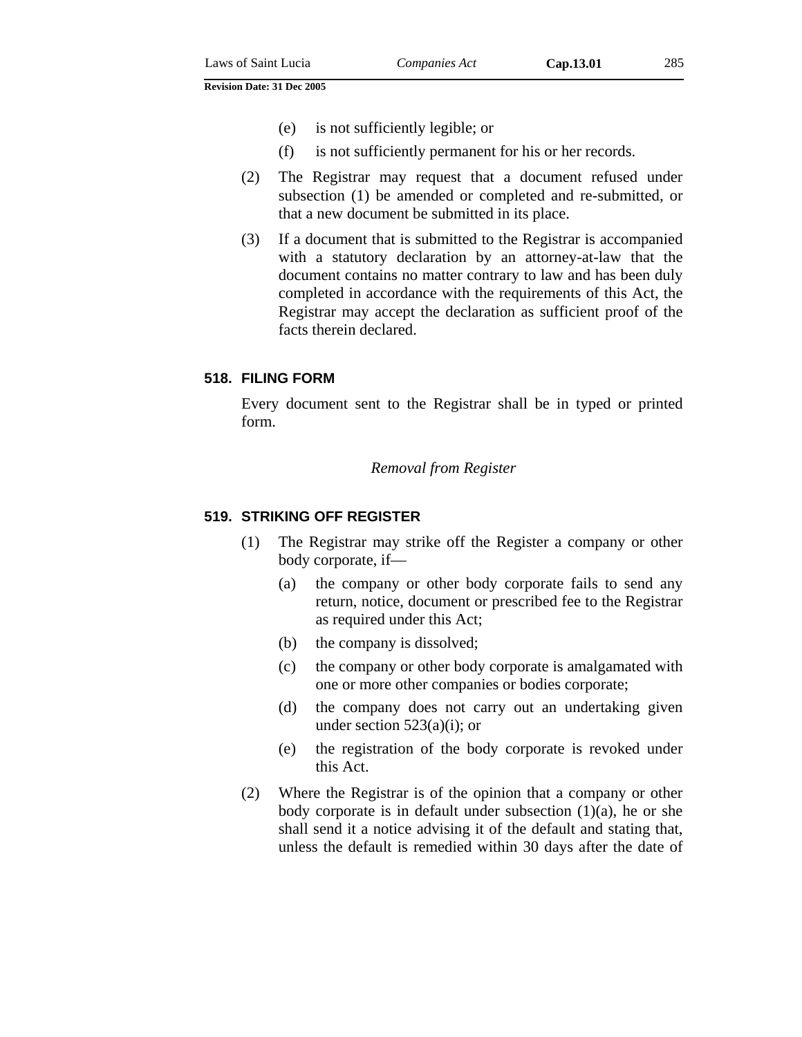(e) is not sufficiently legible; or

(f) is not sufficiently permanent for his or her records.

(2) The Registrar may request that a document refused under subsection (1) be amended or completed and re-submitted, or that a new document be submitted in its place.

(3) If a document that is submitted to the Registrar is accompanied with a statutory declaration by an attorney-at-law that the document contains no matter contrary to law and has been duly completed in accordance with the requirements of this Act, the Registrar may accept the declaration as sufficient proof of the facts therein declared.

### 518. FILING FORM

Every document sent to the Registrar shall be in typed or printed form.

*Removal from Register*

### 519. STRIKING OFF REGISTER

(1) The Registrar may strike off the Register a company or other body corporate, if—

(a) the company or other body corporate fails to send any return, notice, document or prescribed fee to the Registrar as required under this Act;

(b) the company is dissolved;

(c) the company or other body corporate is amalgamated with one or more other companies or bodies corporate;

(d) the company does not carry out an undertaking given under section 523(a)(i); or

(e) the registration of the body corporate is revoked under this Act.

(2) Where the Registrar is of the opinion that a company or other body corporate is in default under subsection (1)(a), he or she shall send it a notice advising it of the default and stating that, unless the default is remedied within 30 days after the date of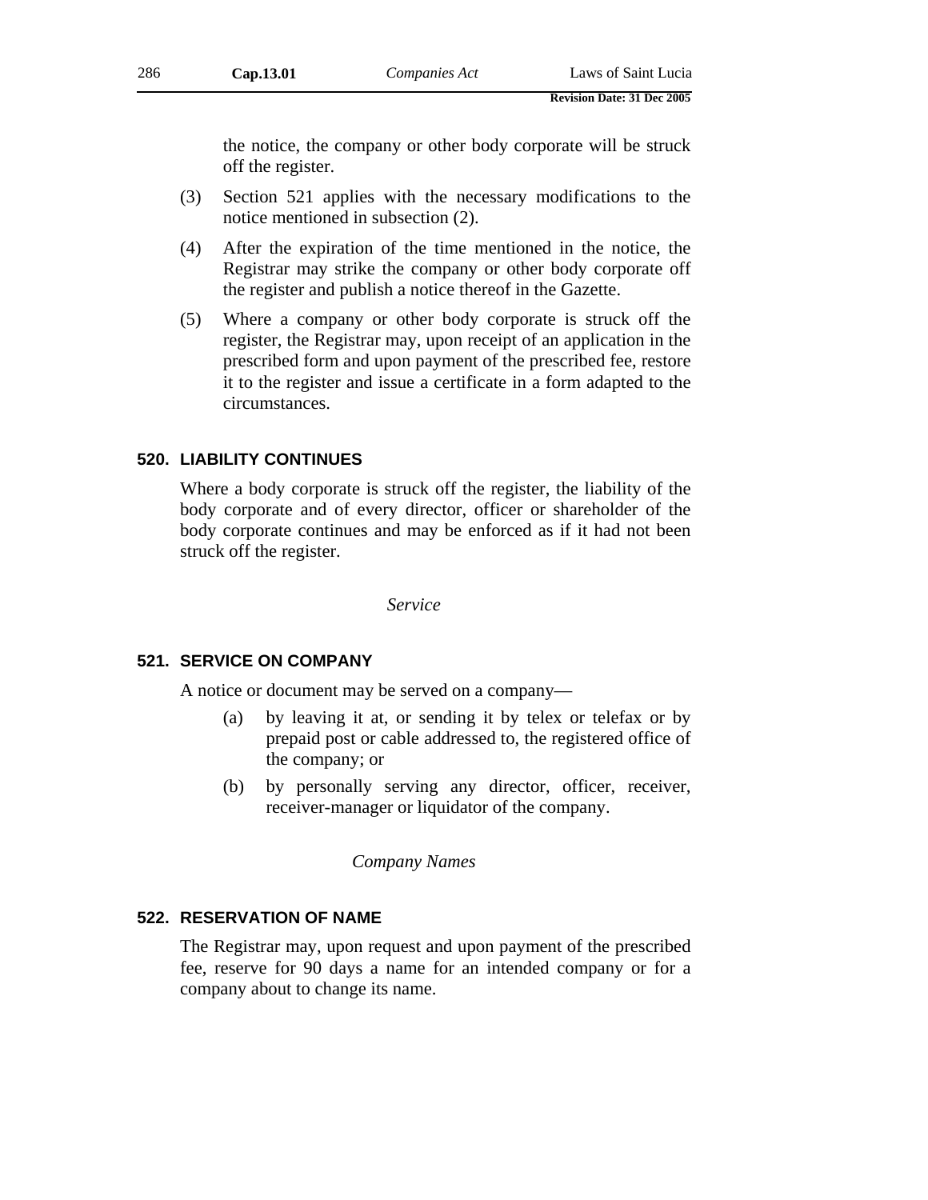the notice, the company or other body corporate will be struck off the register.

(3) Section 521 applies with the necessary modifications to the notice mentioned in subsection (2).

(4) After the expiration of the time mentioned in the notice, the Registrar may strike the company or other body corporate off the register and publish a notice thereof in the Gazette.

(5) Where a company or other body corporate is struck off the register, the Registrar may, upon receipt of an application in the prescribed form and upon payment of the prescribed fee, restore it to the register and issue a certificate in a form adapted to the circumstances.

### 520. LIABILITY CONTINUES

Where a body corporate is struck off the register, the liability of the body corporate and of every director, officer or shareholder of the body corporate continues and may be enforced as if it had not been struck off the register.

*Service*

### 521. SERVICE ON COMPANY

A notice or document may be served on a company—

(a) by leaving it at, or sending it by telex or telefax or by prepaid post or cable addressed to, the registered office of the company; or

(b) by personally serving any director, officer, receiver, receiver-manager or liquidator of the company.

*Company Names*

### 522. RESERVATION OF NAME

The Registrar may, upon request and upon payment of the prescribed fee, reserve for 90 days a name for an intended company or for a company about to change its name.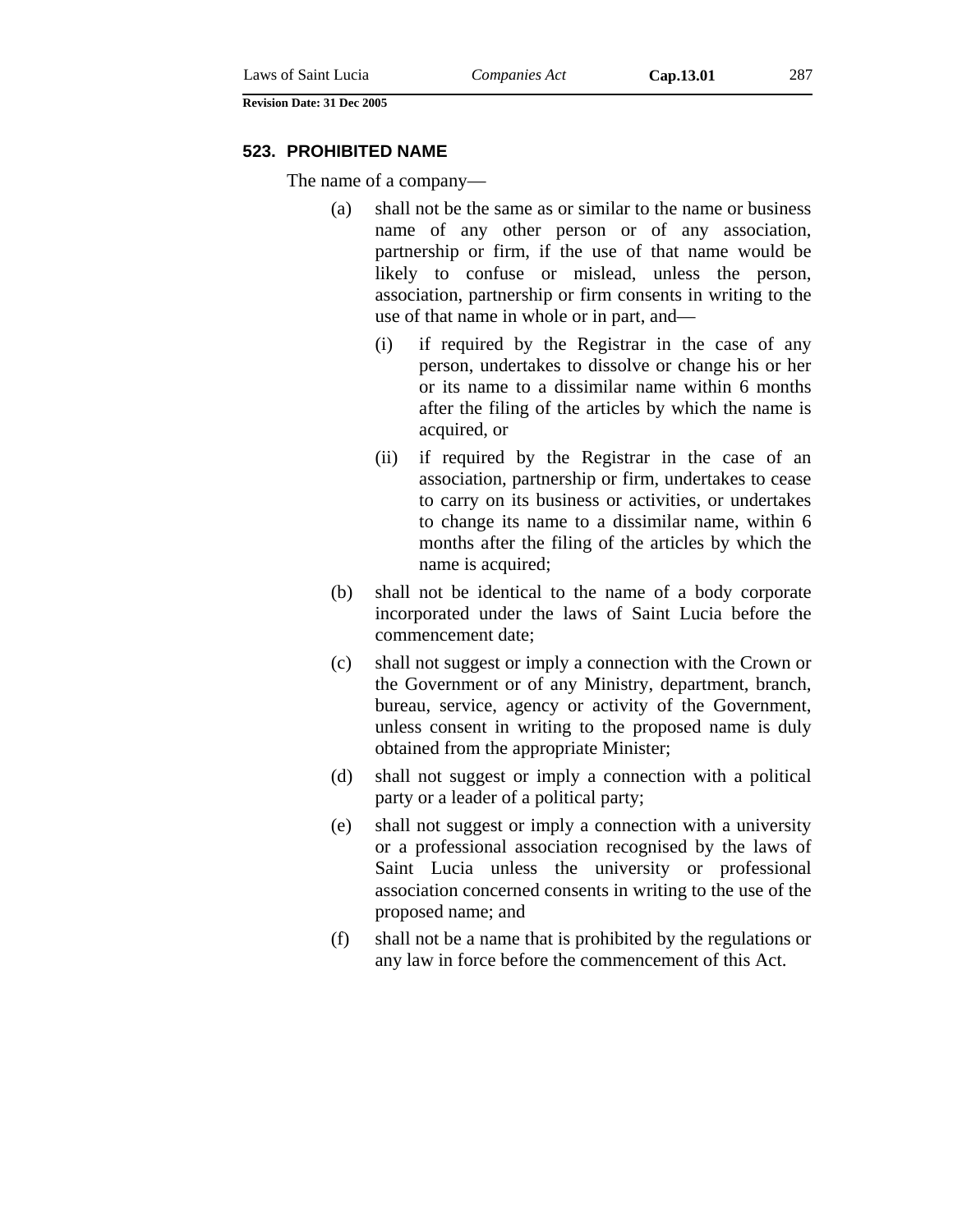### 523. PROHIBITED NAME

The name of a company—

(a) shall not be the same as or similar to the name or business name of any other person or of any association, partnership or firm, if the use of that name would be likely to confuse or mislead, unless the person, association, partnership or firm consents in writing to the use of that name in whole or in part, and—

   (i) if required by the Registrar in the case of any person, undertakes to dissolve or change his or her or its name to a dissimilar name within 6 months after the filing of the articles by which the name is acquired, or

   (ii) if required by the Registrar in the case of an association, partnership or firm, undertakes to cease to carry on its business or activities, or undertakes to change its name to a dissimilar name, within 6 months after the filing of the articles by which the name is acquired;

(b) shall not be identical to the name of a body corporate incorporated under the laws of Saint Lucia before the commencement date;

(c) shall not suggest or imply a connection with the Crown or the Government or of any Ministry, department, branch, bureau, service, agency or activity of the Government, unless consent in writing to the proposed name is duly obtained from the appropriate Minister;

(d) shall not suggest or imply a connection with a political party or a leader of a political party;

(e) shall not suggest or imply a connection with a university or a professional association recognised by the laws of Saint Lucia unless the university or professional association concerned consents in writing to the use of the proposed name; and

(f) shall not be a name that is prohibited by the regulations or any law in force before the commencement of this Act.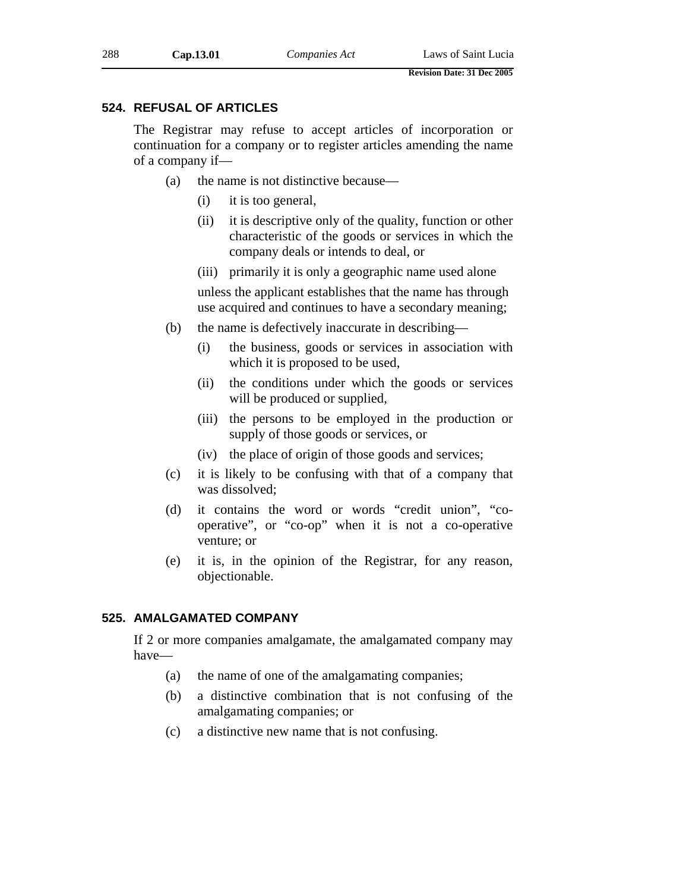## 524. REFUSAL OF ARTICLES

The Registrar may refuse to accept articles of incorporation or continuation for a company or to register articles amending the name of a company if—

(a) the name is not distinctive because—

(i) it is too general,

(ii) it is descriptive only of the quality, function or other characteristic of the goods or services in which the company deals or intends to deal, or

(iii) primarily it is only a geographic name used alone

unless the applicant establishes that the name has through use acquired and continues to have a secondary meaning;

(b) the name is defectively inaccurate in describing—

(i) the business, goods or services in association with which it is proposed to be used,

(ii) the conditions under which the goods or services will be produced or supplied,

(iii) the persons to be employed in the production or supply of those goods or services, or

(iv) the place of origin of those goods and services;

(c) it is likely to be confusing with that of a company that was dissolved;

(d) it contains the word or words “credit union”, “co-operative”, or “co-op” when it is not a co-operative venture; or

(e) it is, in the opinion of the Registrar, for any reason, objectionable.

## 525. AMALGAMATED COMPANY

If 2 or more companies amalgamate, the amalgamated company may have—

(a) the name of one of the amalgamating companies;

(b) a distinctive combination that is not confusing of the amalgamating companies; or

(c) a distinctive new name that is not confusing.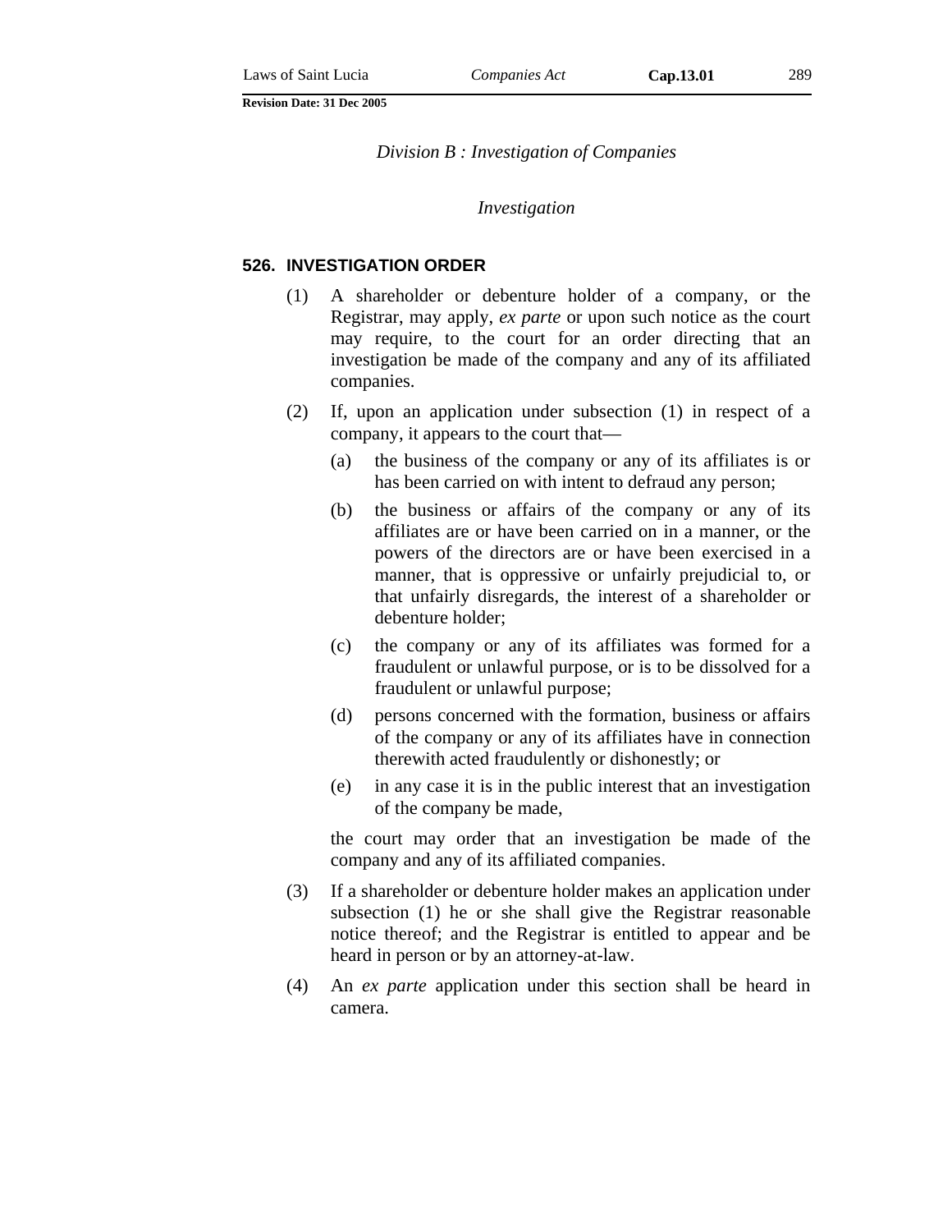*Division B : Investigation of Companies*

*Investigation*

### 526. INVESTIGATION ORDER

(1) A shareholder or debenture holder of a company, or the Registrar, may apply, *ex parte* or upon such notice as the court may require, to the court for an order directing that an investigation be made of the company and any of its affiliated companies.

(2) If, upon an application under subsection (1) in respect of a company, it appears to the court that—

(a) the business of the company or any of its affiliates is or has been carried on with intent to defraud any person;

(b) the business or affairs of the company or any of its affiliates are or have been carried on in a manner, or the powers of the directors are or have been exercised in a manner, that is oppressive or unfairly prejudicial to, or that unfairly disregards, the interest of a shareholder or debenture holder;

(c) the company or any of its affiliates was formed for a fraudulent or unlawful purpose, or is to be dissolved for a fraudulent or unlawful purpose;

(d) persons concerned with the formation, business or affairs of the company or any of its affiliates have in connection therewith acted fraudulently or dishonestly; or

(e) in any case it is in the public interest that an investigation of the company be made,

the court may order that an investigation be made of the company and any of its affiliated companies.

(3) If a shareholder or debenture holder makes an application under subsection (1) he or she shall give the Registrar reasonable notice thereof; and the Registrar is entitled to appear and be heard in person or by an attorney-at-law.

(4) An *ex parte* application under this section shall be heard in camera.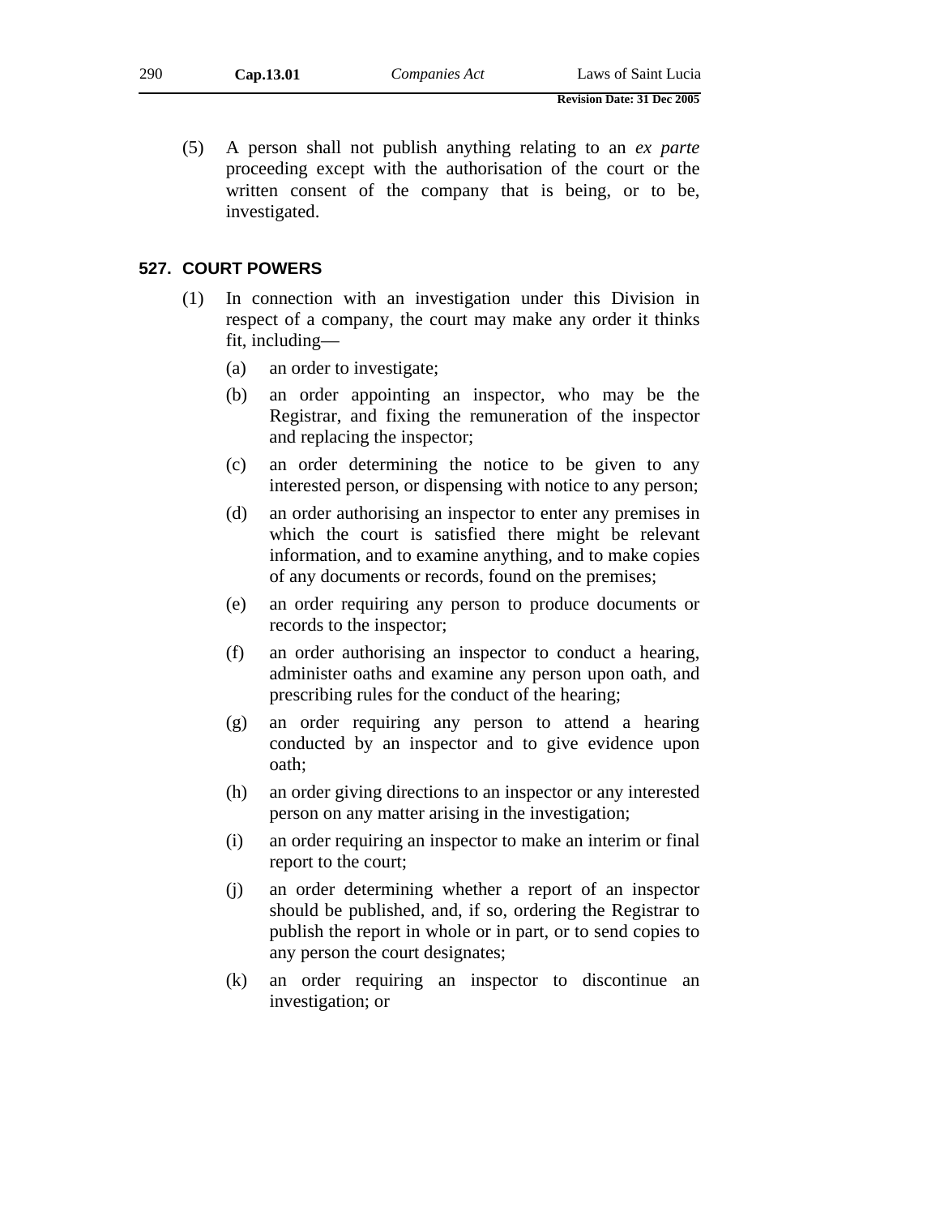(5) A person shall not publish anything relating to an *ex parte* proceeding except with the authorisation of the court or the written consent of the company that is being, or to be, investigated.

### 527. COURT POWERS

(1) In connection with an investigation under this Division in respect of a company, the court may make any order it thinks fit, including—

(a) an order to investigate;

(b) an order appointing an inspector, who may be the Registrar, and fixing the remuneration of the inspector and replacing the inspector;

(c) an order determining the notice to be given to any interested person, or dispensing with notice to any person;

(d) an order authorising an inspector to enter any premises in which the court is satisfied there might be relevant information, and to examine anything, and to make copies of any documents or records, found on the premises;

(e) an order requiring any person to produce documents or records to the inspector;

(f) an order authorising an inspector to conduct a hearing, administer oaths and examine any person upon oath, and prescribing rules for the conduct of the hearing;

(g) an order requiring any person to attend a hearing conducted by an inspector and to give evidence upon oath;

(h) an order giving directions to an inspector or any interested person on any matter arising in the investigation;

(i) an order requiring an inspector to make an interim or final report to the court;

(j) an order determining whether a report of an inspector should be published, and, if so, ordering the Registrar to publish the report in whole or in part, or to send copies to any person the court designates;

(k) an order requiring an inspector to discontinue an investigation; or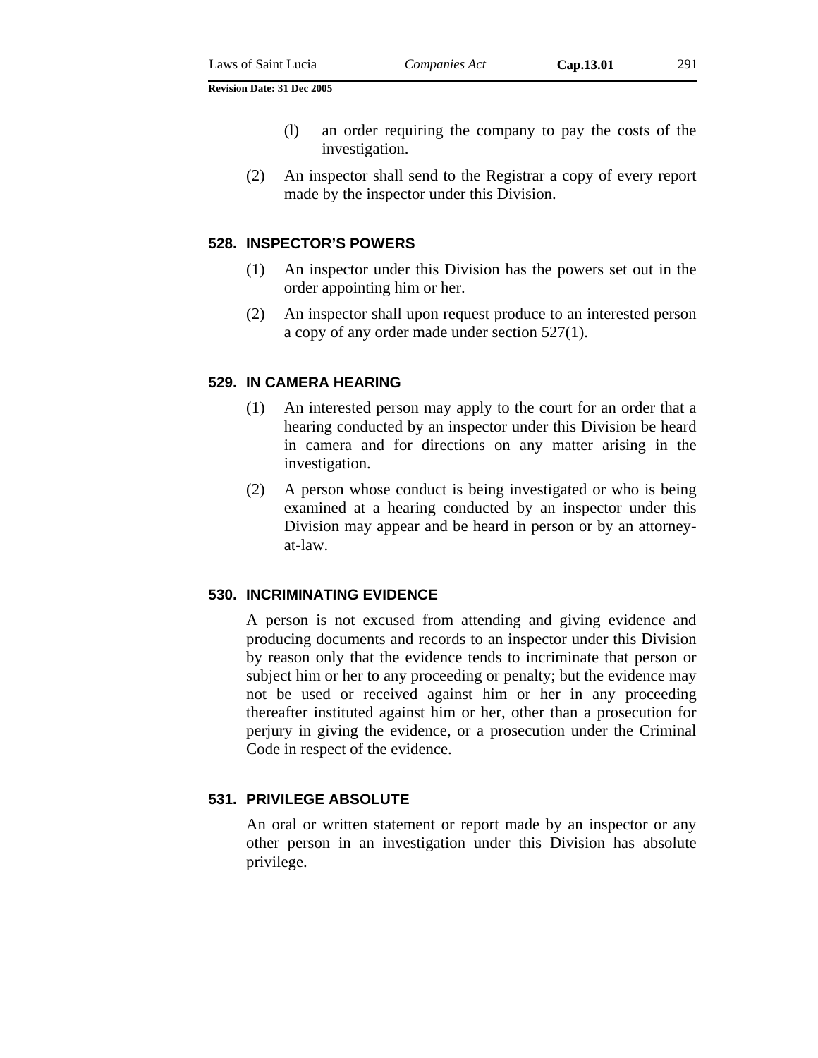(l) an order requiring the company to pay the costs of the investigation.

(2) An inspector shall send to the Registrar a copy of every report made by the inspector under this Division.

### 528. INSPECTOR'S POWERS

(1) An inspector under this Division has the powers set out in the order appointing him or her.

(2) An inspector shall upon request produce to an interested person a copy of any order made under section 527(1).

### 529. IN CAMERA HEARING

(1) An interested person may apply to the court for an order that a hearing conducted by an inspector under this Division be heard in camera and for directions on any matter arising in the investigation.

(2) A person whose conduct is being investigated or who is being examined at a hearing conducted by an inspector under this Division may appear and be heard in person or by an attorney-at-law.

### 530. INCRIMINATING EVIDENCE

A person is not excused from attending and giving evidence and producing documents and records to an inspector under this Division by reason only that the evidence tends to incriminate that person or subject him or her to any proceeding or penalty; but the evidence may not be used or received against him or her in any proceeding thereafter instituted against him or her, other than a prosecution for perjury in giving the evidence, or a prosecution under the Criminal Code in respect of the evidence.

### 531. PRIVILEGE ABSOLUTE

An oral or written statement or report made by an inspector or any other person in an investigation under this Division has absolute privilege.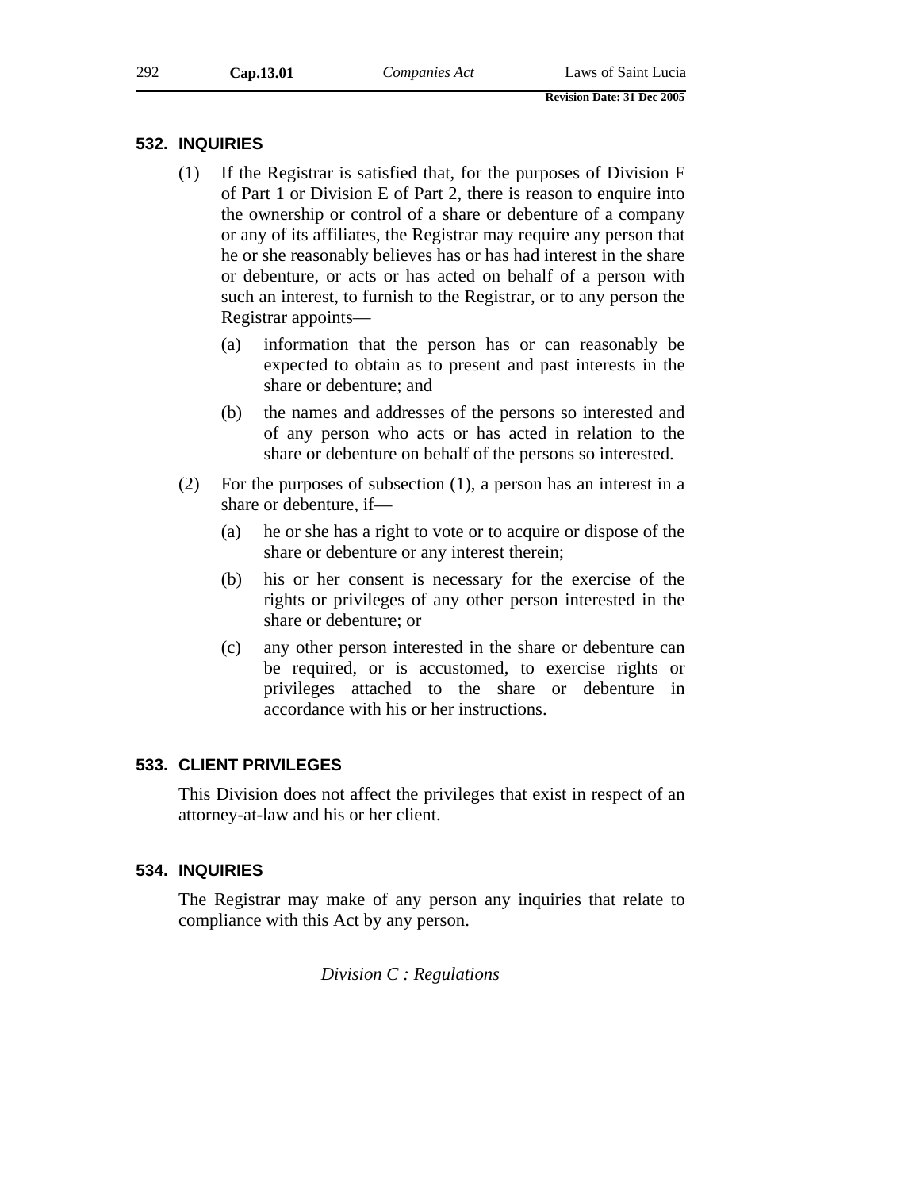### 532. INQUIRIES

(1) If the Registrar is satisfied that, for the purposes of Division F of Part 1 or Division E of Part 2, there is reason to enquire into the ownership or control of a share or debenture of a company or any of its affiliates, the Registrar may require any person that he or she reasonably believes has or has had interest in the share or debenture, or acts or has acted on behalf of a person with such an interest, to furnish to the Registrar, or to any person the Registrar appoints—

  (a) information that the person has or can reasonably be expected to obtain as to present and past interests in the share or debenture; and

  (b) the names and addresses of the persons so interested and of any person who acts or has acted in relation to the share or debenture on behalf of the persons so interested.

(2) For the purposes of subsection (1), a person has an interest in a share or debenture, if—

  (a) he or she has a right to vote or to acquire or dispose of the share or debenture or any interest therein;

  (b) his or her consent is necessary for the exercise of the rights or privileges of any other person interested in the share or debenture; or

  (c) any other person interested in the share or debenture can be required, or is accustomed, to exercise rights or privileges attached to the share or debenture in accordance with his or her instructions.

### 533. CLIENT PRIVILEGES

This Division does not affect the privileges that exist in respect of an attorney-at-law and his or her client.

### 534. INQUIRIES

The Registrar may make of any person any inquiries that relate to compliance with this Act by any person.

*Division C : Regulations*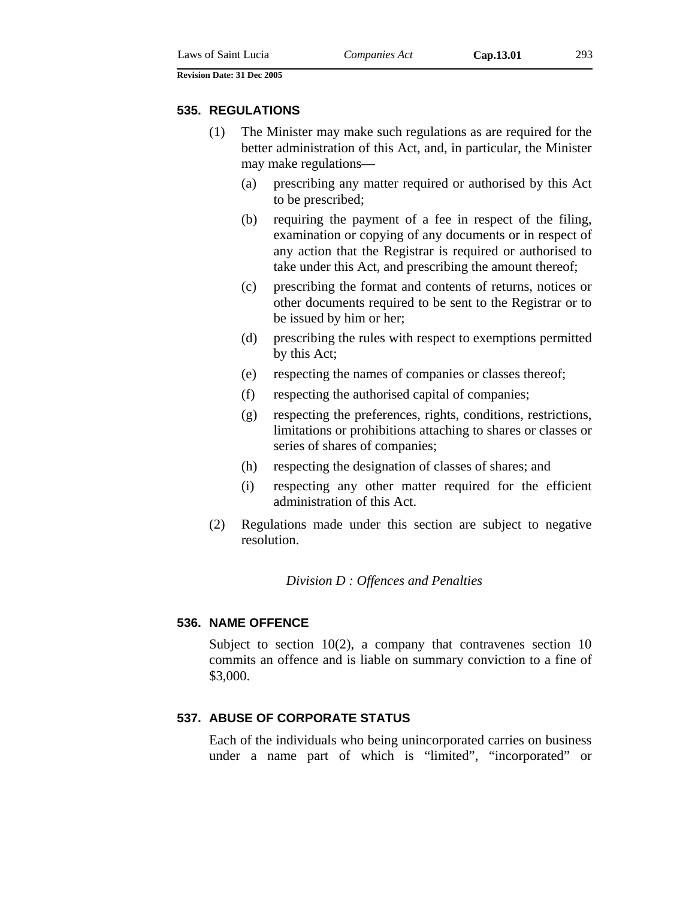### 535. REGULATIONS

(1) The Minister may make such regulations as are required for the better administration of this Act, and, in particular, the Minister may make regulations—

(a) prescribing any matter required or authorised by this Act to be prescribed;

(b) requiring the payment of a fee in respect of the filing, examination or copying of any documents or in respect of any action that the Registrar is required or authorised to take under this Act, and prescribing the amount thereof;

(c) prescribing the format and contents of returns, notices or other documents required to be sent to the Registrar or to be issued by him or her;

(d) prescribing the rules with respect to exemptions permitted by this Act;

(e) respecting the names of companies or classes thereof;

(f) respecting the authorised capital of companies;

(g) respecting the preferences, rights, conditions, restrictions, limitations or prohibitions attaching to shares or classes or series of shares of companies;

(h) respecting the designation of classes of shares; and

(i) respecting any other matter required for the efficient administration of this Act.

(2) Regulations made under this section are subject to negative resolution.

*Division D : Offences and Penalties*

### 536. NAME OFFENCE

Subject to section 10(2), a company that contravenes section 10 commits an offence and is liable on summary conviction to a fine of $3,000.

### 537. ABUSE OF CORPORATE STATUS

Each of the individuals who being unincorporated carries on business under a name part of which is “limited”, “incorporated” or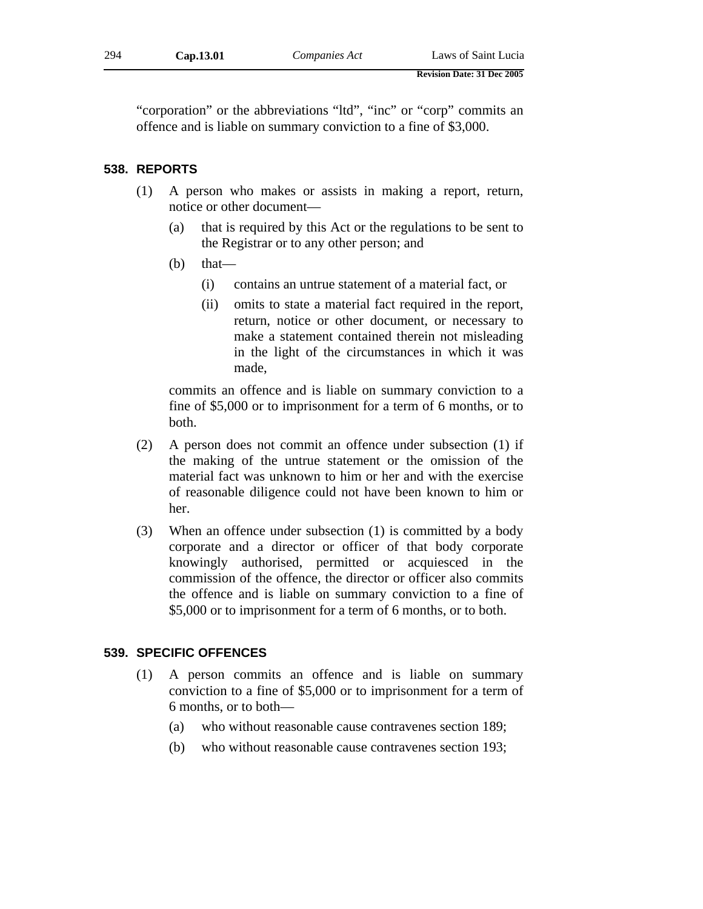"corporation" or the abbreviations "ltd", "inc" or "corp" commits an offence and is liable on summary conviction to a fine of $3,000.

## 538. REPORTS

(1) A person who makes or assists in making a report, return, notice or other document—

(a) that is required by this Act or the regulations to be sent to the Registrar or to any other person; and

(b) that—

(i) contains an untrue statement of a material fact, or

(ii) omits to state a material fact required in the report, return, notice or other document, or necessary to make a statement contained therein not misleading in the light of the circumstances in which it was made,

commits an offence and is liable on summary conviction to a fine of $5,000 or to imprisonment for a term of 6 months, or to both.

(2) A person does not commit an offence under subsection (1) if the making of the untrue statement or the omission of the material fact was unknown to him or her and with the exercise of reasonable diligence could not have been known to him or her.

(3) When an offence under subsection (1) is committed by a body corporate and a director or officer of that body corporate knowingly authorised, permitted or acquiesced in the commission of the offence, the director or officer also commits the offence and is liable on summary conviction to a fine of $5,000 or to imprisonment for a term of 6 months, or to both.

## 539. SPECIFIC OFFENCES

(1) A person commits an offence and is liable on summary conviction to a fine of $5,000 or to imprisonment for a term of 6 months, or to both—

(a) who without reasonable cause contravenes section 189;

(b) who without reasonable cause contravenes section 193;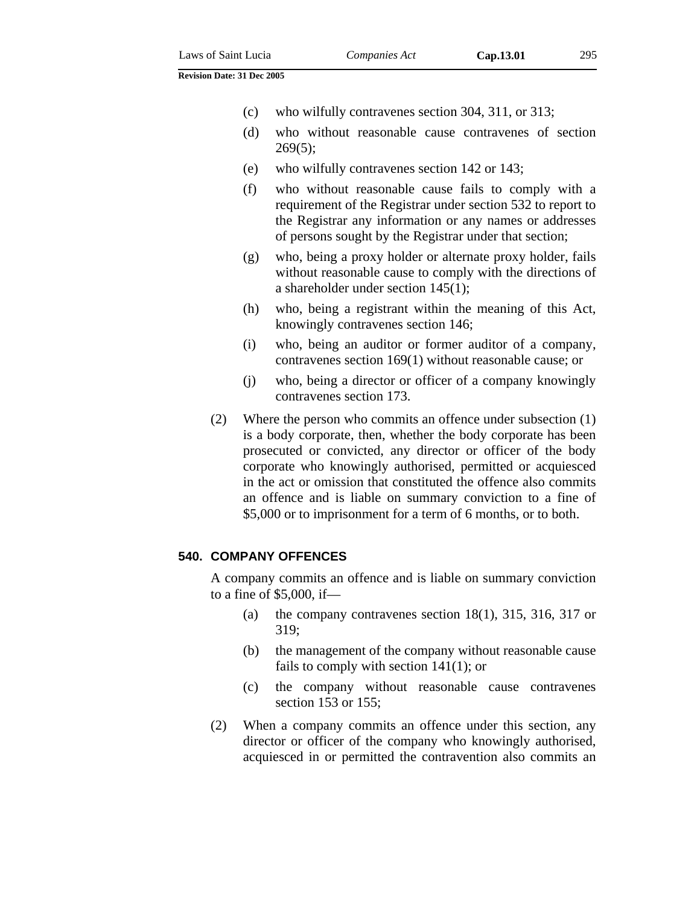(c) who wilfully contravenes section 304, 311, or 313;

(d) who without reasonable cause contravenes of section 269(5);

(e) who wilfully contravenes section 142 or 143;

(f) who without reasonable cause fails to comply with a requirement of the Registrar under section 532 to report to the Registrar any information or any names or addresses of persons sought by the Registrar under that section;

(g) who, being a proxy holder or alternate proxy holder, fails without reasonable cause to comply with the directions of a shareholder under section 145(1);

(h) who, being a registrant within the meaning of this Act, knowingly contravenes section 146;

(i) who, being an auditor or former auditor of a company, contravenes section 169(1) without reasonable cause; or

(j) who, being a director or officer of a company knowingly contravenes section 173.

(2) Where the person who commits an offence under subsection (1) is a body corporate, then, whether the body corporate has been prosecuted or convicted, any director or officer of the body corporate who knowingly authorised, permitted or acquiesced in the act or omission that constituted the offence also commits an offence and is liable on summary conviction to a fine of $5,000 or to imprisonment for a term of 6 months, or to both.

## 540. COMPANY OFFENCES

A company commits an offence and is liable on summary conviction to a fine of $5,000, if—

(a) the company contravenes section 18(1), 315, 316, 317 or 319;

(b) the management of the company without reasonable cause fails to comply with section 141(1); or

(c) the company without reasonable cause contravenes section 153 or 155;

(2) When a company commits an offence under this section, any director or officer of the company who knowingly authorised, acquiesced in or permitted the contravention also commits an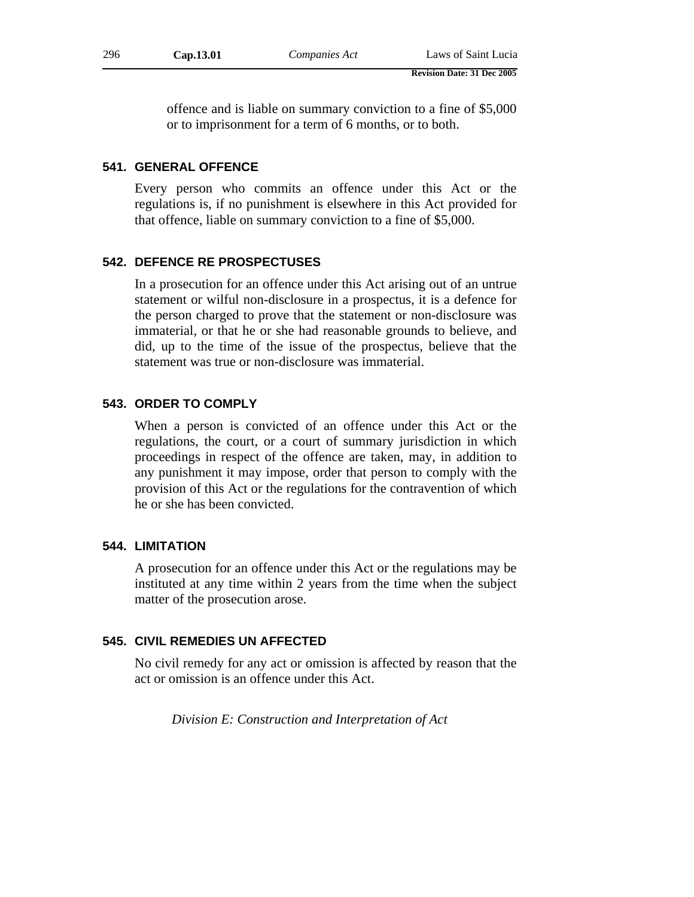offence and is liable on summary conviction to a fine of $5,000 or to imprisonment for a term of 6 months, or to both.

### 541. GENERAL OFFENCE

Every person who commits an offence under this Act or the regulations is, if no punishment is elsewhere in this Act provided for that offence, liable on summary conviction to a fine of $5,000.

### 542. DEFENCE RE PROSPECTUSES

In a prosecution for an offence under this Act arising out of an untrue statement or wilful non-disclosure in a prospectus, it is a defence for the person charged to prove that the statement or non-disclosure was immaterial, or that he or she had reasonable grounds to believe, and did, up to the time of the issue of the prospectus, believe that the statement was true or non-disclosure was immaterial.

### 543. ORDER TO COMPLY

When a person is convicted of an offence under this Act or the regulations, the court, or a court of summary jurisdiction in which proceedings in respect of the offence are taken, may, in addition to any punishment it may impose, order that person to comply with the provision of this Act or the regulations for the contravention of which he or she has been convicted.

### 544. LIMITATION

A prosecution for an offence under this Act or the regulations may be instituted at any time within 2 years from the time when the subject matter of the prosecution arose.

### 545. CIVIL REMEDIES UN AFFECTED

No civil remedy for any act or omission is affected by reason that the act or omission is an offence under this Act.

*Division E: Construction and Interpretation of Act*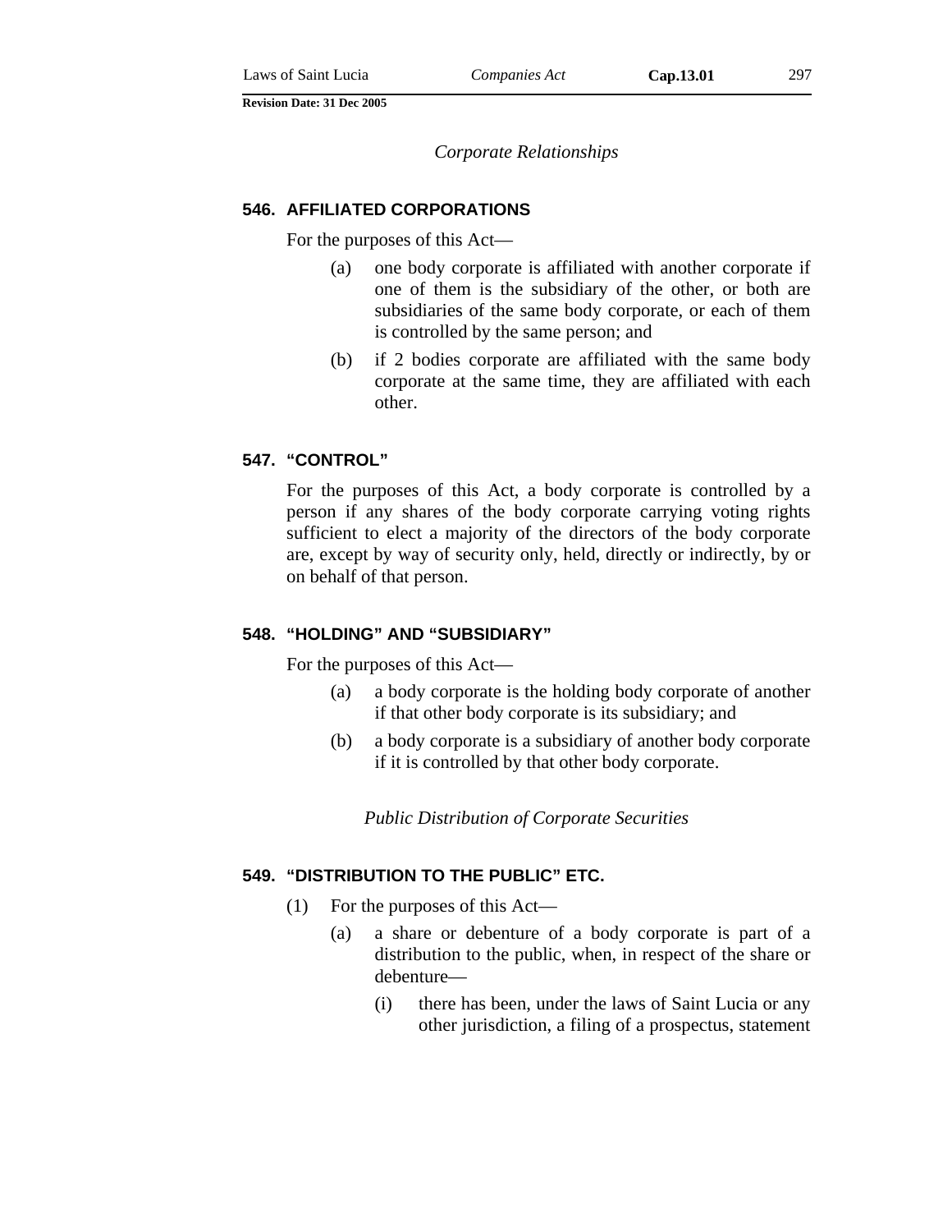*Corporate Relationships*

### 546. AFFILIATED CORPORATIONS

For the purposes of this Act—

- (a) one body corporate is affiliated with another corporate if one of them is the subsidiary of the other, or both are subsidiaries of the same body corporate, or each of them is controlled by the same person; and
- (b) if 2 bodies corporate are affiliated with the same body corporate at the same time, they are affiliated with each other.

### 547. "CONTROL"

For the purposes of this Act, a body corporate is controlled by a person if any shares of the body corporate carrying voting rights sufficient to elect a majority of the directors of the body corporate are, except by way of security only, held, directly or indirectly, by or on behalf of that person.

### 548. "HOLDING" AND "SUBSIDIARY"

For the purposes of this Act—

- (a) a body corporate is the holding body corporate of another if that other body corporate is its subsidiary; and
- (b) a body corporate is a subsidiary of another body corporate if it is controlled by that other body corporate.

*Public Distribution of Corporate Securities*

### 549. "DISTRIBUTION TO THE PUBLIC" ETC.

(1) For the purposes of this Act—

- (a) a share or debenture of a body corporate is part of a distribution to the public, when, in respect of the share or debenture—
  - (i) there has been, under the laws of Saint Lucia or any other jurisdiction, a filing of a prospectus, statement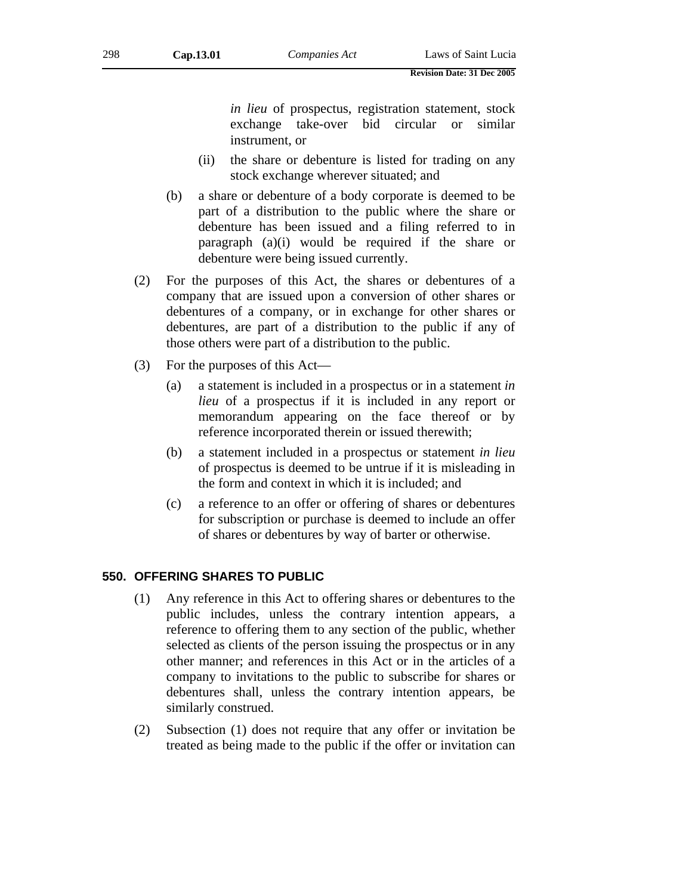*in lieu* of prospectus, registration statement, stock exchange take-over bid circular or similar instrument, or

(ii) the share or debenture is listed for trading on any stock exchange wherever situated; and

(b) a share or debenture of a body corporate is deemed to be part of a distribution to the public where the share or debenture has been issued and a filing referred to in paragraph (a)(i) would be required if the share or debenture were being issued currently.

(2) For the purposes of this Act, the shares or debentures of a company that are issued upon a conversion of other shares or debentures of a company, or in exchange for other shares or debentures, are part of a distribution to the public if any of those others were part of a distribution to the public.

(3) For the purposes of this Act—

(a) a statement is included in a prospectus or in a statement *in lieu* of a prospectus if it is included in any report or memorandum appearing on the face thereof or by reference incorporated therein or issued therewith;

(b) a statement included in a prospectus or statement *in lieu* of prospectus is deemed to be untrue if it is misleading in the form and context in which it is included; and

(c) a reference to an offer or offering of shares or debentures for subscription or purchase is deemed to include an offer of shares or debentures by way of barter or otherwise.

## 550. OFFERING SHARES TO PUBLIC

(1) Any reference in this Act to offering shares or debentures to the public includes, unless the contrary intention appears, a reference to offering them to any section of the public, whether selected as clients of the person issuing the prospectus or in any other manner; and references in this Act or in the articles of a company to invitations to the public to subscribe for shares or debentures shall, unless the contrary intention appears, be similarly construed.

(2) Subsection (1) does not require that any offer or invitation be treated as being made to the public if the offer or invitation can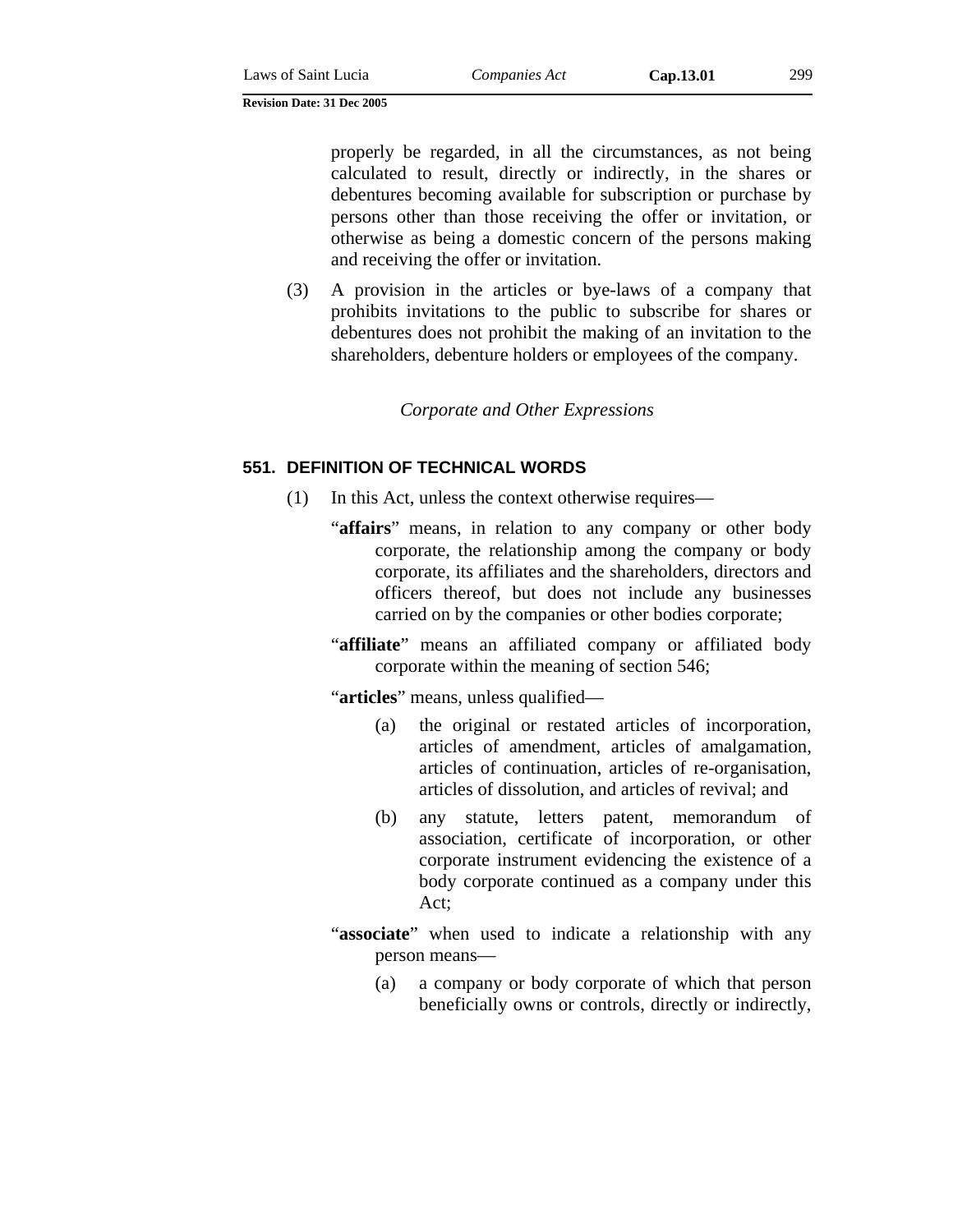properly be regarded, in all the circumstances, as not being calculated to result, directly or indirectly, in the shares or debentures becoming available for subscription or purchase by persons other than those receiving the offer or invitation, or otherwise as being a domestic concern of the persons making and receiving the offer or invitation.

(3) A provision in the articles or bye-laws of a company that prohibits invitations to the public to subscribe for shares or debentures does not prohibit the making of an invitation to the shareholders, debenture holders or employees of the company.

*Corporate and Other Expressions*

### 551. DEFINITION OF TECHNICAL WORDS

(1) In this Act, unless the context otherwise requires—

"**affairs**" means, in relation to any company or other body corporate, the relationship among the company or body corporate, its affiliates and the shareholders, directors and officers thereof, but does not include any businesses carried on by the companies or other bodies corporate;

"**affiliate**" means an affiliated company or affiliated body corporate within the meaning of section 546;

"**articles**" means, unless qualified—

(a) the original or restated articles of incorporation, articles of amendment, articles of amalgamation, articles of continuation, articles of re-organisation, articles of dissolution, and articles of revival; and

(b) any statute, letters patent, memorandum of association, certificate of incorporation, or other corporate instrument evidencing the existence of a body corporate continued as a company under this Act;

"**associate**" when used to indicate a relationship with any person means—

(a) a company or body corporate of which that person beneficially owns or controls, directly or indirectly,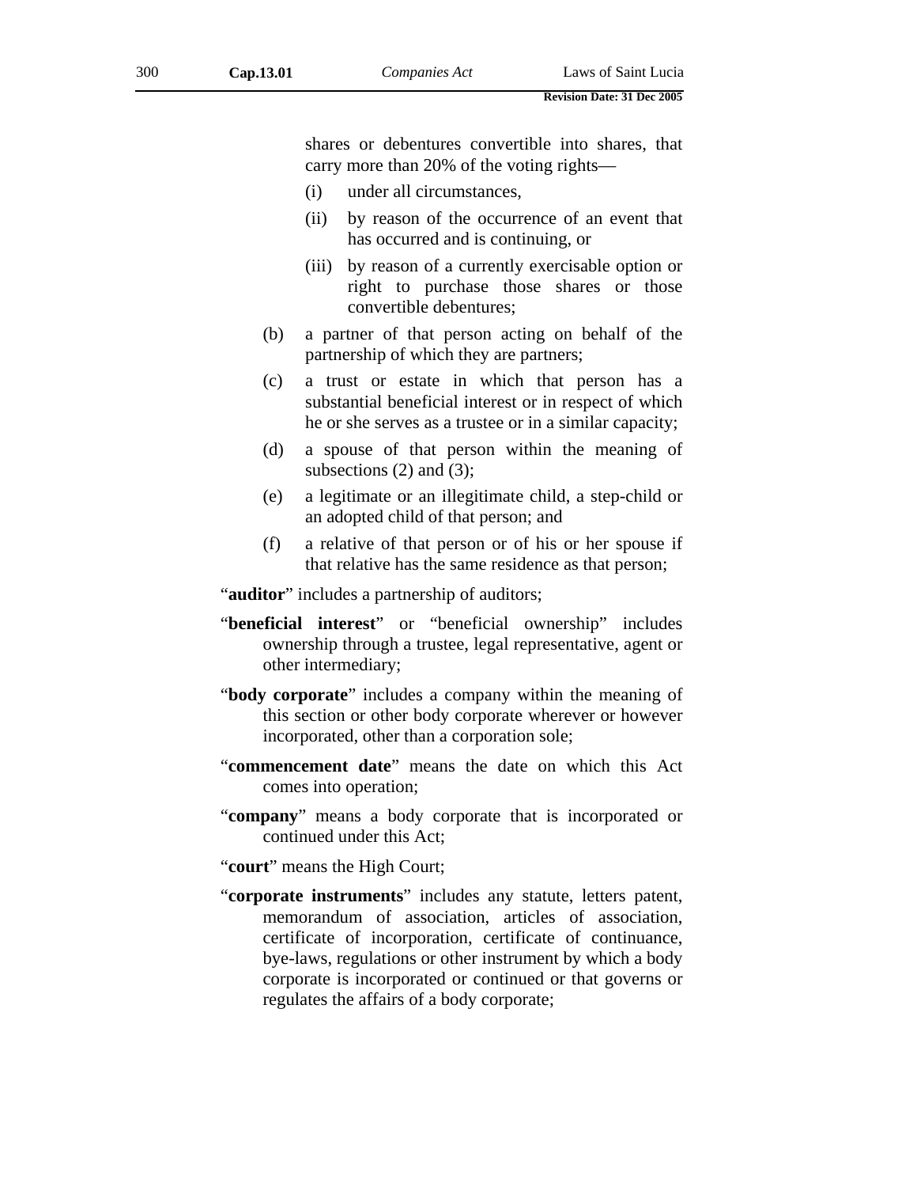shares or debentures convertible into shares, that carry more than 20% of the voting rights—

(i) under all circumstances,

(ii) by reason of the occurrence of an event that has occurred and is continuing, or

(iii) by reason of a currently exercisable option or right to purchase those shares or those convertible debentures;

(b) a partner of that person acting on behalf of the partnership of which they are partners;

(c) a trust or estate in which that person has a substantial beneficial interest or in respect of which he or she serves as a trustee or in a similar capacity;

(d) a spouse of that person within the meaning of subsections (2) and (3);

(e) a legitimate or an illegitimate child, a step-child or an adopted child of that person; and

(f) a relative of that person or of his or her spouse if that relative has the same residence as that person;

"**auditor**" includes a partnership of auditors;

"**beneficial interest**" or "beneficial ownership" includes ownership through a trustee, legal representative, agent or other intermediary;

"**body corporate**" includes a company within the meaning of this section or other body corporate wherever or however incorporated, other than a corporation sole;

"**commencement date**" means the date on which this Act comes into operation;

"**company**" means a body corporate that is incorporated or continued under this Act;

"**court**" means the High Court;

"**corporate instruments**" includes any statute, letters patent, memorandum of association, articles of association, certificate of incorporation, certificate of continuance, bye-laws, regulations or other instrument by which a body corporate is incorporated or continued or that governs or regulates the affairs of a body corporate;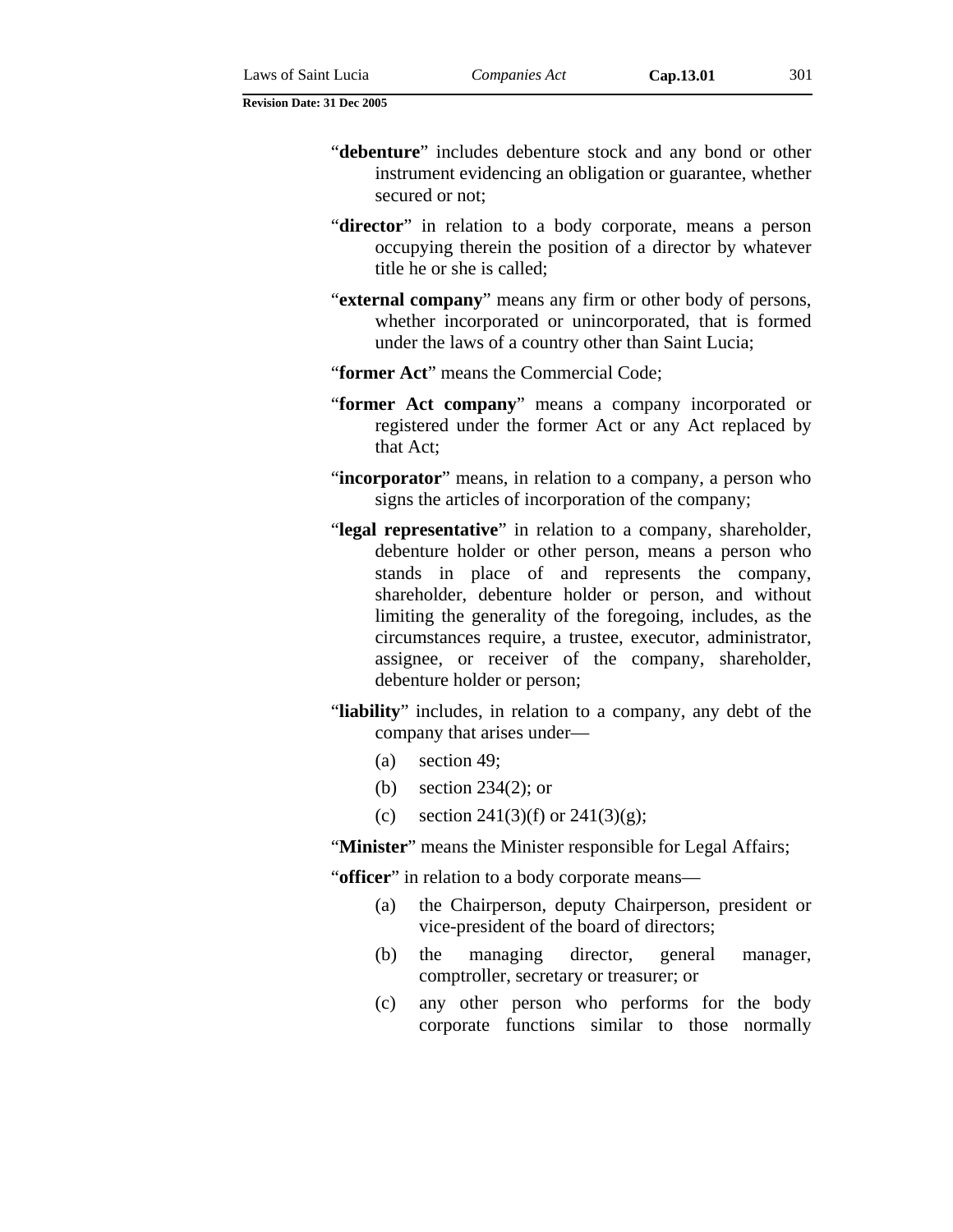"**debenture**" includes debenture stock and any bond or other instrument evidencing an obligation or guarantee, whether secured or not;

"**director**" in relation to a body corporate, means a person occupying therein the position of a director by whatever title he or she is called;

"**external company**" means any firm or other body of persons, whether incorporated or unincorporated, that is formed under the laws of a country other than Saint Lucia;

"**former Act**" means the Commercial Code;

"**former Act company**" means a company incorporated or registered under the former Act or any Act replaced by that Act;

"**incorporator**" means, in relation to a company, a person who signs the articles of incorporation of the company;

"**legal representative**" in relation to a company, shareholder, debenture holder or other person, means a person who stands in place of and represents the company, shareholder, debenture holder or person, and without limiting the generality of the foregoing, includes, as the circumstances require, a trustee, executor, administrator, assignee, or receiver of the company, shareholder, debenture holder or person;

"**liability**" includes, in relation to a company, any debt of the company that arises under—

(a) section 49;

(b) section 234(2); or

(c) section 241(3)(f) or 241(3)(g);

"**Minister**" means the Minister responsible for Legal Affairs;

"**officer**" in relation to a body corporate means—

(a) the Chairperson, deputy Chairperson, president or vice-president of the board of directors;

(b) the managing director, general manager, comptroller, secretary or treasurer; or

(c) any other person who performs for the body corporate functions similar to those normally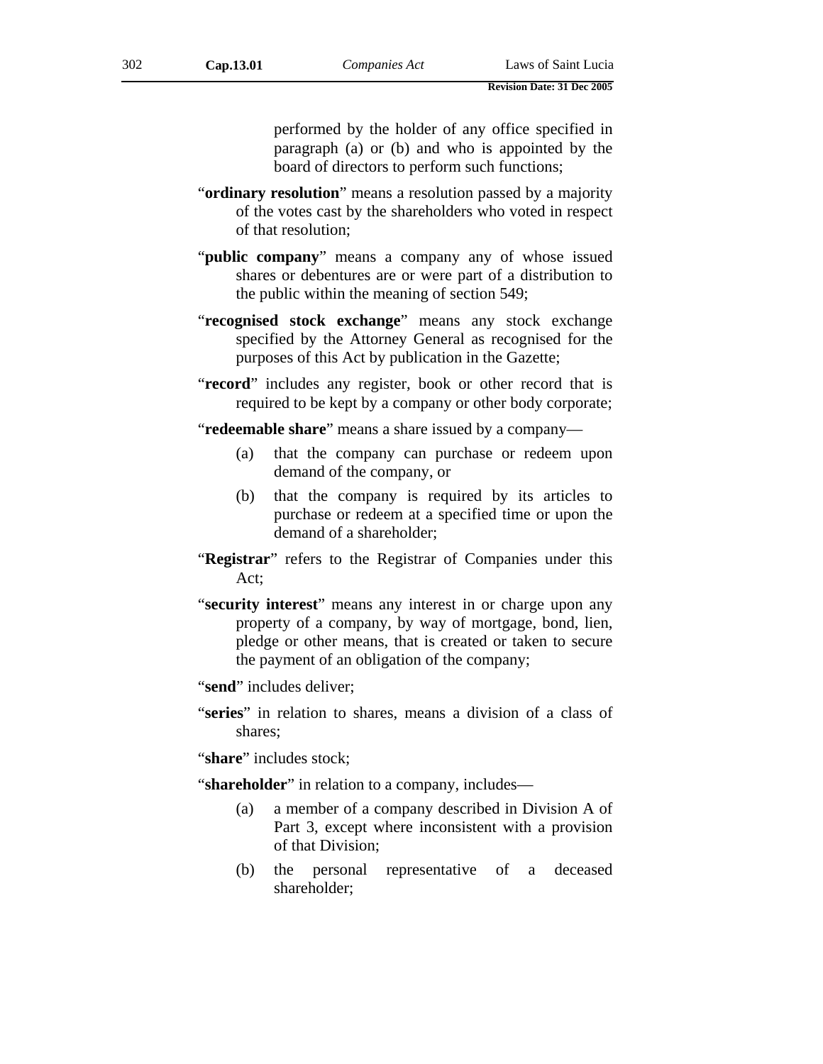performed by the holder of any office specified in paragraph (a) or (b) and who is appointed by the board of directors to perform such functions;

"**ordinary resolution**" means a resolution passed by a majority of the votes cast by the shareholders who voted in respect of that resolution;

"**public company**" means a company any of whose issued shares or debentures are or were part of a distribution to the public within the meaning of section 549;

"**recognised stock exchange**" means any stock exchange specified by the Attorney General as recognised for the purposes of this Act by publication in the Gazette;

"**record**" includes any register, book or other record that is required to be kept by a company or other body corporate;

"**redeemable share**" means a share issued by a company—

(a) that the company can purchase or redeem upon demand of the company, or

(b) that the company is required by its articles to purchase or redeem at a specified time or upon the demand of a shareholder;

"**Registrar**" refers to the Registrar of Companies under this Act;

"**security interest**" means any interest in or charge upon any property of a company, by way of mortgage, bond, lien, pledge or other means, that is created or taken to secure the payment of an obligation of the company;

"**send**" includes deliver;

"**series**" in relation to shares, means a division of a class of shares;

"**share**" includes stock;

"**shareholder**" in relation to a company, includes—

(a) a member of a company described in Division A of Part 3, except where inconsistent with a provision of that Division;

(b) the personal representative of a deceased shareholder;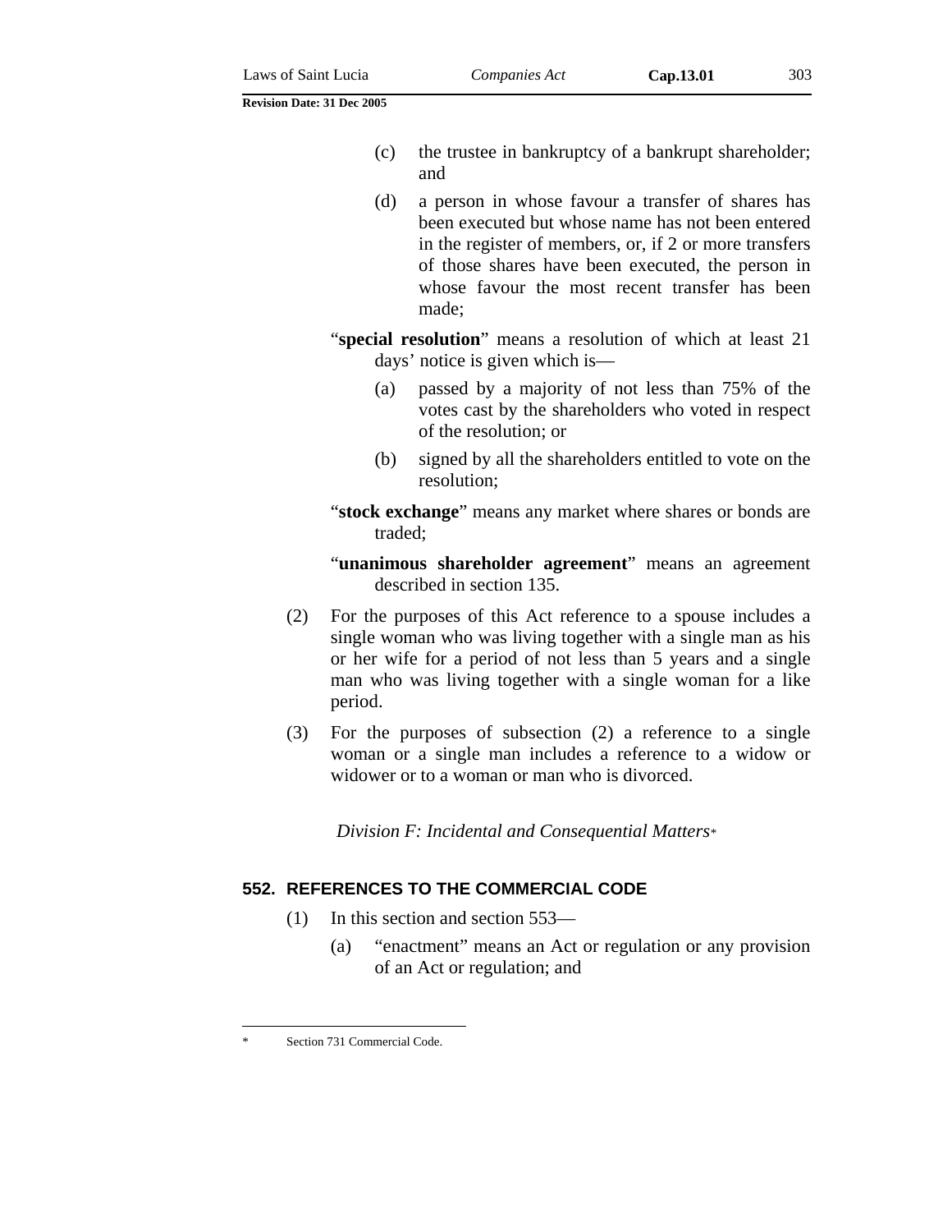(c) the trustee in bankruptcy of a bankrupt shareholder; and

(d) a person in whose favour a transfer of shares has been executed but whose name has not been entered in the register of members, or, if 2 or more transfers of those shares have been executed, the person in whose favour the most recent transfer has been made;

"**special resolution**" means a resolution of which at least 21 days' notice is given which is—

(a) passed by a majority of not less than 75% of the votes cast by the shareholders who voted in respect of the resolution; or

(b) signed by all the shareholders entitled to vote on the resolution;

"**stock exchange**" means any market where shares or bonds are traded;

"**unanimous shareholder agreement**" means an agreement described in section 135.

(2) For the purposes of this Act reference to a spouse includes a single woman who was living together with a single man as his or her wife for a period of not less than 5 years and a single man who was living together with a single woman for a like period.

(3) For the purposes of subsection (2) a reference to a single woman or a single man includes a reference to a widow or widower or to a woman or man who is divorced.

*Division F: Incidental and Consequential Matters**

## 552. REFERENCES TO THE COMMERCIAL CODE

(1) In this section and section 553—

(a) "enactment" means an Act or regulation or any provision of an Act or regulation; and

---

\* Section 731 Commercial Code.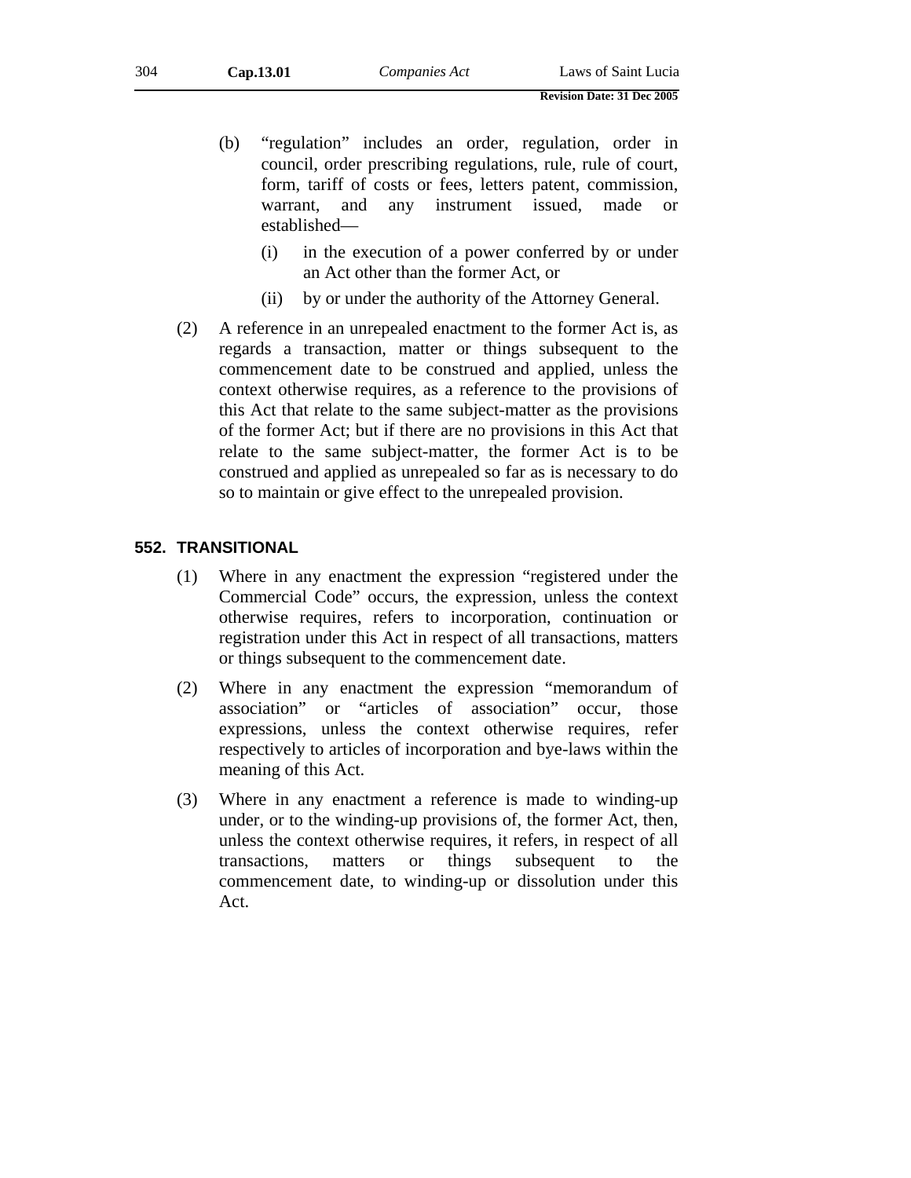(b) "regulation" includes an order, regulation, order in council, order prescribing regulations, rule, rule of court, form, tariff of costs or fees, letters patent, commission, warrant, and any instrument issued, made or established—

   (i) in the execution of a power conferred by or under an Act other than the former Act, or

   (ii) by or under the authority of the Attorney General.

(2) A reference in an unrepealed enactment to the former Act is, as regards a transaction, matter or things subsequent to the commencement date to be construed and applied, unless the context otherwise requires, as a reference to the provisions of this Act that relate to the same subject-matter as the provisions of the former Act; but if there are no provisions in this Act that relate to the same subject-matter, the former Act is to be construed and applied as unrepealed so far as is necessary to do so to maintain or give effect to the unrepealed provision.

## 552. TRANSITIONAL

(1) Where in any enactment the expression "registered under the Commercial Code" occurs, the expression, unless the context otherwise requires, refers to incorporation, continuation or registration under this Act in respect of all transactions, matters or things subsequent to the commencement date.

(2) Where in any enactment the expression "memorandum of association" or "articles of association" occur, those expressions, unless the context otherwise requires, refer respectively to articles of incorporation and bye-laws within the meaning of this Act.

(3) Where in any enactment a reference is made to winding-up under, or to the winding-up provisions of, the former Act, then, unless the context otherwise requires, it refers, in respect of all transactions, matters or things subsequent to the commencement date, to winding-up or dissolution under this Act.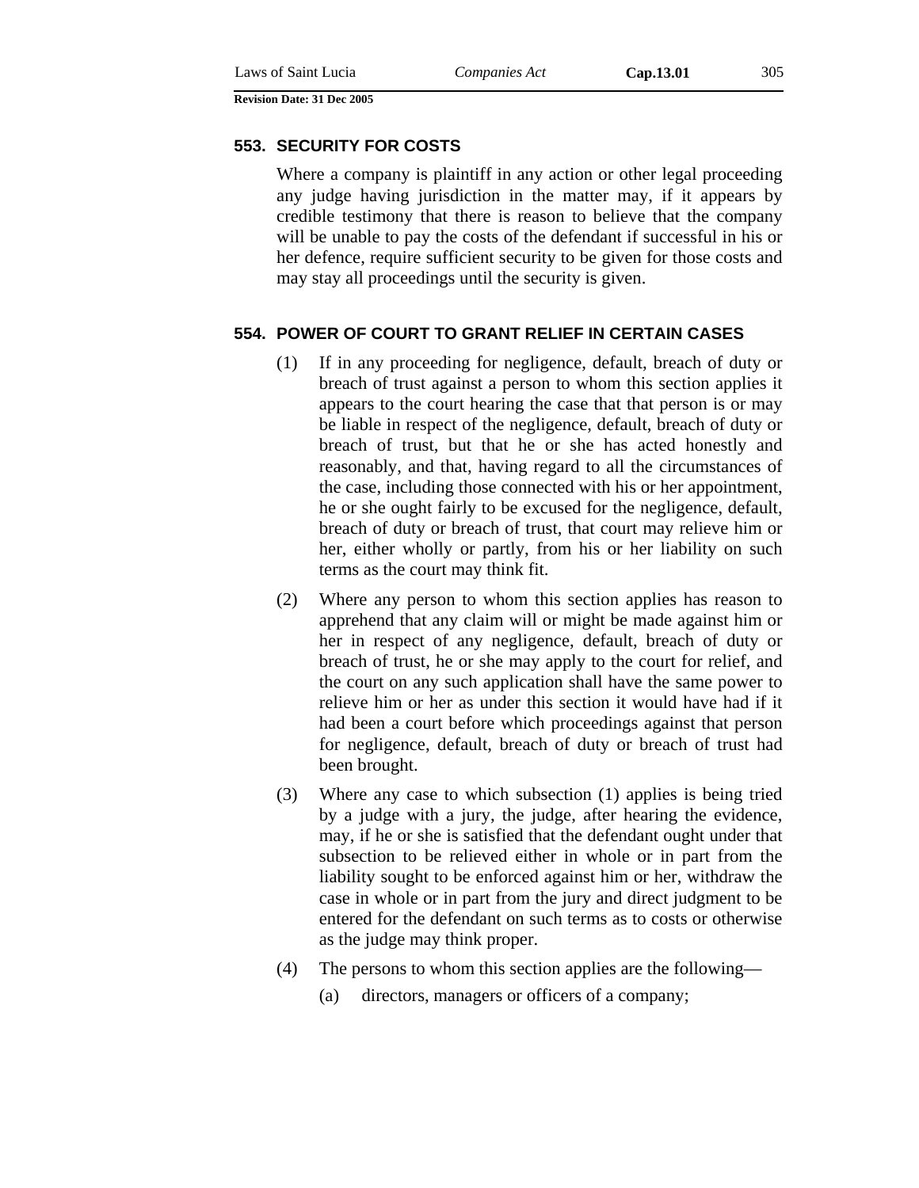### 553. SECURITY FOR COSTS

Where a company is plaintiff in any action or other legal proceeding any judge having jurisdiction in the matter may, if it appears by credible testimony that there is reason to believe that the company will be unable to pay the costs of the defendant if successful in his or her defence, require sufficient security to be given for those costs and may stay all proceedings until the security is given.

### 554. POWER OF COURT TO GRANT RELIEF IN CERTAIN CASES

(1) If in any proceeding for negligence, default, breach of duty or breach of trust against a person to whom this section applies it appears to the court hearing the case that that person is or may be liable in respect of the negligence, default, breach of duty or breach of trust, but that he or she has acted honestly and reasonably, and that, having regard to all the circumstances of the case, including those connected with his or her appointment, he or she ought fairly to be excused for the negligence, default, breach of duty or breach of trust, that court may relieve him or her, either wholly or partly, from his or her liability on such terms as the court may think fit.

(2) Where any person to whom this section applies has reason to apprehend that any claim will or might be made against him or her in respect of any negligence, default, breach of duty or breach of trust, he or she may apply to the court for relief, and the court on any such application shall have the same power to relieve him or her as under this section it would have had if it had been a court before which proceedings against that person for negligence, default, breach of duty or breach of trust had been brought.

(3) Where any case to which subsection (1) applies is being tried by a judge with a jury, the judge, after hearing the evidence, may, if he or she is satisfied that the defendant ought under that subsection to be relieved either in whole or in part from the liability sought to be enforced against him or her, withdraw the case in whole or in part from the jury and direct judgment to be entered for the defendant on such terms as to costs or otherwise as the judge may think proper.

(4) The persons to whom this section applies are the following—

(a) directors, managers or officers of a company;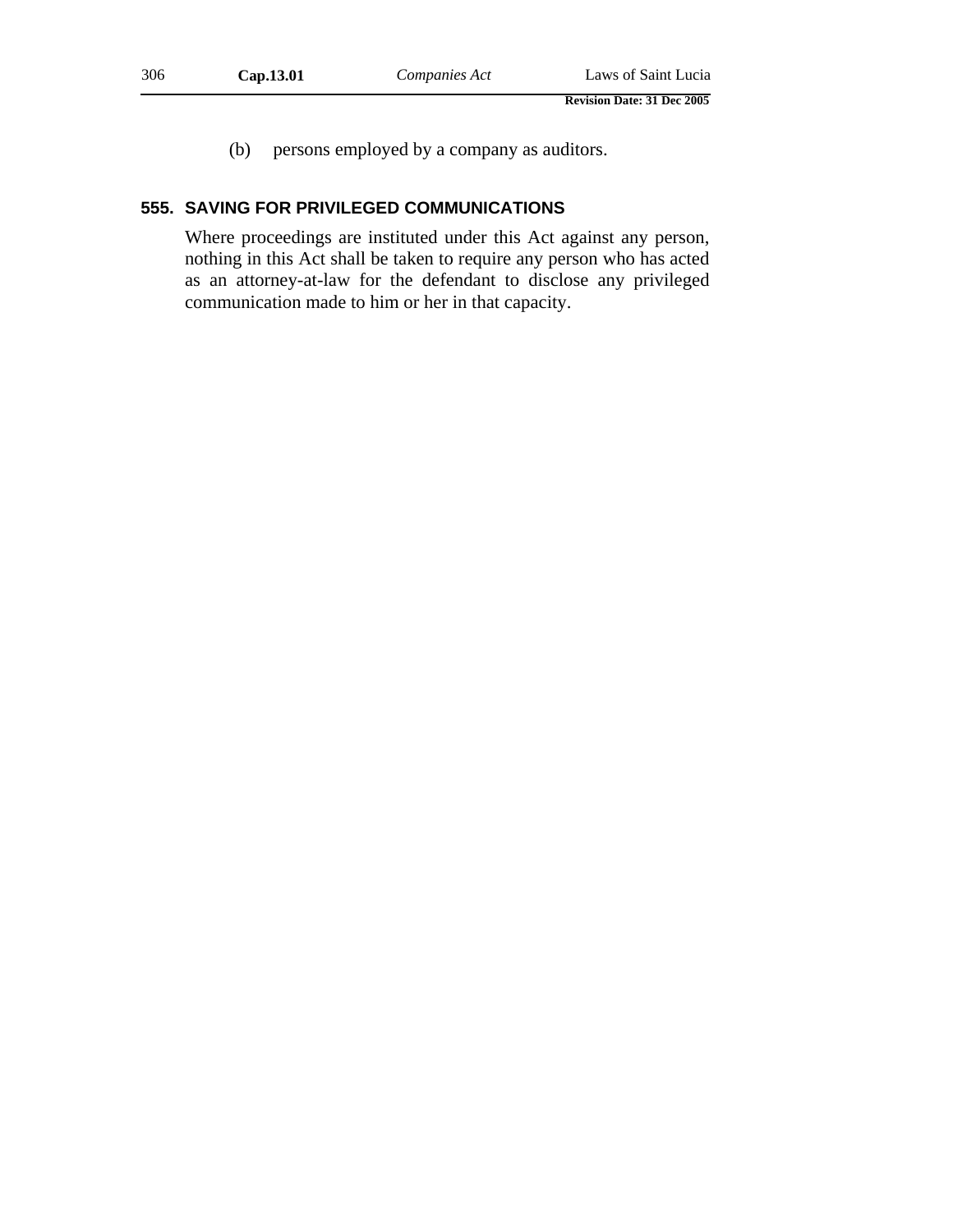(b) persons employed by a company as auditors.

### 555. SAVING FOR PRIVILEGED COMMUNICATIONS

Where proceedings are instituted under this Act against any person, nothing in this Act shall be taken to require any person who has acted as an attorney-at-law for the defendant to disclose any privileged communication made to him or her in that capacity.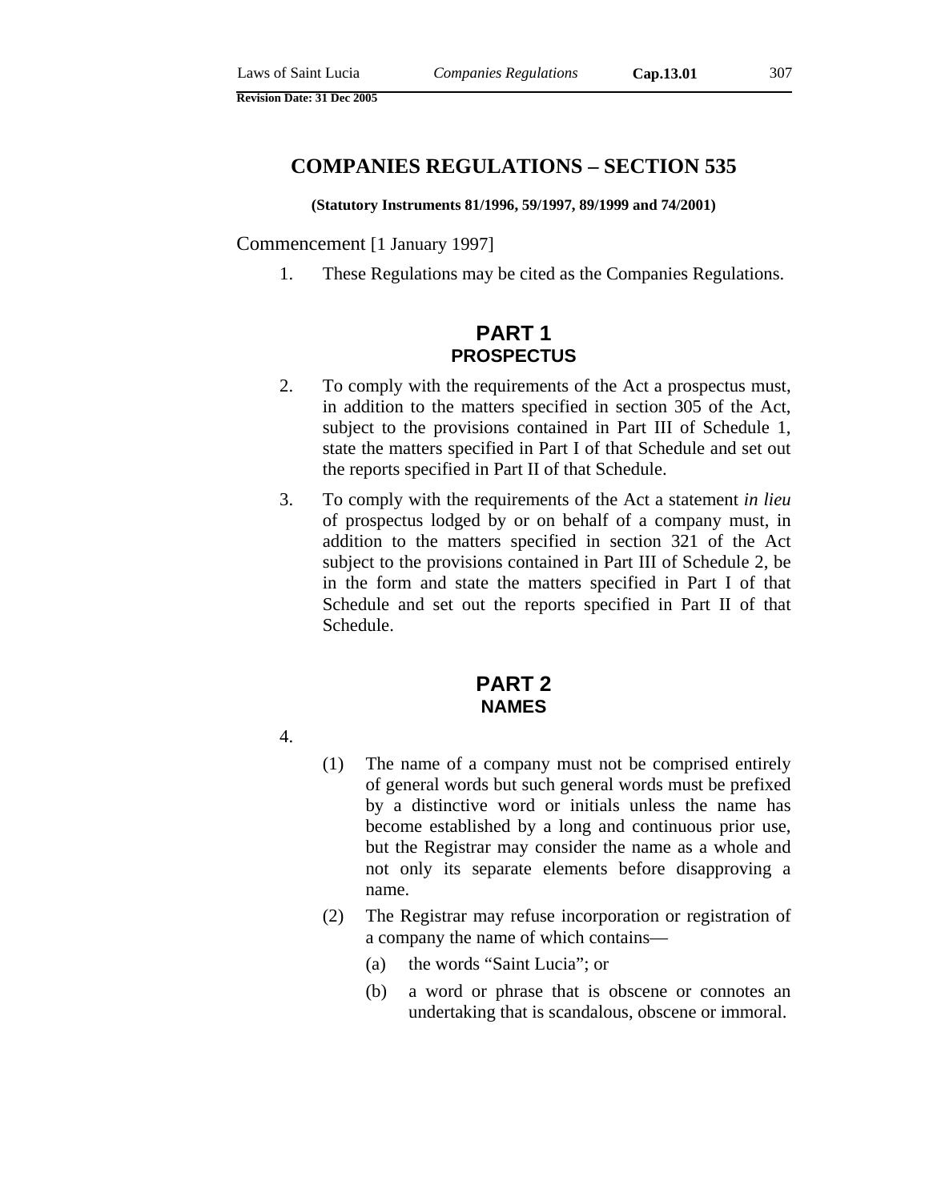# COMPANIES REGULATIONS – SECTION 535

**(Statutory Instruments 81/1996, 59/1997, 89/1999 and 74/2001)**

Commencement [1 January 1997]

1. These Regulations may be cited as the Companies Regulations.

## PART 1
## PROSPECTUS

2. To comply with the requirements of the Act a prospectus must, in addition to the matters specified in section 305 of the Act, subject to the provisions contained in Part III of Schedule 1, state the matters specified in Part I of that Schedule and set out the reports specified in Part II of that Schedule.

3. To comply with the requirements of the Act a statement *in lieu* of prospectus lodged by or on behalf of a company must, in addition to the matters specified in section 321 of the Act subject to the provisions contained in Part III of Schedule 2, be in the form and state the matters specified in Part I of that Schedule and set out the reports specified in Part II of that Schedule.

## PART 2
## NAMES

4.

(1) The name of a company must not be comprised entirely of general words but such general words must be prefixed by a distinctive word or initials unless the name has become established by a long and continuous prior use, but the Registrar may consider the name as a whole and not only its separate elements before disapproving a name.

(2) The Registrar may refuse incorporation or registration of a company the name of which contains—

(a) the words "Saint Lucia"; or

(b) a word or phrase that is obscene or connotes an undertaking that is scandalous, obscene or immoral.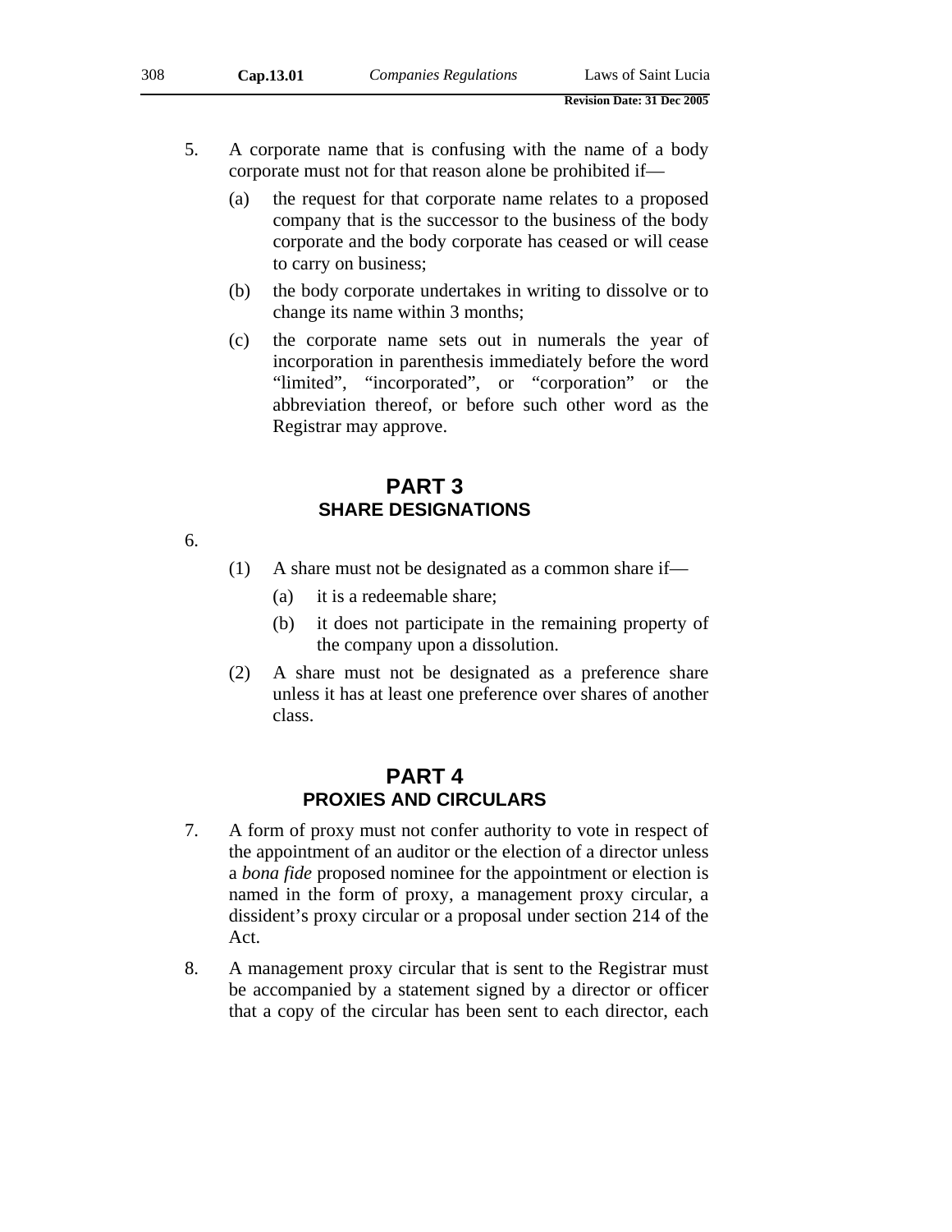5. A corporate name that is confusing with the name of a body corporate must not for that reason alone be prohibited if—

   (a) the request for that corporate name relates to a proposed company that is the successor to the business of the body corporate and the body corporate has ceased or will cease to carry on business;

   (b) the body corporate undertakes in writing to dissolve or to change its name within 3 months;

   (c) the corporate name sets out in numerals the year of incorporation in parenthesis immediately before the word "limited", "incorporated", or "corporation" or the abbreviation thereof, or before such other word as the Registrar may approve.

## PART 3
## SHARE DESIGNATIONS

6.

   (1) A share must not be designated as a common share if—

      (a) it is a redeemable share;

      (b) it does not participate in the remaining property of the company upon a dissolution.

   (2) A share must not be designated as a preference share unless it has at least one preference over shares of another class.

## PART 4
## PROXIES AND CIRCULARS

7. A form of proxy must not confer authority to vote in respect of the appointment of an auditor or the election of a director unless a *bona fide* proposed nominee for the appointment or election is named in the form of proxy, a management proxy circular, a dissident's proxy circular or a proposal under section 214 of the Act.

8. A management proxy circular that is sent to the Registrar must be accompanied by a statement signed by a director or officer that a copy of the circular has been sent to each director, each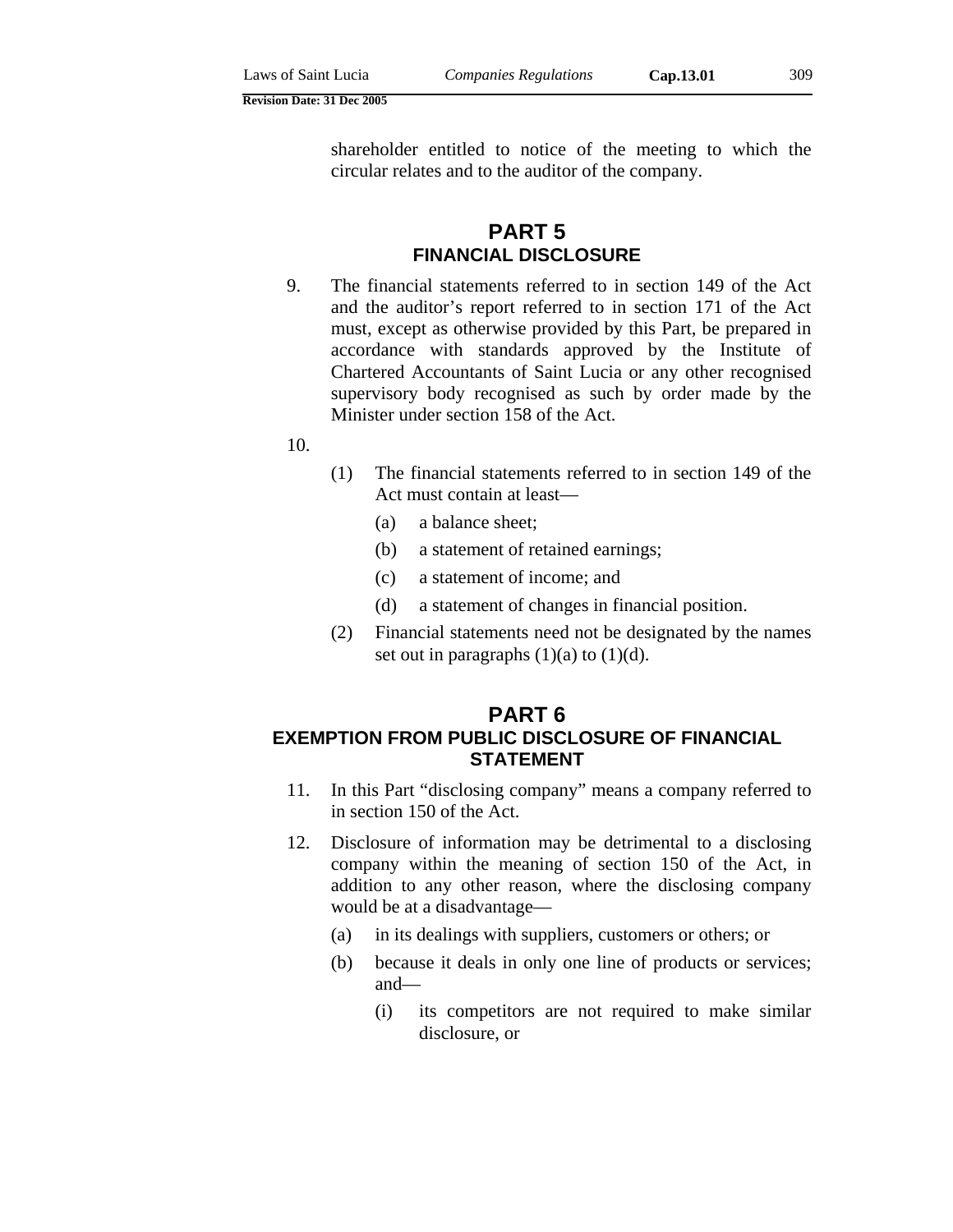shareholder entitled to notice of the meeting to which the circular relates and to the auditor of the company.

## PART 5
## FINANCIAL DISCLOSURE

9. The financial statements referred to in section 149 of the Act and the auditor's report referred to in section 171 of the Act must, except as otherwise provided by this Part, be prepared in accordance with standards approved by the Institute of Chartered Accountants of Saint Lucia or any other recognised supervisory body recognised as such by order made by the Minister under section 158 of the Act.

10.

(1) The financial statements referred to in section 149 of the Act must contain at least—

(a) a balance sheet;

(b) a statement of retained earnings;

(c) a statement of income; and

(d) a statement of changes in financial position.

(2) Financial statements need not be designated by the names set out in paragraphs (1)(a) to (1)(d).

## PART 6
## EXEMPTION FROM PUBLIC DISCLOSURE OF FINANCIAL STATEMENT

11. In this Part "disclosing company" means a company referred to in section 150 of the Act.

12. Disclosure of information may be detrimental to a disclosing company within the meaning of section 150 of the Act, in addition to any other reason, where the disclosing company would be at a disadvantage—

(a) in its dealings with suppliers, customers or others; or

(b) because it deals in only one line of products or services; and—

(i) its competitors are not required to make similar disclosure, or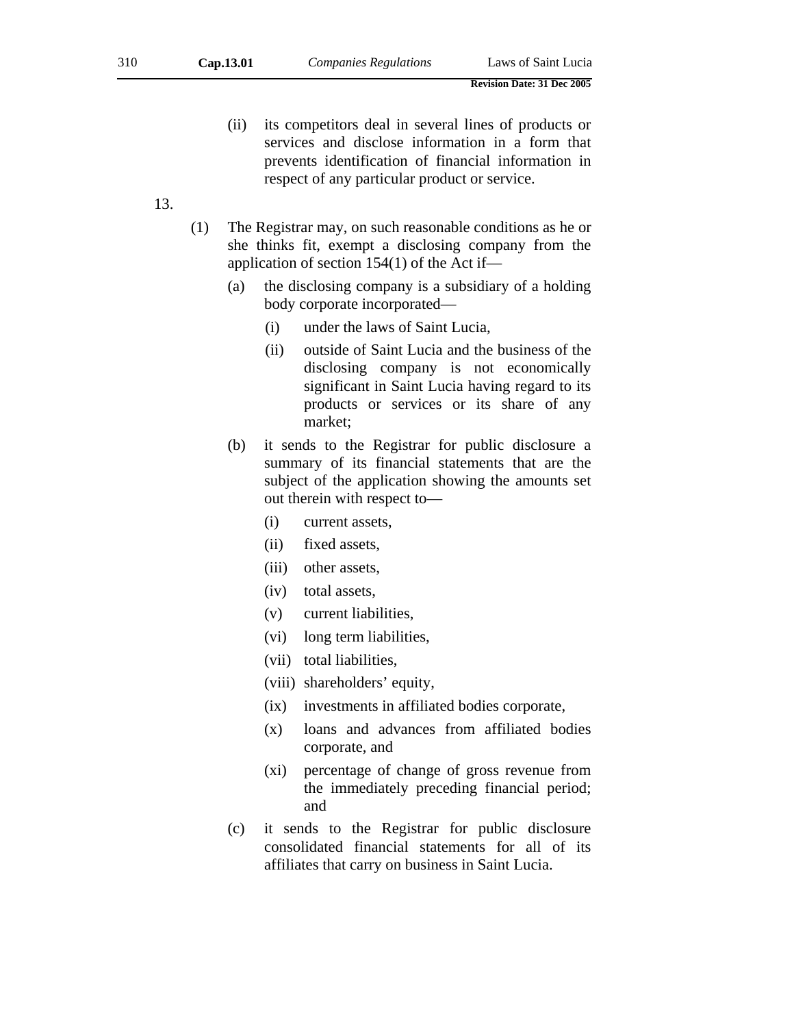(ii) its competitors deal in several lines of products or services and disclose information in a form that prevents identification of financial information in respect of any particular product or service.

13.

(1) The Registrar may, on such reasonable conditions as he or she thinks fit, exempt a disclosing company from the application of section 154(1) of the Act if—

(a) the disclosing company is a subsidiary of a holding body corporate incorporated—

(i) under the laws of Saint Lucia,

(ii) outside of Saint Lucia and the business of the disclosing company is not economically significant in Saint Lucia having regard to its products or services or its share of any market;

(b) it sends to the Registrar for public disclosure a summary of its financial statements that are the subject of the application showing the amounts set out therein with respect to—

(i) current assets,

(ii) fixed assets,

(iii) other assets,

(iv) total assets,

(v) current liabilities,

(vi) long term liabilities,

(vii) total liabilities,

(viii) shareholders’ equity,

(ix) investments in affiliated bodies corporate,

(x) loans and advances from affiliated bodies corporate, and

(xi) percentage of change of gross revenue from the immediately preceding financial period; and

(c) it sends to the Registrar for public disclosure consolidated financial statements for all of its affiliates that carry on business in Saint Lucia.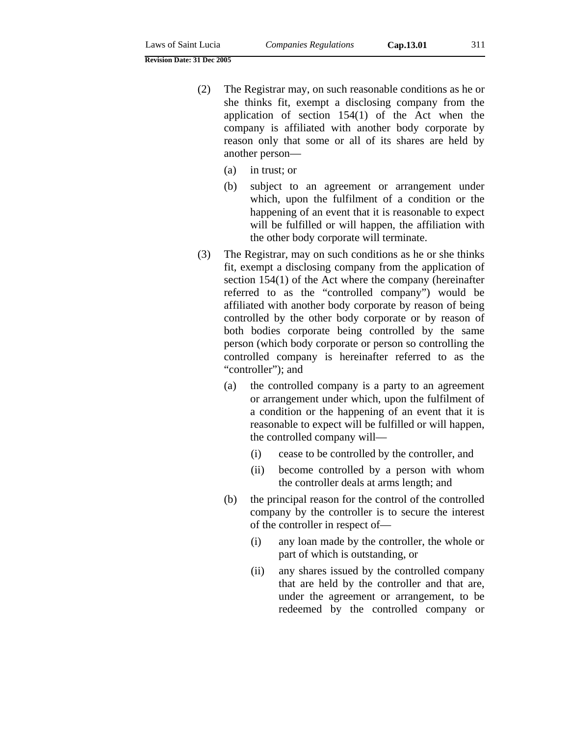(2) The Registrar may, on such reasonable conditions as he or she thinks fit, exempt a disclosing company from the application of section 154(1) of the Act when the company is affiliated with another body corporate by reason only that some or all of its shares are held by another person—

(a) in trust; or

(b) subject to an agreement or arrangement under which, upon the fulfilment of a condition or the happening of an event that it is reasonable to expect will be fulfilled or will happen, the affiliation with the other body corporate will terminate.

(3) The Registrar, may on such conditions as he or she thinks fit, exempt a disclosing company from the application of section 154(1) of the Act where the company (hereinafter referred to as the "controlled company") would be affiliated with another body corporate by reason of being controlled by the other body corporate or by reason of both bodies corporate being controlled by the same person (which body corporate or person so controlling the controlled company is hereinafter referred to as the "controller"); and

(a) the controlled company is a party to an agreement or arrangement under which, upon the fulfilment of a condition or the happening of an event that it is reasonable to expect will be fulfilled or will happen, the controlled company will—

(i) cease to be controlled by the controller, and

(ii) become controlled by a person with whom the controller deals at arms length; and

(b) the principal reason for the control of the controlled company by the controller is to secure the interest of the controller in respect of—

(i) any loan made by the controller, the whole or part of which is outstanding, or

(ii) any shares issued by the controlled company that are held by the controller and that are, under the agreement or arrangement, to be redeemed by the controlled company or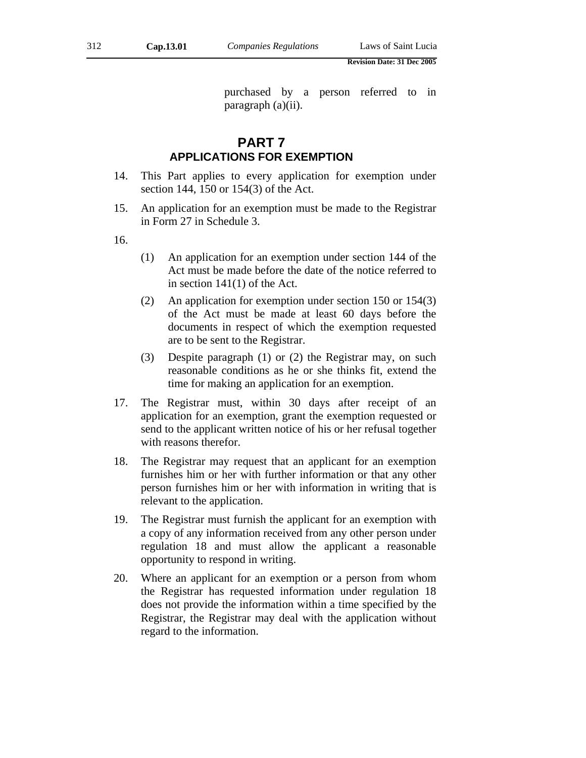purchased by a person referred to in paragraph (a)(ii).

## PART 7
## APPLICATIONS FOR EXEMPTION

14. This Part applies to every application for exemption under section 144, 150 or 154(3) of the Act.

15. An application for an exemption must be made to the Registrar in Form 27 in Schedule 3.

16.

   (1) An application for an exemption under section 144 of the Act must be made before the date of the notice referred to in section 141(1) of the Act.

   (2) An application for exemption under section 150 or 154(3) of the Act must be made at least 60 days before the documents in respect of which the exemption requested are to be sent to the Registrar.

   (3) Despite paragraph (1) or (2) the Registrar may, on such reasonable conditions as he or she thinks fit, extend the time for making an application for an exemption.

17. The Registrar must, within 30 days after receipt of an application for an exemption, grant the exemption requested or send to the applicant written notice of his or her refusal together with reasons therefor.

18. The Registrar may request that an applicant for an exemption furnishes him or her with further information or that any other person furnishes him or her with information in writing that is relevant to the application.

19. The Registrar must furnish the applicant for an exemption with a copy of any information received from any other person under regulation 18 and must allow the applicant a reasonable opportunity to respond in writing.

20. Where an applicant for an exemption or a person from whom the Registrar has requested information under regulation 18 does not provide the information within a time specified by the Registrar, the Registrar may deal with the application without regard to the information.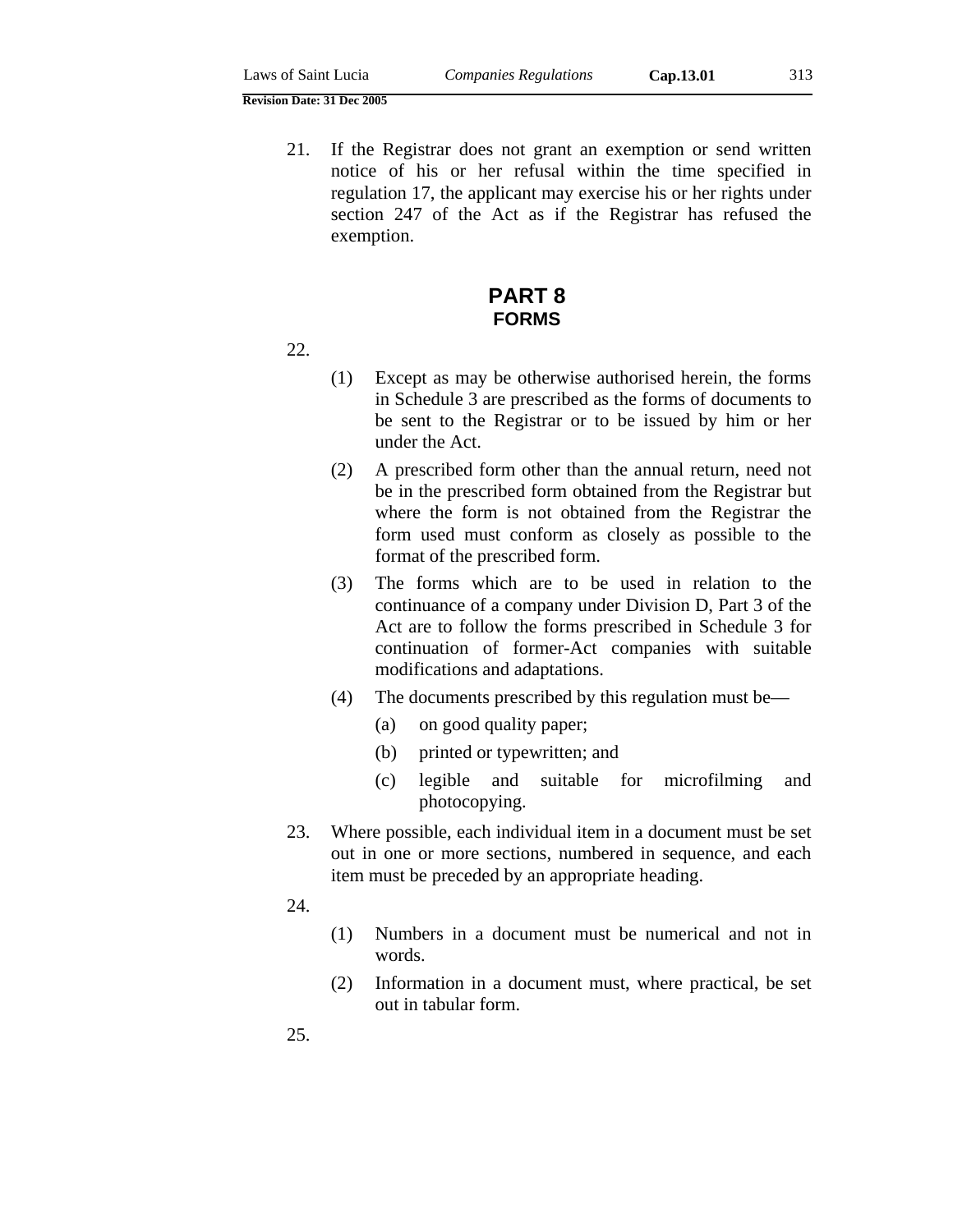21. If the Registrar does not grant an exemption or send written notice of his or her refusal within the time specified in regulation 17, the applicant may exercise his or her rights under section 247 of the Act as if the Registrar has refused the exemption.

## PART 8
### FORMS

22.

(1) Except as may be otherwise authorised herein, the forms in Schedule 3 are prescribed as the forms of documents to be sent to the Registrar or to be issued by him or her under the Act.

(2) A prescribed form other than the annual return, need not be in the prescribed form obtained from the Registrar but where the form is not obtained from the Registrar the form used must conform as closely as possible to the format of the prescribed form.

(3) The forms which are to be used in relation to the continuance of a company under Division D, Part 3 of the Act are to follow the forms prescribed in Schedule 3 for continuation of former-Act companies with suitable modifications and adaptations.

(4) The documents prescribed by this regulation must be—

(a) on good quality paper;

(b) printed or typewritten; and

(c) legible and suitable for microfilming and photocopying.

23. Where possible, each individual item in a document must be set out in one or more sections, numbered in sequence, and each item must be preceded by an appropriate heading.

24.

(1) Numbers in a document must be numerical and not in words.

(2) Information in a document must, where practical, be set out in tabular form.

25.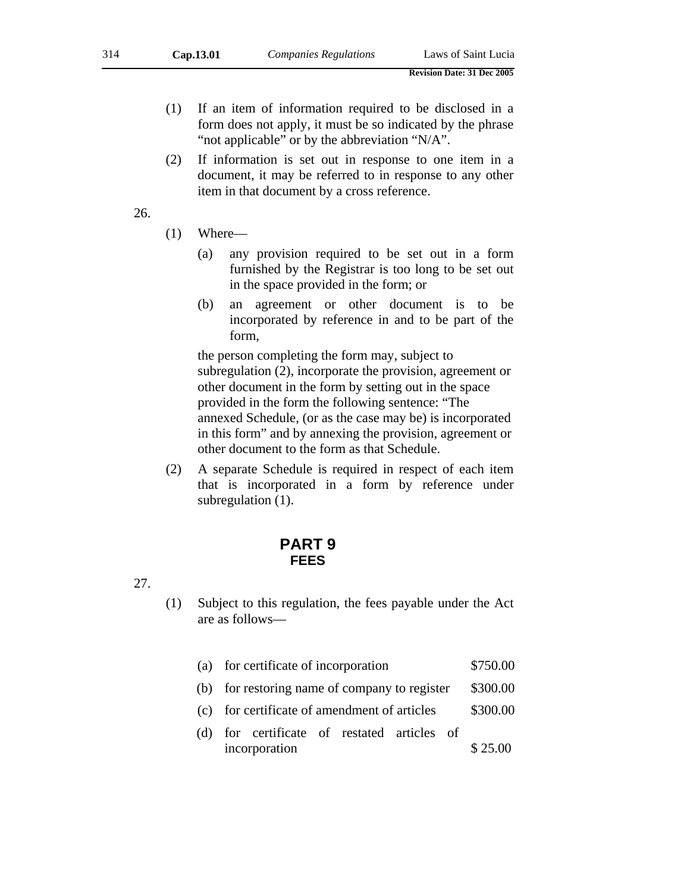(1) If an item of information required to be disclosed in a form does not apply, it must be so indicated by the phrase "not applicable" or by the abbreviation "N/A".

(2) If information is set out in response to one item in a document, it may be referred to in response to any other item in that document by a cross reference.

26.

(1) Where—

(a) any provision required to be set out in a form furnished by the Registrar is too long to be set out in the space provided in the form; or

(b) an agreement or other document is to be incorporated by reference in and to be part of the form,

the person completing the form may, subject to subregulation (2), incorporate the provision, agreement or other document in the form by setting out in the space provided in the form the following sentence: "The annexed Schedule, (or as the case may be) is incorporated in this form" and by annexing the provision, agreement or other document to the form as that Schedule.

(2) A separate Schedule is required in respect of each item that is incorporated in a form by reference under subregulation (1).

## PART 9
### FEES

27.

(1) Subject to this regulation, the fees payable under the Act are as follows—

| | | |
|---|---|---|
| (a) | for certificate of incorporation | $750.00 |
| (b) | for restoring name of company to register | $300.00 |
| (c) | for certificate of amendment of articles | $300.00 |
| (d) | for certificate of restated articles of incorporation | $ 25.00 |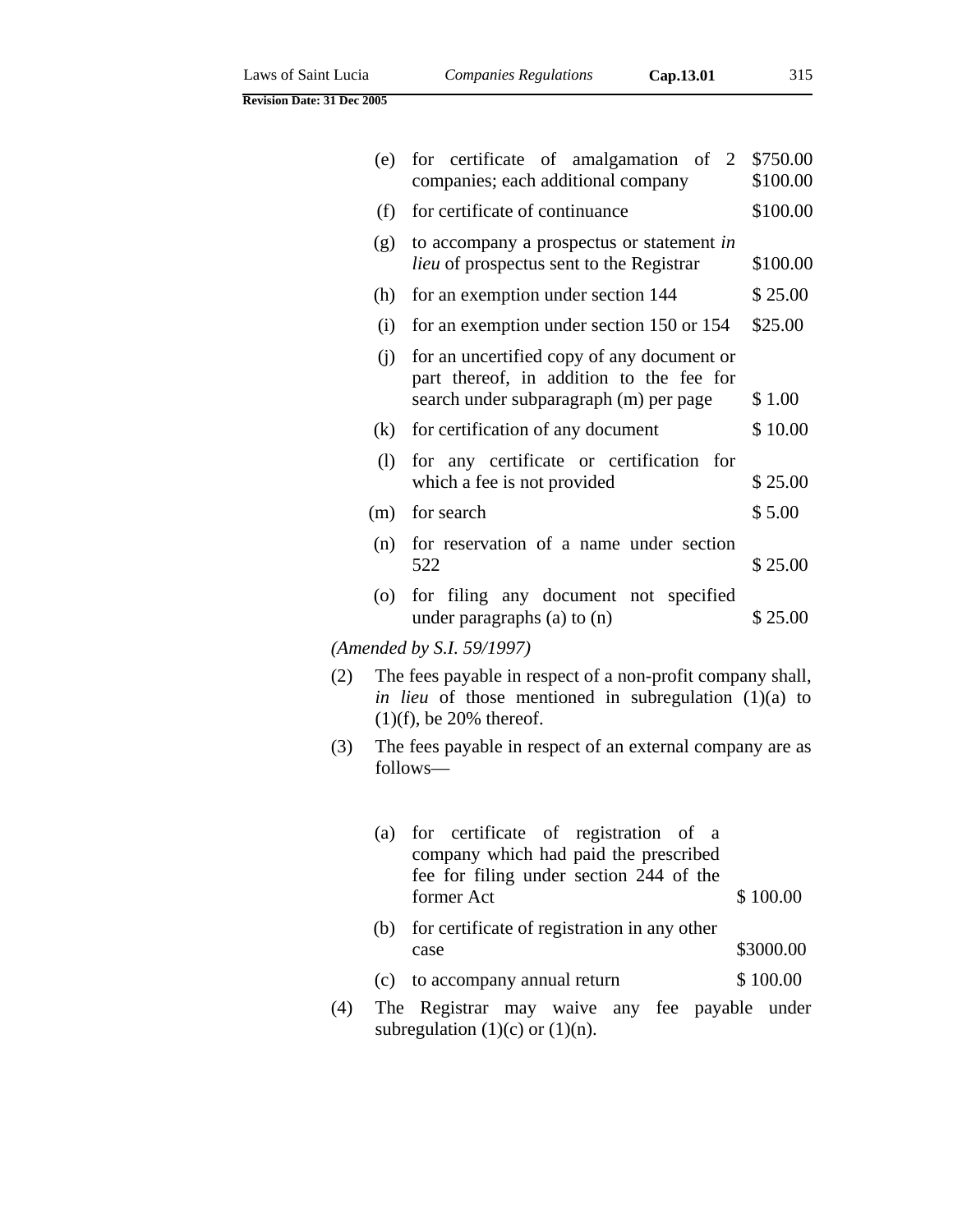| | | |
|---|---|---|
| (e) | for certificate of amalgamation of 2 companies; each additional company | \$750.00<br>\$100.00 |
| (f) | for certificate of continuance | \$100.00 |
| (g) | to accompany a prospectus or statement *in lieu* of prospectus sent to the Registrar | \$100.00 |
| (h) | for an exemption under section 144 | \$ 25.00 |
| (i) | for an exemption under section 150 or 154 | \$25.00 |
| (j) | for an uncertified copy of any document or part thereof, in addition to the fee for search under subparagraph (m) per page | \$ 1.00 |
| (k) | for certification of any document | \$ 10.00 |
| (l) | for any certificate or certification for which a fee is not provided | \$ 25.00 |
| (m) | for search | \$ 5.00 |
| (n) | for reservation of a name under section 522 | \$ 25.00 |
| (o) | for filing any document not specified under paragraphs (a) to (n) | \$ 25.00 |

*(Amended by S.I. 59/1997)*

(2) The fees payable in respect of a non-profit company shall, *in lieu* of those mentioned in subregulation (1)(a) to (1)(f), be 20% thereof.

(3) The fees payable in respect of an external company are as follows—

| | | |
|---|---|---|
| (a) | for certificate of registration of a company which had paid the prescribed fee for filing under section 244 of the former Act | \$ 100.00 |
| (b) | for certificate of registration in any other case | \$3000.00 |
| (c) | to accompany annual return | \$ 100.00 |

(4) The Registrar may waive any fee payable under subregulation (1)(c) or (1)(n).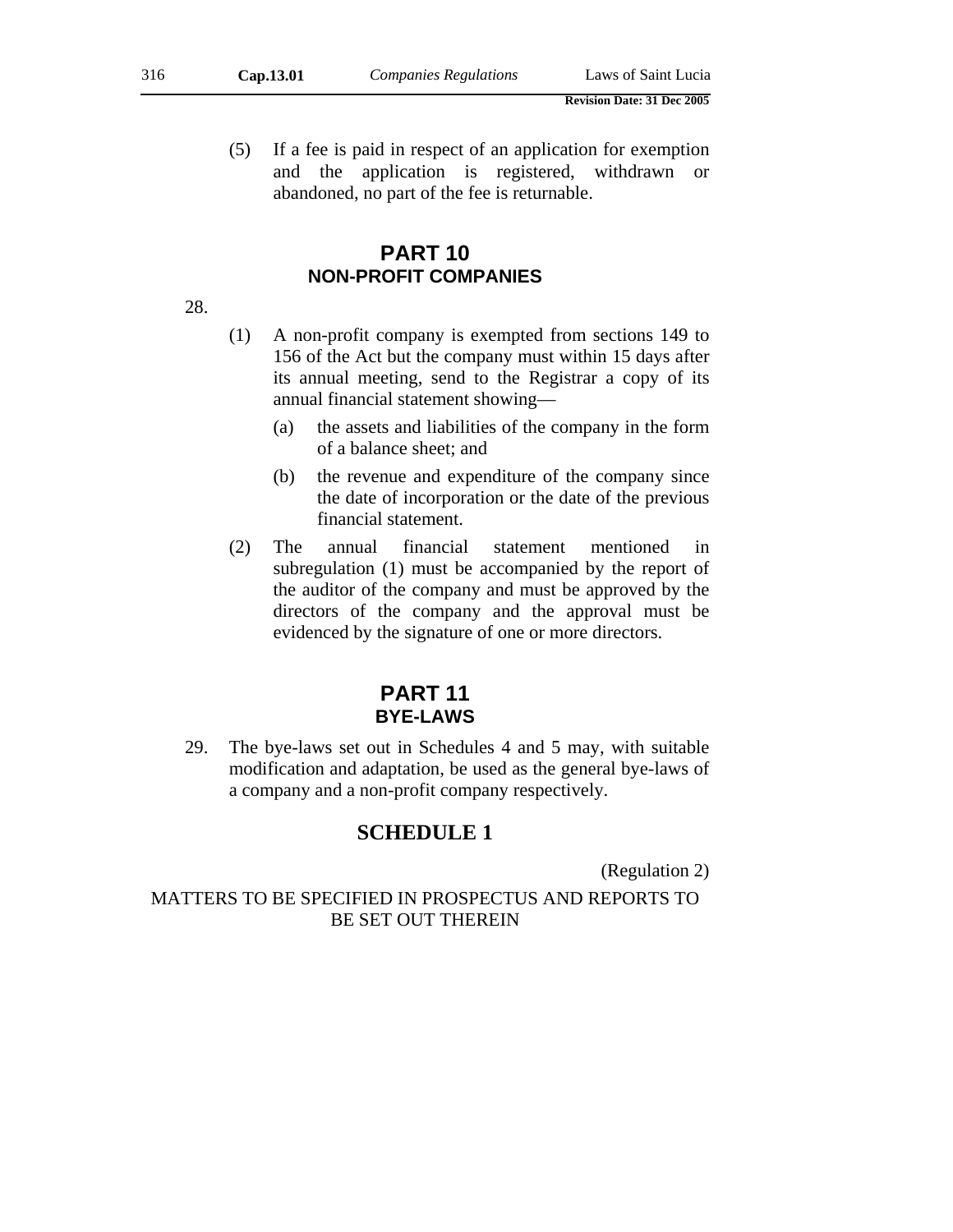(5) If a fee is paid in respect of an application for exemption and the application is registered, withdrawn or abandoned, no part of the fee is returnable.

## PART 10
## NON-PROFIT COMPANIES

28.

(1) A non-profit company is exempted from sections 149 to 156 of the Act but the company must within 15 days after its annual meeting, send to the Registrar a copy of its annual financial statement showing—

(a) the assets and liabilities of the company in the form of a balance sheet; and

(b) the revenue and expenditure of the company since the date of incorporation or the date of the previous financial statement.

(2) The annual financial statement mentioned in subregulation (1) must be accompanied by the report of the auditor of the company and must be approved by the directors of the company and the approval must be evidenced by the signature of one or more directors.

## PART 11
## BYE-LAWS

29. The bye-laws set out in Schedules 4 and 5 may, with suitable modification and adaptation, be used as the general bye-laws of a company and a non-profit company respectively.

## SCHEDULE 1

(Regulation 2)

MATTERS TO BE SPECIFIED IN PROSPECTUS AND REPORTS TO BE SET OUT THEREIN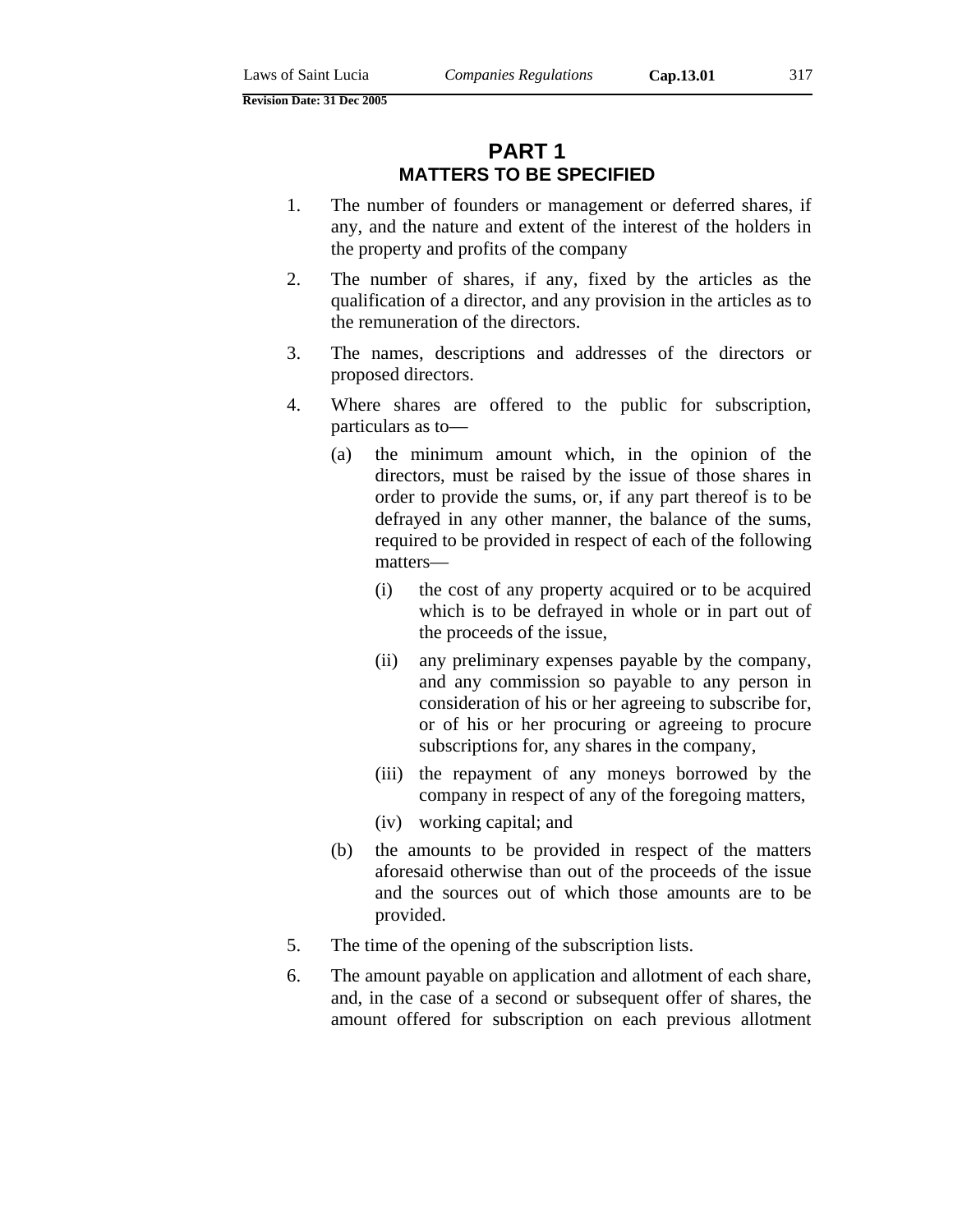## PART 1
### MATTERS TO BE SPECIFIED

1. The number of founders or management or deferred shares, if any, and the nature and extent of the interest of the holders in the property and profits of the company

2. The number of shares, if any, fixed by the articles as the qualification of a director, and any provision in the articles as to the remuneration of the directors.

3. The names, descriptions and addresses of the directors or proposed directors.

4. Where shares are offered to the public for subscription, particulars as to—

   (a) the minimum amount which, in the opinion of the directors, must be raised by the issue of those shares in order to provide the sums, or, if any part thereof is to be defrayed in any other manner, the balance of the sums, required to be provided in respect of each of the following matters—

      (i) the cost of any property acquired or to be acquired which is to be defrayed in whole or in part out of the proceeds of the issue,

      (ii) any preliminary expenses payable by the company, and any commission so payable to any person in consideration of his or her agreeing to subscribe for, or of his or her procuring or agreeing to procure subscriptions for, any shares in the company,

      (iii) the repayment of any moneys borrowed by the company in respect of any of the foregoing matters,

      (iv) working capital; and

   (b) the amounts to be provided in respect of the matters aforesaid otherwise than out of the proceeds of the issue and the sources out of which those amounts are to be provided.

5. The time of the opening of the subscription lists.

6. The amount payable on application and allotment of each share, and, in the case of a second or subsequent offer of shares, the amount offered for subscription on each previous allotment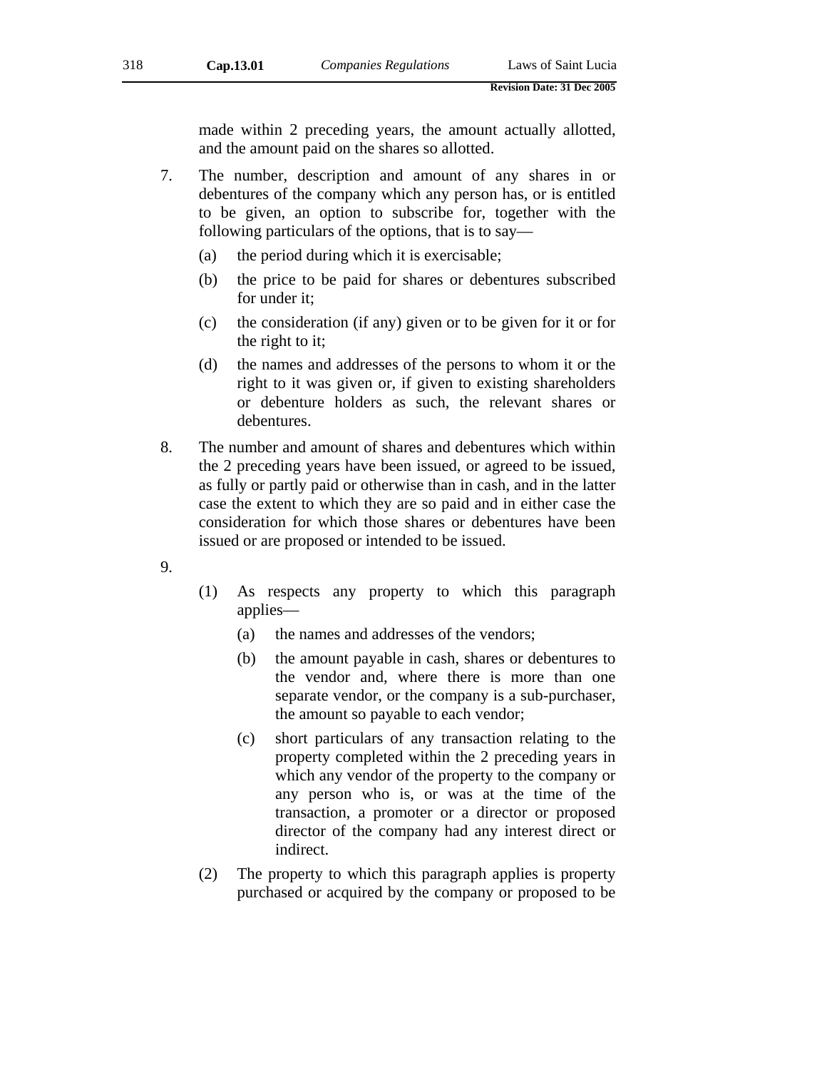made within 2 preceding years, the amount actually allotted, and the amount paid on the shares so allotted.

7. The number, description and amount of any shares in or debentures of the company which any person has, or is entitled to be given, an option to subscribe for, together with the following particulars of the options, that is to say—

   (a) the period during which it is exercisable;

   (b) the price to be paid for shares or debentures subscribed for under it;

   (c) the consideration (if any) given or to be given for it or for the right to it;

   (d) the names and addresses of the persons to whom it or the right to it was given or, if given to existing shareholders or debenture holders as such, the relevant shares or debentures.

8. The number and amount of shares and debentures which within the 2 preceding years have been issued, or agreed to be issued, as fully or partly paid or otherwise than in cash, and in the latter case the extent to which they are so paid and in either case the consideration for which those shares or debentures have been issued or are proposed or intended to be issued.

9.

   (1) As respects any property to which this paragraph applies—

      (a) the names and addresses of the vendors;

      (b) the amount payable in cash, shares or debentures to the vendor and, where there is more than one separate vendor, or the company is a sub-purchaser, the amount so payable to each vendor;

      (c) short particulars of any transaction relating to the property completed within the 2 preceding years in which any vendor of the property to the company or any person who is, or was at the time of the transaction, a promoter or a director or proposed director of the company had any interest direct or indirect.

   (2) The property to which this paragraph applies is property purchased or acquired by the company or proposed to be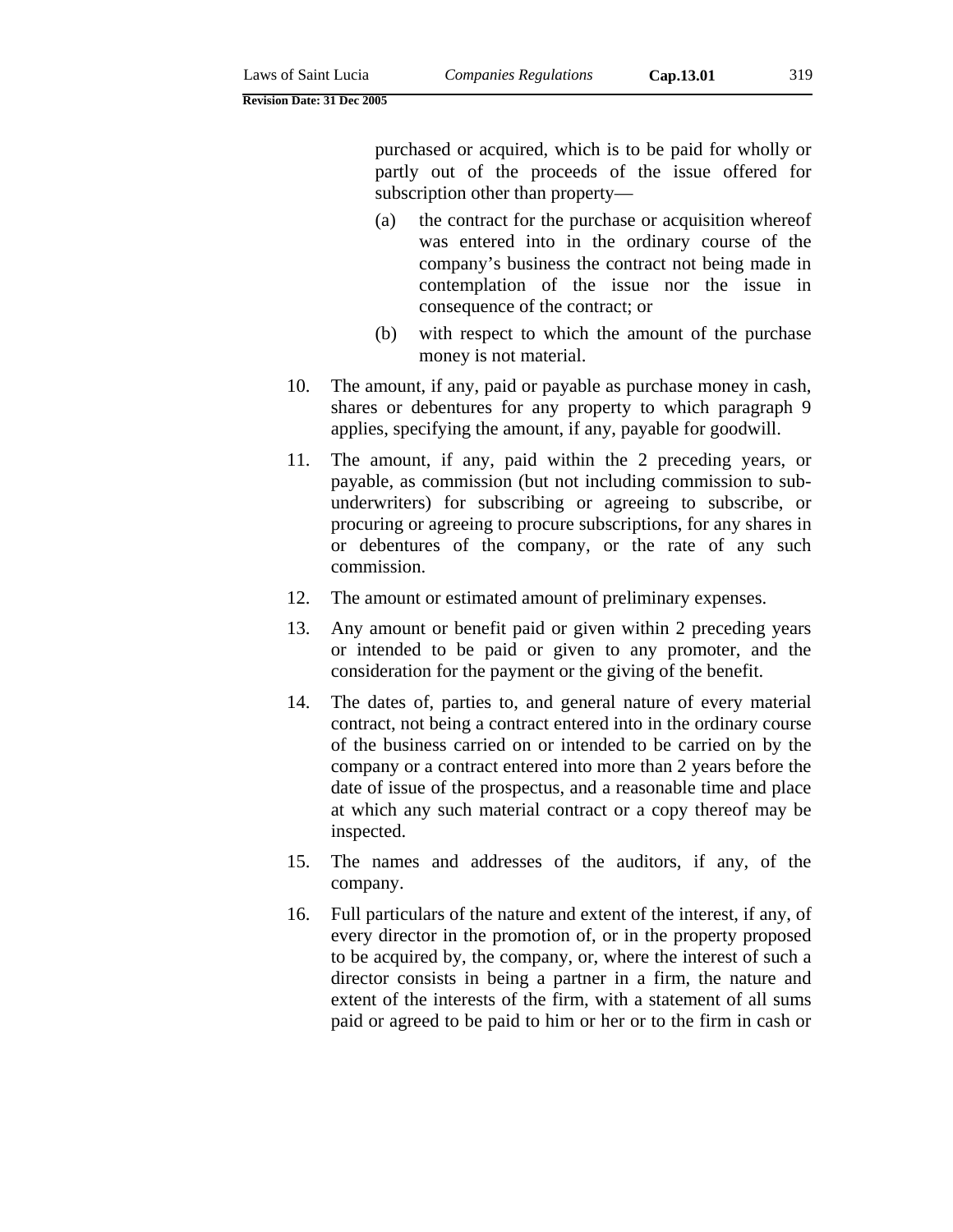purchased or acquired, which is to be paid for wholly or partly out of the proceeds of the issue offered for subscription other than property—

(a) the contract for the purchase or acquisition whereof was entered into in the ordinary course of the company's business the contract not being made in contemplation of the issue nor the issue in consequence of the contract; or

(b) with respect to which the amount of the purchase money is not material.

10. The amount, if any, paid or payable as purchase money in cash, shares or debentures for any property to which paragraph 9 applies, specifying the amount, if any, payable for goodwill.

11. The amount, if any, paid within the 2 preceding years, or payable, as commission (but not including commission to sub-underwriters) for subscribing or agreeing to subscribe, or procuring or agreeing to procure subscriptions, for any shares in or debentures of the company, or the rate of any such commission.

12. The amount or estimated amount of preliminary expenses.

13. Any amount or benefit paid or given within 2 preceding years or intended to be paid or given to any promoter, and the consideration for the payment or the giving of the benefit.

14. The dates of, parties to, and general nature of every material contract, not being a contract entered into in the ordinary course of the business carried on or intended to be carried on by the company or a contract entered into more than 2 years before the date of issue of the prospectus, and a reasonable time and place at which any such material contract or a copy thereof may be inspected.

15. The names and addresses of the auditors, if any, of the company.

16. Full particulars of the nature and extent of the interest, if any, of every director in the promotion of, or in the property proposed to be acquired by, the company, or, where the interest of such a director consists in being a partner in a firm, the nature and extent of the interests of the firm, with a statement of all sums paid or agreed to be paid to him or her or to the firm in cash or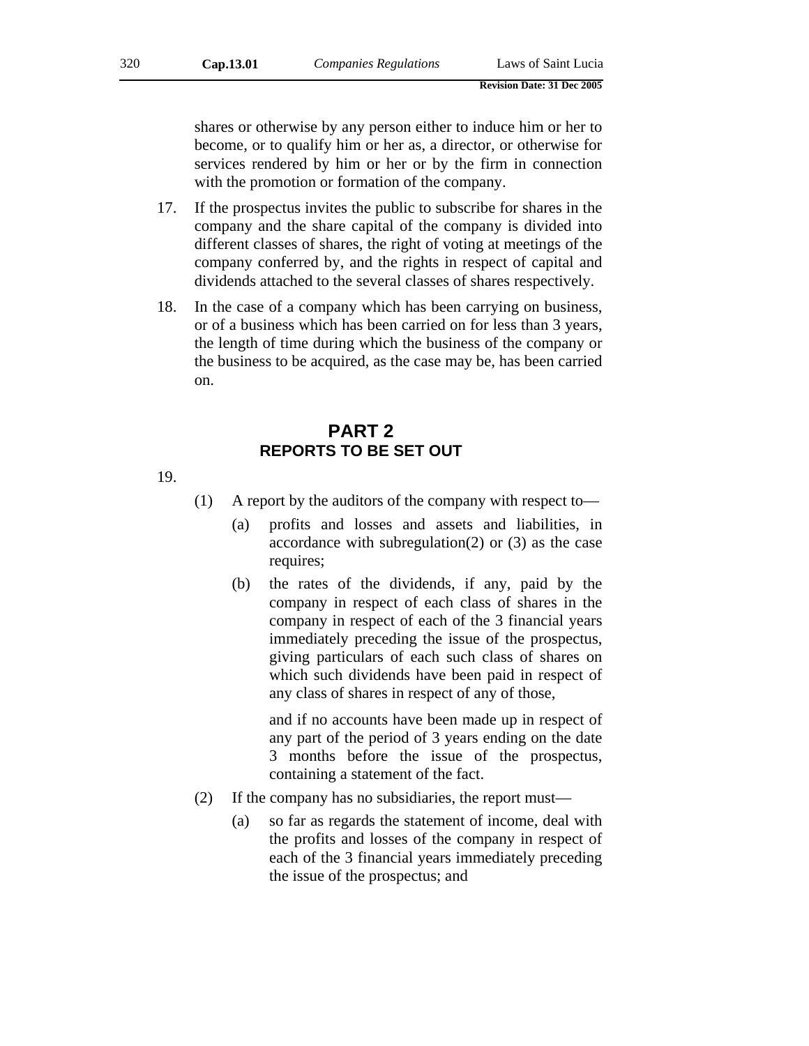shares or otherwise by any person either to induce him or her to become, or to qualify him or her as, a director, or otherwise for services rendered by him or her or by the firm in connection with the promotion or formation of the company.

17. If the prospectus invites the public to subscribe for shares in the company and the share capital of the company is divided into different classes of shares, the right of voting at meetings of the company conferred by, and the rights in respect of capital and dividends attached to the several classes of shares respectively.

18. In the case of a company which has been carrying on business, or of a business which has been carried on for less than 3 years, the length of time during which the business of the company or the business to be acquired, as the case may be, has been carried on.

## PART 2
### REPORTS TO BE SET OUT

19.

(1) A report by the auditors of the company with respect to—

(a) profits and losses and assets and liabilities, in accordance with subregulation(2) or (3) as the case requires;

(b) the rates of the dividends, if any, paid by the company in respect of each class of shares in the company in respect of each of the 3 financial years immediately preceding the issue of the prospectus, giving particulars of each such class of shares on which such dividends have been paid in respect of any class of shares in respect of any of those,

and if no accounts have been made up in respect of any part of the period of 3 years ending on the date 3 months before the issue of the prospectus, containing a statement of the fact.

(2) If the company has no subsidiaries, the report must—

(a) so far as regards the statement of income, deal with the profits and losses of the company in respect of each of the 3 financial years immediately preceding the issue of the prospectus; and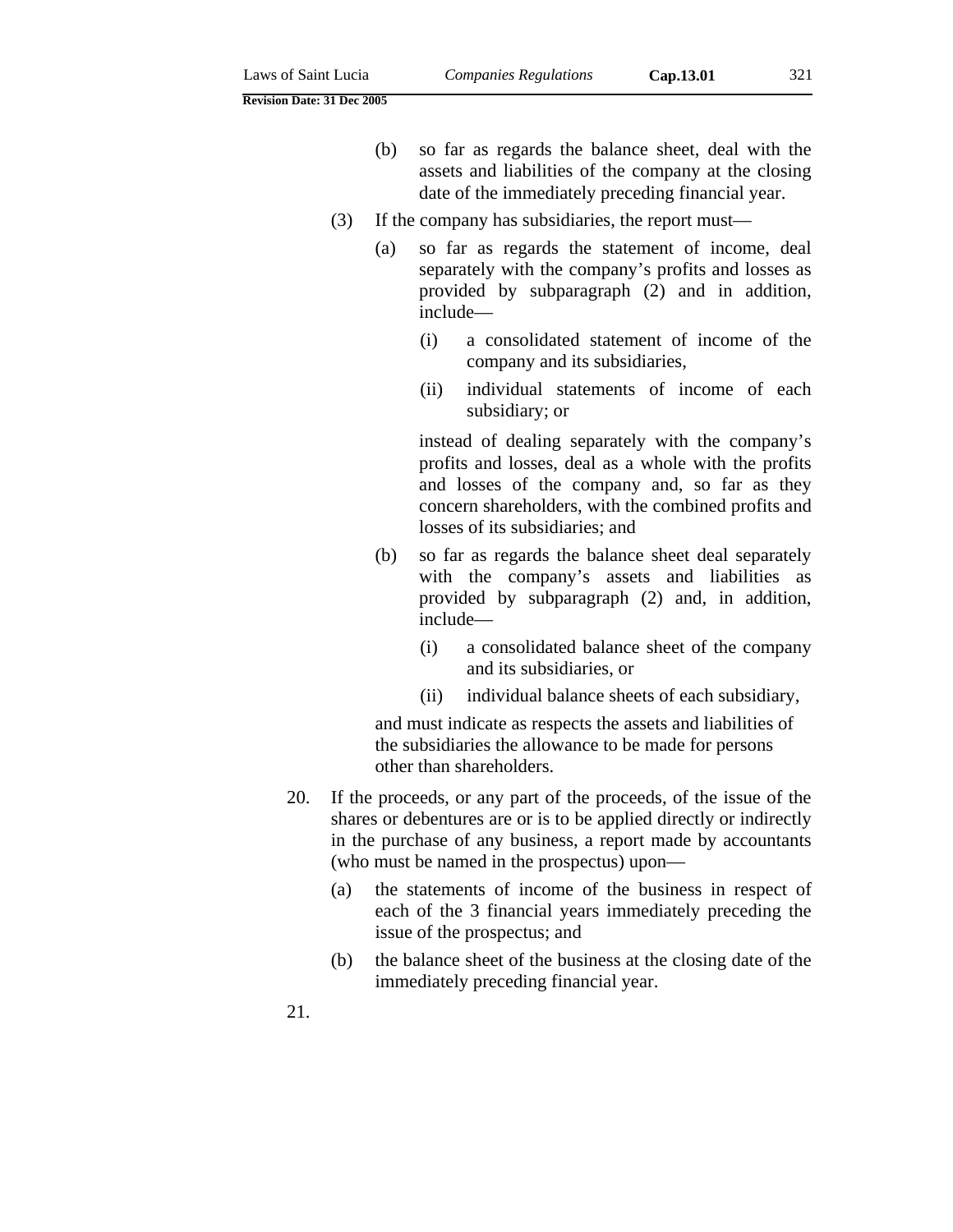(b) so far as regards the balance sheet, deal with the assets and liabilities of the company at the closing date of the immediately preceding financial year.

(3) If the company has subsidiaries, the report must—

(a) so far as regards the statement of income, deal separately with the company's profits and losses as provided by subparagraph (2) and in addition, include—

(i) a consolidated statement of income of the company and its subsidiaries,

(ii) individual statements of income of each subsidiary; or

instead of dealing separately with the company's profits and losses, deal as a whole with the profits and losses of the company and, so far as they concern shareholders, with the combined profits and losses of its subsidiaries; and

(b) so far as regards the balance sheet deal separately with the company's assets and liabilities as provided by subparagraph (2) and, in addition, include—

(i) a consolidated balance sheet of the company and its subsidiaries, or

(ii) individual balance sheets of each subsidiary,

and must indicate as respects the assets and liabilities of the subsidiaries the allowance to be made for persons other than shareholders.

20. If the proceeds, or any part of the proceeds, of the issue of the shares or debentures are or is to be applied directly or indirectly in the purchase of any business, a report made by accountants (who must be named in the prospectus) upon—

(a) the statements of income of the business in respect of each of the 3 financial years immediately preceding the issue of the prospectus; and

(b) the balance sheet of the business at the closing date of the immediately preceding financial year.

21.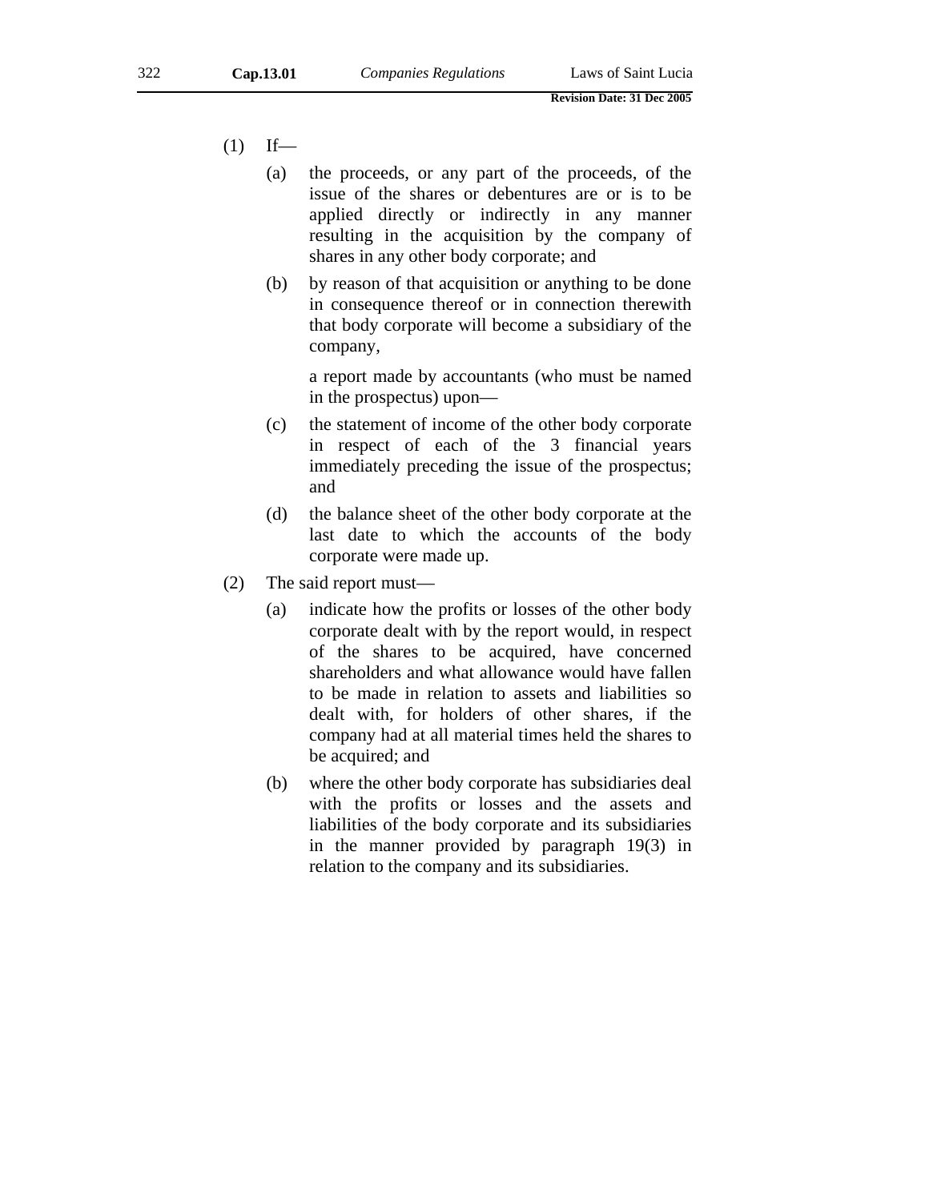(1) If—

(a) the proceeds, or any part of the proceeds, of the issue of the shares or debentures are or is to be applied directly or indirectly in any manner resulting in the acquisition by the company of shares in any other body corporate; and

(b) by reason of that acquisition or anything to be done in consequence thereof or in connection therewith that body corporate will become a subsidiary of the company,

a report made by accountants (who must be named in the prospectus) upon—

(c) the statement of income of the other body corporate in respect of each of the 3 financial years immediately preceding the issue of the prospectus; and

(d) the balance sheet of the other body corporate at the last date to which the accounts of the body corporate were made up.

(2) The said report must—

(a) indicate how the profits or losses of the other body corporate dealt with by the report would, in respect of the shares to be acquired, have concerned shareholders and what allowance would have fallen to be made in relation to assets and liabilities so dealt with, for holders of other shares, if the company had at all material times held the shares to be acquired; and

(b) where the other body corporate has subsidiaries deal with the profits or losses and the assets and liabilities of the body corporate and its subsidiaries in the manner provided by paragraph 19(3) in relation to the company and its subsidiaries.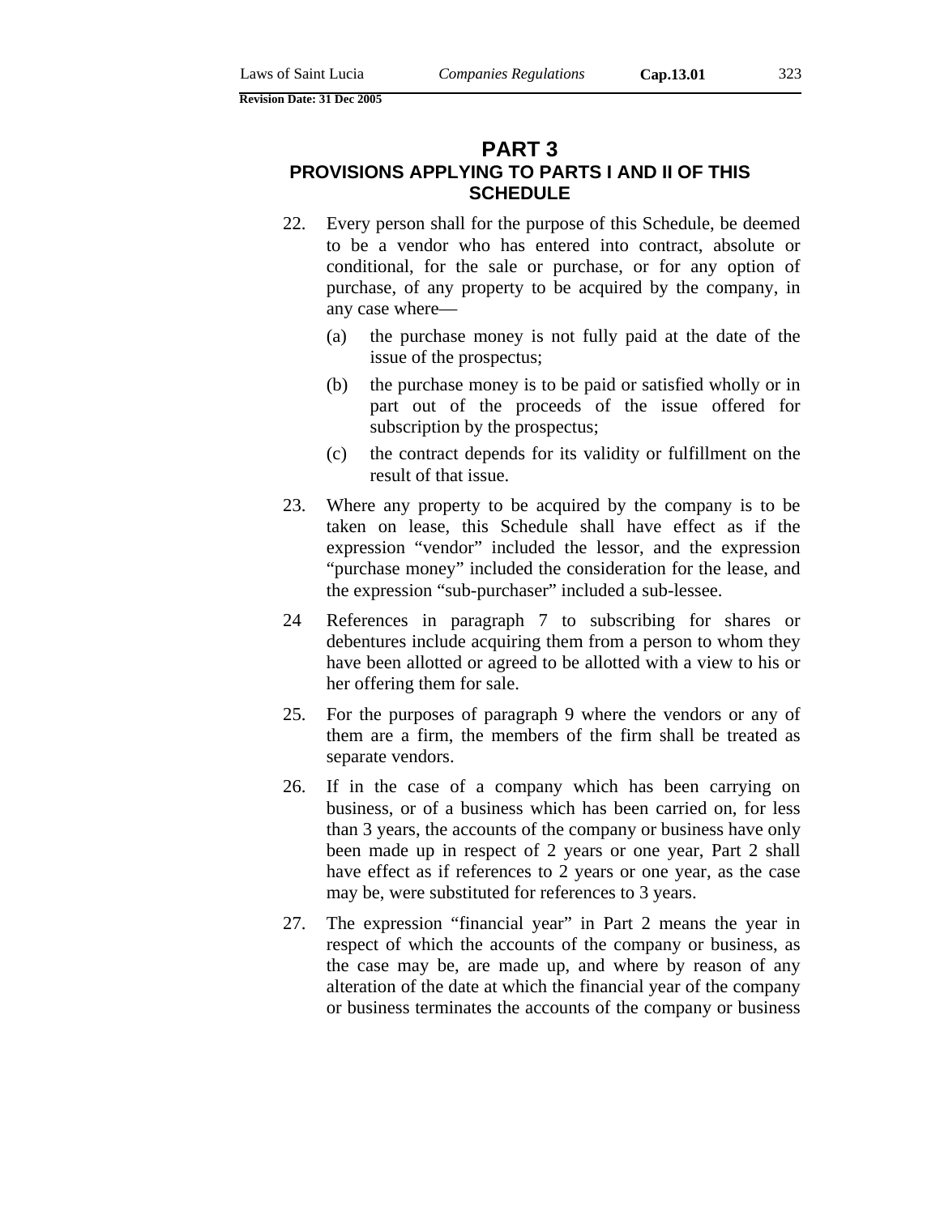## PART 3
## PROVISIONS APPLYING TO PARTS I AND II OF THIS SCHEDULE

22. Every person shall for the purpose of this Schedule, be deemed to be a vendor who has entered into contract, absolute or conditional, for the sale or purchase, or for any option of purchase, of any property to be acquired by the company, in any case where—

    (a) the purchase money is not fully paid at the date of the issue of the prospectus;

    (b) the purchase money is to be paid or satisfied wholly or in part out of the proceeds of the issue offered for subscription by the prospectus;

    (c) the contract depends for its validity or fulfillment on the result of that issue.

23. Where any property to be acquired by the company is to be taken on lease, this Schedule shall have effect as if the expression "vendor" included the lessor, and the expression "purchase money" included the consideration for the lease, and the expression "sub-purchaser" included a sub-lessee.

24 References in paragraph 7 to subscribing for shares or debentures include acquiring them from a person to whom they have been allotted or agreed to be allotted with a view to his or her offering them for sale.

25. For the purposes of paragraph 9 where the vendors or any of them are a firm, the members of the firm shall be treated as separate vendors.

26. If in the case of a company which has been carrying on business, or of a business which has been carried on, for less than 3 years, the accounts of the company or business have only been made up in respect of 2 years or one year, Part 2 shall have effect as if references to 2 years or one year, as the case may be, were substituted for references to 3 years.

27. The expression "financial year" in Part 2 means the year in respect of which the accounts of the company or business, as the case may be, are made up, and where by reason of any alteration of the date at which the financial year of the company or business terminates the accounts of the company or business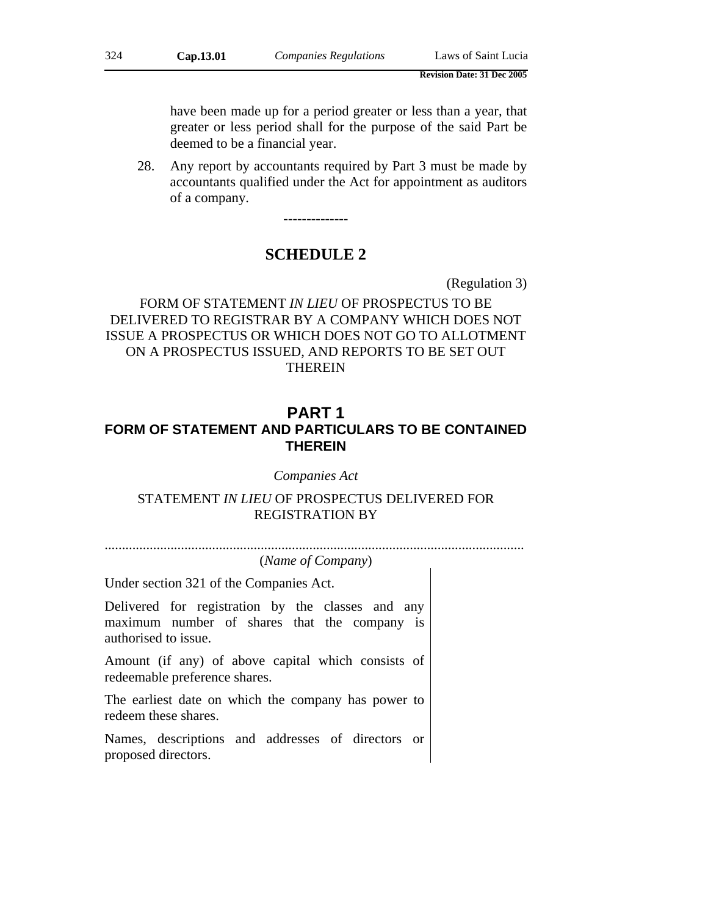have been made up for a period greater or less than a year, that greater or less period shall for the purpose of the said Part be deemed to be a financial year.

28. Any report by accountants required by Part 3 must be made by accountants qualified under the Act for appointment as auditors of a company.

--------------

# SCHEDULE 2

(Regulation 3)

FORM OF STATEMENT *IN LIEU* OF PROSPECTUS TO BE DELIVERED TO REGISTRAR BY A COMPANY WHICH DOES NOT ISSUE A PROSPECTUS OR WHICH DOES NOT GO TO ALLOTMENT ON A PROSPECTUS ISSUED, AND REPORTS TO BE SET OUT THEREIN

## PART 1
## FORM OF STATEMENT AND PARTICULARS TO BE CONTAINED THEREIN

*Companies Act*

STATEMENT *IN LIEU* OF PROSPECTUS DELIVERED FOR REGISTRATION BY

.........................................................................................................................
(*Name of Company*)

| | |
|---|---|
| Under section 321 of the Companies Act. | |
| Delivered for registration by the classes and any maximum number of shares that the company is authorised to issue. | |
| Amount (if any) of above capital which consists of redeemable preference shares. | |
| The earliest date on which the company has power to redeem these shares. | |
| Names, descriptions and addresses of directors or proposed directors. | |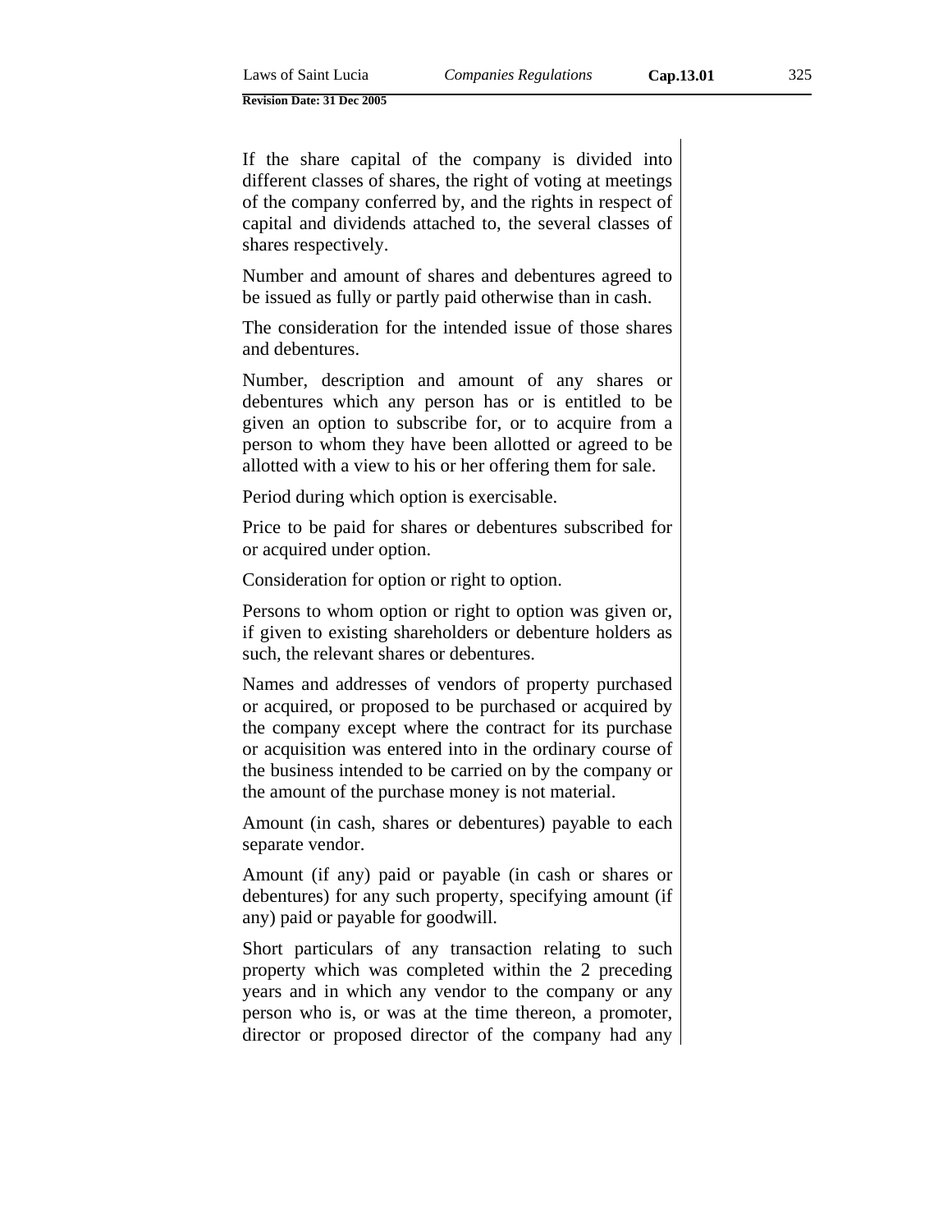If the share capital of the company is divided into different classes of shares, the right of voting at meetings of the company conferred by, and the rights in respect of capital and dividends attached to, the several classes of shares respectively.

Number and amount of shares and debentures agreed to be issued as fully or partly paid otherwise than in cash.

The consideration for the intended issue of those shares and debentures.

Number, description and amount of any shares or debentures which any person has or is entitled to be given an option to subscribe for, or to acquire from a person to whom they have been allotted or agreed to be allotted with a view to his or her offering them for sale.

Period during which option is exercisable.

Price to be paid for shares or debentures subscribed for or acquired under option.

Consideration for option or right to option.

Persons to whom option or right to option was given or, if given to existing shareholders or debenture holders as such, the relevant shares or debentures.

Names and addresses of vendors of property purchased or acquired, or proposed to be purchased or acquired by the company except where the contract for its purchase or acquisition was entered into in the ordinary course of the business intended to be carried on by the company or the amount of the purchase money is not material.

Amount (in cash, shares or debentures) payable to each separate vendor.

Amount (if any) paid or payable (in cash or shares or debentures) for any such property, specifying amount (if any) paid or payable for goodwill.

Short particulars of any transaction relating to such property which was completed within the 2 preceding years and in which any vendor to the company or any person who is, or was at the time thereon, a promoter, director or proposed director of the company had any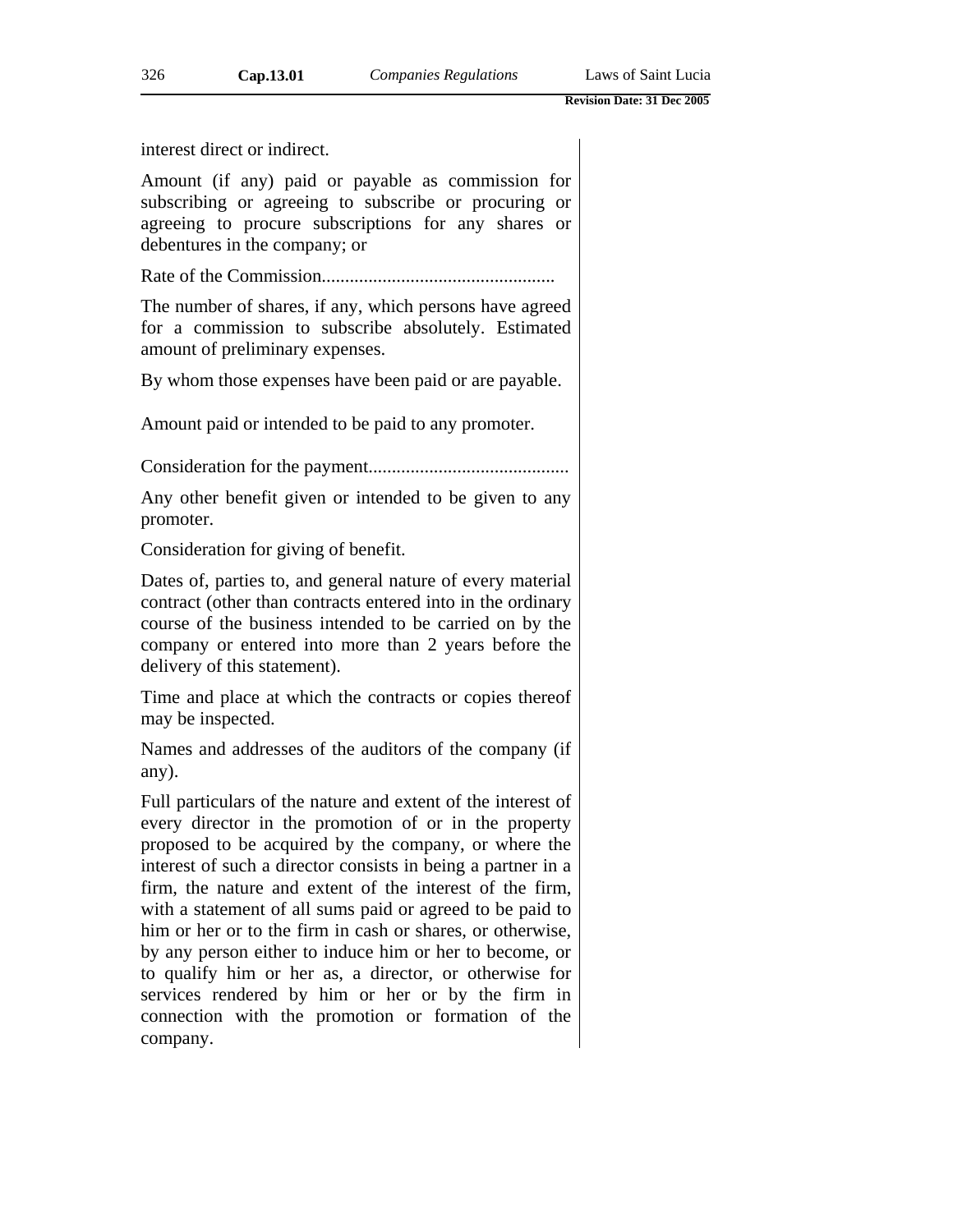interest direct or indirect.

Amount (if any) paid or payable as commission for subscribing or agreeing to subscribe or procuring or agreeing to procure subscriptions for any shares or debentures in the company; or

Rate of the Commission..................................................

The number of shares, if any, which persons have agreed for a commission to subscribe absolutely. Estimated amount of preliminary expenses.

By whom those expenses have been paid or are payable.

Amount paid or intended to be paid to any promoter.

Consideration for the payment...........................................

Any other benefit given or intended to be given to any promoter.

Consideration for giving of benefit.

Dates of, parties to, and general nature of every material contract (other than contracts entered into in the ordinary course of the business intended to be carried on by the company or entered into more than 2 years before the delivery of this statement).

Time and place at which the contracts or copies thereof may be inspected.

Names and addresses of the auditors of the company (if any).

Full particulars of the nature and extent of the interest of every director in the promotion of or in the property proposed to be acquired by the company, or where the interest of such a director consists in being a partner in a firm, the nature and extent of the interest of the firm, with a statement of all sums paid or agreed to be paid to him or her or to the firm in cash or shares, or otherwise, by any person either to induce him or her to become, or to qualify him or her as, a director, or otherwise for services rendered by him or her or by the firm in connection with the promotion or formation of the company.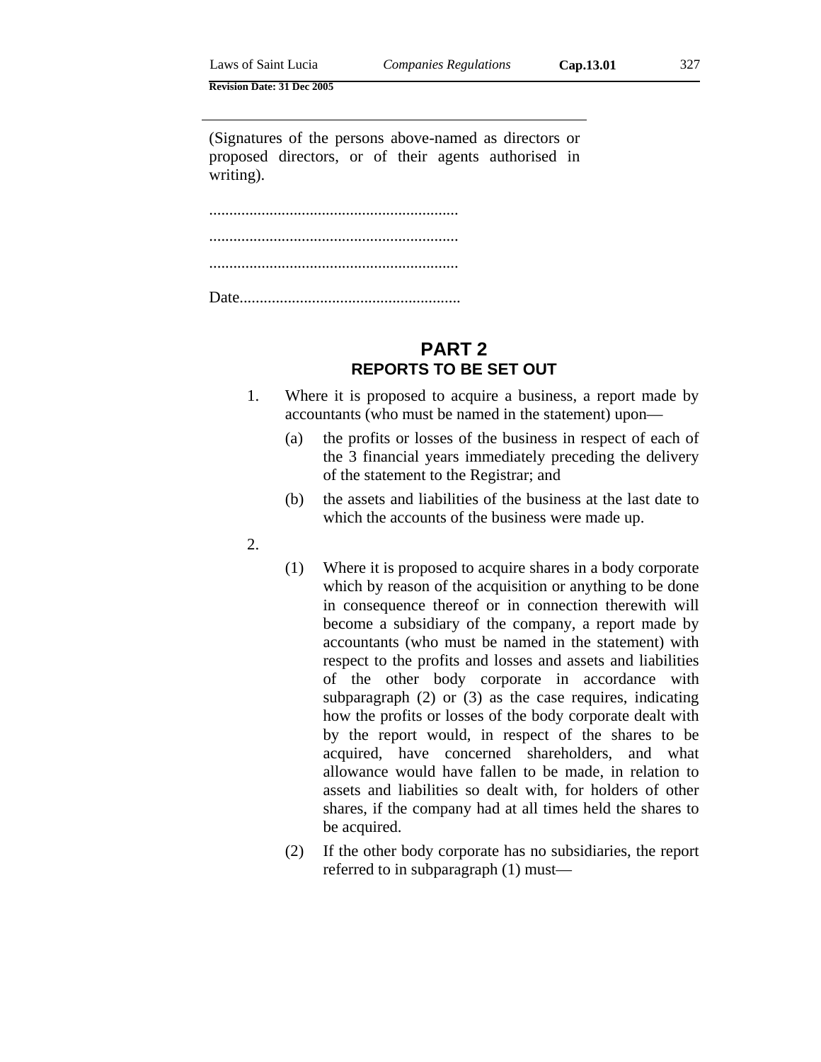---

(Signatures of the persons above-named as directors or proposed directors, or of their agents authorised in writing).

..............................................................

..............................................................

..............................................................

Date.......................................................

## PART 2
### REPORTS TO BE SET OUT

1. Where it is proposed to acquire a business, a report made by accountants (who must be named in the statement) upon—

   (a) the profits or losses of the business in respect of each of the 3 financial years immediately preceding the delivery of the statement to the Registrar; and

   (b) the assets and liabilities of the business at the last date to which the accounts of the business were made up.

2.

   (1) Where it is proposed to acquire shares in a body corporate which by reason of the acquisition or anything to be done in consequence thereof or in connection therewith will become a subsidiary of the company, a report made by accountants (who must be named in the statement) with respect to the profits and losses and assets and liabilities of the other body corporate in accordance with subparagraph (2) or (3) as the case requires, indicating how the profits or losses of the body corporate dealt with by the report would, in respect of the shares to be acquired, have concerned shareholders, and what allowance would have fallen to be made, in relation to assets and liabilities so dealt with, for holders of other shares, if the company had at all times held the shares to be acquired.

   (2) If the other body corporate has no subsidiaries, the report referred to in subparagraph (1) must—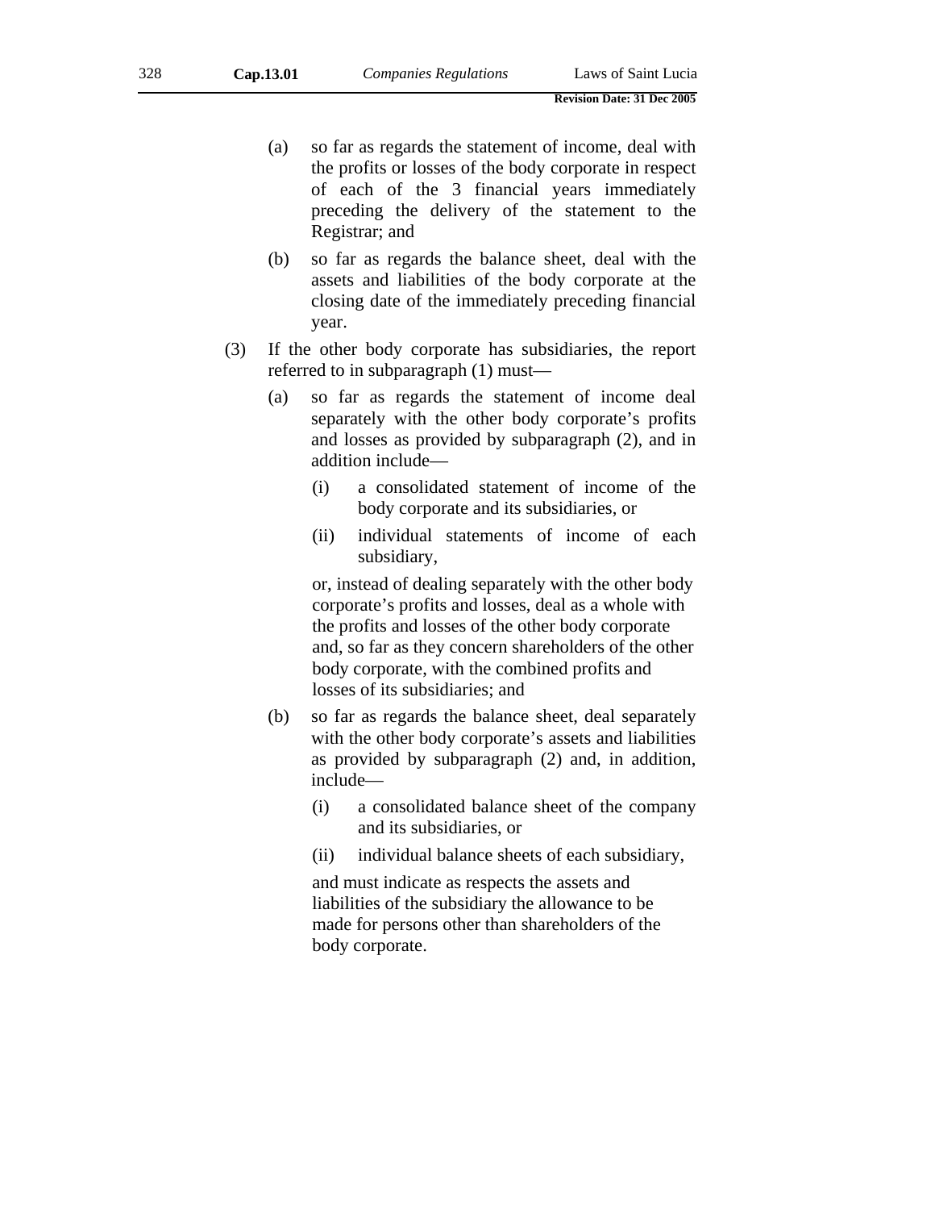(a) so far as regards the statement of income, deal with the profits or losses of the body corporate in respect of each of the 3 financial years immediately preceding the delivery of the statement to the Registrar; and

(b) so far as regards the balance sheet, deal with the assets and liabilities of the body corporate at the closing date of the immediately preceding financial year.

(3) If the other body corporate has subsidiaries, the report referred to in subparagraph (1) must—

(a) so far as regards the statement of income deal separately with the other body corporate's profits and losses as provided by subparagraph (2), and in addition include—

(i) a consolidated statement of income of the body corporate and its subsidiaries, or

(ii) individual statements of income of each subsidiary,

or, instead of dealing separately with the other body corporate's profits and losses, deal as a whole with the profits and losses of the other body corporate and, so far as they concern shareholders of the other body corporate, with the combined profits and losses of its subsidiaries; and

(b) so far as regards the balance sheet, deal separately with the other body corporate's assets and liabilities as provided by subparagraph (2) and, in addition, include—

(i) a consolidated balance sheet of the company and its subsidiaries, or

(ii) individual balance sheets of each subsidiary,

and must indicate as respects the assets and liabilities of the subsidiary the allowance to be made for persons other than shareholders of the body corporate.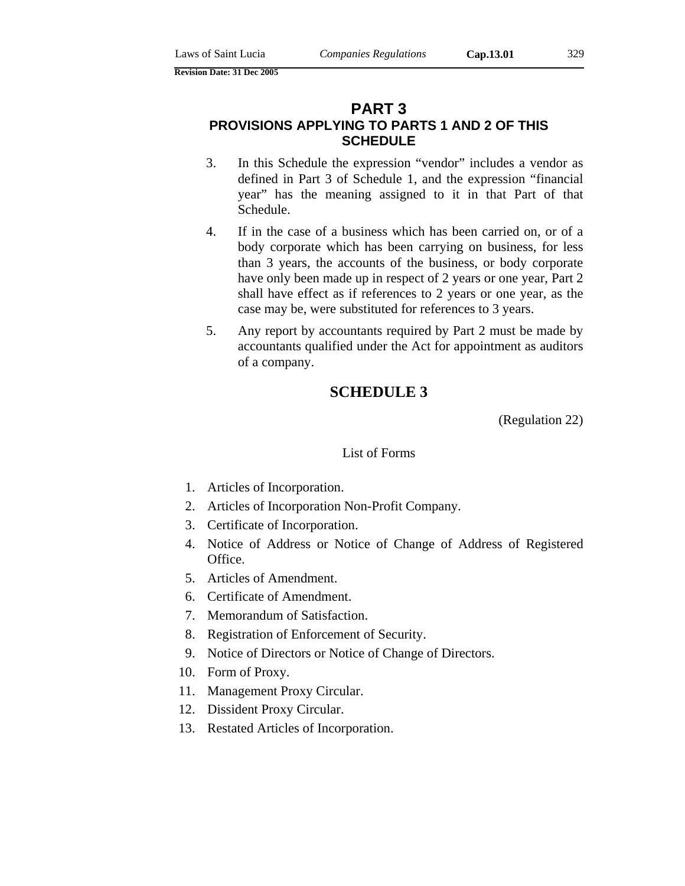## PART 3
### PROVISIONS APPLYING TO PARTS 1 AND 2 OF THIS SCHEDULE

3. In this Schedule the expression "vendor" includes a vendor as defined in Part 3 of Schedule 1, and the expression "financial year" has the meaning assigned to it in that Part of that Schedule.

4. If in the case of a business which has been carried on, or of a body corporate which has been carrying on business, for less than 3 years, the accounts of the business, or body corporate have only been made up in respect of 2 years or one year, Part 2 shall have effect as if references to 2 years or one year, as the case may be, were substituted for references to 3 years.

5. Any report by accountants required by Part 2 must be made by accountants qualified under the Act for appointment as auditors of a company.

## SCHEDULE 3

(Regulation 22)

List of Forms

1. Articles of Incorporation.
2. Articles of Incorporation Non-Profit Company.
3. Certificate of Incorporation.
4. Notice of Address or Notice of Change of Address of Registered Office.
5. Articles of Amendment.
6. Certificate of Amendment.
7. Memorandum of Satisfaction.
8. Registration of Enforcement of Security.
9. Notice of Directors or Notice of Change of Directors.
10. Form of Proxy.
11. Management Proxy Circular.
12. Dissident Proxy Circular.
13. Restated Articles of Incorporation.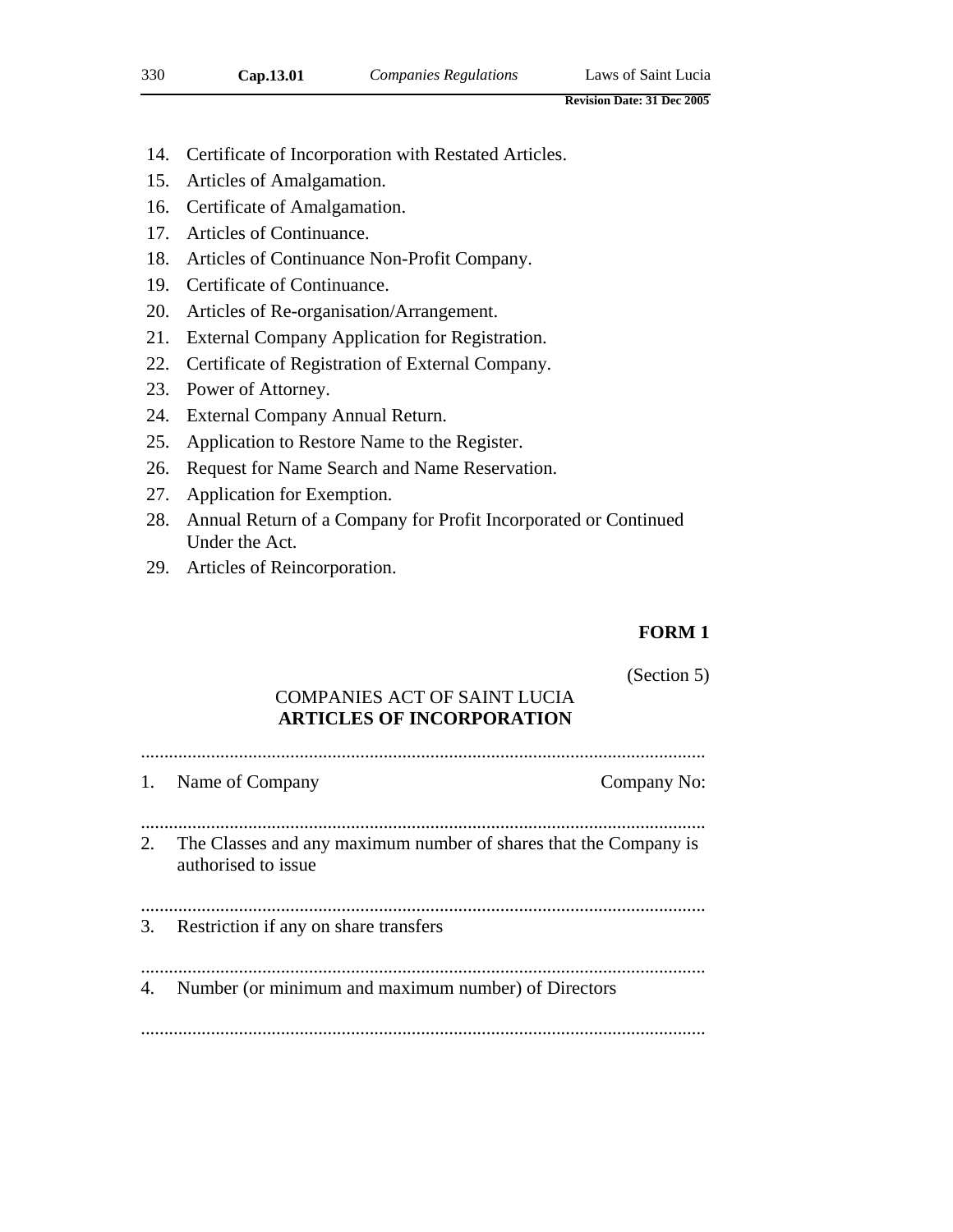14. Certificate of Incorporation with Restated Articles.
15. Articles of Amalgamation.
16. Certificate of Amalgamation.
17. Articles of Continuance.
18. Articles of Continuance Non-Profit Company.
19. Certificate of Continuance.
20. Articles of Re-organisation/Arrangement.
21. External Company Application for Registration.
22. Certificate of Registration of External Company.
23. Power of Attorney.
24. External Company Annual Return.
25. Application to Restore Name to the Register.
26. Request for Name Search and Name Reservation.
27. Application for Exemption.
28. Annual Return of a Company for Profit Incorporated or Continued Under the Act.
29. Articles of Reincorporation.

**FORM 1**

(Section 5)

COMPANIES ACT OF SAINT LUCIA
**ARTICLES OF INCORPORATION**

........................................................................................................................

1. Name of Company Company No:

........................................................................................................................

2. The Classes and any maximum number of shares that the Company is authorised to issue

........................................................................................................................

3. Restriction if any on share transfers

........................................................................................................................

4. Number (or minimum and maximum number) of Directors

........................................................................................................................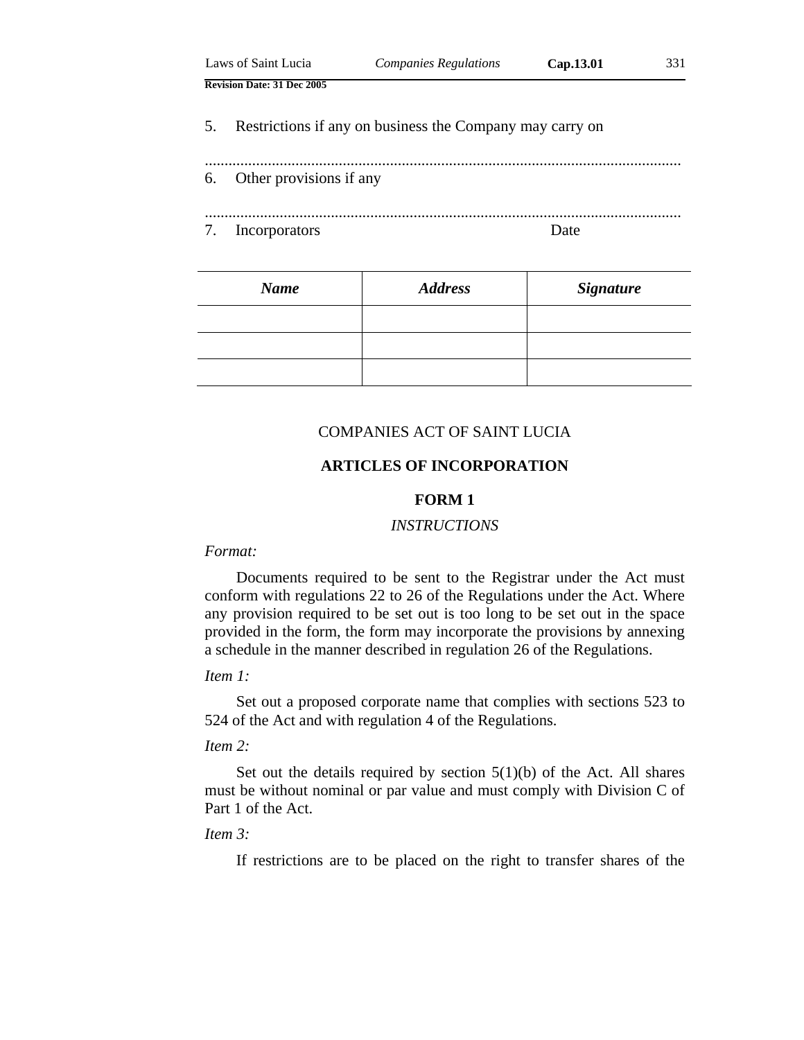5. Restrictions if any on business the Company may carry on

.......................................................................................................................

6. Other provisions if any

.......................................................................................................................

7. Incorporators                                                  Date

| *Name* | *Address* | *Signature* |
|---|---|---|
| | | |
| | | |
| | | |

COMPANIES ACT OF SAINT LUCIA

**ARTICLES OF INCORPORATION**

**FORM 1**

*INSTRUCTIONS*

*Format:*

Documents required to be sent to the Registrar under the Act must conform with regulations 22 to 26 of the Regulations under the Act. Where any provision required to be set out is too long to be set out in the space provided in the form, the form may incorporate the provisions by annexing a schedule in the manner described in regulation 26 of the Regulations.

*Item 1:*

Set out a proposed corporate name that complies with sections 523 to 524 of the Act and with regulation 4 of the Regulations.

*Item 2:*

Set out the details required by section 5(1)(b) of the Act. All shares must be without nominal or par value and must comply with Division C of Part 1 of the Act.

*Item 3:*

If restrictions are to be placed on the right to transfer shares of the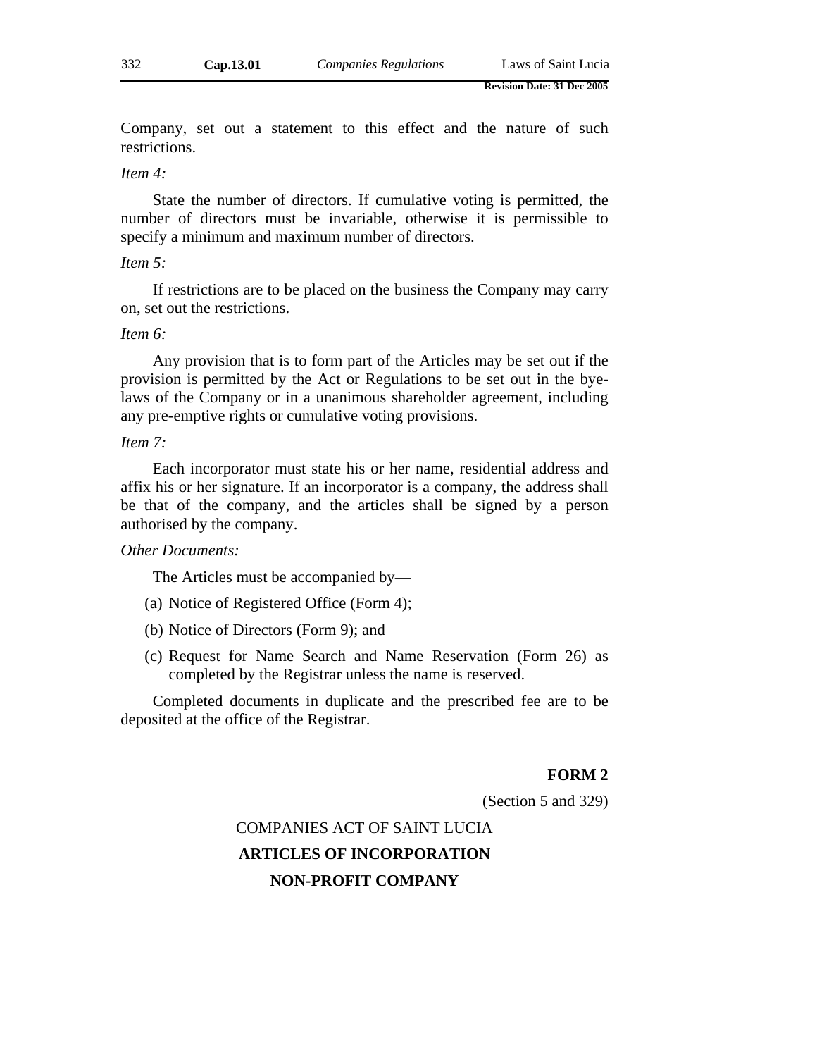Company, set out a statement to this effect and the nature of such restrictions.

*Item 4:*

State the number of directors. If cumulative voting is permitted, the number of directors must be invariable, otherwise it is permissible to specify a minimum and maximum number of directors.

*Item 5:*

If restrictions are to be placed on the business the Company may carry on, set out the restrictions.

*Item 6:*

Any provision that is to form part of the Articles may be set out if the provision is permitted by the Act or Regulations to be set out in the bye-laws of the Company or in a unanimous shareholder agreement, including any pre-emptive rights or cumulative voting provisions.

*Item 7:*

Each incorporator must state his or her name, residential address and affix his or her signature. If an incorporator is a company, the address shall be that of the company, and the articles shall be signed by a person authorised by the company.

*Other Documents:*

The Articles must be accompanied by—

(a) Notice of Registered Office (Form 4);

(b) Notice of Directors (Form 9); and

(c) Request for Name Search and Name Reservation (Form 26) as completed by the Registrar unless the name is reserved.

Completed documents in duplicate and the prescribed fee are to be deposited at the office of the Registrar.

**FORM 2**

(Section 5 and 329)

COMPANIES ACT OF SAINT LUCIA

**ARTICLES OF INCORPORATION**

**NON-PROFIT COMPANY**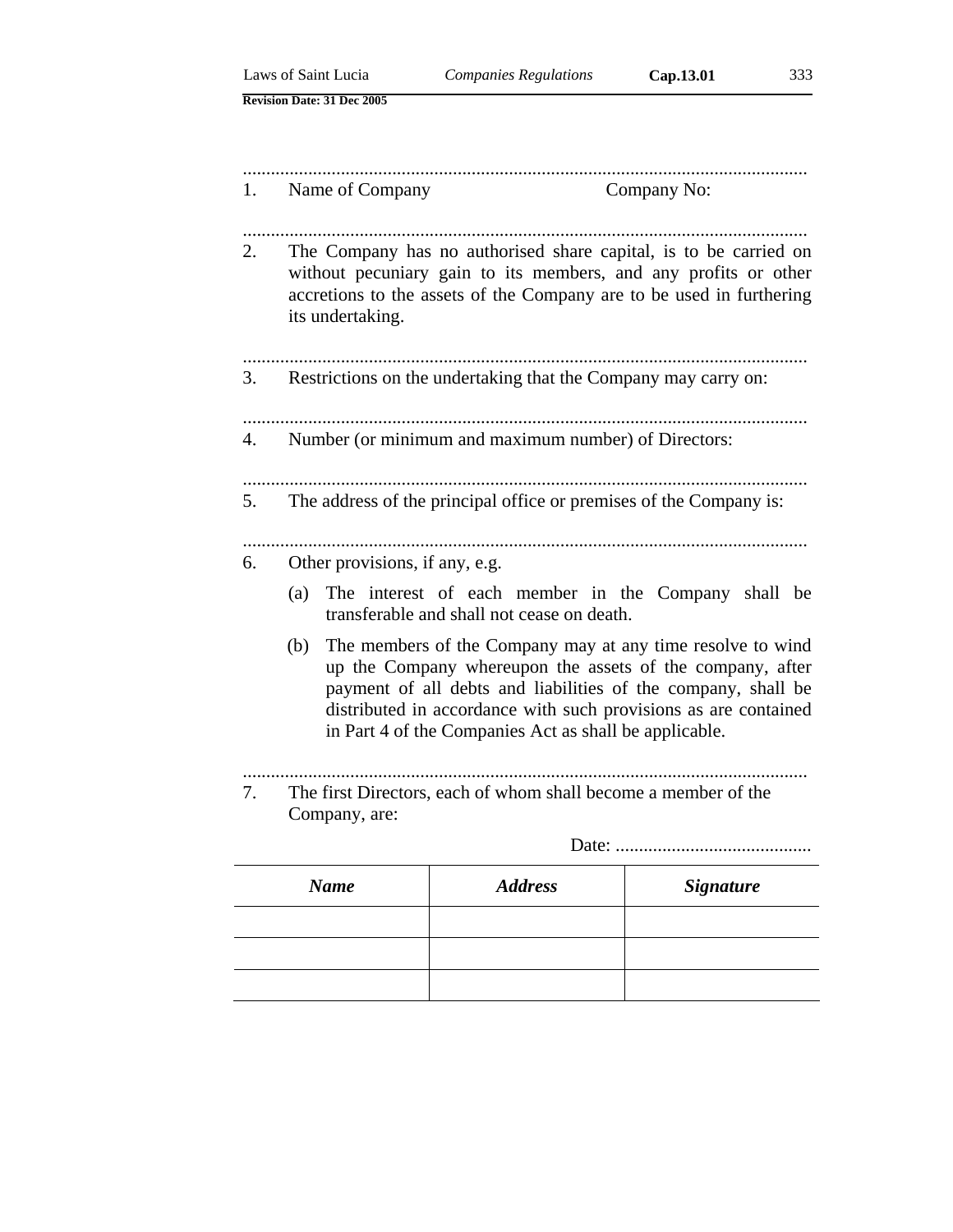..........................................................................................................................

1. Name of Company                                    Company No:

..........................................................................................................................

2. The Company has no authorised share capital, is to be carried on without pecuniary gain to its members, and any profits or other accretions to the assets of the Company are to be used in furthering its undertaking.

..........................................................................................................................

3. Restrictions on the undertaking that the Company may carry on:

..........................................................................................................................

4. Number (or minimum and maximum number) of Directors:

..........................................................................................................................

5. The address of the principal office or premises of the Company is:

..........................................................................................................................

6. Other provisions, if any, e.g.

   (a) The interest of each member in the Company shall be transferable and shall not cease on death.

   (b) The members of the Company may at any time resolve to wind up the Company whereupon the assets of the company, after payment of all debts and liabilities of the company, shall be distributed in accordance with such provisions as are contained in Part 4 of the Companies Act as shall be applicable.

..........................................................................................................................

7. The first Directors, each of whom shall become a member of the Company, are:

Date: ..........................................

| *Name* | *Address* | *Signature* |
|---|---|---|
| | | |
| | | |
| | | |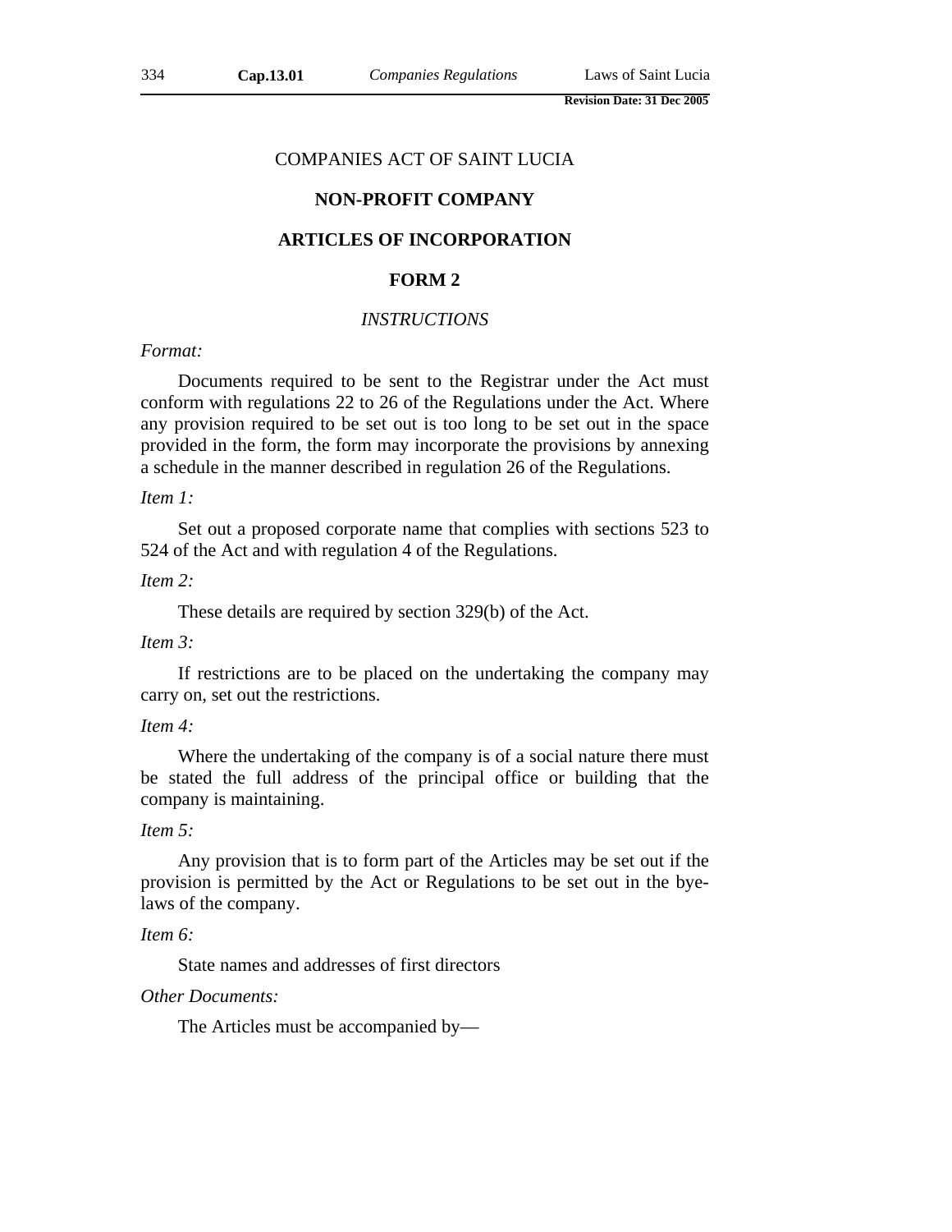COMPANIES ACT OF SAINT LUCIA

## NON-PROFIT COMPANY

## ARTICLES OF INCORPORATION

## FORM 2

*INSTRUCTIONS*

*Format:*

Documents required to be sent to the Registrar under the Act must conform with regulations 22 to 26 of the Regulations under the Act. Where any provision required to be set out is too long to be set out in the space provided in the form, the form may incorporate the provisions by annexing a schedule in the manner described in regulation 26 of the Regulations.

*Item 1:*

Set out a proposed corporate name that complies with sections 523 to 524 of the Act and with regulation 4 of the Regulations.

*Item 2:*

These details are required by section 329(b) of the Act.

*Item 3:*

If restrictions are to be placed on the undertaking the company may carry on, set out the restrictions.

*Item 4:*

Where the undertaking of the company is of a social nature there must be stated the full address of the principal office or building that the company is maintaining.

*Item 5:*

Any provision that is to form part of the Articles may be set out if the provision is permitted by the Act or Regulations to be set out in the bye-laws of the company.

*Item 6:*

State names and addresses of first directors

*Other Documents:*

The Articles must be accompanied by—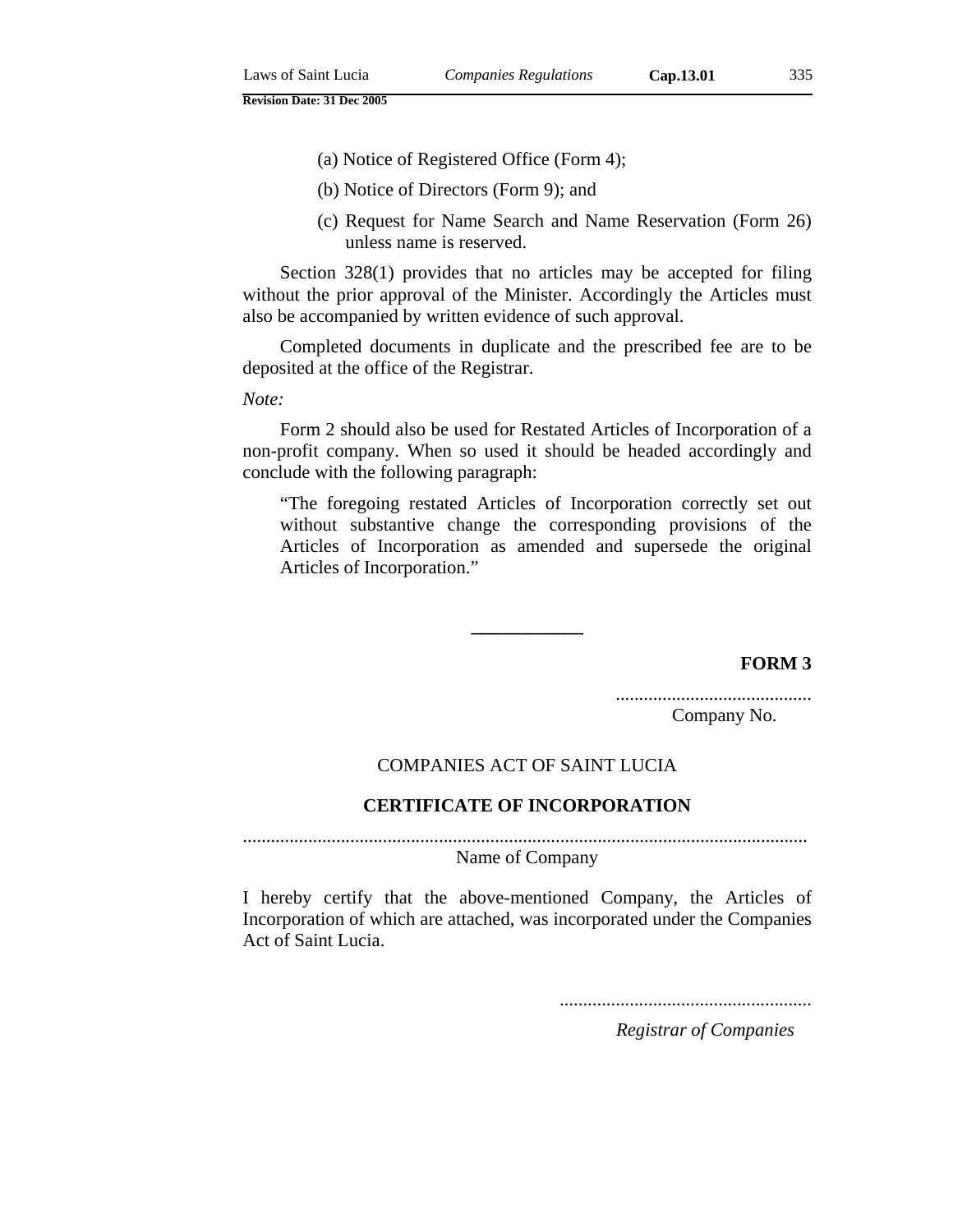(a) Notice of Registered Office (Form 4);

(b) Notice of Directors (Form 9); and

(c) Request for Name Search and Name Reservation (Form 26) unless name is reserved.

Section 328(1) provides that no articles may be accepted for filing without the prior approval of the Minister. Accordingly the Articles must also be accompanied by written evidence of such approval.

Completed documents in duplicate and the prescribed fee are to be deposited at the office of the Registrar.

*Note:*

Form 2 should also be used for Restated Articles of Incorporation of a non-profit company. When so used it should be headed accordingly and conclude with the following paragraph:

> "The foregoing restated Articles of Incorporation correctly set out without substantive change the corresponding provisions of the Articles of Incorporation as amended and supersede the original Articles of Incorporation."

---

**FORM 3**

..........................................
Company No.

COMPANIES ACT OF SAINT LUCIA

**CERTIFICATE OF INCORPORATION**

........................................................................................................................
Name of Company

I hereby certify that the above-mentioned Company, the Articles of Incorporation of which are attached, was incorporated under the Companies Act of Saint Lucia.

......................................................
*Registrar of Companies*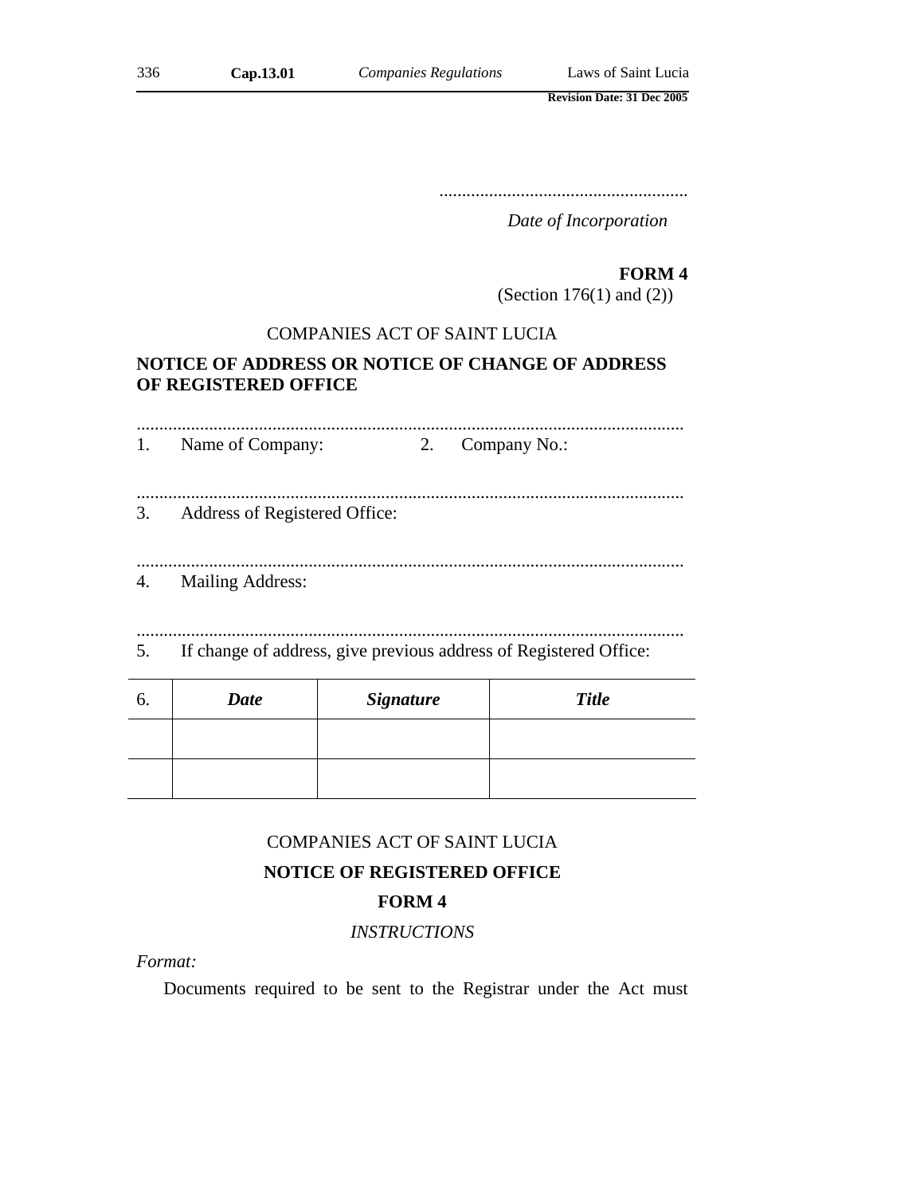.......................................................

*Date of Incorporation*

**FORM 4**

(Section 176(1) and (2))

COMPANIES ACT OF SAINT LUCIA

**NOTICE OF ADDRESS OR NOTICE OF CHANGE OF ADDRESS OF REGISTERED OFFICE**

..........................................................................................................................

1. Name of Company: 2. Company No.:

..........................................................................................................................

3. Address of Registered Office:

..........................................................................................................................

4. Mailing Address:

..........................................................................................................................

5. If change of address, give previous address of Registered Office:

| 6. | ***Date*** | ***Signature*** | ***Title*** |
|---|---|---|---|
| | | | |
| | | | |

COMPANIES ACT OF SAINT LUCIA

**NOTICE OF REGISTERED OFFICE**

**FORM 4**

*INSTRUCTIONS*

*Format:*

Documents required to be sent to the Registrar under the Act must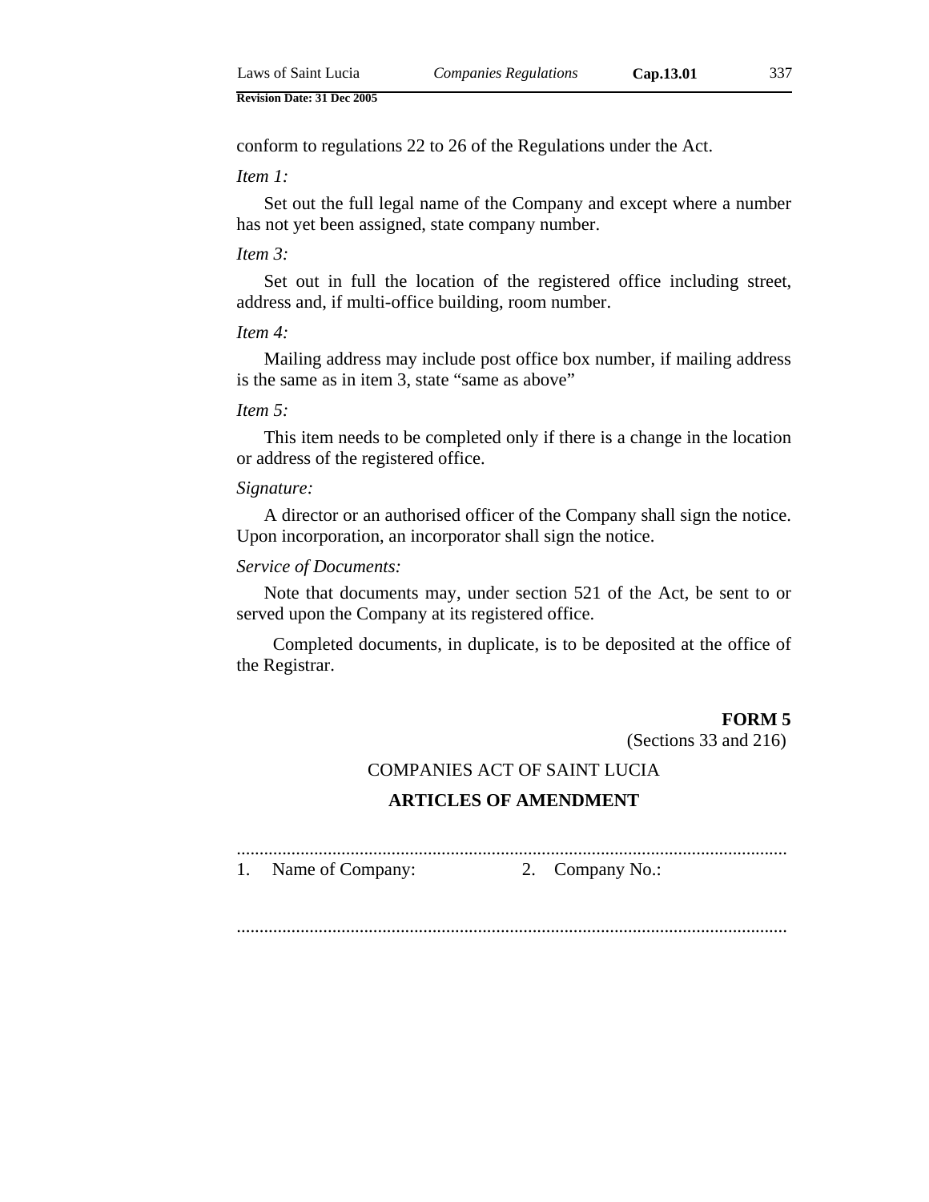conform to regulations 22 to 26 of the Regulations under the Act.

*Item 1:*

Set out the full legal name of the Company and except where a number has not yet been assigned, state company number.

*Item 3:*

Set out in full the location of the registered office including street, address and, if multi-office building, room number.

*Item 4:*

Mailing address may include post office box number, if mailing address is the same as in item 3, state "same as above"

*Item 5:*

This item needs to be completed only if there is a change in the location or address of the registered office.

*Signature:*

A director or an authorised officer of the Company shall sign the notice. Upon incorporation, an incorporator shall sign the notice.

*Service of Documents:*

Note that documents may, under section 521 of the Act, be sent to or served upon the Company at its registered office.

Completed documents, in duplicate, is to be deposited at the office of the Registrar.

**FORM 5**

(Sections 33 and 216)

COMPANIES ACT OF SAINT LUCIA

**ARTICLES OF AMENDMENT**

..........................................................................................................................

1. Name of Company: 2. Company No.:

..........................................................................................................................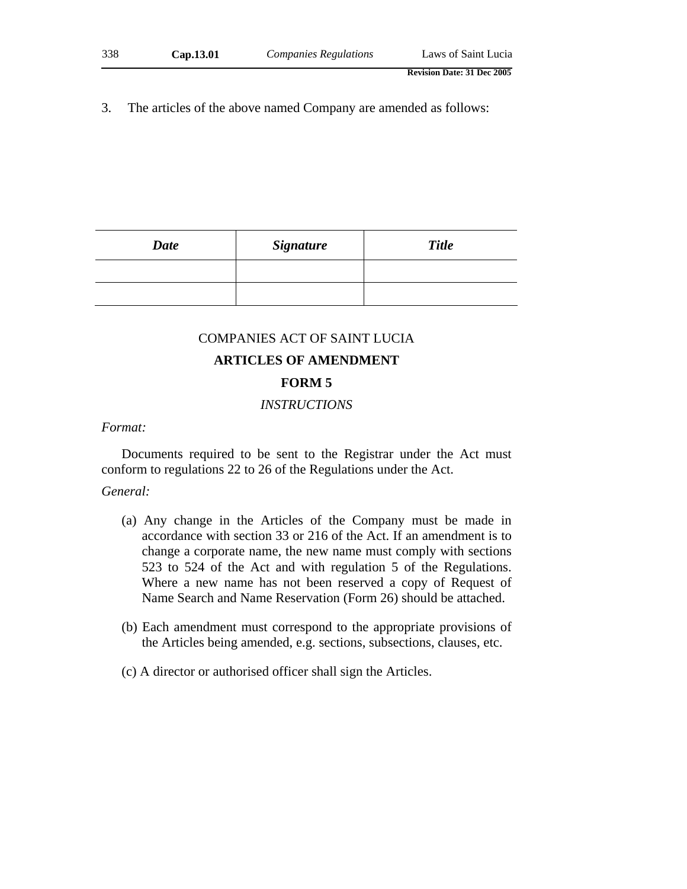3. The articles of the above named Company are amended as follows:

| ***Date*** | ***Signature*** | ***Title*** |
|---|---|---|
| | | |
| | | |

COMPANIES ACT OF SAINT LUCIA

**ARTICLES OF AMENDMENT**

**FORM 5**

*INSTRUCTIONS*

*Format:*

Documents required to be sent to the Registrar under the Act must conform to regulations 22 to 26 of the Regulations under the Act.

*General:*

(a) Any change in the Articles of the Company must be made in accordance with section 33 or 216 of the Act. If an amendment is to change a corporate name, the new name must comply with sections 523 to 524 of the Act and with regulation 5 of the Regulations. Where a new name has not been reserved a copy of Request of Name Search and Name Reservation (Form 26) should be attached.

(b) Each amendment must correspond to the appropriate provisions of the Articles being amended, e.g. sections, subsections, clauses, etc.

(c) A director or authorised officer shall sign the Articles.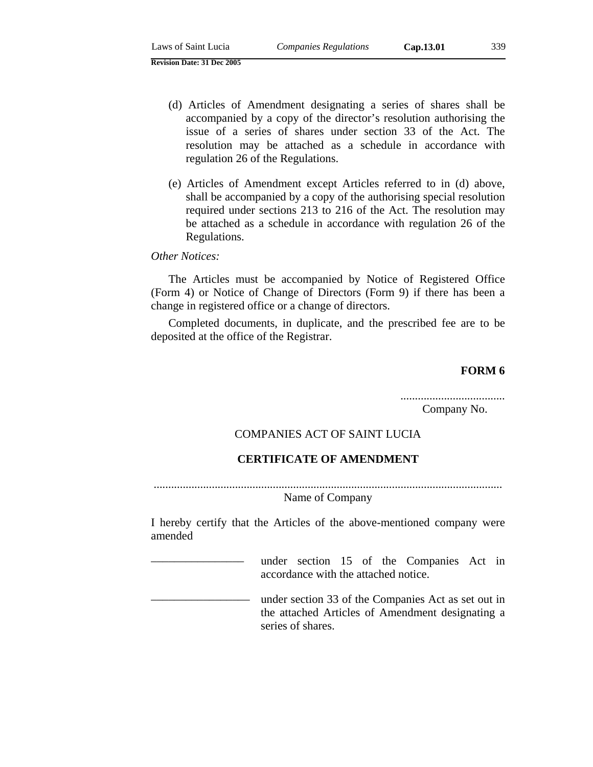(d) Articles of Amendment designating a series of shares shall be accompanied by a copy of the director's resolution authorising the issue of a series of shares under section 33 of the Act. The resolution may be attached as a schedule in accordance with regulation 26 of the Regulations.

(e) Articles of Amendment except Articles referred to in (d) above, shall be accompanied by a copy of the authorising special resolution required under sections 213 to 216 of the Act. The resolution may be attached as a schedule in accordance with regulation 26 of the Regulations.

*Other Notices:*

The Articles must be accompanied by Notice of Registered Office (Form 4) or Notice of Change of Directors (Form 9) if there has been a change in registered office or a change of directors.

Completed documents, in duplicate, and the prescribed fee are to be deposited at the office of the Registrar.

**FORM 6**

....................................
Company No.

COMPANIES ACT OF SAINT LUCIA

**CERTIFICATE OF AMENDMENT**

.......................................................................................................................
Name of Company

I hereby certify that the Articles of the above-mentioned company were amended

________________ under section 15 of the Companies Act in accordance with the attached notice.

________________ under section 33 of the Companies Act as set out in the attached Articles of Amendment designating a series of shares.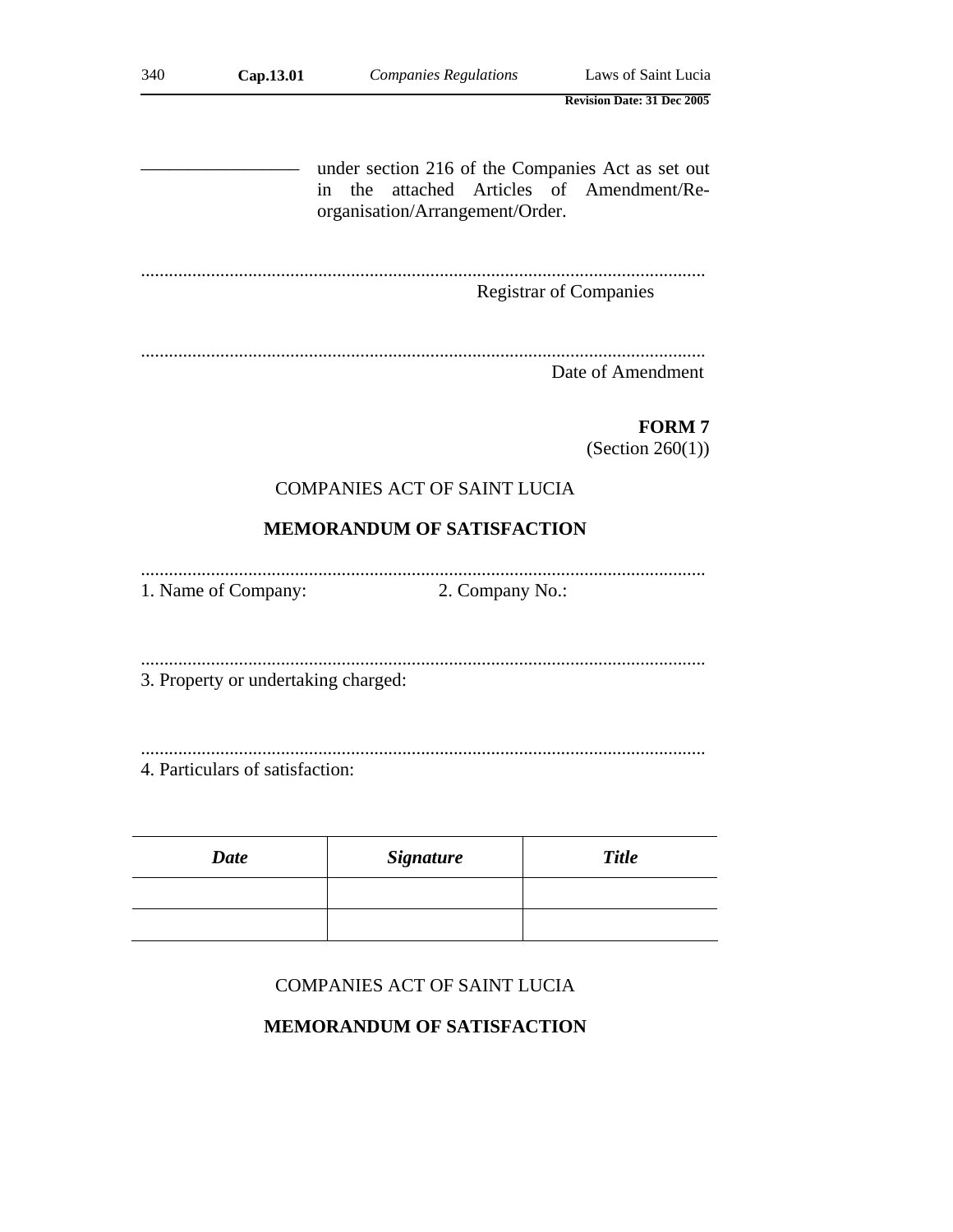_________________ under section 216 of the Companies Act as set out in the attached Articles of Amendment/Re-organisation/Arrangement/Order.

........................................................................................................................
Registrar of Companies

........................................................................................................................
Date of Amendment

**FORM 7**
(Section 260(1))

COMPANIES ACT OF SAINT LUCIA

**MEMORANDUM OF SATISFACTION**

........................................................................................................................
1. Name of Company: 2. Company No.:

........................................................................................................................
3. Property or undertaking charged:

........................................................................................................................
4. Particulars of satisfaction:

| ***Date*** | ***Signature*** | ***Title*** |
|---|---|---|
| | | |
| | | |

COMPANIES ACT OF SAINT LUCIA

**MEMORANDUM OF SATISFACTION**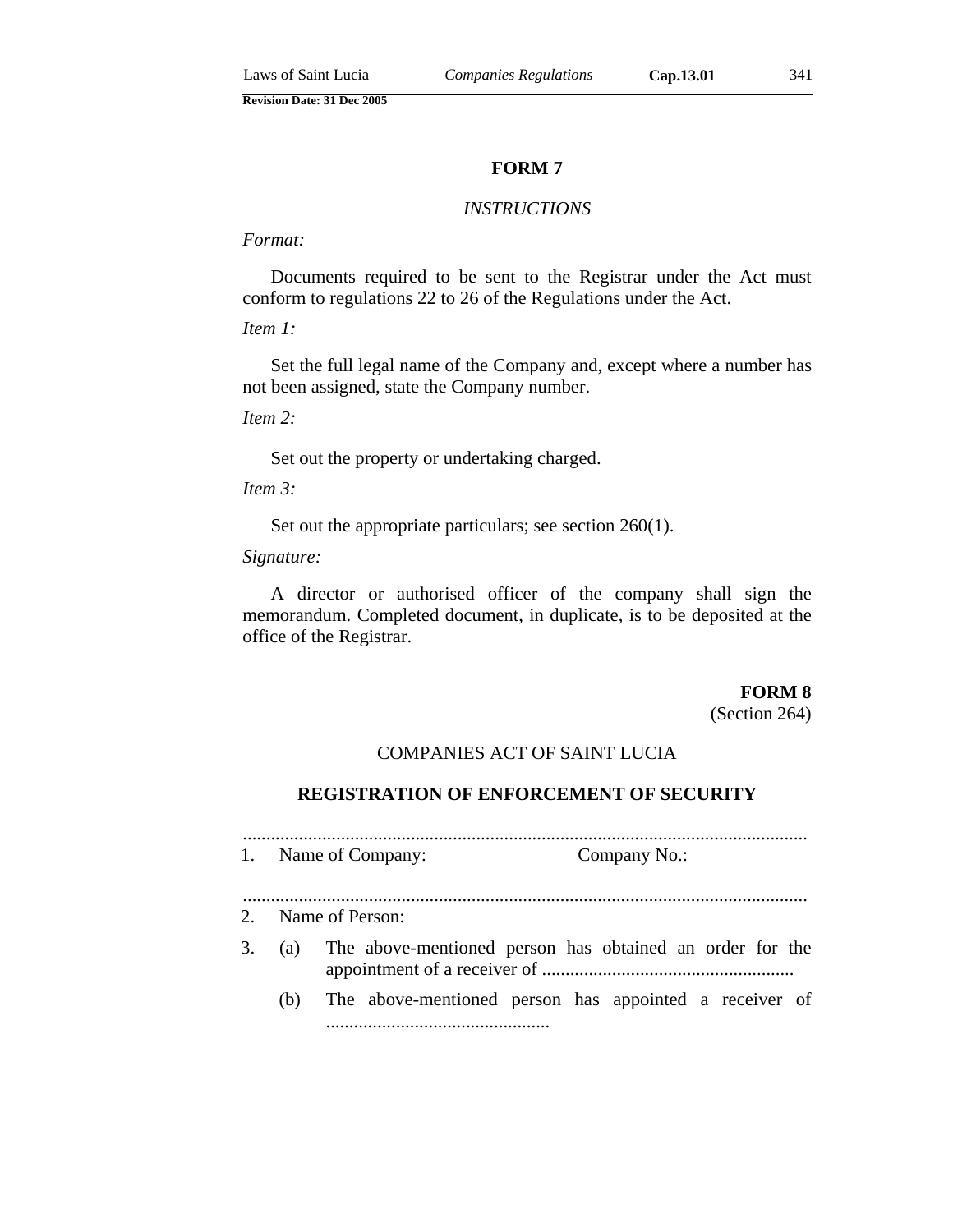**FORM 7**

*INSTRUCTIONS*

*Format:*

Documents required to be sent to the Registrar under the Act must conform to regulations 22 to 26 of the Regulations under the Act.

*Item 1:*

Set the full legal name of the Company and, except where a number has not been assigned, state the Company number.

*Item 2:*

Set out the property or undertaking charged.

*Item 3:*

Set out the appropriate particulars; see section 260(1).

*Signature:*

A director or authorised officer of the company shall sign the memorandum. Completed document, in duplicate, is to be deposited at the office of the Registrar.

**FORM 8**
(Section 264)

COMPANIES ACT OF SAINT LUCIA

**REGISTRATION OF ENFORCEMENT OF SECURITY**

..........................................................................................................................

1. Name of Company: Company No.:

..........................................................................................................................

2. Name of Person:

3. (a) The above-mentioned person has obtained an order for the appointment of a receiver of ......................................................

   (b) The above-mentioned person has appointed a receiver of ................................................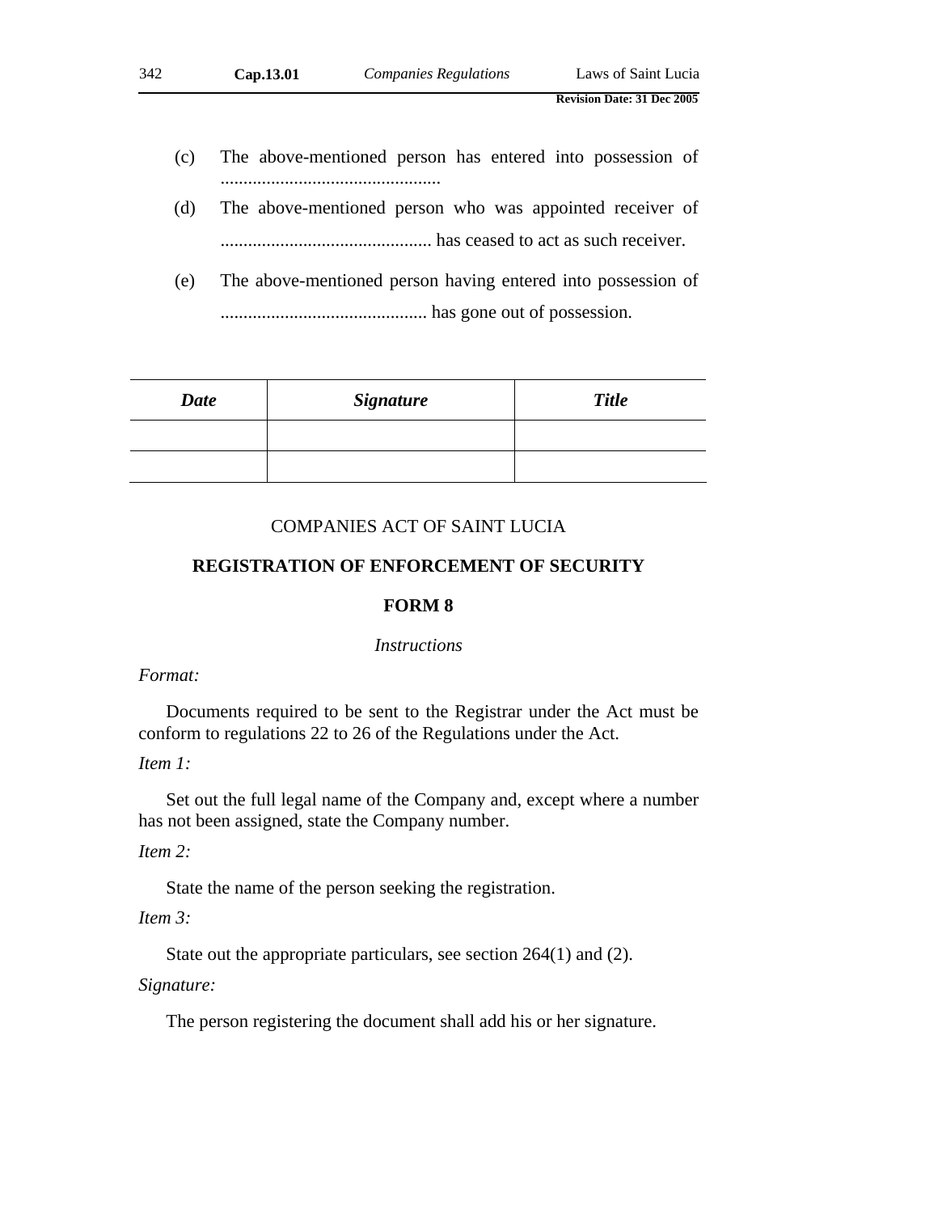(c) The above-mentioned person has entered into possession of ................................................

(d) The above-mentioned person who was appointed receiver of .............................................. has ceased to act as such receiver.

(e) The above-mentioned person having entered into possession of ............................................. has gone out of possession.

| ***Date*** | ***Signature*** | ***Title*** |
|---|---|---|
| | | |
| | | |

COMPANIES ACT OF SAINT LUCIA

**REGISTRATION OF ENFORCEMENT OF SECURITY**

**FORM 8**

*Instructions*

*Format:*

Documents required to be sent to the Registrar under the Act must be conform to regulations 22 to 26 of the Regulations under the Act.

*Item 1:*

Set out the full legal name of the Company and, except where a number has not been assigned, state the Company number.

*Item 2:*

State the name of the person seeking the registration.

*Item 3:*

State out the appropriate particulars, see section 264(1) and (2).

*Signature:*

The person registering the document shall add his or her signature.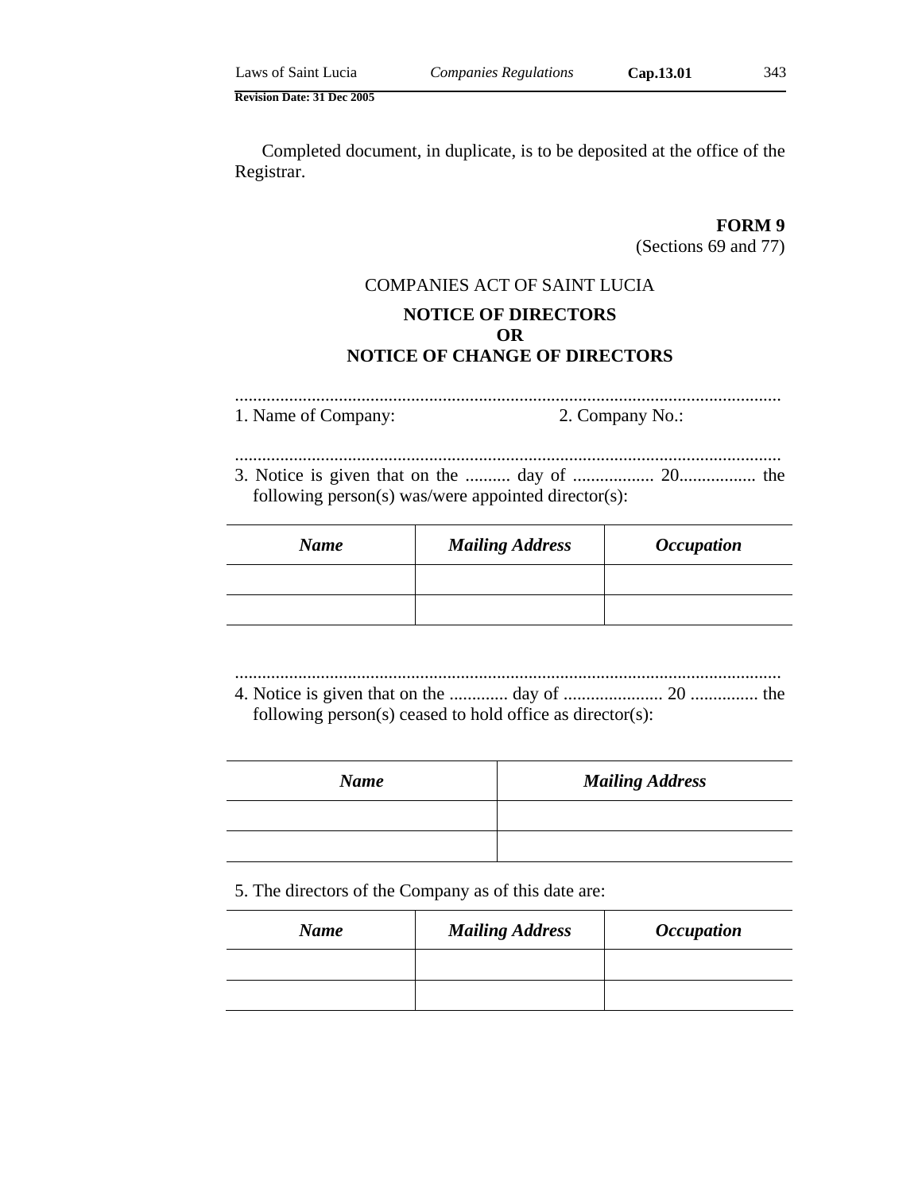Completed document, in duplicate, is to be deposited at the office of the Registrar.

**FORM 9**
(Sections 69 and 77)

COMPANIES ACT OF SAINT LUCIA

**NOTICE OF DIRECTORS**
**OR**
**NOTICE OF CHANGE OF DIRECTORS**

.........................................................................................................................
1. Name of Company: 2. Company No.:

.........................................................................................................................
3. Notice is given that on the .......... day of .................. 20................. the following person(s) was/were appointed director(s):

| *Name* | *Mailing Address* | *Occupation* |
|---|---|---|
| | | |
| | | |

.........................................................................................................................
4. Notice is given that on the ............. day of ...................... 20 ............... the following person(s) ceased to hold office as director(s):

| *Name* | *Mailing Address* |
|---|---|
| | |
| | |

5. The directors of the Company as of this date are:

| *Name* | *Mailing Address* | *Occupation* |
|---|---|---|
| | | |
| | | |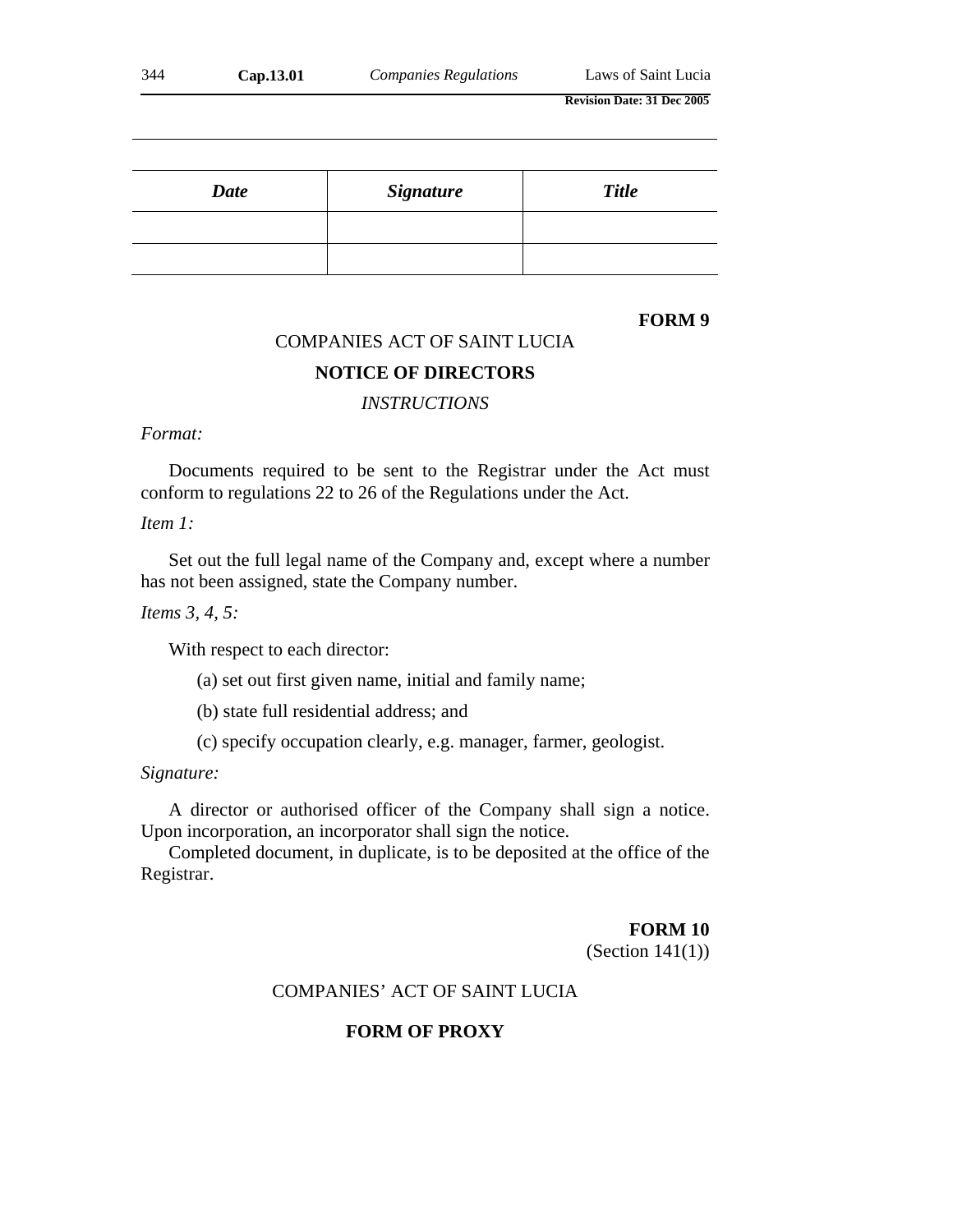| *Date* | *Signature* | *Title* |
|---|---|---|
| | | |
| | | |

**FORM 9**

COMPANIES ACT OF SAINT LUCIA

**NOTICE OF DIRECTORS**

*INSTRUCTIONS*

*Format:*

Documents required to be sent to the Registrar under the Act must conform to regulations 22 to 26 of the Regulations under the Act.

*Item 1:*

Set out the full legal name of the Company and, except where a number has not been assigned, state the Company number.

*Items 3, 4, 5:*

With respect to each director:

(a) set out first given name, initial and family name;

(b) state full residential address; and

(c) specify occupation clearly, e.g. manager, farmer, geologist.

*Signature:*

A director or authorised officer of the Company shall sign a notice. Upon incorporation, an incorporator shall sign the notice.

Completed document, in duplicate, is to be deposited at the office of the Registrar.

**FORM 10**
(Section 141(1))

COMPANIES' ACT OF SAINT LUCIA

**FORM OF PROXY**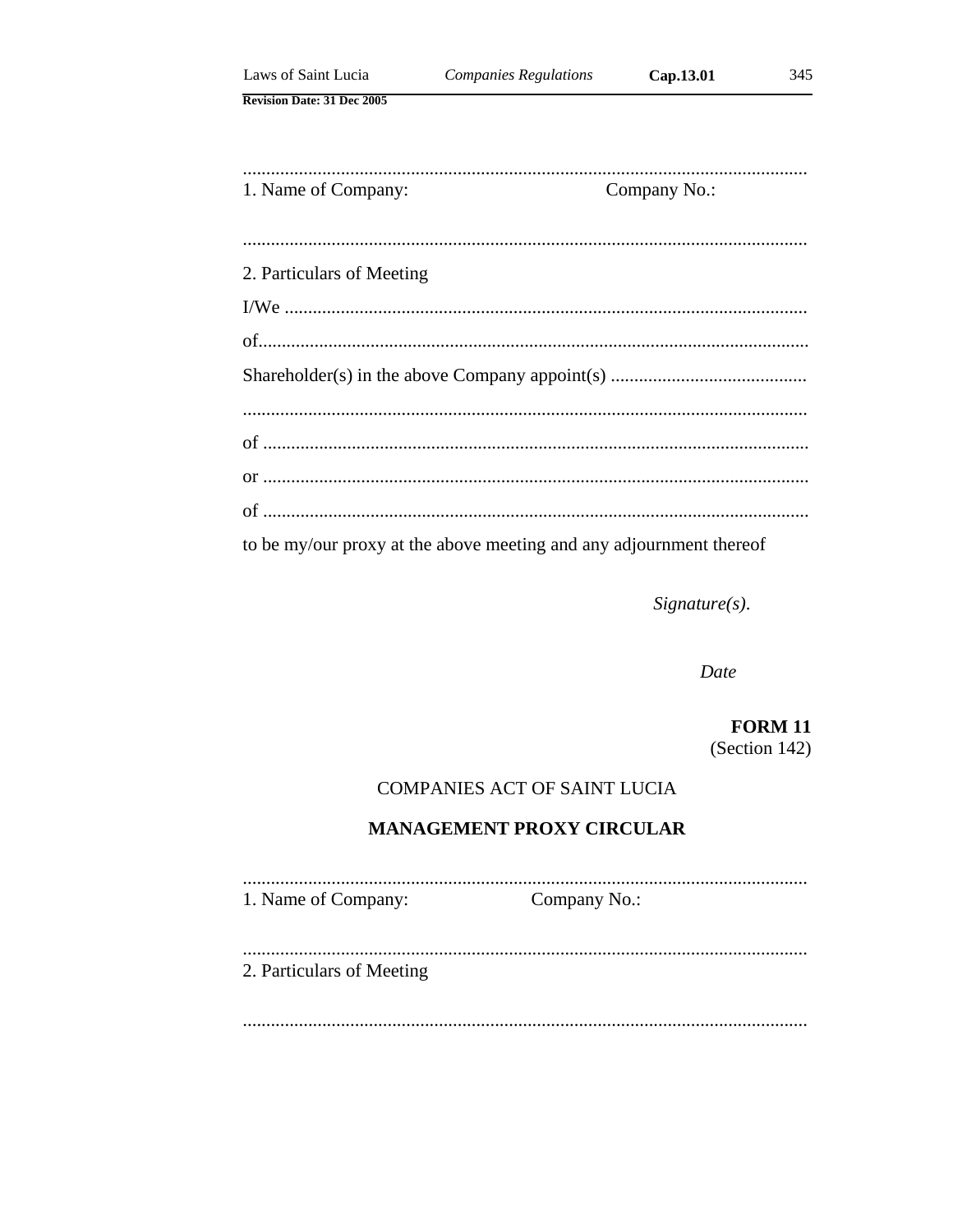........................................................................................................................
1. Name of Company: Company No.:

........................................................................................................................

2. Particulars of Meeting

I/We ...............................................................................................................

of.....................................................................................................................

Shareholder(s) in the above Company appoint(s) ..........................................

........................................................................................................................

of ....................................................................................................................

or ....................................................................................................................

of ....................................................................................................................

to be my/our proxy at the above meeting and any adjournment thereof

*Signature(s).*

*Date*

**FORM 11**
(Section 142)

COMPANIES ACT OF SAINT LUCIA

**MANAGEMENT PROXY CIRCULAR**

........................................................................................................................
1. Name of Company: Company No.:

........................................................................................................................
2. Particulars of Meeting

........................................................................................................................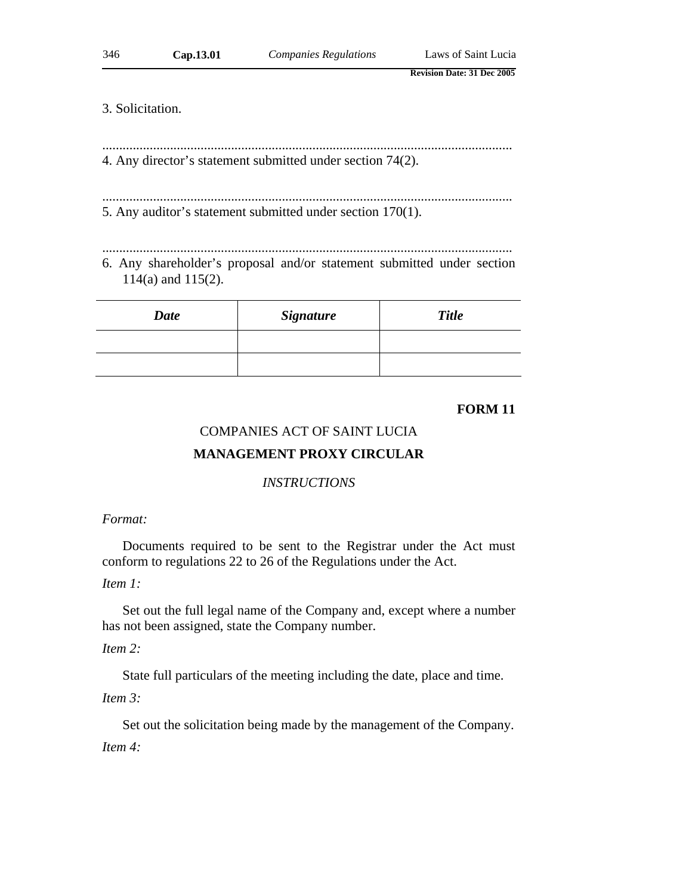3. Solicitation.

.........................................................................................................................

4. Any director's statement submitted under section 74(2).

.........................................................................................................................

5. Any auditor's statement submitted under section 170(1).

.........................................................................................................................

6. Any shareholder's proposal and/or statement submitted under section 114(a) and 115(2).

| *Date* | *Signature* | *Title* |
|---|---|---|
| | | |
| | | |

**FORM 11**

COMPANIES ACT OF SAINT LUCIA

**MANAGEMENT PROXY CIRCULAR**

*INSTRUCTIONS*

*Format:*

Documents required to be sent to the Registrar under the Act must conform to regulations 22 to 26 of the Regulations under the Act.

*Item 1:*

Set out the full legal name of the Company and, except where a number has not been assigned, state the Company number.

*Item 2:*

State full particulars of the meeting including the date, place and time.

*Item 3:*

Set out the solicitation being made by the management of the Company.

*Item 4:*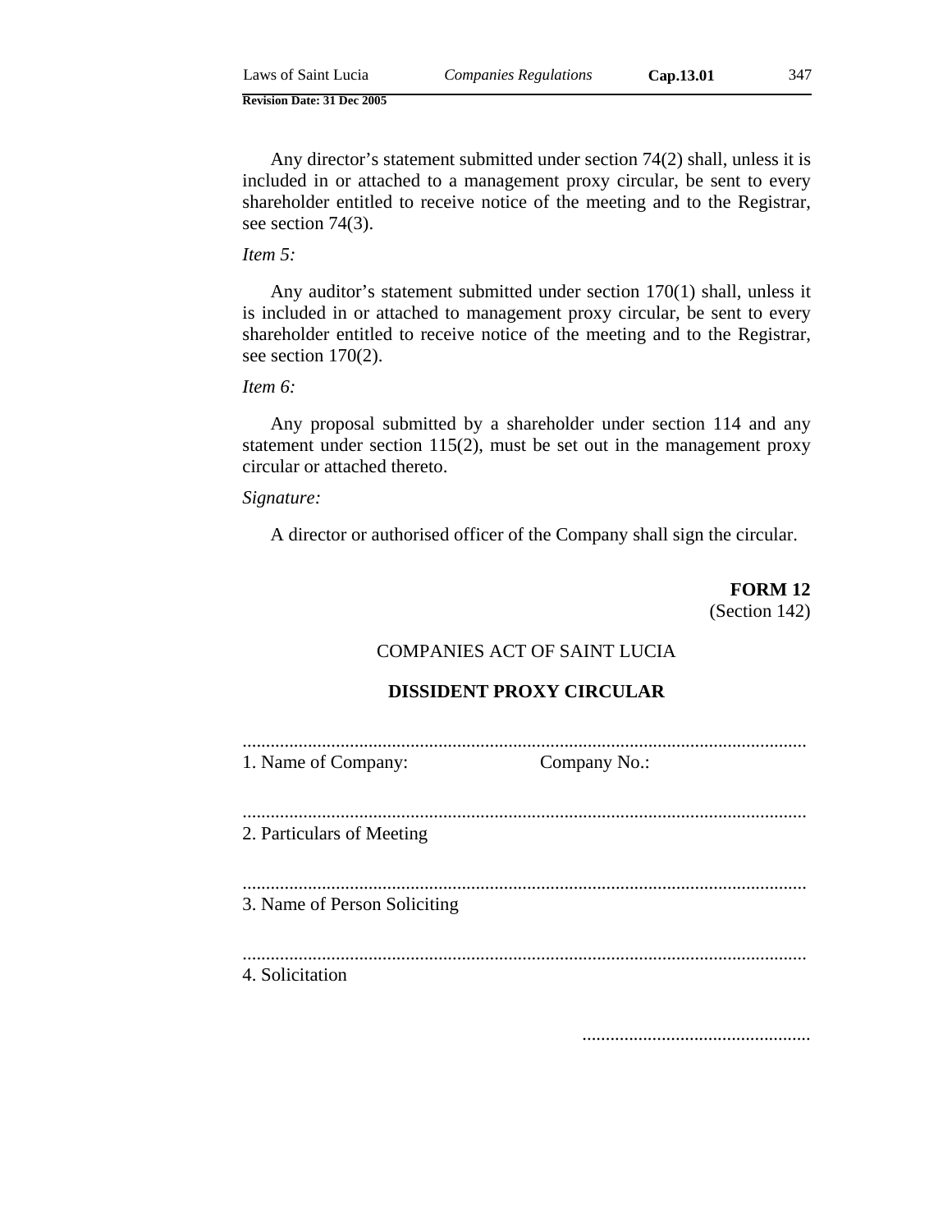Any director's statement submitted under section 74(2) shall, unless it is included in or attached to a management proxy circular, be sent to every shareholder entitled to receive notice of the meeting and to the Registrar, see section 74(3).

*Item 5:*

Any auditor's statement submitted under section 170(1) shall, unless it is included in or attached to management proxy circular, be sent to every shareholder entitled to receive notice of the meeting and to the Registrar, see section 170(2).

*Item 6:*

Any proposal submitted by a shareholder under section 114 and any statement under section 115(2), must be set out in the management proxy circular or attached thereto.

*Signature:*

A director or authorised officer of the Company shall sign the circular.

**FORM 12**
(Section 142)

COMPANIES ACT OF SAINT LUCIA

**DISSIDENT PROXY CIRCULAR**

..........................................................................................................................
1. Name of Company: Company No.:

..........................................................................................................................
2. Particulars of Meeting

..........................................................................................................................
3. Name of Person Soliciting

..........................................................................................................................
4. Solicitation

.................................................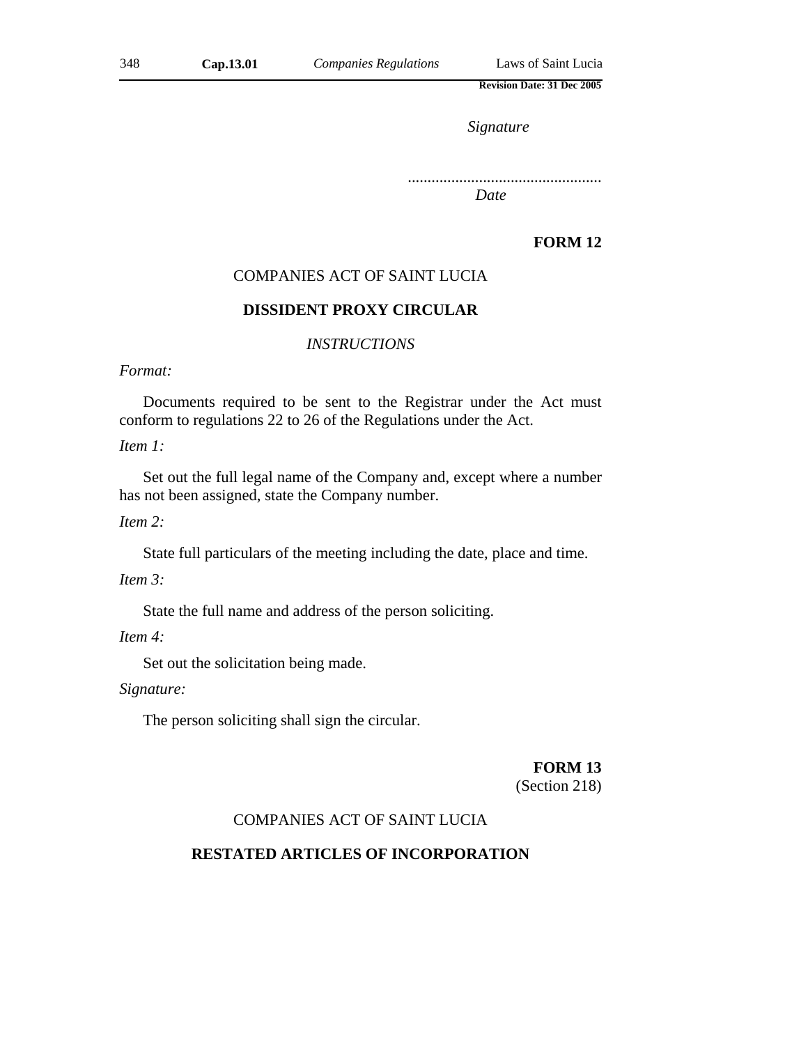*Signature*

.................................................
*Date*

**FORM 12**

COMPANIES ACT OF SAINT LUCIA

**DISSIDENT PROXY CIRCULAR**

*INSTRUCTIONS*

*Format:*

Documents required to be sent to the Registrar under the Act must conform to regulations 22 to 26 of the Regulations under the Act.

*Item 1:*

Set out the full legal name of the Company and, except where a number has not been assigned, state the Company number.

*Item 2:*

State full particulars of the meeting including the date, place and time.

*Item 3:*

State the full name and address of the person soliciting.

*Item 4:*

Set out the solicitation being made.

*Signature:*

The person soliciting shall sign the circular.

**FORM 13**
(Section 218)

COMPANIES ACT OF SAINT LUCIA

**RESTATED ARTICLES OF INCORPORATION**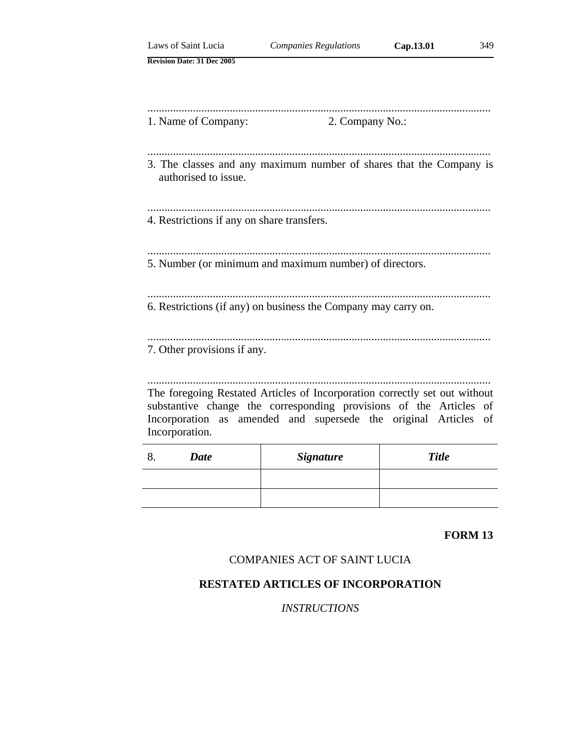.........................................................................................................................

1. Name of Company: 2. Company No.:

.........................................................................................................................

3. The classes and any maximum number of shares that the Company is authorised to issue.

.........................................................................................................................

4. Restrictions if any on share transfers.

.........................................................................................................................

5. Number (or minimum and maximum number) of directors.

.........................................................................................................................

6. Restrictions (if any) on business the Company may carry on.

.........................................................................................................................

7. Other provisions if any.

.........................................................................................................................

The foregoing Restated Articles of Incorporation correctly set out without substantive change the corresponding provisions of the Articles of Incorporation as amended and supersede the original Articles of Incorporation.

| 8. ***Date*** | ***Signature*** | ***Title*** |
|---|---|---|
| | | |
| | | |

**FORM 13**

COMPANIES ACT OF SAINT LUCIA

**RESTATED ARTICLES OF INCORPORATION**

*INSTRUCTIONS*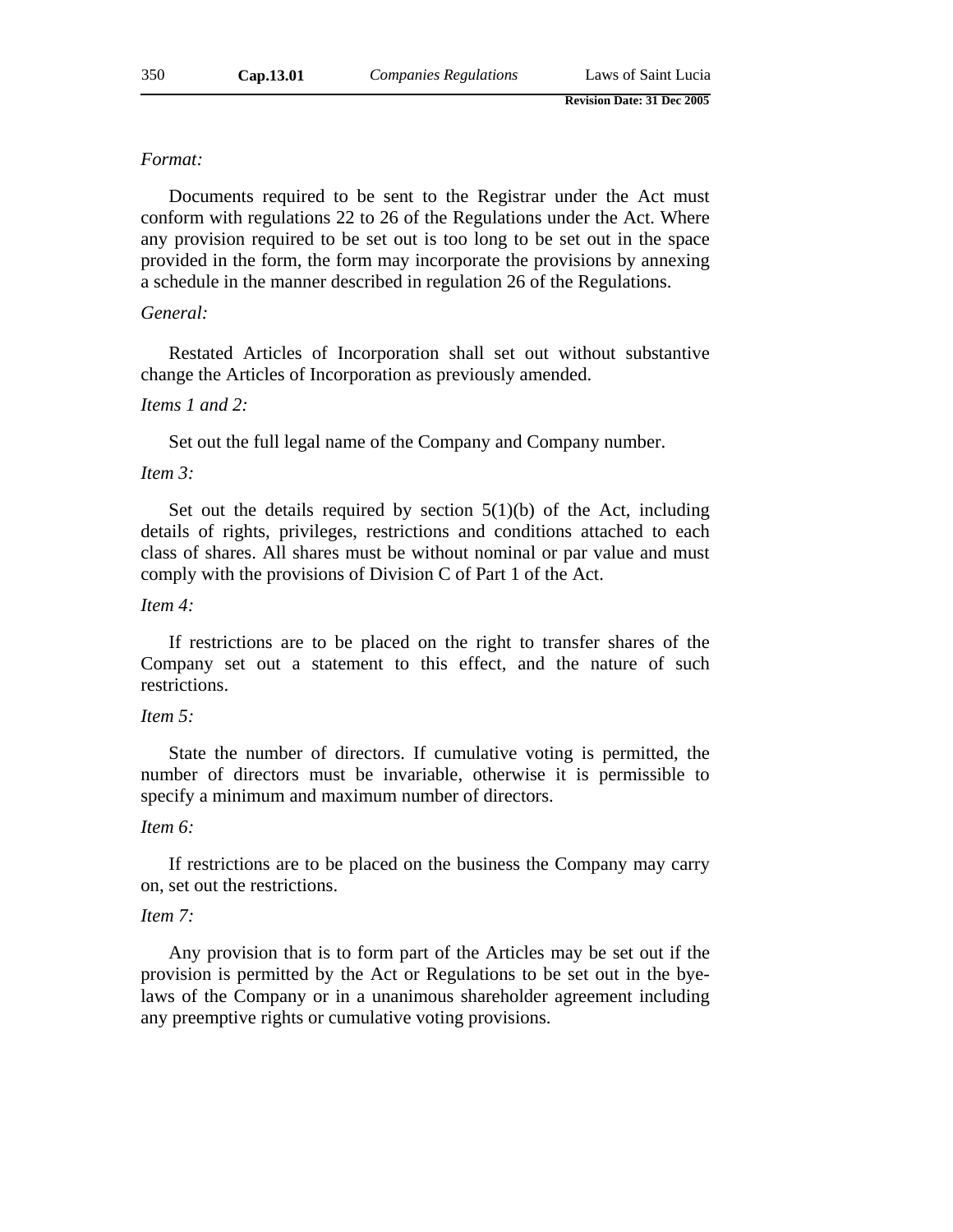*Format:*

Documents required to be sent to the Registrar under the Act must conform with regulations 22 to 26 of the Regulations under the Act. Where any provision required to be set out is too long to be set out in the space provided in the form, the form may incorporate the provisions by annexing a schedule in the manner described in regulation 26 of the Regulations.

*General:*

Restated Articles of Incorporation shall set out without substantive change the Articles of Incorporation as previously amended.

*Items 1 and 2:*

Set out the full legal name of the Company and Company number.

*Item 3:*

Set out the details required by section 5(1)(b) of the Act, including details of rights, privileges, restrictions and conditions attached to each class of shares. All shares must be without nominal or par value and must comply with the provisions of Division C of Part 1 of the Act.

*Item 4:*

If restrictions are to be placed on the right to transfer shares of the Company set out a statement to this effect, and the nature of such restrictions.

*Item 5:*

State the number of directors. If cumulative voting is permitted, the number of directors must be invariable, otherwise it is permissible to specify a minimum and maximum number of directors.

*Item 6:*

If restrictions are to be placed on the business the Company may carry on, set out the restrictions.

*Item 7:*

Any provision that is to form part of the Articles may be set out if the provision is permitted by the Act or Regulations to be set out in the bye-laws of the Company or in a unanimous shareholder agreement including any preemptive rights or cumulative voting provisions.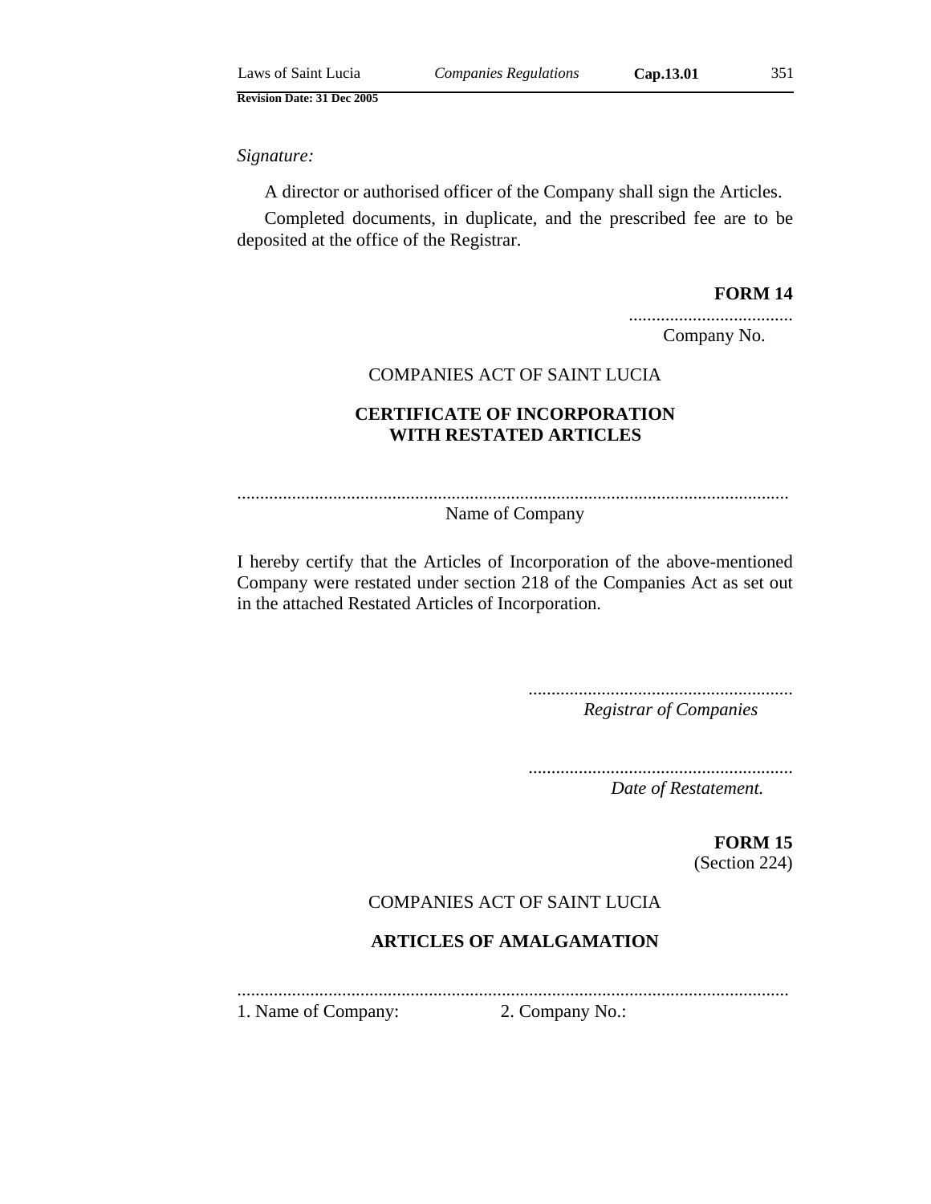*Signature:*

A director or authorised officer of the Company shall sign the Articles.

Completed documents, in duplicate, and the prescribed fee are to be deposited at the office of the Registrar.

**FORM 14**

....................................
Company No.

COMPANIES ACT OF SAINT LUCIA

**CERTIFICATE OF INCORPORATION WITH RESTATED ARTICLES**

........................................................................................................................
Name of Company

I hereby certify that the Articles of Incorporation of the above-mentioned Company were restated under section 218 of the Companies Act as set out in the attached Restated Articles of Incorporation.

..........................................................
*Registrar of Companies*

..........................................................
*Date of Restatement.*

**FORM 15**
(Section 224)

COMPANIES ACT OF SAINT LUCIA

**ARTICLES OF AMALGAMATION**

........................................................................................................................
1. Name of Company: 2. Company No.: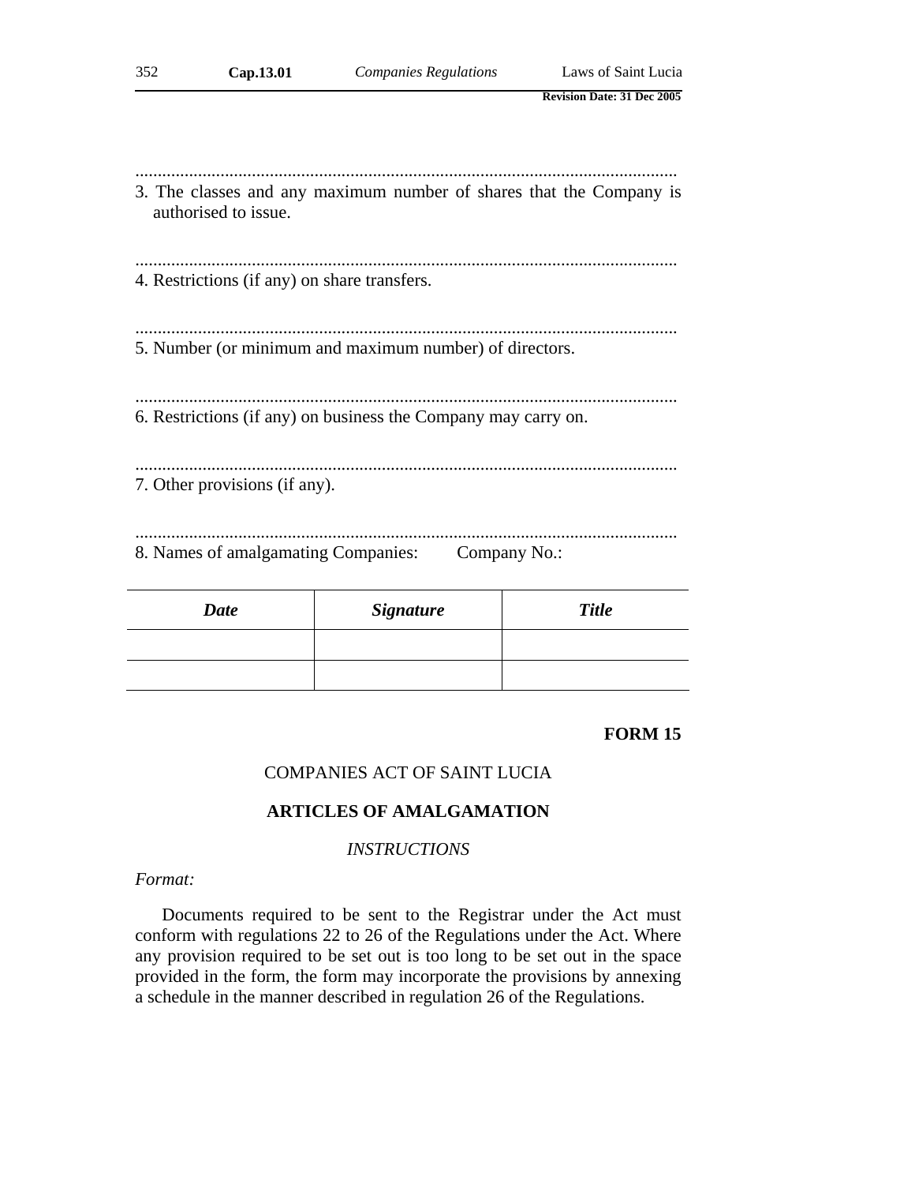.........................................................................................................................

3. The classes and any maximum number of shares that the Company is authorised to issue.

.........................................................................................................................

4. Restrictions (if any) on share transfers.

.........................................................................................................................

5. Number (or minimum and maximum number) of directors.

.........................................................................................................................

6. Restrictions (if any) on business the Company may carry on.

.........................................................................................................................

7. Other provisions (if any).

.........................................................................................................................

8. Names of amalgamating Companies:        Company No.:

| *Date* | *Signature* | *Title* |
|---|---|---|
| | | |
| | | |

**FORM 15**

COMPANIES ACT OF SAINT LUCIA

**ARTICLES OF AMALGAMATION**

*INSTRUCTIONS*

*Format:*

Documents required to be sent to the Registrar under the Act must conform with regulations 22 to 26 of the Regulations under the Act. Where any provision required to be set out is too long to be set out in the space provided in the form, the form may incorporate the provisions by annexing a schedule in the manner described in regulation 26 of the Regulations.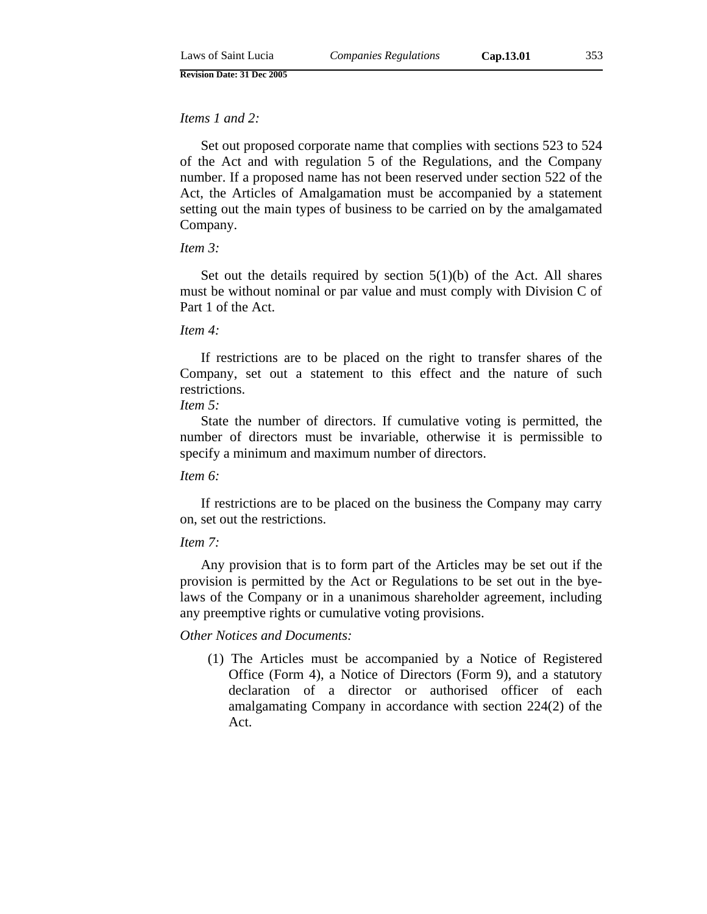*Items 1 and 2:*

Set out proposed corporate name that complies with sections 523 to 524 of the Act and with regulation 5 of the Regulations, and the Company number. If a proposed name has not been reserved under section 522 of the Act, the Articles of Amalgamation must be accompanied by a statement setting out the main types of business to be carried on by the amalgamated Company.

*Item 3:*

Set out the details required by section 5(1)(b) of the Act. All shares must be without nominal or par value and must comply with Division C of Part 1 of the Act.

*Item 4:*

If restrictions are to be placed on the right to transfer shares of the Company, set out a statement to this effect and the nature of such restrictions.

*Item 5:*

State the number of directors. If cumulative voting is permitted, the number of directors must be invariable, otherwise it is permissible to specify a minimum and maximum number of directors.

*Item 6:*

If restrictions are to be placed on the business the Company may carry on, set out the restrictions.

*Item 7:*

Any provision that is to form part of the Articles may be set out if the provision is permitted by the Act or Regulations to be set out in the bye-laws of the Company or in a unanimous shareholder agreement, including any preemptive rights or cumulative voting provisions.

*Other Notices and Documents:*

(1) The Articles must be accompanied by a Notice of Registered Office (Form 4), a Notice of Directors (Form 9), and a statutory declaration of a director or authorised officer of each amalgamating Company in accordance with section 224(2) of the Act.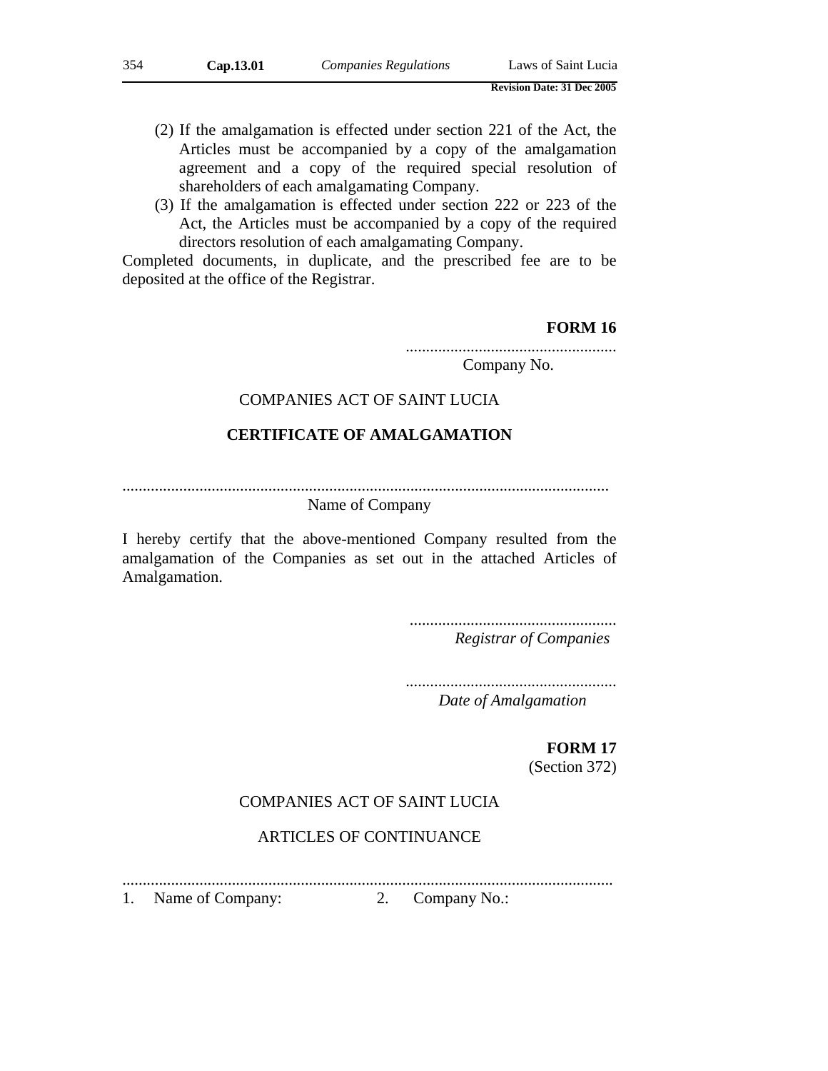(2) If the amalgamation is effected under section 221 of the Act, the Articles must be accompanied by a copy of the amalgamation agreement and a copy of the required special resolution of shareholders of each amalgamating Company.

(3) If the amalgamation is effected under section 222 or 223 of the Act, the Articles must be accompanied by a copy of the required directors resolution of each amalgamating Company.

Completed documents, in duplicate, and the prescribed fee are to be deposited at the office of the Registrar.

**FORM 16**

....................................................
Company No.

COMPANIES ACT OF SAINT LUCIA

**CERTIFICATE OF AMALGAMATION**

........................................................................................................................
Name of Company

I hereby certify that the above-mentioned Company resulted from the amalgamation of the Companies as set out in the attached Articles of Amalgamation.

....................................................
*Registrar of Companies*

....................................................
*Date of Amalgamation*

**FORM 17**
(Section 372)

COMPANIES ACT OF SAINT LUCIA

ARTICLES OF CONTINUANCE

........................................................................................................................

1. Name of Company: 2. Company No.: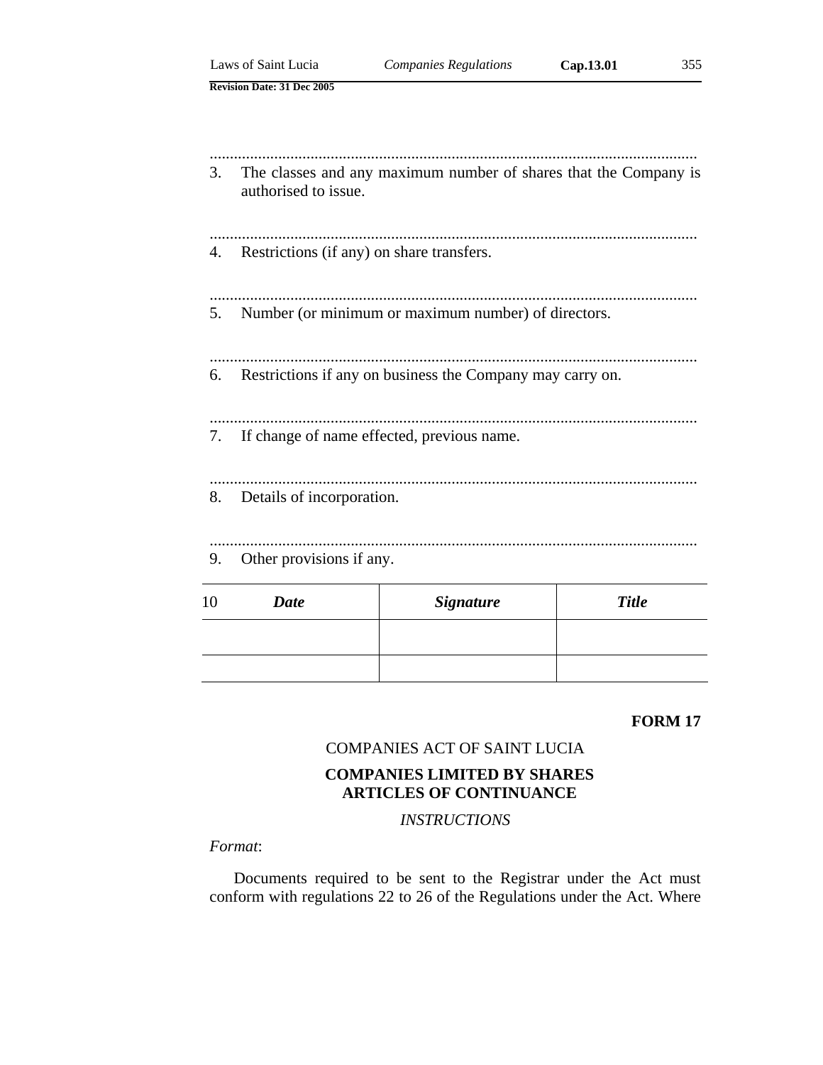..........................................................................................................................

3. The classes and any maximum number of shares that the Company is authorised to issue.

..........................................................................................................................

4. Restrictions (if any) on share transfers.

..........................................................................................................................

5. Number (or minimum or maximum number) of directors.

..........................................................................................................................

6. Restrictions if any on business the Company may carry on.

..........................................................................................................................

7. If change of name effected, previous name.

..........................................................................................................................

8. Details of incorporation.

..........................................................................................................................

9. Other provisions if any.

| 10 ***Date*** | ***Signature*** | ***Title*** |
|---|---|---|
| | | |
| | | |

**FORM 17**

COMPANIES ACT OF SAINT LUCIA

**COMPANIES LIMITED BY SHARES**
**ARTICLES OF CONTINUANCE**

*INSTRUCTIONS*

*Format*:

Documents required to be sent to the Registrar under the Act must conform with regulations 22 to 26 of the Regulations under the Act. Where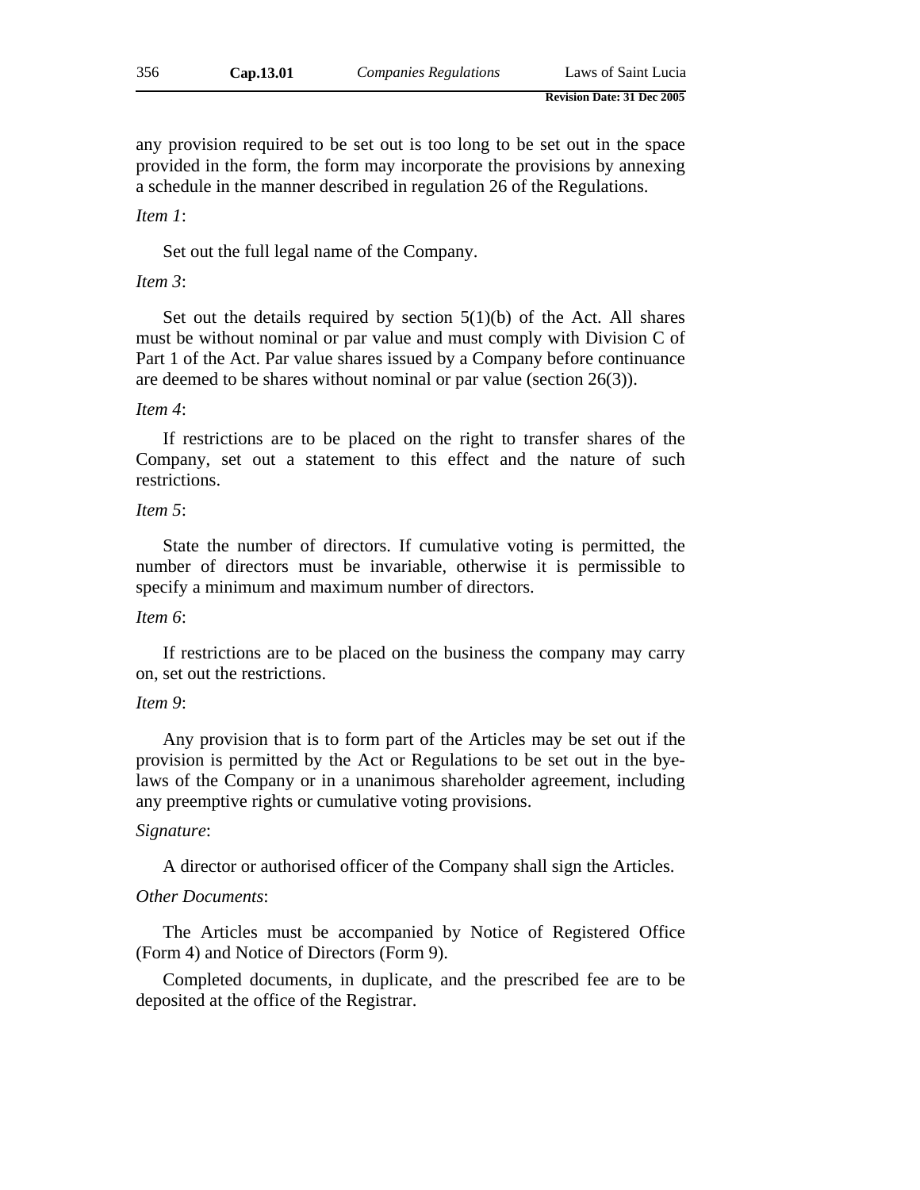any provision required to be set out is too long to be set out in the space provided in the form, the form may incorporate the provisions by annexing a schedule in the manner described in regulation 26 of the Regulations.

*Item 1*:

Set out the full legal name of the Company.

*Item 3*:

Set out the details required by section 5(1)(b) of the Act. All shares must be without nominal or par value and must comply with Division C of Part 1 of the Act. Par value shares issued by a Company before continuance are deemed to be shares without nominal or par value (section 26(3)).

*Item 4*:

If restrictions are to be placed on the right to transfer shares of the Company, set out a statement to this effect and the nature of such restrictions.

*Item 5*:

State the number of directors. If cumulative voting is permitted, the number of directors must be invariable, otherwise it is permissible to specify a minimum and maximum number of directors.

*Item 6*:

If restrictions are to be placed on the business the company may carry on, set out the restrictions.

*Item 9*:

Any provision that is to form part of the Articles may be set out if the provision is permitted by the Act or Regulations to be set out in the bye-laws of the Company or in a unanimous shareholder agreement, including any preemptive rights or cumulative voting provisions.

*Signature*:

A director or authorised officer of the Company shall sign the Articles.

*Other Documents*:

The Articles must be accompanied by Notice of Registered Office (Form 4) and Notice of Directors (Form 9).

Completed documents, in duplicate, and the prescribed fee are to be deposited at the office of the Registrar.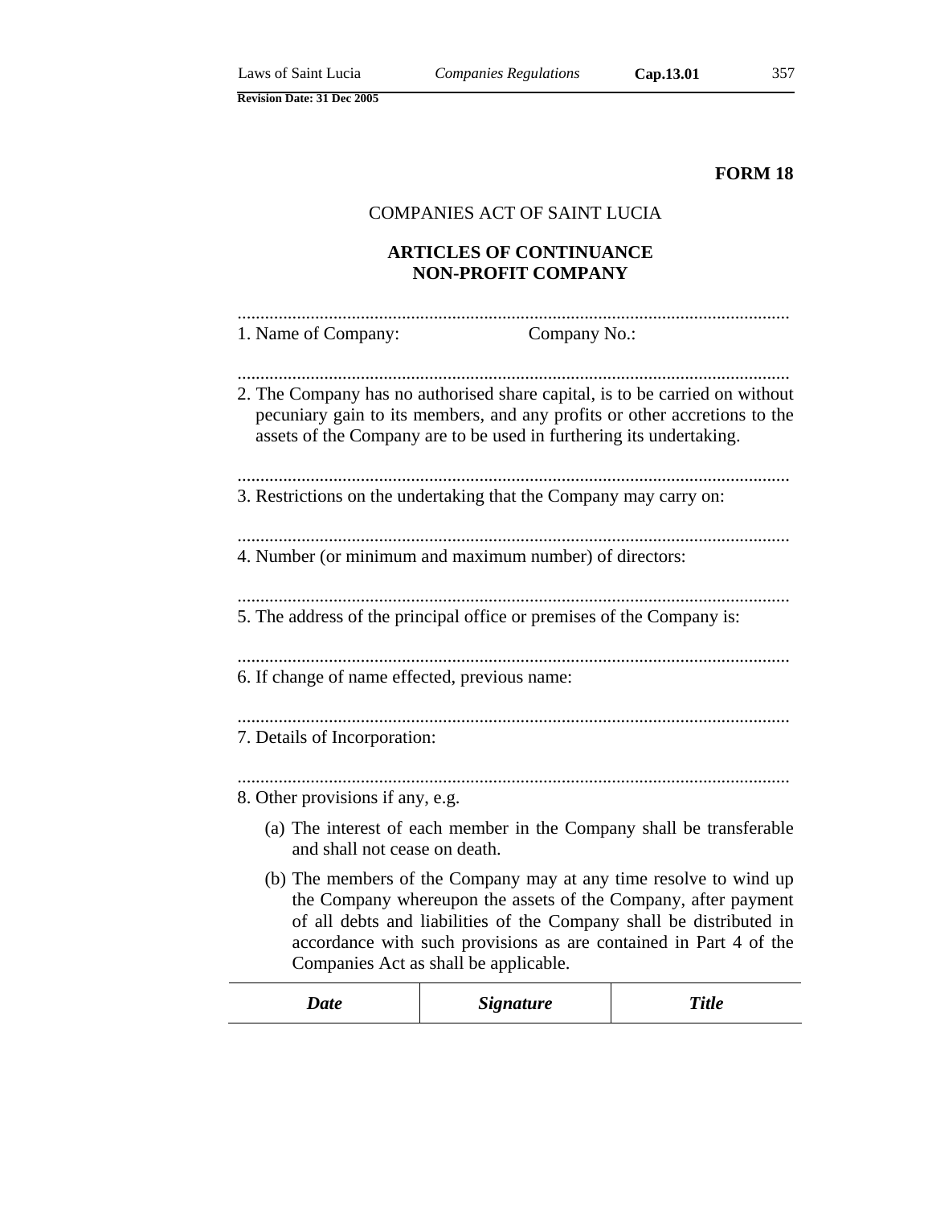**FORM 18**

COMPANIES ACT OF SAINT LUCIA

**ARTICLES OF CONTINUANCE**
**NON-PROFIT COMPANY**

........................................................................................................................
1. Name of Company: Company No.:

........................................................................................................................
2. The Company has no authorised share capital, is to be carried on without pecuniary gain to its members, and any profits or other accretions to the assets of the Company are to be used in furthering its undertaking.

........................................................................................................................
3. Restrictions on the undertaking that the Company may carry on:

........................................................................................................................
4. Number (or minimum and maximum number) of directors:

........................................................................................................................
5. The address of the principal office or premises of the Company is:

........................................................................................................................
6. If change of name effected, previous name:

........................................................................................................................
7. Details of Incorporation:

........................................................................................................................
8. Other provisions if any, e.g.

   (a) The interest of each member in the Company shall be transferable and shall not cease on death.

   (b) The members of the Company may at any time resolve to wind up the Company whereupon the assets of the Company, after payment of all debts and liabilities of the Company shall be distributed in accordance with such provisions as are contained in Part 4 of the Companies Act as shall be applicable.

| *Date* | *Signature* | *Title* |
|---|---|---|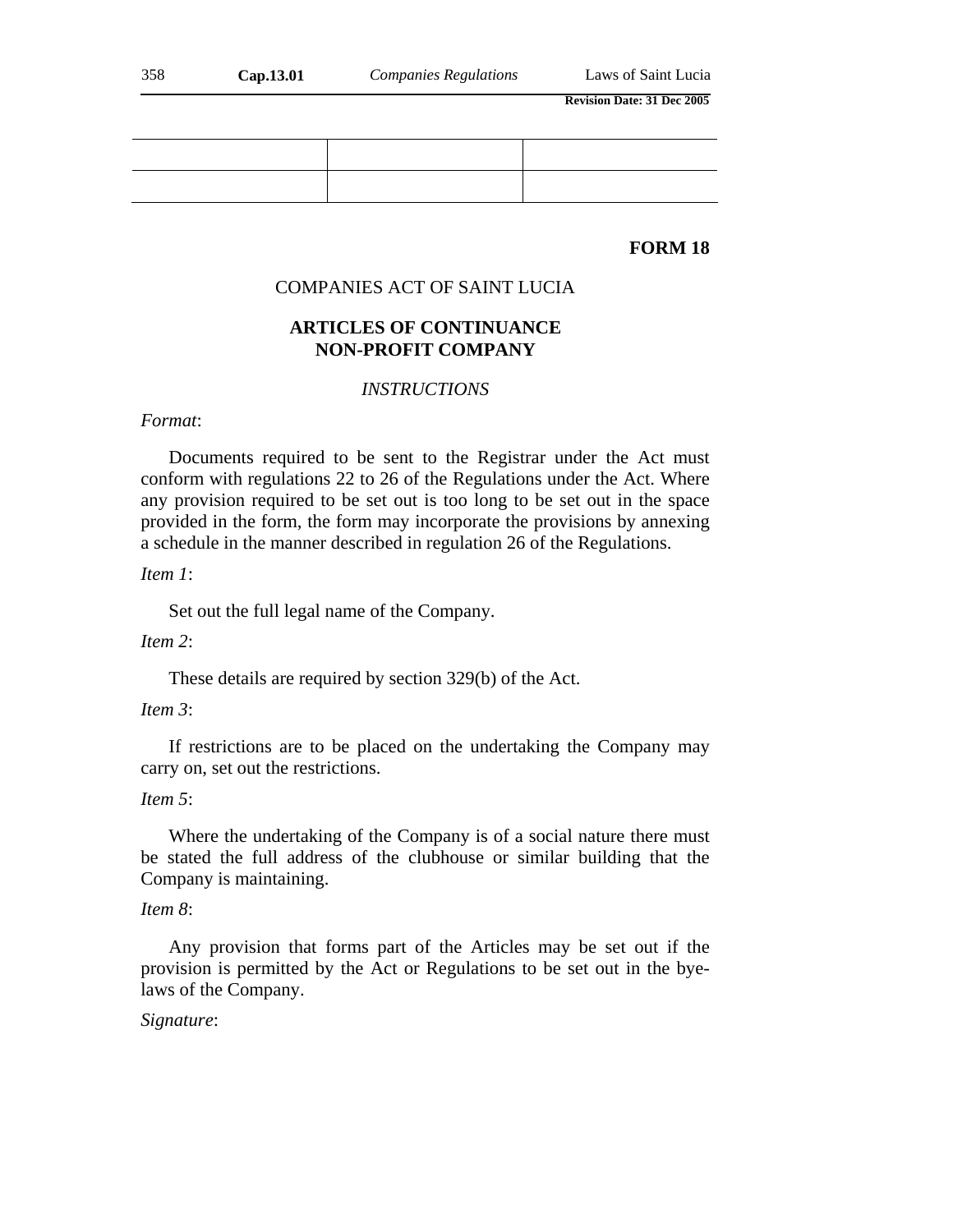| | | |
|---|---|---|
| | | |

**FORM 18**

COMPANIES ACT OF SAINT LUCIA

**ARTICLES OF CONTINUANCE**
**NON-PROFIT COMPANY**

*INSTRUCTIONS*

*Format*:

Documents required to be sent to the Registrar under the Act must conform with regulations 22 to 26 of the Regulations under the Act. Where any provision required to be set out is too long to be set out in the space provided in the form, the form may incorporate the provisions by annexing a schedule in the manner described in regulation 26 of the Regulations.

*Item 1*:

Set out the full legal name of the Company.

*Item 2*:

These details are required by section 329(b) of the Act.

*Item 3*:

If restrictions are to be placed on the undertaking the Company may carry on, set out the restrictions.

*Item 5*:

Where the undertaking of the Company is of a social nature there must be stated the full address of the clubhouse or similar building that the Company is maintaining.

*Item 8*:

Any provision that forms part of the Articles may be set out if the provision is permitted by the Act or Regulations to be set out in the bye-laws of the Company.

*Signature*: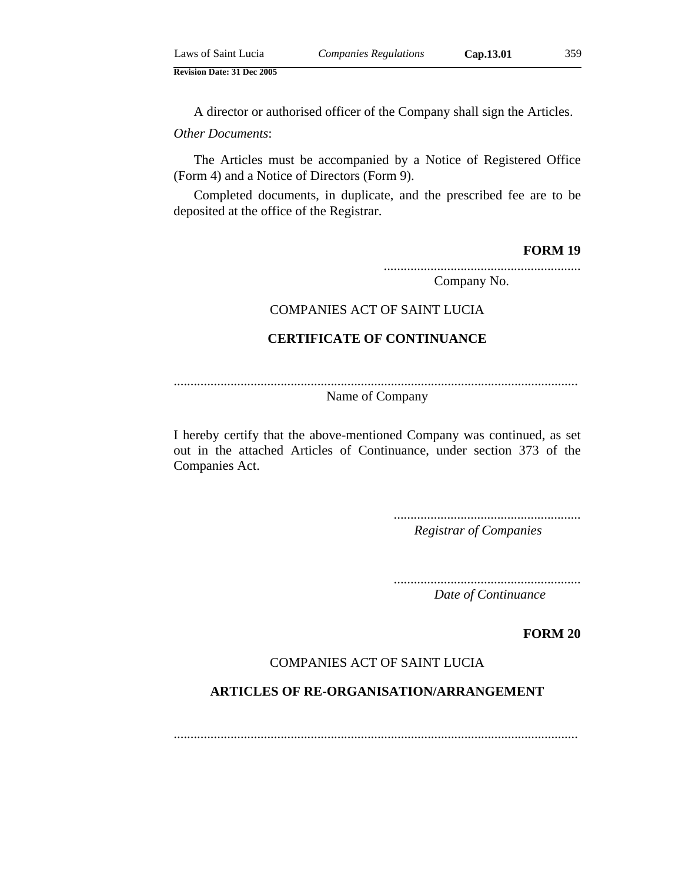A director or authorised officer of the Company shall sign the Articles.

*Other Documents*:

The Articles must be accompanied by a Notice of Registered Office (Form 4) and a Notice of Directors (Form 9).

Completed documents, in duplicate, and the prescribed fee are to be deposited at the office of the Registrar.

**FORM 19**

...........................................................
Company No.

COMPANIES ACT OF SAINT LUCIA

**CERTIFICATE OF CONTINUANCE**

.........................................................................................................................
Name of Company

I hereby certify that the above-mentioned Company was continued, as set out in the attached Articles of Continuance, under section 373 of the Companies Act.

........................................................
*Registrar of Companies*

........................................................
*Date of Continuance*

**FORM 20**

COMPANIES ACT OF SAINT LUCIA

**ARTICLES OF RE-ORGANISATION/ARRANGEMENT**

.........................................................................................................................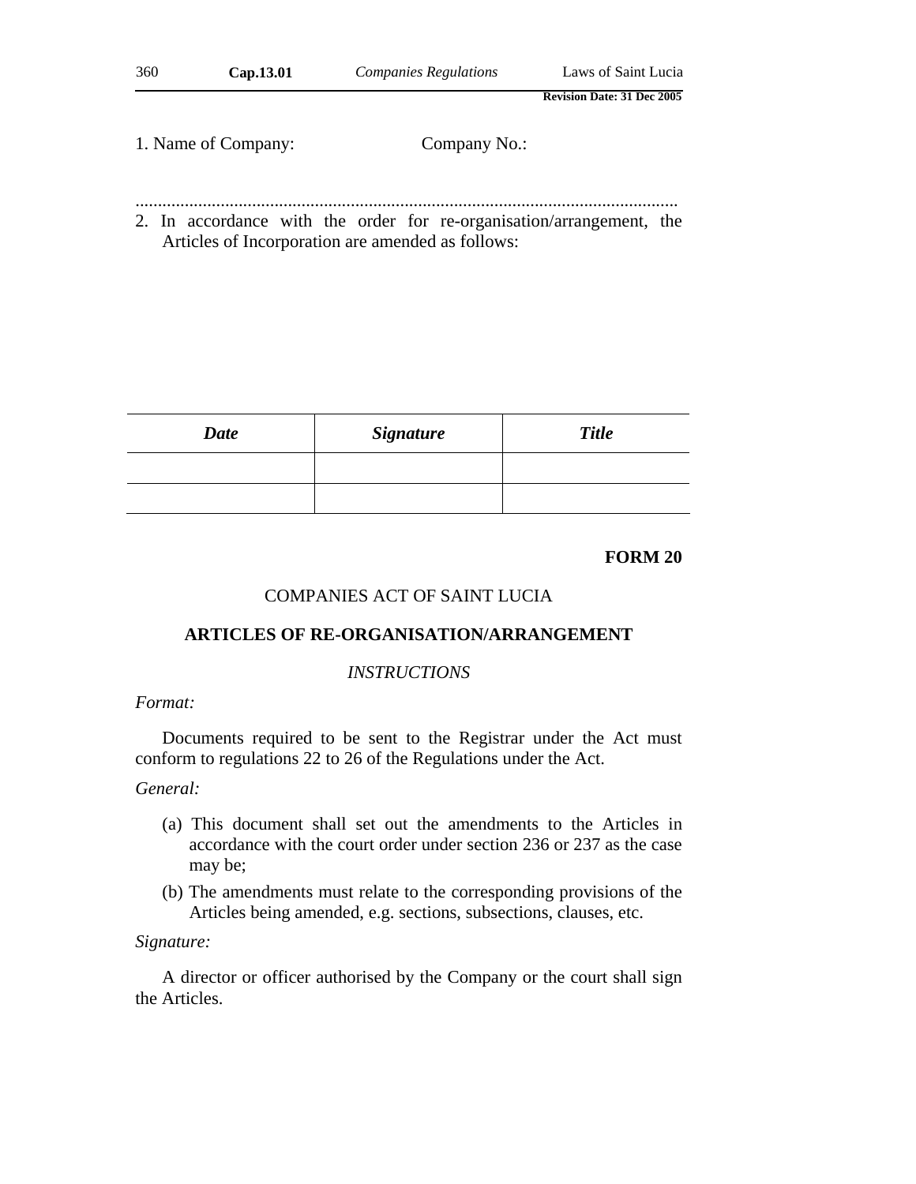1. Name of Company: Company No.:

.........................................................................................................................

2. In accordance with the order for re-organisation/arrangement, the Articles of Incorporation are amended as follows:

| ***Date*** | ***Signature*** | ***Title*** |
| --- | --- | --- |
| | | |
| | | |

**FORM 20**

COMPANIES ACT OF SAINT LUCIA

**ARTICLES OF RE-ORGANISATION/ARRANGEMENT**

*INSTRUCTIONS*

*Format:*

Documents required to be sent to the Registrar under the Act must conform to regulations 22 to 26 of the Regulations under the Act.

*General:*

(a) This document shall set out the amendments to the Articles in accordance with the court order under section 236 or 237 as the case may be;

(b) The amendments must relate to the corresponding provisions of the Articles being amended, e.g. sections, subsections, clauses, etc.

*Signature:*

A director or officer authorised by the Company or the court shall sign the Articles.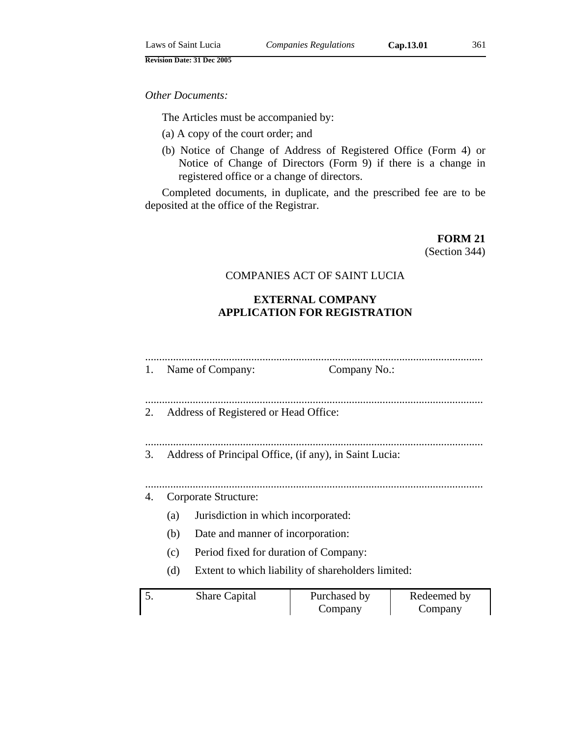*Other Documents:*

The Articles must be accompanied by:

(a) A copy of the court order; and

(b) Notice of Change of Address of Registered Office (Form 4) or Notice of Change of Directors (Form 9) if there is a change in registered office or a change of directors.

Completed documents, in duplicate, and the prescribed fee are to be deposited at the office of the Registrar.

**FORM 21**
(Section 344)

COMPANIES ACT OF SAINT LUCIA

**EXTERNAL COMPANY**
**APPLICATION FOR REGISTRATION**

........................................................................................................................

1. Name of Company: Company No.:

........................................................................................................................

2. Address of Registered or Head Office:

........................................................................................................................

3. Address of Principal Office, (if any), in Saint Lucia:

........................................................................................................................

4. Corporate Structure:
   - (a) Jurisdiction in which incorporated:
   - (b) Date and manner of incorporation:
   - (c) Period fixed for duration of Company:
   - (d) Extent to which liability of shareholders limited:

| 5. Share Capital | Purchased by Company | Redeemed by Company |
|---|---|---|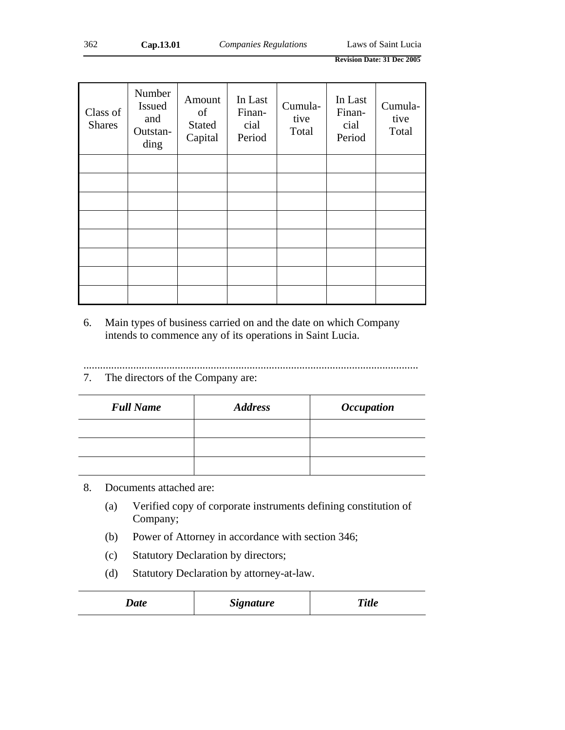| Class of Shares | Number Issued and Outstanding | Amount of Stated Capital | In Last Financial Period | Cumulative Total | In Last Financial Period | Cumulative Total |
|---|---|---|---|---|---|---|
| | | | | | | |
| | | | | | | |
| | | | | | | |
| | | | | | | |
| | | | | | | |
| | | | | | | |
| | | | | | | |
| | | | | | | |

6. Main types of business carried on and the date on which Company intends to commence any of its operations in Saint Lucia.

.........................................................................................................................

7. The directors of the Company are:

| ***Full Name*** | ***Address*** | ***Occupation*** |
|---|---|---|
| | | |
| | | |
| | | |

8. Documents attached are:

   (a) Verified copy of corporate instruments defining constitution of Company;

   (b) Power of Attorney in accordance with section 346;

   (c) Statutory Declaration by directors;

   (d) Statutory Declaration by attorney-at-law.

| ***Date*** | ***Signature*** | ***Title*** |
|---|---|---|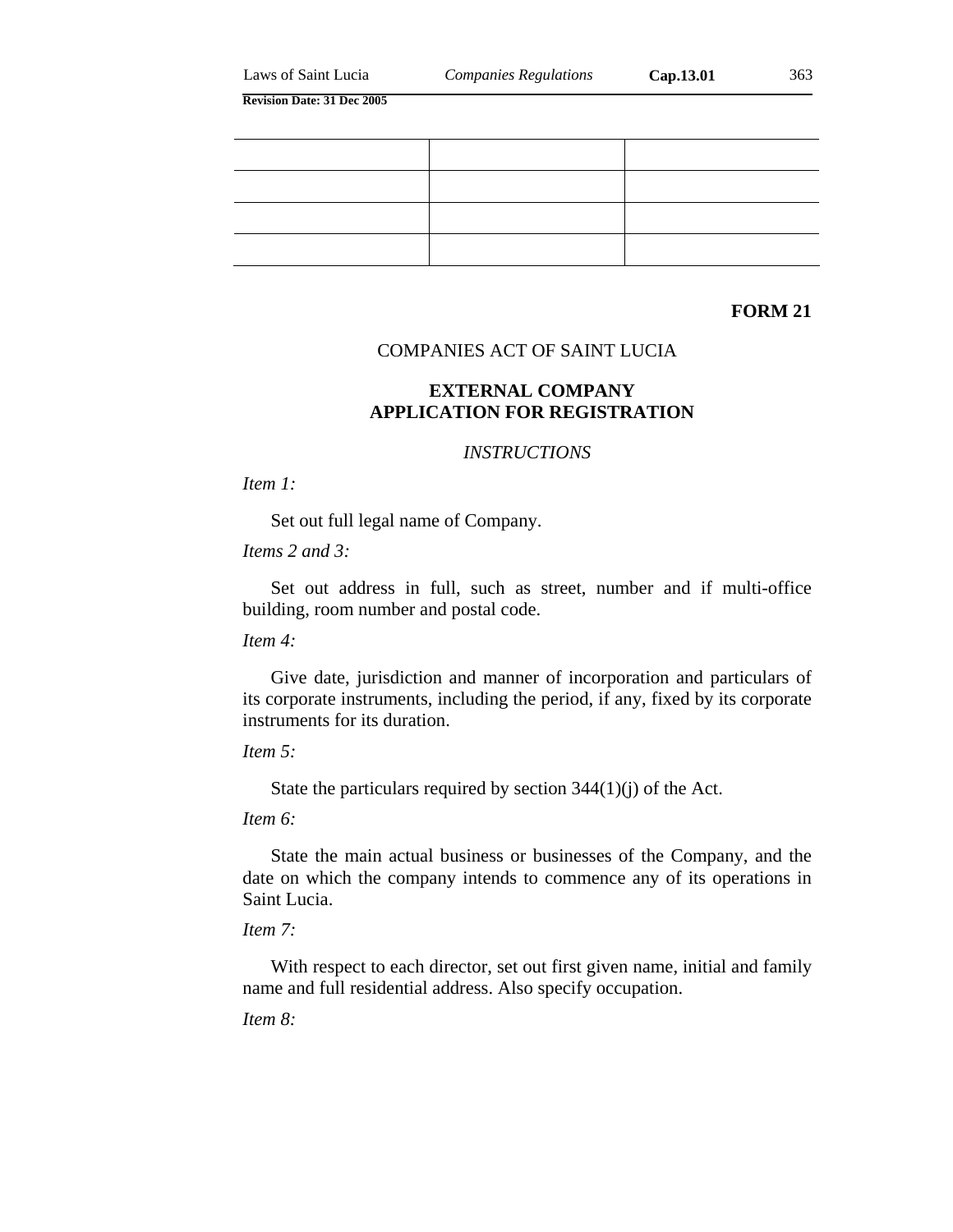| | | |
|---|---|---|
| | | |
| | | |
| | | |

**FORM 21**

COMPANIES ACT OF SAINT LUCIA

## EXTERNAL COMPANY APPLICATION FOR REGISTRATION

*INSTRUCTIONS*

*Item 1:*

Set out full legal name of Company.

*Items 2 and 3:*

Set out address in full, such as street, number and if multi-office building, room number and postal code.

*Item 4:*

Give date, jurisdiction and manner of incorporation and particulars of its corporate instruments, including the period, if any, fixed by its corporate instruments for its duration.

*Item 5:*

State the particulars required by section 344(1)(j) of the Act.

*Item 6:*

State the main actual business or businesses of the Company, and the date on which the company intends to commence any of its operations in Saint Lucia.

*Item 7:*

With respect to each director, set out first given name, initial and family name and full residential address. Also specify occupation.

*Item 8:*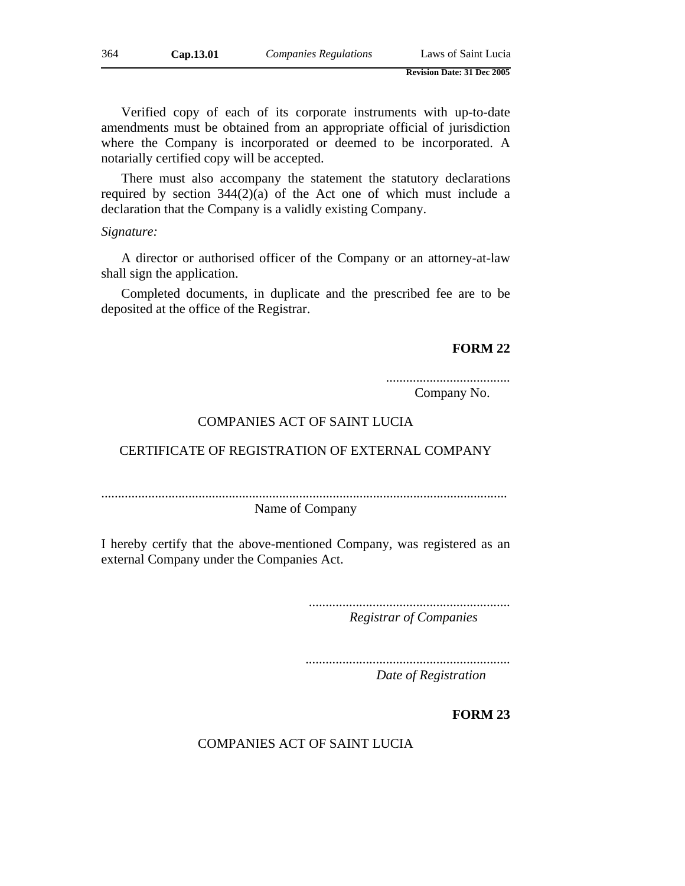Verified copy of each of its corporate instruments with up-to-date amendments must be obtained from an appropriate official of jurisdiction where the Company is incorporated or deemed to be incorporated. A notarially certified copy will be accepted.

There must also accompany the statement the statutory declarations required by section 344(2)(a) of the Act one of which must include a declaration that the Company is a validly existing Company.

*Signature:*

A director or authorised officer of the Company or an attorney-at-law shall sign the application.

Completed documents, in duplicate and the prescribed fee are to be deposited at the office of the Registrar.

**FORM 22**

.....................................
Company No.

COMPANIES ACT OF SAINT LUCIA

CERTIFICATE OF REGISTRATION OF EXTERNAL COMPANY

.......................................................................................................................
Name of Company

I hereby certify that the above-mentioned Company, was registered as an external Company under the Companies Act.

...........................................................
*Registrar of Companies*

............................................................
*Date of Registration*

**FORM 23**

COMPANIES ACT OF SAINT LUCIA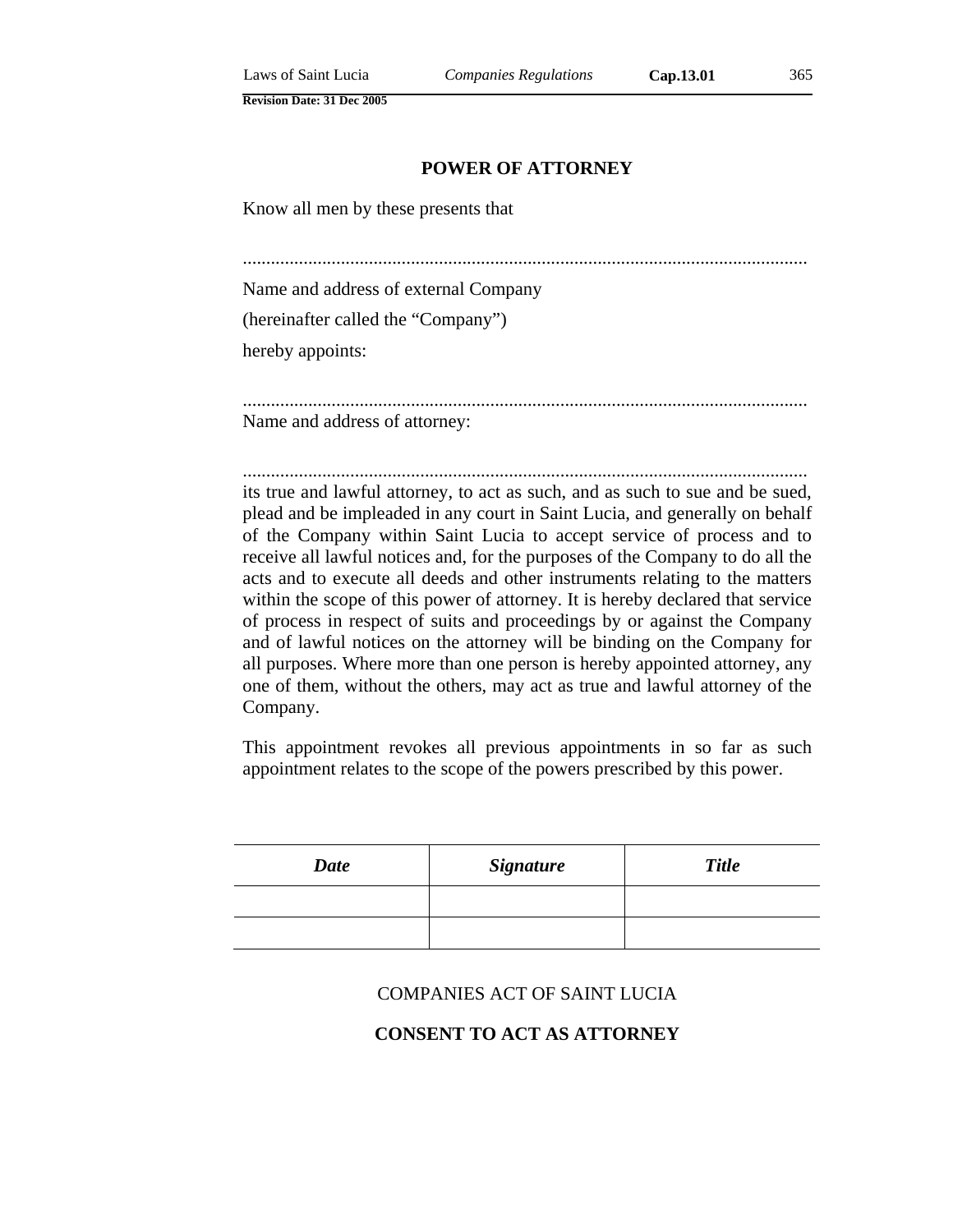## POWER OF ATTORNEY

Know all men by these presents that

.........................................................................................................................

Name and address of external Company

(hereinafter called the “Company”)

hereby appoints:

.........................................................................................................................

Name and address of attorney:

.........................................................................................................................

its true and lawful attorney, to act as such, and as such to sue and be sued, plead and be impleaded in any court in Saint Lucia, and generally on behalf of the Company within Saint Lucia to accept service of process and to receive all lawful notices and, for the purposes of the Company to do all the acts and to execute all deeds and other instruments relating to the matters within the scope of this power of attorney. It is hereby declared that service of process in respect of suits and proceedings by or against the Company and of lawful notices on the attorney will be binding on the Company for all purposes. Where more than one person is hereby appointed attorney, any one of them, without the others, may act as true and lawful attorney of the Company.

This appointment revokes all previous appointments in so far as such appointment relates to the scope of the powers prescribed by this power.

| ***Date*** | ***Signature*** | ***Title*** |
|---|---|---|
| | | |
| | | |

COMPANIES ACT OF SAINT LUCIA

## CONSENT TO ACT AS ATTORNEY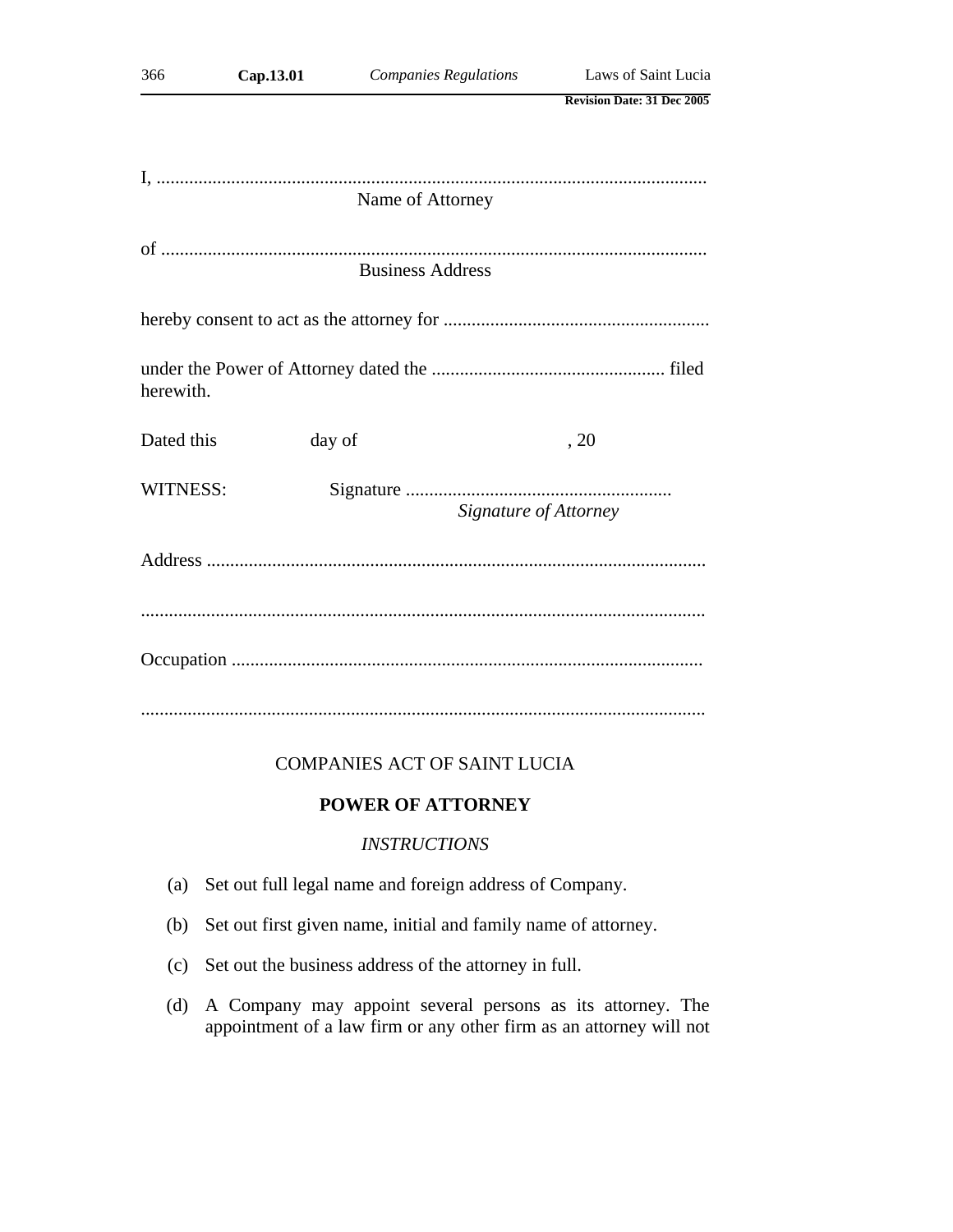I, ......................................................................................................................

Name of Attorney

of ......................................................................................................................

Business Address

hereby consent to act as the attorney for .........................................................

under the Power of Attorney dated the .................................................. filed herewith.

Dated this day of , 20

WITNESS: Signature .........................................................

*Signature of Attorney*

Address ..........................................................................................................

.........................................................................................................................

Occupation .....................................................................................................

.........................................................................................................................

COMPANIES ACT OF SAINT LUCIA

**POWER OF ATTORNEY**

*INSTRUCTIONS*

(a) Set out full legal name and foreign address of Company.

(b) Set out first given name, initial and family name of attorney.

(c) Set out the business address of the attorney in full.

(d) A Company may appoint several persons as its attorney. The appointment of a law firm or any other firm as an attorney will not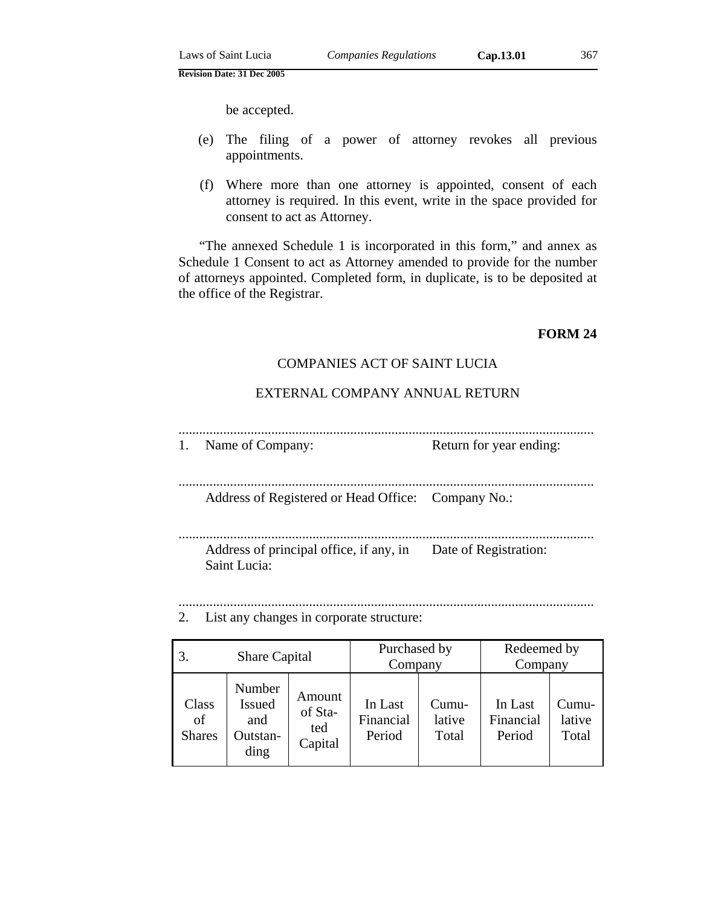be accepted.

(e) The filing of a power of attorney revokes all previous appointments.

(f) Where more than one attorney is appointed, consent of each attorney is required. In this event, write in the space provided for consent to act as Attorney.

"The annexed Schedule 1 is incorporated in this form," and annex as Schedule 1 Consent to act as Attorney amended to provide for the number of attorneys appointed. Completed form, in duplicate, is to be deposited at the office of the Registrar.

**FORM 24**

COMPANIES ACT OF SAINT LUCIA

EXTERNAL COMPANY ANNUAL RETURN

........................................................................................................................

1. Name of Company: Return for year ending:

........................................................................................................................

Address of Registered or Head Office: Company No.:

........................................................................................................................

Address of principal office, if any, in Saint Lucia: Date of Registration:

........................................................................................................................

2. List any changes in corporate structure:

| 3. Share Capital | | | Purchased by Company | | Redeemed by Company | |
|---|---|---|---|---|---|---|
| Class of Shares | Number Issued and Outstanding | Amount of Stated Capital | In Last Financial Period | Cumulative Total | In Last Financial Period | Cumulative Total |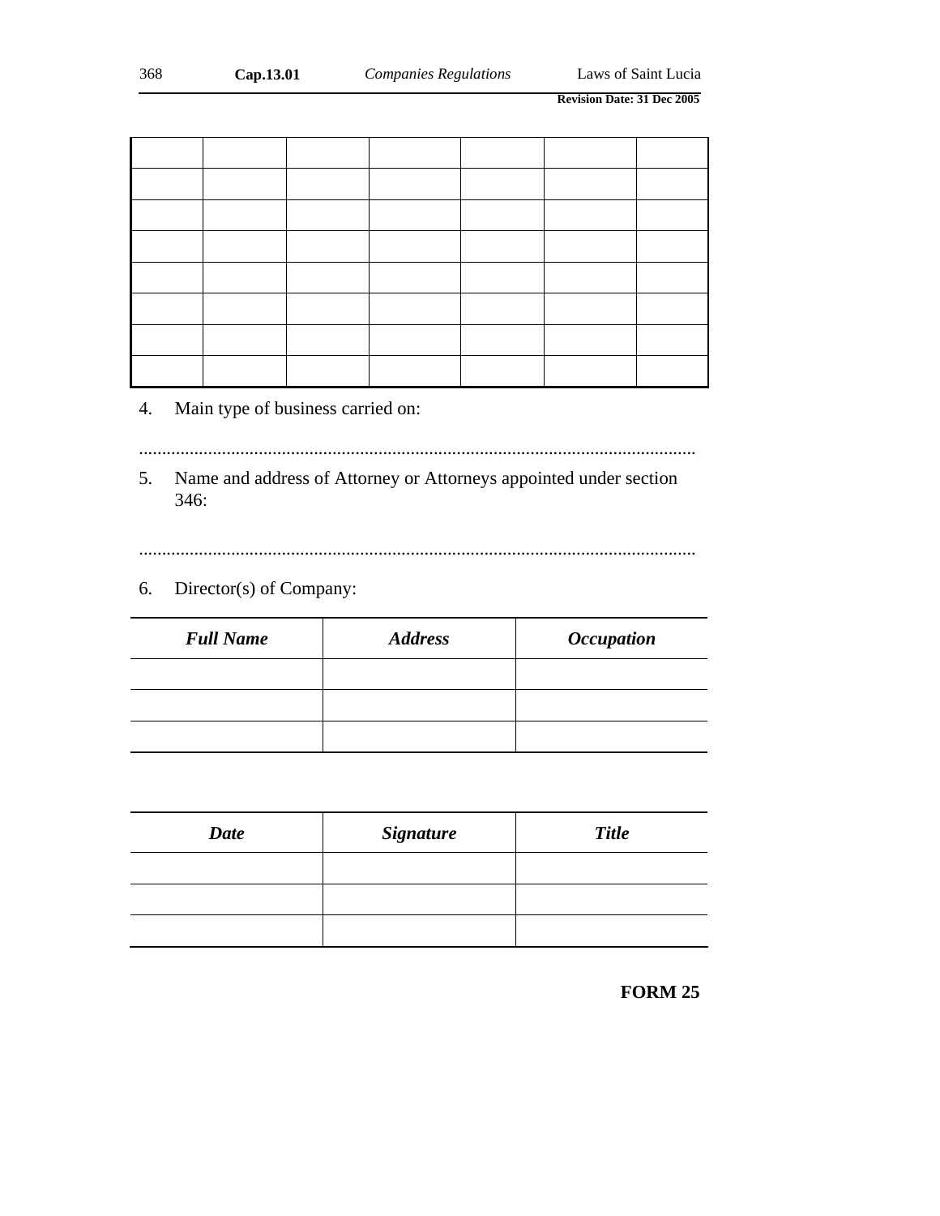| | | | | | | |
|---|---|---|---|---|---|---|
| | | | | | | |
| | | | | | | |
| | | | | | | |
| | | | | | | |
| | | | | | | |
| | | | | | | |
| | | | | | | |

4. Main type of business carried on:

........................................................................................................................

5. Name and address of Attorney or Attorneys appointed under section 346:

........................................................................................................................

6. Director(s) of Company:

| ***Full Name*** | ***Address*** | ***Occupation*** |
|---|---|---|
| | | |
| | | |
| | | |

| ***Date*** | ***Signature*** | ***Title*** |
|---|---|---|
| | | |
| | | |
| | | |

**FORM 25**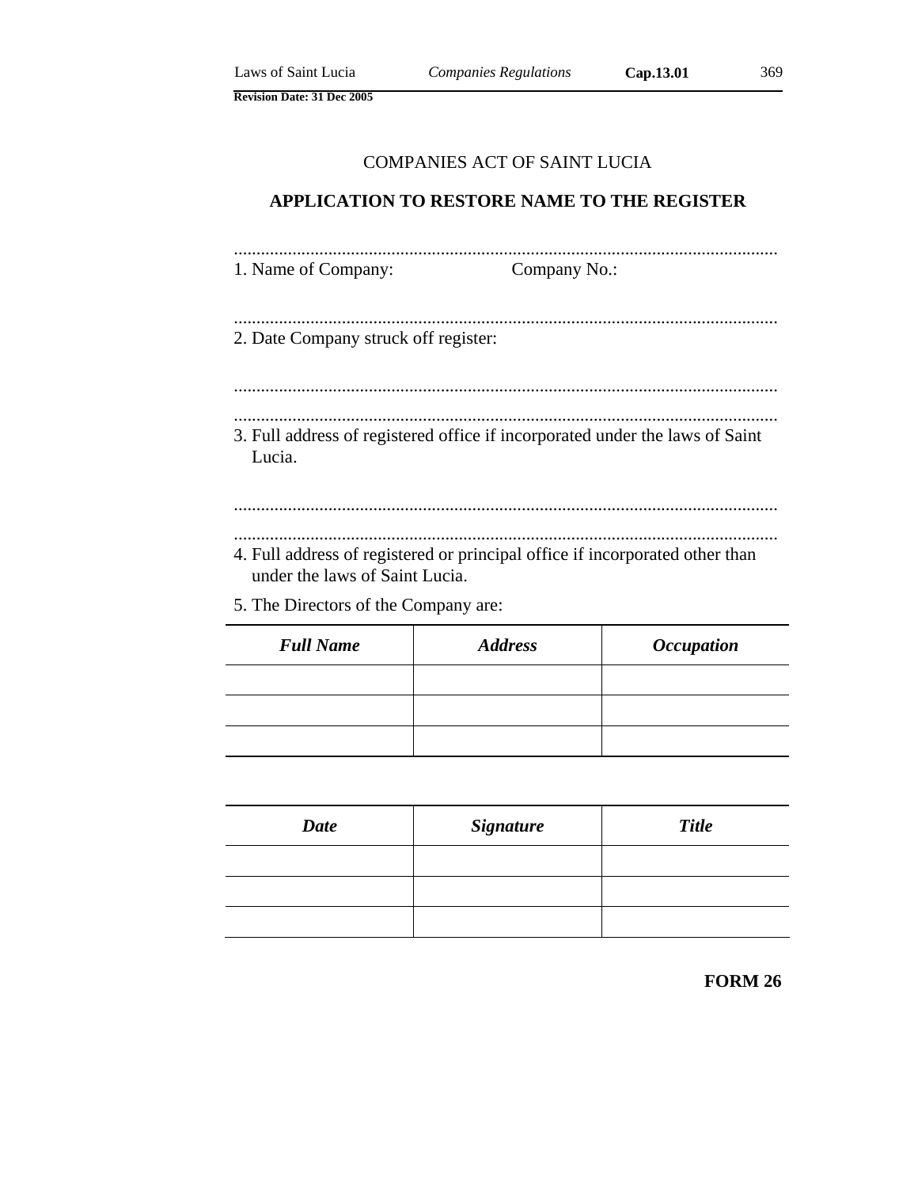COMPANIES ACT OF SAINT LUCIA

## APPLICATION TO RESTORE NAME TO THE REGISTER

.........................................................................................................................
1. Name of Company: Company No.:

.........................................................................................................................
2. Date Company struck off register:

.........................................................................................................................

.........................................................................................................................
3. Full address of registered office if incorporated under the laws of Saint Lucia.

.........................................................................................................................

.........................................................................................................................
4. Full address of registered or principal office if incorporated other than under the laws of Saint Lucia.

5. The Directors of the Company are:

| ***Full Name*** | ***Address*** | ***Occupation*** |
| --- | --- | --- |
| | | |
| | | |
| | | |

| ***Date*** | ***Signature*** | ***Title*** |
| --- | --- | --- |
| | | |
| | | |
| | | |

**FORM 26**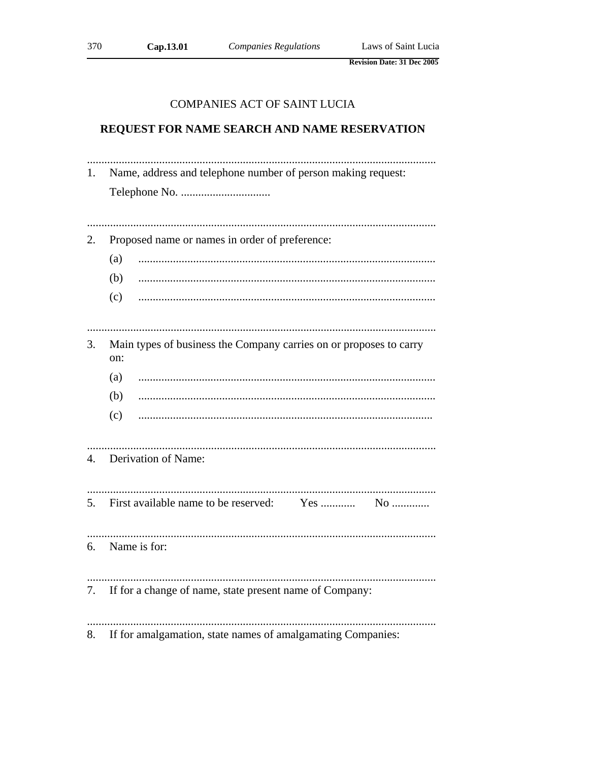COMPANIES ACT OF SAINT LUCIA

**REQUEST FOR NAME SEARCH AND NAME RESERVATION**

.........................................................................................................................

1. Name, address and telephone number of person making request:

   Telephone No. ...............................

.........................................................................................................................

2. Proposed name or names in order of preference:

   (a) .......................................................................................................

   (b) .......................................................................................................

   (c) .......................................................................................................

.........................................................................................................................

3. Main types of business the Company carries on or proposes to carry on:

   (a) .......................................................................................................

   (b) .......................................................................................................

   (c) ......................................................................................................

.........................................................................................................................

4. Derivation of Name:

.........................................................................................................................

5. First available name to be reserved: Yes ............ No .............

.........................................................................................................................

6. Name is for:

.........................................................................................................................

7. If for a change of name, state present name of Company:

.........................................................................................................................

8. If for amalgamation, state names of amalgamating Companies: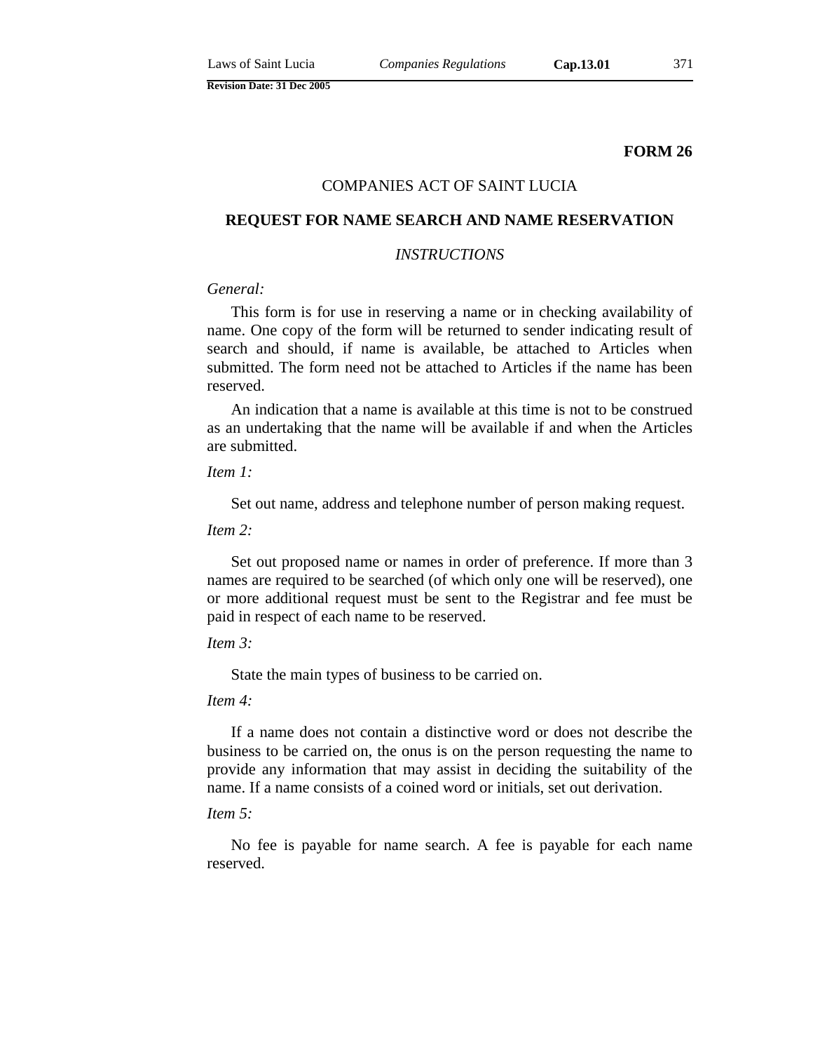**FORM 26**

COMPANIES ACT OF SAINT LUCIA

## REQUEST FOR NAME SEARCH AND NAME RESERVATION

*INSTRUCTIONS*

*General:*

This form is for use in reserving a name or in checking availability of name. One copy of the form will be returned to sender indicating result of search and should, if name is available, be attached to Articles when submitted. The form need not be attached to Articles if the name has been reserved.

An indication that a name is available at this time is not to be construed as an undertaking that the name will be available if and when the Articles are submitted.

*Item 1:*

Set out name, address and telephone number of person making request.

*Item 2:*

Set out proposed name or names in order of preference. If more than 3 names are required to be searched (of which only one will be reserved), one or more additional request must be sent to the Registrar and fee must be paid in respect of each name to be reserved.

*Item 3:*

State the main types of business to be carried on.

*Item 4:*

If a name does not contain a distinctive word or does not describe the business to be carried on, the onus is on the person requesting the name to provide any information that may assist in deciding the suitability of the name. If a name consists of a coined word or initials, set out derivation.

*Item 5:*

No fee is payable for name search. A fee is payable for each name reserved.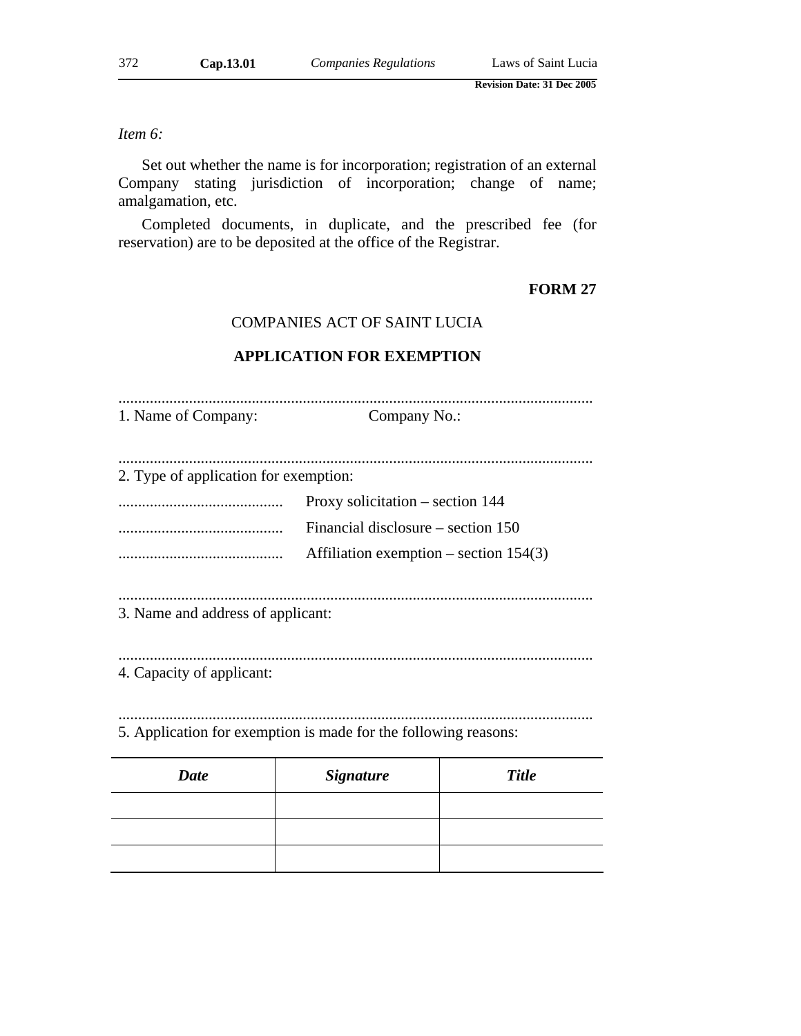*Item 6:*

Set out whether the name is for incorporation; registration of an external Company stating jurisdiction of incorporation; change of name; amalgamation, etc.

Completed documents, in duplicate, and the prescribed fee (for reservation) are to be deposited at the office of the Registrar.

**FORM 27**

COMPANIES ACT OF SAINT LUCIA

**APPLICATION FOR EXEMPTION**

..........................................................................................................................

1. Name of Company: Company No.:

..........................................................................................................................

2. Type of application for exemption:

.......................................... Proxy solicitation – section 144

.......................................... Financial disclosure – section 150

.......................................... Affiliation exemption – section 154(3)

..........................................................................................................................

3. Name and address of applicant:

..........................................................................................................................

4. Capacity of applicant:

..........................................................................................................................

5. Application for exemption is made for the following reasons:

| ***Date*** | ***Signature*** | ***Title*** |
|---|---|---|
| | | |
| | | |
| | | |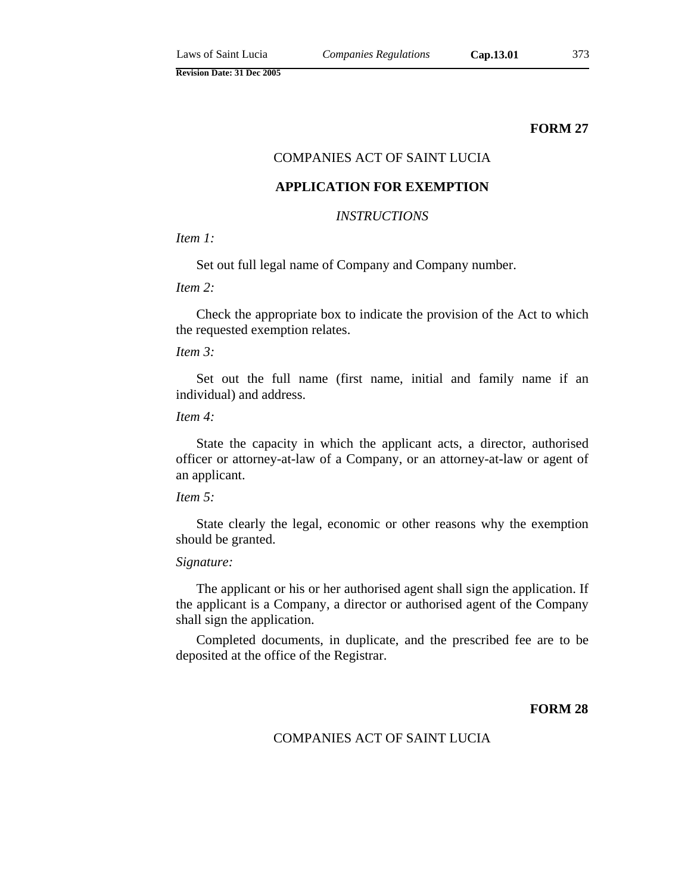**FORM 27**

COMPANIES ACT OF SAINT LUCIA

**APPLICATION FOR EXEMPTION**

*INSTRUCTIONS*

*Item 1:*

Set out full legal name of Company and Company number.

*Item 2:*

Check the appropriate box to indicate the provision of the Act to which the requested exemption relates.

*Item 3:*

Set out the full name (first name, initial and family name if an individual) and address.

*Item 4:*

State the capacity in which the applicant acts, a director, authorised officer or attorney-at-law of a Company, or an attorney-at-law or agent of an applicant.

*Item 5:*

State clearly the legal, economic or other reasons why the exemption should be granted.

*Signature:*

The applicant or his or her authorised agent shall sign the application. If the applicant is a Company, a director or authorised agent of the Company shall sign the application.

Completed documents, in duplicate, and the prescribed fee are to be deposited at the office of the Registrar.

**FORM 28**

COMPANIES ACT OF SAINT LUCIA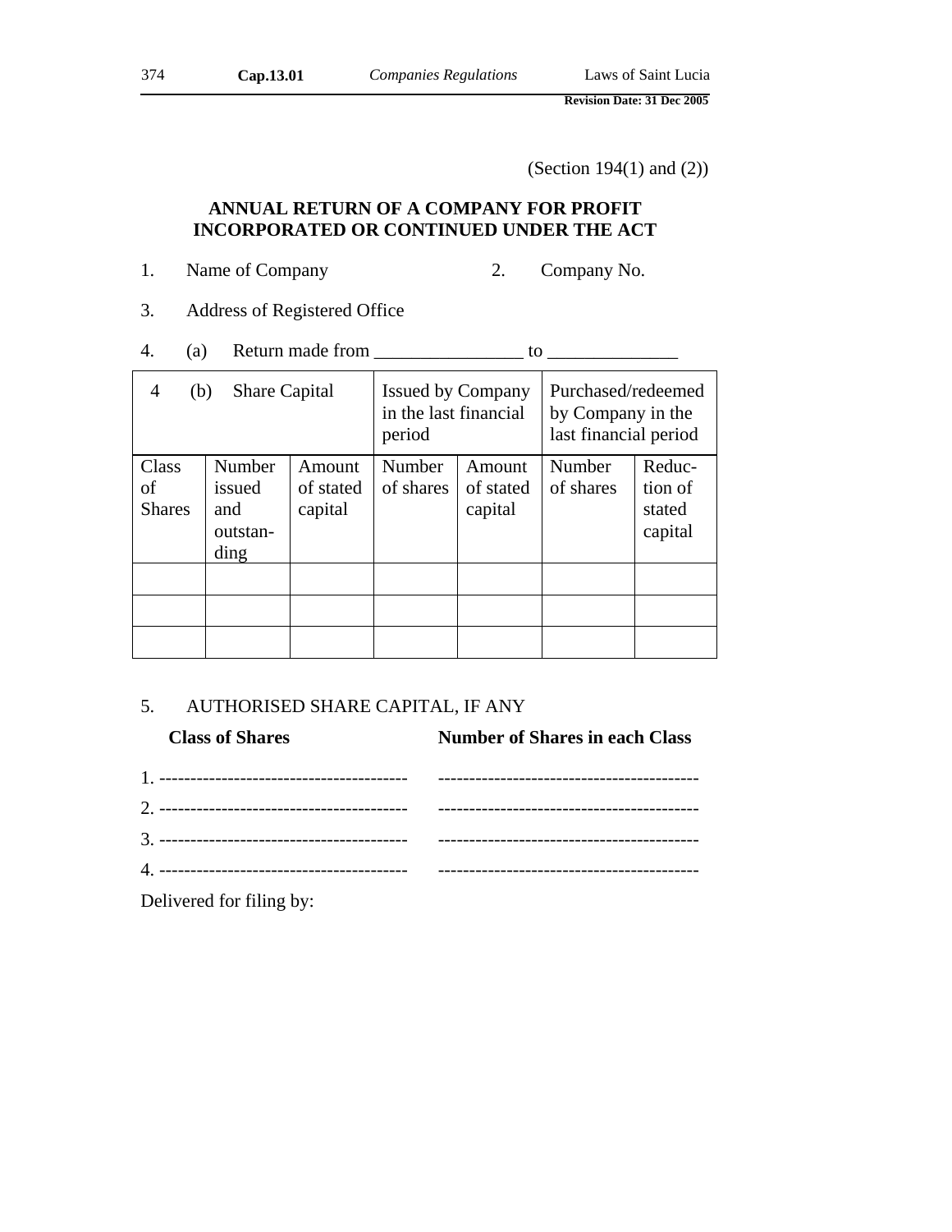(Section 194(1) and (2))

**ANNUAL RETURN OF A COMPANY FOR PROFIT INCORPORATED OR CONTINUED UNDER THE ACT**

1. Name of Company　　　　2. Company No.

3. Address of Registered Office

4. (a) Return made from ________________ to ______________

| 4 (b) Share Capital | | | Issued by Company in the last financial period | | Purchased/redeemed by Company in the last financial period | |
|---|---|---|---|---|---|---|
| Class of Shares | Number issued and outstanding | Amount of stated capital | Number of shares | Amount of stated capital | Number of shares | Reduction of stated capital |
| | | | | | | |
| | | | | | | |
| | | | | | | |

5. AUTHORISED SHARE CAPITAL, IF ANY

| **Class of Shares** | **Number of Shares in each Class** |
|---|---|
| 1. ---------------------------------------- | ------------------------------------------ |
| 2. ---------------------------------------- | ------------------------------------------ |
| 3. ---------------------------------------- | ------------------------------------------ |
| 4. ---------------------------------------- | ------------------------------------------ |

Delivered for filing by: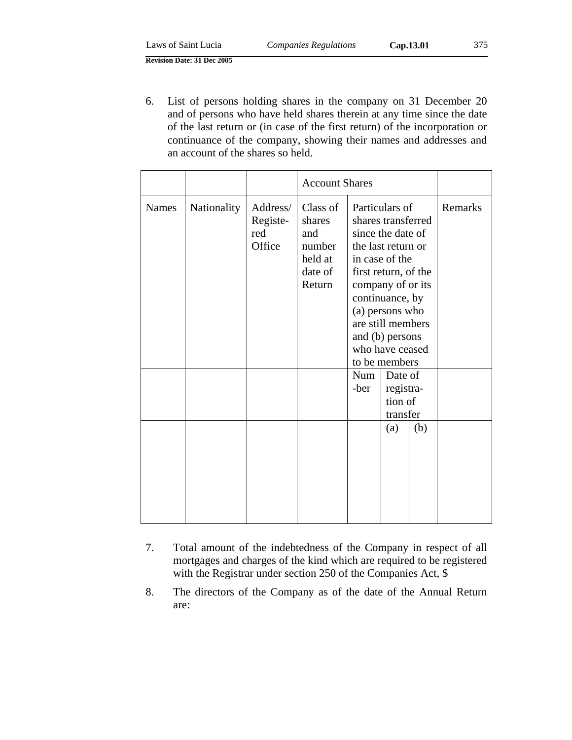6. List of persons holding shares in the company on 31 December 20 and of persons who have held shares therein at any time since the date of the last return or (in case of the first return) of the incorporation or continuance of the company, showing their names and addresses and an account of the shares so held.

| | | | Account Shares | | | | |
|---|---|---|---|---|---|---|---|
| Names | Nationality | Address/ Registe-red Office | Class of shares and number held at date of Return | Particulars of shares transferred since the date of the last return or in case of the first return, of the company of or its continuance, by (a) persons who are still members and (b) persons who have ceased to be members | | | Remarks |
| | | | | Num-ber | Date of registra-tion of transfer | | |
| | | | | | (a) | (b) | |
| | | | | | | | |

7. Total amount of the indebtedness of the Company in respect of all mortgages and charges of the kind which are required to be registered with the Registrar under section 250 of the Companies Act, $

8. The directors of the Company as of the date of the Annual Return are: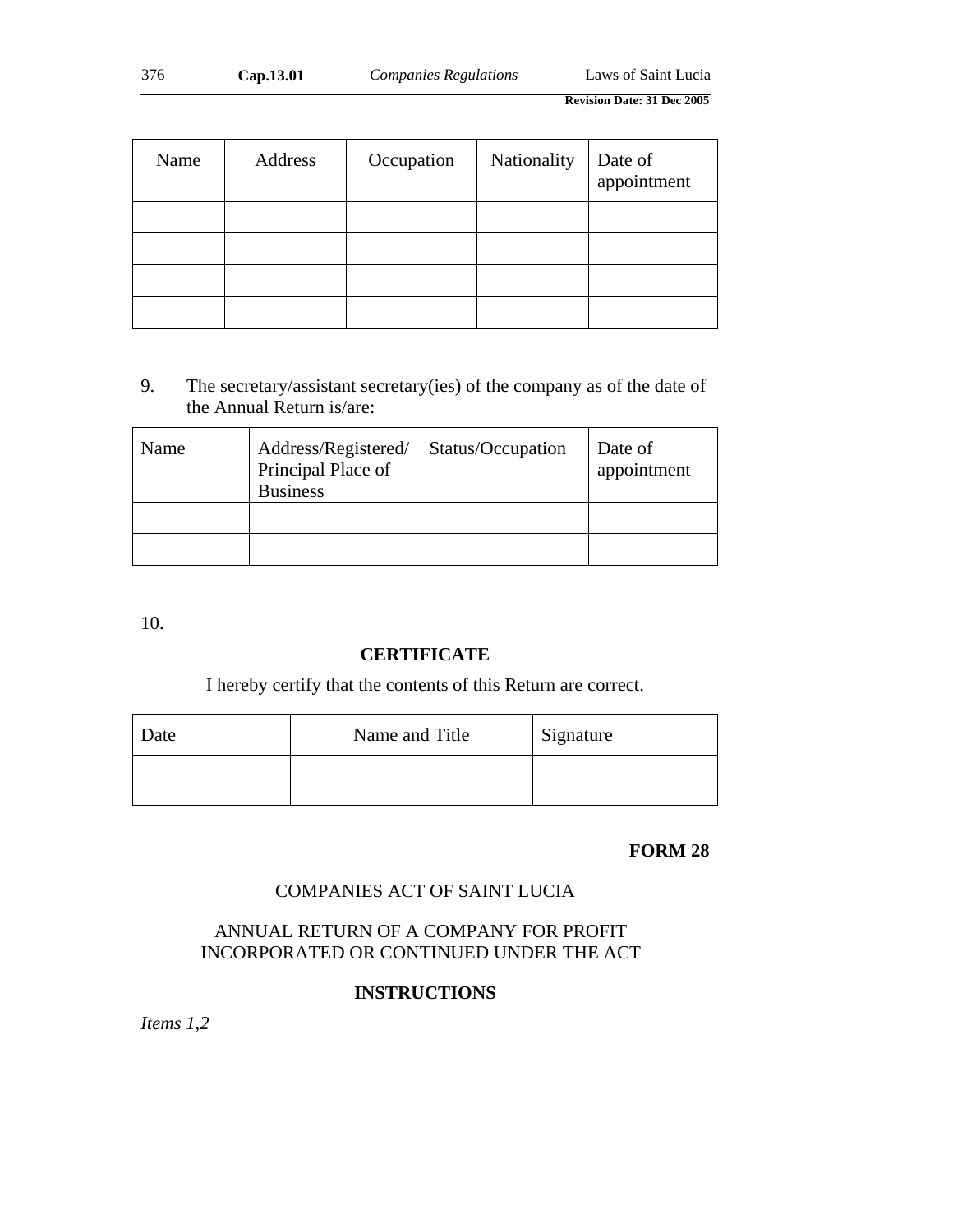| Name | Address | Occupation | Nationality | Date of appointment |
|---|---|---|---|---|
| | | | | |
| | | | | |
| | | | | |
| | | | | |

9. The secretary/assistant secretary(ies) of the company as of the date of the Annual Return is/are:

| Name | Address/Registered/ Principal Place of Business | Status/Occupation | Date of appointment |
|---|---|---|---|
| | | | |
| | | | |

10.

**CERTIFICATE**

I hereby certify that the contents of this Return are correct.

| Date | Name and Title | Signature |
|---|---|---|
| | | |

**FORM 28**

COMPANIES ACT OF SAINT LUCIA

ANNUAL RETURN OF A COMPANY FOR PROFIT INCORPORATED OR CONTINUED UNDER THE ACT

**INSTRUCTIONS**

*Items 1,2*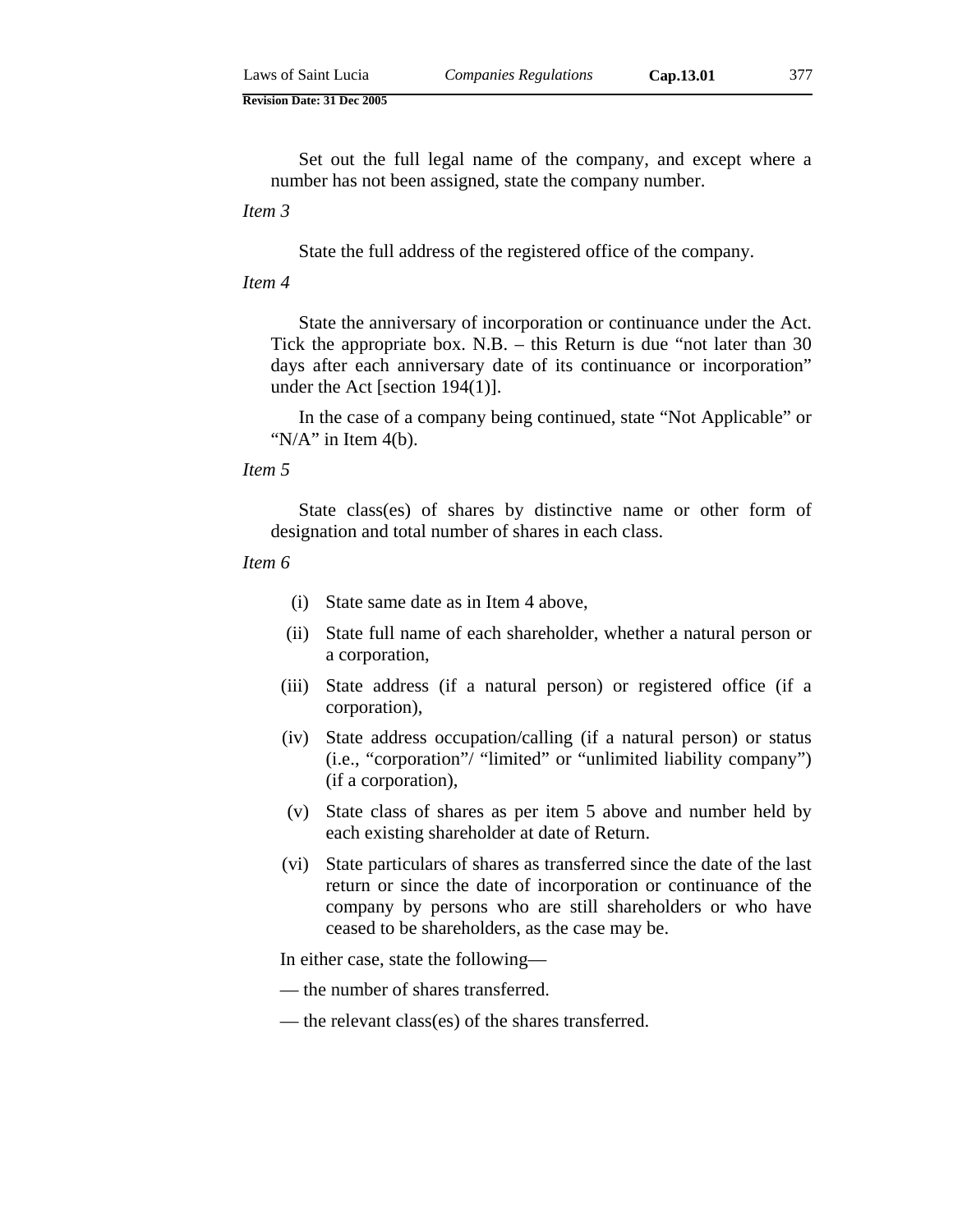Set out the full legal name of the company, and except where a number has not been assigned, state the company number.

*Item 3*

State the full address of the registered office of the company.

*Item 4*

State the anniversary of incorporation or continuance under the Act. Tick the appropriate box. N.B. – this Return is due "not later than 30 days after each anniversary date of its continuance or incorporation" under the Act [section 194(1)].

In the case of a company being continued, state "Not Applicable" or "N/A" in Item 4(b).

*Item 5*

State class(es) of shares by distinctive name or other form of designation and total number of shares in each class.

*Item 6*

(i) State same date as in Item 4 above,

(ii) State full name of each shareholder, whether a natural person or a corporation,

(iii) State address (if a natural person) or registered office (if a corporation),

(iv) State address occupation/calling (if a natural person) or status (i.e., "corporation"/ "limited" or "unlimited liability company") (if a corporation),

(v) State class of shares as per item 5 above and number held by each existing shareholder at date of Return.

(vi) State particulars of shares as transferred since the date of the last return or since the date of incorporation or continuance of the company by persons who are still shareholders or who have ceased to be shareholders, as the case may be.

In either case, state the following—

— the number of shares transferred.

— the relevant class(es) of the shares transferred.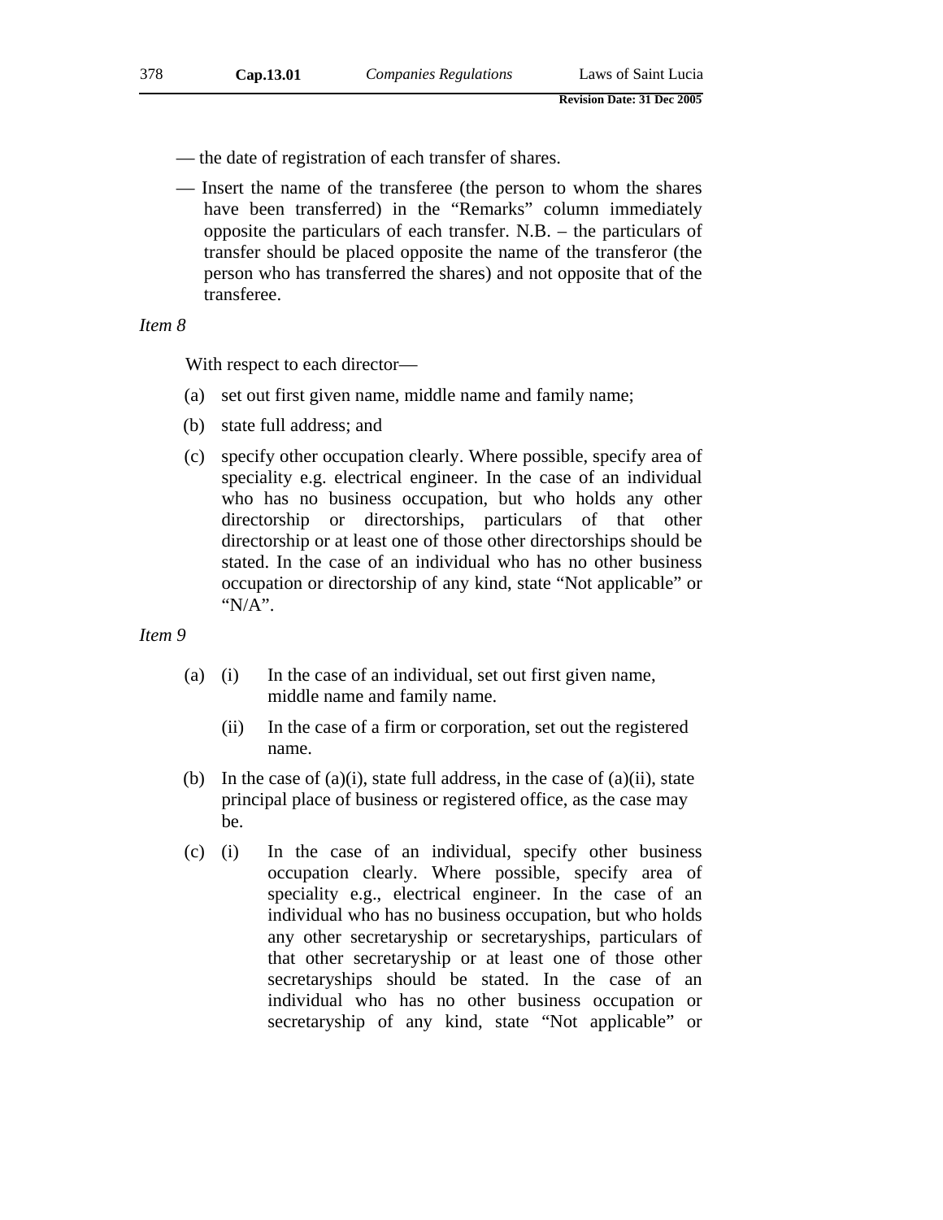— the date of registration of each transfer of shares.

— Insert the name of the transferee (the person to whom the shares have been transferred) in the "Remarks" column immediately opposite the particulars of each transfer. N.B. – the particulars of transfer should be placed opposite the name of the transferor (the person who has transferred the shares) and not opposite that of the transferee.

*Item 8*

With respect to each director—

(a) set out first given name, middle name and family name;

(b) state full address; and

(c) specify other occupation clearly. Where possible, specify area of speciality e.g. electrical engineer. In the case of an individual who has no business occupation, but who holds any other directorship or directorships, particulars of that other directorship or at least one of those other directorships should be stated. In the case of an individual who has no other business occupation or directorship of any kind, state "Not applicable" or "N/A".

*Item 9*

(a) (i) In the case of an individual, set out first given name, middle name and family name.

(ii) In the case of a firm or corporation, set out the registered name.

(b) In the case of (a)(i), state full address, in the case of (a)(ii), state principal place of business or registered office, as the case may be.

(c) (i) In the case of an individual, specify other business occupation clearly. Where possible, specify area of speciality e.g., electrical engineer. In the case of an individual who has no business occupation, but who holds any other secretaryship or secretaryships, particulars of that other secretaryship or at least one of those other secretaryships should be stated. In the case of an individual who has no other business occupation or secretaryship of any kind, state "Not applicable" or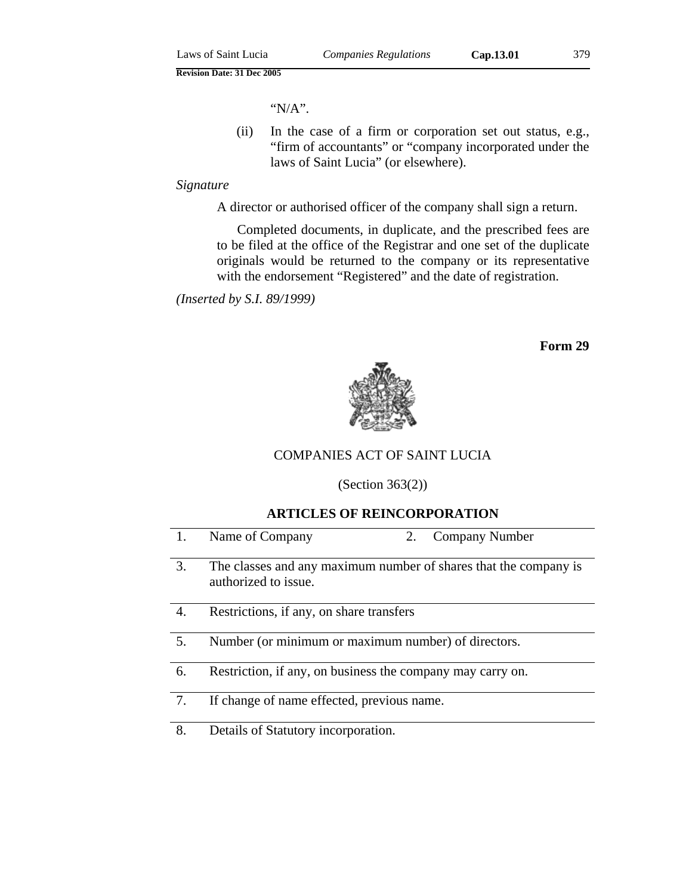"N/A".

(ii) In the case of a firm or corporation set out status, e.g., "firm of accountants" or "company incorporated under the laws of Saint Lucia" (or elsewhere).

*Signature*

A director or authorised officer of the company shall sign a return.

Completed documents, in duplicate, and the prescribed fees are to be filed at the office of the Registrar and one set of the duplicate originals would be returned to the company or its representative with the endorsement "Registered" and the date of registration.

*(Inserted by S.I. 89/1999)*

**Form 29**

COMPANIES ACT OF SAINT LUCIA

(Section 363(2))

**ARTICLES OF REINCORPORATION**

| | | | |
|---|---|---|---|
| 1. | Name of Company | 2. | Company Number |
| 3. | The classes and any maximum number of shares that the company is authorized to issue. | | |
| 4. | Restrictions, if any, on share transfers | | |
| 5. | Number (or minimum or maximum number) of directors. | | |
| 6. | Restriction, if any, on business the company may carry on. | | |
| 7. | If change of name effected, previous name. | | |
| 8. | Details of Statutory incorporation. | | |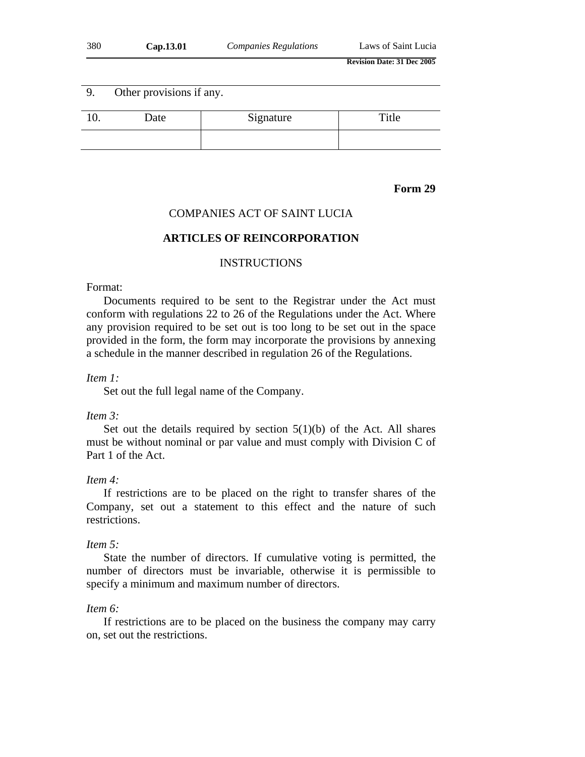| 9. | Other provisions if any. | |
|---|---|---|

| 10. Date | Signature | Title |
|---|---|---|
| | | |

**Form 29**

COMPANIES ACT OF SAINT LUCIA

**ARTICLES OF REINCORPORATION**

INSTRUCTIONS

Format:

Documents required to be sent to the Registrar under the Act must conform with regulations 22 to 26 of the Regulations under the Act. Where any provision required to be set out is too long to be set out in the space provided in the form, the form may incorporate the provisions by annexing a schedule in the manner described in regulation 26 of the Regulations.

*Item 1:*

Set out the full legal name of the Company.

*Item 3:*

Set out the details required by section 5(1)(b) of the Act. All shares must be without nominal or par value and must comply with Division C of Part 1 of the Act.

*Item 4:*

If restrictions are to be placed on the right to transfer shares of the Company, set out a statement to this effect and the nature of such restrictions.

*Item 5:*

State the number of directors. If cumulative voting is permitted, the number of directors must be invariable, otherwise it is permissible to specify a minimum and maximum number of directors.

*Item 6:*

If restrictions are to be placed on the business the company may carry on, set out the restrictions.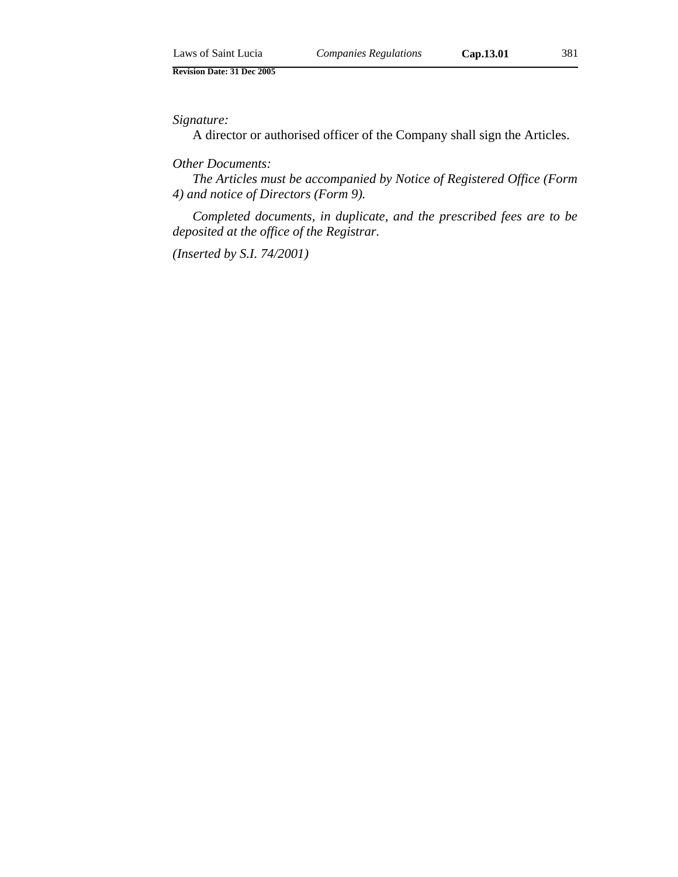*Signature:*

A director or authorised officer of the Company shall sign the Articles.

*Other Documents:*

*The Articles must be accompanied by Notice of Registered Office (Form 4) and notice of Directors (Form 9).*

*Completed documents, in duplicate, and the prescribed fees are to be deposited at the office of the Registrar.*

*(Inserted by S.I. 74/2001)*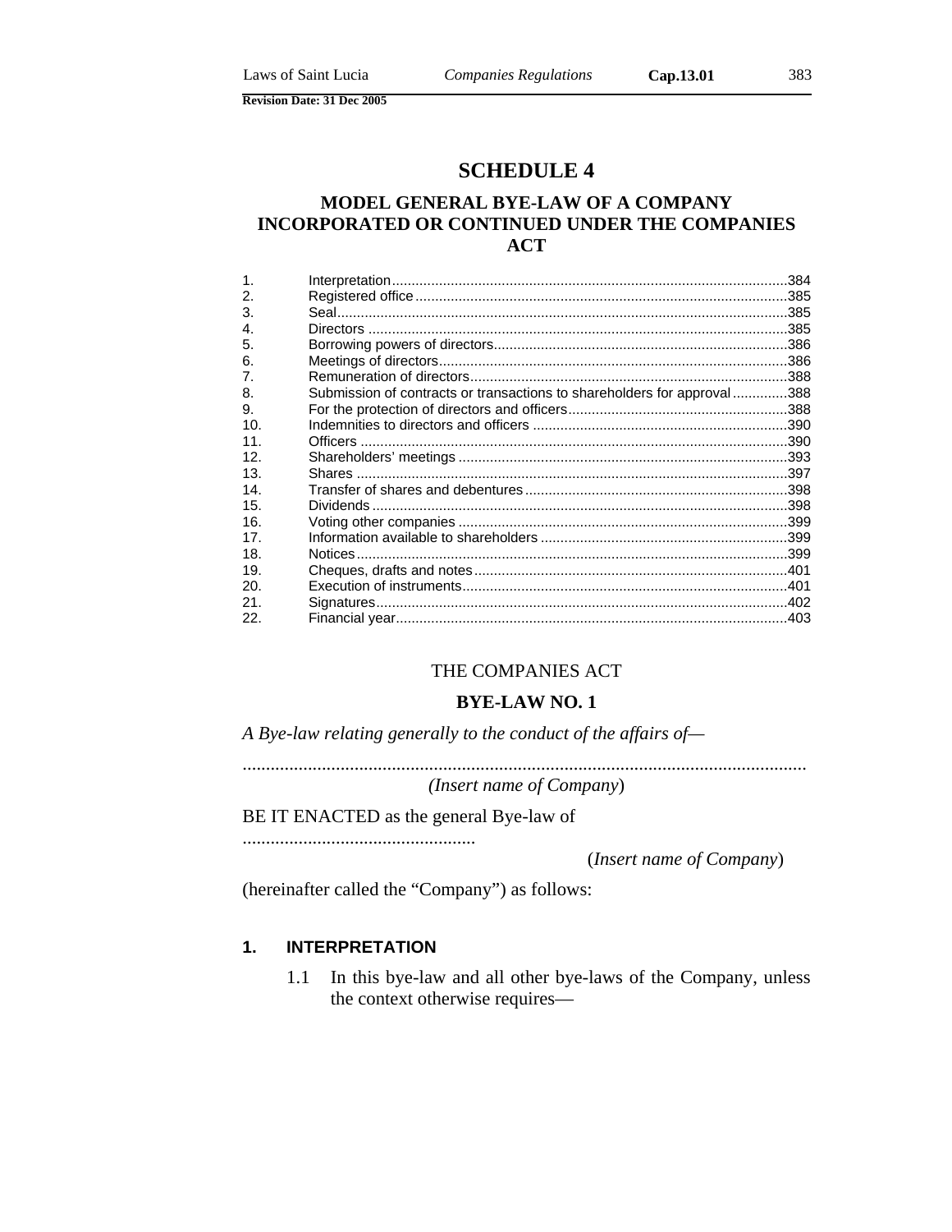# SCHEDULE 4

## MODEL GENERAL BYE-LAW OF A COMPANY INCORPORATED OR CONTINUED UNDER THE COMPANIES ACT

| | | |
|---|---|---|
| 1. | Interpretation | 384 |
| 2. | Registered office | 385 |
| 3. | Seal | 385 |
| 4. | Directors | 385 |
| 5. | Borrowing powers of directors | 386 |
| 6. | Meetings of directors | 386 |
| 7. | Remuneration of directors | 388 |
| 8. | Submission of contracts or transactions to shareholders for approval | 388 |
| 9. | For the protection of directors and officers | 388 |
| 10. | Indemnities to directors and officers | 390 |
| 11. | Officers | 390 |
| 12. | Shareholders' meetings | 393 |
| 13. | Shares | 397 |
| 14. | Transfer of shares and debentures | 398 |
| 15. | Dividends | 398 |
| 16. | Voting other companies | 399 |
| 17. | Information available to shareholders | 399 |
| 18. | Notices | 399 |
| 19. | Cheques, drafts and notes | 401 |
| 20. | Execution of instruments | 401 |
| 21. | Signatures | 402 |
| 22. | Financial year | 403 |

THE COMPANIES ACT

**BYE-LAW NO. 1**

*A Bye-law relating generally to the conduct of the affairs of—*

..........................................................................................................................
*(Insert name of Company)*

BE IT ENACTED as the general Bye-law of

..................................................
(*Insert name of Company*)

(hereinafter called the "Company") as follows:

### 1. INTERPRETATION

1.1 In this bye-law and all other bye-laws of the Company, unless the context otherwise requires—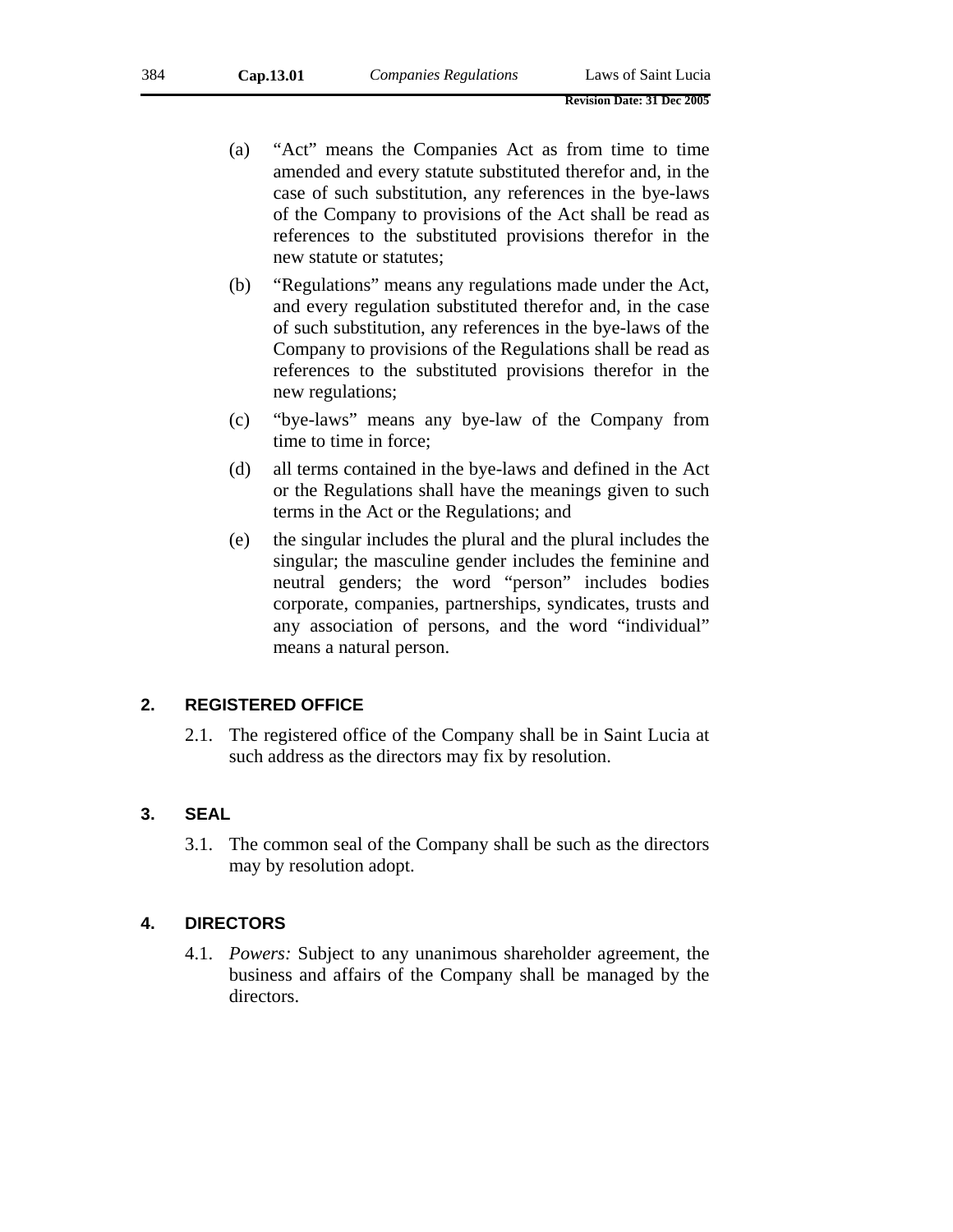(a) "Act" means the Companies Act as from time to time amended and every statute substituted therefor and, in the case of such substitution, any references in the bye-laws of the Company to provisions of the Act shall be read as references to the substituted provisions therefor in the new statute or statutes;

(b) "Regulations" means any regulations made under the Act, and every regulation substituted therefor and, in the case of such substitution, any references in the bye-laws of the Company to provisions of the Regulations shall be read as references to the substituted provisions therefor in the new regulations;

(c) "bye-laws" means any bye-law of the Company from time to time in force;

(d) all terms contained in the bye-laws and defined in the Act or the Regulations shall have the meanings given to such terms in the Act or the Regulations; and

(e) the singular includes the plural and the plural includes the singular; the masculine gender includes the feminine and neutral genders; the word "person" includes bodies corporate, companies, partnerships, syndicates, trusts and any association of persons, and the word "individual" means a natural person.

## 2. REGISTERED OFFICE

2.1. The registered office of the Company shall be in Saint Lucia at such address as the directors may fix by resolution.

## 3. SEAL

3.1. The common seal of the Company shall be such as the directors may by resolution adopt.

## 4. DIRECTORS

4.1. *Powers:* Subject to any unanimous shareholder agreement, the business and affairs of the Company shall be managed by the directors.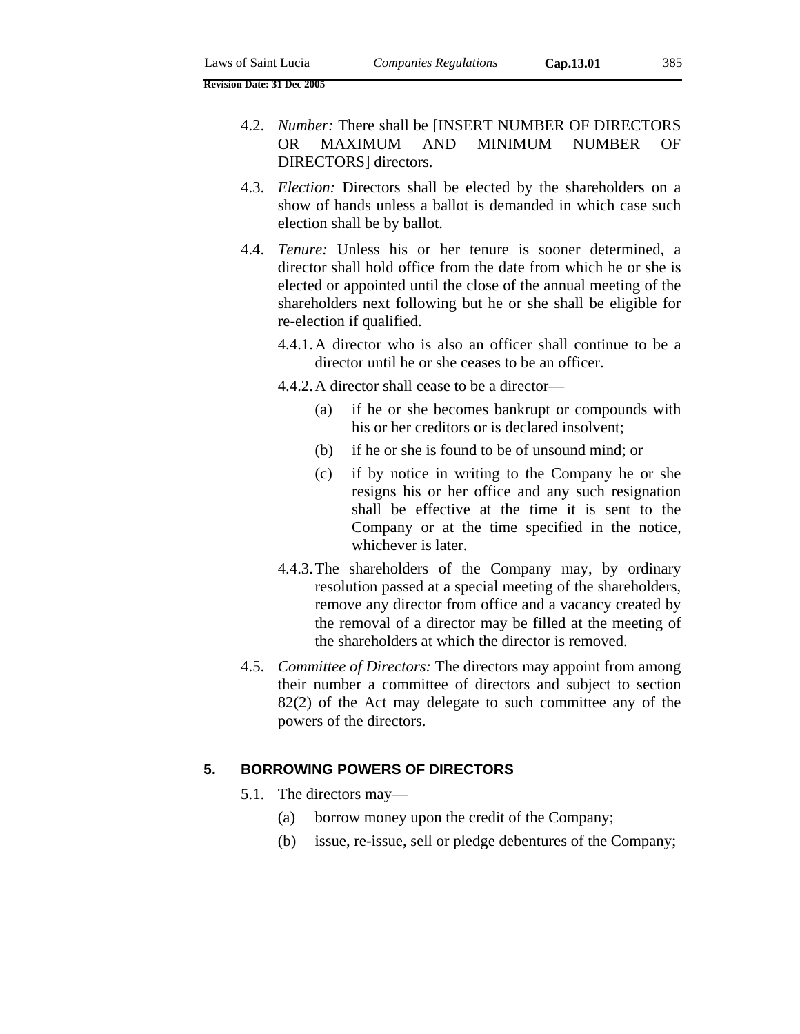4.2. *Number:* There shall be [INSERT NUMBER OF DIRECTORS OR MAXIMUM AND MINIMUM NUMBER OF DIRECTORS] directors.

4.3. *Election:* Directors shall be elected by the shareholders on a show of hands unless a ballot is demanded in which case such election shall be by ballot.

4.4. *Tenure:* Unless his or her tenure is sooner determined, a director shall hold office from the date from which he or she is elected or appointed until the close of the annual meeting of the shareholders next following but he or she shall be eligible for re-election if qualified.

4.4.1. A director who is also an officer shall continue to be a director until he or she ceases to be an officer.

4.4.2. A director shall cease to be a director—

(a) if he or she becomes bankrupt or compounds with his or her creditors or is declared insolvent;

(b) if he or she is found to be of unsound mind; or

(c) if by notice in writing to the Company he or she resigns his or her office and any such resignation shall be effective at the time it is sent to the Company or at the time specified in the notice, whichever is later.

4.4.3. The shareholders of the Company may, by ordinary resolution passed at a special meeting of the shareholders, remove any director from office and a vacancy created by the removal of a director may be filled at the meeting of the shareholders at which the director is removed.

4.5. *Committee of Directors:* The directors may appoint from among their number a committee of directors and subject to section 82(2) of the Act may delegate to such committee any of the powers of the directors.

## 5. BORROWING POWERS OF DIRECTORS

5.1. The directors may—

(a) borrow money upon the credit of the Company;

(b) issue, re-issue, sell or pledge debentures of the Company;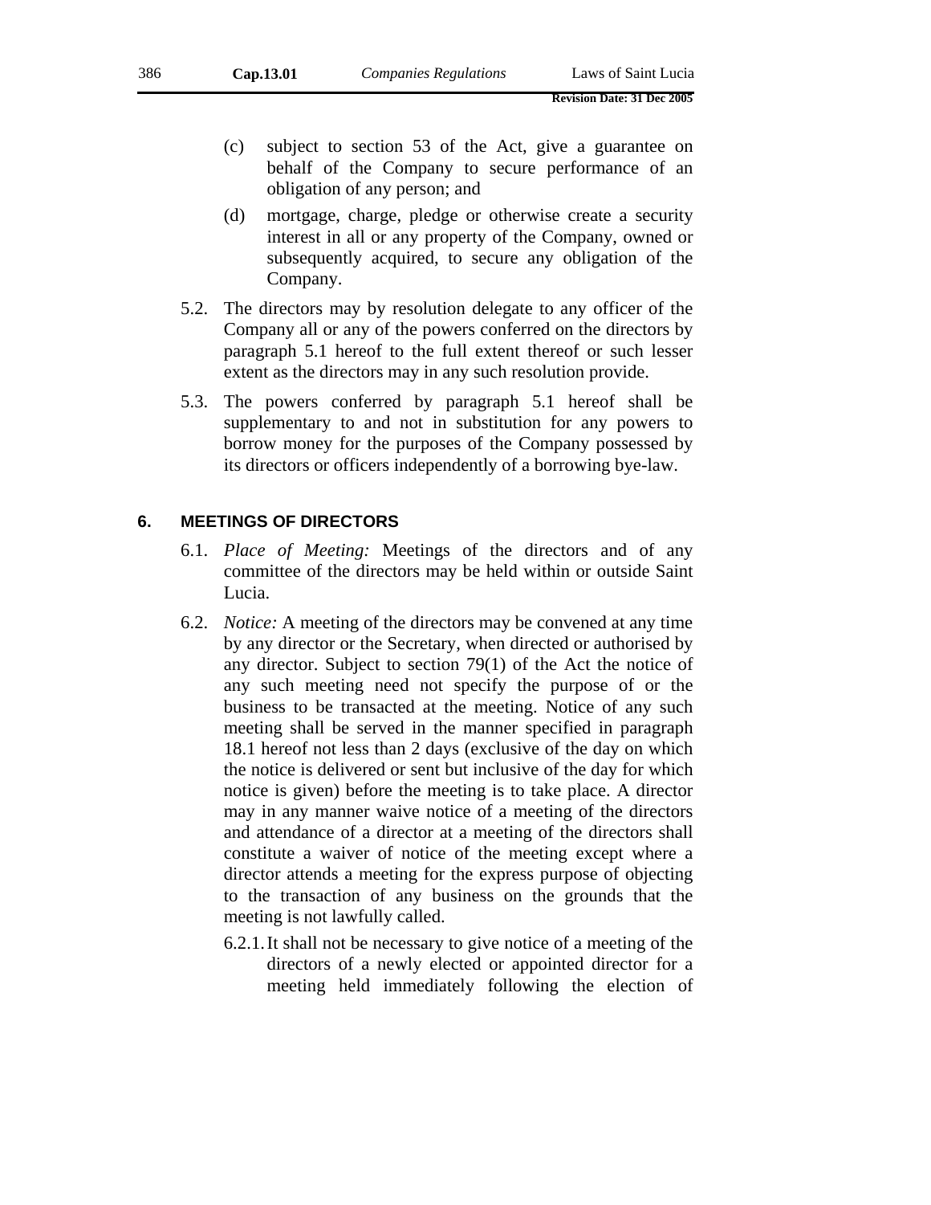(c) subject to section 53 of the Act, give a guarantee on behalf of the Company to secure performance of an obligation of any person; and

(d) mortgage, charge, pledge or otherwise create a security interest in all or any property of the Company, owned or subsequently acquired, to secure any obligation of the Company.

5.2. The directors may by resolution delegate to any officer of the Company all or any of the powers conferred on the directors by paragraph 5.1 hereof to the full extent thereof or such lesser extent as the directors may in any such resolution provide.

5.3. The powers conferred by paragraph 5.1 hereof shall be supplementary to and not in substitution for any powers to borrow money for the purposes of the Company possessed by its directors or officers independently of a borrowing bye-law.

## 6. MEETINGS OF DIRECTORS

6.1. *Place of Meeting:* Meetings of the directors and of any committee of the directors may be held within or outside Saint Lucia.

6.2. *Notice:* A meeting of the directors may be convened at any time by any director or the Secretary, when directed or authorised by any director. Subject to section 79(1) of the Act the notice of any such meeting need not specify the purpose of or the business to be transacted at the meeting. Notice of any such meeting shall be served in the manner specified in paragraph 18.1 hereof not less than 2 days (exclusive of the day on which the notice is delivered or sent but inclusive of the day for which notice is given) before the meeting is to take place. A director may in any manner waive notice of a meeting of the directors and attendance of a director at a meeting of the directors shall constitute a waiver of notice of the meeting except where a director attends a meeting for the express purpose of objecting to the transaction of any business on the grounds that the meeting is not lawfully called.

6.2.1. It shall not be necessary to give notice of a meeting of the directors of a newly elected or appointed director for a meeting held immediately following the election of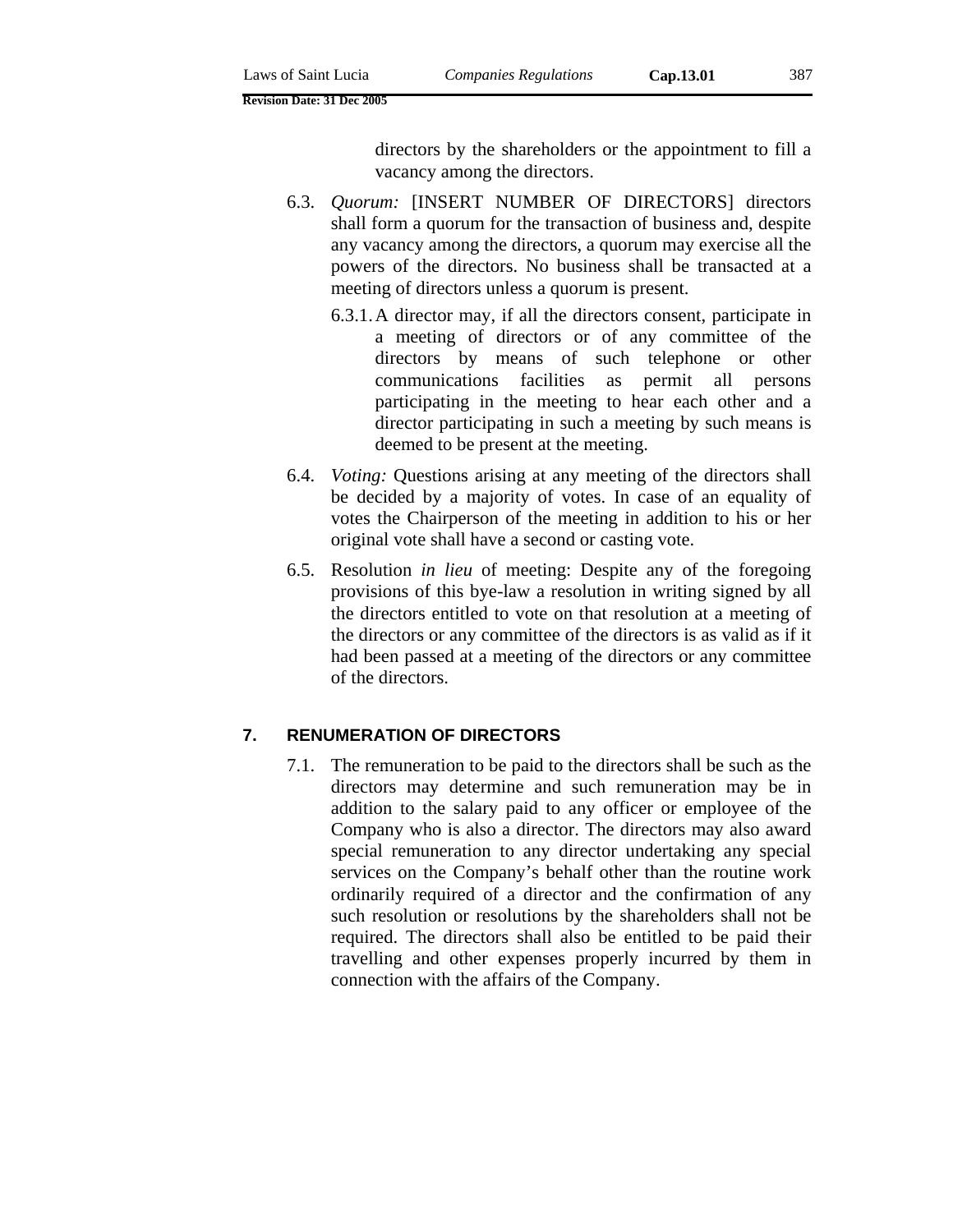directors by the shareholders or the appointment to fill a vacancy among the directors.

6.3. *Quorum:* [INSERT NUMBER OF DIRECTORS] directors shall form a quorum for the transaction of business and, despite any vacancy among the directors, a quorum may exercise all the powers of the directors. No business shall be transacted at a meeting of directors unless a quorum is present.

6.3.1. A director may, if all the directors consent, participate in a meeting of directors or of any committee of the directors by means of such telephone or other communications facilities as permit all persons participating in the meeting to hear each other and a director participating in such a meeting by such means is deemed to be present at the meeting.

6.4. *Voting:* Questions arising at any meeting of the directors shall be decided by a majority of votes. In case of an equality of votes the Chairperson of the meeting in addition to his or her original vote shall have a second or casting vote.

6.5. Resolution *in lieu* of meeting: Despite any of the foregoing provisions of this bye-law a resolution in writing signed by all the directors entitled to vote on that resolution at a meeting of the directors or any committee of the directors is as valid as if it had been passed at a meeting of the directors or any committee of the directors.

## 7. RENUMERATION OF DIRECTORS

7.1. The remuneration to be paid to the directors shall be such as the directors may determine and such remuneration may be in addition to the salary paid to any officer or employee of the Company who is also a director. The directors may also award special remuneration to any director undertaking any special services on the Company's behalf other than the routine work ordinarily required of a director and the confirmation of any such resolution or resolutions by the shareholders shall not be required. The directors shall also be entitled to be paid their travelling and other expenses properly incurred by them in connection with the affairs of the Company.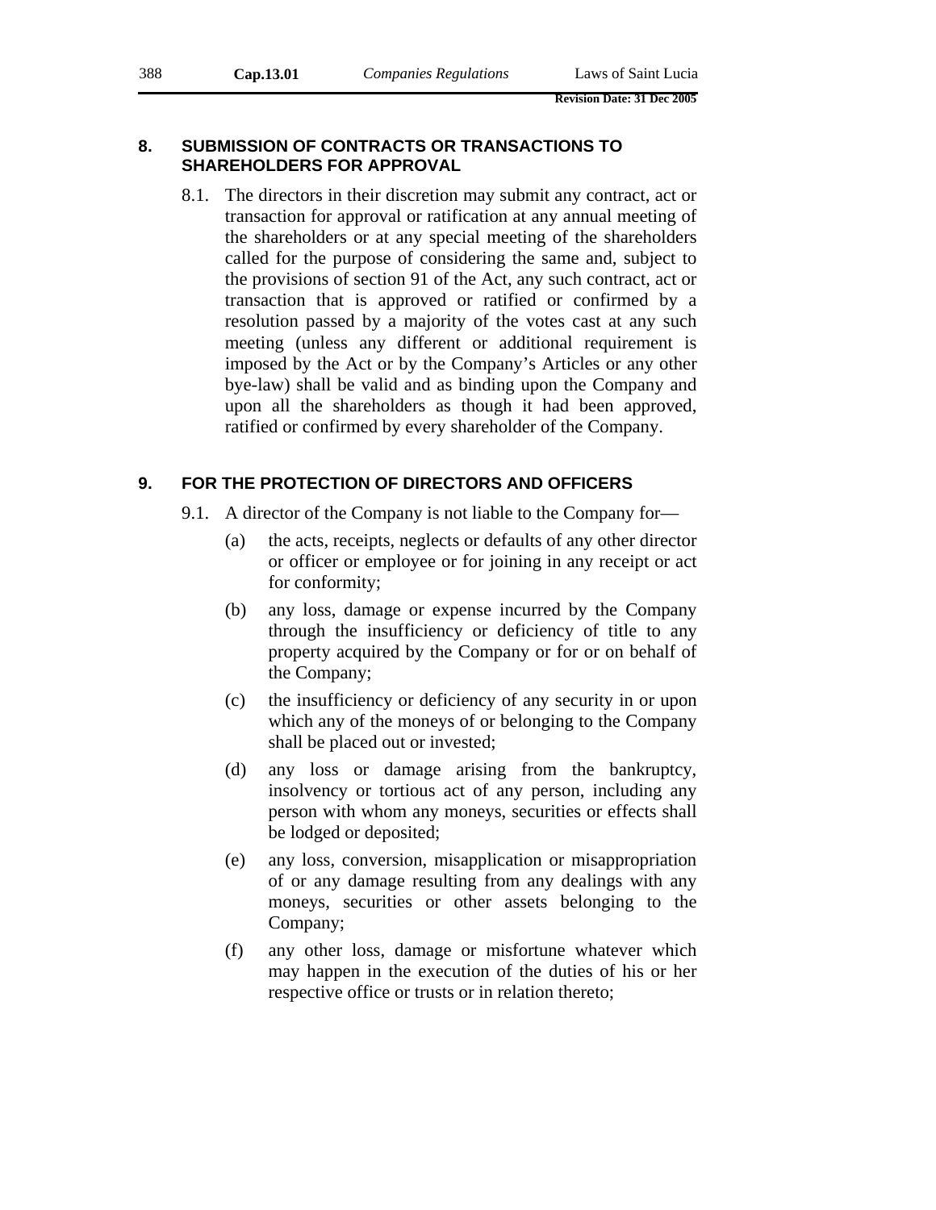## 8. SUBMISSION OF CONTRACTS OR TRANSACTIONS TO SHAREHOLDERS FOR APPROVAL

8.1. The directors in their discretion may submit any contract, act or transaction for approval or ratification at any annual meeting of the shareholders or at any special meeting of the shareholders called for the purpose of considering the same and, subject to the provisions of section 91 of the Act, any such contract, act or transaction that is approved or ratified or confirmed by a resolution passed by a majority of the votes cast at any such meeting (unless any different or additional requirement is imposed by the Act or by the Company's Articles or any other bye-law) shall be valid and as binding upon the Company and upon all the shareholders as though it had been approved, ratified or confirmed by every shareholder of the Company.

## 9. FOR THE PROTECTION OF DIRECTORS AND OFFICERS

9.1. A director of the Company is not liable to the Company for—

(a) the acts, receipts, neglects or defaults of any other director or officer or employee or for joining in any receipt or act for conformity;

(b) any loss, damage or expense incurred by the Company through the insufficiency or deficiency of title to any property acquired by the Company or for or on behalf of the Company;

(c) the insufficiency or deficiency of any security in or upon which any of the moneys of or belonging to the Company shall be placed out or invested;

(d) any loss or damage arising from the bankruptcy, insolvency or tortious act of any person, including any person with whom any moneys, securities or effects shall be lodged or deposited;

(e) any loss, conversion, misapplication or misappropriation of or any damage resulting from any dealings with any moneys, securities or other assets belonging to the Company;

(f) any other loss, damage or misfortune whatever which may happen in the execution of the duties of his or her respective office or trusts or in relation thereto;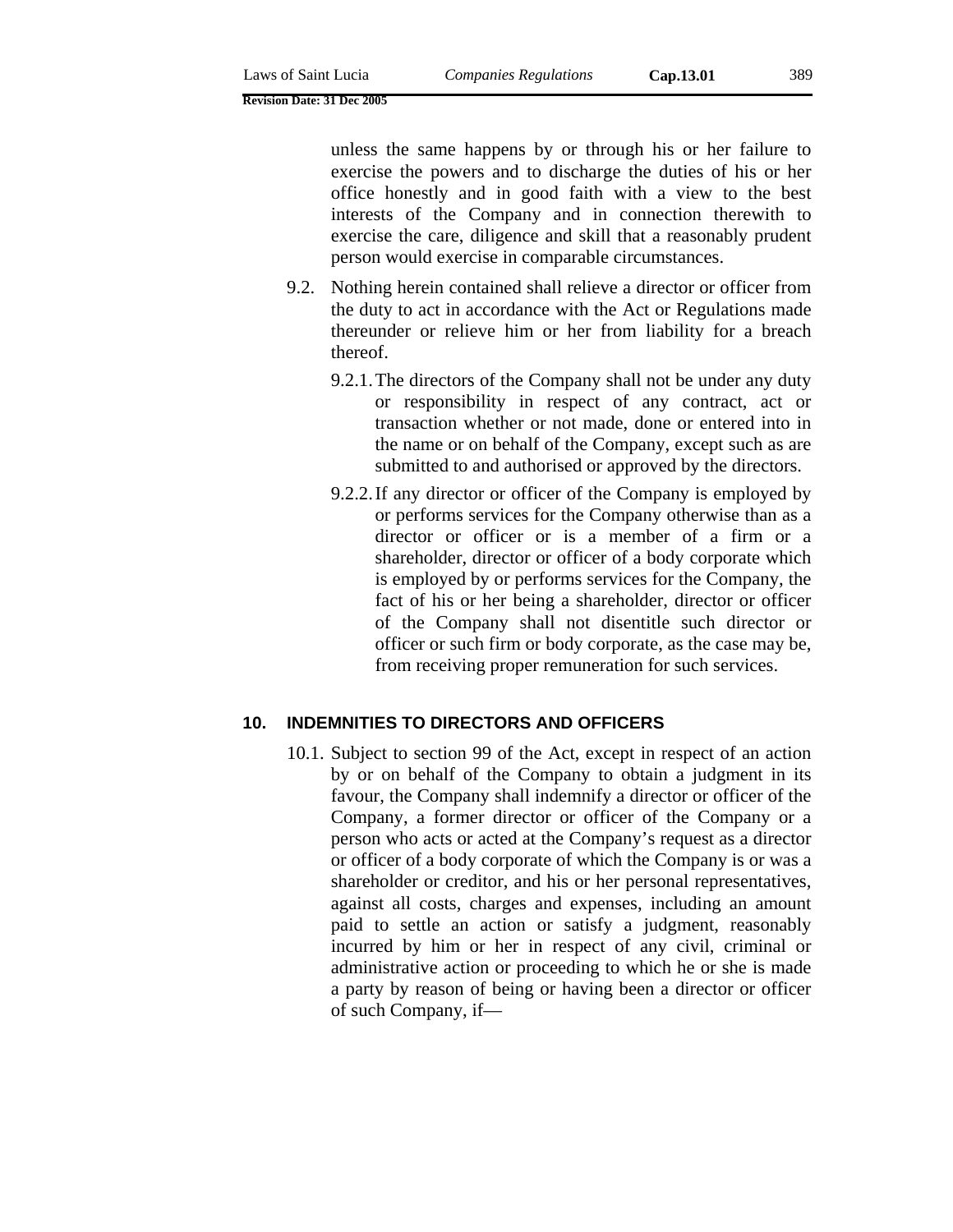unless the same happens by or through his or her failure to exercise the powers and to discharge the duties of his or her office honestly and in good faith with a view to the best interests of the Company and in connection therewith to exercise the care, diligence and skill that a reasonably prudent person would exercise in comparable circumstances.

9.2. Nothing herein contained shall relieve a director or officer from the duty to act in accordance with the Act or Regulations made thereunder or relieve him or her from liability for a breach thereof.

9.2.1. The directors of the Company shall not be under any duty or responsibility in respect of any contract, act or transaction whether or not made, done or entered into in the name or on behalf of the Company, except such as are submitted to and authorised or approved by the directors.

9.2.2. If any director or officer of the Company is employed by or performs services for the Company otherwise than as a director or officer or is a member of a firm or a shareholder, director or officer of a body corporate which is employed by or performs services for the Company, the fact of his or her being a shareholder, director or officer of the Company shall not disentitle such director or officer or such firm or body corporate, as the case may be, from receiving proper remuneration for such services.

## 10. INDEMNITIES TO DIRECTORS AND OFFICERS

10.1. Subject to section 99 of the Act, except in respect of an action by or on behalf of the Company to obtain a judgment in its favour, the Company shall indemnify a director or officer of the Company, a former director or officer of the Company or a person who acts or acted at the Company's request as a director or officer of a body corporate of which the Company is or was a shareholder or creditor, and his or her personal representatives, against all costs, charges and expenses, including an amount paid to settle an action or satisfy a judgment, reasonably incurred by him or her in respect of any civil, criminal or administrative action or proceeding to which he or she is made a party by reason of being or having been a director or officer of such Company, if—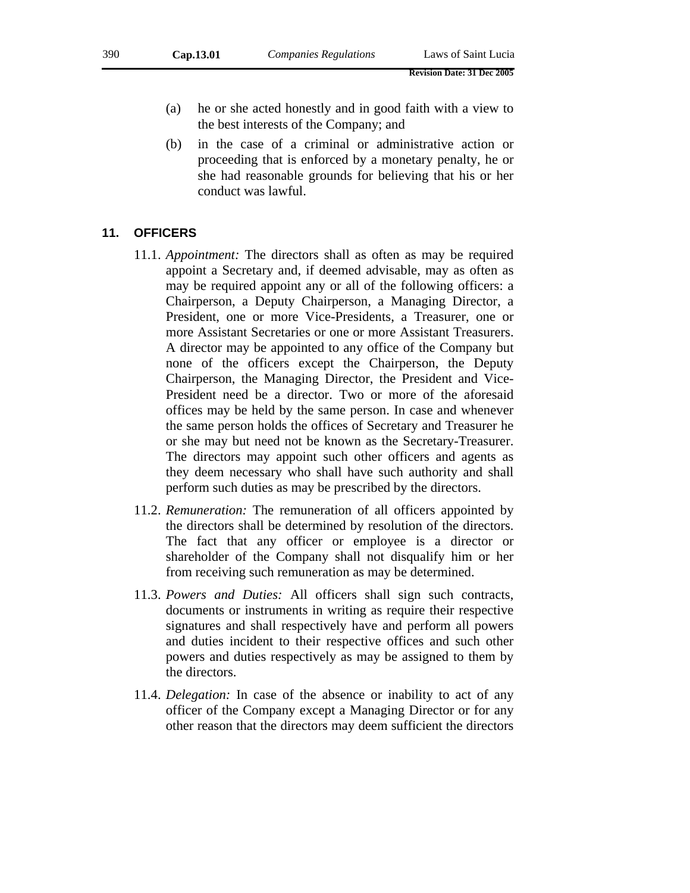(a) he or she acted honestly and in good faith with a view to the best interests of the Company; and

(b) in the case of a criminal or administrative action or proceeding that is enforced by a monetary penalty, he or she had reasonable grounds for believing that his or her conduct was lawful.

## 11. OFFICERS

11.1. *Appointment:* The directors shall as often as may be required appoint a Secretary and, if deemed advisable, may as often as may be required appoint any or all of the following officers: a Chairperson, a Deputy Chairperson, a Managing Director, a President, one or more Vice-Presidents, a Treasurer, one or more Assistant Secretaries or one or more Assistant Treasurers. A director may be appointed to any office of the Company but none of the officers except the Chairperson, the Deputy Chairperson, the Managing Director, the President and Vice-President need be a director. Two or more of the aforesaid offices may be held by the same person. In case and whenever the same person holds the offices of Secretary and Treasurer he or she may but need not be known as the Secretary-Treasurer. The directors may appoint such other officers and agents as they deem necessary who shall have such authority and shall perform such duties as may be prescribed by the directors.

11.2. *Remuneration:* The remuneration of all officers appointed by the directors shall be determined by resolution of the directors. The fact that any officer or employee is a director or shareholder of the Company shall not disqualify him or her from receiving such remuneration as may be determined.

11.3. *Powers and Duties:* All officers shall sign such contracts, documents or instruments in writing as require their respective signatures and shall respectively have and perform all powers and duties incident to their respective offices and such other powers and duties respectively as may be assigned to them by the directors.

11.4. *Delegation:* In case of the absence or inability to act of any officer of the Company except a Managing Director or for any other reason that the directors may deem sufficient the directors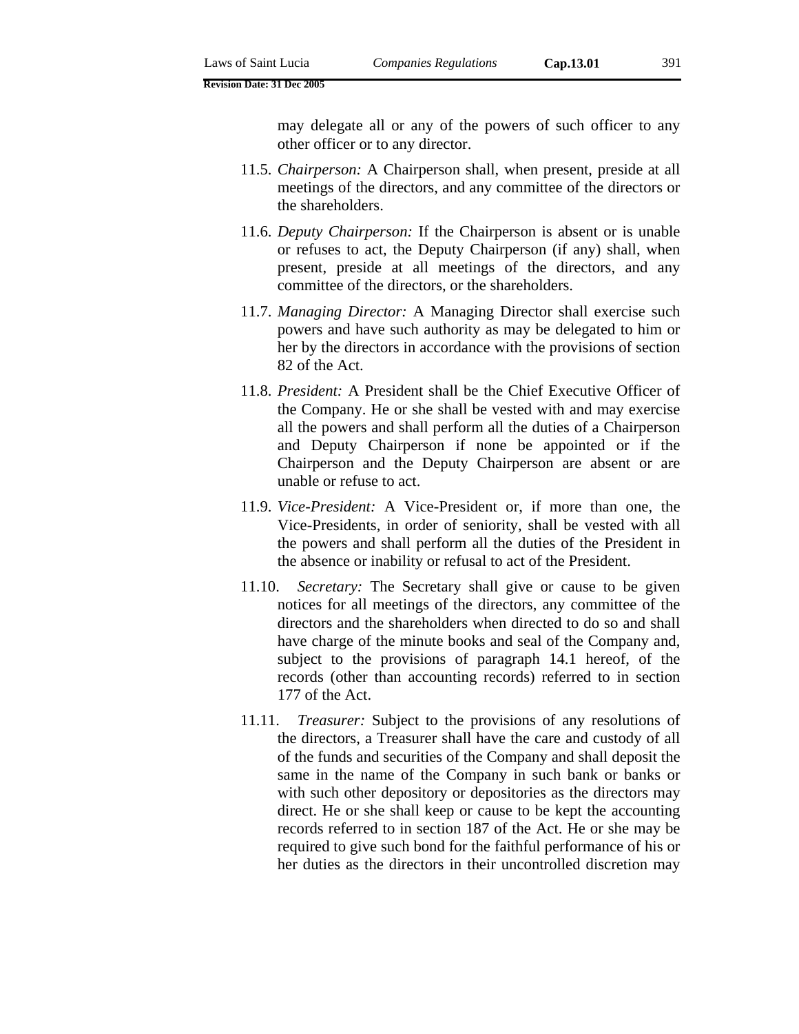may delegate all or any of the powers of such officer to any other officer or to any director.

11.5. *Chairperson:* A Chairperson shall, when present, preside at all meetings of the directors, and any committee of the directors or the shareholders.

11.6. *Deputy Chairperson:* If the Chairperson is absent or is unable or refuses to act, the Deputy Chairperson (if any) shall, when present, preside at all meetings of the directors, and any committee of the directors, or the shareholders.

11.7. *Managing Director:* A Managing Director shall exercise such powers and have such authority as may be delegated to him or her by the directors in accordance with the provisions of section 82 of the Act.

11.8. *President:* A President shall be the Chief Executive Officer of the Company. He or she shall be vested with and may exercise all the powers and shall perform all the duties of a Chairperson and Deputy Chairperson if none be appointed or if the Chairperson and the Deputy Chairperson are absent or are unable or refuse to act.

11.9. *Vice-President:* A Vice-President or, if more than one, the Vice-Presidents, in order of seniority, shall be vested with all the powers and shall perform all the duties of the President in the absence or inability or refusal to act of the President.

11.10. *Secretary:* The Secretary shall give or cause to be given notices for all meetings of the directors, any committee of the directors and the shareholders when directed to do so and shall have charge of the minute books and seal of the Company and, subject to the provisions of paragraph 14.1 hereof, of the records (other than accounting records) referred to in section 177 of the Act.

11.11. *Treasurer:* Subject to the provisions of any resolutions of the directors, a Treasurer shall have the care and custody of all of the funds and securities of the Company and shall deposit the same in the name of the Company in such bank or banks or with such other depository or depositories as the directors may direct. He or she shall keep or cause to be kept the accounting records referred to in section 187 of the Act. He or she may be required to give such bond for the faithful performance of his or her duties as the directors in their uncontrolled discretion may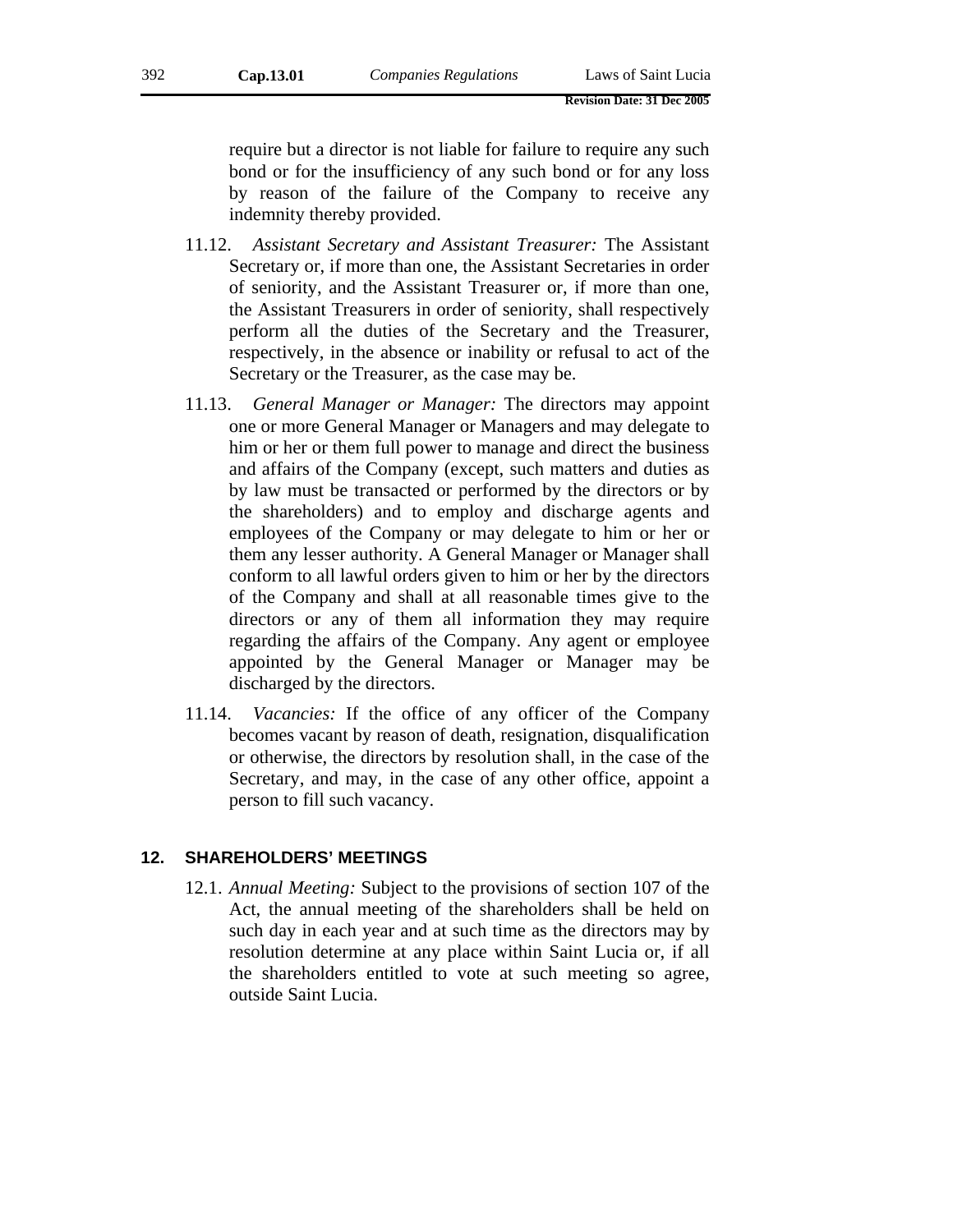require but a director is not liable for failure to require any such bond or for the insufficiency of any such bond or for any loss by reason of the failure of the Company to receive any indemnity thereby provided.

11.12. *Assistant Secretary and Assistant Treasurer:* The Assistant Secretary or, if more than one, the Assistant Secretaries in order of seniority, and the Assistant Treasurer or, if more than one, the Assistant Treasurers in order of seniority, shall respectively perform all the duties of the Secretary and the Treasurer, respectively, in the absence or inability or refusal to act of the Secretary or the Treasurer, as the case may be.

11.13. *General Manager or Manager:* The directors may appoint one or more General Manager or Managers and may delegate to him or her or them full power to manage and direct the business and affairs of the Company (except, such matters and duties as by law must be transacted or performed by the directors or by the shareholders) and to employ and discharge agents and employees of the Company or may delegate to him or her or them any lesser authority. A General Manager or Manager shall conform to all lawful orders given to him or her by the directors of the Company and shall at all reasonable times give to the directors or any of them all information they may require regarding the affairs of the Company. Any agent or employee appointed by the General Manager or Manager may be discharged by the directors.

11.14. *Vacancies:* If the office of any officer of the Company becomes vacant by reason of death, resignation, disqualification or otherwise, the directors by resolution shall, in the case of the Secretary, and may, in the case of any other office, appoint a person to fill such vacancy.

## 12. SHAREHOLDERS' MEETINGS

12.1. *Annual Meeting:* Subject to the provisions of section 107 of the Act, the annual meeting of the shareholders shall be held on such day in each year and at such time as the directors may by resolution determine at any place within Saint Lucia or, if all the shareholders entitled to vote at such meeting so agree, outside Saint Lucia.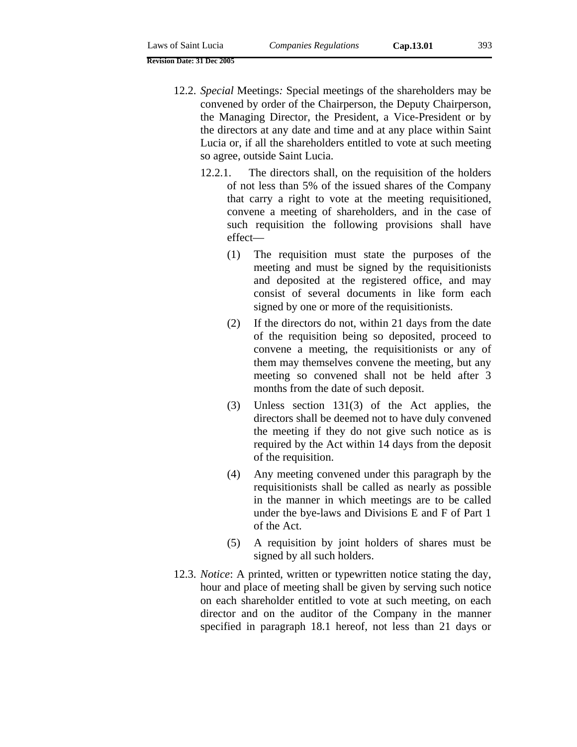12.2. *Special* Meetings: Special meetings of the shareholders may be convened by order of the Chairperson, the Deputy Chairperson, the Managing Director, the President, a Vice-President or by the directors at any date and time and at any place within Saint Lucia or, if all the shareholders entitled to vote at such meeting so agree, outside Saint Lucia.

12.2.1. The directors shall, on the requisition of the holders of not less than 5% of the issued shares of the Company that carry a right to vote at the meeting requisitioned, convene a meeting of shareholders, and in the case of such requisition the following provisions shall have effect—

(1) The requisition must state the purposes of the meeting and must be signed by the requisitionists and deposited at the registered office, and may consist of several documents in like form each signed by one or more of the requisitionists.

(2) If the directors do not, within 21 days from the date of the requisition being so deposited, proceed to convene a meeting, the requisitionists or any of them may themselves convene the meeting, but any meeting so convened shall not be held after 3 months from the date of such deposit.

(3) Unless section 131(3) of the Act applies, the directors shall be deemed not to have duly convened the meeting if they do not give such notice as is required by the Act within 14 days from the deposit of the requisition.

(4) Any meeting convened under this paragraph by the requisitionists shall be called as nearly as possible in the manner in which meetings are to be called under the bye-laws and Divisions E and F of Part 1 of the Act.

(5) A requisition by joint holders of shares must be signed by all such holders.

12.3. *Notice*: A printed, written or typewritten notice stating the day, hour and place of meeting shall be given by serving such notice on each shareholder entitled to vote at such meeting, on each director and on the auditor of the Company in the manner specified in paragraph 18.1 hereof, not less than 21 days or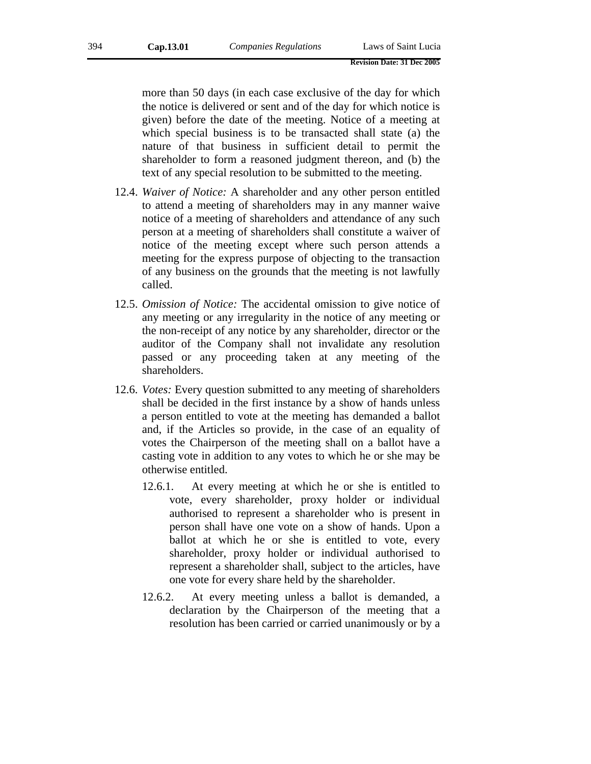more than 50 days (in each case exclusive of the day for which the notice is delivered or sent and of the day for which notice is given) before the date of the meeting. Notice of a meeting at which special business is to be transacted shall state (a) the nature of that business in sufficient detail to permit the shareholder to form a reasoned judgment thereon, and (b) the text of any special resolution to be submitted to the meeting.

12.4. *Waiver of Notice:* A shareholder and any other person entitled to attend a meeting of shareholders may in any manner waive notice of a meeting of shareholders and attendance of any such person at a meeting of shareholders shall constitute a waiver of notice of the meeting except where such person attends a meeting for the express purpose of objecting to the transaction of any business on the grounds that the meeting is not lawfully called.

12.5. *Omission of Notice:* The accidental omission to give notice of any meeting or any irregularity in the notice of any meeting or the non-receipt of any notice by any shareholder, director or the auditor of the Company shall not invalidate any resolution passed or any proceeding taken at any meeting of the shareholders.

12.6. *Votes:* Every question submitted to any meeting of shareholders shall be decided in the first instance by a show of hands unless a person entitled to vote at the meeting has demanded a ballot and, if the Articles so provide, in the case of an equality of votes the Chairperson of the meeting shall on a ballot have a casting vote in addition to any votes to which he or she may be otherwise entitled.

12.6.1. At every meeting at which he or she is entitled to vote, every shareholder, proxy holder or individual authorised to represent a shareholder who is present in person shall have one vote on a show of hands. Upon a ballot at which he or she is entitled to vote, every shareholder, proxy holder or individual authorised to represent a shareholder shall, subject to the articles, have one vote for every share held by the shareholder.

12.6.2. At every meeting unless a ballot is demanded, a declaration by the Chairperson of the meeting that a resolution has been carried or carried unanimously or by a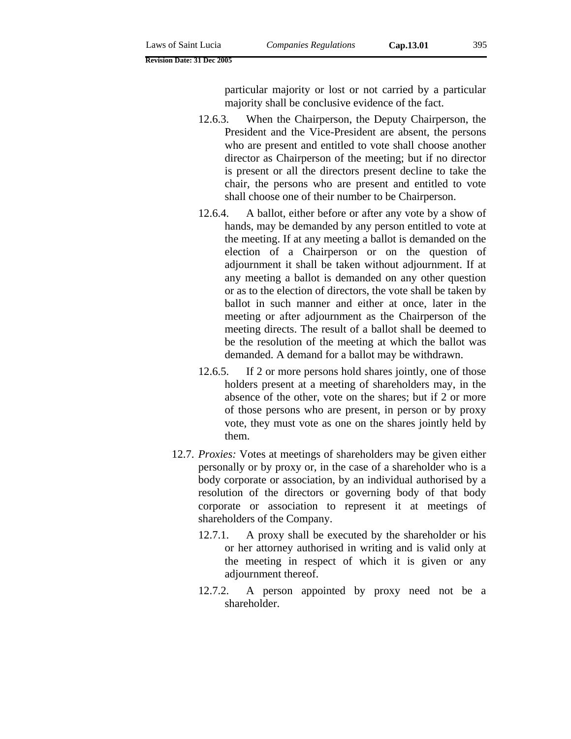particular majority or lost or not carried by a particular majority shall be conclusive evidence of the fact.

12.6.3. When the Chairperson, the Deputy Chairperson, the President and the Vice-President are absent, the persons who are present and entitled to vote shall choose another director as Chairperson of the meeting; but if no director is present or all the directors present decline to take the chair, the persons who are present and entitled to vote shall choose one of their number to be Chairperson.

12.6.4. A ballot, either before or after any vote by a show of hands, may be demanded by any person entitled to vote at the meeting. If at any meeting a ballot is demanded on the election of a Chairperson or on the question of adjournment it shall be taken without adjournment. If at any meeting a ballot is demanded on any other question or as to the election of directors, the vote shall be taken by ballot in such manner and either at once, later in the meeting or after adjournment as the Chairperson of the meeting directs. The result of a ballot shall be deemed to be the resolution of the meeting at which the ballot was demanded. A demand for a ballot may be withdrawn.

12.6.5. If 2 or more persons hold shares jointly, one of those holders present at a meeting of shareholders may, in the absence of the other, vote on the shares; but if 2 or more of those persons who are present, in person or by proxy vote, they must vote as one on the shares jointly held by them.

12.7. *Proxies:* Votes at meetings of shareholders may be given either personally or by proxy or, in the case of a shareholder who is a body corporate or association, by an individual authorised by a resolution of the directors or governing body of that body corporate or association to represent it at meetings of shareholders of the Company.

12.7.1. A proxy shall be executed by the shareholder or his or her attorney authorised in writing and is valid only at the meeting in respect of which it is given or any adjournment thereof.

12.7.2. A person appointed by proxy need not be a shareholder.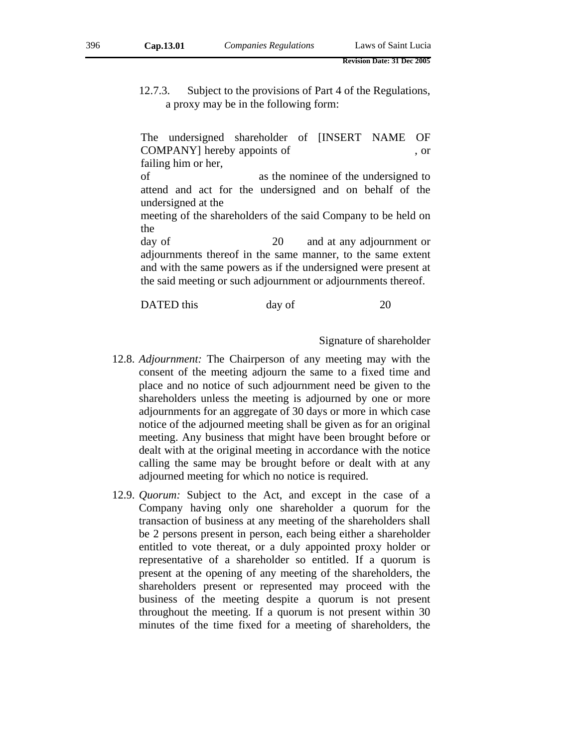12.7.3. Subject to the provisions of Part 4 of the Regulations, a proxy may be in the following form:

The undersigned shareholder of [INSERT NAME OF COMPANY] hereby appoints of , or failing him or her,
of as the nominee of the undersigned to attend and act for the undersigned and on behalf of the undersigned at the
meeting of the shareholders of the said Company to be held on the
day of 20 and at any adjournment or adjournments thereof in the same manner, to the same extent and with the same powers as if the undersigned were present at the said meeting or such adjournment or adjournments thereof.

DATED this day of 20

Signature of shareholder

12.8. *Adjournment:* The Chairperson of any meeting may with the consent of the meeting adjourn the same to a fixed time and place and no notice of such adjournment need be given to the shareholders unless the meeting is adjourned by one or more adjournments for an aggregate of 30 days or more in which case notice of the adjourned meeting shall be given as for an original meeting. Any business that might have been brought before or dealt with at the original meeting in accordance with the notice calling the same may be brought before or dealt with at any adjourned meeting for which no notice is required.

12.9. *Quorum:* Subject to the Act, and except in the case of a Company having only one shareholder a quorum for the transaction of business at any meeting of the shareholders shall be 2 persons present in person, each being either a shareholder entitled to vote thereat, or a duly appointed proxy holder or representative of a shareholder so entitled. If a quorum is present at the opening of any meeting of the shareholders, the shareholders present or represented may proceed with the business of the meeting despite a quorum is not present throughout the meeting. If a quorum is not present within 30 minutes of the time fixed for a meeting of shareholders, the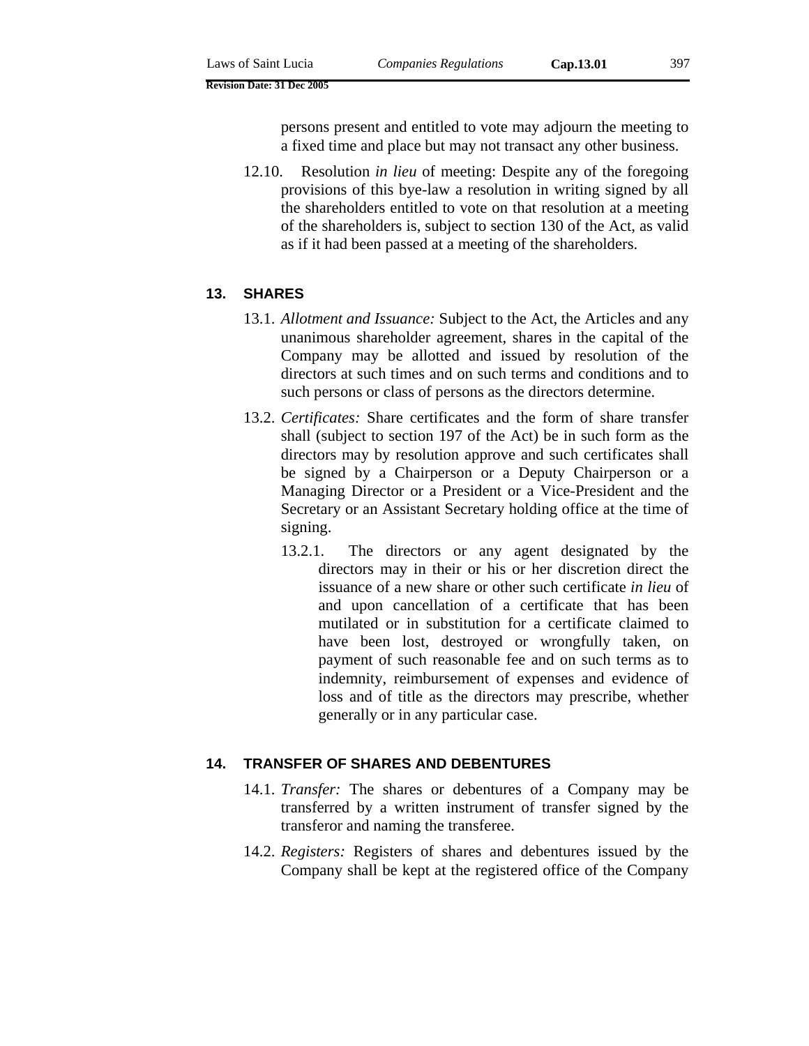persons present and entitled to vote may adjourn the meeting to a fixed time and place but may not transact any other business.

12.10. Resolution *in lieu* of meeting: Despite any of the foregoing provisions of this bye-law a resolution in writing signed by all the shareholders entitled to vote on that resolution at a meeting of the shareholders is, subject to section 130 of the Act, as valid as if it had been passed at a meeting of the shareholders.

## 13. SHARES

13.1. *Allotment and Issuance:* Subject to the Act, the Articles and any unanimous shareholder agreement, shares in the capital of the Company may be allotted and issued by resolution of the directors at such times and on such terms and conditions and to such persons or class of persons as the directors determine.

13.2. *Certificates:* Share certificates and the form of share transfer shall (subject to section 197 of the Act) be in such form as the directors may by resolution approve and such certificates shall be signed by a Chairperson or a Deputy Chairperson or a Managing Director or a President or a Vice-President and the Secretary or an Assistant Secretary holding office at the time of signing.

13.2.1. The directors or any agent designated by the directors may in their or his or her discretion direct the issuance of a new share or other such certificate *in lieu* of and upon cancellation of a certificate that has been mutilated or in substitution for a certificate claimed to have been lost, destroyed or wrongfully taken, on payment of such reasonable fee and on such terms as to indemnity, reimbursement of expenses and evidence of loss and of title as the directors may prescribe, whether generally or in any particular case.

## 14. TRANSFER OF SHARES AND DEBENTURES

14.1. *Transfer:* The shares or debentures of a Company may be transferred by a written instrument of transfer signed by the transferor and naming the transferee.

14.2. *Registers:* Registers of shares and debentures issued by the Company shall be kept at the registered office of the Company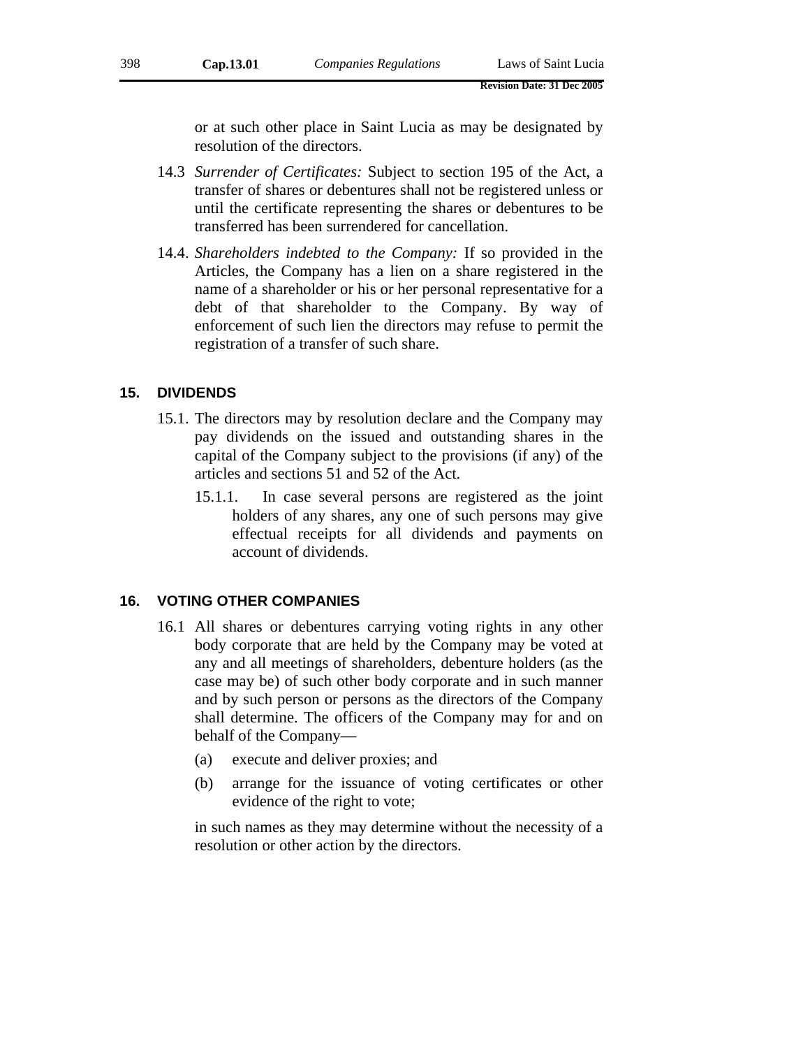or at such other place in Saint Lucia as may be designated by resolution of the directors.

14.3 *Surrender of Certificates:* Subject to section 195 of the Act, a transfer of shares or debentures shall not be registered unless or until the certificate representing the shares or debentures to be transferred has been surrendered for cancellation.

14.4. *Shareholders indebted to the Company:* If so provided in the Articles, the Company has a lien on a share registered in the name of a shareholder or his or her personal representative for a debt of that shareholder to the Company. By way of enforcement of such lien the directors may refuse to permit the registration of a transfer of such share.

## 15. DIVIDENDS

15.1. The directors may by resolution declare and the Company may pay dividends on the issued and outstanding shares in the capital of the Company subject to the provisions (if any) of the articles and sections 51 and 52 of the Act.

15.1.1. In case several persons are registered as the joint holders of any shares, any one of such persons may give effectual receipts for all dividends and payments on account of dividends.

## 16. VOTING OTHER COMPANIES

16.1 All shares or debentures carrying voting rights in any other body corporate that are held by the Company may be voted at any and all meetings of shareholders, debenture holders (as the case may be) of such other body corporate and in such manner and by such person or persons as the directors of the Company shall determine. The officers of the Company may for and on behalf of the Company—

(a) execute and deliver proxies; and

(b) arrange for the issuance of voting certificates or other evidence of the right to vote;

in such names as they may determine without the necessity of a resolution or other action by the directors.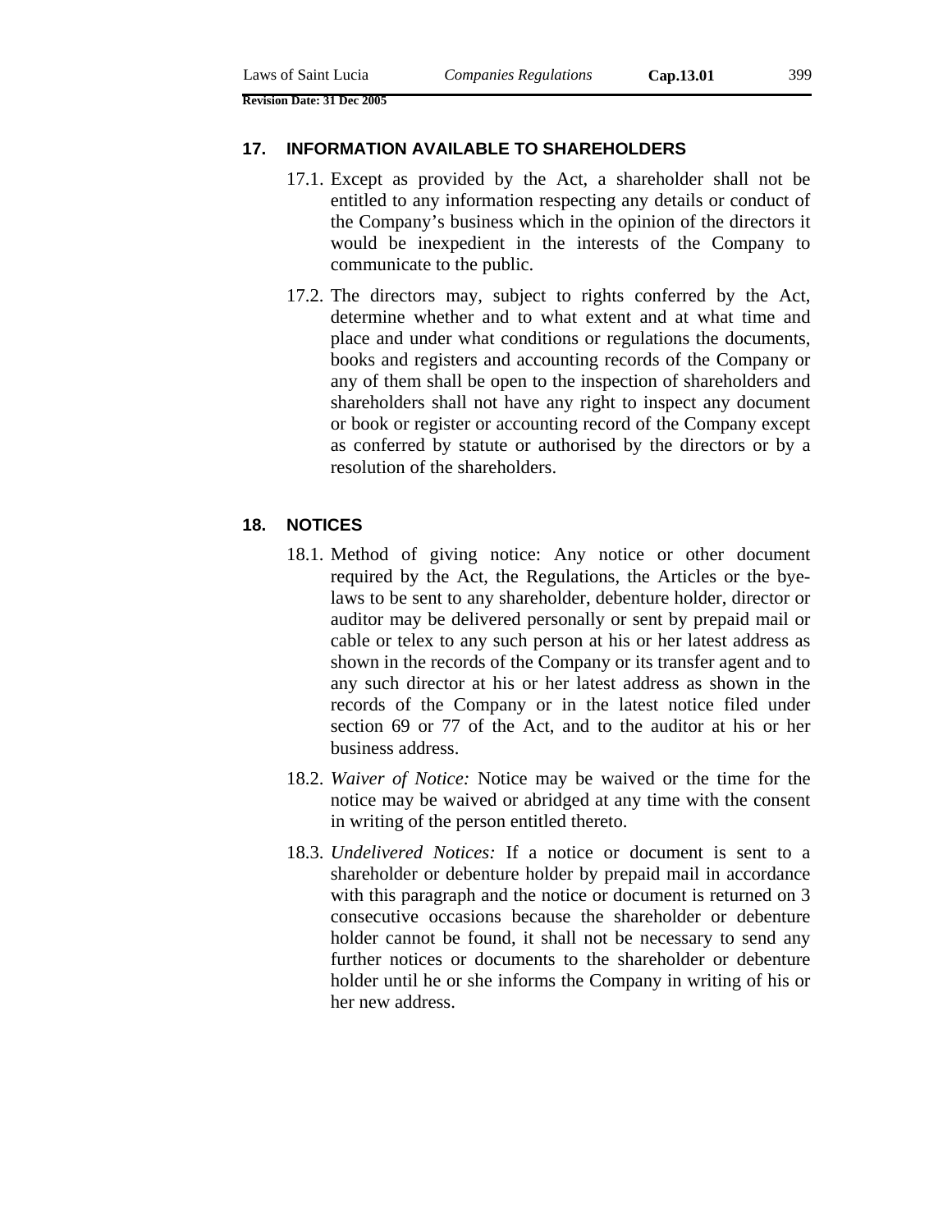## 17. INFORMATION AVAILABLE TO SHAREHOLDERS

17.1. Except as provided by the Act, a shareholder shall not be entitled to any information respecting any details or conduct of the Company's business which in the opinion of the directors it would be inexpedient in the interests of the Company to communicate to the public.

17.2. The directors may, subject to rights conferred by the Act, determine whether and to what extent and at what time and place and under what conditions or regulations the documents, books and registers and accounting records of the Company or any of them shall be open to the inspection of shareholders and shareholders shall not have any right to inspect any document or book or register or accounting record of the Company except as conferred by statute or authorised by the directors or by a resolution of the shareholders.

## 18. NOTICES

18.1. Method of giving notice: Any notice or other document required by the Act, the Regulations, the Articles or the bye-laws to be sent to any shareholder, debenture holder, director or auditor may be delivered personally or sent by prepaid mail or cable or telex to any such person at his or her latest address as shown in the records of the Company or its transfer agent and to any such director at his or her latest address as shown in the records of the Company or in the latest notice filed under section 69 or 77 of the Act, and to the auditor at his or her business address.

18.2. *Waiver of Notice:* Notice may be waived or the time for the notice may be waived or abridged at any time with the consent in writing of the person entitled thereto.

18.3. *Undelivered Notices:* If a notice or document is sent to a shareholder or debenture holder by prepaid mail in accordance with this paragraph and the notice or document is returned on 3 consecutive occasions because the shareholder or debenture holder cannot be found, it shall not be necessary to send any further notices or documents to the shareholder or debenture holder until he or she informs the Company in writing of his or her new address.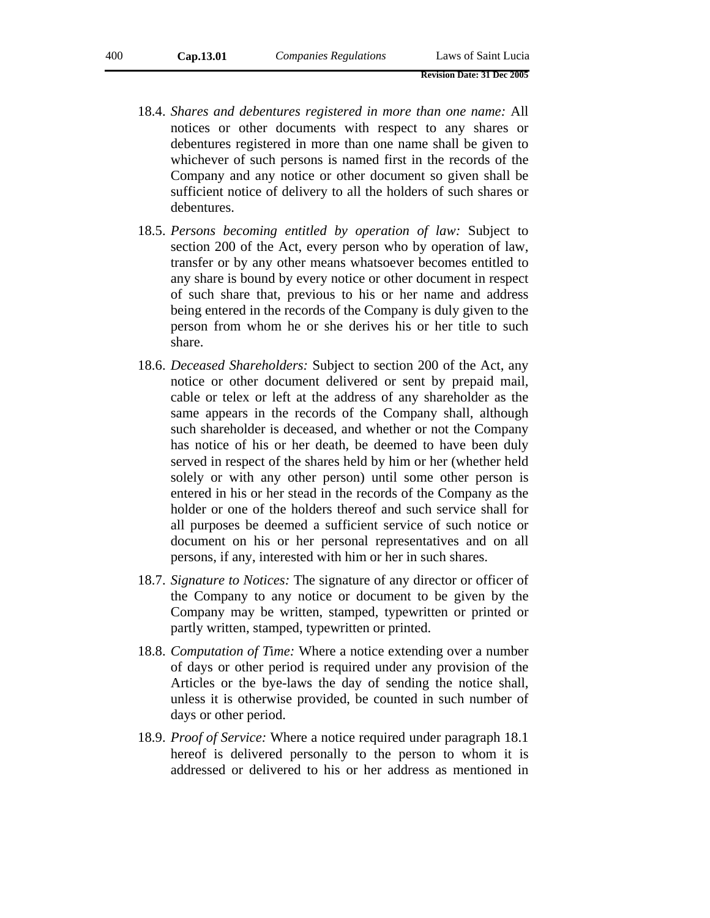18.4. *Shares and debentures registered in more than one name:* All notices or other documents with respect to any shares or debentures registered in more than one name shall be given to whichever of such persons is named first in the records of the Company and any notice or other document so given shall be sufficient notice of delivery to all the holders of such shares or debentures.

18.5. *Persons becoming entitled by operation of law:* Subject to section 200 of the Act, every person who by operation of law, transfer or by any other means whatsoever becomes entitled to any share is bound by every notice or other document in respect of such share that, previous to his or her name and address being entered in the records of the Company is duly given to the person from whom he or she derives his or her title to such share.

18.6. *Deceased Shareholders:* Subject to section 200 of the Act, any notice or other document delivered or sent by prepaid mail, cable or telex or left at the address of any shareholder as the same appears in the records of the Company shall, although such shareholder is deceased, and whether or not the Company has notice of his or her death, be deemed to have been duly served in respect of the shares held by him or her (whether held solely or with any other person) until some other person is entered in his or her stead in the records of the Company as the holder or one of the holders thereof and such service shall for all purposes be deemed a sufficient service of such notice or document on his or her personal representatives and on all persons, if any, interested with him or her in such shares.

18.7. *Signature to Notices:* The signature of any director or officer of the Company to any notice or document to be given by the Company may be written, stamped, typewritten or printed or partly written, stamped, typewritten or printed.

18.8. *Computation of Time:* Where a notice extending over a number of days or other period is required under any provision of the Articles or the bye-laws the day of sending the notice shall, unless it is otherwise provided, be counted in such number of days or other period.

18.9. *Proof of Service:* Where a notice required under paragraph 18.1 hereof is delivered personally to the person to whom it is addressed or delivered to his or her address as mentioned in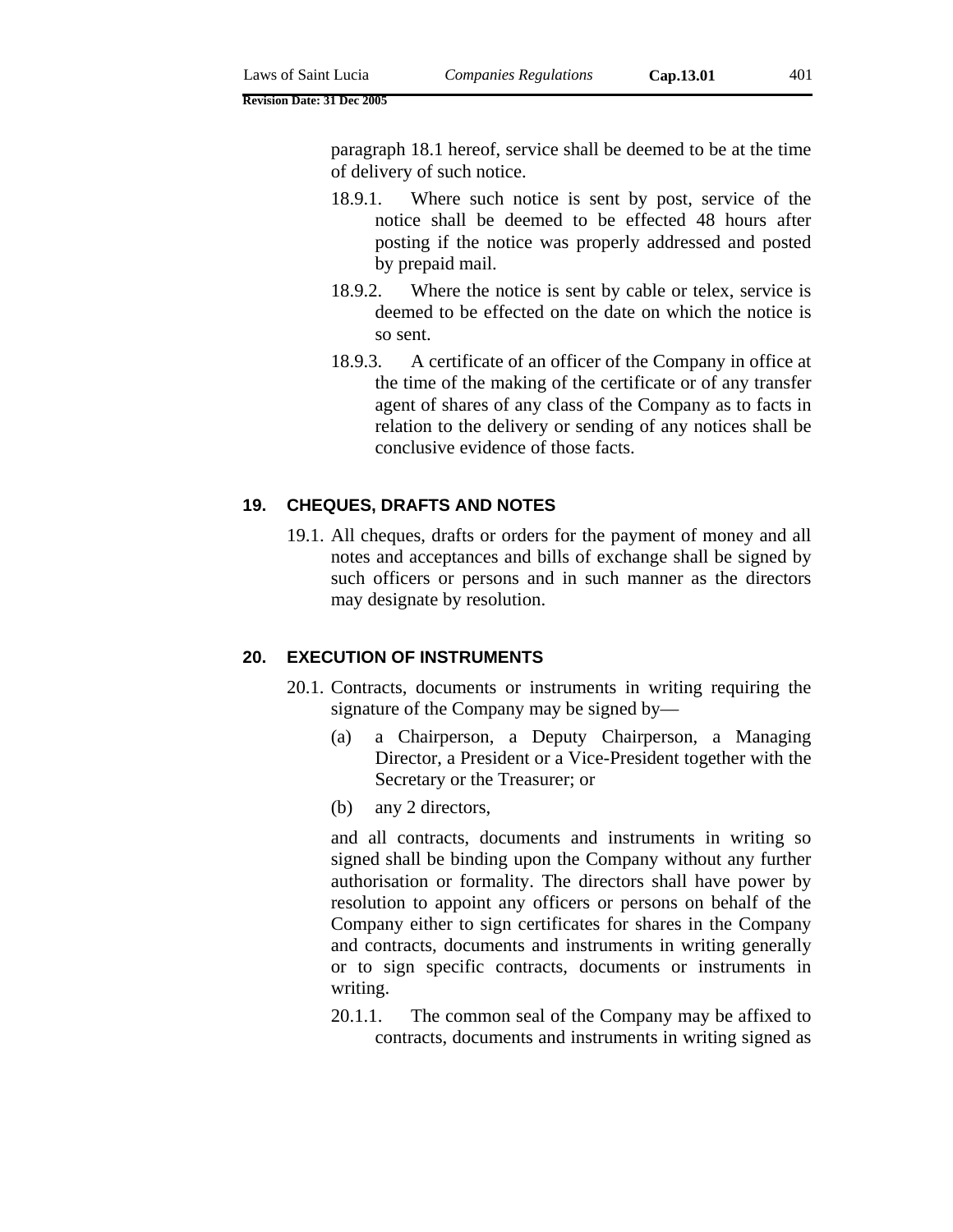paragraph 18.1 hereof, service shall be deemed to be at the time of delivery of such notice.

18.9.1. Where such notice is sent by post, service of the notice shall be deemed to be effected 48 hours after posting if the notice was properly addressed and posted by prepaid mail.

18.9.2. Where the notice is sent by cable or telex, service is deemed to be effected on the date on which the notice is so sent.

18.9.3. A certificate of an officer of the Company in office at the time of the making of the certificate or of any transfer agent of shares of any class of the Company as to facts in relation to the delivery or sending of any notices shall be conclusive evidence of those facts.

## 19. CHEQUES, DRAFTS AND NOTES

19.1. All cheques, drafts or orders for the payment of money and all notes and acceptances and bills of exchange shall be signed by such officers or persons and in such manner as the directors may designate by resolution.

## 20. EXECUTION OF INSTRUMENTS

20.1. Contracts, documents or instruments in writing requiring the signature of the Company may be signed by—

(a) a Chairperson, a Deputy Chairperson, a Managing Director, a President or a Vice-President together with the Secretary or the Treasurer; or

(b) any 2 directors,

and all contracts, documents and instruments in writing so signed shall be binding upon the Company without any further authorisation or formality. The directors shall have power by resolution to appoint any officers or persons on behalf of the Company either to sign certificates for shares in the Company and contracts, documents and instruments in writing generally or to sign specific contracts, documents or instruments in writing.

20.1.1. The common seal of the Company may be affixed to contracts, documents and instruments in writing signed as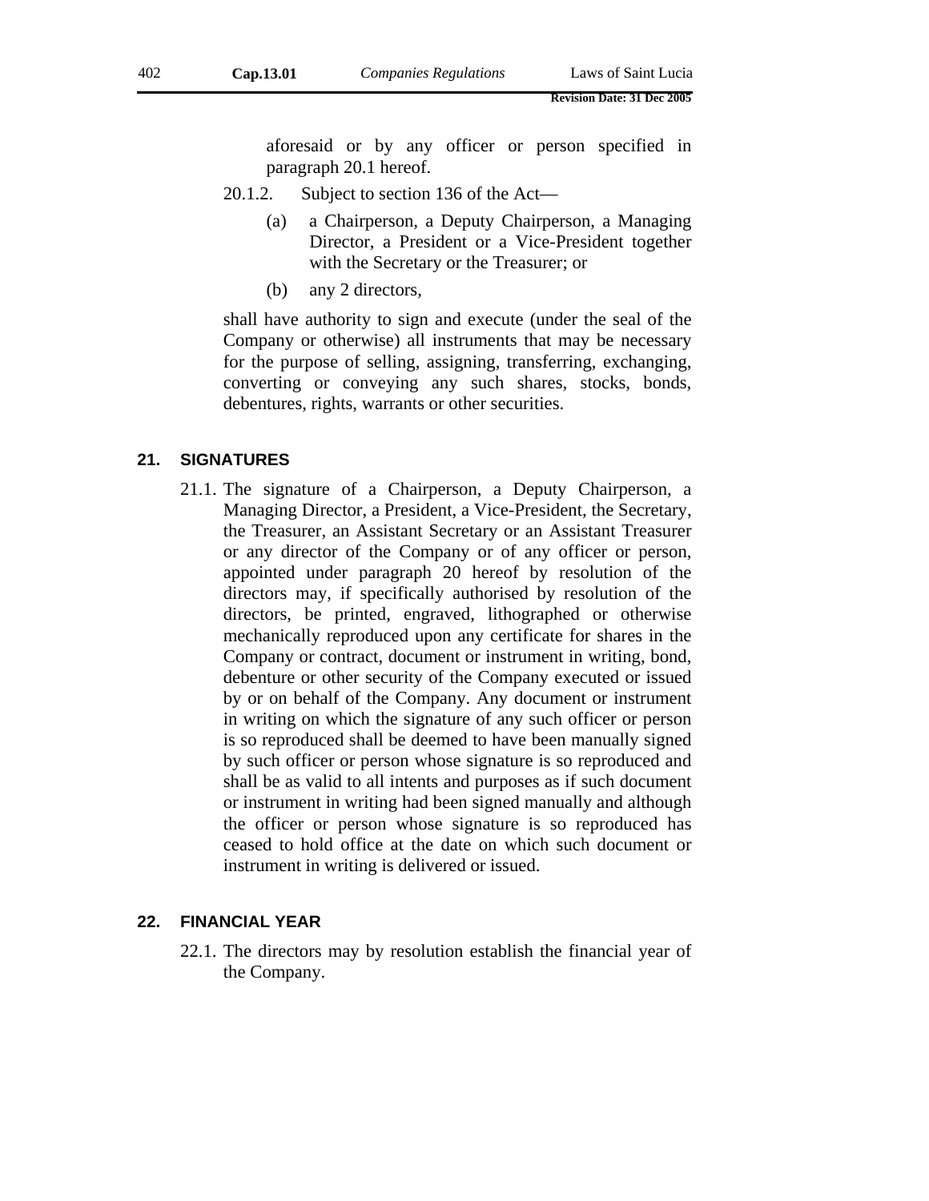aforesaid or by any officer or person specified in paragraph 20.1 hereof.

20.1.2. Subject to section 136 of the Act—

(a) a Chairperson, a Deputy Chairperson, a Managing Director, a President or a Vice-President together with the Secretary or the Treasurer; or

(b) any 2 directors,

shall have authority to sign and execute (under the seal of the Company or otherwise) all instruments that may be necessary for the purpose of selling, assigning, transferring, exchanging, converting or conveying any such shares, stocks, bonds, debentures, rights, warrants or other securities.

## 21. SIGNATURES

21.1. The signature of a Chairperson, a Deputy Chairperson, a Managing Director, a President, a Vice-President, the Secretary, the Treasurer, an Assistant Secretary or an Assistant Treasurer or any director of the Company or of any officer or person, appointed under paragraph 20 hereof by resolution of the directors may, if specifically authorised by resolution of the directors, be printed, engraved, lithographed or otherwise mechanically reproduced upon any certificate for shares in the Company or contract, document or instrument in writing, bond, debenture or other security of the Company executed or issued by or on behalf of the Company. Any document or instrument in writing on which the signature of any such officer or person is so reproduced shall be deemed to have been manually signed by such officer or person whose signature is so reproduced and shall be as valid to all intents and purposes as if such document or instrument in writing had been signed manually and although the officer or person whose signature is so reproduced has ceased to hold office at the date on which such document or instrument in writing is delivered or issued.

## 22. FINANCIAL YEAR

22.1. The directors may by resolution establish the financial year of the Company.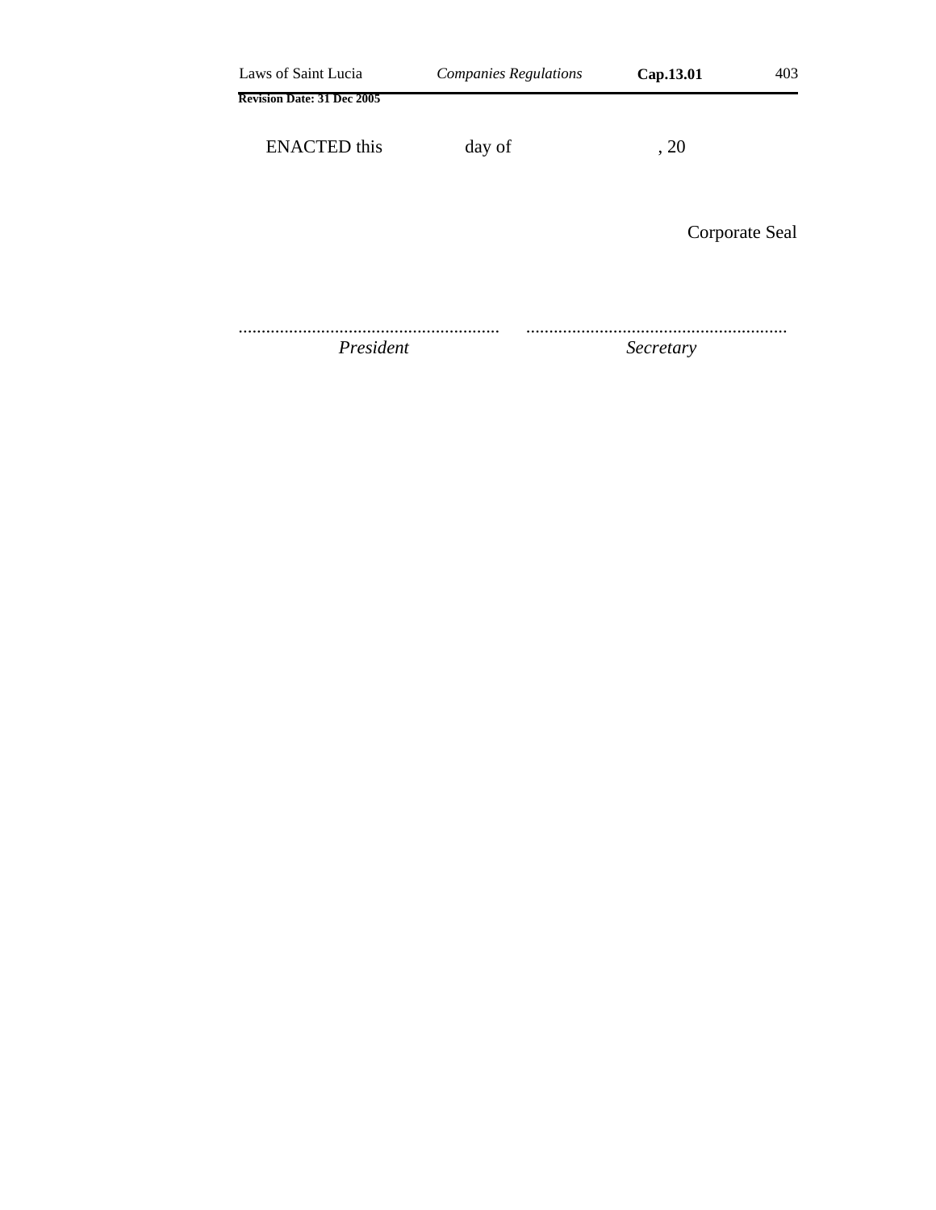ENACTED this day of , 20

Corporate Seal

......................................................... .........................................................

*President* *Secretary*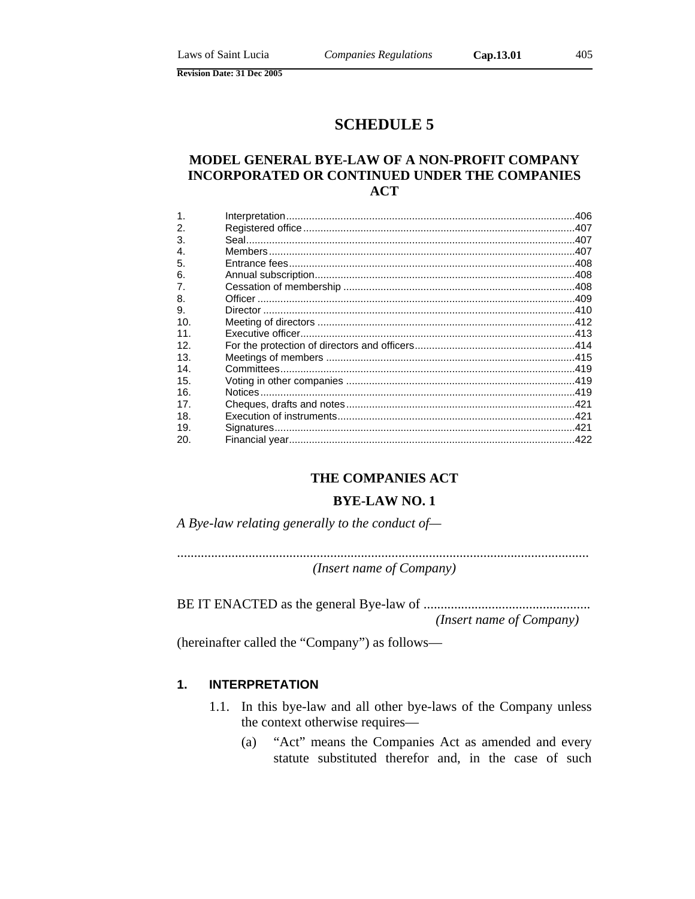# SCHEDULE 5

## MODEL GENERAL BYE-LAW OF A NON-PROFIT COMPANY INCORPORATED OR CONTINUED UNDER THE COMPANIES ACT

| | | |
|---|---|---|
| 1. | Interpretation | 406 |
| 2. | Registered office | 407 |
| 3. | Seal | 407 |
| 4. | Members | 407 |
| 5. | Entrance fees | 408 |
| 6. | Annual subscription | 408 |
| 7. | Cessation of membership | 408 |
| 8. | Officer | 409 |
| 9. | Director | 410 |
| 10. | Meeting of directors | 412 |
| 11. | Executive officer | 413 |
| 12. | For the protection of directors and officers | 414 |
| 13. | Meetings of members | 415 |
| 14. | Committees | 419 |
| 15. | Voting in other companies | 419 |
| 16. | Notices | 419 |
| 17. | Cheques, drafts and notes | 421 |
| 18. | Execution of instruments | 421 |
| 19. | Signatures | 421 |
| 20. | Financial year | 422 |

## THE COMPANIES ACT

## BYE-LAW NO. 1

*A Bye-law relating generally to the conduct of—*

.........................................................................................................................
*(Insert name of Company)*

BE IT ENACTED as the general Bye-law of .................................................
*(Insert name of Company)*

(hereinafter called the "Company") as follows—

### 1. INTERPRETATION

1.1. In this bye-law and all other bye-laws of the Company unless the context otherwise requires—

(a) "Act" means the Companies Act as amended and every statute substituted therefor and, in the case of such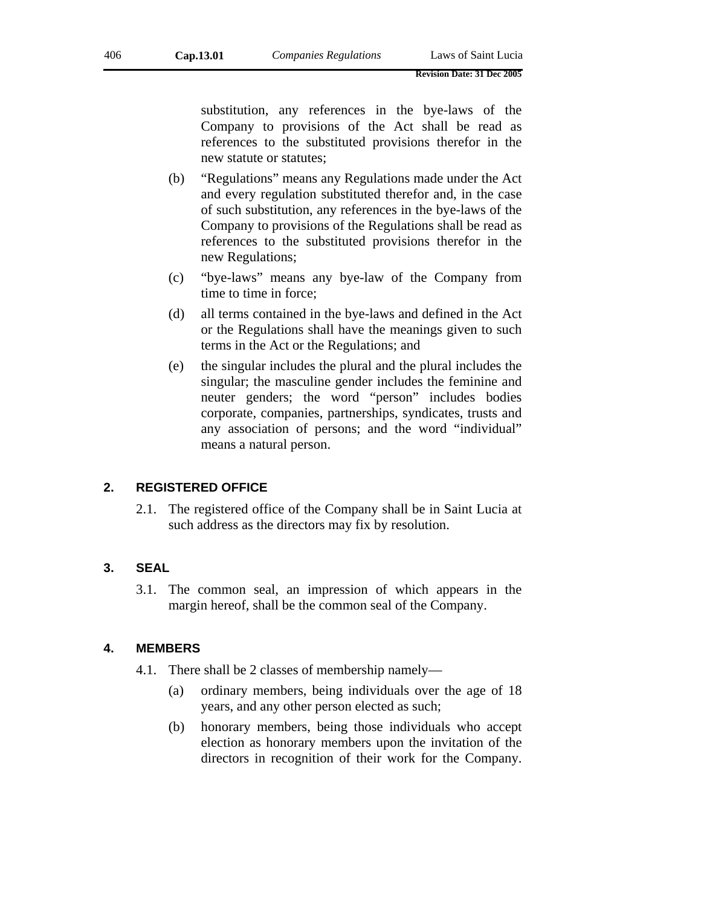substitution, any references in the bye-laws of the Company to provisions of the Act shall be read as references to the substituted provisions therefor in the new statute or statutes;

(b) "Regulations" means any Regulations made under the Act and every regulation substituted therefor and, in the case of such substitution, any references in the bye-laws of the Company to provisions of the Regulations shall be read as references to the substituted provisions therefor in the new Regulations;

(c) "bye-laws" means any bye-law of the Company from time to time in force;

(d) all terms contained in the bye-laws and defined in the Act or the Regulations shall have the meanings given to such terms in the Act or the Regulations; and

(e) the singular includes the plural and the plural includes the singular; the masculine gender includes the feminine and neuter genders; the word "person" includes bodies corporate, companies, partnerships, syndicates, trusts and any association of persons; and the word "individual" means a natural person.

## 2. REGISTERED OFFICE

2.1. The registered office of the Company shall be in Saint Lucia at such address as the directors may fix by resolution.

## 3. SEAL

3.1. The common seal, an impression of which appears in the margin hereof, shall be the common seal of the Company.

## 4. MEMBERS

4.1. There shall be 2 classes of membership namely—

(a) ordinary members, being individuals over the age of 18 years, and any other person elected as such;

(b) honorary members, being those individuals who accept election as honorary members upon the invitation of the directors in recognition of their work for the Company.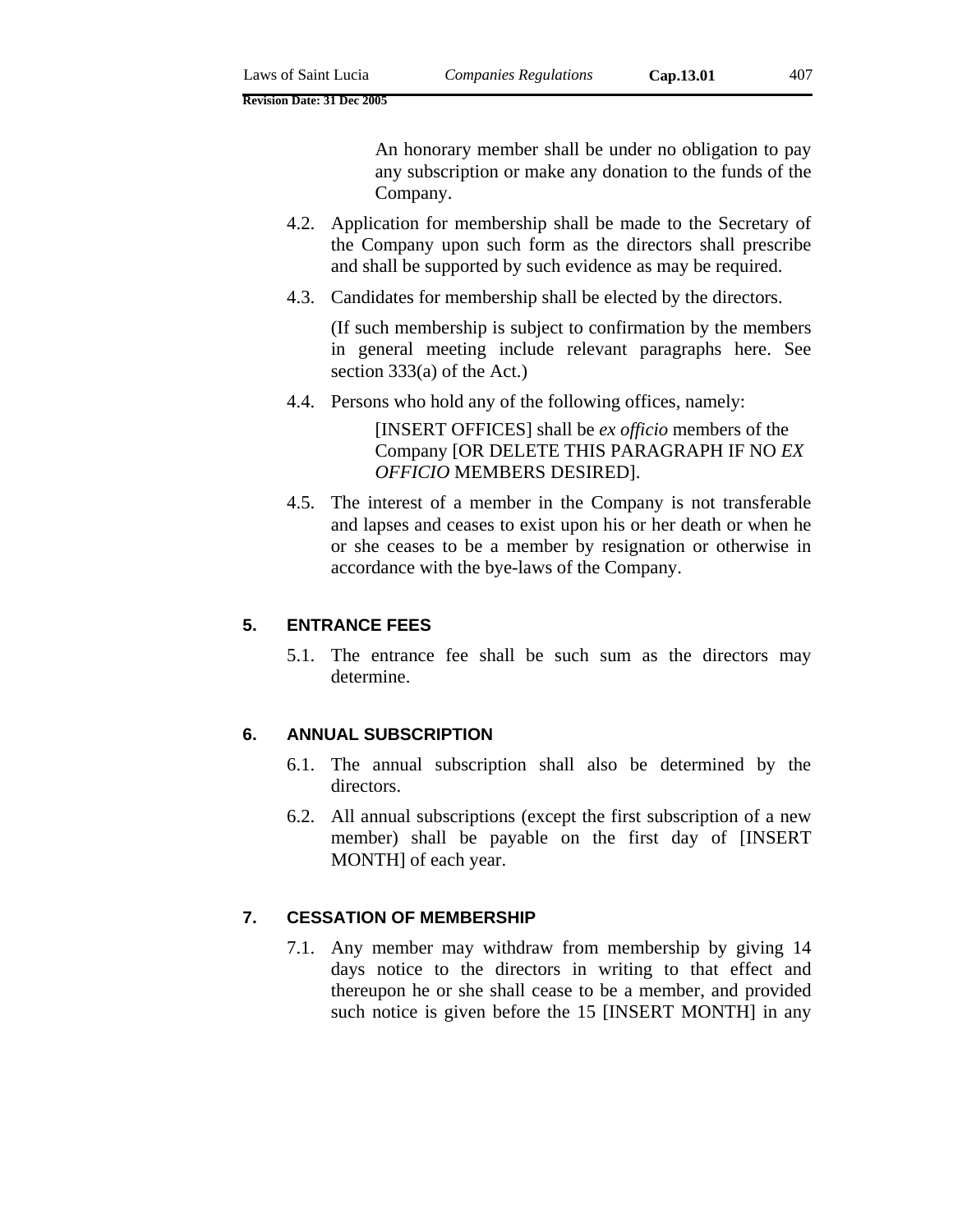An honorary member shall be under no obligation to pay any subscription or make any donation to the funds of the Company.

4.2. Application for membership shall be made to the Secretary of the Company upon such form as the directors shall prescribe and shall be supported by such evidence as may be required.

4.3. Candidates for membership shall be elected by the directors.

(If such membership is subject to confirmation by the members in general meeting include relevant paragraphs here. See section 333(a) of the Act.)

4.4. Persons who hold any of the following offices, namely:

[INSERT OFFICES] shall be *ex officio* members of the Company [OR DELETE THIS PARAGRAPH IF NO *EX OFFICIO* MEMBERS DESIRED].

4.5. The interest of a member in the Company is not transferable and lapses and ceases to exist upon his or her death or when he or she ceases to be a member by resignation or otherwise in accordance with the bye-laws of the Company.

## 5. ENTRANCE FEES

5.1. The entrance fee shall be such sum as the directors may determine.

## 6. ANNUAL SUBSCRIPTION

6.1. The annual subscription shall also be determined by the directors.

6.2. All annual subscriptions (except the first subscription of a new member) shall be payable on the first day of [INSERT MONTH] of each year.

## 7. CESSATION OF MEMBERSHIP

7.1. Any member may withdraw from membership by giving 14 days notice to the directors in writing to that effect and thereupon he or she shall cease to be a member, and provided such notice is given before the 15 [INSERT MONTH] in any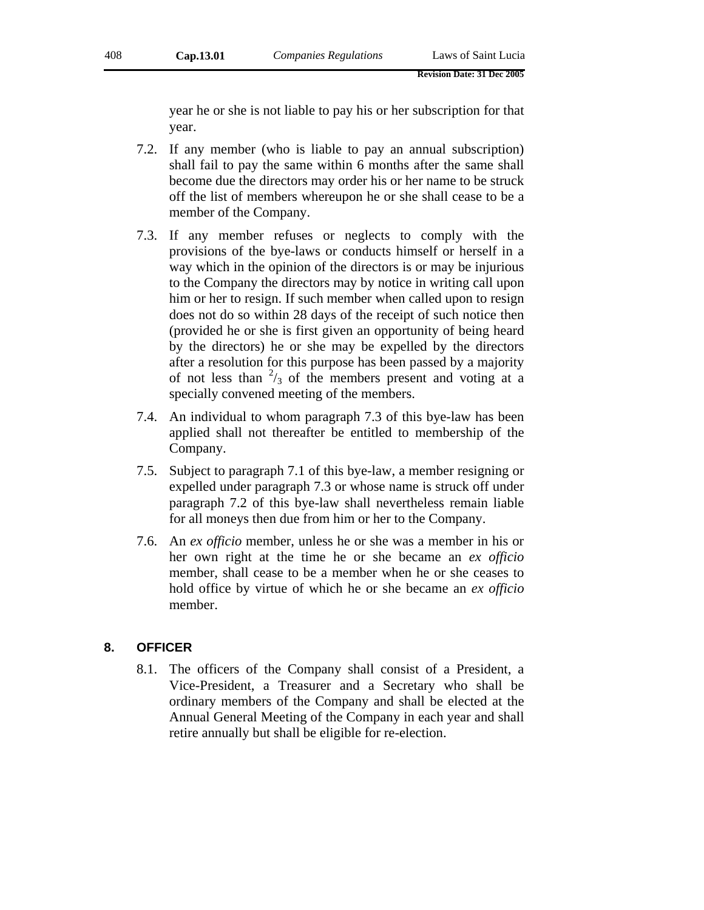year he or she is not liable to pay his or her subscription for that year.

7.2. If any member (who is liable to pay an annual subscription) shall fail to pay the same within 6 months after the same shall become due the directors may order his or her name to be struck off the list of members whereupon he or she shall cease to be a member of the Company.

7.3. If any member refuses or neglects to comply with the provisions of the bye-laws or conducts himself or herself in a way which in the opinion of the directors is or may be injurious to the Company the directors may by notice in writing call upon him or her to resign. If such member when called upon to resign does not do so within 28 days of the receipt of such notice then (provided he or she is first given an opportunity of being heard by the directors) he or she may be expelled by the directors after a resolution for this purpose has been passed by a majority of not less than $^{2}/_{3}$ of the members present and voting at a specially convened meeting of the members.

7.4. An individual to whom paragraph 7.3 of this bye-law has been applied shall not thereafter be entitled to membership of the Company.

7.5. Subject to paragraph 7.1 of this bye-law, a member resigning or expelled under paragraph 7.3 or whose name is struck off under paragraph 7.2 of this bye-law shall nevertheless remain liable for all moneys then due from him or her to the Company.

7.6. An *ex officio* member, unless he or she was a member in his or her own right at the time he or she became an *ex officio* member, shall cease to be a member when he or she ceases to hold office by virtue of which he or she became an *ex officio* member.

## 8. OFFICER

8.1. The officers of the Company shall consist of a President, a Vice-President, a Treasurer and a Secretary who shall be ordinary members of the Company and shall be elected at the Annual General Meeting of the Company in each year and shall retire annually but shall be eligible for re-election.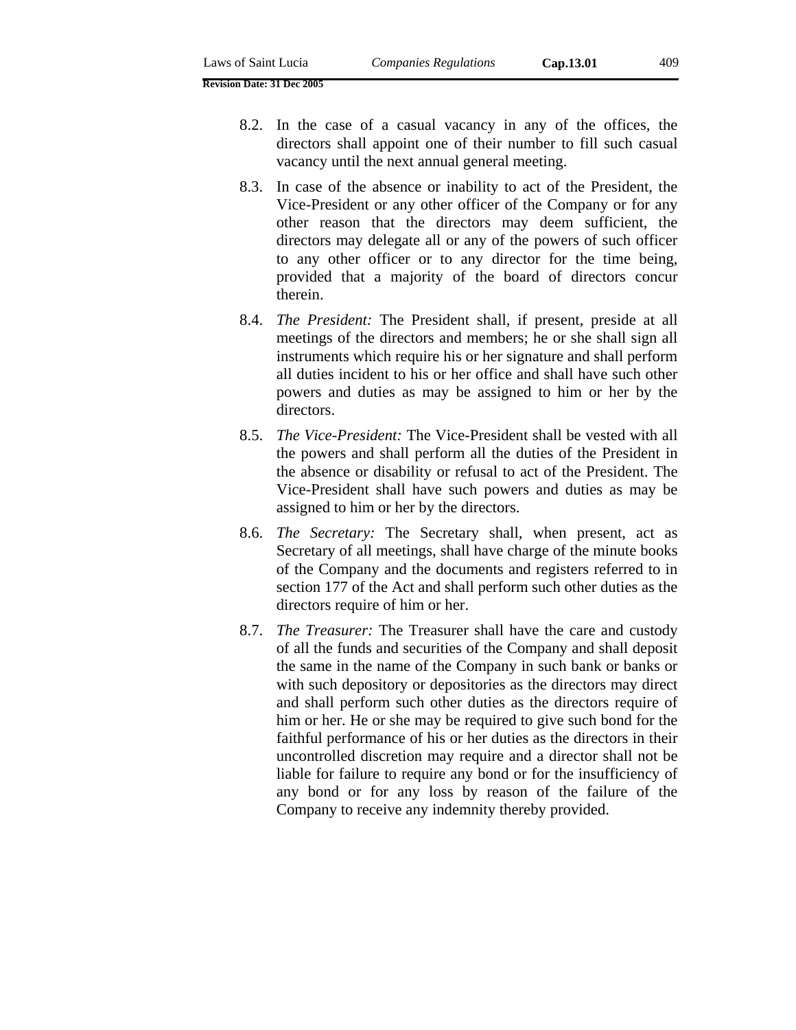8.2. In the case of a casual vacancy in any of the offices, the directors shall appoint one of their number to fill such casual vacancy until the next annual general meeting.

8.3. In case of the absence or inability to act of the President, the Vice-President or any other officer of the Company or for any other reason that the directors may deem sufficient, the directors may delegate all or any of the powers of such officer to any other officer or to any director for the time being, provided that a majority of the board of directors concur therein.

8.4. *The President:* The President shall, if present, preside at all meetings of the directors and members; he or she shall sign all instruments which require his or her signature and shall perform all duties incident to his or her office and shall have such other powers and duties as may be assigned to him or her by the directors.

8.5. *The Vice-President:* The Vice-President shall be vested with all the powers and shall perform all the duties of the President in the absence or disability or refusal to act of the President. The Vice-President shall have such powers and duties as may be assigned to him or her by the directors.

8.6. *The Secretary:* The Secretary shall, when present, act as Secretary of all meetings, shall have charge of the minute books of the Company and the documents and registers referred to in section 177 of the Act and shall perform such other duties as the directors require of him or her.

8.7. *The Treasurer:* The Treasurer shall have the care and custody of all the funds and securities of the Company and shall deposit the same in the name of the Company in such bank or banks or with such depository or depositories as the directors may direct and shall perform such other duties as the directors require of him or her. He or she may be required to give such bond for the faithful performance of his or her duties as the directors in their uncontrolled discretion may require and a director shall not be liable for failure to require any bond or for the insufficiency of any bond or for any loss by reason of the failure of the Company to receive any indemnity thereby provided.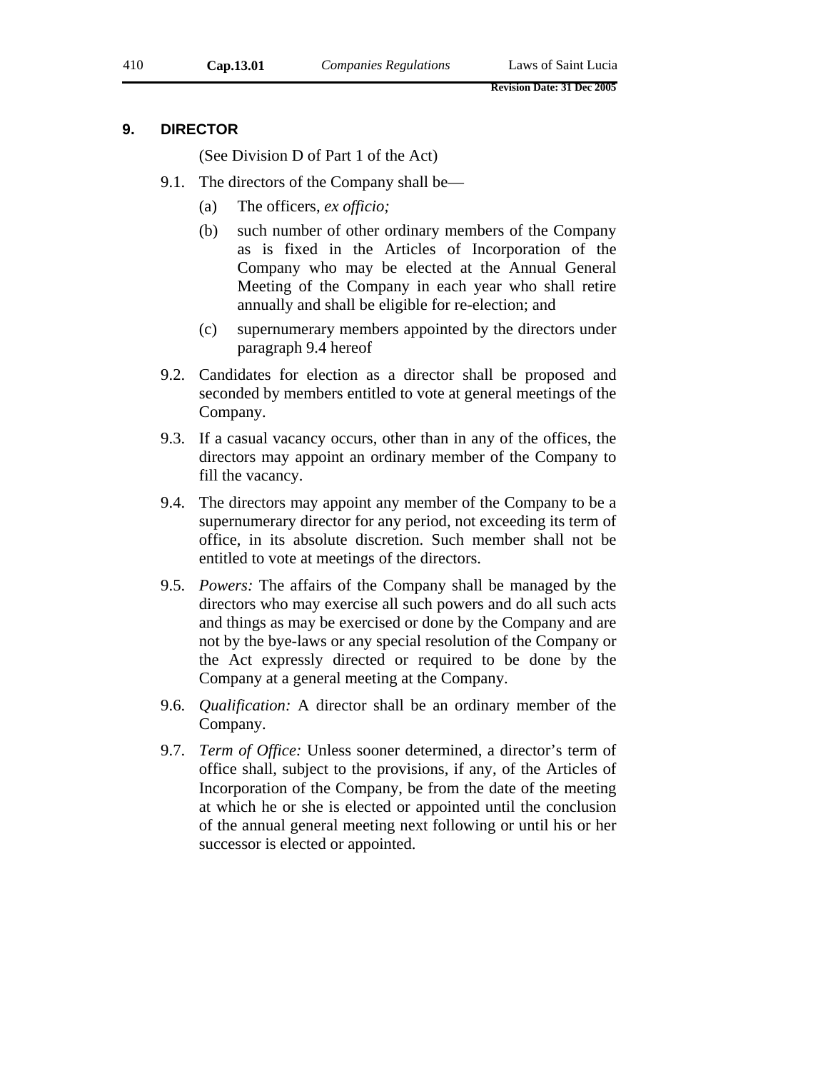## 9. DIRECTOR

(See Division D of Part 1 of the Act)

9.1. The directors of the Company shall be—

(a) The officers, *ex officio;*

(b) such number of other ordinary members of the Company as is fixed in the Articles of Incorporation of the Company who may be elected at the Annual General Meeting of the Company in each year who shall retire annually and shall be eligible for re-election; and

(c) supernumerary members appointed by the directors under paragraph 9.4 hereof

9.2. Candidates for election as a director shall be proposed and seconded by members entitled to vote at general meetings of the Company.

9.3. If a casual vacancy occurs, other than in any of the offices, the directors may appoint an ordinary member of the Company to fill the vacancy.

9.4. The directors may appoint any member of the Company to be a supernumerary director for any period, not exceeding its term of office, in its absolute discretion. Such member shall not be entitled to vote at meetings of the directors.

9.5. *Powers:* The affairs of the Company shall be managed by the directors who may exercise all such powers and do all such acts and things as may be exercised or done by the Company and are not by the bye-laws or any special resolution of the Company or the Act expressly directed or required to be done by the Company at a general meeting at the Company.

9.6. *Qualification:* A director shall be an ordinary member of the Company.

9.7. *Term of Office:* Unless sooner determined, a director's term of office shall, subject to the provisions, if any, of the Articles of Incorporation of the Company, be from the date of the meeting at which he or she is elected or appointed until the conclusion of the annual general meeting next following or until his or her successor is elected or appointed.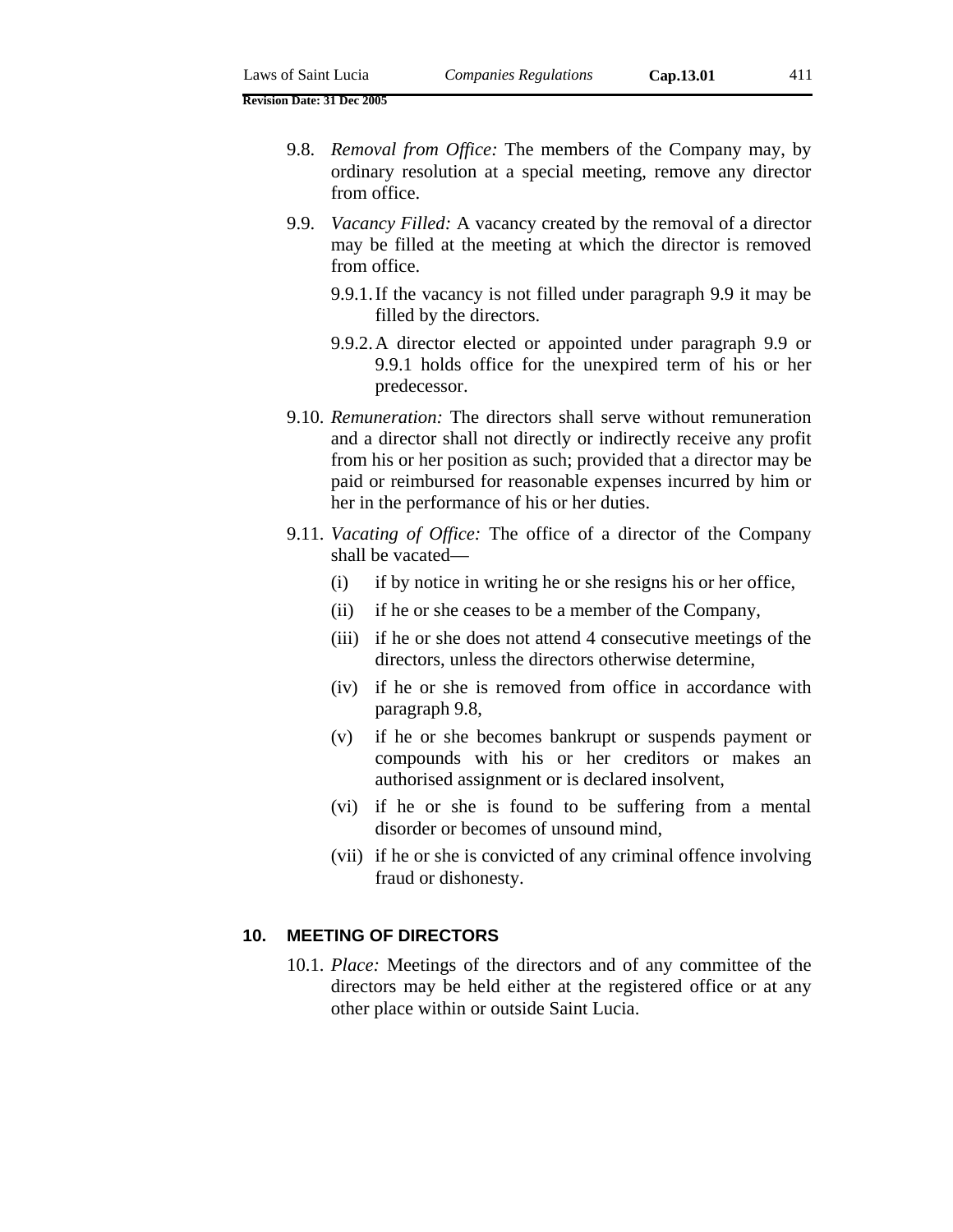9.8. *Removal from Office:* The members of the Company may, by ordinary resolution at a special meeting, remove any director from office.

9.9. *Vacancy Filled:* A vacancy created by the removal of a director may be filled at the meeting at which the director is removed from office.

9.9.1. If the vacancy is not filled under paragraph 9.9 it may be filled by the directors.

9.9.2. A director elected or appointed under paragraph 9.9 or 9.9.1 holds office for the unexpired term of his or her predecessor.

9.10. *Remuneration:* The directors shall serve without remuneration and a director shall not directly or indirectly receive any profit from his or her position as such; provided that a director may be paid or reimbursed for reasonable expenses incurred by him or her in the performance of his or her duties.

9.11. *Vacating of Office:* The office of a director of the Company shall be vacated—

(i) if by notice in writing he or she resigns his or her office,

(ii) if he or she ceases to be a member of the Company,

(iii) if he or she does not attend 4 consecutive meetings of the directors, unless the directors otherwise determine,

(iv) if he or she is removed from office in accordance with paragraph 9.8,

(v) if he or she becomes bankrupt or suspends payment or compounds with his or her creditors or makes an authorised assignment or is declared insolvent,

(vi) if he or she is found to be suffering from a mental disorder or becomes of unsound mind,

(vii) if he or she is convicted of any criminal offence involving fraud or dishonesty.

## 10. MEETING OF DIRECTORS

10.1. *Place:* Meetings of the directors and of any committee of the directors may be held either at the registered office or at any other place within or outside Saint Lucia.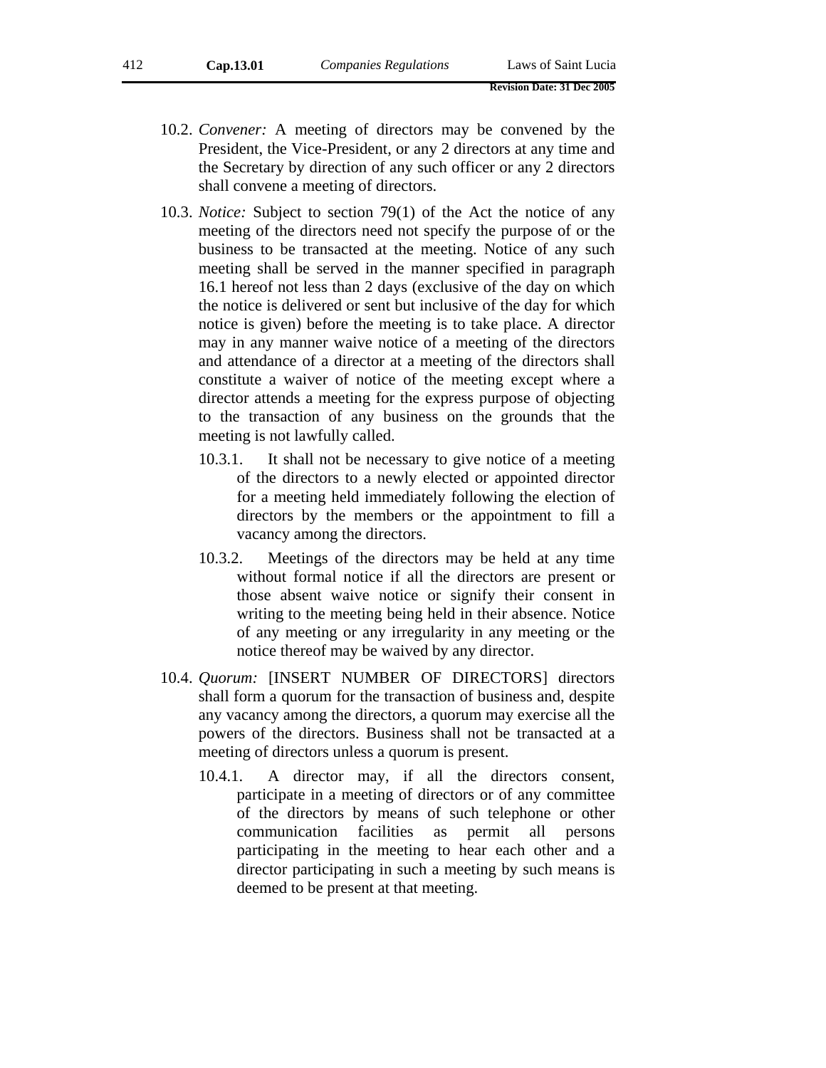10.2. *Convener:* A meeting of directors may be convened by the President, the Vice-President, or any 2 directors at any time and the Secretary by direction of any such officer or any 2 directors shall convene a meeting of directors.

10.3. *Notice:* Subject to section 79(1) of the Act the notice of any meeting of the directors need not specify the purpose of or the business to be transacted at the meeting. Notice of any such meeting shall be served in the manner specified in paragraph 16.1 hereof not less than 2 days (exclusive of the day on which the notice is delivered or sent but inclusive of the day for which notice is given) before the meeting is to take place. A director may in any manner waive notice of a meeting of the directors and attendance of a director at a meeting of the directors shall constitute a waiver of notice of the meeting except where a director attends a meeting for the express purpose of objecting to the transaction of any business on the grounds that the meeting is not lawfully called.

10.3.1. It shall not be necessary to give notice of a meeting of the directors to a newly elected or appointed director for a meeting held immediately following the election of directors by the members or the appointment to fill a vacancy among the directors.

10.3.2. Meetings of the directors may be held at any time without formal notice if all the directors are present or those absent waive notice or signify their consent in writing to the meeting being held in their absence. Notice of any meeting or any irregularity in any meeting or the notice thereof may be waived by any director.

10.4. *Quorum:* [INSERT NUMBER OF DIRECTORS] directors shall form a quorum for the transaction of business and, despite any vacancy among the directors, a quorum may exercise all the powers of the directors. Business shall not be transacted at a meeting of directors unless a quorum is present.

10.4.1. A director may, if all the directors consent, participate in a meeting of directors or of any committee of the directors by means of such telephone or other communication facilities as permit all persons participating in the meeting to hear each other and a director participating in such a meeting by such means is deemed to be present at that meeting.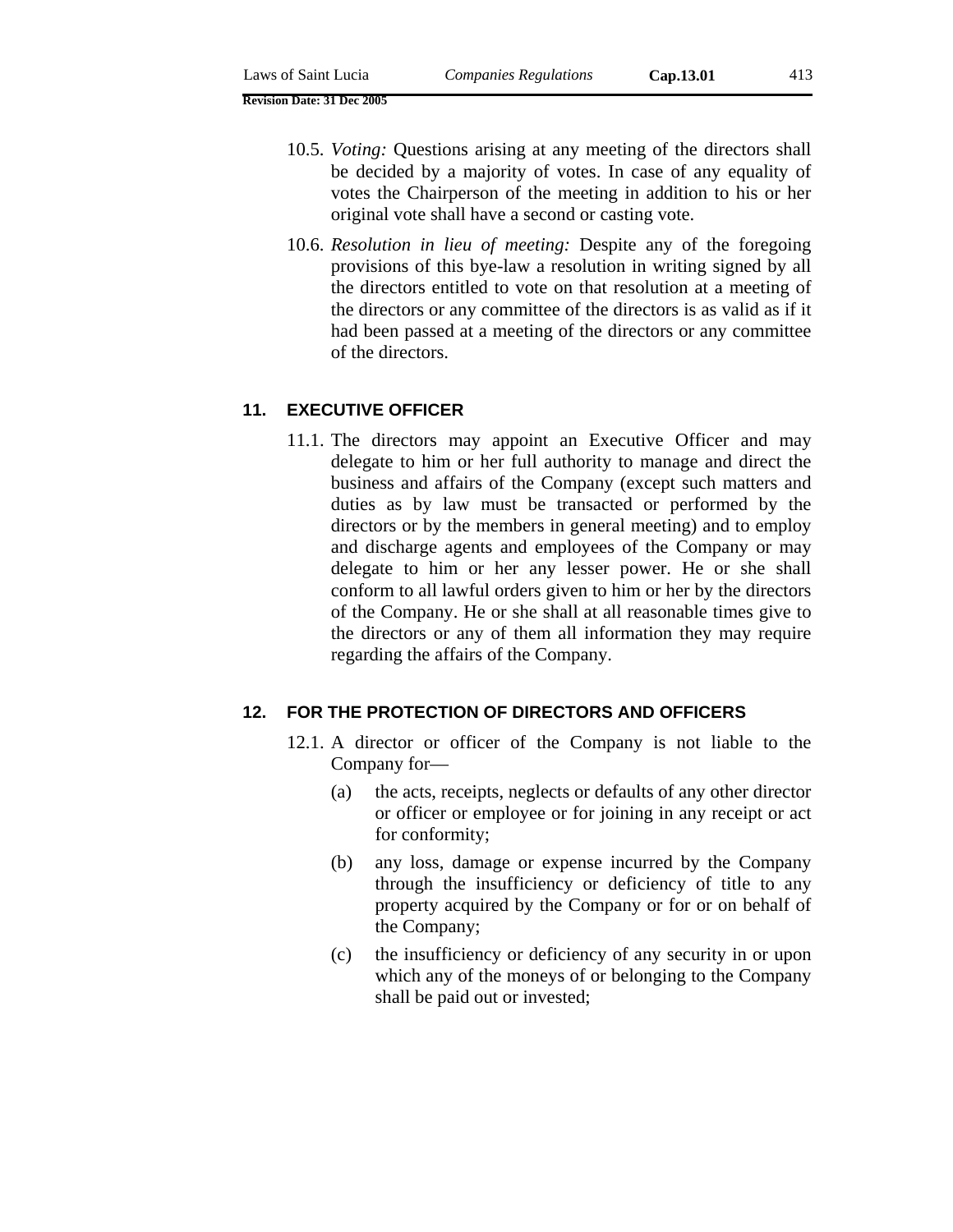10.5. *Voting:* Questions arising at any meeting of the directors shall be decided by a majority of votes. In case of any equality of votes the Chairperson of the meeting in addition to his or her original vote shall have a second or casting vote.

10.6. *Resolution in lieu of meeting:* Despite any of the foregoing provisions of this bye-law a resolution in writing signed by all the directors entitled to vote on that resolution at a meeting of the directors or any committee of the directors is as valid as if it had been passed at a meeting of the directors or any committee of the directors.

## 11. EXECUTIVE OFFICER

11.1. The directors may appoint an Executive Officer and may delegate to him or her full authority to manage and direct the business and affairs of the Company (except such matters and duties as by law must be transacted or performed by the directors or by the members in general meeting) and to employ and discharge agents and employees of the Company or may delegate to him or her any lesser power. He or she shall conform to all lawful orders given to him or her by the directors of the Company. He or she shall at all reasonable times give to the directors or any of them all information they may require regarding the affairs of the Company.

## 12. FOR THE PROTECTION OF DIRECTORS AND OFFICERS

12.1. A director or officer of the Company is not liable to the Company for—

(a) the acts, receipts, neglects or defaults of any other director or officer or employee or for joining in any receipt or act for conformity;

(b) any loss, damage or expense incurred by the Company through the insufficiency or deficiency of title to any property acquired by the Company or for or on behalf of the Company;

(c) the insufficiency or deficiency of any security in or upon which any of the moneys of or belonging to the Company shall be paid out or invested;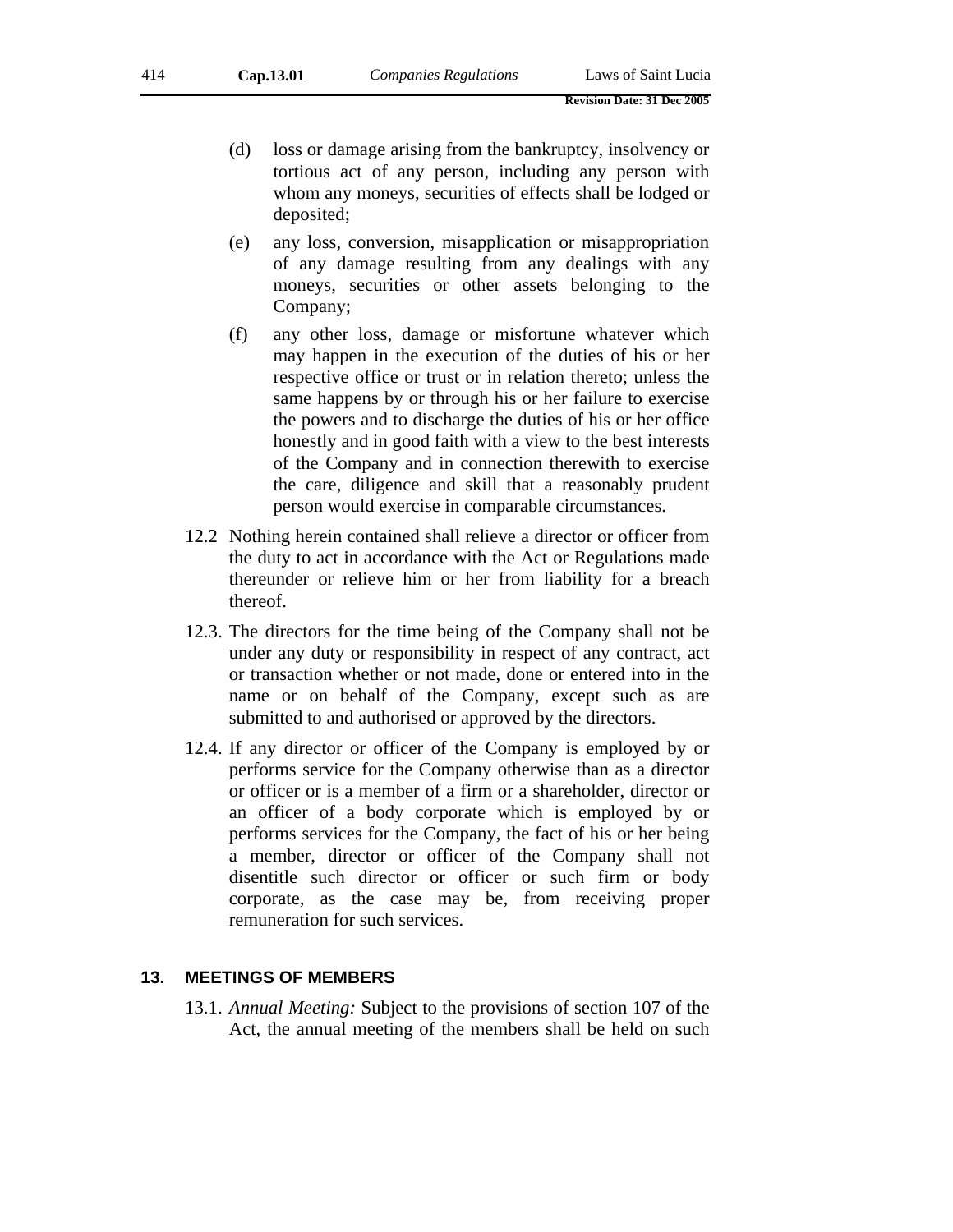(d) loss or damage arising from the bankruptcy, insolvency or tortious act of any person, including any person with whom any moneys, securities of effects shall be lodged or deposited;

(e) any loss, conversion, misapplication or misappropriation of any damage resulting from any dealings with any moneys, securities or other assets belonging to the Company;

(f) any other loss, damage or misfortune whatever which may happen in the execution of the duties of his or her respective office or trust or in relation thereto; unless the same happens by or through his or her failure to exercise the powers and to discharge the duties of his or her office honestly and in good faith with a view to the best interests of the Company and in connection therewith to exercise the care, diligence and skill that a reasonably prudent person would exercise in comparable circumstances.

12.2 Nothing herein contained shall relieve a director or officer from the duty to act in accordance with the Act or Regulations made thereunder or relieve him or her from liability for a breach thereof.

12.3. The directors for the time being of the Company shall not be under any duty or responsibility in respect of any contract, act or transaction whether or not made, done or entered into in the name or on behalf of the Company, except such as are submitted to and authorised or approved by the directors.

12.4. If any director or officer of the Company is employed by or performs service for the Company otherwise than as a director or officer or is a member of a firm or a shareholder, director or an officer of a body corporate which is employed by or performs services for the Company, the fact of his or her being a member, director or officer of the Company shall not disentitle such director or officer or such firm or body corporate, as the case may be, from receiving proper remuneration for such services.

## 13. MEETINGS OF MEMBERS

13.1. *Annual Meeting:* Subject to the provisions of section 107 of the Act, the annual meeting of the members shall be held on such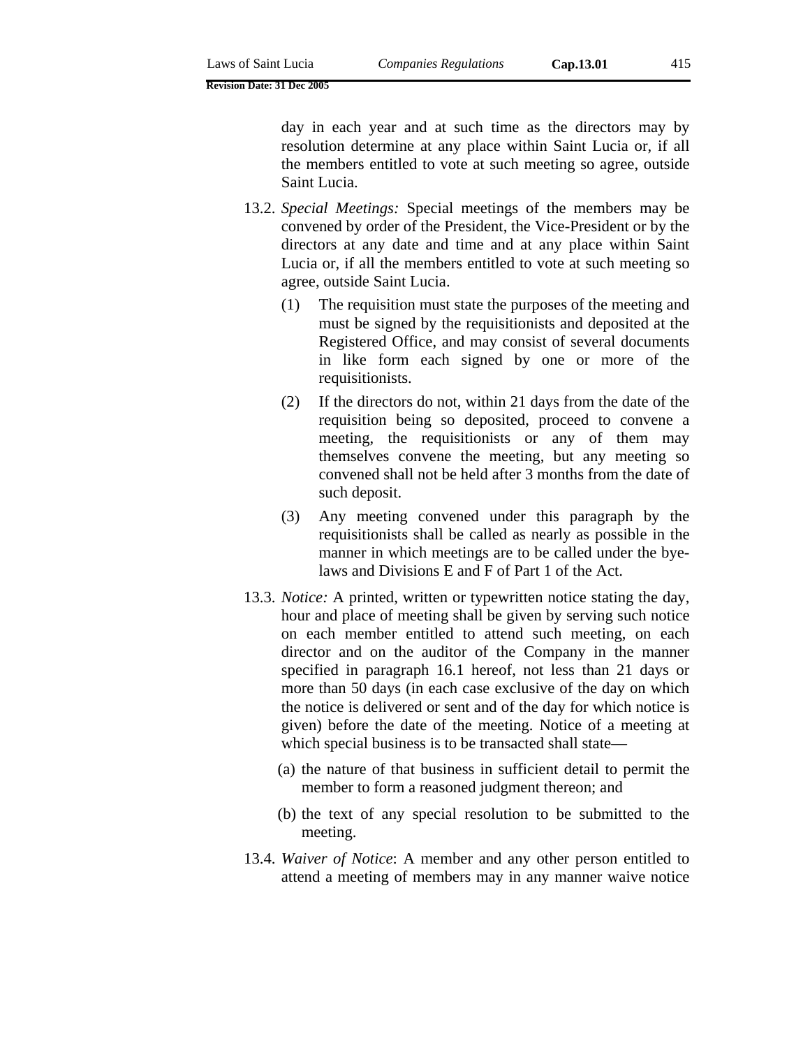day in each year and at such time as the directors may by resolution determine at any place within Saint Lucia or, if all the members entitled to vote at such meeting so agree, outside Saint Lucia.

13.2. *Special Meetings:* Special meetings of the members may be convened by order of the President, the Vice-President or by the directors at any date and time and at any place within Saint Lucia or, if all the members entitled to vote at such meeting so agree, outside Saint Lucia.

(1) The requisition must state the purposes of the meeting and must be signed by the requisitionists and deposited at the Registered Office, and may consist of several documents in like form each signed by one or more of the requisitionists.

(2) If the directors do not, within 21 days from the date of the requisition being so deposited, proceed to convene a meeting, the requisitionists or any of them may themselves convene the meeting, but any meeting so convened shall not be held after 3 months from the date of such deposit.

(3) Any meeting convened under this paragraph by the requisitionists shall be called as nearly as possible in the manner in which meetings are to be called under the bye-laws and Divisions E and F of Part 1 of the Act.

13.3. *Notice:* A printed, written or typewritten notice stating the day, hour and place of meeting shall be given by serving such notice on each member entitled to attend such meeting, on each director and on the auditor of the Company in the manner specified in paragraph 16.1 hereof, not less than 21 days or more than 50 days (in each case exclusive of the day on which the notice is delivered or sent and of the day for which notice is given) before the date of the meeting. Notice of a meeting at which special business is to be transacted shall state—

(a) the nature of that business in sufficient detail to permit the member to form a reasoned judgment thereon; and

(b) the text of any special resolution to be submitted to the meeting.

13.4. *Waiver of Notice*: A member and any other person entitled to attend a meeting of members may in any manner waive notice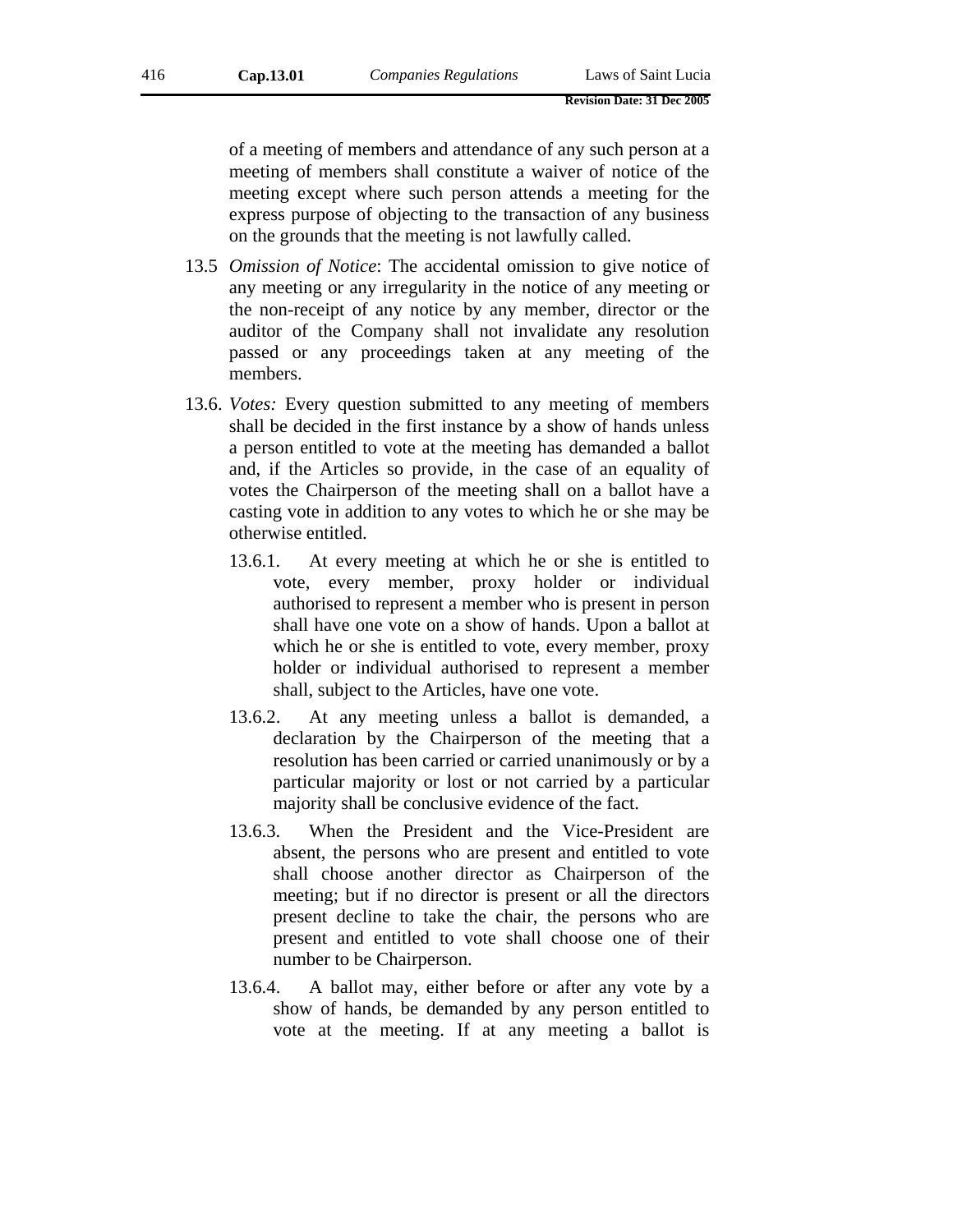of a meeting of members and attendance of any such person at a meeting of members shall constitute a waiver of notice of the meeting except where such person attends a meeting for the express purpose of objecting to the transaction of any business on the grounds that the meeting is not lawfully called.

13.5 *Omission of Notice*: The accidental omission to give notice of any meeting or any irregularity in the notice of any meeting or the non-receipt of any notice by any member, director or the auditor of the Company shall not invalidate any resolution passed or any proceedings taken at any meeting of the members.

13.6. *Votes:* Every question submitted to any meeting of members shall be decided in the first instance by a show of hands unless a person entitled to vote at the meeting has demanded a ballot and, if the Articles so provide, in the case of an equality of votes the Chairperson of the meeting shall on a ballot have a casting vote in addition to any votes to which he or she may be otherwise entitled.

13.6.1. At every meeting at which he or she is entitled to vote, every member, proxy holder or individual authorised to represent a member who is present in person shall have one vote on a show of hands. Upon a ballot at which he or she is entitled to vote, every member, proxy holder or individual authorised to represent a member shall, subject to the Articles, have one vote.

13.6.2. At any meeting unless a ballot is demanded, a declaration by the Chairperson of the meeting that a resolution has been carried or carried unanimously or by a particular majority or lost or not carried by a particular majority shall be conclusive evidence of the fact.

13.6.3. When the President and the Vice-President are absent, the persons who are present and entitled to vote shall choose another director as Chairperson of the meeting; but if no director is present or all the directors present decline to take the chair, the persons who are present and entitled to vote shall choose one of their number to be Chairperson.

13.6.4. A ballot may, either before or after any vote by a show of hands, be demanded by any person entitled to vote at the meeting. If at any meeting a ballot is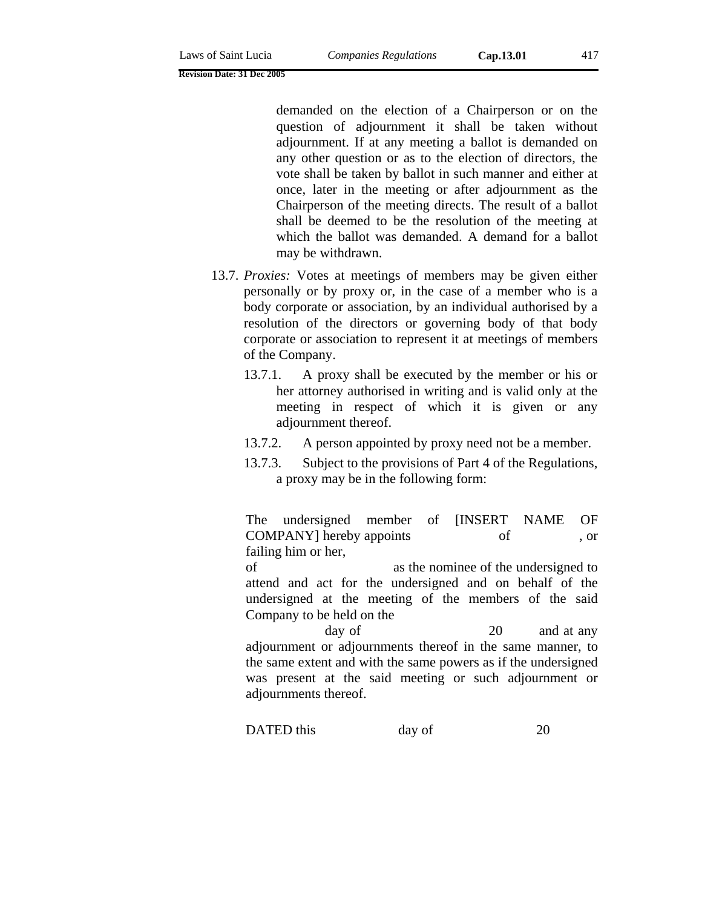demanded on the election of a Chairperson or on the question of adjournment it shall be taken without adjournment. If at any meeting a ballot is demanded on any other question or as to the election of directors, the vote shall be taken by ballot in such manner and either at once, later in the meeting or after adjournment as the Chairperson of the meeting directs. The result of a ballot shall be deemed to be the resolution of the meeting at which the ballot was demanded. A demand for a ballot may be withdrawn.

13.7. *Proxies:* Votes at meetings of members may be given either personally or by proxy or, in the case of a member who is a body corporate or association, by an individual authorised by a resolution of the directors or governing body of that body corporate or association to represent it at meetings of members of the Company.

13.7.1. A proxy shall be executed by the member or his or her attorney authorised in writing and is valid only at the meeting in respect of which it is given or any adjournment thereof.

13.7.2. A person appointed by proxy need not be a member.

13.7.3. Subject to the provisions of Part 4 of the Regulations, a proxy may be in the following form:

The undersigned member of [INSERT NAME OF COMPANY] hereby appoints                of                , or failing him or her,
of                as the nominee of the undersigned to attend and act for the undersigned and on behalf of the undersigned at the meeting of the members of the said Company to be held on the
                day of                20        and at any adjournment or adjournments thereof in the same manner, to the same extent and with the same powers as if the undersigned was present at the said meeting or such adjournment or adjournments thereof.

DATED this                day of                20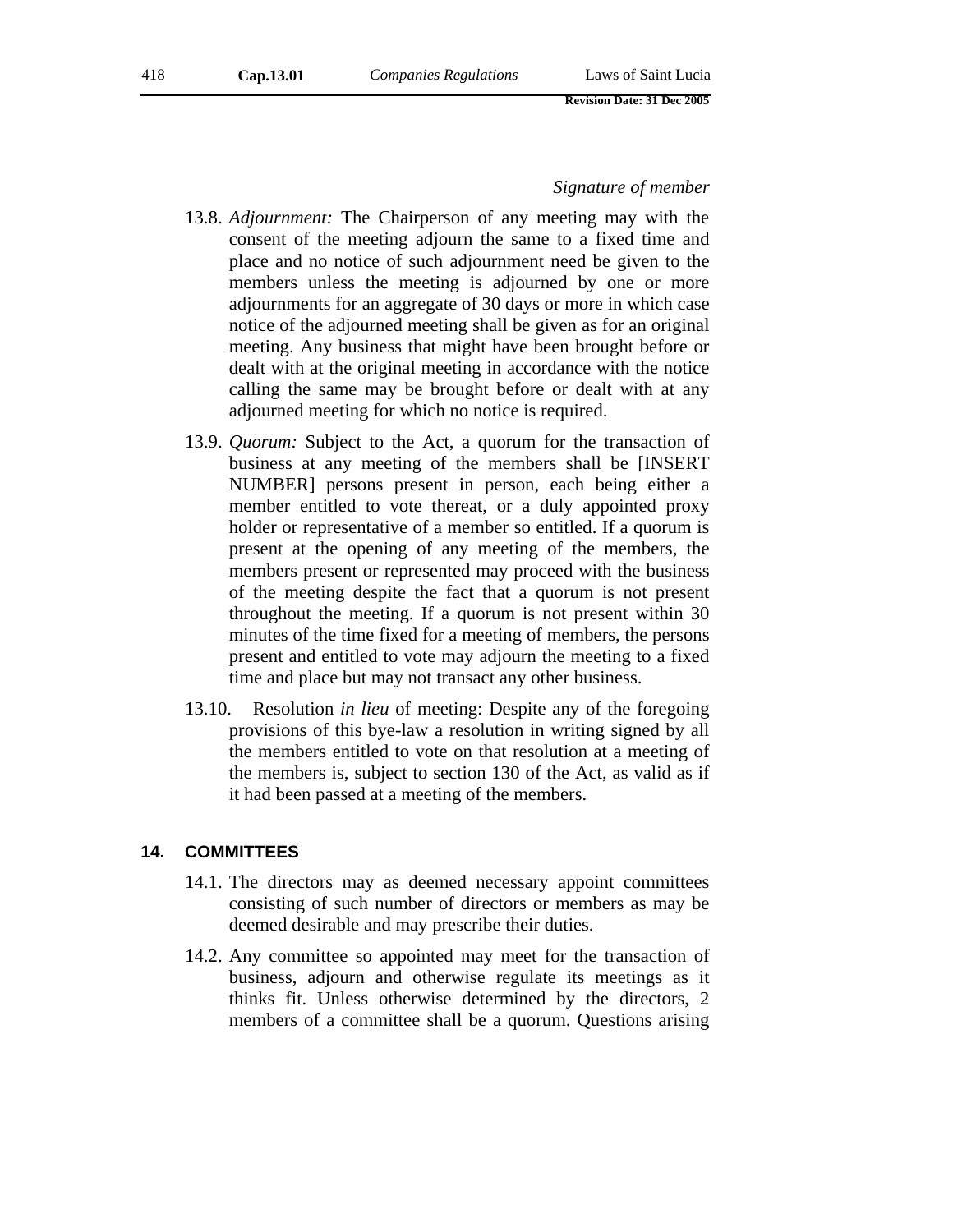*Signature of member*

13.8. *Adjournment:* The Chairperson of any meeting may with the consent of the meeting adjourn the same to a fixed time and place and no notice of such adjournment need be given to the members unless the meeting is adjourned by one or more adjournments for an aggregate of 30 days or more in which case notice of the adjourned meeting shall be given as for an original meeting. Any business that might have been brought before or dealt with at the original meeting in accordance with the notice calling the same may be brought before or dealt with at any adjourned meeting for which no notice is required.

13.9. *Quorum:* Subject to the Act, a quorum for the transaction of business at any meeting of the members shall be [INSERT NUMBER] persons present in person, each being either a member entitled to vote thereat, or a duly appointed proxy holder or representative of a member so entitled. If a quorum is present at the opening of any meeting of the members, the members present or represented may proceed with the business of the meeting despite the fact that a quorum is not present throughout the meeting. If a quorum is not present within 30 minutes of the time fixed for a meeting of members, the persons present and entitled to vote may adjourn the meeting to a fixed time and place but may not transact any other business.

13.10. Resolution *in lieu* of meeting: Despite any of the foregoing provisions of this bye-law a resolution in writing signed by all the members entitled to vote on that resolution at a meeting of the members is, subject to section 130 of the Act, as valid as if it had been passed at a meeting of the members.

## 14. COMMITTEES

14.1. The directors may as deemed necessary appoint committees consisting of such number of directors or members as may be deemed desirable and may prescribe their duties.

14.2. Any committee so appointed may meet for the transaction of business, adjourn and otherwise regulate its meetings as it thinks fit. Unless otherwise determined by the directors, 2 members of a committee shall be a quorum. Questions arising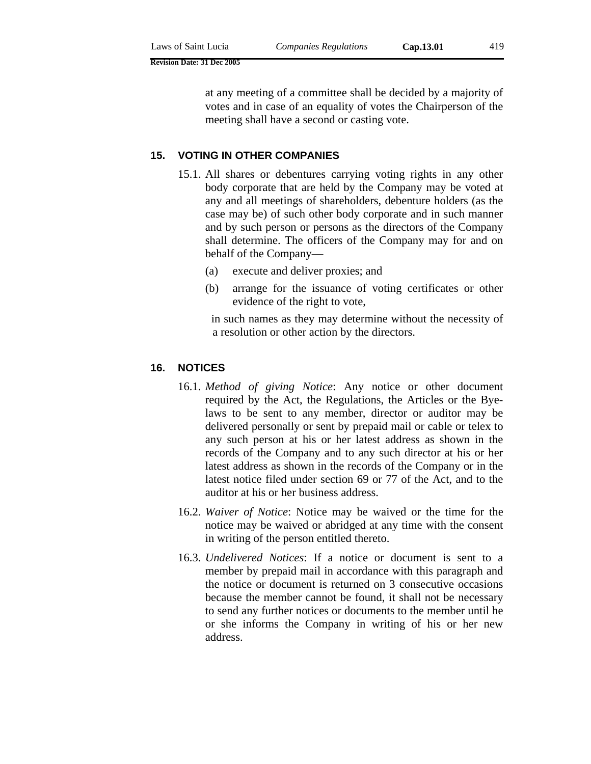at any meeting of a committee shall be decided by a majority of votes and in case of an equality of votes the Chairperson of the meeting shall have a second or casting vote.

## 15. VOTING IN OTHER COMPANIES

15.1. All shares or debentures carrying voting rights in any other body corporate that are held by the Company may be voted at any and all meetings of shareholders, debenture holders (as the case may be) of such other body corporate and in such manner and by such person or persons as the directors of the Company shall determine. The officers of the Company may for and on behalf of the Company—

(a) execute and deliver proxies; and

(b) arrange for the issuance of voting certificates or other evidence of the right to vote,

in such names as they may determine without the necessity of a resolution or other action by the directors.

## 16. NOTICES

16.1. *Method of giving Notice*: Any notice or other document required by the Act, the Regulations, the Articles or the Bye-laws to be sent to any member, director or auditor may be delivered personally or sent by prepaid mail or cable or telex to any such person at his or her latest address as shown in the records of the Company and to any such director at his or her latest address as shown in the records of the Company or in the latest notice filed under section 69 or 77 of the Act, and to the auditor at his or her business address.

16.2. *Waiver of Notice*: Notice may be waived or the time for the notice may be waived or abridged at any time with the consent in writing of the person entitled thereto.

16.3. *Undelivered Notices*: If a notice or document is sent to a member by prepaid mail in accordance with this paragraph and the notice or document is returned on 3 consecutive occasions because the member cannot be found, it shall not be necessary to send any further notices or documents to the member until he or she informs the Company in writing of his or her new address.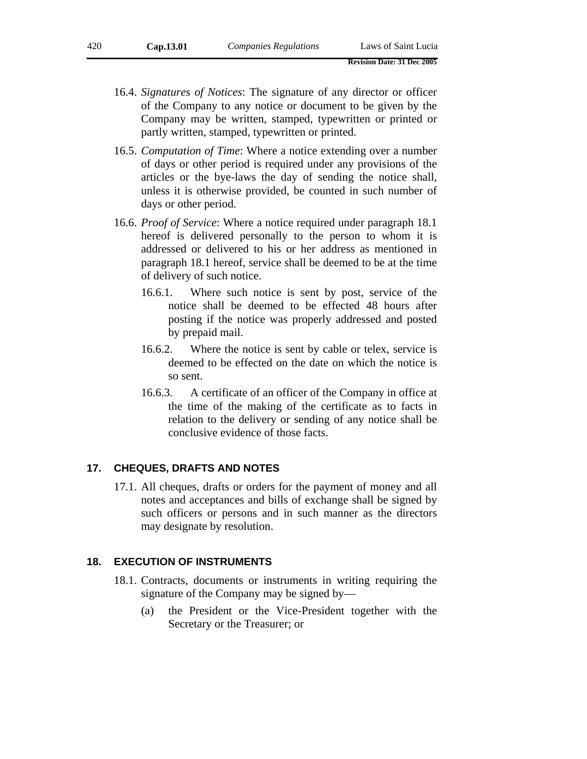16.4. *Signatures of Notices*: The signature of any director or officer of the Company to any notice or document to be given by the Company may be written, stamped, typewritten or printed or partly written, stamped, typewritten or printed.

16.5. *Computation of Time*: Where a notice extending over a number of days or other period is required under any provisions of the articles or the bye-laws the day of sending the notice shall, unless it is otherwise provided, be counted in such number of days or other period.

16.6. *Proof of Service*: Where a notice required under paragraph 18.1 hereof is delivered personally to the person to whom it is addressed or delivered to his or her address as mentioned in paragraph 18.1 hereof, service shall be deemed to be at the time of delivery of such notice.

16.6.1. Where such notice is sent by post, service of the notice shall be deemed to be effected 48 hours after posting if the notice was properly addressed and posted by prepaid mail.

16.6.2. Where the notice is sent by cable or telex, service is deemed to be effected on the date on which the notice is so sent.

16.6.3. A certificate of an officer of the Company in office at the time of the making of the certificate as to facts in relation to the delivery or sending of any notice shall be conclusive evidence of those facts.

## 17. CHEQUES, DRAFTS AND NOTES

17.1. All cheques, drafts or orders for the payment of money and all notes and acceptances and bills of exchange shall be signed by such officers or persons and in such manner as the directors may designate by resolution.

## 18. EXECUTION OF INSTRUMENTS

18.1. Contracts, documents or instruments in writing requiring the signature of the Company may be signed by—

(a) the President or the Vice-President together with the Secretary or the Treasurer; or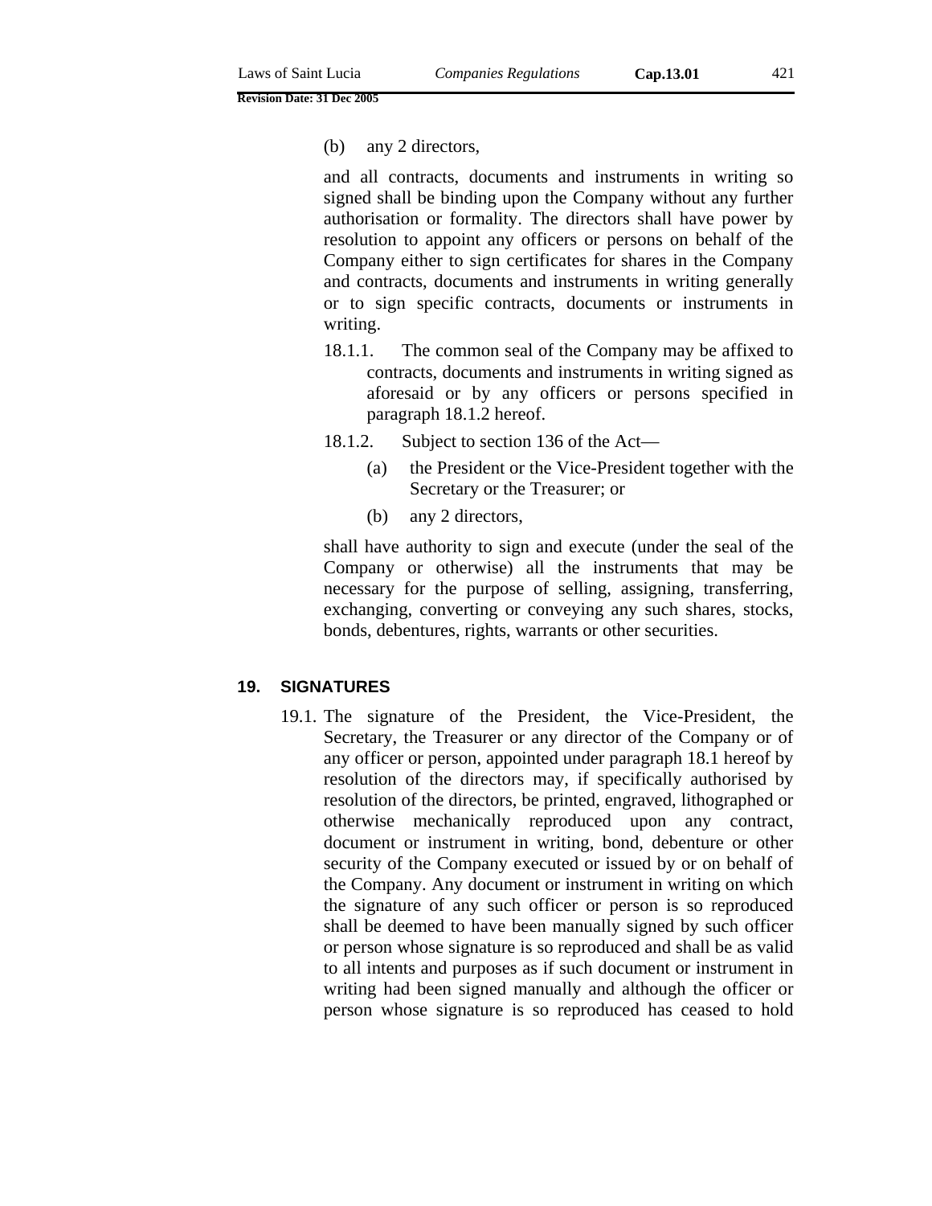(b) any 2 directors,

and all contracts, documents and instruments in writing so signed shall be binding upon the Company without any further authorisation or formality. The directors shall have power by resolution to appoint any officers or persons on behalf of the Company either to sign certificates for shares in the Company and contracts, documents and instruments in writing generally or to sign specific contracts, documents or instruments in writing.

18.1.1. The common seal of the Company may be affixed to contracts, documents and instruments in writing signed as aforesaid or by any officers or persons specified in paragraph 18.1.2 hereof.

18.1.2. Subject to section 136 of the Act—

(a) the President or the Vice-President together with the Secretary or the Treasurer; or

(b) any 2 directors,

shall have authority to sign and execute (under the seal of the Company or otherwise) all the instruments that may be necessary for the purpose of selling, assigning, transferring, exchanging, converting or conveying any such shares, stocks, bonds, debentures, rights, warrants or other securities.

## 19. SIGNATURES

19.1. The signature of the President, the Vice-President, the Secretary, the Treasurer or any director of the Company or of any officer or person, appointed under paragraph 18.1 hereof by resolution of the directors may, if specifically authorised by resolution of the directors, be printed, engraved, lithographed or otherwise mechanically reproduced upon any contract, document or instrument in writing, bond, debenture or other security of the Company executed or issued by or on behalf of the Company. Any document or instrument in writing on which the signature of any such officer or person is so reproduced shall be deemed to have been manually signed by such officer or person whose signature is so reproduced and shall be as valid to all intents and purposes as if such document or instrument in writing had been signed manually and although the officer or person whose signature is so reproduced has ceased to hold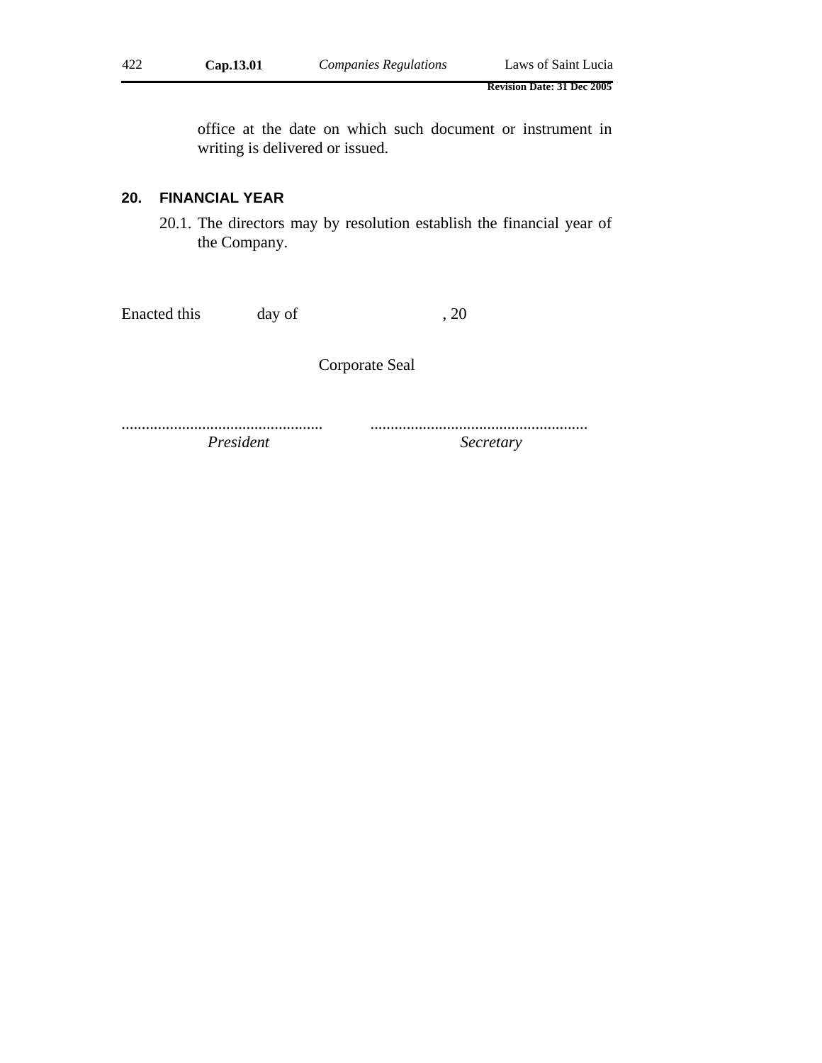office at the date on which such document or instrument in writing is delivered or issued.

## 20. FINANCIAL YEAR

20.1. The directors may by resolution establish the financial year of the Company.

Enacted this          day of                              , 20

Corporate Seal

..................................................          ......................................................

*President*                                        *Secretary*